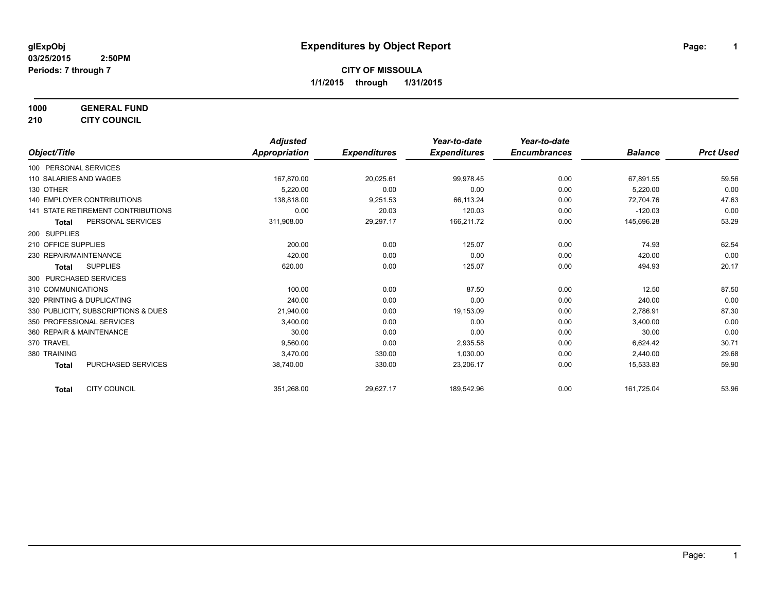**glExpObj**
**03/25/2015 2:50PM**
**Periods: 7 through 7**

# Expenditures by Object Report

**CITY OF MISSOULA**
**1/1/2015 through 1/31/2015**

**1000 GENERAL FUND**
**210 CITY COUNCIL**

| Object/Title | | Adjusted Appropriation | Expenditures | Year-to-date Expenditures | Year-to-date Encumbrances | Balance | Prct Used |
|---|---|---|---|---|---|---|---|
| 100 PERSONAL SERVICES | | | | | | | |
| 110 SALARIES AND WAGES | | 167,870.00 | 20,025.61 | 99,978.45 | 0.00 | 67,891.55 | 59.56 |
| 130 OTHER | | 5,220.00 | 0.00 | 0.00 | 0.00 | 5,220.00 | 0.00 |
| 140 EMPLOYER CONTRIBUTIONS | | 138,818.00 | 9,251.53 | 66,113.24 | 0.00 | 72,704.76 | 47.63 |
| 141 STATE RETIREMENT CONTRIBUTIONS | | 0.00 | 20.03 | 120.03 | 0.00 | -120.03 | 0.00 |
| **Total** | PERSONAL SERVICES | 311,908.00 | 29,297.17 | 166,211.72 | 0.00 | 145,696.28 | 53.29 |
| 200 SUPPLIES | | | | | | | |
| 210 OFFICE SUPPLIES | | 200.00 | 0.00 | 125.07 | 0.00 | 74.93 | 62.54 |
| 230 REPAIR/MAINTENANCE | | 420.00 | 0.00 | 0.00 | 0.00 | 420.00 | 0.00 |
| **Total** | SUPPLIES | 620.00 | 0.00 | 125.07 | 0.00 | 494.93 | 20.17 |
| 300 PURCHASED SERVICES | | | | | | | |
| 310 COMMUNICATIONS | | 100.00 | 0.00 | 87.50 | 0.00 | 12.50 | 87.50 |
| 320 PRINTING & DUPLICATING | | 240.00 | 0.00 | 0.00 | 0.00 | 240.00 | 0.00 |
| 330 PUBLICITY, SUBSCRIPTIONS & DUES | | 21,940.00 | 0.00 | 19,153.09 | 0.00 | 2,786.91 | 87.30 |
| 350 PROFESSIONAL SERVICES | | 3,400.00 | 0.00 | 0.00 | 0.00 | 3,400.00 | 0.00 |
| 360 REPAIR & MAINTENANCE | | 30.00 | 0.00 | 0.00 | 0.00 | 30.00 | 0.00 |
| 370 TRAVEL | | 9,560.00 | 0.00 | 2,935.58 | 0.00 | 6,624.42 | 30.71 |
| 380 TRAINING | | 3,470.00 | 330.00 | 1,030.00 | 0.00 | 2,440.00 | 29.68 |
| **Total** | PURCHASED SERVICES | 38,740.00 | 330.00 | 23,206.17 | 0.00 | 15,533.83 | 59.90 |
| **Total** | CITY COUNCIL | 351,268.00 | 29,627.17 | 189,542.96 | 0.00 | 161,725.04 | 53.96 |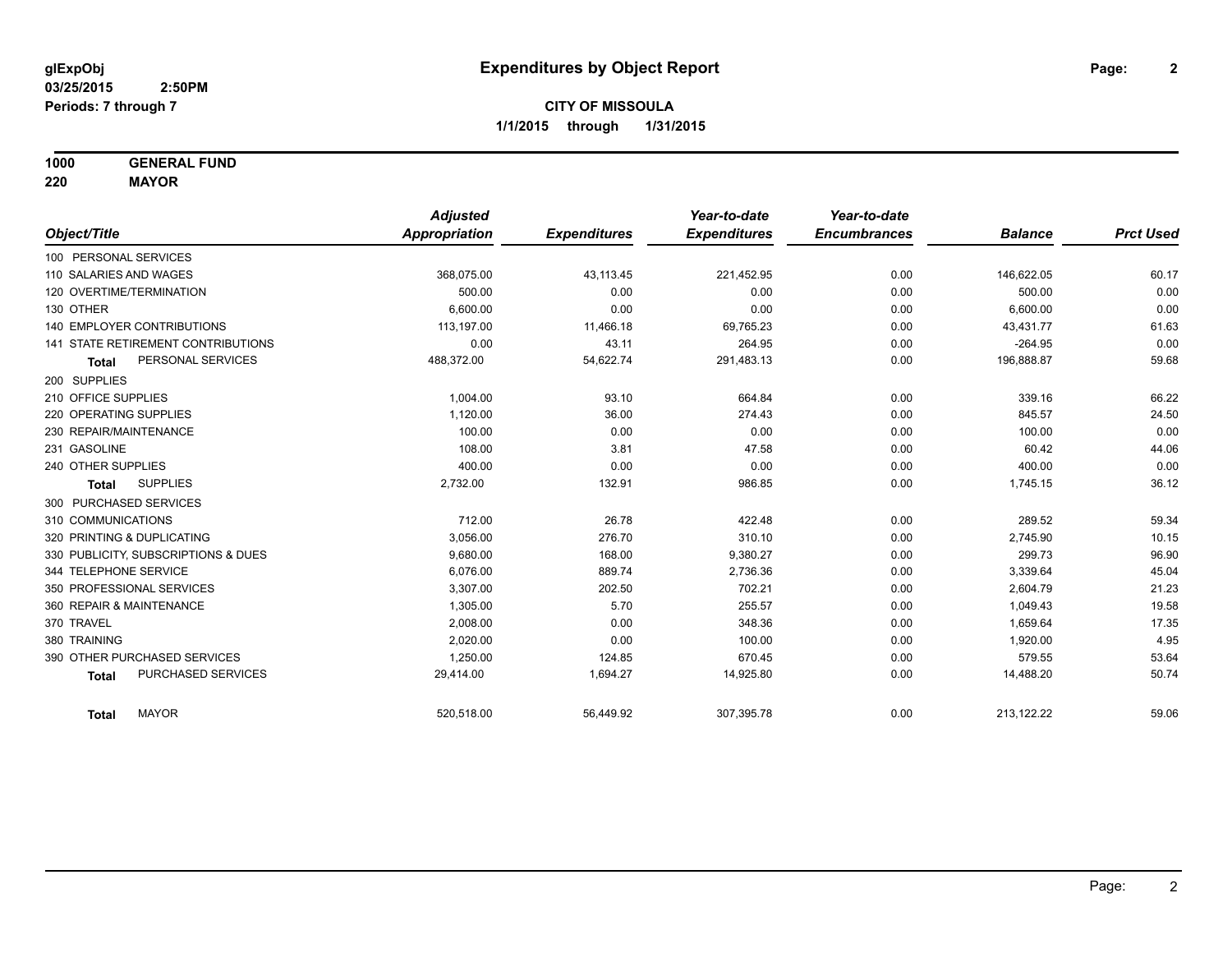# Expenditures by Object Report

glExpObj
03/25/2015 2:50PM
Periods: 7 through 7

**CITY OF MISSOULA**
**1/1/2015 through 1/31/2015**

**1000 GENERAL FUND**
**220 MAYOR**

| Object/Title | Adjusted Appropriation | Expenditures | Year-to-date Expenditures | Year-to-date Encumbrances | Balance | Prct Used |
|---|---|---|---|---|---|---|
| 100 PERSONAL SERVICES | | | | | | |
| 110 SALARIES AND WAGES | 368,075.00 | 43,113.45 | 221,452.95 | 0.00 | 146,622.05 | 60.17 |
| 120 OVERTIME/TERMINATION | 500.00 | 0.00 | 0.00 | 0.00 | 500.00 | 0.00 |
| 130 OTHER | 6,600.00 | 0.00 | 0.00 | 0.00 | 6,600.00 | 0.00 |
| 140 EMPLOYER CONTRIBUTIONS | 113,197.00 | 11,466.18 | 69,765.23 | 0.00 | 43,431.77 | 61.63 |
| 141 STATE RETIREMENT CONTRIBUTIONS | 0.00 | 43.11 | 264.95 | 0.00 | -264.95 | 0.00 |
| **Total** PERSONAL SERVICES | 488,372.00 | 54,622.74 | 291,483.13 | 0.00 | 196,888.87 | 59.68 |
| 200 SUPPLIES | | | | | | |
| 210 OFFICE SUPPLIES | 1,004.00 | 93.10 | 664.84 | 0.00 | 339.16 | 66.22 |
| 220 OPERATING SUPPLIES | 1,120.00 | 36.00 | 274.43 | 0.00 | 845.57 | 24.50 |
| 230 REPAIR/MAINTENANCE | 100.00 | 0.00 | 0.00 | 0.00 | 100.00 | 0.00 |
| 231 GASOLINE | 108.00 | 3.81 | 47.58 | 0.00 | 60.42 | 44.06 |
| 240 OTHER SUPPLIES | 400.00 | 0.00 | 0.00 | 0.00 | 400.00 | 0.00 |
| **Total** SUPPLIES | 2,732.00 | 132.91 | 986.85 | 0.00 | 1,745.15 | 36.12 |
| 300 PURCHASED SERVICES | | | | | | |
| 310 COMMUNICATIONS | 712.00 | 26.78 | 422.48 | 0.00 | 289.52 | 59.34 |
| 320 PRINTING & DUPLICATING | 3,056.00 | 276.70 | 310.10 | 0.00 | 2,745.90 | 10.15 |
| 330 PUBLICITY, SUBSCRIPTIONS & DUES | 9,680.00 | 168.00 | 9,380.27 | 0.00 | 299.73 | 96.90 |
| 344 TELEPHONE SERVICE | 6,076.00 | 889.74 | 2,736.36 | 0.00 | 3,339.64 | 45.04 |
| 350 PROFESSIONAL SERVICES | 3,307.00 | 202.50 | 702.21 | 0.00 | 2,604.79 | 21.23 |
| 360 REPAIR & MAINTENANCE | 1,305.00 | 5.70 | 255.57 | 0.00 | 1,049.43 | 19.58 |
| 370 TRAVEL | 2,008.00 | 0.00 | 348.36 | 0.00 | 1,659.64 | 17.35 |
| 380 TRAINING | 2,020.00 | 0.00 | 100.00 | 0.00 | 1,920.00 | 4.95 |
| 390 OTHER PURCHASED SERVICES | 1,250.00 | 124.85 | 670.45 | 0.00 | 579.55 | 53.64 |
| **Total** PURCHASED SERVICES | 29,414.00 | 1,694.27 | 14,925.80 | 0.00 | 14,488.20 | 50.74 |
| **Total** MAYOR | 520,518.00 | 56,449.92 | 307,395.78 | 0.00 | 213,122.22 | 59.06 |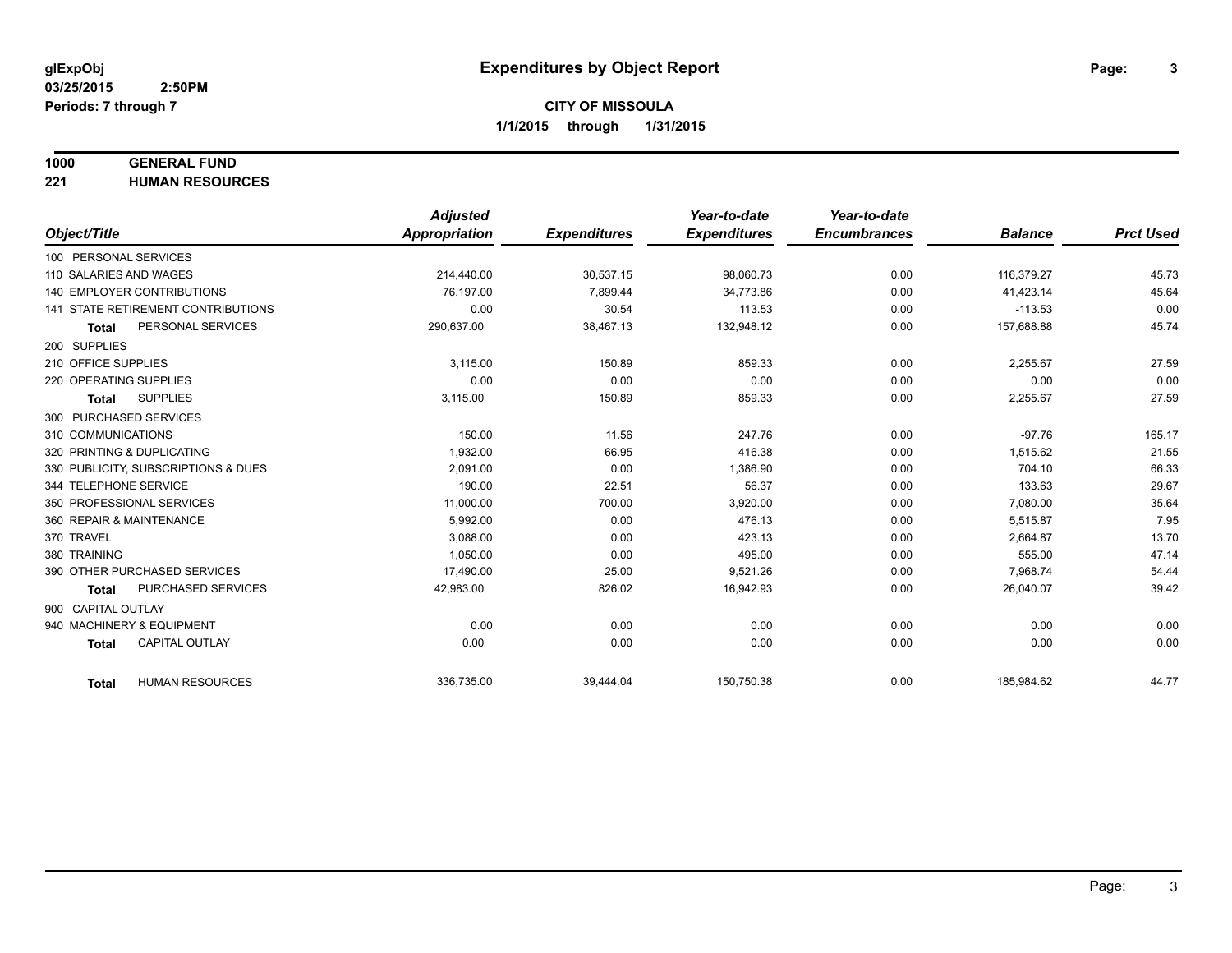# Expenditures by Object Report

glExpObj
03/25/2015 2:50PM
Periods: 7 through 7

**CITY OF MISSOULA**
**1/1/2015 through 1/31/2015**

**1000 GENERAL FUND**
**221 HUMAN RESOURCES**

| Object/Title | Adjusted Appropriation | Expenditures | Year-to-date Expenditures | Year-to-date Encumbrances | Balance | Prct Used |
|---|---|---|---|---|---|---|
| 100 PERSONAL SERVICES | | | | | | |
| 110 SALARIES AND WAGES | 214,440.00 | 30,537.15 | 98,060.73 | 0.00 | 116,379.27 | 45.73 |
| 140 EMPLOYER CONTRIBUTIONS | 76,197.00 | 7,899.44 | 34,773.86 | 0.00 | 41,423.14 | 45.64 |
| 141 STATE RETIREMENT CONTRIBUTIONS | 0.00 | 30.54 | 113.53 | 0.00 | -113.53 | 0.00 |
| **Total** PERSONAL SERVICES | 290,637.00 | 38,467.13 | 132,948.12 | 0.00 | 157,688.88 | 45.74 |
| 200 SUPPLIES | | | | | | |
| 210 OFFICE SUPPLIES | 3,115.00 | 150.89 | 859.33 | 0.00 | 2,255.67 | 27.59 |
| 220 OPERATING SUPPLIES | 0.00 | 0.00 | 0.00 | 0.00 | 0.00 | 0.00 |
| **Total** SUPPLIES | 3,115.00 | 150.89 | 859.33 | 0.00 | 2,255.67 | 27.59 |
| 300 PURCHASED SERVICES | | | | | | |
| 310 COMMUNICATIONS | 150.00 | 11.56 | 247.76 | 0.00 | -97.76 | 165.17 |
| 320 PRINTING & DUPLICATING | 1,932.00 | 66.95 | 416.38 | 0.00 | 1,515.62 | 21.55 |
| 330 PUBLICITY, SUBSCRIPTIONS & DUES | 2,091.00 | 0.00 | 1,386.90 | 0.00 | 704.10 | 66.33 |
| 344 TELEPHONE SERVICE | 190.00 | 22.51 | 56.37 | 0.00 | 133.63 | 29.67 |
| 350 PROFESSIONAL SERVICES | 11,000.00 | 700.00 | 3,920.00 | 0.00 | 7,080.00 | 35.64 |
| 360 REPAIR & MAINTENANCE | 5,992.00 | 0.00 | 476.13 | 0.00 | 5,515.87 | 7.95 |
| 370 TRAVEL | 3,088.00 | 0.00 | 423.13 | 0.00 | 2,664.87 | 13.70 |
| 380 TRAINING | 1,050.00 | 0.00 | 495.00 | 0.00 | 555.00 | 47.14 |
| 390 OTHER PURCHASED SERVICES | 17,490.00 | 25.00 | 9,521.26 | 0.00 | 7,968.74 | 54.44 |
| **Total** PURCHASED SERVICES | 42,983.00 | 826.02 | 16,942.93 | 0.00 | 26,040.07 | 39.42 |
| 900 CAPITAL OUTLAY | | | | | | |
| 940 MACHINERY & EQUIPMENT | 0.00 | 0.00 | 0.00 | 0.00 | 0.00 | 0.00 |
| **Total** CAPITAL OUTLAY | 0.00 | 0.00 | 0.00 | 0.00 | 0.00 | 0.00 |
| **Total** HUMAN RESOURCES | 336,735.00 | 39,444.04 | 150,750.38 | 0.00 | 185,984.62 | 44.77 |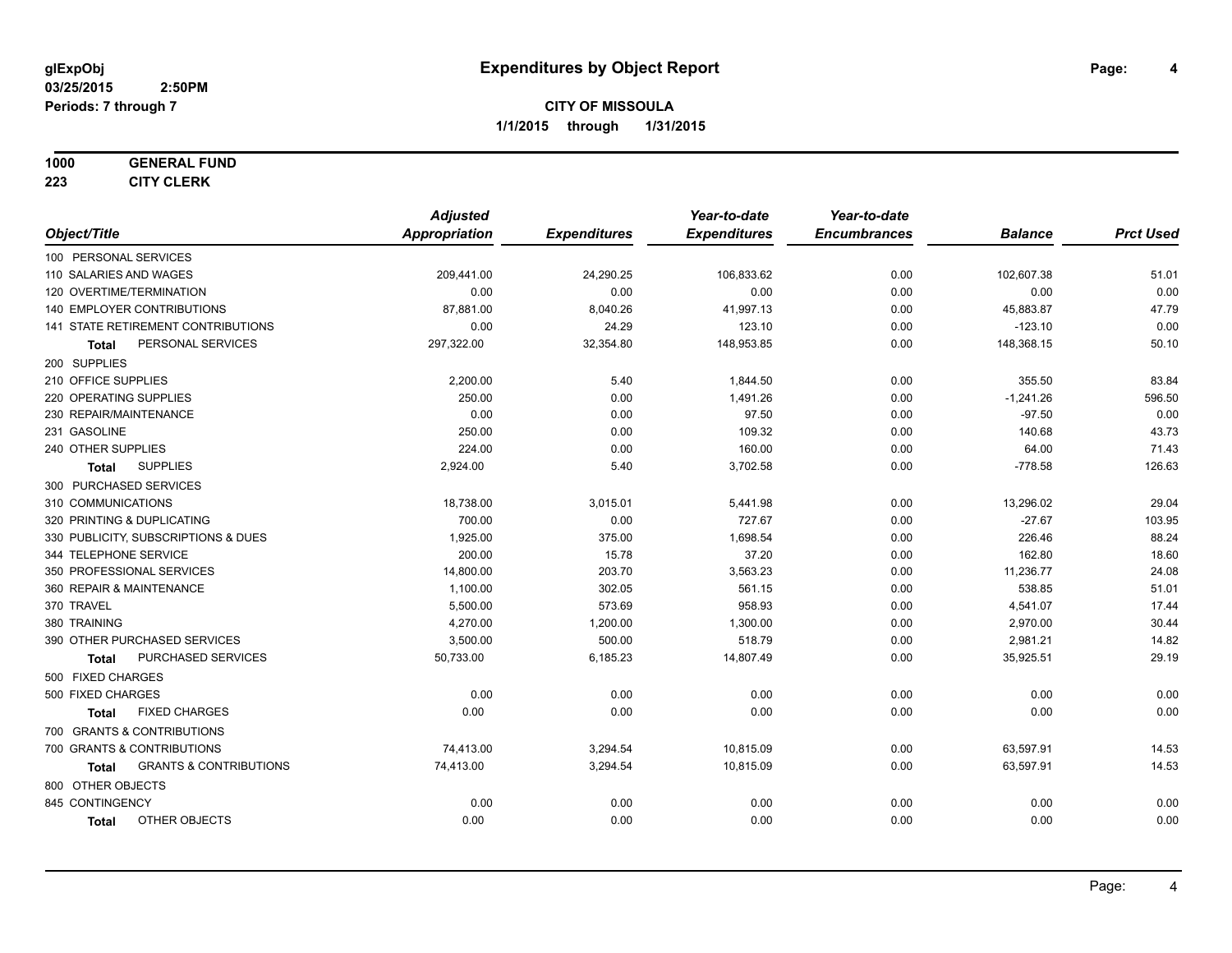**glExpObj**
**03/25/2015 2:50PM**
**Periods: 7 through 7**

# Expenditures by Object Report

**CITY OF MISSOULA**
**1/1/2015 through 1/31/2015**

**1000 GENERAL FUND**
**223 CITY CLERK**

| Object/Title | Adjusted Appropriation | Expenditures | Year-to-date Expenditures | Year-to-date Encumbrances | Balance | Prct Used |
|---|---|---|---|---|---|---|
| 100 PERSONAL SERVICES | | | | | | |
| 110 SALARIES AND WAGES | 209,441.00 | 24,290.25 | 106,833.62 | 0.00 | 102,607.38 | 51.01 |
| 120 OVERTIME/TERMINATION | 0.00 | 0.00 | 0.00 | 0.00 | 0.00 | 0.00 |
| 140 EMPLOYER CONTRIBUTIONS | 87,881.00 | 8,040.26 | 41,997.13 | 0.00 | 45,883.87 | 47.79 |
| 141 STATE RETIREMENT CONTRIBUTIONS | 0.00 | 24.29 | 123.10 | 0.00 | -123.10 | 0.00 |
| **Total** PERSONAL SERVICES | 297,322.00 | 32,354.80 | 148,953.85 | 0.00 | 148,368.15 | 50.10 |
| 200 SUPPLIES | | | | | | |
| 210 OFFICE SUPPLIES | 2,200.00 | 5.40 | 1,844.50 | 0.00 | 355.50 | 83.84 |
| 220 OPERATING SUPPLIES | 250.00 | 0.00 | 1,491.26 | 0.00 | -1,241.26 | 596.50 |
| 230 REPAIR/MAINTENANCE | 0.00 | 0.00 | 97.50 | 0.00 | -97.50 | 0.00 |
| 231 GASOLINE | 250.00 | 0.00 | 109.32 | 0.00 | 140.68 | 43.73 |
| 240 OTHER SUPPLIES | 224.00 | 0.00 | 160.00 | 0.00 | 64.00 | 71.43 |
| **Total** SUPPLIES | 2,924.00 | 5.40 | 3,702.58 | 0.00 | -778.58 | 126.63 |
| 300 PURCHASED SERVICES | | | | | | |
| 310 COMMUNICATIONS | 18,738.00 | 3,015.01 | 5,441.98 | 0.00 | 13,296.02 | 29.04 |
| 320 PRINTING & DUPLICATING | 700.00 | 0.00 | 727.67 | 0.00 | -27.67 | 103.95 |
| 330 PUBLICITY, SUBSCRIPTIONS & DUES | 1,925.00 | 375.00 | 1,698.54 | 0.00 | 226.46 | 88.24 |
| 344 TELEPHONE SERVICE | 200.00 | 15.78 | 37.20 | 0.00 | 162.80 | 18.60 |
| 350 PROFESSIONAL SERVICES | 14,800.00 | 203.70 | 3,563.23 | 0.00 | 11,236.77 | 24.08 |
| 360 REPAIR & MAINTENANCE | 1,100.00 | 302.05 | 561.15 | 0.00 | 538.85 | 51.01 |
| 370 TRAVEL | 5,500.00 | 573.69 | 958.93 | 0.00 | 4,541.07 | 17.44 |
| 380 TRAINING | 4,270.00 | 1,200.00 | 1,300.00 | 0.00 | 2,970.00 | 30.44 |
| 390 OTHER PURCHASED SERVICES | 3,500.00 | 500.00 | 518.79 | 0.00 | 2,981.21 | 14.82 |
| **Total** PURCHASED SERVICES | 50,733.00 | 6,185.23 | 14,807.49 | 0.00 | 35,925.51 | 29.19 |
| 500 FIXED CHARGES | | | | | | |
| 500 FIXED CHARGES | 0.00 | 0.00 | 0.00 | 0.00 | 0.00 | 0.00 |
| **Total** FIXED CHARGES | 0.00 | 0.00 | 0.00 | 0.00 | 0.00 | 0.00 |
| 700 GRANTS & CONTRIBUTIONS | | | | | | |
| 700 GRANTS & CONTRIBUTIONS | 74,413.00 | 3,294.54 | 10,815.09 | 0.00 | 63,597.91 | 14.53 |
| **Total** GRANTS & CONTRIBUTIONS | 74,413.00 | 3,294.54 | 10,815.09 | 0.00 | 63,597.91 | 14.53 |
| 800 OTHER OBJECTS | | | | | | |
| 845 CONTINGENCY | 0.00 | 0.00 | 0.00 | 0.00 | 0.00 | 0.00 |
| **Total** OTHER OBJECTS | 0.00 | 0.00 | 0.00 | 0.00 | 0.00 | 0.00 |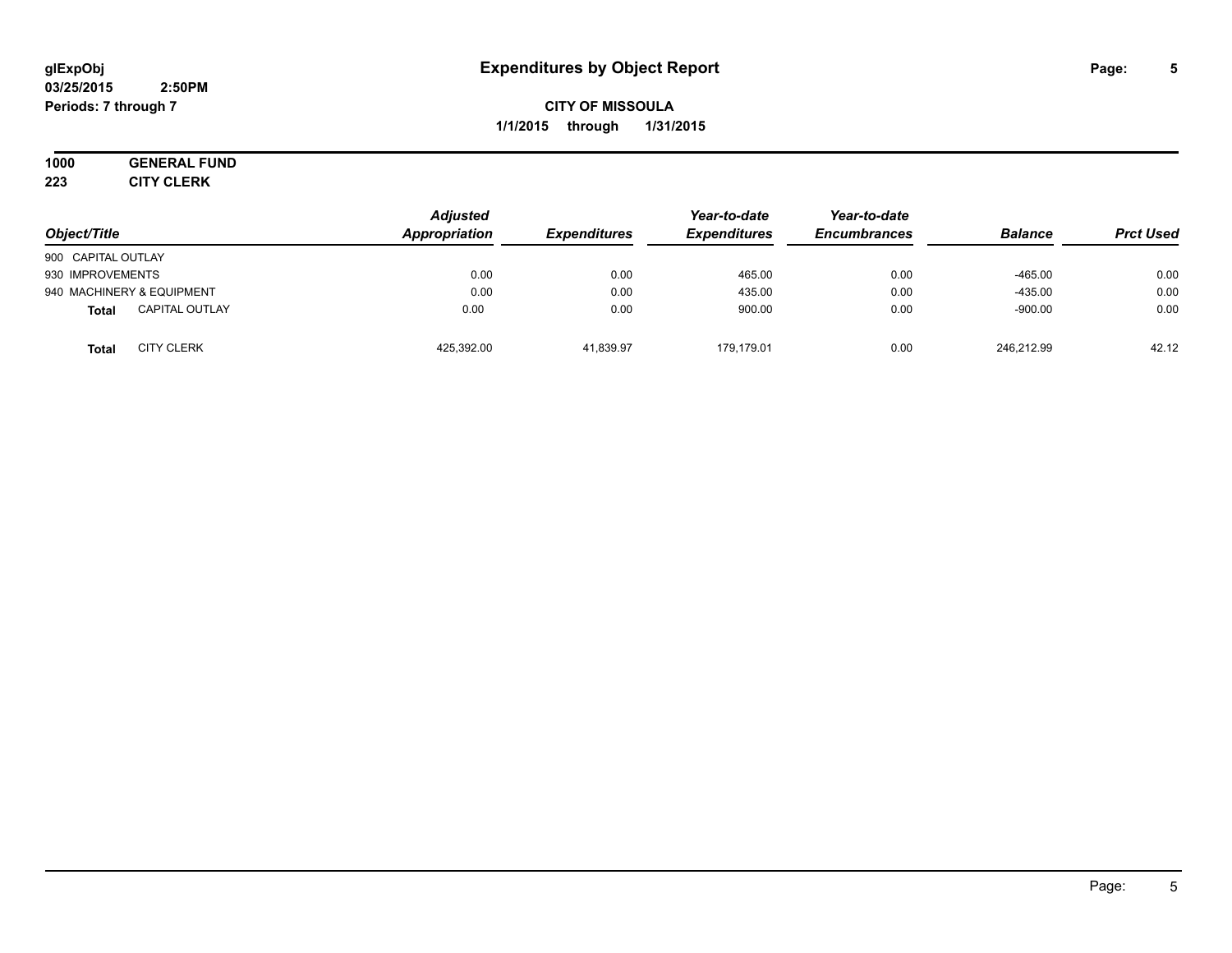**glExpObj**
**03/25/2015 2:50PM**
**Periods: 7 through 7**

# Expenditures by Object Report

**CITY OF MISSOULA**
**1/1/2015 through 1/31/2015**

**1000 GENERAL FUND**
**223 CITY CLERK**

| Object/Title | Adjusted Appropriation | Expenditures | Year-to-date Expenditures | Year-to-date Encumbrances | Balance | Prct Used |
|---|---|---|---|---|---|---|
| 900 CAPITAL OUTLAY | | | | | | |
| 930 IMPROVEMENTS | 0.00 | 0.00 | 465.00 | 0.00 | -465.00 | 0.00 |
| 940 MACHINERY & EQUIPMENT | 0.00 | 0.00 | 435.00 | 0.00 | -435.00 | 0.00 |
| **Total** CAPITAL OUTLAY | 0.00 | 0.00 | 900.00 | 0.00 | -900.00 | 0.00 |
| **Total** CITY CLERK | 425,392.00 | 41,839.97 | 179,179.01 | 0.00 | 246,212.99 | 42.12 |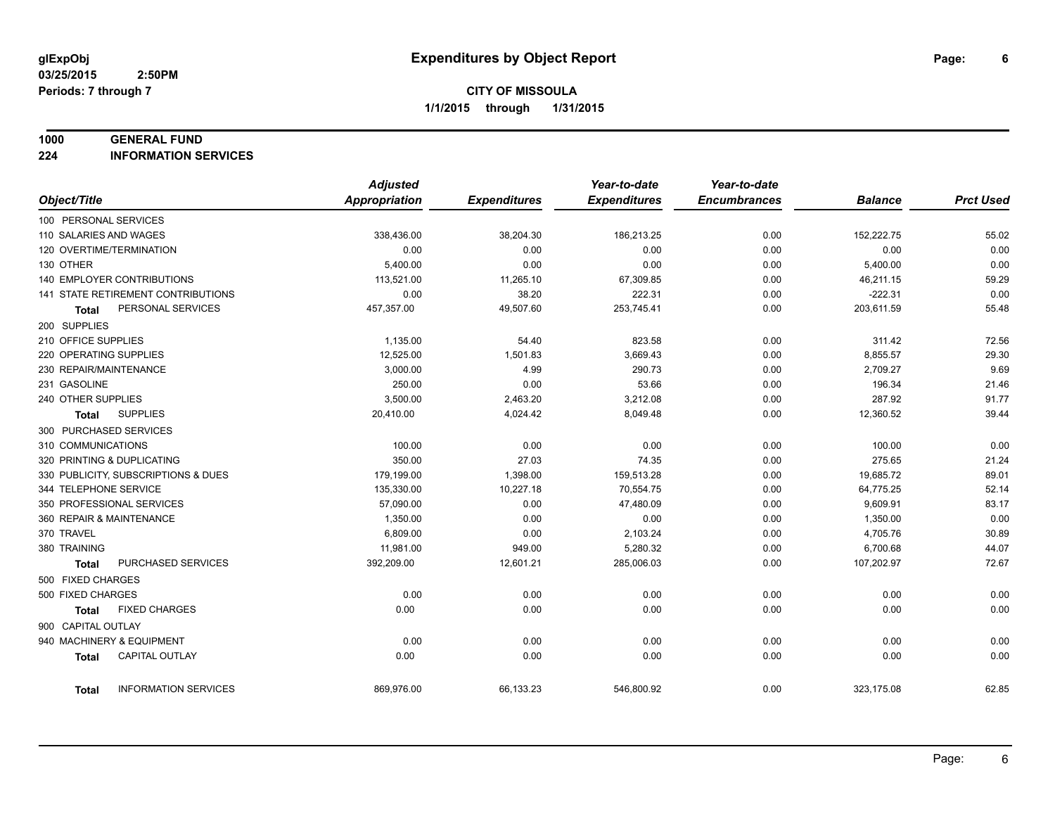# Expenditures by Object Report

glExpObj
03/25/2015 2:50PM
Periods: 7 through 7

**CITY OF MISSOULA**
**1/1/2015 through 1/31/2015**

**1000 GENERAL FUND**
**224 INFORMATION SERVICES**

| Object/Title | Adjusted Appropriation | Expenditures | Year-to-date Expenditures | Year-to-date Encumbrances | Balance | Prct Used |
|---|---|---|---|---|---|---|
| 100 PERSONAL SERVICES | | | | | | |
| 110 SALARIES AND WAGES | 338,436.00 | 38,204.30 | 186,213.25 | 0.00 | 152,222.75 | 55.02 |
| 120 OVERTIME/TERMINATION | 0.00 | 0.00 | 0.00 | 0.00 | 0.00 | 0.00 |
| 130 OTHER | 5,400.00 | 0.00 | 0.00 | 0.00 | 5,400.00 | 0.00 |
| 140 EMPLOYER CONTRIBUTIONS | 113,521.00 | 11,265.10 | 67,309.85 | 0.00 | 46,211.15 | 59.29 |
| 141 STATE RETIREMENT CONTRIBUTIONS | 0.00 | 38.20 | 222.31 | 0.00 | -222.31 | 0.00 |
| **Total** PERSONAL SERVICES | 457,357.00 | 49,507.60 | 253,745.41 | 0.00 | 203,611.59 | 55.48 |
| 200 SUPPLIES | | | | | | |
| 210 OFFICE SUPPLIES | 1,135.00 | 54.40 | 823.58 | 0.00 | 311.42 | 72.56 |
| 220 OPERATING SUPPLIES | 12,525.00 | 1,501.83 | 3,669.43 | 0.00 | 8,855.57 | 29.30 |
| 230 REPAIR/MAINTENANCE | 3,000.00 | 4.99 | 290.73 | 0.00 | 2,709.27 | 9.69 |
| 231 GASOLINE | 250.00 | 0.00 | 53.66 | 0.00 | 196.34 | 21.46 |
| 240 OTHER SUPPLIES | 3,500.00 | 2,463.20 | 3,212.08 | 0.00 | 287.92 | 91.77 |
| **Total** SUPPLIES | 20,410.00 | 4,024.42 | 8,049.48 | 0.00 | 12,360.52 | 39.44 |
| 300 PURCHASED SERVICES | | | | | | |
| 310 COMMUNICATIONS | 100.00 | 0.00 | 0.00 | 0.00 | 100.00 | 0.00 |
| 320 PRINTING & DUPLICATING | 350.00 | 27.03 | 74.35 | 0.00 | 275.65 | 21.24 |
| 330 PUBLICITY, SUBSCRIPTIONS & DUES | 179,199.00 | 1,398.00 | 159,513.28 | 0.00 | 19,685.72 | 89.01 |
| 344 TELEPHONE SERVICE | 135,330.00 | 10,227.18 | 70,554.75 | 0.00 | 64,775.25 | 52.14 |
| 350 PROFESSIONAL SERVICES | 57,090.00 | 0.00 | 47,480.09 | 0.00 | 9,609.91 | 83.17 |
| 360 REPAIR & MAINTENANCE | 1,350.00 | 0.00 | 0.00 | 0.00 | 1,350.00 | 0.00 |
| 370 TRAVEL | 6,809.00 | 0.00 | 2,103.24 | 0.00 | 4,705.76 | 30.89 |
| 380 TRAINING | 11,981.00 | 949.00 | 5,280.32 | 0.00 | 6,700.68 | 44.07 |
| **Total** PURCHASED SERVICES | 392,209.00 | 12,601.21 | 285,006.03 | 0.00 | 107,202.97 | 72.67 |
| 500 FIXED CHARGES | | | | | | |
| 500 FIXED CHARGES | 0.00 | 0.00 | 0.00 | 0.00 | 0.00 | 0.00 |
| **Total** FIXED CHARGES | 0.00 | 0.00 | 0.00 | 0.00 | 0.00 | 0.00 |
| 900 CAPITAL OUTLAY | | | | | | |
| 940 MACHINERY & EQUIPMENT | 0.00 | 0.00 | 0.00 | 0.00 | 0.00 | 0.00 |
| **Total** CAPITAL OUTLAY | 0.00 | 0.00 | 0.00 | 0.00 | 0.00 | 0.00 |
| **Total** INFORMATION SERVICES | 869,976.00 | 66,133.23 | 546,800.92 | 0.00 | 323,175.08 | 62.85 |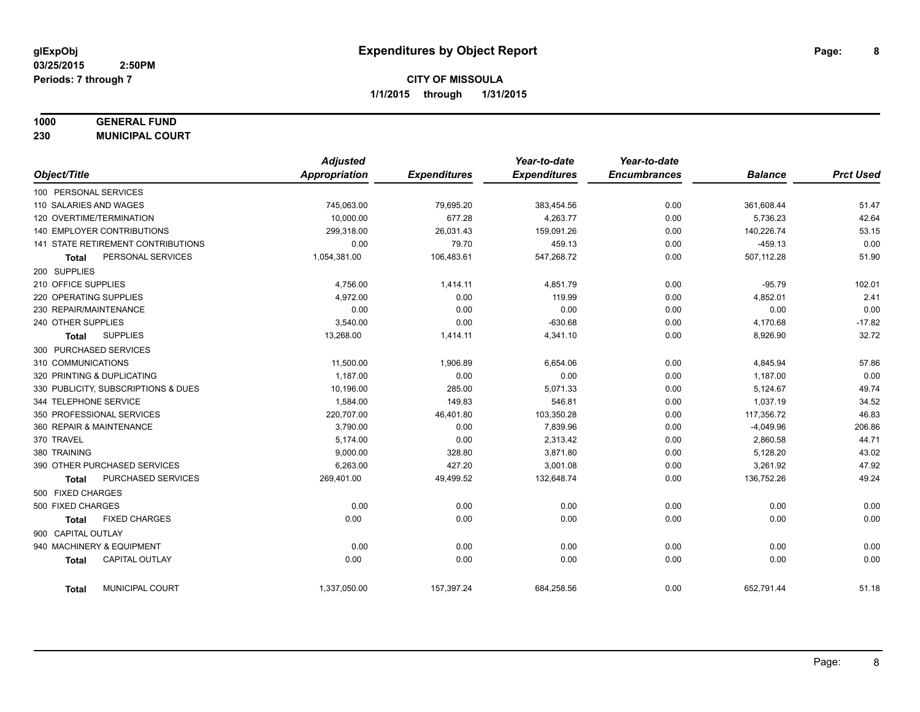# Expenditures by Object Report

**glExpObj**
**03/25/2015 2:50PM**
**Periods: 7 through 7**

**CITY OF MISSOULA**
**1/1/2015 through 1/31/2015**

**1000 GENERAL FUND**
**230 MUNICIPAL COURT**

| Object/Title | Adjusted Appropriation | Expenditures | Year-to-date Expenditures | Year-to-date Encumbrances | Balance | Prct Used |
|---|---|---|---|---|---|---|
| 100 PERSONAL SERVICES | | | | | | |
| 110 SALARIES AND WAGES | 745,063.00 | 79,695.20 | 383,454.56 | 0.00 | 361,608.44 | 51.47 |
| 120 OVERTIME/TERMINATION | 10,000.00 | 677.28 | 4,263.77 | 0.00 | 5,736.23 | 42.64 |
| 140 EMPLOYER CONTRIBUTIONS | 299,318.00 | 26,031.43 | 159,091.26 | 0.00 | 140,226.74 | 53.15 |
| 141 STATE RETIREMENT CONTRIBUTIONS | 0.00 | 79.70 | 459.13 | 0.00 | -459.13 | 0.00 |
| **Total** PERSONAL SERVICES | 1,054,381.00 | 106,483.61 | 547,268.72 | 0.00 | 507,112.28 | 51.90 |
| 200 SUPPLIES | | | | | | |
| 210 OFFICE SUPPLIES | 4,756.00 | 1,414.11 | 4,851.79 | 0.00 | -95.79 | 102.01 |
| 220 OPERATING SUPPLIES | 4,972.00 | 0.00 | 119.99 | 0.00 | 4,852.01 | 2.41 |
| 230 REPAIR/MAINTENANCE | 0.00 | 0.00 | 0.00 | 0.00 | 0.00 | 0.00 |
| 240 OTHER SUPPLIES | 3,540.00 | 0.00 | -630.68 | 0.00 | 4,170.68 | -17.82 |
| **Total** SUPPLIES | 13,268.00 | 1,414.11 | 4,341.10 | 0.00 | 8,926.90 | 32.72 |
| 300 PURCHASED SERVICES | | | | | | |
| 310 COMMUNICATIONS | 11,500.00 | 1,906.89 | 6,654.06 | 0.00 | 4,845.94 | 57.86 |
| 320 PRINTING & DUPLICATING | 1,187.00 | 0.00 | 0.00 | 0.00 | 1,187.00 | 0.00 |
| 330 PUBLICITY, SUBSCRIPTIONS & DUES | 10,196.00 | 285.00 | 5,071.33 | 0.00 | 5,124.67 | 49.74 |
| 344 TELEPHONE SERVICE | 1,584.00 | 149.83 | 546.81 | 0.00 | 1,037.19 | 34.52 |
| 350 PROFESSIONAL SERVICES | 220,707.00 | 46,401.80 | 103,350.28 | 0.00 | 117,356.72 | 46.83 |
| 360 REPAIR & MAINTENANCE | 3,790.00 | 0.00 | 7,839.96 | 0.00 | -4,049.96 | 206.86 |
| 370 TRAVEL | 5,174.00 | 0.00 | 2,313.42 | 0.00 | 2,860.58 | 44.71 |
| 380 TRAINING | 9,000.00 | 328.80 | 3,871.80 | 0.00 | 5,128.20 | 43.02 |
| 390 OTHER PURCHASED SERVICES | 6,263.00 | 427.20 | 3,001.08 | 0.00 | 3,261.92 | 47.92 |
| **Total** PURCHASED SERVICES | 269,401.00 | 49,499.52 | 132,648.74 | 0.00 | 136,752.26 | 49.24 |
| 500 FIXED CHARGES | | | | | | |
| 500 FIXED CHARGES | 0.00 | 0.00 | 0.00 | 0.00 | 0.00 | 0.00 |
| **Total** FIXED CHARGES | 0.00 | 0.00 | 0.00 | 0.00 | 0.00 | 0.00 |
| 900 CAPITAL OUTLAY | | | | | | |
| 940 MACHINERY & EQUIPMENT | 0.00 | 0.00 | 0.00 | 0.00 | 0.00 | 0.00 |
| **Total** CAPITAL OUTLAY | 0.00 | 0.00 | 0.00 | 0.00 | 0.00 | 0.00 |
| **Total** MUNICIPAL COURT | 1,337,050.00 | 157,397.24 | 684,258.56 | 0.00 | 652,791.44 | 51.18 |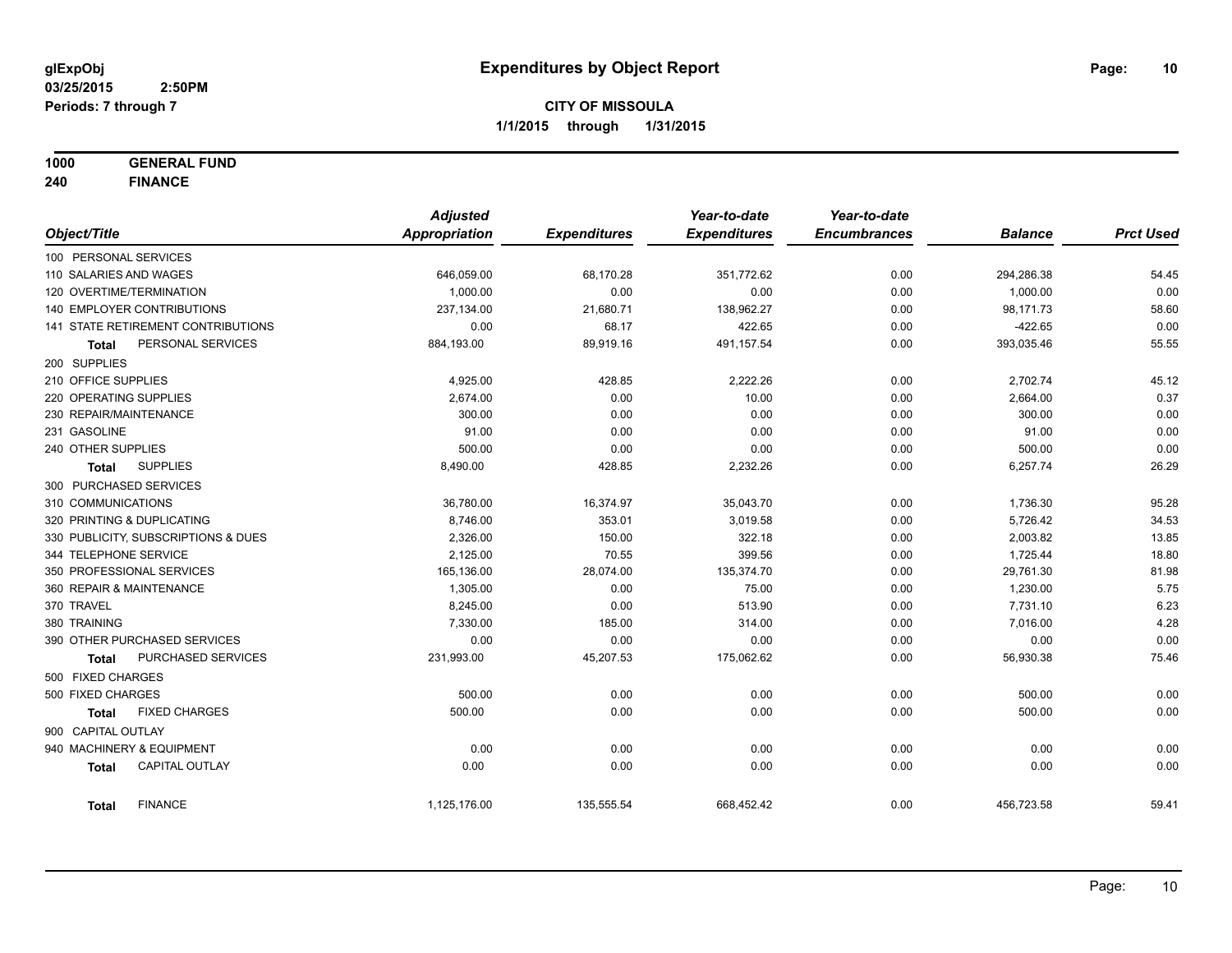# Expenditures by Object Report

glExpObj
03/25/2015 2:50PM
Periods: 7 through 7

**CITY OF MISSOULA**
**1/1/2015 through 1/31/2015**

**1000 GENERAL FUND**
**240 FINANCE**

| Object/Title | Adjusted Appropriation | Expenditures | Year-to-date Expenditures | Year-to-date Encumbrances | Balance | Prct Used |
|---|---|---|---|---|---|---|
| 100 PERSONAL SERVICES | | | | | | |
| 110 SALARIES AND WAGES | 646,059.00 | 68,170.28 | 351,772.62 | 0.00 | 294,286.38 | 54.45 |
| 120 OVERTIME/TERMINATION | 1,000.00 | 0.00 | 0.00 | 0.00 | 1,000.00 | 0.00 |
| 140 EMPLOYER CONTRIBUTIONS | 237,134.00 | 21,680.71 | 138,962.27 | 0.00 | 98,171.73 | 58.60 |
| 141 STATE RETIREMENT CONTRIBUTIONS | 0.00 | 68.17 | 422.65 | 0.00 | -422.65 | 0.00 |
| **Total** PERSONAL SERVICES | 884,193.00 | 89,919.16 | 491,157.54 | 0.00 | 393,035.46 | 55.55 |
| 200 SUPPLIES | | | | | | |
| 210 OFFICE SUPPLIES | 4,925.00 | 428.85 | 2,222.26 | 0.00 | 2,702.74 | 45.12 |
| 220 OPERATING SUPPLIES | 2,674.00 | 0.00 | 10.00 | 0.00 | 2,664.00 | 0.37 |
| 230 REPAIR/MAINTENANCE | 300.00 | 0.00 | 0.00 | 0.00 | 300.00 | 0.00 |
| 231 GASOLINE | 91.00 | 0.00 | 0.00 | 0.00 | 91.00 | 0.00 |
| 240 OTHER SUPPLIES | 500.00 | 0.00 | 0.00 | 0.00 | 500.00 | 0.00 |
| **Total** SUPPLIES | 8,490.00 | 428.85 | 2,232.26 | 0.00 | 6,257.74 | 26.29 |
| 300 PURCHASED SERVICES | | | | | | |
| 310 COMMUNICATIONS | 36,780.00 | 16,374.97 | 35,043.70 | 0.00 | 1,736.30 | 95.28 |
| 320 PRINTING & DUPLICATING | 8,746.00 | 353.01 | 3,019.58 | 0.00 | 5,726.42 | 34.53 |
| 330 PUBLICITY, SUBSCRIPTIONS & DUES | 2,326.00 | 150.00 | 322.18 | 0.00 | 2,003.82 | 13.85 |
| 344 TELEPHONE SERVICE | 2,125.00 | 70.55 | 399.56 | 0.00 | 1,725.44 | 18.80 |
| 350 PROFESSIONAL SERVICES | 165,136.00 | 28,074.00 | 135,374.70 | 0.00 | 29,761.30 | 81.98 |
| 360 REPAIR & MAINTENANCE | 1,305.00 | 0.00 | 75.00 | 0.00 | 1,230.00 | 5.75 |
| 370 TRAVEL | 8,245.00 | 0.00 | 513.90 | 0.00 | 7,731.10 | 6.23 |
| 380 TRAINING | 7,330.00 | 185.00 | 314.00 | 0.00 | 7,016.00 | 4.28 |
| 390 OTHER PURCHASED SERVICES | 0.00 | 0.00 | 0.00 | 0.00 | 0.00 | 0.00 |
| **Total** PURCHASED SERVICES | 231,993.00 | 45,207.53 | 175,062.62 | 0.00 | 56,930.38 | 75.46 |
| 500 FIXED CHARGES | | | | | | |
| 500 FIXED CHARGES | 500.00 | 0.00 | 0.00 | 0.00 | 500.00 | 0.00 |
| **Total** FIXED CHARGES | 500.00 | 0.00 | 0.00 | 0.00 | 500.00 | 0.00 |
| 900 CAPITAL OUTLAY | | | | | | |
| 940 MACHINERY & EQUIPMENT | 0.00 | 0.00 | 0.00 | 0.00 | 0.00 | 0.00 |
| **Total** CAPITAL OUTLAY | 0.00 | 0.00 | 0.00 | 0.00 | 0.00 | 0.00 |
| **Total** FINANCE | 1,125,176.00 | 135,555.54 | 668,452.42 | 0.00 | 456,723.58 | 59.41 |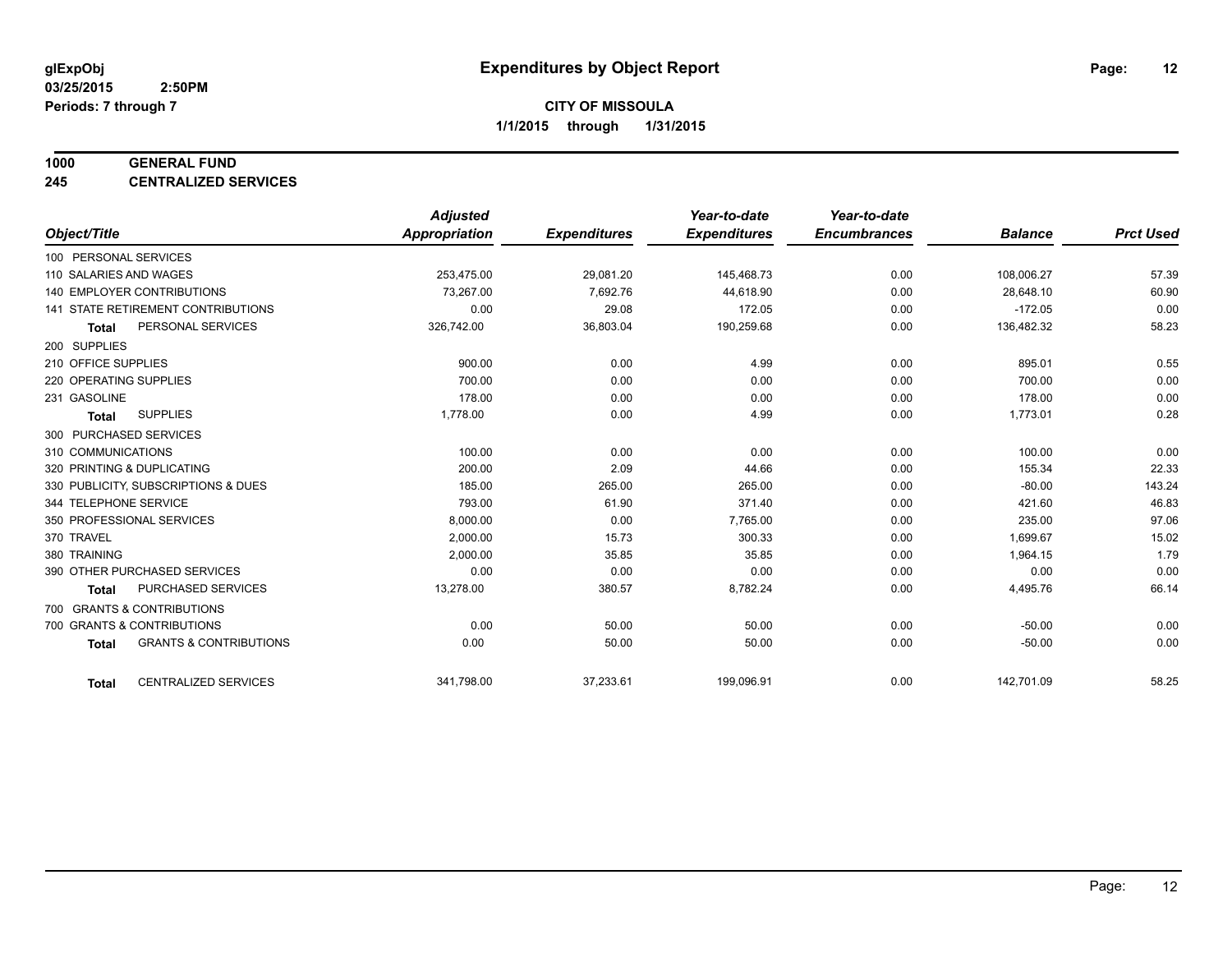glExpObj
03/25/2015 2:50PM
Periods: 7 through 7

# Expenditures by Object Report

**CITY OF MISSOULA**
**1/1/2015 through 1/31/2015**

## 1000 GENERAL FUND
## 245 CENTRALIZED SERVICES

| Object/Title | Adjusted Appropriation | Expenditures | Year-to-date Expenditures | Year-to-date Encumbrances | Balance | Prct Used |
|---|---|---|---|---|---|---|
| 100 PERSONAL SERVICES | | | | | | |
| 110 SALARIES AND WAGES | 253,475.00 | 29,081.20 | 145,468.73 | 0.00 | 108,006.27 | 57.39 |
| 140 EMPLOYER CONTRIBUTIONS | 73,267.00 | 7,692.76 | 44,618.90 | 0.00 | 28,648.10 | 60.90 |
| 141 STATE RETIREMENT CONTRIBUTIONS | 0.00 | 29.08 | 172.05 | 0.00 | -172.05 | 0.00 |
| **Total** PERSONAL SERVICES | 326,742.00 | 36,803.04 | 190,259.68 | 0.00 | 136,482.32 | 58.23 |
| 200 SUPPLIES | | | | | | |
| 210 OFFICE SUPPLIES | 900.00 | 0.00 | 4.99 | 0.00 | 895.01 | 0.55 |
| 220 OPERATING SUPPLIES | 700.00 | 0.00 | 0.00 | 0.00 | 700.00 | 0.00 |
| 231 GASOLINE | 178.00 | 0.00 | 0.00 | 0.00 | 178.00 | 0.00 |
| **Total** SUPPLIES | 1,778.00 | 0.00 | 4.99 | 0.00 | 1,773.01 | 0.28 |
| 300 PURCHASED SERVICES | | | | | | |
| 310 COMMUNICATIONS | 100.00 | 0.00 | 0.00 | 0.00 | 100.00 | 0.00 |
| 320 PRINTING & DUPLICATING | 200.00 | 2.09 | 44.66 | 0.00 | 155.34 | 22.33 |
| 330 PUBLICITY, SUBSCRIPTIONS & DUES | 185.00 | 265.00 | 265.00 | 0.00 | -80.00 | 143.24 |
| 344 TELEPHONE SERVICE | 793.00 | 61.90 | 371.40 | 0.00 | 421.60 | 46.83 |
| 350 PROFESSIONAL SERVICES | 8,000.00 | 0.00 | 7,765.00 | 0.00 | 235.00 | 97.06 |
| 370 TRAVEL | 2,000.00 | 15.73 | 300.33 | 0.00 | 1,699.67 | 15.02 |
| 380 TRAINING | 2,000.00 | 35.85 | 35.85 | 0.00 | 1,964.15 | 1.79 |
| 390 OTHER PURCHASED SERVICES | 0.00 | 0.00 | 0.00 | 0.00 | 0.00 | 0.00 |
| **Total** PURCHASED SERVICES | 13,278.00 | 380.57 | 8,782.24 | 0.00 | 4,495.76 | 66.14 |
| 700 GRANTS & CONTRIBUTIONS | | | | | | |
| 700 GRANTS & CONTRIBUTIONS | 0.00 | 50.00 | 50.00 | 0.00 | -50.00 | 0.00 |
| **Total** GRANTS & CONTRIBUTIONS | 0.00 | 50.00 | 50.00 | 0.00 | -50.00 | 0.00 |
| **Total** CENTRALIZED SERVICES | 341,798.00 | 37,233.61 | 199,096.91 | 0.00 | 142,701.09 | 58.25 |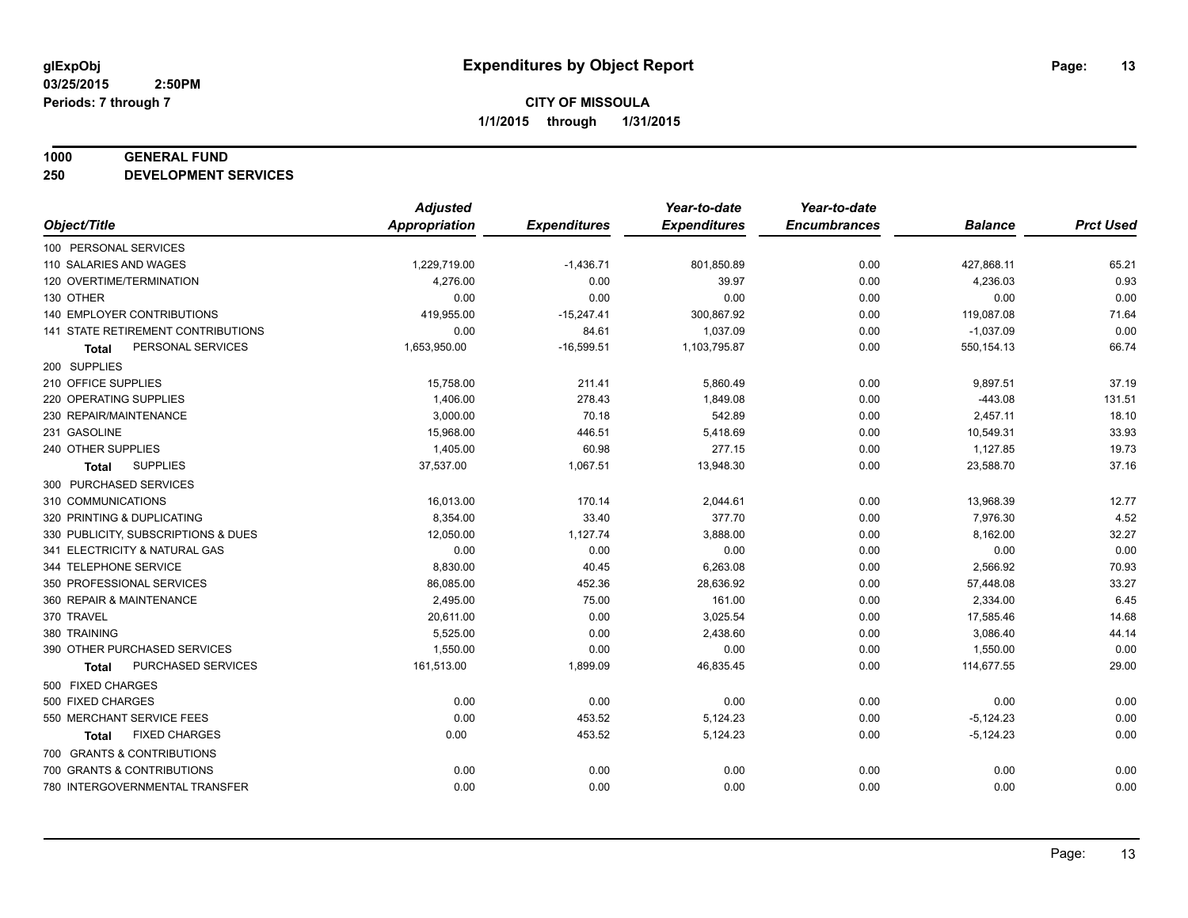**glExpObj** **Expenditures by Object Report**

**03/25/2015 2:50PM**

**Periods: 7 through 7**

**CITY OF MISSOULA**

**1/1/2015 through 1/31/2015**

**1000 GENERAL FUND**

**250 DEVELOPMENT SERVICES**

| Object/Title | Adjusted Appropriation | Expenditures | Year-to-date Expenditures | Year-to-date Encumbrances | Balance | Prct Used |
|---|---|---|---|---|---|---|
| 100 PERSONAL SERVICES | | | | | | |
| 110 SALARIES AND WAGES | 1,229,719.00 | -1,436.71 | 801,850.89 | 0.00 | 427,868.11 | 65.21 |
| 120 OVERTIME/TERMINATION | 4,276.00 | 0.00 | 39.97 | 0.00 | 4,236.03 | 0.93 |
| 130 OTHER | 0.00 | 0.00 | 0.00 | 0.00 | 0.00 | 0.00 |
| 140 EMPLOYER CONTRIBUTIONS | 419,955.00 | -15,247.41 | 300,867.92 | 0.00 | 119,087.08 | 71.64 |
| 141 STATE RETIREMENT CONTRIBUTIONS | 0.00 | 84.61 | 1,037.09 | 0.00 | -1,037.09 | 0.00 |
| **Total** PERSONAL SERVICES | 1,653,950.00 | -16,599.51 | 1,103,795.87 | 0.00 | 550,154.13 | 66.74 |
| 200 SUPPLIES | | | | | | |
| 210 OFFICE SUPPLIES | 15,758.00 | 211.41 | 5,860.49 | 0.00 | 9,897.51 | 37.19 |
| 220 OPERATING SUPPLIES | 1,406.00 | 278.43 | 1,849.08 | 0.00 | -443.08 | 131.51 |
| 230 REPAIR/MAINTENANCE | 3,000.00 | 70.18 | 542.89 | 0.00 | 2,457.11 | 18.10 |
| 231 GASOLINE | 15,968.00 | 446.51 | 5,418.69 | 0.00 | 10,549.31 | 33.93 |
| 240 OTHER SUPPLIES | 1,405.00 | 60.98 | 277.15 | 0.00 | 1,127.85 | 19.73 |
| **Total** SUPPLIES | 37,537.00 | 1,067.51 | 13,948.30 | 0.00 | 23,588.70 | 37.16 |
| 300 PURCHASED SERVICES | | | | | | |
| 310 COMMUNICATIONS | 16,013.00 | 170.14 | 2,044.61 | 0.00 | 13,968.39 | 12.77 |
| 320 PRINTING & DUPLICATING | 8,354.00 | 33.40 | 377.70 | 0.00 | 7,976.30 | 4.52 |
| 330 PUBLICITY, SUBSCRIPTIONS & DUES | 12,050.00 | 1,127.74 | 3,888.00 | 0.00 | 8,162.00 | 32.27 |
| 341 ELECTRICITY & NATURAL GAS | 0.00 | 0.00 | 0.00 | 0.00 | 0.00 | 0.00 |
| 344 TELEPHONE SERVICE | 8,830.00 | 40.45 | 6,263.08 | 0.00 | 2,566.92 | 70.93 |
| 350 PROFESSIONAL SERVICES | 86,085.00 | 452.36 | 28,636.92 | 0.00 | 57,448.08 | 33.27 |
| 360 REPAIR & MAINTENANCE | 2,495.00 | 75.00 | 161.00 | 0.00 | 2,334.00 | 6.45 |
| 370 TRAVEL | 20,611.00 | 0.00 | 3,025.54 | 0.00 | 17,585.46 | 14.68 |
| 380 TRAINING | 5,525.00 | 0.00 | 2,438.60 | 0.00 | 3,086.40 | 44.14 |
| 390 OTHER PURCHASED SERVICES | 1,550.00 | 0.00 | 0.00 | 0.00 | 1,550.00 | 0.00 |
| **Total** PURCHASED SERVICES | 161,513.00 | 1,899.09 | 46,835.45 | 0.00 | 114,677.55 | 29.00 |
| 500 FIXED CHARGES | | | | | | |
| 500 FIXED CHARGES | 0.00 | 0.00 | 0.00 | 0.00 | 0.00 | 0.00 |
| 550 MERCHANT SERVICE FEES | 0.00 | 453.52 | 5,124.23 | 0.00 | -5,124.23 | 0.00 |
| **Total** FIXED CHARGES | 0.00 | 453.52 | 5,124.23 | 0.00 | -5,124.23 | 0.00 |
| 700 GRANTS & CONTRIBUTIONS | | | | | | |
| 700 GRANTS & CONTRIBUTIONS | 0.00 | 0.00 | 0.00 | 0.00 | 0.00 | 0.00 |
| 780 INTERGOVERNMENTAL TRANSFER | 0.00 | 0.00 | 0.00 | 0.00 | 0.00 | 0.00 |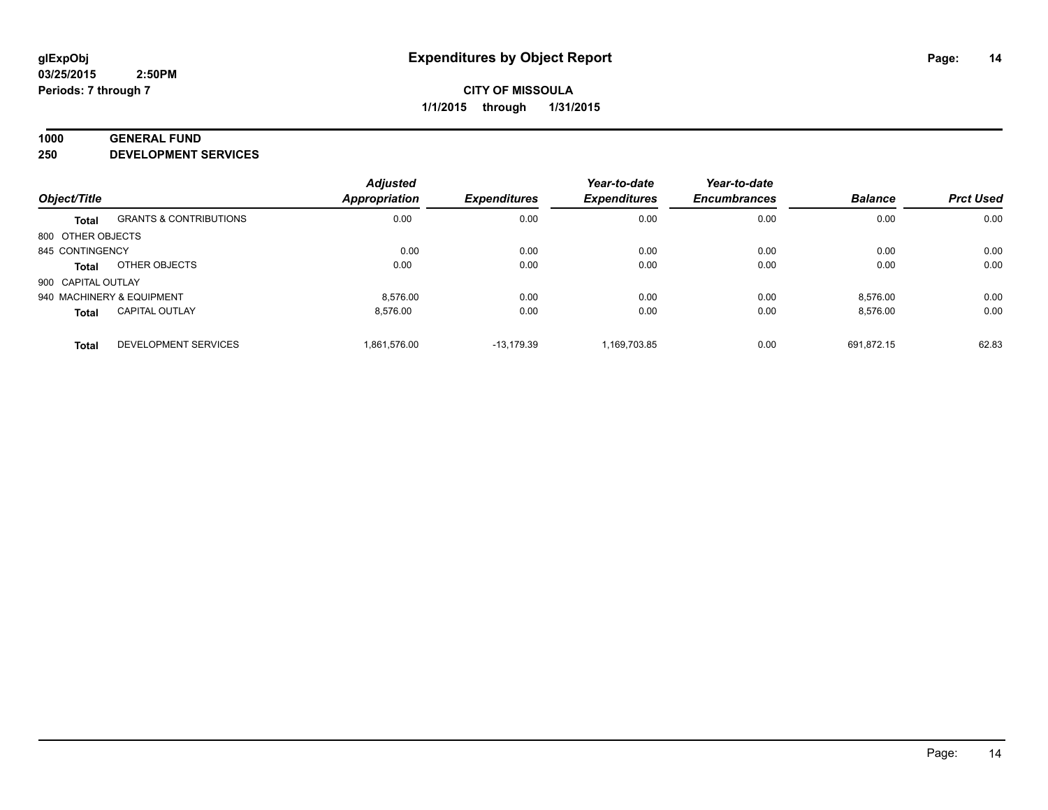# Expenditures by Object Report

glExpObj
03/25/2015 2:50PM
Periods: 7 through 7

**CITY OF MISSOULA**
**1/1/2015 through 1/31/2015**

## 1000 GENERAL FUND
## 250 DEVELOPMENT SERVICES

| Object/Title | | Adjusted Appropriation | Expenditures | Year-to-date Expenditures | Year-to-date Encumbrances | Balance | Prct Used |
|---|---|---|---|---|---|---|---|
| **Total** | GRANTS & CONTRIBUTIONS | 0.00 | 0.00 | 0.00 | 0.00 | 0.00 | 0.00 |
| 800 OTHER OBJECTS | | | | | | | |
| 845 CONTINGENCY | | 0.00 | 0.00 | 0.00 | 0.00 | 0.00 | 0.00 |
| **Total** | OTHER OBJECTS | 0.00 | 0.00 | 0.00 | 0.00 | 0.00 | 0.00 |
| 900 CAPITAL OUTLAY | | | | | | | |
| 940 MACHINERY & EQUIPMENT | | 8,576.00 | 0.00 | 0.00 | 0.00 | 8,576.00 | 0.00 |
| **Total** | CAPITAL OUTLAY | 8,576.00 | 0.00 | 0.00 | 0.00 | 8,576.00 | 0.00 |
| **Total** | DEVELOPMENT SERVICES | 1,861,576.00 | -13,179.39 | 1,169,703.85 | 0.00 | 691,872.15 | 62.83 |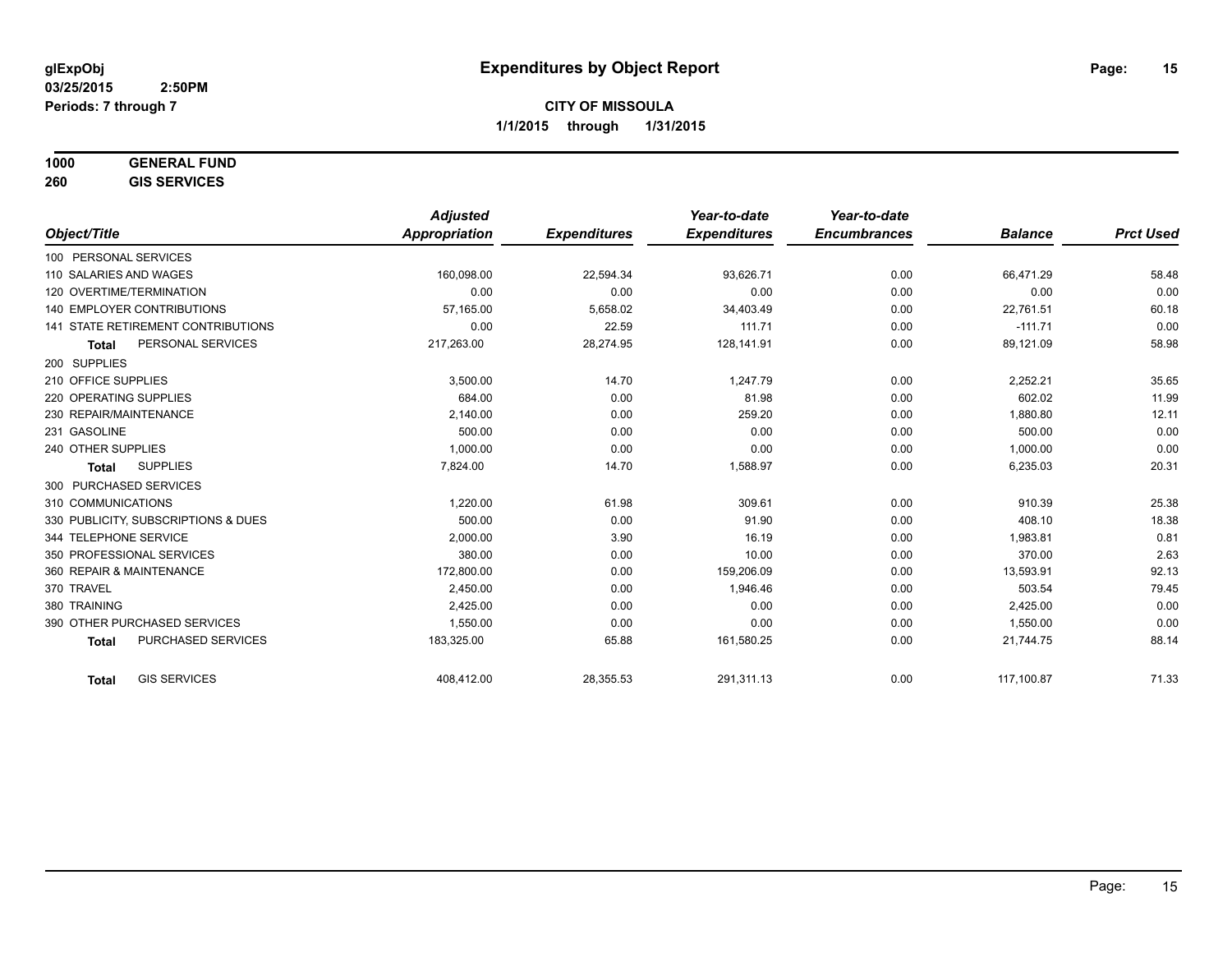**glExpObj**
**03/25/2015 2:50PM**
**Periods: 7 through 7**

# Expenditures by Object Report

**CITY OF MISSOULA**
**1/1/2015 through 1/31/2015**

**1000 GENERAL FUND**
**260 GIS SERVICES**

| Object/Title | Adjusted Appropriation | Expenditures | Year-to-date Expenditures | Year-to-date Encumbrances | Balance | Prct Used |
|---|---|---|---|---|---|---|
| 100 PERSONAL SERVICES | | | | | | |
| 110 SALARIES AND WAGES | 160,098.00 | 22,594.34 | 93,626.71 | 0.00 | 66,471.29 | 58.48 |
| 120 OVERTIME/TERMINATION | 0.00 | 0.00 | 0.00 | 0.00 | 0.00 | 0.00 |
| 140 EMPLOYER CONTRIBUTIONS | 57,165.00 | 5,658.02 | 34,403.49 | 0.00 | 22,761.51 | 60.18 |
| 141 STATE RETIREMENT CONTRIBUTIONS | 0.00 | 22.59 | 111.71 | 0.00 | -111.71 | 0.00 |
| **Total** PERSONAL SERVICES | 217,263.00 | 28,274.95 | 128,141.91 | 0.00 | 89,121.09 | 58.98 |
| 200 SUPPLIES | | | | | | |
| 210 OFFICE SUPPLIES | 3,500.00 | 14.70 | 1,247.79 | 0.00 | 2,252.21 | 35.65 |
| 220 OPERATING SUPPLIES | 684.00 | 0.00 | 81.98 | 0.00 | 602.02 | 11.99 |
| 230 REPAIR/MAINTENANCE | 2,140.00 | 0.00 | 259.20 | 0.00 | 1,880.80 | 12.11 |
| 231 GASOLINE | 500.00 | 0.00 | 0.00 | 0.00 | 500.00 | 0.00 |
| 240 OTHER SUPPLIES | 1,000.00 | 0.00 | 0.00 | 0.00 | 1,000.00 | 0.00 |
| **Total** SUPPLIES | 7,824.00 | 14.70 | 1,588.97 | 0.00 | 6,235.03 | 20.31 |
| 300 PURCHASED SERVICES | | | | | | |
| 310 COMMUNICATIONS | 1,220.00 | 61.98 | 309.61 | 0.00 | 910.39 | 25.38 |
| 330 PUBLICITY, SUBSCRIPTIONS & DUES | 500.00 | 0.00 | 91.90 | 0.00 | 408.10 | 18.38 |
| 344 TELEPHONE SERVICE | 2,000.00 | 3.90 | 16.19 | 0.00 | 1,983.81 | 0.81 |
| 350 PROFESSIONAL SERVICES | 380.00 | 0.00 | 10.00 | 0.00 | 370.00 | 2.63 |
| 360 REPAIR & MAINTENANCE | 172,800.00 | 0.00 | 159,206.09 | 0.00 | 13,593.91 | 92.13 |
| 370 TRAVEL | 2,450.00 | 0.00 | 1,946.46 | 0.00 | 503.54 | 79.45 |
| 380 TRAINING | 2,425.00 | 0.00 | 0.00 | 0.00 | 2,425.00 | 0.00 |
| 390 OTHER PURCHASED SERVICES | 1,550.00 | 0.00 | 0.00 | 0.00 | 1,550.00 | 0.00 |
| **Total** PURCHASED SERVICES | 183,325.00 | 65.88 | 161,580.25 | 0.00 | 21,744.75 | 88.14 |
| **Total** GIS SERVICES | 408,412.00 | 28,355.53 | 291,311.13 | 0.00 | 117,100.87 | 71.33 |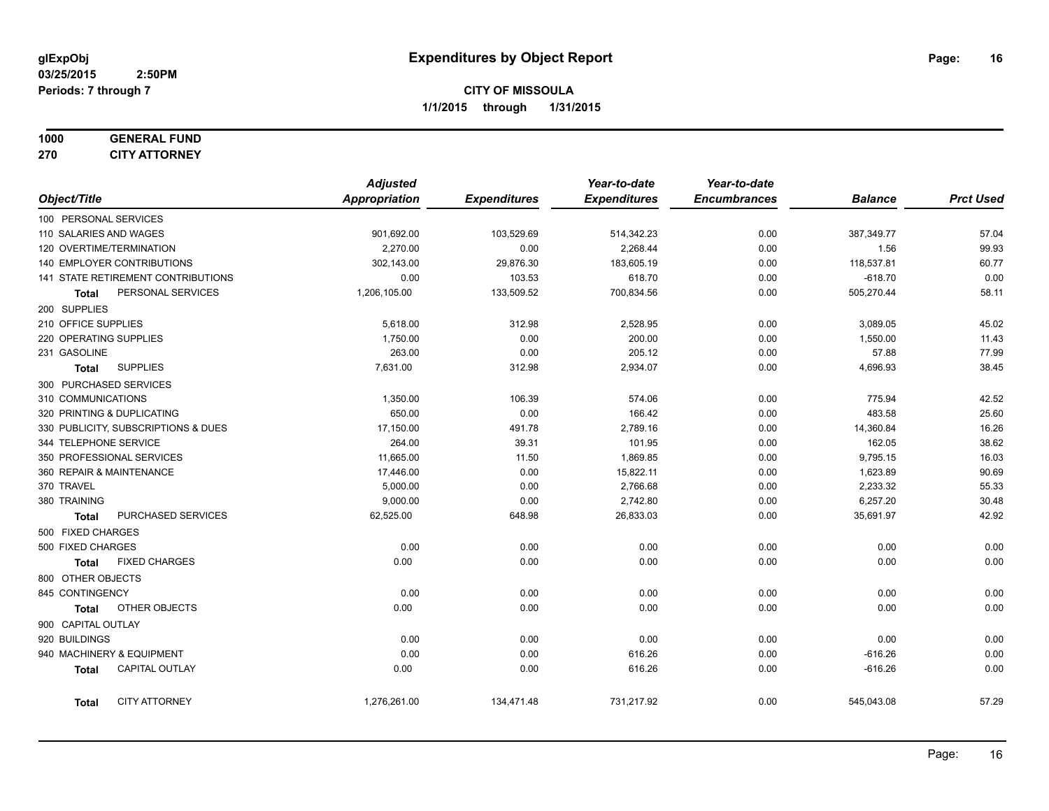**glExpObj**
**03/25/2015 2:50PM**
**Periods: 7 through 7**

# Expenditures by Object Report

**CITY OF MISSOULA**
**1/1/2015 through 1/31/2015**

**1000 GENERAL FUND**
**270 CITY ATTORNEY**

| Object/Title | Adjusted Appropriation | Expenditures | Year-to-date Expenditures | Year-to-date Encumbrances | Balance | Prct Used |
|---|---|---|---|---|---|---|
| 100 PERSONAL SERVICES | | | | | | |
| 110 SALARIES AND WAGES | 901,692.00 | 103,529.69 | 514,342.23 | 0.00 | 387,349.77 | 57.04 |
| 120 OVERTIME/TERMINATION | 2,270.00 | 0.00 | 2,268.44 | 0.00 | 1.56 | 99.93 |
| 140 EMPLOYER CONTRIBUTIONS | 302,143.00 | 29,876.30 | 183,605.19 | 0.00 | 118,537.81 | 60.77 |
| 141 STATE RETIREMENT CONTRIBUTIONS | 0.00 | 103.53 | 618.70 | 0.00 | -618.70 | 0.00 |
| **Total** PERSONAL SERVICES | 1,206,105.00 | 133,509.52 | 700,834.56 | 0.00 | 505,270.44 | 58.11 |
| 200 SUPPLIES | | | | | | |
| 210 OFFICE SUPPLIES | 5,618.00 | 312.98 | 2,528.95 | 0.00 | 3,089.05 | 45.02 |
| 220 OPERATING SUPPLIES | 1,750.00 | 0.00 | 200.00 | 0.00 | 1,550.00 | 11.43 |
| 231 GASOLINE | 263.00 | 0.00 | 205.12 | 0.00 | 57.88 | 77.99 |
| **Total** SUPPLIES | 7,631.00 | 312.98 | 2,934.07 | 0.00 | 4,696.93 | 38.45 |
| 300 PURCHASED SERVICES | | | | | | |
| 310 COMMUNICATIONS | 1,350.00 | 106.39 | 574.06 | 0.00 | 775.94 | 42.52 |
| 320 PRINTING & DUPLICATING | 650.00 | 0.00 | 166.42 | 0.00 | 483.58 | 25.60 |
| 330 PUBLICITY, SUBSCRIPTIONS & DUES | 17,150.00 | 491.78 | 2,789.16 | 0.00 | 14,360.84 | 16.26 |
| 344 TELEPHONE SERVICE | 264.00 | 39.31 | 101.95 | 0.00 | 162.05 | 38.62 |
| 350 PROFESSIONAL SERVICES | 11,665.00 | 11.50 | 1,869.85 | 0.00 | 9,795.15 | 16.03 |
| 360 REPAIR & MAINTENANCE | 17,446.00 | 0.00 | 15,822.11 | 0.00 | 1,623.89 | 90.69 |
| 370 TRAVEL | 5,000.00 | 0.00 | 2,766.68 | 0.00 | 2,233.32 | 55.33 |
| 380 TRAINING | 9,000.00 | 0.00 | 2,742.80 | 0.00 | 6,257.20 | 30.48 |
| **Total** PURCHASED SERVICES | 62,525.00 | 648.98 | 26,833.03 | 0.00 | 35,691.97 | 42.92 |
| 500 FIXED CHARGES | | | | | | |
| 500 FIXED CHARGES | 0.00 | 0.00 | 0.00 | 0.00 | 0.00 | 0.00 |
| **Total** FIXED CHARGES | 0.00 | 0.00 | 0.00 | 0.00 | 0.00 | 0.00 |
| 800 OTHER OBJECTS | | | | | | |
| 845 CONTINGENCY | 0.00 | 0.00 | 0.00 | 0.00 | 0.00 | 0.00 |
| **Total** OTHER OBJECTS | 0.00 | 0.00 | 0.00 | 0.00 | 0.00 | 0.00 |
| 900 CAPITAL OUTLAY | | | | | | |
| 920 BUILDINGS | 0.00 | 0.00 | 0.00 | 0.00 | 0.00 | 0.00 |
| 940 MACHINERY & EQUIPMENT | 0.00 | 0.00 | 616.26 | 0.00 | -616.26 | 0.00 |
| **Total** CAPITAL OUTLAY | 0.00 | 0.00 | 616.26 | 0.00 | -616.26 | 0.00 |
| **Total** CITY ATTORNEY | 1,276,261.00 | 134,471.48 | 731,217.92 | 0.00 | 545,043.08 | 57.29 |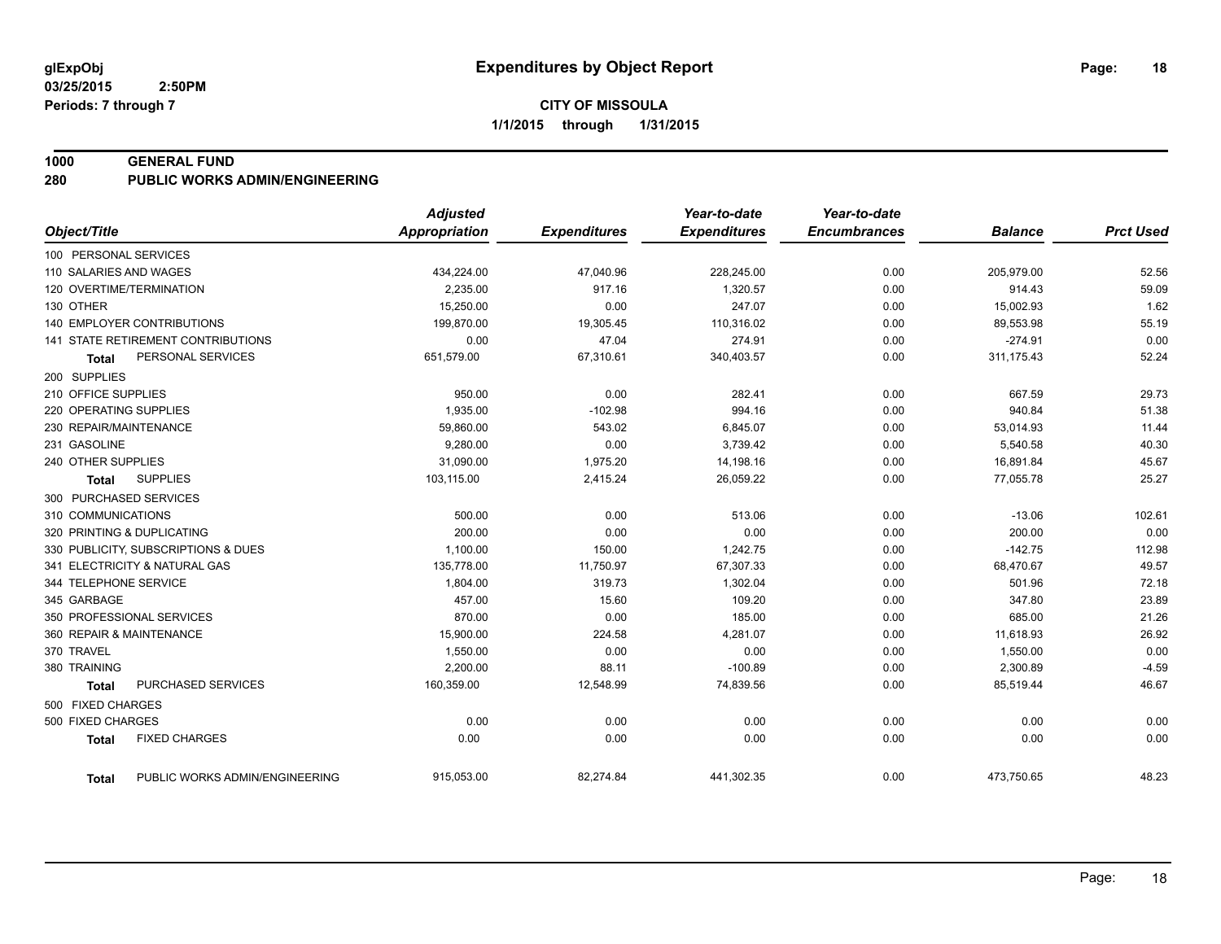**glExpObj**
**03/25/2015 2:50PM**
**Periods: 7 through 7**

# Expenditures by Object Report

**CITY OF MISSOULA**
**1/1/2015 through 1/31/2015**

## 1000 GENERAL FUND
## 280 PUBLIC WORKS ADMIN/ENGINEERING

| Object/Title | Adjusted Appropriation | Expenditures | Year-to-date Expenditures | Year-to-date Encumbrances | Balance | Prct Used |
|---|---|---|---|---|---|---|
| 100 PERSONAL SERVICES | | | | | | |
| 110 SALARIES AND WAGES | 434,224.00 | 47,040.96 | 228,245.00 | 0.00 | 205,979.00 | 52.56 |
| 120 OVERTIME/TERMINATION | 2,235.00 | 917.16 | 1,320.57 | 0.00 | 914.43 | 59.09 |
| 130 OTHER | 15,250.00 | 0.00 | 247.07 | 0.00 | 15,002.93 | 1.62 |
| 140 EMPLOYER CONTRIBUTIONS | 199,870.00 | 19,305.45 | 110,316.02 | 0.00 | 89,553.98 | 55.19 |
| 141 STATE RETIREMENT CONTRIBUTIONS | 0.00 | 47.04 | 274.91 | 0.00 | -274.91 | 0.00 |
| **Total** PERSONAL SERVICES | 651,579.00 | 67,310.61 | 340,403.57 | 0.00 | 311,175.43 | 52.24 |
| 200 SUPPLIES | | | | | | |
| 210 OFFICE SUPPLIES | 950.00 | 0.00 | 282.41 | 0.00 | 667.59 | 29.73 |
| 220 OPERATING SUPPLIES | 1,935.00 | -102.98 | 994.16 | 0.00 | 940.84 | 51.38 |
| 230 REPAIR/MAINTENANCE | 59,860.00 | 543.02 | 6,845.07 | 0.00 | 53,014.93 | 11.44 |
| 231 GASOLINE | 9,280.00 | 0.00 | 3,739.42 | 0.00 | 5,540.58 | 40.30 |
| 240 OTHER SUPPLIES | 31,090.00 | 1,975.20 | 14,198.16 | 0.00 | 16,891.84 | 45.67 |
| **Total** SUPPLIES | 103,115.00 | 2,415.24 | 26,059.22 | 0.00 | 77,055.78 | 25.27 |
| 300 PURCHASED SERVICES | | | | | | |
| 310 COMMUNICATIONS | 500.00 | 0.00 | 513.06 | 0.00 | -13.06 | 102.61 |
| 320 PRINTING & DUPLICATING | 200.00 | 0.00 | 0.00 | 0.00 | 200.00 | 0.00 |
| 330 PUBLICITY, SUBSCRIPTIONS & DUES | 1,100.00 | 150.00 | 1,242.75 | 0.00 | -142.75 | 112.98 |
| 341 ELECTRICITY & NATURAL GAS | 135,778.00 | 11,750.97 | 67,307.33 | 0.00 | 68,470.67 | 49.57 |
| 344 TELEPHONE SERVICE | 1,804.00 | 319.73 | 1,302.04 | 0.00 | 501.96 | 72.18 |
| 345 GARBAGE | 457.00 | 15.60 | 109.20 | 0.00 | 347.80 | 23.89 |
| 350 PROFESSIONAL SERVICES | 870.00 | 0.00 | 185.00 | 0.00 | 685.00 | 21.26 |
| 360 REPAIR & MAINTENANCE | 15,900.00 | 224.58 | 4,281.07 | 0.00 | 11,618.93 | 26.92 |
| 370 TRAVEL | 1,550.00 | 0.00 | 0.00 | 0.00 | 1,550.00 | 0.00 |
| 380 TRAINING | 2,200.00 | 88.11 | -100.89 | 0.00 | 2,300.89 | -4.59 |
| **Total** PURCHASED SERVICES | 160,359.00 | 12,548.99 | 74,839.56 | 0.00 | 85,519.44 | 46.67 |
| 500 FIXED CHARGES | | | | | | |
| 500 FIXED CHARGES | 0.00 | 0.00 | 0.00 | 0.00 | 0.00 | 0.00 |
| **Total** FIXED CHARGES | 0.00 | 0.00 | 0.00 | 0.00 | 0.00 | 0.00 |
| **Total** PUBLIC WORKS ADMIN/ENGINEERING | 915,053.00 | 82,274.84 | 441,302.35 | 0.00 | 473,750.65 | 48.23 |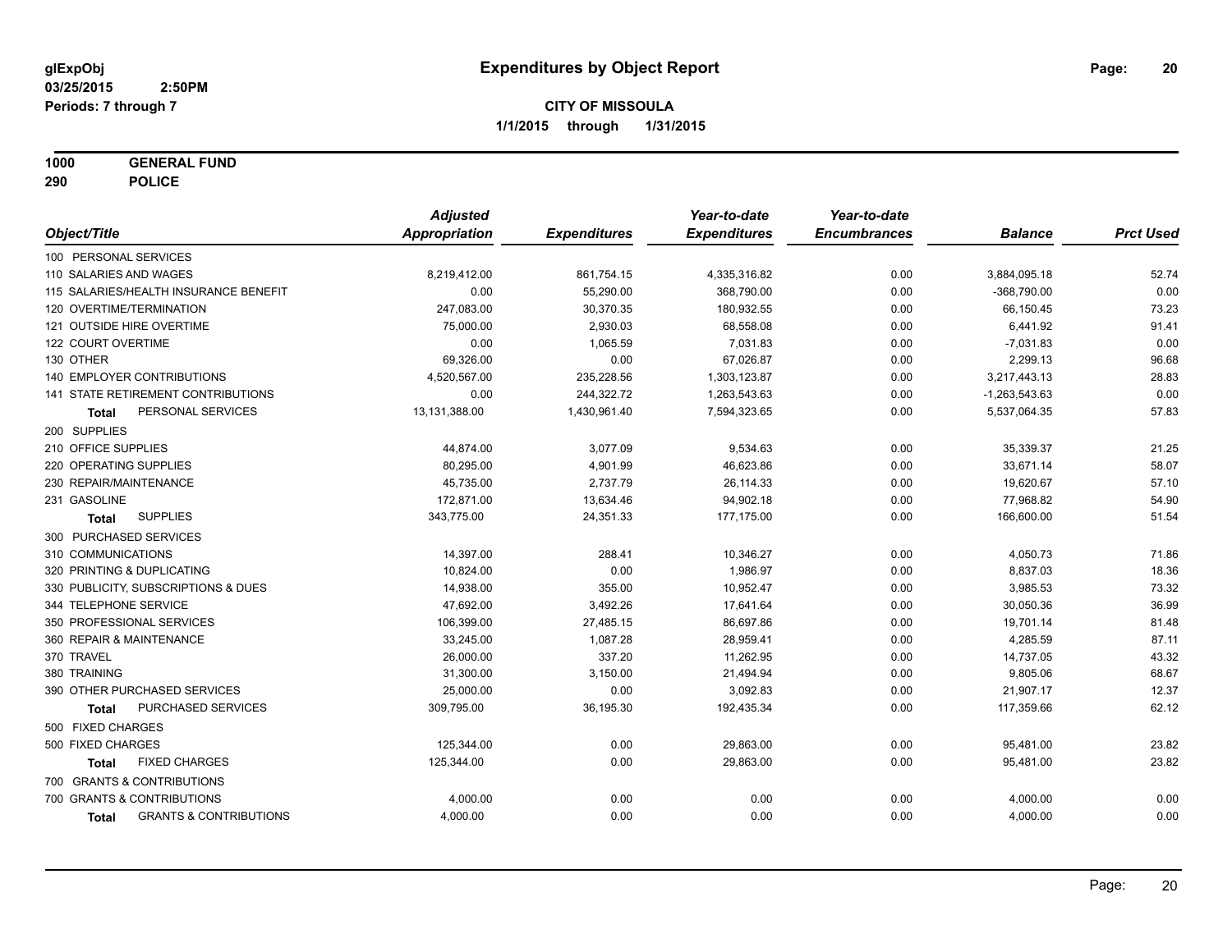**glExpObj**
**03/25/2015 2:50PM**
**Periods: 7 through 7**

# Expenditures by Object Report

**CITY OF MISSOULA**
**1/1/2015 through 1/31/2015**

**1000 GENERAL FUND**
**290 POLICE**

| Object/Title | Adjusted Appropriation | Expenditures | Year-to-date Expenditures | Year-to-date Encumbrances | Balance | Prct Used |
|---|---|---|---|---|---|---|
| 100 PERSONAL SERVICES | | | | | | |
| 110 SALARIES AND WAGES | 8,219,412.00 | 861,754.15 | 4,335,316.82 | 0.00 | 3,884,095.18 | 52.74 |
| 115 SALARIES/HEALTH INSURANCE BENEFIT | 0.00 | 55,290.00 | 368,790.00 | 0.00 | -368,790.00 | 0.00 |
| 120 OVERTIME/TERMINATION | 247,083.00 | 30,370.35 | 180,932.55 | 0.00 | 66,150.45 | 73.23 |
| 121 OUTSIDE HIRE OVERTIME | 75,000.00 | 2,930.03 | 68,558.08 | 0.00 | 6,441.92 | 91.41 |
| 122 COURT OVERTIME | 0.00 | 1,065.59 | 7,031.83 | 0.00 | -7,031.83 | 0.00 |
| 130 OTHER | 69,326.00 | 0.00 | 67,026.87 | 0.00 | 2,299.13 | 96.68 |
| 140 EMPLOYER CONTRIBUTIONS | 4,520,567.00 | 235,228.56 | 1,303,123.87 | 0.00 | 3,217,443.13 | 28.83 |
| 141 STATE RETIREMENT CONTRIBUTIONS | 0.00 | 244,322.72 | 1,263,543.63 | 0.00 | -1,263,543.63 | 0.00 |
| **Total** PERSONAL SERVICES | 13,131,388.00 | 1,430,961.40 | 7,594,323.65 | 0.00 | 5,537,064.35 | 57.83 |
| 200 SUPPLIES | | | | | | |
| 210 OFFICE SUPPLIES | 44,874.00 | 3,077.09 | 9,534.63 | 0.00 | 35,339.37 | 21.25 |
| 220 OPERATING SUPPLIES | 80,295.00 | 4,901.99 | 46,623.86 | 0.00 | 33,671.14 | 58.07 |
| 230 REPAIR/MAINTENANCE | 45,735.00 | 2,737.79 | 26,114.33 | 0.00 | 19,620.67 | 57.10 |
| 231 GASOLINE | 172,871.00 | 13,634.46 | 94,902.18 | 0.00 | 77,968.82 | 54.90 |
| **Total** SUPPLIES | 343,775.00 | 24,351.33 | 177,175.00 | 0.00 | 166,600.00 | 51.54 |
| 300 PURCHASED SERVICES | | | | | | |
| 310 COMMUNICATIONS | 14,397.00 | 288.41 | 10,346.27 | 0.00 | 4,050.73 | 71.86 |
| 320 PRINTING & DUPLICATING | 10,824.00 | 0.00 | 1,986.97 | 0.00 | 8,837.03 | 18.36 |
| 330 PUBLICITY, SUBSCRIPTIONS & DUES | 14,938.00 | 355.00 | 10,952.47 | 0.00 | 3,985.53 | 73.32 |
| 344 TELEPHONE SERVICE | 47,692.00 | 3,492.26 | 17,641.64 | 0.00 | 30,050.36 | 36.99 |
| 350 PROFESSIONAL SERVICES | 106,399.00 | 27,485.15 | 86,697.86 | 0.00 | 19,701.14 | 81.48 |
| 360 REPAIR & MAINTENANCE | 33,245.00 | 1,087.28 | 28,959.41 | 0.00 | 4,285.59 | 87.11 |
| 370 TRAVEL | 26,000.00 | 337.20 | 11,262.95 | 0.00 | 14,737.05 | 43.32 |
| 380 TRAINING | 31,300.00 | 3,150.00 | 21,494.94 | 0.00 | 9,805.06 | 68.67 |
| 390 OTHER PURCHASED SERVICES | 25,000.00 | 0.00 | 3,092.83 | 0.00 | 21,907.17 | 12.37 |
| **Total** PURCHASED SERVICES | 309,795.00 | 36,195.30 | 192,435.34 | 0.00 | 117,359.66 | 62.12 |
| 500 FIXED CHARGES | | | | | | |
| 500 FIXED CHARGES | 125,344.00 | 0.00 | 29,863.00 | 0.00 | 95,481.00 | 23.82 |
| **Total** FIXED CHARGES | 125,344.00 | 0.00 | 29,863.00 | 0.00 | 95,481.00 | 23.82 |
| 700 GRANTS & CONTRIBUTIONS | | | | | | |
| 700 GRANTS & CONTRIBUTIONS | 4,000.00 | 0.00 | 0.00 | 0.00 | 4,000.00 | 0.00 |
| **Total** GRANTS & CONTRIBUTIONS | 4,000.00 | 0.00 | 0.00 | 0.00 | 4,000.00 | 0.00 |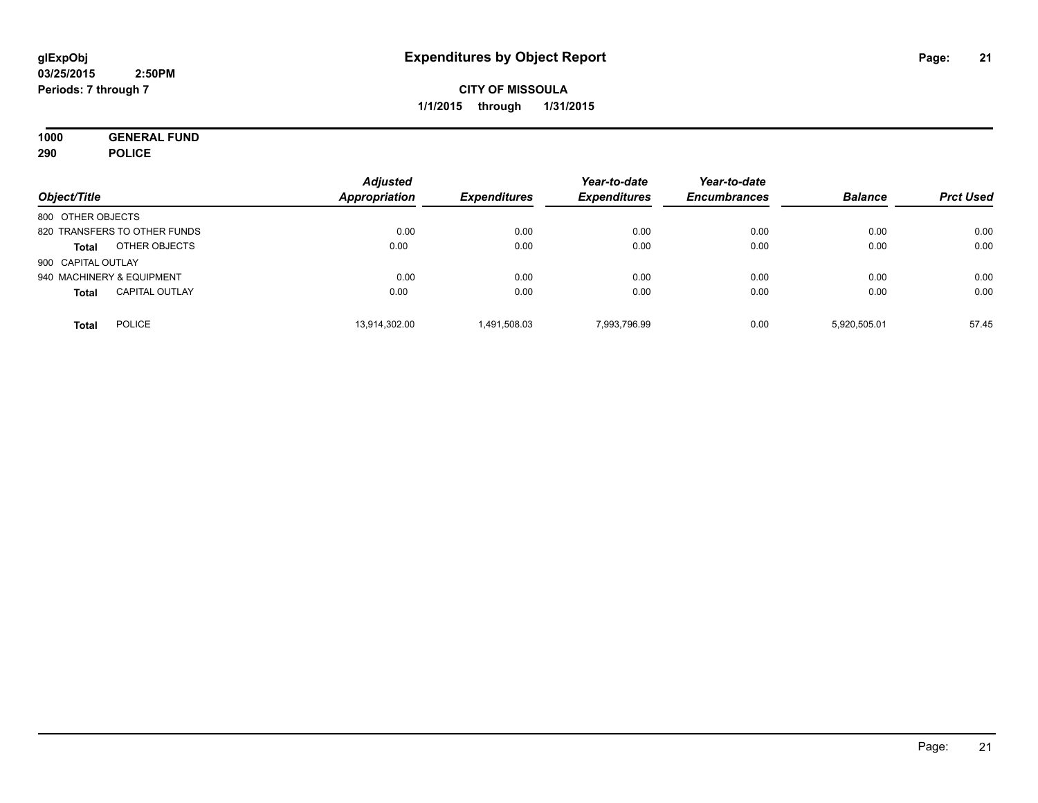**glExpObj**
**03/25/2015 2:50PM**
**Periods: 7 through 7**

# Expenditures by Object Report

**CITY OF MISSOULA**
**1/1/2015 through 1/31/2015**

**1000 GENERAL FUND**
**290 POLICE**

| Object/Title | | Adjusted Appropriation | Expenditures | Year-to-date Expenditures | Year-to-date Encumbrances | Balance | Prct Used |
|---|---|---|---|---|---|---|---|
| 800 OTHER OBJECTS | | | | | | | |
| 820 TRANSFERS TO OTHER FUNDS | | 0.00 | 0.00 | 0.00 | 0.00 | 0.00 | 0.00 |
| **Total** | OTHER OBJECTS | 0.00 | 0.00 | 0.00 | 0.00 | 0.00 | 0.00 |
| 900 CAPITAL OUTLAY | | | | | | | |
| 940 MACHINERY & EQUIPMENT | | 0.00 | 0.00 | 0.00 | 0.00 | 0.00 | 0.00 |
| **Total** | CAPITAL OUTLAY | 0.00 | 0.00 | 0.00 | 0.00 | 0.00 | 0.00 |
| **Total** | POLICE | 13,914,302.00 | 1,491,508.03 | 7,993,796.99 | 0.00 | 5,920,505.01 | 57.45 |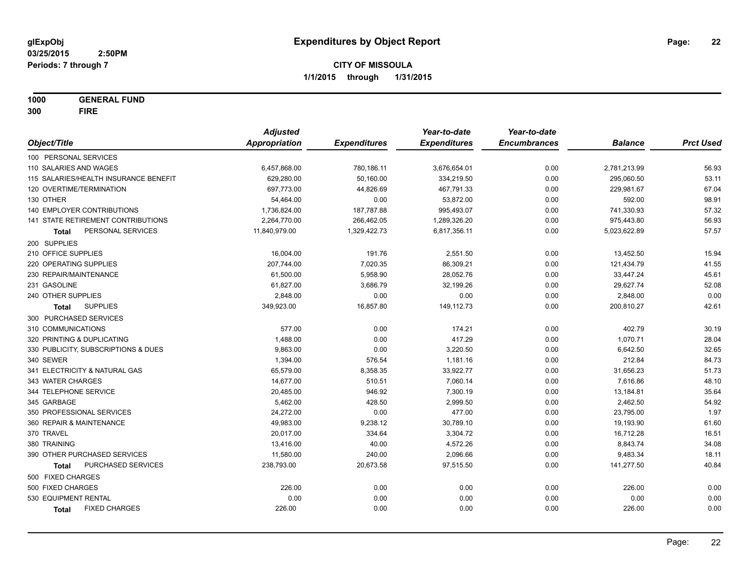glExpObj
03/25/2015 2:50PM
Periods: 7 through 7

# Expenditures by Object Report

**CITY OF MISSOULA**
**1/1/2015 through 1/31/2015**

**1000 GENERAL FUND**
**300 FIRE**

| Object/Title | Adjusted Appropriation | Expenditures | Year-to-date Expenditures | Year-to-date Encumbrances | Balance | Prct Used |
|---|---|---|---|---|---|---|
| 100 PERSONAL SERVICES | | | | | | |
| 110 SALARIES AND WAGES | 6,457,868.00 | 780,186.11 | 3,676,654.01 | 0.00 | 2,781,213.99 | 56.93 |
| 115 SALARIES/HEALTH INSURANCE BENEFIT | 629,280.00 | 50,160.00 | 334,219.50 | 0.00 | 295,060.50 | 53.11 |
| 120 OVERTIME/TERMINATION | 697,773.00 | 44,826.69 | 467,791.33 | 0.00 | 229,981.67 | 67.04 |
| 130 OTHER | 54,464.00 | 0.00 | 53,872.00 | 0.00 | 592.00 | 98.91 |
| 140 EMPLOYER CONTRIBUTIONS | 1,736,824.00 | 187,787.88 | 995,493.07 | 0.00 | 741,330.93 | 57.32 |
| 141 STATE RETIREMENT CONTRIBUTIONS | 2,264,770.00 | 266,462.05 | 1,289,326.20 | 0.00 | 975,443.80 | 56.93 |
| **Total** PERSONAL SERVICES | 11,840,979.00 | 1,329,422.73 | 6,817,356.11 | 0.00 | 5,023,622.89 | 57.57 |
| 200 SUPPLIES | | | | | | |
| 210 OFFICE SUPPLIES | 16,004.00 | 191.76 | 2,551.50 | 0.00 | 13,452.50 | 15.94 |
| 220 OPERATING SUPPLIES | 207,744.00 | 7,020.35 | 86,309.21 | 0.00 | 121,434.79 | 41.55 |
| 230 REPAIR/MAINTENANCE | 61,500.00 | 5,958.90 | 28,052.76 | 0.00 | 33,447.24 | 45.61 |
| 231 GASOLINE | 61,827.00 | 3,686.79 | 32,199.26 | 0.00 | 29,627.74 | 52.08 |
| 240 OTHER SUPPLIES | 2,848.00 | 0.00 | 0.00 | 0.00 | 2,848.00 | 0.00 |
| **Total** SUPPLIES | 349,923.00 | 16,857.80 | 149,112.73 | 0.00 | 200,810.27 | 42.61 |
| 300 PURCHASED SERVICES | | | | | | |
| 310 COMMUNICATIONS | 577.00 | 0.00 | 174.21 | 0.00 | 402.79 | 30.19 |
| 320 PRINTING & DUPLICATING | 1,488.00 | 0.00 | 417.29 | 0.00 | 1,070.71 | 28.04 |
| 330 PUBLICITY, SUBSCRIPTIONS & DUES | 9,863.00 | 0.00 | 3,220.50 | 0.00 | 6,642.50 | 32.65 |
| 340 SEWER | 1,394.00 | 576.54 | 1,181.16 | 0.00 | 212.84 | 84.73 |
| 341 ELECTRICITY & NATURAL GAS | 65,579.00 | 8,358.35 | 33,922.77 | 0.00 | 31,656.23 | 51.73 |
| 343 WATER CHARGES | 14,677.00 | 510.51 | 7,060.14 | 0.00 | 7,616.86 | 48.10 |
| 344 TELEPHONE SERVICE | 20,485.00 | 946.92 | 7,300.19 | 0.00 | 13,184.81 | 35.64 |
| 345 GARBAGE | 5,462.00 | 428.50 | 2,999.50 | 0.00 | 2,462.50 | 54.92 |
| 350 PROFESSIONAL SERVICES | 24,272.00 | 0.00 | 477.00 | 0.00 | 23,795.00 | 1.97 |
| 360 REPAIR & MAINTENANCE | 49,983.00 | 9,238.12 | 30,789.10 | 0.00 | 19,193.90 | 61.60 |
| 370 TRAVEL | 20,017.00 | 334.64 | 3,304.72 | 0.00 | 16,712.28 | 16.51 |
| 380 TRAINING | 13,416.00 | 40.00 | 4,572.26 | 0.00 | 8,843.74 | 34.08 |
| 390 OTHER PURCHASED SERVICES | 11,580.00 | 240.00 | 2,096.66 | 0.00 | 9,483.34 | 18.11 |
| **Total** PURCHASED SERVICES | 238,793.00 | 20,673.58 | 97,515.50 | 0.00 | 141,277.50 | 40.84 |
| 500 FIXED CHARGES | | | | | | |
| 500 FIXED CHARGES | 226.00 | 0.00 | 0.00 | 0.00 | 226.00 | 0.00 |
| 530 EQUIPMENT RENTAL | 0.00 | 0.00 | 0.00 | 0.00 | 0.00 | 0.00 |
| **Total** FIXED CHARGES | 226.00 | 0.00 | 0.00 | 0.00 | 226.00 | 0.00 |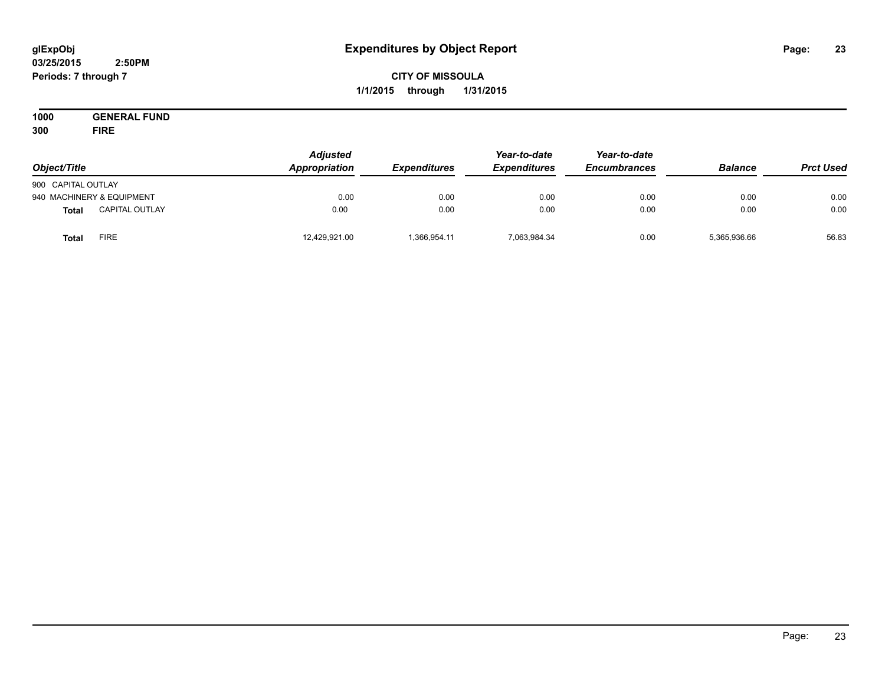glExpObj
03/25/2015 2:50PM
Periods: 7 through 7

# Expenditures by Object Report

**CITY OF MISSOULA**
**1/1/2015 through 1/31/2015**

**1000 GENERAL FUND**
**300 FIRE**

| Object/Title | Adjusted Appropriation | Expenditures | Year-to-date Expenditures | Year-to-date Encumbrances | Balance | Prct Used |
|---|---|---|---|---|---|---|
| 900 CAPITAL OUTLAY | | | | | | |
| 940 MACHINERY & EQUIPMENT | 0.00 | 0.00 | 0.00 | 0.00 | 0.00 | 0.00 |
| **Total** CAPITAL OUTLAY | 0.00 | 0.00 | 0.00 | 0.00 | 0.00 | 0.00 |
| **Total** FIRE | 12,429,921.00 | 1,366,954.11 | 7,063,984.34 | 0.00 | 5,365,936.66 | 56.83 |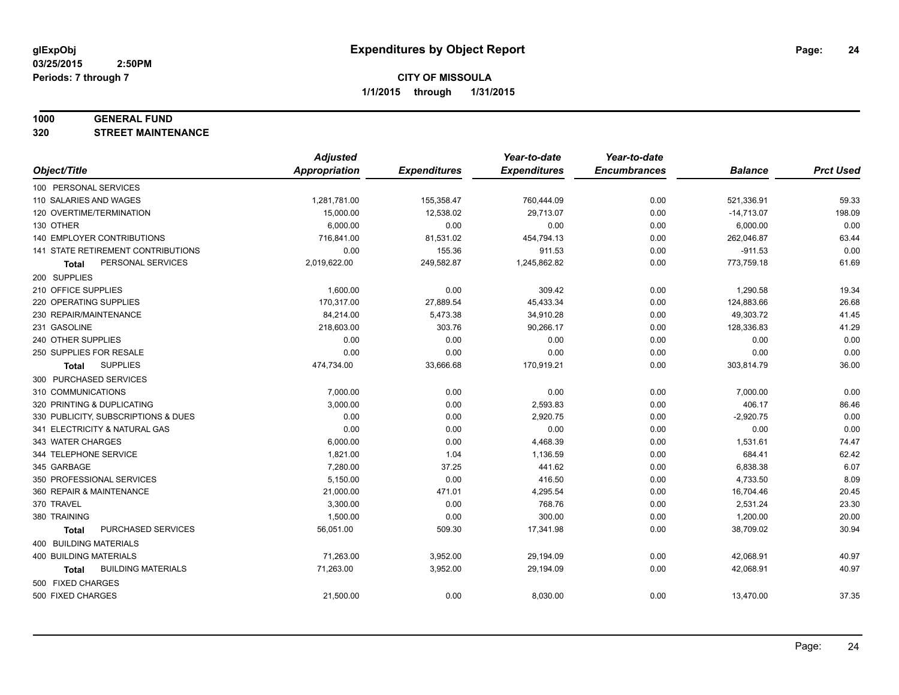**glExpObj**
**03/25/2015 2:50PM**
**Periods: 7 through 7**

# Expenditures by Object Report

**CITY OF MISSOULA**
**1/1/2015 through 1/31/2015**

## 1000 GENERAL FUND
## 320 STREET MAINTENANCE

| Object/Title | Adjusted Appropriation | Expenditures | Year-to-date Expenditures | Year-to-date Encumbrances | Balance | Prct Used |
|---|---|---|---|---|---|---|
| 100 PERSONAL SERVICES | | | | | | |
| 110 SALARIES AND WAGES | 1,281,781.00 | 155,358.47 | 760,444.09 | 0.00 | 521,336.91 | 59.33 |
| 120 OVERTIME/TERMINATION | 15,000.00 | 12,538.02 | 29,713.07 | 0.00 | -14,713.07 | 198.09 |
| 130 OTHER | 6,000.00 | 0.00 | 0.00 | 0.00 | 6,000.00 | 0.00 |
| 140 EMPLOYER CONTRIBUTIONS | 716,841.00 | 81,531.02 | 454,794.13 | 0.00 | 262,046.87 | 63.44 |
| 141 STATE RETIREMENT CONTRIBUTIONS | 0.00 | 155.36 | 911.53 | 0.00 | -911.53 | 0.00 |
| **Total** PERSONAL SERVICES | 2,019,622.00 | 249,582.87 | 1,245,862.82 | 0.00 | 773,759.18 | 61.69 |
| 200 SUPPLIES | | | | | | |
| 210 OFFICE SUPPLIES | 1,600.00 | 0.00 | 309.42 | 0.00 | 1,290.58 | 19.34 |
| 220 OPERATING SUPPLIES | 170,317.00 | 27,889.54 | 45,433.34 | 0.00 | 124,883.66 | 26.68 |
| 230 REPAIR/MAINTENANCE | 84,214.00 | 5,473.38 | 34,910.28 | 0.00 | 49,303.72 | 41.45 |
| 231 GASOLINE | 218,603.00 | 303.76 | 90,266.17 | 0.00 | 128,336.83 | 41.29 |
| 240 OTHER SUPPLIES | 0.00 | 0.00 | 0.00 | 0.00 | 0.00 | 0.00 |
| 250 SUPPLIES FOR RESALE | 0.00 | 0.00 | 0.00 | 0.00 | 0.00 | 0.00 |
| **Total** SUPPLIES | 474,734.00 | 33,666.68 | 170,919.21 | 0.00 | 303,814.79 | 36.00 |
| 300 PURCHASED SERVICES | | | | | | |
| 310 COMMUNICATIONS | 7,000.00 | 0.00 | 0.00 | 0.00 | 7,000.00 | 0.00 |
| 320 PRINTING & DUPLICATING | 3,000.00 | 0.00 | 2,593.83 | 0.00 | 406.17 | 86.46 |
| 330 PUBLICITY, SUBSCRIPTIONS & DUES | 0.00 | 0.00 | 2,920.75 | 0.00 | -2,920.75 | 0.00 |
| 341 ELECTRICITY & NATURAL GAS | 0.00 | 0.00 | 0.00 | 0.00 | 0.00 | 0.00 |
| 343 WATER CHARGES | 6,000.00 | 0.00 | 4,468.39 | 0.00 | 1,531.61 | 74.47 |
| 344 TELEPHONE SERVICE | 1,821.00 | 1.04 | 1,136.59 | 0.00 | 684.41 | 62.42 |
| 345 GARBAGE | 7,280.00 | 37.25 | 441.62 | 0.00 | 6,838.38 | 6.07 |
| 350 PROFESSIONAL SERVICES | 5,150.00 | 0.00 | 416.50 | 0.00 | 4,733.50 | 8.09 |
| 360 REPAIR & MAINTENANCE | 21,000.00 | 471.01 | 4,295.54 | 0.00 | 16,704.46 | 20.45 |
| 370 TRAVEL | 3,300.00 | 0.00 | 768.76 | 0.00 | 2,531.24 | 23.30 |
| 380 TRAINING | 1,500.00 | 0.00 | 300.00 | 0.00 | 1,200.00 | 20.00 |
| **Total** PURCHASED SERVICES | 56,051.00 | 509.30 | 17,341.98 | 0.00 | 38,709.02 | 30.94 |
| 400 BUILDING MATERIALS | | | | | | |
| 400 BUILDING MATERIALS | 71,263.00 | 3,952.00 | 29,194.09 | 0.00 | 42,068.91 | 40.97 |
| **Total** BUILDING MATERIALS | 71,263.00 | 3,952.00 | 29,194.09 | 0.00 | 42,068.91 | 40.97 |
| 500 FIXED CHARGES | | | | | | |
| 500 FIXED CHARGES | 21,500.00 | 0.00 | 8,030.00 | 0.00 | 13,470.00 | 37.35 |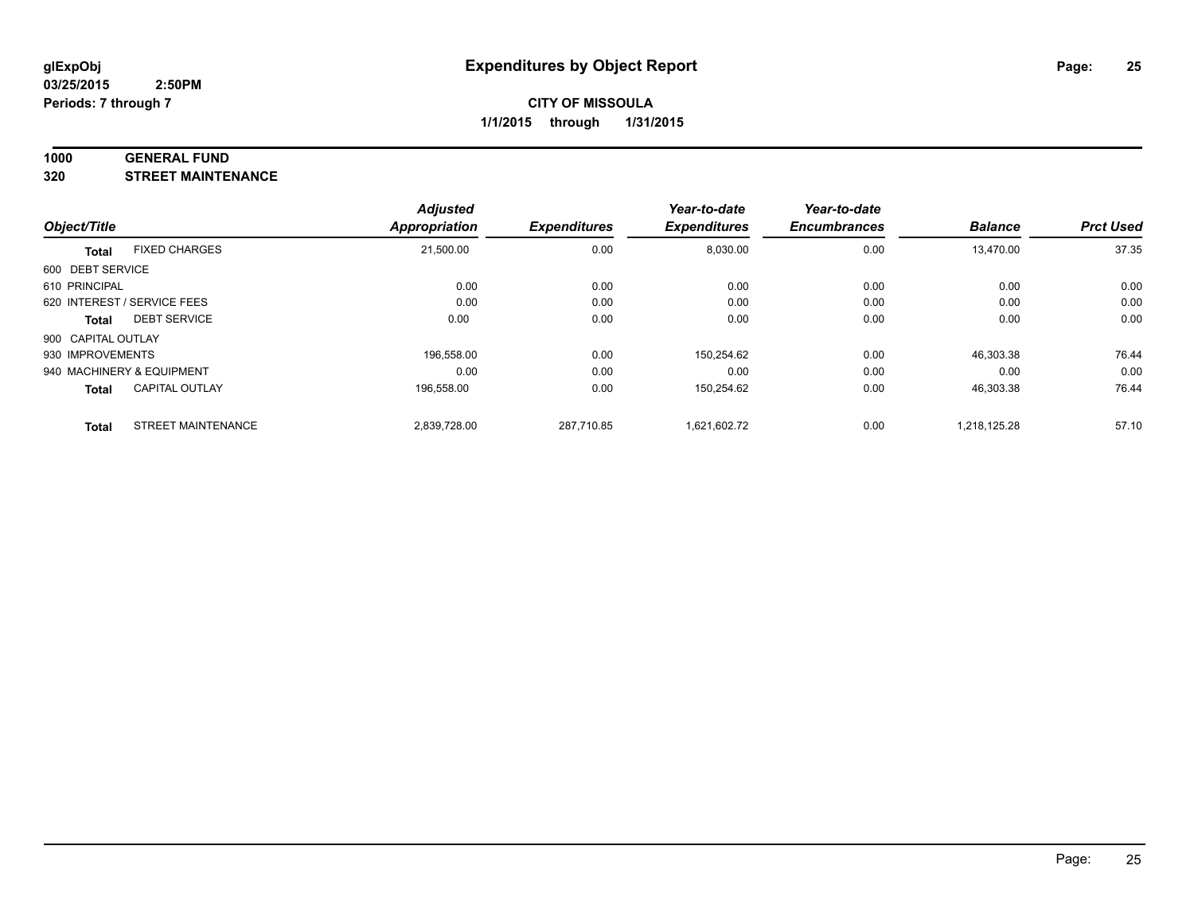# Expenditures by Object Report

glExpObj
03/25/2015 2:50PM
Periods: 7 through 7

**CITY OF MISSOULA**
**1/1/2015 through 1/31/2015**

**1000 GENERAL FUND**
**320 STREET MAINTENANCE**

| Object/Title | | Adjusted Appropriation | Expenditures | Year-to-date Expenditures | Year-to-date Encumbrances | Balance | Prct Used |
|---|---|---|---|---|---|---|---|
| **Total** | FIXED CHARGES | 21,500.00 | 0.00 | 8,030.00 | 0.00 | 13,470.00 | 37.35 |
| 600 DEBT SERVICE | | | | | | | |
| 610 PRINCIPAL | | 0.00 | 0.00 | 0.00 | 0.00 | 0.00 | 0.00 |
| 620 INTEREST / SERVICE FEES | | 0.00 | 0.00 | 0.00 | 0.00 | 0.00 | 0.00 |
| **Total** | DEBT SERVICE | 0.00 | 0.00 | 0.00 | 0.00 | 0.00 | 0.00 |
| 900 CAPITAL OUTLAY | | | | | | | |
| 930 IMPROVEMENTS | | 196,558.00 | 0.00 | 150,254.62 | 0.00 | 46,303.38 | 76.44 |
| 940 MACHINERY & EQUIPMENT | | 0.00 | 0.00 | 0.00 | 0.00 | 0.00 | 0.00 |
| **Total** | CAPITAL OUTLAY | 196,558.00 | 0.00 | 150,254.62 | 0.00 | 46,303.38 | 76.44 |
| **Total** | STREET MAINTENANCE | 2,839,728.00 | 287,710.85 | 1,621,602.72 | 0.00 | 1,218,125.28 | 57.10 |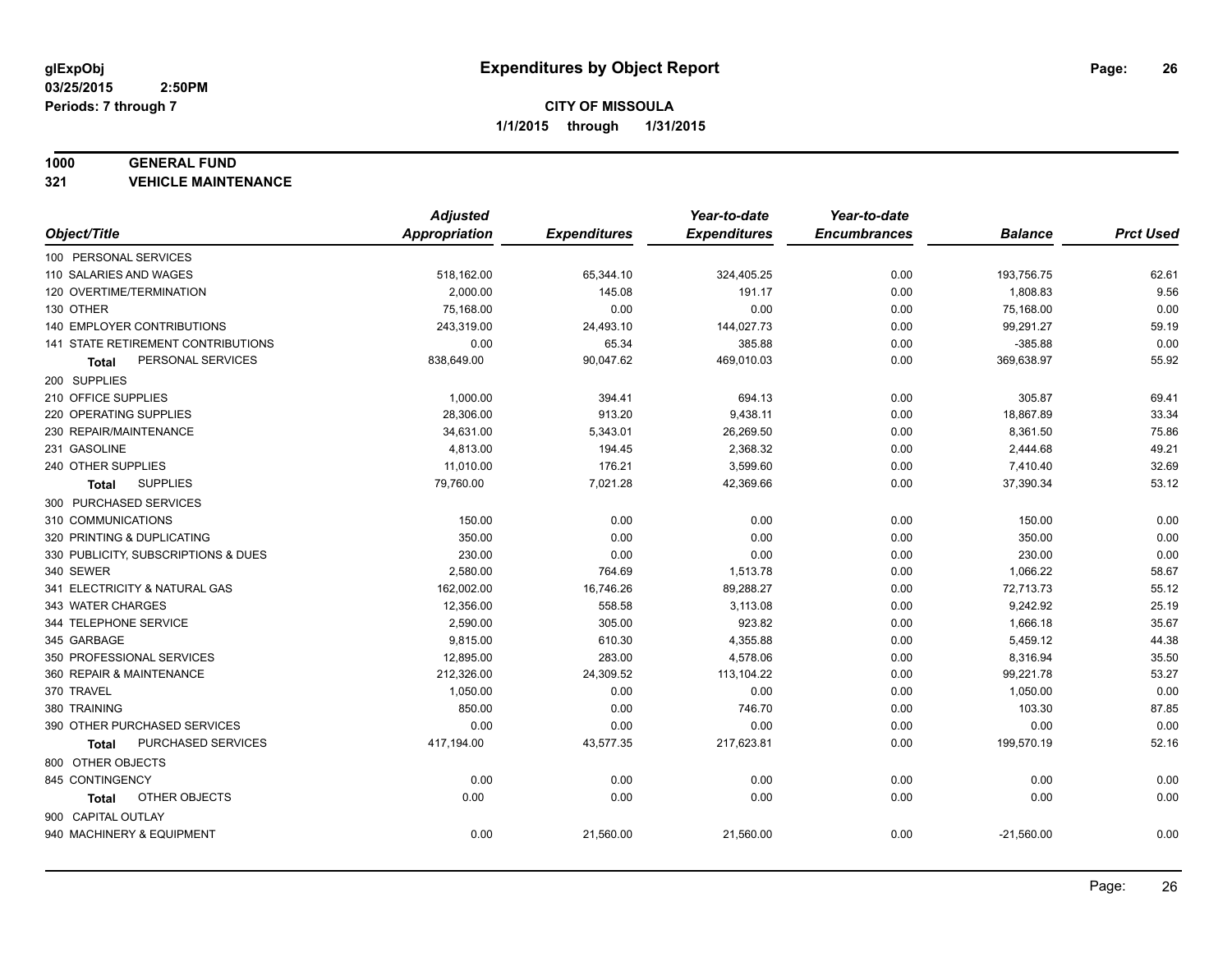**glExpObj**
**03/25/2015 2:50PM**
**Periods: 7 through 7**

# Expenditures by Object Report

**CITY OF MISSOULA**
**1/1/2015 through 1/31/2015**

**1000 GENERAL FUND**
**321 VEHICLE MAINTENANCE**

| Object/Title | Adjusted Appropriation | Expenditures | Year-to-date Expenditures | Year-to-date Encumbrances | Balance | Prct Used |
|---|---|---|---|---|---|---|
| 100 PERSONAL SERVICES | | | | | | |
| 110 SALARIES AND WAGES | 518,162.00 | 65,344.10 | 324,405.25 | 0.00 | 193,756.75 | 62.61 |
| 120 OVERTIME/TERMINATION | 2,000.00 | 145.08 | 191.17 | 0.00 | 1,808.83 | 9.56 |
| 130 OTHER | 75,168.00 | 0.00 | 0.00 | 0.00 | 75,168.00 | 0.00 |
| 140 EMPLOYER CONTRIBUTIONS | 243,319.00 | 24,493.10 | 144,027.73 | 0.00 | 99,291.27 | 59.19 |
| 141 STATE RETIREMENT CONTRIBUTIONS | 0.00 | 65.34 | 385.88 | 0.00 | -385.88 | 0.00 |
| **Total** PERSONAL SERVICES | 838,649.00 | 90,047.62 | 469,010.03 | 0.00 | 369,638.97 | 55.92 |
| 200 SUPPLIES | | | | | | |
| 210 OFFICE SUPPLIES | 1,000.00 | 394.41 | 694.13 | 0.00 | 305.87 | 69.41 |
| 220 OPERATING SUPPLIES | 28,306.00 | 913.20 | 9,438.11 | 0.00 | 18,867.89 | 33.34 |
| 230 REPAIR/MAINTENANCE | 34,631.00 | 5,343.01 | 26,269.50 | 0.00 | 8,361.50 | 75.86 |
| 231 GASOLINE | 4,813.00 | 194.45 | 2,368.32 | 0.00 | 2,444.68 | 49.21 |
| 240 OTHER SUPPLIES | 11,010.00 | 176.21 | 3,599.60 | 0.00 | 7,410.40 | 32.69 |
| **Total** SUPPLIES | 79,760.00 | 7,021.28 | 42,369.66 | 0.00 | 37,390.34 | 53.12 |
| 300 PURCHASED SERVICES | | | | | | |
| 310 COMMUNICATIONS | 150.00 | 0.00 | 0.00 | 0.00 | 150.00 | 0.00 |
| 320 PRINTING & DUPLICATING | 350.00 | 0.00 | 0.00 | 0.00 | 350.00 | 0.00 |
| 330 PUBLICITY, SUBSCRIPTIONS & DUES | 230.00 | 0.00 | 0.00 | 0.00 | 230.00 | 0.00 |
| 340 SEWER | 2,580.00 | 764.69 | 1,513.78 | 0.00 | 1,066.22 | 58.67 |
| 341 ELECTRICITY & NATURAL GAS | 162,002.00 | 16,746.26 | 89,288.27 | 0.00 | 72,713.73 | 55.12 |
| 343 WATER CHARGES | 12,356.00 | 558.58 | 3,113.08 | 0.00 | 9,242.92 | 25.19 |
| 344 TELEPHONE SERVICE | 2,590.00 | 305.00 | 923.82 | 0.00 | 1,666.18 | 35.67 |
| 345 GARBAGE | 9,815.00 | 610.30 | 4,355.88 | 0.00 | 5,459.12 | 44.38 |
| 350 PROFESSIONAL SERVICES | 12,895.00 | 283.00 | 4,578.06 | 0.00 | 8,316.94 | 35.50 |
| 360 REPAIR & MAINTENANCE | 212,326.00 | 24,309.52 | 113,104.22 | 0.00 | 99,221.78 | 53.27 |
| 370 TRAVEL | 1,050.00 | 0.00 | 0.00 | 0.00 | 1,050.00 | 0.00 |
| 380 TRAINING | 850.00 | 0.00 | 746.70 | 0.00 | 103.30 | 87.85 |
| 390 OTHER PURCHASED SERVICES | 0.00 | 0.00 | 0.00 | 0.00 | 0.00 | 0.00 |
| **Total** PURCHASED SERVICES | 417,194.00 | 43,577.35 | 217,623.81 | 0.00 | 199,570.19 | 52.16 |
| 800 OTHER OBJECTS | | | | | | |
| 845 CONTINGENCY | 0.00 | 0.00 | 0.00 | 0.00 | 0.00 | 0.00 |
| **Total** OTHER OBJECTS | 0.00 | 0.00 | 0.00 | 0.00 | 0.00 | 0.00 |
| 900 CAPITAL OUTLAY | | | | | | |
| 940 MACHINERY & EQUIPMENT | 0.00 | 21,560.00 | 21,560.00 | 0.00 | -21,560.00 | 0.00 |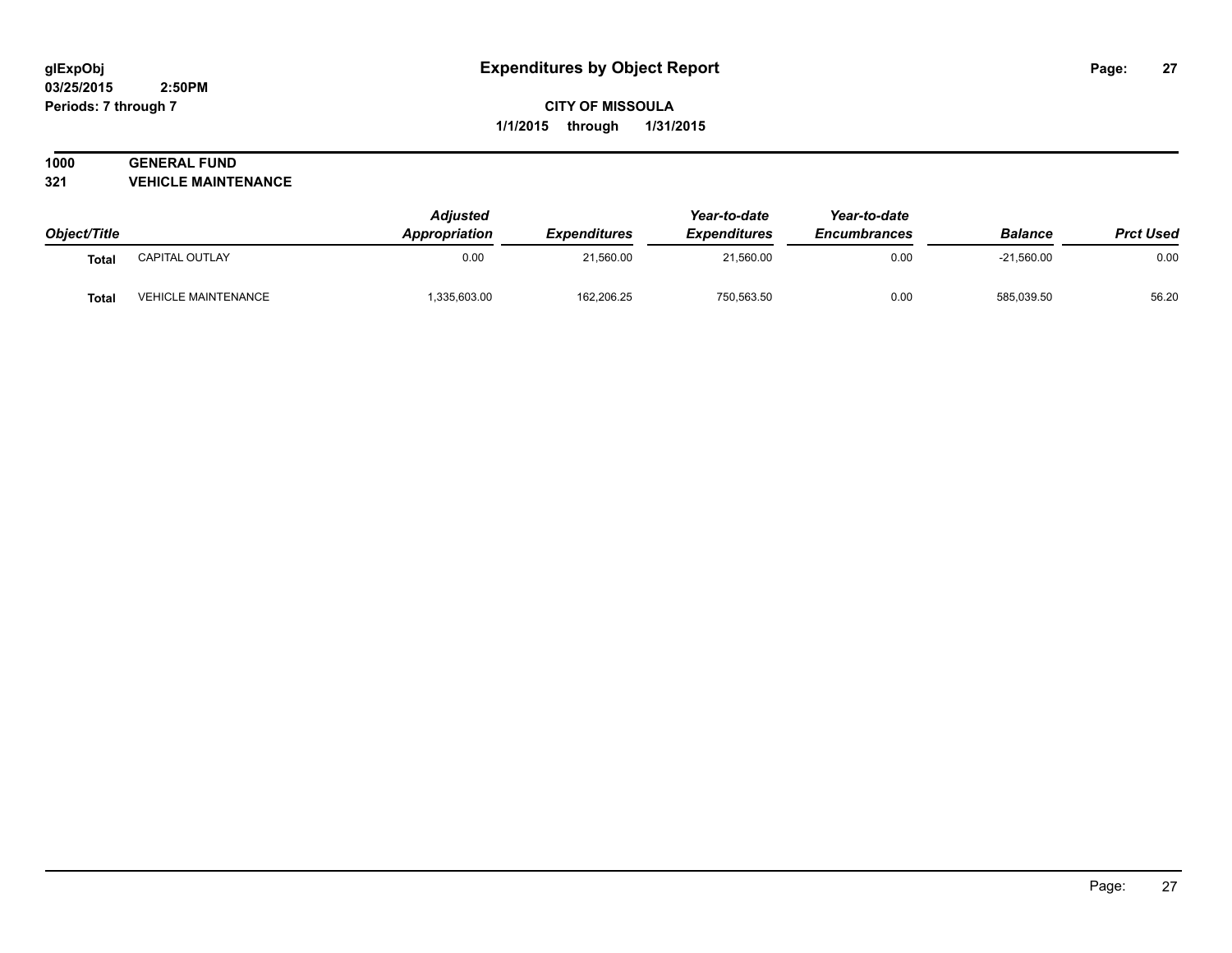**glExpObj**
**03/25/2015 2:50PM**
**Periods: 7 through 7**

# Expenditures by Object Report

**CITY OF MISSOULA**
**1/1/2015 through 1/31/2015**

**1000 GENERAL FUND**
**321 VEHICLE MAINTENANCE**

| *Object/Title* | | *Adjusted Appropriation* | *Expenditures* | *Year-to-date Expenditures* | *Year-to-date Encumbrances* | *Balance* | *Prct Used* |
|---|---|---|---|---|---|---|---|
| **Total** | CAPITAL OUTLAY | 0.00 | 21,560.00 | 21,560.00 | 0.00 | -21,560.00 | 0.00 |
| **Total** | VEHICLE MAINTENANCE | 1,335,603.00 | 162,206.25 | 750,563.50 | 0.00 | 585,039.50 | 56.20 |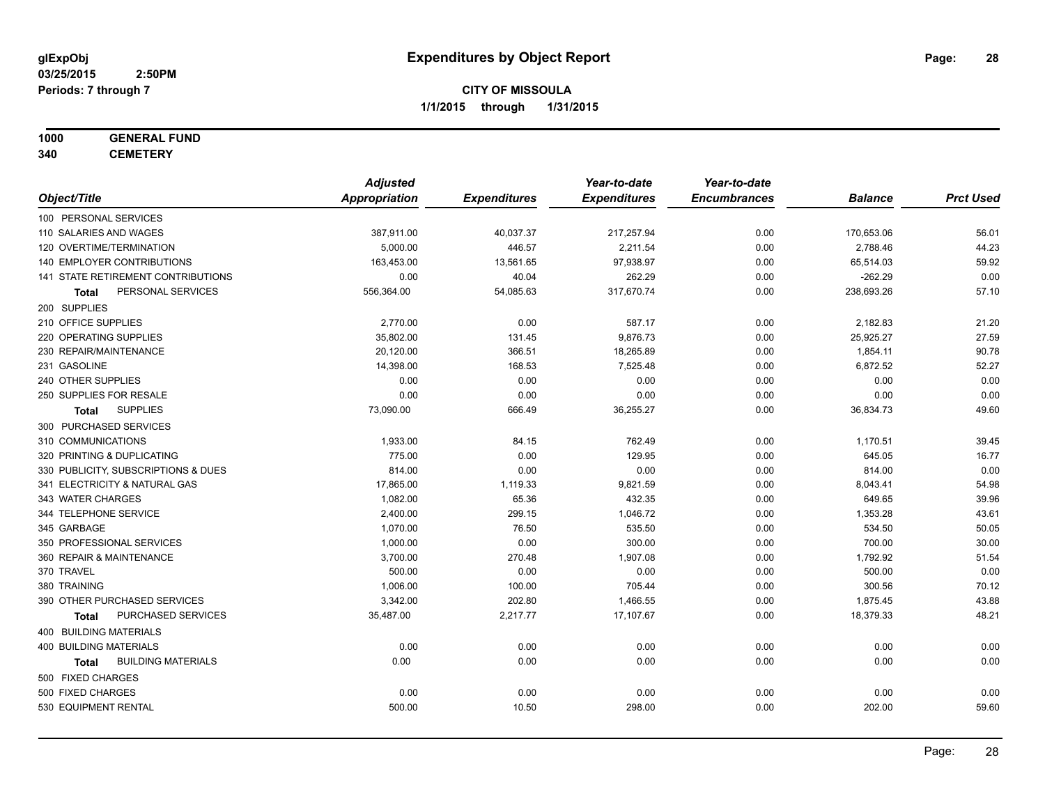glExpObj
03/25/2015 2:50PM
Periods: 7 through 7

# Expenditures by Object Report

**CITY OF MISSOULA**
**1/1/2015 through 1/31/2015**

**1000 GENERAL FUND**
**340 CEMETERY**

| Object/Title | Adjusted Appropriation | Expenditures | Year-to-date Expenditures | Year-to-date Encumbrances | Balance | Prct Used |
|---|---|---|---|---|---|---|
| 100 PERSONAL SERVICES | | | | | | |
| 110 SALARIES AND WAGES | 387,911.00 | 40,037.37 | 217,257.94 | 0.00 | 170,653.06 | 56.01 |
| 120 OVERTIME/TERMINATION | 5,000.00 | 446.57 | 2,211.54 | 0.00 | 2,788.46 | 44.23 |
| 140 EMPLOYER CONTRIBUTIONS | 163,453.00 | 13,561.65 | 97,938.97 | 0.00 | 65,514.03 | 59.92 |
| 141 STATE RETIREMENT CONTRIBUTIONS | 0.00 | 40.04 | 262.29 | 0.00 | -262.29 | 0.00 |
| **Total** PERSONAL SERVICES | 556,364.00 | 54,085.63 | 317,670.74 | 0.00 | 238,693.26 | 57.10 |
| 200 SUPPLIES | | | | | | |
| 210 OFFICE SUPPLIES | 2,770.00 | 0.00 | 587.17 | 0.00 | 2,182.83 | 21.20 |
| 220 OPERATING SUPPLIES | 35,802.00 | 131.45 | 9,876.73 | 0.00 | 25,925.27 | 27.59 |
| 230 REPAIR/MAINTENANCE | 20,120.00 | 366.51 | 18,265.89 | 0.00 | 1,854.11 | 90.78 |
| 231 GASOLINE | 14,398.00 | 168.53 | 7,525.48 | 0.00 | 6,872.52 | 52.27 |
| 240 OTHER SUPPLIES | 0.00 | 0.00 | 0.00 | 0.00 | 0.00 | 0.00 |
| 250 SUPPLIES FOR RESALE | 0.00 | 0.00 | 0.00 | 0.00 | 0.00 | 0.00 |
| **Total** SUPPLIES | 73,090.00 | 666.49 | 36,255.27 | 0.00 | 36,834.73 | 49.60 |
| 300 PURCHASED SERVICES | | | | | | |
| 310 COMMUNICATIONS | 1,933.00 | 84.15 | 762.49 | 0.00 | 1,170.51 | 39.45 |
| 320 PRINTING & DUPLICATING | 775.00 | 0.00 | 129.95 | 0.00 | 645.05 | 16.77 |
| 330 PUBLICITY, SUBSCRIPTIONS & DUES | 814.00 | 0.00 | 0.00 | 0.00 | 814.00 | 0.00 |
| 341 ELECTRICITY & NATURAL GAS | 17,865.00 | 1,119.33 | 9,821.59 | 0.00 | 8,043.41 | 54.98 |
| 343 WATER CHARGES | 1,082.00 | 65.36 | 432.35 | 0.00 | 649.65 | 39.96 |
| 344 TELEPHONE SERVICE | 2,400.00 | 299.15 | 1,046.72 | 0.00 | 1,353.28 | 43.61 |
| 345 GARBAGE | 1,070.00 | 76.50 | 535.50 | 0.00 | 534.50 | 50.05 |
| 350 PROFESSIONAL SERVICES | 1,000.00 | 0.00 | 300.00 | 0.00 | 700.00 | 30.00 |
| 360 REPAIR & MAINTENANCE | 3,700.00 | 270.48 | 1,907.08 | 0.00 | 1,792.92 | 51.54 |
| 370 TRAVEL | 500.00 | 0.00 | 0.00 | 0.00 | 500.00 | 0.00 |
| 380 TRAINING | 1,006.00 | 100.00 | 705.44 | 0.00 | 300.56 | 70.12 |
| 390 OTHER PURCHASED SERVICES | 3,342.00 | 202.80 | 1,466.55 | 0.00 | 1,875.45 | 43.88 |
| **Total** PURCHASED SERVICES | 35,487.00 | 2,217.77 | 17,107.67 | 0.00 | 18,379.33 | 48.21 |
| 400 BUILDING MATERIALS | | | | | | |
| 400 BUILDING MATERIALS | 0.00 | 0.00 | 0.00 | 0.00 | 0.00 | 0.00 |
| **Total** BUILDING MATERIALS | 0.00 | 0.00 | 0.00 | 0.00 | 0.00 | 0.00 |
| 500 FIXED CHARGES | | | | | | |
| 500 FIXED CHARGES | 0.00 | 0.00 | 0.00 | 0.00 | 0.00 | 0.00 |
| 530 EQUIPMENT RENTAL | 500.00 | 10.50 | 298.00 | 0.00 | 202.00 | 59.60 |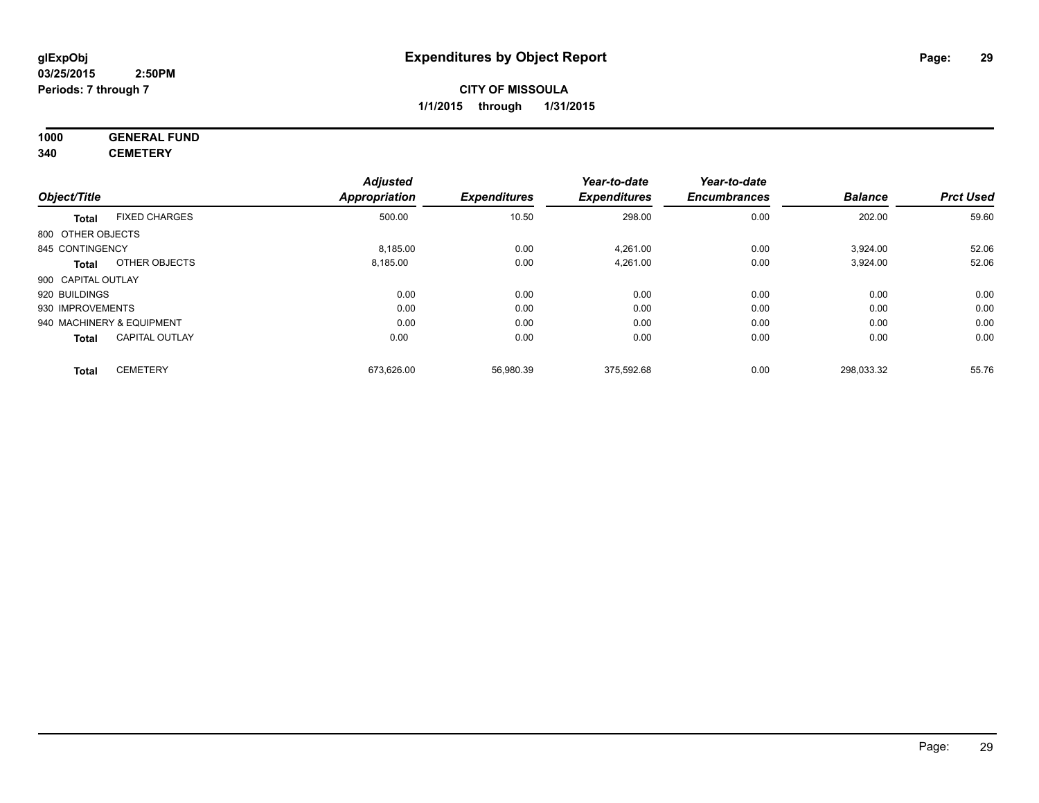# Expenditures by Object Report

glExpObj
03/25/2015 2:50PM
Periods: 7 through 7

**CITY OF MISSOULA**
**1/1/2015 through 1/31/2015**

**1000 GENERAL FUND**
**340 CEMETERY**

| Object/Title | | Adjusted Appropriation | Expenditures | Year-to-date Expenditures | Year-to-date Encumbrances | Balance | Prct Used |
|---|---|---|---|---|---|---|---|
| **Total** | FIXED CHARGES | 500.00 | 10.50 | 298.00 | 0.00 | 202.00 | 59.60 |
| 800 OTHER OBJECTS | | | | | | | |
| 845 CONTINGENCY | | 8,185.00 | 0.00 | 4,261.00 | 0.00 | 3,924.00 | 52.06 |
| **Total** | OTHER OBJECTS | 8,185.00 | 0.00 | 4,261.00 | 0.00 | 3,924.00 | 52.06 |
| 900 CAPITAL OUTLAY | | | | | | | |
| 920 BUILDINGS | | 0.00 | 0.00 | 0.00 | 0.00 | 0.00 | 0.00 |
| 930 IMPROVEMENTS | | 0.00 | 0.00 | 0.00 | 0.00 | 0.00 | 0.00 |
| 940 MACHINERY & EQUIPMENT | | 0.00 | 0.00 | 0.00 | 0.00 | 0.00 | 0.00 |
| **Total** | CAPITAL OUTLAY | 0.00 | 0.00 | 0.00 | 0.00 | 0.00 | 0.00 |
| **Total** | CEMETERY | 673,626.00 | 56,980.39 | 375,592.68 | 0.00 | 298,033.32 | 55.76 |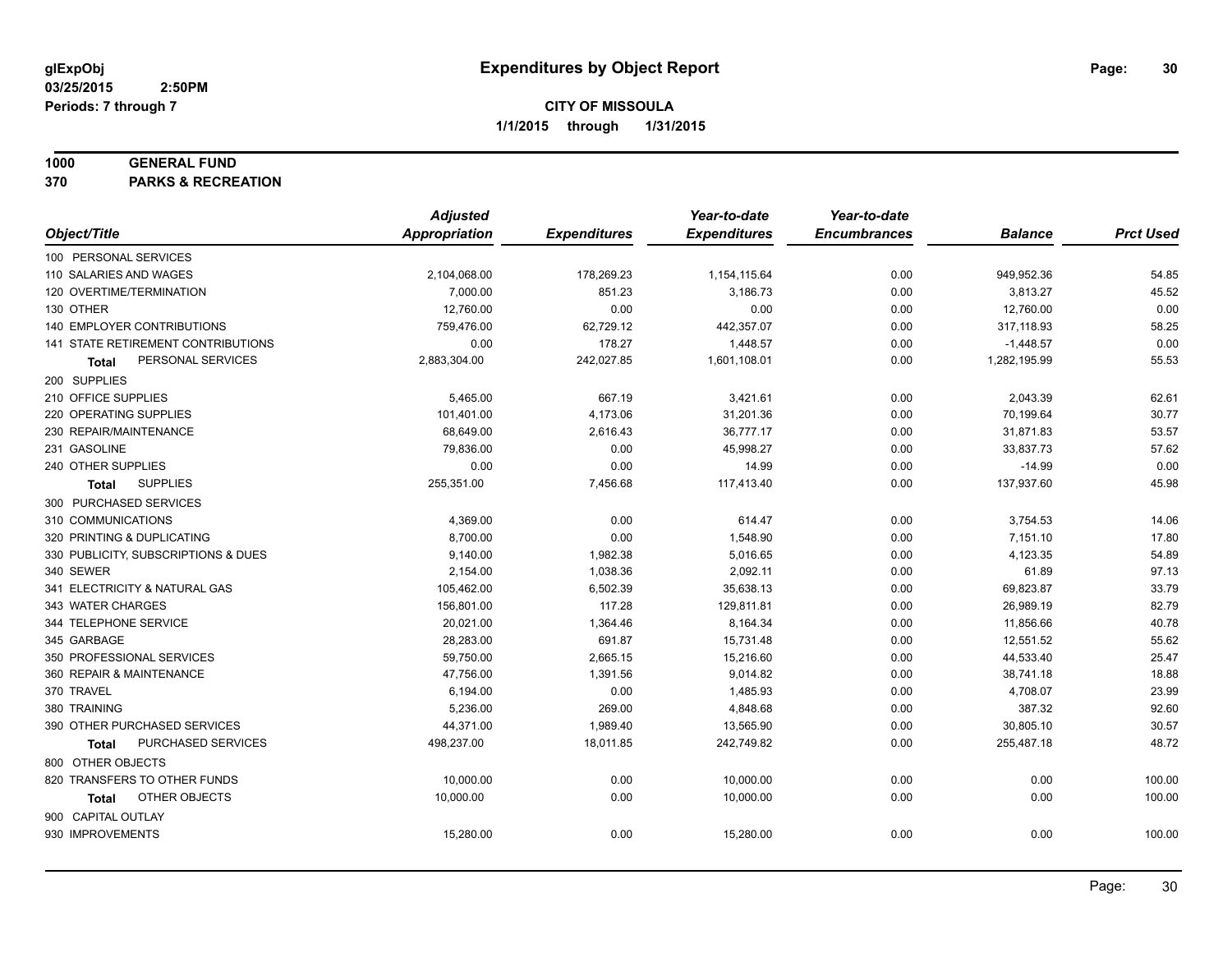**glExpObj** **Expenditures by Object Report**

**03/25/2015 2:50PM**

**Periods: 7 through 7**

**CITY OF MISSOULA**

**1/1/2015 through 1/31/2015**

**1000 GENERAL FUND**

**370 PARKS & RECREATION**

| Object/Title | Adjusted Appropriation | Expenditures | Year-to-date Expenditures | Year-to-date Encumbrances | Balance | Prct Used |
|---|---|---|---|---|---|---|
| 100 PERSONAL SERVICES | | | | | | |
| 110 SALARIES AND WAGES | 2,104,068.00 | 178,269.23 | 1,154,115.64 | 0.00 | 949,952.36 | 54.85 |
| 120 OVERTIME/TERMINATION | 7,000.00 | 851.23 | 3,186.73 | 0.00 | 3,813.27 | 45.52 |
| 130 OTHER | 12,760.00 | 0.00 | 0.00 | 0.00 | 12,760.00 | 0.00 |
| 140 EMPLOYER CONTRIBUTIONS | 759,476.00 | 62,729.12 | 442,357.07 | 0.00 | 317,118.93 | 58.25 |
| 141 STATE RETIREMENT CONTRIBUTIONS | 0.00 | 178.27 | 1,448.57 | 0.00 | -1,448.57 | 0.00 |
| **Total** PERSONAL SERVICES | 2,883,304.00 | 242,027.85 | 1,601,108.01 | 0.00 | 1,282,195.99 | 55.53 |
| 200 SUPPLIES | | | | | | |
| 210 OFFICE SUPPLIES | 5,465.00 | 667.19 | 3,421.61 | 0.00 | 2,043.39 | 62.61 |
| 220 OPERATING SUPPLIES | 101,401.00 | 4,173.06 | 31,201.36 | 0.00 | 70,199.64 | 30.77 |
| 230 REPAIR/MAINTENANCE | 68,649.00 | 2,616.43 | 36,777.17 | 0.00 | 31,871.83 | 53.57 |
| 231 GASOLINE | 79,836.00 | 0.00 | 45,998.27 | 0.00 | 33,837.73 | 57.62 |
| 240 OTHER SUPPLIES | 0.00 | 0.00 | 14.99 | 0.00 | -14.99 | 0.00 |
| **Total** SUPPLIES | 255,351.00 | 7,456.68 | 117,413.40 | 0.00 | 137,937.60 | 45.98 |
| 300 PURCHASED SERVICES | | | | | | |
| 310 COMMUNICATIONS | 4,369.00 | 0.00 | 614.47 | 0.00 | 3,754.53 | 14.06 |
| 320 PRINTING & DUPLICATING | 8,700.00 | 0.00 | 1,548.90 | 0.00 | 7,151.10 | 17.80 |
| 330 PUBLICITY, SUBSCRIPTIONS & DUES | 9,140.00 | 1,982.38 | 5,016.65 | 0.00 | 4,123.35 | 54.89 |
| 340 SEWER | 2,154.00 | 1,038.36 | 2,092.11 | 0.00 | 61.89 | 97.13 |
| 341 ELECTRICITY & NATURAL GAS | 105,462.00 | 6,502.39 | 35,638.13 | 0.00 | 69,823.87 | 33.79 |
| 343 WATER CHARGES | 156,801.00 | 117.28 | 129,811.81 | 0.00 | 26,989.19 | 82.79 |
| 344 TELEPHONE SERVICE | 20,021.00 | 1,364.46 | 8,164.34 | 0.00 | 11,856.66 | 40.78 |
| 345 GARBAGE | 28,283.00 | 691.87 | 15,731.48 | 0.00 | 12,551.52 | 55.62 |
| 350 PROFESSIONAL SERVICES | 59,750.00 | 2,665.15 | 15,216.60 | 0.00 | 44,533.40 | 25.47 |
| 360 REPAIR & MAINTENANCE | 47,756.00 | 1,391.56 | 9,014.82 | 0.00 | 38,741.18 | 18.88 |
| 370 TRAVEL | 6,194.00 | 0.00 | 1,485.93 | 0.00 | 4,708.07 | 23.99 |
| 380 TRAINING | 5,236.00 | 269.00 | 4,848.68 | 0.00 | 387.32 | 92.60 |
| 390 OTHER PURCHASED SERVICES | 44,371.00 | 1,989.40 | 13,565.90 | 0.00 | 30,805.10 | 30.57 |
| **Total** PURCHASED SERVICES | 498,237.00 | 18,011.85 | 242,749.82 | 0.00 | 255,487.18 | 48.72 |
| 800 OTHER OBJECTS | | | | | | |
| 820 TRANSFERS TO OTHER FUNDS | 10,000.00 | 0.00 | 10,000.00 | 0.00 | 0.00 | 100.00 |
| **Total** OTHER OBJECTS | 10,000.00 | 0.00 | 10,000.00 | 0.00 | 0.00 | 100.00 |
| 900 CAPITAL OUTLAY | | | | | | |
| 930 IMPROVEMENTS | 15,280.00 | 0.00 | 15,280.00 | 0.00 | 0.00 | 100.00 |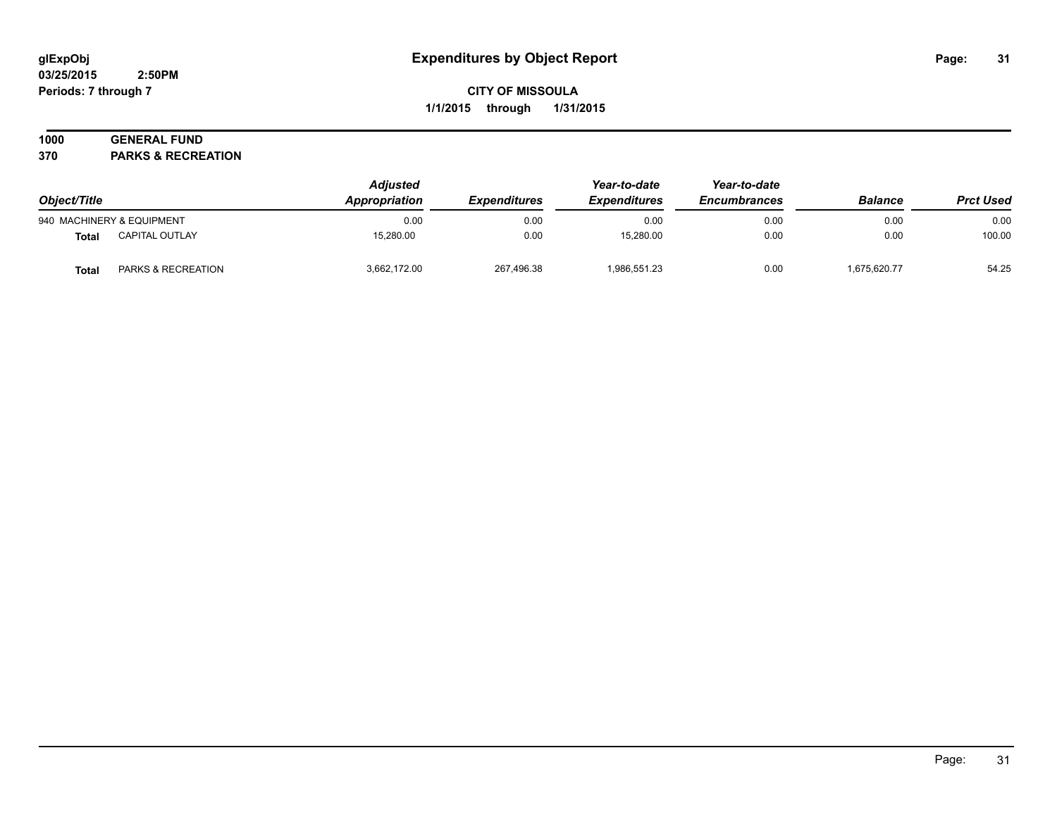# Expenditures by Object Report

glExpObj
03/25/2015 2:50PM
Periods: 7 through 7

**CITY OF MISSOULA**
**1/1/2015 through 1/31/2015**

**1000 GENERAL FUND**
**370 PARKS & RECREATION**

| Object/Title | | Adjusted Appropriation | Expenditures | Year-to-date Expenditures | Year-to-date Encumbrances | Balance | Prct Used |
|---|---|---|---|---|---|---|---|
| 940 MACHINERY & EQUIPMENT | | 0.00 | 0.00 | 0.00 | 0.00 | 0.00 | 0.00 |
| **Total** | CAPITAL OUTLAY | 15,280.00 | 0.00 | 15,280.00 | 0.00 | 0.00 | 100.00 |
| **Total** | PARKS & RECREATION | 3,662,172.00 | 267,496.38 | 1,986,551.23 | 0.00 | 1,675,620.77 | 54.25 |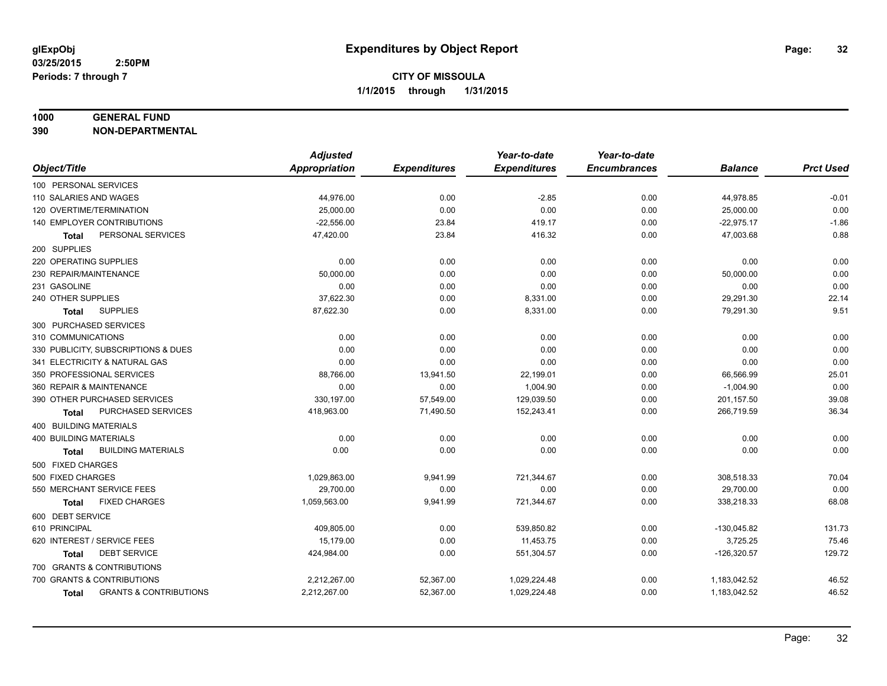**glExpObj** **Expenditures by Object Report**
**03/25/2015 2:50PM**
**Periods: 7 through 7**

**CITY OF MISSOULA**
**1/1/2015 through 1/31/2015**

**1000 GENERAL FUND**
**390 NON-DEPARTMENTAL**

| Object/Title | Adjusted Appropriation | Expenditures | Year-to-date Expenditures | Year-to-date Encumbrances | Balance | Prct Used |
|---|---|---|---|---|---|---|
| 100 PERSONAL SERVICES | | | | | | |
| 110 SALARIES AND WAGES | 44,976.00 | 0.00 | -2.85 | 0.00 | 44,978.85 | -0.01 |
| 120 OVERTIME/TERMINATION | 25,000.00 | 0.00 | 0.00 | 0.00 | 25,000.00 | 0.00 |
| 140 EMPLOYER CONTRIBUTIONS | -22,556.00 | 23.84 | 419.17 | 0.00 | -22,975.17 | -1.86 |
| **Total** PERSONAL SERVICES | 47,420.00 | 23.84 | 416.32 | 0.00 | 47,003.68 | 0.88 |
| 200 SUPPLIES | | | | | | |
| 220 OPERATING SUPPLIES | 0.00 | 0.00 | 0.00 | 0.00 | 0.00 | 0.00 |
| 230 REPAIR/MAINTENANCE | 50,000.00 | 0.00 | 0.00 | 0.00 | 50,000.00 | 0.00 |
| 231 GASOLINE | 0.00 | 0.00 | 0.00 | 0.00 | 0.00 | 0.00 |
| 240 OTHER SUPPLIES | 37,622.30 | 0.00 | 8,331.00 | 0.00 | 29,291.30 | 22.14 |
| **Total** SUPPLIES | 87,622.30 | 0.00 | 8,331.00 | 0.00 | 79,291.30 | 9.51 |
| 300 PURCHASED SERVICES | | | | | | |
| 310 COMMUNICATIONS | 0.00 | 0.00 | 0.00 | 0.00 | 0.00 | 0.00 |
| 330 PUBLICITY, SUBSCRIPTIONS & DUES | 0.00 | 0.00 | 0.00 | 0.00 | 0.00 | 0.00 |
| 341 ELECTRICITY & NATURAL GAS | 0.00 | 0.00 | 0.00 | 0.00 | 0.00 | 0.00 |
| 350 PROFESSIONAL SERVICES | 88,766.00 | 13,941.50 | 22,199.01 | 0.00 | 66,566.99 | 25.01 |
| 360 REPAIR & MAINTENANCE | 0.00 | 0.00 | 1,004.90 | 0.00 | -1,004.90 | 0.00 |
| 390 OTHER PURCHASED SERVICES | 330,197.00 | 57,549.00 | 129,039.50 | 0.00 | 201,157.50 | 39.08 |
| **Total** PURCHASED SERVICES | 418,963.00 | 71,490.50 | 152,243.41 | 0.00 | 266,719.59 | 36.34 |
| 400 BUILDING MATERIALS | | | | | | |
| 400 BUILDING MATERIALS | 0.00 | 0.00 | 0.00 | 0.00 | 0.00 | 0.00 |
| **Total** BUILDING MATERIALS | 0.00 | 0.00 | 0.00 | 0.00 | 0.00 | 0.00 |
| 500 FIXED CHARGES | | | | | | |
| 500 FIXED CHARGES | 1,029,863.00 | 9,941.99 | 721,344.67 | 0.00 | 308,518.33 | 70.04 |
| 550 MERCHANT SERVICE FEES | 29,700.00 | 0.00 | 0.00 | 0.00 | 29,700.00 | 0.00 |
| **Total** FIXED CHARGES | 1,059,563.00 | 9,941.99 | 721,344.67 | 0.00 | 338,218.33 | 68.08 |
| 600 DEBT SERVICE | | | | | | |
| 610 PRINCIPAL | 409,805.00 | 0.00 | 539,850.82 | 0.00 | -130,045.82 | 131.73 |
| 620 INTEREST / SERVICE FEES | 15,179.00 | 0.00 | 11,453.75 | 0.00 | 3,725.25 | 75.46 |
| **Total** DEBT SERVICE | 424,984.00 | 0.00 | 551,304.57 | 0.00 | -126,320.57 | 129.72 |
| 700 GRANTS & CONTRIBUTIONS | | | | | | |
| 700 GRANTS & CONTRIBUTIONS | 2,212,267.00 | 52,367.00 | 1,029,224.48 | 0.00 | 1,183,042.52 | 46.52 |
| **Total** GRANTS & CONTRIBUTIONS | 2,212,267.00 | 52,367.00 | 1,029,224.48 | 0.00 | 1,183,042.52 | 46.52 |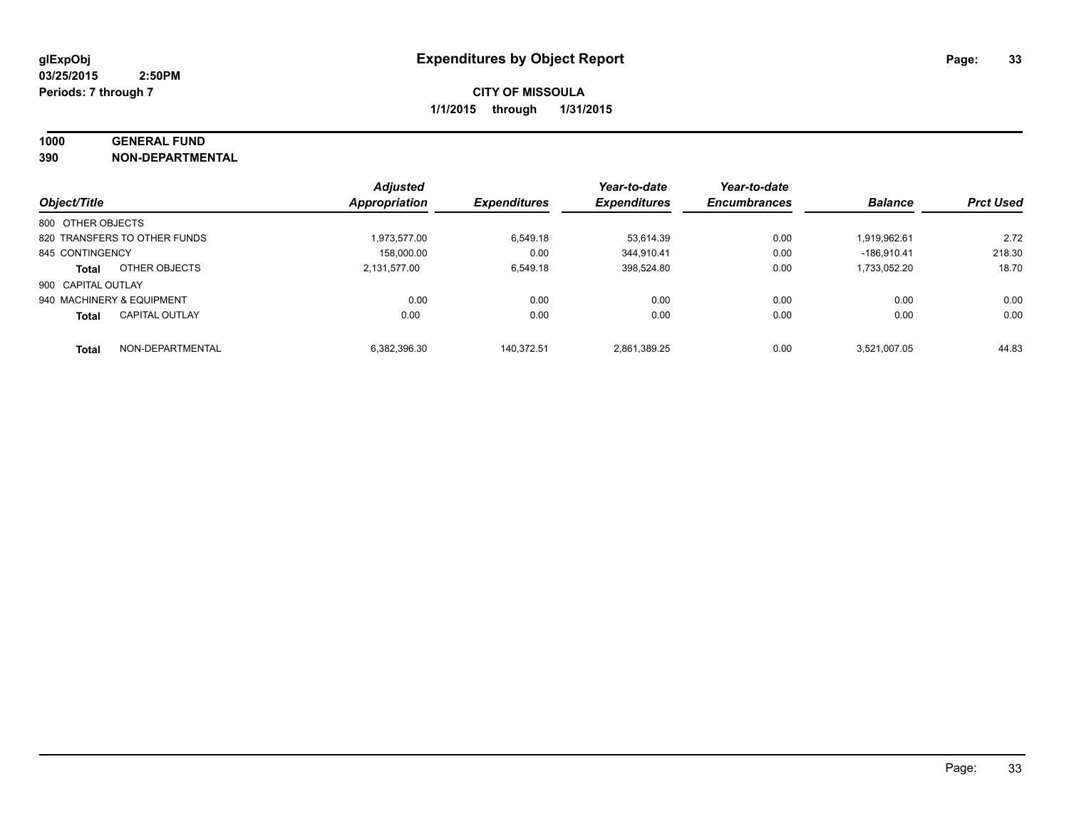**glExpObj**
**03/25/2015 2:50PM**
**Periods: 7 through 7**

# Expenditures by Object Report

**CITY OF MISSOULA**
**1/1/2015 through 1/31/2015**

**1000 GENERAL FUND**
**390 NON-DEPARTMENTAL**

| Object/Title | Adjusted Appropriation | Expenditures | Year-to-date Expenditures | Year-to-date Encumbrances | Balance | Prct Used |
|---|---|---|---|---|---|---|
| 800 OTHER OBJECTS | | | | | | |
| 820 TRANSFERS TO OTHER FUNDS | 1,973,577.00 | 6,549.18 | 53,614.39 | 0.00 | 1,919,962.61 | 2.72 |
| 845 CONTINGENCY | 158,000.00 | 0.00 | 344,910.41 | 0.00 | -186,910.41 | 218.30 |
| **Total** OTHER OBJECTS | 2,131,577.00 | 6,549.18 | 398,524.80 | 0.00 | 1,733,052.20 | 18.70 |
| 900 CAPITAL OUTLAY | | | | | | |
| 940 MACHINERY & EQUIPMENT | 0.00 | 0.00 | 0.00 | 0.00 | 0.00 | 0.00 |
| **Total** CAPITAL OUTLAY | 0.00 | 0.00 | 0.00 | 0.00 | 0.00 | 0.00 |
| **Total** NON-DEPARTMENTAL | 6,382,396.30 | 140,372.51 | 2,861,389.25 | 0.00 | 3,521,007.05 | 44.83 |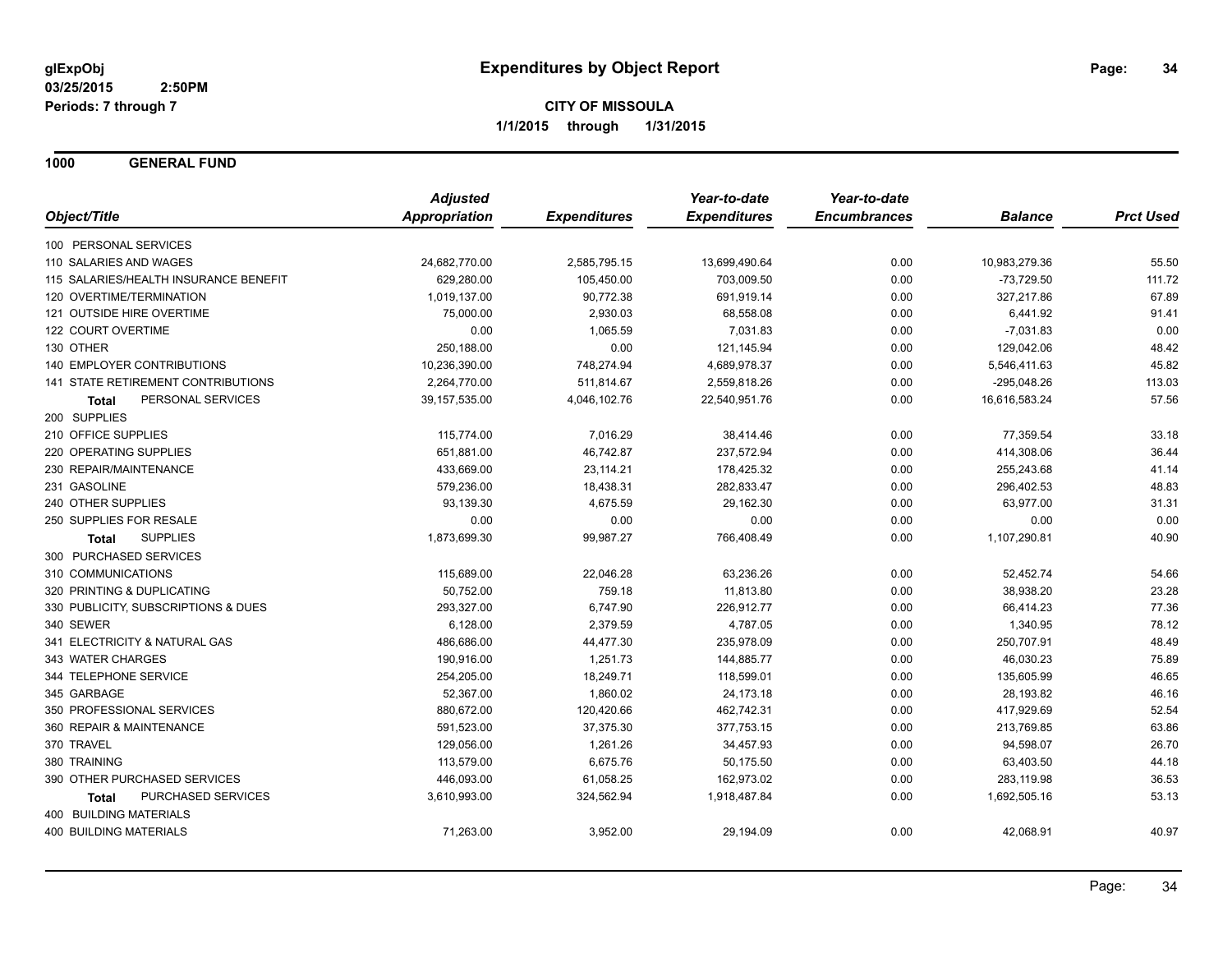# Expenditures by Object Report

glExpObj
03/25/2015 2:50PM
Periods: 7 through 7

**CITY OF MISSOULA**
**1/1/2015 through 1/31/2015**

## 1000 GENERAL FUND

| Object/Title | Adjusted Appropriation | Expenditures | Year-to-date Expenditures | Year-to-date Encumbrances | Balance | Prct Used |
|---|---|---|---|---|---|---|
| 100 PERSONAL SERVICES | | | | | | |
| 110 SALARIES AND WAGES | 24,682,770.00 | 2,585,795.15 | 13,699,490.64 | 0.00 | 10,983,279.36 | 55.50 |
| 115 SALARIES/HEALTH INSURANCE BENEFIT | 629,280.00 | 105,450.00 | 703,009.50 | 0.00 | -73,729.50 | 111.72 |
| 120 OVERTIME/TERMINATION | 1,019,137.00 | 90,772.38 | 691,919.14 | 0.00 | 327,217.86 | 67.89 |
| 121 OUTSIDE HIRE OVERTIME | 75,000.00 | 2,930.03 | 68,558.08 | 0.00 | 6,441.92 | 91.41 |
| 122 COURT OVERTIME | 0.00 | 1,065.59 | 7,031.83 | 0.00 | -7,031.83 | 0.00 |
| 130 OTHER | 250,188.00 | 0.00 | 121,145.94 | 0.00 | 129,042.06 | 48.42 |
| 140 EMPLOYER CONTRIBUTIONS | 10,236,390.00 | 748,274.94 | 4,689,978.37 | 0.00 | 5,546,411.63 | 45.82 |
| 141 STATE RETIREMENT CONTRIBUTIONS | 2,264,770.00 | 511,814.67 | 2,559,818.26 | 0.00 | -295,048.26 | 113.03 |
| **Total** PERSONAL SERVICES | 39,157,535.00 | 4,046,102.76 | 22,540,951.76 | 0.00 | 16,616,583.24 | 57.56 |
| 200 SUPPLIES | | | | | | |
| 210 OFFICE SUPPLIES | 115,774.00 | 7,016.29 | 38,414.46 | 0.00 | 77,359.54 | 33.18 |
| 220 OPERATING SUPPLIES | 651,881.00 | 46,742.87 | 237,572.94 | 0.00 | 414,308.06 | 36.44 |
| 230 REPAIR/MAINTENANCE | 433,669.00 | 23,114.21 | 178,425.32 | 0.00 | 255,243.68 | 41.14 |
| 231 GASOLINE | 579,236.00 | 18,438.31 | 282,833.47 | 0.00 | 296,402.53 | 48.83 |
| 240 OTHER SUPPLIES | 93,139.30 | 4,675.59 | 29,162.30 | 0.00 | 63,977.00 | 31.31 |
| 250 SUPPLIES FOR RESALE | 0.00 | 0.00 | 0.00 | 0.00 | 0.00 | 0.00 |
| **Total** SUPPLIES | 1,873,699.30 | 99,987.27 | 766,408.49 | 0.00 | 1,107,290.81 | 40.90 |
| 300 PURCHASED SERVICES | | | | | | |
| 310 COMMUNICATIONS | 115,689.00 | 22,046.28 | 63,236.26 | 0.00 | 52,452.74 | 54.66 |
| 320 PRINTING & DUPLICATING | 50,752.00 | 759.18 | 11,813.80 | 0.00 | 38,938.20 | 23.28 |
| 330 PUBLICITY, SUBSCRIPTIONS & DUES | 293,327.00 | 6,747.90 | 226,912.77 | 0.00 | 66,414.23 | 77.36 |
| 340 SEWER | 6,128.00 | 2,379.59 | 4,787.05 | 0.00 | 1,340.95 | 78.12 |
| 341 ELECTRICITY & NATURAL GAS | 486,686.00 | 44,477.30 | 235,978.09 | 0.00 | 250,707.91 | 48.49 |
| 343 WATER CHARGES | 190,916.00 | 1,251.73 | 144,885.77 | 0.00 | 46,030.23 | 75.89 |
| 344 TELEPHONE SERVICE | 254,205.00 | 18,249.71 | 118,599.01 | 0.00 | 135,605.99 | 46.65 |
| 345 GARBAGE | 52,367.00 | 1,860.02 | 24,173.18 | 0.00 | 28,193.82 | 46.16 |
| 350 PROFESSIONAL SERVICES | 880,672.00 | 120,420.66 | 462,742.31 | 0.00 | 417,929.69 | 52.54 |
| 360 REPAIR & MAINTENANCE | 591,523.00 | 37,375.30 | 377,753.15 | 0.00 | 213,769.85 | 63.86 |
| 370 TRAVEL | 129,056.00 | 1,261.26 | 34,457.93 | 0.00 | 94,598.07 | 26.70 |
| 380 TRAINING | 113,579.00 | 6,675.76 | 50,175.50 | 0.00 | 63,403.50 | 44.18 |
| 390 OTHER PURCHASED SERVICES | 446,093.00 | 61,058.25 | 162,973.02 | 0.00 | 283,119.98 | 36.53 |
| **Total** PURCHASED SERVICES | 3,610,993.00 | 324,562.94 | 1,918,487.84 | 0.00 | 1,692,505.16 | 53.13 |
| 400 BUILDING MATERIALS | | | | | | |
| 400 BUILDING MATERIALS | 71,263.00 | 3,952.00 | 29,194.09 | 0.00 | 42,068.91 | 40.97 |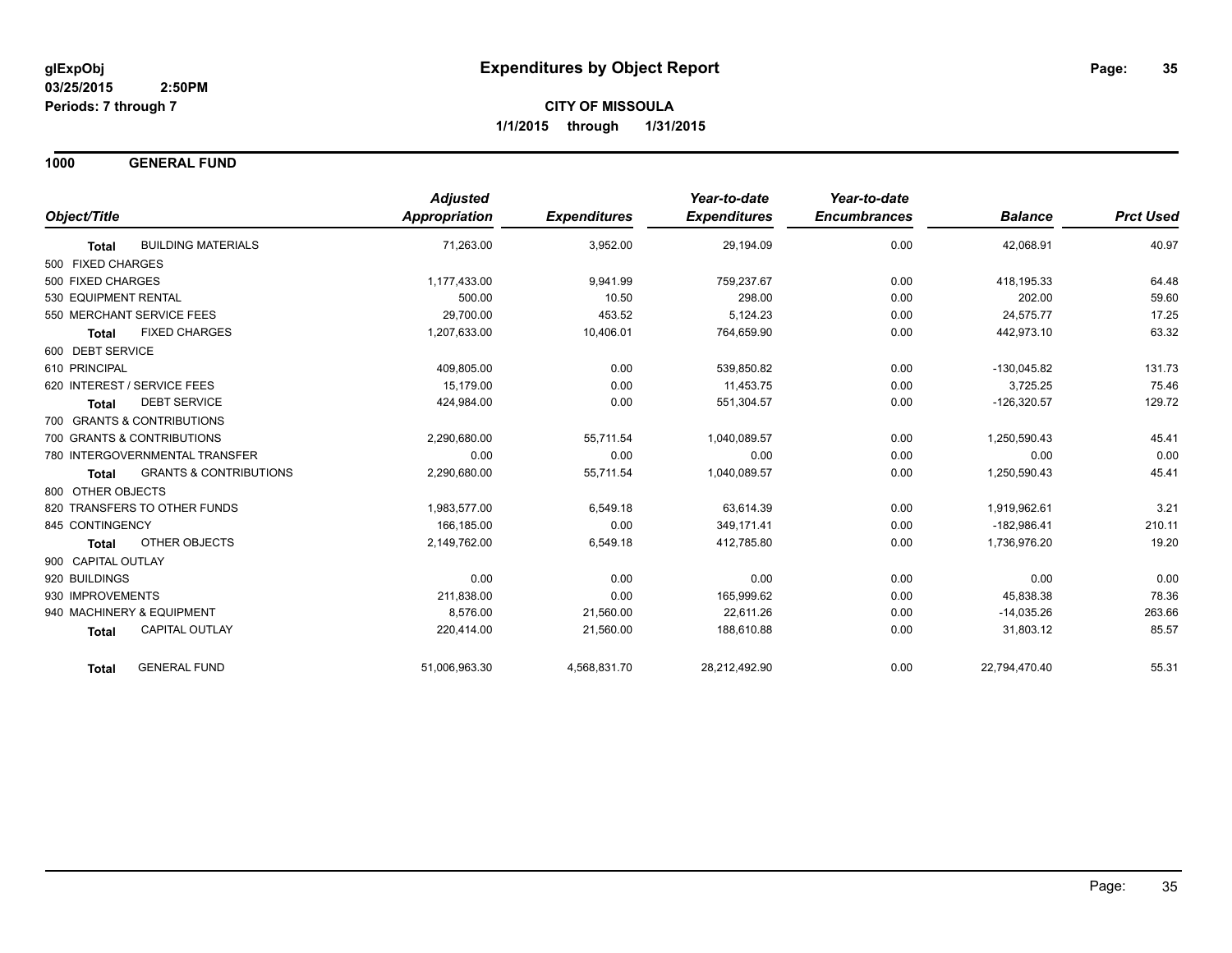**glExpObj**
**03/25/2015 2:50PM**
**Periods: 7 through 7**

# Expenditures by Object Report

**CITY OF MISSOULA**
**1/1/2015 through 1/31/2015**

## 1000 GENERAL FUND

| Object/Title | Adjusted Appropriation | Expenditures | Year-to-date Expenditures | Year-to-date Encumbrances | Balance | Prct Used |
|---|---|---|---|---|---|---|
| **Total** BUILDING MATERIALS | 71,263.00 | 3,952.00 | 29,194.09 | 0.00 | 42,068.91 | 40.97 |
| 500 FIXED CHARGES | | | | | | |
| 500 FIXED CHARGES | 1,177,433.00 | 9,941.99 | 759,237.67 | 0.00 | 418,195.33 | 64.48 |
| 530 EQUIPMENT RENTAL | 500.00 | 10.50 | 298.00 | 0.00 | 202.00 | 59.60 |
| 550 MERCHANT SERVICE FEES | 29,700.00 | 453.52 | 5,124.23 | 0.00 | 24,575.77 | 17.25 |
| **Total** FIXED CHARGES | 1,207,633.00 | 10,406.01 | 764,659.90 | 0.00 | 442,973.10 | 63.32 |
| 600 DEBT SERVICE | | | | | | |
| 610 PRINCIPAL | 409,805.00 | 0.00 | 539,850.82 | 0.00 | -130,045.82 | 131.73 |
| 620 INTEREST / SERVICE FEES | 15,179.00 | 0.00 | 11,453.75 | 0.00 | 3,725.25 | 75.46 |
| **Total** DEBT SERVICE | 424,984.00 | 0.00 | 551,304.57 | 0.00 | -126,320.57 | 129.72 |
| 700 GRANTS & CONTRIBUTIONS | | | | | | |
| 700 GRANTS & CONTRIBUTIONS | 2,290,680.00 | 55,711.54 | 1,040,089.57 | 0.00 | 1,250,590.43 | 45.41 |
| 780 INTERGOVERNMENTAL TRANSFER | 0.00 | 0.00 | 0.00 | 0.00 | 0.00 | 0.00 |
| **Total** GRANTS & CONTRIBUTIONS | 2,290,680.00 | 55,711.54 | 1,040,089.57 | 0.00 | 1,250,590.43 | 45.41 |
| 800 OTHER OBJECTS | | | | | | |
| 820 TRANSFERS TO OTHER FUNDS | 1,983,577.00 | 6,549.18 | 63,614.39 | 0.00 | 1,919,962.61 | 3.21 |
| 845 CONTINGENCY | 166,185.00 | 0.00 | 349,171.41 | 0.00 | -182,986.41 | 210.11 |
| **Total** OTHER OBJECTS | 2,149,762.00 | 6,549.18 | 412,785.80 | 0.00 | 1,736,976.20 | 19.20 |
| 900 CAPITAL OUTLAY | | | | | | |
| 920 BUILDINGS | 0.00 | 0.00 | 0.00 | 0.00 | 0.00 | 0.00 |
| 930 IMPROVEMENTS | 211,838.00 | 0.00 | 165,999.62 | 0.00 | 45,838.38 | 78.36 |
| 940 MACHINERY & EQUIPMENT | 8,576.00 | 21,560.00 | 22,611.26 | 0.00 | -14,035.26 | 263.66 |
| **Total** CAPITAL OUTLAY | 220,414.00 | 21,560.00 | 188,610.88 | 0.00 | 31,803.12 | 85.57 |
| **Total** GENERAL FUND | 51,006,963.30 | 4,568,831.70 | 28,212,492.90 | 0.00 | 22,794,470.40 | 55.31 |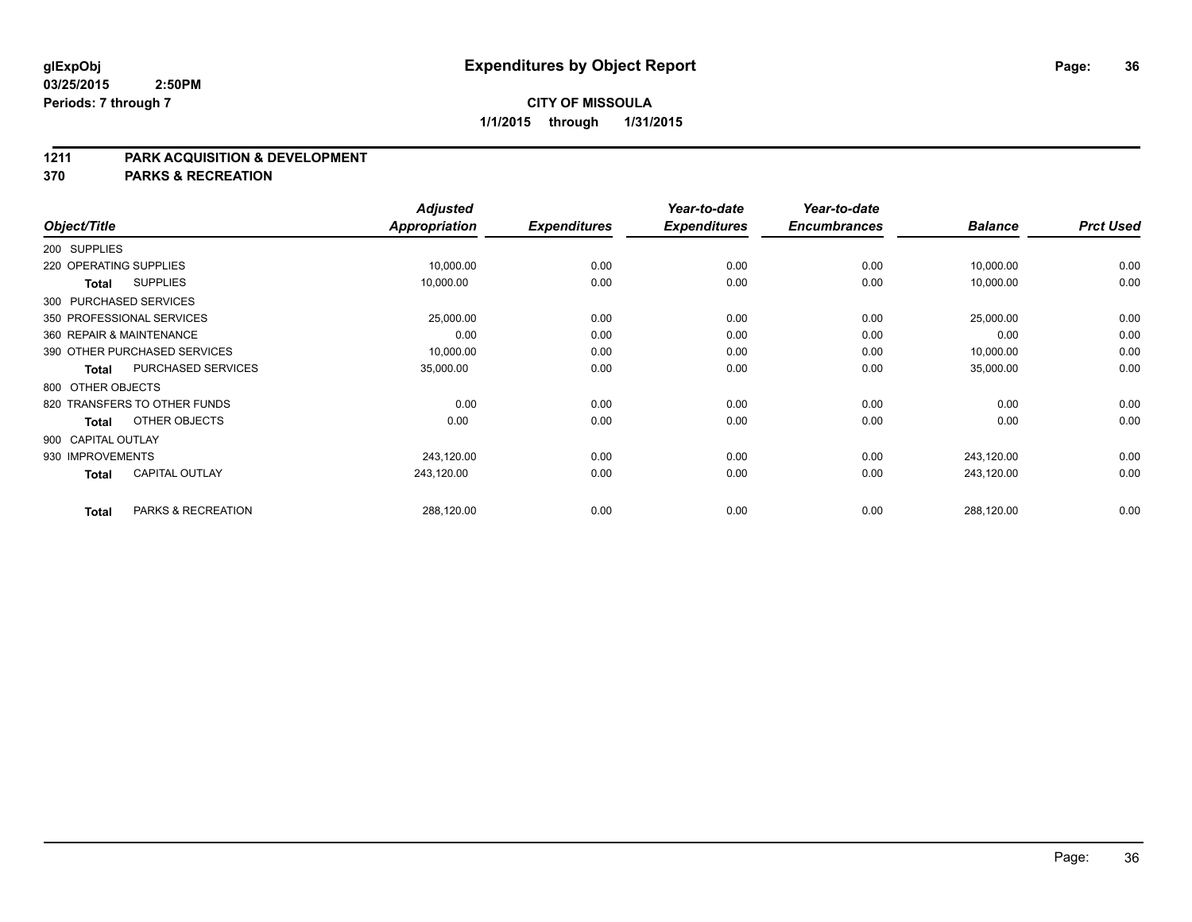**glExpObj** **Expenditures by Object Report**

**03/25/2015 2:50PM**

**Periods: 7 through 7**

**CITY OF MISSOULA**

**1/1/2015 through 1/31/2015**

## 1211 PARK ACQUISITION & DEVELOPMENT
## 370 PARKS & RECREATION

| Object/Title | Adjusted Appropriation | Expenditures | Year-to-date Expenditures | Year-to-date Encumbrances | Balance | Prct Used |
|---|---|---|---|---|---|---|
| 200 SUPPLIES | | | | | | |
| 220 OPERATING SUPPLIES | 10,000.00 | 0.00 | 0.00 | 0.00 | 10,000.00 | 0.00 |
| **Total** SUPPLIES | 10,000.00 | 0.00 | 0.00 | 0.00 | 10,000.00 | 0.00 |
| 300 PURCHASED SERVICES | | | | | | |
| 350 PROFESSIONAL SERVICES | 25,000.00 | 0.00 | 0.00 | 0.00 | 25,000.00 | 0.00 |
| 360 REPAIR & MAINTENANCE | 0.00 | 0.00 | 0.00 | 0.00 | 0.00 | 0.00 |
| 390 OTHER PURCHASED SERVICES | 10,000.00 | 0.00 | 0.00 | 0.00 | 10,000.00 | 0.00 |
| **Total** PURCHASED SERVICES | 35,000.00 | 0.00 | 0.00 | 0.00 | 35,000.00 | 0.00 |
| 800 OTHER OBJECTS | | | | | | |
| 820 TRANSFERS TO OTHER FUNDS | 0.00 | 0.00 | 0.00 | 0.00 | 0.00 | 0.00 |
| **Total** OTHER OBJECTS | 0.00 | 0.00 | 0.00 | 0.00 | 0.00 | 0.00 |
| 900 CAPITAL OUTLAY | | | | | | |
| 930 IMPROVEMENTS | 243,120.00 | 0.00 | 0.00 | 0.00 | 243,120.00 | 0.00 |
| **Total** CAPITAL OUTLAY | 243,120.00 | 0.00 | 0.00 | 0.00 | 243,120.00 | 0.00 |
| **Total** PARKS & RECREATION | 288,120.00 | 0.00 | 0.00 | 0.00 | 288,120.00 | 0.00 |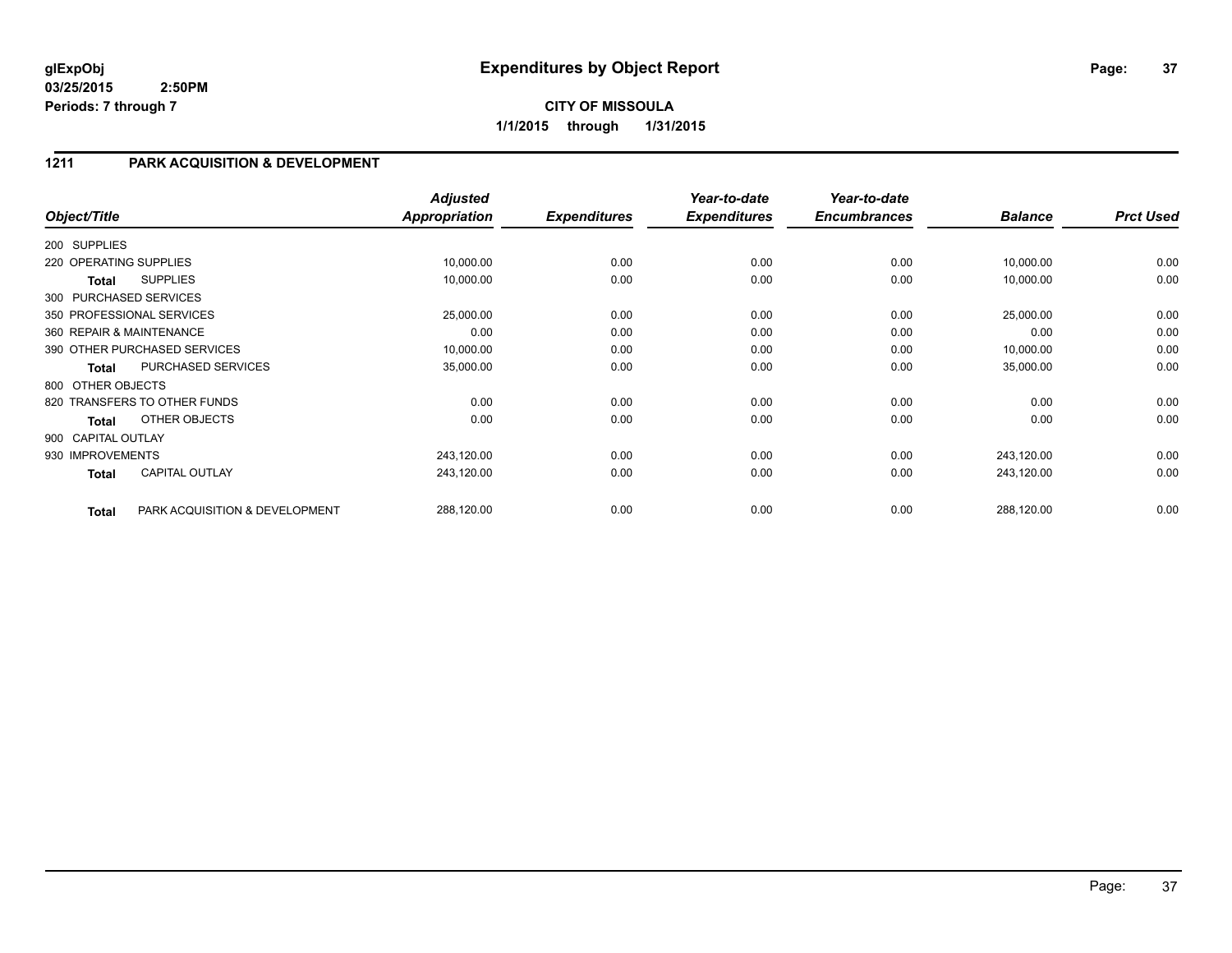**glExpObj** **Expenditures by Object Report**
**03/25/2015 2:50PM**
**Periods: 7 through 7**

**CITY OF MISSOULA**
**1/1/2015 through 1/31/2015**

## 1211 PARK ACQUISITION & DEVELOPMENT

| Object/Title | | Adjusted Appropriation | Expenditures | Year-to-date Expenditures | Year-to-date Encumbrances | Balance | Prct Used |
|---|---|---|---|---|---|---|---|
| 200 SUPPLIES | | | | | | | |
| 220 OPERATING SUPPLIES | | 10,000.00 | 0.00 | 0.00 | 0.00 | 10,000.00 | 0.00 |
| **Total** | SUPPLIES | 10,000.00 | 0.00 | 0.00 | 0.00 | 10,000.00 | 0.00 |
| 300 PURCHASED SERVICES | | | | | | | |
| 350 PROFESSIONAL SERVICES | | 25,000.00 | 0.00 | 0.00 | 0.00 | 25,000.00 | 0.00 |
| 360 REPAIR & MAINTENANCE | | 0.00 | 0.00 | 0.00 | 0.00 | 0.00 | 0.00 |
| 390 OTHER PURCHASED SERVICES | | 10,000.00 | 0.00 | 0.00 | 0.00 | 10,000.00 | 0.00 |
| **Total** | PURCHASED SERVICES | 35,000.00 | 0.00 | 0.00 | 0.00 | 35,000.00 | 0.00 |
| 800 OTHER OBJECTS | | | | | | | |
| 820 TRANSFERS TO OTHER FUNDS | | 0.00 | 0.00 | 0.00 | 0.00 | 0.00 | 0.00 |
| **Total** | OTHER OBJECTS | 0.00 | 0.00 | 0.00 | 0.00 | 0.00 | 0.00 |
| 900 CAPITAL OUTLAY | | | | | | | |
| 930 IMPROVEMENTS | | 243,120.00 | 0.00 | 0.00 | 0.00 | 243,120.00 | 0.00 |
| **Total** | CAPITAL OUTLAY | 243,120.00 | 0.00 | 0.00 | 0.00 | 243,120.00 | 0.00 |
| **Total** | PARK ACQUISITION & DEVELOPMENT | 288,120.00 | 0.00 | 0.00 | 0.00 | 288,120.00 | 0.00 |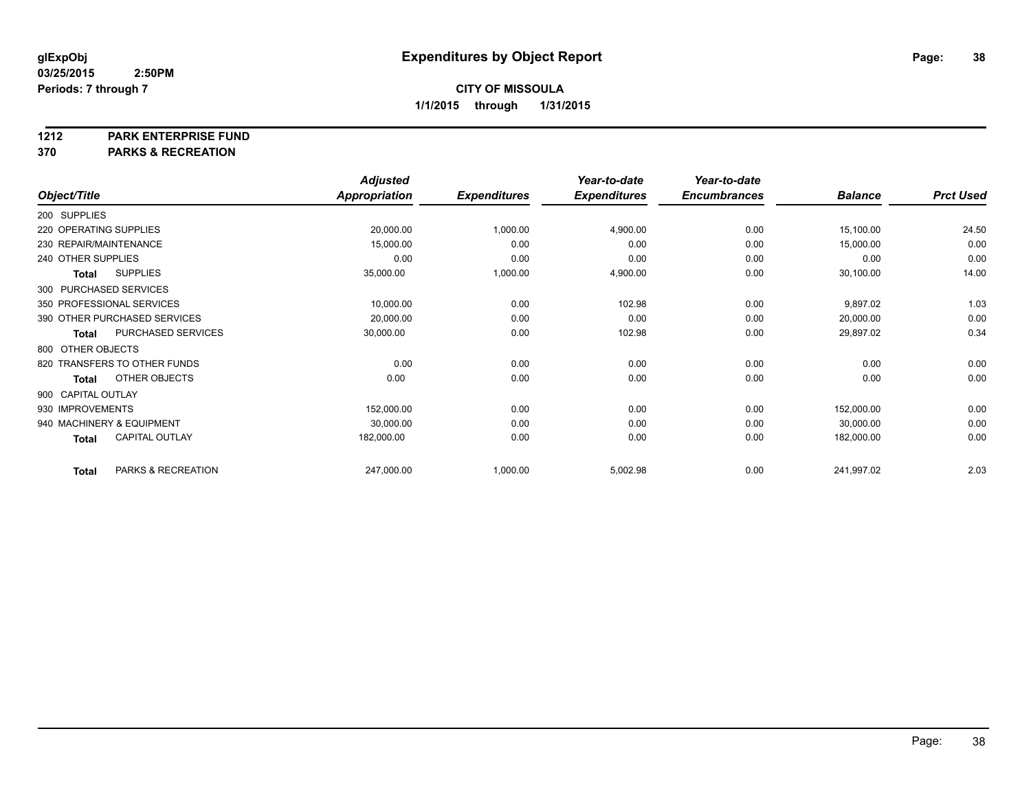**glExpObj**
**03/25/2015 2:50PM**
**Periods: 7 through 7**

# Expenditures by Object Report

**CITY OF MISSOULA**
**1/1/2015 through 1/31/2015**

**1212 PARK ENTERPRISE FUND**
**370 PARKS & RECREATION**

| Object/Title | Adjusted Appropriation | Expenditures | Year-to-date Expenditures | Year-to-date Encumbrances | Balance | Prct Used |
|---|---|---|---|---|---|---|
| 200 SUPPLIES | | | | | | |
| 220 OPERATING SUPPLIES | 20,000.00 | 1,000.00 | 4,900.00 | 0.00 | 15,100.00 | 24.50 |
| 230 REPAIR/MAINTENANCE | 15,000.00 | 0.00 | 0.00 | 0.00 | 15,000.00 | 0.00 |
| 240 OTHER SUPPLIES | 0.00 | 0.00 | 0.00 | 0.00 | 0.00 | 0.00 |
| **Total** SUPPLIES | 35,000.00 | 1,000.00 | 4,900.00 | 0.00 | 30,100.00 | 14.00 |
| 300 PURCHASED SERVICES | | | | | | |
| 350 PROFESSIONAL SERVICES | 10,000.00 | 0.00 | 102.98 | 0.00 | 9,897.02 | 1.03 |
| 390 OTHER PURCHASED SERVICES | 20,000.00 | 0.00 | 0.00 | 0.00 | 20,000.00 | 0.00 |
| **Total** PURCHASED SERVICES | 30,000.00 | 0.00 | 102.98 | 0.00 | 29,897.02 | 0.34 |
| 800 OTHER OBJECTS | | | | | | |
| 820 TRANSFERS TO OTHER FUNDS | 0.00 | 0.00 | 0.00 | 0.00 | 0.00 | 0.00 |
| **Total** OTHER OBJECTS | 0.00 | 0.00 | 0.00 | 0.00 | 0.00 | 0.00 |
| 900 CAPITAL OUTLAY | | | | | | |
| 930 IMPROVEMENTS | 152,000.00 | 0.00 | 0.00 | 0.00 | 152,000.00 | 0.00 |
| 940 MACHINERY & EQUIPMENT | 30,000.00 | 0.00 | 0.00 | 0.00 | 30,000.00 | 0.00 |
| **Total** CAPITAL OUTLAY | 182,000.00 | 0.00 | 0.00 | 0.00 | 182,000.00 | 0.00 |
| **Total** PARKS & RECREATION | 247,000.00 | 1,000.00 | 5,002.98 | 0.00 | 241,997.02 | 2.03 |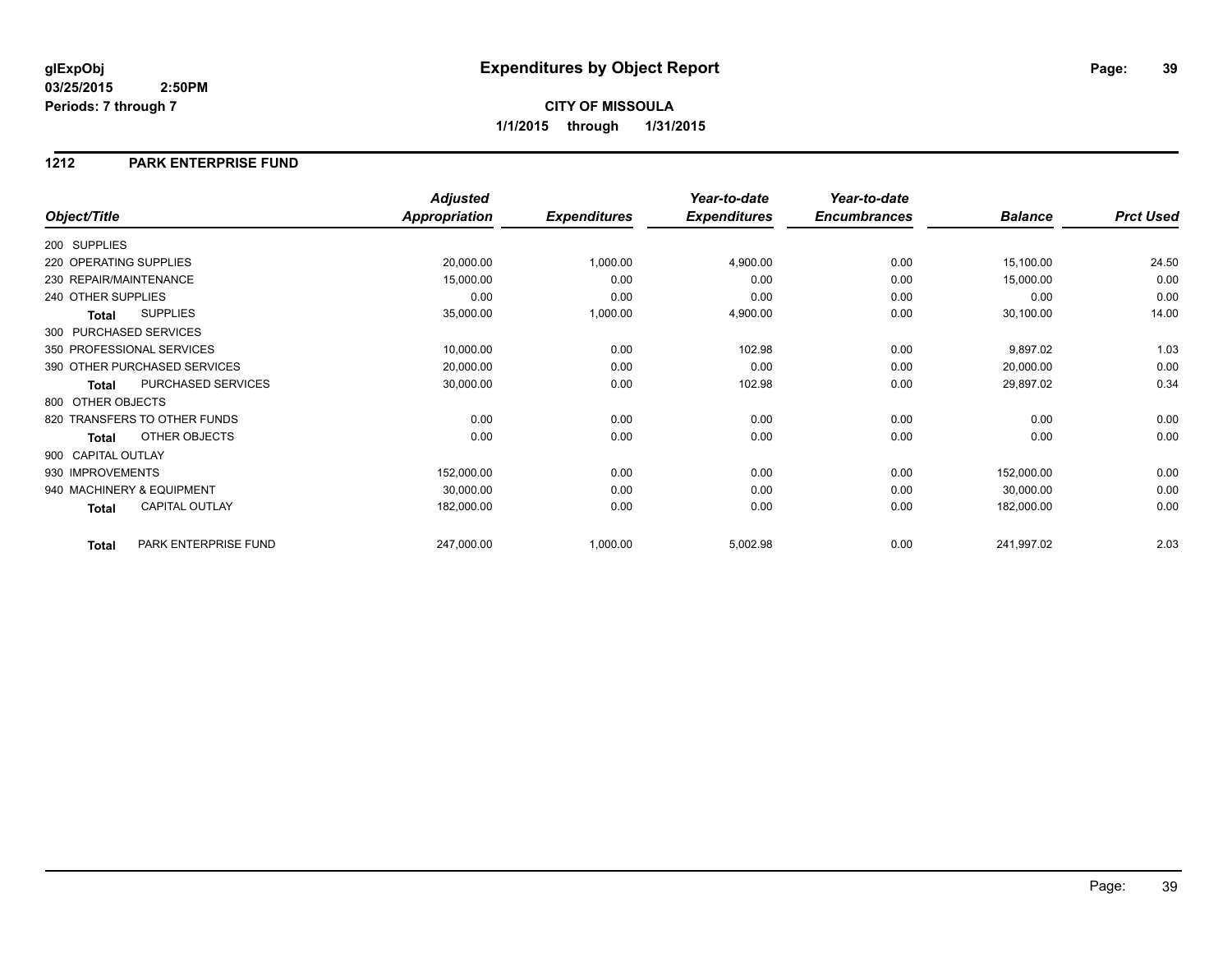# Expenditures by Object Report

glExpObj
03/25/2015 2:50PM
Periods: 7 through 7

**CITY OF MISSOULA**
**1/1/2015 through 1/31/2015**

## 1212 PARK ENTERPRISE FUND

| Object/Title | | Adjusted Appropriation | Expenditures | Year-to-date Expenditures | Year-to-date Encumbrances | Balance | Prct Used |
|---|---|---|---|---|---|---|---|
| 200 SUPPLIES | | | | | | | |
| 220 OPERATING SUPPLIES | | 20,000.00 | 1,000.00 | 4,900.00 | 0.00 | 15,100.00 | 24.50 |
| 230 REPAIR/MAINTENANCE | | 15,000.00 | 0.00 | 0.00 | 0.00 | 15,000.00 | 0.00 |
| 240 OTHER SUPPLIES | | 0.00 | 0.00 | 0.00 | 0.00 | 0.00 | 0.00 |
| **Total** | SUPPLIES | 35,000.00 | 1,000.00 | 4,900.00 | 0.00 | 30,100.00 | 14.00 |
| 300 PURCHASED SERVICES | | | | | | | |
| 350 PROFESSIONAL SERVICES | | 10,000.00 | 0.00 | 102.98 | 0.00 | 9,897.02 | 1.03 |
| 390 OTHER PURCHASED SERVICES | | 20,000.00 | 0.00 | 0.00 | 0.00 | 20,000.00 | 0.00 |
| **Total** | PURCHASED SERVICES | 30,000.00 | 0.00 | 102.98 | 0.00 | 29,897.02 | 0.34 |
| 800 OTHER OBJECTS | | | | | | | |
| 820 TRANSFERS TO OTHER FUNDS | | 0.00 | 0.00 | 0.00 | 0.00 | 0.00 | 0.00 |
| **Total** | OTHER OBJECTS | 0.00 | 0.00 | 0.00 | 0.00 | 0.00 | 0.00 |
| 900 CAPITAL OUTLAY | | | | | | | |
| 930 IMPROVEMENTS | | 152,000.00 | 0.00 | 0.00 | 0.00 | 152,000.00 | 0.00 |
| 940 MACHINERY & EQUIPMENT | | 30,000.00 | 0.00 | 0.00 | 0.00 | 30,000.00 | 0.00 |
| **Total** | CAPITAL OUTLAY | 182,000.00 | 0.00 | 0.00 | 0.00 | 182,000.00 | 0.00 |
| **Total** | PARK ENTERPRISE FUND | 247,000.00 | 1,000.00 | 5,002.98 | 0.00 | 241,997.02 | 2.03 |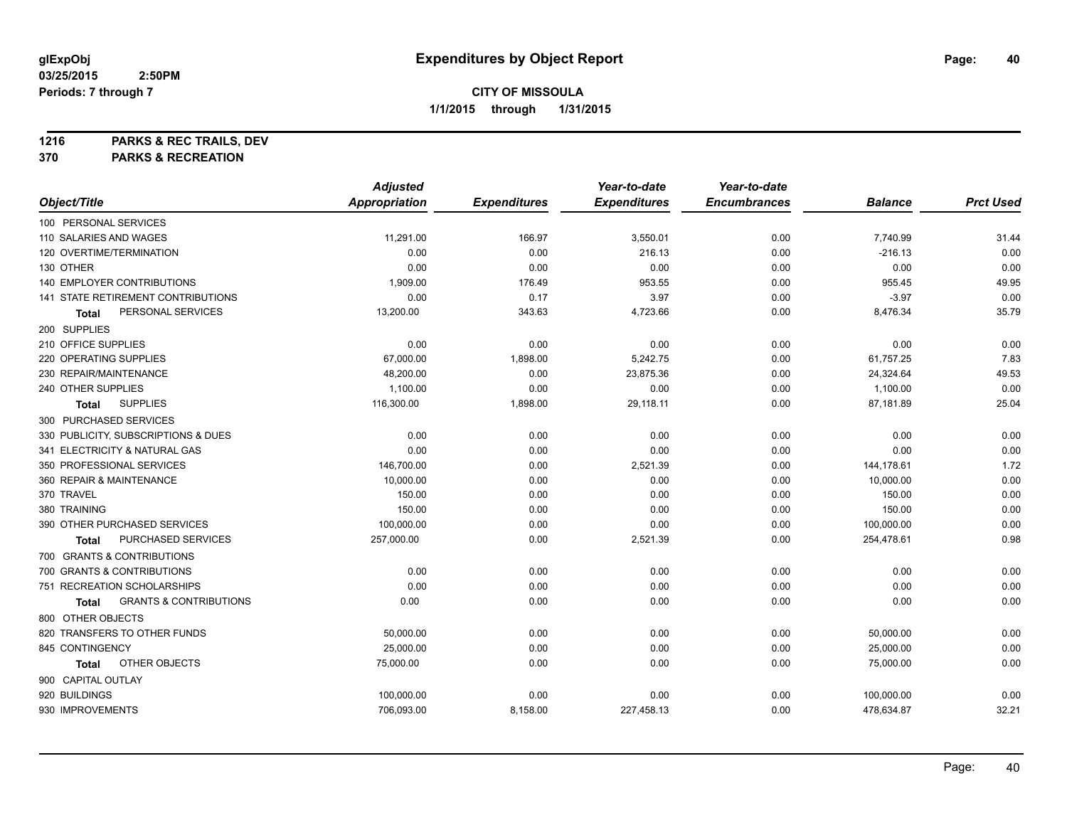**glExpObj**
**03/25/2015 2:50PM**
**Periods: 7 through 7**

# Expenditures by Object Report

**CITY OF MISSOULA**
**1/1/2015 through 1/31/2015**

**1216 PARKS & REC TRAILS, DEV**
**370 PARKS & RECREATION**

| Object/Title | Adjusted Appropriation | Expenditures | Year-to-date Expenditures | Year-to-date Encumbrances | Balance | Prct Used |
|---|---|---|---|---|---|---|
| 100 PERSONAL SERVICES | | | | | | |
| 110 SALARIES AND WAGES | 11,291.00 | 166.97 | 3,550.01 | 0.00 | 7,740.99 | 31.44 |
| 120 OVERTIME/TERMINATION | 0.00 | 0.00 | 216.13 | 0.00 | -216.13 | 0.00 |
| 130 OTHER | 0.00 | 0.00 | 0.00 | 0.00 | 0.00 | 0.00 |
| 140 EMPLOYER CONTRIBUTIONS | 1,909.00 | 176.49 | 953.55 | 0.00 | 955.45 | 49.95 |
| 141 STATE RETIREMENT CONTRIBUTIONS | 0.00 | 0.17 | 3.97 | 0.00 | -3.97 | 0.00 |
| **Total** PERSONAL SERVICES | 13,200.00 | 343.63 | 4,723.66 | 0.00 | 8,476.34 | 35.79 |
| 200 SUPPLIES | | | | | | |
| 210 OFFICE SUPPLIES | 0.00 | 0.00 | 0.00 | 0.00 | 0.00 | 0.00 |
| 220 OPERATING SUPPLIES | 67,000.00 | 1,898.00 | 5,242.75 | 0.00 | 61,757.25 | 7.83 |
| 230 REPAIR/MAINTENANCE | 48,200.00 | 0.00 | 23,875.36 | 0.00 | 24,324.64 | 49.53 |
| 240 OTHER SUPPLIES | 1,100.00 | 0.00 | 0.00 | 0.00 | 1,100.00 | 0.00 |
| **Total** SUPPLIES | 116,300.00 | 1,898.00 | 29,118.11 | 0.00 | 87,181.89 | 25.04 |
| 300 PURCHASED SERVICES | | | | | | |
| 330 PUBLICITY, SUBSCRIPTIONS & DUES | 0.00 | 0.00 | 0.00 | 0.00 | 0.00 | 0.00 |
| 341 ELECTRICITY & NATURAL GAS | 0.00 | 0.00 | 0.00 | 0.00 | 0.00 | 0.00 |
| 350 PROFESSIONAL SERVICES | 146,700.00 | 0.00 | 2,521.39 | 0.00 | 144,178.61 | 1.72 |
| 360 REPAIR & MAINTENANCE | 10,000.00 | 0.00 | 0.00 | 0.00 | 10,000.00 | 0.00 |
| 370 TRAVEL | 150.00 | 0.00 | 0.00 | 0.00 | 150.00 | 0.00 |
| 380 TRAINING | 150.00 | 0.00 | 0.00 | 0.00 | 150.00 | 0.00 |
| 390 OTHER PURCHASED SERVICES | 100,000.00 | 0.00 | 0.00 | 0.00 | 100,000.00 | 0.00 |
| **Total** PURCHASED SERVICES | 257,000.00 | 0.00 | 2,521.39 | 0.00 | 254,478.61 | 0.98 |
| 700 GRANTS & CONTRIBUTIONS | | | | | | |
| 700 GRANTS & CONTRIBUTIONS | 0.00 | 0.00 | 0.00 | 0.00 | 0.00 | 0.00 |
| 751 RECREATION SCHOLARSHIPS | 0.00 | 0.00 | 0.00 | 0.00 | 0.00 | 0.00 |
| **Total** GRANTS & CONTRIBUTIONS | 0.00 | 0.00 | 0.00 | 0.00 | 0.00 | 0.00 |
| 800 OTHER OBJECTS | | | | | | |
| 820 TRANSFERS TO OTHER FUNDS | 50,000.00 | 0.00 | 0.00 | 0.00 | 50,000.00 | 0.00 |
| 845 CONTINGENCY | 25,000.00 | 0.00 | 0.00 | 0.00 | 25,000.00 | 0.00 |
| **Total** OTHER OBJECTS | 75,000.00 | 0.00 | 0.00 | 0.00 | 75,000.00 | 0.00 |
| 900 CAPITAL OUTLAY | | | | | | |
| 920 BUILDINGS | 100,000.00 | 0.00 | 0.00 | 0.00 | 100,000.00 | 0.00 |
| 930 IMPROVEMENTS | 706,093.00 | 8,158.00 | 227,458.13 | 0.00 | 478,634.87 | 32.21 |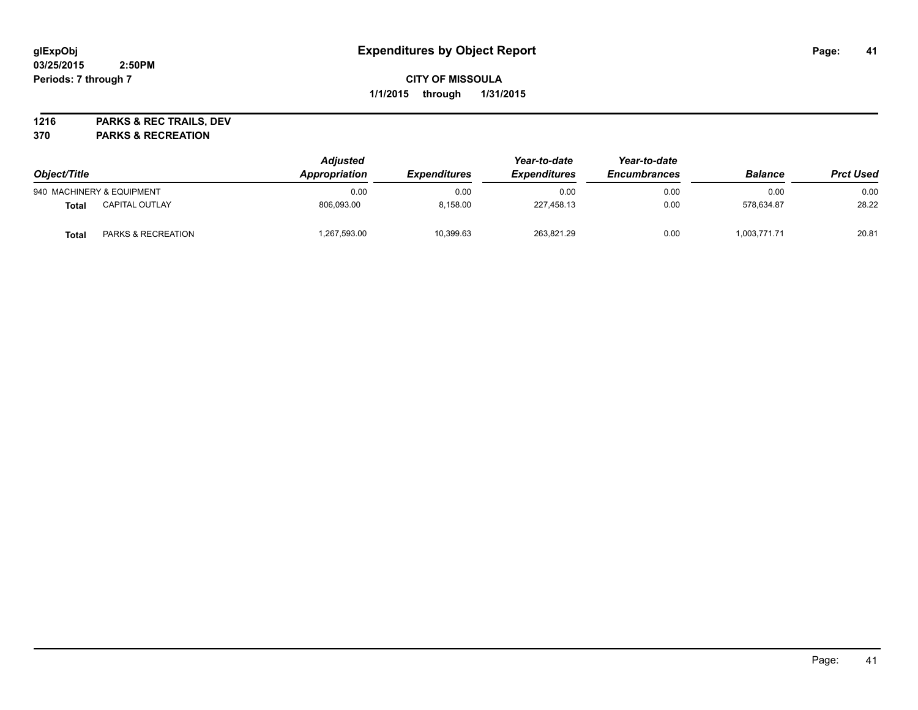# Expenditures by Object Report

glExpObj
03/25/2015 2:50PM
Periods: 7 through 7

**CITY OF MISSOULA**
**1/1/2015 through 1/31/2015**

**1216 PARKS & REC TRAILS, DEV**
**370 PARKS & RECREATION**

| Object/Title | | Adjusted Appropriation | Expenditures | Year-to-date Expenditures | Year-to-date Encumbrances | Balance | Prct Used |
|---|---|---|---|---|---|---|---|
| 940 MACHINERY & EQUIPMENT | | 0.00 | 0.00 | 0.00 | 0.00 | 0.00 | 0.00 |
| **Total** | CAPITAL OUTLAY | 806,093.00 | 8,158.00 | 227,458.13 | 0.00 | 578,634.87 | 28.22 |
| **Total** | PARKS & RECREATION | 1,267,593.00 | 10,399.63 | 263,821.29 | 0.00 | 1,003,771.71 | 20.81 |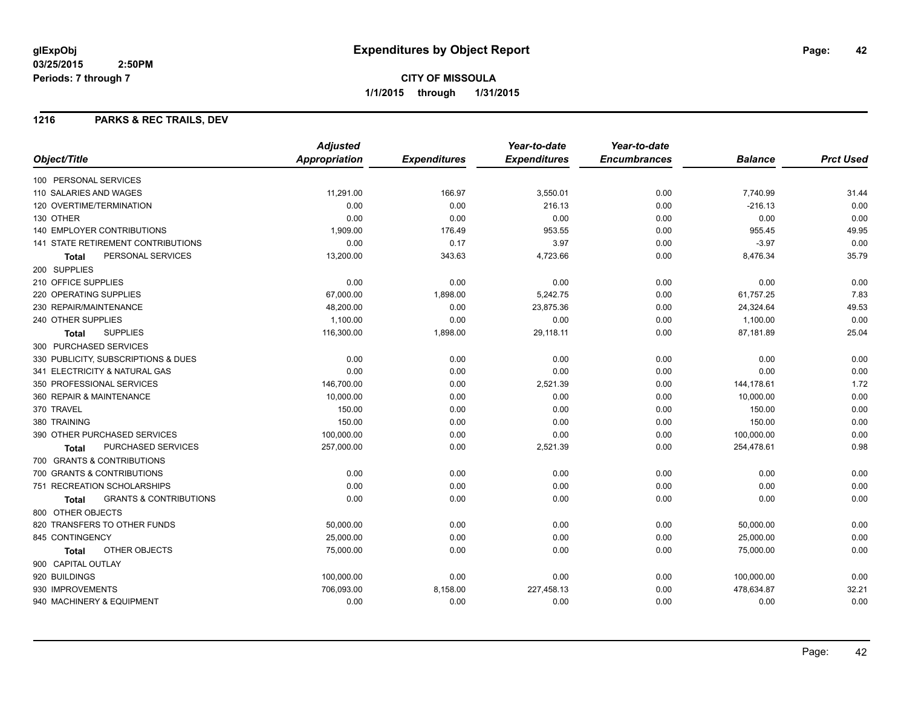# Expenditures by Object Report

glExpObj
03/25/2015 2:50PM
Periods: 7 through 7

**CITY OF MISSOULA**
**1/1/2015 through 1/31/2015**

## 1216 PARKS & REC TRAILS, DEV

| Object/Title | Adjusted Appropriation | Expenditures | Year-to-date Expenditures | Year-to-date Encumbrances | Balance | Prct Used |
|---|---|---|---|---|---|---|
| 100 PERSONAL SERVICES | | | | | | |
| 110 SALARIES AND WAGES | 11,291.00 | 166.97 | 3,550.01 | 0.00 | 7,740.99 | 31.44 |
| 120 OVERTIME/TERMINATION | 0.00 | 0.00 | 216.13 | 0.00 | -216.13 | 0.00 |
| 130 OTHER | 0.00 | 0.00 | 0.00 | 0.00 | 0.00 | 0.00 |
| 140 EMPLOYER CONTRIBUTIONS | 1,909.00 | 176.49 | 953.55 | 0.00 | 955.45 | 49.95 |
| 141 STATE RETIREMENT CONTRIBUTIONS | 0.00 | 0.17 | 3.97 | 0.00 | -3.97 | 0.00 |
| **Total** PERSONAL SERVICES | 13,200.00 | 343.63 | 4,723.66 | 0.00 | 8,476.34 | 35.79 |
| 200 SUPPLIES | | | | | | |
| 210 OFFICE SUPPLIES | 0.00 | 0.00 | 0.00 | 0.00 | 0.00 | 0.00 |
| 220 OPERATING SUPPLIES | 67,000.00 | 1,898.00 | 5,242.75 | 0.00 | 61,757.25 | 7.83 |
| 230 REPAIR/MAINTENANCE | 48,200.00 | 0.00 | 23,875.36 | 0.00 | 24,324.64 | 49.53 |
| 240 OTHER SUPPLIES | 1,100.00 | 0.00 | 0.00 | 0.00 | 1,100.00 | 0.00 |
| **Total** SUPPLIES | 116,300.00 | 1,898.00 | 29,118.11 | 0.00 | 87,181.89 | 25.04 |
| 300 PURCHASED SERVICES | | | | | | |
| 330 PUBLICITY, SUBSCRIPTIONS & DUES | 0.00 | 0.00 | 0.00 | 0.00 | 0.00 | 0.00 |
| 341 ELECTRICITY & NATURAL GAS | 0.00 | 0.00 | 0.00 | 0.00 | 0.00 | 0.00 |
| 350 PROFESSIONAL SERVICES | 146,700.00 | 0.00 | 2,521.39 | 0.00 | 144,178.61 | 1.72 |
| 360 REPAIR & MAINTENANCE | 10,000.00 | 0.00 | 0.00 | 0.00 | 10,000.00 | 0.00 |
| 370 TRAVEL | 150.00 | 0.00 | 0.00 | 0.00 | 150.00 | 0.00 |
| 380 TRAINING | 150.00 | 0.00 | 0.00 | 0.00 | 150.00 | 0.00 |
| 390 OTHER PURCHASED SERVICES | 100,000.00 | 0.00 | 0.00 | 0.00 | 100,000.00 | 0.00 |
| **Total** PURCHASED SERVICES | 257,000.00 | 0.00 | 2,521.39 | 0.00 | 254,478.61 | 0.98 |
| 700 GRANTS & CONTRIBUTIONS | | | | | | |
| 700 GRANTS & CONTRIBUTIONS | 0.00 | 0.00 | 0.00 | 0.00 | 0.00 | 0.00 |
| 751 RECREATION SCHOLARSHIPS | 0.00 | 0.00 | 0.00 | 0.00 | 0.00 | 0.00 |
| **Total** GRANTS & CONTRIBUTIONS | 0.00 | 0.00 | 0.00 | 0.00 | 0.00 | 0.00 |
| 800 OTHER OBJECTS | | | | | | |
| 820 TRANSFERS TO OTHER FUNDS | 50,000.00 | 0.00 | 0.00 | 0.00 | 50,000.00 | 0.00 |
| 845 CONTINGENCY | 25,000.00 | 0.00 | 0.00 | 0.00 | 25,000.00 | 0.00 |
| **Total** OTHER OBJECTS | 75,000.00 | 0.00 | 0.00 | 0.00 | 75,000.00 | 0.00 |
| 900 CAPITAL OUTLAY | | | | | | |
| 920 BUILDINGS | 100,000.00 | 0.00 | 0.00 | 0.00 | 100,000.00 | 0.00 |
| 930 IMPROVEMENTS | 706,093.00 | 8,158.00 | 227,458.13 | 0.00 | 478,634.87 | 32.21 |
| 940 MACHINERY & EQUIPMENT | 0.00 | 0.00 | 0.00 | 0.00 | 0.00 | 0.00 |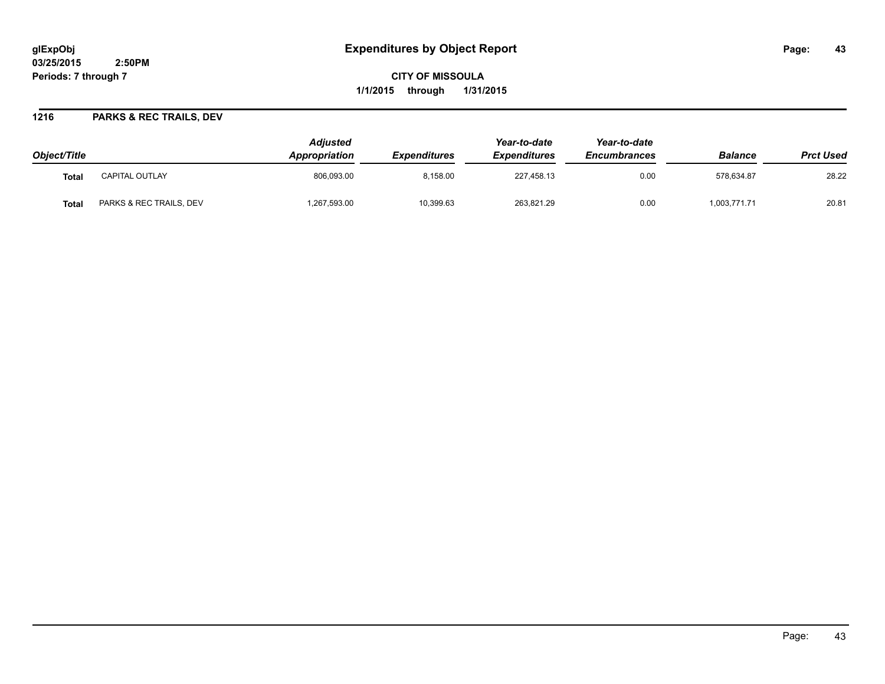**glExpObj**
**03/25/2015 2:50PM**
**Periods: 7 through 7**

# Expenditures by Object Report

**CITY OF MISSOULA**
**1/1/2015 through 1/31/2015**

## 1216 PARKS & REC TRAILS, DEV

| Object/Title | | *Adjusted Appropriation* | *Expenditures* | *Year-to-date Expenditures* | *Year-to-date Encumbrances* | *Balance* | *Prct Used* |
|---|---|---|---|---|---|---|---|
| **Total** | CAPITAL OUTLAY | 806,093.00 | 8,158.00 | 227,458.13 | 0.00 | 578,634.87 | 28.22 |
| **Total** | PARKS & REC TRAILS, DEV | 1,267,593.00 | 10,399.63 | 263,821.29 | 0.00 | 1,003,771.71 | 20.81 |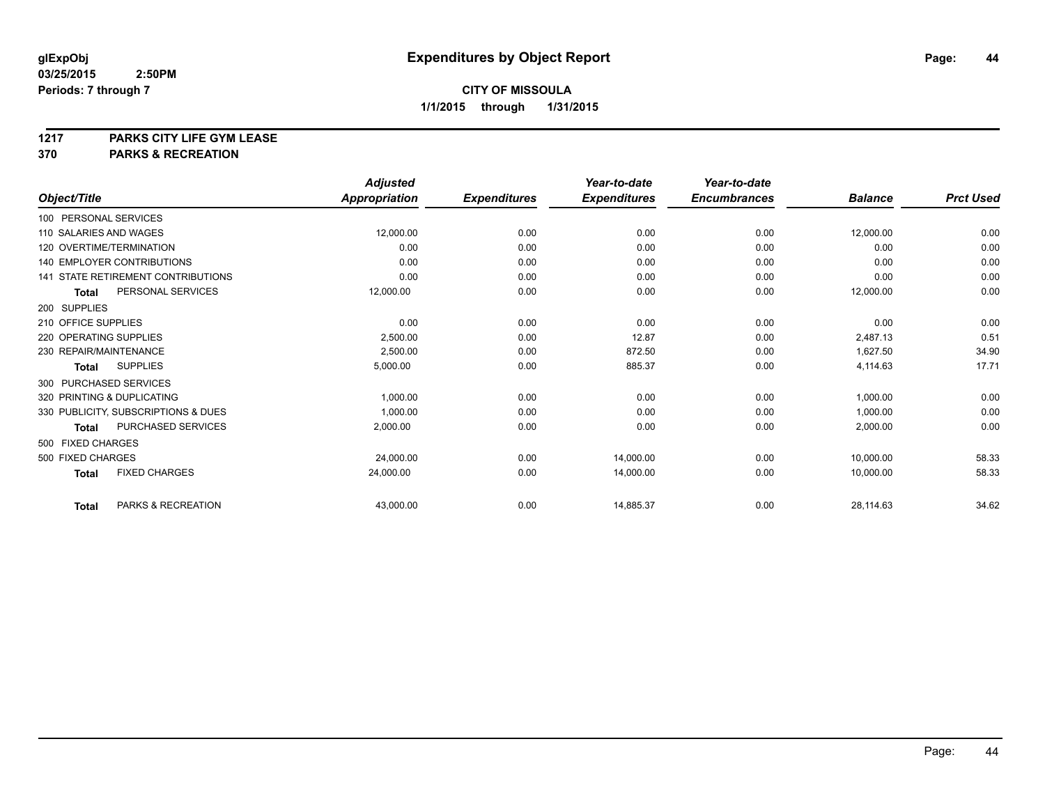**glExpObj**
**03/25/2015 2:50PM**
**Periods: 7 through 7**

# Expenditures by Object Report

**CITY OF MISSOULA**
**1/1/2015 through 1/31/2015**

## 1217 PARKS CITY LIFE GYM LEASE
## 370 PARKS & RECREATION

| Object/Title | Adjusted Appropriation | Expenditures | Year-to-date Expenditures | Year-to-date Encumbrances | Balance | Prct Used |
|---|---|---|---|---|---|---|
| 100 PERSONAL SERVICES | | | | | | |
| 110 SALARIES AND WAGES | 12,000.00 | 0.00 | 0.00 | 0.00 | 12,000.00 | 0.00 |
| 120 OVERTIME/TERMINATION | 0.00 | 0.00 | 0.00 | 0.00 | 0.00 | 0.00 |
| 140 EMPLOYER CONTRIBUTIONS | 0.00 | 0.00 | 0.00 | 0.00 | 0.00 | 0.00 |
| 141 STATE RETIREMENT CONTRIBUTIONS | 0.00 | 0.00 | 0.00 | 0.00 | 0.00 | 0.00 |
| **Total** PERSONAL SERVICES | 12,000.00 | 0.00 | 0.00 | 0.00 | 12,000.00 | 0.00 |
| 200 SUPPLIES | | | | | | |
| 210 OFFICE SUPPLIES | 0.00 | 0.00 | 0.00 | 0.00 | 0.00 | 0.00 |
| 220 OPERATING SUPPLIES | 2,500.00 | 0.00 | 12.87 | 0.00 | 2,487.13 | 0.51 |
| 230 REPAIR/MAINTENANCE | 2,500.00 | 0.00 | 872.50 | 0.00 | 1,627.50 | 34.90 |
| **Total** SUPPLIES | 5,000.00 | 0.00 | 885.37 | 0.00 | 4,114.63 | 17.71 |
| 300 PURCHASED SERVICES | | | | | | |
| 320 PRINTING & DUPLICATING | 1,000.00 | 0.00 | 0.00 | 0.00 | 1,000.00 | 0.00 |
| 330 PUBLICITY, SUBSCRIPTIONS & DUES | 1,000.00 | 0.00 | 0.00 | 0.00 | 1,000.00 | 0.00 |
| **Total** PURCHASED SERVICES | 2,000.00 | 0.00 | 0.00 | 0.00 | 2,000.00 | 0.00 |
| 500 FIXED CHARGES | | | | | | |
| 500 FIXED CHARGES | 24,000.00 | 0.00 | 14,000.00 | 0.00 | 10,000.00 | 58.33 |
| **Total** FIXED CHARGES | 24,000.00 | 0.00 | 14,000.00 | 0.00 | 10,000.00 | 58.33 |
| **Total** PARKS & RECREATION | 43,000.00 | 0.00 | 14,885.37 | 0.00 | 28,114.63 | 34.62 |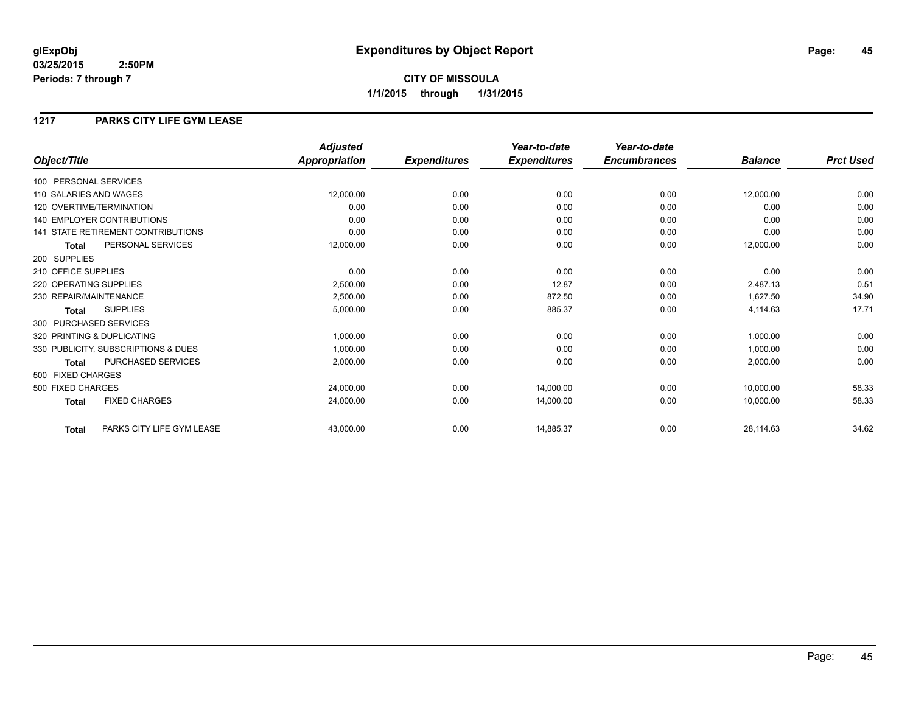**glExpObj**
**03/25/2015 2:50PM**
**Periods: 7 through 7**

# Expenditures by Object Report

**CITY OF MISSOULA**
**1/1/2015 through 1/31/2015**

## 1217 PARKS CITY LIFE GYM LEASE

| Object/Title | | Adjusted Appropriation | Expenditures | Year-to-date Expenditures | Year-to-date Encumbrances | Balance | Prct Used |
|---|---|---|---|---|---|---|---|
| 100 PERSONAL SERVICES | | | | | | | |
| 110 SALARIES AND WAGES | | 12,000.00 | 0.00 | 0.00 | 0.00 | 12,000.00 | 0.00 |
| 120 OVERTIME/TERMINATION | | 0.00 | 0.00 | 0.00 | 0.00 | 0.00 | 0.00 |
| 140 EMPLOYER CONTRIBUTIONS | | 0.00 | 0.00 | 0.00 | 0.00 | 0.00 | 0.00 |
| 141 STATE RETIREMENT CONTRIBUTIONS | | 0.00 | 0.00 | 0.00 | 0.00 | 0.00 | 0.00 |
| **Total** | PERSONAL SERVICES | 12,000.00 | 0.00 | 0.00 | 0.00 | 12,000.00 | 0.00 |
| 200 SUPPLIES | | | | | | | |
| 210 OFFICE SUPPLIES | | 0.00 | 0.00 | 0.00 | 0.00 | 0.00 | 0.00 |
| 220 OPERATING SUPPLIES | | 2,500.00 | 0.00 | 12.87 | 0.00 | 2,487.13 | 0.51 |
| 230 REPAIR/MAINTENANCE | | 2,500.00 | 0.00 | 872.50 | 0.00 | 1,627.50 | 34.90 |
| **Total** | SUPPLIES | 5,000.00 | 0.00 | 885.37 | 0.00 | 4,114.63 | 17.71 |
| 300 PURCHASED SERVICES | | | | | | | |
| 320 PRINTING & DUPLICATING | | 1,000.00 | 0.00 | 0.00 | 0.00 | 1,000.00 | 0.00 |
| 330 PUBLICITY, SUBSCRIPTIONS & DUES | | 1,000.00 | 0.00 | 0.00 | 0.00 | 1,000.00 | 0.00 |
| **Total** | PURCHASED SERVICES | 2,000.00 | 0.00 | 0.00 | 0.00 | 2,000.00 | 0.00 |
| 500 FIXED CHARGES | | | | | | | |
| 500 FIXED CHARGES | | 24,000.00 | 0.00 | 14,000.00 | 0.00 | 10,000.00 | 58.33 |
| **Total** | FIXED CHARGES | 24,000.00 | 0.00 | 14,000.00 | 0.00 | 10,000.00 | 58.33 |
| **Total** | PARKS CITY LIFE GYM LEASE | 43,000.00 | 0.00 | 14,885.37 | 0.00 | 28,114.63 | 34.62 |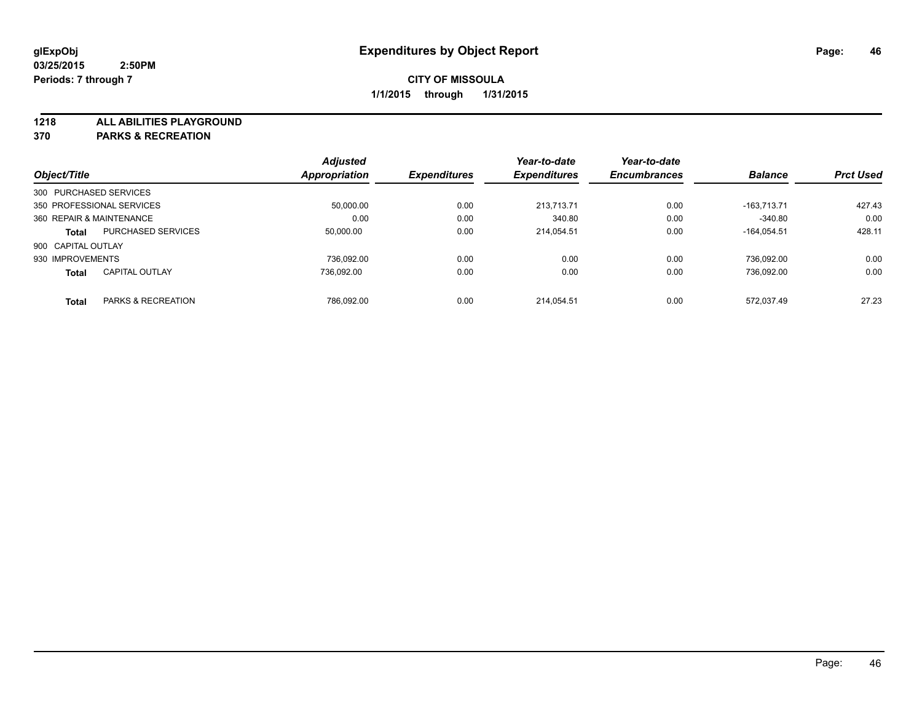# Expenditures by Object Report

**glExpObj**
**03/25/2015 2:50PM**
**Periods: 7 through 7**

**CITY OF MISSOULA**
**1/1/2015 through 1/31/2015**

**1218 ALL ABILITIES PLAYGROUND**
**370 PARKS & RECREATION**

| Object/Title | Adjusted Appropriation | Expenditures | Year-to-date Expenditures | Year-to-date Encumbrances | Balance | Prct Used |
|---|---|---|---|---|---|---|
| 300 PURCHASED SERVICES | | | | | | |
| 350 PROFESSIONAL SERVICES | 50,000.00 | 0.00 | 213,713.71 | 0.00 | -163,713.71 | 427.43 |
| 360 REPAIR & MAINTENANCE | 0.00 | 0.00 | 340.80 | 0.00 | -340.80 | 0.00 |
| **Total** PURCHASED SERVICES | 50,000.00 | 0.00 | 214,054.51 | 0.00 | -164,054.51 | 428.11 |
| 900 CAPITAL OUTLAY | | | | | | |
| 930 IMPROVEMENTS | 736,092.00 | 0.00 | 0.00 | 0.00 | 736,092.00 | 0.00 |
| **Total** CAPITAL OUTLAY | 736,092.00 | 0.00 | 0.00 | 0.00 | 736,092.00 | 0.00 |
| **Total** PARKS & RECREATION | 786,092.00 | 0.00 | 214,054.51 | 0.00 | 572,037.49 | 27.23 |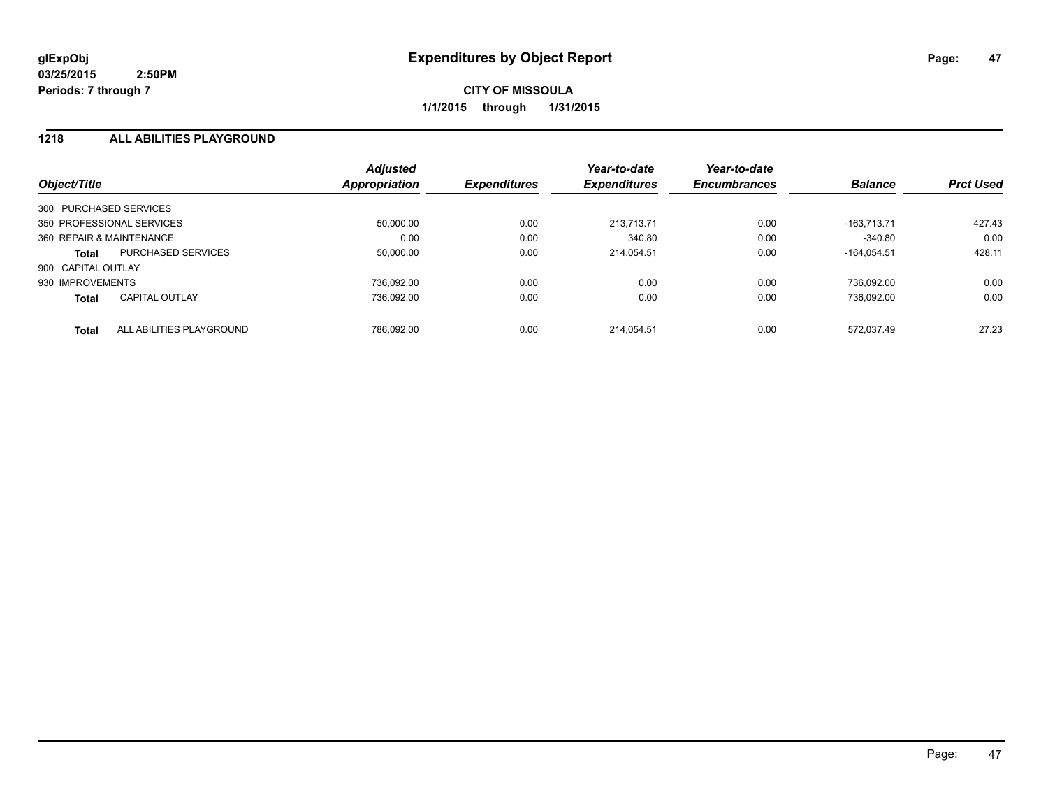**glExpObj**
**03/25/2015 2:50PM**
**Periods: 7 through 7**

# Expenditures by Object Report

**CITY OF MISSOULA**
**1/1/2015 through 1/31/2015**

## 1218 ALL ABILITIES PLAYGROUND

| Object/Title | Adjusted Appropriation | Expenditures | Year-to-date Expenditures | Year-to-date Encumbrances | Balance | Prct Used |
|---|---|---|---|---|---|---|
| 300 PURCHASED SERVICES | | | | | | |
| 350 PROFESSIONAL SERVICES | 50,000.00 | 0.00 | 213,713.71 | 0.00 | -163,713.71 | 427.43 |
| 360 REPAIR & MAINTENANCE | 0.00 | 0.00 | 340.80 | 0.00 | -340.80 | 0.00 |
| **Total** PURCHASED SERVICES | 50,000.00 | 0.00 | 214,054.51 | 0.00 | -164,054.51 | 428.11 |
| 900 CAPITAL OUTLAY | | | | | | |
| 930 IMPROVEMENTS | 736,092.00 | 0.00 | 0.00 | 0.00 | 736,092.00 | 0.00 |
| **Total** CAPITAL OUTLAY | 736,092.00 | 0.00 | 0.00 | 0.00 | 736,092.00 | 0.00 |
| **Total** ALL ABILITIES PLAYGROUND | 786,092.00 | 0.00 | 214,054.51 | 0.00 | 572,037.49 | 27.23 |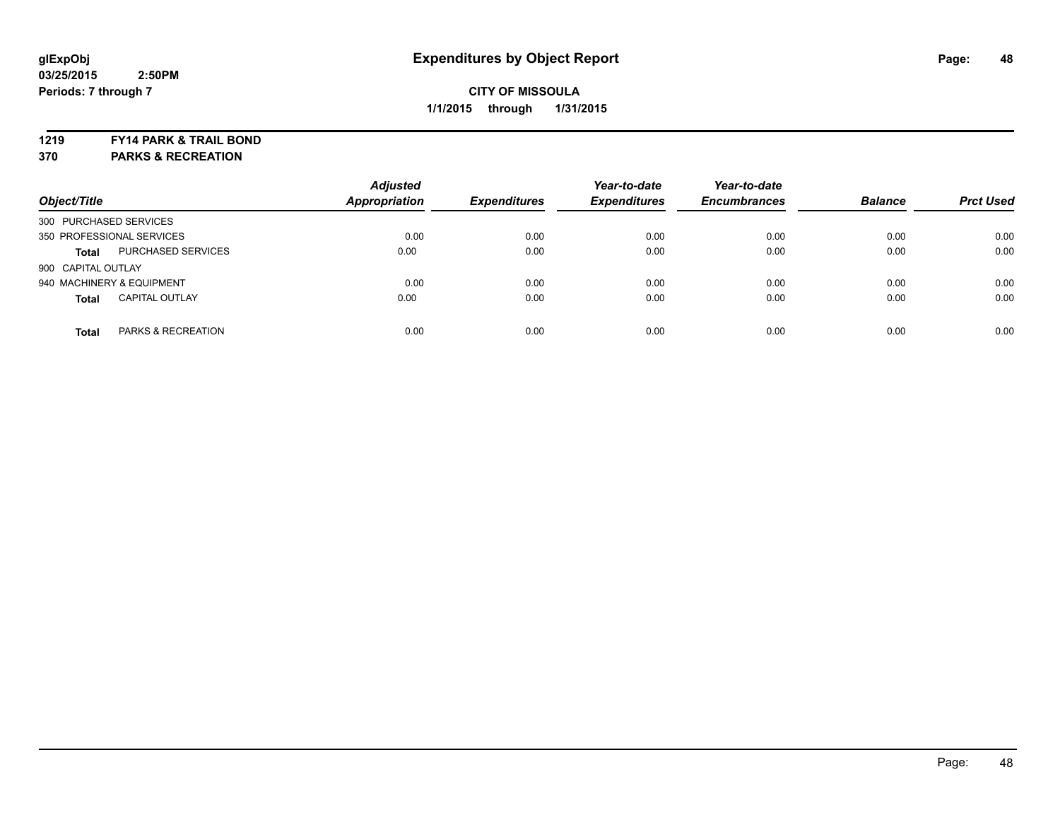**glExpObj** **Expenditures by Object Report**

**03/25/2015 2:50PM**

**Periods: 7 through 7**

**CITY OF MISSOULA**

**1/1/2015 through 1/31/2015**

**1219 FY14 PARK & TRAIL BOND**

**370 PARKS & RECREATION**

| Object/Title | | Adjusted Appropriation | Expenditures | Year-to-date Expenditures | Year-to-date Encumbrances | Balance | Prct Used |
|---|---|---|---|---|---|---|---|
| 300 PURCHASED SERVICES | | | | | | | |
| 350 PROFESSIONAL SERVICES | | 0.00 | 0.00 | 0.00 | 0.00 | 0.00 | 0.00 |
| **Total** | PURCHASED SERVICES | 0.00 | 0.00 | 0.00 | 0.00 | 0.00 | 0.00 |
| 900 CAPITAL OUTLAY | | | | | | | |
| 940 MACHINERY & EQUIPMENT | | 0.00 | 0.00 | 0.00 | 0.00 | 0.00 | 0.00 |
| **Total** | CAPITAL OUTLAY | 0.00 | 0.00 | 0.00 | 0.00 | 0.00 | 0.00 |
| **Total** | PARKS & RECREATION | 0.00 | 0.00 | 0.00 | 0.00 | 0.00 | 0.00 |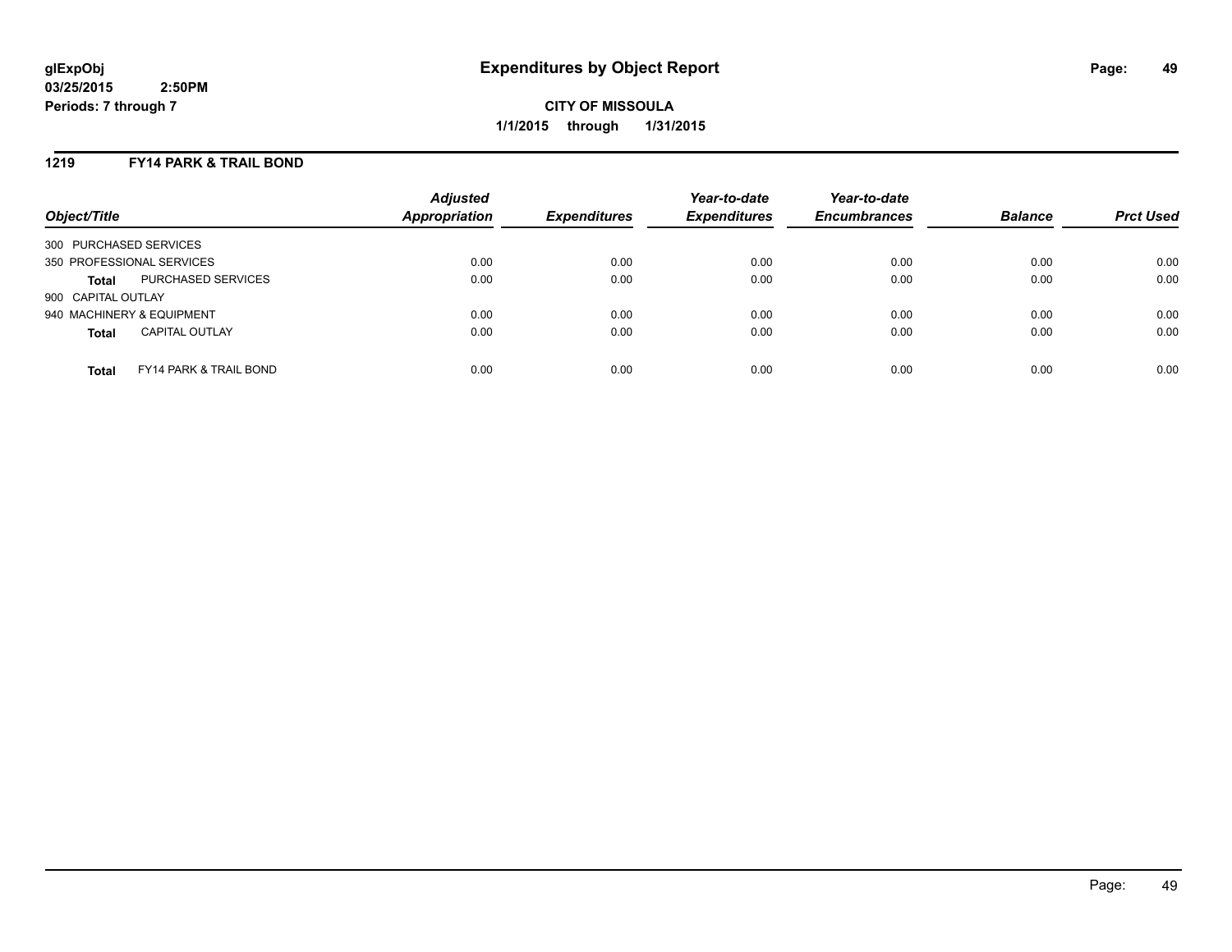**glExpObj**
**03/25/2015 2:50PM**
**Periods: 7 through 7**

# Expenditures by Object Report

**CITY OF MISSOULA**
**1/1/2015 through 1/31/2015**

## 1219 FY14 PARK & TRAIL BOND

| Object/Title | Adjusted Appropriation | Expenditures | Year-to-date Expenditures | Year-to-date Encumbrances | Balance | Prct Used |
|---|---|---|---|---|---|---|
| 300 PURCHASED SERVICES | | | | | | |
| 350 PROFESSIONAL SERVICES | 0.00 | 0.00 | 0.00 | 0.00 | 0.00 | 0.00 |
| **Total** PURCHASED SERVICES | 0.00 | 0.00 | 0.00 | 0.00 | 0.00 | 0.00 |
| 900 CAPITAL OUTLAY | | | | | | |
| 940 MACHINERY & EQUIPMENT | 0.00 | 0.00 | 0.00 | 0.00 | 0.00 | 0.00 |
| **Total** CAPITAL OUTLAY | 0.00 | 0.00 | 0.00 | 0.00 | 0.00 | 0.00 |
| **Total** FY14 PARK & TRAIL BOND | 0.00 | 0.00 | 0.00 | 0.00 | 0.00 | 0.00 |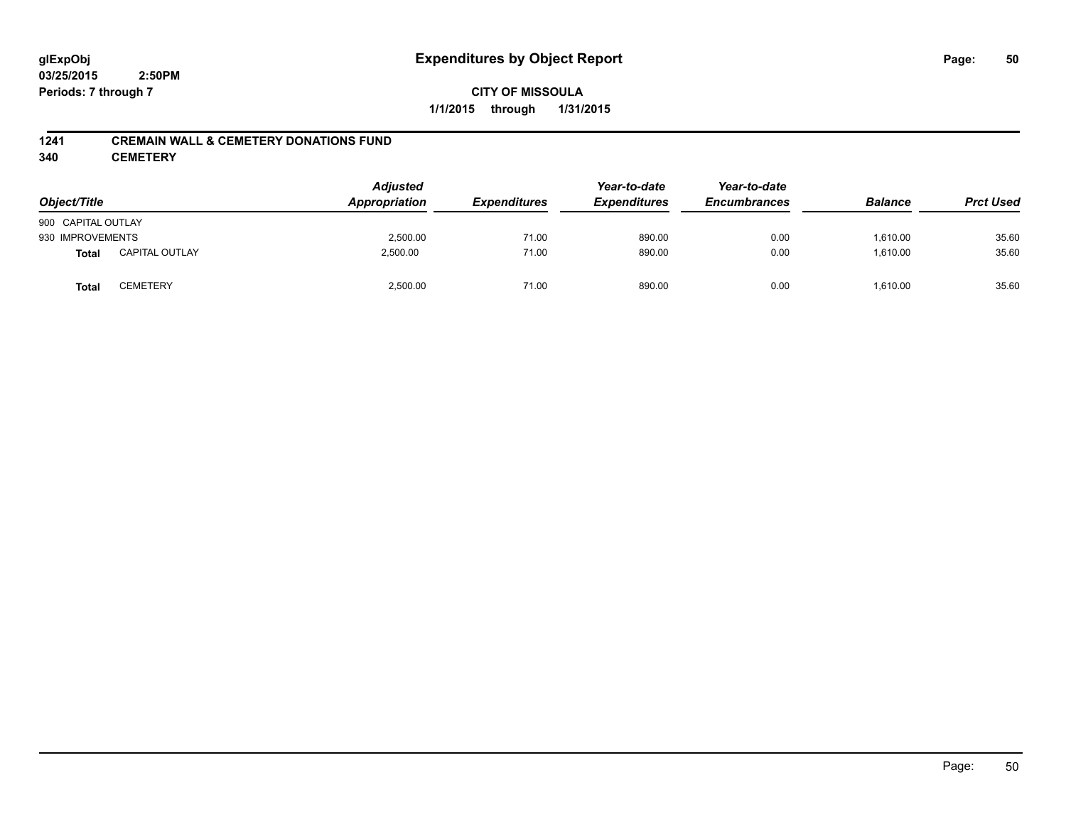**glExpObj**
**03/25/2015 2:50PM**
**Periods: 7 through 7**

# Expenditures by Object Report

**CITY OF MISSOULA**
**1/1/2015 through 1/31/2015**

**1241 CREMAIN WALL & CEMETERY DONATIONS FUND**
**340 CEMETERY**

| Object/Title | | Adjusted Appropriation | Expenditures | Year-to-date Expenditures | Year-to-date Encumbrances | Balance | Prct Used |
|---|---|---|---|---|---|---|---|
| 900 CAPITAL OUTLAY | | | | | | | |
| 930 IMPROVEMENTS | | 2,500.00 | 71.00 | 890.00 | 0.00 | 1,610.00 | 35.60 |
| **Total** | CAPITAL OUTLAY | 2,500.00 | 71.00 | 890.00 | 0.00 | 1,610.00 | 35.60 |
| **Total** | CEMETERY | 2,500.00 | 71.00 | 890.00 | 0.00 | 1,610.00 | 35.60 |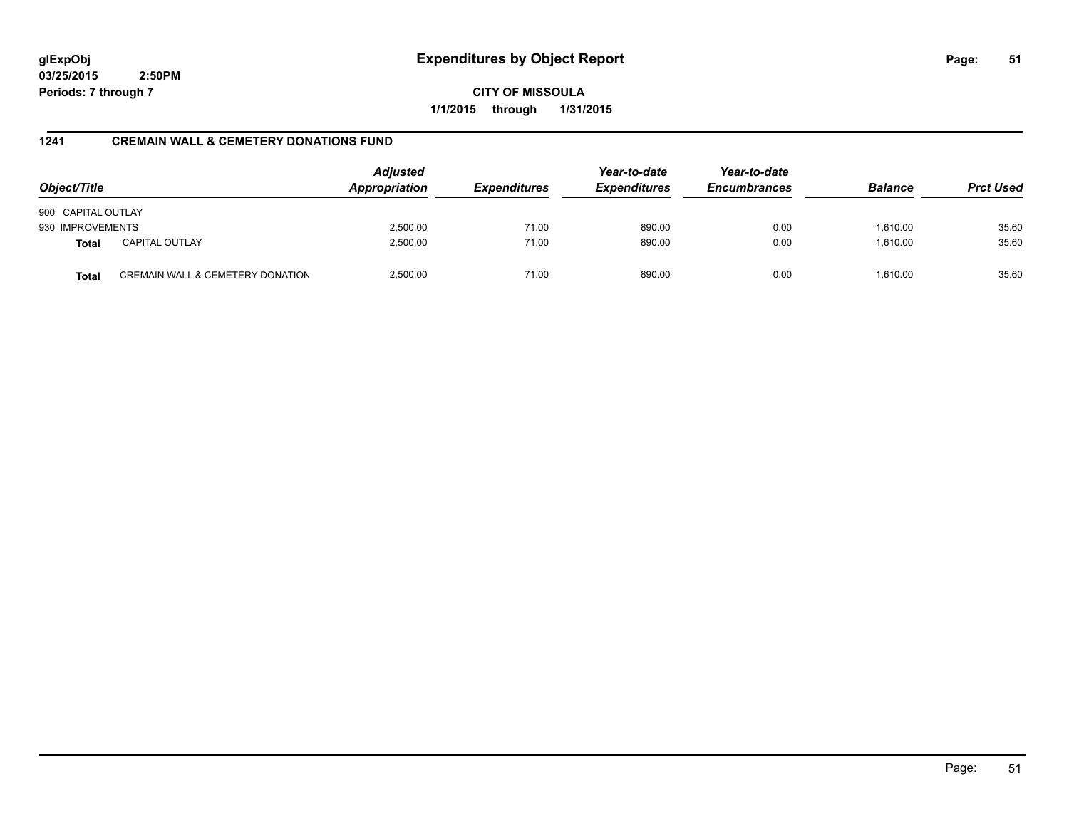**glExpObj**
**03/25/2015 2:50PM**
**Periods: 7 through 7**

# Expenditures by Object Report

**CITY OF MISSOULA**
**1/1/2015 through 1/31/2015**

## 1241 CREMAIN WALL & CEMETERY DONATIONS FUND

| Object/Title | | Adjusted Appropriation | Expenditures | Year-to-date Expenditures | Year-to-date Encumbrances | Balance | Prct Used |
|---|---|---|---|---|---|---|---|
| 900 CAPITAL OUTLAY | | | | | | | |
| 930 IMPROVEMENTS | | 2,500.00 | 71.00 | 890.00 | 0.00 | 1,610.00 | 35.60 |
| **Total** | CAPITAL OUTLAY | 2,500.00 | 71.00 | 890.00 | 0.00 | 1,610.00 | 35.60 |
| **Total** | CREMAIN WALL & CEMETERY DONATION | 2,500.00 | 71.00 | 890.00 | 0.00 | 1,610.00 | 35.60 |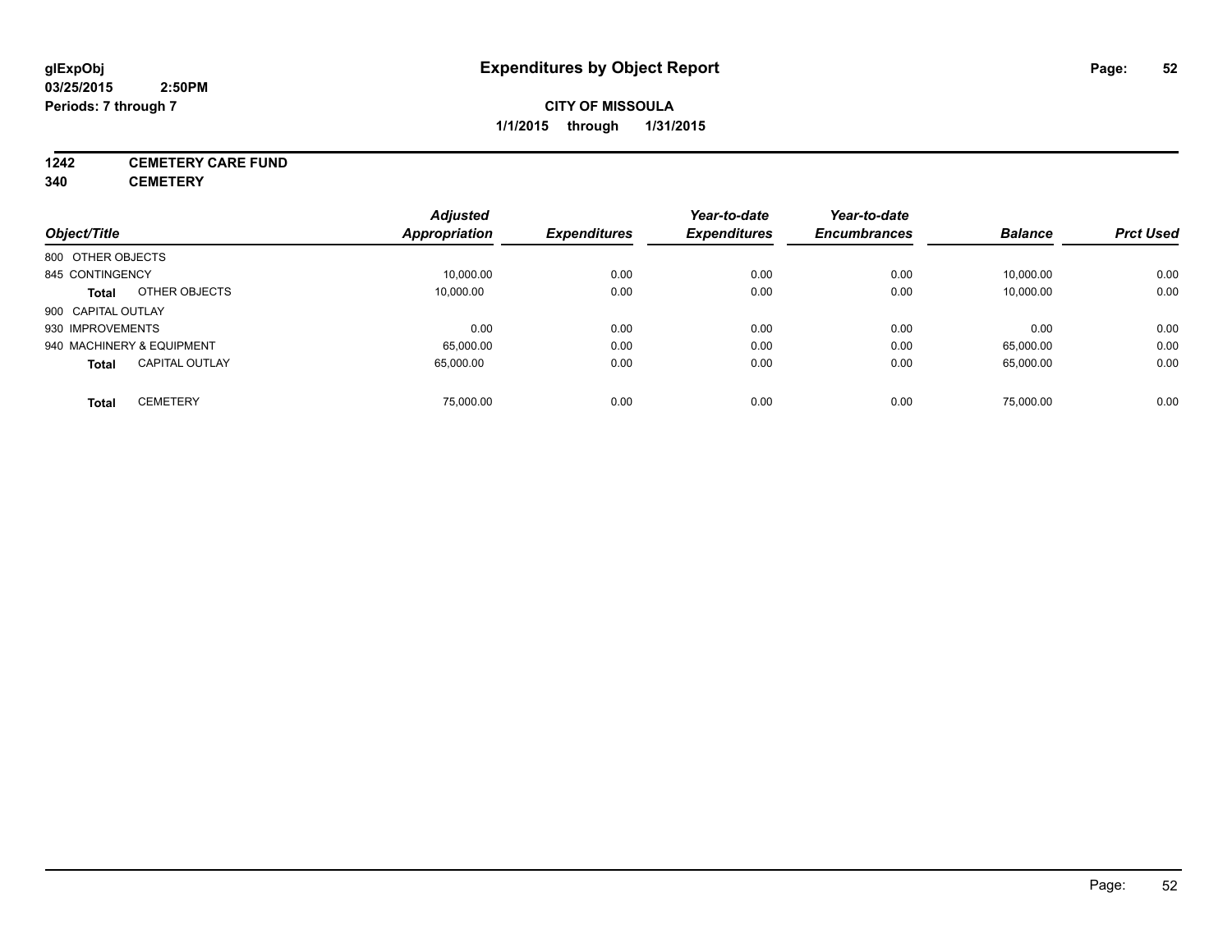# Expenditures by Object Report

glExpObj
03/25/2015 2:50PM
Periods: 7 through 7

**CITY OF MISSOULA**
**1/1/2015 through 1/31/2015**

**1242 CEMETERY CARE FUND**
**340 CEMETERY**

| Object/Title | Adjusted Appropriation | Expenditures | Year-to-date Expenditures | Year-to-date Encumbrances | Balance | Prct Used |
|---|---|---|---|---|---|---|
| 800 OTHER OBJECTS | | | | | | |
| 845 CONTINGENCY | 10,000.00 | 0.00 | 0.00 | 0.00 | 10,000.00 | 0.00 |
| **Total** OTHER OBJECTS | 10,000.00 | 0.00 | 0.00 | 0.00 | 10,000.00 | 0.00 |
| 900 CAPITAL OUTLAY | | | | | | |
| 930 IMPROVEMENTS | 0.00 | 0.00 | 0.00 | 0.00 | 0.00 | 0.00 |
| 940 MACHINERY & EQUIPMENT | 65,000.00 | 0.00 | 0.00 | 0.00 | 65,000.00 | 0.00 |
| **Total** CAPITAL OUTLAY | 65,000.00 | 0.00 | 0.00 | 0.00 | 65,000.00 | 0.00 |
| **Total** CEMETERY | 75,000.00 | 0.00 | 0.00 | 0.00 | 75,000.00 | 0.00 |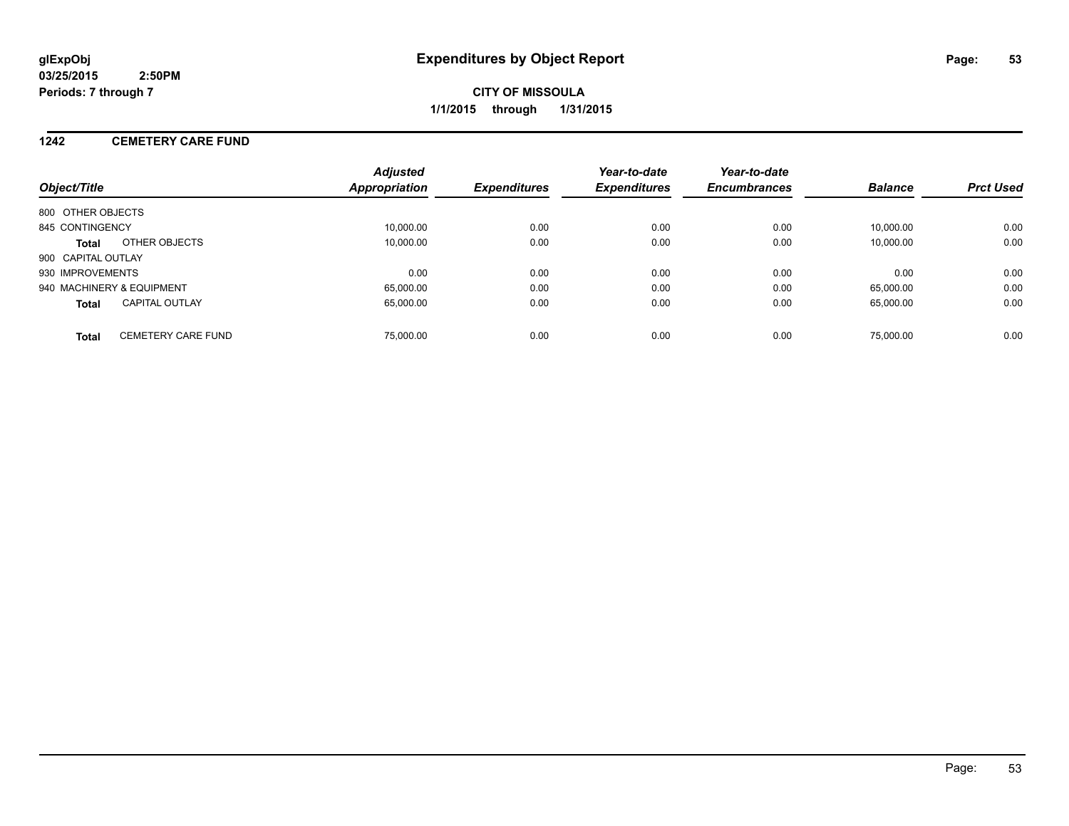**glExpObj**
**03/25/2015 2:50PM**
**Periods: 7 through 7**

# Expenditures by Object Report

**CITY OF MISSOULA**
**1/1/2015 through 1/31/2015**

## 1242 CEMETERY CARE FUND

| Object/Title | | Adjusted Appropriation | Expenditures | Year-to-date Expenditures | Year-to-date Encumbrances | Balance | Prct Used |
|---|---|---|---|---|---|---|---|
| 800 OTHER OBJECTS | | | | | | | |
| 845 CONTINGENCY | | 10,000.00 | 0.00 | 0.00 | 0.00 | 10,000.00 | 0.00 |
| **Total** | OTHER OBJECTS | 10,000.00 | 0.00 | 0.00 | 0.00 | 10,000.00 | 0.00 |
| 900 CAPITAL OUTLAY | | | | | | | |
| 930 IMPROVEMENTS | | 0.00 | 0.00 | 0.00 | 0.00 | 0.00 | 0.00 |
| 940 MACHINERY & EQUIPMENT | | 65,000.00 | 0.00 | 0.00 | 0.00 | 65,000.00 | 0.00 |
| **Total** | CAPITAL OUTLAY | 65,000.00 | 0.00 | 0.00 | 0.00 | 65,000.00 | 0.00 |
| **Total** | CEMETERY CARE FUND | 75,000.00 | 0.00 | 0.00 | 0.00 | 75,000.00 | 0.00 |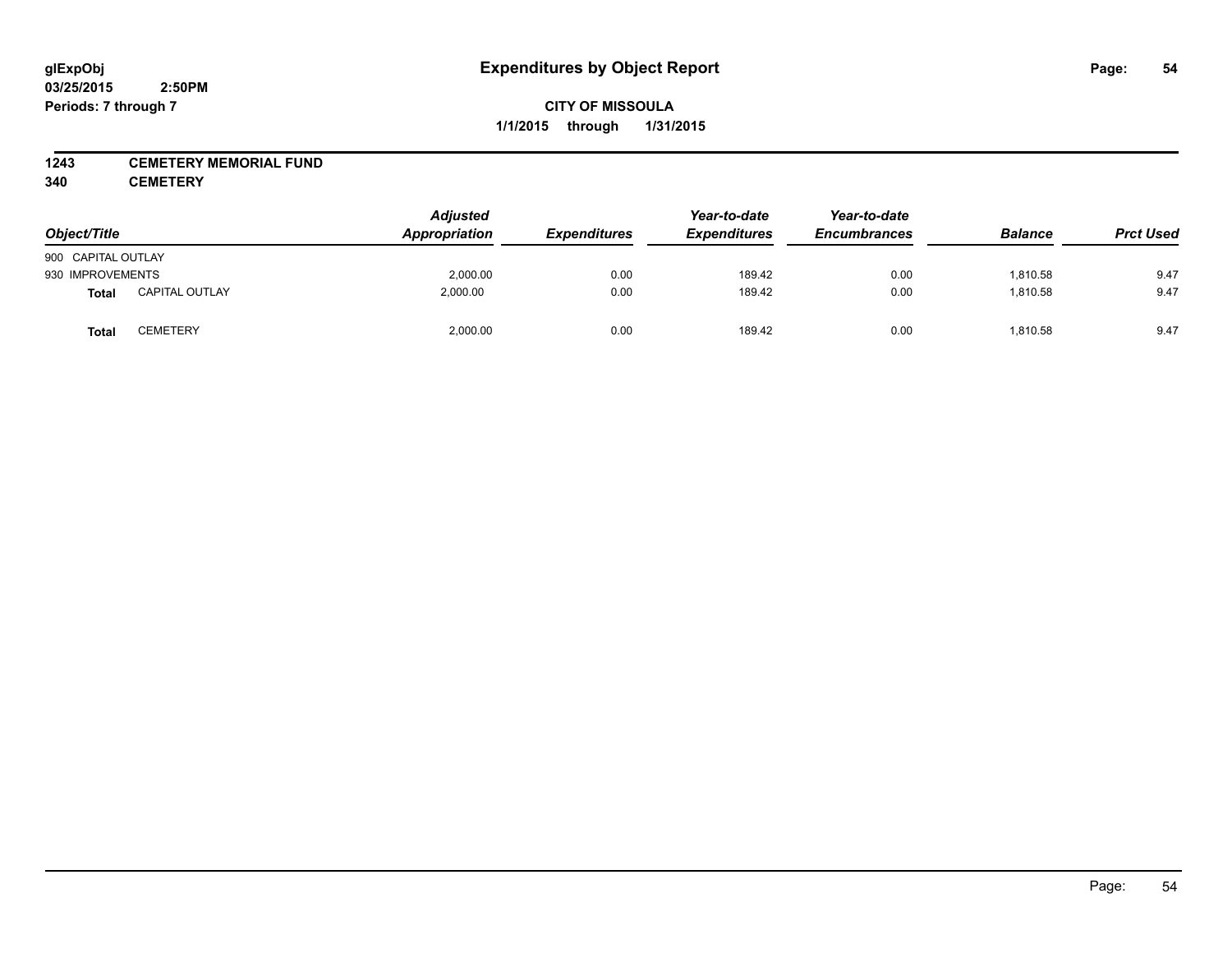**glExpObj**
**03/25/2015 2:50PM**
**Periods: 7 through 7**

# Expenditures by Object Report

**CITY OF MISSOULA**
**1/1/2015 through 1/31/2015**

**1243 CEMETERY MEMORIAL FUND**
**340 CEMETERY**

| Object/Title | | Adjusted Appropriation | Expenditures | Year-to-date Expenditures | Year-to-date Encumbrances | Balance | Prct Used |
|---|---|---|---|---|---|---|---|
| 900 CAPITAL OUTLAY | | | | | | | |
| 930 IMPROVEMENTS | | 2,000.00 | 0.00 | 189.42 | 0.00 | 1,810.58 | 9.47 |
| **Total** | CAPITAL OUTLAY | 2,000.00 | 0.00 | 189.42 | 0.00 | 1,810.58 | 9.47 |
| **Total** | CEMETERY | 2,000.00 | 0.00 | 189.42 | 0.00 | 1,810.58 | 9.47 |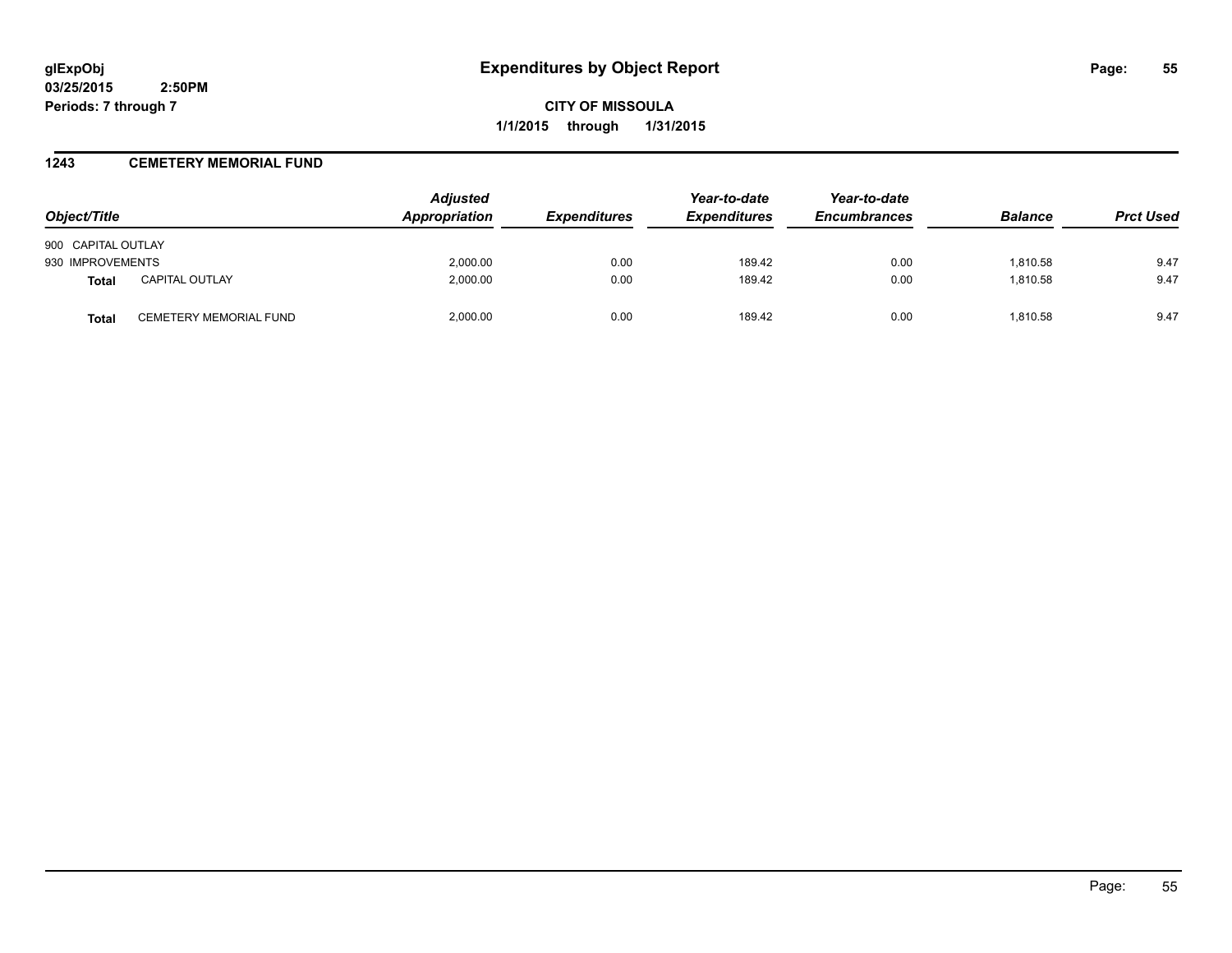# Expenditures by Object Report

glExpObj
03/25/2015 2:50PM
Periods: 7 through 7

**CITY OF MISSOULA**
**1/1/2015 through 1/31/2015**

## 1243 CEMETERY MEMORIAL FUND

| Object/Title | | Adjusted Appropriation | Expenditures | Year-to-date Expenditures | Year-to-date Encumbrances | Balance | Prct Used |
|---|---|---|---|---|---|---|---|
| 900 CAPITAL OUTLAY | | | | | | | |
| 930 IMPROVEMENTS | | 2,000.00 | 0.00 | 189.42 | 0.00 | 1,810.58 | 9.47 |
| **Total** | CAPITAL OUTLAY | 2,000.00 | 0.00 | 189.42 | 0.00 | 1,810.58 | 9.47 |
| **Total** | CEMETERY MEMORIAL FUND | 2,000.00 | 0.00 | 189.42 | 0.00 | 1,810.58 | 9.47 |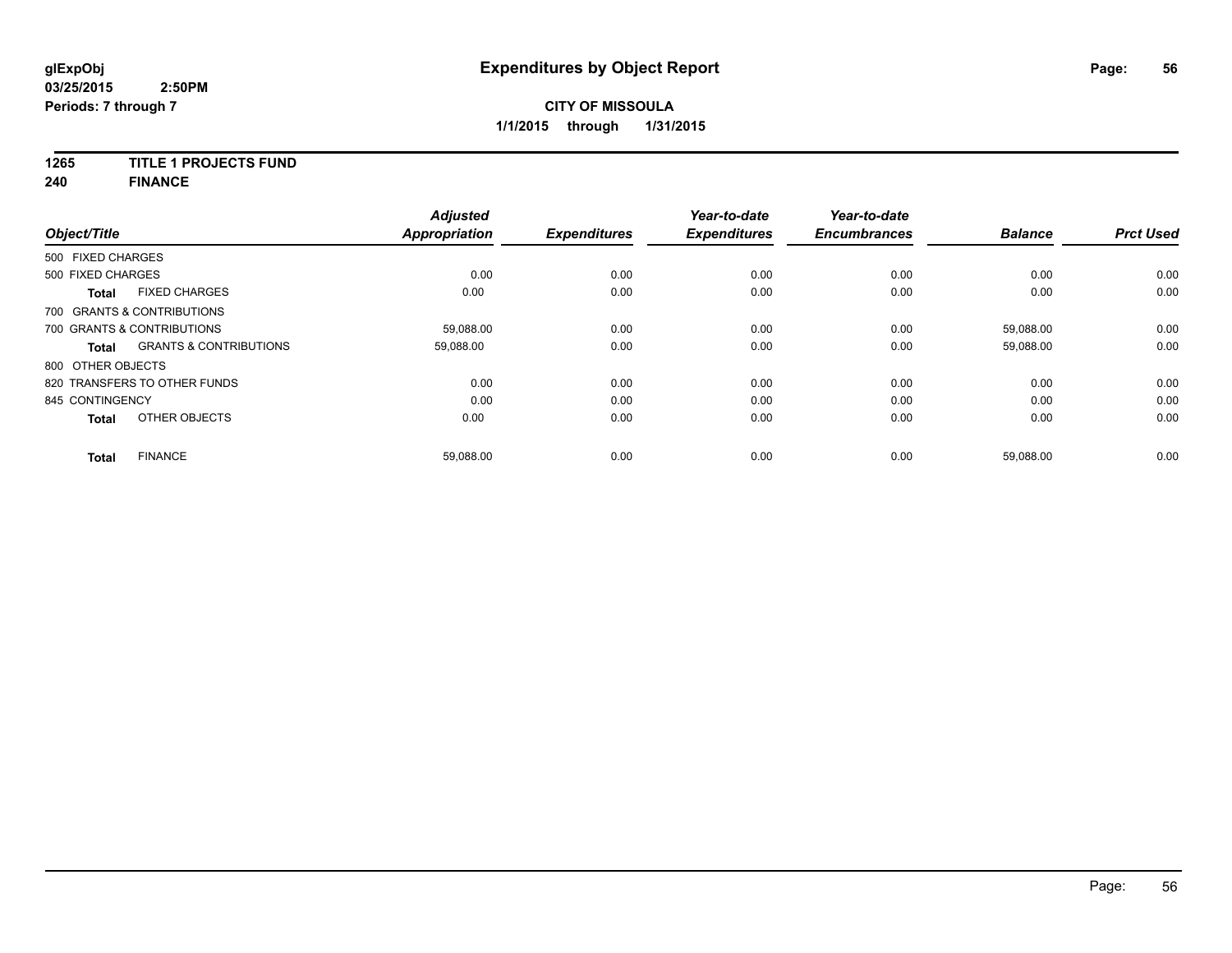# Expenditures by Object Report

glExpObj
03/25/2015 2:50PM
Periods: 7 through 7

**CITY OF MISSOULA**
**1/1/2015 through 1/31/2015**

**1265 TITLE 1 PROJECTS FUND**
**240 FINANCE**

| Object/Title | | Adjusted Appropriation | Expenditures | Year-to-date Expenditures | Year-to-date Encumbrances | Balance | Prct Used |
|---|---|---|---|---|---|---|---|
| 500 FIXED CHARGES | | | | | | | |
| 500 FIXED CHARGES | | 0.00 | 0.00 | 0.00 | 0.00 | 0.00 | 0.00 |
| **Total** | FIXED CHARGES | 0.00 | 0.00 | 0.00 | 0.00 | 0.00 | 0.00 |
| 700 GRANTS & CONTRIBUTIONS | | | | | | | |
| 700 GRANTS & CONTRIBUTIONS | | 59,088.00 | 0.00 | 0.00 | 0.00 | 59,088.00 | 0.00 |
| **Total** | GRANTS & CONTRIBUTIONS | 59,088.00 | 0.00 | 0.00 | 0.00 | 59,088.00 | 0.00 |
| 800 OTHER OBJECTS | | | | | | | |
| 820 TRANSFERS TO OTHER FUNDS | | 0.00 | 0.00 | 0.00 | 0.00 | 0.00 | 0.00 |
| 845 CONTINGENCY | | 0.00 | 0.00 | 0.00 | 0.00 | 0.00 | 0.00 |
| **Total** | OTHER OBJECTS | 0.00 | 0.00 | 0.00 | 0.00 | 0.00 | 0.00 |
| **Total** | FINANCE | 59,088.00 | 0.00 | 0.00 | 0.00 | 59,088.00 | 0.00 |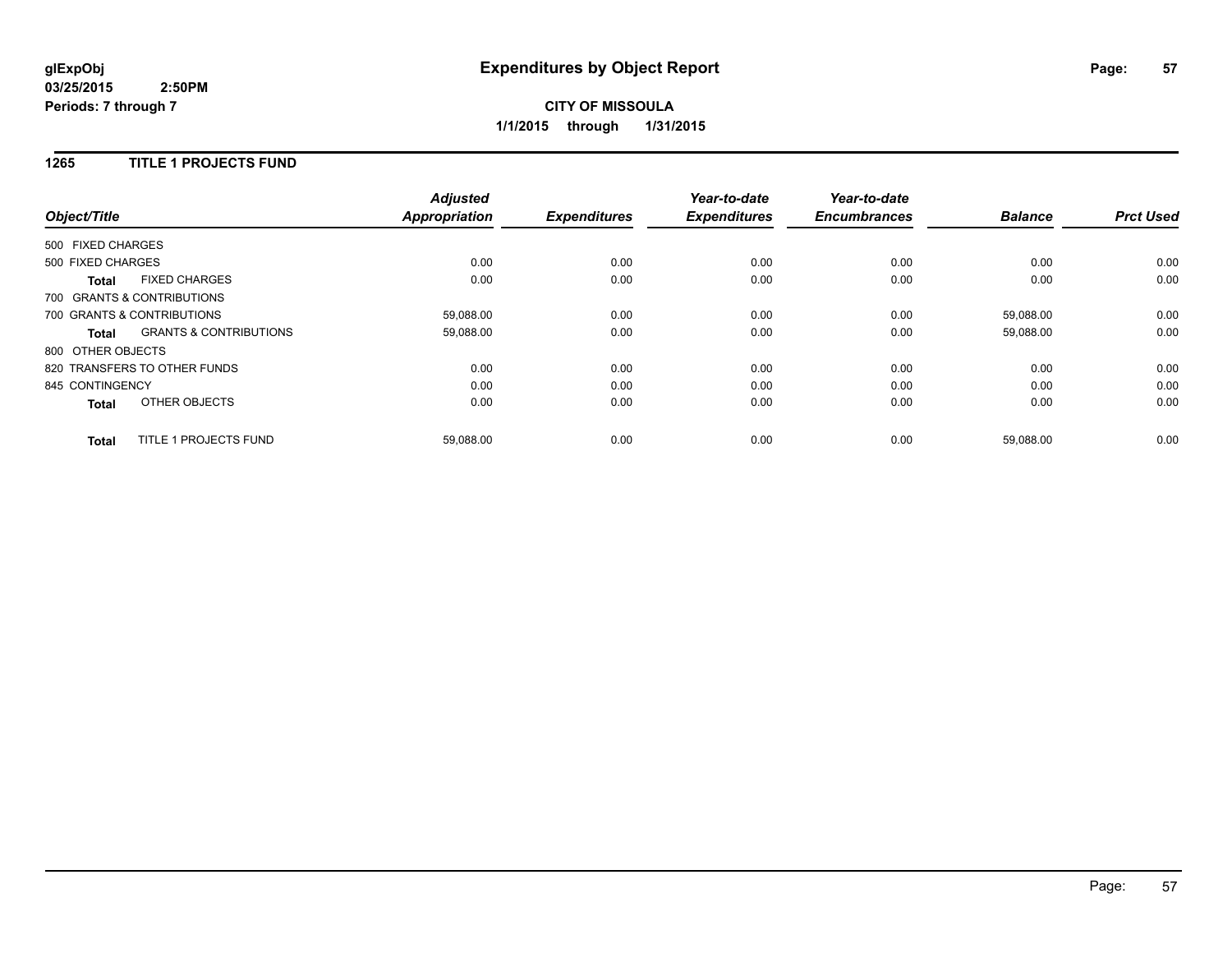**glExpObj**
**03/25/2015 2:50PM**
**Periods: 7 through 7**

# Expenditures by Object Report

**CITY OF MISSOULA**
**1/1/2015 through 1/31/2015**

## 1265 TITLE 1 PROJECTS FUND

| Object/Title | Adjusted Appropriation | Expenditures | Year-to-date Expenditures | Year-to-date Encumbrances | Balance | Prct Used |
|---|---|---|---|---|---|---|
| 500 FIXED CHARGES | | | | | | |
| 500 FIXED CHARGES | 0.00 | 0.00 | 0.00 | 0.00 | 0.00 | 0.00 |
| **Total** FIXED CHARGES | 0.00 | 0.00 | 0.00 | 0.00 | 0.00 | 0.00 |
| 700 GRANTS & CONTRIBUTIONS | | | | | | |
| 700 GRANTS & CONTRIBUTIONS | 59,088.00 | 0.00 | 0.00 | 0.00 | 59,088.00 | 0.00 |
| **Total** GRANTS & CONTRIBUTIONS | 59,088.00 | 0.00 | 0.00 | 0.00 | 59,088.00 | 0.00 |
| 800 OTHER OBJECTS | | | | | | |
| 820 TRANSFERS TO OTHER FUNDS | 0.00 | 0.00 | 0.00 | 0.00 | 0.00 | 0.00 |
| 845 CONTINGENCY | 0.00 | 0.00 | 0.00 | 0.00 | 0.00 | 0.00 |
| **Total** OTHER OBJECTS | 0.00 | 0.00 | 0.00 | 0.00 | 0.00 | 0.00 |
| **Total** TITLE 1 PROJECTS FUND | 59,088.00 | 0.00 | 0.00 | 0.00 | 59,088.00 | 0.00 |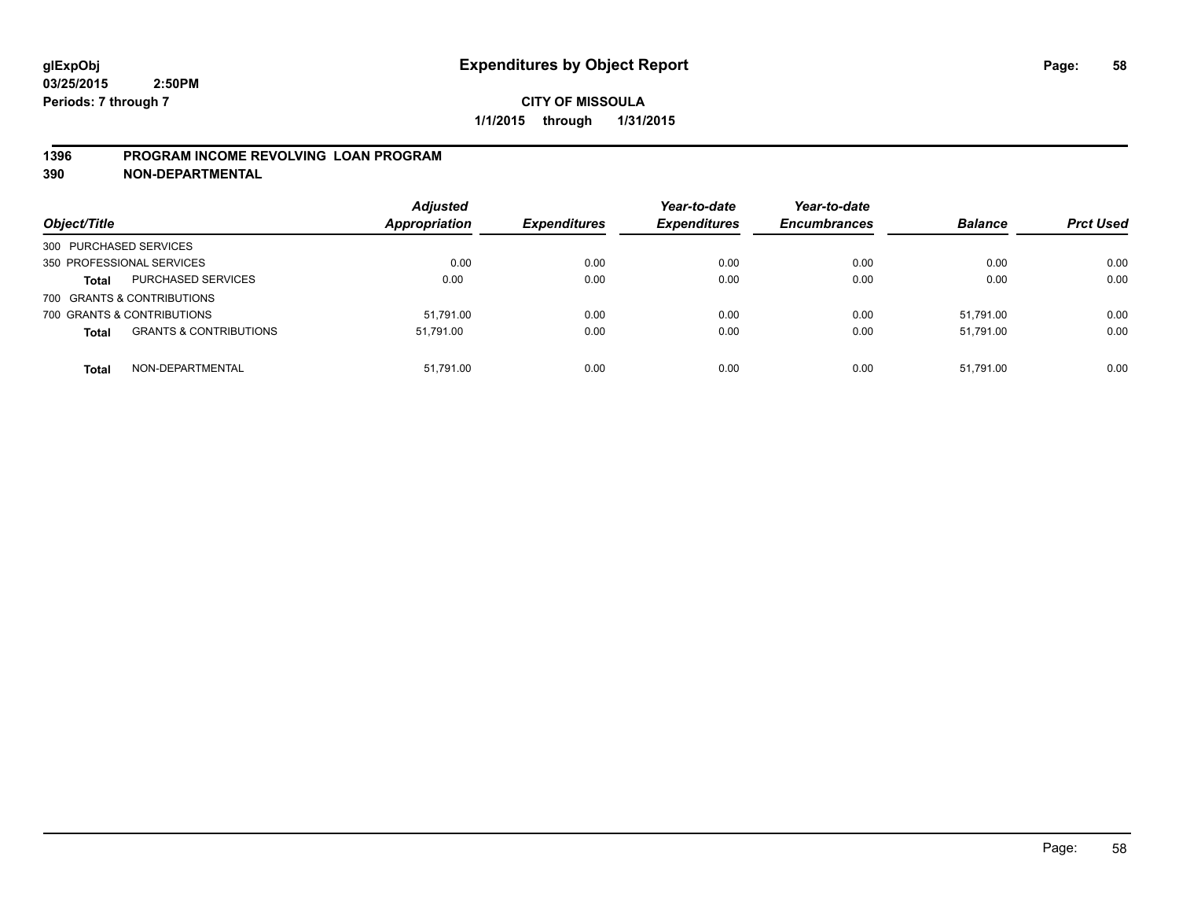**glExpObj**
**03/25/2015 2:50PM**
**Periods: 7 through 7**

# Expenditures by Object Report

**CITY OF MISSOULA**
**1/1/2015 through 1/31/2015**

## 1396 PROGRAM INCOME REVOLVING LOAN PROGRAM
## 390 NON-DEPARTMENTAL

| Object/Title | | Adjusted Appropriation | Expenditures | Year-to-date Expenditures | Year-to-date Encumbrances | Balance | Prct Used |
|---|---|---|---|---|---|---|---|
| 300 PURCHASED SERVICES | | | | | | | |
| 350 PROFESSIONAL SERVICES | | 0.00 | 0.00 | 0.00 | 0.00 | 0.00 | 0.00 |
| **Total** | PURCHASED SERVICES | 0.00 | 0.00 | 0.00 | 0.00 | 0.00 | 0.00 |
| 700 GRANTS & CONTRIBUTIONS | | | | | | | |
| 700 GRANTS & CONTRIBUTIONS | | 51,791.00 | 0.00 | 0.00 | 0.00 | 51,791.00 | 0.00 |
| **Total** | GRANTS & CONTRIBUTIONS | 51,791.00 | 0.00 | 0.00 | 0.00 | 51,791.00 | 0.00 |
| **Total** | NON-DEPARTMENTAL | 51,791.00 | 0.00 | 0.00 | 0.00 | 51,791.00 | 0.00 |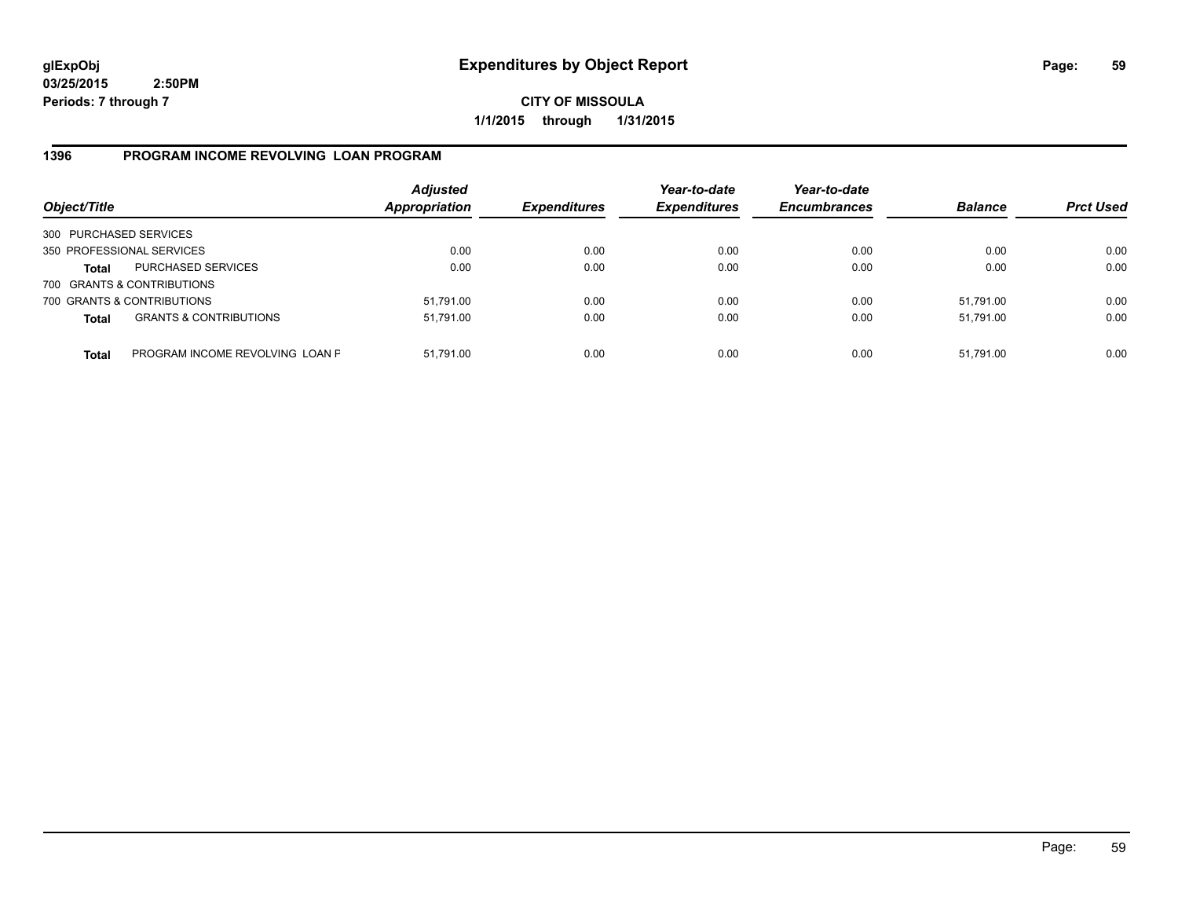# Expenditures by Object Report

glExpObj
03/25/2015 2:50PM
Periods: 7 through 7

**CITY OF MISSOULA**
**1/1/2015 through 1/31/2015**

## 1396 PROGRAM INCOME REVOLVING LOAN PROGRAM

| Object/Title | | Adjusted Appropriation | Expenditures | Year-to-date Expenditures | Year-to-date Encumbrances | Balance | Prct Used |
|---|---|---|---|---|---|---|---|
| 300 PURCHASED SERVICES | | | | | | | |
| 350 PROFESSIONAL SERVICES | | 0.00 | 0.00 | 0.00 | 0.00 | 0.00 | 0.00 |
| **Total** | PURCHASED SERVICES | 0.00 | 0.00 | 0.00 | 0.00 | 0.00 | 0.00 |
| 700 GRANTS & CONTRIBUTIONS | | | | | | | |
| 700 GRANTS & CONTRIBUTIONS | | 51,791.00 | 0.00 | 0.00 | 0.00 | 51,791.00 | 0.00 |
| **Total** | GRANTS & CONTRIBUTIONS | 51,791.00 | 0.00 | 0.00 | 0.00 | 51,791.00 | 0.00 |
| **Total** | PROGRAM INCOME REVOLVING LOAN F | 51,791.00 | 0.00 | 0.00 | 0.00 | 51,791.00 | 0.00 |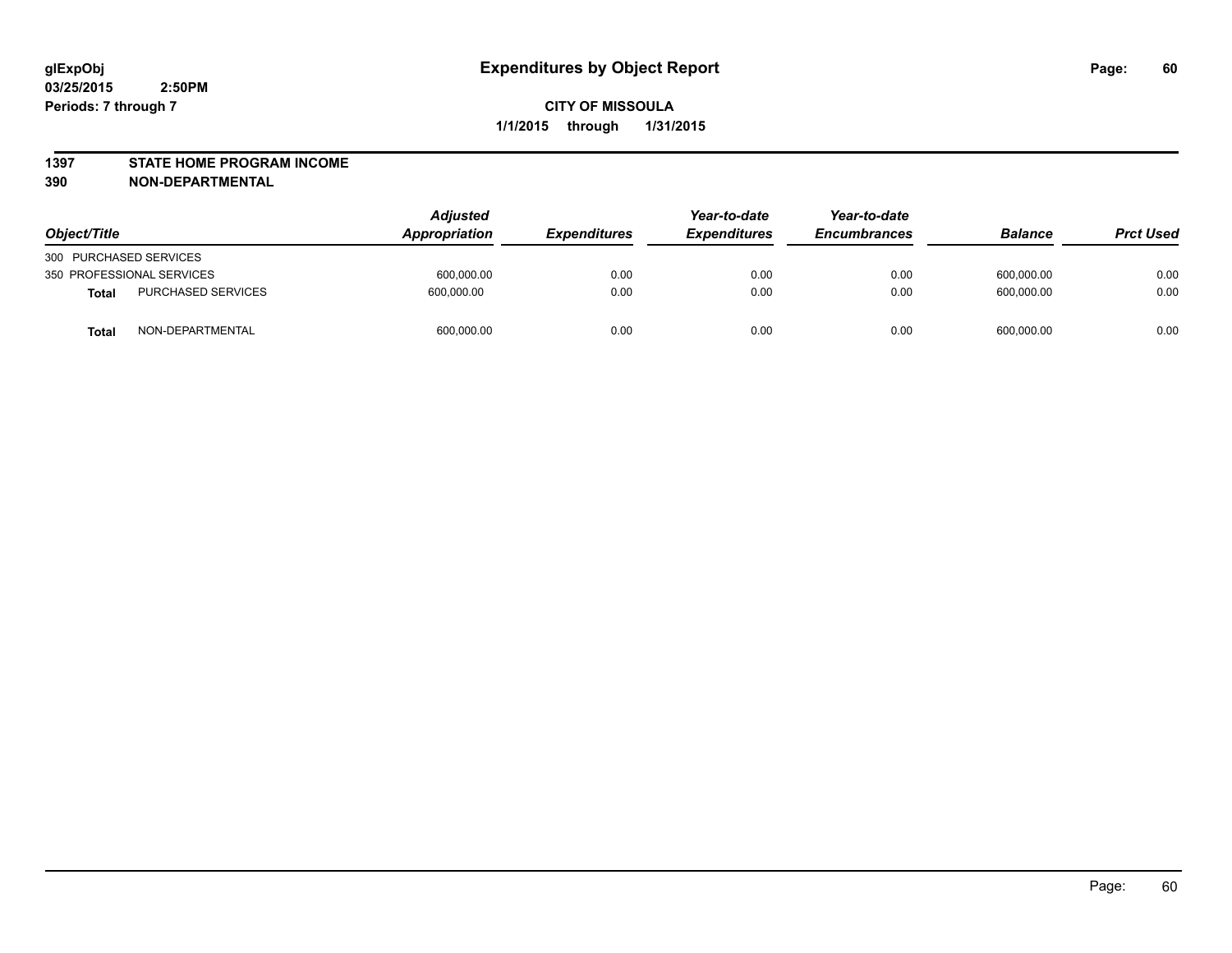# Expenditures by Object Report

glExpObj
03/25/2015 2:50PM
Periods: 7 through 7

**CITY OF MISSOULA**
**1/1/2015 through 1/31/2015**

**1397 STATE HOME PROGRAM INCOME**
**390 NON-DEPARTMENTAL**

| Object/Title | | Adjusted Appropriation | Expenditures | Year-to-date Expenditures | Year-to-date Encumbrances | Balance | Prct Used |
|---|---|---|---|---|---|---|---|
| 300 PURCHASED SERVICES | | | | | | | |
| 350 PROFESSIONAL SERVICES | | 600,000.00 | 0.00 | 0.00 | 0.00 | 600,000.00 | 0.00 |
| **Total** | PURCHASED SERVICES | 600,000.00 | 0.00 | 0.00 | 0.00 | 600,000.00 | 0.00 |
| **Total** | NON-DEPARTMENTAL | 600,000.00 | 0.00 | 0.00 | 0.00 | 600,000.00 | 0.00 |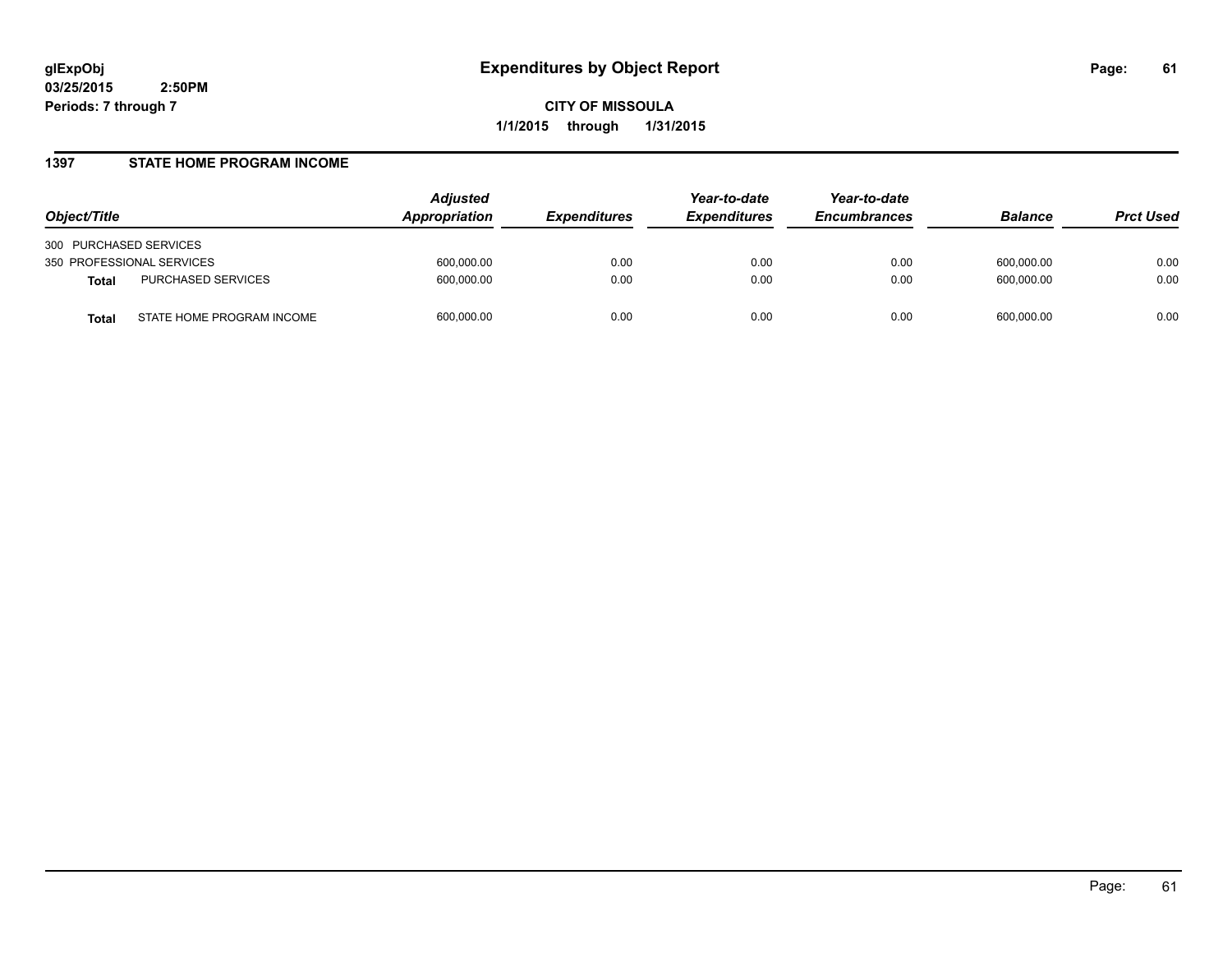# Expenditures by Object Report

glExpObj
03/25/2015 2:50PM
Periods: 7 through 7

**CITY OF MISSOULA**
**1/1/2015 through 1/31/2015**

## 1397 STATE HOME PROGRAM INCOME

| Object/Title | | Adjusted Appropriation | Expenditures | Year-to-date Expenditures | Year-to-date Encumbrances | Balance | Prct Used |
|---|---|---|---|---|---|---|---|
| 300 PURCHASED SERVICES | | | | | | | |
| 350 PROFESSIONAL SERVICES | | 600,000.00 | 0.00 | 0.00 | 0.00 | 600,000.00 | 0.00 |
| **Total** | PURCHASED SERVICES | 600,000.00 | 0.00 | 0.00 | 0.00 | 600,000.00 | 0.00 |
| **Total** | STATE HOME PROGRAM INCOME | 600,000.00 | 0.00 | 0.00 | 0.00 | 600,000.00 | 0.00 |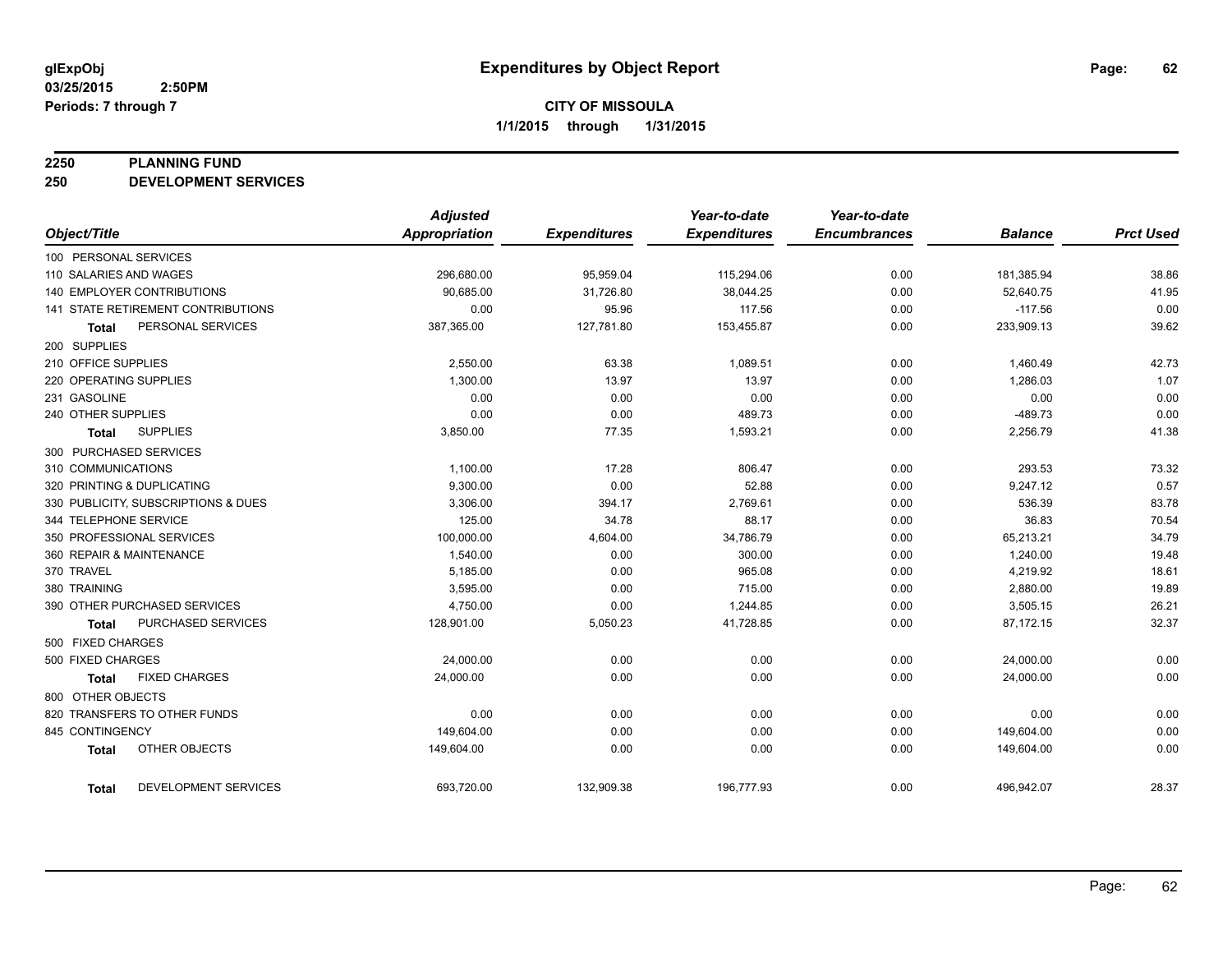# Expenditures by Object Report

glExpObj
03/25/2015 2:50PM
Periods: 7 through 7

**CITY OF MISSOULA**
**1/1/2015 through 1/31/2015**

## 2250 PLANNING FUND
## 250 DEVELOPMENT SERVICES

| Object/Title | Adjusted Appropriation | Expenditures | Year-to-date Expenditures | Year-to-date Encumbrances | Balance | Prct Used |
|---|---|---|---|---|---|---|
| 100 PERSONAL SERVICES | | | | | | |
| 110 SALARIES AND WAGES | 296,680.00 | 95,959.04 | 115,294.06 | 0.00 | 181,385.94 | 38.86 |
| 140 EMPLOYER CONTRIBUTIONS | 90,685.00 | 31,726.80 | 38,044.25 | 0.00 | 52,640.75 | 41.95 |
| 141 STATE RETIREMENT CONTRIBUTIONS | 0.00 | 95.96 | 117.56 | 0.00 | -117.56 | 0.00 |
| **Total** PERSONAL SERVICES | 387,365.00 | 127,781.80 | 153,455.87 | 0.00 | 233,909.13 | 39.62 |
| 200 SUPPLIES | | | | | | |
| 210 OFFICE SUPPLIES | 2,550.00 | 63.38 | 1,089.51 | 0.00 | 1,460.49 | 42.73 |
| 220 OPERATING SUPPLIES | 1,300.00 | 13.97 | 13.97 | 0.00 | 1,286.03 | 1.07 |
| 231 GASOLINE | 0.00 | 0.00 | 0.00 | 0.00 | 0.00 | 0.00 |
| 240 OTHER SUPPLIES | 0.00 | 0.00 | 489.73 | 0.00 | -489.73 | 0.00 |
| **Total** SUPPLIES | 3,850.00 | 77.35 | 1,593.21 | 0.00 | 2,256.79 | 41.38 |
| 300 PURCHASED SERVICES | | | | | | |
| 310 COMMUNICATIONS | 1,100.00 | 17.28 | 806.47 | 0.00 | 293.53 | 73.32 |
| 320 PRINTING & DUPLICATING | 9,300.00 | 0.00 | 52.88 | 0.00 | 9,247.12 | 0.57 |
| 330 PUBLICITY, SUBSCRIPTIONS & DUES | 3,306.00 | 394.17 | 2,769.61 | 0.00 | 536.39 | 83.78 |
| 344 TELEPHONE SERVICE | 125.00 | 34.78 | 88.17 | 0.00 | 36.83 | 70.54 |
| 350 PROFESSIONAL SERVICES | 100,000.00 | 4,604.00 | 34,786.79 | 0.00 | 65,213.21 | 34.79 |
| 360 REPAIR & MAINTENANCE | 1,540.00 | 0.00 | 300.00 | 0.00 | 1,240.00 | 19.48 |
| 370 TRAVEL | 5,185.00 | 0.00 | 965.08 | 0.00 | 4,219.92 | 18.61 |
| 380 TRAINING | 3,595.00 | 0.00 | 715.00 | 0.00 | 2,880.00 | 19.89 |
| 390 OTHER PURCHASED SERVICES | 4,750.00 | 0.00 | 1,244.85 | 0.00 | 3,505.15 | 26.21 |
| **Total** PURCHASED SERVICES | 128,901.00 | 5,050.23 | 41,728.85 | 0.00 | 87,172.15 | 32.37 |
| 500 FIXED CHARGES | | | | | | |
| 500 FIXED CHARGES | 24,000.00 | 0.00 | 0.00 | 0.00 | 24,000.00 | 0.00 |
| **Total** FIXED CHARGES | 24,000.00 | 0.00 | 0.00 | 0.00 | 24,000.00 | 0.00 |
| 800 OTHER OBJECTS | | | | | | |
| 820 TRANSFERS TO OTHER FUNDS | 0.00 | 0.00 | 0.00 | 0.00 | 0.00 | 0.00 |
| 845 CONTINGENCY | 149,604.00 | 0.00 | 0.00 | 0.00 | 149,604.00 | 0.00 |
| **Total** OTHER OBJECTS | 149,604.00 | 0.00 | 0.00 | 0.00 | 149,604.00 | 0.00 |
| **Total** DEVELOPMENT SERVICES | 693,720.00 | 132,909.38 | 196,777.93 | 0.00 | 496,942.07 | 28.37 |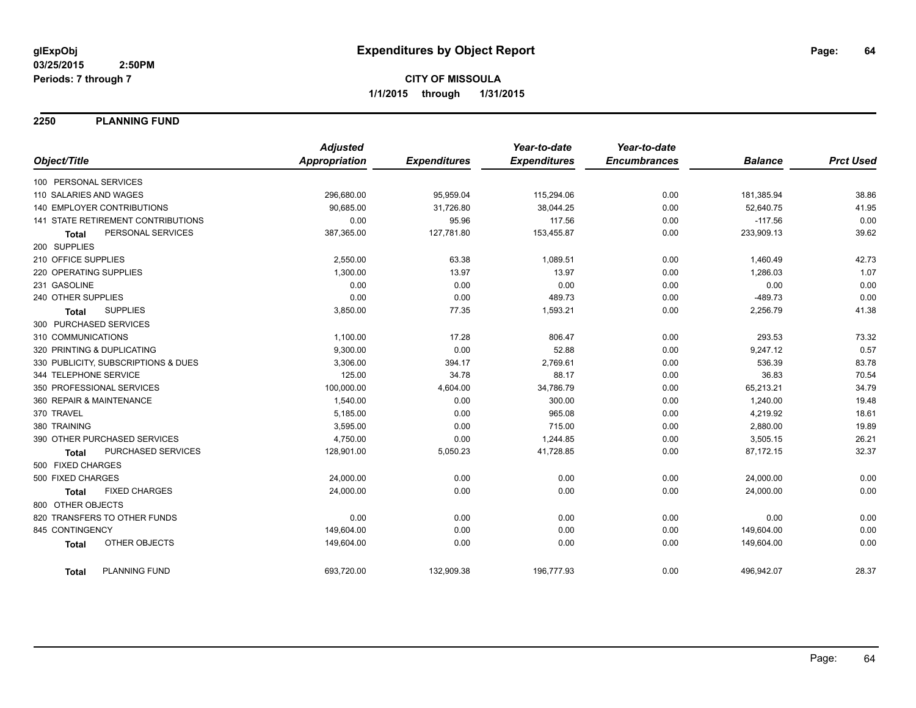**glExpObj**
**03/25/2015 2:50PM**
**Periods: 7 through 7**

# Expenditures by Object Report

**CITY OF MISSOULA**
**1/1/2015 through 1/31/2015**

## 2250 PLANNING FUND

| Object/Title | Adjusted Appropriation | Expenditures | Year-to-date Expenditures | Year-to-date Encumbrances | Balance | Prct Used |
|---|---|---|---|---|---|---|
| 100 PERSONAL SERVICES | | | | | | |
| 110 SALARIES AND WAGES | 296,680.00 | 95,959.04 | 115,294.06 | 0.00 | 181,385.94 | 38.86 |
| 140 EMPLOYER CONTRIBUTIONS | 90,685.00 | 31,726.80 | 38,044.25 | 0.00 | 52,640.75 | 41.95 |
| 141 STATE RETIREMENT CONTRIBUTIONS | 0.00 | 95.96 | 117.56 | 0.00 | -117.56 | 0.00 |
| **Total** PERSONAL SERVICES | 387,365.00 | 127,781.80 | 153,455.87 | 0.00 | 233,909.13 | 39.62 |
| 200 SUPPLIES | | | | | | |
| 210 OFFICE SUPPLIES | 2,550.00 | 63.38 | 1,089.51 | 0.00 | 1,460.49 | 42.73 |
| 220 OPERATING SUPPLIES | 1,300.00 | 13.97 | 13.97 | 0.00 | 1,286.03 | 1.07 |
| 231 GASOLINE | 0.00 | 0.00 | 0.00 | 0.00 | 0.00 | 0.00 |
| 240 OTHER SUPPLIES | 0.00 | 0.00 | 489.73 | 0.00 | -489.73 | 0.00 |
| **Total** SUPPLIES | 3,850.00 | 77.35 | 1,593.21 | 0.00 | 2,256.79 | 41.38 |
| 300 PURCHASED SERVICES | | | | | | |
| 310 COMMUNICATIONS | 1,100.00 | 17.28 | 806.47 | 0.00 | 293.53 | 73.32 |
| 320 PRINTING & DUPLICATING | 9,300.00 | 0.00 | 52.88 | 0.00 | 9,247.12 | 0.57 |
| 330 PUBLICITY, SUBSCRIPTIONS & DUES | 3,306.00 | 394.17 | 2,769.61 | 0.00 | 536.39 | 83.78 |
| 344 TELEPHONE SERVICE | 125.00 | 34.78 | 88.17 | 0.00 | 36.83 | 70.54 |
| 350 PROFESSIONAL SERVICES | 100,000.00 | 4,604.00 | 34,786.79 | 0.00 | 65,213.21 | 34.79 |
| 360 REPAIR & MAINTENANCE | 1,540.00 | 0.00 | 300.00 | 0.00 | 1,240.00 | 19.48 |
| 370 TRAVEL | 5,185.00 | 0.00 | 965.08 | 0.00 | 4,219.92 | 18.61 |
| 380 TRAINING | 3,595.00 | 0.00 | 715.00 | 0.00 | 2,880.00 | 19.89 |
| 390 OTHER PURCHASED SERVICES | 4,750.00 | 0.00 | 1,244.85 | 0.00 | 3,505.15 | 26.21 |
| **Total** PURCHASED SERVICES | 128,901.00 | 5,050.23 | 41,728.85 | 0.00 | 87,172.15 | 32.37 |
| 500 FIXED CHARGES | | | | | | |
| 500 FIXED CHARGES | 24,000.00 | 0.00 | 0.00 | 0.00 | 24,000.00 | 0.00 |
| **Total** FIXED CHARGES | 24,000.00 | 0.00 | 0.00 | 0.00 | 24,000.00 | 0.00 |
| 800 OTHER OBJECTS | | | | | | |
| 820 TRANSFERS TO OTHER FUNDS | 0.00 | 0.00 | 0.00 | 0.00 | 0.00 | 0.00 |
| 845 CONTINGENCY | 149,604.00 | 0.00 | 0.00 | 0.00 | 149,604.00 | 0.00 |
| **Total** OTHER OBJECTS | 149,604.00 | 0.00 | 0.00 | 0.00 | 149,604.00 | 0.00 |
| **Total** PLANNING FUND | 693,720.00 | 132,909.38 | 196,777.93 | 0.00 | 496,942.07 | 28.37 |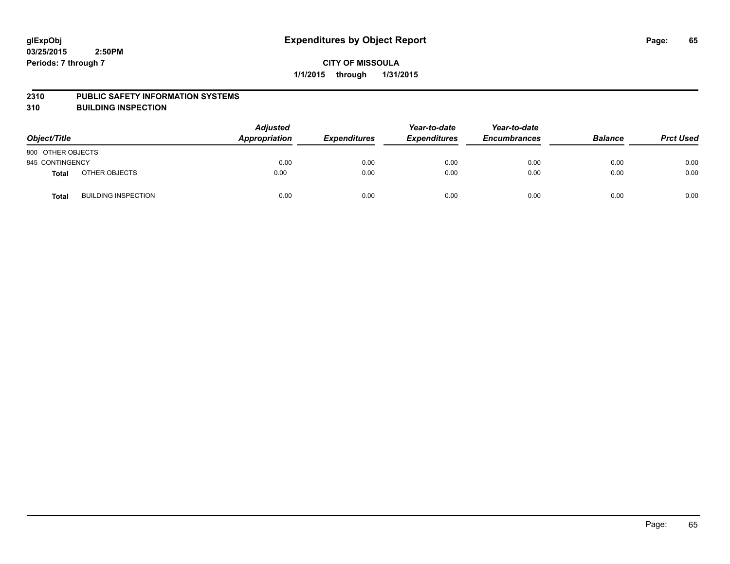glExpObj
03/25/2015 2:50PM
Periods: 7 through 7

# Expenditures by Object Report

**CITY OF MISSOULA**
**1/1/2015 through 1/31/2015**

## 2310 PUBLIC SAFETY INFORMATION SYSTEMS
## 310 BUILDING INSPECTION

| Object/Title | | Adjusted Appropriation | Expenditures | Year-to-date Expenditures | Year-to-date Encumbrances | Balance | Prct Used |
|---|---|---|---|---|---|---|---|
| 800 OTHER OBJECTS | | | | | | | |
| 845 CONTINGENCY | | 0.00 | 0.00 | 0.00 | 0.00 | 0.00 | 0.00 |
| **Total** | OTHER OBJECTS | 0.00 | 0.00 | 0.00 | 0.00 | 0.00 | 0.00 |
| **Total** | BUILDING INSPECTION | 0.00 | 0.00 | 0.00 | 0.00 | 0.00 | 0.00 |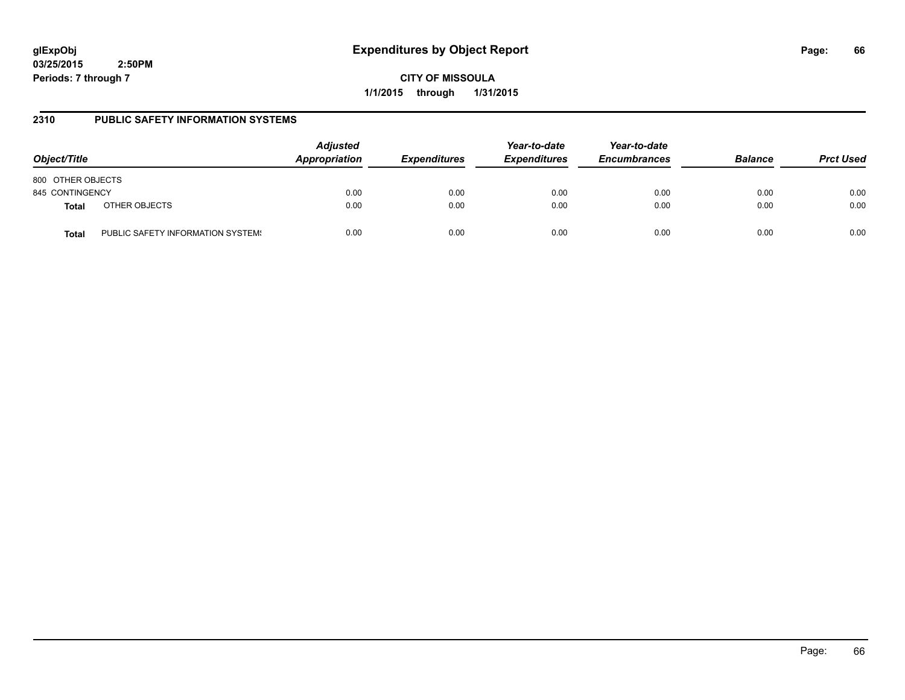**glExpObj**
**03/25/2015 2:50PM**
**Periods: 7 through 7**

# Expenditures by Object Report

**CITY OF MISSOULA**
**1/1/2015 through 1/31/2015**

## 2310 PUBLIC SAFETY INFORMATION SYSTEMS

| Object/Title | | Adjusted Appropriation | Expenditures | Year-to-date Expenditures | Year-to-date Encumbrances | Balance | Prct Used |
|---|---|---|---|---|---|---|---|
| 800 OTHER OBJECTS | | | | | | | |
| 845 CONTINGENCY | | 0.00 | 0.00 | 0.00 | 0.00 | 0.00 | 0.00 |
| **Total** | OTHER OBJECTS | 0.00 | 0.00 | 0.00 | 0.00 | 0.00 | 0.00 |
| **Total** | PUBLIC SAFETY INFORMATION SYSTEMS | 0.00 | 0.00 | 0.00 | 0.00 | 0.00 | 0.00 |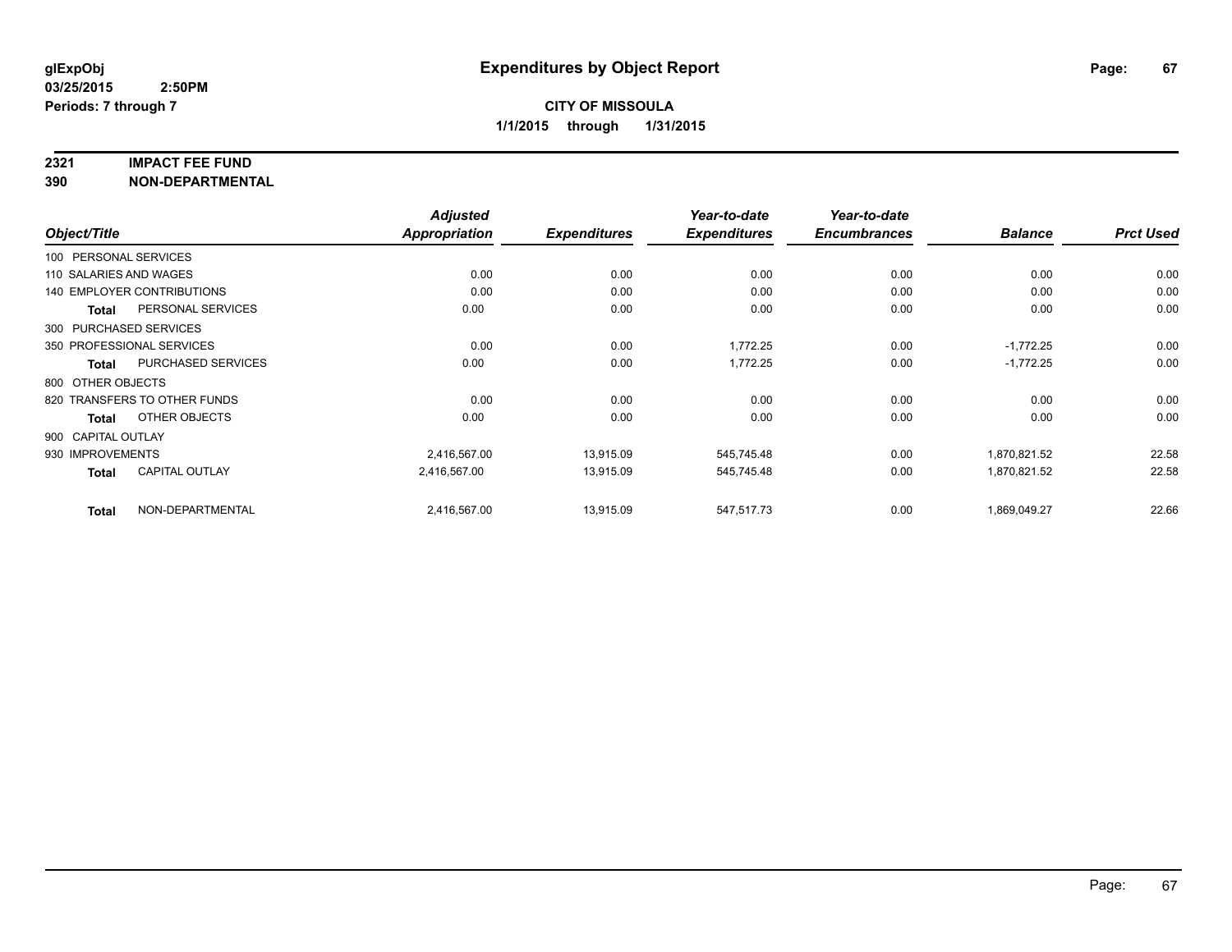**glExpObj**
**03/25/2015 2:50PM**
**Periods: 7 through 7**

# Expenditures by Object Report

**CITY OF MISSOULA**
**1/1/2015 through 1/31/2015**

## 2321 IMPACT FEE FUND
## 390 NON-DEPARTMENTAL

| Object/Title | | Adjusted Appropriation | Expenditures | Year-to-date Expenditures | Year-to-date Encumbrances | Balance | Prct Used |
|---|---|---|---|---|---|---|---|
| 100 PERSONAL SERVICES | | | | | | | |
| 110 SALARIES AND WAGES | | 0.00 | 0.00 | 0.00 | 0.00 | 0.00 | 0.00 |
| 140 EMPLOYER CONTRIBUTIONS | | 0.00 | 0.00 | 0.00 | 0.00 | 0.00 | 0.00 |
| **Total** | PERSONAL SERVICES | 0.00 | 0.00 | 0.00 | 0.00 | 0.00 | 0.00 |
| 300 PURCHASED SERVICES | | | | | | | |
| 350 PROFESSIONAL SERVICES | | 0.00 | 0.00 | 1,772.25 | 0.00 | -1,772.25 | 0.00 |
| **Total** | PURCHASED SERVICES | 0.00 | 0.00 | 1,772.25 | 0.00 | -1,772.25 | 0.00 |
| 800 OTHER OBJECTS | | | | | | | |
| 820 TRANSFERS TO OTHER FUNDS | | 0.00 | 0.00 | 0.00 | 0.00 | 0.00 | 0.00 |
| **Total** | OTHER OBJECTS | 0.00 | 0.00 | 0.00 | 0.00 | 0.00 | 0.00 |
| 900 CAPITAL OUTLAY | | | | | | | |
| 930 IMPROVEMENTS | | 2,416,567.00 | 13,915.09 | 545,745.48 | 0.00 | 1,870,821.52 | 22.58 |
| **Total** | CAPITAL OUTLAY | 2,416,567.00 | 13,915.09 | 545,745.48 | 0.00 | 1,870,821.52 | 22.58 |
| **Total** | NON-DEPARTMENTAL | 2,416,567.00 | 13,915.09 | 547,517.73 | 0.00 | 1,869,049.27 | 22.66 |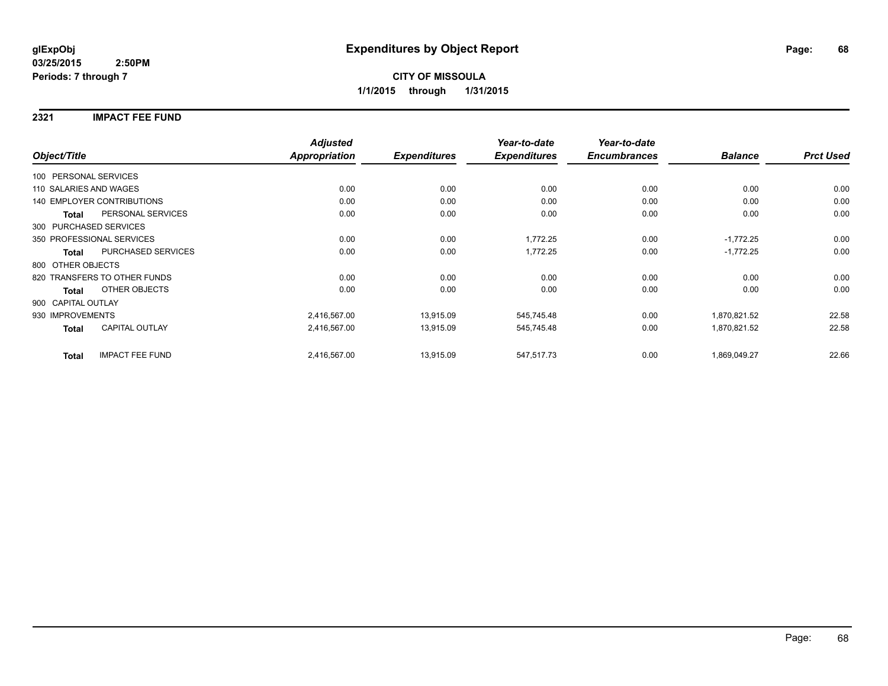**glExpObj**
**03/25/2015 2:50PM**
**Periods: 7 through 7**

# Expenditures by Object Report

**CITY OF MISSOULA**
**1/1/2015 through 1/31/2015**

## 2321 IMPACT FEE FUND

| Object/Title | Adjusted Appropriation | Expenditures | Year-to-date Expenditures | Year-to-date Encumbrances | Balance | Prct Used |
|---|---|---|---|---|---|---|
| 100 PERSONAL SERVICES | | | | | | |
| 110 SALARIES AND WAGES | 0.00 | 0.00 | 0.00 | 0.00 | 0.00 | 0.00 |
| 140 EMPLOYER CONTRIBUTIONS | 0.00 | 0.00 | 0.00 | 0.00 | 0.00 | 0.00 |
| **Total** PERSONAL SERVICES | 0.00 | 0.00 | 0.00 | 0.00 | 0.00 | 0.00 |
| 300 PURCHASED SERVICES | | | | | | |
| 350 PROFESSIONAL SERVICES | 0.00 | 0.00 | 1,772.25 | 0.00 | -1,772.25 | 0.00 |
| **Total** PURCHASED SERVICES | 0.00 | 0.00 | 1,772.25 | 0.00 | -1,772.25 | 0.00 |
| 800 OTHER OBJECTS | | | | | | |
| 820 TRANSFERS TO OTHER FUNDS | 0.00 | 0.00 | 0.00 | 0.00 | 0.00 | 0.00 |
| **Total** OTHER OBJECTS | 0.00 | 0.00 | 0.00 | 0.00 | 0.00 | 0.00 |
| 900 CAPITAL OUTLAY | | | | | | |
| 930 IMPROVEMENTS | 2,416,567.00 | 13,915.09 | 545,745.48 | 0.00 | 1,870,821.52 | 22.58 |
| **Total** CAPITAL OUTLAY | 2,416,567.00 | 13,915.09 | 545,745.48 | 0.00 | 1,870,821.52 | 22.58 |
| **Total** IMPACT FEE FUND | 2,416,567.00 | 13,915.09 | 547,517.73 | 0.00 | 1,869,049.27 | 22.66 |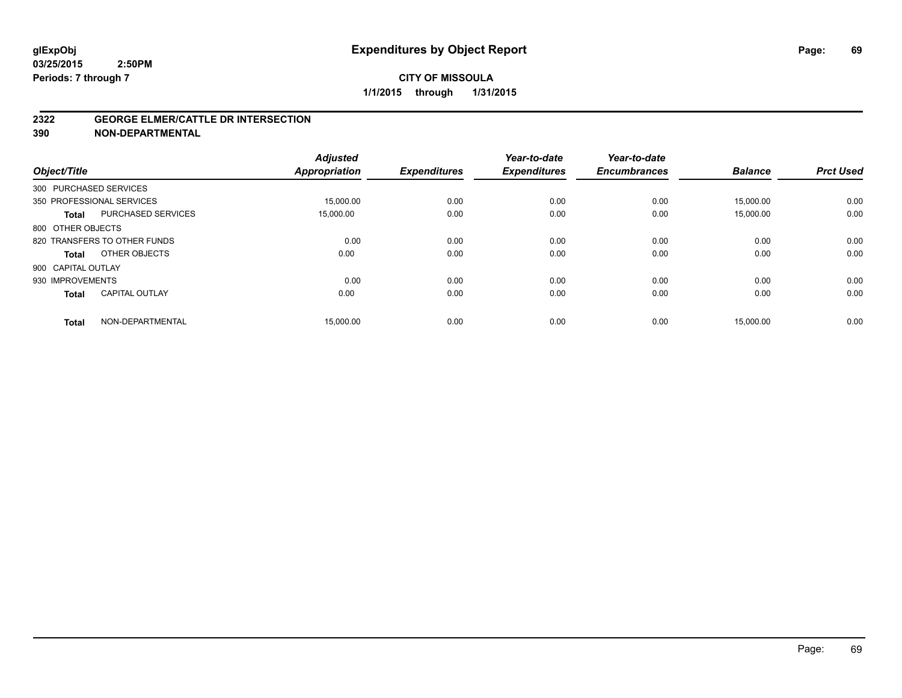# Expenditures by Object Report

**glExpObj**
**03/25/2015 2:50PM**
**Periods: 7 through 7**

**CITY OF MISSOULA**
**1/1/2015 through 1/31/2015**

## 2322 GEORGE ELMER/CATTLE DR INTERSECTION
## 390 NON-DEPARTMENTAL

| Object/Title | | Adjusted Appropriation | Expenditures | Year-to-date Expenditures | Year-to-date Encumbrances | Balance | Prct Used |
|---|---|---|---|---|---|---|---|
| 300 PURCHASED SERVICES | | | | | | | |
| 350 PROFESSIONAL SERVICES | | 15,000.00 | 0.00 | 0.00 | 0.00 | 15,000.00 | 0.00 |
| **Total** | PURCHASED SERVICES | 15,000.00 | 0.00 | 0.00 | 0.00 | 15,000.00 | 0.00 |
| 800 OTHER OBJECTS | | | | | | | |
| 820 TRANSFERS TO OTHER FUNDS | | 0.00 | 0.00 | 0.00 | 0.00 | 0.00 | 0.00 |
| **Total** | OTHER OBJECTS | 0.00 | 0.00 | 0.00 | 0.00 | 0.00 | 0.00 |
| 900 CAPITAL OUTLAY | | | | | | | |
| 930 IMPROVEMENTS | | 0.00 | 0.00 | 0.00 | 0.00 | 0.00 | 0.00 |
| **Total** | CAPITAL OUTLAY | 0.00 | 0.00 | 0.00 | 0.00 | 0.00 | 0.00 |
| **Total** | NON-DEPARTMENTAL | 15,000.00 | 0.00 | 0.00 | 0.00 | 15,000.00 | 0.00 |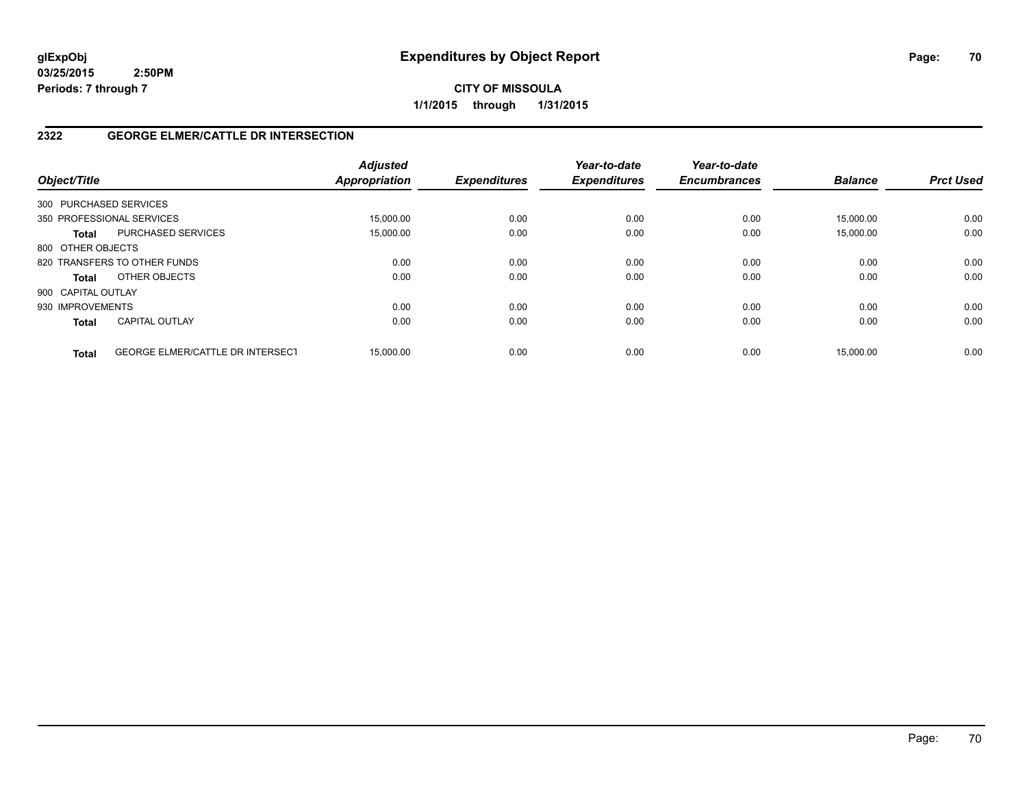glExpObj
03/25/2015 2:50PM
Periods: 7 through 7

# Expenditures by Object Report

**CITY OF MISSOULA**
**1/1/2015 through 1/31/2015**

## 2322 GEORGE ELMER/CATTLE DR INTERSECTION

| Object/Title | | Adjusted Appropriation | Expenditures | Year-to-date Expenditures | Year-to-date Encumbrances | Balance | Prct Used |
|---|---|---|---|---|---|---|---|
| 300 PURCHASED SERVICES | | | | | | | |
| 350 PROFESSIONAL SERVICES | | 15,000.00 | 0.00 | 0.00 | 0.00 | 15,000.00 | 0.00 |
| **Total** | PURCHASED SERVICES | 15,000.00 | 0.00 | 0.00 | 0.00 | 15,000.00 | 0.00 |
| 800 OTHER OBJECTS | | | | | | | |
| 820 TRANSFERS TO OTHER FUNDS | | 0.00 | 0.00 | 0.00 | 0.00 | 0.00 | 0.00 |
| **Total** | OTHER OBJECTS | 0.00 | 0.00 | 0.00 | 0.00 | 0.00 | 0.00 |
| 900 CAPITAL OUTLAY | | | | | | | |
| 930 IMPROVEMENTS | | 0.00 | 0.00 | 0.00 | 0.00 | 0.00 | 0.00 |
| **Total** | CAPITAL OUTLAY | 0.00 | 0.00 | 0.00 | 0.00 | 0.00 | 0.00 |
| **Total** | GEORGE ELMER/CATTLE DR INTERSECT | 15,000.00 | 0.00 | 0.00 | 0.00 | 15,000.00 | 0.00 |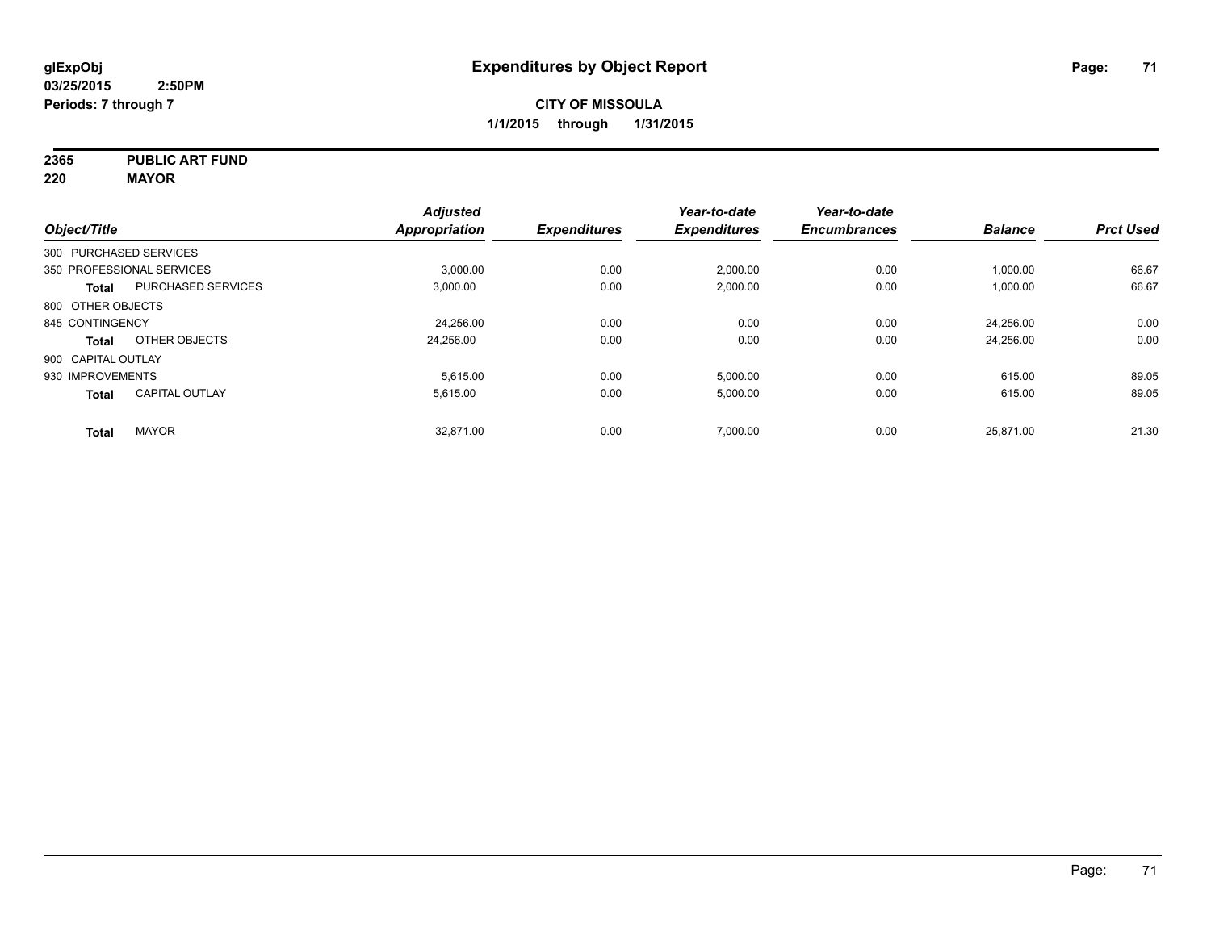glExpObj
03/25/2015 2:50PM
Periods: 7 through 7

# Expenditures by Object Report

**CITY OF MISSOULA**
**1/1/2015 through 1/31/2015**

**2365 PUBLIC ART FUND**
**220 MAYOR**

| Object/Title | | Adjusted Appropriation | Expenditures | Year-to-date Expenditures | Year-to-date Encumbrances | Balance | Prct Used |
|---|---|---|---|---|---|---|---|
| 300 PURCHASED SERVICES | | | | | | | |
| 350 PROFESSIONAL SERVICES | | 3,000.00 | 0.00 | 2,000.00 | 0.00 | 1,000.00 | 66.67 |
| **Total** | PURCHASED SERVICES | 3,000.00 | 0.00 | 2,000.00 | 0.00 | 1,000.00 | 66.67 |
| 800 OTHER OBJECTS | | | | | | | |
| 845 CONTINGENCY | | 24,256.00 | 0.00 | 0.00 | 0.00 | 24,256.00 | 0.00 |
| **Total** | OTHER OBJECTS | 24,256.00 | 0.00 | 0.00 | 0.00 | 24,256.00 | 0.00 |
| 900 CAPITAL OUTLAY | | | | | | | |
| 930 IMPROVEMENTS | | 5,615.00 | 0.00 | 5,000.00 | 0.00 | 615.00 | 89.05 |
| **Total** | CAPITAL OUTLAY | 5,615.00 | 0.00 | 5,000.00 | 0.00 | 615.00 | 89.05 |
| **Total** | MAYOR | 32,871.00 | 0.00 | 7,000.00 | 0.00 | 25,871.00 | 21.30 |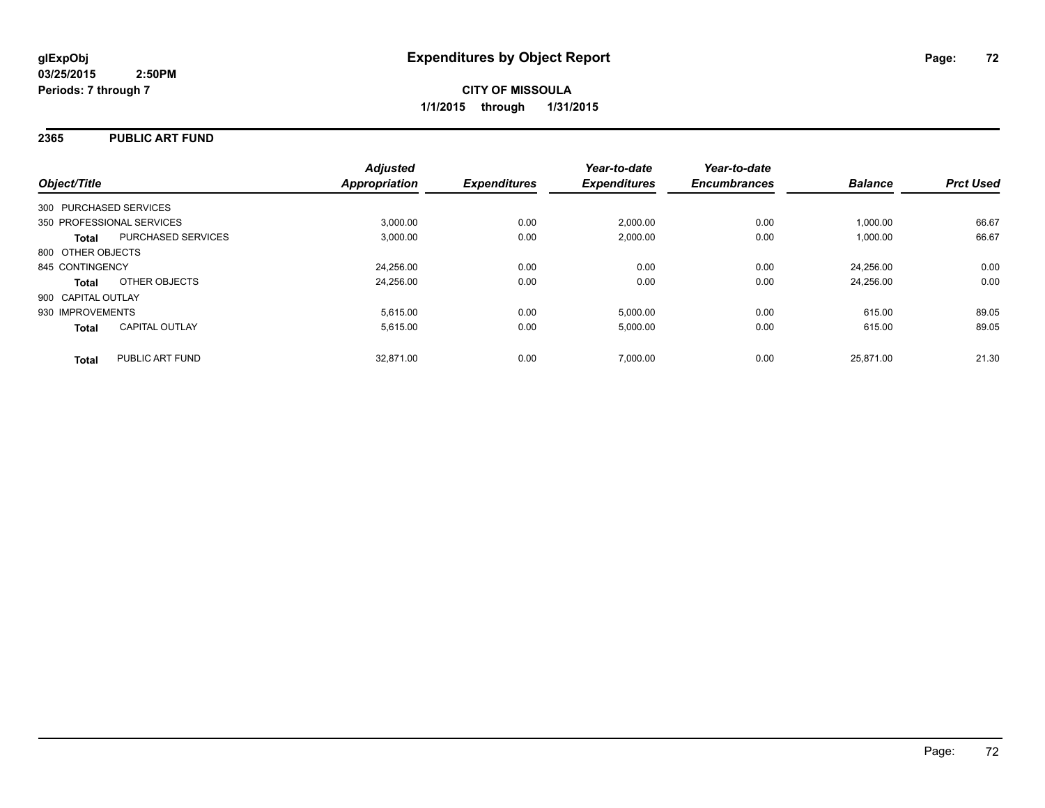**glExpObj** **Expenditures by Object Report**

**03/25/2015 2:50PM**

**Periods: 7 through 7**

**CITY OF MISSOULA**

**1/1/2015 through 1/31/2015**

## 2365 PUBLIC ART FUND

| Object/Title | | Adjusted Appropriation | Expenditures | Year-to-date Expenditures | Year-to-date Encumbrances | Balance | Prct Used |
|---|---|---|---|---|---|---|---|
| 300 PURCHASED SERVICES | | | | | | | |
| 350 PROFESSIONAL SERVICES | | 3,000.00 | 0.00 | 2,000.00 | 0.00 | 1,000.00 | 66.67 |
| **Total** | PURCHASED SERVICES | 3,000.00 | 0.00 | 2,000.00 | 0.00 | 1,000.00 | 66.67 |
| 800 OTHER OBJECTS | | | | | | | |
| 845 CONTINGENCY | | 24,256.00 | 0.00 | 0.00 | 0.00 | 24,256.00 | 0.00 |
| **Total** | OTHER OBJECTS | 24,256.00 | 0.00 | 0.00 | 0.00 | 24,256.00 | 0.00 |
| 900 CAPITAL OUTLAY | | | | | | | |
| 930 IMPROVEMENTS | | 5,615.00 | 0.00 | 5,000.00 | 0.00 | 615.00 | 89.05 |
| **Total** | CAPITAL OUTLAY | 5,615.00 | 0.00 | 5,000.00 | 0.00 | 615.00 | 89.05 |
| **Total** | PUBLIC ART FUND | 32,871.00 | 0.00 | 7,000.00 | 0.00 | 25,871.00 | 21.30 |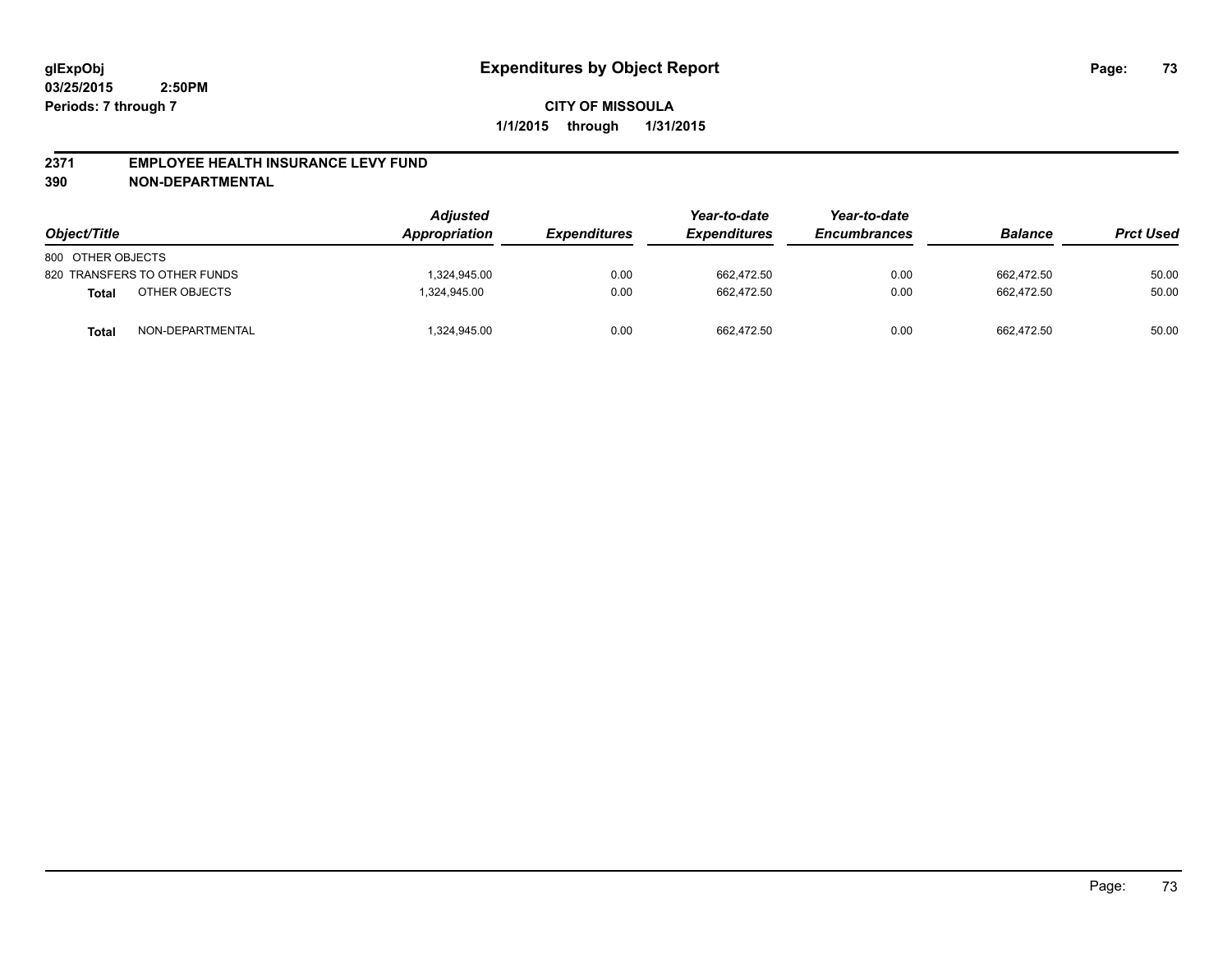**glExpObj**
**03/25/2015 2:50PM**
**Periods: 7 through 7**

# Expenditures by Object Report

**CITY OF MISSOULA**
**1/1/2015 through 1/31/2015**

## 2371 EMPLOYEE HEALTH INSURANCE LEVY FUND
## 390 NON-DEPARTMENTAL

| Object/Title | | Adjusted Appropriation | Expenditures | Year-to-date Expenditures | Year-to-date Encumbrances | Balance | Prct Used |
|---|---|---|---|---|---|---|---|
| 800 OTHER OBJECTS | | | | | | | |
| 820 TRANSFERS TO OTHER FUNDS | | 1,324,945.00 | 0.00 | 662,472.50 | 0.00 | 662,472.50 | 50.00 |
| **Total** | OTHER OBJECTS | 1,324,945.00 | 0.00 | 662,472.50 | 0.00 | 662,472.50 | 50.00 |
| **Total** | NON-DEPARTMENTAL | 1,324,945.00 | 0.00 | 662,472.50 | 0.00 | 662,472.50 | 50.00 |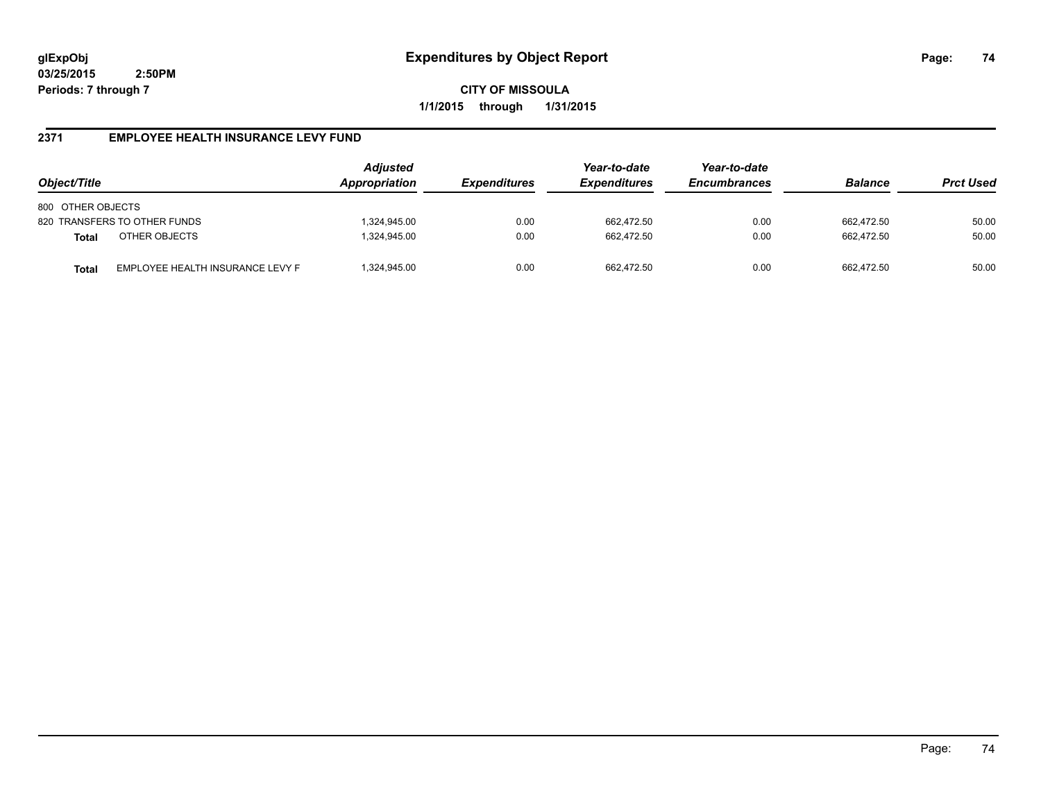**glExpObj**
**03/25/2015 2:50PM**
**Periods: 7 through 7**

# Expenditures by Object Report

**CITY OF MISSOULA**
**1/1/2015 through 1/31/2015**

## 2371 EMPLOYEE HEALTH INSURANCE LEVY FUND

| Object/Title | | Adjusted Appropriation | Expenditures | Year-to-date Expenditures | Year-to-date Encumbrances | Balance | Prct Used |
|---|---|---|---|---|---|---|---|
| 800 OTHER OBJECTS | | | | | | | |
| 820 TRANSFERS TO OTHER FUNDS | | 1,324,945.00 | 0.00 | 662,472.50 | 0.00 | 662,472.50 | 50.00 |
| **Total** | OTHER OBJECTS | 1,324,945.00 | 0.00 | 662,472.50 | 0.00 | 662,472.50 | 50.00 |
| **Total** | EMPLOYEE HEALTH INSURANCE LEVY F | 1,324,945.00 | 0.00 | 662,472.50 | 0.00 | 662,472.50 | 50.00 |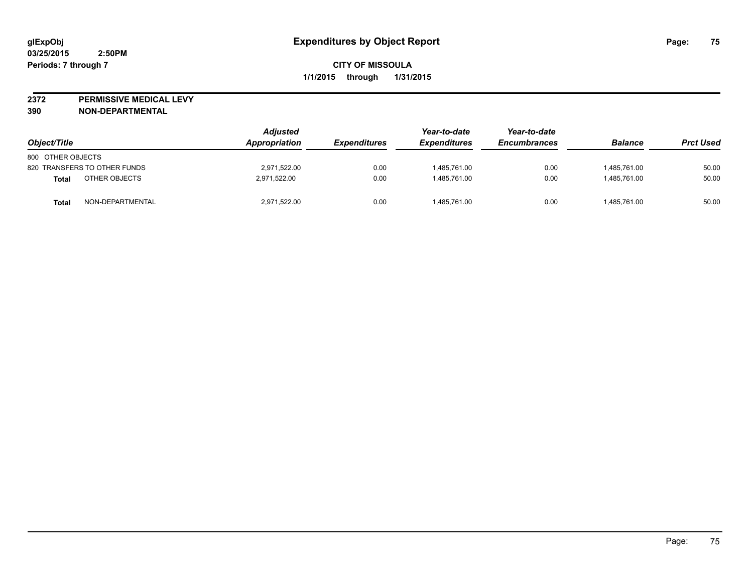# Expenditures by Object Report

**glExpObj**
**03/25/2015 2:50PM**
**Periods: 7 through 7**

**CITY OF MISSOULA**
**1/1/2015 through 1/31/2015**

**2372 PERMISSIVE MEDICAL LEVY**
**390 NON-DEPARTMENTAL**

| Object/Title | Adjusted Appropriation | Expenditures | Year-to-date Expenditures | Year-to-date Encumbrances | Balance | Prct Used |
|---|---|---|---|---|---|---|
| 800 OTHER OBJECTS | | | | | | |
| 820 TRANSFERS TO OTHER FUNDS | 2,971,522.00 | 0.00 | 1,485,761.00 | 0.00 | 1,485,761.00 | 50.00 |
| **Total** OTHER OBJECTS | 2,971,522.00 | 0.00 | 1,485,761.00 | 0.00 | 1,485,761.00 | 50.00 |
| **Total** NON-DEPARTMENTAL | 2,971,522.00 | 0.00 | 1,485,761.00 | 0.00 | 1,485,761.00 | 50.00 |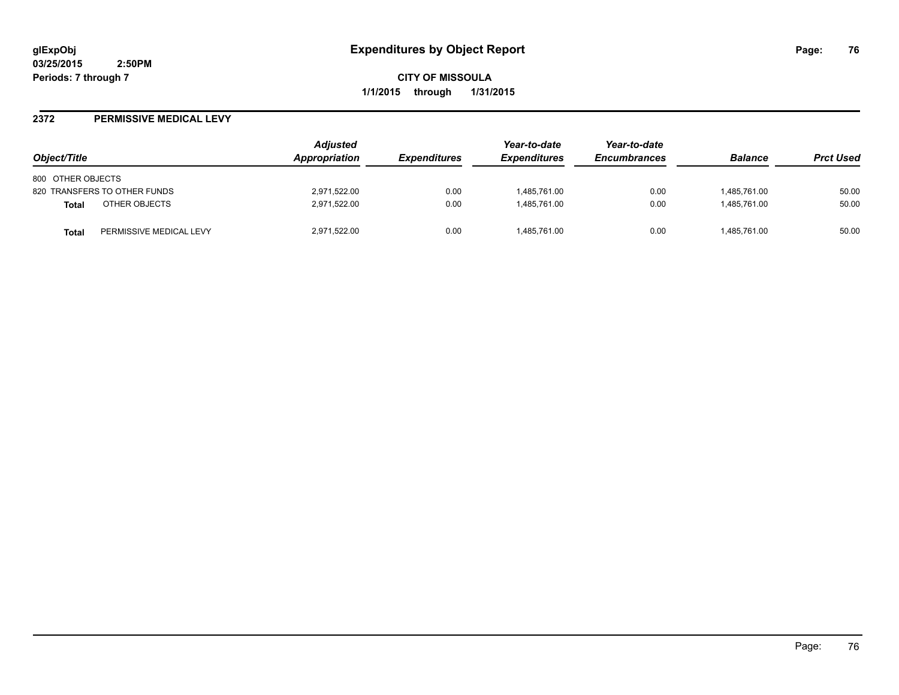**glExpObj**
**03/25/2015 2:50PM**
**Periods: 7 through 7**

# Expenditures by Object Report

**CITY OF MISSOULA**
**1/1/2015 through 1/31/2015**

## 2372 PERMISSIVE MEDICAL LEVY

| Object/Title | | Adjusted Appropriation | Expenditures | Year-to-date Expenditures | Year-to-date Encumbrances | Balance | Prct Used |
|---|---|---|---|---|---|---|---|
| 800 OTHER OBJECTS | | | | | | | |
| 820 TRANSFERS TO OTHER FUNDS | | 2,971,522.00 | 0.00 | 1,485,761.00 | 0.00 | 1,485,761.00 | 50.00 |
| **Total** | OTHER OBJECTS | 2,971,522.00 | 0.00 | 1,485,761.00 | 0.00 | 1,485,761.00 | 50.00 |
| **Total** | PERMISSIVE MEDICAL LEVY | 2,971,522.00 | 0.00 | 1,485,761.00 | 0.00 | 1,485,761.00 | 50.00 |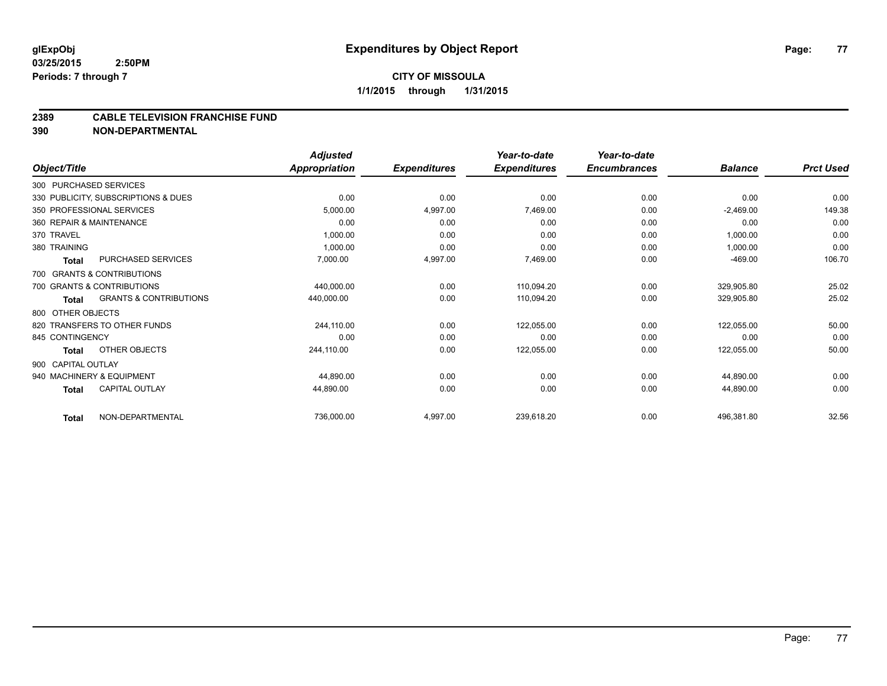**glExpObj**
**03/25/2015 2:50PM**
**Periods: 7 through 7**

# Expenditures by Object Report

**CITY OF MISSOULA**
**1/1/2015 through 1/31/2015**

## 2389 CABLE TELEVISION FRANCHISE FUND
## 390 NON-DEPARTMENTAL

| Object/Title | Adjusted Appropriation | Expenditures | Year-to-date Expenditures | Year-to-date Encumbrances | Balance | Prct Used |
|---|---|---|---|---|---|---|
| 300 PURCHASED SERVICES | | | | | | |
| 330 PUBLICITY, SUBSCRIPTIONS & DUES | 0.00 | 0.00 | 0.00 | 0.00 | 0.00 | 0.00 |
| 350 PROFESSIONAL SERVICES | 5,000.00 | 4,997.00 | 7,469.00 | 0.00 | -2,469.00 | 149.38 |
| 360 REPAIR & MAINTENANCE | 0.00 | 0.00 | 0.00 | 0.00 | 0.00 | 0.00 |
| 370 TRAVEL | 1,000.00 | 0.00 | 0.00 | 0.00 | 1,000.00 | 0.00 |
| 380 TRAINING | 1,000.00 | 0.00 | 0.00 | 0.00 | 1,000.00 | 0.00 |
| **Total** PURCHASED SERVICES | 7,000.00 | 4,997.00 | 7,469.00 | 0.00 | -469.00 | 106.70 |
| 700 GRANTS & CONTRIBUTIONS | | | | | | |
| 700 GRANTS & CONTRIBUTIONS | 440,000.00 | 0.00 | 110,094.20 | 0.00 | 329,905.80 | 25.02 |
| **Total** GRANTS & CONTRIBUTIONS | 440,000.00 | 0.00 | 110,094.20 | 0.00 | 329,905.80 | 25.02 |
| 800 OTHER OBJECTS | | | | | | |
| 820 TRANSFERS TO OTHER FUNDS | 244,110.00 | 0.00 | 122,055.00 | 0.00 | 122,055.00 | 50.00 |
| 845 CONTINGENCY | 0.00 | 0.00 | 0.00 | 0.00 | 0.00 | 0.00 |
| **Total** OTHER OBJECTS | 244,110.00 | 0.00 | 122,055.00 | 0.00 | 122,055.00 | 50.00 |
| 900 CAPITAL OUTLAY | | | | | | |
| 940 MACHINERY & EQUIPMENT | 44,890.00 | 0.00 | 0.00 | 0.00 | 44,890.00 | 0.00 |
| **Total** CAPITAL OUTLAY | 44,890.00 | 0.00 | 0.00 | 0.00 | 44,890.00 | 0.00 |
| **Total** NON-DEPARTMENTAL | 736,000.00 | 4,997.00 | 239,618.20 | 0.00 | 496,381.80 | 32.56 |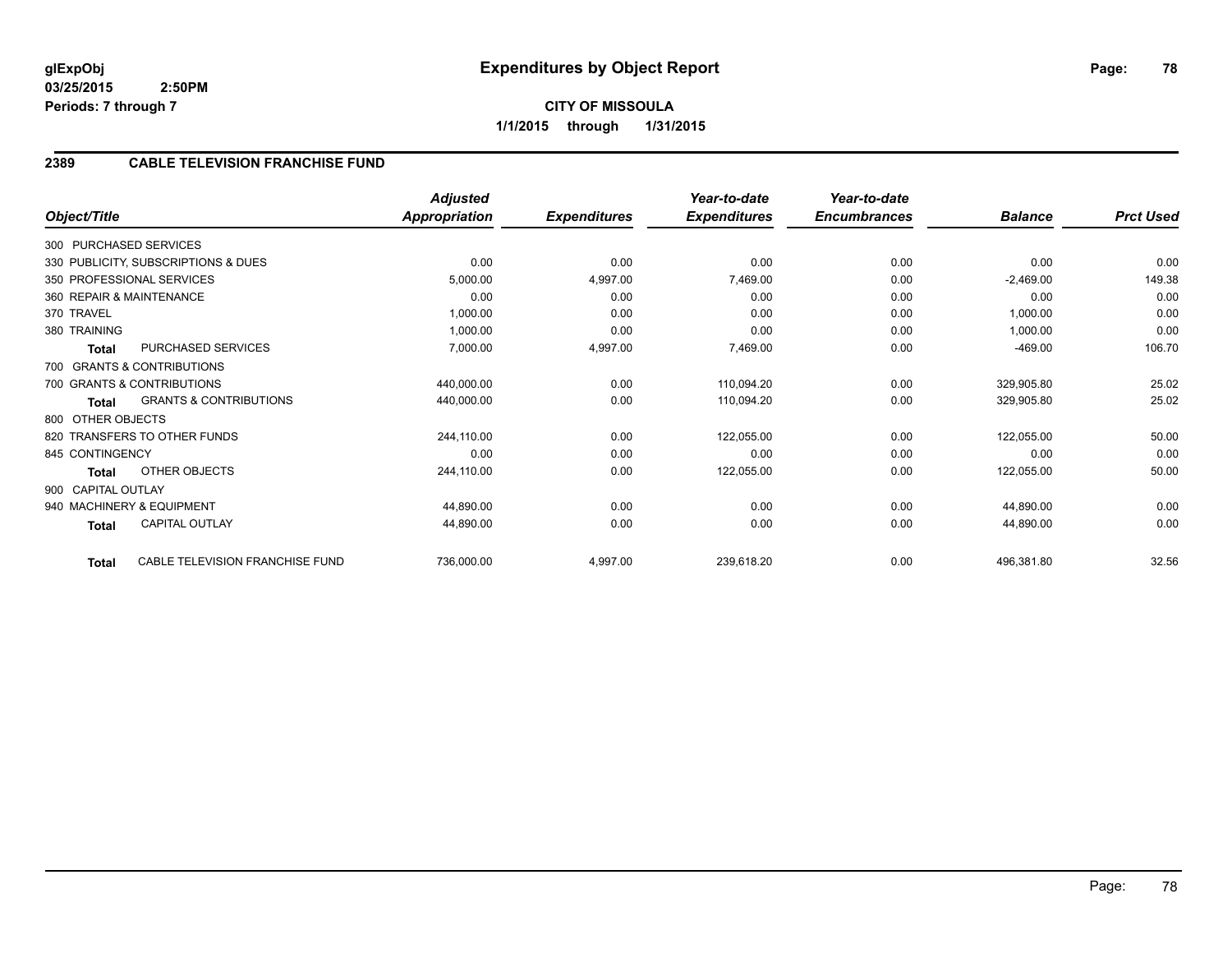# Expenditures by Object Report

glExpObj
03/25/2015 2:50PM
Periods: 7 through 7

**CITY OF MISSOULA**
**1/1/2015 through 1/31/2015**

## 2389 CABLE TELEVISION FRANCHISE FUND

| Object/Title | Adjusted Appropriation | Expenditures | Year-to-date Expenditures | Year-to-date Encumbrances | Balance | Prct Used |
|---|---|---|---|---|---|---|
| 300 PURCHASED SERVICES | | | | | | |
| 330 PUBLICITY, SUBSCRIPTIONS & DUES | 0.00 | 0.00 | 0.00 | 0.00 | 0.00 | 0.00 |
| 350 PROFESSIONAL SERVICES | 5,000.00 | 4,997.00 | 7,469.00 | 0.00 | -2,469.00 | 149.38 |
| 360 REPAIR & MAINTENANCE | 0.00 | 0.00 | 0.00 | 0.00 | 0.00 | 0.00 |
| 370 TRAVEL | 1,000.00 | 0.00 | 0.00 | 0.00 | 1,000.00 | 0.00 |
| 380 TRAINING | 1,000.00 | 0.00 | 0.00 | 0.00 | 1,000.00 | 0.00 |
| **Total** PURCHASED SERVICES | 7,000.00 | 4,997.00 | 7,469.00 | 0.00 | -469.00 | 106.70 |
| 700 GRANTS & CONTRIBUTIONS | | | | | | |
| 700 GRANTS & CONTRIBUTIONS | 440,000.00 | 0.00 | 110,094.20 | 0.00 | 329,905.80 | 25.02 |
| **Total** GRANTS & CONTRIBUTIONS | 440,000.00 | 0.00 | 110,094.20 | 0.00 | 329,905.80 | 25.02 |
| 800 OTHER OBJECTS | | | | | | |
| 820 TRANSFERS TO OTHER FUNDS | 244,110.00 | 0.00 | 122,055.00 | 0.00 | 122,055.00 | 50.00 |
| 845 CONTINGENCY | 0.00 | 0.00 | 0.00 | 0.00 | 0.00 | 0.00 |
| **Total** OTHER OBJECTS | 244,110.00 | 0.00 | 122,055.00 | 0.00 | 122,055.00 | 50.00 |
| 900 CAPITAL OUTLAY | | | | | | |
| 940 MACHINERY & EQUIPMENT | 44,890.00 | 0.00 | 0.00 | 0.00 | 44,890.00 | 0.00 |
| **Total** CAPITAL OUTLAY | 44,890.00 | 0.00 | 0.00 | 0.00 | 44,890.00 | 0.00 |
| **Total** CABLE TELEVISION FRANCHISE FUND | 736,000.00 | 4,997.00 | 239,618.20 | 0.00 | 496,381.80 | 32.56 |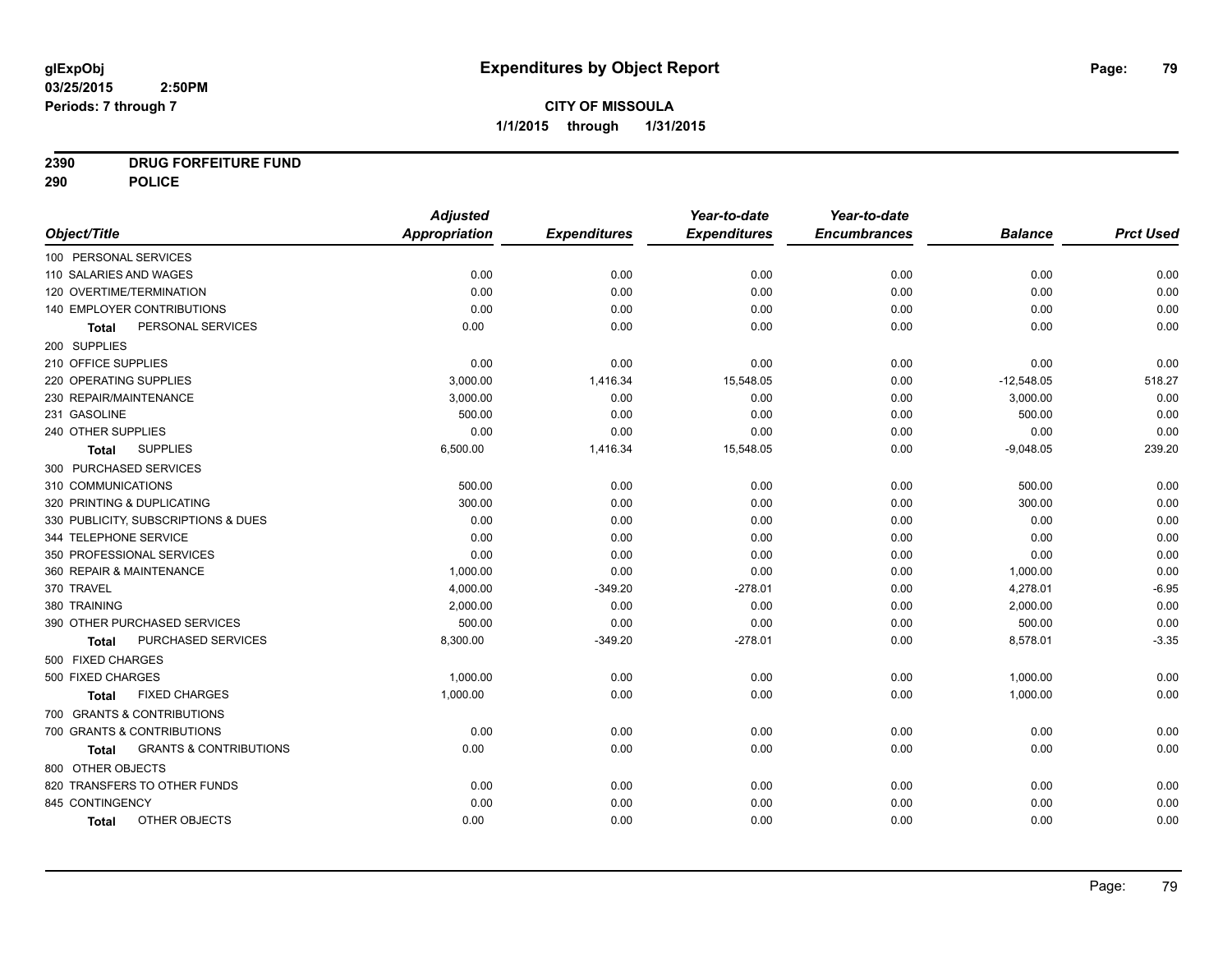# Expenditures by Object Report

glExpObj
03/25/2015 2:50PM
Periods: 7 through 7

**CITY OF MISSOULA**
**1/1/2015 through 1/31/2015**

**2390 DRUG FORFEITURE FUND**
**290 POLICE**

| Object/Title | Adjusted Appropriation | Expenditures | Year-to-date Expenditures | Year-to-date Encumbrances | Balance | Prct Used |
|---|---|---|---|---|---|---|
| 100 PERSONAL SERVICES | | | | | | |
| 110 SALARIES AND WAGES | 0.00 | 0.00 | 0.00 | 0.00 | 0.00 | 0.00 |
| 120 OVERTIME/TERMINATION | 0.00 | 0.00 | 0.00 | 0.00 | 0.00 | 0.00 |
| 140 EMPLOYER CONTRIBUTIONS | 0.00 | 0.00 | 0.00 | 0.00 | 0.00 | 0.00 |
| **Total** PERSONAL SERVICES | 0.00 | 0.00 | 0.00 | 0.00 | 0.00 | 0.00 |
| 200 SUPPLIES | | | | | | |
| 210 OFFICE SUPPLIES | 0.00 | 0.00 | 0.00 | 0.00 | 0.00 | 0.00 |
| 220 OPERATING SUPPLIES | 3,000.00 | 1,416.34 | 15,548.05 | 0.00 | -12,548.05 | 518.27 |
| 230 REPAIR/MAINTENANCE | 3,000.00 | 0.00 | 0.00 | 0.00 | 3,000.00 | 0.00 |
| 231 GASOLINE | 500.00 | 0.00 | 0.00 | 0.00 | 500.00 | 0.00 |
| 240 OTHER SUPPLIES | 0.00 | 0.00 | 0.00 | 0.00 | 0.00 | 0.00 |
| **Total** SUPPLIES | 6,500.00 | 1,416.34 | 15,548.05 | 0.00 | -9,048.05 | 239.20 |
| 300 PURCHASED SERVICES | | | | | | |
| 310 COMMUNICATIONS | 500.00 | 0.00 | 0.00 | 0.00 | 500.00 | 0.00 |
| 320 PRINTING & DUPLICATING | 300.00 | 0.00 | 0.00 | 0.00 | 300.00 | 0.00 |
| 330 PUBLICITY, SUBSCRIPTIONS & DUES | 0.00 | 0.00 | 0.00 | 0.00 | 0.00 | 0.00 |
| 344 TELEPHONE SERVICE | 0.00 | 0.00 | 0.00 | 0.00 | 0.00 | 0.00 |
| 350 PROFESSIONAL SERVICES | 0.00 | 0.00 | 0.00 | 0.00 | 0.00 | 0.00 |
| 360 REPAIR & MAINTENANCE | 1,000.00 | 0.00 | 0.00 | 0.00 | 1,000.00 | 0.00 |
| 370 TRAVEL | 4,000.00 | -349.20 | -278.01 | 0.00 | 4,278.01 | -6.95 |
| 380 TRAINING | 2,000.00 | 0.00 | 0.00 | 0.00 | 2,000.00 | 0.00 |
| 390 OTHER PURCHASED SERVICES | 500.00 | 0.00 | 0.00 | 0.00 | 500.00 | 0.00 |
| **Total** PURCHASED SERVICES | 8,300.00 | -349.20 | -278.01 | 0.00 | 8,578.01 | -3.35 |
| 500 FIXED CHARGES | | | | | | |
| 500 FIXED CHARGES | 1,000.00 | 0.00 | 0.00 | 0.00 | 1,000.00 | 0.00 |
| **Total** FIXED CHARGES | 1,000.00 | 0.00 | 0.00 | 0.00 | 1,000.00 | 0.00 |
| 700 GRANTS & CONTRIBUTIONS | | | | | | |
| 700 GRANTS & CONTRIBUTIONS | 0.00 | 0.00 | 0.00 | 0.00 | 0.00 | 0.00 |
| **Total** GRANTS & CONTRIBUTIONS | 0.00 | 0.00 | 0.00 | 0.00 | 0.00 | 0.00 |
| 800 OTHER OBJECTS | | | | | | |
| 820 TRANSFERS TO OTHER FUNDS | 0.00 | 0.00 | 0.00 | 0.00 | 0.00 | 0.00 |
| 845 CONTINGENCY | 0.00 | 0.00 | 0.00 | 0.00 | 0.00 | 0.00 |
| **Total** OTHER OBJECTS | 0.00 | 0.00 | 0.00 | 0.00 | 0.00 | 0.00 |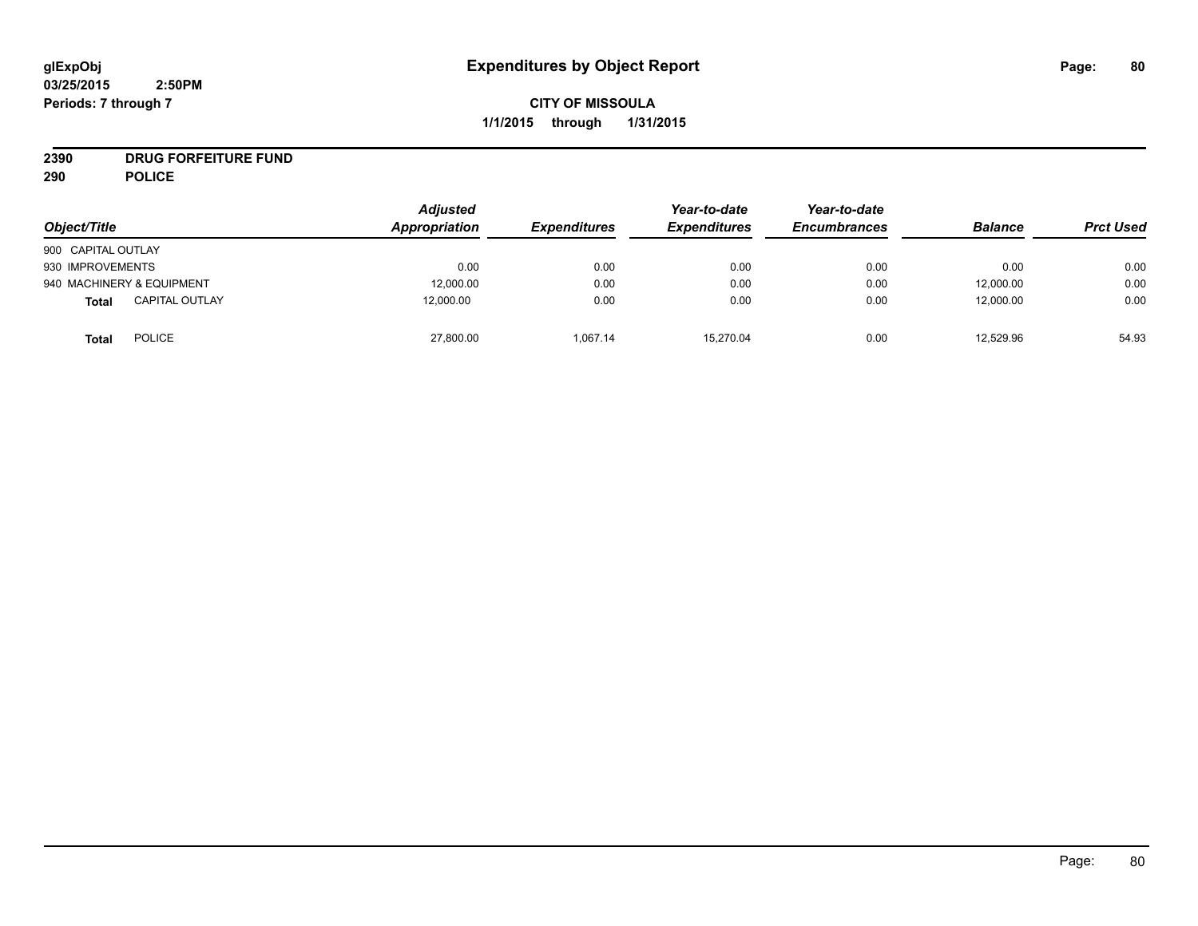**glExpObj**
**03/25/2015 2:50PM**
**Periods: 7 through 7**

# Expenditures by Object Report

**CITY OF MISSOULA**
**1/1/2015 through 1/31/2015**

**2390 DRUG FORFEITURE FUND**
**290 POLICE**

| Object/Title | Adjusted Appropriation | Expenditures | Year-to-date Expenditures | Year-to-date Encumbrances | Balance | Prct Used |
|---|---|---|---|---|---|---|
| 900 CAPITAL OUTLAY | | | | | | |
| 930 IMPROVEMENTS | 0.00 | 0.00 | 0.00 | 0.00 | 0.00 | 0.00 |
| 940 MACHINERY & EQUIPMENT | 12,000.00 | 0.00 | 0.00 | 0.00 | 12,000.00 | 0.00 |
| **Total** CAPITAL OUTLAY | 12,000.00 | 0.00 | 0.00 | 0.00 | 12,000.00 | 0.00 |
| **Total** POLICE | 27,800.00 | 1,067.14 | 15,270.04 | 0.00 | 12,529.96 | 54.93 |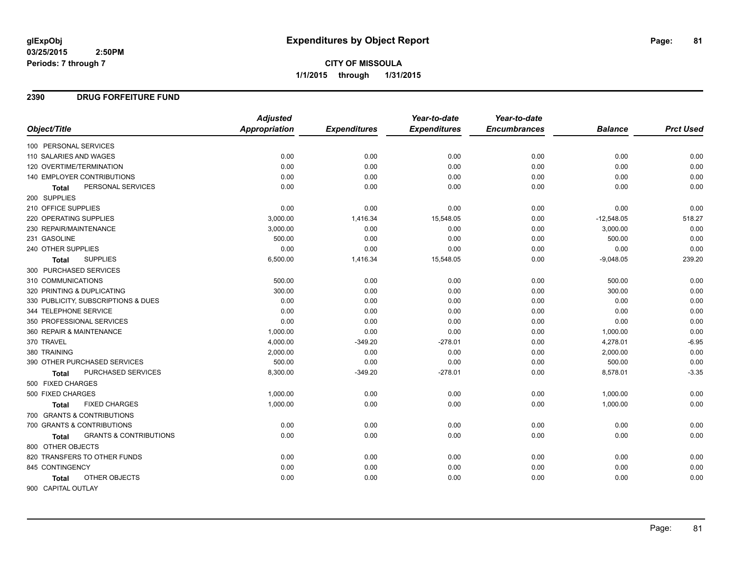**glExpObj**
**03/25/2015 2:50PM**
**Periods: 7 through 7**

# Expenditures by Object Report

**CITY OF MISSOULA**
**1/1/2015 through 1/31/2015**

## 2390 DRUG FORFEITURE FUND

| Object/Title | Adjusted Appropriation | Expenditures | Year-to-date Expenditures | Year-to-date Encumbrances | Balance | Prct Used |
|---|---|---|---|---|---|---|
| 100 PERSONAL SERVICES | | | | | | |
| 110 SALARIES AND WAGES | 0.00 | 0.00 | 0.00 | 0.00 | 0.00 | 0.00 |
| 120 OVERTIME/TERMINATION | 0.00 | 0.00 | 0.00 | 0.00 | 0.00 | 0.00 |
| 140 EMPLOYER CONTRIBUTIONS | 0.00 | 0.00 | 0.00 | 0.00 | 0.00 | 0.00 |
| **Total** PERSONAL SERVICES | 0.00 | 0.00 | 0.00 | 0.00 | 0.00 | 0.00 |
| 200 SUPPLIES | | | | | | |
| 210 OFFICE SUPPLIES | 0.00 | 0.00 | 0.00 | 0.00 | 0.00 | 0.00 |
| 220 OPERATING SUPPLIES | 3,000.00 | 1,416.34 | 15,548.05 | 0.00 | -12,548.05 | 518.27 |
| 230 REPAIR/MAINTENANCE | 3,000.00 | 0.00 | 0.00 | 0.00 | 3,000.00 | 0.00 |
| 231 GASOLINE | 500.00 | 0.00 | 0.00 | 0.00 | 500.00 | 0.00 |
| 240 OTHER SUPPLIES | 0.00 | 0.00 | 0.00 | 0.00 | 0.00 | 0.00 |
| **Total** SUPPLIES | 6,500.00 | 1,416.34 | 15,548.05 | 0.00 | -9,048.05 | 239.20 |
| 300 PURCHASED SERVICES | | | | | | |
| 310 COMMUNICATIONS | 500.00 | 0.00 | 0.00 | 0.00 | 500.00 | 0.00 |
| 320 PRINTING & DUPLICATING | 300.00 | 0.00 | 0.00 | 0.00 | 300.00 | 0.00 |
| 330 PUBLICITY, SUBSCRIPTIONS & DUES | 0.00 | 0.00 | 0.00 | 0.00 | 0.00 | 0.00 |
| 344 TELEPHONE SERVICE | 0.00 | 0.00 | 0.00 | 0.00 | 0.00 | 0.00 |
| 350 PROFESSIONAL SERVICES | 0.00 | 0.00 | 0.00 | 0.00 | 0.00 | 0.00 |
| 360 REPAIR & MAINTENANCE | 1,000.00 | 0.00 | 0.00 | 0.00 | 1,000.00 | 0.00 |
| 370 TRAVEL | 4,000.00 | -349.20 | -278.01 | 0.00 | 4,278.01 | -6.95 |
| 380 TRAINING | 2,000.00 | 0.00 | 0.00 | 0.00 | 2,000.00 | 0.00 |
| 390 OTHER PURCHASED SERVICES | 500.00 | 0.00 | 0.00 | 0.00 | 500.00 | 0.00 |
| **Total** PURCHASED SERVICES | 8,300.00 | -349.20 | -278.01 | 0.00 | 8,578.01 | -3.35 |
| 500 FIXED CHARGES | | | | | | |
| 500 FIXED CHARGES | 1,000.00 | 0.00 | 0.00 | 0.00 | 1,000.00 | 0.00 |
| **Total** FIXED CHARGES | 1,000.00 | 0.00 | 0.00 | 0.00 | 1,000.00 | 0.00 |
| 700 GRANTS & CONTRIBUTIONS | | | | | | |
| 700 GRANTS & CONTRIBUTIONS | 0.00 | 0.00 | 0.00 | 0.00 | 0.00 | 0.00 |
| **Total** GRANTS & CONTRIBUTIONS | 0.00 | 0.00 | 0.00 | 0.00 | 0.00 | 0.00 |
| 800 OTHER OBJECTS | | | | | | |
| 820 TRANSFERS TO OTHER FUNDS | 0.00 | 0.00 | 0.00 | 0.00 | 0.00 | 0.00 |
| 845 CONTINGENCY | 0.00 | 0.00 | 0.00 | 0.00 | 0.00 | 0.00 |
| **Total** OTHER OBJECTS | 0.00 | 0.00 | 0.00 | 0.00 | 0.00 | 0.00 |
| 900 CAPITAL OUTLAY | | | | | | |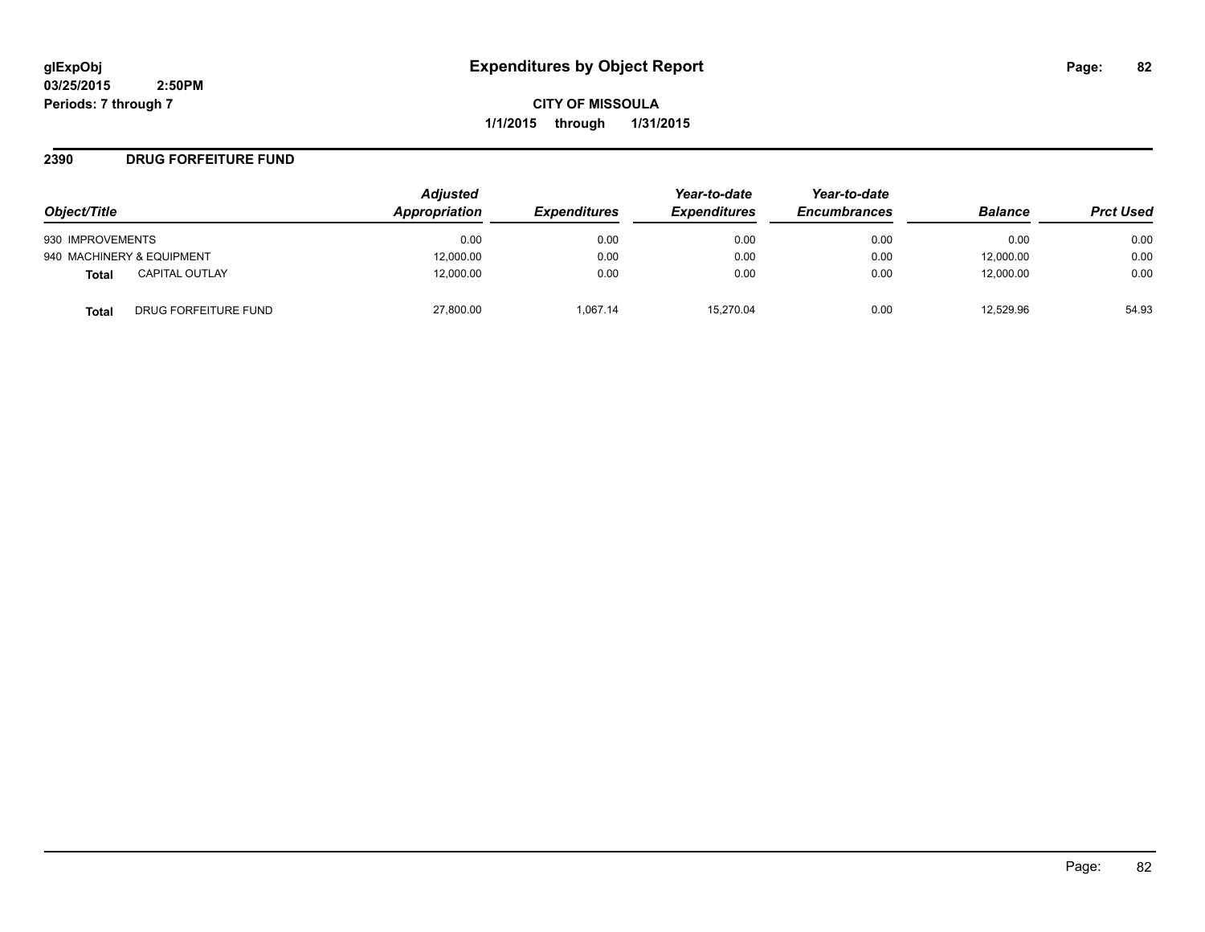## Expenditures by Object Report

**CITY OF MISSOULA**

**1/1/2015 through 1/31/2015**

glExpObj
03/25/2015 2:50PM
Periods: 7 through 7

### 2390 DRUG FORFEITURE FUND

| Object/Title | | Adjusted Appropriation | Expenditures | Year-to-date Expenditures | Year-to-date Encumbrances | Balance | Prct Used |
|---|---|---|---|---|---|---|---|
| 930 IMPROVEMENTS | | 0.00 | 0.00 | 0.00 | 0.00 | 0.00 | 0.00 |
| 940 MACHINERY & EQUIPMENT | | 12,000.00 | 0.00 | 0.00 | 0.00 | 12,000.00 | 0.00 |
| **Total** | CAPITAL OUTLAY | 12,000.00 | 0.00 | 0.00 | 0.00 | 12,000.00 | 0.00 |
| **Total** | DRUG FORFEITURE FUND | 27,800.00 | 1,067.14 | 15,270.04 | 0.00 | 12,529.96 | 54.93 |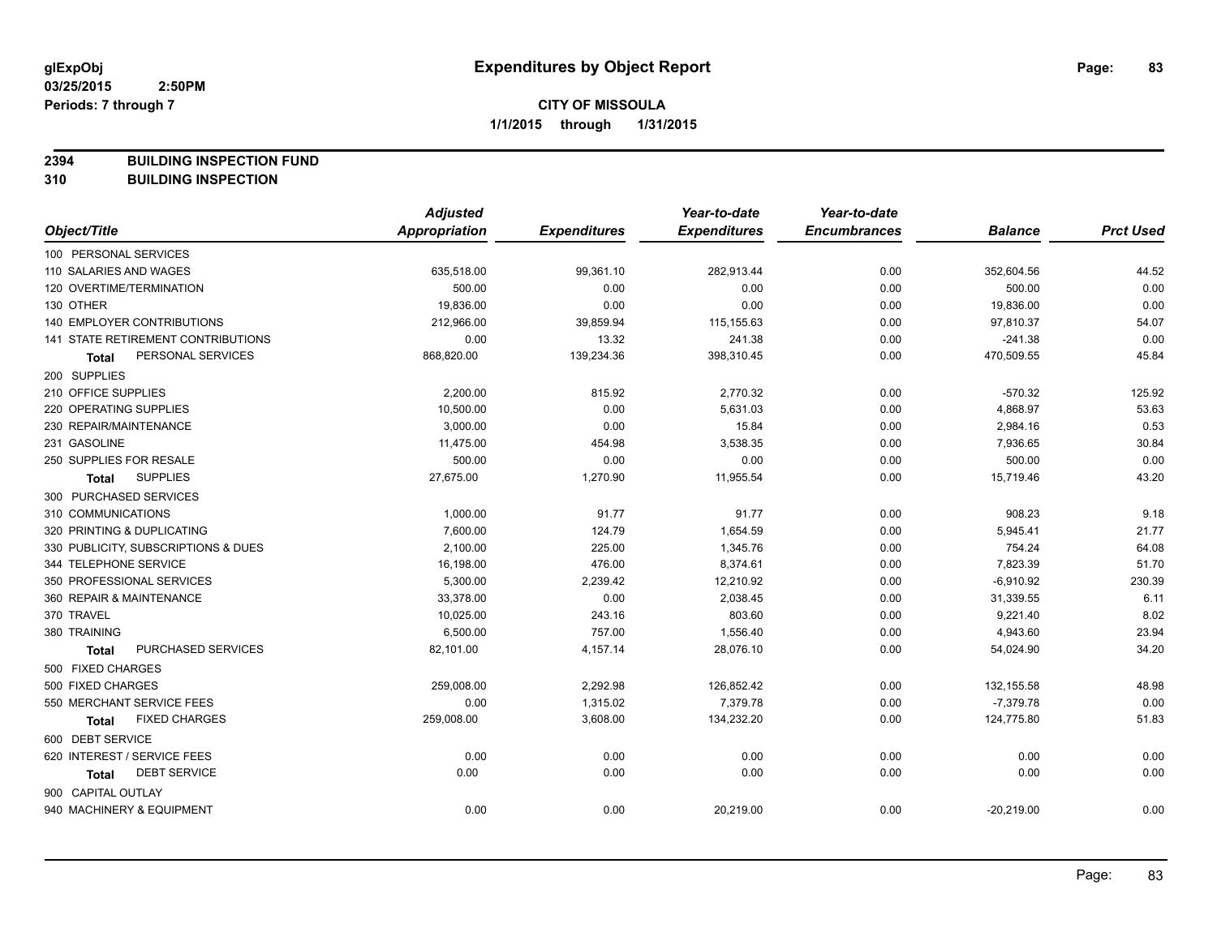# Expenditures by Object Report

glExpObj
03/25/2015 2:50PM
Periods: 7 through 7

**CITY OF MISSOULA**
**1/1/2015 through 1/31/2015**

**2394 BUILDING INSPECTION FUND**
**310 BUILDING INSPECTION**

| Object/Title | Adjusted Appropriation | Expenditures | Year-to-date Expenditures | Year-to-date Encumbrances | Balance | Prct Used |
|---|---|---|---|---|---|---|
| 100 PERSONAL SERVICES | | | | | | |
| 110 SALARIES AND WAGES | 635,518.00 | 99,361.10 | 282,913.44 | 0.00 | 352,604.56 | 44.52 |
| 120 OVERTIME/TERMINATION | 500.00 | 0.00 | 0.00 | 0.00 | 500.00 | 0.00 |
| 130 OTHER | 19,836.00 | 0.00 | 0.00 | 0.00 | 19,836.00 | 0.00 |
| 140 EMPLOYER CONTRIBUTIONS | 212,966.00 | 39,859.94 | 115,155.63 | 0.00 | 97,810.37 | 54.07 |
| 141 STATE RETIREMENT CONTRIBUTIONS | 0.00 | 13.32 | 241.38 | 0.00 | -241.38 | 0.00 |
| **Total** PERSONAL SERVICES | 868,820.00 | 139,234.36 | 398,310.45 | 0.00 | 470,509.55 | 45.84 |
| 200 SUPPLIES | | | | | | |
| 210 OFFICE SUPPLIES | 2,200.00 | 815.92 | 2,770.32 | 0.00 | -570.32 | 125.92 |
| 220 OPERATING SUPPLIES | 10,500.00 | 0.00 | 5,631.03 | 0.00 | 4,868.97 | 53.63 |
| 230 REPAIR/MAINTENANCE | 3,000.00 | 0.00 | 15.84 | 0.00 | 2,984.16 | 0.53 |
| 231 GASOLINE | 11,475.00 | 454.98 | 3,538.35 | 0.00 | 7,936.65 | 30.84 |
| 250 SUPPLIES FOR RESALE | 500.00 | 0.00 | 0.00 | 0.00 | 500.00 | 0.00 |
| **Total** SUPPLIES | 27,675.00 | 1,270.90 | 11,955.54 | 0.00 | 15,719.46 | 43.20 |
| 300 PURCHASED SERVICES | | | | | | |
| 310 COMMUNICATIONS | 1,000.00 | 91.77 | 91.77 | 0.00 | 908.23 | 9.18 |
| 320 PRINTING & DUPLICATING | 7,600.00 | 124.79 | 1,654.59 | 0.00 | 5,945.41 | 21.77 |
| 330 PUBLICITY, SUBSCRIPTIONS & DUES | 2,100.00 | 225.00 | 1,345.76 | 0.00 | 754.24 | 64.08 |
| 344 TELEPHONE SERVICE | 16,198.00 | 476.00 | 8,374.61 | 0.00 | 7,823.39 | 51.70 |
| 350 PROFESSIONAL SERVICES | 5,300.00 | 2,239.42 | 12,210.92 | 0.00 | -6,910.92 | 230.39 |
| 360 REPAIR & MAINTENANCE | 33,378.00 | 0.00 | 2,038.45 | 0.00 | 31,339.55 | 6.11 |
| 370 TRAVEL | 10,025.00 | 243.16 | 803.60 | 0.00 | 9,221.40 | 8.02 |
| 380 TRAINING | 6,500.00 | 757.00 | 1,556.40 | 0.00 | 4,943.60 | 23.94 |
| **Total** PURCHASED SERVICES | 82,101.00 | 4,157.14 | 28,076.10 | 0.00 | 54,024.90 | 34.20 |
| 500 FIXED CHARGES | | | | | | |
| 500 FIXED CHARGES | 259,008.00 | 2,292.98 | 126,852.42 | 0.00 | 132,155.58 | 48.98 |
| 550 MERCHANT SERVICE FEES | 0.00 | 1,315.02 | 7,379.78 | 0.00 | -7,379.78 | 0.00 |
| **Total** FIXED CHARGES | 259,008.00 | 3,608.00 | 134,232.20 | 0.00 | 124,775.80 | 51.83 |
| 600 DEBT SERVICE | | | | | | |
| 620 INTEREST / SERVICE FEES | 0.00 | 0.00 | 0.00 | 0.00 | 0.00 | 0.00 |
| **Total** DEBT SERVICE | 0.00 | 0.00 | 0.00 | 0.00 | 0.00 | 0.00 |
| 900 CAPITAL OUTLAY | | | | | | |
| 940 MACHINERY & EQUIPMENT | 0.00 | 0.00 | 20,219.00 | 0.00 | -20,219.00 | 0.00 |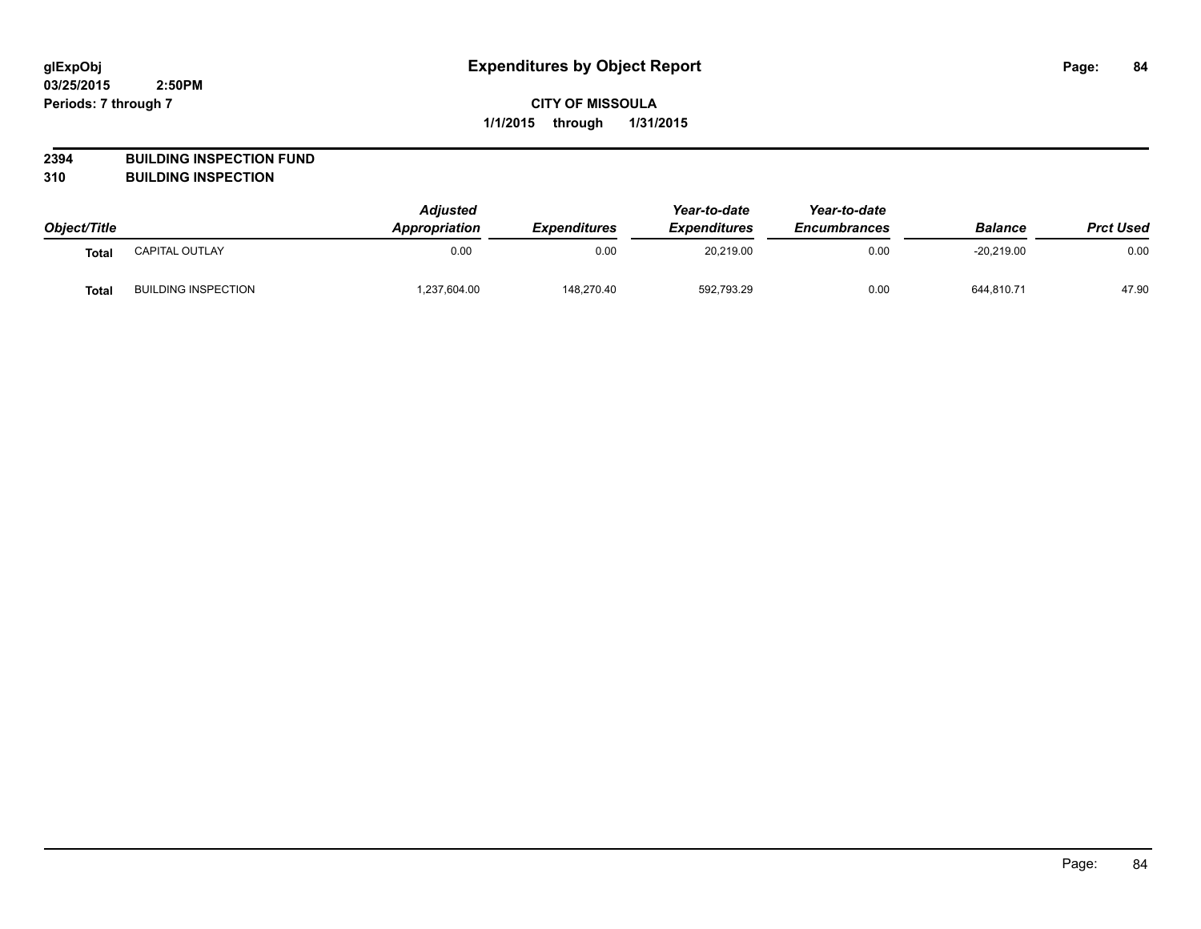# Expenditures by Object Report

glExpObj
03/25/2015 2:50PM
Periods: 7 through 7

**CITY OF MISSOULA**
**1/1/2015 through 1/31/2015**

**2394 BUILDING INSPECTION FUND**
**310 BUILDING INSPECTION**

| Object/Title | | Adjusted Appropriation | Expenditures | Year-to-date Expenditures | Year-to-date Encumbrances | Balance | Prct Used |
|---|---|---|---|---|---|---|---|
| **Total** | CAPITAL OUTLAY | 0.00 | 0.00 | 20,219.00 | 0.00 | -20,219.00 | 0.00 |
| **Total** | BUILDING INSPECTION | 1,237,604.00 | 148,270.40 | 592,793.29 | 0.00 | 644,810.71 | 47.90 |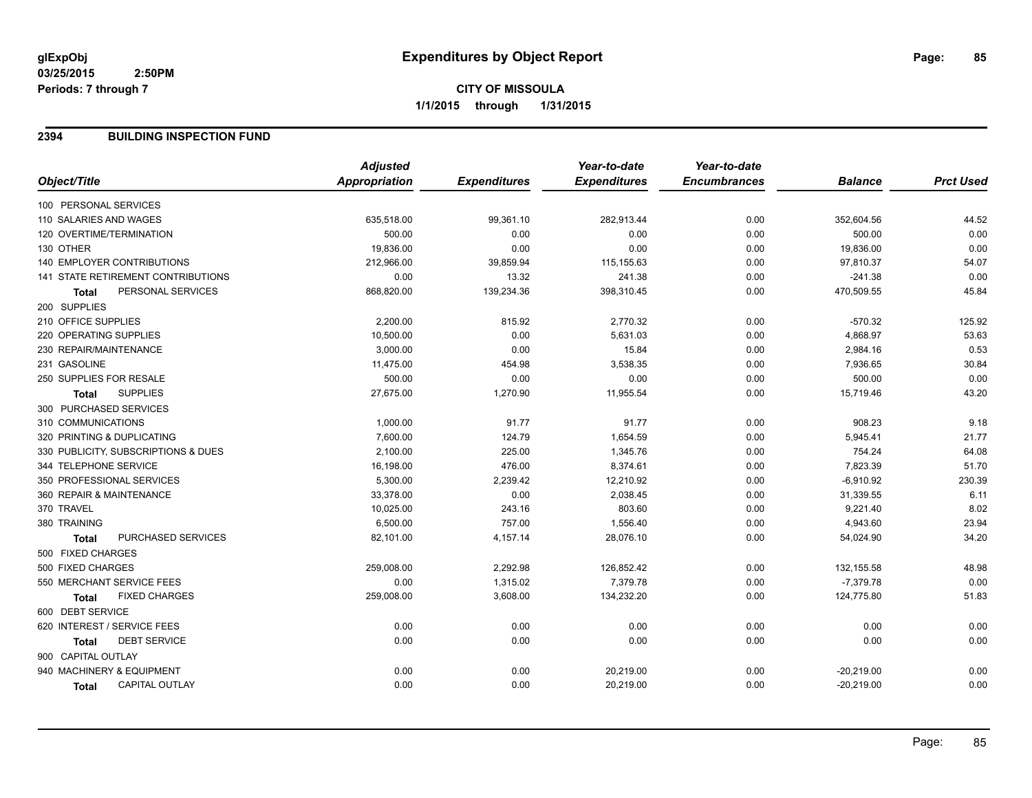# Expenditures by Object Report

glExpObj
03/25/2015 2:50PM
Periods: 7 through 7

**CITY OF MISSOULA**
**1/1/2015 through 1/31/2015**

## 2394 BUILDING INSPECTION FUND

| Object/Title | Adjusted Appropriation | Expenditures | Year-to-date Expenditures | Year-to-date Encumbrances | Balance | Prct Used |
|---|---|---|---|---|---|---|
| 100 PERSONAL SERVICES | | | | | | |
| 110 SALARIES AND WAGES | 635,518.00 | 99,361.10 | 282,913.44 | 0.00 | 352,604.56 | 44.52 |
| 120 OVERTIME/TERMINATION | 500.00 | 0.00 | 0.00 | 0.00 | 500.00 | 0.00 |
| 130 OTHER | 19,836.00 | 0.00 | 0.00 | 0.00 | 19,836.00 | 0.00 |
| 140 EMPLOYER CONTRIBUTIONS | 212,966.00 | 39,859.94 | 115,155.63 | 0.00 | 97,810.37 | 54.07 |
| 141 STATE RETIREMENT CONTRIBUTIONS | 0.00 | 13.32 | 241.38 | 0.00 | -241.38 | 0.00 |
| **Total** PERSONAL SERVICES | 868,820.00 | 139,234.36 | 398,310.45 | 0.00 | 470,509.55 | 45.84 |
| 200 SUPPLIES | | | | | | |
| 210 OFFICE SUPPLIES | 2,200.00 | 815.92 | 2,770.32 | 0.00 | -570.32 | 125.92 |
| 220 OPERATING SUPPLIES | 10,500.00 | 0.00 | 5,631.03 | 0.00 | 4,868.97 | 53.63 |
| 230 REPAIR/MAINTENANCE | 3,000.00 | 0.00 | 15.84 | 0.00 | 2,984.16 | 0.53 |
| 231 GASOLINE | 11,475.00 | 454.98 | 3,538.35 | 0.00 | 7,936.65 | 30.84 |
| 250 SUPPLIES FOR RESALE | 500.00 | 0.00 | 0.00 | 0.00 | 500.00 | 0.00 |
| **Total** SUPPLIES | 27,675.00 | 1,270.90 | 11,955.54 | 0.00 | 15,719.46 | 43.20 |
| 300 PURCHASED SERVICES | | | | | | |
| 310 COMMUNICATIONS | 1,000.00 | 91.77 | 91.77 | 0.00 | 908.23 | 9.18 |
| 320 PRINTING & DUPLICATING | 7,600.00 | 124.79 | 1,654.59 | 0.00 | 5,945.41 | 21.77 |
| 330 PUBLICITY, SUBSCRIPTIONS & DUES | 2,100.00 | 225.00 | 1,345.76 | 0.00 | 754.24 | 64.08 |
| 344 TELEPHONE SERVICE | 16,198.00 | 476.00 | 8,374.61 | 0.00 | 7,823.39 | 51.70 |
| 350 PROFESSIONAL SERVICES | 5,300.00 | 2,239.42 | 12,210.92 | 0.00 | -6,910.92 | 230.39 |
| 360 REPAIR & MAINTENANCE | 33,378.00 | 0.00 | 2,038.45 | 0.00 | 31,339.55 | 6.11 |
| 370 TRAVEL | 10,025.00 | 243.16 | 803.60 | 0.00 | 9,221.40 | 8.02 |
| 380 TRAINING | 6,500.00 | 757.00 | 1,556.40 | 0.00 | 4,943.60 | 23.94 |
| **Total** PURCHASED SERVICES | 82,101.00 | 4,157.14 | 28,076.10 | 0.00 | 54,024.90 | 34.20 |
| 500 FIXED CHARGES | | | | | | |
| 500 FIXED CHARGES | 259,008.00 | 2,292.98 | 126,852.42 | 0.00 | 132,155.58 | 48.98 |
| 550 MERCHANT SERVICE FEES | 0.00 | 1,315.02 | 7,379.78 | 0.00 | -7,379.78 | 0.00 |
| **Total** FIXED CHARGES | 259,008.00 | 3,608.00 | 134,232.20 | 0.00 | 124,775.80 | 51.83 |
| 600 DEBT SERVICE | | | | | | |
| 620 INTEREST / SERVICE FEES | 0.00 | 0.00 | 0.00 | 0.00 | 0.00 | 0.00 |
| **Total** DEBT SERVICE | 0.00 | 0.00 | 0.00 | 0.00 | 0.00 | 0.00 |
| 900 CAPITAL OUTLAY | | | | | | |
| 940 MACHINERY & EQUIPMENT | 0.00 | 0.00 | 20,219.00 | 0.00 | -20,219.00 | 0.00 |
| **Total** CAPITAL OUTLAY | 0.00 | 0.00 | 20,219.00 | 0.00 | -20,219.00 | 0.00 |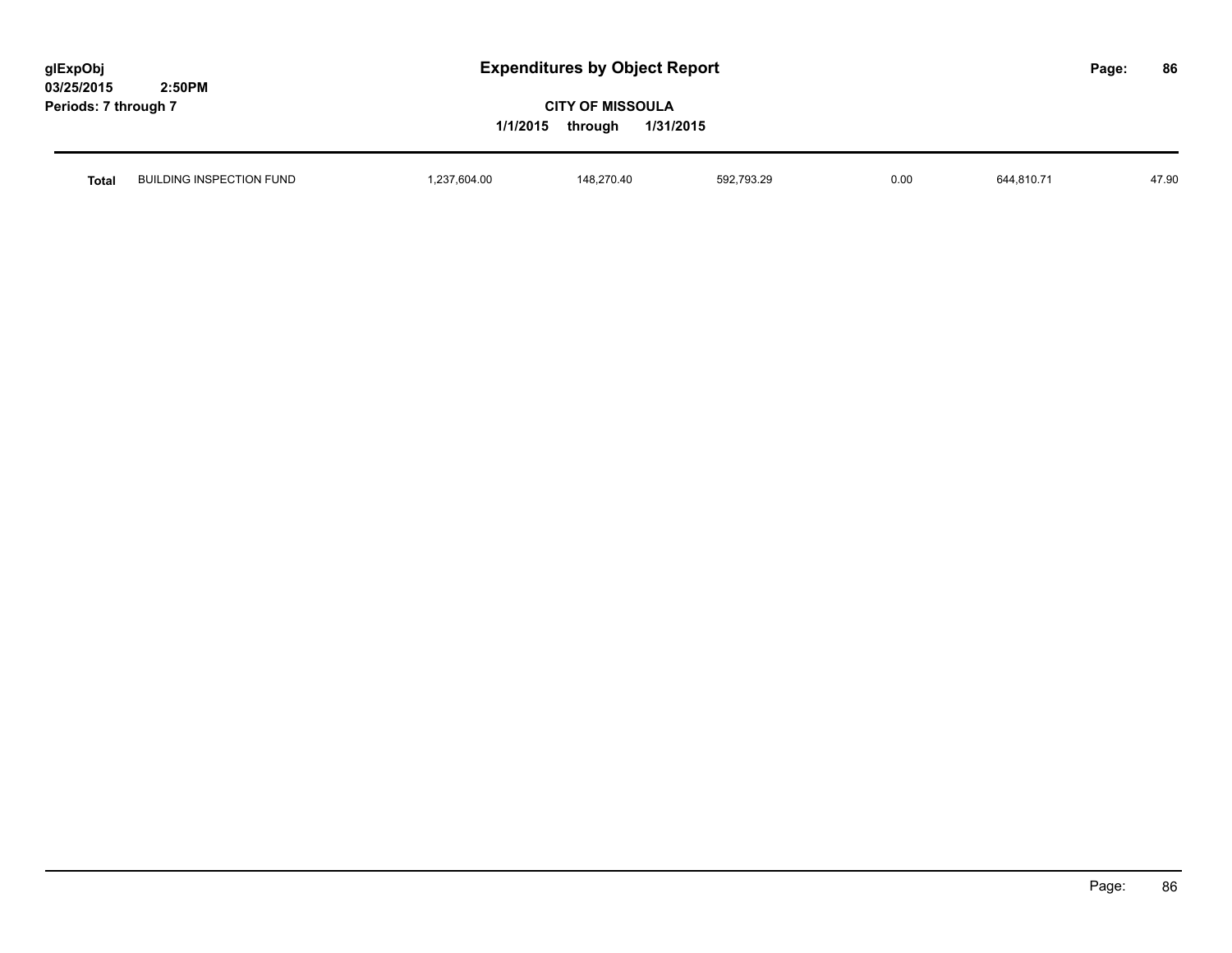| Total | BUILDING INSPECTION FUND | 1,237,604.00 | 148,270.40 | 592,793.29 | 0.00 | 644,810.71 | 47.90 |
|---|---|---|---|---|---|---|---|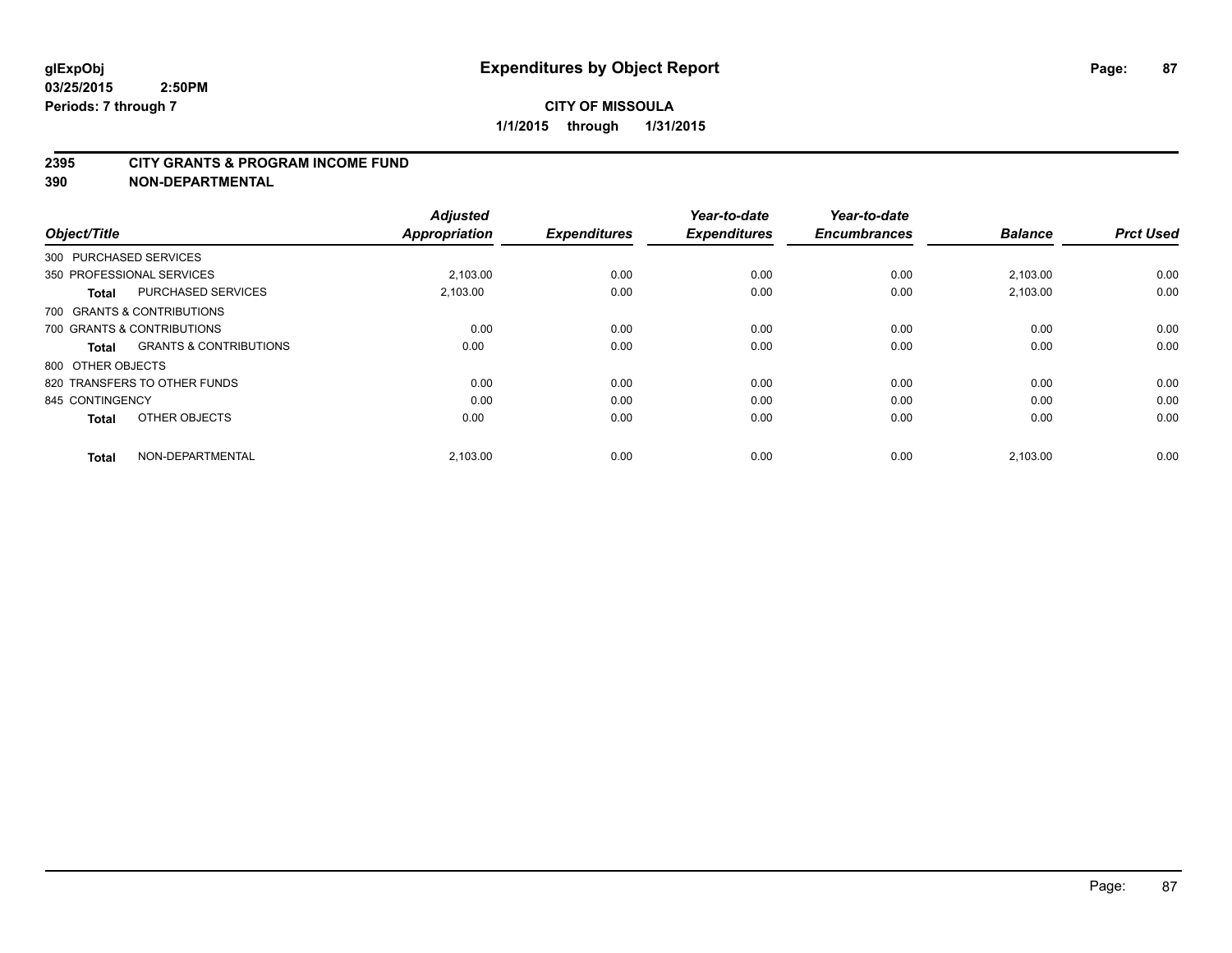# Expenditures by Object Report

glExpObj
03/25/2015 2:50PM
Periods: 7 through 7

**CITY OF MISSOULA**
**1/1/2015 through 1/31/2015**

## 2395 CITY GRANTS & PROGRAM INCOME FUND
## 390 NON-DEPARTMENTAL

| Object/Title | | Adjusted Appropriation | Expenditures | Year-to-date Expenditures | Year-to-date Encumbrances | Balance | Prct Used |
|---|---|---|---|---|---|---|---|
| 300 PURCHASED SERVICES | | | | | | | |
| 350 PROFESSIONAL SERVICES | | 2,103.00 | 0.00 | 0.00 | 0.00 | 2,103.00 | 0.00 |
| **Total** | PURCHASED SERVICES | 2,103.00 | 0.00 | 0.00 | 0.00 | 2,103.00 | 0.00 |
| 700 GRANTS & CONTRIBUTIONS | | | | | | | |
| 700 GRANTS & CONTRIBUTIONS | | 0.00 | 0.00 | 0.00 | 0.00 | 0.00 | 0.00 |
| **Total** | GRANTS & CONTRIBUTIONS | 0.00 | 0.00 | 0.00 | 0.00 | 0.00 | 0.00 |
| 800 OTHER OBJECTS | | | | | | | |
| 820 TRANSFERS TO OTHER FUNDS | | 0.00 | 0.00 | 0.00 | 0.00 | 0.00 | 0.00 |
| 845 CONTINGENCY | | 0.00 | 0.00 | 0.00 | 0.00 | 0.00 | 0.00 |
| **Total** | OTHER OBJECTS | 0.00 | 0.00 | 0.00 | 0.00 | 0.00 | 0.00 |
| **Total** | NON-DEPARTMENTAL | 2,103.00 | 0.00 | 0.00 | 0.00 | 2,103.00 | 0.00 |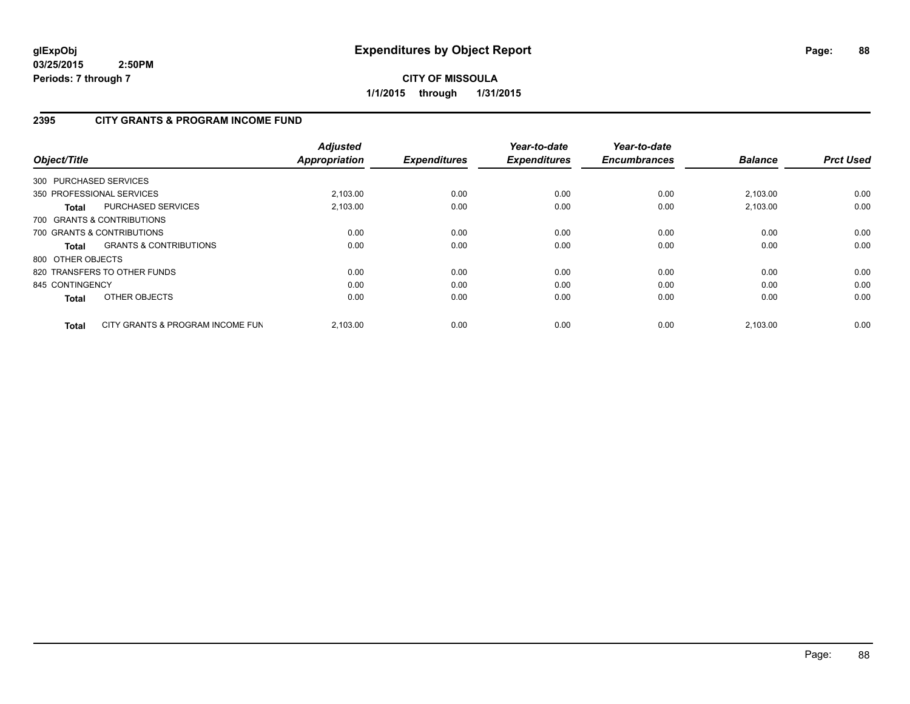**glExpObj** **Expenditures by Object Report**

**03/25/2015 2:50PM**

**Periods: 7 through 7**

**CITY OF MISSOULA**

**1/1/2015 through 1/31/2015**

## 2395 CITY GRANTS & PROGRAM INCOME FUND

| Object/Title | | Adjusted Appropriation | Expenditures | Year-to-date Expenditures | Year-to-date Encumbrances | Balance | Prct Used |
|---|---|---|---|---|---|---|---|
| 300 PURCHASED SERVICES | | | | | | | |
| 350 PROFESSIONAL SERVICES | | 2,103.00 | 0.00 | 0.00 | 0.00 | 2,103.00 | 0.00 |
| **Total** | PURCHASED SERVICES | 2,103.00 | 0.00 | 0.00 | 0.00 | 2,103.00 | 0.00 |
| 700 GRANTS & CONTRIBUTIONS | | | | | | | |
| 700 GRANTS & CONTRIBUTIONS | | 0.00 | 0.00 | 0.00 | 0.00 | 0.00 | 0.00 |
| **Total** | GRANTS & CONTRIBUTIONS | 0.00 | 0.00 | 0.00 | 0.00 | 0.00 | 0.00 |
| 800 OTHER OBJECTS | | | | | | | |
| 820 TRANSFERS TO OTHER FUNDS | | 0.00 | 0.00 | 0.00 | 0.00 | 0.00 | 0.00 |
| 845 CONTINGENCY | | 0.00 | 0.00 | 0.00 | 0.00 | 0.00 | 0.00 |
| **Total** | OTHER OBJECTS | 0.00 | 0.00 | 0.00 | 0.00 | 0.00 | 0.00 |
| **Total** | CITY GRANTS & PROGRAM INCOME FUN | 2,103.00 | 0.00 | 0.00 | 0.00 | 2,103.00 | 0.00 |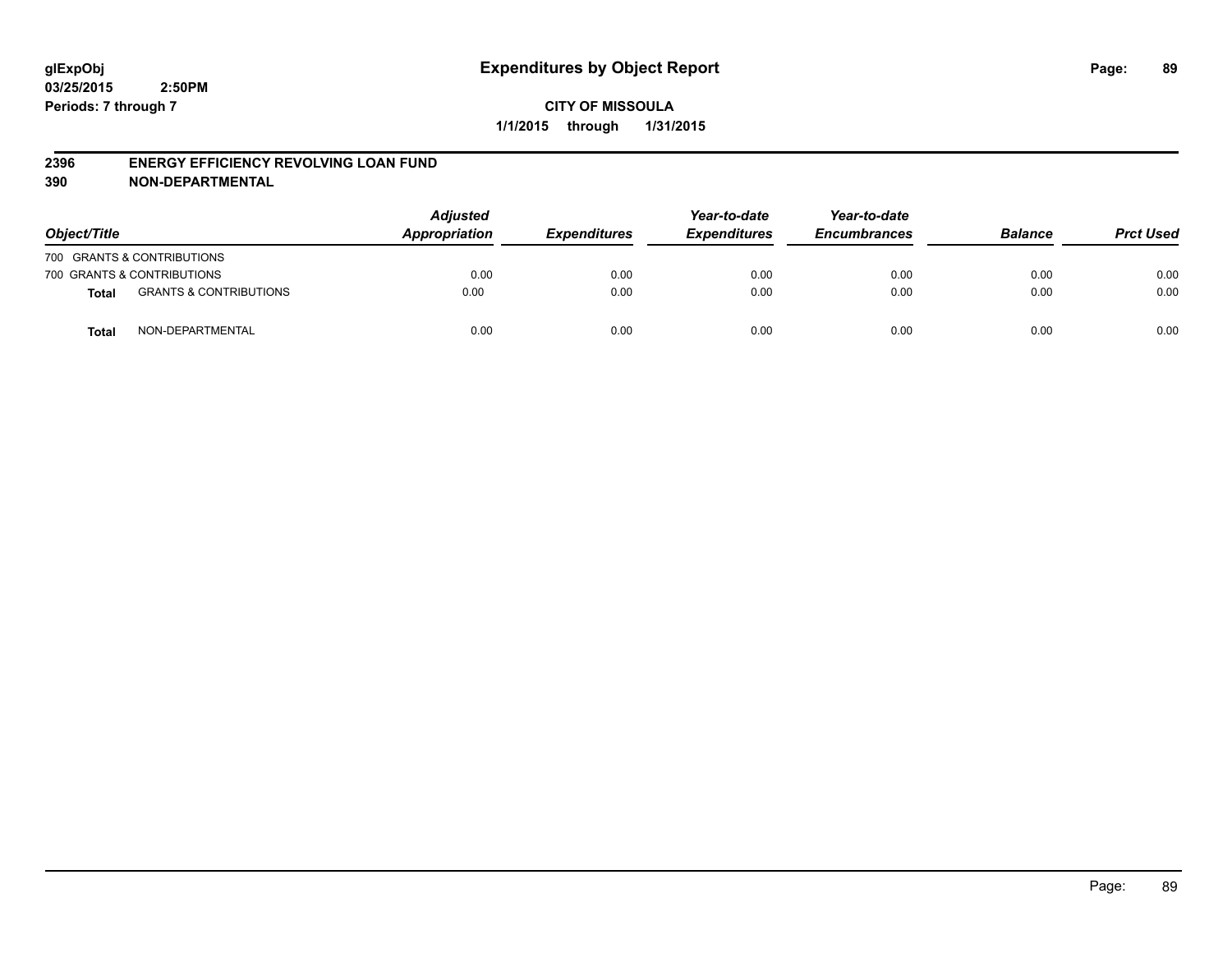glExpObj
03/25/2015 2:50PM
Periods: 7 through 7

# Expenditures by Object Report

**CITY OF MISSOULA**

**1/1/2015 through 1/31/2015**

## 2396 ENERGY EFFICIENCY REVOLVING LOAN FUND
## 390 NON-DEPARTMENTAL

| Object/Title | | *Adjusted Appropriation* | *Expenditures* | *Year-to-date Expenditures* | *Year-to-date Encumbrances* | *Balance* | *Prct Used* |
|---|---|---|---|---|---|---|---|
| 700 GRANTS & CONTRIBUTIONS | | | | | | | |
| 700 GRANTS & CONTRIBUTIONS | | 0.00 | 0.00 | 0.00 | 0.00 | 0.00 | 0.00 |
| **Total** | GRANTS & CONTRIBUTIONS | 0.00 | 0.00 | 0.00 | 0.00 | 0.00 | 0.00 |
| **Total** | NON-DEPARTMENTAL | 0.00 | 0.00 | 0.00 | 0.00 | 0.00 | 0.00 |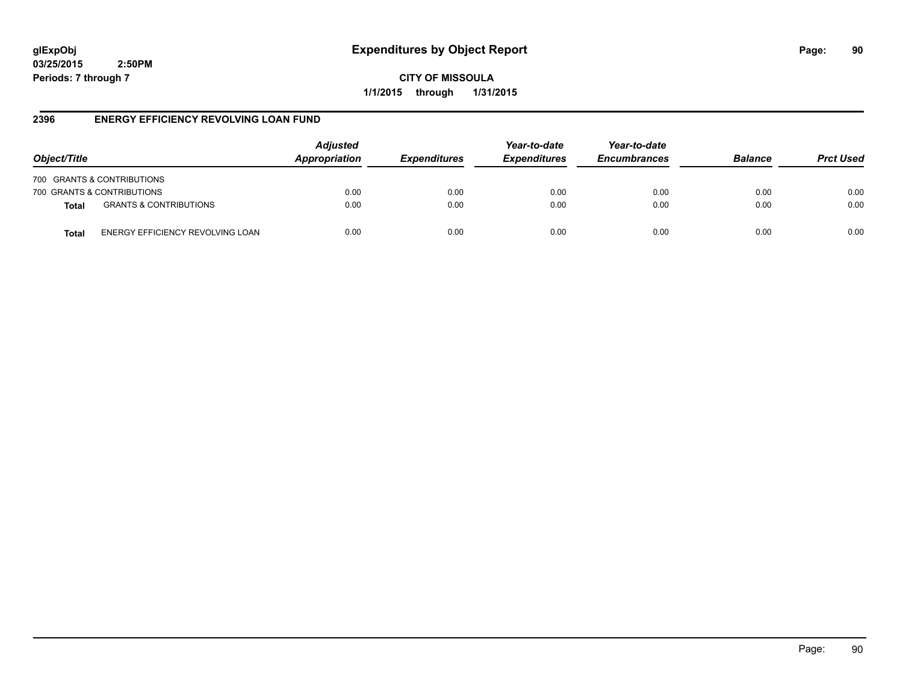**glExpObj**
**03/25/2015 2:50PM**
**Periods: 7 through 7**

# Expenditures by Object Report

**CITY OF MISSOULA**
**1/1/2015 through 1/31/2015**

## 2396 ENERGY EFFICIENCY REVOLVING LOAN FUND

| Object/Title | | Adjusted Appropriation | Expenditures | Year-to-date Expenditures | Year-to-date Encumbrances | Balance | Prct Used |
|---|---|---|---|---|---|---|---|
| 700 GRANTS & CONTRIBUTIONS | | | | | | | |
| 700 GRANTS & CONTRIBUTIONS | | 0.00 | 0.00 | 0.00 | 0.00 | 0.00 | 0.00 |
| **Total** | GRANTS & CONTRIBUTIONS | 0.00 | 0.00 | 0.00 | 0.00 | 0.00 | 0.00 |
| **Total** | ENERGY EFFICIENCY REVOLVING LOAN | 0.00 | 0.00 | 0.00 | 0.00 | 0.00 | 0.00 |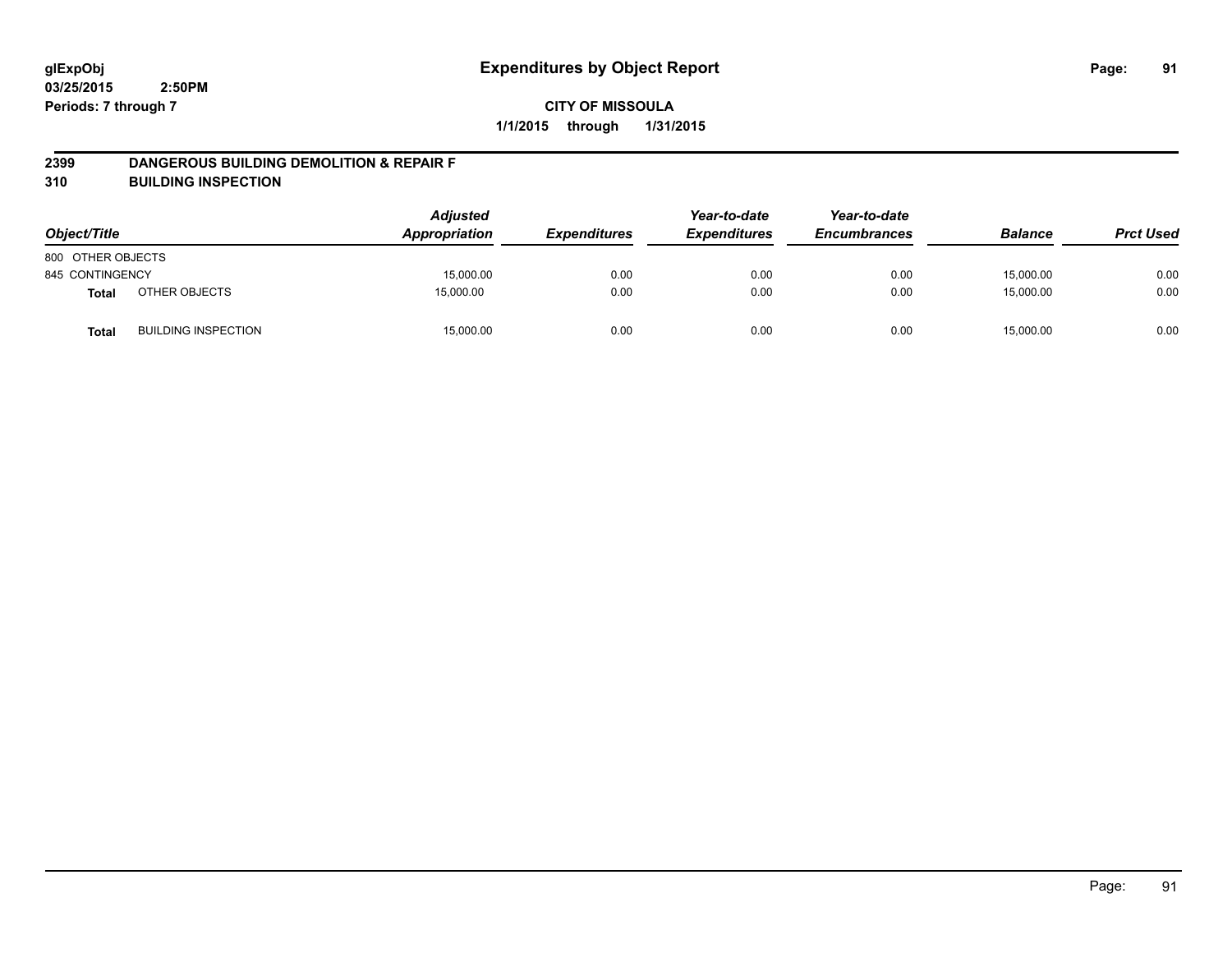glExpObj
03/25/2015 2:50PM
Periods: 7 through 7

# Expenditures by Object Report

**CITY OF MISSOULA**

**1/1/2015 through 1/31/2015**

## 2399 DANGEROUS BUILDING DEMOLITION & REPAIR F
## 310 BUILDING INSPECTION

| Object/Title | | Adjusted Appropriation | Expenditures | Year-to-date Expenditures | Year-to-date Encumbrances | Balance | Prct Used |
|---|---|---|---|---|---|---|---|
| 800 OTHER OBJECTS | | | | | | | |
| 845 CONTINGENCY | | 15,000.00 | 0.00 | 0.00 | 0.00 | 15,000.00 | 0.00 |
| **Total** | OTHER OBJECTS | 15,000.00 | 0.00 | 0.00 | 0.00 | 15,000.00 | 0.00 |
| **Total** | BUILDING INSPECTION | 15,000.00 | 0.00 | 0.00 | 0.00 | 15,000.00 | 0.00 |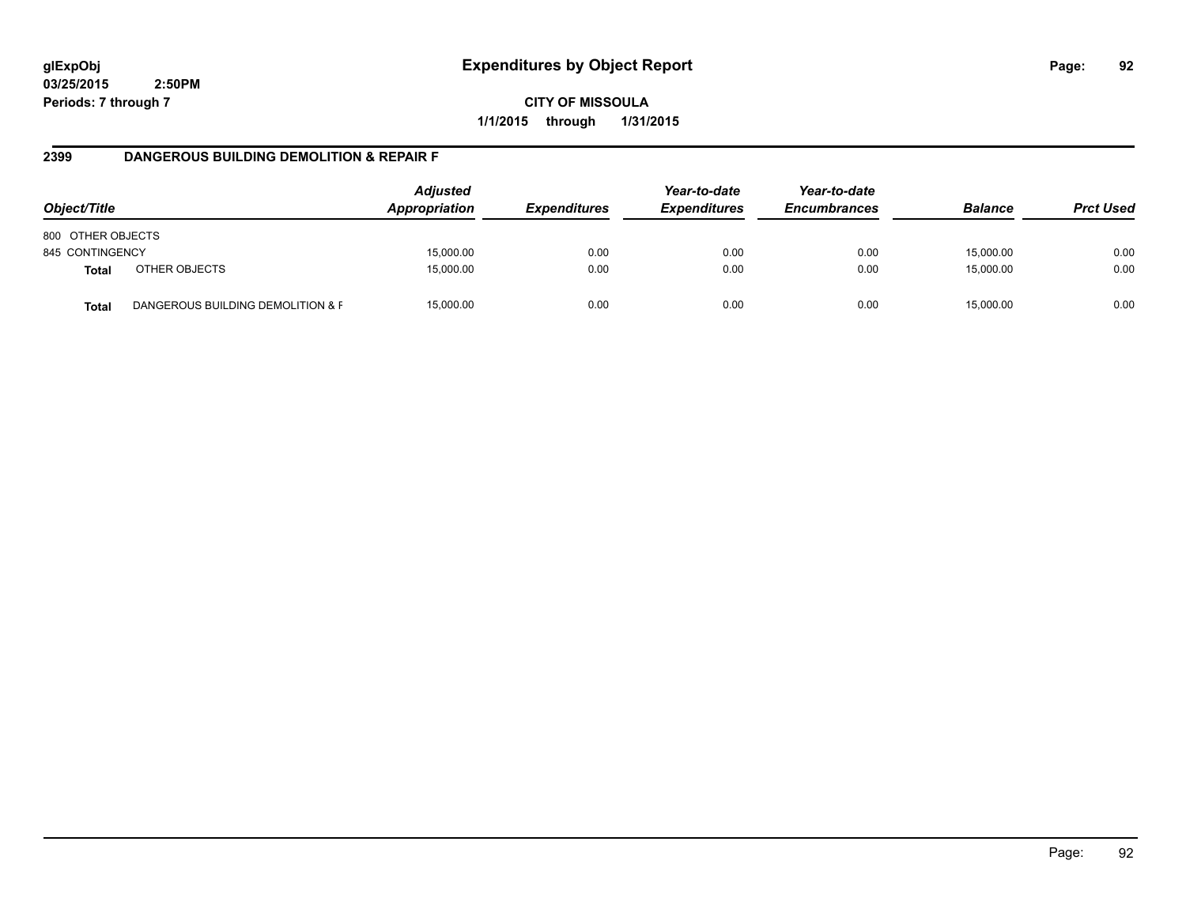# Expenditures by Object Report

glExpObj
03/25/2015 2:50PM
Periods: 7 through 7

**CITY OF MISSOULA**
**1/1/2015 through 1/31/2015**

## 2399 DANGEROUS BUILDING DEMOLITION & REPAIR F

| Object/Title | | Adjusted Appropriation | Expenditures | Year-to-date Expenditures | Year-to-date Encumbrances | Balance | Prct Used |
|---|---|---|---|---|---|---|---|
| 800 OTHER OBJECTS | | | | | | | |
| 845 CONTINGENCY | | 15,000.00 | 0.00 | 0.00 | 0.00 | 15,000.00 | 0.00 |
| **Total** | OTHER OBJECTS | 15,000.00 | 0.00 | 0.00 | 0.00 | 15,000.00 | 0.00 |
| **Total** | DANGEROUS BUILDING DEMOLITION & F | 15,000.00 | 0.00 | 0.00 | 0.00 | 15,000.00 | 0.00 |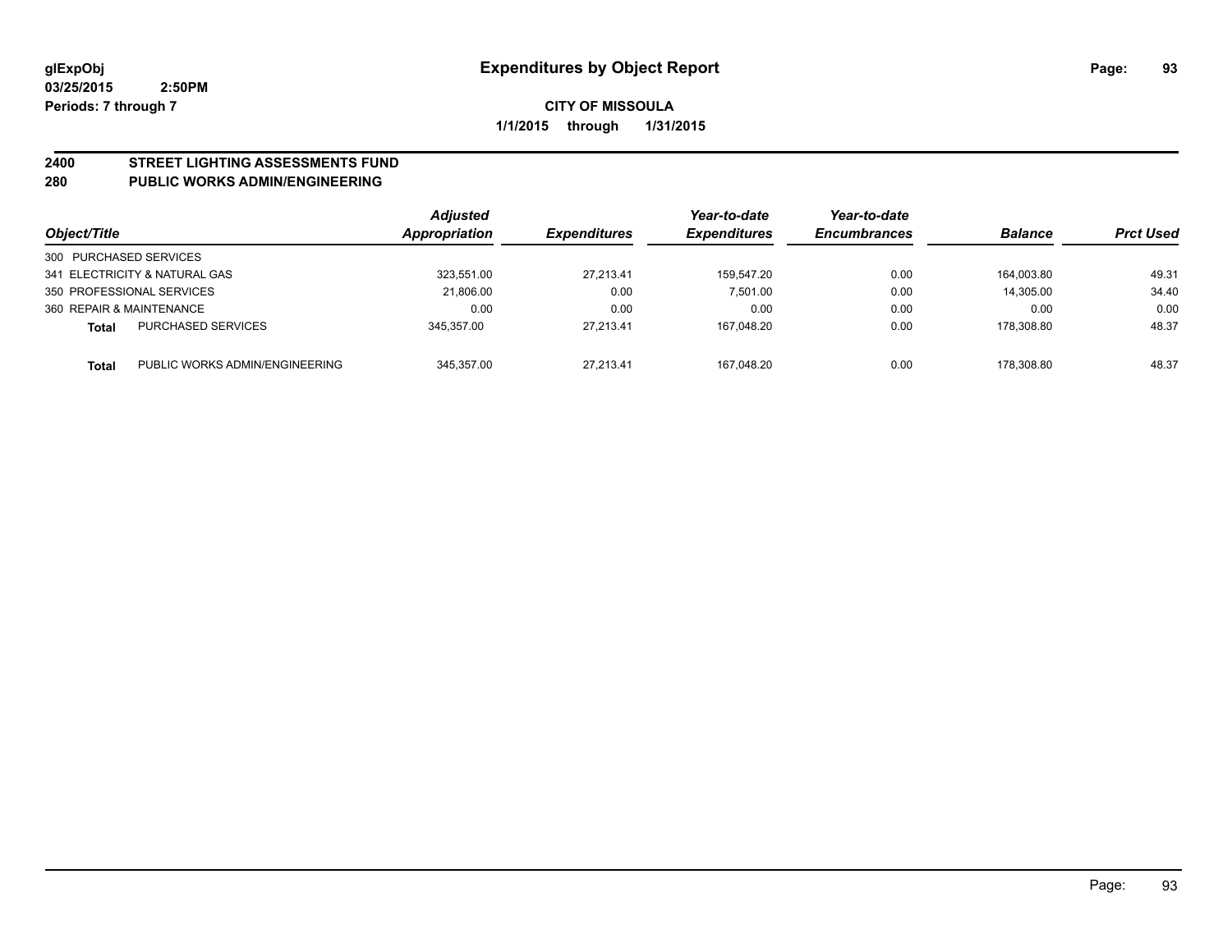# Expenditures by Object Report

glExpObj
03/25/2015 2:50PM
Periods: 7 through 7

**CITY OF MISSOULA**
**1/1/2015 through 1/31/2015**

## 2400 STREET LIGHTING ASSESSMENTS FUND
## 280 PUBLIC WORKS ADMIN/ENGINEERING

| Object/Title | Adjusted Appropriation | Expenditures | Year-to-date Expenditures | Year-to-date Encumbrances | Balance | Prct Used |
|---|---|---|---|---|---|---|
| 300 PURCHASED SERVICES | | | | | | |
| 341 ELECTRICITY & NATURAL GAS | 323,551.00 | 27,213.41 | 159,547.20 | 0.00 | 164,003.80 | 49.31 |
| 350 PROFESSIONAL SERVICES | 21,806.00 | 0.00 | 7,501.00 | 0.00 | 14,305.00 | 34.40 |
| 360 REPAIR & MAINTENANCE | 0.00 | 0.00 | 0.00 | 0.00 | 0.00 | 0.00 |
| **Total** PURCHASED SERVICES | 345,357.00 | 27,213.41 | 167,048.20 | 0.00 | 178,308.80 | 48.37 |
| **Total** PUBLIC WORKS ADMIN/ENGINEERING | 345,357.00 | 27,213.41 | 167,048.20 | 0.00 | 178,308.80 | 48.37 |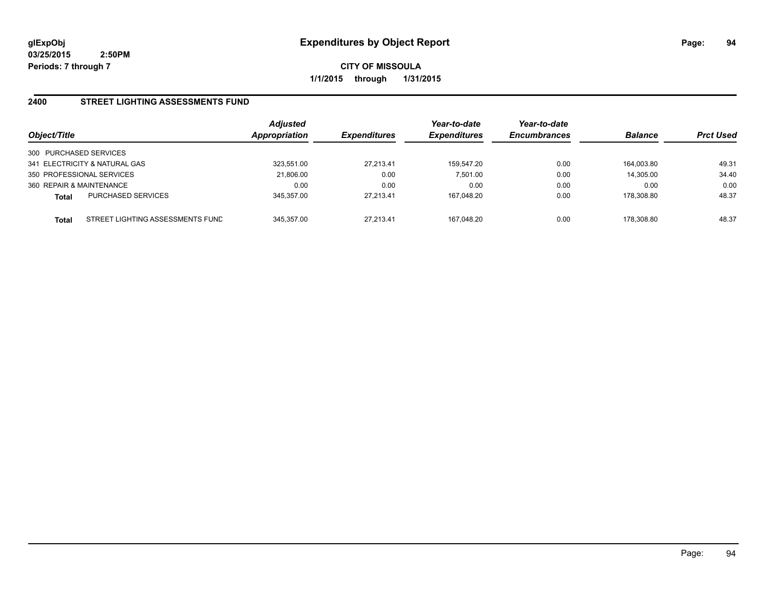**glExpObj**
**03/25/2015 2:50PM**
**Periods: 7 through 7**

# Expenditures by Object Report

**CITY OF MISSOULA**
**1/1/2015 through 1/31/2015**

## 2400 STREET LIGHTING ASSESSMENTS FUND

| Object/Title | | Adjusted Appropriation | Expenditures | Year-to-date Expenditures | Year-to-date Encumbrances | Balance | Prct Used |
|---|---|---|---|---|---|---|---|
| 300 PURCHASED SERVICES | | | | | | | |
| 341 ELECTRICITY & NATURAL GAS | | 323,551.00 | 27,213.41 | 159,547.20 | 0.00 | 164,003.80 | 49.31 |
| 350 PROFESSIONAL SERVICES | | 21,806.00 | 0.00 | 7,501.00 | 0.00 | 14,305.00 | 34.40 |
| 360 REPAIR & MAINTENANCE | | 0.00 | 0.00 | 0.00 | 0.00 | 0.00 | 0.00 |
| **Total** | PURCHASED SERVICES | 345,357.00 | 27,213.41 | 167,048.20 | 0.00 | 178,308.80 | 48.37 |
| **Total** | STREET LIGHTING ASSESSMENTS FUND | 345,357.00 | 27,213.41 | 167,048.20 | 0.00 | 178,308.80 | 48.37 |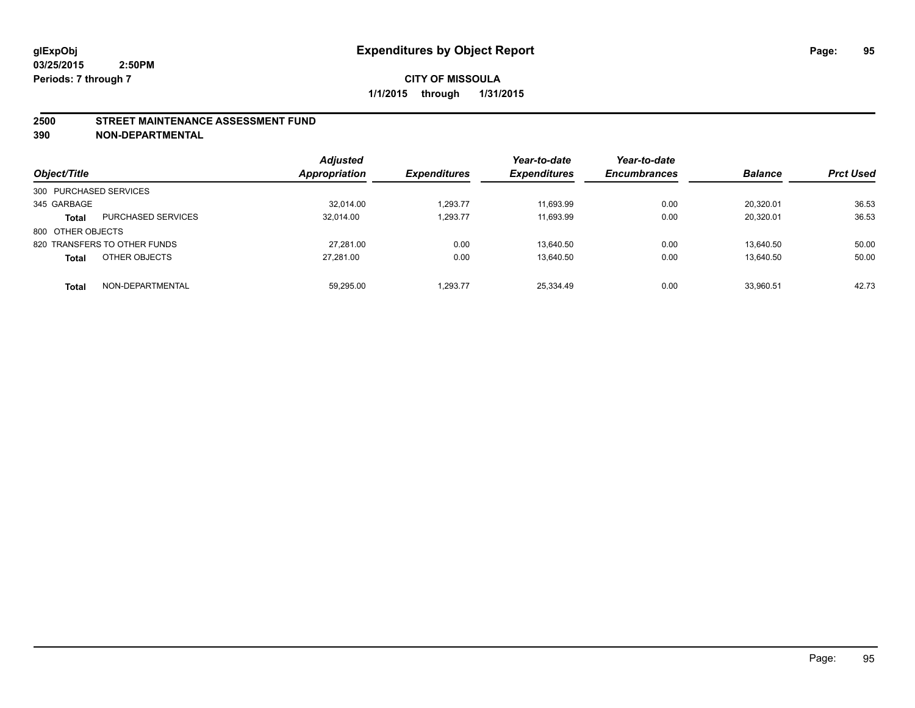**glExpObj**
**03/25/2015 2:50PM**
**Periods: 7 through 7**

# Expenditures by Object Report

**CITY OF MISSOULA**
**1/1/2015 through 1/31/2015**

## 2500 STREET MAINTENANCE ASSESSMENT FUND
## 390 NON-DEPARTMENTAL

| Object/Title | | Adjusted Appropriation | Expenditures | Year-to-date Expenditures | Year-to-date Encumbrances | Balance | Prct Used |
|---|---|---|---|---|---|---|---|
| 300 PURCHASED SERVICES | | | | | | | |
| 345 GARBAGE | | 32,014.00 | 1,293.77 | 11,693.99 | 0.00 | 20,320.01 | 36.53 |
| **Total** | PURCHASED SERVICES | 32,014.00 | 1,293.77 | 11,693.99 | 0.00 | 20,320.01 | 36.53 |
| 800 OTHER OBJECTS | | | | | | | |
| 820 TRANSFERS TO OTHER FUNDS | | 27,281.00 | 0.00 | 13,640.50 | 0.00 | 13,640.50 | 50.00 |
| **Total** | OTHER OBJECTS | 27,281.00 | 0.00 | 13,640.50 | 0.00 | 13,640.50 | 50.00 |
| **Total** | NON-DEPARTMENTAL | 59,295.00 | 1,293.77 | 25,334.49 | 0.00 | 33,960.51 | 42.73 |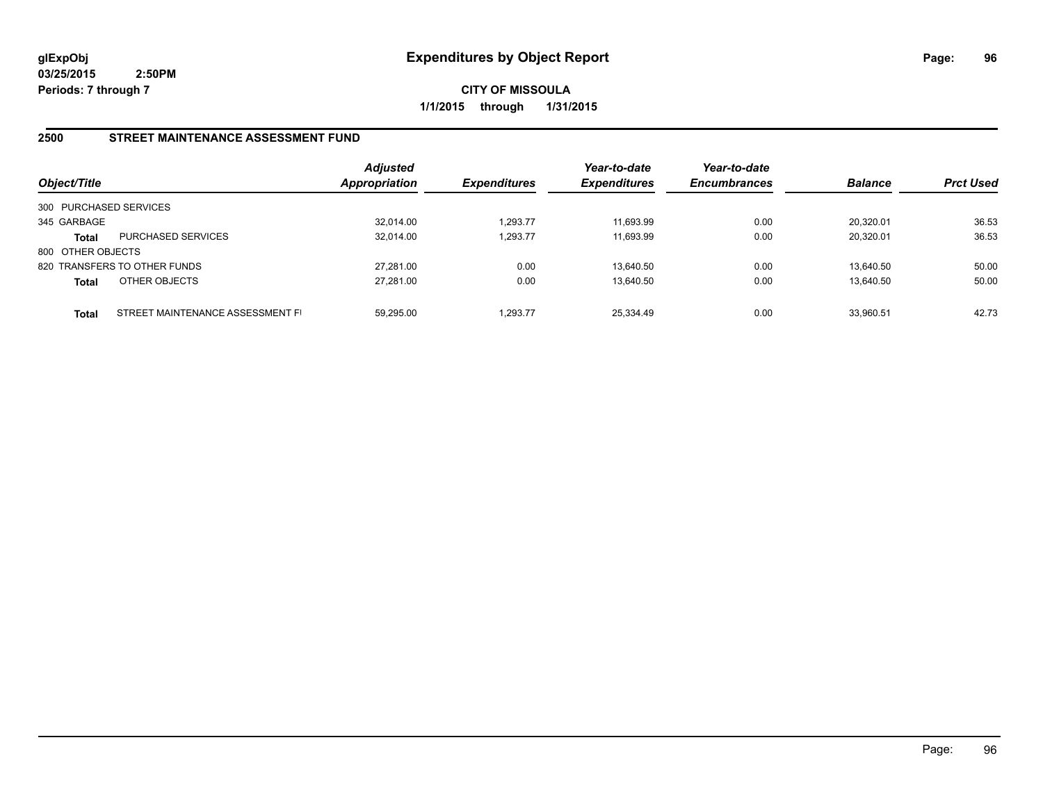**glExpObj**
**03/25/2015 2:50PM**
**Periods: 7 through 7**

# Expenditures by Object Report

**CITY OF MISSOULA**
**1/1/2015 through 1/31/2015**

## 2500 STREET MAINTENANCE ASSESSMENT FUND

| Object/Title | | Adjusted Appropriation | Expenditures | Year-to-date Expenditures | Year-to-date Encumbrances | Balance | Prct Used |
|---|---|---|---|---|---|---|---|
| 300 PURCHASED SERVICES | | | | | | | |
| 345 GARBAGE | | 32,014.00 | 1,293.77 | 11,693.99 | 0.00 | 20,320.01 | 36.53 |
| **Total** | PURCHASED SERVICES | 32,014.00 | 1,293.77 | 11,693.99 | 0.00 | 20,320.01 | 36.53 |
| 800 OTHER OBJECTS | | | | | | | |
| 820 TRANSFERS TO OTHER FUNDS | | 27,281.00 | 0.00 | 13,640.50 | 0.00 | 13,640.50 | 50.00 |
| **Total** | OTHER OBJECTS | 27,281.00 | 0.00 | 13,640.50 | 0.00 | 13,640.50 | 50.00 |
| **Total** | STREET MAINTENANCE ASSESSMENT FI | 59,295.00 | 1,293.77 | 25,334.49 | 0.00 | 33,960.51 | 42.73 |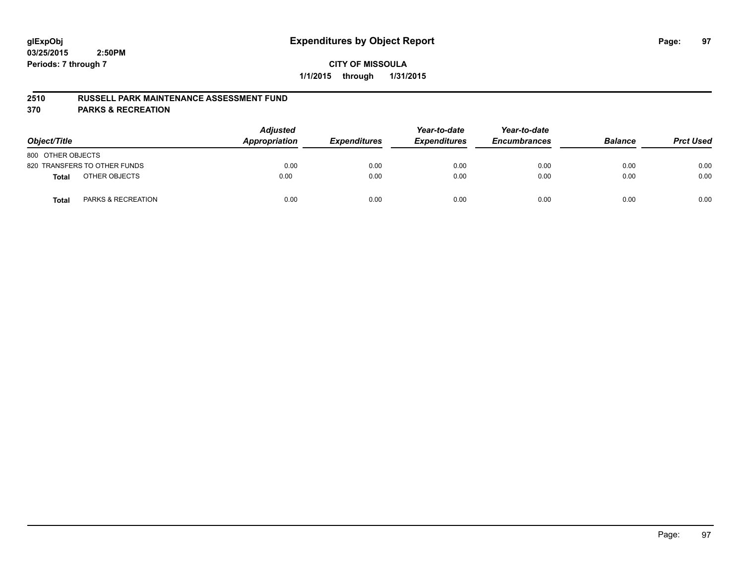glExpObj
03/25/2015 2:50PM
Periods: 7 through 7

# Expenditures by Object Report

**CITY OF MISSOULA**
**1/1/2015 through 1/31/2015**

## 2510 RUSSELL PARK MAINTENANCE ASSESSMENT FUND
## 370 PARKS & RECREATION

| Object/Title | Adjusted Appropriation | Expenditures | Year-to-date Expenditures | Year-to-date Encumbrances | Balance | Prct Used |
|---|---|---|---|---|---|---|
| 800 OTHER OBJECTS | | | | | | |
| 820 TRANSFERS TO OTHER FUNDS | 0.00 | 0.00 | 0.00 | 0.00 | 0.00 | 0.00 |
| **Total** OTHER OBJECTS | 0.00 | 0.00 | 0.00 | 0.00 | 0.00 | 0.00 |
| **Total** PARKS & RECREATION | 0.00 | 0.00 | 0.00 | 0.00 | 0.00 | 0.00 |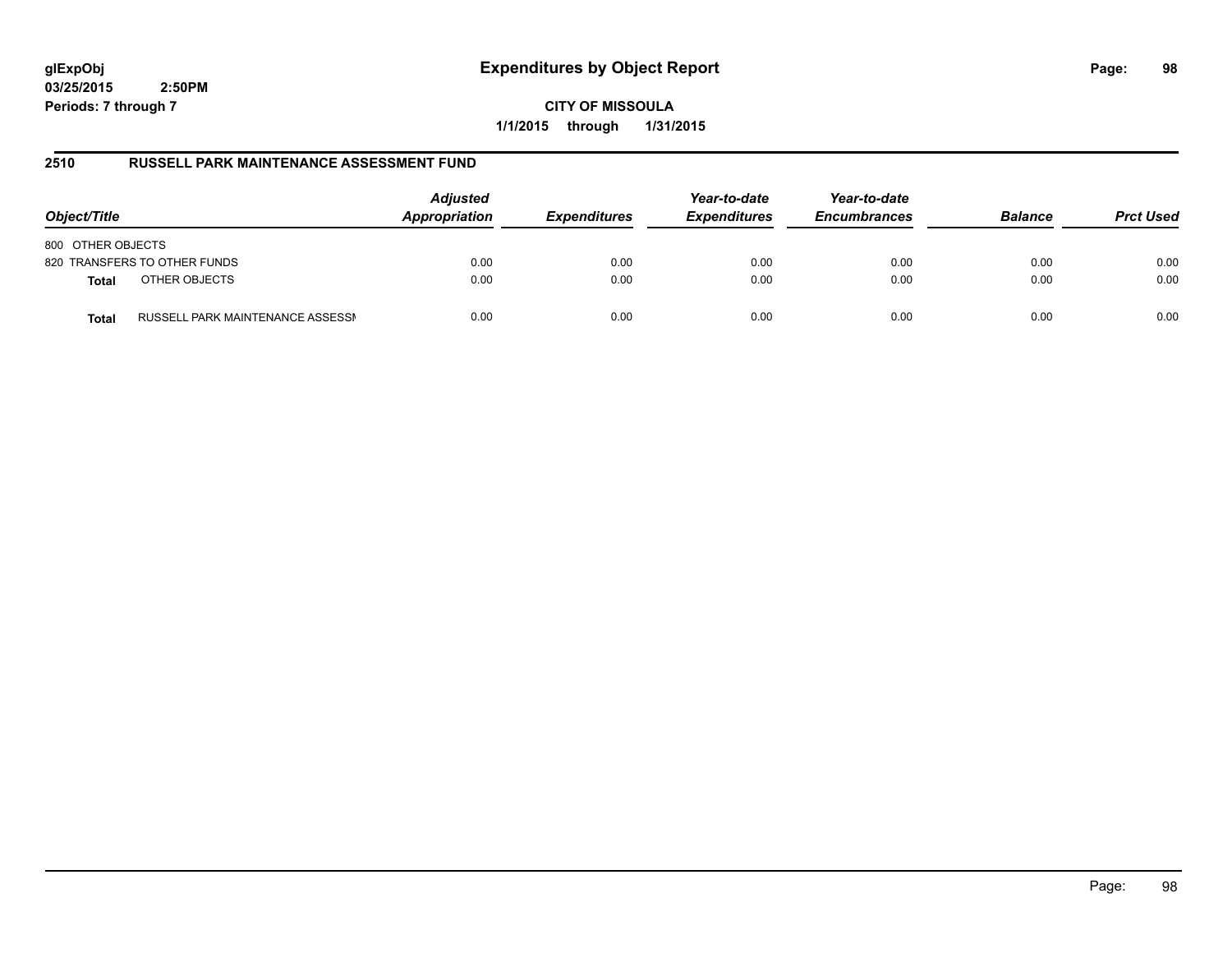**glExpObj**
**03/25/2015 2:50PM**
**Periods: 7 through 7**

# Expenditures by Object Report

**CITY OF MISSOULA**
**1/1/2015 through 1/31/2015**

## 2510 RUSSELL PARK MAINTENANCE ASSESSMENT FUND

| Object/Title | | Adjusted Appropriation | Expenditures | Year-to-date Expenditures | Year-to-date Encumbrances | Balance | Prct Used |
|---|---|---|---|---|---|---|---|
| 800 OTHER OBJECTS | | | | | | | |
| 820 TRANSFERS TO OTHER FUNDS | | 0.00 | 0.00 | 0.00 | 0.00 | 0.00 | 0.00 |
| **Total** | OTHER OBJECTS | 0.00 | 0.00 | 0.00 | 0.00 | 0.00 | 0.00 |
| **Total** | RUSSELL PARK MAINTENANCE ASSESSI | 0.00 | 0.00 | 0.00 | 0.00 | 0.00 | 0.00 |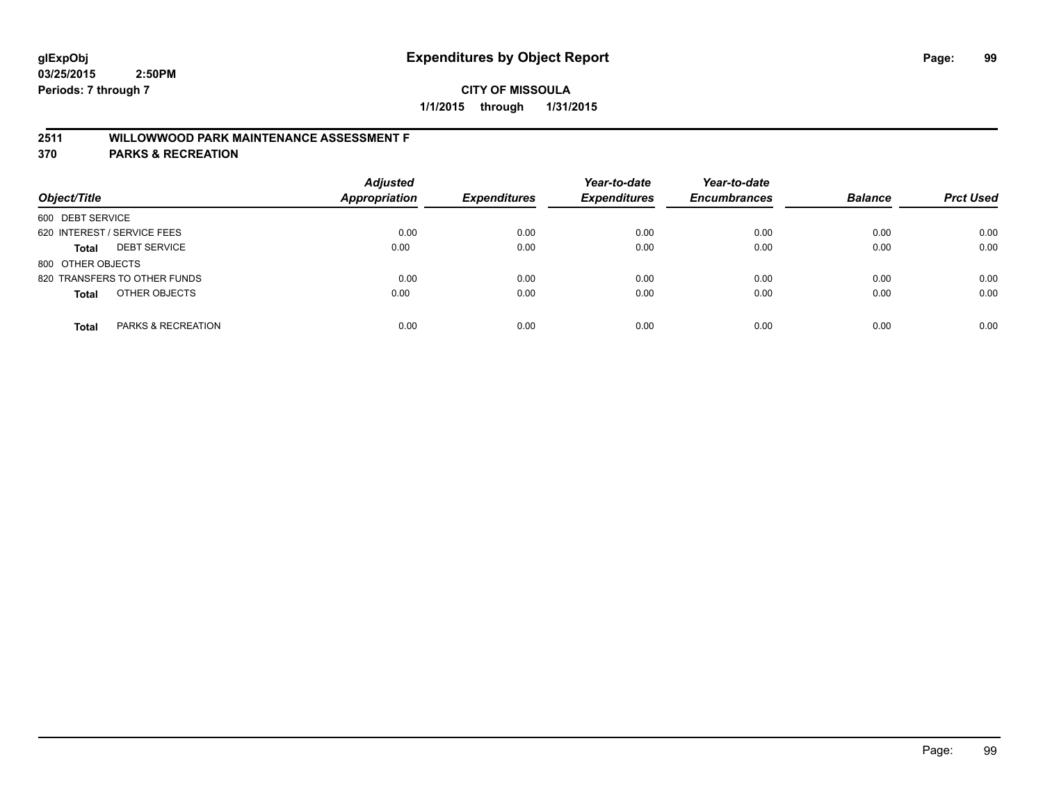**glExpObj** **Expenditures by Object Report**
**03/25/2015 2:50PM**
**Periods: 7 through 7**

**CITY OF MISSOULA**
**1/1/2015 through 1/31/2015**

## 2511 WILLOWWOOD PARK MAINTENANCE ASSESSMENT F
## 370 PARKS & RECREATION

| Object/Title | | *Adjusted Appropriation* | *Expenditures* | *Year-to-date Expenditures* | *Year-to-date Encumbrances* | *Balance* | *Prct Used* |
|---|---|---|---|---|---|---|---|
| 600 DEBT SERVICE | | | | | | | |
| 620 INTEREST / SERVICE FEES | | 0.00 | 0.00 | 0.00 | 0.00 | 0.00 | 0.00 |
| **Total** | DEBT SERVICE | 0.00 | 0.00 | 0.00 | 0.00 | 0.00 | 0.00 |
| 800 OTHER OBJECTS | | | | | | | |
| 820 TRANSFERS TO OTHER FUNDS | | 0.00 | 0.00 | 0.00 | 0.00 | 0.00 | 0.00 |
| **Total** | OTHER OBJECTS | 0.00 | 0.00 | 0.00 | 0.00 | 0.00 | 0.00 |
| **Total** | PARKS & RECREATION | 0.00 | 0.00 | 0.00 | 0.00 | 0.00 | 0.00 |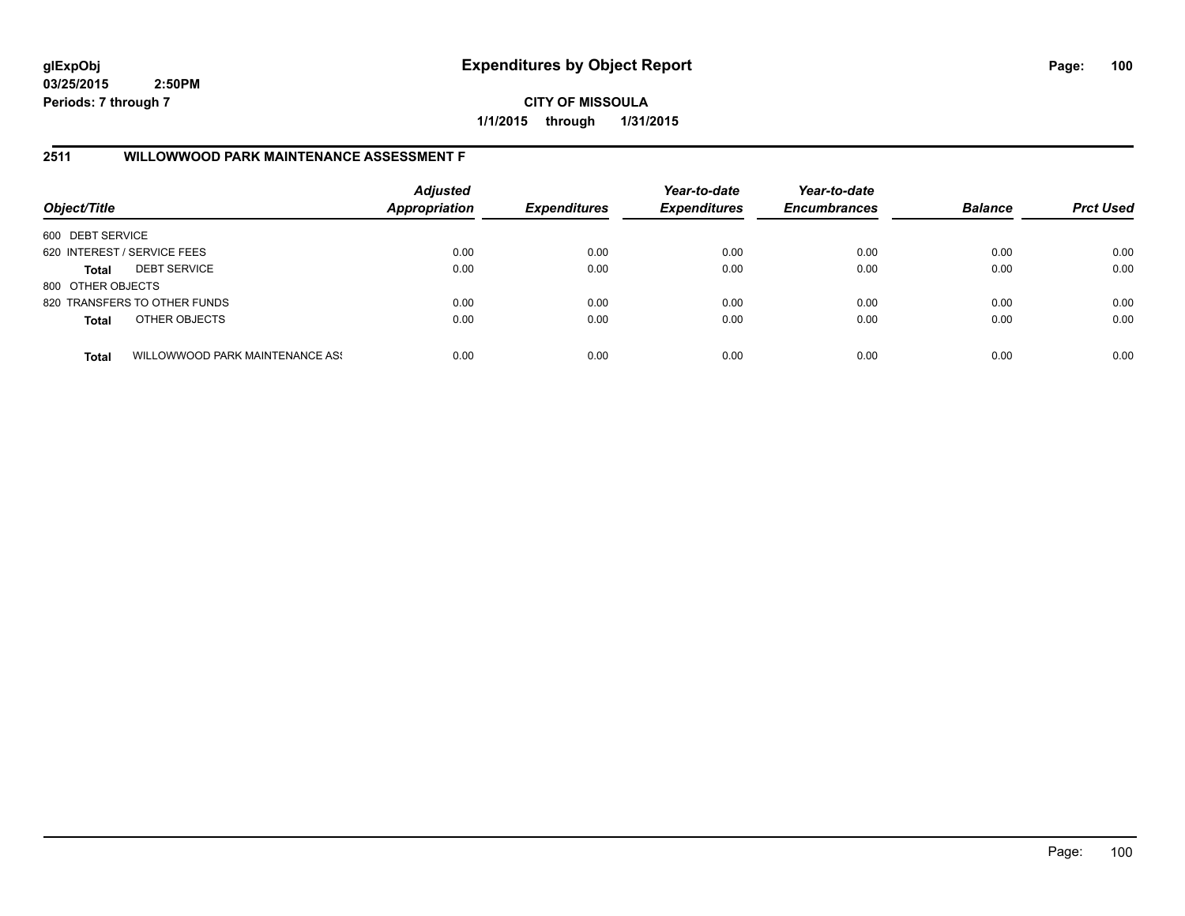glExpObj
03/25/2015 2:50PM
Periods: 7 through 7

# Expenditures by Object Report

CITY OF MISSOULA

1/1/2015 through 1/31/2015

## 2511 WILLOWWOOD PARK MAINTENANCE ASSESSMENT F

| Object/Title | | Adjusted Appropriation | Expenditures | Year-to-date Expenditures | Year-to-date Encumbrances | Balance | Prct Used |
|---|---|---|---|---|---|---|---|
| 600 DEBT SERVICE | | | | | | | |
| 620 INTEREST / SERVICE FEES | | 0.00 | 0.00 | 0.00 | 0.00 | 0.00 | 0.00 |
| **Total** | DEBT SERVICE | 0.00 | 0.00 | 0.00 | 0.00 | 0.00 | 0.00 |
| 800 OTHER OBJECTS | | | | | | | |
| 820 TRANSFERS TO OTHER FUNDS | | 0.00 | 0.00 | 0.00 | 0.00 | 0.00 | 0.00 |
| **Total** | OTHER OBJECTS | 0.00 | 0.00 | 0.00 | 0.00 | 0.00 | 0.00 |
| **Total** | WILLOWWOOD PARK MAINTENANCE ASS | 0.00 | 0.00 | 0.00 | 0.00 | 0.00 | 0.00 |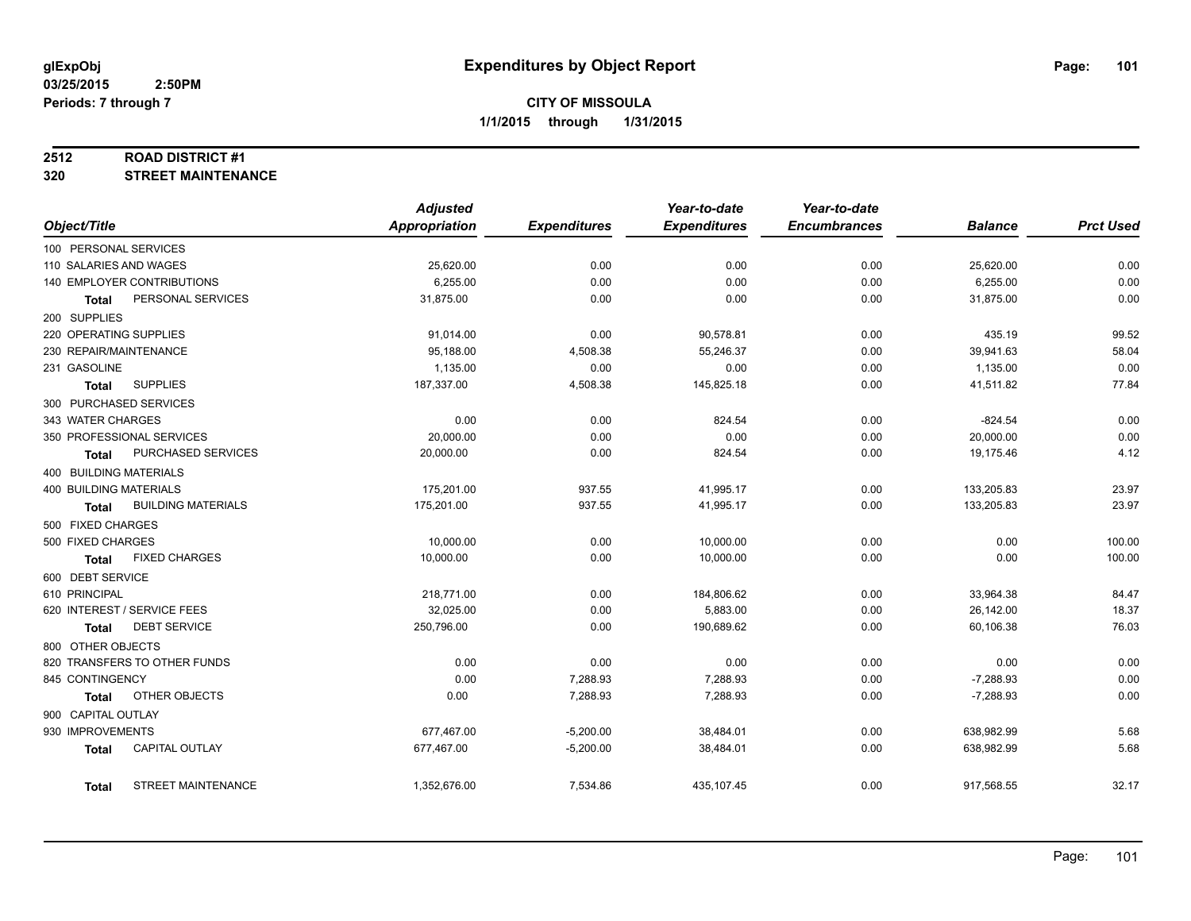**glExpObj**
**03/25/2015 2:50PM**
**Periods: 7 through 7**

# Expenditures by Object Report

**CITY OF MISSOULA**
**1/1/2015 through 1/31/2015**

## 2512 ROAD DISTRICT #1
## 320 STREET MAINTENANCE

| Object/Title | Adjusted Appropriation | Expenditures | Year-to-date Expenditures | Year-to-date Encumbrances | Balance | Prct Used |
|---|---|---|---|---|---|---|
| 100 PERSONAL SERVICES | | | | | | |
| 110 SALARIES AND WAGES | 25,620.00 | 0.00 | 0.00 | 0.00 | 25,620.00 | 0.00 |
| 140 EMPLOYER CONTRIBUTIONS | 6,255.00 | 0.00 | 0.00 | 0.00 | 6,255.00 | 0.00 |
| **Total** PERSONAL SERVICES | 31,875.00 | 0.00 | 0.00 | 0.00 | 31,875.00 | 0.00 |
| 200 SUPPLIES | | | | | | |
| 220 OPERATING SUPPLIES | 91,014.00 | 0.00 | 90,578.81 | 0.00 | 435.19 | 99.52 |
| 230 REPAIR/MAINTENANCE | 95,188.00 | 4,508.38 | 55,246.37 | 0.00 | 39,941.63 | 58.04 |
| 231 GASOLINE | 1,135.00 | 0.00 | 0.00 | 0.00 | 1,135.00 | 0.00 |
| **Total** SUPPLIES | 187,337.00 | 4,508.38 | 145,825.18 | 0.00 | 41,511.82 | 77.84 |
| 300 PURCHASED SERVICES | | | | | | |
| 343 WATER CHARGES | 0.00 | 0.00 | 824.54 | 0.00 | -824.54 | 0.00 |
| 350 PROFESSIONAL SERVICES | 20,000.00 | 0.00 | 0.00 | 0.00 | 20,000.00 | 0.00 |
| **Total** PURCHASED SERVICES | 20,000.00 | 0.00 | 824.54 | 0.00 | 19,175.46 | 4.12 |
| 400 BUILDING MATERIALS | | | | | | |
| 400 BUILDING MATERIALS | 175,201.00 | 937.55 | 41,995.17 | 0.00 | 133,205.83 | 23.97 |
| **Total** BUILDING MATERIALS | 175,201.00 | 937.55 | 41,995.17 | 0.00 | 133,205.83 | 23.97 |
| 500 FIXED CHARGES | | | | | | |
| 500 FIXED CHARGES | 10,000.00 | 0.00 | 10,000.00 | 0.00 | 0.00 | 100.00 |
| **Total** FIXED CHARGES | 10,000.00 | 0.00 | 10,000.00 | 0.00 | 0.00 | 100.00 |
| 600 DEBT SERVICE | | | | | | |
| 610 PRINCIPAL | 218,771.00 | 0.00 | 184,806.62 | 0.00 | 33,964.38 | 84.47 |
| 620 INTEREST / SERVICE FEES | 32,025.00 | 0.00 | 5,883.00 | 0.00 | 26,142.00 | 18.37 |
| **Total** DEBT SERVICE | 250,796.00 | 0.00 | 190,689.62 | 0.00 | 60,106.38 | 76.03 |
| 800 OTHER OBJECTS | | | | | | |
| 820 TRANSFERS TO OTHER FUNDS | 0.00 | 0.00 | 0.00 | 0.00 | 0.00 | 0.00 |
| 845 CONTINGENCY | 0.00 | 7,288.93 | 7,288.93 | 0.00 | -7,288.93 | 0.00 |
| **Total** OTHER OBJECTS | 0.00 | 7,288.93 | 7,288.93 | 0.00 | -7,288.93 | 0.00 |
| 900 CAPITAL OUTLAY | | | | | | |
| 930 IMPROVEMENTS | 677,467.00 | -5,200.00 | 38,484.01 | 0.00 | 638,982.99 | 5.68 |
| **Total** CAPITAL OUTLAY | 677,467.00 | -5,200.00 | 38,484.01 | 0.00 | 638,982.99 | 5.68 |
| **Total** STREET MAINTENANCE | 1,352,676.00 | 7,534.86 | 435,107.45 | 0.00 | 917,568.55 | 32.17 |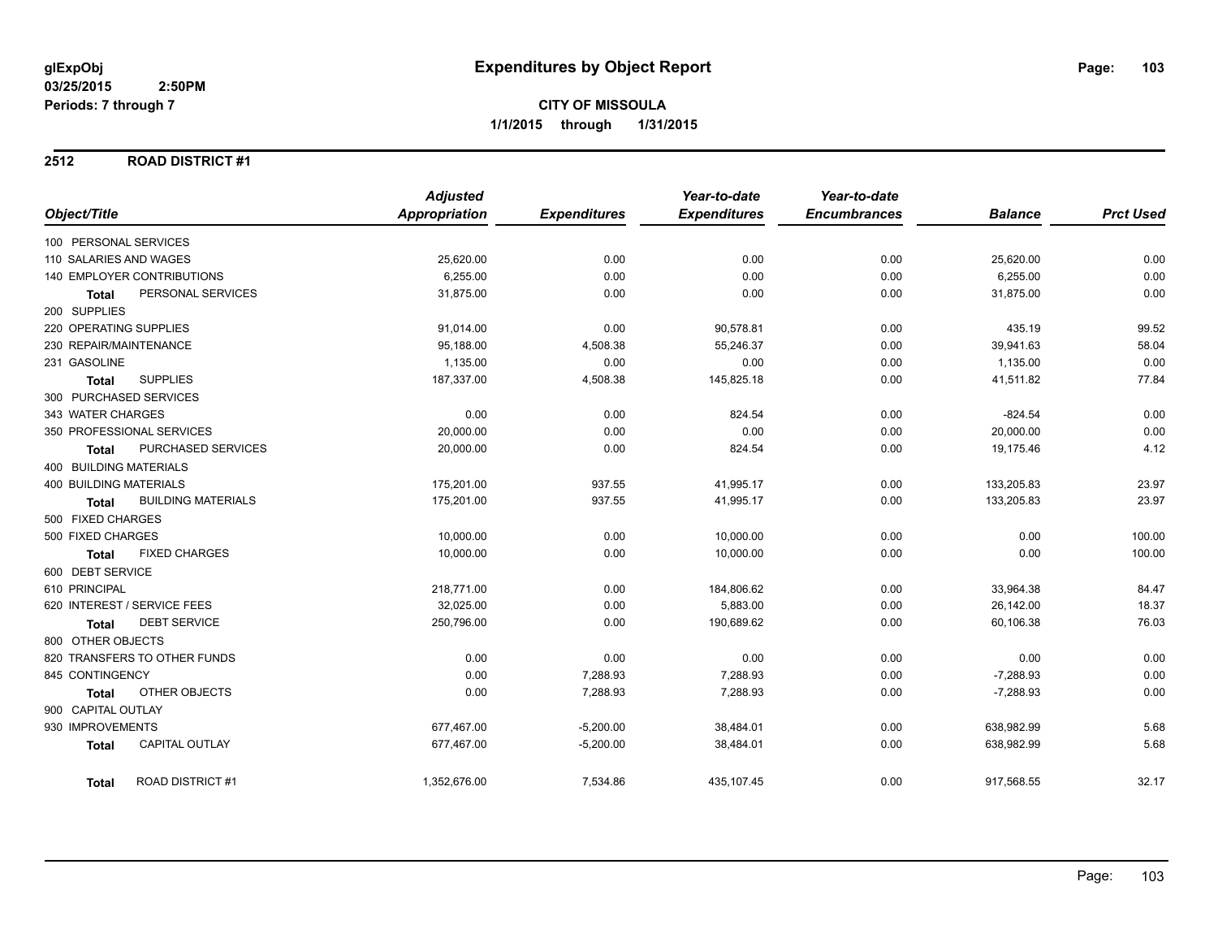**glExpObj**
**03/25/2015 2:50PM**
**Periods: 7 through 7**

# Expenditures by Object Report

**CITY OF MISSOULA**
**1/1/2015 through 1/31/2015**

## 2512 ROAD DISTRICT #1

| Object/Title | Adjusted Appropriation | Expenditures | Year-to-date Expenditures | Year-to-date Encumbrances | Balance | Prct Used |
|---|---|---|---|---|---|---|
| 100 PERSONAL SERVICES | | | | | | |
| 110 SALARIES AND WAGES | 25,620.00 | 0.00 | 0.00 | 0.00 | 25,620.00 | 0.00 |
| 140 EMPLOYER CONTRIBUTIONS | 6,255.00 | 0.00 | 0.00 | 0.00 | 6,255.00 | 0.00 |
| **Total** PERSONAL SERVICES | 31,875.00 | 0.00 | 0.00 | 0.00 | 31,875.00 | 0.00 |
| 200 SUPPLIES | | | | | | |
| 220 OPERATING SUPPLIES | 91,014.00 | 0.00 | 90,578.81 | 0.00 | 435.19 | 99.52 |
| 230 REPAIR/MAINTENANCE | 95,188.00 | 4,508.38 | 55,246.37 | 0.00 | 39,941.63 | 58.04 |
| 231 GASOLINE | 1,135.00 | 0.00 | 0.00 | 0.00 | 1,135.00 | 0.00 |
| **Total** SUPPLIES | 187,337.00 | 4,508.38 | 145,825.18 | 0.00 | 41,511.82 | 77.84 |
| 300 PURCHASED SERVICES | | | | | | |
| 343 WATER CHARGES | 0.00 | 0.00 | 824.54 | 0.00 | -824.54 | 0.00 |
| 350 PROFESSIONAL SERVICES | 20,000.00 | 0.00 | 0.00 | 0.00 | 20,000.00 | 0.00 |
| **Total** PURCHASED SERVICES | 20,000.00 | 0.00 | 824.54 | 0.00 | 19,175.46 | 4.12 |
| 400 BUILDING MATERIALS | | | | | | |
| 400 BUILDING MATERIALS | 175,201.00 | 937.55 | 41,995.17 | 0.00 | 133,205.83 | 23.97 |
| **Total** BUILDING MATERIALS | 175,201.00 | 937.55 | 41,995.17 | 0.00 | 133,205.83 | 23.97 |
| 500 FIXED CHARGES | | | | | | |
| 500 FIXED CHARGES | 10,000.00 | 0.00 | 10,000.00 | 0.00 | 0.00 | 100.00 |
| **Total** FIXED CHARGES | 10,000.00 | 0.00 | 10,000.00 | 0.00 | 0.00 | 100.00 |
| 600 DEBT SERVICE | | | | | | |
| 610 PRINCIPAL | 218,771.00 | 0.00 | 184,806.62 | 0.00 | 33,964.38 | 84.47 |
| 620 INTEREST / SERVICE FEES | 32,025.00 | 0.00 | 5,883.00 | 0.00 | 26,142.00 | 18.37 |
| **Total** DEBT SERVICE | 250,796.00 | 0.00 | 190,689.62 | 0.00 | 60,106.38 | 76.03 |
| 800 OTHER OBJECTS | | | | | | |
| 820 TRANSFERS TO OTHER FUNDS | 0.00 | 0.00 | 0.00 | 0.00 | 0.00 | 0.00 |
| 845 CONTINGENCY | 0.00 | 7,288.93 | 7,288.93 | 0.00 | -7,288.93 | 0.00 |
| **Total** OTHER OBJECTS | 0.00 | 7,288.93 | 7,288.93 | 0.00 | -7,288.93 | 0.00 |
| 900 CAPITAL OUTLAY | | | | | | |
| 930 IMPROVEMENTS | 677,467.00 | -5,200.00 | 38,484.01 | 0.00 | 638,982.99 | 5.68 |
| **Total** CAPITAL OUTLAY | 677,467.00 | -5,200.00 | 38,484.01 | 0.00 | 638,982.99 | 5.68 |
| **Total** ROAD DISTRICT #1 | 1,352,676.00 | 7,534.86 | 435,107.45 | 0.00 | 917,568.55 | 32.17 |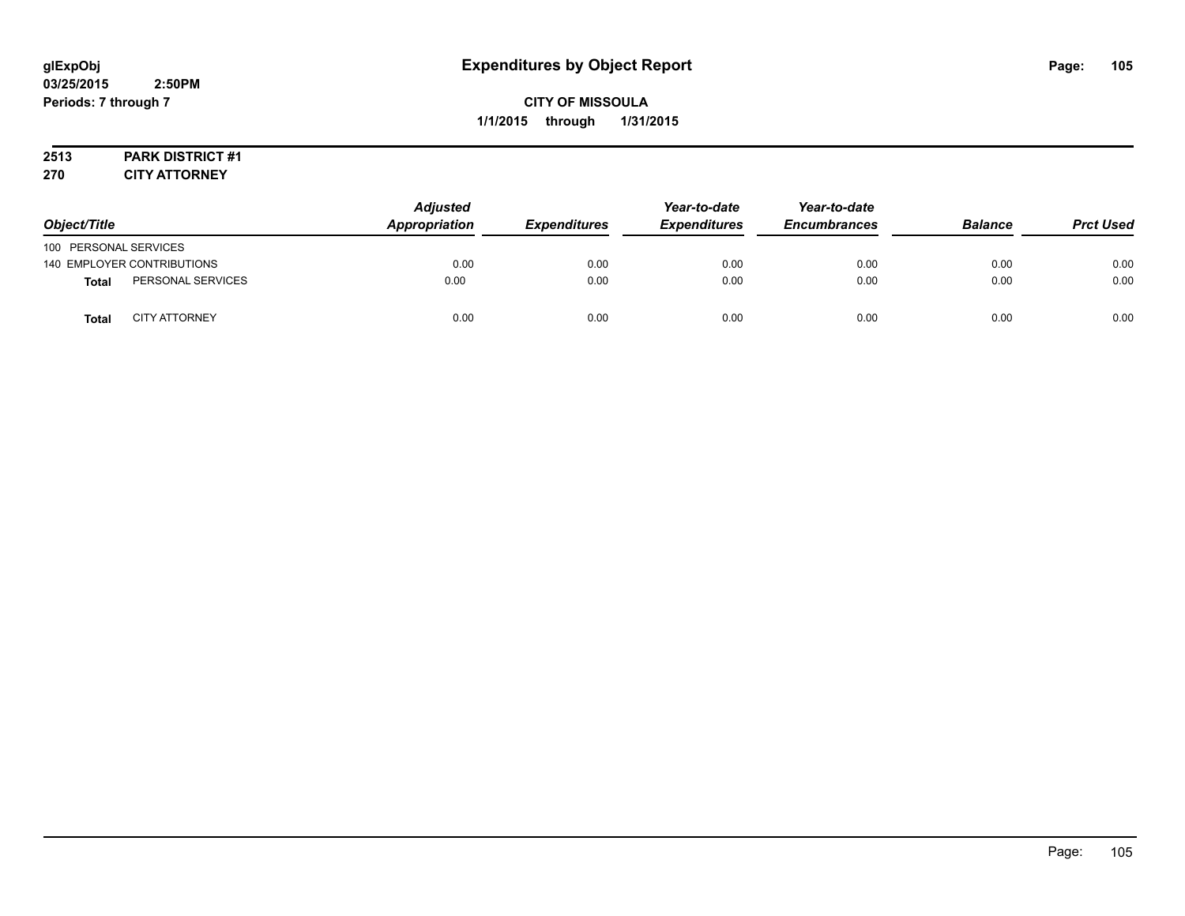# Expenditures by Object Report

glExpObj
03/25/2015 2:50PM
Periods: 7 through 7

**CITY OF MISSOULA**
**1/1/2015 through 1/31/2015**

**2513 PARK DISTRICT #1**
**270 CITY ATTORNEY**

| Object/Title | | Adjusted Appropriation | Expenditures | Year-to-date Expenditures | Year-to-date Encumbrances | Balance | Prct Used |
|---|---|---|---|---|---|---|---|
| 100 PERSONAL SERVICES | | | | | | | |
| 140 EMPLOYER CONTRIBUTIONS | | 0.00 | 0.00 | 0.00 | 0.00 | 0.00 | 0.00 |
| **Total** | PERSONAL SERVICES | 0.00 | 0.00 | 0.00 | 0.00 | 0.00 | 0.00 |
| **Total** | CITY ATTORNEY | 0.00 | 0.00 | 0.00 | 0.00 | 0.00 | 0.00 |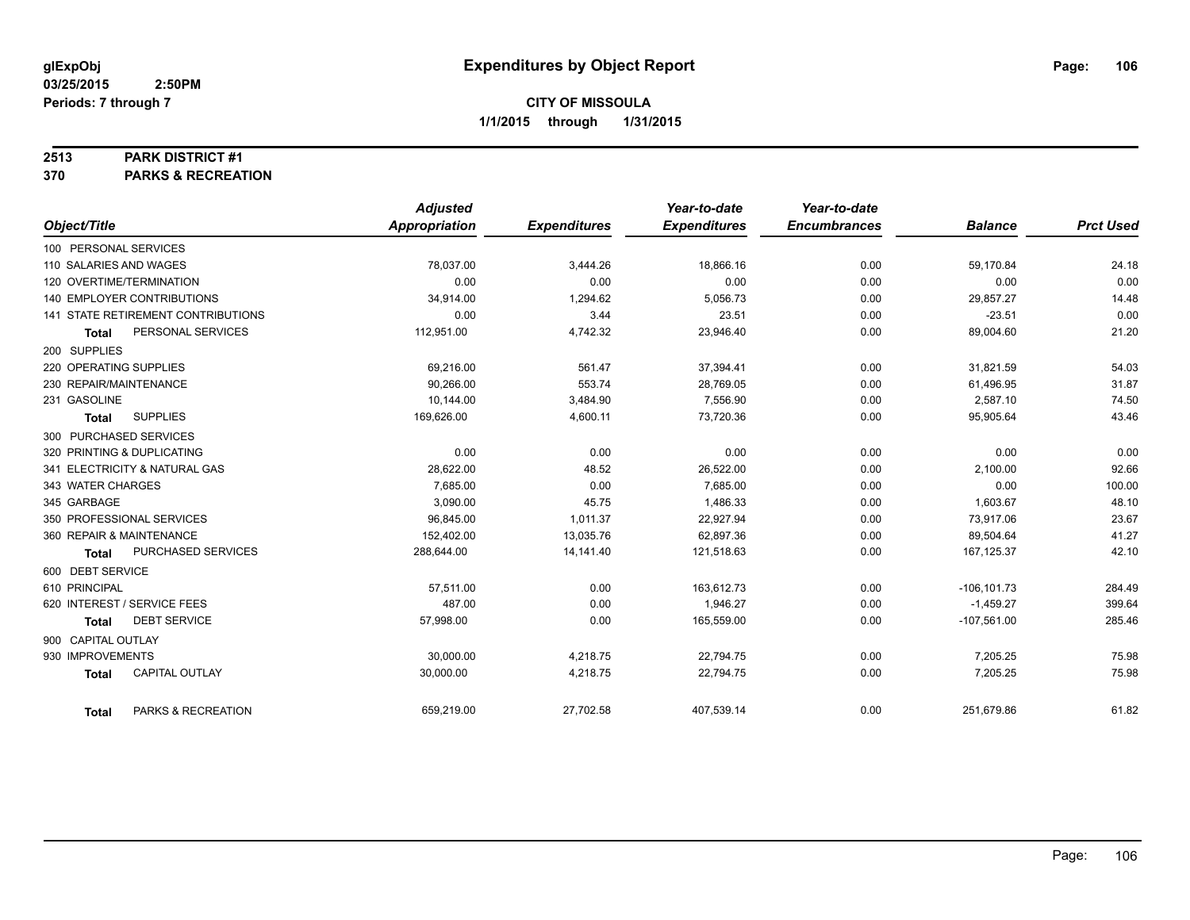glExpObj
03/25/2015 2:50PM
Periods: 7 through 7

# Expenditures by Object Report

**CITY OF MISSOULA**
**1/1/2015 through 1/31/2015**

**2513 PARK DISTRICT #1**
**370 PARKS & RECREATION**

| Object/Title | Adjusted Appropriation | Expenditures | Year-to-date Expenditures | Year-to-date Encumbrances | Balance | Prct Used |
|---|---|---|---|---|---|---|
| 100 PERSONAL SERVICES | | | | | | |
| 110 SALARIES AND WAGES | 78,037.00 | 3,444.26 | 18,866.16 | 0.00 | 59,170.84 | 24.18 |
| 120 OVERTIME/TERMINATION | 0.00 | 0.00 | 0.00 | 0.00 | 0.00 | 0.00 |
| 140 EMPLOYER CONTRIBUTIONS | 34,914.00 | 1,294.62 | 5,056.73 | 0.00 | 29,857.27 | 14.48 |
| 141 STATE RETIREMENT CONTRIBUTIONS | 0.00 | 3.44 | 23.51 | 0.00 | -23.51 | 0.00 |
| **Total** PERSONAL SERVICES | 112,951.00 | 4,742.32 | 23,946.40 | 0.00 | 89,004.60 | 21.20 |
| 200 SUPPLIES | | | | | | |
| 220 OPERATING SUPPLIES | 69,216.00 | 561.47 | 37,394.41 | 0.00 | 31,821.59 | 54.03 |
| 230 REPAIR/MAINTENANCE | 90,266.00 | 553.74 | 28,769.05 | 0.00 | 61,496.95 | 31.87 |
| 231 GASOLINE | 10,144.00 | 3,484.90 | 7,556.90 | 0.00 | 2,587.10 | 74.50 |
| **Total** SUPPLIES | 169,626.00 | 4,600.11 | 73,720.36 | 0.00 | 95,905.64 | 43.46 |
| 300 PURCHASED SERVICES | | | | | | |
| 320 PRINTING & DUPLICATING | 0.00 | 0.00 | 0.00 | 0.00 | 0.00 | 0.00 |
| 341 ELECTRICITY & NATURAL GAS | 28,622.00 | 48.52 | 26,522.00 | 0.00 | 2,100.00 | 92.66 |
| 343 WATER CHARGES | 7,685.00 | 0.00 | 7,685.00 | 0.00 | 0.00 | 100.00 |
| 345 GARBAGE | 3,090.00 | 45.75 | 1,486.33 | 0.00 | 1,603.67 | 48.10 |
| 350 PROFESSIONAL SERVICES | 96,845.00 | 1,011.37 | 22,927.94 | 0.00 | 73,917.06 | 23.67 |
| 360 REPAIR & MAINTENANCE | 152,402.00 | 13,035.76 | 62,897.36 | 0.00 | 89,504.64 | 41.27 |
| **Total** PURCHASED SERVICES | 288,644.00 | 14,141.40 | 121,518.63 | 0.00 | 167,125.37 | 42.10 |
| 600 DEBT SERVICE | | | | | | |
| 610 PRINCIPAL | 57,511.00 | 0.00 | 163,612.73 | 0.00 | -106,101.73 | 284.49 |
| 620 INTEREST / SERVICE FEES | 487.00 | 0.00 | 1,946.27 | 0.00 | -1,459.27 | 399.64 |
| **Total** DEBT SERVICE | 57,998.00 | 0.00 | 165,559.00 | 0.00 | -107,561.00 | 285.46 |
| 900 CAPITAL OUTLAY | | | | | | |
| 930 IMPROVEMENTS | 30,000.00 | 4,218.75 | 22,794.75 | 0.00 | 7,205.25 | 75.98 |
| **Total** CAPITAL OUTLAY | 30,000.00 | 4,218.75 | 22,794.75 | 0.00 | 7,205.25 | 75.98 |
| **Total** PARKS & RECREATION | 659,219.00 | 27,702.58 | 407,539.14 | 0.00 | 251,679.86 | 61.82 |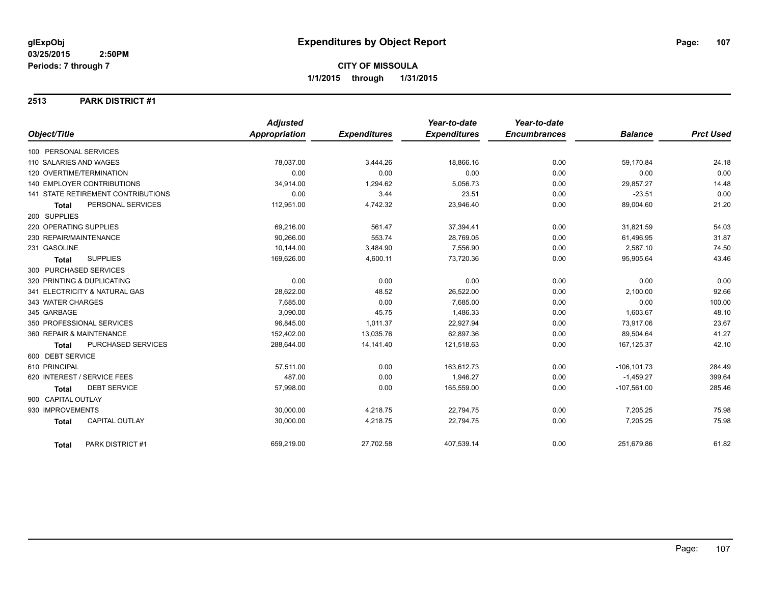**glExpObj**
**03/25/2015 2:50PM**
**Periods: 7 through 7**

# Expenditures by Object Report

**CITY OF MISSOULA**
**1/1/2015 through 1/31/2015**

## 2513 PARK DISTRICT #1

| Object/Title | Adjusted Appropriation | Expenditures | Year-to-date Expenditures | Year-to-date Encumbrances | Balance | Prct Used |
|---|---|---|---|---|---|---|
| 100 PERSONAL SERVICES | | | | | | |
| 110 SALARIES AND WAGES | 78,037.00 | 3,444.26 | 18,866.16 | 0.00 | 59,170.84 | 24.18 |
| 120 OVERTIME/TERMINATION | 0.00 | 0.00 | 0.00 | 0.00 | 0.00 | 0.00 |
| 140 EMPLOYER CONTRIBUTIONS | 34,914.00 | 1,294.62 | 5,056.73 | 0.00 | 29,857.27 | 14.48 |
| 141 STATE RETIREMENT CONTRIBUTIONS | 0.00 | 3.44 | 23.51 | 0.00 | -23.51 | 0.00 |
| **Total** PERSONAL SERVICES | 112,951.00 | 4,742.32 | 23,946.40 | 0.00 | 89,004.60 | 21.20 |
| 200 SUPPLIES | | | | | | |
| 220 OPERATING SUPPLIES | 69,216.00 | 561.47 | 37,394.41 | 0.00 | 31,821.59 | 54.03 |
| 230 REPAIR/MAINTENANCE | 90,266.00 | 553.74 | 28,769.05 | 0.00 | 61,496.95 | 31.87 |
| 231 GASOLINE | 10,144.00 | 3,484.90 | 7,556.90 | 0.00 | 2,587.10 | 74.50 |
| **Total** SUPPLIES | 169,626.00 | 4,600.11 | 73,720.36 | 0.00 | 95,905.64 | 43.46 |
| 300 PURCHASED SERVICES | | | | | | |
| 320 PRINTING & DUPLICATING | 0.00 | 0.00 | 0.00 | 0.00 | 0.00 | 0.00 |
| 341 ELECTRICITY & NATURAL GAS | 28,622.00 | 48.52 | 26,522.00 | 0.00 | 2,100.00 | 92.66 |
| 343 WATER CHARGES | 7,685.00 | 0.00 | 7,685.00 | 0.00 | 0.00 | 100.00 |
| 345 GARBAGE | 3,090.00 | 45.75 | 1,486.33 | 0.00 | 1,603.67 | 48.10 |
| 350 PROFESSIONAL SERVICES | 96,845.00 | 1,011.37 | 22,927.94 | 0.00 | 73,917.06 | 23.67 |
| 360 REPAIR & MAINTENANCE | 152,402.00 | 13,035.76 | 62,897.36 | 0.00 | 89,504.64 | 41.27 |
| **Total** PURCHASED SERVICES | 288,644.00 | 14,141.40 | 121,518.63 | 0.00 | 167,125.37 | 42.10 |
| 600 DEBT SERVICE | | | | | | |
| 610 PRINCIPAL | 57,511.00 | 0.00 | 163,612.73 | 0.00 | -106,101.73 | 284.49 |
| 620 INTEREST / SERVICE FEES | 487.00 | 0.00 | 1,946.27 | 0.00 | -1,459.27 | 399.64 |
| **Total** DEBT SERVICE | 57,998.00 | 0.00 | 165,559.00 | 0.00 | -107,561.00 | 285.46 |
| 900 CAPITAL OUTLAY | | | | | | |
| 930 IMPROVEMENTS | 30,000.00 | 4,218.75 | 22,794.75 | 0.00 | 7,205.25 | 75.98 |
| **Total** CAPITAL OUTLAY | 30,000.00 | 4,218.75 | 22,794.75 | 0.00 | 7,205.25 | 75.98 |
| **Total** PARK DISTRICT #1 | 659,219.00 | 27,702.58 | 407,539.14 | 0.00 | 251,679.86 | 61.82 |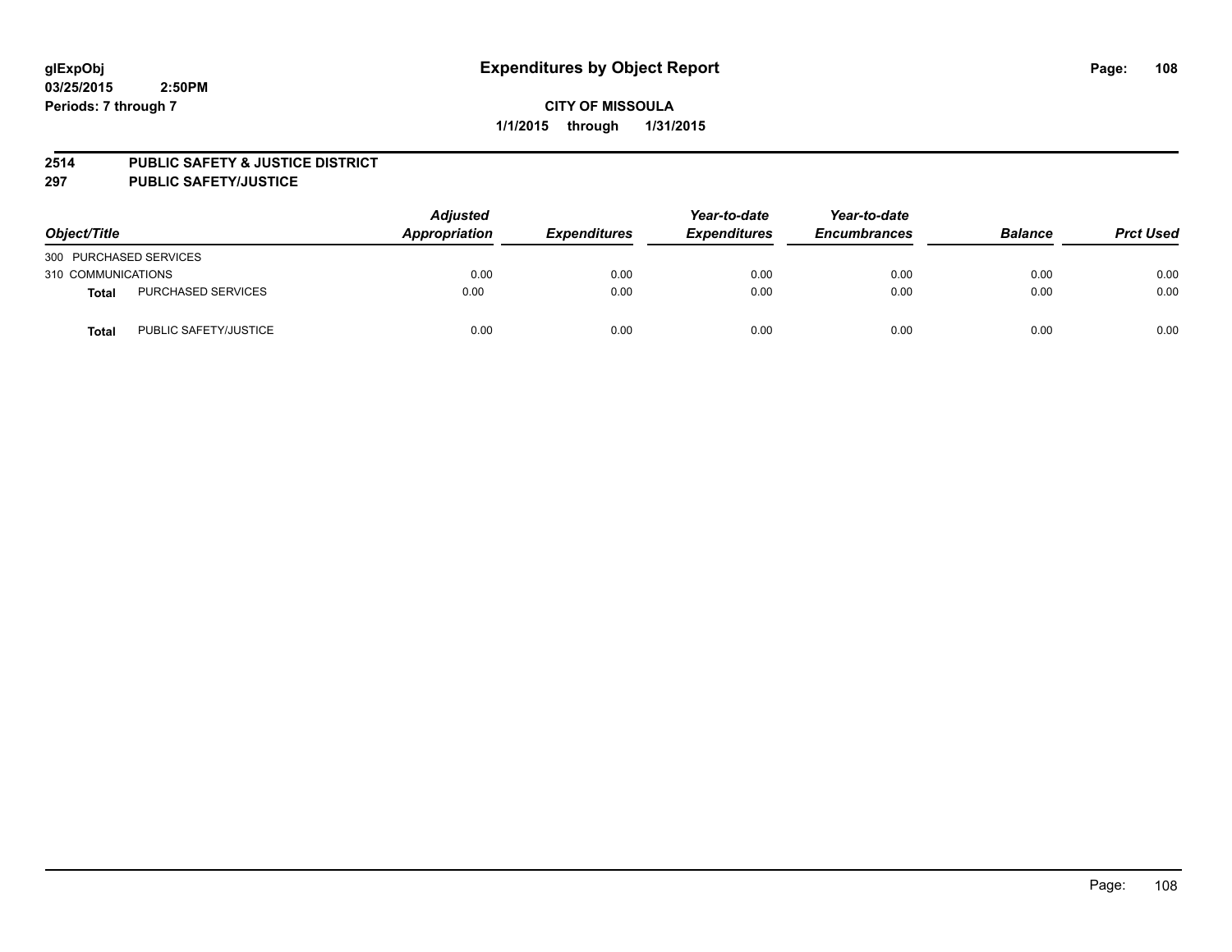glExpObj
03/25/2015 2:50PM
Periods: 7 through 7

# Expenditures by Object Report

**CITY OF MISSOULA**
**1/1/2015 through 1/31/2015**

**2514 PUBLIC SAFETY & JUSTICE DISTRICT**
**297 PUBLIC SAFETY/JUSTICE**

| Object/Title | | Adjusted Appropriation | Expenditures | Year-to-date Expenditures | Year-to-date Encumbrances | Balance | Prct Used |
|---|---|---|---|---|---|---|---|
| 300 PURCHASED SERVICES | | | | | | | |
| 310 COMMUNICATIONS | | 0.00 | 0.00 | 0.00 | 0.00 | 0.00 | 0.00 |
| **Total** | PURCHASED SERVICES | 0.00 | 0.00 | 0.00 | 0.00 | 0.00 | 0.00 |
| **Total** | PUBLIC SAFETY/JUSTICE | 0.00 | 0.00 | 0.00 | 0.00 | 0.00 | 0.00 |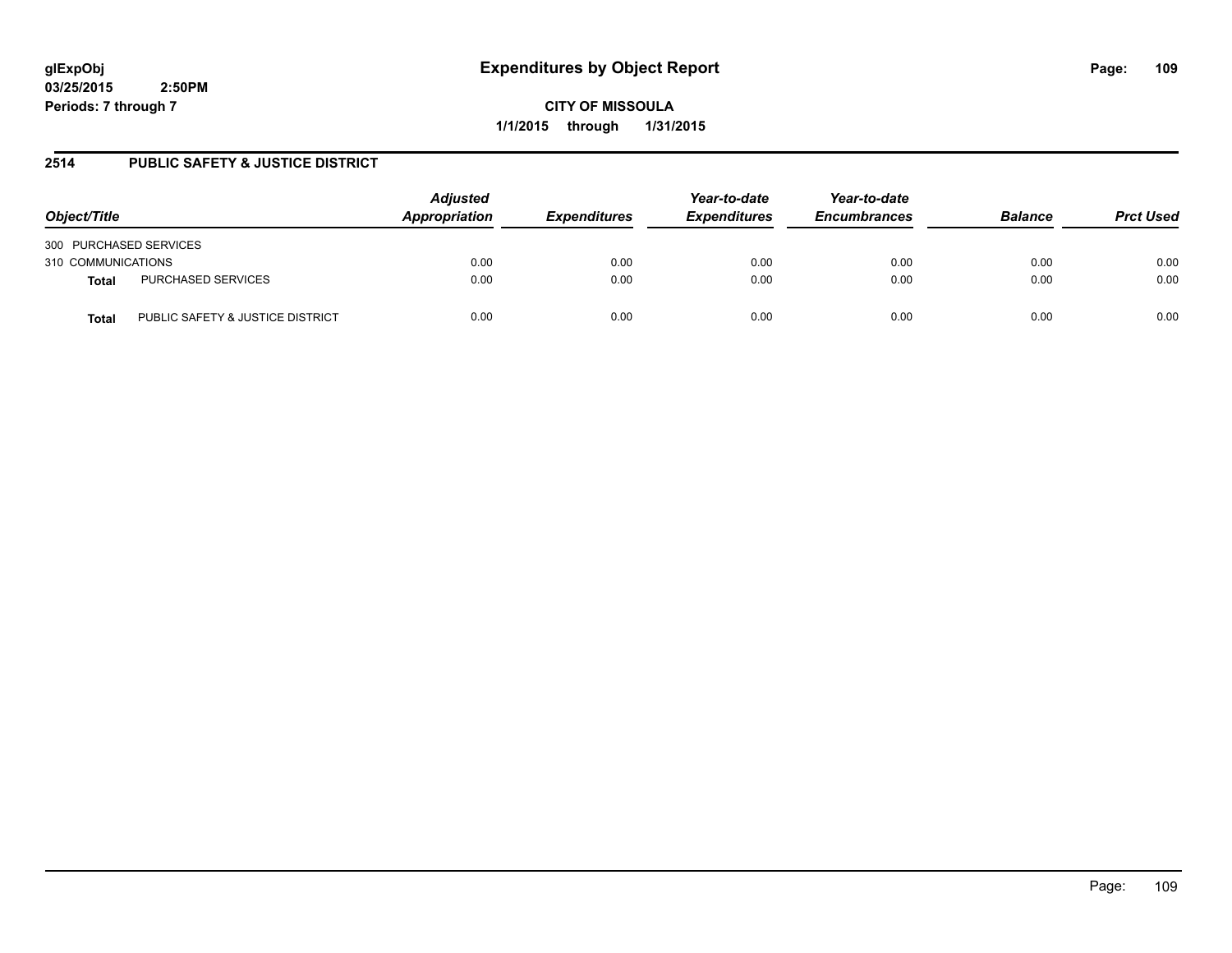# Expenditures by Object Report

glExpObj
03/25/2015 2:50PM
Periods: 7 through 7

**CITY OF MISSOULA**
**1/1/2015 through 1/31/2015**

## 2514 PUBLIC SAFETY & JUSTICE DISTRICT

| Object/Title | | *Adjusted Appropriation* | *Expenditures* | *Year-to-date Expenditures* | *Year-to-date Encumbrances* | *Balance* | *Prct Used* |
|---|---|---|---|---|---|---|---|
| 300 PURCHASED SERVICES | | | | | | | |
| 310 COMMUNICATIONS | | 0.00 | 0.00 | 0.00 | 0.00 | 0.00 | 0.00 |
| **Total** | PURCHASED SERVICES | 0.00 | 0.00 | 0.00 | 0.00 | 0.00 | 0.00 |
| **Total** | PUBLIC SAFETY & JUSTICE DISTRICT | 0.00 | 0.00 | 0.00 | 0.00 | 0.00 | 0.00 |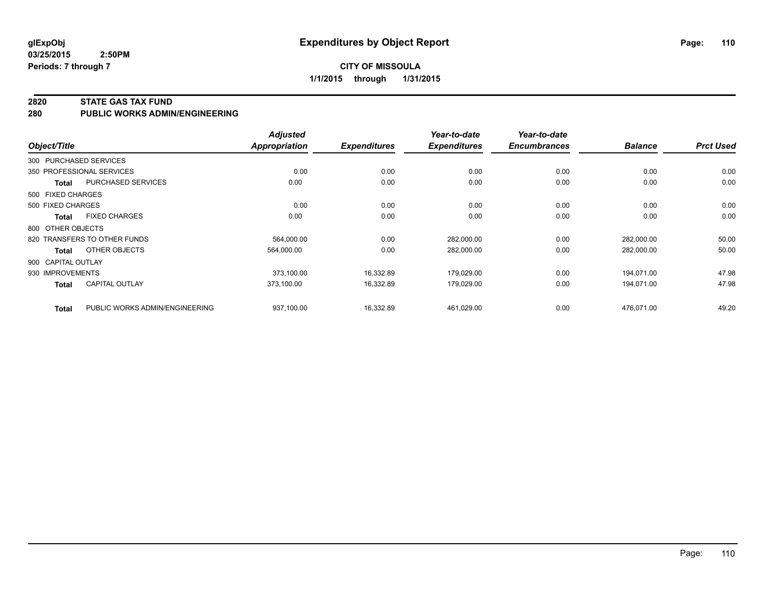glExpObj
03/25/2015 2:50PM
Periods: 7 through 7

# Expenditures by Object Report

**CITY OF MISSOULA**

**1/1/2015 through 1/31/2015**

## 2820 STATE GAS TAX FUND
## 280 PUBLIC WORKS ADMIN/ENGINEERING

| Object/Title | | Adjusted Appropriation | Expenditures | Year-to-date Expenditures | Year-to-date Encumbrances | Balance | Prct Used |
|---|---|---|---|---|---|---|---|
| 300 PURCHASED SERVICES | | | | | | | |
| 350 PROFESSIONAL SERVICES | | 0.00 | 0.00 | 0.00 | 0.00 | 0.00 | 0.00 |
| **Total** | PURCHASED SERVICES | 0.00 | 0.00 | 0.00 | 0.00 | 0.00 | 0.00 |
| 500 FIXED CHARGES | | | | | | | |
| 500 FIXED CHARGES | | 0.00 | 0.00 | 0.00 | 0.00 | 0.00 | 0.00 |
| **Total** | FIXED CHARGES | 0.00 | 0.00 | 0.00 | 0.00 | 0.00 | 0.00 |
| 800 OTHER OBJECTS | | | | | | | |
| 820 TRANSFERS TO OTHER FUNDS | | 564,000.00 | 0.00 | 282,000.00 | 0.00 | 282,000.00 | 50.00 |
| **Total** | OTHER OBJECTS | 564,000.00 | 0.00 | 282,000.00 | 0.00 | 282,000.00 | 50.00 |
| 900 CAPITAL OUTLAY | | | | | | | |
| 930 IMPROVEMENTS | | 373,100.00 | 16,332.89 | 179,029.00 | 0.00 | 194,071.00 | 47.98 |
| **Total** | CAPITAL OUTLAY | 373,100.00 | 16,332.89 | 179,029.00 | 0.00 | 194,071.00 | 47.98 |
| **Total** | PUBLIC WORKS ADMIN/ENGINEERING | 937,100.00 | 16,332.89 | 461,029.00 | 0.00 | 476,071.00 | 49.20 |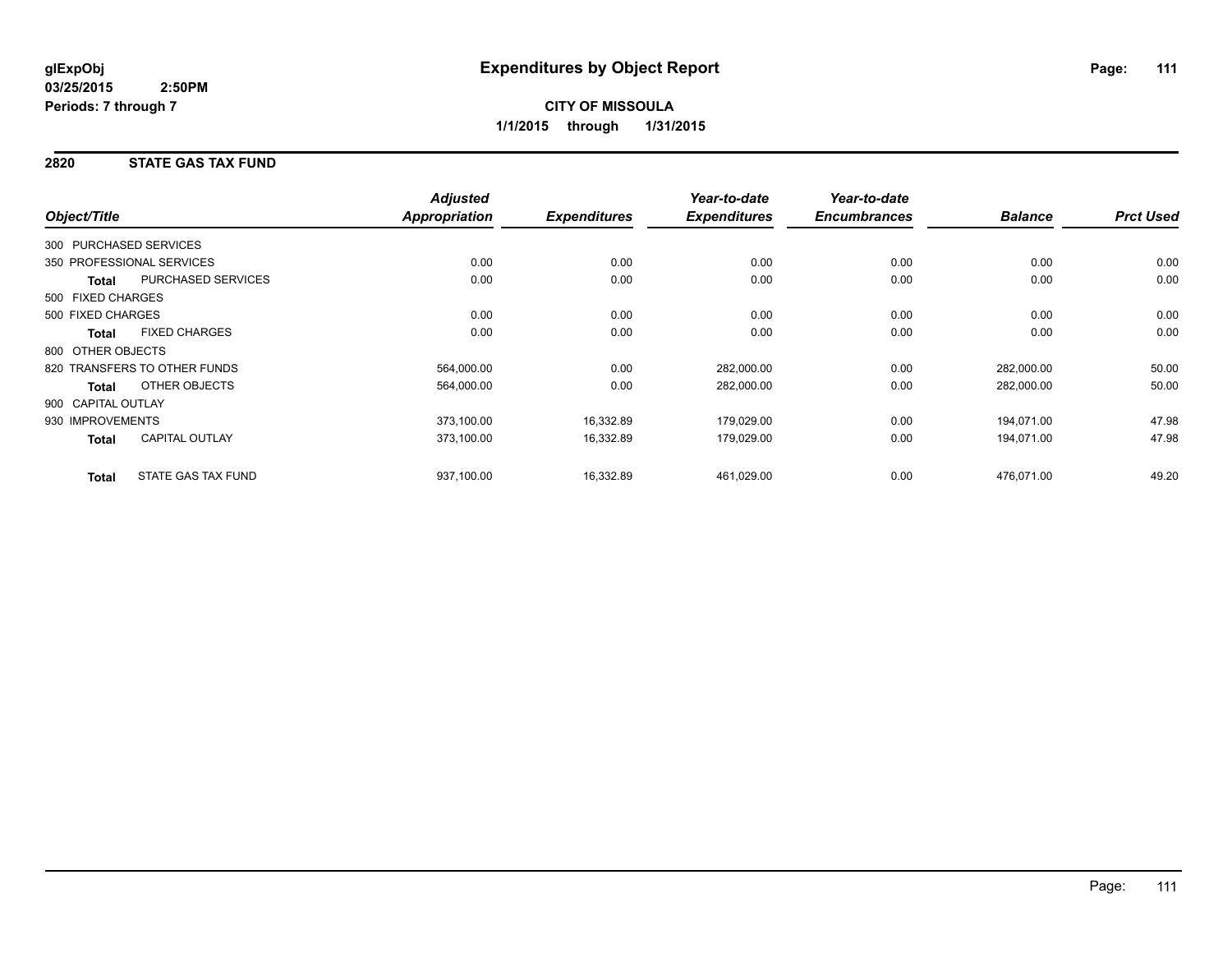# Expenditures by Object Report

glExpObj
03/25/2015 2:50PM
Periods: 7 through 7

**CITY OF MISSOULA**
**1/1/2015 through 1/31/2015**

## 2820 STATE GAS TAX FUND

| Object/Title | | Adjusted Appropriation | Expenditures | Year-to-date Expenditures | Year-to-date Encumbrances | Balance | Prct Used |
|---|---|---|---|---|---|---|---|
| 300 PURCHASED SERVICES | | | | | | | |
| 350 PROFESSIONAL SERVICES | | 0.00 | 0.00 | 0.00 | 0.00 | 0.00 | 0.00 |
| **Total** | PURCHASED SERVICES | 0.00 | 0.00 | 0.00 | 0.00 | 0.00 | 0.00 |
| 500 FIXED CHARGES | | | | | | | |
| 500 FIXED CHARGES | | 0.00 | 0.00 | 0.00 | 0.00 | 0.00 | 0.00 |
| **Total** | FIXED CHARGES | 0.00 | 0.00 | 0.00 | 0.00 | 0.00 | 0.00 |
| 800 OTHER OBJECTS | | | | | | | |
| 820 TRANSFERS TO OTHER FUNDS | | 564,000.00 | 0.00 | 282,000.00 | 0.00 | 282,000.00 | 50.00 |
| **Total** | OTHER OBJECTS | 564,000.00 | 0.00 | 282,000.00 | 0.00 | 282,000.00 | 50.00 |
| 900 CAPITAL OUTLAY | | | | | | | |
| 930 IMPROVEMENTS | | 373,100.00 | 16,332.89 | 179,029.00 | 0.00 | 194,071.00 | 47.98 |
| **Total** | CAPITAL OUTLAY | 373,100.00 | 16,332.89 | 179,029.00 | 0.00 | 194,071.00 | 47.98 |
| **Total** | STATE GAS TAX FUND | 937,100.00 | 16,332.89 | 461,029.00 | 0.00 | 476,071.00 | 49.20 |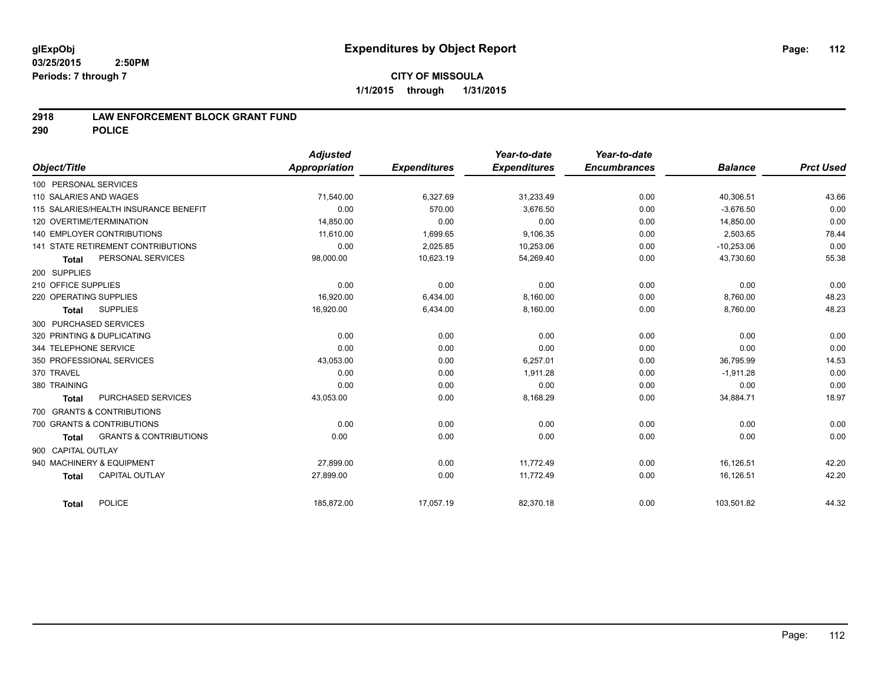**glExpObj**
**03/25/2015 2:50PM**
**Periods: 7 through 7**

# Expenditures by Object Report

**CITY OF MISSOULA**
**1/1/2015 through 1/31/2015**

## 2918 LAW ENFORCEMENT BLOCK GRANT FUND
## 290 POLICE

| Object/Title | Adjusted Appropriation | Expenditures | Year-to-date Expenditures | Year-to-date Encumbrances | Balance | Prct Used |
|---|---|---|---|---|---|---|
| 100 PERSONAL SERVICES | | | | | | |
| 110 SALARIES AND WAGES | 71,540.00 | 6,327.69 | 31,233.49 | 0.00 | 40,306.51 | 43.66 |
| 115 SALARIES/HEALTH INSURANCE BENEFIT | 0.00 | 570.00 | 3,676.50 | 0.00 | -3,676.50 | 0.00 |
| 120 OVERTIME/TERMINATION | 14,850.00 | 0.00 | 0.00 | 0.00 | 14,850.00 | 0.00 |
| 140 EMPLOYER CONTRIBUTIONS | 11,610.00 | 1,699.65 | 9,106.35 | 0.00 | 2,503.65 | 78.44 |
| 141 STATE RETIREMENT CONTRIBUTIONS | 0.00 | 2,025.85 | 10,253.06 | 0.00 | -10,253.06 | 0.00 |
| **Total** PERSONAL SERVICES | 98,000.00 | 10,623.19 | 54,269.40 | 0.00 | 43,730.60 | 55.38 |
| 200 SUPPLIES | | | | | | |
| 210 OFFICE SUPPLIES | 0.00 | 0.00 | 0.00 | 0.00 | 0.00 | 0.00 |
| 220 OPERATING SUPPLIES | 16,920.00 | 6,434.00 | 8,160.00 | 0.00 | 8,760.00 | 48.23 |
| **Total** SUPPLIES | 16,920.00 | 6,434.00 | 8,160.00 | 0.00 | 8,760.00 | 48.23 |
| 300 PURCHASED SERVICES | | | | | | |
| 320 PRINTING & DUPLICATING | 0.00 | 0.00 | 0.00 | 0.00 | 0.00 | 0.00 |
| 344 TELEPHONE SERVICE | 0.00 | 0.00 | 0.00 | 0.00 | 0.00 | 0.00 |
| 350 PROFESSIONAL SERVICES | 43,053.00 | 0.00 | 6,257.01 | 0.00 | 36,795.99 | 14.53 |
| 370 TRAVEL | 0.00 | 0.00 | 1,911.28 | 0.00 | -1,911.28 | 0.00 |
| 380 TRAINING | 0.00 | 0.00 | 0.00 | 0.00 | 0.00 | 0.00 |
| **Total** PURCHASED SERVICES | 43,053.00 | 0.00 | 8,168.29 | 0.00 | 34,884.71 | 18.97 |
| 700 GRANTS & CONTRIBUTIONS | | | | | | |
| 700 GRANTS & CONTRIBUTIONS | 0.00 | 0.00 | 0.00 | 0.00 | 0.00 | 0.00 |
| **Total** GRANTS & CONTRIBUTIONS | 0.00 | 0.00 | 0.00 | 0.00 | 0.00 | 0.00 |
| 900 CAPITAL OUTLAY | | | | | | |
| 940 MACHINERY & EQUIPMENT | 27,899.00 | 0.00 | 11,772.49 | 0.00 | 16,126.51 | 42.20 |
| **Total** CAPITAL OUTLAY | 27,899.00 | 0.00 | 11,772.49 | 0.00 | 16,126.51 | 42.20 |
| **Total** POLICE | 185,872.00 | 17,057.19 | 82,370.18 | 0.00 | 103,501.82 | 44.32 |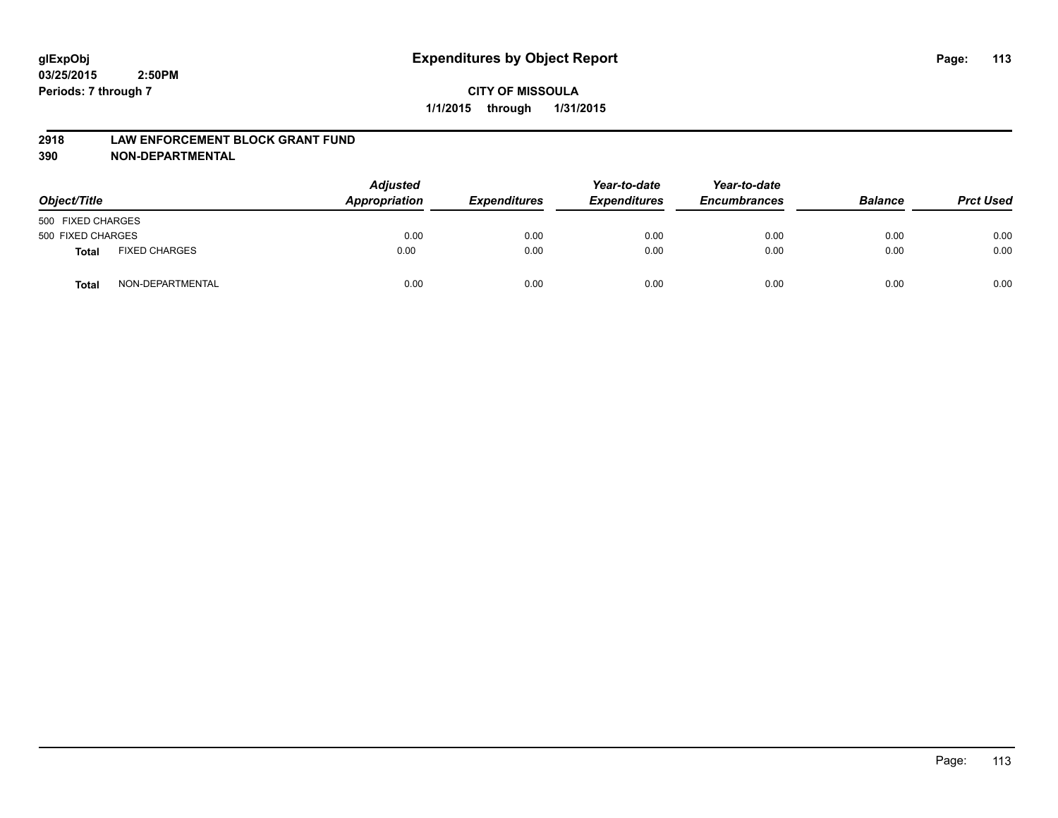glExpObj
03/25/2015 2:50PM
Periods: 7 through 7

# Expenditures by Object Report

**CITY OF MISSOULA**

**1/1/2015 through 1/31/2015**

**2918 LAW ENFORCEMENT BLOCK GRANT FUND**
**390 NON-DEPARTMENTAL**

| Object/Title | | Adjusted Appropriation | Expenditures | Year-to-date Expenditures | Year-to-date Encumbrances | Balance | Prct Used |
|---|---|---|---|---|---|---|---|
| 500 FIXED CHARGES | | | | | | | |
| 500 FIXED CHARGES | | 0.00 | 0.00 | 0.00 | 0.00 | 0.00 | 0.00 |
| **Total** | FIXED CHARGES | 0.00 | 0.00 | 0.00 | 0.00 | 0.00 | 0.00 |
| **Total** | NON-DEPARTMENTAL | 0.00 | 0.00 | 0.00 | 0.00 | 0.00 | 0.00 |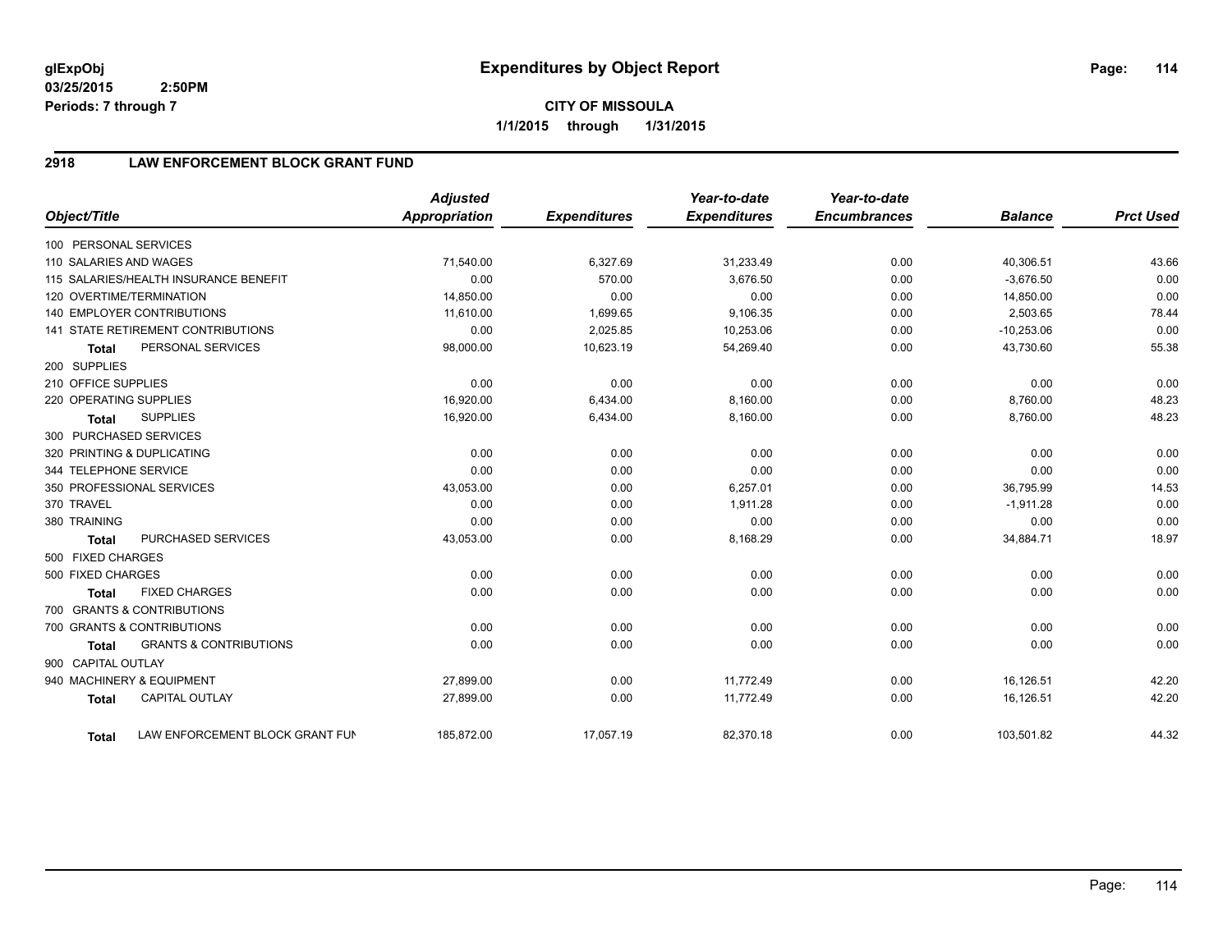# Expenditures by Object Report

glExpObj
03/25/2015 2:50PM
Periods: 7 through 7

**CITY OF MISSOULA**
**1/1/2015 through 1/31/2015**

## 2918 LAW ENFORCEMENT BLOCK GRANT FUND

| Object/Title | Adjusted Appropriation | Expenditures | Year-to-date Expenditures | Year-to-date Encumbrances | Balance | Prct Used |
|---|---|---|---|---|---|---|
| 100 PERSONAL SERVICES | | | | | | |
| 110 SALARIES AND WAGES | 71,540.00 | 6,327.69 | 31,233.49 | 0.00 | 40,306.51 | 43.66 |
| 115 SALARIES/HEALTH INSURANCE BENEFIT | 0.00 | 570.00 | 3,676.50 | 0.00 | -3,676.50 | 0.00 |
| 120 OVERTIME/TERMINATION | 14,850.00 | 0.00 | 0.00 | 0.00 | 14,850.00 | 0.00 |
| 140 EMPLOYER CONTRIBUTIONS | 11,610.00 | 1,699.65 | 9,106.35 | 0.00 | 2,503.65 | 78.44 |
| 141 STATE RETIREMENT CONTRIBUTIONS | 0.00 | 2,025.85 | 10,253.06 | 0.00 | -10,253.06 | 0.00 |
| **Total** PERSONAL SERVICES | 98,000.00 | 10,623.19 | 54,269.40 | 0.00 | 43,730.60 | 55.38 |
| 200 SUPPLIES | | | | | | |
| 210 OFFICE SUPPLIES | 0.00 | 0.00 | 0.00 | 0.00 | 0.00 | 0.00 |
| 220 OPERATING SUPPLIES | 16,920.00 | 6,434.00 | 8,160.00 | 0.00 | 8,760.00 | 48.23 |
| **Total** SUPPLIES | 16,920.00 | 6,434.00 | 8,160.00 | 0.00 | 8,760.00 | 48.23 |
| 300 PURCHASED SERVICES | | | | | | |
| 320 PRINTING & DUPLICATING | 0.00 | 0.00 | 0.00 | 0.00 | 0.00 | 0.00 |
| 344 TELEPHONE SERVICE | 0.00 | 0.00 | 0.00 | 0.00 | 0.00 | 0.00 |
| 350 PROFESSIONAL SERVICES | 43,053.00 | 0.00 | 6,257.01 | 0.00 | 36,795.99 | 14.53 |
| 370 TRAVEL | 0.00 | 0.00 | 1,911.28 | 0.00 | -1,911.28 | 0.00 |
| 380 TRAINING | 0.00 | 0.00 | 0.00 | 0.00 | 0.00 | 0.00 |
| **Total** PURCHASED SERVICES | 43,053.00 | 0.00 | 8,168.29 | 0.00 | 34,884.71 | 18.97 |
| 500 FIXED CHARGES | | | | | | |
| 500 FIXED CHARGES | 0.00 | 0.00 | 0.00 | 0.00 | 0.00 | 0.00 |
| **Total** FIXED CHARGES | 0.00 | 0.00 | 0.00 | 0.00 | 0.00 | 0.00 |
| 700 GRANTS & CONTRIBUTIONS | | | | | | |
| 700 GRANTS & CONTRIBUTIONS | 0.00 | 0.00 | 0.00 | 0.00 | 0.00 | 0.00 |
| **Total** GRANTS & CONTRIBUTIONS | 0.00 | 0.00 | 0.00 | 0.00 | 0.00 | 0.00 |
| 900 CAPITAL OUTLAY | | | | | | |
| 940 MACHINERY & EQUIPMENT | 27,899.00 | 0.00 | 11,772.49 | 0.00 | 16,126.51 | 42.20 |
| **Total** CAPITAL OUTLAY | 27,899.00 | 0.00 | 11,772.49 | 0.00 | 16,126.51 | 42.20 |
| **Total** LAW ENFORCEMENT BLOCK GRANT FUN | 185,872.00 | 17,057.19 | 82,370.18 | 0.00 | 103,501.82 | 44.32 |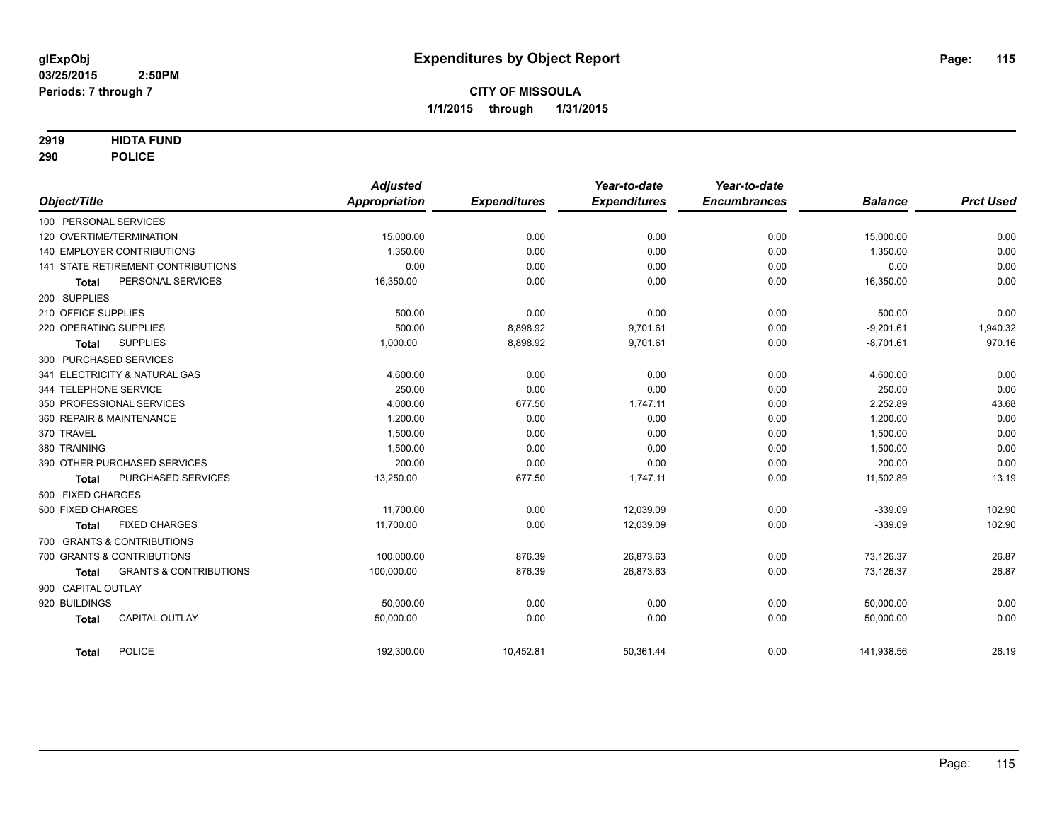**glExpObj**
**03/25/2015 2:50PM**
**Periods: 7 through 7**

# Expenditures by Object Report

**CITY OF MISSOULA**
**1/1/2015 through 1/31/2015**

**2919 HIDTA FUND**
**290 POLICE**

| Object/Title | Adjusted Appropriation | Expenditures | Year-to-date Expenditures | Year-to-date Encumbrances | Balance | Prct Used |
|---|---|---|---|---|---|---|
| 100 PERSONAL SERVICES | | | | | | |
| 120 OVERTIME/TERMINATION | 15,000.00 | 0.00 | 0.00 | 0.00 | 15,000.00 | 0.00 |
| 140 EMPLOYER CONTRIBUTIONS | 1,350.00 | 0.00 | 0.00 | 0.00 | 1,350.00 | 0.00 |
| 141 STATE RETIREMENT CONTRIBUTIONS | 0.00 | 0.00 | 0.00 | 0.00 | 0.00 | 0.00 |
| **Total** PERSONAL SERVICES | 16,350.00 | 0.00 | 0.00 | 0.00 | 16,350.00 | 0.00 |
| 200 SUPPLIES | | | | | | |
| 210 OFFICE SUPPLIES | 500.00 | 0.00 | 0.00 | 0.00 | 500.00 | 0.00 |
| 220 OPERATING SUPPLIES | 500.00 | 8,898.92 | 9,701.61 | 0.00 | -9,201.61 | 1,940.32 |
| **Total** SUPPLIES | 1,000.00 | 8,898.92 | 9,701.61 | 0.00 | -8,701.61 | 970.16 |
| 300 PURCHASED SERVICES | | | | | | |
| 341 ELECTRICITY & NATURAL GAS | 4,600.00 | 0.00 | 0.00 | 0.00 | 4,600.00 | 0.00 |
| 344 TELEPHONE SERVICE | 250.00 | 0.00 | 0.00 | 0.00 | 250.00 | 0.00 |
| 350 PROFESSIONAL SERVICES | 4,000.00 | 677.50 | 1,747.11 | 0.00 | 2,252.89 | 43.68 |
| 360 REPAIR & MAINTENANCE | 1,200.00 | 0.00 | 0.00 | 0.00 | 1,200.00 | 0.00 |
| 370 TRAVEL | 1,500.00 | 0.00 | 0.00 | 0.00 | 1,500.00 | 0.00 |
| 380 TRAINING | 1,500.00 | 0.00 | 0.00 | 0.00 | 1,500.00 | 0.00 |
| 390 OTHER PURCHASED SERVICES | 200.00 | 0.00 | 0.00 | 0.00 | 200.00 | 0.00 |
| **Total** PURCHASED SERVICES | 13,250.00 | 677.50 | 1,747.11 | 0.00 | 11,502.89 | 13.19 |
| 500 FIXED CHARGES | | | | | | |
| 500 FIXED CHARGES | 11,700.00 | 0.00 | 12,039.09 | 0.00 | -339.09 | 102.90 |
| **Total** FIXED CHARGES | 11,700.00 | 0.00 | 12,039.09 | 0.00 | -339.09 | 102.90 |
| 700 GRANTS & CONTRIBUTIONS | | | | | | |
| 700 GRANTS & CONTRIBUTIONS | 100,000.00 | 876.39 | 26,873.63 | 0.00 | 73,126.37 | 26.87 |
| **Total** GRANTS & CONTRIBUTIONS | 100,000.00 | 876.39 | 26,873.63 | 0.00 | 73,126.37 | 26.87 |
| 900 CAPITAL OUTLAY | | | | | | |
| 920 BUILDINGS | 50,000.00 | 0.00 | 0.00 | 0.00 | 50,000.00 | 0.00 |
| **Total** CAPITAL OUTLAY | 50,000.00 | 0.00 | 0.00 | 0.00 | 50,000.00 | 0.00 |
| **Total** POLICE | 192,300.00 | 10,452.81 | 50,361.44 | 0.00 | 141,938.56 | 26.19 |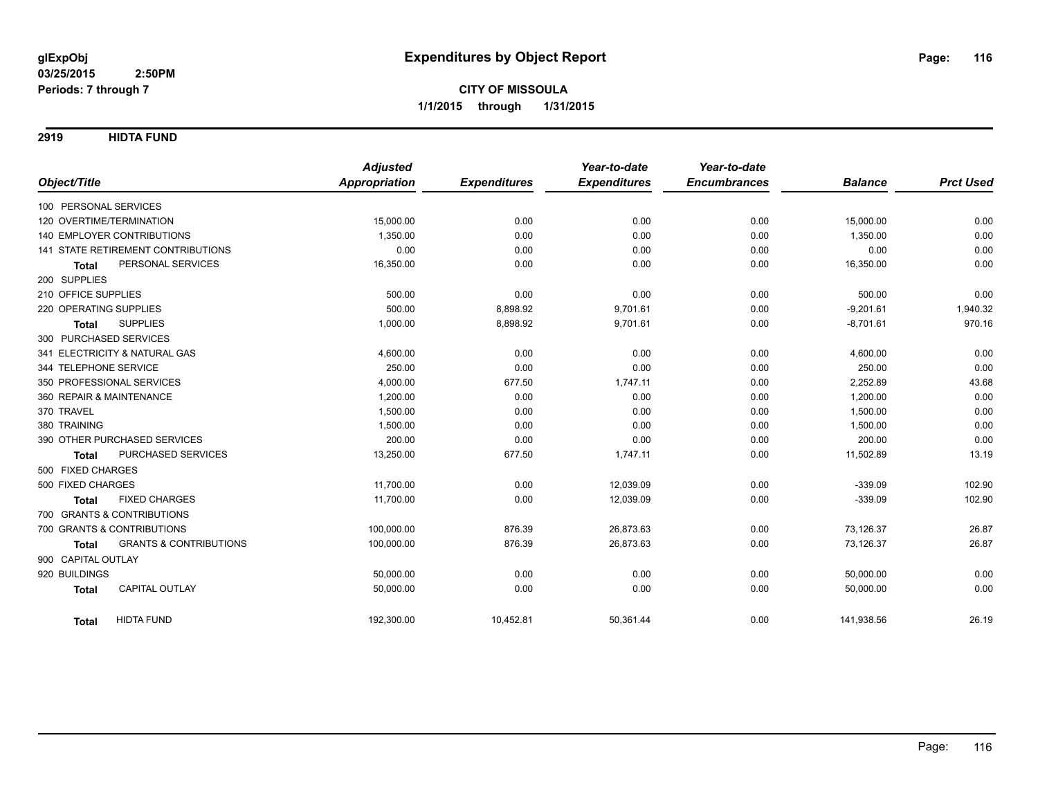**glExpObj** 
**03/25/2015 2:50PM** 
**Periods: 7 through 7**

# Expenditures by Object Report

**CITY OF MISSOULA** 
**1/1/2015 through 1/31/2015**

## 2919 HIDTA FUND

| Object/Title | Adjusted Appropriation | Expenditures | Year-to-date Expenditures | Year-to-date Encumbrances | Balance | Prct Used |
|---|---|---|---|---|---|---|
| 100 PERSONAL SERVICES | | | | | | |
| 120 OVERTIME/TERMINATION | 15,000.00 | 0.00 | 0.00 | 0.00 | 15,000.00 | 0.00 |
| 140 EMPLOYER CONTRIBUTIONS | 1,350.00 | 0.00 | 0.00 | 0.00 | 1,350.00 | 0.00 |
| 141 STATE RETIREMENT CONTRIBUTIONS | 0.00 | 0.00 | 0.00 | 0.00 | 0.00 | 0.00 |
| **Total** PERSONAL SERVICES | 16,350.00 | 0.00 | 0.00 | 0.00 | 16,350.00 | 0.00 |
| 200 SUPPLIES | | | | | | |
| 210 OFFICE SUPPLIES | 500.00 | 0.00 | 0.00 | 0.00 | 500.00 | 0.00 |
| 220 OPERATING SUPPLIES | 500.00 | 8,898.92 | 9,701.61 | 0.00 | -9,201.61 | 1,940.32 |
| **Total** SUPPLIES | 1,000.00 | 8,898.92 | 9,701.61 | 0.00 | -8,701.61 | 970.16 |
| 300 PURCHASED SERVICES | | | | | | |
| 341 ELECTRICITY & NATURAL GAS | 4,600.00 | 0.00 | 0.00 | 0.00 | 4,600.00 | 0.00 |
| 344 TELEPHONE SERVICE | 250.00 | 0.00 | 0.00 | 0.00 | 250.00 | 0.00 |
| 350 PROFESSIONAL SERVICES | 4,000.00 | 677.50 | 1,747.11 | 0.00 | 2,252.89 | 43.68 |
| 360 REPAIR & MAINTENANCE | 1,200.00 | 0.00 | 0.00 | 0.00 | 1,200.00 | 0.00 |
| 370 TRAVEL | 1,500.00 | 0.00 | 0.00 | 0.00 | 1,500.00 | 0.00 |
| 380 TRAINING | 1,500.00 | 0.00 | 0.00 | 0.00 | 1,500.00 | 0.00 |
| 390 OTHER PURCHASED SERVICES | 200.00 | 0.00 | 0.00 | 0.00 | 200.00 | 0.00 |
| **Total** PURCHASED SERVICES | 13,250.00 | 677.50 | 1,747.11 | 0.00 | 11,502.89 | 13.19 |
| 500 FIXED CHARGES | | | | | | |
| 500 FIXED CHARGES | 11,700.00 | 0.00 | 12,039.09 | 0.00 | -339.09 | 102.90 |
| **Total** FIXED CHARGES | 11,700.00 | 0.00 | 12,039.09 | 0.00 | -339.09 | 102.90 |
| 700 GRANTS & CONTRIBUTIONS | | | | | | |
| 700 GRANTS & CONTRIBUTIONS | 100,000.00 | 876.39 | 26,873.63 | 0.00 | 73,126.37 | 26.87 |
| **Total** GRANTS & CONTRIBUTIONS | 100,000.00 | 876.39 | 26,873.63 | 0.00 | 73,126.37 | 26.87 |
| 900 CAPITAL OUTLAY | | | | | | |
| 920 BUILDINGS | 50,000.00 | 0.00 | 0.00 | 0.00 | 50,000.00 | 0.00 |
| **Total** CAPITAL OUTLAY | 50,000.00 | 0.00 | 0.00 | 0.00 | 50,000.00 | 0.00 |
| **Total** HIDTA FUND | 192,300.00 | 10,452.81 | 50,361.44 | 0.00 | 141,938.56 | 26.19 |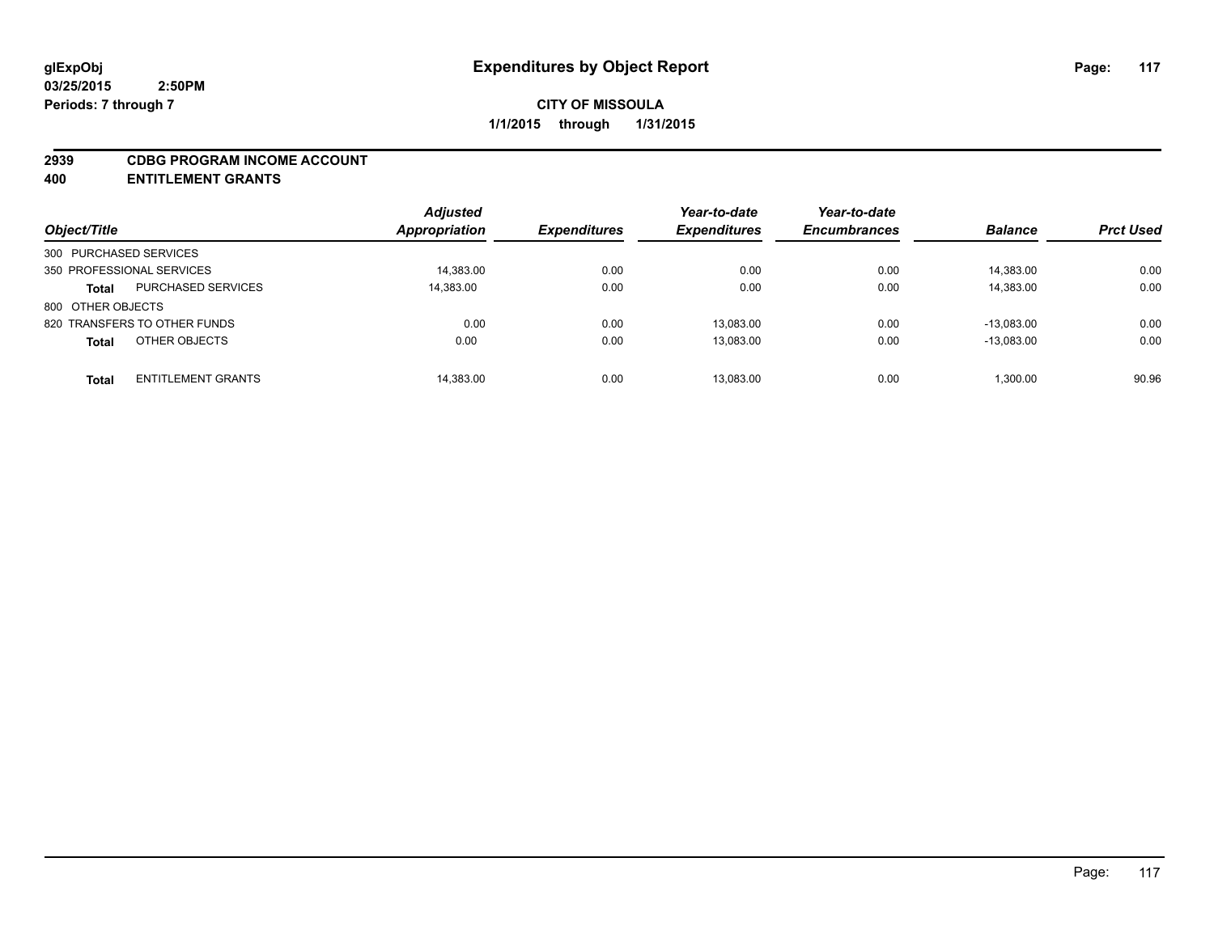**glExpObj**
**03/25/2015 2:50PM**
**Periods: 7 through 7**

# Expenditures by Object Report

**CITY OF MISSOULA**
**1/1/2015 through 1/31/2015**

## 2939 CDBG PROGRAM INCOME ACCOUNT
## 400 ENTITLEMENT GRANTS

| Object/Title | | Adjusted Appropriation | Expenditures | Year-to-date Expenditures | Year-to-date Encumbrances | Balance | Prct Used |
|---|---|---|---|---|---|---|---|
| 300 PURCHASED SERVICES | | | | | | | |
| 350 PROFESSIONAL SERVICES | | 14,383.00 | 0.00 | 0.00 | 0.00 | 14,383.00 | 0.00 |
| Total | PURCHASED SERVICES | 14,383.00 | 0.00 | 0.00 | 0.00 | 14,383.00 | 0.00 |
| 800 OTHER OBJECTS | | | | | | | |
| 820 TRANSFERS TO OTHER FUNDS | | 0.00 | 0.00 | 13,083.00 | 0.00 | -13,083.00 | 0.00 |
| Total | OTHER OBJECTS | 0.00 | 0.00 | 13,083.00 | 0.00 | -13,083.00 | 0.00 |
| Total | ENTITLEMENT GRANTS | 14,383.00 | 0.00 | 13,083.00 | 0.00 | 1,300.00 | 90.96 |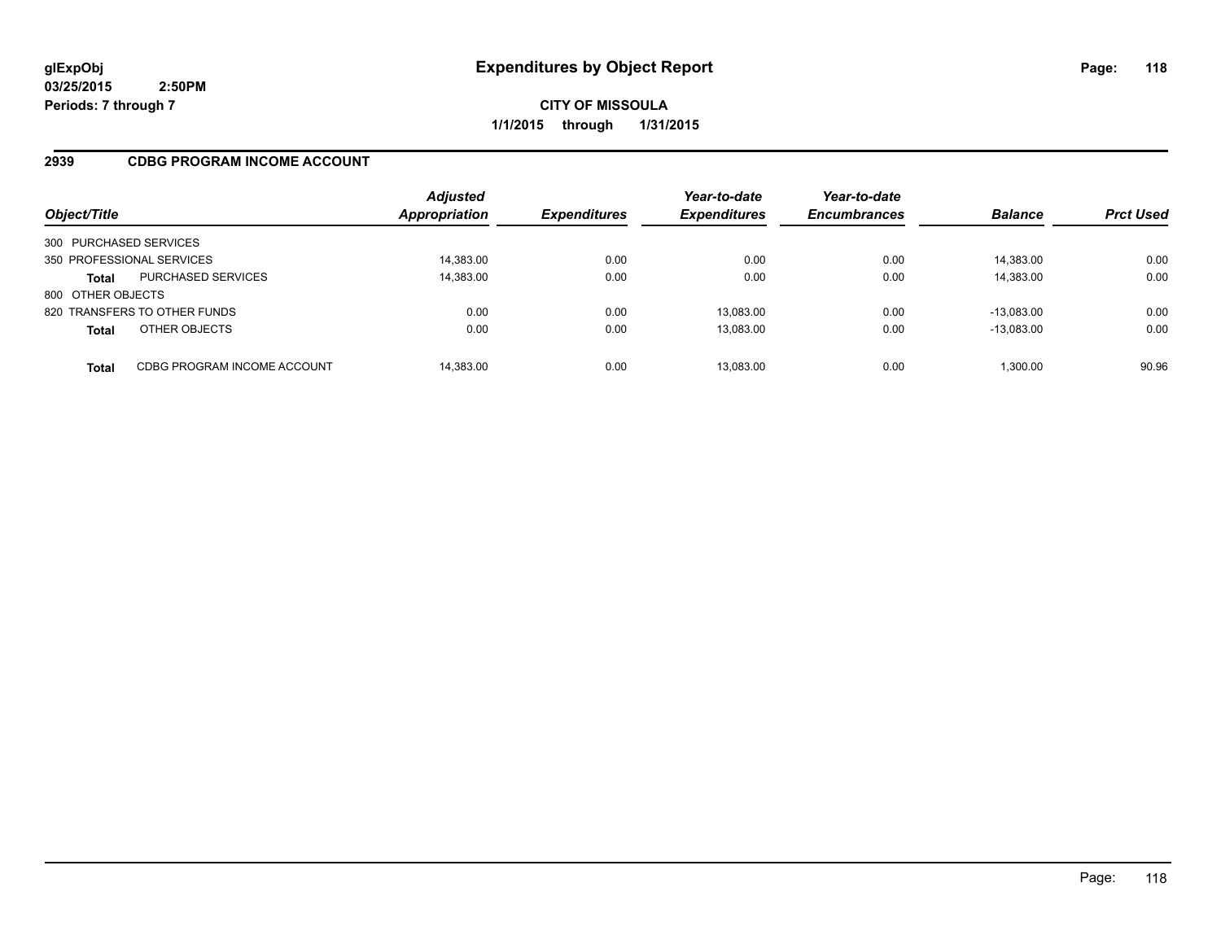**glExpObj**
**03/25/2015 2:50PM**
**Periods: 7 through 7**

# Expenditures by Object Report

**CITY OF MISSOULA**
**1/1/2015 through 1/31/2015**

## 2939 CDBG PROGRAM INCOME ACCOUNT

| Object/Title | | Adjusted Appropriation | Expenditures | Year-to-date Expenditures | Year-to-date Encumbrances | Balance | Prct Used |
|---|---|---|---|---|---|---|---|
| 300 PURCHASED SERVICES | | | | | | | |
| 350 PROFESSIONAL SERVICES | | 14,383.00 | 0.00 | 0.00 | 0.00 | 14,383.00 | 0.00 |
| **Total** | PURCHASED SERVICES | 14,383.00 | 0.00 | 0.00 | 0.00 | 14,383.00 | 0.00 |
| 800 OTHER OBJECTS | | | | | | | |
| 820 TRANSFERS TO OTHER FUNDS | | 0.00 | 0.00 | 13,083.00 | 0.00 | -13,083.00 | 0.00 |
| **Total** | OTHER OBJECTS | 0.00 | 0.00 | 13,083.00 | 0.00 | -13,083.00 | 0.00 |
| **Total** | CDBG PROGRAM INCOME ACCOUNT | 14,383.00 | 0.00 | 13,083.00 | 0.00 | 1,300.00 | 90.96 |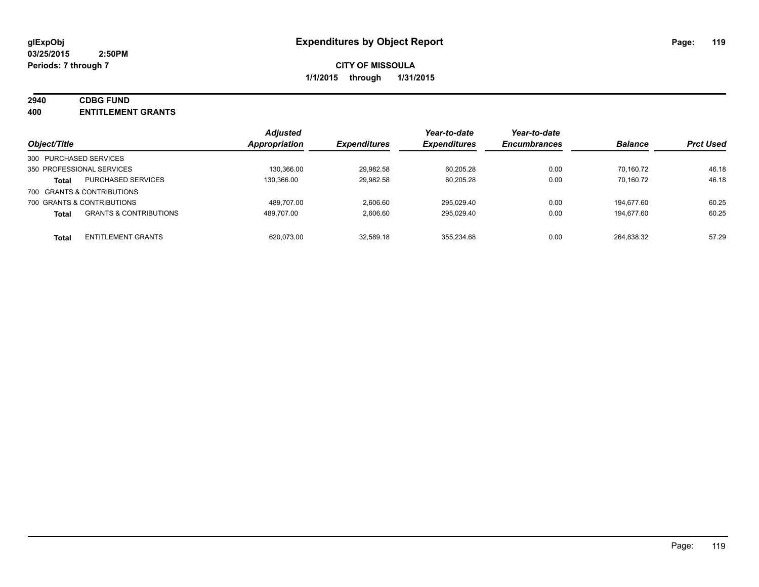**glExpObj**
**03/25/2015 2:50PM**
**Periods: 7 through 7**

# Expenditures by Object Report

**CITY OF MISSOULA**
**1/1/2015 through 1/31/2015**

## 2940 CDBG FUND
## 400 ENTITLEMENT GRANTS

| Object/Title | | Adjusted Appropriation | Expenditures | Year-to-date Expenditures | Year-to-date Encumbrances | Balance | Prct Used |
|---|---|---|---|---|---|---|---|
| 300 PURCHASED SERVICES | | | | | | | |
| 350 PROFESSIONAL SERVICES | | 130,366.00 | 29,982.58 | 60,205.28 | 0.00 | 70,160.72 | 46.18 |
| **Total** | PURCHASED SERVICES | 130,366.00 | 29,982.58 | 60,205.28 | 0.00 | 70,160.72 | 46.18 |
| 700 GRANTS & CONTRIBUTIONS | | | | | | | |
| 700 GRANTS & CONTRIBUTIONS | | 489,707.00 | 2,606.60 | 295,029.40 | 0.00 | 194,677.60 | 60.25 |
| **Total** | GRANTS & CONTRIBUTIONS | 489,707.00 | 2,606.60 | 295,029.40 | 0.00 | 194,677.60 | 60.25 |
| **Total** | ENTITLEMENT GRANTS | 620,073.00 | 32,589.18 | 355,234.68 | 0.00 | 264,838.32 | 57.29 |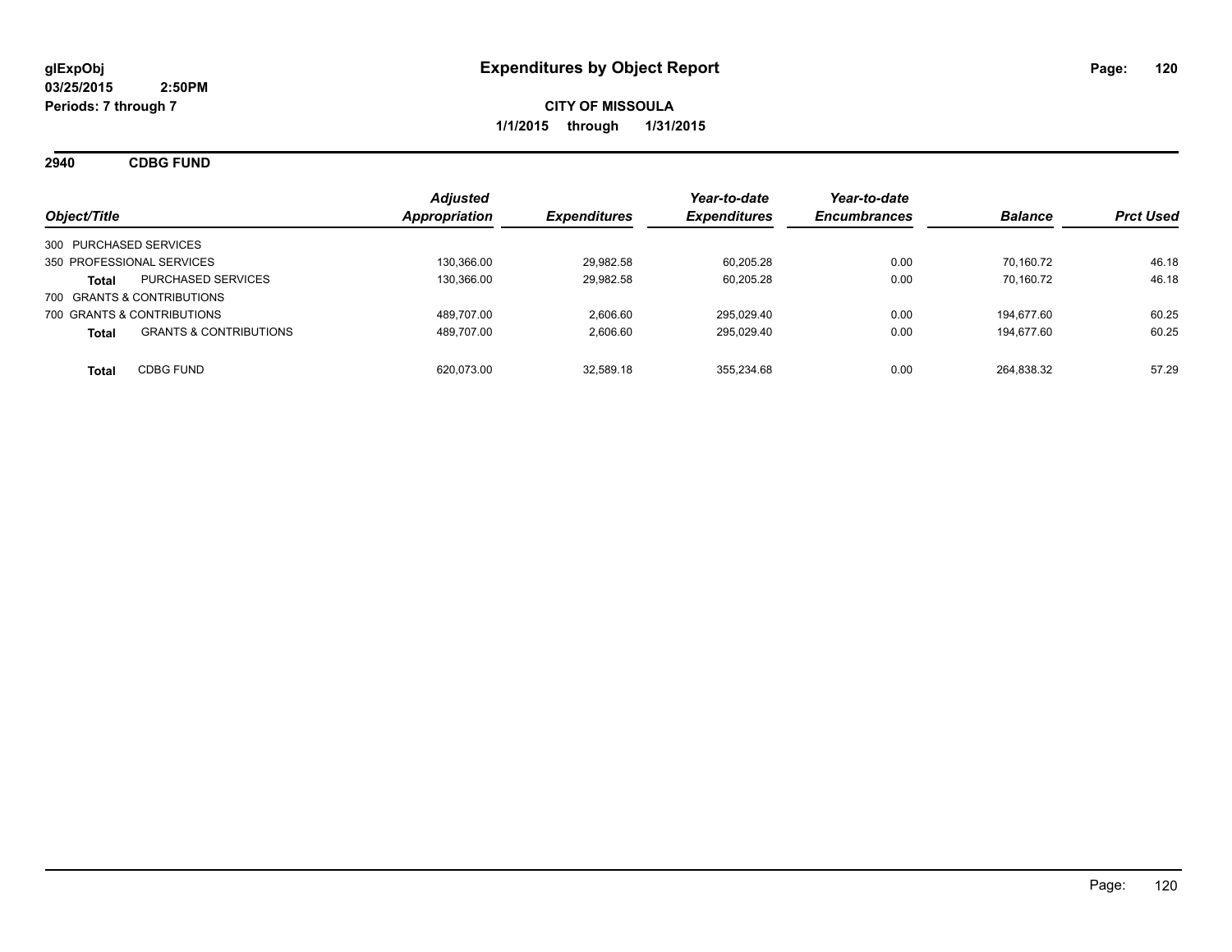**glExpObj**
**03/25/2015 2:50PM**
**Periods: 7 through 7**

# Expenditures by Object Report

**CITY OF MISSOULA**
**1/1/2015 through 1/31/2015**

## 2940 CDBG FUND

| Object/Title | | Adjusted Appropriation | Expenditures | Year-to-date Expenditures | Year-to-date Encumbrances | Balance | Prct Used |
|---|---|---|---|---|---|---|---|
| 300 PURCHASED SERVICES | | | | | | | |
| 350 PROFESSIONAL SERVICES | | 130,366.00 | 29,982.58 | 60,205.28 | 0.00 | 70,160.72 | 46.18 |
| **Total** | PURCHASED SERVICES | 130,366.00 | 29,982.58 | 60,205.28 | 0.00 | 70,160.72 | 46.18 |
| 700 GRANTS & CONTRIBUTIONS | | | | | | | |
| 700 GRANTS & CONTRIBUTIONS | | 489,707.00 | 2,606.60 | 295,029.40 | 0.00 | 194,677.60 | 60.25 |
| **Total** | GRANTS & CONTRIBUTIONS | 489,707.00 | 2,606.60 | 295,029.40 | 0.00 | 194,677.60 | 60.25 |
| **Total** | CDBG FUND | 620,073.00 | 32,589.18 | 355,234.68 | 0.00 | 264,838.32 | 57.29 |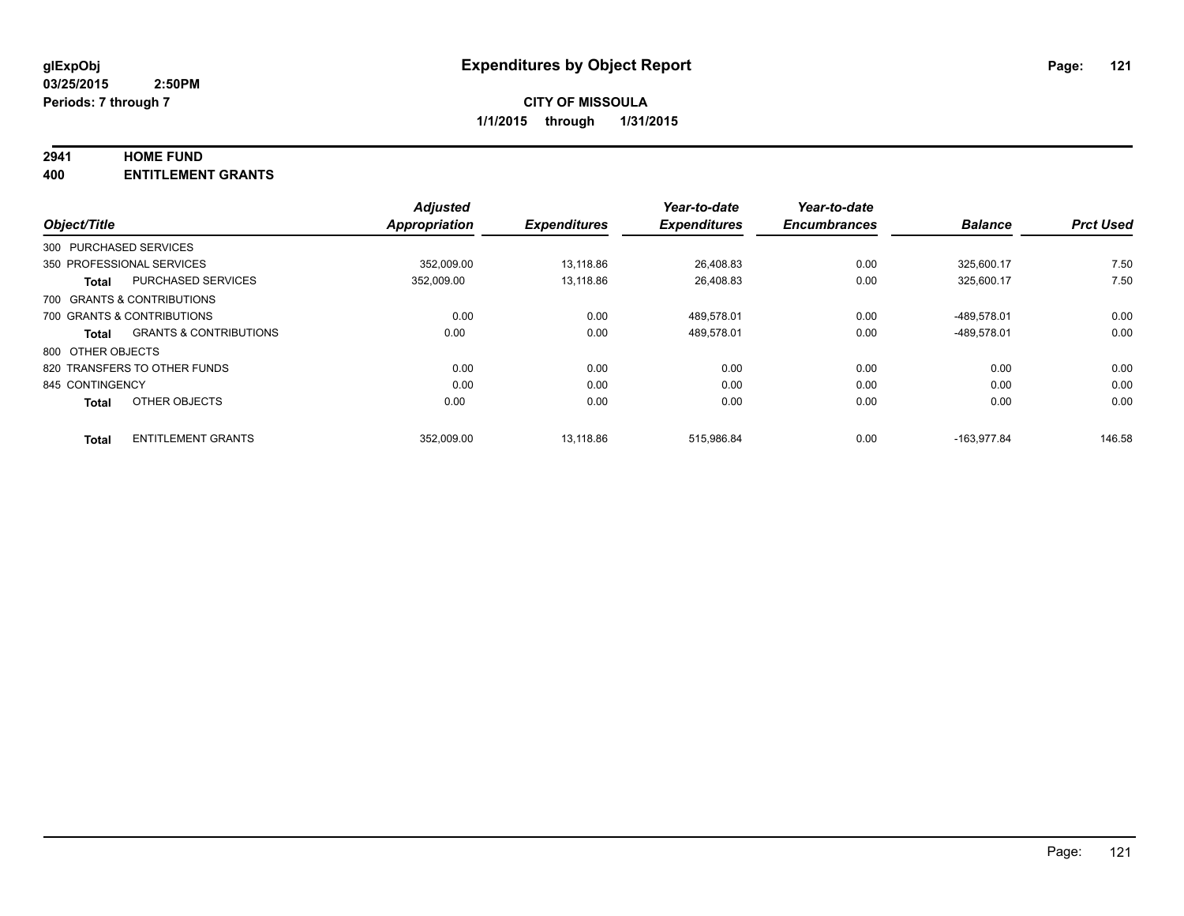**glExpObj**
**03/25/2015 2:50PM**
**Periods: 7 through 7**

# Expenditures by Object Report

**CITY OF MISSOULA**
**1/1/2015 through 1/31/2015**

## 2941 HOME FUND
## 400 ENTITLEMENT GRANTS

| Object/Title | Adjusted Appropriation | Expenditures | Year-to-date Expenditures | Year-to-date Encumbrances | Balance | Prct Used |
|---|---|---|---|---|---|---|
| 300 PURCHASED SERVICES | | | | | | |
| 350 PROFESSIONAL SERVICES | 352,009.00 | 13,118.86 | 26,408.83 | 0.00 | 325,600.17 | 7.50 |
| **Total** PURCHASED SERVICES | 352,009.00 | 13,118.86 | 26,408.83 | 0.00 | 325,600.17 | 7.50 |
| 700 GRANTS & CONTRIBUTIONS | | | | | | |
| 700 GRANTS & CONTRIBUTIONS | 0.00 | 0.00 | 489,578.01 | 0.00 | -489,578.01 | 0.00 |
| **Total** GRANTS & CONTRIBUTIONS | 0.00 | 0.00 | 489,578.01 | 0.00 | -489,578.01 | 0.00 |
| 800 OTHER OBJECTS | | | | | | |
| 820 TRANSFERS TO OTHER FUNDS | 0.00 | 0.00 | 0.00 | 0.00 | 0.00 | 0.00 |
| 845 CONTINGENCY | 0.00 | 0.00 | 0.00 | 0.00 | 0.00 | 0.00 |
| **Total** OTHER OBJECTS | 0.00 | 0.00 | 0.00 | 0.00 | 0.00 | 0.00 |
| **Total** ENTITLEMENT GRANTS | 352,009.00 | 13,118.86 | 515,986.84 | 0.00 | -163,977.84 | 146.58 |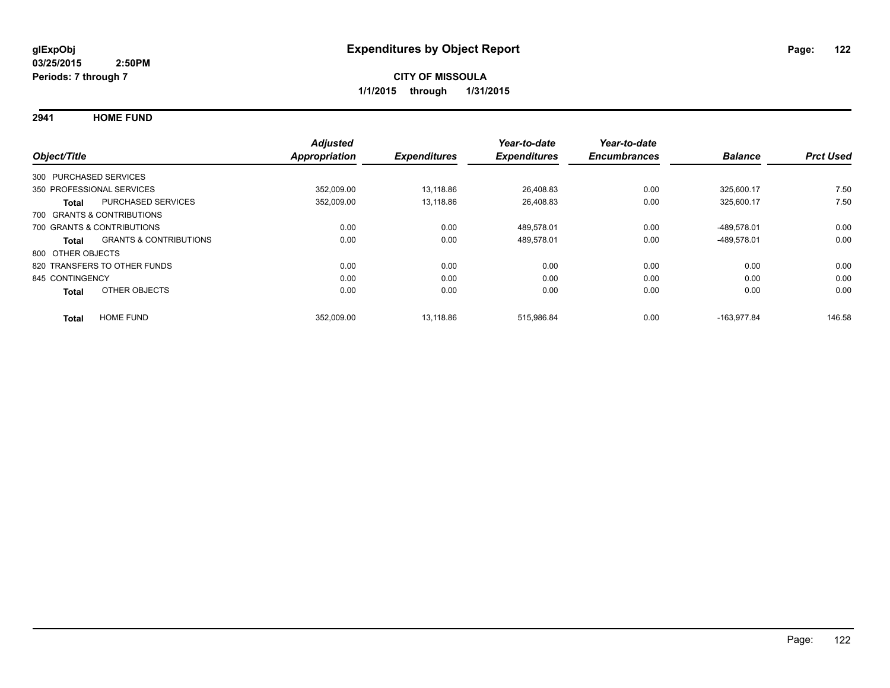**glExpObj**
**03/25/2015 2:50PM**
**Periods: 7 through 7**

# Expenditures by Object Report

**CITY OF MISSOULA**
**1/1/2015 through 1/31/2015**

## 2941 HOME FUND

| Object/Title | Adjusted Appropriation | Expenditures | Year-to-date Expenditures | Year-to-date Encumbrances | Balance | Prct Used |
|---|---|---|---|---|---|---|
| 300 PURCHASED SERVICES | | | | | | |
| 350 PROFESSIONAL SERVICES | 352,009.00 | 13,118.86 | 26,408.83 | 0.00 | 325,600.17 | 7.50 |
| **Total** PURCHASED SERVICES | 352,009.00 | 13,118.86 | 26,408.83 | 0.00 | 325,600.17 | 7.50 |
| 700 GRANTS & CONTRIBUTIONS | | | | | | |
| 700 GRANTS & CONTRIBUTIONS | 0.00 | 0.00 | 489,578.01 | 0.00 | -489,578.01 | 0.00 |
| **Total** GRANTS & CONTRIBUTIONS | 0.00 | 0.00 | 489,578.01 | 0.00 | -489,578.01 | 0.00 |
| 800 OTHER OBJECTS | | | | | | |
| 820 TRANSFERS TO OTHER FUNDS | 0.00 | 0.00 | 0.00 | 0.00 | 0.00 | 0.00 |
| 845 CONTINGENCY | 0.00 | 0.00 | 0.00 | 0.00 | 0.00 | 0.00 |
| **Total** OTHER OBJECTS | 0.00 | 0.00 | 0.00 | 0.00 | 0.00 | 0.00 |
| **Total** HOME FUND | 352,009.00 | 13,118.86 | 515,986.84 | 0.00 | -163,977.84 | 146.58 |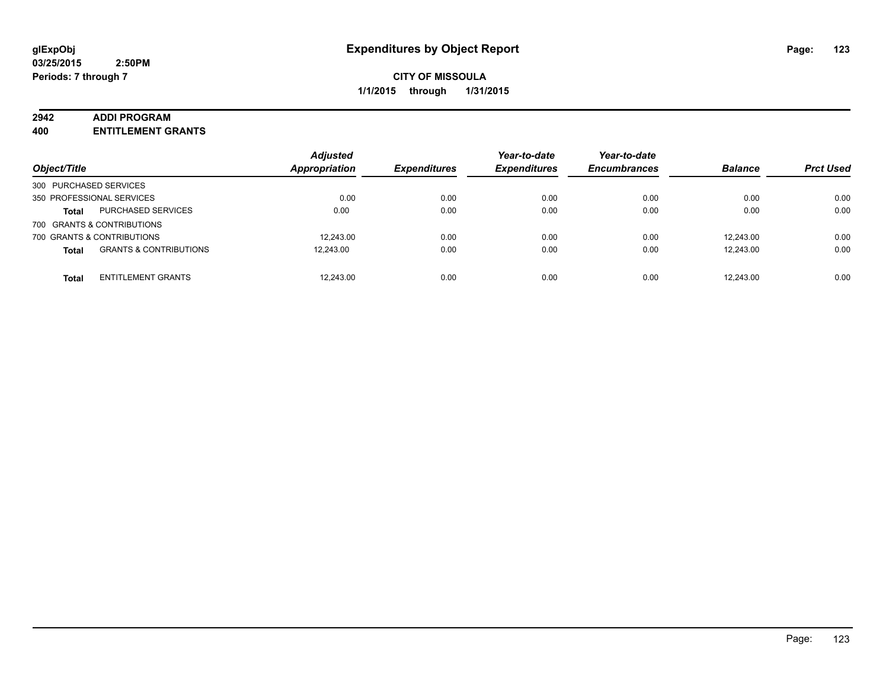**glExpObj**
**03/25/2015 2:50PM**
**Periods: 7 through 7**

# Expenditures by Object Report

**CITY OF MISSOULA**
**1/1/2015 through 1/31/2015**

## 2942 ADDI PROGRAM
## 400 ENTITLEMENT GRANTS

| Object/Title | | Adjusted Appropriation | Expenditures | Year-to-date Expenditures | Year-to-date Encumbrances | Balance | Prct Used |
|---|---|---|---|---|---|---|---|
| 300 PURCHASED SERVICES | | | | | | | |
| 350 PROFESSIONAL SERVICES | | 0.00 | 0.00 | 0.00 | 0.00 | 0.00 | 0.00 |
| **Total** | PURCHASED SERVICES | 0.00 | 0.00 | 0.00 | 0.00 | 0.00 | 0.00 |
| 700 GRANTS & CONTRIBUTIONS | | | | | | | |
| 700 GRANTS & CONTRIBUTIONS | | 12,243.00 | 0.00 | 0.00 | 0.00 | 12,243.00 | 0.00 |
| **Total** | GRANTS & CONTRIBUTIONS | 12,243.00 | 0.00 | 0.00 | 0.00 | 12,243.00 | 0.00 |
| **Total** | ENTITLEMENT GRANTS | 12,243.00 | 0.00 | 0.00 | 0.00 | 12,243.00 | 0.00 |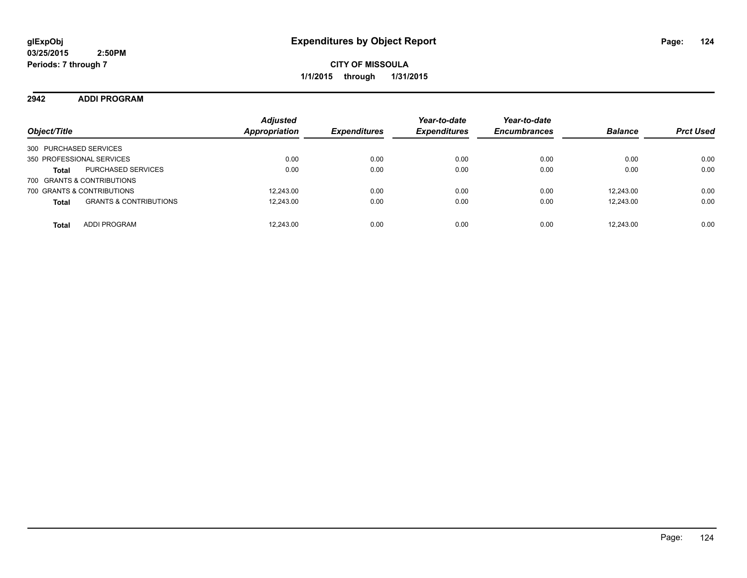**glExpObj**
**03/25/2015 2:50PM**
**Periods: 7 through 7**

# Expenditures by Object Report

**CITY OF MISSOULA**
**1/1/2015 through 1/31/2015**

## 2942 ADDI PROGRAM

| Object/Title | | Adjusted Appropriation | Expenditures | Year-to-date Expenditures | Year-to-date Encumbrances | Balance | Prct Used |
|---|---|---|---|---|---|---|---|
| 300 PURCHASED SERVICES | | | | | | | |
| 350 PROFESSIONAL SERVICES | | 0.00 | 0.00 | 0.00 | 0.00 | 0.00 | 0.00 |
| **Total** | PURCHASED SERVICES | 0.00 | 0.00 | 0.00 | 0.00 | 0.00 | 0.00 |
| 700 GRANTS & CONTRIBUTIONS | | | | | | | |
| 700 GRANTS & CONTRIBUTIONS | | 12,243.00 | 0.00 | 0.00 | 0.00 | 12,243.00 | 0.00 |
| **Total** | GRANTS & CONTRIBUTIONS | 12,243.00 | 0.00 | 0.00 | 0.00 | 12,243.00 | 0.00 |
| **Total** | ADDI PROGRAM | 12,243.00 | 0.00 | 0.00 | 0.00 | 12,243.00 | 0.00 |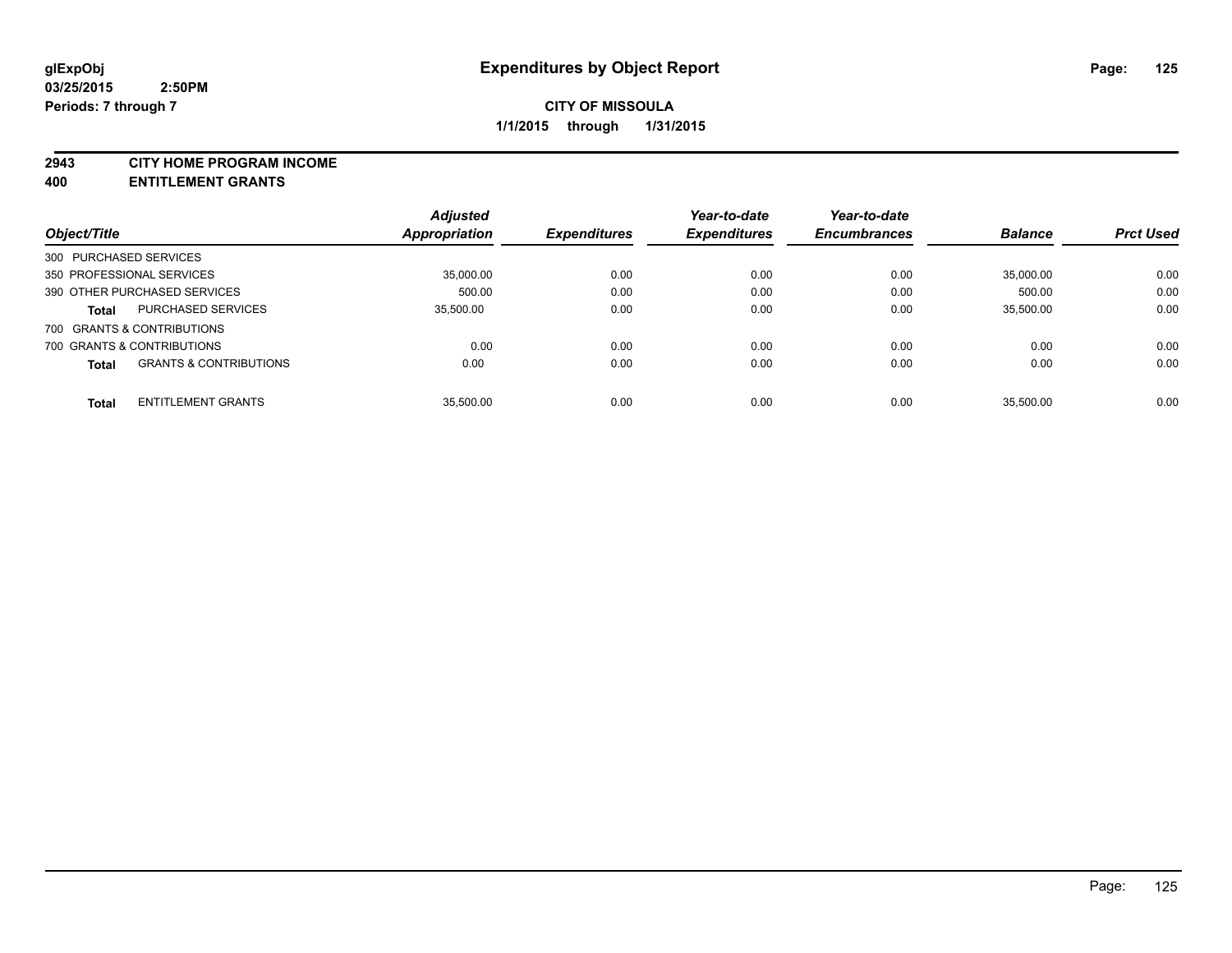# Expenditures by Object Report

glExpObj
03/25/2015 2:50PM
Periods: 7 through 7

**CITY OF MISSOULA**
**1/1/2015 through 1/31/2015**

**2943 CITY HOME PROGRAM INCOME**
**400 ENTITLEMENT GRANTS**

| Object/Title | | Adjusted Appropriation | Expenditures | Year-to-date Expenditures | Year-to-date Encumbrances | Balance | Prct Used |
|---|---|---|---|---|---|---|---|
| 300 PURCHASED SERVICES | | | | | | | |
| 350 PROFESSIONAL SERVICES | | 35,000.00 | 0.00 | 0.00 | 0.00 | 35,000.00 | 0.00 |
| 390 OTHER PURCHASED SERVICES | | 500.00 | 0.00 | 0.00 | 0.00 | 500.00 | 0.00 |
| **Total** | PURCHASED SERVICES | 35,500.00 | 0.00 | 0.00 | 0.00 | 35,500.00 | 0.00 |
| 700 GRANTS & CONTRIBUTIONS | | | | | | | |
| 700 GRANTS & CONTRIBUTIONS | | 0.00 | 0.00 | 0.00 | 0.00 | 0.00 | 0.00 |
| **Total** | GRANTS & CONTRIBUTIONS | 0.00 | 0.00 | 0.00 | 0.00 | 0.00 | 0.00 |
| **Total** | ENTITLEMENT GRANTS | 35,500.00 | 0.00 | 0.00 | 0.00 | 35,500.00 | 0.00 |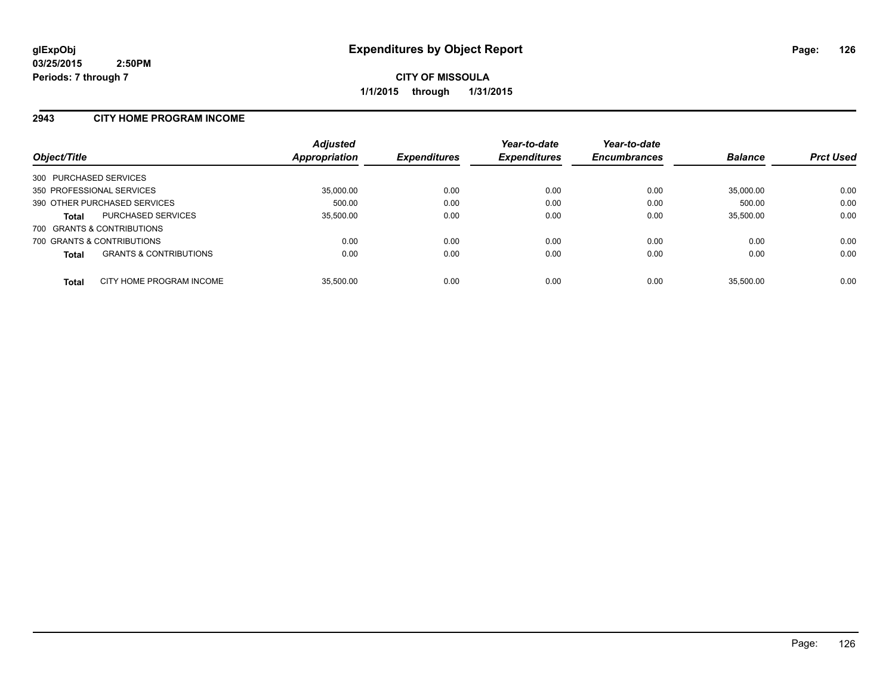**glExpObj**
**03/25/2015 2:50PM**
**Periods: 7 through 7**

# Expenditures by Object Report

**CITY OF MISSOULA**
**1/1/2015 through 1/31/2015**

## 2943 CITY HOME PROGRAM INCOME

| Object/Title | | Adjusted Appropriation | Expenditures | Year-to-date Expenditures | Year-to-date Encumbrances | Balance | Prct Used |
|---|---|---|---|---|---|---|---|
| 300 PURCHASED SERVICES | | | | | | | |
| 350 PROFESSIONAL SERVICES | | 35,000.00 | 0.00 | 0.00 | 0.00 | 35,000.00 | 0.00 |
| 390 OTHER PURCHASED SERVICES | | 500.00 | 0.00 | 0.00 | 0.00 | 500.00 | 0.00 |
| **Total** | PURCHASED SERVICES | 35,500.00 | 0.00 | 0.00 | 0.00 | 35,500.00 | 0.00 |
| 700 GRANTS & CONTRIBUTIONS | | | | | | | |
| 700 GRANTS & CONTRIBUTIONS | | 0.00 | 0.00 | 0.00 | 0.00 | 0.00 | 0.00 |
| **Total** | GRANTS & CONTRIBUTIONS | 0.00 | 0.00 | 0.00 | 0.00 | 0.00 | 0.00 |
| **Total** | CITY HOME PROGRAM INCOME | 35,500.00 | 0.00 | 0.00 | 0.00 | 35,500.00 | 0.00 |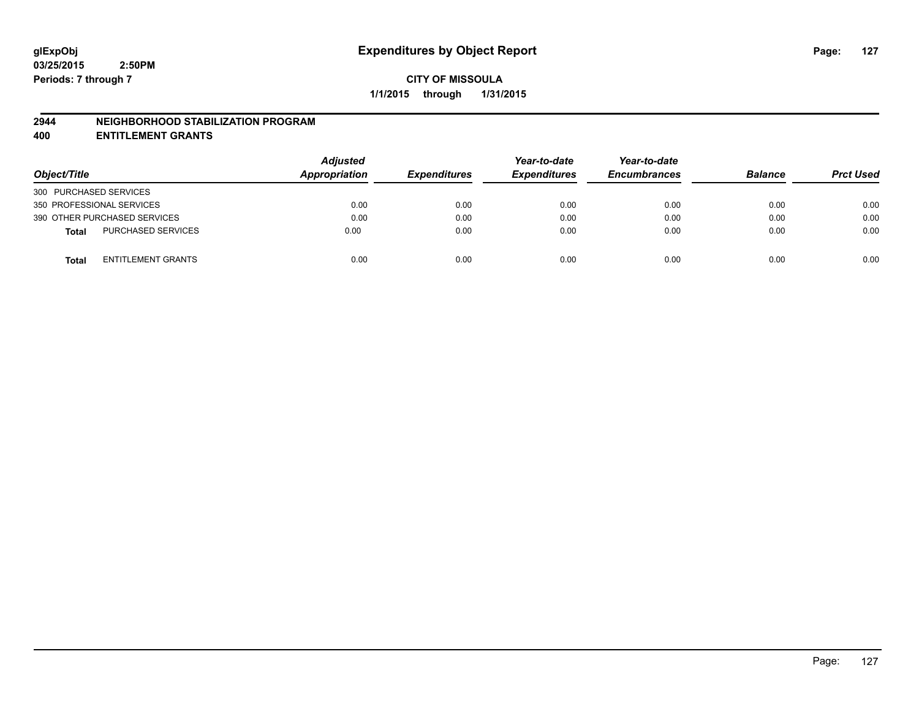# Expenditures by Object Report

glExpObj
03/25/2015 2:50PM
Periods: 7 through 7

**CITY OF MISSOULA**
**1/1/2015 through 1/31/2015**

## 2944 NEIGHBORHOOD STABILIZATION PROGRAM
## 400 ENTITLEMENT GRANTS

| Object/Title | Adjusted Appropriation | Expenditures | Year-to-date Expenditures | Year-to-date Encumbrances | Balance | Prct Used |
|---|---|---|---|---|---|---|
| 300 PURCHASED SERVICES | | | | | | |
| 350 PROFESSIONAL SERVICES | 0.00 | 0.00 | 0.00 | 0.00 | 0.00 | 0.00 |
| 390 OTHER PURCHASED SERVICES | 0.00 | 0.00 | 0.00 | 0.00 | 0.00 | 0.00 |
| **Total** PURCHASED SERVICES | 0.00 | 0.00 | 0.00 | 0.00 | 0.00 | 0.00 |
| **Total** ENTITLEMENT GRANTS | 0.00 | 0.00 | 0.00 | 0.00 | 0.00 | 0.00 |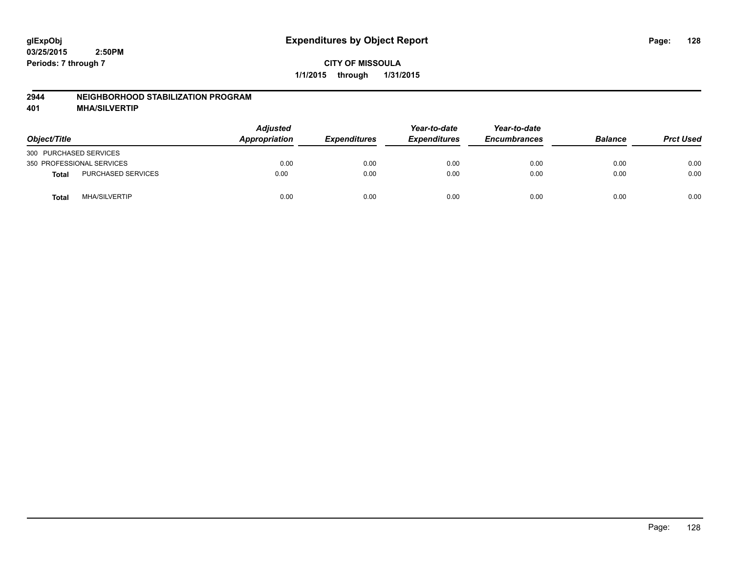**glExpObj**
**03/25/2015 2:50PM**
**Periods: 7 through 7**

# Expenditures by Object Report

**CITY OF MISSOULA**
**1/1/2015 through 1/31/2015**

## 2944 NEIGHBORHOOD STABILIZATION PROGRAM
## 401 MHA/SILVERTIP

| Object/Title | | *Adjusted Appropriation* | *Expenditures* | *Year-to-date Expenditures* | *Year-to-date Encumbrances* | *Balance* | *Prct Used* |
|---|---|---|---|---|---|---|---|
| 300 PURCHASED SERVICES | | | | | | | |
| 350 PROFESSIONAL SERVICES | | 0.00 | 0.00 | 0.00 | 0.00 | 0.00 | 0.00 |
| **Total** | PURCHASED SERVICES | 0.00 | 0.00 | 0.00 | 0.00 | 0.00 | 0.00 |
| **Total** | MHA/SILVERTIP | 0.00 | 0.00 | 0.00 | 0.00 | 0.00 | 0.00 |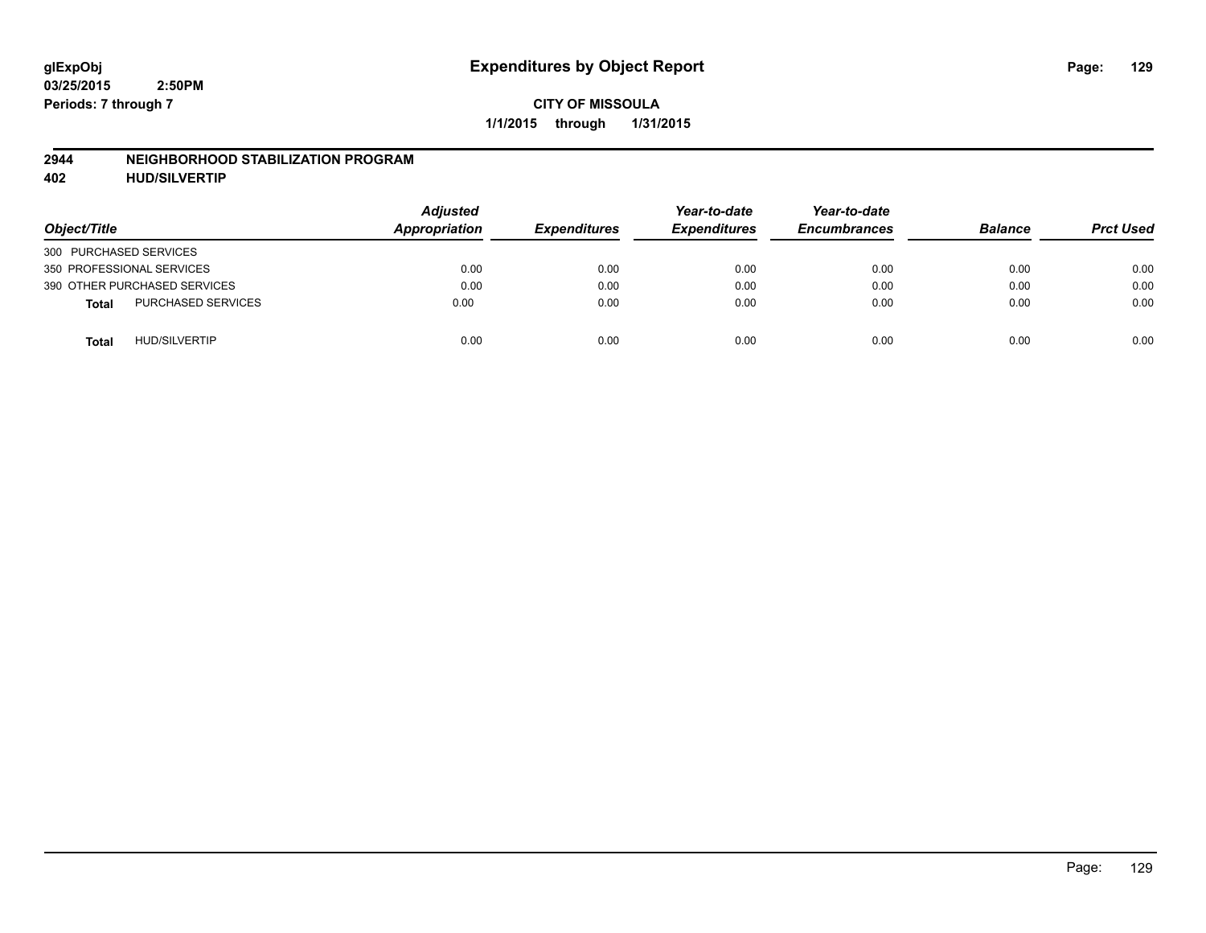glExpObj
03/25/2015 2:50PM
Periods: 7 through 7

# Expenditures by Object Report

**CITY OF MISSOULA**

**1/1/2015 through 1/31/2015**

## 2944 NEIGHBORHOOD STABILIZATION PROGRAM
## 402 HUD/SILVERTIP

| Object/Title | Adjusted Appropriation | Expenditures | Year-to-date Expenditures | Year-to-date Encumbrances | Balance | Prct Used |
|---|---|---|---|---|---|---|
| 300 PURCHASED SERVICES | | | | | | |
| 350 PROFESSIONAL SERVICES | 0.00 | 0.00 | 0.00 | 0.00 | 0.00 | 0.00 |
| 390 OTHER PURCHASED SERVICES | 0.00 | 0.00 | 0.00 | 0.00 | 0.00 | 0.00 |
| **Total** PURCHASED SERVICES | 0.00 | 0.00 | 0.00 | 0.00 | 0.00 | 0.00 |
| **Total** HUD/SILVERTIP | 0.00 | 0.00 | 0.00 | 0.00 | 0.00 | 0.00 |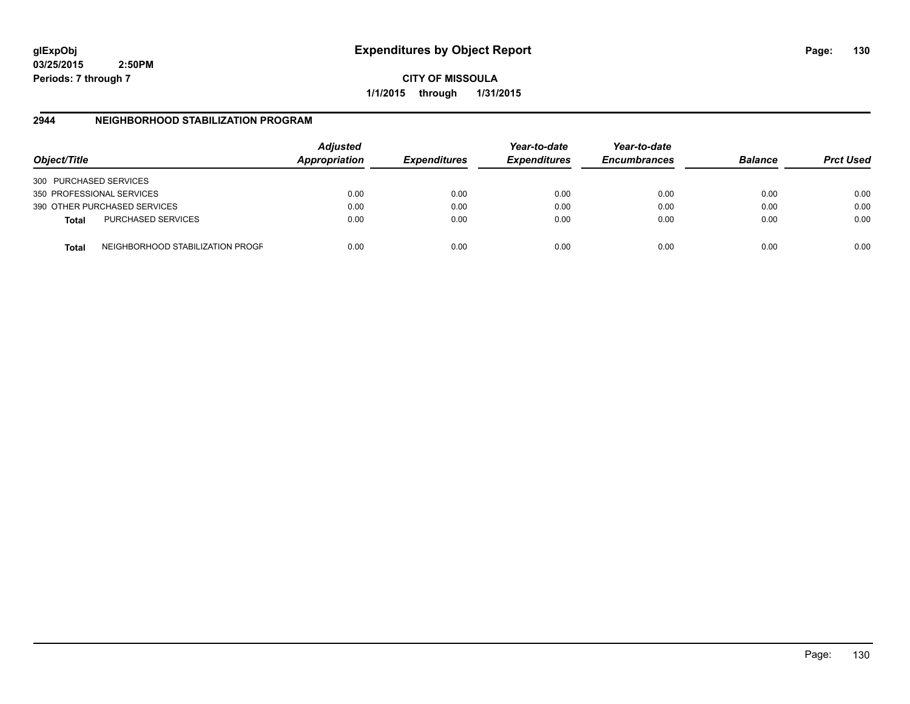**glExpObj**
**03/25/2015 2:50PM**
**Periods: 7 through 7**

# Expenditures by Object Report

**CITY OF MISSOULA**
**1/1/2015 through 1/31/2015**

## 2944 NEIGHBORHOOD STABILIZATION PROGRAM

| Object/Title | Adjusted Appropriation | Expenditures | Year-to-date Expenditures | Year-to-date Encumbrances | Balance | Prct Used |
|---|---|---|---|---|---|---|
| 300 PURCHASED SERVICES | | | | | | |
| 350 PROFESSIONAL SERVICES | 0.00 | 0.00 | 0.00 | 0.00 | 0.00 | 0.00 |
| 390 OTHER PURCHASED SERVICES | 0.00 | 0.00 | 0.00 | 0.00 | 0.00 | 0.00 |
| **Total** PURCHASED SERVICES | 0.00 | 0.00 | 0.00 | 0.00 | 0.00 | 0.00 |
| **Total** NEIGHBORHOOD STABILIZATION PROGF | 0.00 | 0.00 | 0.00 | 0.00 | 0.00 | 0.00 |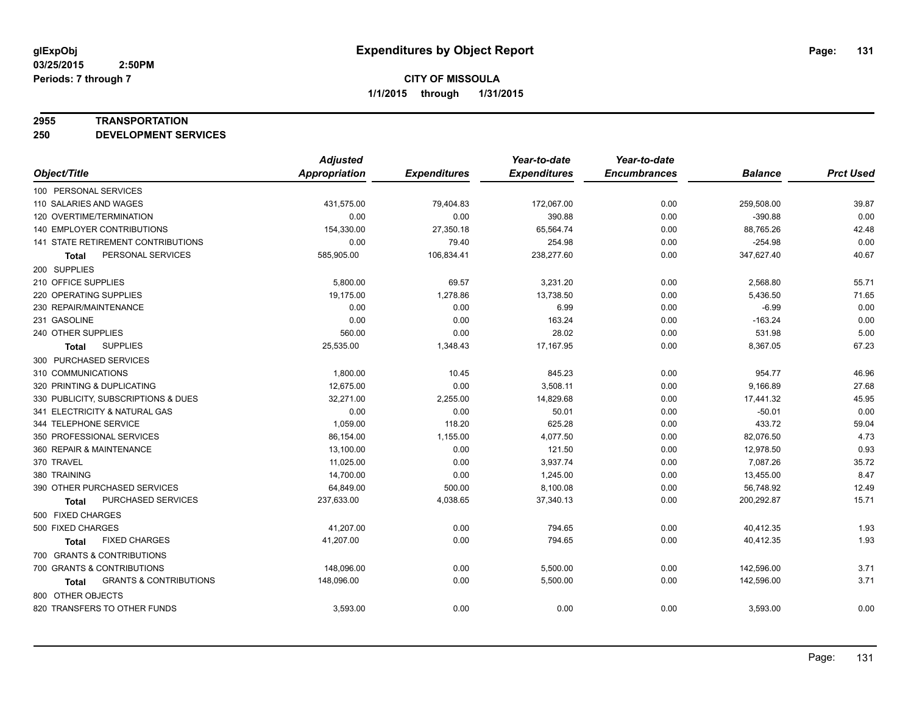**glExpObj** — **Expenditures by Object Report**

**03/25/2015 2:50PM**

**Periods: 7 through 7**

**CITY OF MISSOULA**

**1/1/2015 through 1/31/2015**

**2955 TRANSPORTATION**

**250 DEVELOPMENT SERVICES**

| Object/Title | Adjusted Appropriation | Expenditures | Year-to-date Expenditures | Year-to-date Encumbrances | Balance | Prct Used |
|---|---|---|---|---|---|---|
| 100 PERSONAL SERVICES | | | | | | |
| 110 SALARIES AND WAGES | 431,575.00 | 79,404.83 | 172,067.00 | 0.00 | 259,508.00 | 39.87 |
| 120 OVERTIME/TERMINATION | 0.00 | 0.00 | 390.88 | 0.00 | -390.88 | 0.00 |
| 140 EMPLOYER CONTRIBUTIONS | 154,330.00 | 27,350.18 | 65,564.74 | 0.00 | 88,765.26 | 42.48 |
| 141 STATE RETIREMENT CONTRIBUTIONS | 0.00 | 79.40 | 254.98 | 0.00 | -254.98 | 0.00 |
| **Total** PERSONAL SERVICES | 585,905.00 | 106,834.41 | 238,277.60 | 0.00 | 347,627.40 | 40.67 |
| 200 SUPPLIES | | | | | | |
| 210 OFFICE SUPPLIES | 5,800.00 | 69.57 | 3,231.20 | 0.00 | 2,568.80 | 55.71 |
| 220 OPERATING SUPPLIES | 19,175.00 | 1,278.86 | 13,738.50 | 0.00 | 5,436.50 | 71.65 |
| 230 REPAIR/MAINTENANCE | 0.00 | 0.00 | 6.99 | 0.00 | -6.99 | 0.00 |
| 231 GASOLINE | 0.00 | 0.00 | 163.24 | 0.00 | -163.24 | 0.00 |
| 240 OTHER SUPPLIES | 560.00 | 0.00 | 28.02 | 0.00 | 531.98 | 5.00 |
| **Total** SUPPLIES | 25,535.00 | 1,348.43 | 17,167.95 | 0.00 | 8,367.05 | 67.23 |
| 300 PURCHASED SERVICES | | | | | | |
| 310 COMMUNICATIONS | 1,800.00 | 10.45 | 845.23 | 0.00 | 954.77 | 46.96 |
| 320 PRINTING & DUPLICATING | 12,675.00 | 0.00 | 3,508.11 | 0.00 | 9,166.89 | 27.68 |
| 330 PUBLICITY, SUBSCRIPTIONS & DUES | 32,271.00 | 2,255.00 | 14,829.68 | 0.00 | 17,441.32 | 45.95 |
| 341 ELECTRICITY & NATURAL GAS | 0.00 | 0.00 | 50.01 | 0.00 | -50.01 | 0.00 |
| 344 TELEPHONE SERVICE | 1,059.00 | 118.20 | 625.28 | 0.00 | 433.72 | 59.04 |
| 350 PROFESSIONAL SERVICES | 86,154.00 | 1,155.00 | 4,077.50 | 0.00 | 82,076.50 | 4.73 |
| 360 REPAIR & MAINTENANCE | 13,100.00 | 0.00 | 121.50 | 0.00 | 12,978.50 | 0.93 |
| 370 TRAVEL | 11,025.00 | 0.00 | 3,937.74 | 0.00 | 7,087.26 | 35.72 |
| 380 TRAINING | 14,700.00 | 0.00 | 1,245.00 | 0.00 | 13,455.00 | 8.47 |
| 390 OTHER PURCHASED SERVICES | 64,849.00 | 500.00 | 8,100.08 | 0.00 | 56,748.92 | 12.49 |
| **Total** PURCHASED SERVICES | 237,633.00 | 4,038.65 | 37,340.13 | 0.00 | 200,292.87 | 15.71 |
| 500 FIXED CHARGES | | | | | | |
| 500 FIXED CHARGES | 41,207.00 | 0.00 | 794.65 | 0.00 | 40,412.35 | 1.93 |
| **Total** FIXED CHARGES | 41,207.00 | 0.00 | 794.65 | 0.00 | 40,412.35 | 1.93 |
| 700 GRANTS & CONTRIBUTIONS | | | | | | |
| 700 GRANTS & CONTRIBUTIONS | 148,096.00 | 0.00 | 5,500.00 | 0.00 | 142,596.00 | 3.71 |
| **Total** GRANTS & CONTRIBUTIONS | 148,096.00 | 0.00 | 5,500.00 | 0.00 | 142,596.00 | 3.71 |
| 800 OTHER OBJECTS | | | | | | |
| 820 TRANSFERS TO OTHER FUNDS | 3,593.00 | 0.00 | 0.00 | 0.00 | 3,593.00 | 0.00 |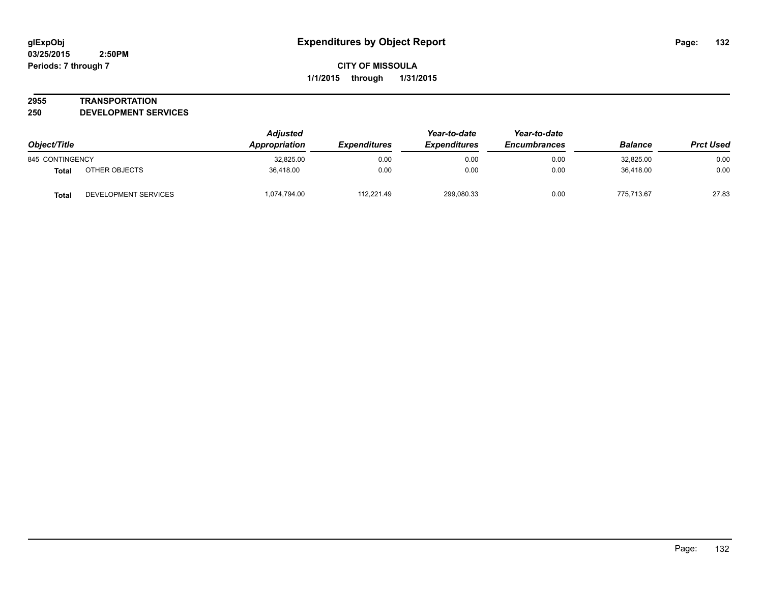# Expenditures by Object Report

glExpObj
03/25/2015 2:50PM
Periods: 7 through 7

**CITY OF MISSOULA**
**1/1/2015 through 1/31/2015**

## 2955 TRANSPORTATION
## 250 DEVELOPMENT SERVICES

| Object/Title | | Adjusted Appropriation | Expenditures | Year-to-date Expenditures | Year-to-date Encumbrances | Balance | Prct Used |
|---|---|---|---|---|---|---|---|
| 845 CONTINGENCY | | 32,825.00 | 0.00 | 0.00 | 0.00 | 32,825.00 | 0.00 |
| **Total** | OTHER OBJECTS | 36,418.00 | 0.00 | 0.00 | 0.00 | 36,418.00 | 0.00 |
| **Total** | DEVELOPMENT SERVICES | 1,074,794.00 | 112,221.49 | 299,080.33 | 0.00 | 775,713.67 | 27.83 |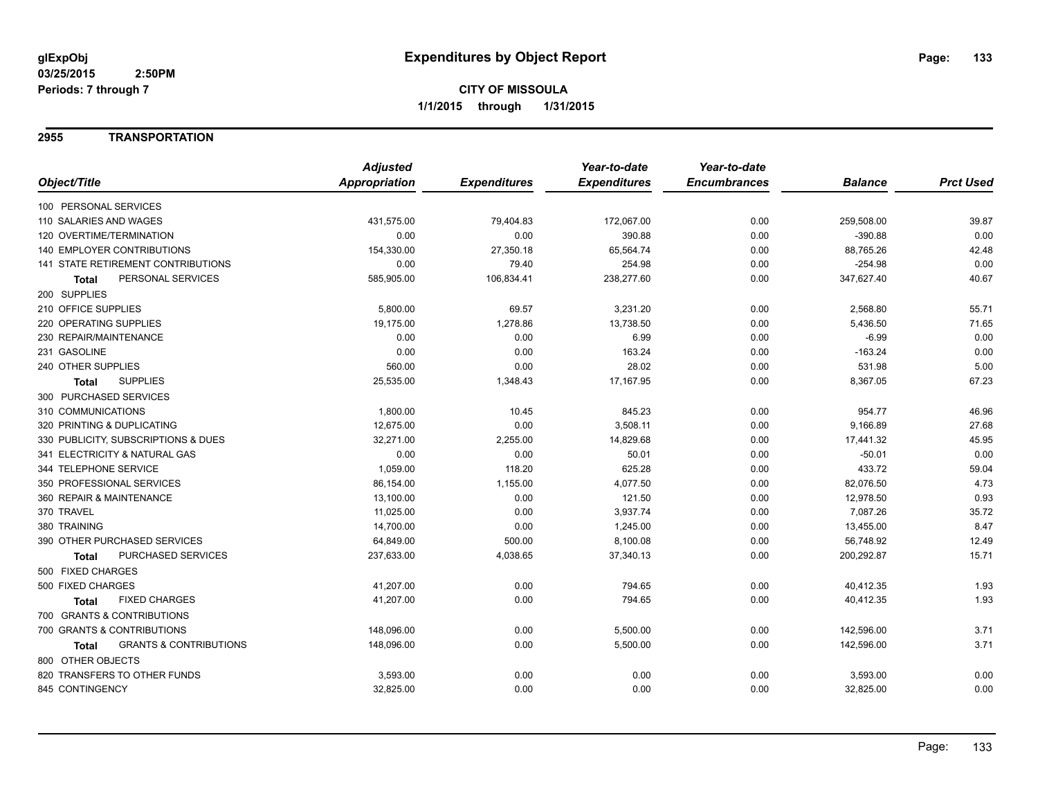# Expenditures by Object Report

glExpObj
03/25/2015 2:50PM
Periods: 7 through 7

**CITY OF MISSOULA**
**1/1/2015 through 1/31/2015**

## 2955 TRANSPORTATION

| Object/Title | Adjusted Appropriation | Expenditures | Year-to-date Expenditures | Year-to-date Encumbrances | Balance | Prct Used |
|---|---|---|---|---|---|---|
| 100 PERSONAL SERVICES | | | | | | |
| 110 SALARIES AND WAGES | 431,575.00 | 79,404.83 | 172,067.00 | 0.00 | 259,508.00 | 39.87 |
| 120 OVERTIME/TERMINATION | 0.00 | 0.00 | 390.88 | 0.00 | -390.88 | 0.00 |
| 140 EMPLOYER CONTRIBUTIONS | 154,330.00 | 27,350.18 | 65,564.74 | 0.00 | 88,765.26 | 42.48 |
| 141 STATE RETIREMENT CONTRIBUTIONS | 0.00 | 79.40 | 254.98 | 0.00 | -254.98 | 0.00 |
| **Total** PERSONAL SERVICES | 585,905.00 | 106,834.41 | 238,277.60 | 0.00 | 347,627.40 | 40.67 |
| 200 SUPPLIES | | | | | | |
| 210 OFFICE SUPPLIES | 5,800.00 | 69.57 | 3,231.20 | 0.00 | 2,568.80 | 55.71 |
| 220 OPERATING SUPPLIES | 19,175.00 | 1,278.86 | 13,738.50 | 0.00 | 5,436.50 | 71.65 |
| 230 REPAIR/MAINTENANCE | 0.00 | 0.00 | 6.99 | 0.00 | -6.99 | 0.00 |
| 231 GASOLINE | 0.00 | 0.00 | 163.24 | 0.00 | -163.24 | 0.00 |
| 240 OTHER SUPPLIES | 560.00 | 0.00 | 28.02 | 0.00 | 531.98 | 5.00 |
| **Total** SUPPLIES | 25,535.00 | 1,348.43 | 17,167.95 | 0.00 | 8,367.05 | 67.23 |
| 300 PURCHASED SERVICES | | | | | | |
| 310 COMMUNICATIONS | 1,800.00 | 10.45 | 845.23 | 0.00 | 954.77 | 46.96 |
| 320 PRINTING & DUPLICATING | 12,675.00 | 0.00 | 3,508.11 | 0.00 | 9,166.89 | 27.68 |
| 330 PUBLICITY, SUBSCRIPTIONS & DUES | 32,271.00 | 2,255.00 | 14,829.68 | 0.00 | 17,441.32 | 45.95 |
| 341 ELECTRICITY & NATURAL GAS | 0.00 | 0.00 | 50.01 | 0.00 | -50.01 | 0.00 |
| 344 TELEPHONE SERVICE | 1,059.00 | 118.20 | 625.28 | 0.00 | 433.72 | 59.04 |
| 350 PROFESSIONAL SERVICES | 86,154.00 | 1,155.00 | 4,077.50 | 0.00 | 82,076.50 | 4.73 |
| 360 REPAIR & MAINTENANCE | 13,100.00 | 0.00 | 121.50 | 0.00 | 12,978.50 | 0.93 |
| 370 TRAVEL | 11,025.00 | 0.00 | 3,937.74 | 0.00 | 7,087.26 | 35.72 |
| 380 TRAINING | 14,700.00 | 0.00 | 1,245.00 | 0.00 | 13,455.00 | 8.47 |
| 390 OTHER PURCHASED SERVICES | 64,849.00 | 500.00 | 8,100.08 | 0.00 | 56,748.92 | 12.49 |
| **Total** PURCHASED SERVICES | 237,633.00 | 4,038.65 | 37,340.13 | 0.00 | 200,292.87 | 15.71 |
| 500 FIXED CHARGES | | | | | | |
| 500 FIXED CHARGES | 41,207.00 | 0.00 | 794.65 | 0.00 | 40,412.35 | 1.93 |
| **Total** FIXED CHARGES | 41,207.00 | 0.00 | 794.65 | 0.00 | 40,412.35 | 1.93 |
| 700 GRANTS & CONTRIBUTIONS | | | | | | |
| 700 GRANTS & CONTRIBUTIONS | 148,096.00 | 0.00 | 5,500.00 | 0.00 | 142,596.00 | 3.71 |
| **Total** GRANTS & CONTRIBUTIONS | 148,096.00 | 0.00 | 5,500.00 | 0.00 | 142,596.00 | 3.71 |
| 800 OTHER OBJECTS | | | | | | |
| 820 TRANSFERS TO OTHER FUNDS | 3,593.00 | 0.00 | 0.00 | 0.00 | 3,593.00 | 0.00 |
| 845 CONTINGENCY | 32,825.00 | 0.00 | 0.00 | 0.00 | 32,825.00 | 0.00 |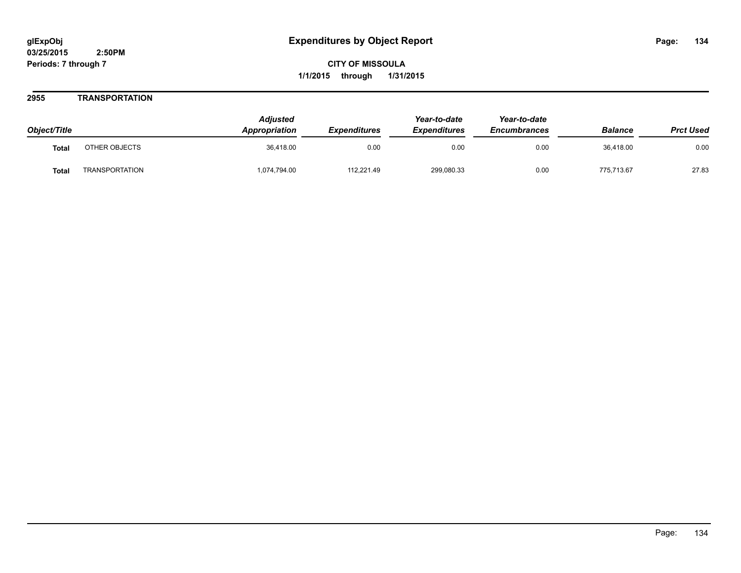# Expenditures by Object Report

glExpObj
03/25/2015 2:50PM
Periods: 7 through 7

**CITY OF MISSOULA**
**1/1/2015 through 1/31/2015**

## 2955 TRANSPORTATION

| Object/Title | | Adjusted Appropriation | Expenditures | Year-to-date Expenditures | Year-to-date Encumbrances | Balance | Prct Used |
|---|---|---|---|---|---|---|---|
| **Total** | OTHER OBJECTS | 36,418.00 | 0.00 | 0.00 | 0.00 | 36,418.00 | 0.00 |
| **Total** | TRANSPORTATION | 1,074,794.00 | 112,221.49 | 299,080.33 | 0.00 | 775,713.67 | 27.83 |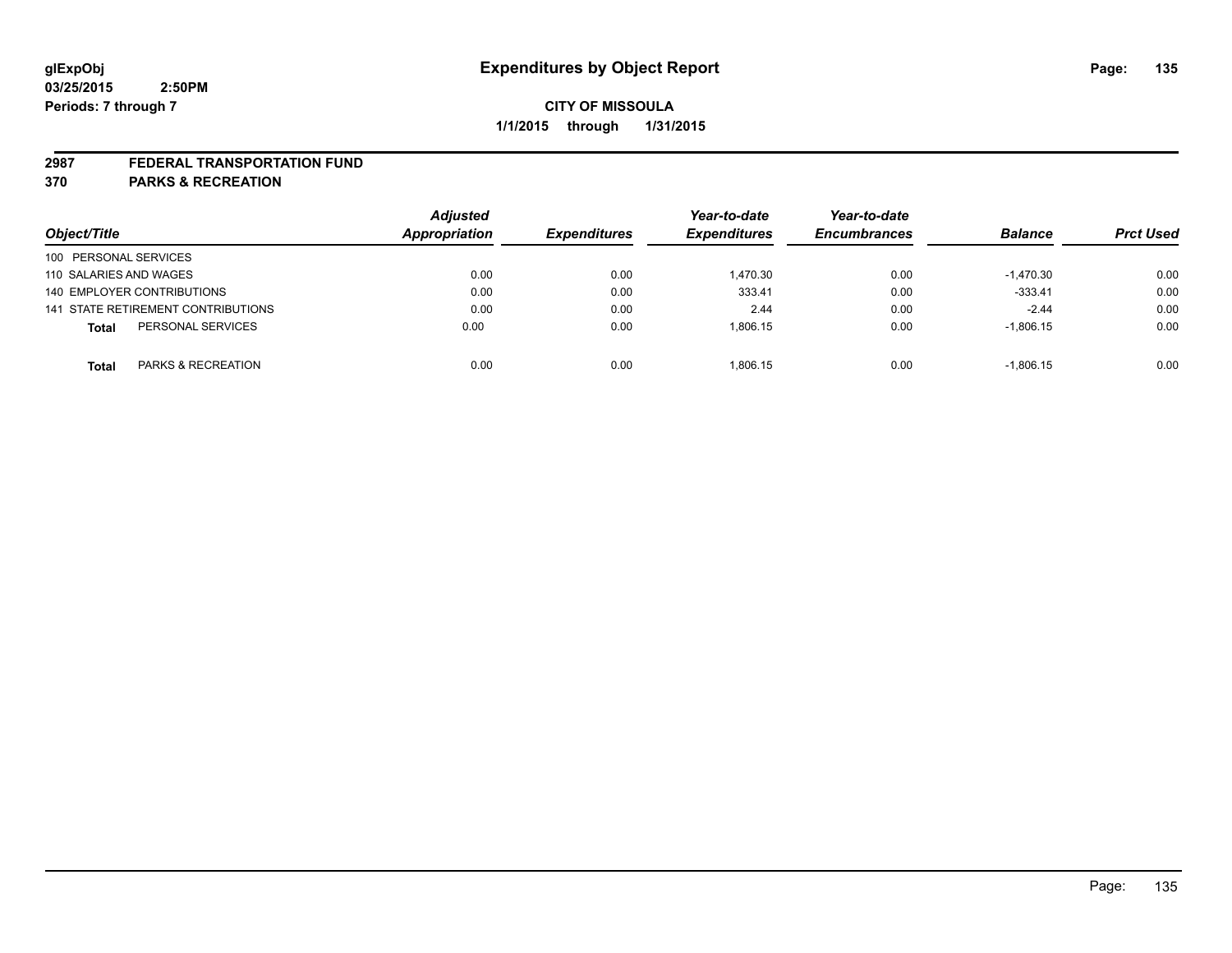**glExpObj**
**03/25/2015 2:50PM**
**Periods: 7 through 7**

# Expenditures by Object Report

**CITY OF MISSOULA**
**1/1/2015 through 1/31/2015**

## 2987 FEDERAL TRANSPORTATION FUND
## 370 PARKS & RECREATION

| Object/Title | Adjusted Appropriation | Expenditures | Year-to-date Expenditures | Year-to-date Encumbrances | Balance | Prct Used |
|---|---|---|---|---|---|---|
| 100 PERSONAL SERVICES | | | | | | |
| 110 SALARIES AND WAGES | 0.00 | 0.00 | 1,470.30 | 0.00 | -1,470.30 | 0.00 |
| 140 EMPLOYER CONTRIBUTIONS | 0.00 | 0.00 | 333.41 | 0.00 | -333.41 | 0.00 |
| 141 STATE RETIREMENT CONTRIBUTIONS | 0.00 | 0.00 | 2.44 | 0.00 | -2.44 | 0.00 |
| **Total** PERSONAL SERVICES | 0.00 | 0.00 | 1,806.15 | 0.00 | -1,806.15 | 0.00 |
| **Total** PARKS & RECREATION | 0.00 | 0.00 | 1,806.15 | 0.00 | -1,806.15 | 0.00 |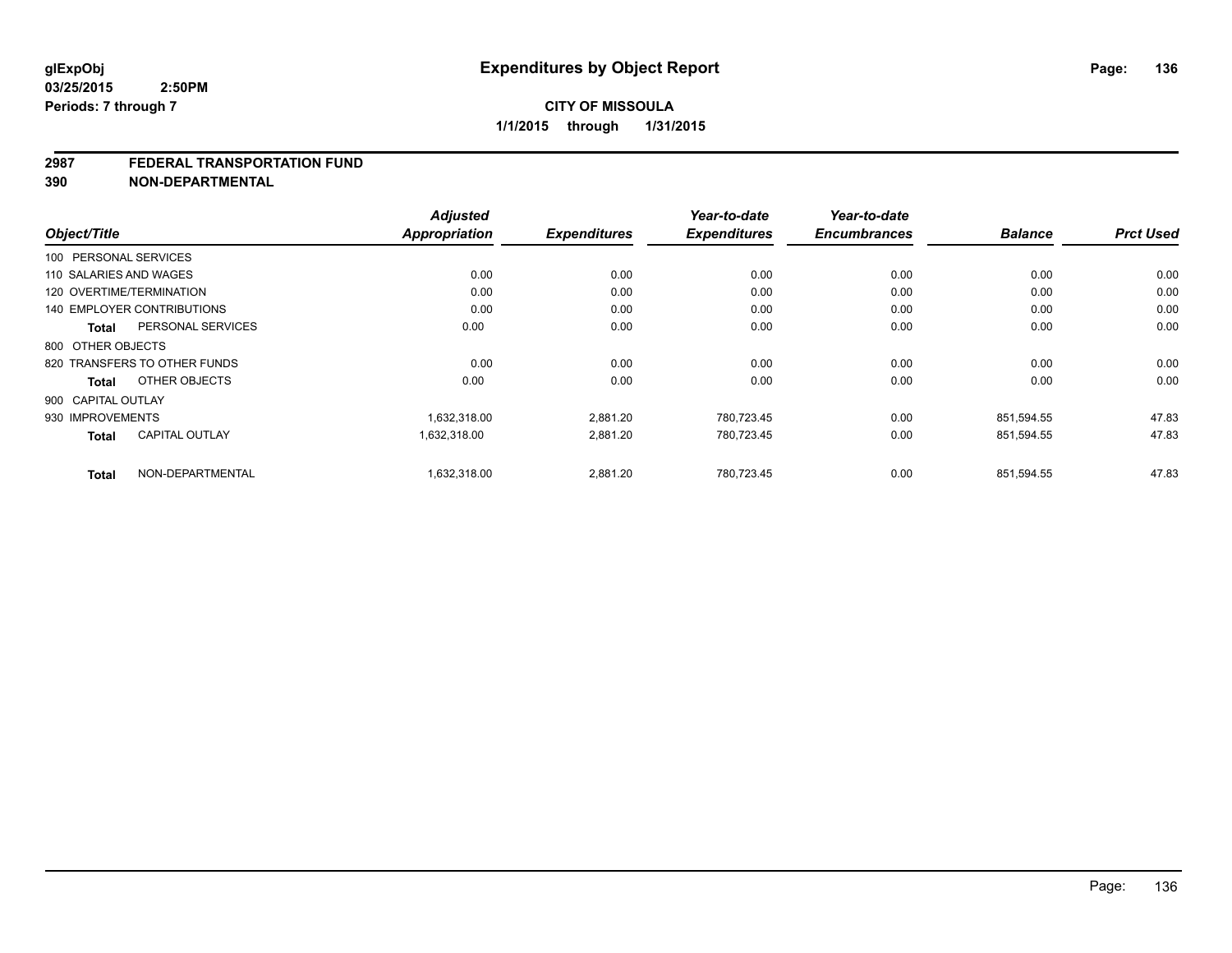# Expenditures by Object Report

glExpObj
03/25/2015 2:50PM
Periods: 7 through 7

**CITY OF MISSOULA**
**1/1/2015 through 1/31/2015**

## 2987 FEDERAL TRANSPORTATION FUND
## 390 NON-DEPARTMENTAL

| Object/Title | Adjusted Appropriation | Expenditures | Year-to-date Expenditures | Year-to-date Encumbrances | Balance | Prct Used |
|---|---|---|---|---|---|---|
| 100 PERSONAL SERVICES | | | | | | |
| 110 SALARIES AND WAGES | 0.00 | 0.00 | 0.00 | 0.00 | 0.00 | 0.00 |
| 120 OVERTIME/TERMINATION | 0.00 | 0.00 | 0.00 | 0.00 | 0.00 | 0.00 |
| 140 EMPLOYER CONTRIBUTIONS | 0.00 | 0.00 | 0.00 | 0.00 | 0.00 | 0.00 |
| **Total** PERSONAL SERVICES | 0.00 | 0.00 | 0.00 | 0.00 | 0.00 | 0.00 |
| 800 OTHER OBJECTS | | | | | | |
| 820 TRANSFERS TO OTHER FUNDS | 0.00 | 0.00 | 0.00 | 0.00 | 0.00 | 0.00 |
| **Total** OTHER OBJECTS | 0.00 | 0.00 | 0.00 | 0.00 | 0.00 | 0.00 |
| 900 CAPITAL OUTLAY | | | | | | |
| 930 IMPROVEMENTS | 1,632,318.00 | 2,881.20 | 780,723.45 | 0.00 | 851,594.55 | 47.83 |
| **Total** CAPITAL OUTLAY | 1,632,318.00 | 2,881.20 | 780,723.45 | 0.00 | 851,594.55 | 47.83 |
| **Total** NON-DEPARTMENTAL | 1,632,318.00 | 2,881.20 | 780,723.45 | 0.00 | 851,594.55 | 47.83 |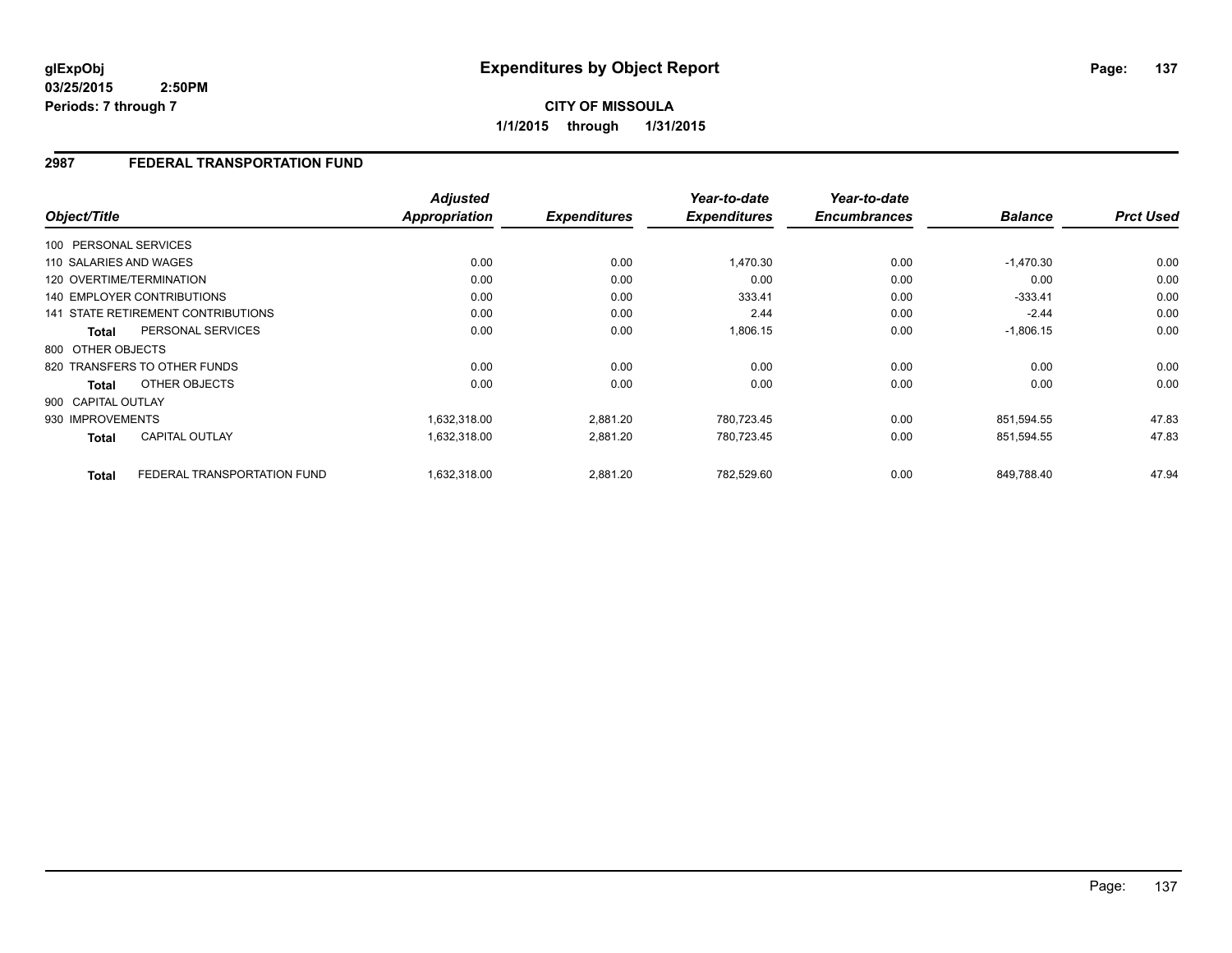glExpObj
03/25/2015 2:50PM
Periods: 7 through 7

# Expenditures by Object Report

**CITY OF MISSOULA**
**1/1/2015 through 1/31/2015**

## 2987 FEDERAL TRANSPORTATION FUND

| Object/Title | | Adjusted Appropriation | Expenditures | Year-to-date Expenditures | Year-to-date Encumbrances | Balance | Prct Used |
|---|---|---|---|---|---|---|---|
| 100 PERSONAL SERVICES | | | | | | | |
| 110 SALARIES AND WAGES | | 0.00 | 0.00 | 1,470.30 | 0.00 | -1,470.30 | 0.00 |
| 120 OVERTIME/TERMINATION | | 0.00 | 0.00 | 0.00 | 0.00 | 0.00 | 0.00 |
| 140 EMPLOYER CONTRIBUTIONS | | 0.00 | 0.00 | 333.41 | 0.00 | -333.41 | 0.00 |
| 141 STATE RETIREMENT CONTRIBUTIONS | | 0.00 | 0.00 | 2.44 | 0.00 | -2.44 | 0.00 |
| **Total** | PERSONAL SERVICES | 0.00 | 0.00 | 1,806.15 | 0.00 | -1,806.15 | 0.00 |
| 800 OTHER OBJECTS | | | | | | | |
| 820 TRANSFERS TO OTHER FUNDS | | 0.00 | 0.00 | 0.00 | 0.00 | 0.00 | 0.00 |
| **Total** | OTHER OBJECTS | 0.00 | 0.00 | 0.00 | 0.00 | 0.00 | 0.00 |
| 900 CAPITAL OUTLAY | | | | | | | |
| 930 IMPROVEMENTS | | 1,632,318.00 | 2,881.20 | 780,723.45 | 0.00 | 851,594.55 | 47.83 |
| **Total** | CAPITAL OUTLAY | 1,632,318.00 | 2,881.20 | 780,723.45 | 0.00 | 851,594.55 | 47.83 |
| **Total** | FEDERAL TRANSPORTATION FUND | 1,632,318.00 | 2,881.20 | 782,529.60 | 0.00 | 849,788.40 | 47.94 |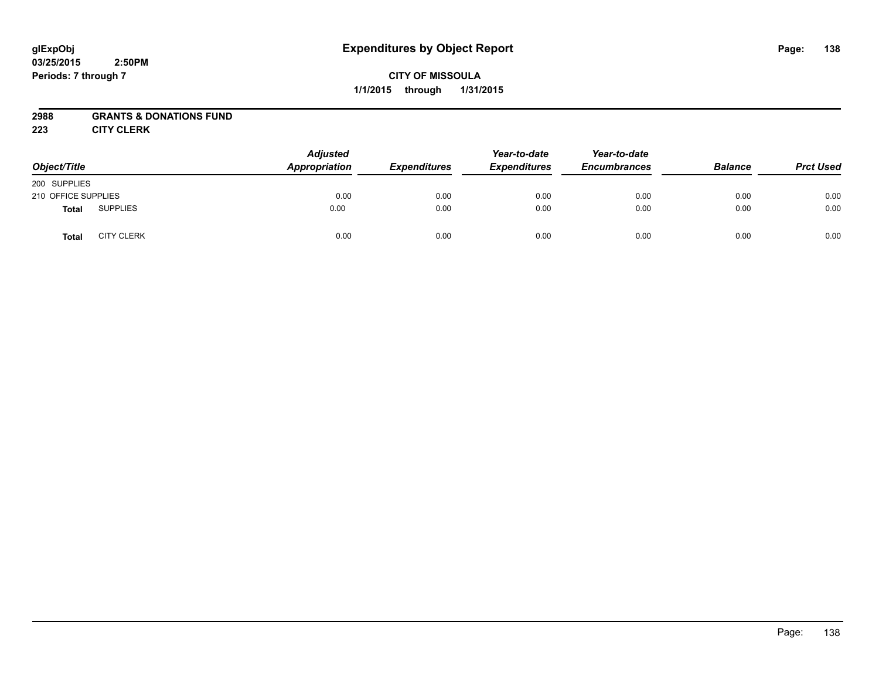**glExpObj** **Expenditures by Object Report**
**03/25/2015 2:50PM**
**Periods: 7 through 7**

**CITY OF MISSOULA**
**1/1/2015 through 1/31/2015**

**2988 GRANTS & DONATIONS FUND**
**223 CITY CLERK**

| *Object/Title* | | *Adjusted Appropriation* | *Expenditures* | *Year-to-date Expenditures* | *Year-to-date Encumbrances* | *Balance* | *Prct Used* |
|---|---|---|---|---|---|---|---|
| 200 SUPPLIES | | | | | | | |
| 210 OFFICE SUPPLIES | | 0.00 | 0.00 | 0.00 | 0.00 | 0.00 | 0.00 |
| **Total** | SUPPLIES | 0.00 | 0.00 | 0.00 | 0.00 | 0.00 | 0.00 |
| **Total** | CITY CLERK | 0.00 | 0.00 | 0.00 | 0.00 | 0.00 | 0.00 |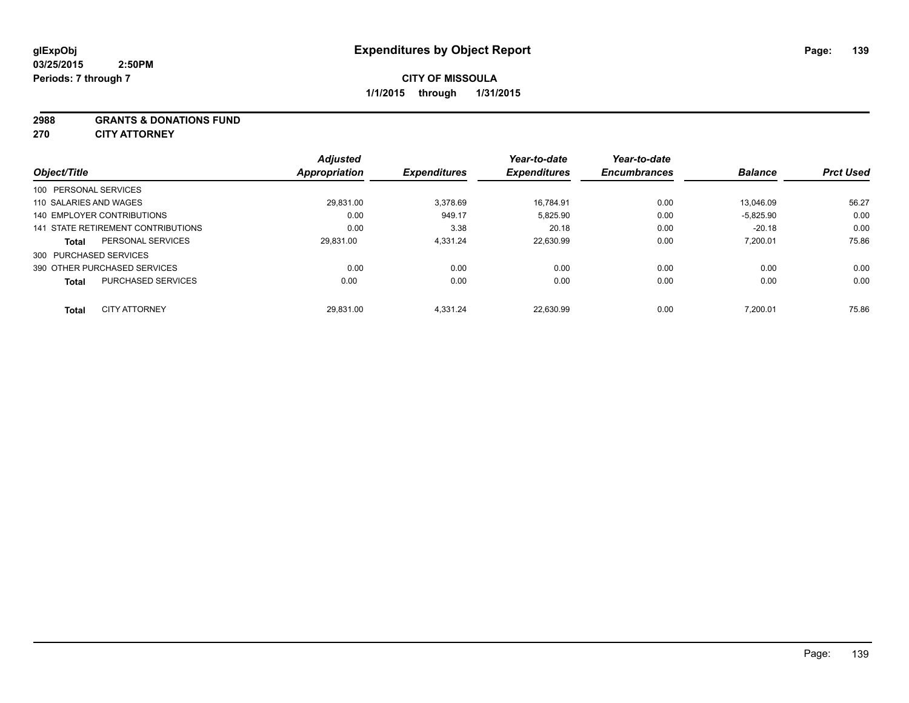**glExpObj**
**03/25/2015 2:50PM**
**Periods: 7 through 7**

# Expenditures by Object Report

**CITY OF MISSOULA**
**1/1/2015 through 1/31/2015**

**2988 GRANTS & DONATIONS FUND**
**270 CITY ATTORNEY**

| Object/Title | Adjusted Appropriation | Expenditures | Year-to-date Expenditures | Year-to-date Encumbrances | Balance | Prct Used |
|---|---|---|---|---|---|---|
| 100 PERSONAL SERVICES | | | | | | |
| 110 SALARIES AND WAGES | 29,831.00 | 3,378.69 | 16,784.91 | 0.00 | 13,046.09 | 56.27 |
| 140 EMPLOYER CONTRIBUTIONS | 0.00 | 949.17 | 5,825.90 | 0.00 | -5,825.90 | 0.00 |
| 141 STATE RETIREMENT CONTRIBUTIONS | 0.00 | 3.38 | 20.18 | 0.00 | -20.18 | 0.00 |
| **Total** PERSONAL SERVICES | 29,831.00 | 4,331.24 | 22,630.99 | 0.00 | 7,200.01 | 75.86 |
| 300 PURCHASED SERVICES | | | | | | |
| 390 OTHER PURCHASED SERVICES | 0.00 | 0.00 | 0.00 | 0.00 | 0.00 | 0.00 |
| **Total** PURCHASED SERVICES | 0.00 | 0.00 | 0.00 | 0.00 | 0.00 | 0.00 |
| **Total** CITY ATTORNEY | 29,831.00 | 4,331.24 | 22,630.99 | 0.00 | 7,200.01 | 75.86 |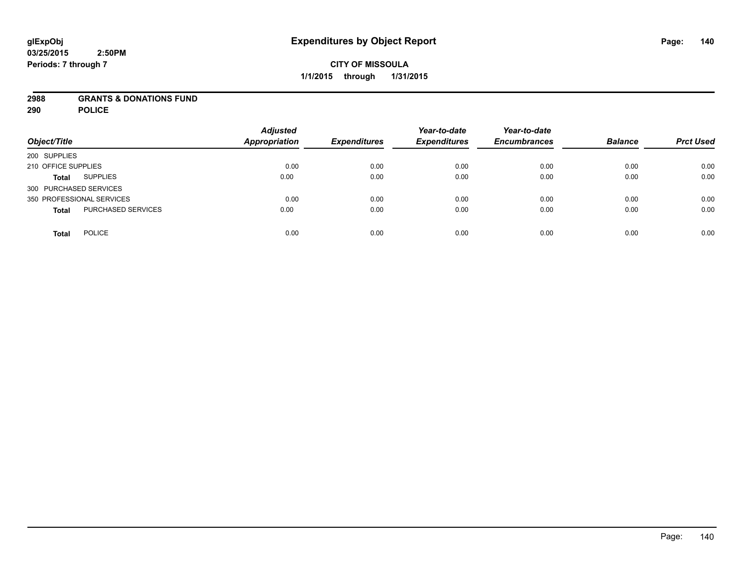# Expenditures by Object Report

glExpObj
03/25/2015 2:50PM
Periods: 7 through 7

**CITY OF MISSOULA**
**1/1/2015 through 1/31/2015**

**2988 GRANTS & DONATIONS FUND**
**290 POLICE**

| Object/Title | | Adjusted Appropriation | Expenditures | Year-to-date Expenditures | Year-to-date Encumbrances | Balance | Prct Used |
|---|---|---|---|---|---|---|---|
| 200 SUPPLIES | | | | | | | |
| 210 OFFICE SUPPLIES | | 0.00 | 0.00 | 0.00 | 0.00 | 0.00 | 0.00 |
| **Total** | SUPPLIES | 0.00 | 0.00 | 0.00 | 0.00 | 0.00 | 0.00 |
| 300 PURCHASED SERVICES | | | | | | | |
| 350 PROFESSIONAL SERVICES | | 0.00 | 0.00 | 0.00 | 0.00 | 0.00 | 0.00 |
| **Total** | PURCHASED SERVICES | 0.00 | 0.00 | 0.00 | 0.00 | 0.00 | 0.00 |
| **Total** | POLICE | 0.00 | 0.00 | 0.00 | 0.00 | 0.00 | 0.00 |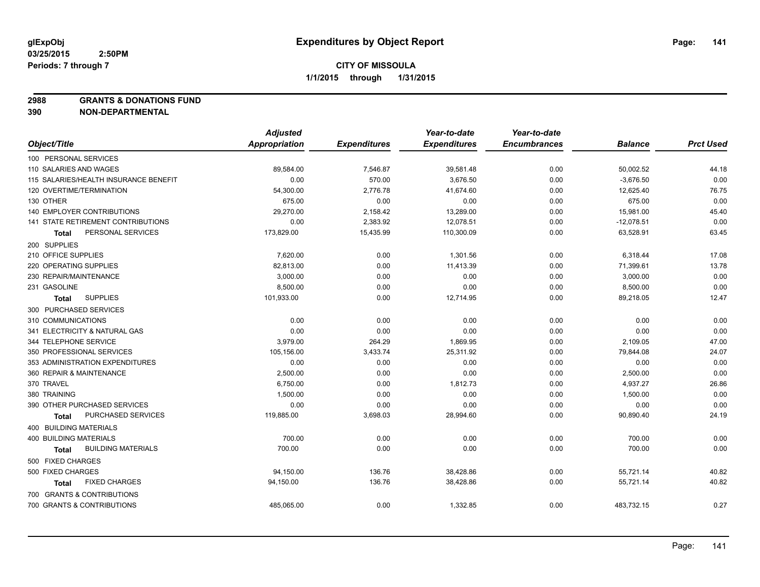**glExpObj** **Expenditures by Object Report**

**03/25/2015 2:50PM**

**Periods: 7 through 7**

**CITY OF MISSOULA**

**1/1/2015 through 1/31/2015**

**2988 GRANTS & DONATIONS FUND**

**390 NON-DEPARTMENTAL**

| Object/Title | Adjusted Appropriation | Expenditures | Year-to-date Expenditures | Year-to-date Encumbrances | Balance | Prct Used |
|---|---|---|---|---|---|---|
| 100 PERSONAL SERVICES | | | | | | |
| 110 SALARIES AND WAGES | 89,584.00 | 7,546.87 | 39,581.48 | 0.00 | 50,002.52 | 44.18 |
| 115 SALARIES/HEALTH INSURANCE BENEFIT | 0.00 | 570.00 | 3,676.50 | 0.00 | -3,676.50 | 0.00 |
| 120 OVERTIME/TERMINATION | 54,300.00 | 2,776.78 | 41,674.60 | 0.00 | 12,625.40 | 76.75 |
| 130 OTHER | 675.00 | 0.00 | 0.00 | 0.00 | 675.00 | 0.00 |
| 140 EMPLOYER CONTRIBUTIONS | 29,270.00 | 2,158.42 | 13,289.00 | 0.00 | 15,981.00 | 45.40 |
| 141 STATE RETIREMENT CONTRIBUTIONS | 0.00 | 2,383.92 | 12,078.51 | 0.00 | -12,078.51 | 0.00 |
| **Total** PERSONAL SERVICES | 173,829.00 | 15,435.99 | 110,300.09 | 0.00 | 63,528.91 | 63.45 |
| 200 SUPPLIES | | | | | | |
| 210 OFFICE SUPPLIES | 7,620.00 | 0.00 | 1,301.56 | 0.00 | 6,318.44 | 17.08 |
| 220 OPERATING SUPPLIES | 82,813.00 | 0.00 | 11,413.39 | 0.00 | 71,399.61 | 13.78 |
| 230 REPAIR/MAINTENANCE | 3,000.00 | 0.00 | 0.00 | 0.00 | 3,000.00 | 0.00 |
| 231 GASOLINE | 8,500.00 | 0.00 | 0.00 | 0.00 | 8,500.00 | 0.00 |
| **Total** SUPPLIES | 101,933.00 | 0.00 | 12,714.95 | 0.00 | 89,218.05 | 12.47 |
| 300 PURCHASED SERVICES | | | | | | |
| 310 COMMUNICATIONS | 0.00 | 0.00 | 0.00 | 0.00 | 0.00 | 0.00 |
| 341 ELECTRICITY & NATURAL GAS | 0.00 | 0.00 | 0.00 | 0.00 | 0.00 | 0.00 |
| 344 TELEPHONE SERVICE | 3,979.00 | 264.29 | 1,869.95 | 0.00 | 2,109.05 | 47.00 |
| 350 PROFESSIONAL SERVICES | 105,156.00 | 3,433.74 | 25,311.92 | 0.00 | 79,844.08 | 24.07 |
| 353 ADMINISTRATION EXPENDITURES | 0.00 | 0.00 | 0.00 | 0.00 | 0.00 | 0.00 |
| 360 REPAIR & MAINTENANCE | 2,500.00 | 0.00 | 0.00 | 0.00 | 2,500.00 | 0.00 |
| 370 TRAVEL | 6,750.00 | 0.00 | 1,812.73 | 0.00 | 4,937.27 | 26.86 |
| 380 TRAINING | 1,500.00 | 0.00 | 0.00 | 0.00 | 1,500.00 | 0.00 |
| 390 OTHER PURCHASED SERVICES | 0.00 | 0.00 | 0.00 | 0.00 | 0.00 | 0.00 |
| **Total** PURCHASED SERVICES | 119,885.00 | 3,698.03 | 28,994.60 | 0.00 | 90,890.40 | 24.19 |
| 400 BUILDING MATERIALS | | | | | | |
| 400 BUILDING MATERIALS | 700.00 | 0.00 | 0.00 | 0.00 | 700.00 | 0.00 |
| **Total** BUILDING MATERIALS | 700.00 | 0.00 | 0.00 | 0.00 | 700.00 | 0.00 |
| 500 FIXED CHARGES | | | | | | |
| 500 FIXED CHARGES | 94,150.00 | 136.76 | 38,428.86 | 0.00 | 55,721.14 | 40.82 |
| **Total** FIXED CHARGES | 94,150.00 | 136.76 | 38,428.86 | 0.00 | 55,721.14 | 40.82 |
| 700 GRANTS & CONTRIBUTIONS | | | | | | |
| 700 GRANTS & CONTRIBUTIONS | 485,065.00 | 0.00 | 1,332.85 | 0.00 | 483,732.15 | 0.27 |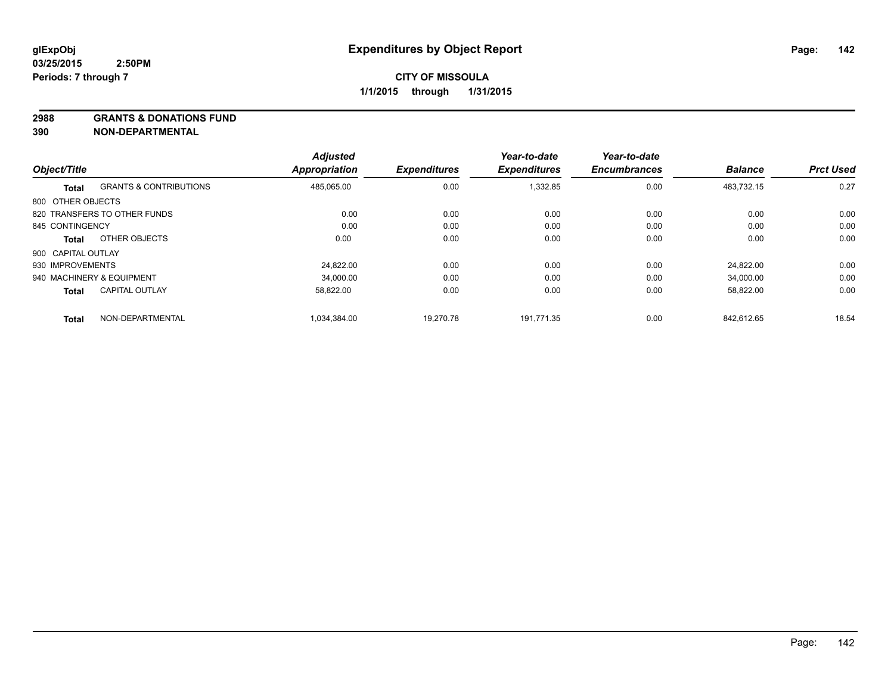**glExpObj**
**03/25/2015 2:50PM**
**Periods: 7 through 7**

# Expenditures by Object Report

**CITY OF MISSOULA**
**1/1/2015 through 1/31/2015**

## 2988 GRANTS & DONATIONS FUND
## 390 NON-DEPARTMENTAL

| Object/Title | | Adjusted Appropriation | Expenditures | Year-to-date Expenditures | Year-to-date Encumbrances | Balance | Prct Used |
|---|---|---|---|---|---|---|---|
| **Total** | GRANTS & CONTRIBUTIONS | 485,065.00 | 0.00 | 1,332.85 | 0.00 | 483,732.15 | 0.27 |
| 800 OTHER OBJECTS | | | | | | | |
| 820 TRANSFERS TO OTHER FUNDS | | 0.00 | 0.00 | 0.00 | 0.00 | 0.00 | 0.00 |
| 845 CONTINGENCY | | 0.00 | 0.00 | 0.00 | 0.00 | 0.00 | 0.00 |
| **Total** | OTHER OBJECTS | 0.00 | 0.00 | 0.00 | 0.00 | 0.00 | 0.00 |
| 900 CAPITAL OUTLAY | | | | | | | |
| 930 IMPROVEMENTS | | 24,822.00 | 0.00 | 0.00 | 0.00 | 24,822.00 | 0.00 |
| 940 MACHINERY & EQUIPMENT | | 34,000.00 | 0.00 | 0.00 | 0.00 | 34,000.00 | 0.00 |
| **Total** | CAPITAL OUTLAY | 58,822.00 | 0.00 | 0.00 | 0.00 | 58,822.00 | 0.00 |
| **Total** | NON-DEPARTMENTAL | 1,034,384.00 | 19,270.78 | 191,771.35 | 0.00 | 842,612.65 | 18.54 |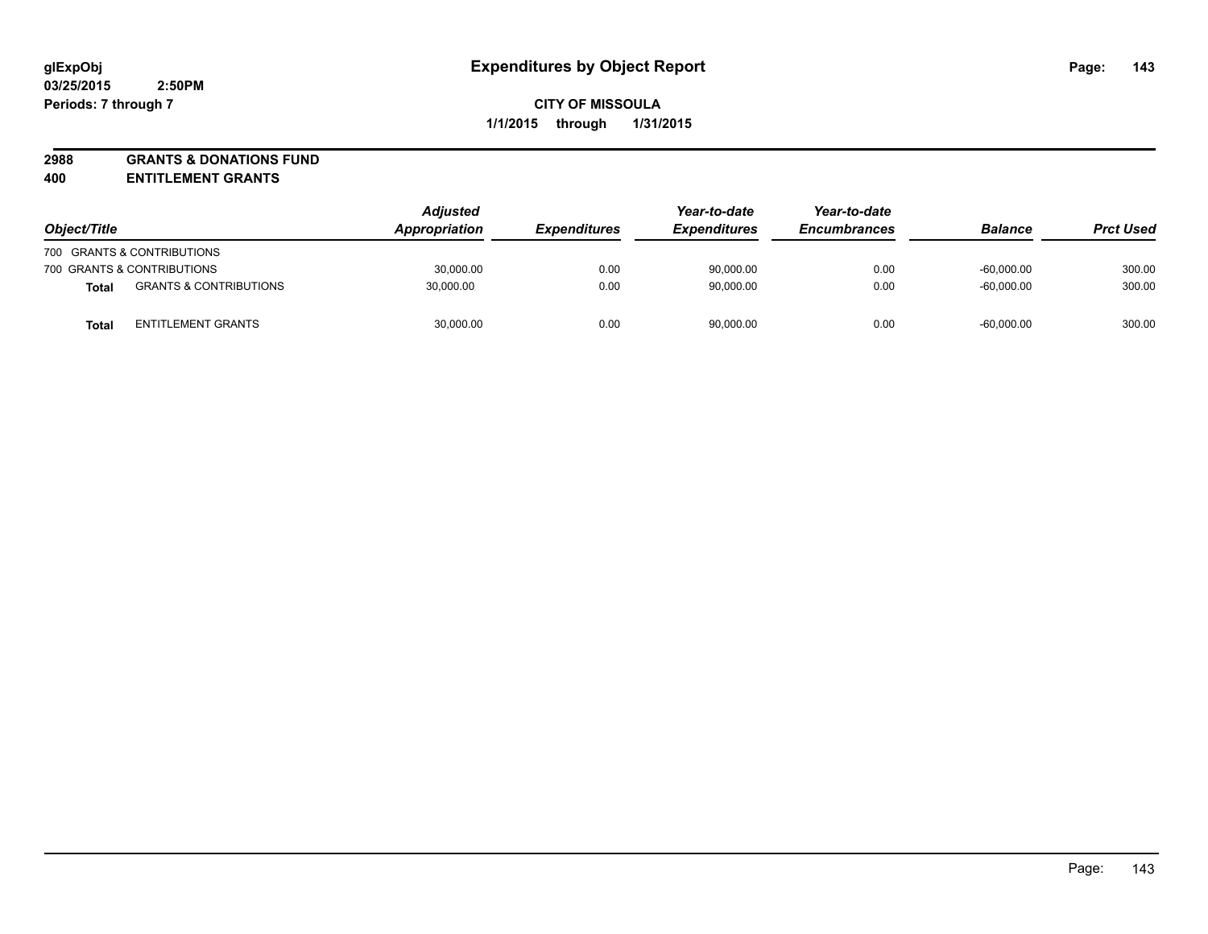glExpObj
03/25/2015 2:50PM
Periods: 7 through 7

# Expenditures by Object Report

**CITY OF MISSOULA**
**1/1/2015 through 1/31/2015**

**2988 GRANTS & DONATIONS FUND**
**400 ENTITLEMENT GRANTS**

| Object/Title | | Adjusted Appropriation | Expenditures | Year-to-date Expenditures | Year-to-date Encumbrances | Balance | Prct Used |
|---|---|---|---|---|---|---|---|
| 700 GRANTS & CONTRIBUTIONS | | | | | | | |
| 700 GRANTS & CONTRIBUTIONS | | 30,000.00 | 0.00 | 90,000.00 | 0.00 | -60,000.00 | 300.00 |
| **Total** | GRANTS & CONTRIBUTIONS | 30,000.00 | 0.00 | 90,000.00 | 0.00 | -60,000.00 | 300.00 |
| **Total** | ENTITLEMENT GRANTS | 30,000.00 | 0.00 | 90,000.00 | 0.00 | -60,000.00 | 300.00 |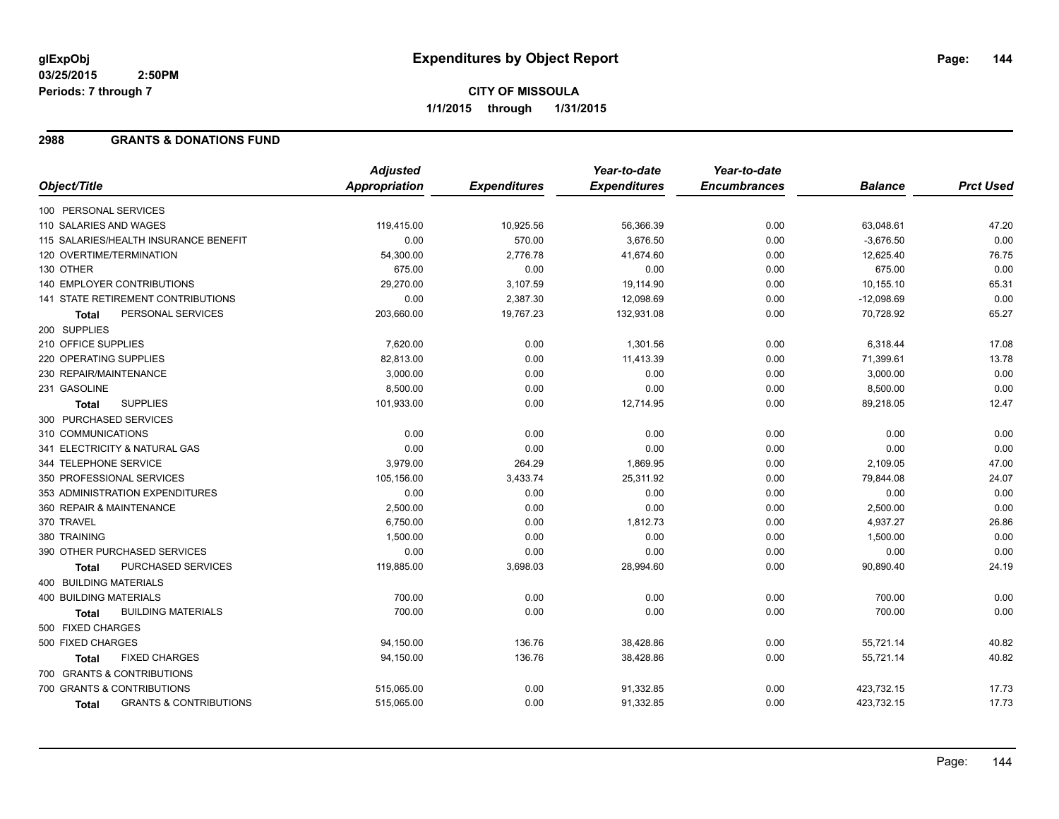# Expenditures by Object Report

glExpObj
03/25/2015 2:50PM
Periods: 7 through 7

**CITY OF MISSOULA**
**1/1/2015 through 1/31/2015**

## 2988 GRANTS & DONATIONS FUND

| Object/Title | Adjusted Appropriation | Expenditures | Year-to-date Expenditures | Year-to-date Encumbrances | Balance | Prct Used |
|---|---|---|---|---|---|---|
| 100 PERSONAL SERVICES | | | | | | |
| 110 SALARIES AND WAGES | 119,415.00 | 10,925.56 | 56,366.39 | 0.00 | 63,048.61 | 47.20 |
| 115 SALARIES/HEALTH INSURANCE BENEFIT | 0.00 | 570.00 | 3,676.50 | 0.00 | -3,676.50 | 0.00 |
| 120 OVERTIME/TERMINATION | 54,300.00 | 2,776.78 | 41,674.60 | 0.00 | 12,625.40 | 76.75 |
| 130 OTHER | 675.00 | 0.00 | 0.00 | 0.00 | 675.00 | 0.00 |
| 140 EMPLOYER CONTRIBUTIONS | 29,270.00 | 3,107.59 | 19,114.90 | 0.00 | 10,155.10 | 65.31 |
| 141 STATE RETIREMENT CONTRIBUTIONS | 0.00 | 2,387.30 | 12,098.69 | 0.00 | -12,098.69 | 0.00 |
| **Total** PERSONAL SERVICES | 203,660.00 | 19,767.23 | 132,931.08 | 0.00 | 70,728.92 | 65.27 |
| 200 SUPPLIES | | | | | | |
| 210 OFFICE SUPPLIES | 7,620.00 | 0.00 | 1,301.56 | 0.00 | 6,318.44 | 17.08 |
| 220 OPERATING SUPPLIES | 82,813.00 | 0.00 | 11,413.39 | 0.00 | 71,399.61 | 13.78 |
| 230 REPAIR/MAINTENANCE | 3,000.00 | 0.00 | 0.00 | 0.00 | 3,000.00 | 0.00 |
| 231 GASOLINE | 8,500.00 | 0.00 | 0.00 | 0.00 | 8,500.00 | 0.00 |
| **Total** SUPPLIES | 101,933.00 | 0.00 | 12,714.95 | 0.00 | 89,218.05 | 12.47 |
| 300 PURCHASED SERVICES | | | | | | |
| 310 COMMUNICATIONS | 0.00 | 0.00 | 0.00 | 0.00 | 0.00 | 0.00 |
| 341 ELECTRICITY & NATURAL GAS | 0.00 | 0.00 | 0.00 | 0.00 | 0.00 | 0.00 |
| 344 TELEPHONE SERVICE | 3,979.00 | 264.29 | 1,869.95 | 0.00 | 2,109.05 | 47.00 |
| 350 PROFESSIONAL SERVICES | 105,156.00 | 3,433.74 | 25,311.92 | 0.00 | 79,844.08 | 24.07 |
| 353 ADMINISTRATION EXPENDITURES | 0.00 | 0.00 | 0.00 | 0.00 | 0.00 | 0.00 |
| 360 REPAIR & MAINTENANCE | 2,500.00 | 0.00 | 0.00 | 0.00 | 2,500.00 | 0.00 |
| 370 TRAVEL | 6,750.00 | 0.00 | 1,812.73 | 0.00 | 4,937.27 | 26.86 |
| 380 TRAINING | 1,500.00 | 0.00 | 0.00 | 0.00 | 1,500.00 | 0.00 |
| 390 OTHER PURCHASED SERVICES | 0.00 | 0.00 | 0.00 | 0.00 | 0.00 | 0.00 |
| **Total** PURCHASED SERVICES | 119,885.00 | 3,698.03 | 28,994.60 | 0.00 | 90,890.40 | 24.19 |
| 400 BUILDING MATERIALS | | | | | | |
| 400 BUILDING MATERIALS | 700.00 | 0.00 | 0.00 | 0.00 | 700.00 | 0.00 |
| **Total** BUILDING MATERIALS | 700.00 | 0.00 | 0.00 | 0.00 | 700.00 | 0.00 |
| 500 FIXED CHARGES | | | | | | |
| 500 FIXED CHARGES | 94,150.00 | 136.76 | 38,428.86 | 0.00 | 55,721.14 | 40.82 |
| **Total** FIXED CHARGES | 94,150.00 | 136.76 | 38,428.86 | 0.00 | 55,721.14 | 40.82 |
| 700 GRANTS & CONTRIBUTIONS | | | | | | |
| 700 GRANTS & CONTRIBUTIONS | 515,065.00 | 0.00 | 91,332.85 | 0.00 | 423,732.15 | 17.73 |
| **Total** GRANTS & CONTRIBUTIONS | 515,065.00 | 0.00 | 91,332.85 | 0.00 | 423,732.15 | 17.73 |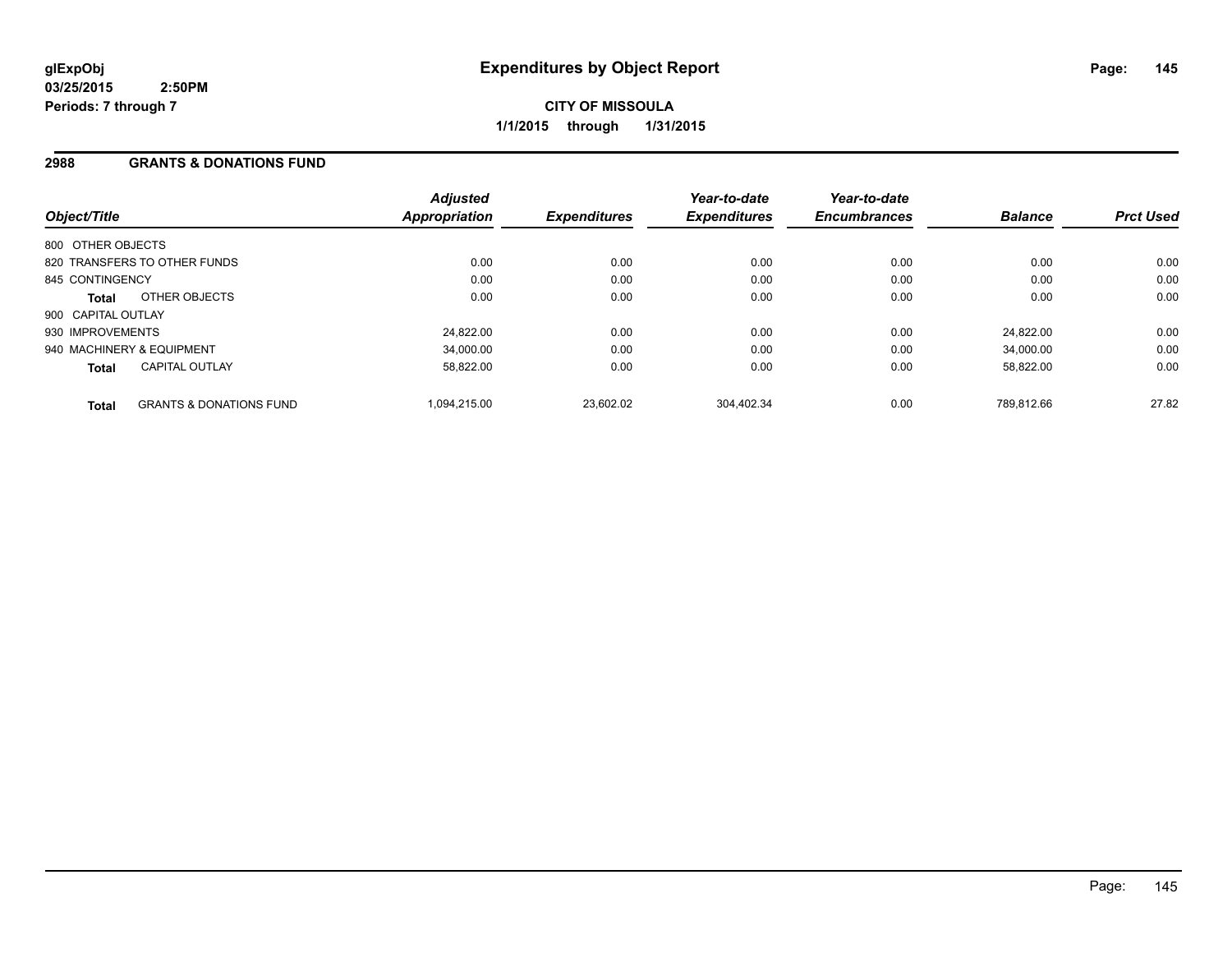**glExpObj**
**03/25/2015 2:50PM**
**Periods: 7 through 7**

# Expenditures by Object Report

**CITY OF MISSOULA**
**1/1/2015 through 1/31/2015**

## 2988 GRANTS & DONATIONS FUND

| Object/Title | | Adjusted Appropriation | Expenditures | Year-to-date Expenditures | Year-to-date Encumbrances | Balance | Prct Used |
|---|---|---|---|---|---|---|---|
| 800 OTHER OBJECTS | | | | | | | |
| 820 TRANSFERS TO OTHER FUNDS | | 0.00 | 0.00 | 0.00 | 0.00 | 0.00 | 0.00 |
| 845 CONTINGENCY | | 0.00 | 0.00 | 0.00 | 0.00 | 0.00 | 0.00 |
| **Total** | OTHER OBJECTS | 0.00 | 0.00 | 0.00 | 0.00 | 0.00 | 0.00 |
| 900 CAPITAL OUTLAY | | | | | | | |
| 930 IMPROVEMENTS | | 24,822.00 | 0.00 | 0.00 | 0.00 | 24,822.00 | 0.00 |
| 940 MACHINERY & EQUIPMENT | | 34,000.00 | 0.00 | 0.00 | 0.00 | 34,000.00 | 0.00 |
| **Total** | CAPITAL OUTLAY | 58,822.00 | 0.00 | 0.00 | 0.00 | 58,822.00 | 0.00 |
| **Total** | GRANTS & DONATIONS FUND | 1,094,215.00 | 23,602.02 | 304,402.34 | 0.00 | 789,812.66 | 27.82 |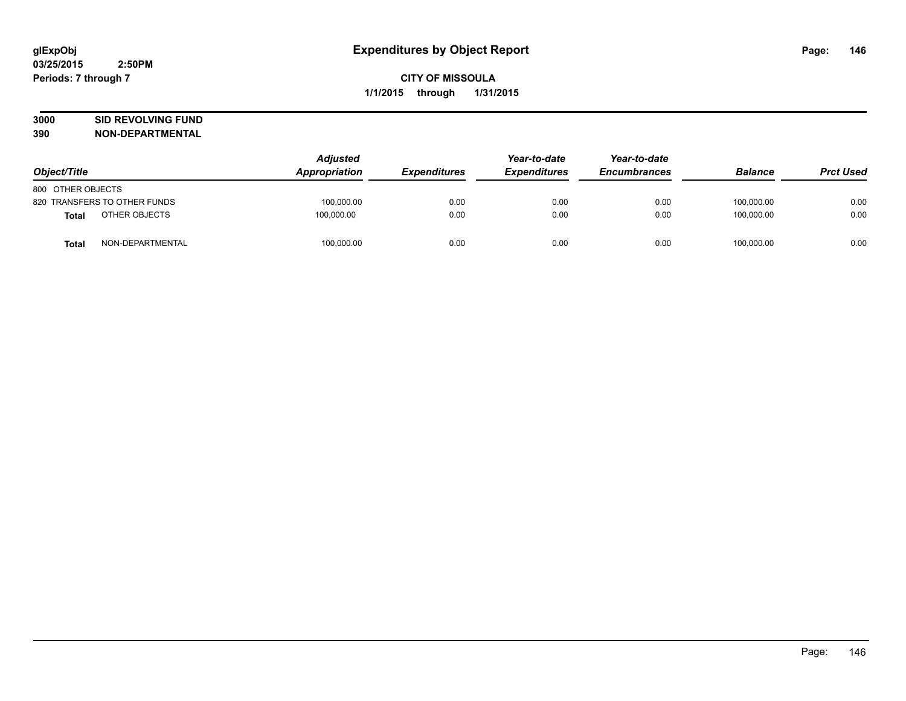glExpObj
03/25/2015 2:50PM
Periods: 7 through 7

# Expenditures by Object Report

**CITY OF MISSOULA**
**1/1/2015 through 1/31/2015**

**3000 SID REVOLVING FUND**
**390 NON-DEPARTMENTAL**

| Object/Title | | Adjusted Appropriation | Expenditures | Year-to-date Expenditures | Year-to-date Encumbrances | Balance | Prct Used |
|---|---|---|---|---|---|---|---|
| 800 OTHER OBJECTS | | | | | | | |
| 820 TRANSFERS TO OTHER FUNDS | | 100,000.00 | 0.00 | 0.00 | 0.00 | 100,000.00 | 0.00 |
| **Total** | OTHER OBJECTS | 100,000.00 | 0.00 | 0.00 | 0.00 | 100,000.00 | 0.00 |
| **Total** | NON-DEPARTMENTAL | 100,000.00 | 0.00 | 0.00 | 0.00 | 100,000.00 | 0.00 |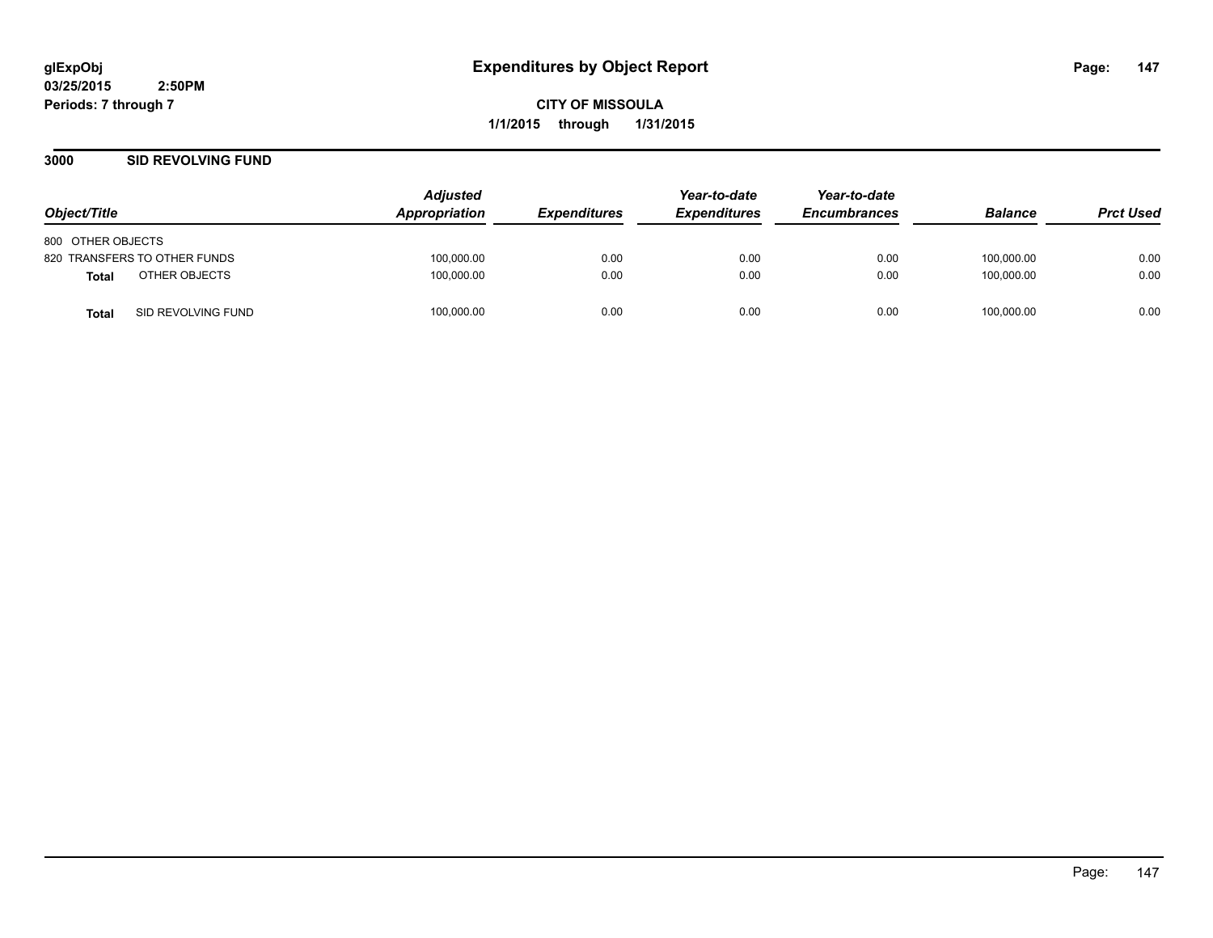glExpObj
03/25/2015 2:50PM
Periods: 7 through 7

# Expenditures by Object Report

**CITY OF MISSOULA**
**1/1/2015 through 1/31/2015**

## 3000 SID REVOLVING FUND

| Object/Title | Adjusted Appropriation | Expenditures | Year-to-date Expenditures | Year-to-date Encumbrances | Balance | Prct Used |
|---|---|---|---|---|---|---|
| 800 OTHER OBJECTS | | | | | | |
| 820 TRANSFERS TO OTHER FUNDS | 100,000.00 | 0.00 | 0.00 | 0.00 | 100,000.00 | 0.00 |
| **Total** OTHER OBJECTS | 100,000.00 | 0.00 | 0.00 | 0.00 | 100,000.00 | 0.00 |
| **Total** SID REVOLVING FUND | 100,000.00 | 0.00 | 0.00 | 0.00 | 100,000.00 | 0.00 |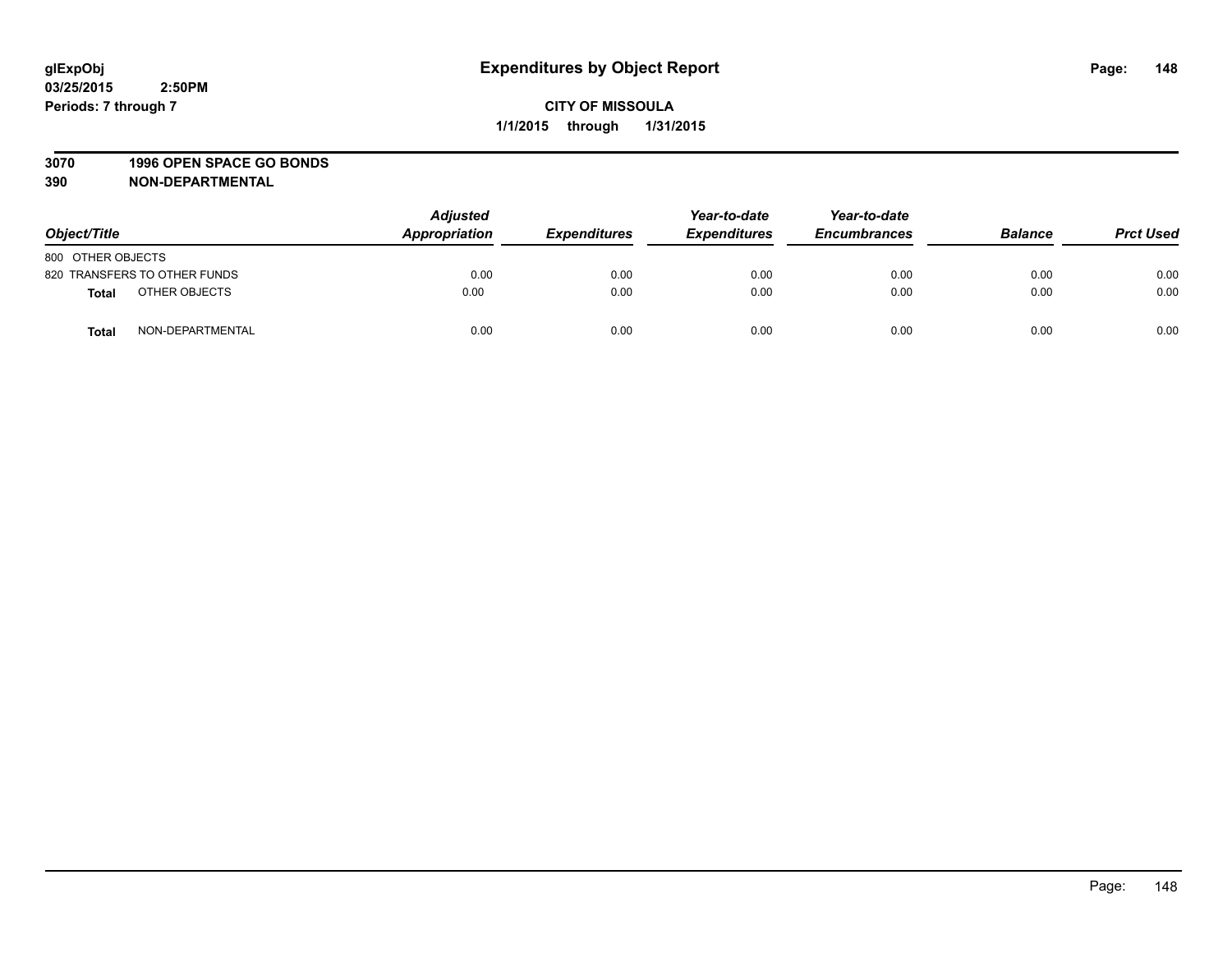**glExpObj**
**03/25/2015 2:50PM**
**Periods: 7 through 7**

# Expenditures by Object Report

**CITY OF MISSOULA**
**1/1/2015 through 1/31/2015**

**3070 1996 OPEN SPACE GO BONDS**
**390 NON-DEPARTMENTAL**

| Object/Title | Adjusted Appropriation | Expenditures | Year-to-date Expenditures | Year-to-date Encumbrances | Balance | Prct Used |
|---|---|---|---|---|---|---|
| 800 OTHER OBJECTS | | | | | | |
| 820 TRANSFERS TO OTHER FUNDS | 0.00 | 0.00 | 0.00 | 0.00 | 0.00 | 0.00 |
| **Total** OTHER OBJECTS | 0.00 | 0.00 | 0.00 | 0.00 | 0.00 | 0.00 |
| **Total** NON-DEPARTMENTAL | 0.00 | 0.00 | 0.00 | 0.00 | 0.00 | 0.00 |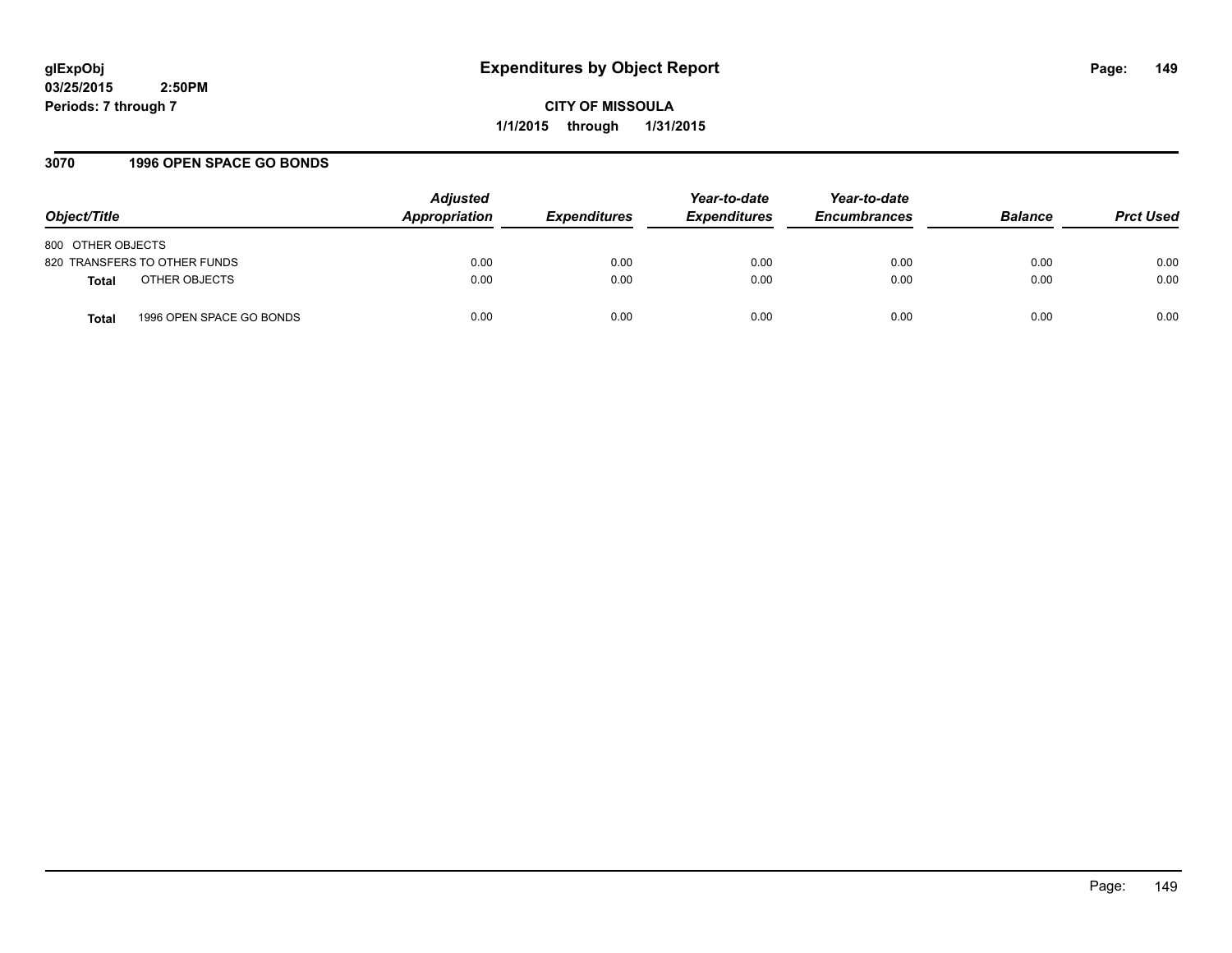**glExpObj**
**03/25/2015 2:50PM**
**Periods: 7 through 7**

# Expenditures by Object Report

**CITY OF MISSOULA**
**1/1/2015 through 1/31/2015**

## 3070 1996 OPEN SPACE GO BONDS

| Object/Title | Adjusted Appropriation | Expenditures | Year-to-date Expenditures | Year-to-date Encumbrances | Balance | Prct Used |
|---|---|---|---|---|---|---|
| 800 OTHER OBJECTS | | | | | | |
| 820 TRANSFERS TO OTHER FUNDS | 0.00 | 0.00 | 0.00 | 0.00 | 0.00 | 0.00 |
| **Total** OTHER OBJECTS | 0.00 | 0.00 | 0.00 | 0.00 | 0.00 | 0.00 |
| **Total** 1996 OPEN SPACE GO BONDS | 0.00 | 0.00 | 0.00 | 0.00 | 0.00 | 0.00 |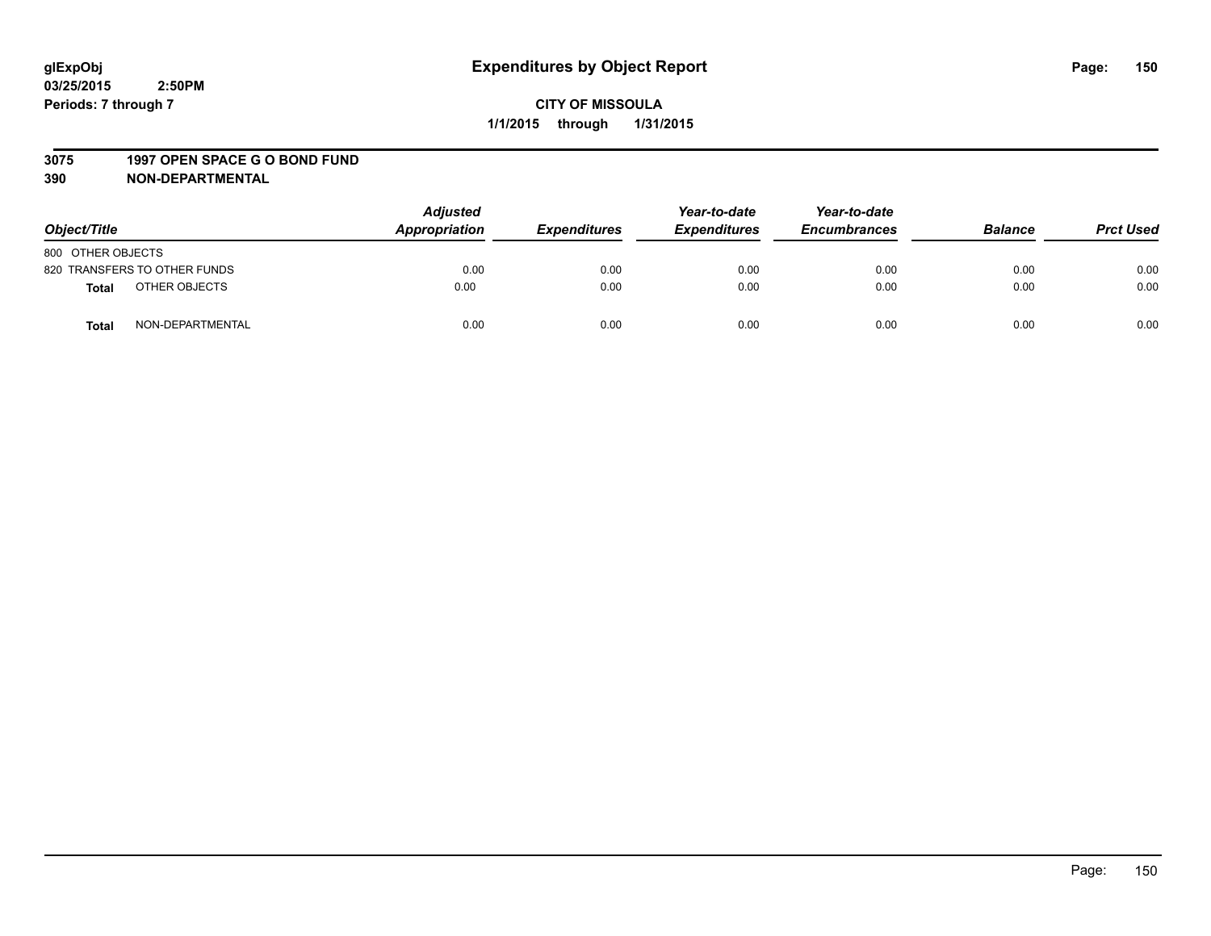**glExpObj**
**03/25/2015 2:50PM**
**Periods: 7 through 7**

# Expenditures by Object Report

**CITY OF MISSOULA**
**1/1/2015 through 1/31/2015**

**3075 1997 OPEN SPACE G O BOND FUND**
**390 NON-DEPARTMENTAL**

| Object/Title | | Adjusted Appropriation | Expenditures | Year-to-date Expenditures | Year-to-date Encumbrances | Balance | Prct Used |
|---|---|---|---|---|---|---|---|
| 800 OTHER OBJECTS | | | | | | | |
| 820 TRANSFERS TO OTHER FUNDS | | 0.00 | 0.00 | 0.00 | 0.00 | 0.00 | 0.00 |
| **Total** | OTHER OBJECTS | 0.00 | 0.00 | 0.00 | 0.00 | 0.00 | 0.00 |
| **Total** | NON-DEPARTMENTAL | 0.00 | 0.00 | 0.00 | 0.00 | 0.00 | 0.00 |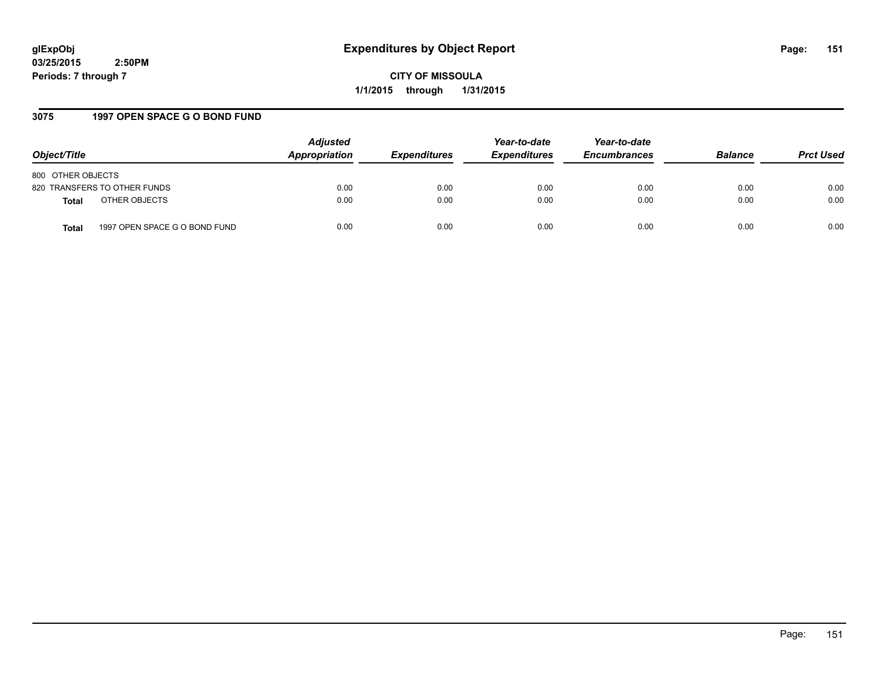## 3075 1997 OPEN SPACE G O BOND FUND

| Object/Title | Adjusted Appropriation | Expenditures | Year-to-date Expenditures | Year-to-date Encumbrances | Balance | Prct Used |
|---|---|---|---|---|---|---|
| 800 OTHER OBJECTS | | | | | | |
| 820 TRANSFERS TO OTHER FUNDS | 0.00 | 0.00 | 0.00 | 0.00 | 0.00 | 0.00 |
| **Total** OTHER OBJECTS | 0.00 | 0.00 | 0.00 | 0.00 | 0.00 | 0.00 |
| **Total** 1997 OPEN SPACE G O BOND FUND | 0.00 | 0.00 | 0.00 | 0.00 | 0.00 | 0.00 |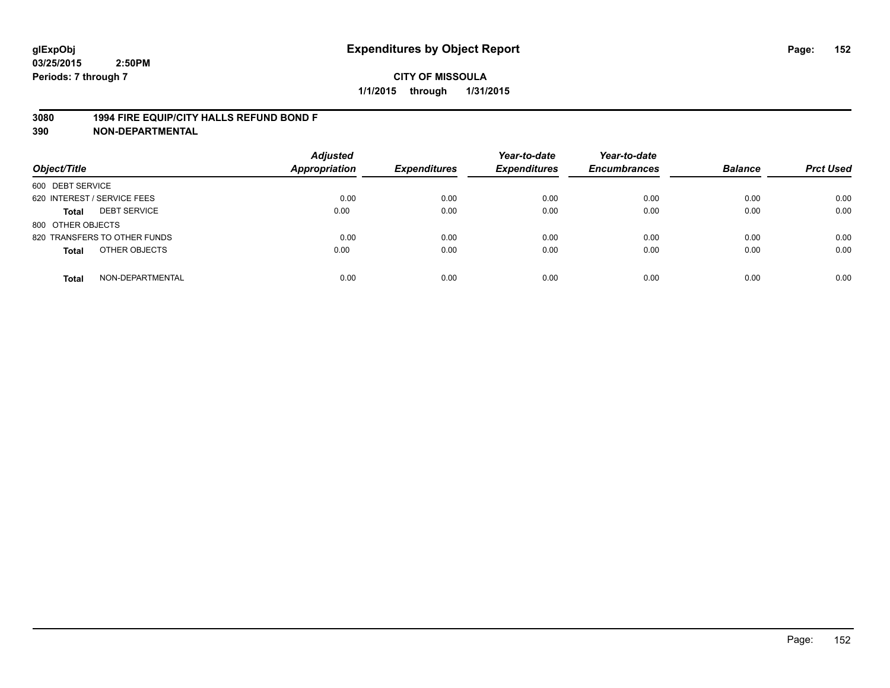# Expenditures by Object Report

glExpObj
03/25/2015 2:50PM
Periods: 7 through 7

**CITY OF MISSOULA**
**1/1/2015 through 1/31/2015**

**3080 1994 FIRE EQUIP/CITY HALLS REFUND BOND F**
**390 NON-DEPARTMENTAL**

| Object/Title | Adjusted Appropriation | Expenditures | Year-to-date Expenditures | Year-to-date Encumbrances | Balance | Prct Used |
|---|---|---|---|---|---|---|
| 600 DEBT SERVICE | | | | | | |
| 620 INTEREST / SERVICE FEES | 0.00 | 0.00 | 0.00 | 0.00 | 0.00 | 0.00 |
| **Total** DEBT SERVICE | 0.00 | 0.00 | 0.00 | 0.00 | 0.00 | 0.00 |
| 800 OTHER OBJECTS | | | | | | |
| 820 TRANSFERS TO OTHER FUNDS | 0.00 | 0.00 | 0.00 | 0.00 | 0.00 | 0.00 |
| **Total** OTHER OBJECTS | 0.00 | 0.00 | 0.00 | 0.00 | 0.00 | 0.00 |
| **Total** NON-DEPARTMENTAL | 0.00 | 0.00 | 0.00 | 0.00 | 0.00 | 0.00 |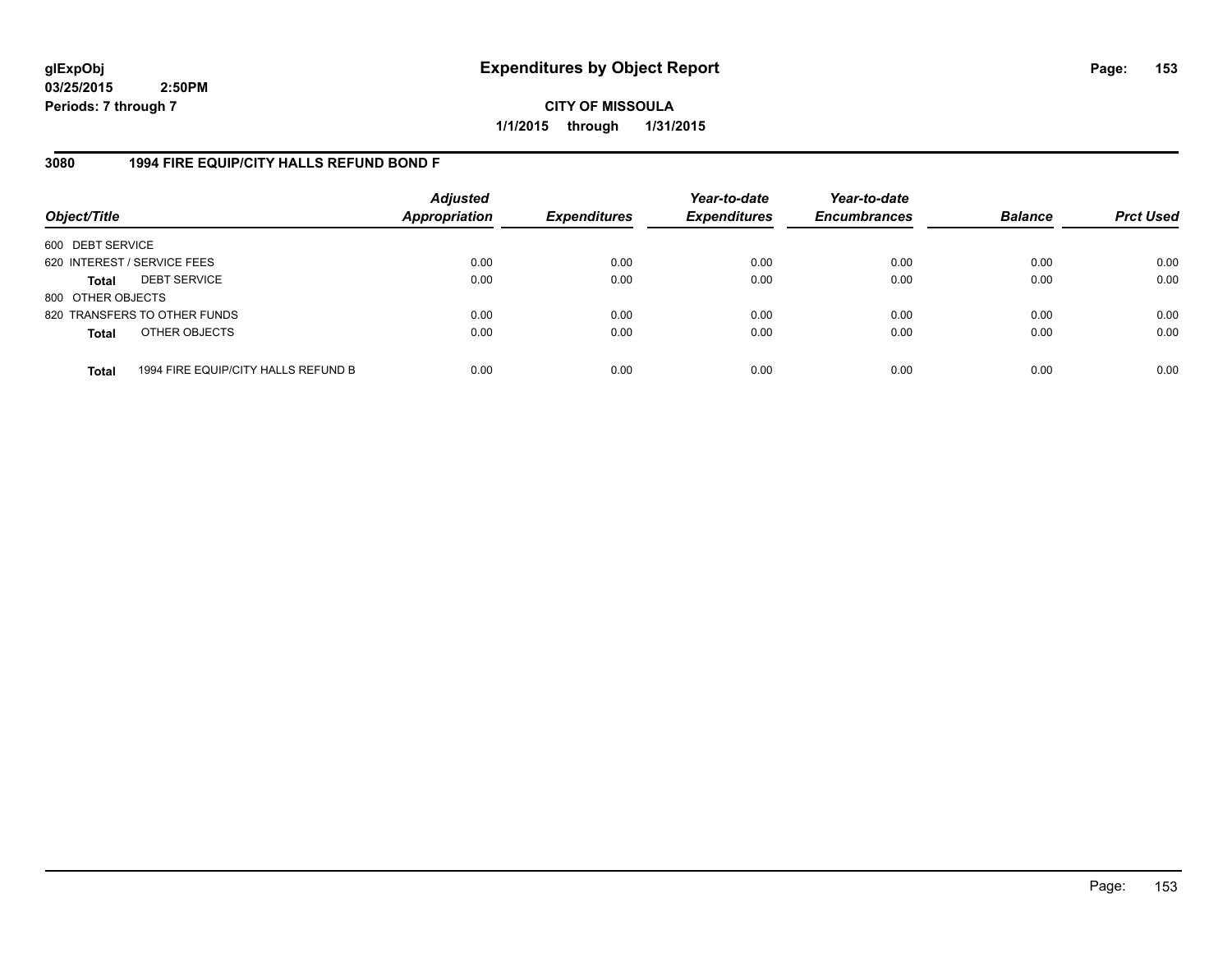**glExpObj**
**03/25/2015 2:50PM**
**Periods: 7 through 7**

# Expenditures by Object Report

**CITY OF MISSOULA**
**1/1/2015 through 1/31/2015**

## 3080 1994 FIRE EQUIP/CITY HALLS REFUND BOND F

| Object/Title | Adjusted Appropriation | Expenditures | Year-to-date Expenditures | Year-to-date Encumbrances | Balance | Prct Used |
|---|---|---|---|---|---|---|
| 600 DEBT SERVICE | | | | | | |
| 620 INTEREST / SERVICE FEES | 0.00 | 0.00 | 0.00 | 0.00 | 0.00 | 0.00 |
| **Total** DEBT SERVICE | 0.00 | 0.00 | 0.00 | 0.00 | 0.00 | 0.00 |
| 800 OTHER OBJECTS | | | | | | |
| 820 TRANSFERS TO OTHER FUNDS | 0.00 | 0.00 | 0.00 | 0.00 | 0.00 | 0.00 |
| **Total** OTHER OBJECTS | 0.00 | 0.00 | 0.00 | 0.00 | 0.00 | 0.00 |
| **Total** 1994 FIRE EQUIP/CITY HALLS REFUND B | 0.00 | 0.00 | 0.00 | 0.00 | 0.00 | 0.00 |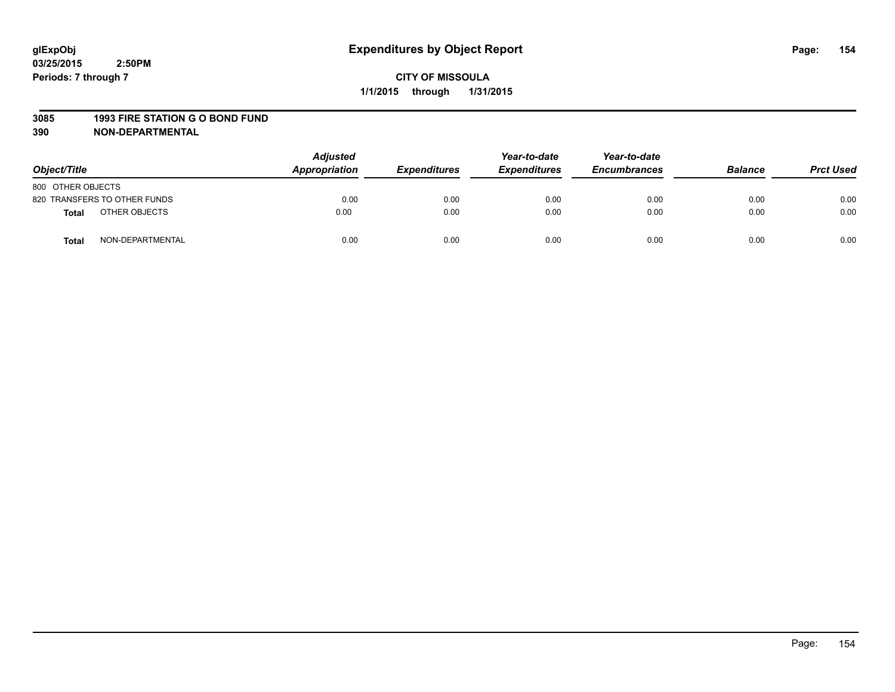# Expenditures by Object Report

glExpObj
03/25/2015 2:50PM
Periods: 7 through 7

**CITY OF MISSOULA**
**1/1/2015 through 1/31/2015**

**3085 1993 FIRE STATION G O BOND FUND**
**390 NON-DEPARTMENTAL**

| Object/Title | | Adjusted Appropriation | Expenditures | Year-to-date Expenditures | Year-to-date Encumbrances | Balance | Prct Used |
|---|---|---|---|---|---|---|---|
| 800 OTHER OBJECTS | | | | | | | |
| 820 TRANSFERS TO OTHER FUNDS | | 0.00 | 0.00 | 0.00 | 0.00 | 0.00 | 0.00 |
| **Total** | OTHER OBJECTS | 0.00 | 0.00 | 0.00 | 0.00 | 0.00 | 0.00 |
| **Total** | NON-DEPARTMENTAL | 0.00 | 0.00 | 0.00 | 0.00 | 0.00 | 0.00 |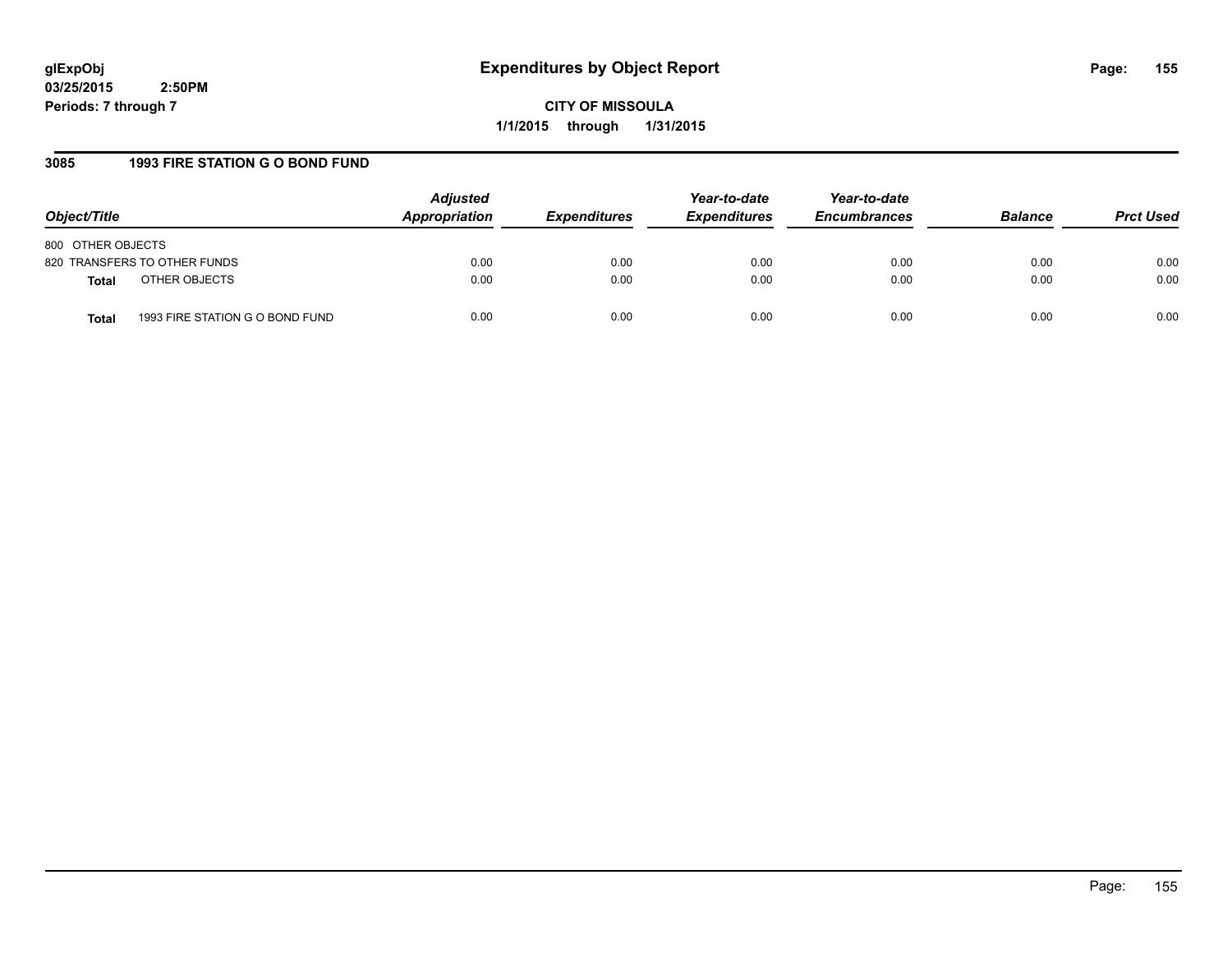# Expenditures by Object Report

glExpObj
03/25/2015 2:50PM
Periods: 7 through 7

**CITY OF MISSOULA**
**1/1/2015 through 1/31/2015**

## 3085 1993 FIRE STATION G O BOND FUND

| Object/Title | | Adjusted Appropriation | Expenditures | Year-to-date Expenditures | Year-to-date Encumbrances | Balance | Prct Used |
|---|---|---|---|---|---|---|---|
| 800 OTHER OBJECTS | | | | | | | |
| 820 TRANSFERS TO OTHER FUNDS | | 0.00 | 0.00 | 0.00 | 0.00 | 0.00 | 0.00 |
| **Total** | OTHER OBJECTS | 0.00 | 0.00 | 0.00 | 0.00 | 0.00 | 0.00 |
| **Total** | 1993 FIRE STATION G O BOND FUND | 0.00 | 0.00 | 0.00 | 0.00 | 0.00 | 0.00 |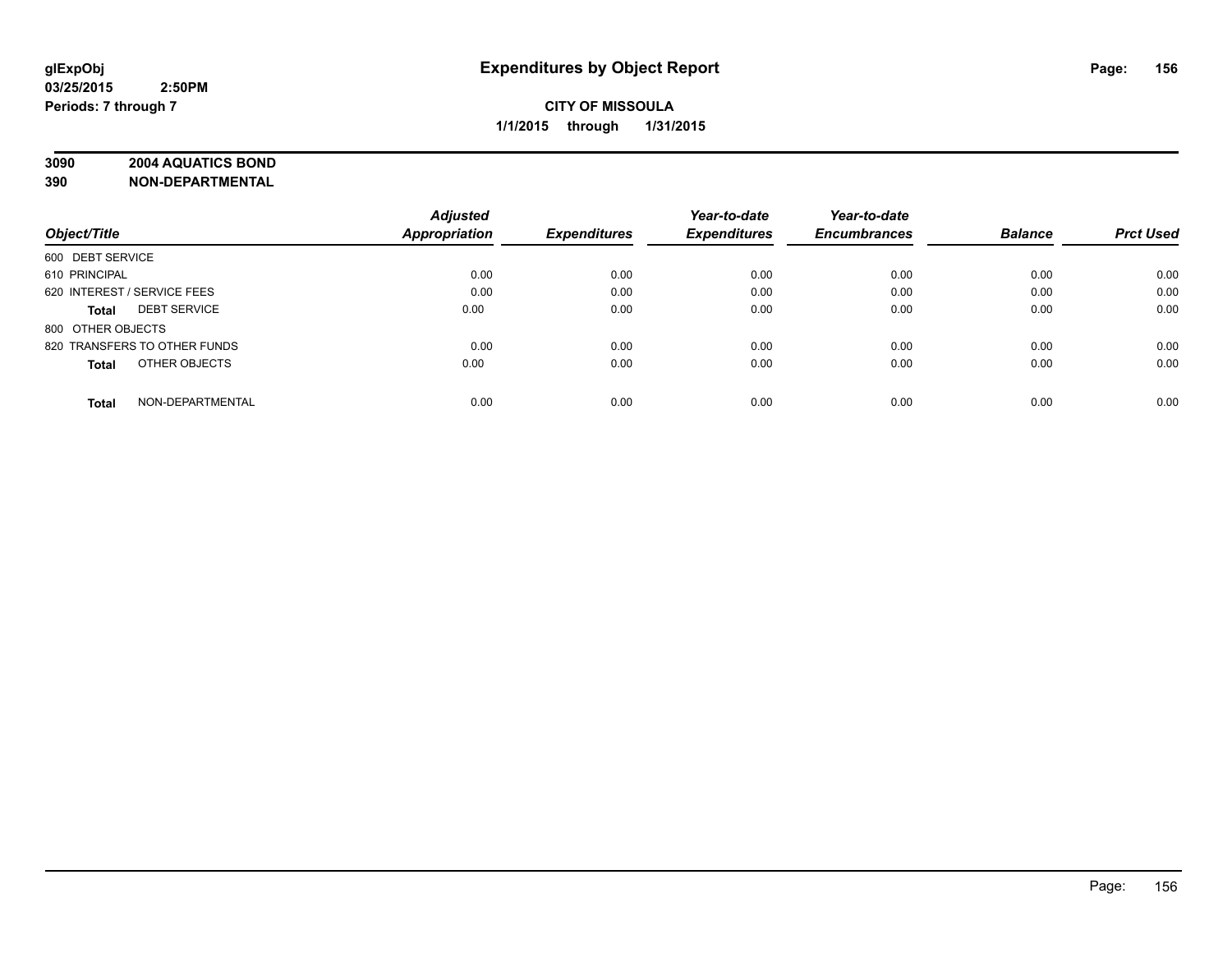# Expenditures by Object Report

glExpObj
03/25/2015 2:50PM
Periods: 7 through 7

**CITY OF MISSOULA**
**1/1/2015 through 1/31/2015**

**3090 2004 AQUATICS BOND**
**390 NON-DEPARTMENTAL**

| Object/Title | | Adjusted Appropriation | Expenditures | Year-to-date Expenditures | Year-to-date Encumbrances | Balance | Prct Used |
|---|---|---|---|---|---|---|---|
| 600 DEBT SERVICE | | | | | | | |
| 610 PRINCIPAL | | 0.00 | 0.00 | 0.00 | 0.00 | 0.00 | 0.00 |
| 620 INTEREST / SERVICE FEES | | 0.00 | 0.00 | 0.00 | 0.00 | 0.00 | 0.00 |
| **Total** | DEBT SERVICE | 0.00 | 0.00 | 0.00 | 0.00 | 0.00 | 0.00 |
| 800 OTHER OBJECTS | | | | | | | |
| 820 TRANSFERS TO OTHER FUNDS | | 0.00 | 0.00 | 0.00 | 0.00 | 0.00 | 0.00 |
| **Total** | OTHER OBJECTS | 0.00 | 0.00 | 0.00 | 0.00 | 0.00 | 0.00 |
| **Total** | NON-DEPARTMENTAL | 0.00 | 0.00 | 0.00 | 0.00 | 0.00 | 0.00 |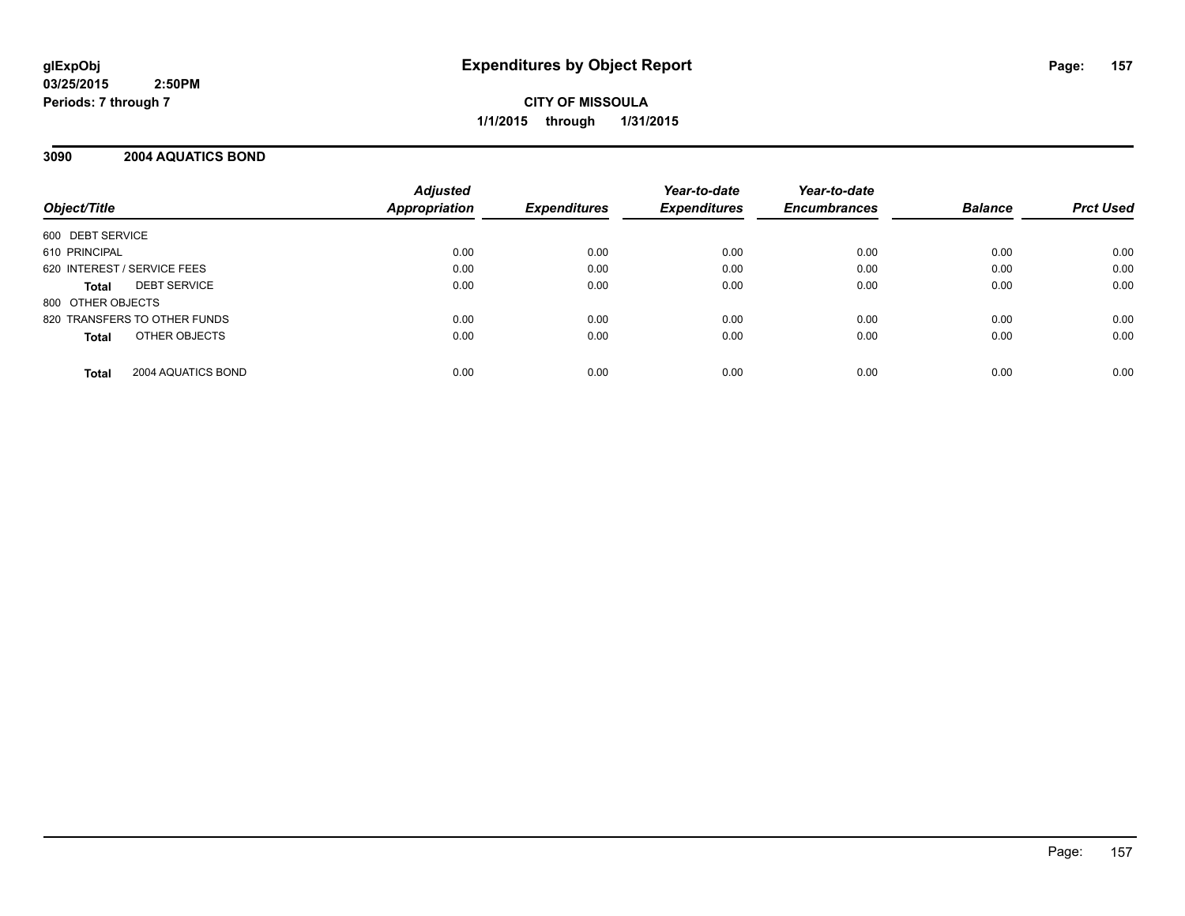**glExpObj**
**03/25/2015 2:50PM**
**Periods: 7 through 7**

# Expenditures by Object Report

**CITY OF MISSOULA**
**1/1/2015 through 1/31/2015**

## 3090 2004 AQUATICS BOND

| Object/Title | Adjusted Appropriation | Expenditures | Year-to-date Expenditures | Year-to-date Encumbrances | Balance | Prct Used |
|---|---|---|---|---|---|---|
| 600 DEBT SERVICE | | | | | | |
| 610 PRINCIPAL | 0.00 | 0.00 | 0.00 | 0.00 | 0.00 | 0.00 |
| 620 INTEREST / SERVICE FEES | 0.00 | 0.00 | 0.00 | 0.00 | 0.00 | 0.00 |
| **Total** DEBT SERVICE | 0.00 | 0.00 | 0.00 | 0.00 | 0.00 | 0.00 |
| 800 OTHER OBJECTS | | | | | | |
| 820 TRANSFERS TO OTHER FUNDS | 0.00 | 0.00 | 0.00 | 0.00 | 0.00 | 0.00 |
| **Total** OTHER OBJECTS | 0.00 | 0.00 | 0.00 | 0.00 | 0.00 | 0.00 |
| **Total** 2004 AQUATICS BOND | 0.00 | 0.00 | 0.00 | 0.00 | 0.00 | 0.00 |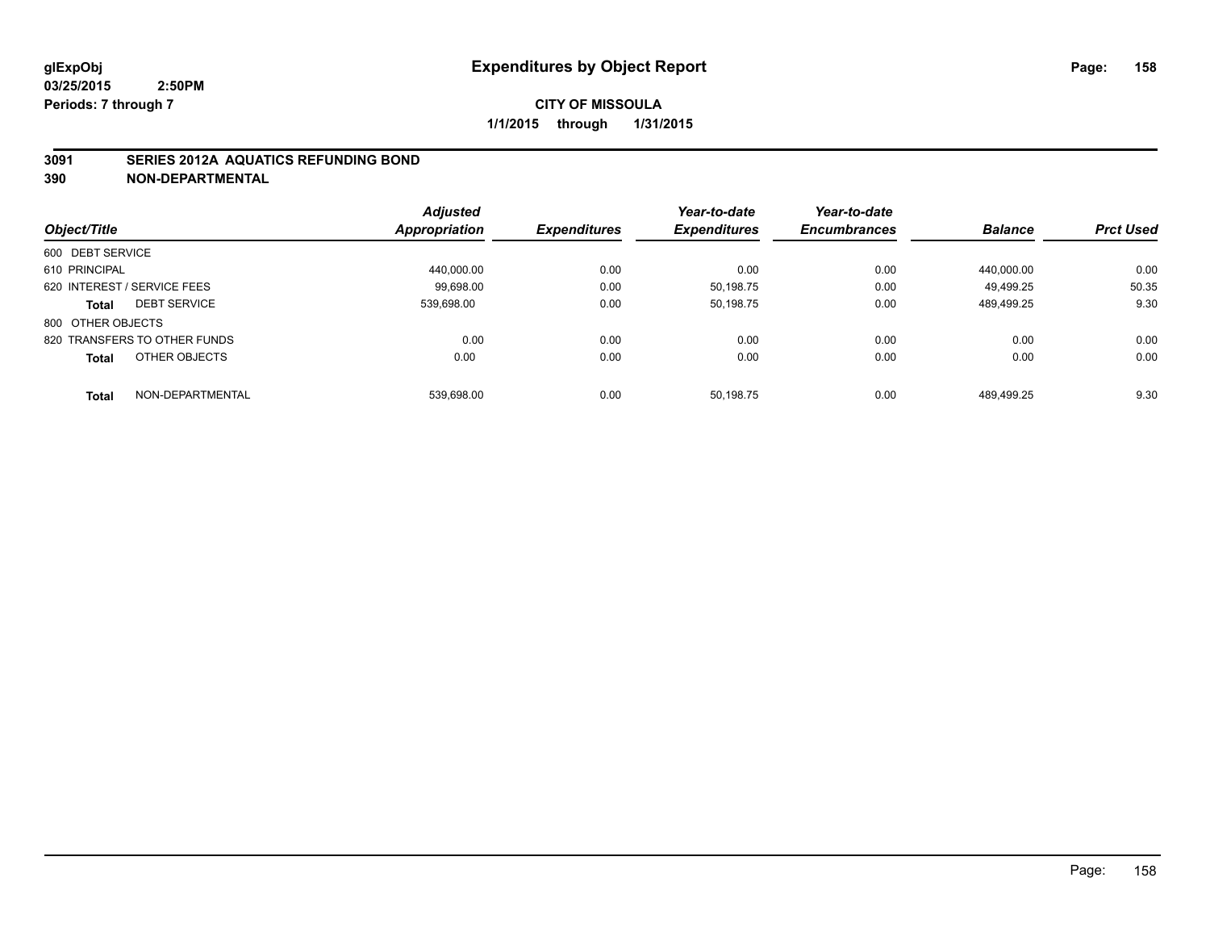**glExpObj**
**03/25/2015 2:50PM**
**Periods: 7 through 7**

# Expenditures by Object Report

**CITY OF MISSOULA**
**1/1/2015 through 1/31/2015**

## 3091 SERIES 2012A AQUATICS REFUNDING BOND
## 390 NON-DEPARTMENTAL

| Object/Title | Adjusted Appropriation | Expenditures | Year-to-date Expenditures | Year-to-date Encumbrances | Balance | Prct Used |
|---|---|---|---|---|---|---|
| 600 DEBT SERVICE | | | | | | |
| 610 PRINCIPAL | 440,000.00 | 0.00 | 0.00 | 0.00 | 440,000.00 | 0.00 |
| 620 INTEREST / SERVICE FEES | 99,698.00 | 0.00 | 50,198.75 | 0.00 | 49,499.25 | 50.35 |
| **Total** DEBT SERVICE | 539,698.00 | 0.00 | 50,198.75 | 0.00 | 489,499.25 | 9.30 |
| 800 OTHER OBJECTS | | | | | | |
| 820 TRANSFERS TO OTHER FUNDS | 0.00 | 0.00 | 0.00 | 0.00 | 0.00 | 0.00 |
| **Total** OTHER OBJECTS | 0.00 | 0.00 | 0.00 | 0.00 | 0.00 | 0.00 |
| **Total** NON-DEPARTMENTAL | 539,698.00 | 0.00 | 50,198.75 | 0.00 | 489,499.25 | 9.30 |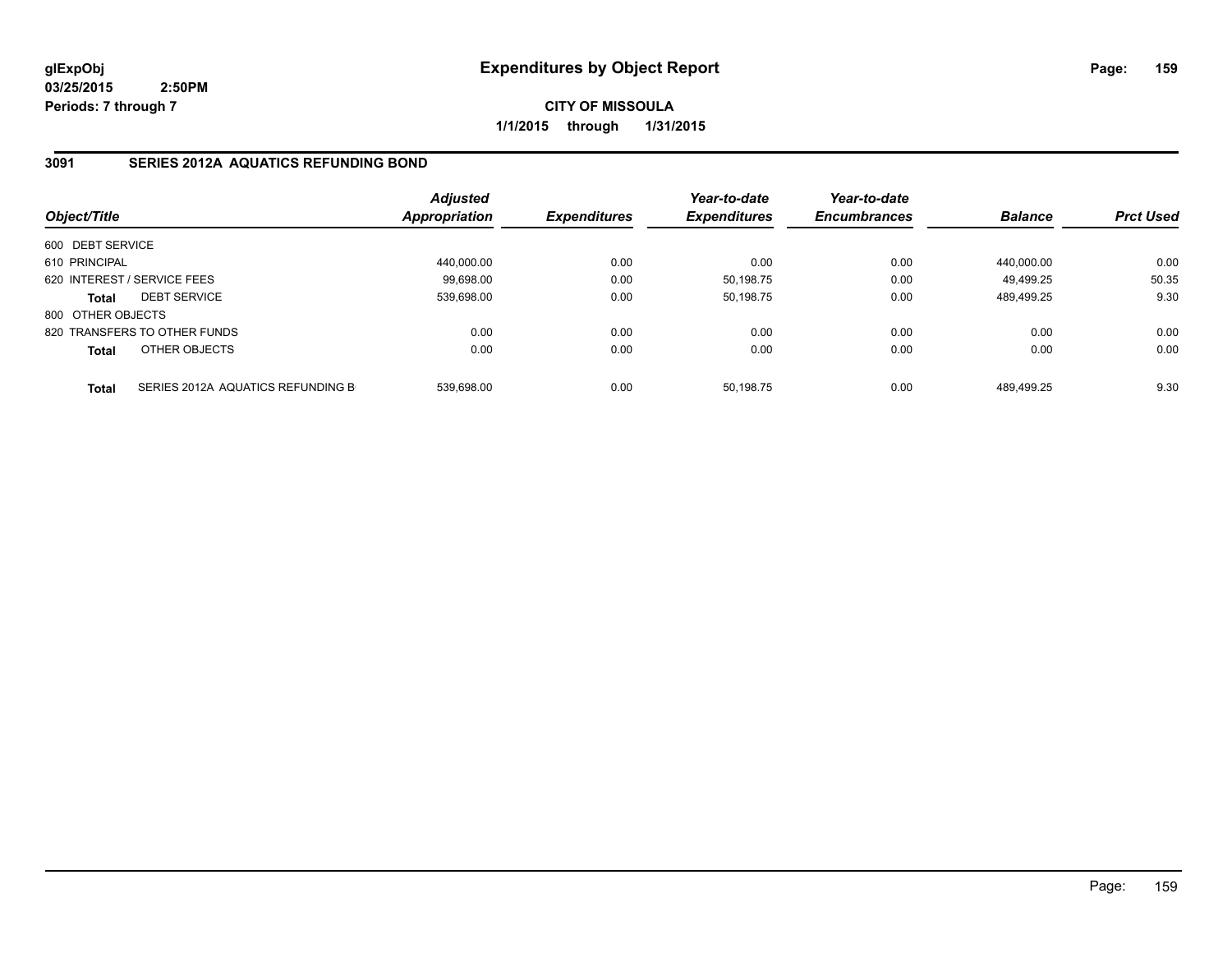**glExpObj**
**03/25/2015 2:50PM**
**Periods: 7 through 7**

# Expenditures by Object Report

**CITY OF MISSOULA**
**1/1/2015 through 1/31/2015**

## 3091 SERIES 2012A AQUATICS REFUNDING BOND

| Object/Title | | Adjusted Appropriation | Expenditures | Year-to-date Expenditures | Year-to-date Encumbrances | Balance | Prct Used |
|---|---|---|---|---|---|---|---|
| 600 DEBT SERVICE | | | | | | | |
| 610 PRINCIPAL | | 440,000.00 | 0.00 | 0.00 | 0.00 | 440,000.00 | 0.00 |
| 620 INTEREST / SERVICE FEES | | 99,698.00 | 0.00 | 50,198.75 | 0.00 | 49,499.25 | 50.35 |
| **Total** | DEBT SERVICE | 539,698.00 | 0.00 | 50,198.75 | 0.00 | 489,499.25 | 9.30 |
| 800 OTHER OBJECTS | | | | | | | |
| 820 TRANSFERS TO OTHER FUNDS | | 0.00 | 0.00 | 0.00 | 0.00 | 0.00 | 0.00 |
| **Total** | OTHER OBJECTS | 0.00 | 0.00 | 0.00 | 0.00 | 0.00 | 0.00 |
| **Total** | SERIES 2012A AQUATICS REFUNDING B | 539,698.00 | 0.00 | 50,198.75 | 0.00 | 489,499.25 | 9.30 |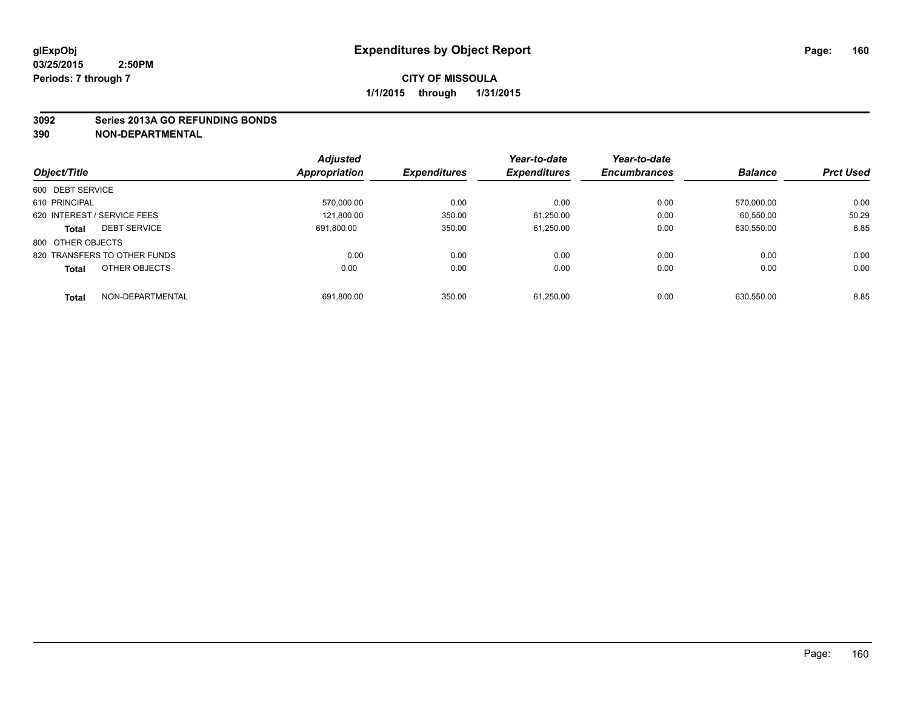glExpObj
03/25/2015 2:50PM
Periods: 7 through 7

# Expenditures by Object Report

**CITY OF MISSOULA**

**1/1/2015 through 1/31/2015**

**3092 Series 2013A GO REFUNDING BONDS**
**390 NON-DEPARTMENTAL**

| Object/Title | Adjusted Appropriation | Expenditures | Year-to-date Expenditures | Year-to-date Encumbrances | Balance | Prct Used |
|---|---|---|---|---|---|---|
| 600 DEBT SERVICE | | | | | | |
| 610 PRINCIPAL | 570,000.00 | 0.00 | 0.00 | 0.00 | 570,000.00 | 0.00 |
| 620 INTEREST / SERVICE FEES | 121,800.00 | 350.00 | 61,250.00 | 0.00 | 60,550.00 | 50.29 |
| **Total** DEBT SERVICE | 691,800.00 | 350.00 | 61,250.00 | 0.00 | 630,550.00 | 8.85 |
| 800 OTHER OBJECTS | | | | | | |
| 820 TRANSFERS TO OTHER FUNDS | 0.00 | 0.00 | 0.00 | 0.00 | 0.00 | 0.00 |
| **Total** OTHER OBJECTS | 0.00 | 0.00 | 0.00 | 0.00 | 0.00 | 0.00 |
| **Total** NON-DEPARTMENTAL | 691,800.00 | 350.00 | 61,250.00 | 0.00 | 630,550.00 | 8.85 |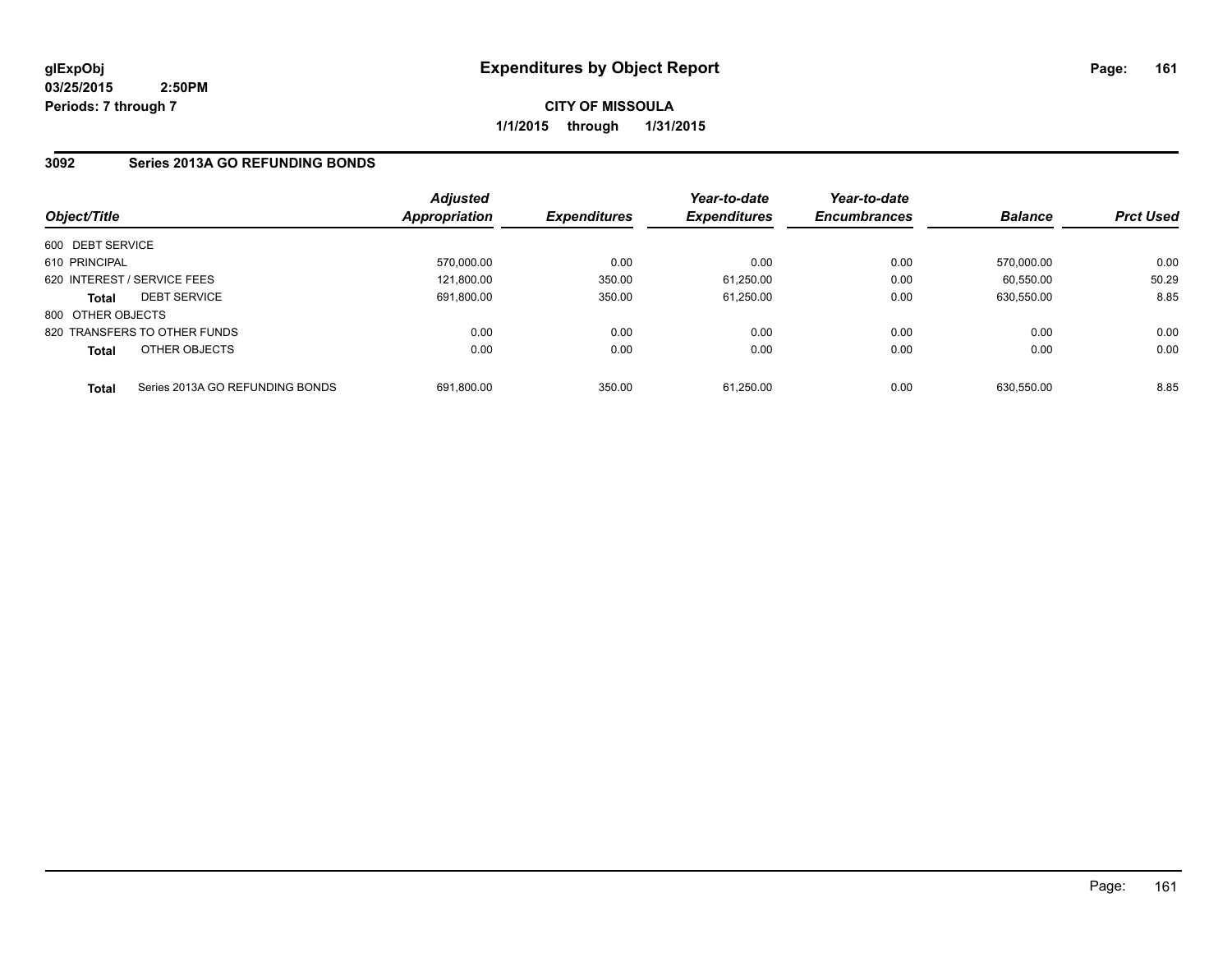glExpObj
03/25/2015 2:50PM
Periods: 7 through 7

# Expenditures by Object Report

**CITY OF MISSOULA**
**1/1/2015 through 1/31/2015**

## 3092 Series 2013A GO REFUNDING BONDS

| Object/Title | Adjusted Appropriation | Expenditures | Year-to-date Expenditures | Year-to-date Encumbrances | Balance | Prct Used |
|---|---|---|---|---|---|---|
| 600 DEBT SERVICE | | | | | | |
| 610 PRINCIPAL | 570,000.00 | 0.00 | 0.00 | 0.00 | 570,000.00 | 0.00 |
| 620 INTEREST / SERVICE FEES | 121,800.00 | 350.00 | 61,250.00 | 0.00 | 60,550.00 | 50.29 |
| **Total** DEBT SERVICE | 691,800.00 | 350.00 | 61,250.00 | 0.00 | 630,550.00 | 8.85 |
| 800 OTHER OBJECTS | | | | | | |
| 820 TRANSFERS TO OTHER FUNDS | 0.00 | 0.00 | 0.00 | 0.00 | 0.00 | 0.00 |
| **Total** OTHER OBJECTS | 0.00 | 0.00 | 0.00 | 0.00 | 0.00 | 0.00 |
| **Total** Series 2013A GO REFUNDING BONDS | 691,800.00 | 350.00 | 61,250.00 | 0.00 | 630,550.00 | 8.85 |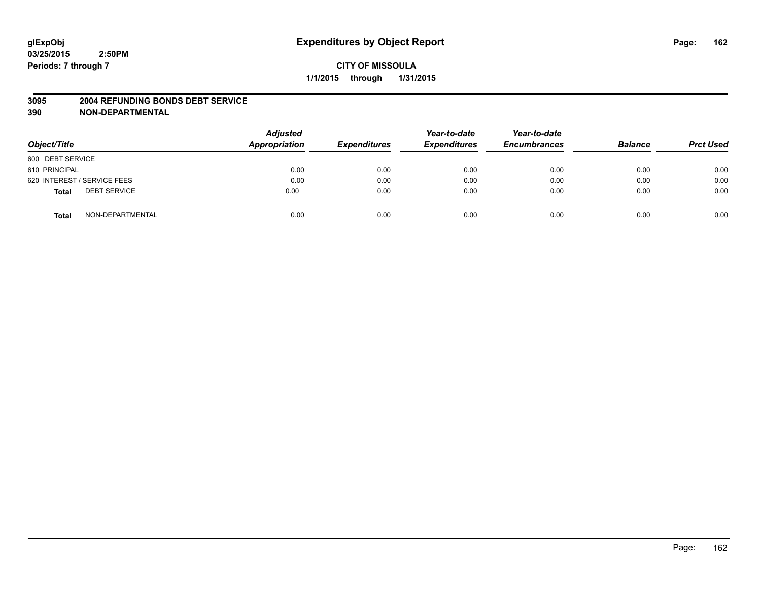**glExpObj** **Expenditures by Object Report**
**03/25/2015 2:50PM**
**Periods: 7 through 7**

**CITY OF MISSOULA**
**1/1/2015 through 1/31/2015**

**3095 2004 REFUNDING BONDS DEBT SERVICE**
**390 NON-DEPARTMENTAL**

| Object/Title | Adjusted Appropriation | Expenditures | Year-to-date Expenditures | Year-to-date Encumbrances | Balance | Prct Used |
|---|---|---|---|---|---|---|
| 600 DEBT SERVICE | | | | | | |
| 610 PRINCIPAL | 0.00 | 0.00 | 0.00 | 0.00 | 0.00 | 0.00 |
| 620 INTEREST / SERVICE FEES | 0.00 | 0.00 | 0.00 | 0.00 | 0.00 | 0.00 |
| **Total** DEBT SERVICE | 0.00 | 0.00 | 0.00 | 0.00 | 0.00 | 0.00 |
| **Total** NON-DEPARTMENTAL | 0.00 | 0.00 | 0.00 | 0.00 | 0.00 | 0.00 |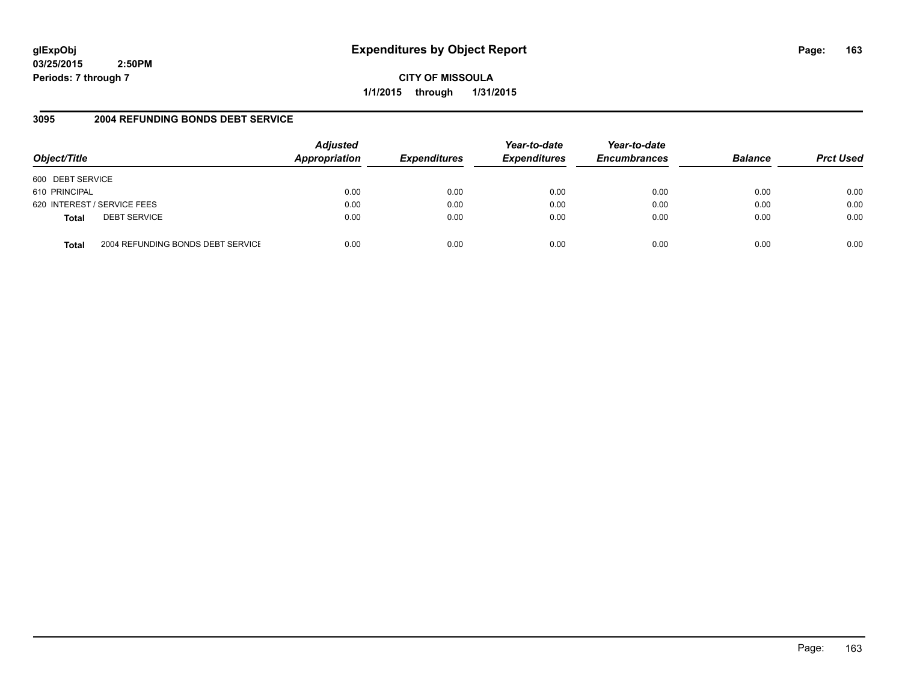**glExpObj**
**03/25/2015 2:50PM**
**Periods: 7 through 7**

# Expenditures by Object Report

**CITY OF MISSOULA**
**1/1/2015 through 1/31/2015**

## 3095 2004 REFUNDING BONDS DEBT SERVICE

| Object/Title | Adjusted Appropriation | Expenditures | Year-to-date Expenditures | Year-to-date Encumbrances | Balance | Prct Used |
|---|---|---|---|---|---|---|
| 600 DEBT SERVICE | | | | | | |
| 610 PRINCIPAL | 0.00 | 0.00 | 0.00 | 0.00 | 0.00 | 0.00 |
| 620 INTEREST / SERVICE FEES | 0.00 | 0.00 | 0.00 | 0.00 | 0.00 | 0.00 |
| **Total** DEBT SERVICE | 0.00 | 0.00 | 0.00 | 0.00 | 0.00 | 0.00 |
| **Total** 2004 REFUNDING BONDS DEBT SERVICE | 0.00 | 0.00 | 0.00 | 0.00 | 0.00 | 0.00 |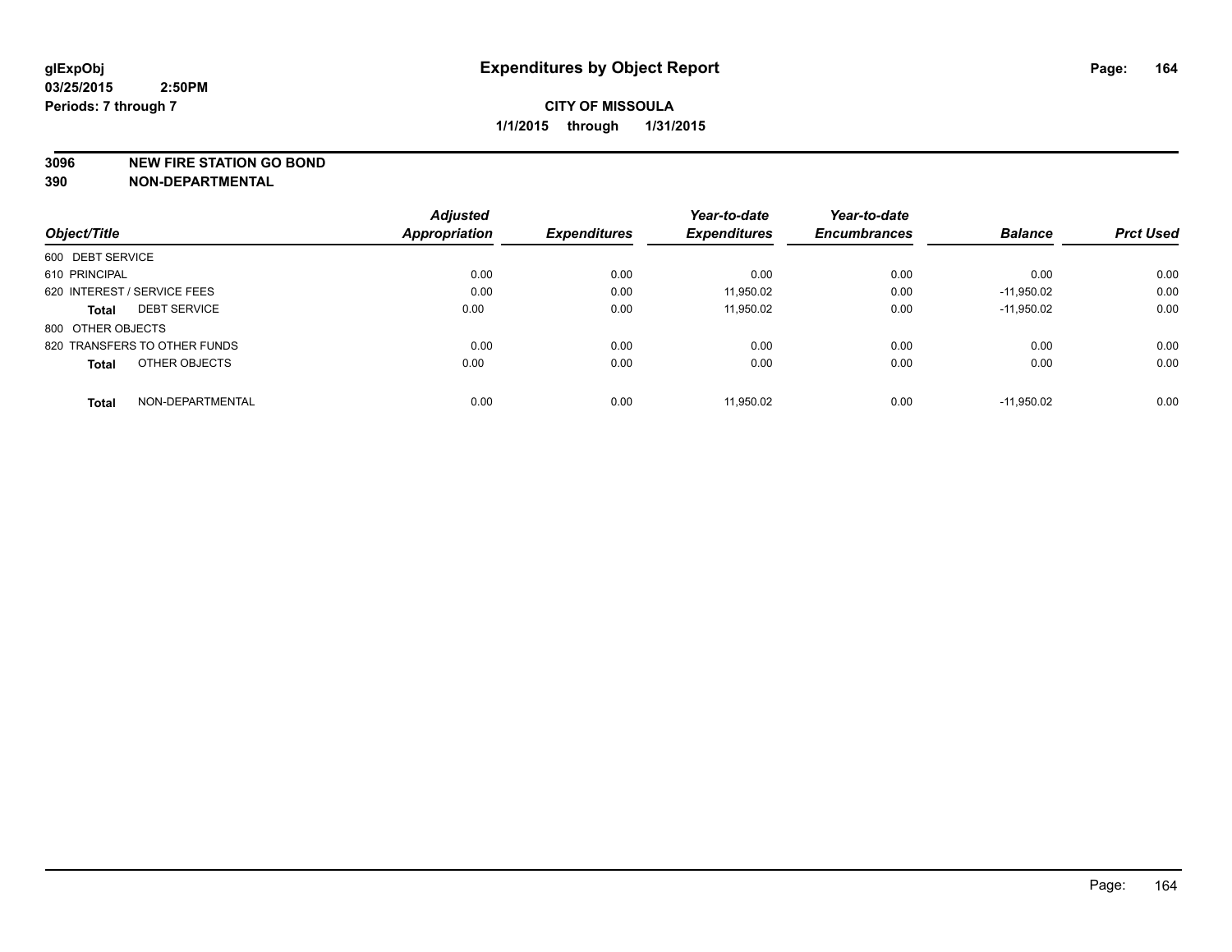glExpObj
03/25/2015 2:50PM
Periods: 7 through 7

# Expenditures by Object Report

**CITY OF MISSOULA**
**1/1/2015 through 1/31/2015**

**3096 NEW FIRE STATION GO BOND**
**390 NON-DEPARTMENTAL**

| Object/Title | Adjusted Appropriation | Expenditures | Year-to-date Expenditures | Year-to-date Encumbrances | Balance | Prct Used |
|---|---|---|---|---|---|---|
| 600 DEBT SERVICE | | | | | | |
| 610 PRINCIPAL | 0.00 | 0.00 | 0.00 | 0.00 | 0.00 | 0.00 |
| 620 INTEREST / SERVICE FEES | 0.00 | 0.00 | 11,950.02 | 0.00 | -11,950.02 | 0.00 |
| **Total** DEBT SERVICE | 0.00 | 0.00 | 11,950.02 | 0.00 | -11,950.02 | 0.00 |
| 800 OTHER OBJECTS | | | | | | |
| 820 TRANSFERS TO OTHER FUNDS | 0.00 | 0.00 | 0.00 | 0.00 | 0.00 | 0.00 |
| **Total** OTHER OBJECTS | 0.00 | 0.00 | 0.00 | 0.00 | 0.00 | 0.00 |
| **Total** NON-DEPARTMENTAL | 0.00 | 0.00 | 11,950.02 | 0.00 | -11,950.02 | 0.00 |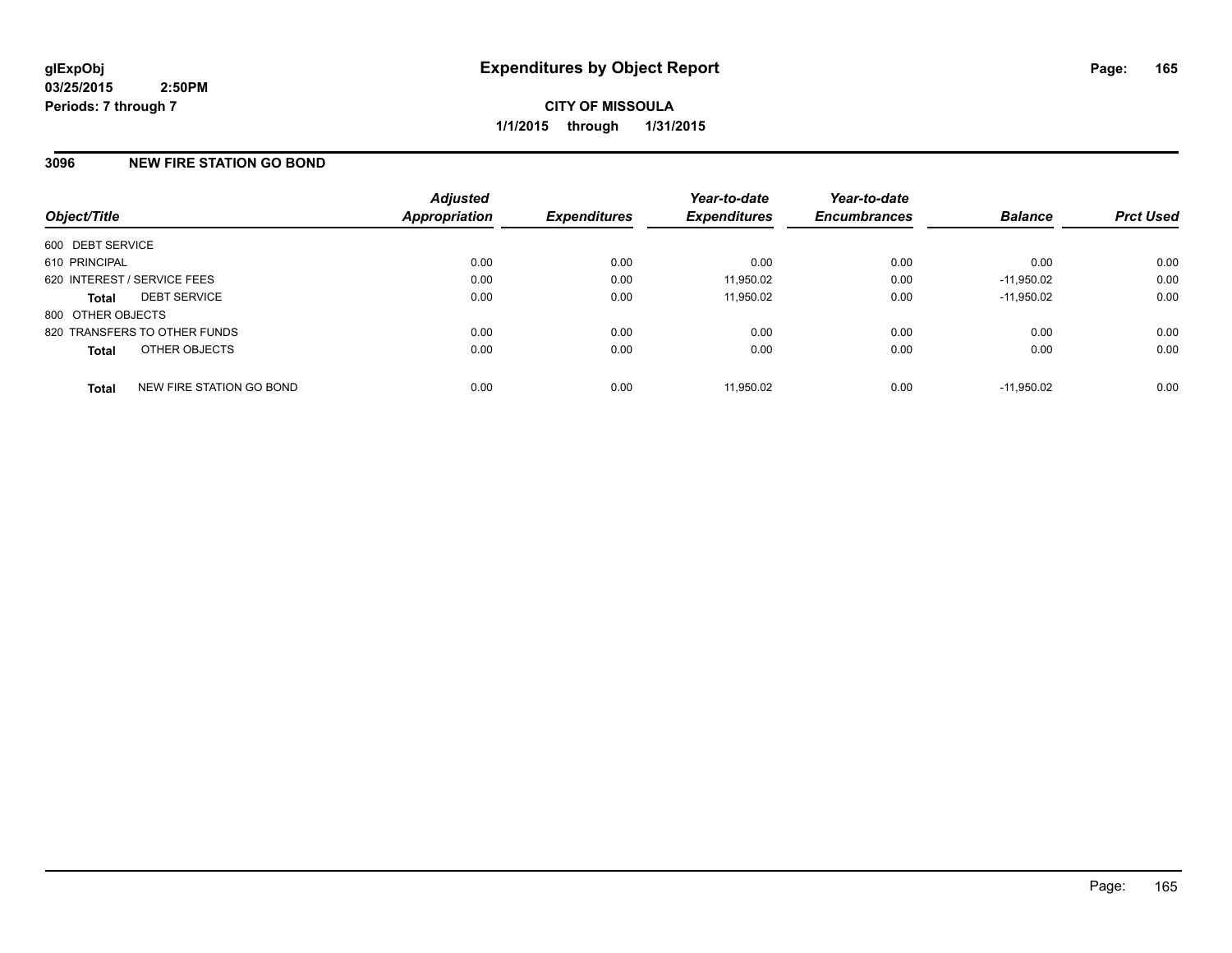**glExpObj**
**03/25/2015 2:50PM**
**Periods: 7 through 7**

# Expenditures by Object Report

**CITY OF MISSOULA**
**1/1/2015 through 1/31/2015**

## 3096 NEW FIRE STATION GO BOND

| Object/Title | Adjusted Appropriation | Expenditures | Year-to-date Expenditures | Year-to-date Encumbrances | Balance | Prct Used |
|---|---|---|---|---|---|---|
| 600 DEBT SERVICE | | | | | | |
| 610 PRINCIPAL | 0.00 | 0.00 | 0.00 | 0.00 | 0.00 | 0.00 |
| 620 INTEREST / SERVICE FEES | 0.00 | 0.00 | 11,950.02 | 0.00 | -11,950.02 | 0.00 |
| **Total** DEBT SERVICE | 0.00 | 0.00 | 11,950.02 | 0.00 | -11,950.02 | 0.00 |
| 800 OTHER OBJECTS | | | | | | |
| 820 TRANSFERS TO OTHER FUNDS | 0.00 | 0.00 | 0.00 | 0.00 | 0.00 | 0.00 |
| **Total** OTHER OBJECTS | 0.00 | 0.00 | 0.00 | 0.00 | 0.00 | 0.00 |
| **Total** NEW FIRE STATION GO BOND | 0.00 | 0.00 | 11,950.02 | 0.00 | -11,950.02 | 0.00 |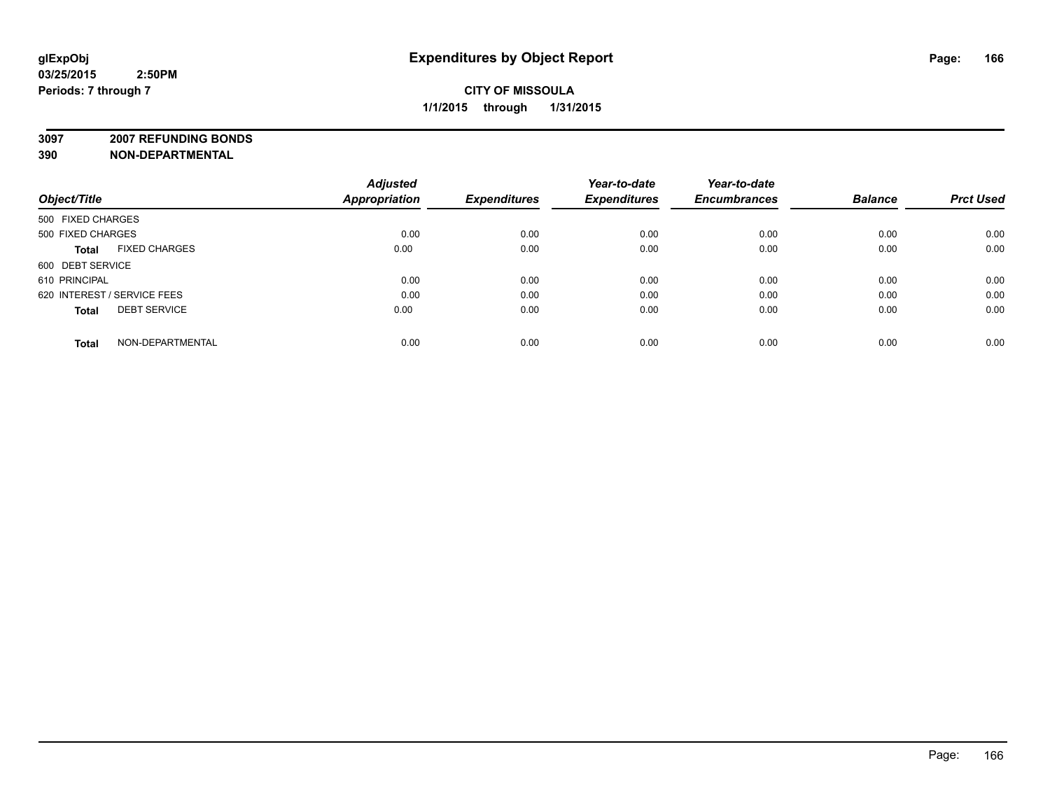**glExpObj**
**03/25/2015 2:50PM**
**Periods: 7 through 7**

# Expenditures by Object Report

**CITY OF MISSOULA**
**1/1/2015 through 1/31/2015**

**3097 2007 REFUNDING BONDS**
**390 NON-DEPARTMENTAL**

| Object/Title | Adjusted Appropriation | Expenditures | Year-to-date Expenditures | Year-to-date Encumbrances | Balance | Prct Used |
|---|---|---|---|---|---|---|
| 500 FIXED CHARGES | | | | | | |
| 500 FIXED CHARGES | 0.00 | 0.00 | 0.00 | 0.00 | 0.00 | 0.00 |
| **Total** FIXED CHARGES | 0.00 | 0.00 | 0.00 | 0.00 | 0.00 | 0.00 |
| 600 DEBT SERVICE | | | | | | |
| 610 PRINCIPAL | 0.00 | 0.00 | 0.00 | 0.00 | 0.00 | 0.00 |
| 620 INTEREST / SERVICE FEES | 0.00 | 0.00 | 0.00 | 0.00 | 0.00 | 0.00 |
| **Total** DEBT SERVICE | 0.00 | 0.00 | 0.00 | 0.00 | 0.00 | 0.00 |
| **Total** NON-DEPARTMENTAL | 0.00 | 0.00 | 0.00 | 0.00 | 0.00 | 0.00 |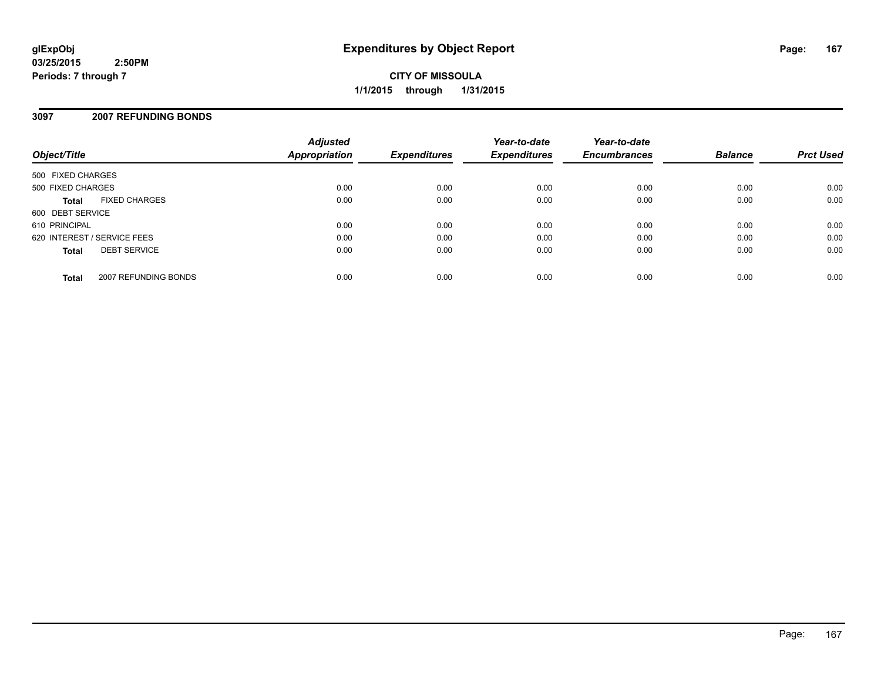glExpObj
03/25/2015 2:50PM
Periods: 7 through 7

# Expenditures by Object Report

**CITY OF MISSOULA**
**1/1/2015 through 1/31/2015**

## 3097 2007 REFUNDING BONDS

| Object/Title | Adjusted Appropriation | Expenditures | Year-to-date Expenditures | Year-to-date Encumbrances | Balance | Prct Used |
|---|---|---|---|---|---|---|
| 500 FIXED CHARGES | | | | | | |
| 500 FIXED CHARGES | 0.00 | 0.00 | 0.00 | 0.00 | 0.00 | 0.00 |
| **Total** FIXED CHARGES | 0.00 | 0.00 | 0.00 | 0.00 | 0.00 | 0.00 |
| 600 DEBT SERVICE | | | | | | |
| 610 PRINCIPAL | 0.00 | 0.00 | 0.00 | 0.00 | 0.00 | 0.00 |
| 620 INTEREST / SERVICE FEES | 0.00 | 0.00 | 0.00 | 0.00 | 0.00 | 0.00 |
| **Total** DEBT SERVICE | 0.00 | 0.00 | 0.00 | 0.00 | 0.00 | 0.00 |
| **Total** 2007 REFUNDING BONDS | 0.00 | 0.00 | 0.00 | 0.00 | 0.00 | 0.00 |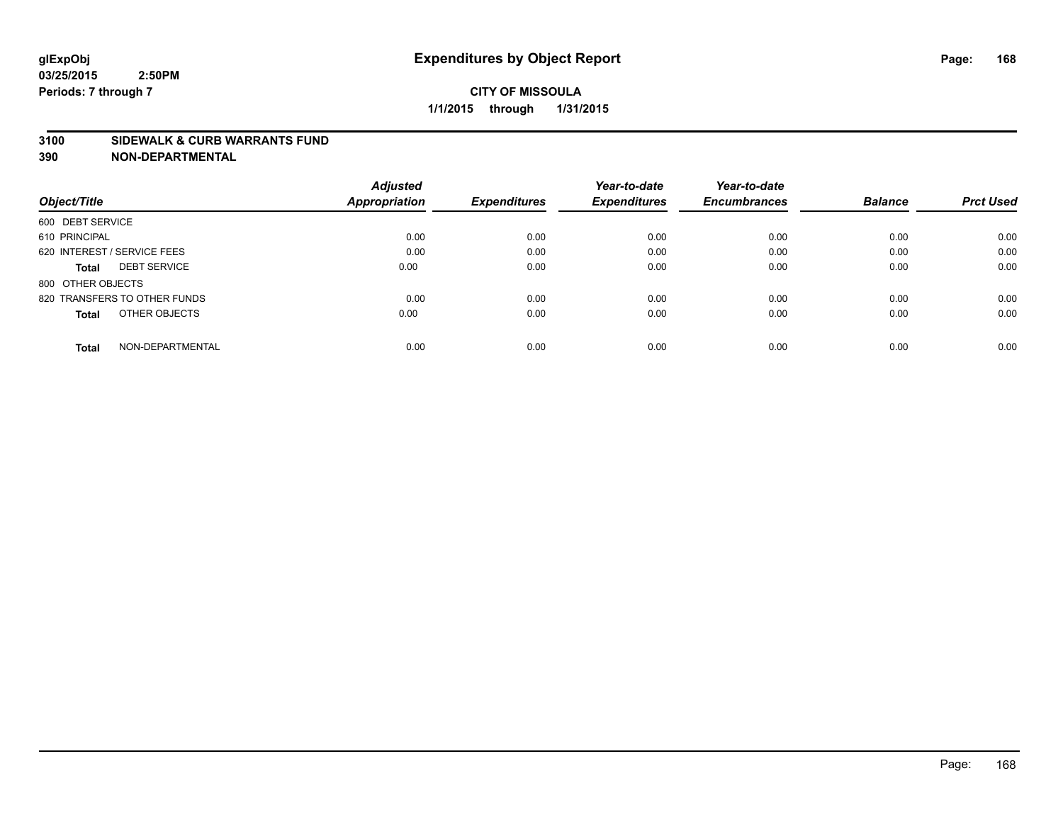glExpObj
03/25/2015 2:50PM
Periods: 7 through 7

# Expenditures by Object Report

**CITY OF MISSOULA**
**1/1/2015 through 1/31/2015**

**3100 SIDEWALK & CURB WARRANTS FUND**
**390 NON-DEPARTMENTAL**

| Object/Title | Adjusted Appropriation | Expenditures | Year-to-date Expenditures | Year-to-date Encumbrances | Balance | Prct Used |
|---|---|---|---|---|---|---|
| 600 DEBT SERVICE | | | | | | |
| 610 PRINCIPAL | 0.00 | 0.00 | 0.00 | 0.00 | 0.00 | 0.00 |
| 620 INTEREST / SERVICE FEES | 0.00 | 0.00 | 0.00 | 0.00 | 0.00 | 0.00 |
| **Total** DEBT SERVICE | 0.00 | 0.00 | 0.00 | 0.00 | 0.00 | 0.00 |
| 800 OTHER OBJECTS | | | | | | |
| 820 TRANSFERS TO OTHER FUNDS | 0.00 | 0.00 | 0.00 | 0.00 | 0.00 | 0.00 |
| **Total** OTHER OBJECTS | 0.00 | 0.00 | 0.00 | 0.00 | 0.00 | 0.00 |
| **Total** NON-DEPARTMENTAL | 0.00 | 0.00 | 0.00 | 0.00 | 0.00 | 0.00 |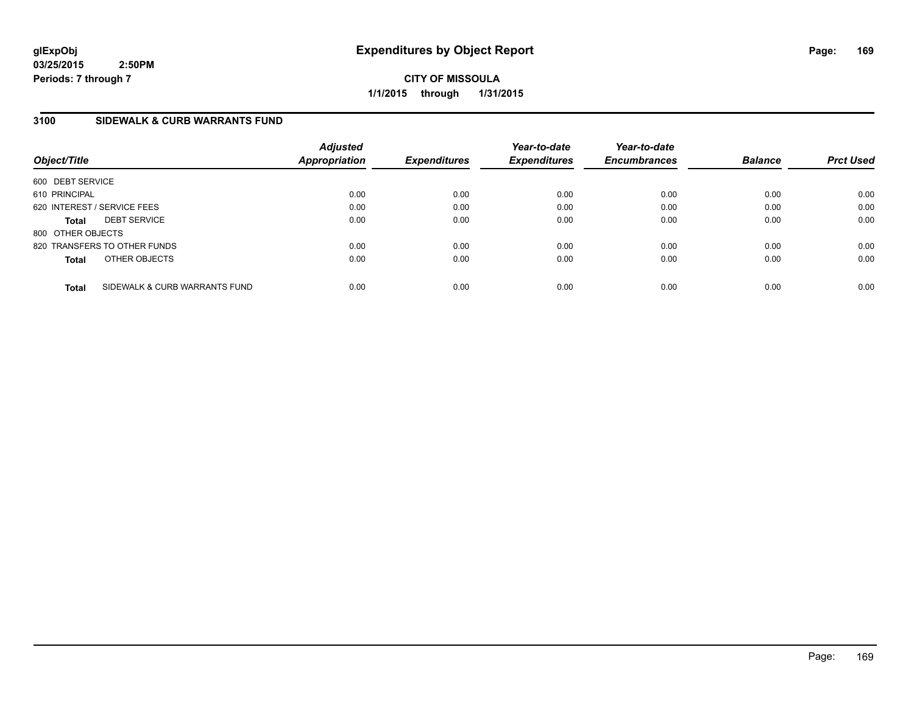**glExpObj**
**03/25/2015 2:50PM**
**Periods: 7 through 7**

# Expenditures by Object Report

**CITY OF MISSOULA**
**1/1/2015 through 1/31/2015**

## 3100 SIDEWALK & CURB WARRANTS FUND

| Object/Title | Adjusted Appropriation | Expenditures | Year-to-date Expenditures | Year-to-date Encumbrances | Balance | Prct Used |
|---|---|---|---|---|---|---|
| 600 DEBT SERVICE | | | | | | |
| 610 PRINCIPAL | 0.00 | 0.00 | 0.00 | 0.00 | 0.00 | 0.00 |
| 620 INTEREST / SERVICE FEES | 0.00 | 0.00 | 0.00 | 0.00 | 0.00 | 0.00 |
| **Total** DEBT SERVICE | 0.00 | 0.00 | 0.00 | 0.00 | 0.00 | 0.00 |
| 800 OTHER OBJECTS | | | | | | |
| 820 TRANSFERS TO OTHER FUNDS | 0.00 | 0.00 | 0.00 | 0.00 | 0.00 | 0.00 |
| **Total** OTHER OBJECTS | 0.00 | 0.00 | 0.00 | 0.00 | 0.00 | 0.00 |
| **Total** SIDEWALK & CURB WARRANTS FUND | 0.00 | 0.00 | 0.00 | 0.00 | 0.00 | 0.00 |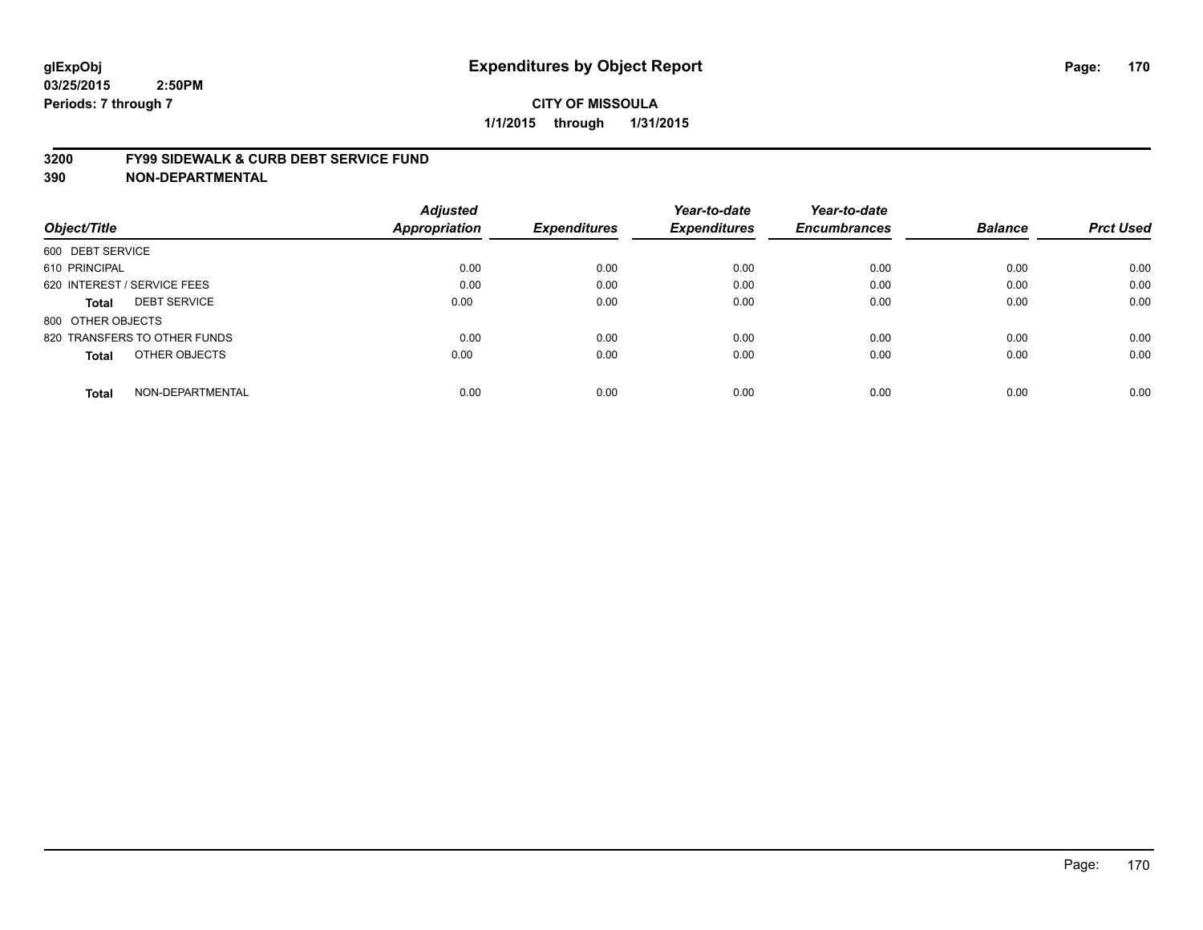glExpObj
03/25/2015 2:50PM
Periods: 7 through 7

# Expenditures by Object Report

**CITY OF MISSOULA**

**1/1/2015 through 1/31/2015**

## 3200 FY99 SIDEWALK & CURB DEBT SERVICE FUND
## 390 NON-DEPARTMENTAL

| Object/Title | Adjusted Appropriation | Expenditures | Year-to-date Expenditures | Year-to-date Encumbrances | Balance | Prct Used |
|---|---|---|---|---|---|---|
| 600 DEBT SERVICE | | | | | | |
| 610 PRINCIPAL | 0.00 | 0.00 | 0.00 | 0.00 | 0.00 | 0.00 |
| 620 INTEREST / SERVICE FEES | 0.00 | 0.00 | 0.00 | 0.00 | 0.00 | 0.00 |
| **Total** DEBT SERVICE | 0.00 | 0.00 | 0.00 | 0.00 | 0.00 | 0.00 |
| 800 OTHER OBJECTS | | | | | | |
| 820 TRANSFERS TO OTHER FUNDS | 0.00 | 0.00 | 0.00 | 0.00 | 0.00 | 0.00 |
| **Total** OTHER OBJECTS | 0.00 | 0.00 | 0.00 | 0.00 | 0.00 | 0.00 |
| **Total** NON-DEPARTMENTAL | 0.00 | 0.00 | 0.00 | 0.00 | 0.00 | 0.00 |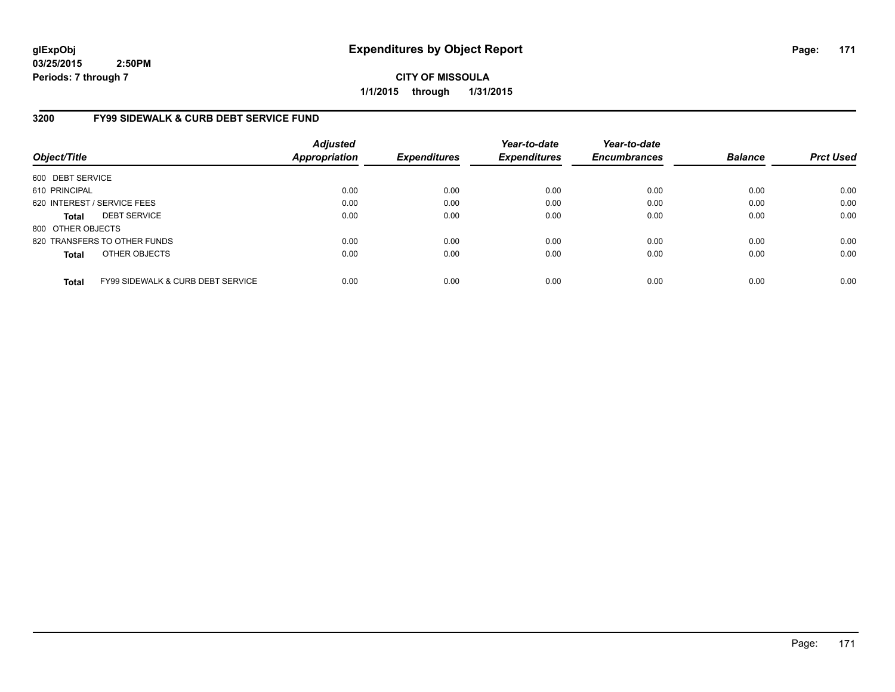# Expenditures by Object Report

glExpObj
03/25/2015 2:50PM
Periods: 7 through 7

**CITY OF MISSOULA**
**1/1/2015 through 1/31/2015**

## 3200 FY99 SIDEWALK & CURB DEBT SERVICE FUND

| Object/Title | Adjusted Appropriation | Expenditures | Year-to-date Expenditures | Year-to-date Encumbrances | Balance | Prct Used |
|---|---|---|---|---|---|---|
| 600 DEBT SERVICE | | | | | | |
| 610 PRINCIPAL | 0.00 | 0.00 | 0.00 | 0.00 | 0.00 | 0.00 |
| 620 INTEREST / SERVICE FEES | 0.00 | 0.00 | 0.00 | 0.00 | 0.00 | 0.00 |
| **Total** DEBT SERVICE | 0.00 | 0.00 | 0.00 | 0.00 | 0.00 | 0.00 |
| 800 OTHER OBJECTS | | | | | | |
| 820 TRANSFERS TO OTHER FUNDS | 0.00 | 0.00 | 0.00 | 0.00 | 0.00 | 0.00 |
| **Total** OTHER OBJECTS | 0.00 | 0.00 | 0.00 | 0.00 | 0.00 | 0.00 |
| **Total** FY99 SIDEWALK & CURB DEBT SERVICE | 0.00 | 0.00 | 0.00 | 0.00 | 0.00 | 0.00 |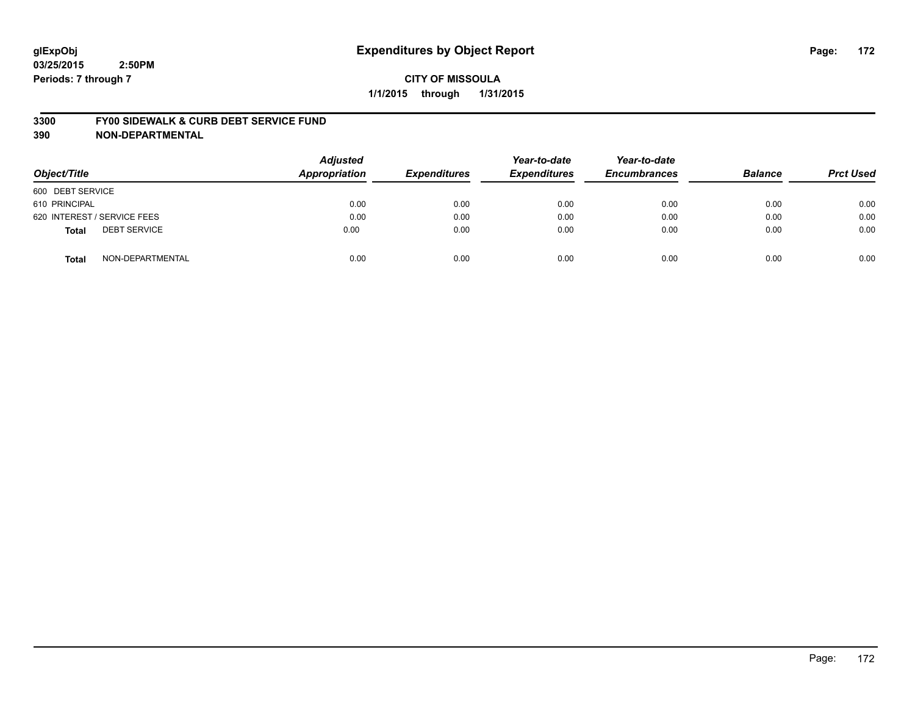glExpObj
03/25/2015 2:50PM
Periods: 7 through 7

# Expenditures by Object Report

**CITY OF MISSOULA**

**1/1/2015 through 1/31/2015**

**3300 FY00 SIDEWALK & CURB DEBT SERVICE FUND**

**390 NON-DEPARTMENTAL**

| Object/Title | Adjusted Appropriation | Expenditures | Year-to-date Expenditures | Year-to-date Encumbrances | Balance | Prct Used |
|---|---|---|---|---|---|---|
| 600 DEBT SERVICE | | | | | | |
| 610 PRINCIPAL | 0.00 | 0.00 | 0.00 | 0.00 | 0.00 | 0.00 |
| 620 INTEREST / SERVICE FEES | 0.00 | 0.00 | 0.00 | 0.00 | 0.00 | 0.00 |
| **Total** DEBT SERVICE | 0.00 | 0.00 | 0.00 | 0.00 | 0.00 | 0.00 |
| **Total** NON-DEPARTMENTAL | 0.00 | 0.00 | 0.00 | 0.00 | 0.00 | 0.00 |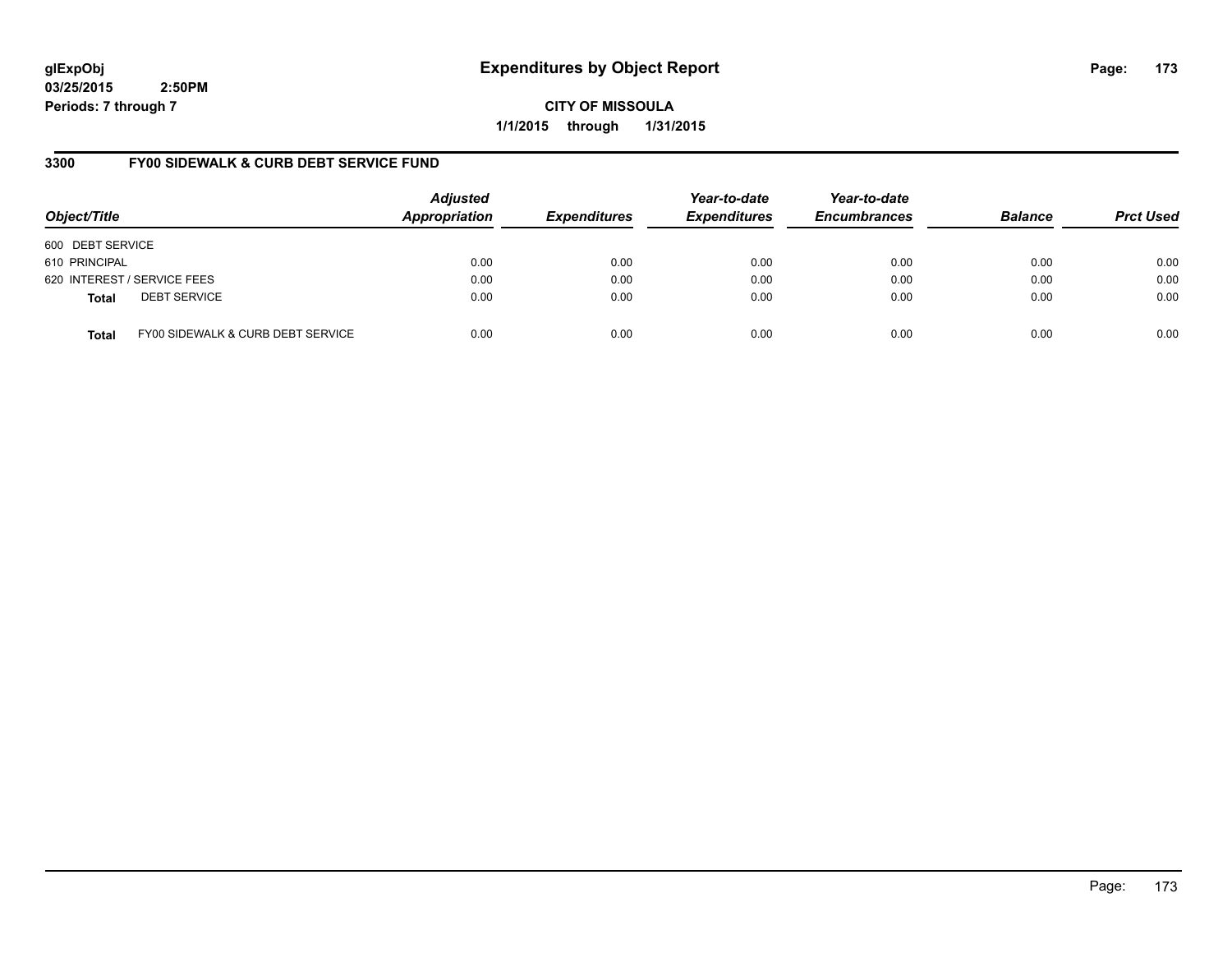**glExpObj**
**03/25/2015 2:50PM**
**Periods: 7 through 7**

# Expenditures by Object Report

**CITY OF MISSOULA**
**1/1/2015 through 1/31/2015**

## 3300 FY00 SIDEWALK & CURB DEBT SERVICE FUND

| Object/Title | Adjusted Appropriation | Expenditures | Year-to-date Expenditures | Year-to-date Encumbrances | Balance | Prct Used |
|---|---|---|---|---|---|---|
| 600 DEBT SERVICE | | | | | | |
| 610 PRINCIPAL | 0.00 | 0.00 | 0.00 | 0.00 | 0.00 | 0.00 |
| 620 INTEREST / SERVICE FEES | 0.00 | 0.00 | 0.00 | 0.00 | 0.00 | 0.00 |
| **Total** DEBT SERVICE | 0.00 | 0.00 | 0.00 | 0.00 | 0.00 | 0.00 |
| **Total** FY00 SIDEWALK & CURB DEBT SERVICE | 0.00 | 0.00 | 0.00 | 0.00 | 0.00 | 0.00 |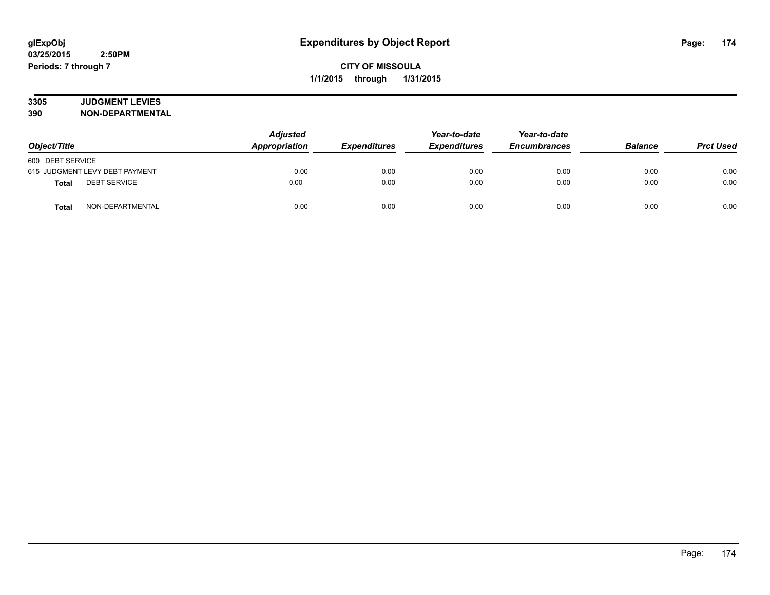# Expenditures by Object Report

glExpObj
03/25/2015 2:50PM
Periods: 7 through 7

**CITY OF MISSOULA**
**1/1/2015 through 1/31/2015**

**3305 JUDGMENT LEVIES**
**390 NON-DEPARTMENTAL**

| Object/Title | | Adjusted Appropriation | Expenditures | Year-to-date Expenditures | Year-to-date Encumbrances | Balance | Prct Used |
|---|---|---|---|---|---|---|---|
| 600 DEBT SERVICE | | | | | | | |
| 615 JUDGMENT LEVY DEBT PAYMENT | | 0.00 | 0.00 | 0.00 | 0.00 | 0.00 | 0.00 |
| **Total** | DEBT SERVICE | 0.00 | 0.00 | 0.00 | 0.00 | 0.00 | 0.00 |
| **Total** | NON-DEPARTMENTAL | 0.00 | 0.00 | 0.00 | 0.00 | 0.00 | 0.00 |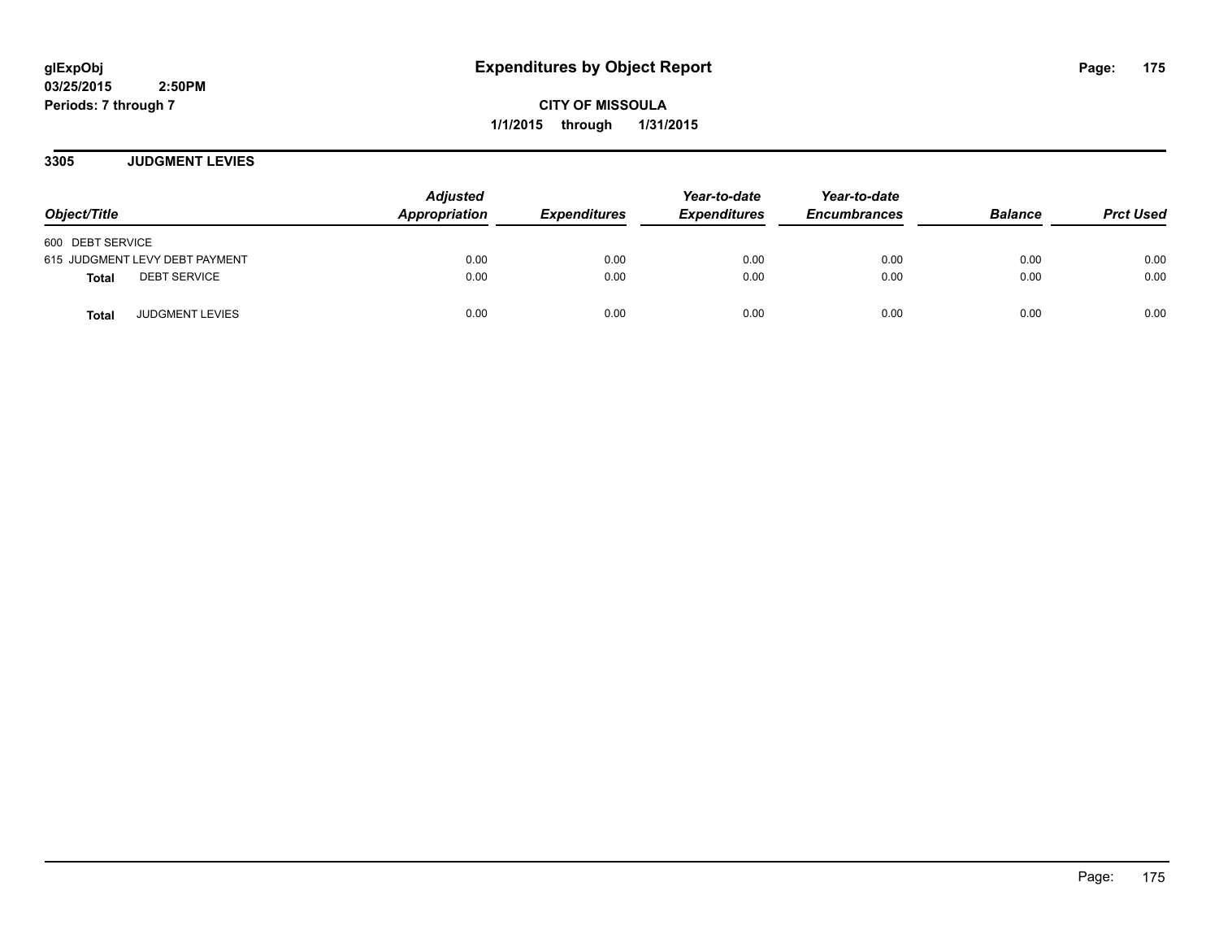glExpObj
03/25/2015 2:50PM
Periods: 7 through 7

# Expenditures by Object Report

**CITY OF MISSOULA**
**1/1/2015 through 1/31/2015**

## 3305 JUDGMENT LEVIES

| Object/Title | Adjusted Appropriation | Expenditures | Year-to-date Expenditures | Year-to-date Encumbrances | Balance | Prct Used |
|---|---|---|---|---|---|---|
| 600 DEBT SERVICE | | | | | | |
| 615 JUDGMENT LEVY DEBT PAYMENT | 0.00 | 0.00 | 0.00 | 0.00 | 0.00 | 0.00 |
| **Total** DEBT SERVICE | 0.00 | 0.00 | 0.00 | 0.00 | 0.00 | 0.00 |
| **Total** JUDGMENT LEVIES | 0.00 | 0.00 | 0.00 | 0.00 | 0.00 | 0.00 |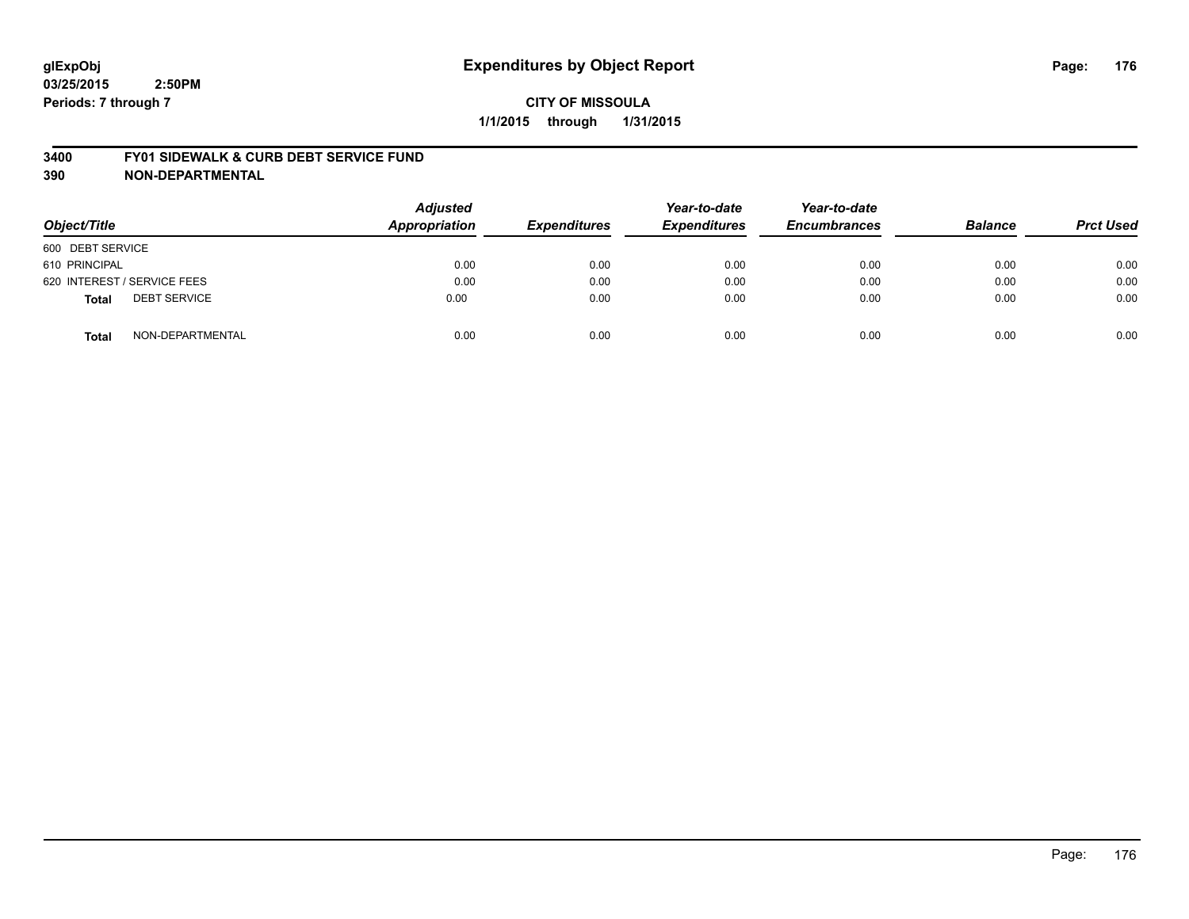glExpObj
03/25/2015 2:50PM
Periods: 7 through 7

# Expenditures by Object Report

**CITY OF MISSOULA**

**1/1/2015 through 1/31/2015**

**3400 FY01 SIDEWALK & CURB DEBT SERVICE FUND**

**390 NON-DEPARTMENTAL**

| Object/Title | | Adjusted Appropriation | Expenditures | Year-to-date Expenditures | Year-to-date Encumbrances | Balance | Prct Used |
|---|---|---|---|---|---|---|---|
| 600 DEBT SERVICE | | | | | | | |
| 610 PRINCIPAL | | 0.00 | 0.00 | 0.00 | 0.00 | 0.00 | 0.00 |
| 620 INTEREST / SERVICE FEES | | 0.00 | 0.00 | 0.00 | 0.00 | 0.00 | 0.00 |
| **Total** | DEBT SERVICE | 0.00 | 0.00 | 0.00 | 0.00 | 0.00 | 0.00 |
| **Total** | NON-DEPARTMENTAL | 0.00 | 0.00 | 0.00 | 0.00 | 0.00 | 0.00 |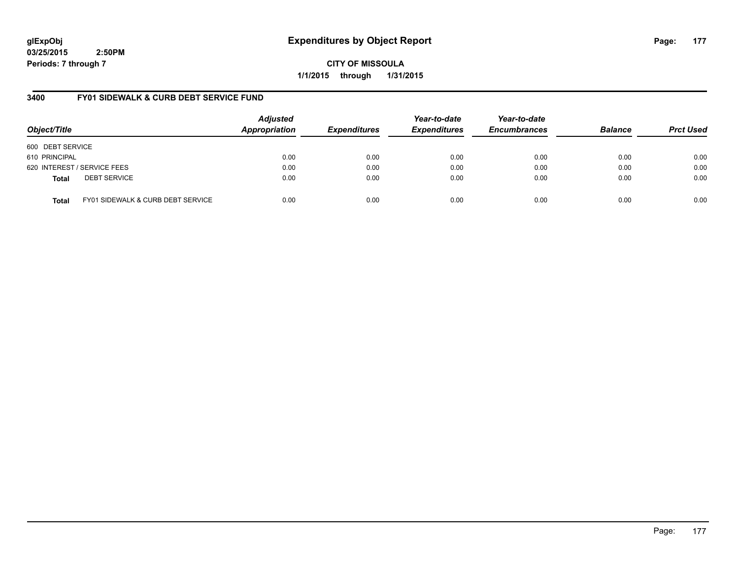**glExpObj**
**03/25/2015 2:50PM**
**Periods: 7 through 7**

# Expenditures by Object Report

**CITY OF MISSOULA**
**1/1/2015 through 1/31/2015**

## 3400 FY01 SIDEWALK & CURB DEBT SERVICE FUND

| Object/Title | Adjusted Appropriation | Expenditures | Year-to-date Expenditures | Year-to-date Encumbrances | Balance | Prct Used |
|---|---|---|---|---|---|---|
| 600 DEBT SERVICE | | | | | | |
| 610 PRINCIPAL | 0.00 | 0.00 | 0.00 | 0.00 | 0.00 | 0.00 |
| 620 INTEREST / SERVICE FEES | 0.00 | 0.00 | 0.00 | 0.00 | 0.00 | 0.00 |
| **Total** DEBT SERVICE | 0.00 | 0.00 | 0.00 | 0.00 | 0.00 | 0.00 |
| **Total** FY01 SIDEWALK & CURB DEBT SERVICE | 0.00 | 0.00 | 0.00 | 0.00 | 0.00 | 0.00 |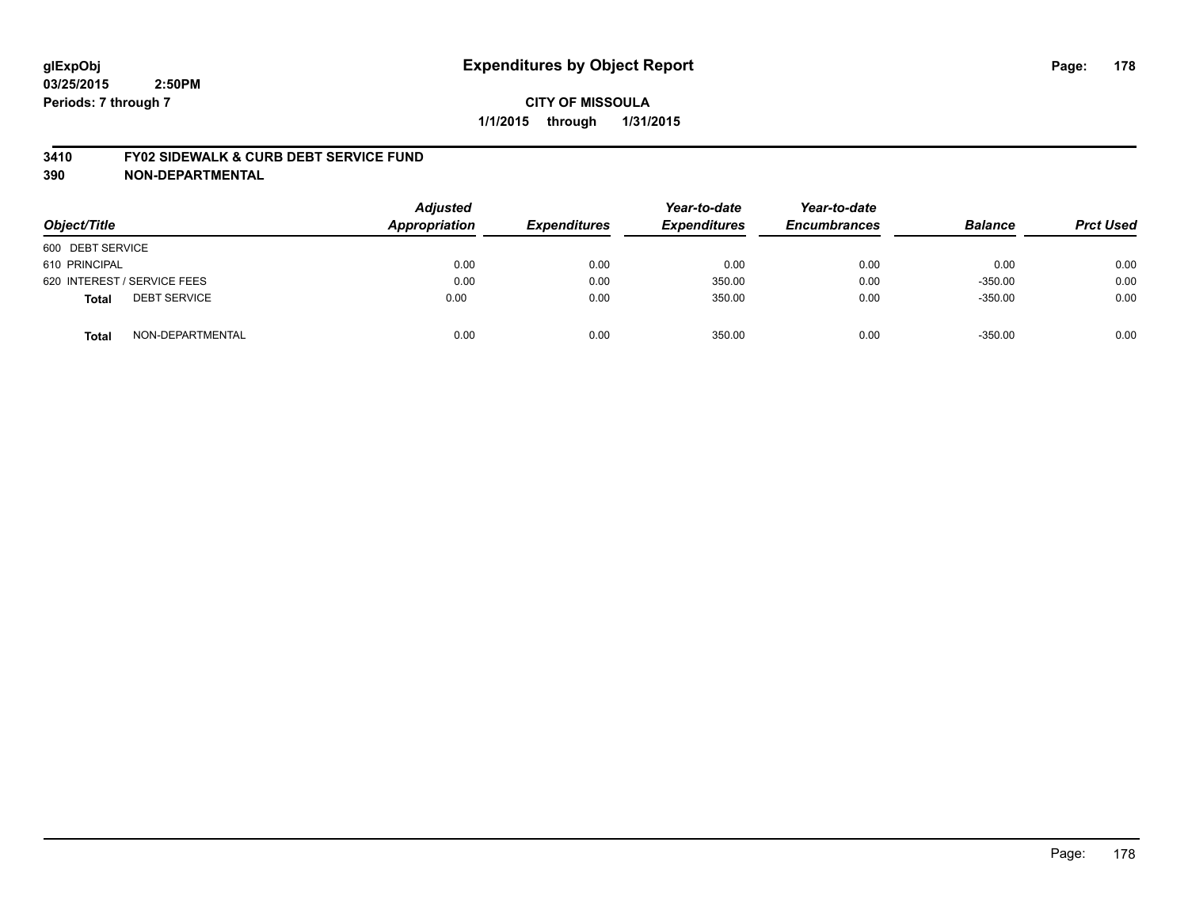glExpObj
03/25/2015 2:50PM
Periods: 7 through 7

# Expenditures by Object Report

**CITY OF MISSOULA**

**1/1/2015 through 1/31/2015**

## 3410 FY02 SIDEWALK & CURB DEBT SERVICE FUND
## 390 NON-DEPARTMENTAL

| Object/Title | Adjusted Appropriation | Expenditures | Year-to-date Expenditures | Year-to-date Encumbrances | Balance | Prct Used |
|---|---|---|---|---|---|---|
| 600 DEBT SERVICE | | | | | | |
| 610 PRINCIPAL | 0.00 | 0.00 | 0.00 | 0.00 | 0.00 | 0.00 |
| 620 INTEREST / SERVICE FEES | 0.00 | 0.00 | 350.00 | 0.00 | -350.00 | 0.00 |
| **Total** DEBT SERVICE | 0.00 | 0.00 | 350.00 | 0.00 | -350.00 | 0.00 |
| **Total** NON-DEPARTMENTAL | 0.00 | 0.00 | 350.00 | 0.00 | -350.00 | 0.00 |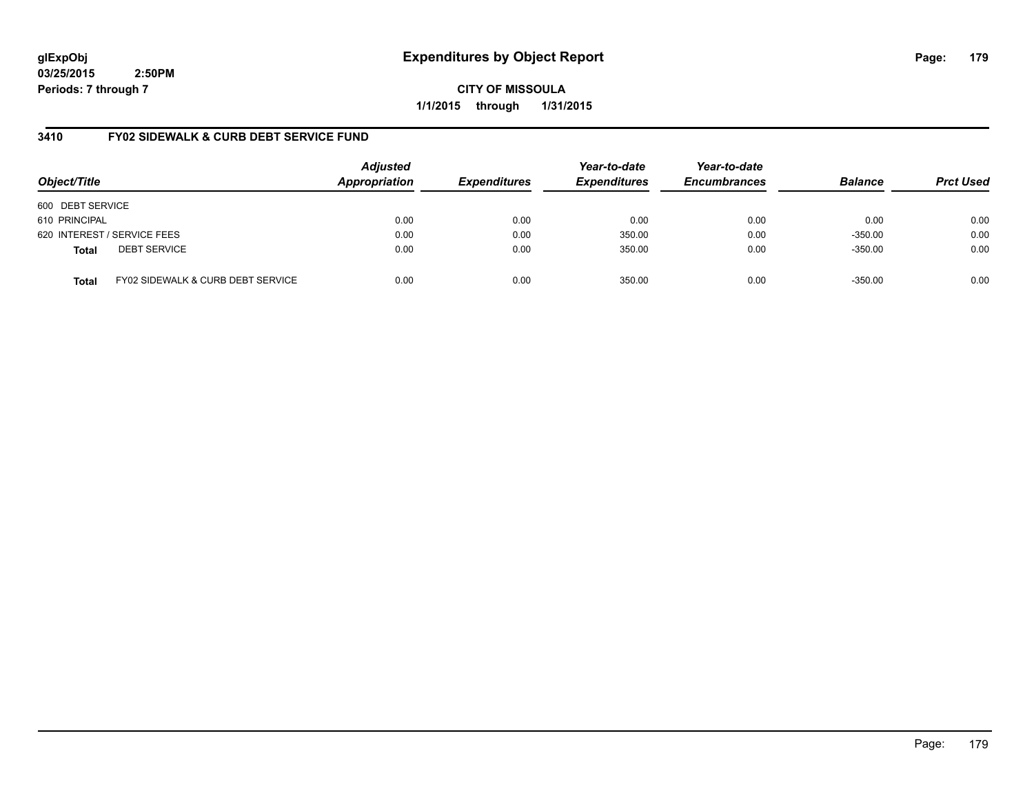**glExpObj**
**03/25/2015 2:50PM**
**Periods: 7 through 7**

# Expenditures by Object Report

**CITY OF MISSOULA**
**1/1/2015 through 1/31/2015**

## 3410 FY02 SIDEWALK & CURB DEBT SERVICE FUND

| Object/Title | Adjusted Appropriation | Expenditures | Year-to-date Expenditures | Year-to-date Encumbrances | Balance | Prct Used |
|---|---|---|---|---|---|---|
| 600 DEBT SERVICE | | | | | | |
| 610 PRINCIPAL | 0.00 | 0.00 | 0.00 | 0.00 | 0.00 | 0.00 |
| 620 INTEREST / SERVICE FEES | 0.00 | 0.00 | 350.00 | 0.00 | -350.00 | 0.00 |
| **Total** DEBT SERVICE | 0.00 | 0.00 | 350.00 | 0.00 | -350.00 | 0.00 |
| **Total** FY02 SIDEWALK & CURB DEBT SERVICE | 0.00 | 0.00 | 350.00 | 0.00 | -350.00 | 0.00 |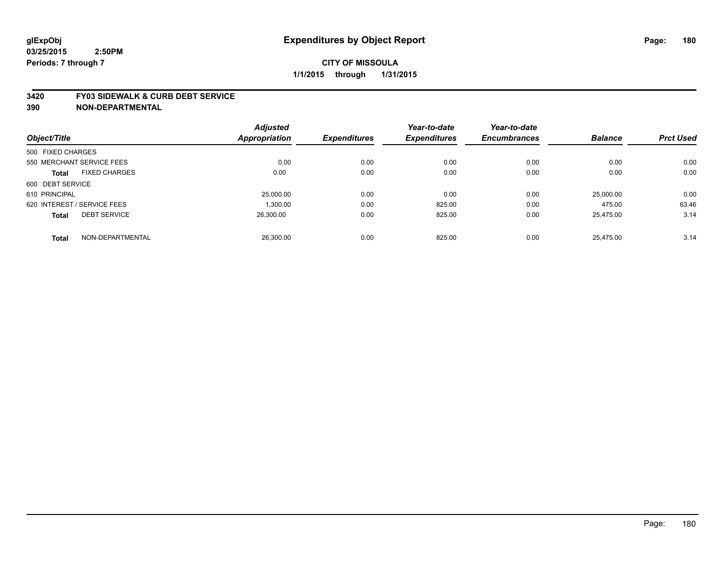glExpObj
03/25/2015 2:50PM
Periods: 7 through 7

# Expenditures by Object Report

**CITY OF MISSOULA**
**1/1/2015 through 1/31/2015**

**3420 FY03 SIDEWALK & CURB DEBT SERVICE**
**390 NON-DEPARTMENTAL**

| Object/Title | Adjusted Appropriation | Expenditures | Year-to-date Expenditures | Year-to-date Encumbrances | Balance | Prct Used |
|---|---|---|---|---|---|---|
| 500 FIXED CHARGES | | | | | | |
| 550 MERCHANT SERVICE FEES | 0.00 | 0.00 | 0.00 | 0.00 | 0.00 | 0.00 |
| **Total** FIXED CHARGES | 0.00 | 0.00 | 0.00 | 0.00 | 0.00 | 0.00 |
| 600 DEBT SERVICE | | | | | | |
| 610 PRINCIPAL | 25,000.00 | 0.00 | 0.00 | 0.00 | 25,000.00 | 0.00 |
| 620 INTEREST / SERVICE FEES | 1,300.00 | 0.00 | 825.00 | 0.00 | 475.00 | 63.46 |
| **Total** DEBT SERVICE | 26,300.00 | 0.00 | 825.00 | 0.00 | 25,475.00 | 3.14 |
| **Total** NON-DEPARTMENTAL | 26,300.00 | 0.00 | 825.00 | 0.00 | 25,475.00 | 3.14 |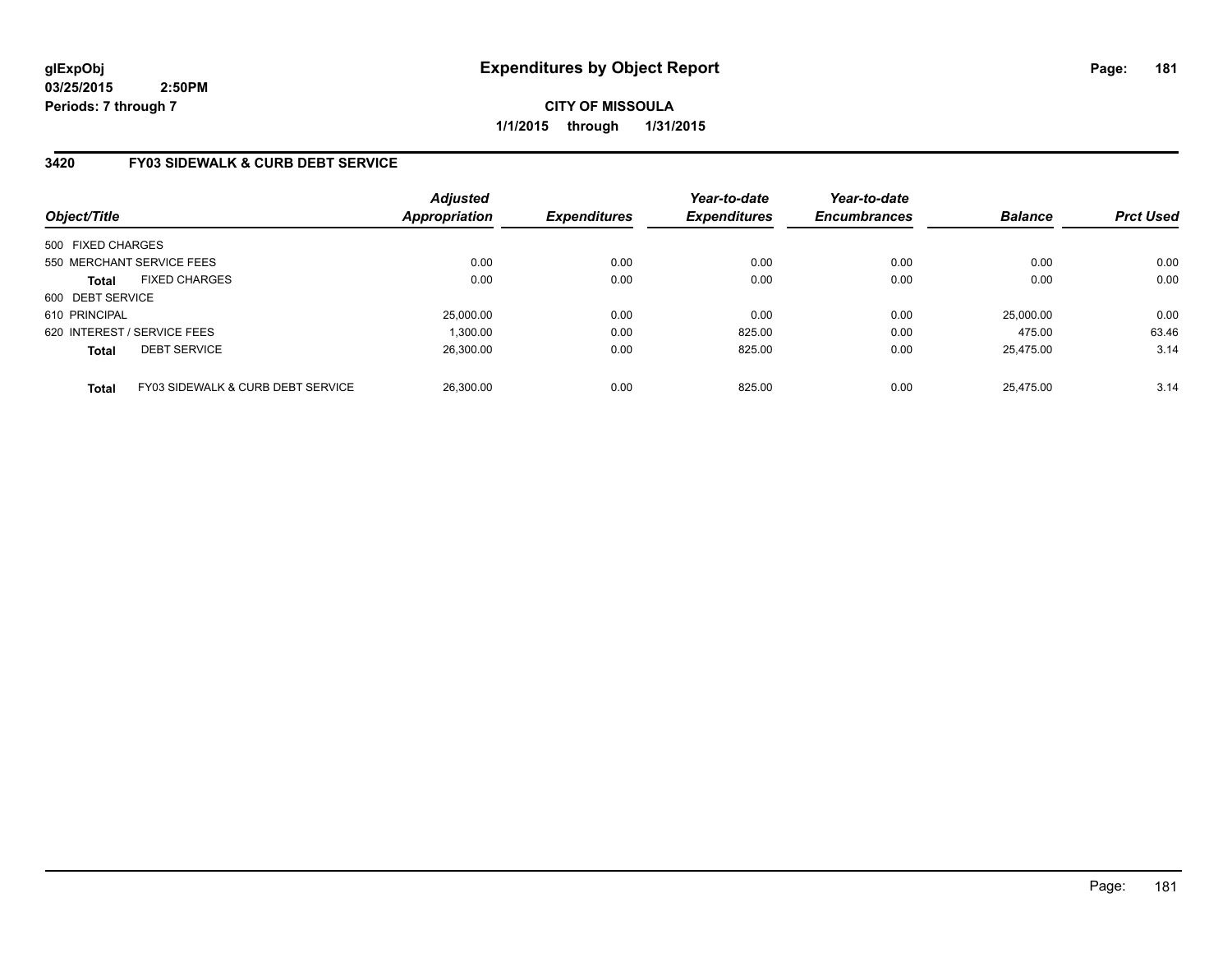**glExpObj**
**03/25/2015 2:50PM**
**Periods: 7 through 7**

# Expenditures by Object Report

**CITY OF MISSOULA**
**1/1/2015 through 1/31/2015**

## 3420 FY03 SIDEWALK & CURB DEBT SERVICE

| Object/Title | | *Adjusted Appropriation* | *Expenditures* | *Year-to-date Expenditures* | *Year-to-date Encumbrances* | *Balance* | *Prct Used* |
|---|---|---|---|---|---|---|---|
| 500 FIXED CHARGES | | | | | | | |
| 550 MERCHANT SERVICE FEES | | 0.00 | 0.00 | 0.00 | 0.00 | 0.00 | 0.00 |
| **Total** | FIXED CHARGES | 0.00 | 0.00 | 0.00 | 0.00 | 0.00 | 0.00 |
| 600 DEBT SERVICE | | | | | | | |
| 610 PRINCIPAL | | 25,000.00 | 0.00 | 0.00 | 0.00 | 25,000.00 | 0.00 |
| 620 INTEREST / SERVICE FEES | | 1,300.00 | 0.00 | 825.00 | 0.00 | 475.00 | 63.46 |
| **Total** | DEBT SERVICE | 26,300.00 | 0.00 | 825.00 | 0.00 | 25,475.00 | 3.14 |
| **Total** | FY03 SIDEWALK & CURB DEBT SERVICE | 26,300.00 | 0.00 | 825.00 | 0.00 | 25,475.00 | 3.14 |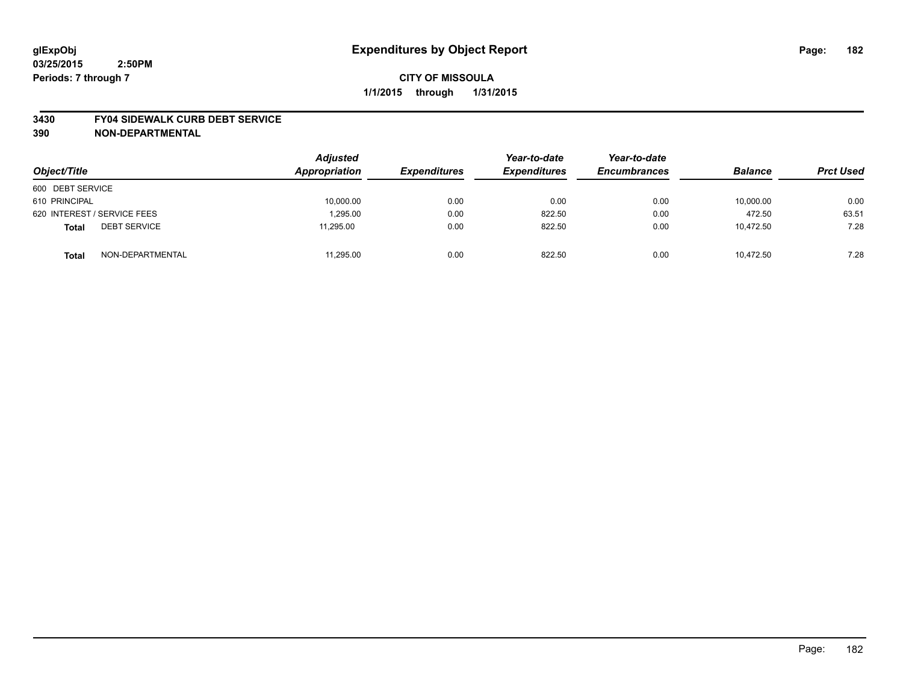glExpObj
03/25/2015 2:50PM
Periods: 7 through 7

# Expenditures by Object Report

**CITY OF MISSOULA**
**1/1/2015 through 1/31/2015**

**3430 FY04 SIDEWALK CURB DEBT SERVICE**
**390 NON-DEPARTMENTAL**

| Object/Title | Adjusted Appropriation | Expenditures | Year-to-date Expenditures | Year-to-date Encumbrances | Balance | Prct Used |
|---|---|---|---|---|---|---|
| 600 DEBT SERVICE | | | | | | |
| 610 PRINCIPAL | 10,000.00 | 0.00 | 0.00 | 0.00 | 10,000.00 | 0.00 |
| 620 INTEREST / SERVICE FEES | 1,295.00 | 0.00 | 822.50 | 0.00 | 472.50 | 63.51 |
| **Total** DEBT SERVICE | 11,295.00 | 0.00 | 822.50 | 0.00 | 10,472.50 | 7.28 |
| **Total** NON-DEPARTMENTAL | 11,295.00 | 0.00 | 822.50 | 0.00 | 10,472.50 | 7.28 |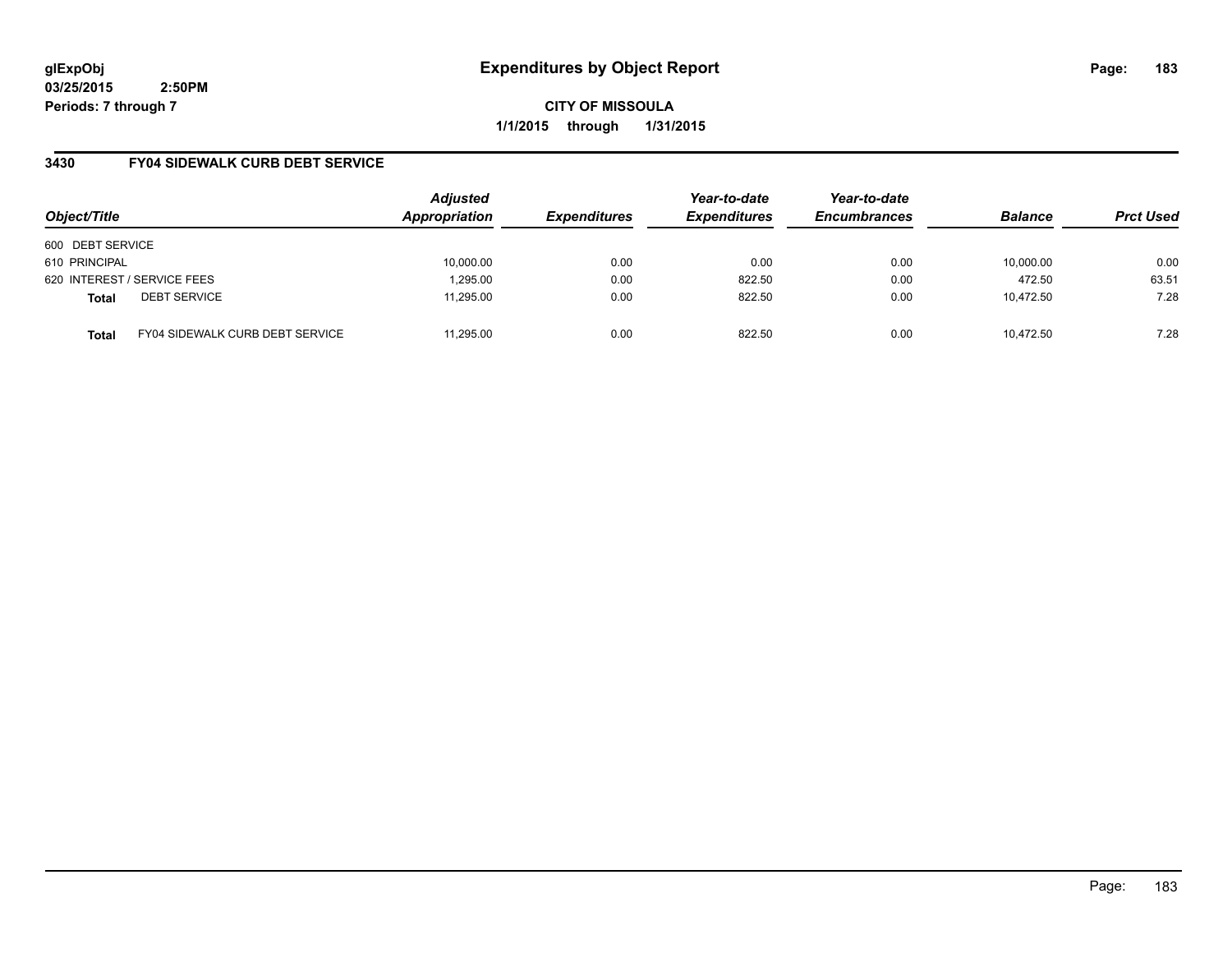**glExpObj**
**03/25/2015 2:50PM**
**Periods: 7 through 7**

# Expenditures by Object Report

**CITY OF MISSOULA**
**1/1/2015 through 1/31/2015**

## 3430 FY04 SIDEWALK CURB DEBT SERVICE

| Object/Title | | Adjusted Appropriation | Expenditures | Year-to-date Expenditures | Year-to-date Encumbrances | Balance | Prct Used |
|---|---|---|---|---|---|---|---|
| 600 DEBT SERVICE | | | | | | | |
| 610 PRINCIPAL | | 10,000.00 | 0.00 | 0.00 | 0.00 | 10,000.00 | 0.00 |
| 620 INTEREST / SERVICE FEES | | 1,295.00 | 0.00 | 822.50 | 0.00 | 472.50 | 63.51 |
| **Total** | DEBT SERVICE | 11,295.00 | 0.00 | 822.50 | 0.00 | 10,472.50 | 7.28 |
| **Total** | FY04 SIDEWALK CURB DEBT SERVICE | 11,295.00 | 0.00 | 822.50 | 0.00 | 10,472.50 | 7.28 |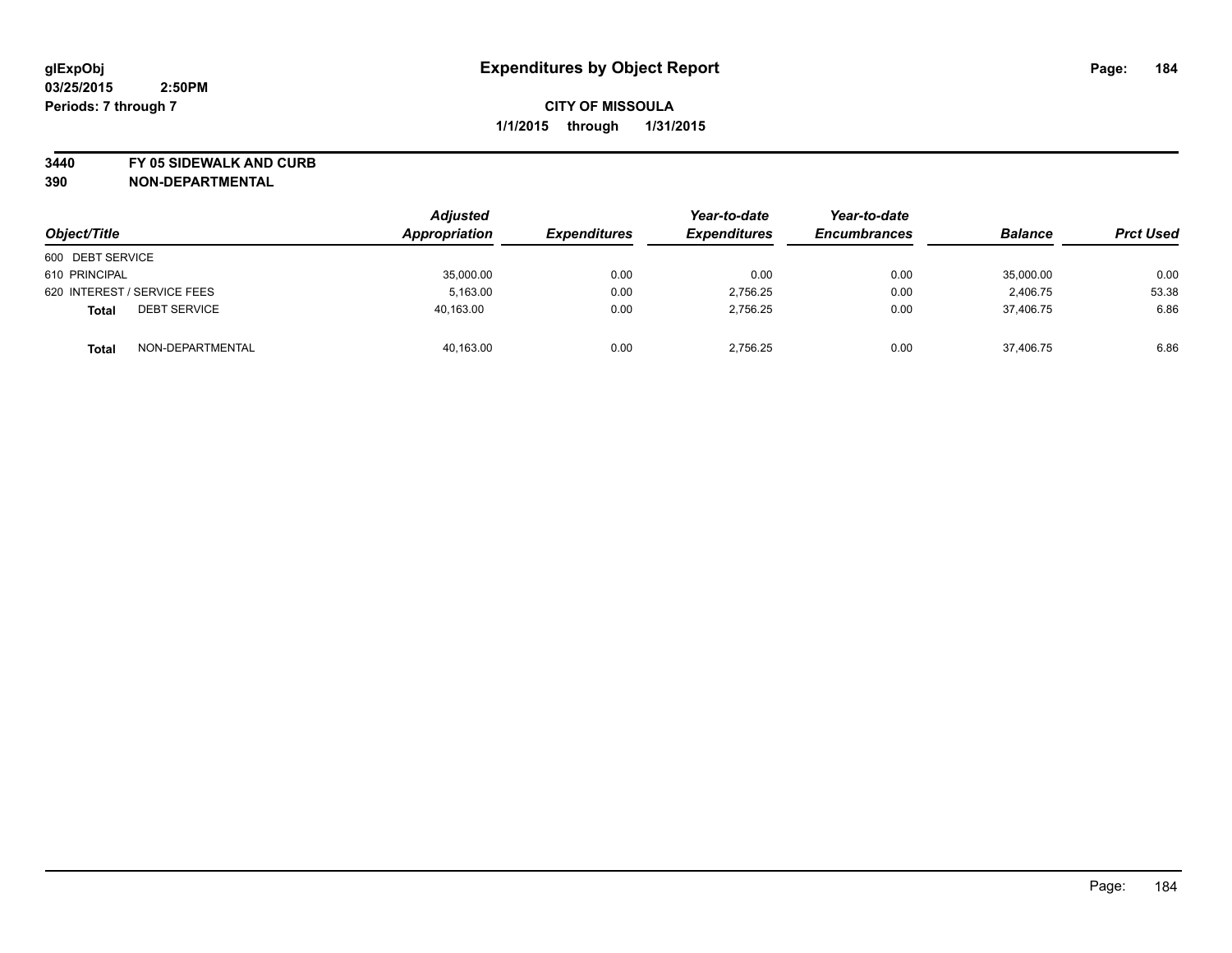# Expenditures by Object Report

glExpObj
03/25/2015 2:50PM
Periods: 7 through 7

**CITY OF MISSOULA**
**1/1/2015 through 1/31/2015**

**3440 FY 05 SIDEWALK AND CURB**
**390 NON-DEPARTMENTAL**

| Object/Title | Adjusted Appropriation | Expenditures | Year-to-date Expenditures | Year-to-date Encumbrances | Balance | Prct Used |
|---|---|---|---|---|---|---|
| 600 DEBT SERVICE | | | | | | |
| 610 PRINCIPAL | 35,000.00 | 0.00 | 0.00 | 0.00 | 35,000.00 | 0.00 |
| 620 INTEREST / SERVICE FEES | 5,163.00 | 0.00 | 2,756.25 | 0.00 | 2,406.75 | 53.38 |
| **Total** DEBT SERVICE | 40,163.00 | 0.00 | 2,756.25 | 0.00 | 37,406.75 | 6.86 |
| **Total** NON-DEPARTMENTAL | 40,163.00 | 0.00 | 2,756.25 | 0.00 | 37,406.75 | 6.86 |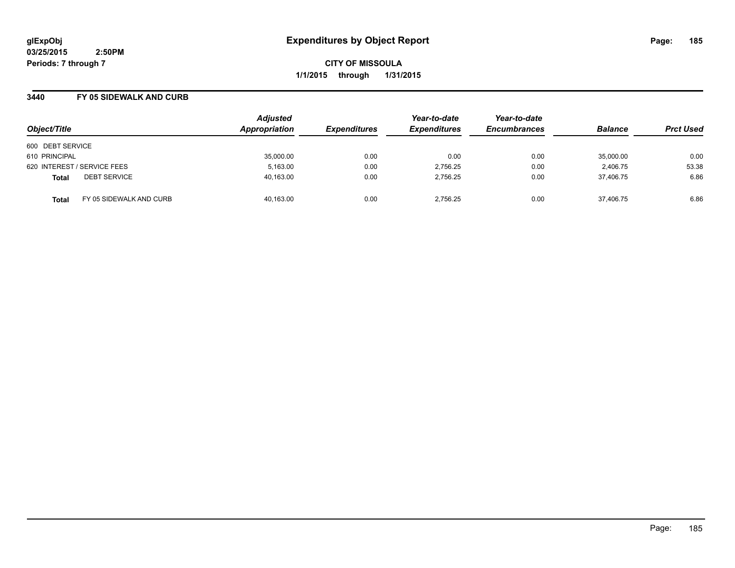# Expenditures by Object Report

glExpObj
03/25/2015 2:50PM
Periods: 7 through 7

**CITY OF MISSOULA**
**1/1/2015 through 1/31/2015**

## 3440 FY 05 SIDEWALK AND CURB

| Object/Title | Adjusted Appropriation | Expenditures | Year-to-date Expenditures | Year-to-date Encumbrances | Balance | Prct Used |
|---|---|---|---|---|---|---|
| 600 DEBT SERVICE | | | | | | |
| 610 PRINCIPAL | 35,000.00 | 0.00 | 0.00 | 0.00 | 35,000.00 | 0.00 |
| 620 INTEREST / SERVICE FEES | 5,163.00 | 0.00 | 2,756.25 | 0.00 | 2,406.75 | 53.38 |
| **Total** DEBT SERVICE | 40,163.00 | 0.00 | 2,756.25 | 0.00 | 37,406.75 | 6.86 |
| **Total** FY 05 SIDEWALK AND CURB | 40,163.00 | 0.00 | 2,756.25 | 0.00 | 37,406.75 | 6.86 |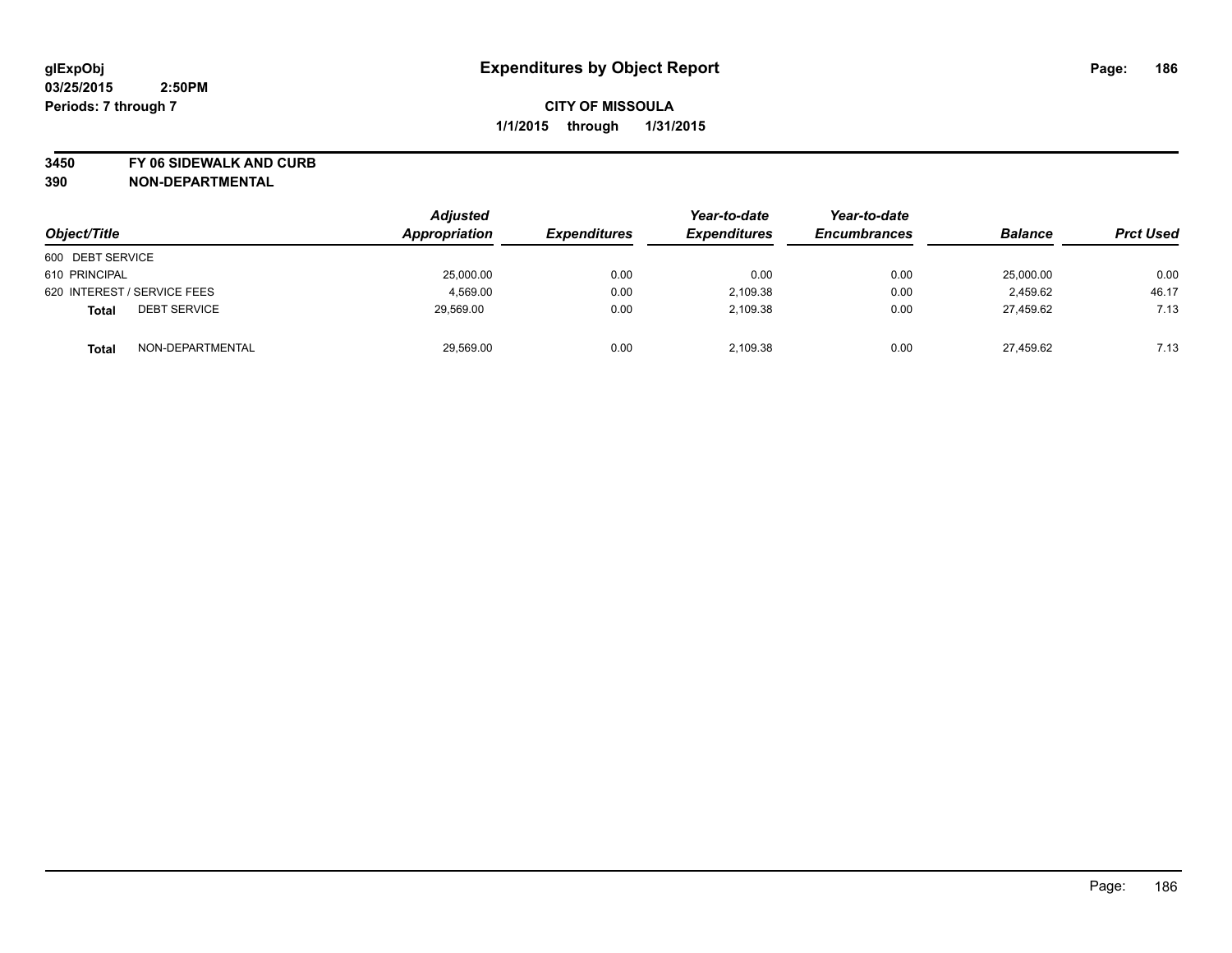**glExpObj** **Expenditures by Object Report**

**03/25/2015 2:50PM**

**Periods: 7 through 7**

**CITY OF MISSOULA**

**1/1/2015 through 1/31/2015**

**3450 FY 06 SIDEWALK AND CURB**

**390 NON-DEPARTMENTAL**

| Object/Title | Adjusted Appropriation | Expenditures | Year-to-date Expenditures | Year-to-date Encumbrances | Balance | Prct Used |
|---|---|---|---|---|---|---|
| 600 DEBT SERVICE | | | | | | |
| 610 PRINCIPAL | 25,000.00 | 0.00 | 0.00 | 0.00 | 25,000.00 | 0.00 |
| 620 INTEREST / SERVICE FEES | 4,569.00 | 0.00 | 2,109.38 | 0.00 | 2,459.62 | 46.17 |
| **Total** DEBT SERVICE | 29,569.00 | 0.00 | 2,109.38 | 0.00 | 27,459.62 | 7.13 |
| **Total** NON-DEPARTMENTAL | 29,569.00 | 0.00 | 2,109.38 | 0.00 | 27,459.62 | 7.13 |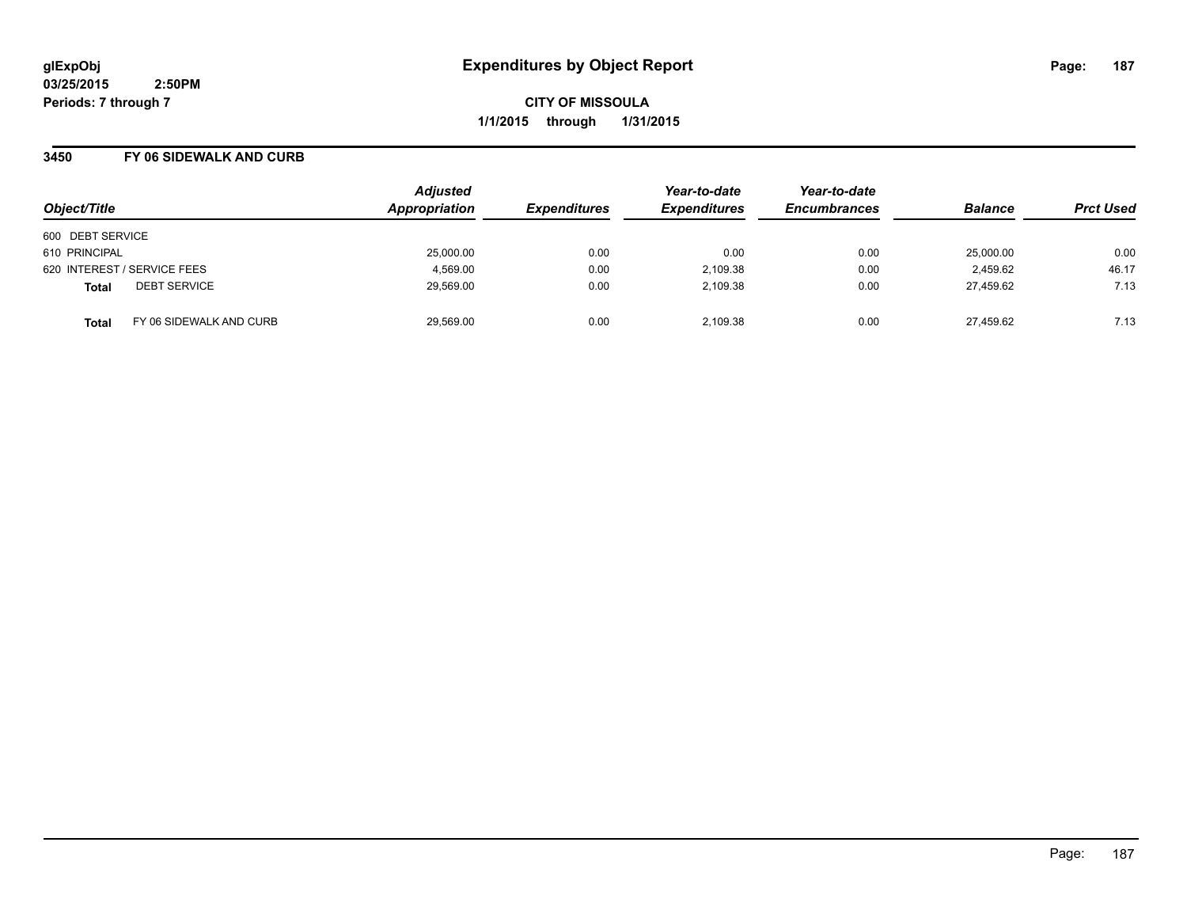**glExpObj**
**03/25/2015 2:50PM**
**Periods: 7 through 7**

# Expenditures by Object Report

**CITY OF MISSOULA**
**1/1/2015 through 1/31/2015**

## 3450 FY 06 SIDEWALK AND CURB

| Object/Title | Adjusted Appropriation | Expenditures | Year-to-date Expenditures | Year-to-date Encumbrances | Balance | Prct Used |
|---|---|---|---|---|---|---|
| 600 DEBT SERVICE | | | | | | |
| 610 PRINCIPAL | 25,000.00 | 0.00 | 0.00 | 0.00 | 25,000.00 | 0.00 |
| 620 INTEREST / SERVICE FEES | 4,569.00 | 0.00 | 2,109.38 | 0.00 | 2,459.62 | 46.17 |
| **Total** DEBT SERVICE | 29,569.00 | 0.00 | 2,109.38 | 0.00 | 27,459.62 | 7.13 |
| **Total** FY 06 SIDEWALK AND CURB | 29,569.00 | 0.00 | 2,109.38 | 0.00 | 27,459.62 | 7.13 |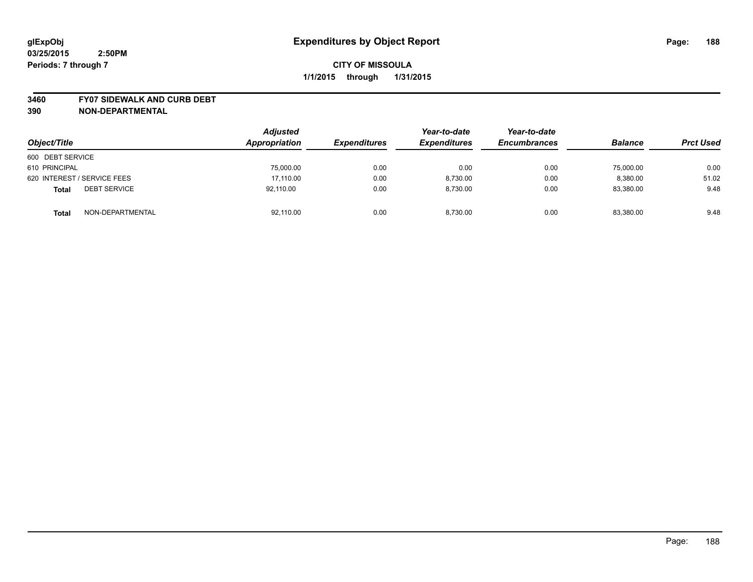# Expenditures by Object Report

glExpObj
03/25/2015 2:50PM
Periods: 7 through 7

**CITY OF MISSOULA**
**1/1/2015 through 1/31/2015**

**3460 FY07 SIDEWALK AND CURB DEBT**
**390 NON-DEPARTMENTAL**

| Object/Title | Adjusted Appropriation | Expenditures | Year-to-date Expenditures | Year-to-date Encumbrances | Balance | Prct Used |
|---|---|---|---|---|---|---|
| 600 DEBT SERVICE | | | | | | |
| 610 PRINCIPAL | 75,000.00 | 0.00 | 0.00 | 0.00 | 75,000.00 | 0.00 |
| 620 INTEREST / SERVICE FEES | 17,110.00 | 0.00 | 8,730.00 | 0.00 | 8,380.00 | 51.02 |
| **Total** DEBT SERVICE | 92,110.00 | 0.00 | 8,730.00 | 0.00 | 83,380.00 | 9.48 |
| **Total** NON-DEPARTMENTAL | 92,110.00 | 0.00 | 8,730.00 | 0.00 | 83,380.00 | 9.48 |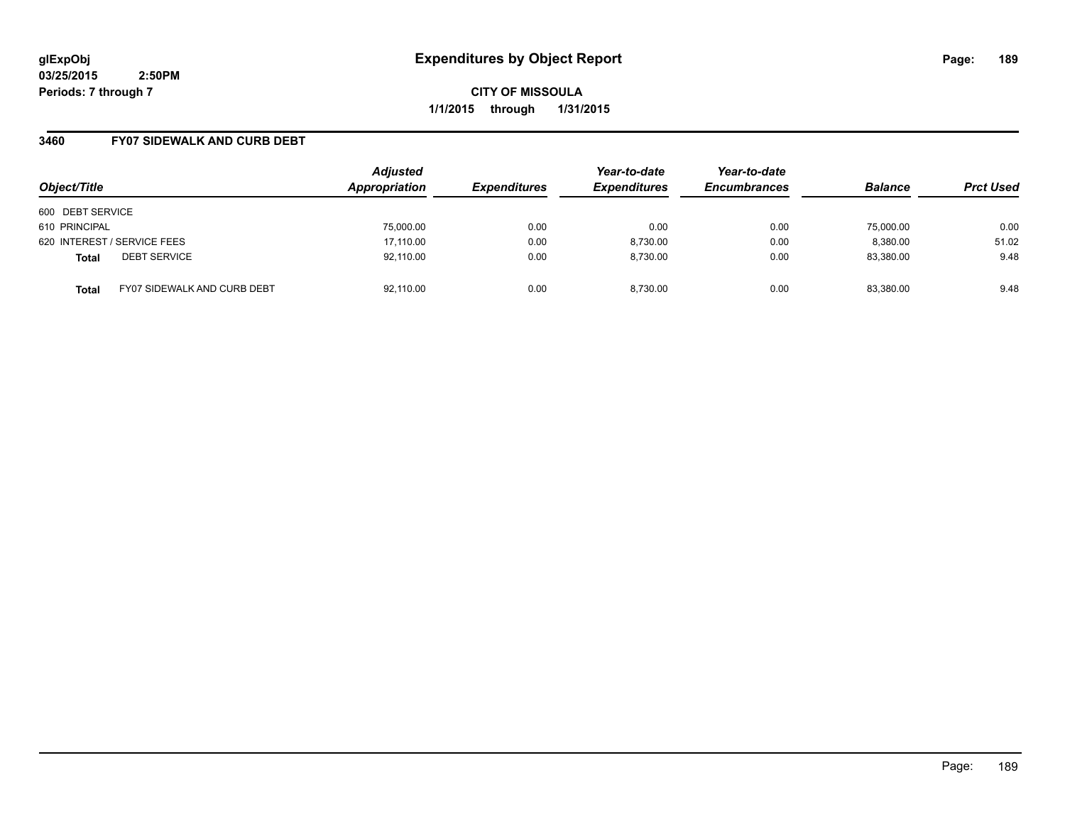**glExpObj**
**03/25/2015 2:50PM**
**Periods: 7 through 7**

# Expenditures by Object Report

**CITY OF MISSOULA**
**1/1/2015 through 1/31/2015**

## 3460 FY07 SIDEWALK AND CURB DEBT

| Object/Title | | Adjusted Appropriation | Expenditures | Year-to-date Expenditures | Year-to-date Encumbrances | Balance | Prct Used |
|---|---|---|---|---|---|---|---|
| 600 DEBT SERVICE | | | | | | | |
| 610 PRINCIPAL | | 75,000.00 | 0.00 | 0.00 | 0.00 | 75,000.00 | 0.00 |
| 620 INTEREST / SERVICE FEES | | 17,110.00 | 0.00 | 8,730.00 | 0.00 | 8,380.00 | 51.02 |
| **Total** | DEBT SERVICE | 92,110.00 | 0.00 | 8,730.00 | 0.00 | 83,380.00 | 9.48 |
| **Total** | FY07 SIDEWALK AND CURB DEBT | 92,110.00 | 0.00 | 8,730.00 | 0.00 | 83,380.00 | 9.48 |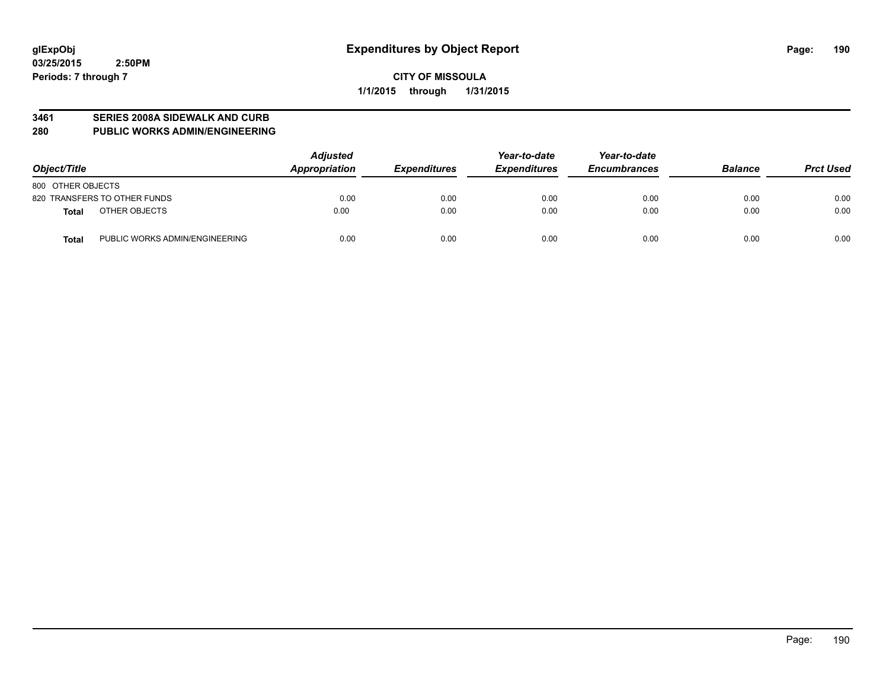glExpObj
03/25/2015 2:50PM
Periods: 7 through 7

# Expenditures by Object Report

**CITY OF MISSOULA**
**1/1/2015 through 1/31/2015**

## 3461 SERIES 2008A SIDEWALK AND CURB
## 280 PUBLIC WORKS ADMIN/ENGINEERING

| Object/Title | | Adjusted Appropriation | Expenditures | Year-to-date Expenditures | Year-to-date Encumbrances | Balance | Prct Used |
|---|---|---|---|---|---|---|---|
| 800 OTHER OBJECTS | | | | | | | |
| 820 TRANSFERS TO OTHER FUNDS | | 0.00 | 0.00 | 0.00 | 0.00 | 0.00 | 0.00 |
| **Total** | OTHER OBJECTS | 0.00 | 0.00 | 0.00 | 0.00 | 0.00 | 0.00 |
| **Total** | PUBLIC WORKS ADMIN/ENGINEERING | 0.00 | 0.00 | 0.00 | 0.00 | 0.00 | 0.00 |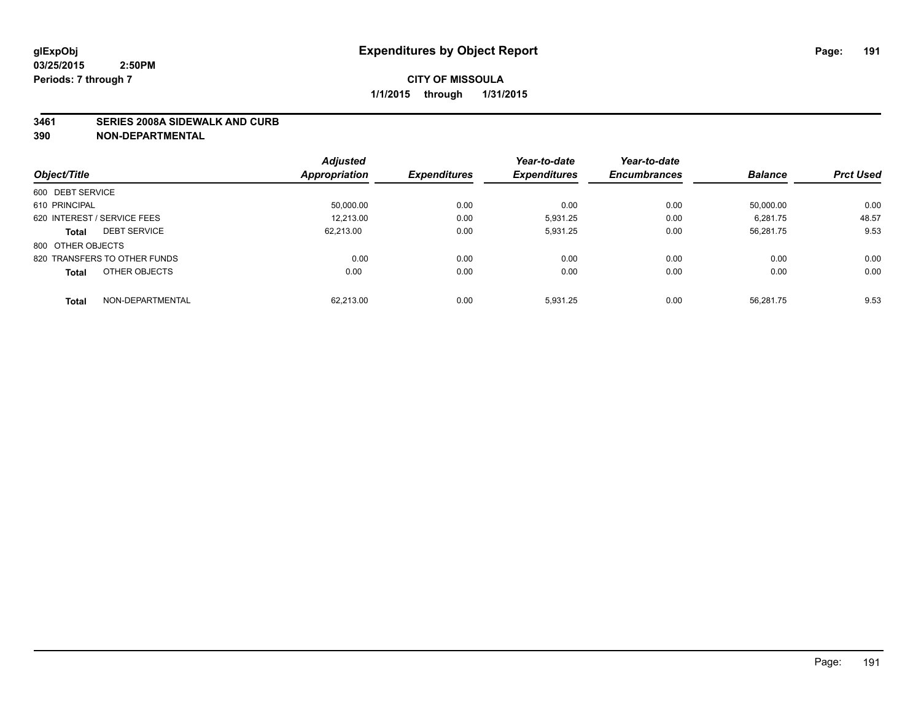glExpObj
03/25/2015 2:50PM
Periods: 7 through 7

# Expenditures by Object Report

**CITY OF MISSOULA**

**1/1/2015 through 1/31/2015**

**3461 SERIES 2008A SIDEWALK AND CURB**
**390 NON-DEPARTMENTAL**

| Object/Title | | Adjusted Appropriation | Expenditures | Year-to-date Expenditures | Year-to-date Encumbrances | Balance | Prct Used |
|---|---|---|---|---|---|---|---|
| 600 DEBT SERVICE | | | | | | | |
| 610 PRINCIPAL | | 50,000.00 | 0.00 | 0.00 | 0.00 | 50,000.00 | 0.00 |
| 620 INTEREST / SERVICE FEES | | 12,213.00 | 0.00 | 5,931.25 | 0.00 | 6,281.75 | 48.57 |
| **Total** | DEBT SERVICE | 62,213.00 | 0.00 | 5,931.25 | 0.00 | 56,281.75 | 9.53 |
| 800 OTHER OBJECTS | | | | | | | |
| 820 TRANSFERS TO OTHER FUNDS | | 0.00 | 0.00 | 0.00 | 0.00 | 0.00 | 0.00 |
| **Total** | OTHER OBJECTS | 0.00 | 0.00 | 0.00 | 0.00 | 0.00 | 0.00 |
| **Total** | NON-DEPARTMENTAL | 62,213.00 | 0.00 | 5,931.25 | 0.00 | 56,281.75 | 9.53 |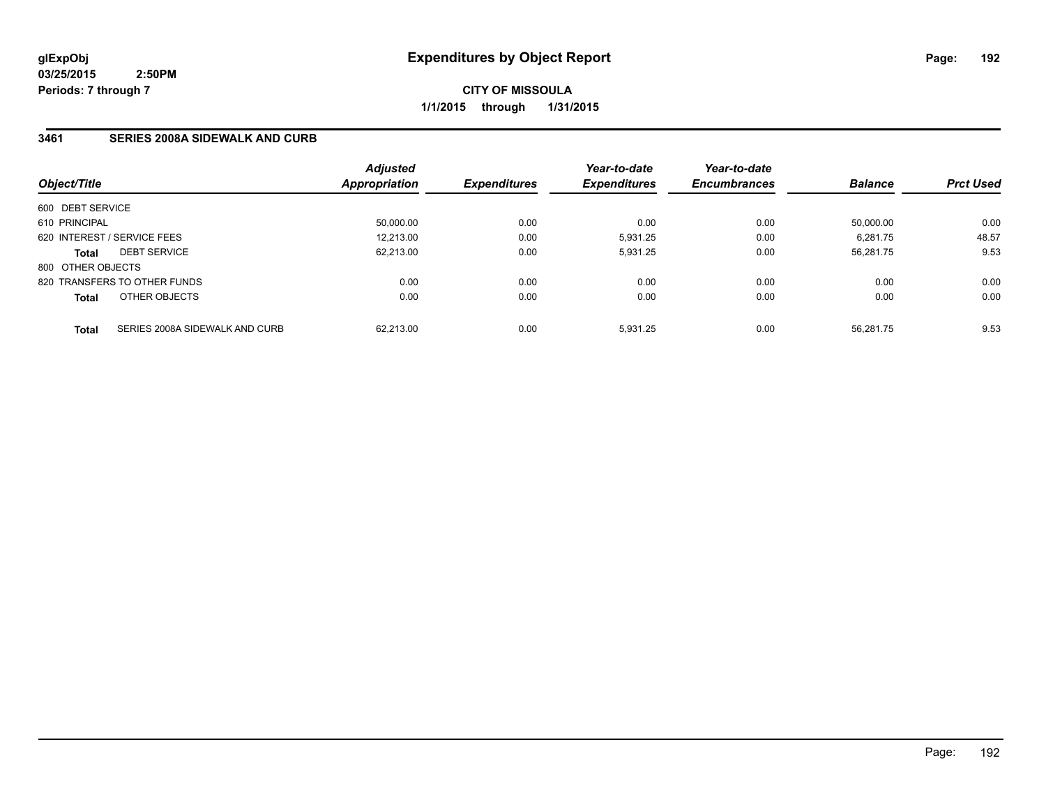# Expenditures by Object Report

glExpObj
03/25/2015 2:50PM
Periods: 7 through 7

**CITY OF MISSOULA**
**1/1/2015 through 1/31/2015**

## 3461 SERIES 2008A SIDEWALK AND CURB

| Object/Title | Adjusted Appropriation | Expenditures | Year-to-date Expenditures | Year-to-date Encumbrances | Balance | Prct Used |
|---|---|---|---|---|---|---|
| 600 DEBT SERVICE | | | | | | |
| 610 PRINCIPAL | 50,000.00 | 0.00 | 0.00 | 0.00 | 50,000.00 | 0.00 |
| 620 INTEREST / SERVICE FEES | 12,213.00 | 0.00 | 5,931.25 | 0.00 | 6,281.75 | 48.57 |
| **Total** DEBT SERVICE | 62,213.00 | 0.00 | 5,931.25 | 0.00 | 56,281.75 | 9.53 |
| 800 OTHER OBJECTS | | | | | | |
| 820 TRANSFERS TO OTHER FUNDS | 0.00 | 0.00 | 0.00 | 0.00 | 0.00 | 0.00 |
| **Total** OTHER OBJECTS | 0.00 | 0.00 | 0.00 | 0.00 | 0.00 | 0.00 |
| **Total** SERIES 2008A SIDEWALK AND CURB | 62,213.00 | 0.00 | 5,931.25 | 0.00 | 56,281.75 | 9.53 |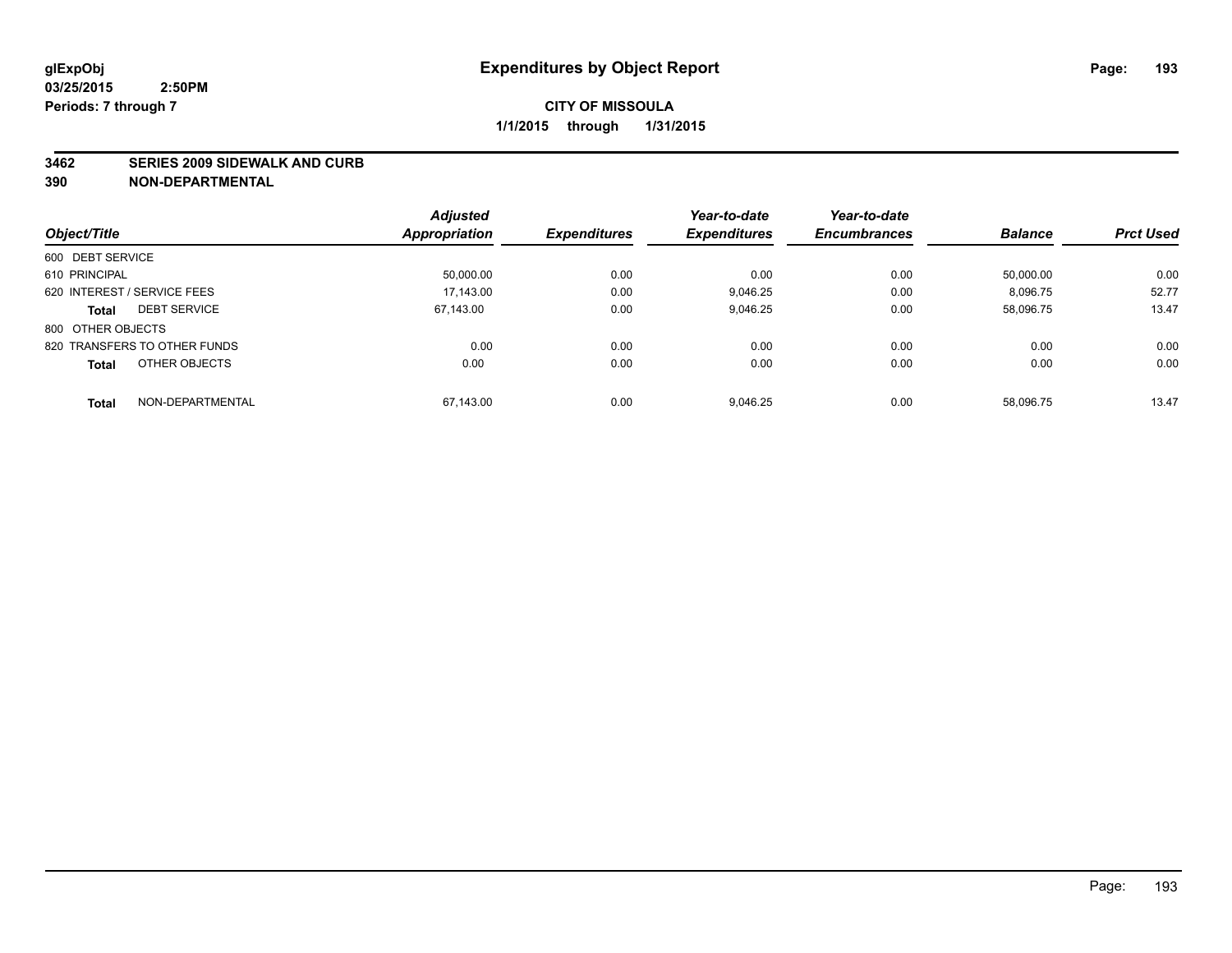# Expenditures by Object Report

glExpObj
03/25/2015 2:50PM
Periods: 7 through 7

**CITY OF MISSOULA**
**1/1/2015 through 1/31/2015**

**3462 SERIES 2009 SIDEWALK AND CURB**
**390 NON-DEPARTMENTAL**

| Object/Title | Adjusted Appropriation | Expenditures | Year-to-date Expenditures | Year-to-date Encumbrances | Balance | Prct Used |
|---|---|---|---|---|---|---|
| 600 DEBT SERVICE | | | | | | |
| 610 PRINCIPAL | 50,000.00 | 0.00 | 0.00 | 0.00 | 50,000.00 | 0.00 |
| 620 INTEREST / SERVICE FEES | 17,143.00 | 0.00 | 9,046.25 | 0.00 | 8,096.75 | 52.77 |
| **Total** DEBT SERVICE | 67,143.00 | 0.00 | 9,046.25 | 0.00 | 58,096.75 | 13.47 |
| 800 OTHER OBJECTS | | | | | | |
| 820 TRANSFERS TO OTHER FUNDS | 0.00 | 0.00 | 0.00 | 0.00 | 0.00 | 0.00 |
| **Total** OTHER OBJECTS | 0.00 | 0.00 | 0.00 | 0.00 | 0.00 | 0.00 |
| **Total** NON-DEPARTMENTAL | 67,143.00 | 0.00 | 9,046.25 | 0.00 | 58,096.75 | 13.47 |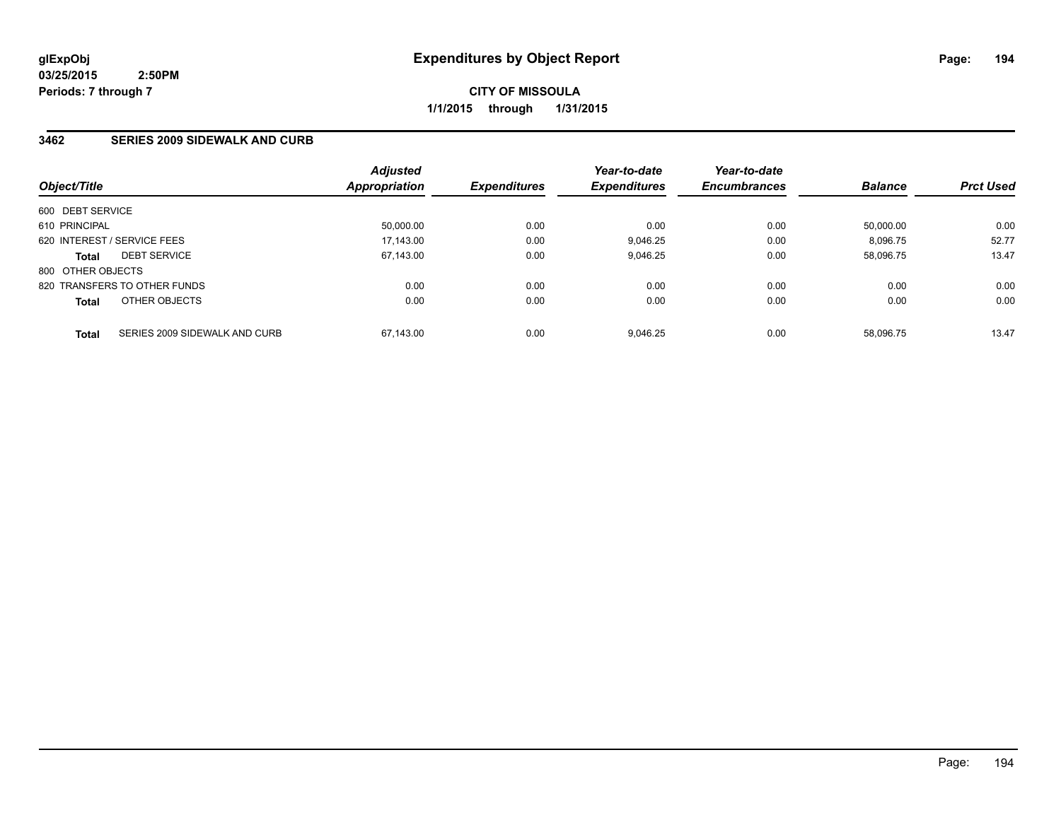glExpObj
03/25/2015 2:50PM
Periods: 7 through 7

# Expenditures by Object Report

**CITY OF MISSOULA**
**1/1/2015 through 1/31/2015**

## 3462 SERIES 2009 SIDEWALK AND CURB

| Object/Title | Adjusted Appropriation | Expenditures | Year-to-date Expenditures | Year-to-date Encumbrances | Balance | Prct Used |
|---|---|---|---|---|---|---|
| 600 DEBT SERVICE | | | | | | |
| 610 PRINCIPAL | 50,000.00 | 0.00 | 0.00 | 0.00 | 50,000.00 | 0.00 |
| 620 INTEREST / SERVICE FEES | 17,143.00 | 0.00 | 9,046.25 | 0.00 | 8,096.75 | 52.77 |
| **Total** DEBT SERVICE | 67,143.00 | 0.00 | 9,046.25 | 0.00 | 58,096.75 | 13.47 |
| 800 OTHER OBJECTS | | | | | | |
| 820 TRANSFERS TO OTHER FUNDS | 0.00 | 0.00 | 0.00 | 0.00 | 0.00 | 0.00 |
| **Total** OTHER OBJECTS | 0.00 | 0.00 | 0.00 | 0.00 | 0.00 | 0.00 |
| **Total** SERIES 2009 SIDEWALK AND CURB | 67,143.00 | 0.00 | 9,046.25 | 0.00 | 58,096.75 | 13.47 |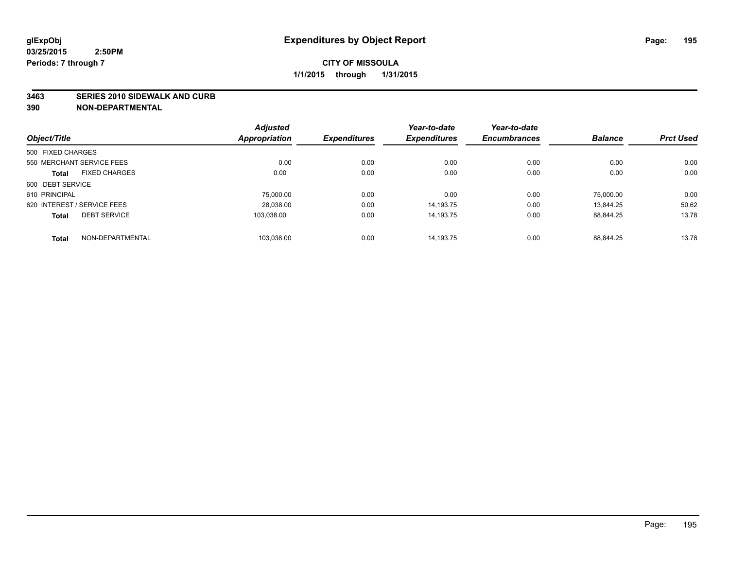glExpObj
03/25/2015 2:50PM
Periods: 7 through 7

# Expenditures by Object Report

**CITY OF MISSOULA**
**1/1/2015 through 1/31/2015**

**3463 SERIES 2010 SIDEWALK AND CURB**
**390 NON-DEPARTMENTAL**

| Object/Title | | Adjusted Appropriation | Expenditures | Year-to-date Expenditures | Year-to-date Encumbrances | Balance | Prct Used |
|---|---|---|---|---|---|---|---|
| 500 FIXED CHARGES | | | | | | | |
| 550 MERCHANT SERVICE FEES | | 0.00 | 0.00 | 0.00 | 0.00 | 0.00 | 0.00 |
| **Total** | FIXED CHARGES | 0.00 | 0.00 | 0.00 | 0.00 | 0.00 | 0.00 |
| 600 DEBT SERVICE | | | | | | | |
| 610 PRINCIPAL | | 75,000.00 | 0.00 | 0.00 | 0.00 | 75,000.00 | 0.00 |
| 620 INTEREST / SERVICE FEES | | 28,038.00 | 0.00 | 14,193.75 | 0.00 | 13,844.25 | 50.62 |
| **Total** | DEBT SERVICE | 103,038.00 | 0.00 | 14,193.75 | 0.00 | 88,844.25 | 13.78 |
| **Total** | NON-DEPARTMENTAL | 103,038.00 | 0.00 | 14,193.75 | 0.00 | 88,844.25 | 13.78 |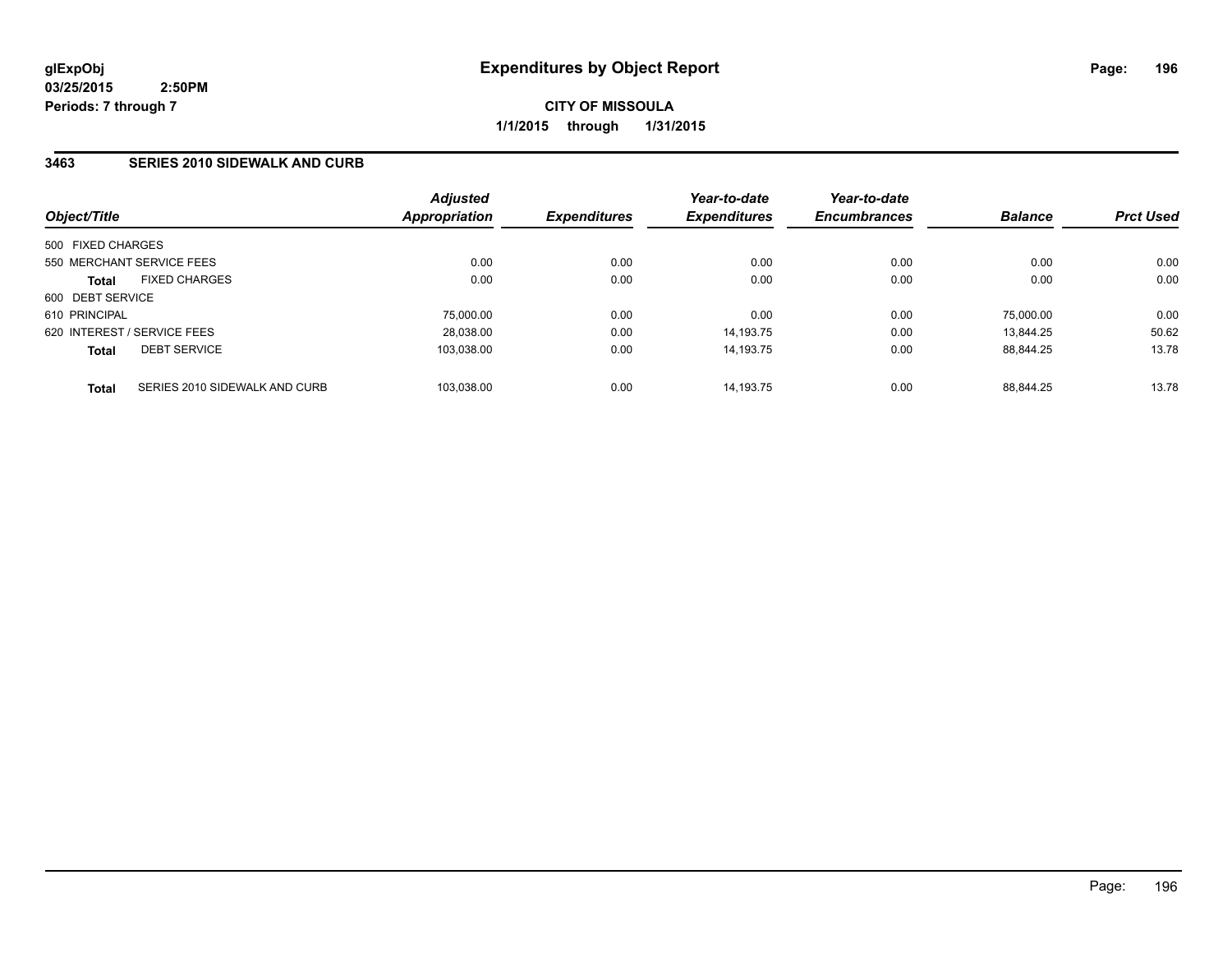# Expenditures by Object Report

glExpObj
03/25/2015 2:50PM
Periods: 7 through 7

**CITY OF MISSOULA**
**1/1/2015 through 1/31/2015**

## 3463 SERIES 2010 SIDEWALK AND CURB

| Object/Title | Adjusted Appropriation | Expenditures | Year-to-date Expenditures | Year-to-date Encumbrances | Balance | Prct Used |
|---|---|---|---|---|---|---|
| 500 FIXED CHARGES | | | | | | |
| 550 MERCHANT SERVICE FEES | 0.00 | 0.00 | 0.00 | 0.00 | 0.00 | 0.00 |
| **Total** FIXED CHARGES | 0.00 | 0.00 | 0.00 | 0.00 | 0.00 | 0.00 |
| 600 DEBT SERVICE | | | | | | |
| 610 PRINCIPAL | 75,000.00 | 0.00 | 0.00 | 0.00 | 75,000.00 | 0.00 |
| 620 INTEREST / SERVICE FEES | 28,038.00 | 0.00 | 14,193.75 | 0.00 | 13,844.25 | 50.62 |
| **Total** DEBT SERVICE | 103,038.00 | 0.00 | 14,193.75 | 0.00 | 88,844.25 | 13.78 |
| **Total** SERIES 2010 SIDEWALK AND CURB | 103,038.00 | 0.00 | 14,193.75 | 0.00 | 88,844.25 | 13.78 |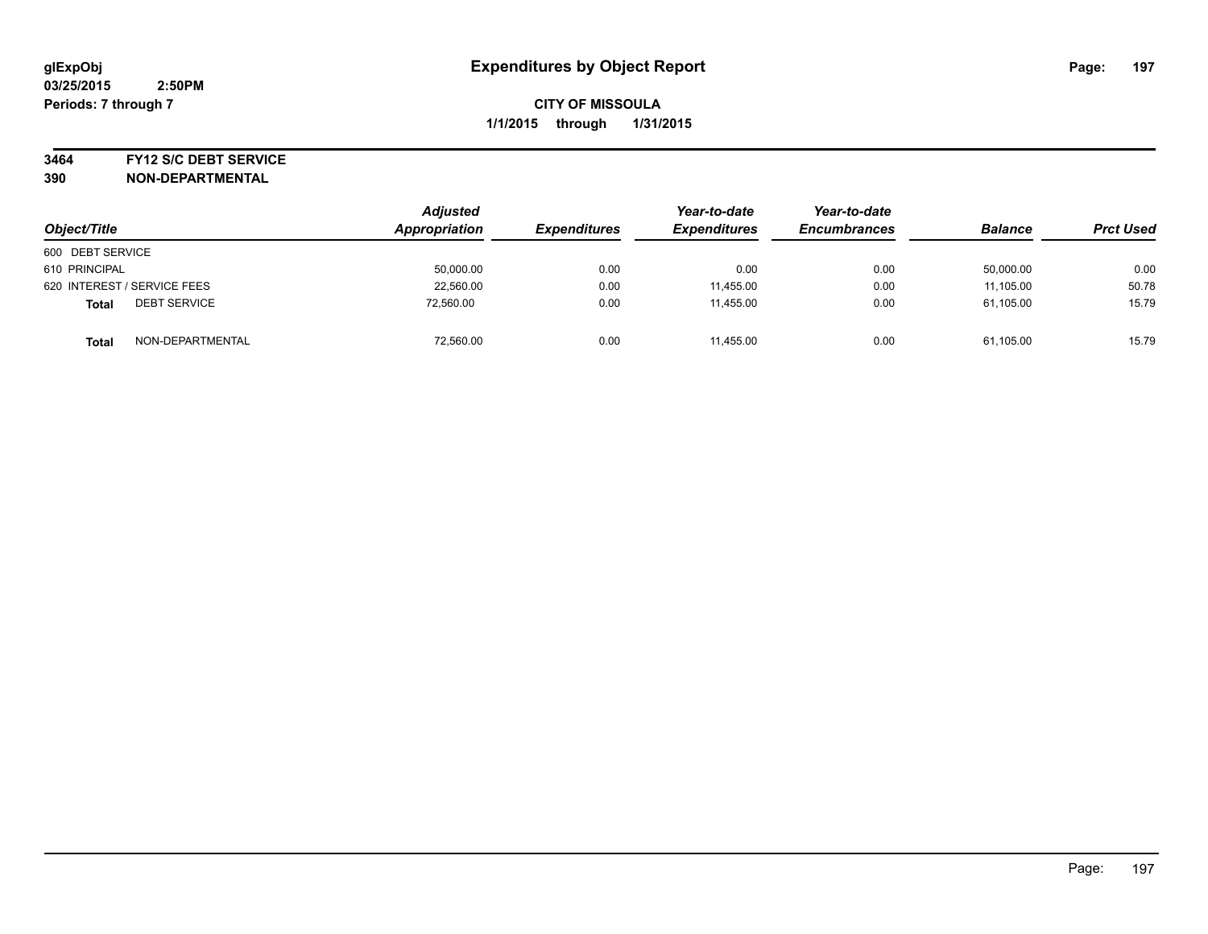# Expenditures by Object Report

glExpObj
03/25/2015 2:50PM
Periods: 7 through 7

**CITY OF MISSOULA**
**1/1/2015 through 1/31/2015**

**3464 FY12 S/C DEBT SERVICE**
**390 NON-DEPARTMENTAL**

| Object/Title | Adjusted Appropriation | Expenditures | Year-to-date Expenditures | Year-to-date Encumbrances | Balance | Prct Used |
|---|---|---|---|---|---|---|
| 600 DEBT SERVICE | | | | | | |
| 610 PRINCIPAL | 50,000.00 | 0.00 | 0.00 | 0.00 | 50,000.00 | 0.00 |
| 620 INTEREST / SERVICE FEES | 22,560.00 | 0.00 | 11,455.00 | 0.00 | 11,105.00 | 50.78 |
| **Total** DEBT SERVICE | 72,560.00 | 0.00 | 11,455.00 | 0.00 | 61,105.00 | 15.79 |
| **Total** NON-DEPARTMENTAL | 72,560.00 | 0.00 | 11,455.00 | 0.00 | 61,105.00 | 15.79 |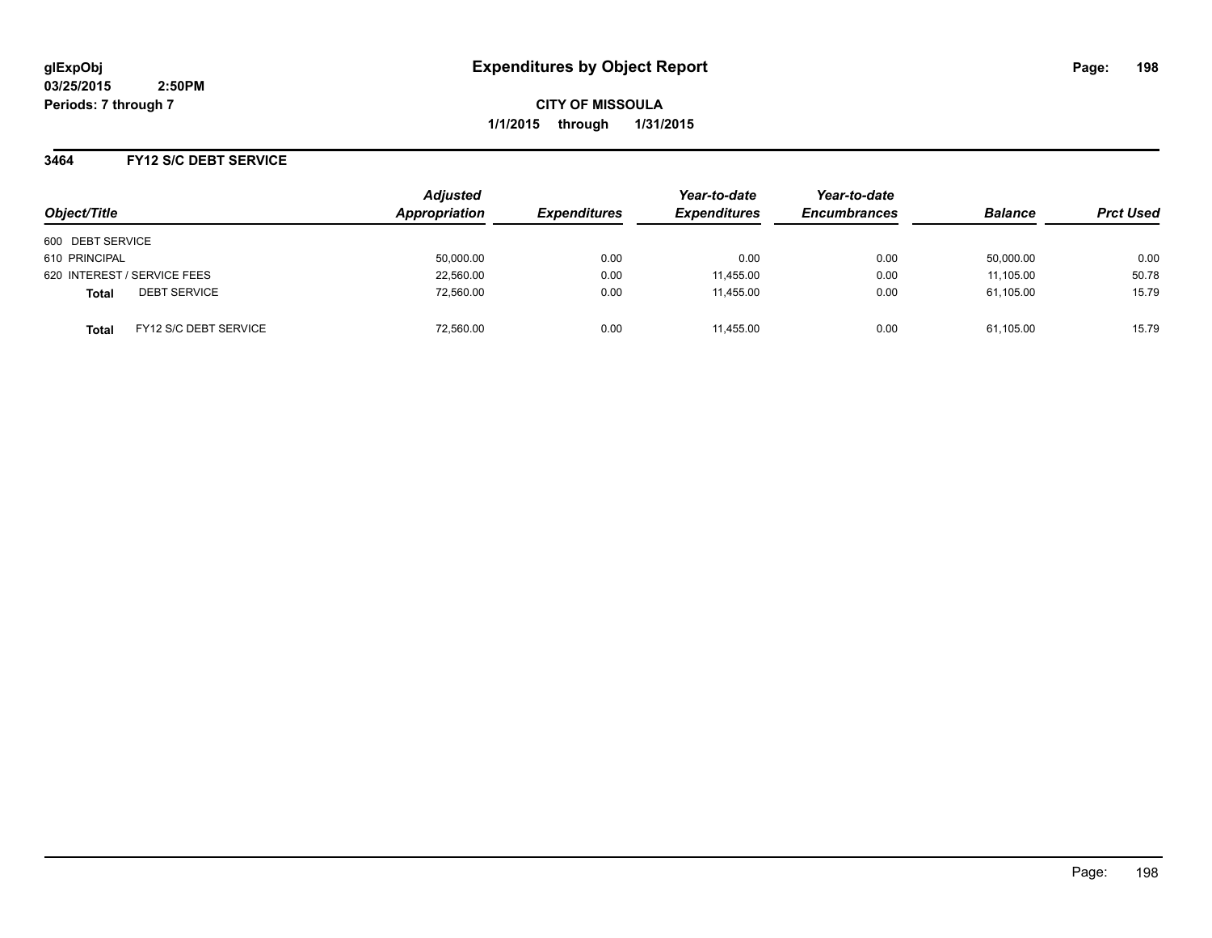glExpObj
03/25/2015 2:50PM
Periods: 7 through 7

# Expenditures by Object Report

**CITY OF MISSOULA**
**1/1/2015 through 1/31/2015**

## 3464 FY12 S/C DEBT SERVICE

| Object/Title | Adjusted Appropriation | Expenditures | Year-to-date Expenditures | Year-to-date Encumbrances | Balance | Prct Used |
|---|---|---|---|---|---|---|
| 600 DEBT SERVICE | | | | | | |
| 610 PRINCIPAL | 50,000.00 | 0.00 | 0.00 | 0.00 | 50,000.00 | 0.00 |
| 620 INTEREST / SERVICE FEES | 22,560.00 | 0.00 | 11,455.00 | 0.00 | 11,105.00 | 50.78 |
| **Total** DEBT SERVICE | 72,560.00 | 0.00 | 11,455.00 | 0.00 | 61,105.00 | 15.79 |
| **Total** FY12 S/C DEBT SERVICE | 72,560.00 | 0.00 | 11,455.00 | 0.00 | 61,105.00 | 15.79 |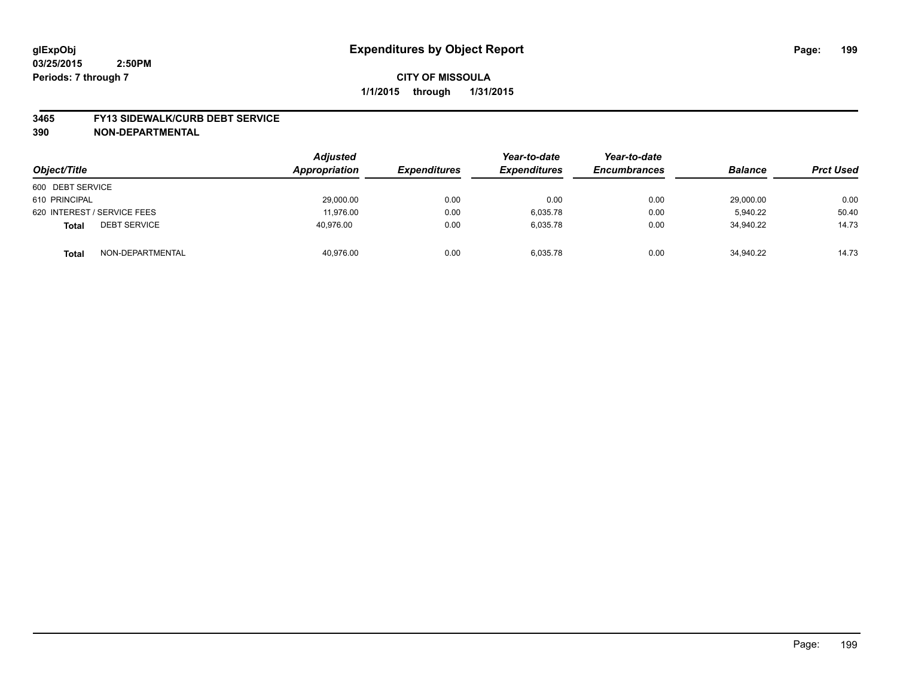glExpObj
03/25/2015 2:50PM
Periods: 7 through 7

# Expenditures by Object Report

**CITY OF MISSOULA**

**1/1/2015 through 1/31/2015**

**3465 FY13 SIDEWALK/CURB DEBT SERVICE**
**390 NON-DEPARTMENTAL**

| Object/Title | | Adjusted Appropriation | Expenditures | Year-to-date Expenditures | Year-to-date Encumbrances | Balance | Prct Used |
|---|---|---|---|---|---|---|---|
| 600 DEBT SERVICE | | | | | | | |
| 610 PRINCIPAL | | 29,000.00 | 0.00 | 0.00 | 0.00 | 29,000.00 | 0.00 |
| 620 INTEREST / SERVICE FEES | | 11,976.00 | 0.00 | 6,035.78 | 0.00 | 5,940.22 | 50.40 |
| **Total** | DEBT SERVICE | 40,976.00 | 0.00 | 6,035.78 | 0.00 | 34,940.22 | 14.73 |
| **Total** | NON-DEPARTMENTAL | 40,976.00 | 0.00 | 6,035.78 | 0.00 | 34,940.22 | 14.73 |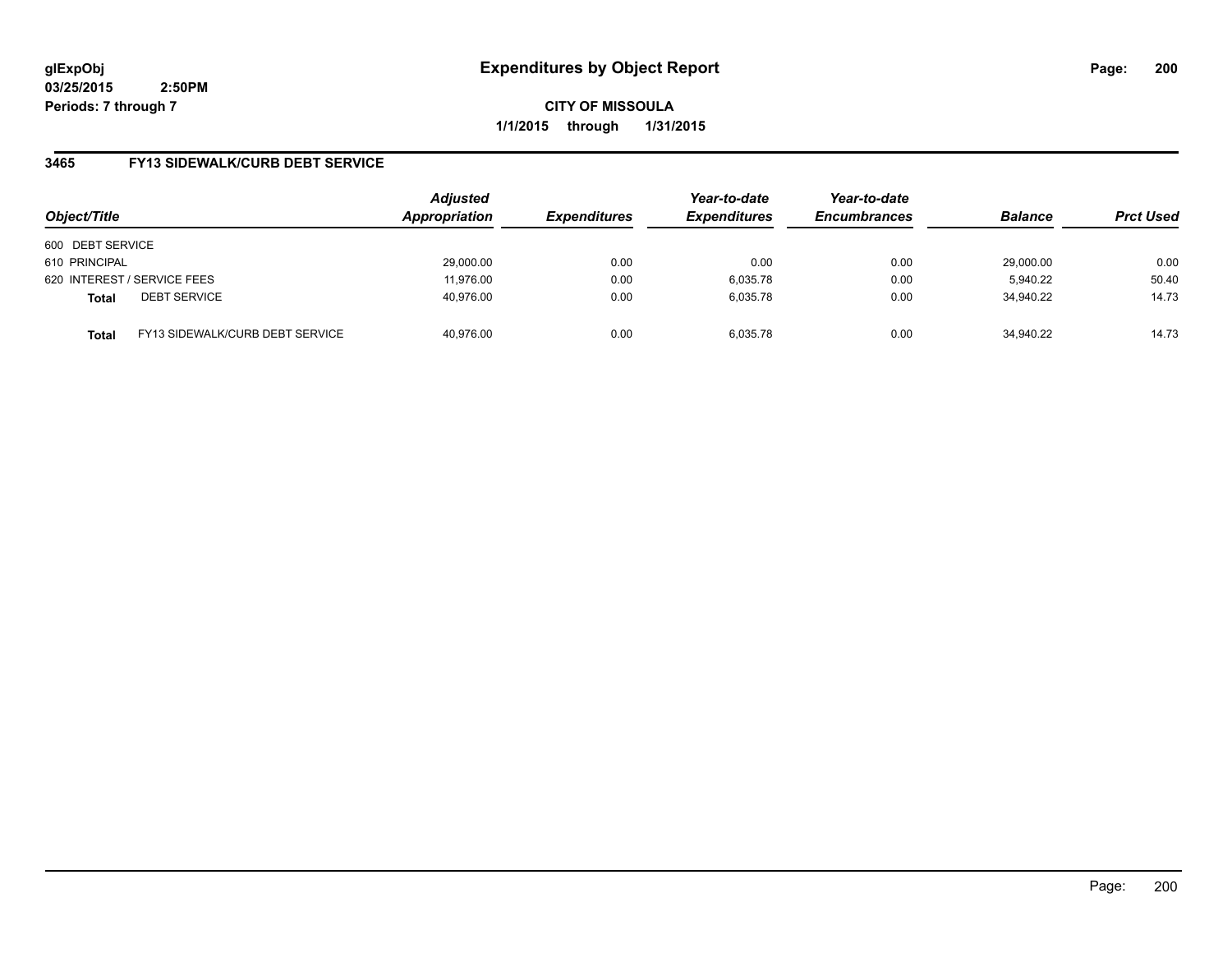# Expenditures by Object Report

glExpObj
03/25/2015 2:50PM
Periods: 7 through 7

**CITY OF MISSOULA**
**1/1/2015 through 1/31/2015**

## 3465 FY13 SIDEWALK/CURB DEBT SERVICE

| Object/Title | | Adjusted Appropriation | Expenditures | Year-to-date Expenditures | Year-to-date Encumbrances | Balance | Prct Used |
|---|---|---|---|---|---|---|---|
| 600 DEBT SERVICE | | | | | | | |
| 610 PRINCIPAL | | 29,000.00 | 0.00 | 0.00 | 0.00 | 29,000.00 | 0.00 |
| 620 INTEREST / SERVICE FEES | | 11,976.00 | 0.00 | 6,035.78 | 0.00 | 5,940.22 | 50.40 |
| **Total** | DEBT SERVICE | 40,976.00 | 0.00 | 6,035.78 | 0.00 | 34,940.22 | 14.73 |
| **Total** | FY13 SIDEWALK/CURB DEBT SERVICE | 40,976.00 | 0.00 | 6,035.78 | 0.00 | 34,940.22 | 14.73 |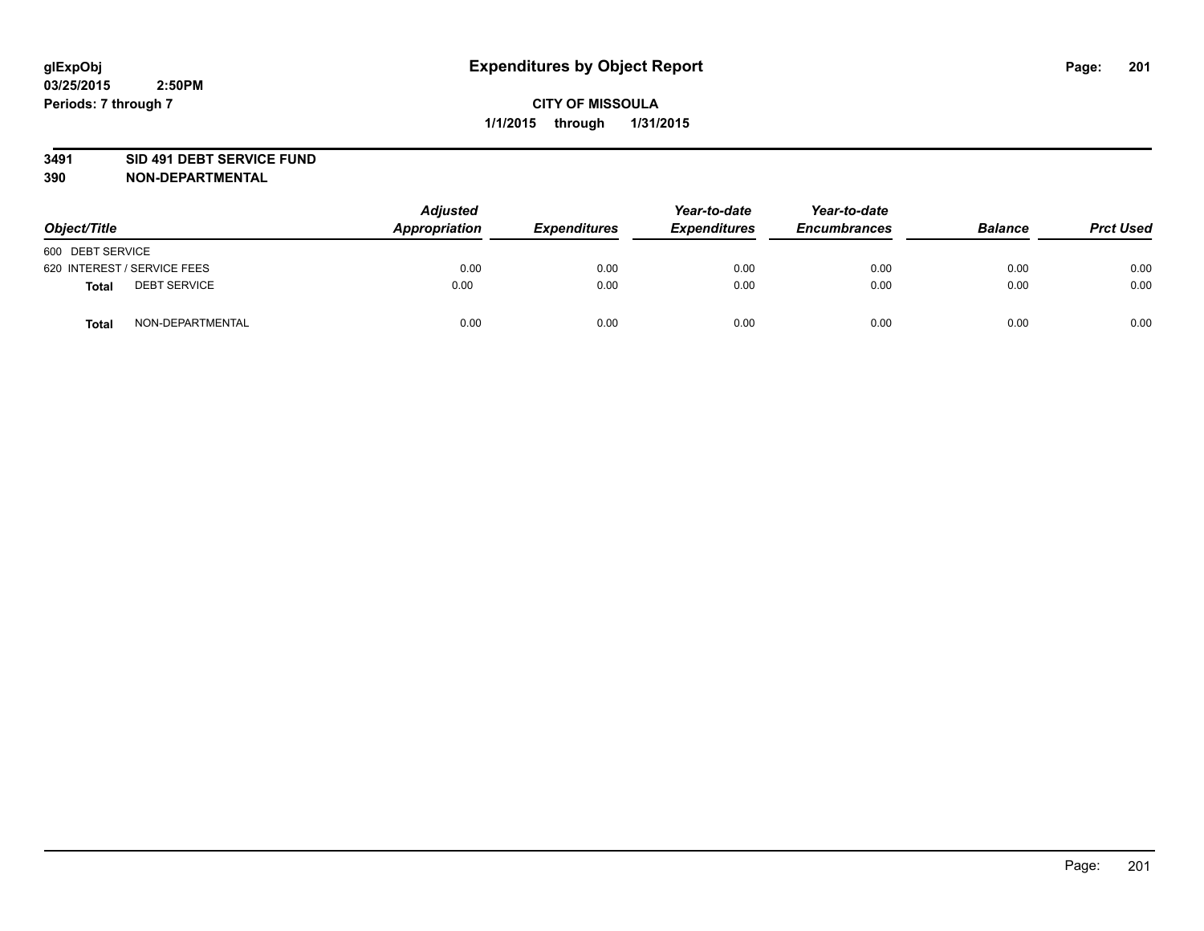glExpObj
03/25/2015 2:50PM
Periods: 7 through 7

# Expenditures by Object Report

**CITY OF MISSOULA**
**1/1/2015 through 1/31/2015**

**3491 SID 491 DEBT SERVICE FUND**
**390 NON-DEPARTMENTAL**

| Object/Title | | Adjusted Appropriation | Expenditures | Year-to-date Expenditures | Year-to-date Encumbrances | Balance | Prct Used |
|---|---|---|---|---|---|---|---|
| 600 DEBT SERVICE | | | | | | | |
| 620 INTEREST / SERVICE FEES | | 0.00 | 0.00 | 0.00 | 0.00 | 0.00 | 0.00 |
| **Total** | DEBT SERVICE | 0.00 | 0.00 | 0.00 | 0.00 | 0.00 | 0.00 |
| **Total** | NON-DEPARTMENTAL | 0.00 | 0.00 | 0.00 | 0.00 | 0.00 | 0.00 |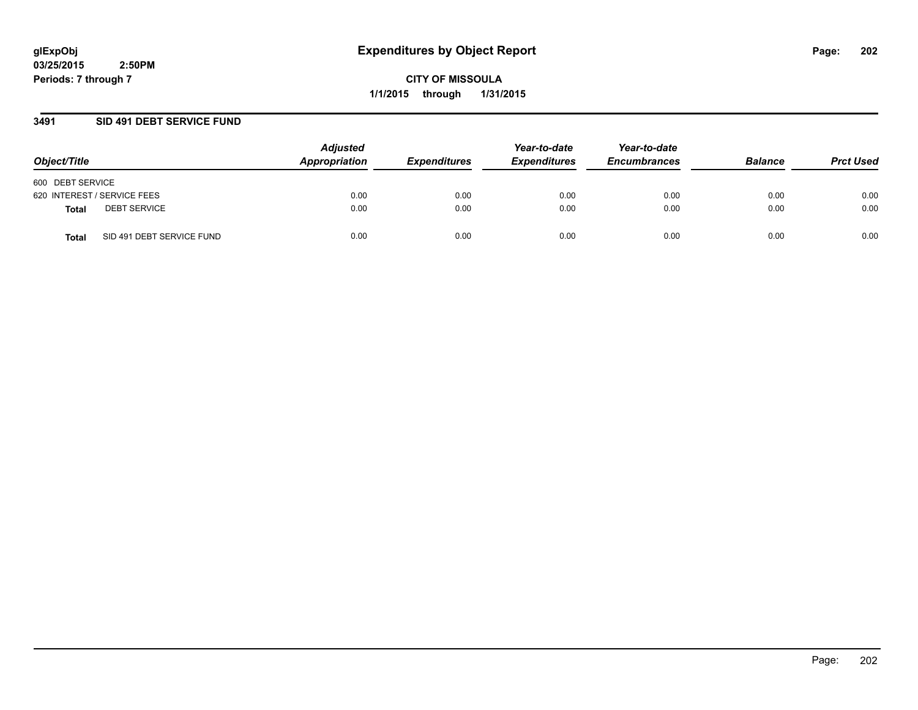glExpObj
03/25/2015 2:50PM
Periods: 7 through 7

# Expenditures by Object Report

**CITY OF MISSOULA**

**1/1/2015 through 1/31/2015**

## 3491 SID 491 DEBT SERVICE FUND

| Object/Title | Adjusted Appropriation | Expenditures | Year-to-date Expenditures | Year-to-date Encumbrances | Balance | Prct Used |
|---|---|---|---|---|---|---|
| 600 DEBT SERVICE | | | | | | |
| 620 INTEREST / SERVICE FEES | 0.00 | 0.00 | 0.00 | 0.00 | 0.00 | 0.00 |
| **Total** DEBT SERVICE | 0.00 | 0.00 | 0.00 | 0.00 | 0.00 | 0.00 |
| **Total** SID 491 DEBT SERVICE FUND | 0.00 | 0.00 | 0.00 | 0.00 | 0.00 | 0.00 |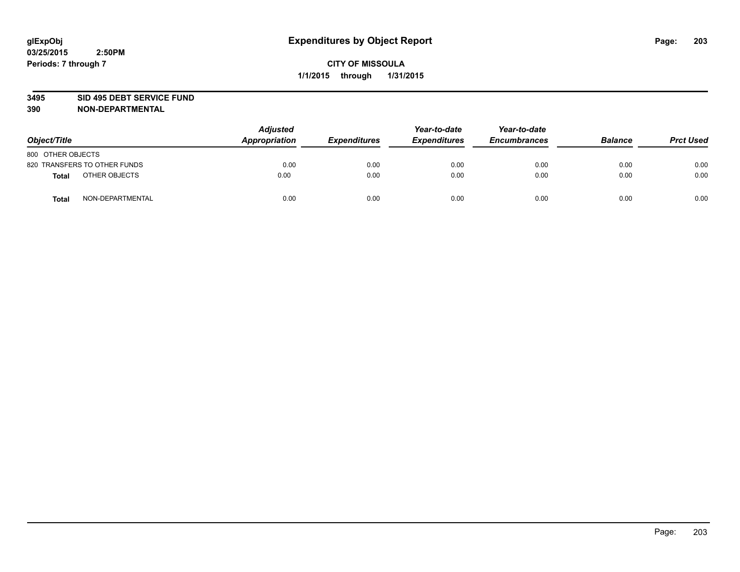# Expenditures by Object Report

glExpObj
03/25/2015 2:50PM
Periods: 7 through 7

**CITY OF MISSOULA**
**1/1/2015 through 1/31/2015**

**3495 SID 495 DEBT SERVICE FUND**
**390 NON-DEPARTMENTAL**

| Object/Title | Adjusted Appropriation | Expenditures | Year-to-date Expenditures | Year-to-date Encumbrances | Balance | Prct Used |
|---|---|---|---|---|---|---|
| 800 OTHER OBJECTS | | | | | | |
| 820 TRANSFERS TO OTHER FUNDS | 0.00 | 0.00 | 0.00 | 0.00 | 0.00 | 0.00 |
| **Total** OTHER OBJECTS | 0.00 | 0.00 | 0.00 | 0.00 | 0.00 | 0.00 |
| **Total** NON-DEPARTMENTAL | 0.00 | 0.00 | 0.00 | 0.00 | 0.00 | 0.00 |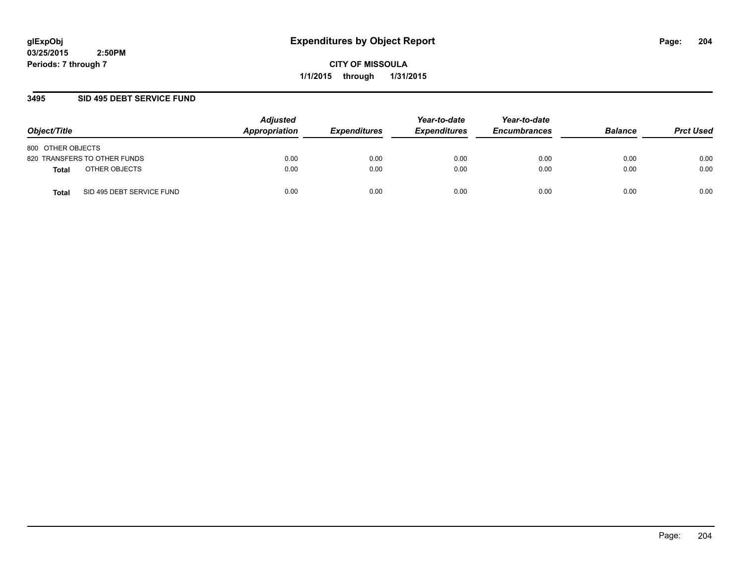glExpObj
03/25/2015 2:50PM
Periods: 7 through 7

# Expenditures by Object Report

CITY OF MISSOULA
1/1/2015 through 1/31/2015

## 3495 SID 495 DEBT SERVICE FUND

| Object/Title | Adjusted Appropriation | Expenditures | Year-to-date Expenditures | Year-to-date Encumbrances | Balance | Prct Used |
|---|---|---|---|---|---|---|
| 800 OTHER OBJECTS | | | | | | |
| 820 TRANSFERS TO OTHER FUNDS | 0.00 | 0.00 | 0.00 | 0.00 | 0.00 | 0.00 |
| **Total** OTHER OBJECTS | 0.00 | 0.00 | 0.00 | 0.00 | 0.00 | 0.00 |
| **Total** SID 495 DEBT SERVICE FUND | 0.00 | 0.00 | 0.00 | 0.00 | 0.00 | 0.00 |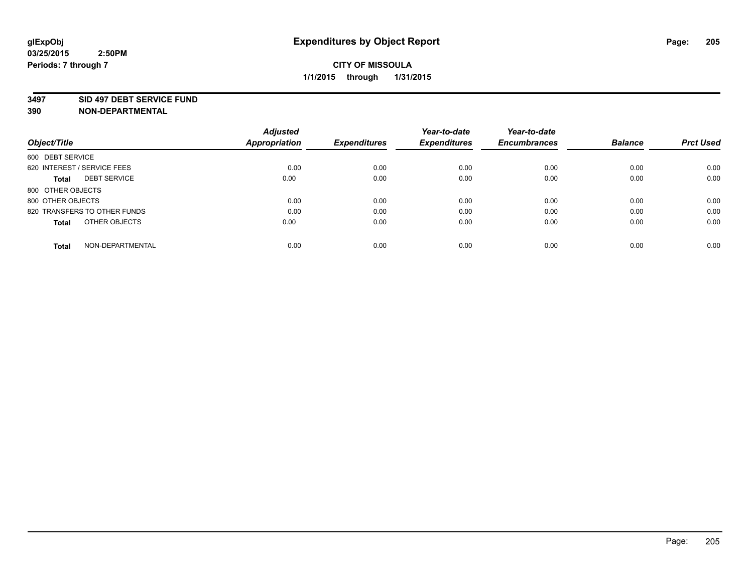# Expenditures by Object Report

glExpObj
03/25/2015 2:50PM
Periods: 7 through 7

**CITY OF MISSOULA**
**1/1/2015 through 1/31/2015**

**3497 SID 497 DEBT SERVICE FUND**
**390 NON-DEPARTMENTAL**

| Object/Title | Adjusted Appropriation | Expenditures | Year-to-date Expenditures | Year-to-date Encumbrances | Balance | Prct Used |
|---|---|---|---|---|---|---|
| 600 DEBT SERVICE | | | | | | |
| 620 INTEREST / SERVICE FEES | 0.00 | 0.00 | 0.00 | 0.00 | 0.00 | 0.00 |
| **Total** DEBT SERVICE | 0.00 | 0.00 | 0.00 | 0.00 | 0.00 | 0.00 |
| 800 OTHER OBJECTS | | | | | | |
| 800 OTHER OBJECTS | 0.00 | 0.00 | 0.00 | 0.00 | 0.00 | 0.00 |
| 820 TRANSFERS TO OTHER FUNDS | 0.00 | 0.00 | 0.00 | 0.00 | 0.00 | 0.00 |
| **Total** OTHER OBJECTS | 0.00 | 0.00 | 0.00 | 0.00 | 0.00 | 0.00 |
| **Total** NON-DEPARTMENTAL | 0.00 | 0.00 | 0.00 | 0.00 | 0.00 | 0.00 |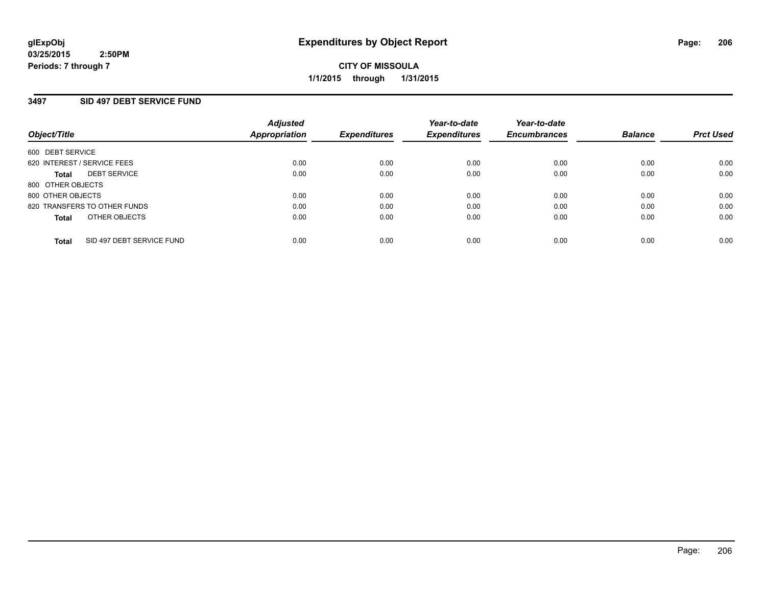**glExpObj**
**03/25/2015 2:50PM**
**Periods: 7 through 7**

# Expenditures by Object Report

**CITY OF MISSOULA**
**1/1/2015 through 1/31/2015**

## 3497 SID 497 DEBT SERVICE FUND

| Object/Title | Adjusted Appropriation | Expenditures | Year-to-date Expenditures | Year-to-date Encumbrances | Balance | Prct Used |
|---|---|---|---|---|---|---|
| 600 DEBT SERVICE | | | | | | |
| 620 INTEREST / SERVICE FEES | 0.00 | 0.00 | 0.00 | 0.00 | 0.00 | 0.00 |
| **Total** DEBT SERVICE | 0.00 | 0.00 | 0.00 | 0.00 | 0.00 | 0.00 |
| 800 OTHER OBJECTS | | | | | | |
| 800 OTHER OBJECTS | 0.00 | 0.00 | 0.00 | 0.00 | 0.00 | 0.00 |
| 820 TRANSFERS TO OTHER FUNDS | 0.00 | 0.00 | 0.00 | 0.00 | 0.00 | 0.00 |
| **Total** OTHER OBJECTS | 0.00 | 0.00 | 0.00 | 0.00 | 0.00 | 0.00 |
| **Total** SID 497 DEBT SERVICE FUND | 0.00 | 0.00 | 0.00 | 0.00 | 0.00 | 0.00 |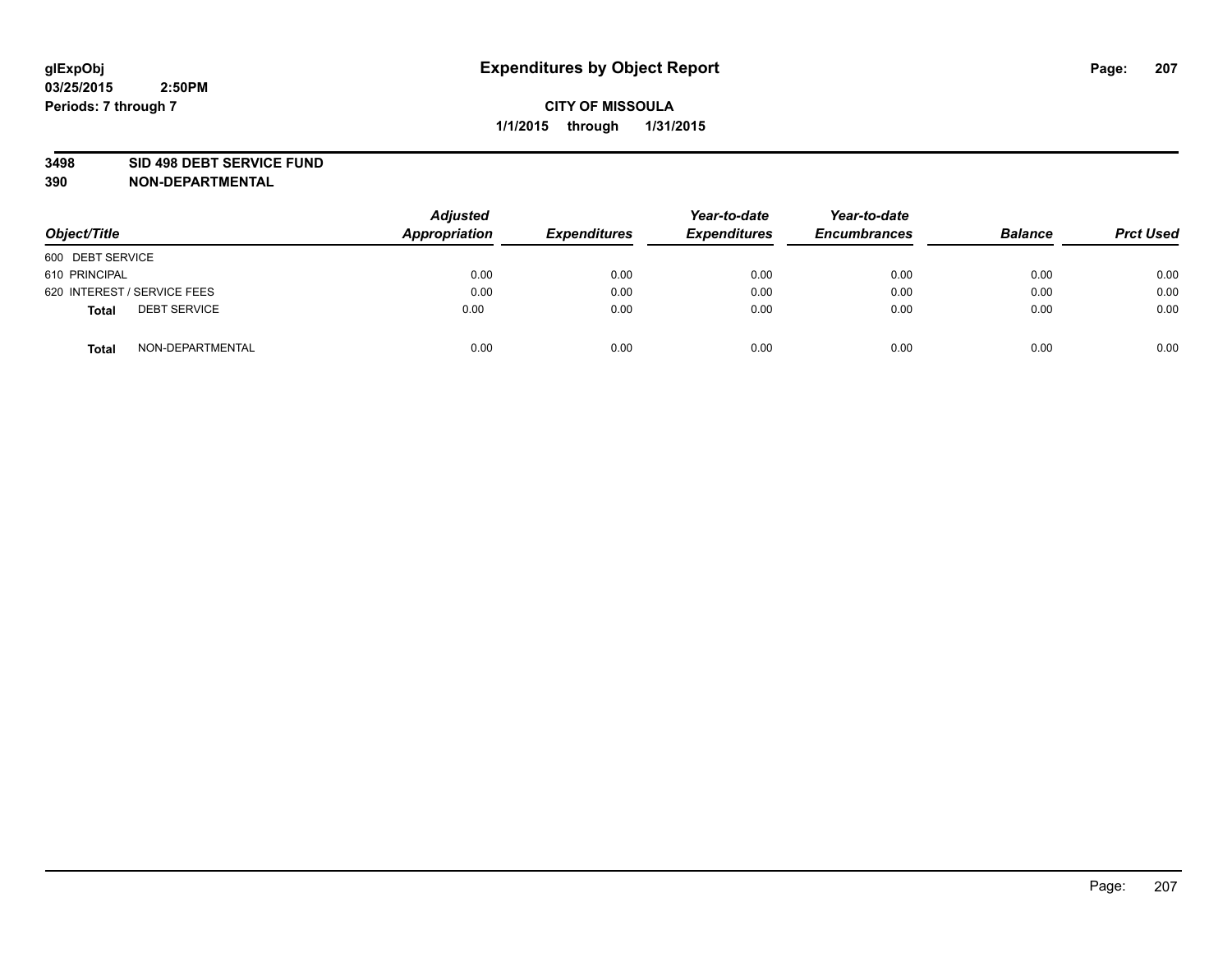# Expenditures by Object Report

glExpObj
03/25/2015 2:50PM
Periods: 7 through 7

**CITY OF MISSOULA**
**1/1/2015 through 1/31/2015**

**3498 SID 498 DEBT SERVICE FUND**
**390 NON-DEPARTMENTAL**

| Object/Title | Adjusted Appropriation | Expenditures | Year-to-date Expenditures | Year-to-date Encumbrances | Balance | Prct Used |
|---|---|---|---|---|---|---|
| 600 DEBT SERVICE | | | | | | |
| 610 PRINCIPAL | 0.00 | 0.00 | 0.00 | 0.00 | 0.00 | 0.00 |
| 620 INTEREST / SERVICE FEES | 0.00 | 0.00 | 0.00 | 0.00 | 0.00 | 0.00 |
| **Total** DEBT SERVICE | 0.00 | 0.00 | 0.00 | 0.00 | 0.00 | 0.00 |
| **Total** NON-DEPARTMENTAL | 0.00 | 0.00 | 0.00 | 0.00 | 0.00 | 0.00 |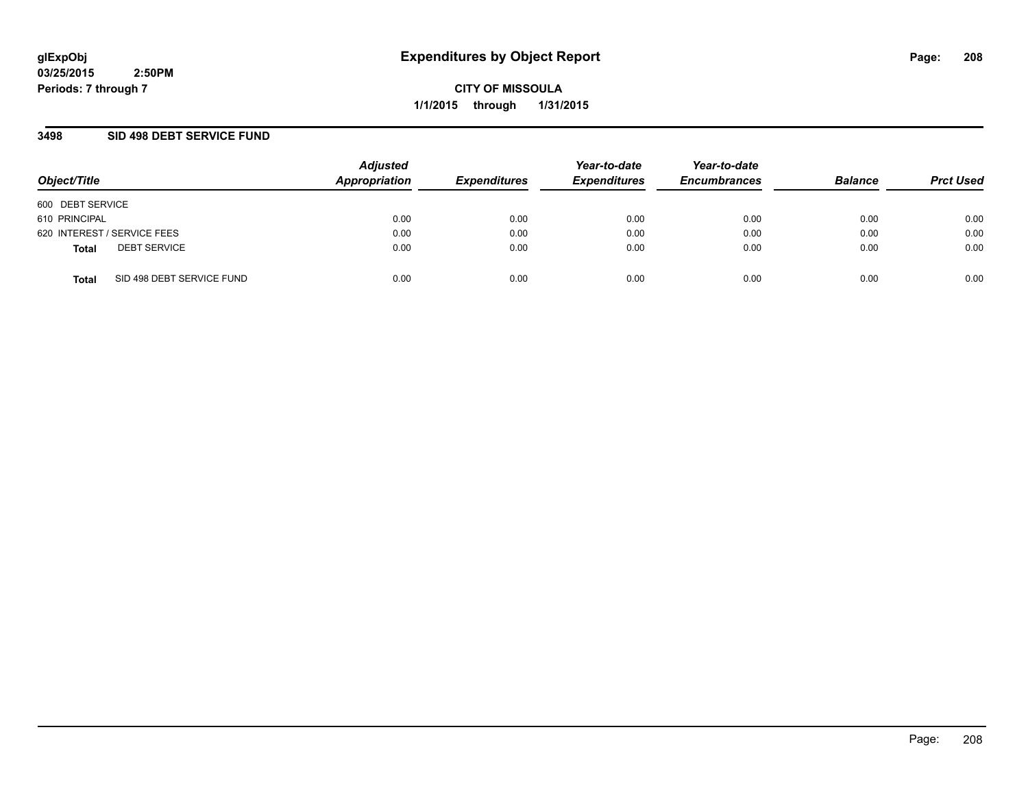glExpObj
03/25/2015 2:50PM
Periods: 7 through 7

# Expenditures by Object Report

**CITY OF MISSOULA**

**1/1/2015 through 1/31/2015**

## 3498 SID 498 DEBT SERVICE FUND

| Object/Title | Adjusted Appropriation | Expenditures | Year-to-date Expenditures | Year-to-date Encumbrances | Balance | Prct Used |
|---|---|---|---|---|---|---|
| 600 DEBT SERVICE | | | | | | |
| 610 PRINCIPAL | 0.00 | 0.00 | 0.00 | 0.00 | 0.00 | 0.00 |
| 620 INTEREST / SERVICE FEES | 0.00 | 0.00 | 0.00 | 0.00 | 0.00 | 0.00 |
| **Total** DEBT SERVICE | 0.00 | 0.00 | 0.00 | 0.00 | 0.00 | 0.00 |
| **Total** SID 498 DEBT SERVICE FUND | 0.00 | 0.00 | 0.00 | 0.00 | 0.00 | 0.00 |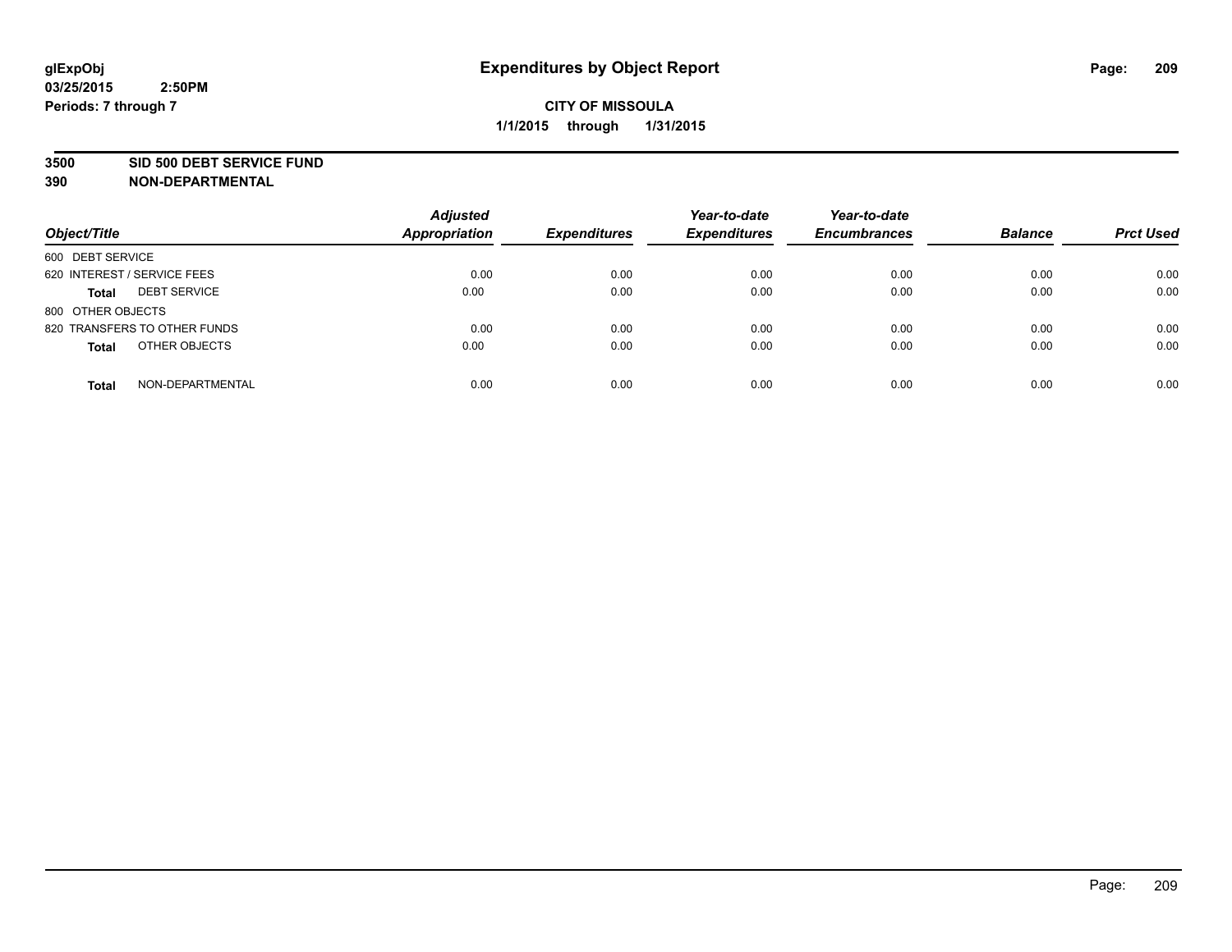glExpObj
03/25/2015 2:50PM
Periods: 7 through 7

# Expenditures by Object Report

**CITY OF MISSOULA**
**1/1/2015 through 1/31/2015**

**3500 SID 500 DEBT SERVICE FUND**
**390 NON-DEPARTMENTAL**

| Object/Title | Adjusted Appropriation | Expenditures | Year-to-date Expenditures | Year-to-date Encumbrances | Balance | Prct Used |
|---|---|---|---|---|---|---|
| 600 DEBT SERVICE | | | | | | |
| 620 INTEREST / SERVICE FEES | 0.00 | 0.00 | 0.00 | 0.00 | 0.00 | 0.00 |
| **Total** DEBT SERVICE | 0.00 | 0.00 | 0.00 | 0.00 | 0.00 | 0.00 |
| 800 OTHER OBJECTS | | | | | | |
| 820 TRANSFERS TO OTHER FUNDS | 0.00 | 0.00 | 0.00 | 0.00 | 0.00 | 0.00 |
| **Total** OTHER OBJECTS | 0.00 | 0.00 | 0.00 | 0.00 | 0.00 | 0.00 |
| **Total** NON-DEPARTMENTAL | 0.00 | 0.00 | 0.00 | 0.00 | 0.00 | 0.00 |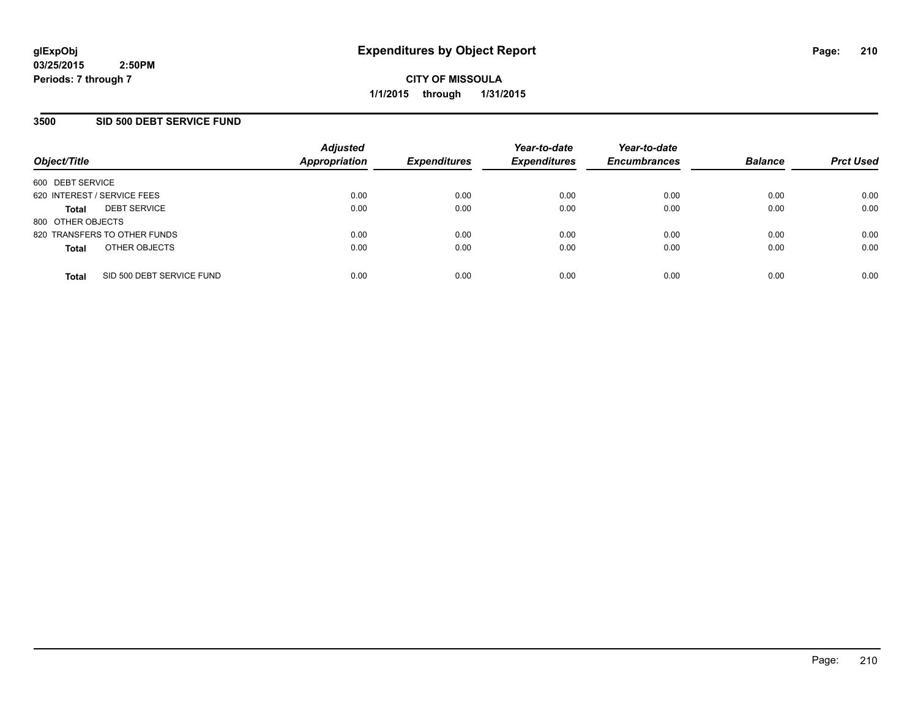# Expenditures by Object Report

**glExpObj**
**03/25/2015 2:50PM**
**Periods: 7 through 7**

**CITY OF MISSOULA**
**1/1/2015 through 1/31/2015**

## 3500 SID 500 DEBT SERVICE FUND

| Object/Title | Adjusted Appropriation | Expenditures | Year-to-date Expenditures | Year-to-date Encumbrances | Balance | Prct Used |
|---|---|---|---|---|---|---|
| 600 DEBT SERVICE | | | | | | |
| 620 INTEREST / SERVICE FEES | 0.00 | 0.00 | 0.00 | 0.00 | 0.00 | 0.00 |
| **Total** DEBT SERVICE | 0.00 | 0.00 | 0.00 | 0.00 | 0.00 | 0.00 |
| 800 OTHER OBJECTS | | | | | | |
| 820 TRANSFERS TO OTHER FUNDS | 0.00 | 0.00 | 0.00 | 0.00 | 0.00 | 0.00 |
| **Total** OTHER OBJECTS | 0.00 | 0.00 | 0.00 | 0.00 | 0.00 | 0.00 |
| **Total** SID 500 DEBT SERVICE FUND | 0.00 | 0.00 | 0.00 | 0.00 | 0.00 | 0.00 |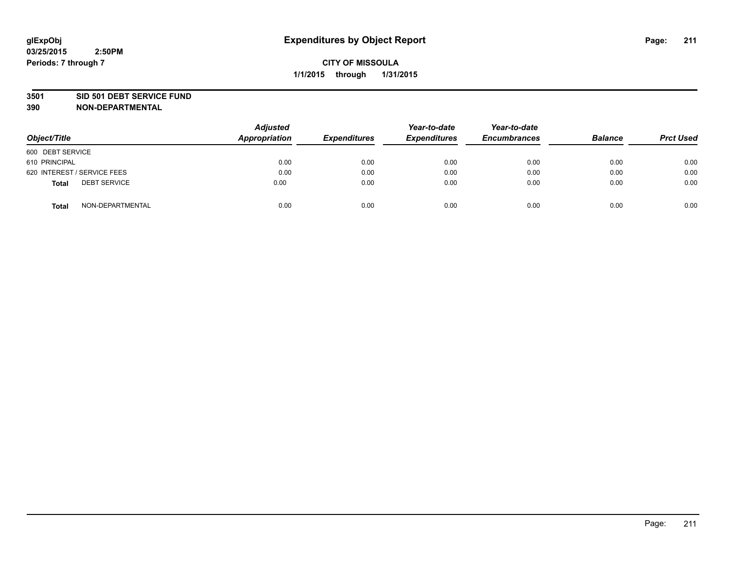# Expenditures by Object Report

glExpObj
03/25/2015 2:50PM
Periods: 7 through 7

**CITY OF MISSOULA**
**1/1/2015 through 1/31/2015**

**3501 SID 501 DEBT SERVICE FUND**
**390 NON-DEPARTMENTAL**

| Object/Title | Adjusted Appropriation | Expenditures | Year-to-date Expenditures | Year-to-date Encumbrances | Balance | Prct Used |
|---|---|---|---|---|---|---|
| 600 DEBT SERVICE | | | | | | |
| 610 PRINCIPAL | 0.00 | 0.00 | 0.00 | 0.00 | 0.00 | 0.00 |
| 620 INTEREST / SERVICE FEES | 0.00 | 0.00 | 0.00 | 0.00 | 0.00 | 0.00 |
| **Total** DEBT SERVICE | 0.00 | 0.00 | 0.00 | 0.00 | 0.00 | 0.00 |
| **Total** NON-DEPARTMENTAL | 0.00 | 0.00 | 0.00 | 0.00 | 0.00 | 0.00 |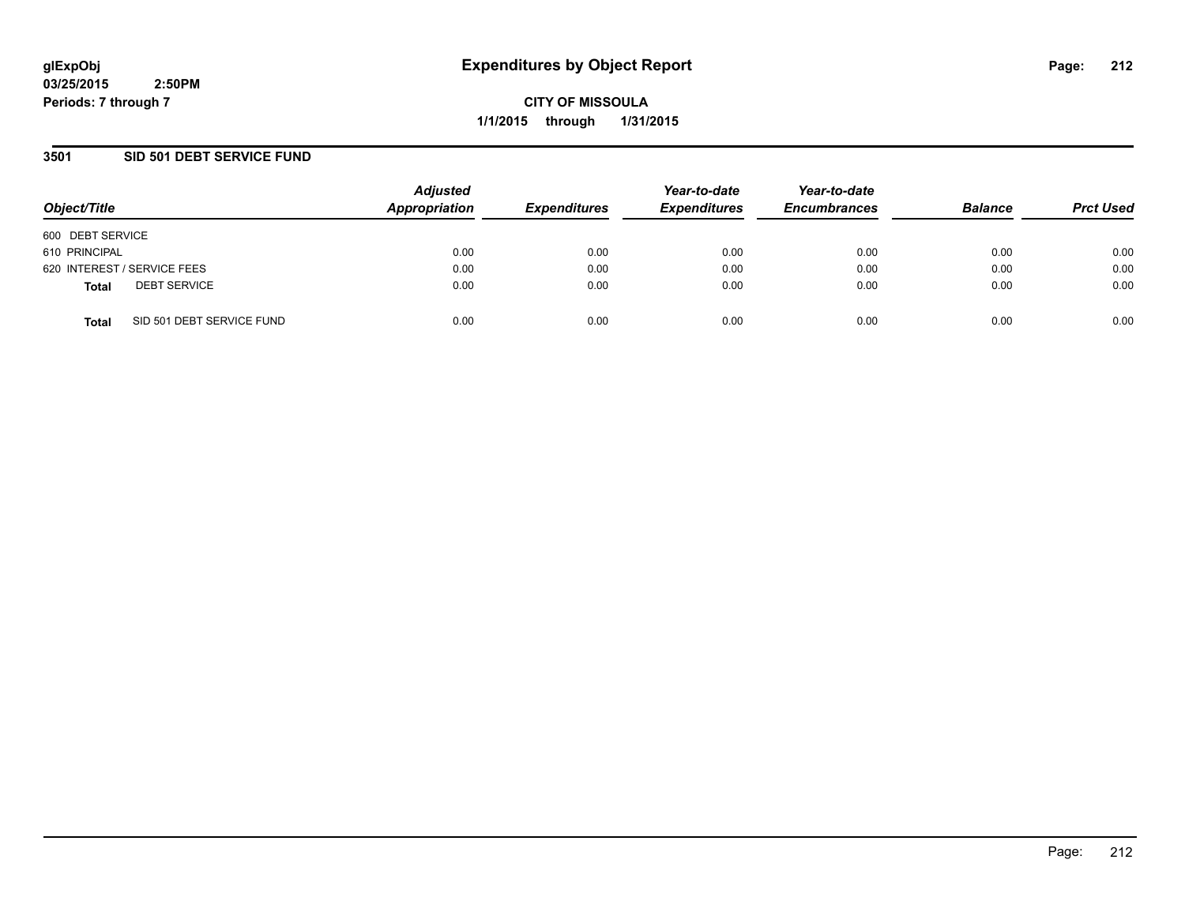glExpObj
03/25/2015 2:50PM
Periods: 7 through 7

# Expenditures by Object Report

**CITY OF MISSOULA**
**1/1/2015 through 1/31/2015**

## 3501 SID 501 DEBT SERVICE FUND

| Object/Title | Adjusted Appropriation | Expenditures | Year-to-date Expenditures | Year-to-date Encumbrances | Balance | Prct Used |
|---|---|---|---|---|---|---|
| 600 DEBT SERVICE | | | | | | |
| 610 PRINCIPAL | 0.00 | 0.00 | 0.00 | 0.00 | 0.00 | 0.00 |
| 620 INTEREST / SERVICE FEES | 0.00 | 0.00 | 0.00 | 0.00 | 0.00 | 0.00 |
| **Total** DEBT SERVICE | 0.00 | 0.00 | 0.00 | 0.00 | 0.00 | 0.00 |
| **Total** SID 501 DEBT SERVICE FUND | 0.00 | 0.00 | 0.00 | 0.00 | 0.00 | 0.00 |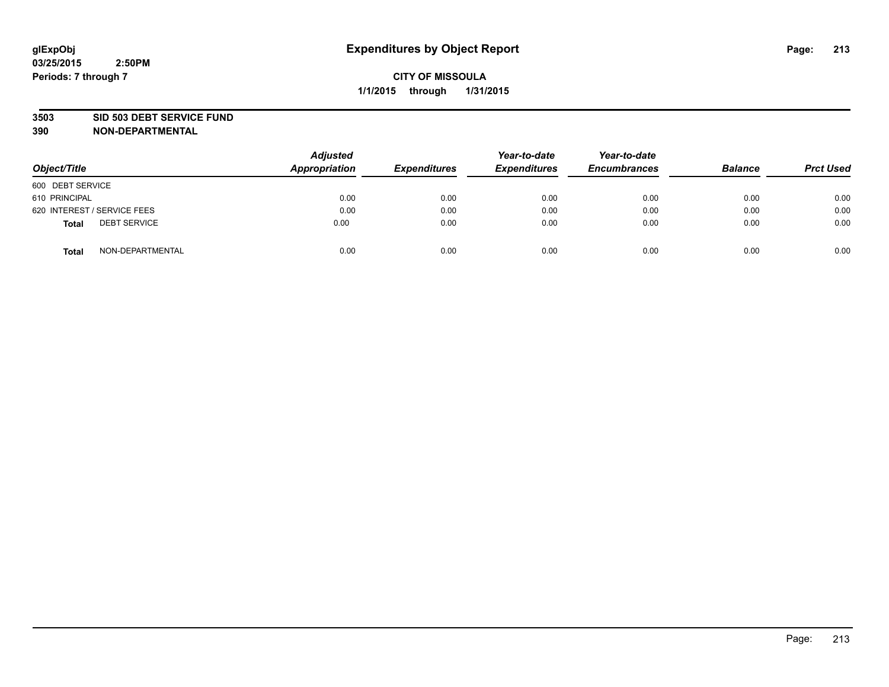# Expenditures by Object Report

glExpObj
03/25/2015 2:50PM
Periods: 7 through 7

**CITY OF MISSOULA**
**1/1/2015 through 1/31/2015**

**3503 SID 503 DEBT SERVICE FUND**
**390 NON-DEPARTMENTAL**

| Object/Title | Adjusted Appropriation | Expenditures | Year-to-date Expenditures | Year-to-date Encumbrances | Balance | Prct Used |
|---|---|---|---|---|---|---|
| 600 DEBT SERVICE | | | | | | |
| 610 PRINCIPAL | 0.00 | 0.00 | 0.00 | 0.00 | 0.00 | 0.00 |
| 620 INTEREST / SERVICE FEES | 0.00 | 0.00 | 0.00 | 0.00 | 0.00 | 0.00 |
| **Total** DEBT SERVICE | 0.00 | 0.00 | 0.00 | 0.00 | 0.00 | 0.00 |
| **Total** NON-DEPARTMENTAL | 0.00 | 0.00 | 0.00 | 0.00 | 0.00 | 0.00 |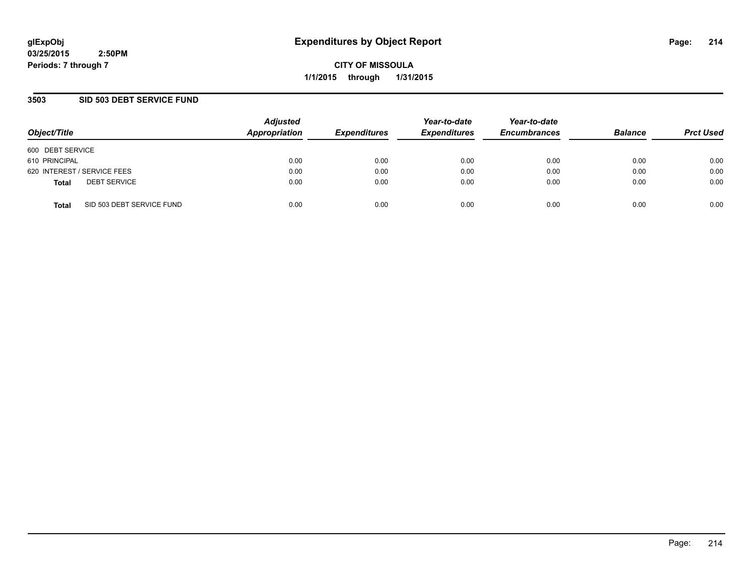# Expenditures by Object Report

glExpObj
03/25/2015 2:50PM
Periods: 7 through 7

**CITY OF MISSOULA**
**1/1/2015 through 1/31/2015**

## 3503 SID 503 DEBT SERVICE FUND

| Object/Title | Adjusted Appropriation | Expenditures | Year-to-date Expenditures | Year-to-date Encumbrances | Balance | Prct Used |
|---|---|---|---|---|---|---|
| 600 DEBT SERVICE | | | | | | |
| 610 PRINCIPAL | 0.00 | 0.00 | 0.00 | 0.00 | 0.00 | 0.00 |
| 620 INTEREST / SERVICE FEES | 0.00 | 0.00 | 0.00 | 0.00 | 0.00 | 0.00 |
| **Total** DEBT SERVICE | 0.00 | 0.00 | 0.00 | 0.00 | 0.00 | 0.00 |
| **Total** SID 503 DEBT SERVICE FUND | 0.00 | 0.00 | 0.00 | 0.00 | 0.00 | 0.00 |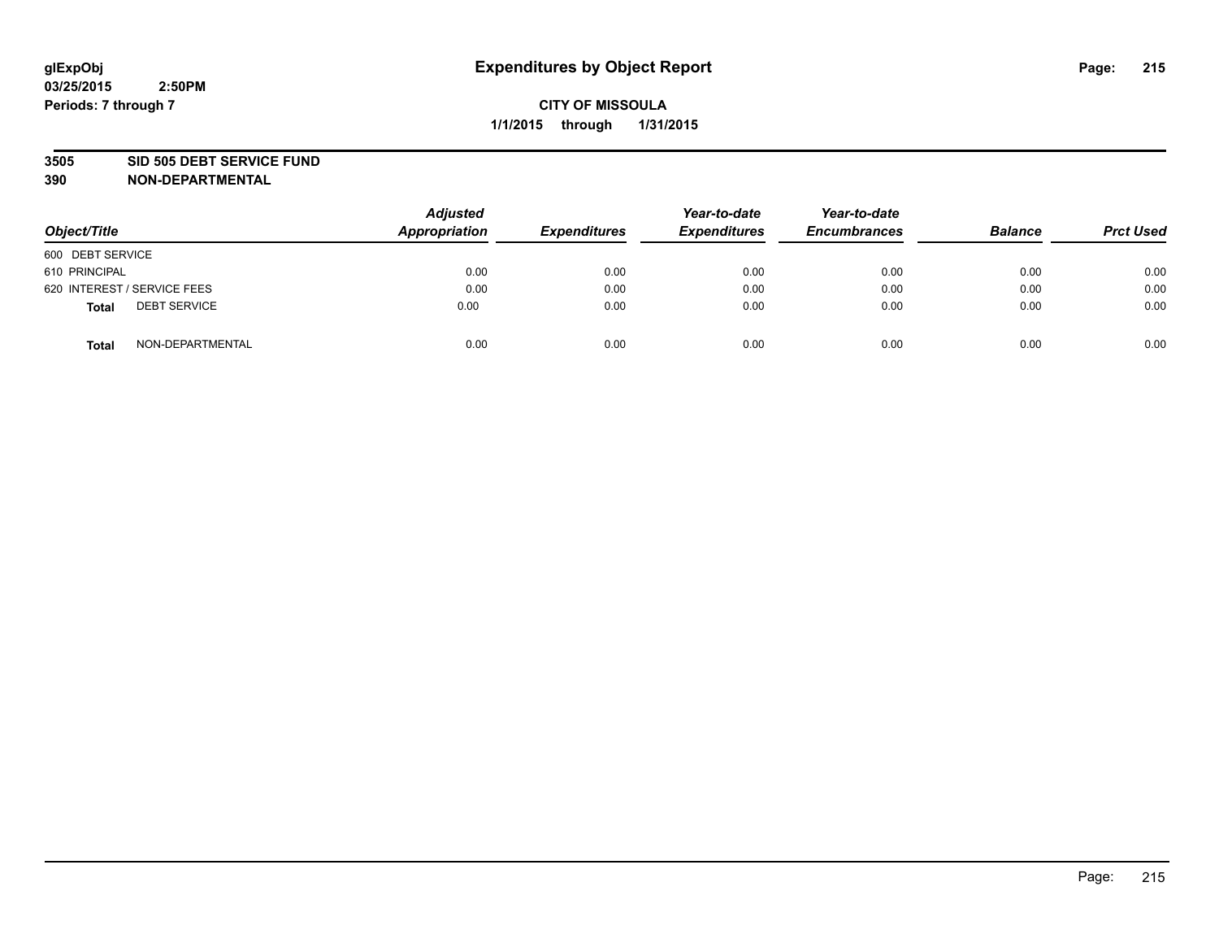glExpObj
03/25/2015 2:50PM
Periods: 7 through 7

# Expenditures by Object Report

**CITY OF MISSOULA**

**1/1/2015 through 1/31/2015**

**3505 SID 505 DEBT SERVICE FUND**

**390 NON-DEPARTMENTAL**

| Object/Title | | Adjusted Appropriation | Expenditures | Year-to-date Expenditures | Year-to-date Encumbrances | Balance | Prct Used |
|---|---|---|---|---|---|---|---|
| 600 DEBT SERVICE | | | | | | | |
| 610 PRINCIPAL | | 0.00 | 0.00 | 0.00 | 0.00 | 0.00 | 0.00 |
| 620 INTEREST / SERVICE FEES | | 0.00 | 0.00 | 0.00 | 0.00 | 0.00 | 0.00 |
| **Total** | DEBT SERVICE | 0.00 | 0.00 | 0.00 | 0.00 | 0.00 | 0.00 |
| **Total** | NON-DEPARTMENTAL | 0.00 | 0.00 | 0.00 | 0.00 | 0.00 | 0.00 |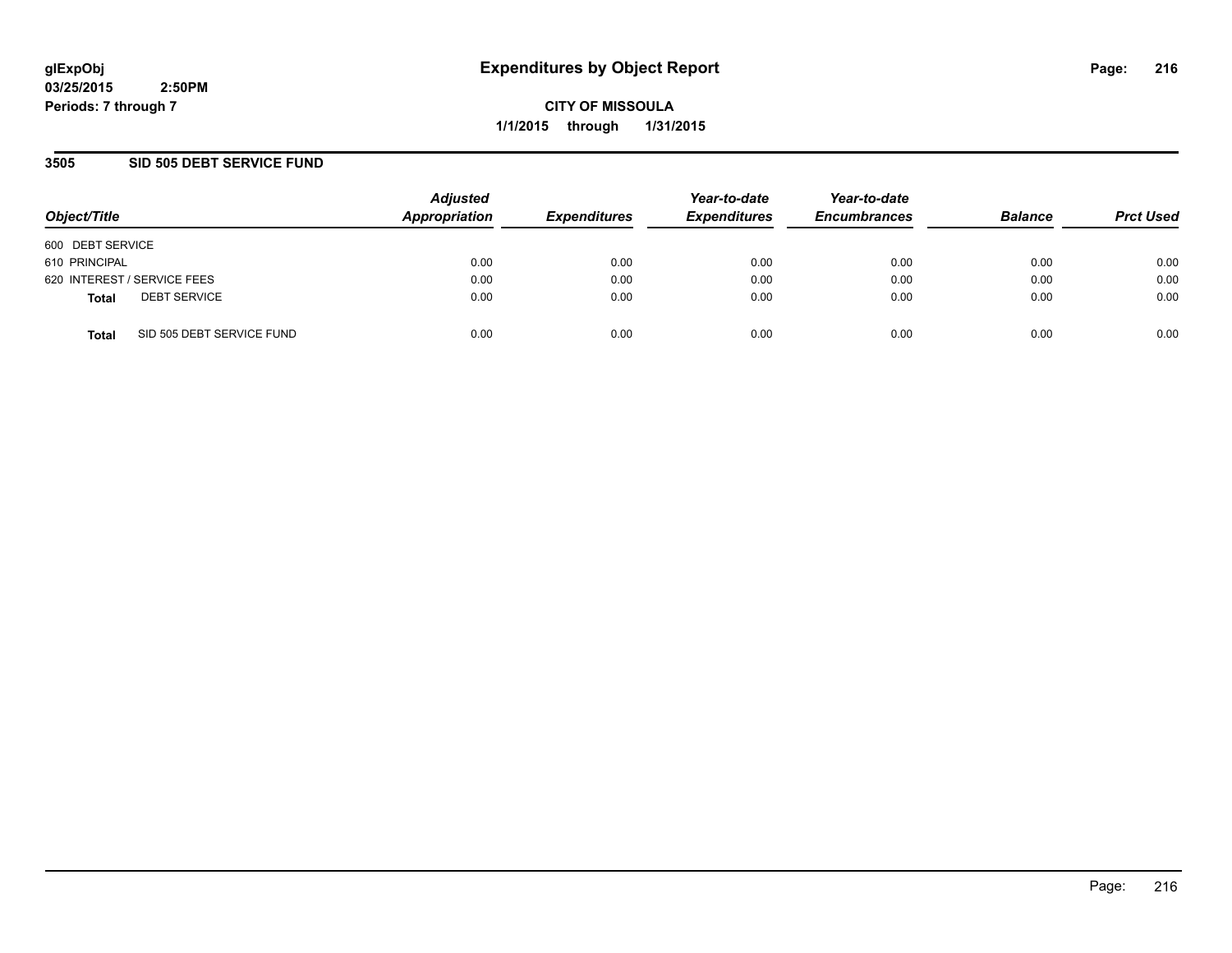glExpObj
03/25/2015 2:50PM
Periods: 7 through 7

# Expenditures by Object Report

**CITY OF MISSOULA**
**1/1/2015 through 1/31/2015**

## 3505 SID 505 DEBT SERVICE FUND

| Object/Title | Adjusted Appropriation | Expenditures | Year-to-date Expenditures | Year-to-date Encumbrances | Balance | Prct Used |
|---|---|---|---|---|---|---|
| 600 DEBT SERVICE | | | | | | |
| 610 PRINCIPAL | 0.00 | 0.00 | 0.00 | 0.00 | 0.00 | 0.00 |
| 620 INTEREST / SERVICE FEES | 0.00 | 0.00 | 0.00 | 0.00 | 0.00 | 0.00 |
| **Total** DEBT SERVICE | 0.00 | 0.00 | 0.00 | 0.00 | 0.00 | 0.00 |
| **Total** SID 505 DEBT SERVICE FUND | 0.00 | 0.00 | 0.00 | 0.00 | 0.00 | 0.00 |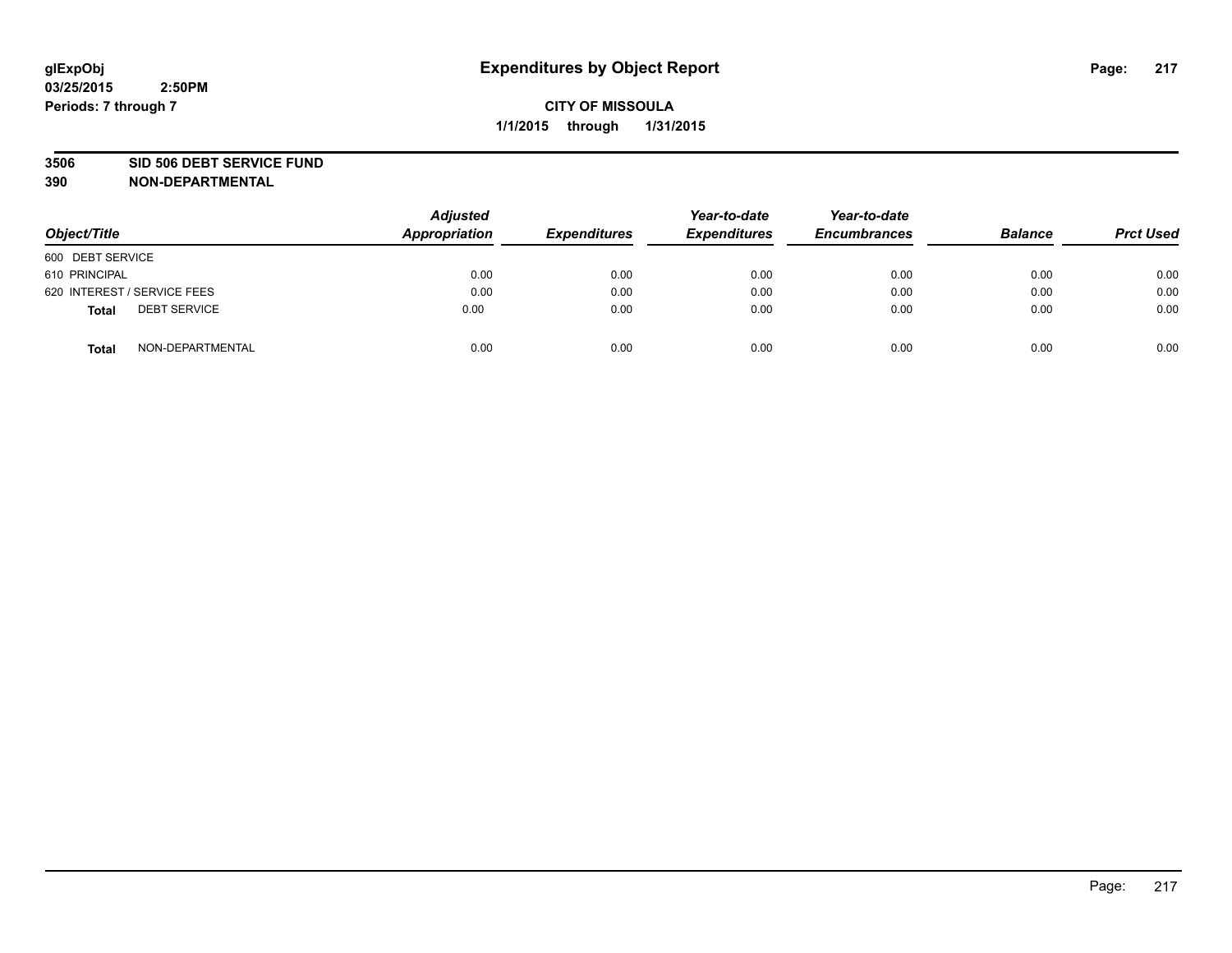# Expenditures by Object Report

glExpObj
03/25/2015 2:50PM
Periods: 7 through 7

**CITY OF MISSOULA**
**1/1/2015 through 1/31/2015**

**3506 SID 506 DEBT SERVICE FUND**
**390 NON-DEPARTMENTAL**

| Object/Title | Adjusted Appropriation | Expenditures | Year-to-date Expenditures | Year-to-date Encumbrances | Balance | Prct Used |
|---|---|---|---|---|---|---|
| 600 DEBT SERVICE | | | | | | |
| 610 PRINCIPAL | 0.00 | 0.00 | 0.00 | 0.00 | 0.00 | 0.00 |
| 620 INTEREST / SERVICE FEES | 0.00 | 0.00 | 0.00 | 0.00 | 0.00 | 0.00 |
| **Total** DEBT SERVICE | 0.00 | 0.00 | 0.00 | 0.00 | 0.00 | 0.00 |
| **Total** NON-DEPARTMENTAL | 0.00 | 0.00 | 0.00 | 0.00 | 0.00 | 0.00 |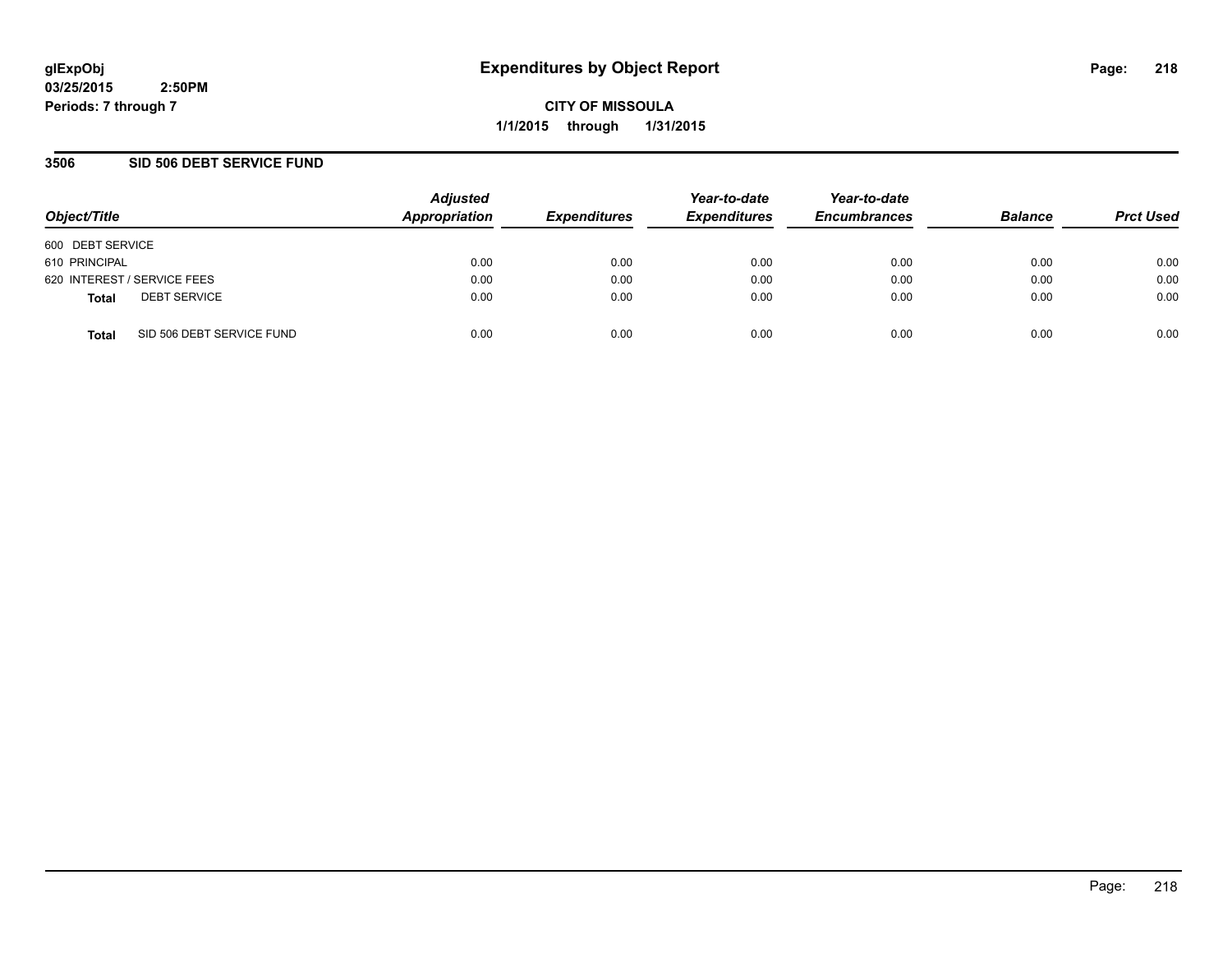**glExpObj**
**03/25/2015 2:50PM**
**Periods: 7 through 7**

# Expenditures by Object Report

**CITY OF MISSOULA**
**1/1/2015 through 1/31/2015**

## 3506 SID 506 DEBT SERVICE FUND

| Object/Title | Adjusted Appropriation | Expenditures | Year-to-date Expenditures | Year-to-date Encumbrances | Balance | Prct Used |
|---|---|---|---|---|---|---|
| 600 DEBT SERVICE | | | | | | |
| 610 PRINCIPAL | 0.00 | 0.00 | 0.00 | 0.00 | 0.00 | 0.00 |
| 620 INTEREST / SERVICE FEES | 0.00 | 0.00 | 0.00 | 0.00 | 0.00 | 0.00 |
| **Total** DEBT SERVICE | 0.00 | 0.00 | 0.00 | 0.00 | 0.00 | 0.00 |
| **Total** SID 506 DEBT SERVICE FUND | 0.00 | 0.00 | 0.00 | 0.00 | 0.00 | 0.00 |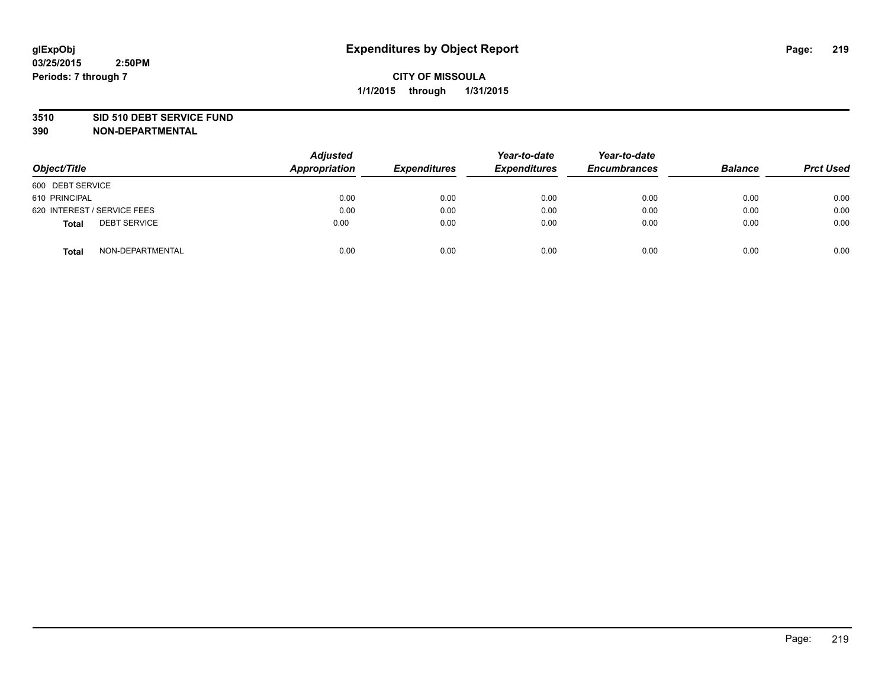**glExpObj**
**03/25/2015 2:50PM**
**Periods: 7 through 7**

# Expenditures by Object Report

**CITY OF MISSOULA**
**1/1/2015 through 1/31/2015**

**3510 SID 510 DEBT SERVICE FUND**
**390 NON-DEPARTMENTAL**

| Object/Title | Adjusted Appropriation | Expenditures | Year-to-date Expenditures | Year-to-date Encumbrances | Balance | Prct Used |
|---|---|---|---|---|---|---|
| 600 DEBT SERVICE | | | | | | |
| 610 PRINCIPAL | 0.00 | 0.00 | 0.00 | 0.00 | 0.00 | 0.00 |
| 620 INTEREST / SERVICE FEES | 0.00 | 0.00 | 0.00 | 0.00 | 0.00 | 0.00 |
| **Total** DEBT SERVICE | 0.00 | 0.00 | 0.00 | 0.00 | 0.00 | 0.00 |
| **Total** NON-DEPARTMENTAL | 0.00 | 0.00 | 0.00 | 0.00 | 0.00 | 0.00 |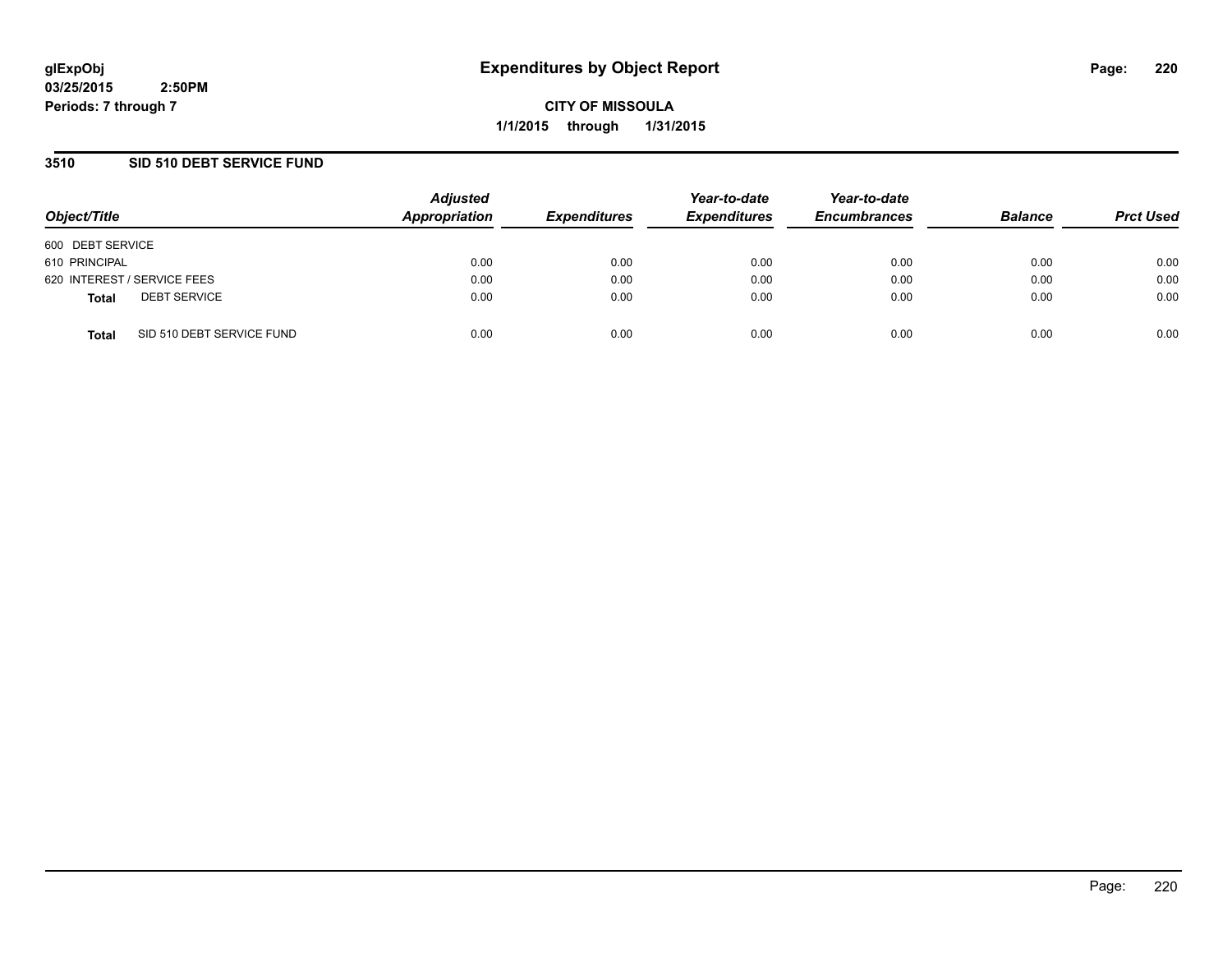# Expenditures by Object Report

glExpObj
03/25/2015 2:50PM
Periods: 7 through 7

**CITY OF MISSOULA**
**1/1/2015 through 1/31/2015**

## 3510 SID 510 DEBT SERVICE FUND

| Object/Title | Adjusted Appropriation | Expenditures | Year-to-date Expenditures | Year-to-date Encumbrances | Balance | Prct Used |
|---|---|---|---|---|---|---|
| 600 DEBT SERVICE | | | | | | |
| 610 PRINCIPAL | 0.00 | 0.00 | 0.00 | 0.00 | 0.00 | 0.00 |
| 620 INTEREST / SERVICE FEES | 0.00 | 0.00 | 0.00 | 0.00 | 0.00 | 0.00 |
| **Total** DEBT SERVICE | 0.00 | 0.00 | 0.00 | 0.00 | 0.00 | 0.00 |
| **Total** SID 510 DEBT SERVICE FUND | 0.00 | 0.00 | 0.00 | 0.00 | 0.00 | 0.00 |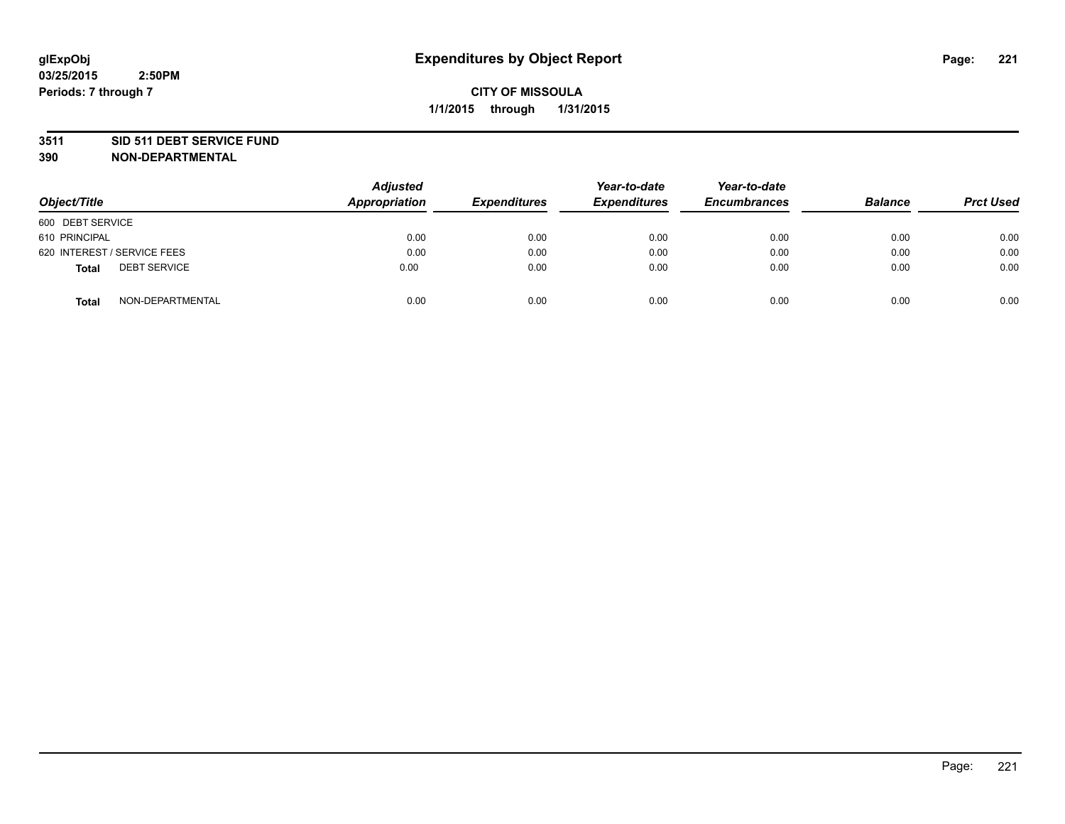**glExpObj** **Expenditures by Object Report**
**03/25/2015 2:50PM**
**Periods: 7 through 7**

**CITY OF MISSOULA**
**1/1/2015 through 1/31/2015**

**3511 SID 511 DEBT SERVICE FUND**
**390 NON-DEPARTMENTAL**

| Object/Title | Adjusted Appropriation | Expenditures | Year-to-date Expenditures | Year-to-date Encumbrances | Balance | Prct Used |
|---|---|---|---|---|---|---|
| 600 DEBT SERVICE | | | | | | |
| 610 PRINCIPAL | 0.00 | 0.00 | 0.00 | 0.00 | 0.00 | 0.00 |
| 620 INTEREST / SERVICE FEES | 0.00 | 0.00 | 0.00 | 0.00 | 0.00 | 0.00 |
| **Total** DEBT SERVICE | 0.00 | 0.00 | 0.00 | 0.00 | 0.00 | 0.00 |
| **Total** NON-DEPARTMENTAL | 0.00 | 0.00 | 0.00 | 0.00 | 0.00 | 0.00 |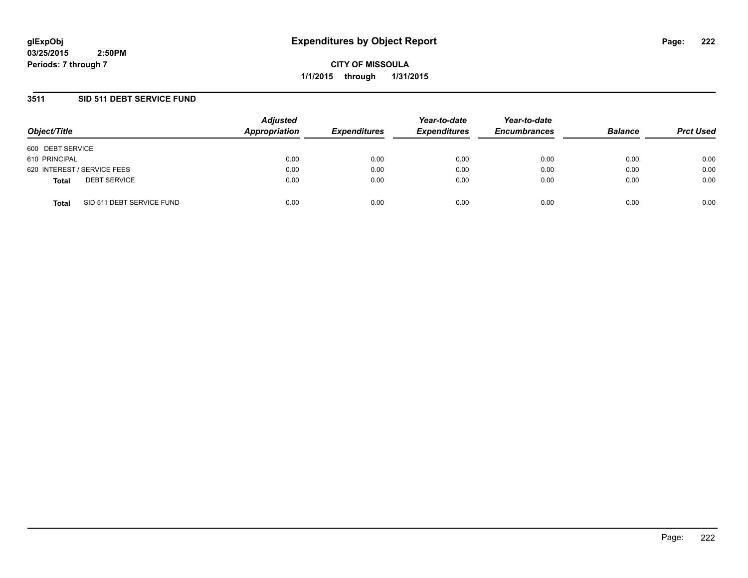**glExpObj**
**03/25/2015 2:50PM**
**Periods: 7 through 7**

# Expenditures by Object Report

**CITY OF MISSOULA**
**1/1/2015 through 1/31/2015**

## 3511 SID 511 DEBT SERVICE FUND

| Object/Title | Adjusted Appropriation | Expenditures | Year-to-date Expenditures | Year-to-date Encumbrances | Balance | Prct Used |
|---|---|---|---|---|---|---|
| 600 DEBT SERVICE | | | | | | |
| 610 PRINCIPAL | 0.00 | 0.00 | 0.00 | 0.00 | 0.00 | 0.00 |
| 620 INTEREST / SERVICE FEES | 0.00 | 0.00 | 0.00 | 0.00 | 0.00 | 0.00 |
| **Total** DEBT SERVICE | 0.00 | 0.00 | 0.00 | 0.00 | 0.00 | 0.00 |
| **Total** SID 511 DEBT SERVICE FUND | 0.00 | 0.00 | 0.00 | 0.00 | 0.00 | 0.00 |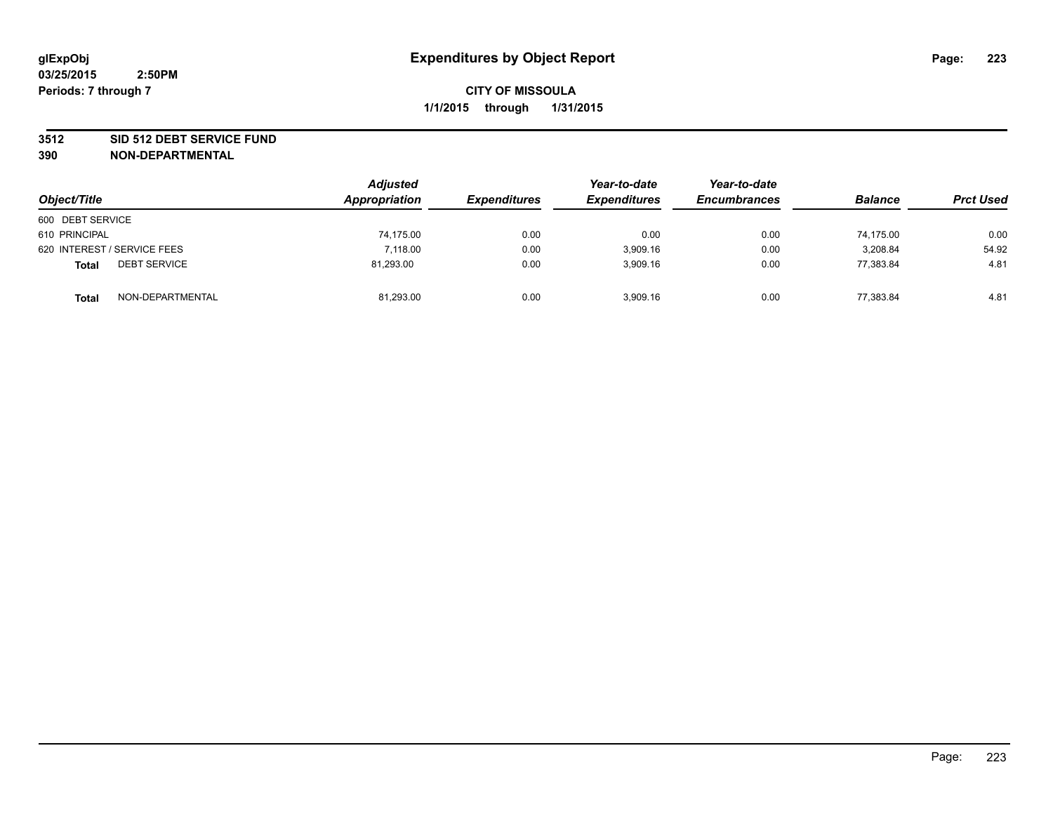**glExpObj**
**03/25/2015 2:50PM**
**Periods: 7 through 7**

# Expenditures by Object Report

**CITY OF MISSOULA**
**1/1/2015 through 1/31/2015**

**3512 SID 512 DEBT SERVICE FUND**
**390 NON-DEPARTMENTAL**

| Object/Title | | Adjusted Appropriation | Expenditures | Year-to-date Expenditures | Year-to-date Encumbrances | Balance | Prct Used |
|---|---|---|---|---|---|---|---|
| 600 DEBT SERVICE | | | | | | | |
| 610 PRINCIPAL | | 74,175.00 | 0.00 | 0.00 | 0.00 | 74,175.00 | 0.00 |
| 620 INTEREST / SERVICE FEES | | 7,118.00 | 0.00 | 3,909.16 | 0.00 | 3,208.84 | 54.92 |
| **Total** | DEBT SERVICE | 81,293.00 | 0.00 | 3,909.16 | 0.00 | 77,383.84 | 4.81 |
| **Total** | NON-DEPARTMENTAL | 81,293.00 | 0.00 | 3,909.16 | 0.00 | 77,383.84 | 4.81 |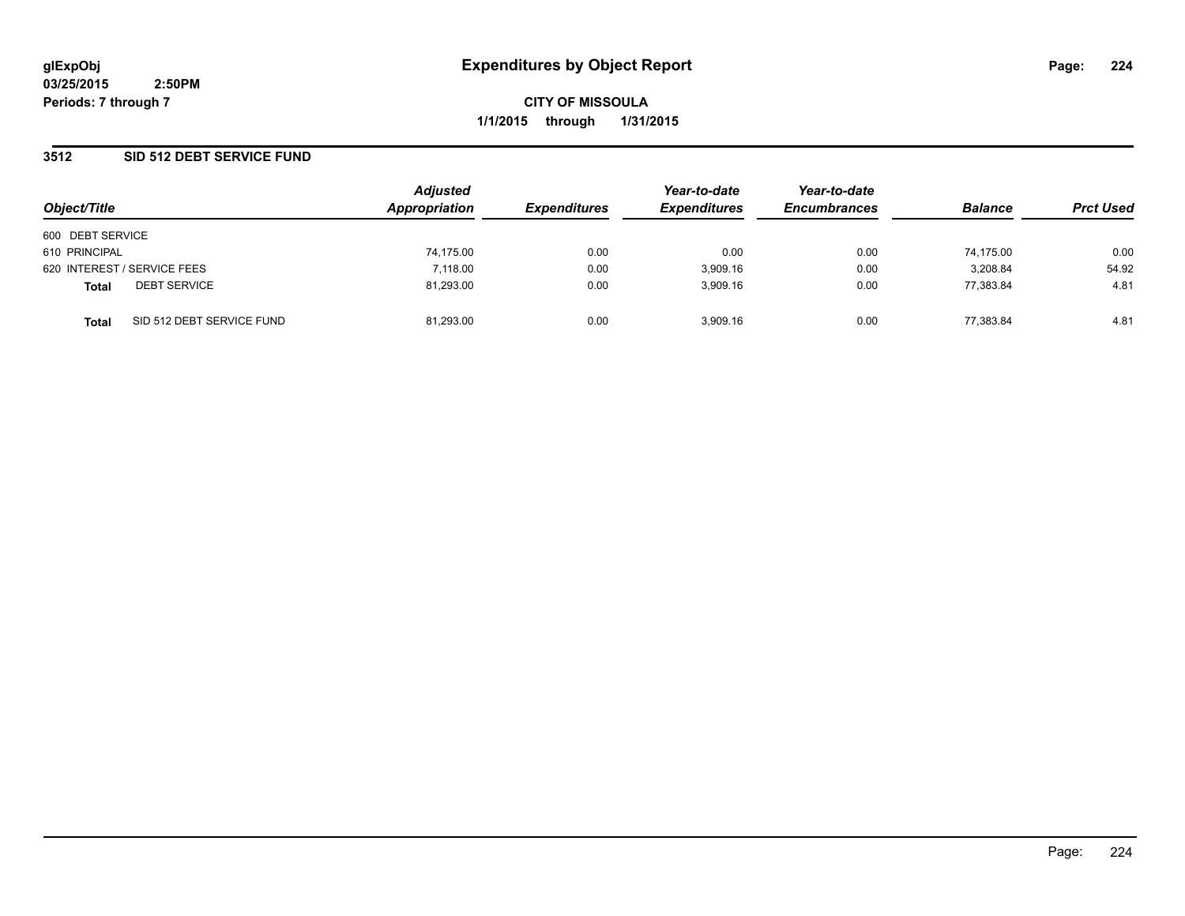# Expenditures by Object Report

glExpObj
03/25/2015 2:50PM
Periods: 7 through 7

**CITY OF MISSOULA**
**1/1/2015 through 1/31/2015**

## 3512 SID 512 DEBT SERVICE FUND

| Object/Title | Adjusted Appropriation | Expenditures | Year-to-date Expenditures | Year-to-date Encumbrances | Balance | Prct Used |
|---|---|---|---|---|---|---|
| 600 DEBT SERVICE | | | | | | |
| 610 PRINCIPAL | 74,175.00 | 0.00 | 0.00 | 0.00 | 74,175.00 | 0.00 |
| 620 INTEREST / SERVICE FEES | 7,118.00 | 0.00 | 3,909.16 | 0.00 | 3,208.84 | 54.92 |
| **Total** DEBT SERVICE | 81,293.00 | 0.00 | 3,909.16 | 0.00 | 77,383.84 | 4.81 |
| **Total** SID 512 DEBT SERVICE FUND | 81,293.00 | 0.00 | 3,909.16 | 0.00 | 77,383.84 | 4.81 |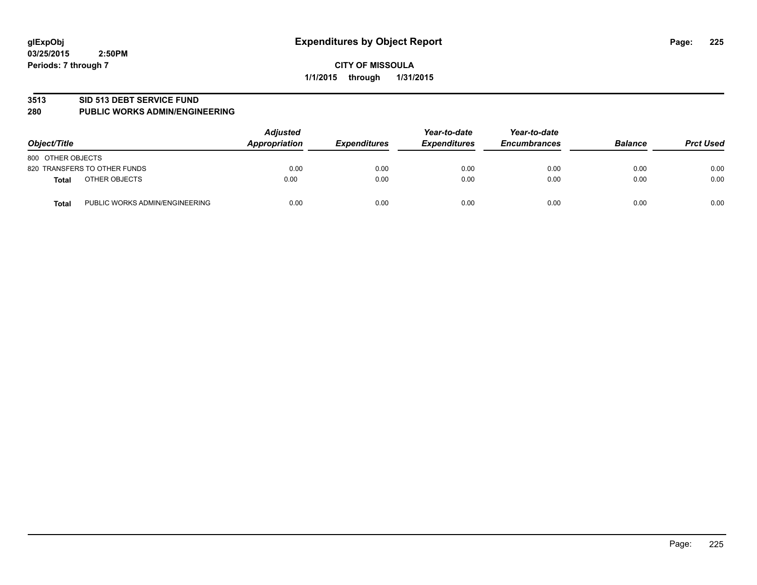glExpObj
03/25/2015 2:50PM
Periods: 7 through 7

# Expenditures by Object Report

**CITY OF MISSOULA**
**1/1/2015 through 1/31/2015**

## 3513 SID 513 DEBT SERVICE FUND
## 280 PUBLIC WORKS ADMIN/ENGINEERING

| Object/Title | | *Adjusted Appropriation* | *Expenditures* | *Year-to-date Expenditures* | *Year-to-date Encumbrances* | *Balance* | *Prct Used* |
|---|---|---|---|---|---|---|---|
| 800 OTHER OBJECTS | | | | | | | |
| 820 TRANSFERS TO OTHER FUNDS | | 0.00 | 0.00 | 0.00 | 0.00 | 0.00 | 0.00 |
| **Total** | OTHER OBJECTS | 0.00 | 0.00 | 0.00 | 0.00 | 0.00 | 0.00 |
| **Total** | PUBLIC WORKS ADMIN/ENGINEERING | 0.00 | 0.00 | 0.00 | 0.00 | 0.00 | 0.00 |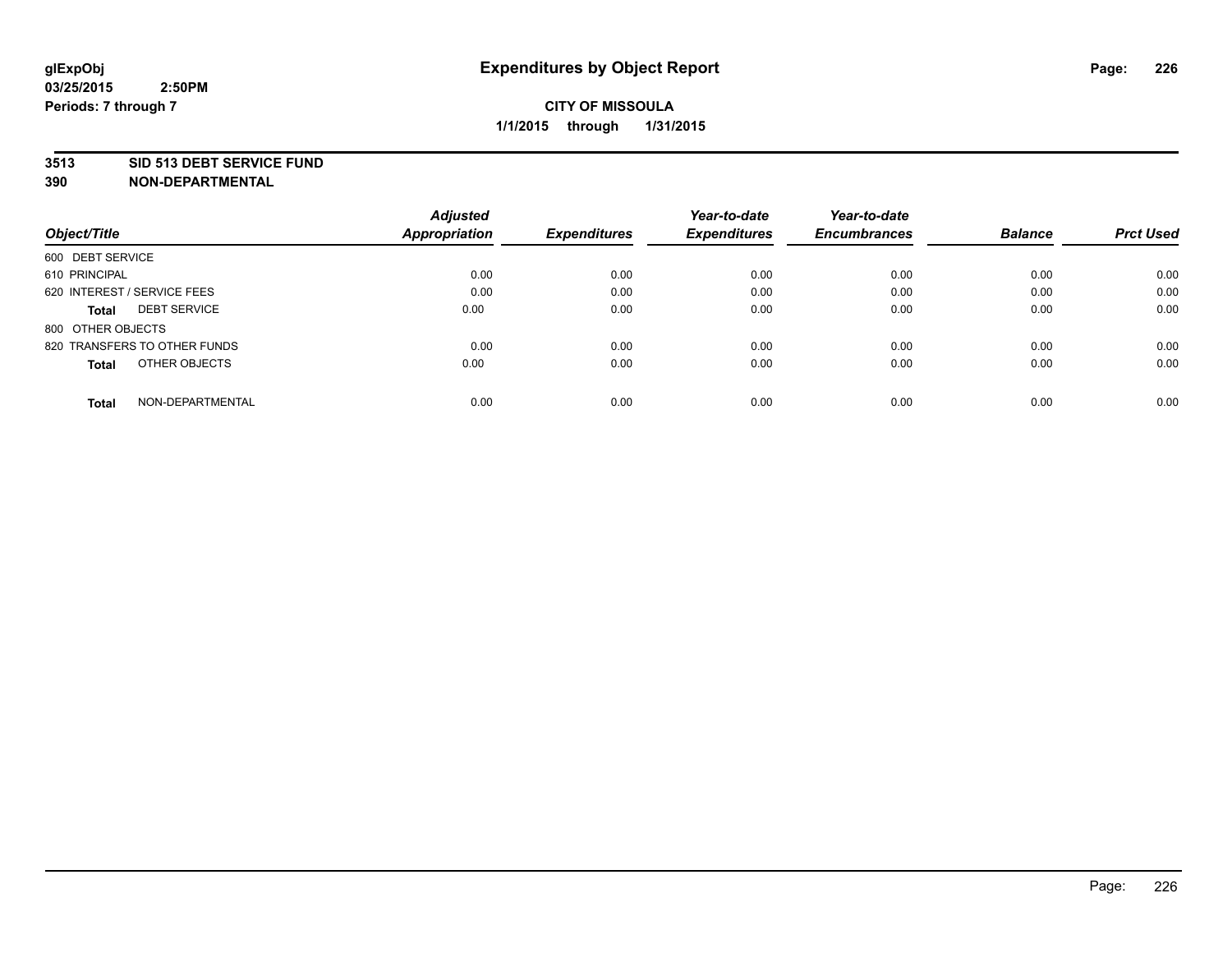**glExpObj**
**03/25/2015 2:50PM**
**Periods: 7 through 7**

# Expenditures by Object Report

**CITY OF MISSOULA**
**1/1/2015 through 1/31/2015**

**3513 SID 513 DEBT SERVICE FUND**
**390 NON-DEPARTMENTAL**

| Object/Title | Adjusted Appropriation | Expenditures | Year-to-date Expenditures | Year-to-date Encumbrances | Balance | Prct Used |
|---|---|---|---|---|---|---|
| 600 DEBT SERVICE | | | | | | |
| 610 PRINCIPAL | 0.00 | 0.00 | 0.00 | 0.00 | 0.00 | 0.00 |
| 620 INTEREST / SERVICE FEES | 0.00 | 0.00 | 0.00 | 0.00 | 0.00 | 0.00 |
| **Total** DEBT SERVICE | 0.00 | 0.00 | 0.00 | 0.00 | 0.00 | 0.00 |
| 800 OTHER OBJECTS | | | | | | |
| 820 TRANSFERS TO OTHER FUNDS | 0.00 | 0.00 | 0.00 | 0.00 | 0.00 | 0.00 |
| **Total** OTHER OBJECTS | 0.00 | 0.00 | 0.00 | 0.00 | 0.00 | 0.00 |
| **Total** NON-DEPARTMENTAL | 0.00 | 0.00 | 0.00 | 0.00 | 0.00 | 0.00 |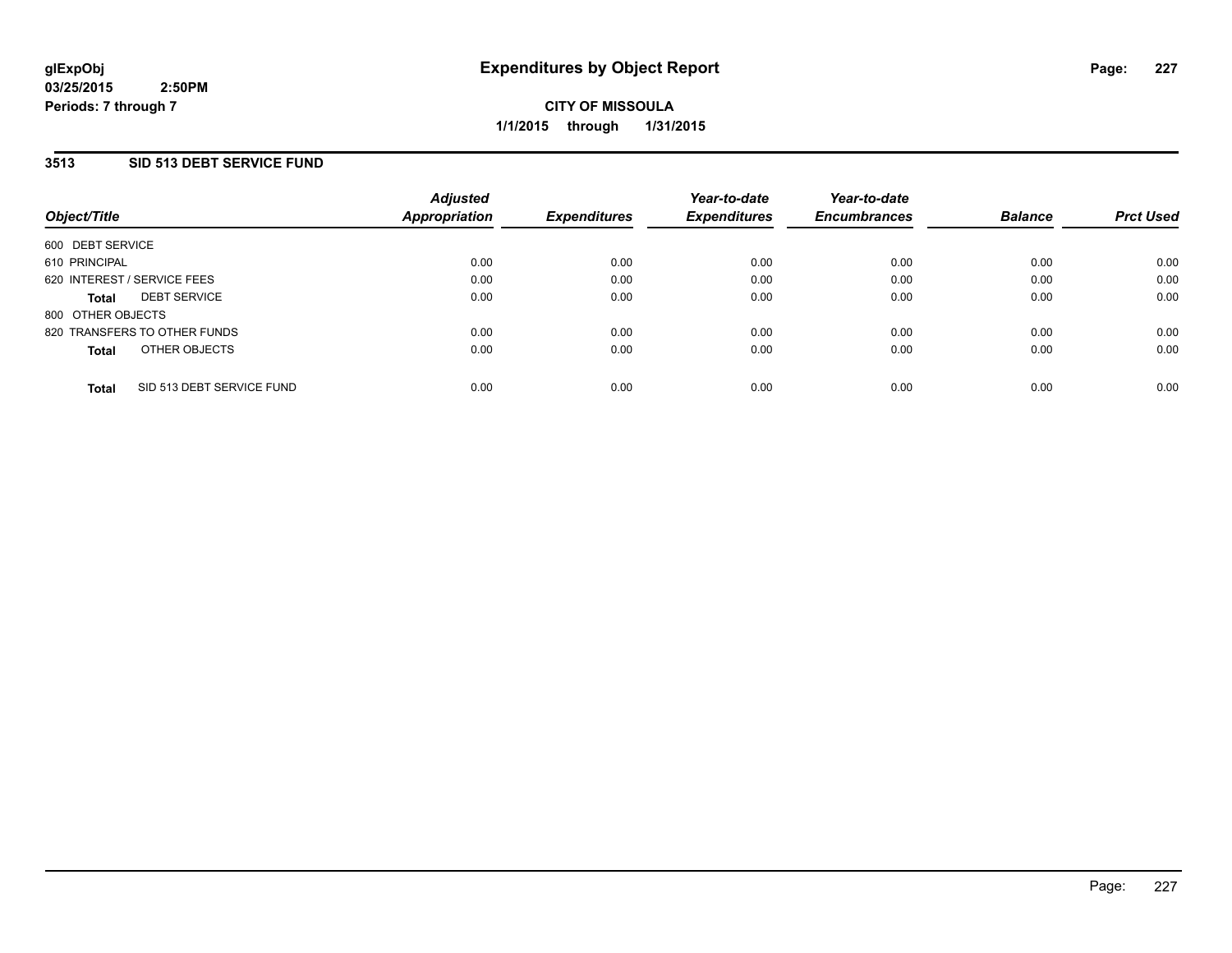**glExpObj**
**03/25/2015 2:50PM**
**Periods: 7 through 7**

# Expenditures by Object Report

**CITY OF MISSOULA**
**1/1/2015 through 1/31/2015**

## 3513 SID 513 DEBT SERVICE FUND

| Object/Title | Adjusted Appropriation | Expenditures | Year-to-date Expenditures | Year-to-date Encumbrances | Balance | Prct Used |
|---|---|---|---|---|---|---|
| 600 DEBT SERVICE | | | | | | |
| 610 PRINCIPAL | 0.00 | 0.00 | 0.00 | 0.00 | 0.00 | 0.00 |
| 620 INTEREST / SERVICE FEES | 0.00 | 0.00 | 0.00 | 0.00 | 0.00 | 0.00 |
| **Total** DEBT SERVICE | 0.00 | 0.00 | 0.00 | 0.00 | 0.00 | 0.00 |
| 800 OTHER OBJECTS | | | | | | |
| 820 TRANSFERS TO OTHER FUNDS | 0.00 | 0.00 | 0.00 | 0.00 | 0.00 | 0.00 |
| **Total** OTHER OBJECTS | 0.00 | 0.00 | 0.00 | 0.00 | 0.00 | 0.00 |
| **Total** SID 513 DEBT SERVICE FUND | 0.00 | 0.00 | 0.00 | 0.00 | 0.00 | 0.00 |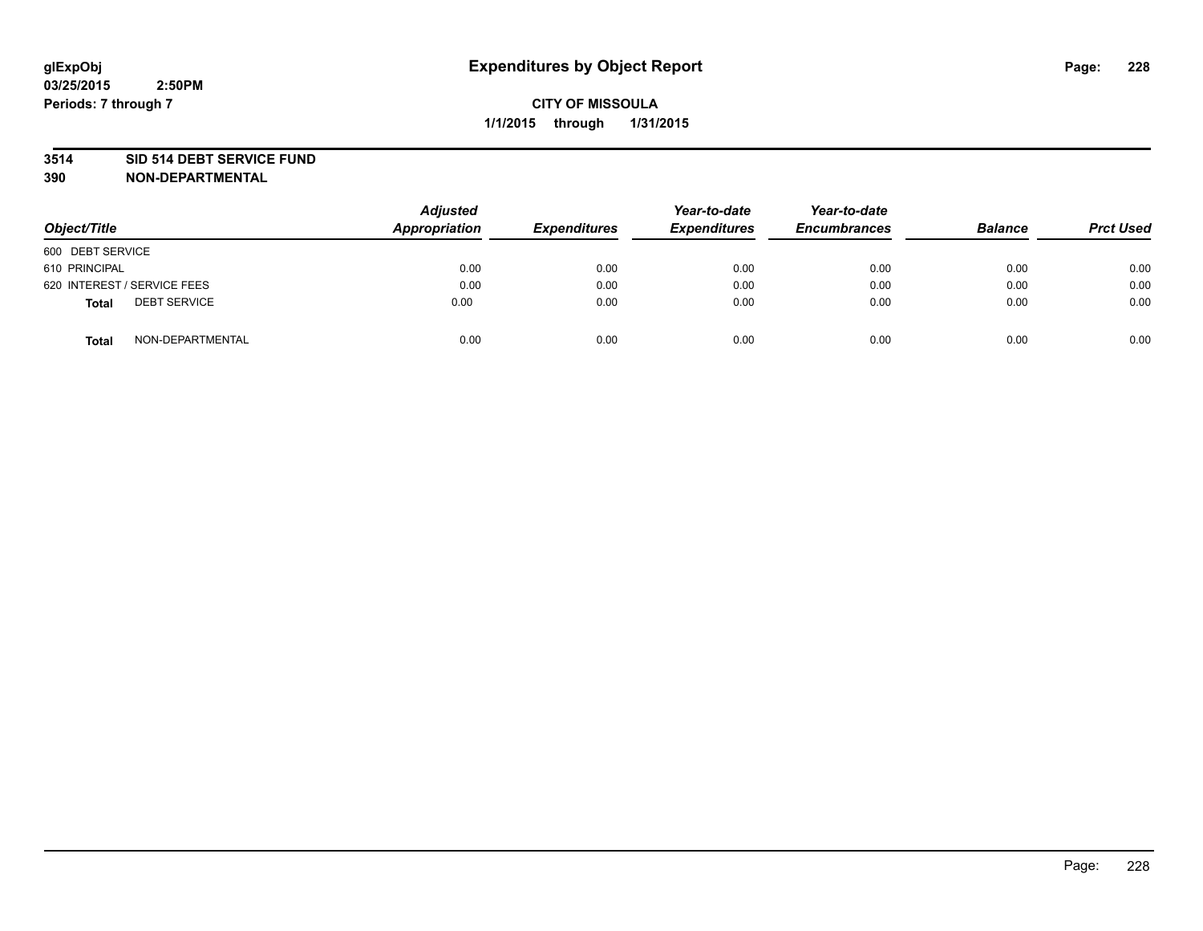glExpObj
03/25/2015 2:50PM
Periods: 7 through 7

# Expenditures by Object Report

**CITY OF MISSOULA**
**1/1/2015 through 1/31/2015**

**3514 SID 514 DEBT SERVICE FUND**
**390 NON-DEPARTMENTAL**

| Object/Title | Adjusted Appropriation | Expenditures | Year-to-date Expenditures | Year-to-date Encumbrances | Balance | Prct Used |
|---|---|---|---|---|---|---|
| 600 DEBT SERVICE | | | | | | |
| 610 PRINCIPAL | 0.00 | 0.00 | 0.00 | 0.00 | 0.00 | 0.00 |
| 620 INTEREST / SERVICE FEES | 0.00 | 0.00 | 0.00 | 0.00 | 0.00 | 0.00 |
| **Total** DEBT SERVICE | 0.00 | 0.00 | 0.00 | 0.00 | 0.00 | 0.00 |
| **Total** NON-DEPARTMENTAL | 0.00 | 0.00 | 0.00 | 0.00 | 0.00 | 0.00 |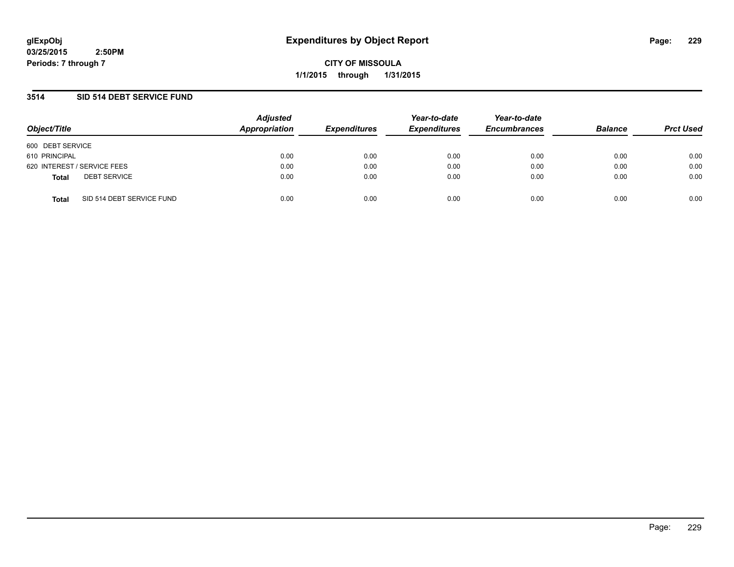glExpObj
03/25/2015 2:50PM
Periods: 7 through 7

# Expenditures by Object Report

**CITY OF MISSOULA**
**1/1/2015 through 1/31/2015**

## 3514 SID 514 DEBT SERVICE FUND

| Object/Title | Adjusted Appropriation | Expenditures | Year-to-date Expenditures | Year-to-date Encumbrances | Balance | Prct Used |
|---|---|---|---|---|---|---|
| 600 DEBT SERVICE | | | | | | |
| 610 PRINCIPAL | 0.00 | 0.00 | 0.00 | 0.00 | 0.00 | 0.00 |
| 620 INTEREST / SERVICE FEES | 0.00 | 0.00 | 0.00 | 0.00 | 0.00 | 0.00 |
| **Total** DEBT SERVICE | 0.00 | 0.00 | 0.00 | 0.00 | 0.00 | 0.00 |
| **Total** SID 514 DEBT SERVICE FUND | 0.00 | 0.00 | 0.00 | 0.00 | 0.00 | 0.00 |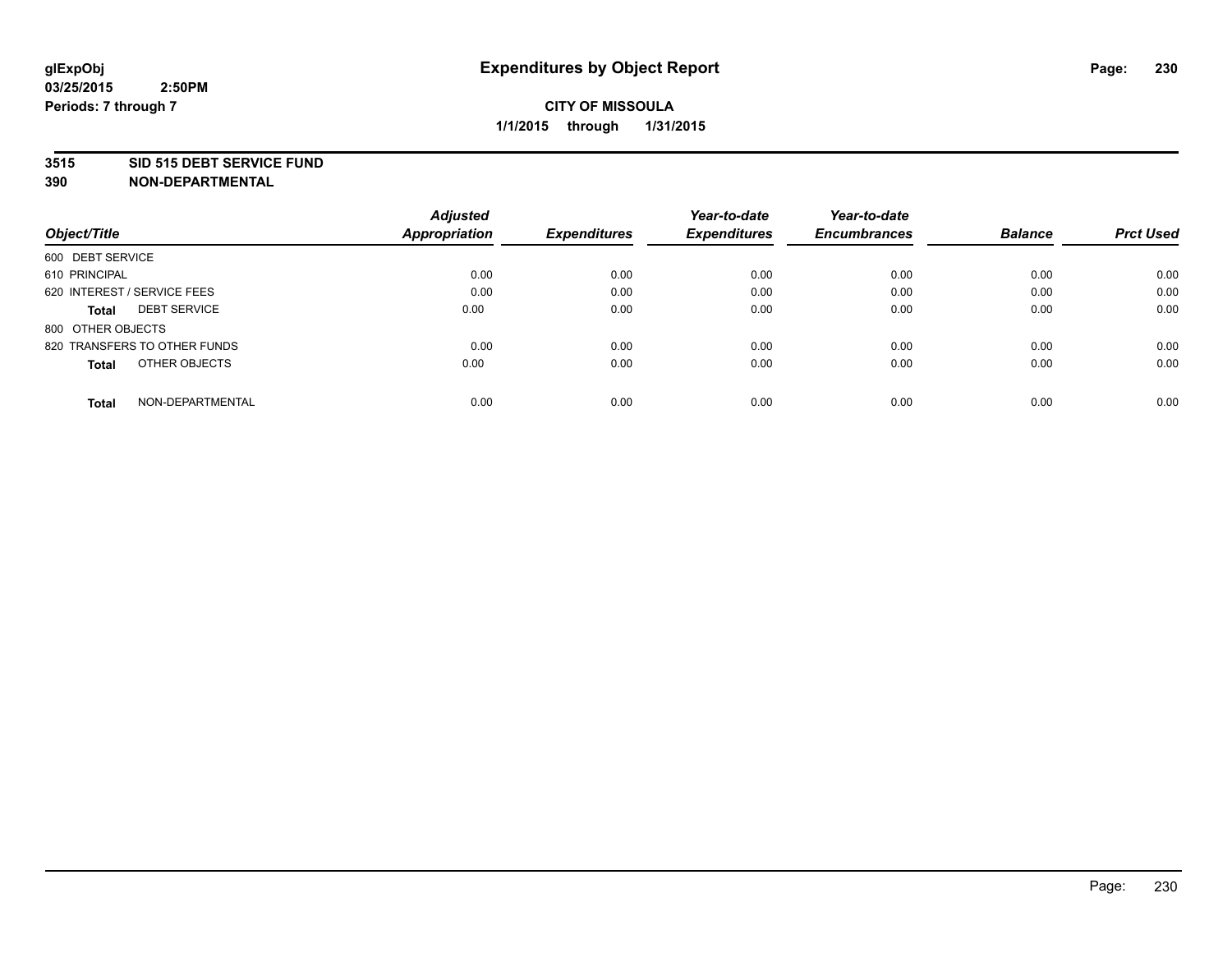# Expenditures by Object Report

glExpObj
03/25/2015 2:50PM
Periods: 7 through 7

**CITY OF MISSOULA**
**1/1/2015 through 1/31/2015**

**3515 SID 515 DEBT SERVICE FUND**
**390 NON-DEPARTMENTAL**

| Object/Title | Adjusted Appropriation | Expenditures | Year-to-date Expenditures | Year-to-date Encumbrances | Balance | Prct Used |
|---|---|---|---|---|---|---|
| 600 DEBT SERVICE | | | | | | |
| 610 PRINCIPAL | 0.00 | 0.00 | 0.00 | 0.00 | 0.00 | 0.00 |
| 620 INTEREST / SERVICE FEES | 0.00 | 0.00 | 0.00 | 0.00 | 0.00 | 0.00 |
| **Total** DEBT SERVICE | 0.00 | 0.00 | 0.00 | 0.00 | 0.00 | 0.00 |
| 800 OTHER OBJECTS | | | | | | |
| 820 TRANSFERS TO OTHER FUNDS | 0.00 | 0.00 | 0.00 | 0.00 | 0.00 | 0.00 |
| **Total** OTHER OBJECTS | 0.00 | 0.00 | 0.00 | 0.00 | 0.00 | 0.00 |
| **Total** NON-DEPARTMENTAL | 0.00 | 0.00 | 0.00 | 0.00 | 0.00 | 0.00 |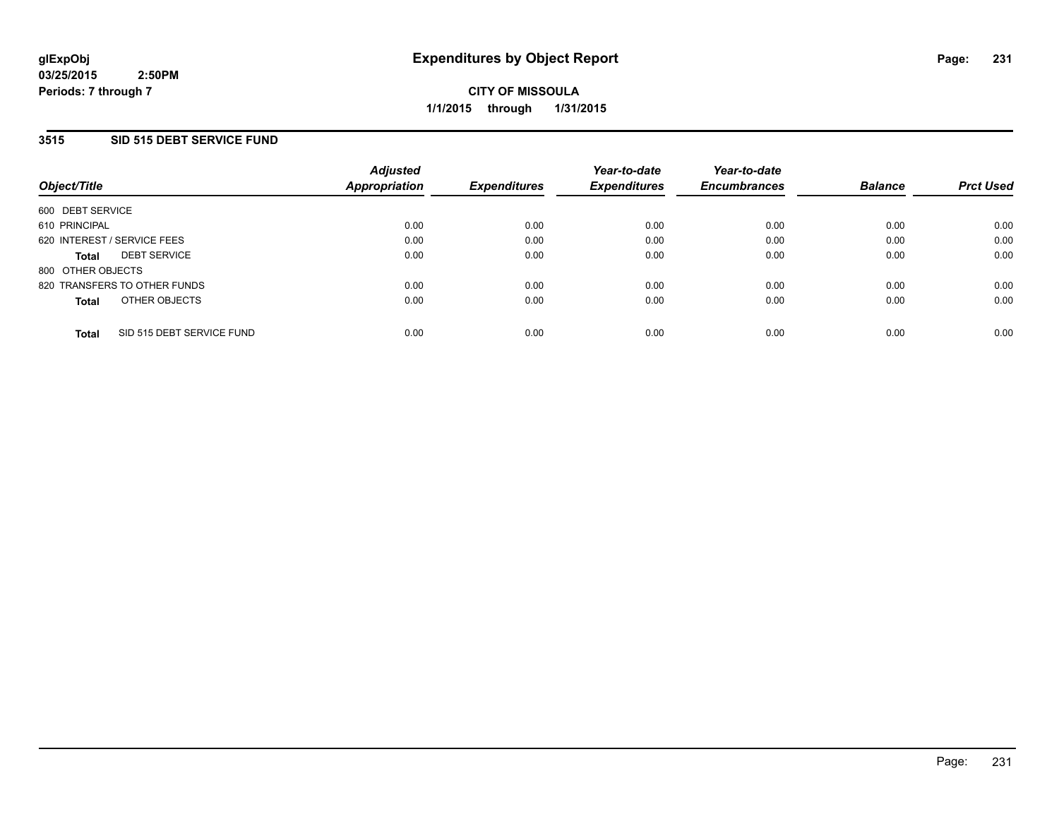**glExpObj** **Expenditures by Object Report**
**03/25/2015 2:50PM**
**Periods: 7 through 7**

**CITY OF MISSOULA**
**1/1/2015 through 1/31/2015**

## 3515 SID 515 DEBT SERVICE FUND

| Object/Title | Adjusted Appropriation | Expenditures | Year-to-date Expenditures | Year-to-date Encumbrances | Balance | Prct Used |
|---|---|---|---|---|---|---|
| 600 DEBT SERVICE | | | | | | |
| 610 PRINCIPAL | 0.00 | 0.00 | 0.00 | 0.00 | 0.00 | 0.00 |
| 620 INTEREST / SERVICE FEES | 0.00 | 0.00 | 0.00 | 0.00 | 0.00 | 0.00 |
| **Total** DEBT SERVICE | 0.00 | 0.00 | 0.00 | 0.00 | 0.00 | 0.00 |
| 800 OTHER OBJECTS | | | | | | |
| 820 TRANSFERS TO OTHER FUNDS | 0.00 | 0.00 | 0.00 | 0.00 | 0.00 | 0.00 |
| **Total** OTHER OBJECTS | 0.00 | 0.00 | 0.00 | 0.00 | 0.00 | 0.00 |
| **Total** SID 515 DEBT SERVICE FUND | 0.00 | 0.00 | 0.00 | 0.00 | 0.00 | 0.00 |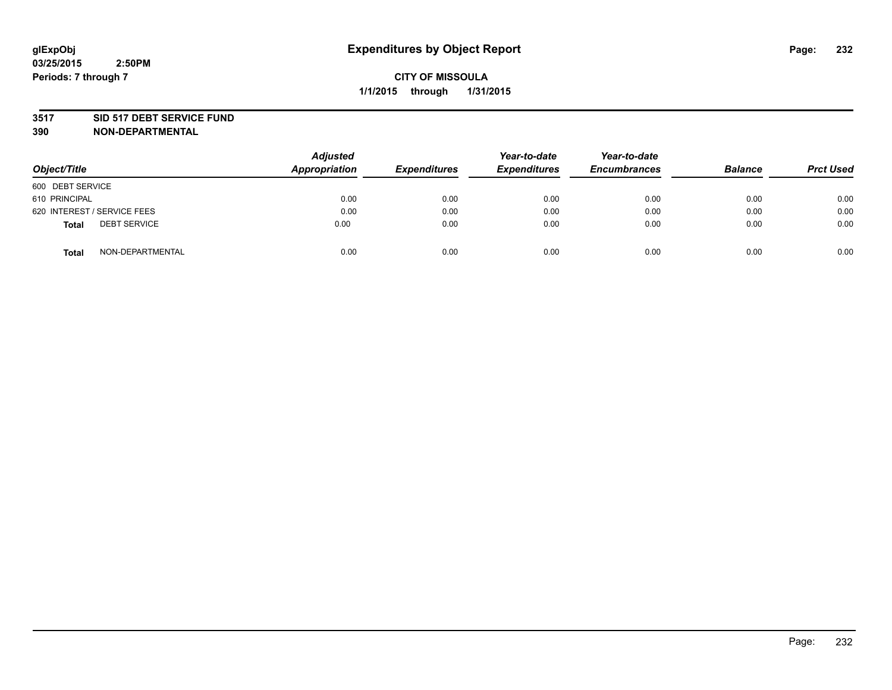**glExpObj**
**03/25/2015 2:50PM**
**Periods: 7 through 7**

# Expenditures by Object Report

**CITY OF MISSOULA**
**1/1/2015 through 1/31/2015**

**3517 SID 517 DEBT SERVICE FUND**
**390 NON-DEPARTMENTAL**

| Object/Title | Adjusted Appropriation | Expenditures | Year-to-date Expenditures | Year-to-date Encumbrances | Balance | Prct Used |
|---|---|---|---|---|---|---|
| 600 DEBT SERVICE | | | | | | |
| 610 PRINCIPAL | 0.00 | 0.00 | 0.00 | 0.00 | 0.00 | 0.00 |
| 620 INTEREST / SERVICE FEES | 0.00 | 0.00 | 0.00 | 0.00 | 0.00 | 0.00 |
| **Total** DEBT SERVICE | 0.00 | 0.00 | 0.00 | 0.00 | 0.00 | 0.00 |
| **Total** NON-DEPARTMENTAL | 0.00 | 0.00 | 0.00 | 0.00 | 0.00 | 0.00 |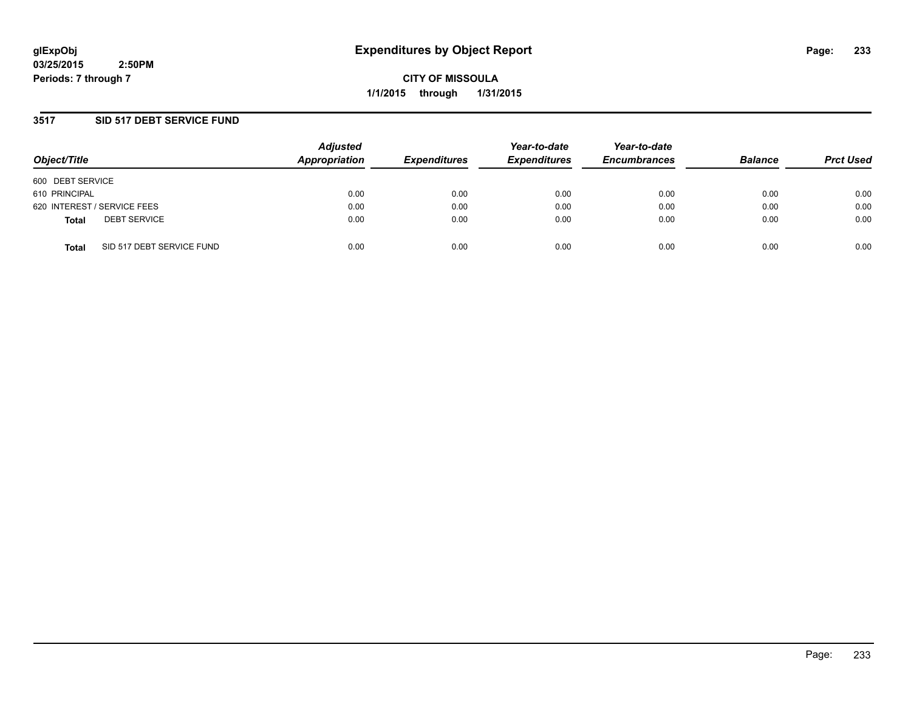# Expenditures by Object Report

glExpObj
03/25/2015 2:50PM
Periods: 7 through 7

**CITY OF MISSOULA**
**1/1/2015 through 1/31/2015**

## 3517 SID 517 DEBT SERVICE FUND

| Object/Title | | Adjusted Appropriation | Expenditures | Year-to-date Expenditures | Year-to-date Encumbrances | Balance | Prct Used |
|---|---|---|---|---|---|---|---|
| 600 DEBT SERVICE | | | | | | | |
| 610 PRINCIPAL | | 0.00 | 0.00 | 0.00 | 0.00 | 0.00 | 0.00 |
| 620 INTEREST / SERVICE FEES | | 0.00 | 0.00 | 0.00 | 0.00 | 0.00 | 0.00 |
| **Total** | DEBT SERVICE | 0.00 | 0.00 | 0.00 | 0.00 | 0.00 | 0.00 |
| **Total** | SID 517 DEBT SERVICE FUND | 0.00 | 0.00 | 0.00 | 0.00 | 0.00 | 0.00 |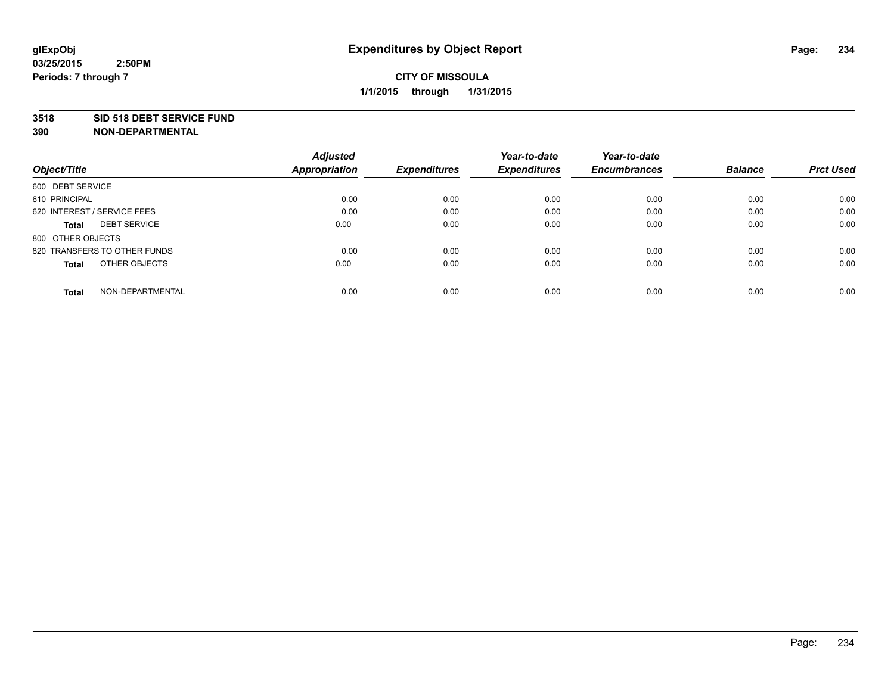glExpObj
03/25/2015 2:50PM
Periods: 7 through 7

# Expenditures by Object Report

**CITY OF MISSOULA**
**1/1/2015 through 1/31/2015**

**3518 SID 518 DEBT SERVICE FUND**
**390 NON-DEPARTMENTAL**

| Object/Title | Adjusted Appropriation | Expenditures | Year-to-date Expenditures | Year-to-date Encumbrances | Balance | Prct Used |
|---|---|---|---|---|---|---|
| 600 DEBT SERVICE | | | | | | |
| 610 PRINCIPAL | 0.00 | 0.00 | 0.00 | 0.00 | 0.00 | 0.00 |
| 620 INTEREST / SERVICE FEES | 0.00 | 0.00 | 0.00 | 0.00 | 0.00 | 0.00 |
| **Total** DEBT SERVICE | 0.00 | 0.00 | 0.00 | 0.00 | 0.00 | 0.00 |
| 800 OTHER OBJECTS | | | | | | |
| 820 TRANSFERS TO OTHER FUNDS | 0.00 | 0.00 | 0.00 | 0.00 | 0.00 | 0.00 |
| **Total** OTHER OBJECTS | 0.00 | 0.00 | 0.00 | 0.00 | 0.00 | 0.00 |
| **Total** NON-DEPARTMENTAL | 0.00 | 0.00 | 0.00 | 0.00 | 0.00 | 0.00 |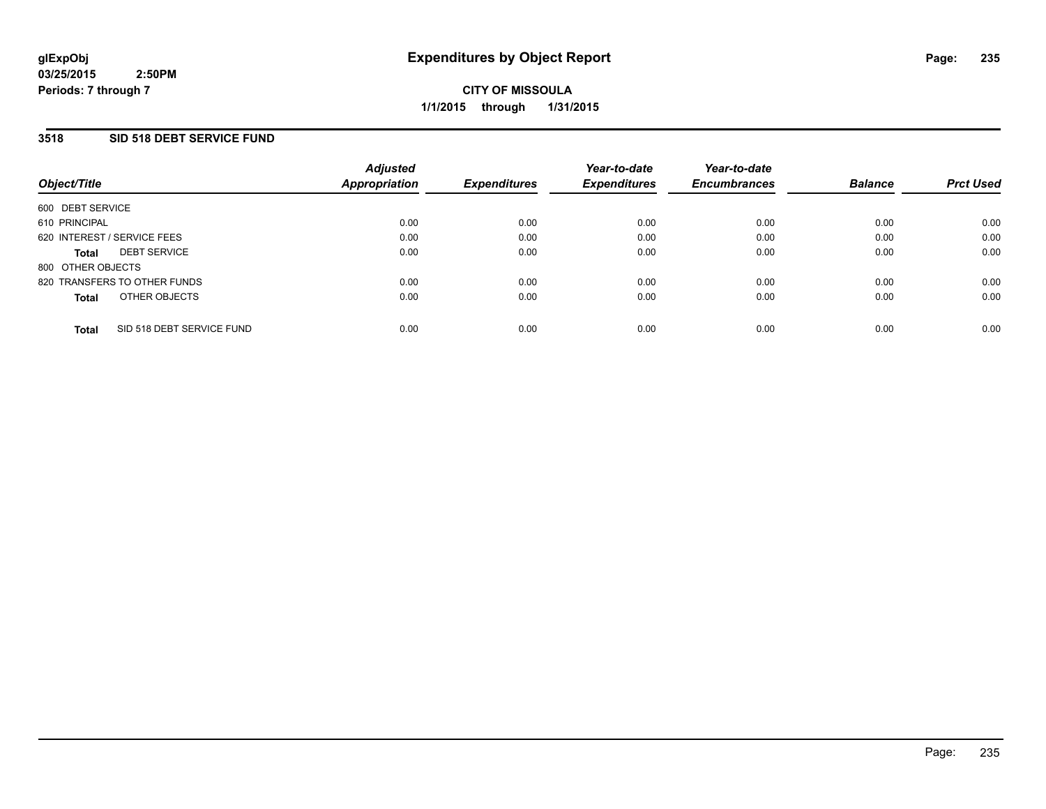glExpObj
03/25/2015 2:50PM
Periods: 7 through 7

# Expenditures by Object Report

**CITY OF MISSOULA**
**1/1/2015 through 1/31/2015**

## 3518 SID 518 DEBT SERVICE FUND

| Object/Title | Adjusted Appropriation | Expenditures | Year-to-date Expenditures | Year-to-date Encumbrances | Balance | Prct Used |
|---|---|---|---|---|---|---|
| 600 DEBT SERVICE | | | | | | |
| 610 PRINCIPAL | 0.00 | 0.00 | 0.00 | 0.00 | 0.00 | 0.00 |
| 620 INTEREST / SERVICE FEES | 0.00 | 0.00 | 0.00 | 0.00 | 0.00 | 0.00 |
| **Total** DEBT SERVICE | 0.00 | 0.00 | 0.00 | 0.00 | 0.00 | 0.00 |
| 800 OTHER OBJECTS | | | | | | |
| 820 TRANSFERS TO OTHER FUNDS | 0.00 | 0.00 | 0.00 | 0.00 | 0.00 | 0.00 |
| **Total** OTHER OBJECTS | 0.00 | 0.00 | 0.00 | 0.00 | 0.00 | 0.00 |
| **Total** SID 518 DEBT SERVICE FUND | 0.00 | 0.00 | 0.00 | 0.00 | 0.00 | 0.00 |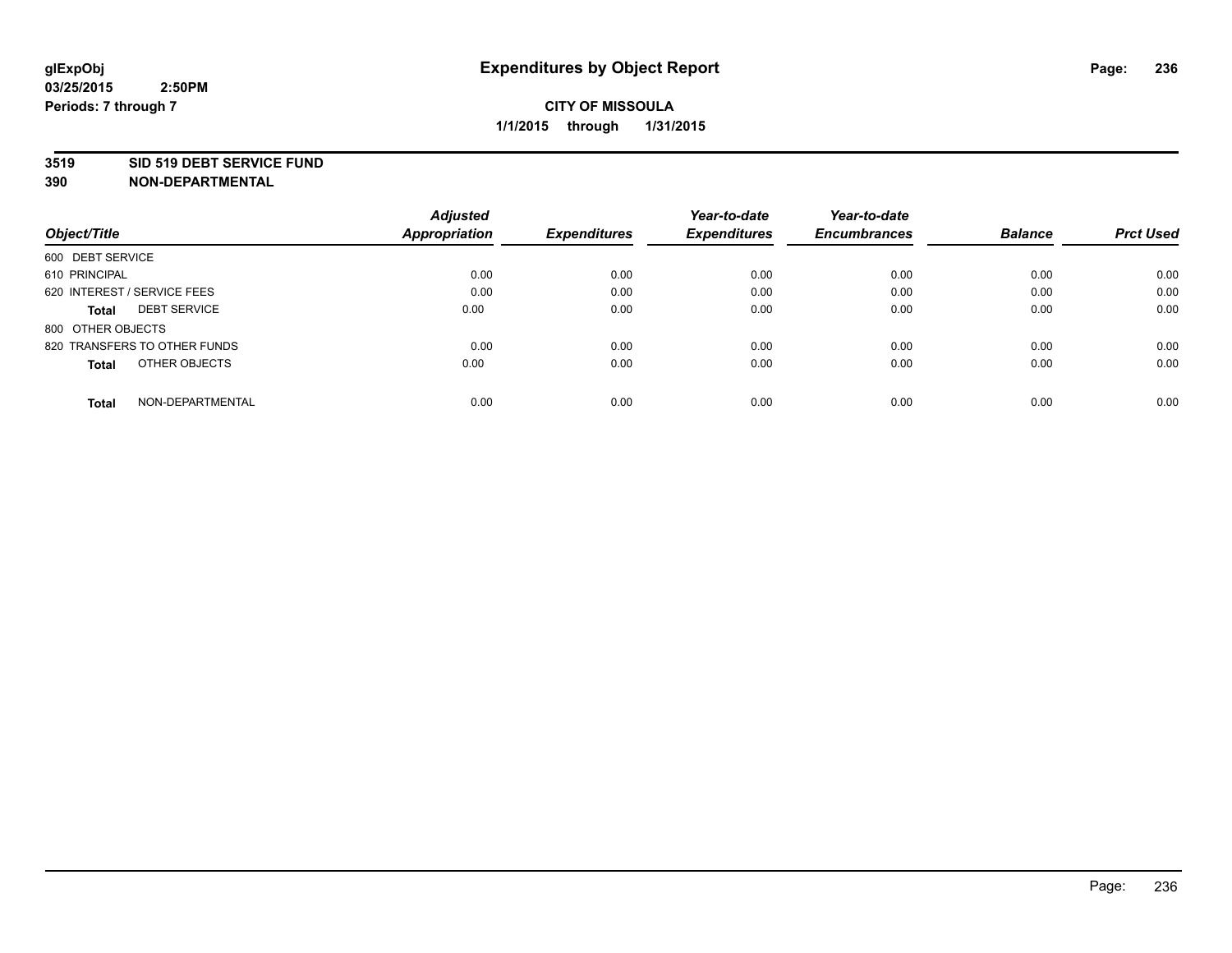glExpObj
03/25/2015 2:50PM
Periods: 7 through 7

# Expenditures by Object Report

**CITY OF MISSOULA**
**1/1/2015 through 1/31/2015**

**3519 SID 519 DEBT SERVICE FUND**
**390 NON-DEPARTMENTAL**

| Object/Title | Adjusted Appropriation | Expenditures | Year-to-date Expenditures | Year-to-date Encumbrances | Balance | Prct Used |
|---|---|---|---|---|---|---|
| 600 DEBT SERVICE | | | | | | |
| 610 PRINCIPAL | 0.00 | 0.00 | 0.00 | 0.00 | 0.00 | 0.00 |
| 620 INTEREST / SERVICE FEES | 0.00 | 0.00 | 0.00 | 0.00 | 0.00 | 0.00 |
| **Total** DEBT SERVICE | 0.00 | 0.00 | 0.00 | 0.00 | 0.00 | 0.00 |
| 800 OTHER OBJECTS | | | | | | |
| 820 TRANSFERS TO OTHER FUNDS | 0.00 | 0.00 | 0.00 | 0.00 | 0.00 | 0.00 |
| **Total** OTHER OBJECTS | 0.00 | 0.00 | 0.00 | 0.00 | 0.00 | 0.00 |
| **Total** NON-DEPARTMENTAL | 0.00 | 0.00 | 0.00 | 0.00 | 0.00 | 0.00 |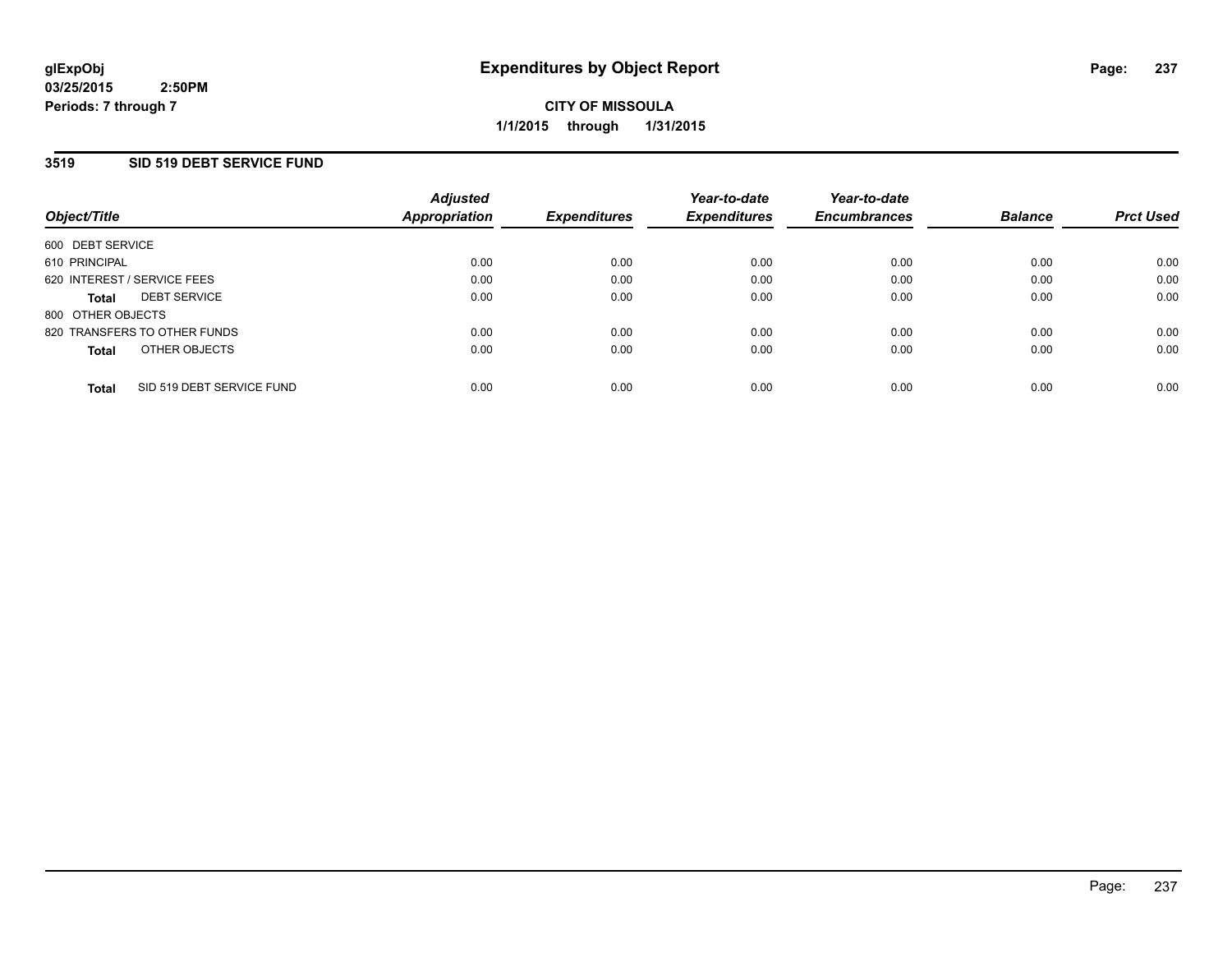# Expenditures by Object Report

glExpObj
03/25/2015 2:50PM
Periods: 7 through 7

**CITY OF MISSOULA**
**1/1/2015 through 1/31/2015**

## 3519 SID 519 DEBT SERVICE FUND

| Object/Title | Adjusted Appropriation | Expenditures | Year-to-date Expenditures | Year-to-date Encumbrances | Balance | Prct Used |
|---|---|---|---|---|---|---|
| 600 DEBT SERVICE | | | | | | |
| 610 PRINCIPAL | 0.00 | 0.00 | 0.00 | 0.00 | 0.00 | 0.00 |
| 620 INTEREST / SERVICE FEES | 0.00 | 0.00 | 0.00 | 0.00 | 0.00 | 0.00 |
| **Total** DEBT SERVICE | 0.00 | 0.00 | 0.00 | 0.00 | 0.00 | 0.00 |
| 800 OTHER OBJECTS | | | | | | |
| 820 TRANSFERS TO OTHER FUNDS | 0.00 | 0.00 | 0.00 | 0.00 | 0.00 | 0.00 |
| **Total** OTHER OBJECTS | 0.00 | 0.00 | 0.00 | 0.00 | 0.00 | 0.00 |
| **Total** SID 519 DEBT SERVICE FUND | 0.00 | 0.00 | 0.00 | 0.00 | 0.00 | 0.00 |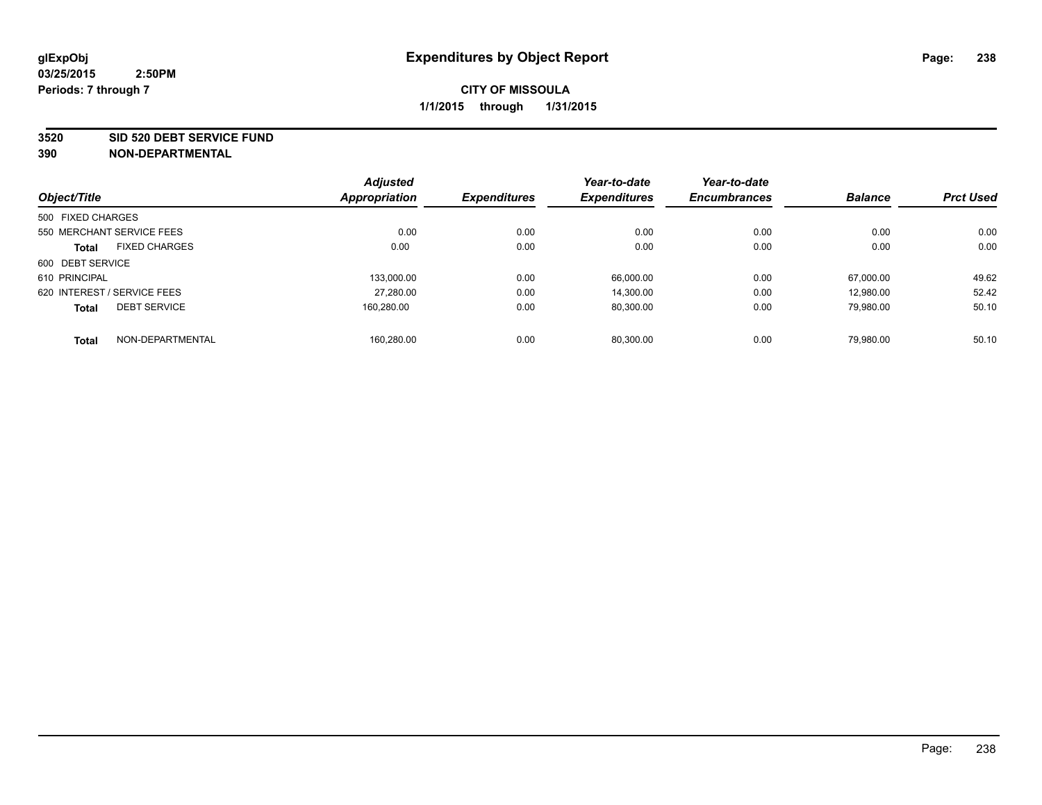**glExpObj**
**03/25/2015 2:50PM**
**Periods: 7 through 7**

# Expenditures by Object Report

**CITY OF MISSOULA**
**1/1/2015 through 1/31/2015**

**3520 SID 520 DEBT SERVICE FUND**
**390 NON-DEPARTMENTAL**

| Object/Title | Adjusted Appropriation | Expenditures | Year-to-date Expenditures | Year-to-date Encumbrances | Balance | Prct Used |
|---|---|---|---|---|---|---|
| 500 FIXED CHARGES | | | | | | |
| 550 MERCHANT SERVICE FEES | 0.00 | 0.00 | 0.00 | 0.00 | 0.00 | 0.00 |
| **Total** FIXED CHARGES | 0.00 | 0.00 | 0.00 | 0.00 | 0.00 | 0.00 |
| 600 DEBT SERVICE | | | | | | |
| 610 PRINCIPAL | 133,000.00 | 0.00 | 66,000.00 | 0.00 | 67,000.00 | 49.62 |
| 620 INTEREST / SERVICE FEES | 27,280.00 | 0.00 | 14,300.00 | 0.00 | 12,980.00 | 52.42 |
| **Total** DEBT SERVICE | 160,280.00 | 0.00 | 80,300.00 | 0.00 | 79,980.00 | 50.10 |
| **Total** NON-DEPARTMENTAL | 160,280.00 | 0.00 | 80,300.00 | 0.00 | 79,980.00 | 50.10 |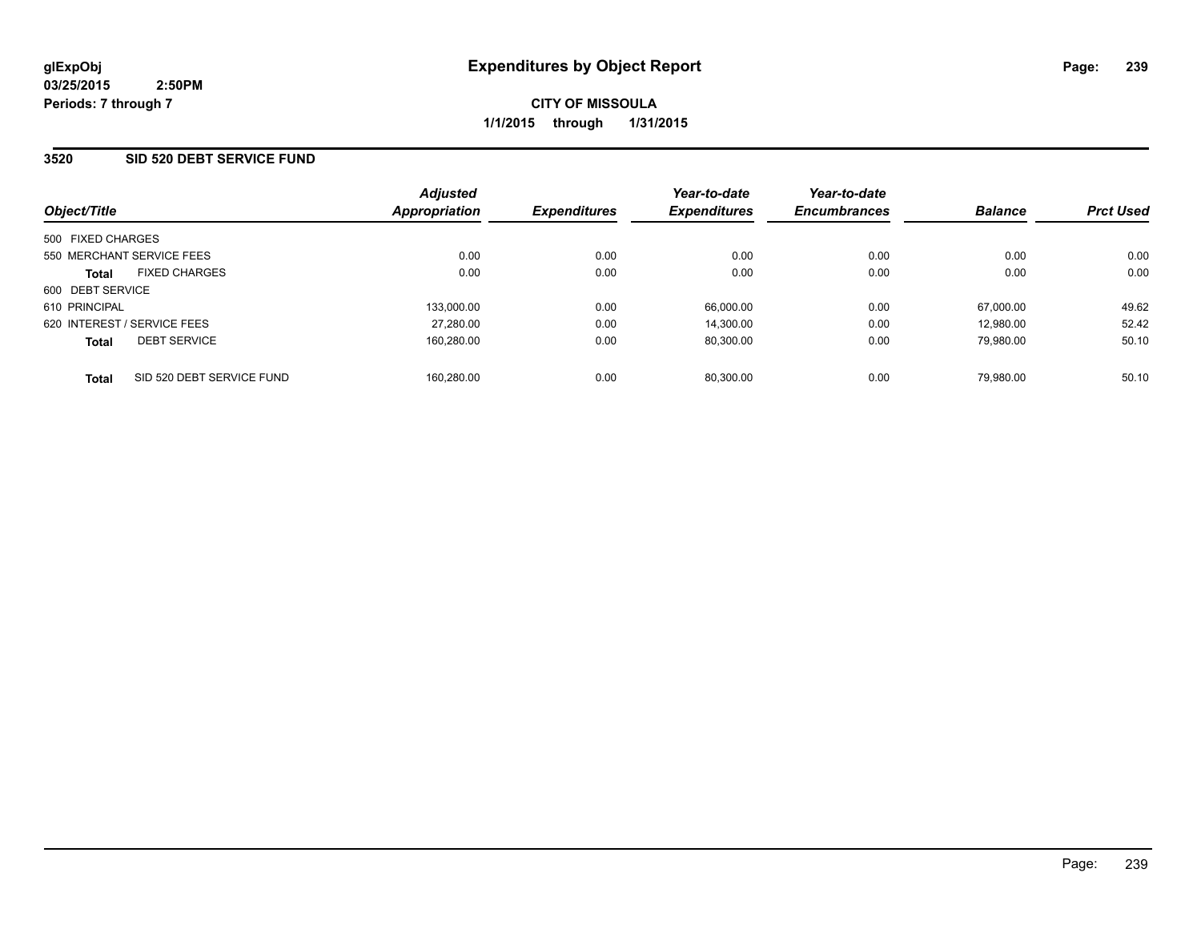# Expenditures by Object Report

glExpObj
03/25/2015 2:50PM
Periods: 7 through 7

**CITY OF MISSOULA**
**1/1/2015 through 1/31/2015**

## 3520 SID 520 DEBT SERVICE FUND

| Object/Title | Adjusted Appropriation | Expenditures | Year-to-date Expenditures | Year-to-date Encumbrances | Balance | Prct Used |
|---|---|---|---|---|---|---|
| 500 FIXED CHARGES | | | | | | |
| 550 MERCHANT SERVICE FEES | 0.00 | 0.00 | 0.00 | 0.00 | 0.00 | 0.00 |
| **Total** FIXED CHARGES | 0.00 | 0.00 | 0.00 | 0.00 | 0.00 | 0.00 |
| 600 DEBT SERVICE | | | | | | |
| 610 PRINCIPAL | 133,000.00 | 0.00 | 66,000.00 | 0.00 | 67,000.00 | 49.62 |
| 620 INTEREST / SERVICE FEES | 27,280.00 | 0.00 | 14,300.00 | 0.00 | 12,980.00 | 52.42 |
| **Total** DEBT SERVICE | 160,280.00 | 0.00 | 80,300.00 | 0.00 | 79,980.00 | 50.10 |
| **Total** SID 520 DEBT SERVICE FUND | 160,280.00 | 0.00 | 80,300.00 | 0.00 | 79,980.00 | 50.10 |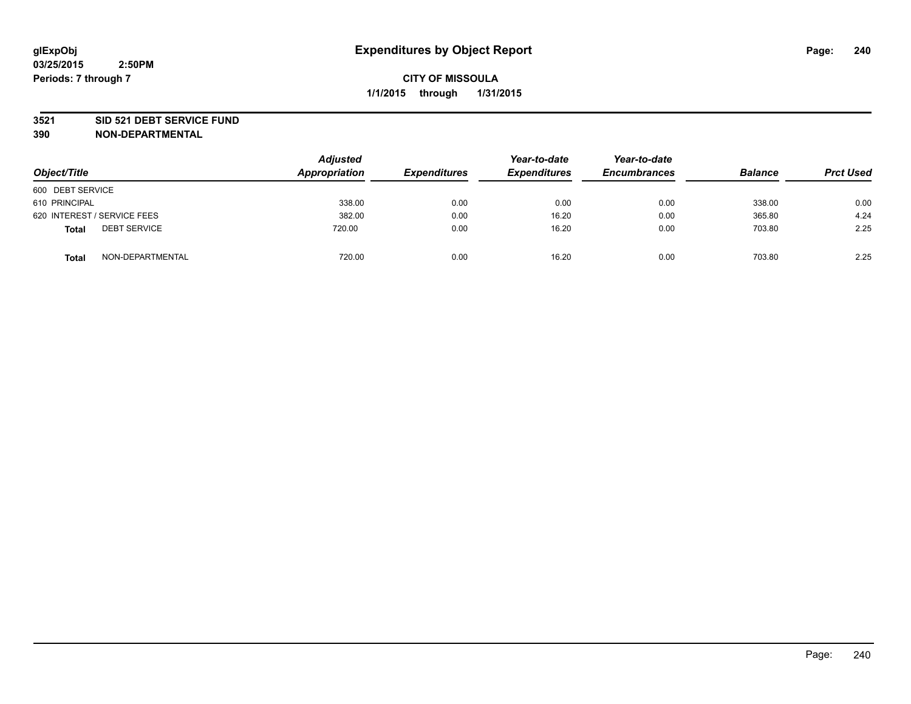**glExpObj**
**03/25/2015 2:50PM**
**Periods: 7 through 7**

# Expenditures by Object Report

**CITY OF MISSOULA**
**1/1/2015 through 1/31/2015**

**3521 SID 521 DEBT SERVICE FUND**
**390 NON-DEPARTMENTAL**

| Object/Title | Adjusted Appropriation | Expenditures | Year-to-date Expenditures | Year-to-date Encumbrances | Balance | Prct Used |
|---|---|---|---|---|---|---|
| 600 DEBT SERVICE | | | | | | |
| 610 PRINCIPAL | 338.00 | 0.00 | 0.00 | 0.00 | 338.00 | 0.00 |
| 620 INTEREST / SERVICE FEES | 382.00 | 0.00 | 16.20 | 0.00 | 365.80 | 4.24 |
| **Total** DEBT SERVICE | 720.00 | 0.00 | 16.20 | 0.00 | 703.80 | 2.25 |
| **Total** NON-DEPARTMENTAL | 720.00 | 0.00 | 16.20 | 0.00 | 703.80 | 2.25 |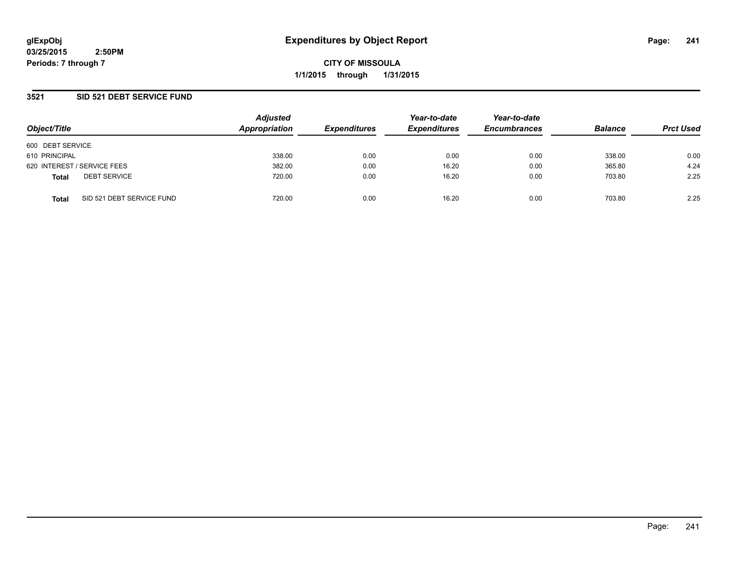**glExpObj**
**03/25/2015 2:50PM**
**Periods: 7 through 7**

# Expenditures by Object Report

**CITY OF MISSOULA**
**1/1/2015 through 1/31/2015**

## 3521 SID 521 DEBT SERVICE FUND

| Object/Title | Adjusted Appropriation | Expenditures | Year-to-date Expenditures | Year-to-date Encumbrances | Balance | Prct Used |
|---|---|---|---|---|---|---|
| 600 DEBT SERVICE | | | | | | |
| 610 PRINCIPAL | 338.00 | 0.00 | 0.00 | 0.00 | 338.00 | 0.00 |
| 620 INTEREST / SERVICE FEES | 382.00 | 0.00 | 16.20 | 0.00 | 365.80 | 4.24 |
| **Total** DEBT SERVICE | 720.00 | 0.00 | 16.20 | 0.00 | 703.80 | 2.25 |
| **Total** SID 521 DEBT SERVICE FUND | 720.00 | 0.00 | 16.20 | 0.00 | 703.80 | 2.25 |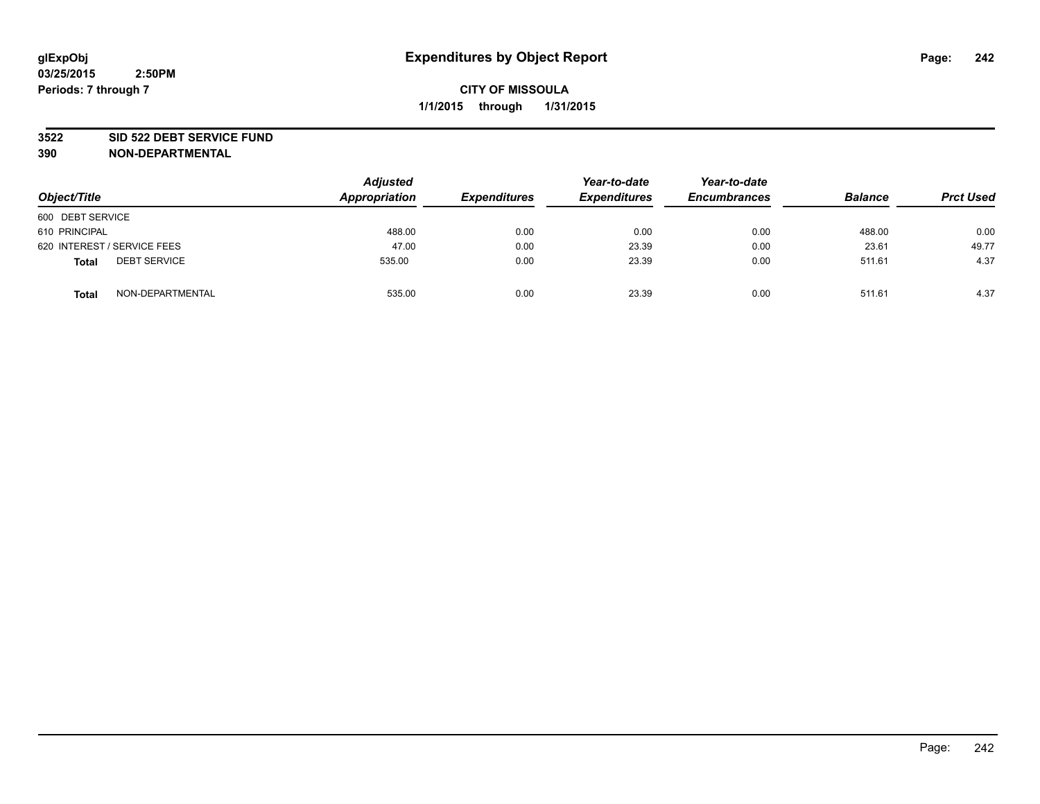glExpObj
03/25/2015 2:50PM
Periods: 7 through 7

# Expenditures by Object Report

**CITY OF MISSOULA**
**1/1/2015 through 1/31/2015**

**3522 SID 522 DEBT SERVICE FUND**
**390 NON-DEPARTMENTAL**

| Object/Title | Adjusted Appropriation | Expenditures | Year-to-date Expenditures | Year-to-date Encumbrances | Balance | Prct Used |
|---|---|---|---|---|---|---|
| 600 DEBT SERVICE | | | | | | |
| 610 PRINCIPAL | 488.00 | 0.00 | 0.00 | 0.00 | 488.00 | 0.00 |
| 620 INTEREST / SERVICE FEES | 47.00 | 0.00 | 23.39 | 0.00 | 23.61 | 49.77 |
| **Total** DEBT SERVICE | 535.00 | 0.00 | 23.39 | 0.00 | 511.61 | 4.37 |
| **Total** NON-DEPARTMENTAL | 535.00 | 0.00 | 23.39 | 0.00 | 511.61 | 4.37 |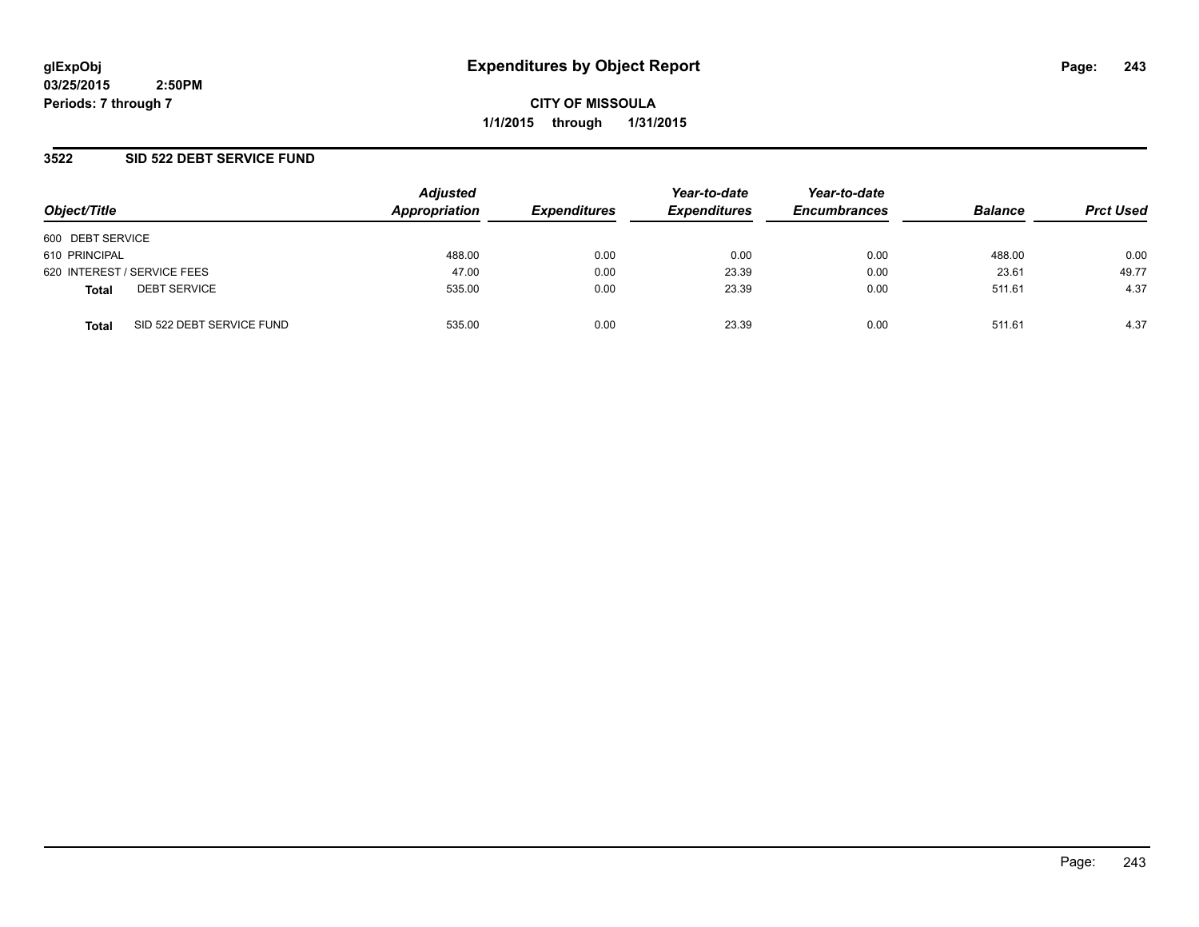**glExpObj**
**03/25/2015 2:50PM**
**Periods: 7 through 7**

# Expenditures by Object Report

**CITY OF MISSOULA**
**1/1/2015 through 1/31/2015**

## 3522 SID 522 DEBT SERVICE FUND

| Object/Title | Adjusted Appropriation | Expenditures | Year-to-date Expenditures | Year-to-date Encumbrances | Balance | Prct Used |
|---|---|---|---|---|---|---|
| 600 DEBT SERVICE | | | | | | |
| 610 PRINCIPAL | 488.00 | 0.00 | 0.00 | 0.00 | 488.00 | 0.00 |
| 620 INTEREST / SERVICE FEES | 47.00 | 0.00 | 23.39 | 0.00 | 23.61 | 49.77 |
| **Total** DEBT SERVICE | 535.00 | 0.00 | 23.39 | 0.00 | 511.61 | 4.37 |
| **Total** SID 522 DEBT SERVICE FUND | 535.00 | 0.00 | 23.39 | 0.00 | 511.61 | 4.37 |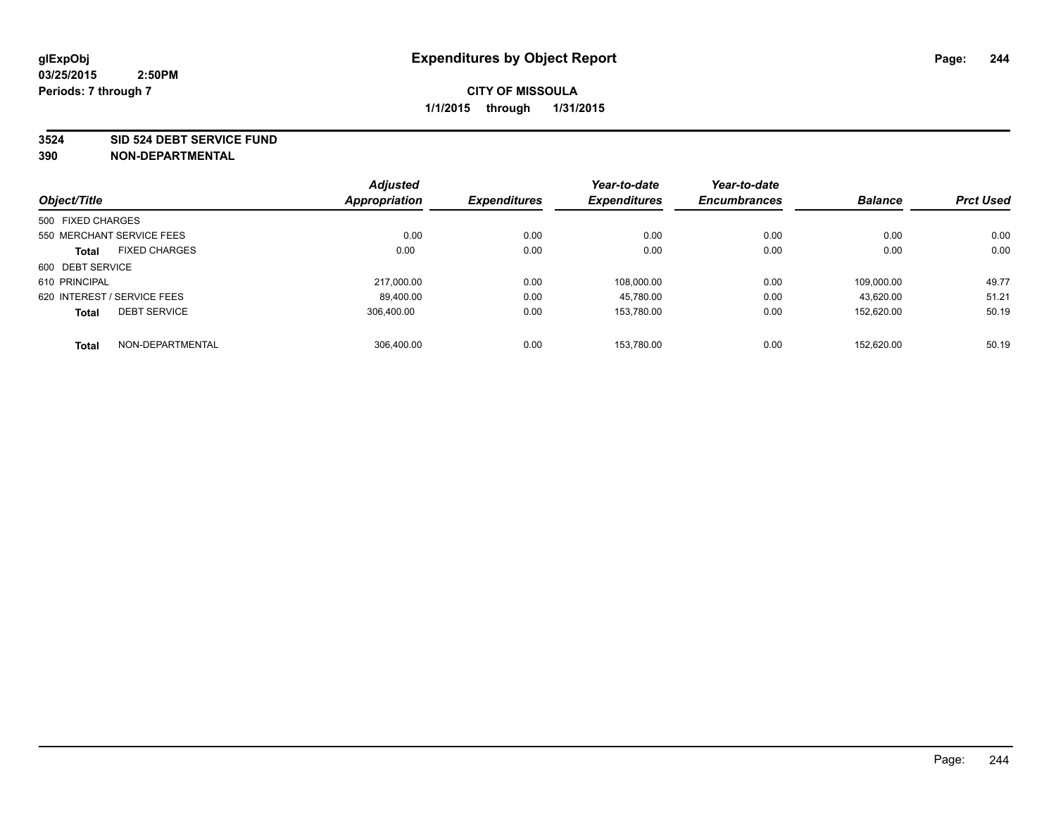glExpObj
03/25/2015 2:50PM
Periods: 7 through 7

# Expenditures by Object Report

**CITY OF MISSOULA**
**1/1/2015 through 1/31/2015**

**3524 SID 524 DEBT SERVICE FUND**
**390 NON-DEPARTMENTAL**

| Object/Title | | Adjusted Appropriation | Expenditures | Year-to-date Expenditures | Year-to-date Encumbrances | Balance | Prct Used |
|---|---|---|---|---|---|---|---|
| 500 FIXED CHARGES | | | | | | | |
| 550 MERCHANT SERVICE FEES | | 0.00 | 0.00 | 0.00 | 0.00 | 0.00 | 0.00 |
| **Total** | FIXED CHARGES | 0.00 | 0.00 | 0.00 | 0.00 | 0.00 | 0.00 |
| 600 DEBT SERVICE | | | | | | | |
| 610 PRINCIPAL | | 217,000.00 | 0.00 | 108,000.00 | 0.00 | 109,000.00 | 49.77 |
| 620 INTEREST / SERVICE FEES | | 89,400.00 | 0.00 | 45,780.00 | 0.00 | 43,620.00 | 51.21 |
| **Total** | DEBT SERVICE | 306,400.00 | 0.00 | 153,780.00 | 0.00 | 152,620.00 | 50.19 |
| **Total** | NON-DEPARTMENTAL | 306,400.00 | 0.00 | 153,780.00 | 0.00 | 152,620.00 | 50.19 |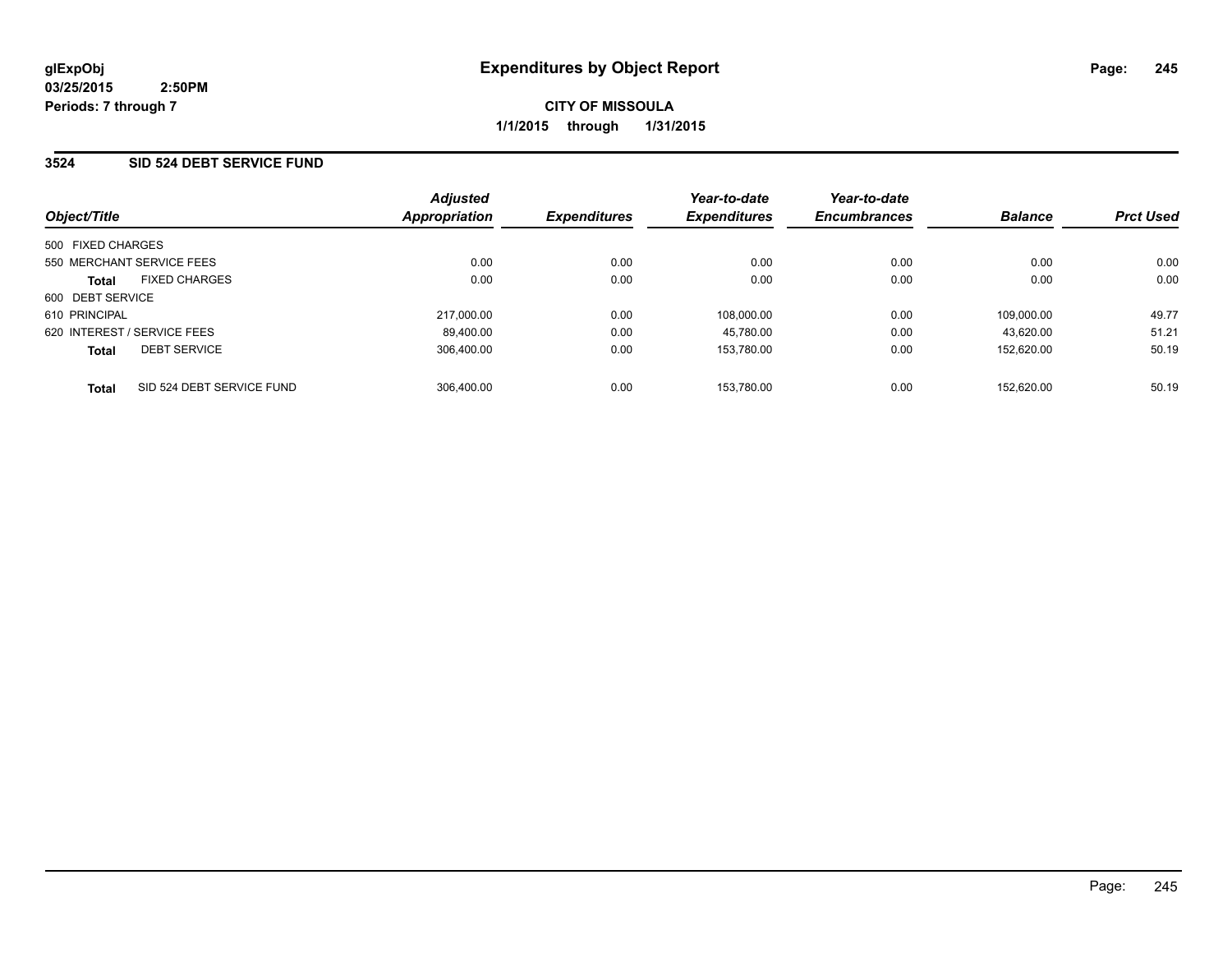**glExpObj**
**03/25/2015 2:50PM**
**Periods: 7 through 7**

# Expenditures by Object Report

**CITY OF MISSOULA**
**1/1/2015 through 1/31/2015**

## 3524 SID 524 DEBT SERVICE FUND

| Object/Title | Adjusted Appropriation | Expenditures | Year-to-date Expenditures | Year-to-date Encumbrances | Balance | Prct Used |
|---|---|---|---|---|---|---|
| 500 FIXED CHARGES | | | | | | |
| 550 MERCHANT SERVICE FEES | 0.00 | 0.00 | 0.00 | 0.00 | 0.00 | 0.00 |
| **Total** FIXED CHARGES | 0.00 | 0.00 | 0.00 | 0.00 | 0.00 | 0.00 |
| 600 DEBT SERVICE | | | | | | |
| 610 PRINCIPAL | 217,000.00 | 0.00 | 108,000.00 | 0.00 | 109,000.00 | 49.77 |
| 620 INTEREST / SERVICE FEES | 89,400.00 | 0.00 | 45,780.00 | 0.00 | 43,620.00 | 51.21 |
| **Total** DEBT SERVICE | 306,400.00 | 0.00 | 153,780.00 | 0.00 | 152,620.00 | 50.19 |
| **Total** SID 524 DEBT SERVICE FUND | 306,400.00 | 0.00 | 153,780.00 | 0.00 | 152,620.00 | 50.19 |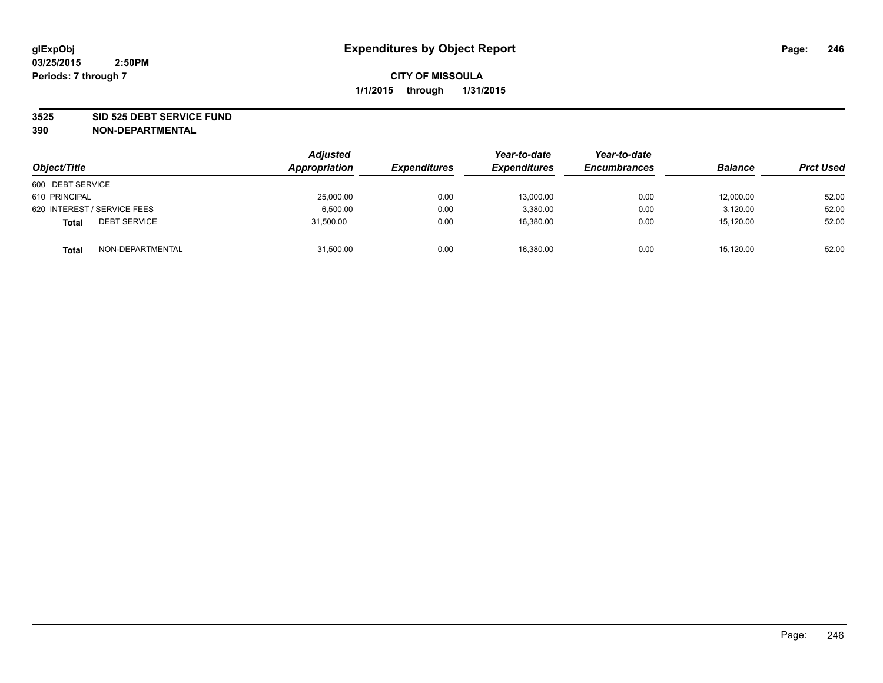# Expenditures by Object Report

glExpObj
03/25/2015 2:50PM
Periods: 7 through 7

**CITY OF MISSOULA**
**1/1/2015 through 1/31/2015**

**3525 SID 525 DEBT SERVICE FUND**
**390 NON-DEPARTMENTAL**

| Object/Title | | Adjusted Appropriation | Expenditures | Year-to-date Expenditures | Year-to-date Encumbrances | Balance | Prct Used |
|---|---|---|---|---|---|---|---|
| 600 DEBT SERVICE | | | | | | | |
| 610 PRINCIPAL | | 25,000.00 | 0.00 | 13,000.00 | 0.00 | 12,000.00 | 52.00 |
| 620 INTEREST / SERVICE FEES | | 6,500.00 | 0.00 | 3,380.00 | 0.00 | 3,120.00 | 52.00 |
| **Total** | DEBT SERVICE | 31,500.00 | 0.00 | 16,380.00 | 0.00 | 15,120.00 | 52.00 |
| **Total** | NON-DEPARTMENTAL | 31,500.00 | 0.00 | 16,380.00 | 0.00 | 15,120.00 | 52.00 |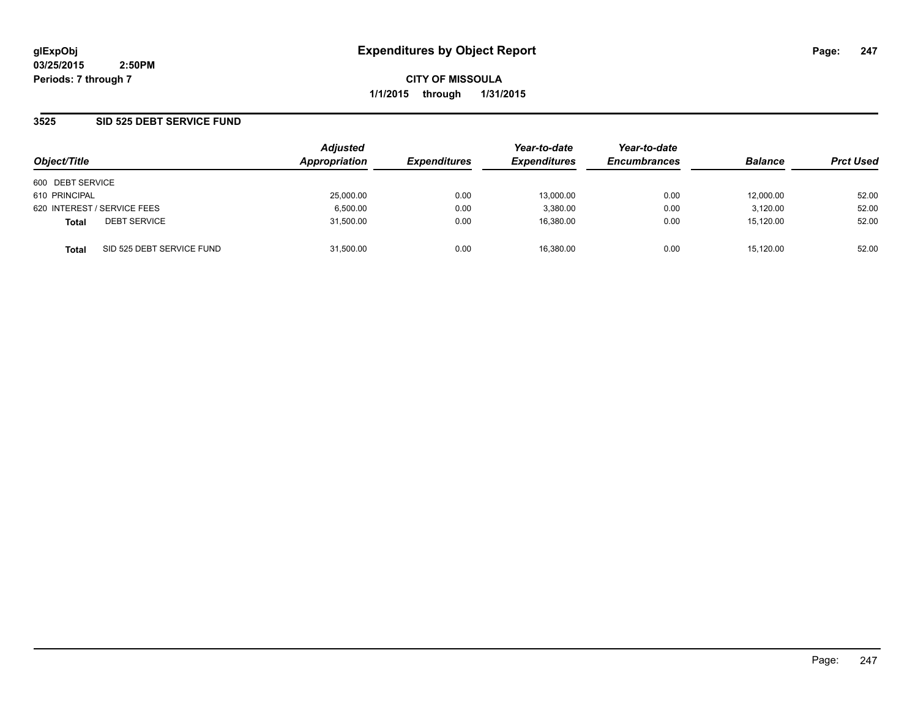# Expenditures by Object Report

glExpObj
03/25/2015 2:50PM
Periods: 7 through 7

**CITY OF MISSOULA**
**1/1/2015 through 1/31/2015**

## 3525 SID 525 DEBT SERVICE FUND

| Object/Title | | Adjusted Appropriation | Expenditures | Year-to-date Expenditures | Year-to-date Encumbrances | Balance | Prct Used |
|---|---|---|---|---|---|---|---|
| 600 DEBT SERVICE | | | | | | | |
| 610 PRINCIPAL | | 25,000.00 | 0.00 | 13,000.00 | 0.00 | 12,000.00 | 52.00 |
| 620 INTEREST / SERVICE FEES | | 6,500.00 | 0.00 | 3,380.00 | 0.00 | 3,120.00 | 52.00 |
| **Total** | DEBT SERVICE | 31,500.00 | 0.00 | 16,380.00 | 0.00 | 15,120.00 | 52.00 |
| **Total** | SID 525 DEBT SERVICE FUND | 31,500.00 | 0.00 | 16,380.00 | 0.00 | 15,120.00 | 52.00 |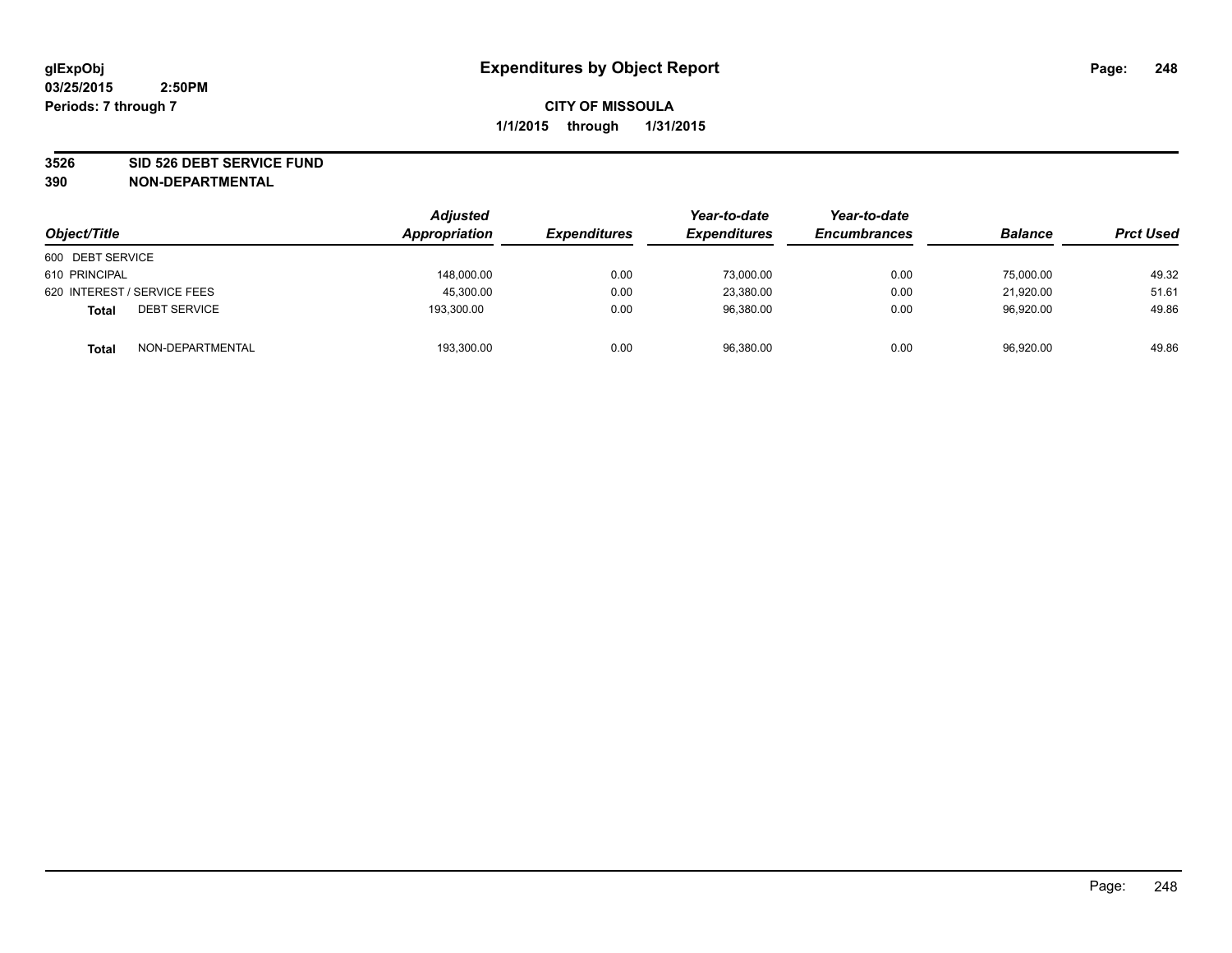# Expenditures by Object Report

glExpObj
03/25/2015 2:50PM
Periods: 7 through 7

**CITY OF MISSOULA**
**1/1/2015 through 1/31/2015**

**3526 SID 526 DEBT SERVICE FUND**
**390 NON-DEPARTMENTAL**

| Object/Title | Adjusted Appropriation | Expenditures | Year-to-date Expenditures | Year-to-date Encumbrances | Balance | Prct Used |
|---|---|---|---|---|---|---|
| 600 DEBT SERVICE | | | | | | |
| 610 PRINCIPAL | 148,000.00 | 0.00 | 73,000.00 | 0.00 | 75,000.00 | 49.32 |
| 620 INTEREST / SERVICE FEES | 45,300.00 | 0.00 | 23,380.00 | 0.00 | 21,920.00 | 51.61 |
| **Total** DEBT SERVICE | 193,300.00 | 0.00 | 96,380.00 | 0.00 | 96,920.00 | 49.86 |
| **Total** NON-DEPARTMENTAL | 193,300.00 | 0.00 | 96,380.00 | 0.00 | 96,920.00 | 49.86 |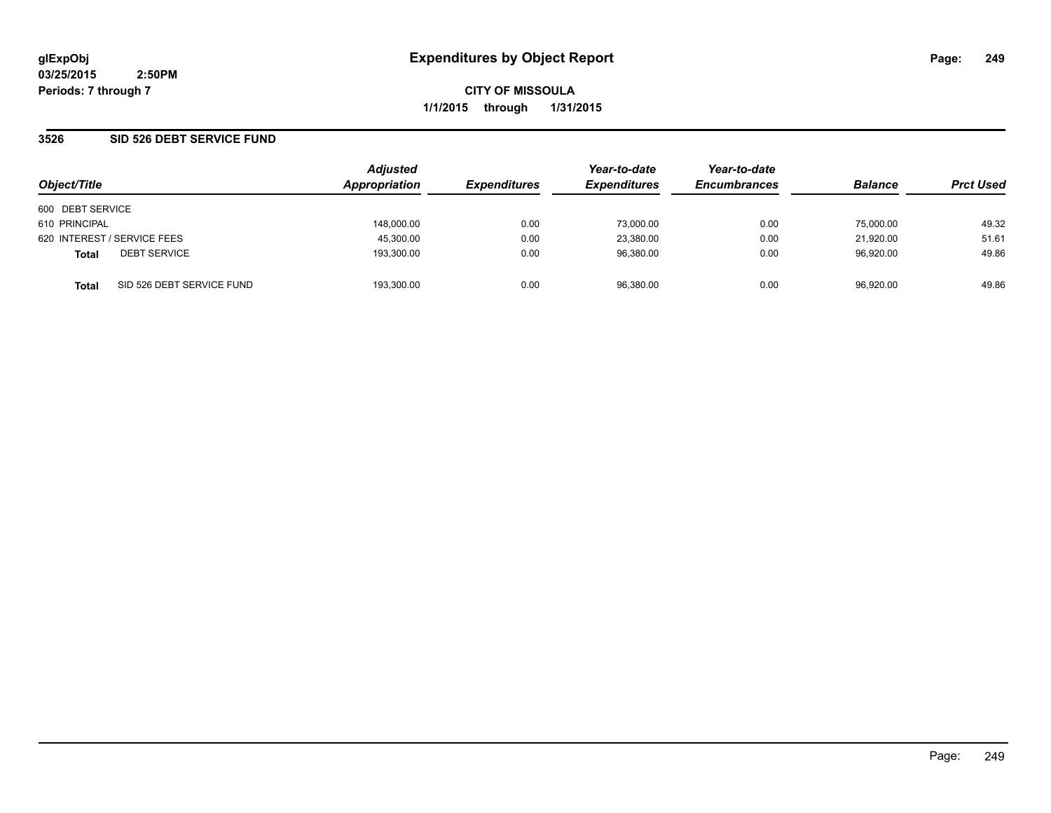# Expenditures by Object Report

**glExpObj**
**03/25/2015 2:50PM**
**Periods: 7 through 7**

**CITY OF MISSOULA**
**1/1/2015 through 1/31/2015**

## 3526 SID 526 DEBT SERVICE FUND

| Object/Title | Adjusted Appropriation | Expenditures | Year-to-date Expenditures | Year-to-date Encumbrances | Balance | Prct Used |
|---|---|---|---|---|---|---|
| 600 DEBT SERVICE | | | | | | |
| 610 PRINCIPAL | 148,000.00 | 0.00 | 73,000.00 | 0.00 | 75,000.00 | 49.32 |
| 620 INTEREST / SERVICE FEES | 45,300.00 | 0.00 | 23,380.00 | 0.00 | 21,920.00 | 51.61 |
| **Total** DEBT SERVICE | 193,300.00 | 0.00 | 96,380.00 | 0.00 | 96,920.00 | 49.86 |
| **Total** SID 526 DEBT SERVICE FUND | 193,300.00 | 0.00 | 96,380.00 | 0.00 | 96,920.00 | 49.86 |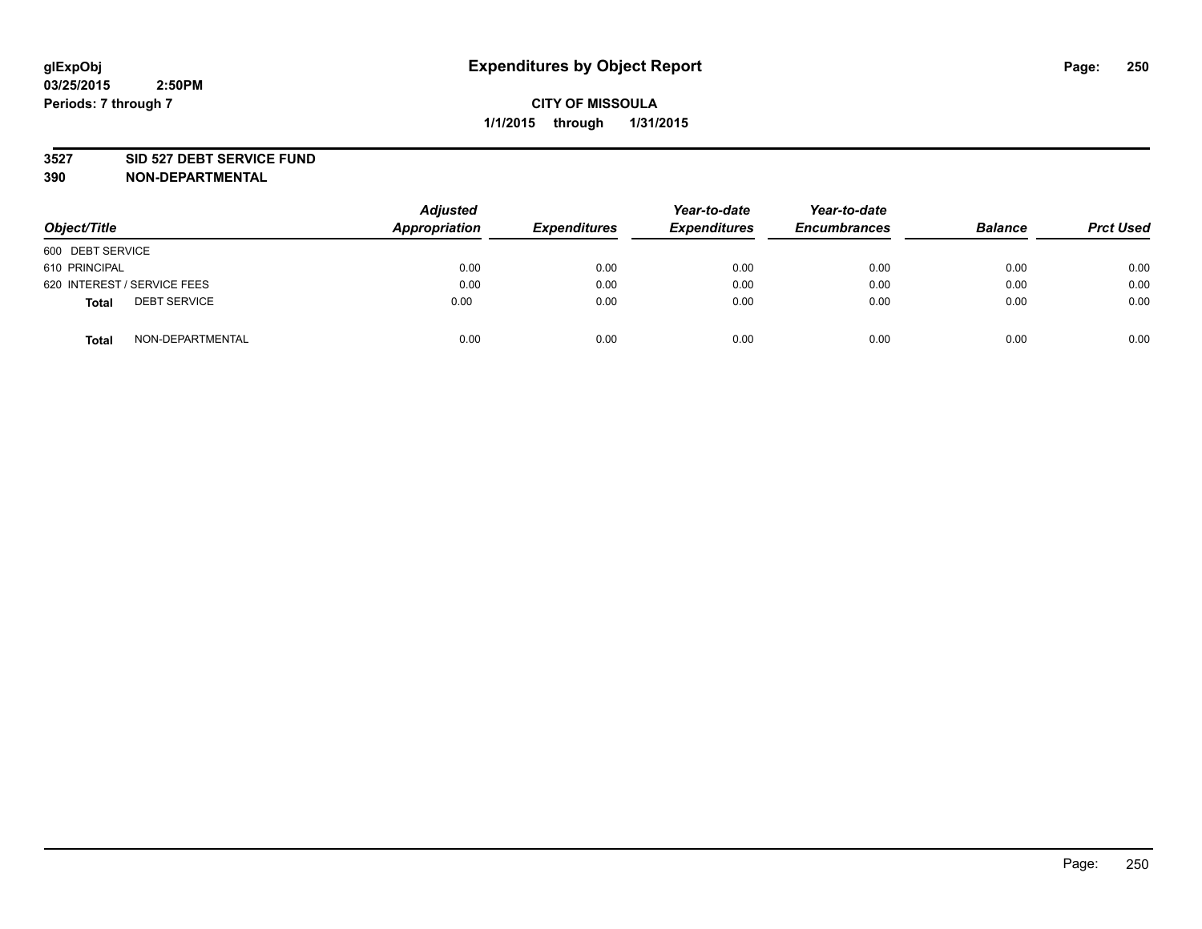glExpObj
03/25/2015 2:50PM
Periods: 7 through 7

# Expenditures by Object Report

**CITY OF MISSOULA**

**1/1/2015 through 1/31/2015**

**3527 SID 527 DEBT SERVICE FUND**
**390 NON-DEPARTMENTAL**

| Object/Title | Adjusted Appropriation | Expenditures | Year-to-date Expenditures | Year-to-date Encumbrances | Balance | Prct Used |
|---|---|---|---|---|---|---|
| 600 DEBT SERVICE | | | | | | |
| 610 PRINCIPAL | 0.00 | 0.00 | 0.00 | 0.00 | 0.00 | 0.00 |
| 620 INTEREST / SERVICE FEES | 0.00 | 0.00 | 0.00 | 0.00 | 0.00 | 0.00 |
| **Total** DEBT SERVICE | 0.00 | 0.00 | 0.00 | 0.00 | 0.00 | 0.00 |
| **Total** NON-DEPARTMENTAL | 0.00 | 0.00 | 0.00 | 0.00 | 0.00 | 0.00 |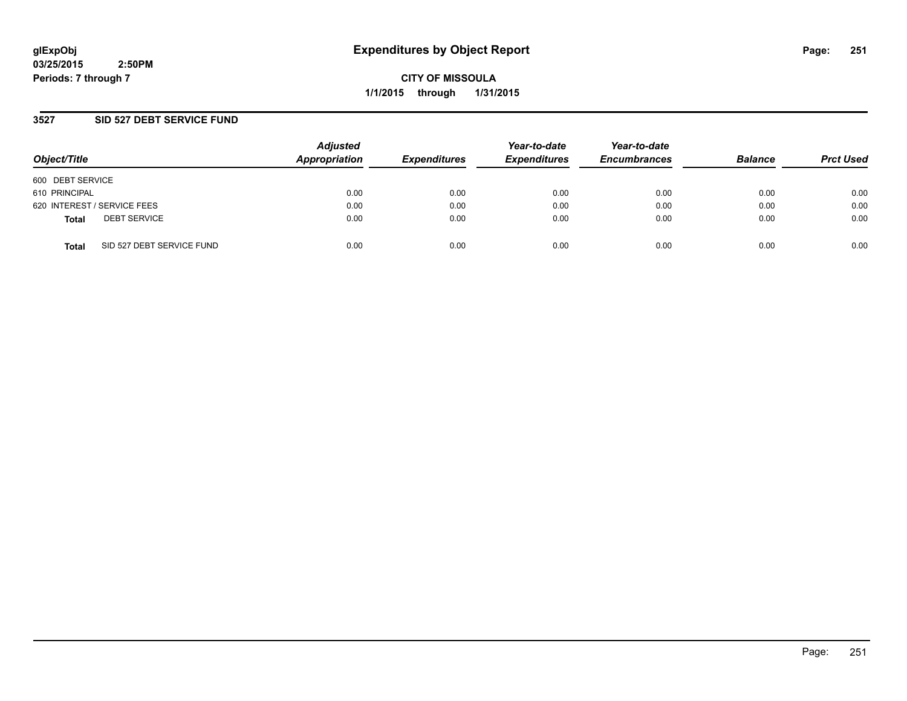glExpObj
03/25/2015 2:50PM
Periods: 7 through 7

# Expenditures by Object Report

**CITY OF MISSOULA**
**1/1/2015 through 1/31/2015**

## 3527 SID 527 DEBT SERVICE FUND

| Object/Title | Adjusted Appropriation | Expenditures | Year-to-date Expenditures | Year-to-date Encumbrances | Balance | Prct Used |
|---|---|---|---|---|---|---|
| 600 DEBT SERVICE | | | | | | |
| 610 PRINCIPAL | 0.00 | 0.00 | 0.00 | 0.00 | 0.00 | 0.00 |
| 620 INTEREST / SERVICE FEES | 0.00 | 0.00 | 0.00 | 0.00 | 0.00 | 0.00 |
| **Total** DEBT SERVICE | 0.00 | 0.00 | 0.00 | 0.00 | 0.00 | 0.00 |
| **Total** SID 527 DEBT SERVICE FUND | 0.00 | 0.00 | 0.00 | 0.00 | 0.00 | 0.00 |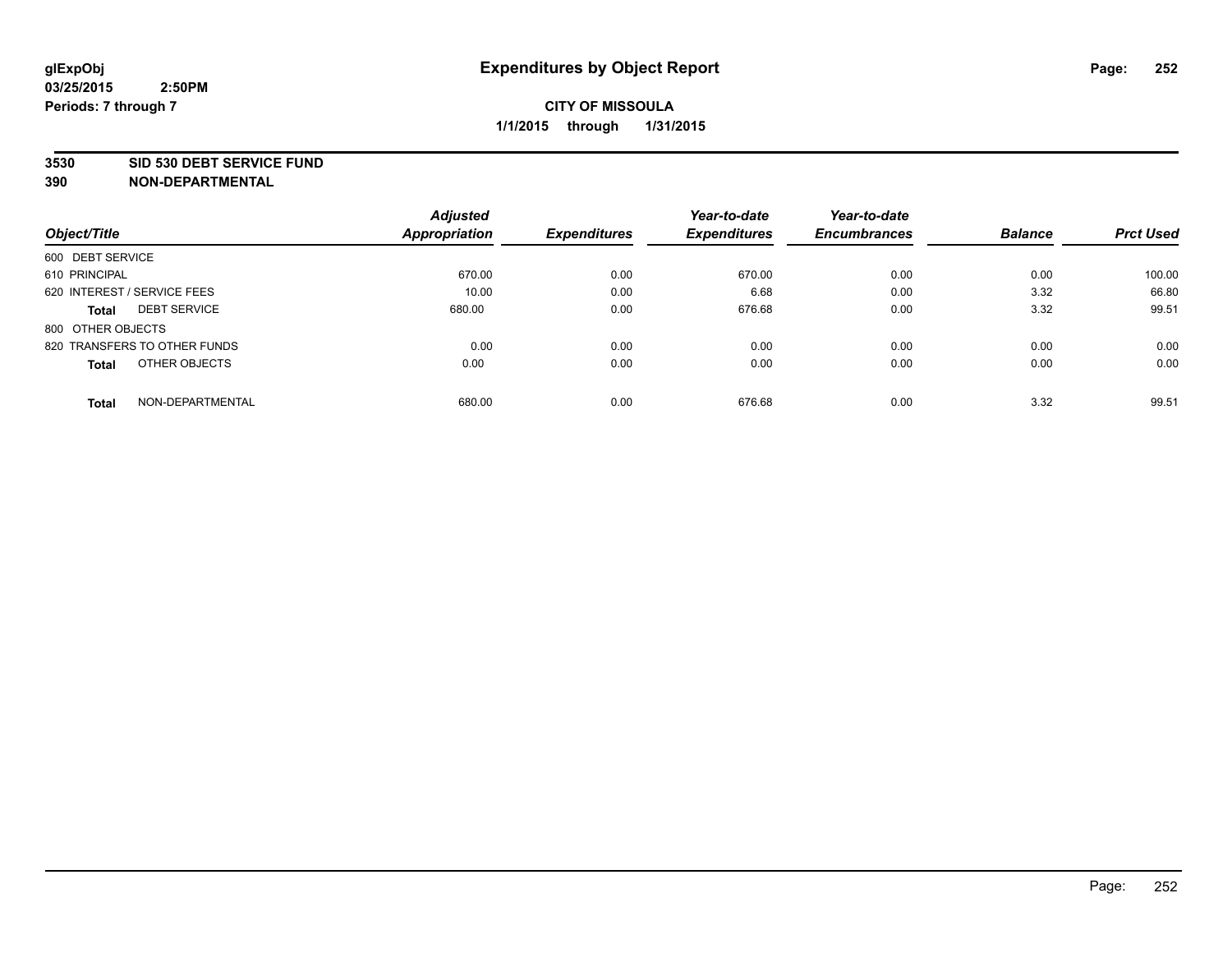glExpObj
03/25/2015 2:50PM
Periods: 7 through 7

# Expenditures by Object Report

**CITY OF MISSOULA**
**1/1/2015 through 1/31/2015**

**3530 SID 530 DEBT SERVICE FUND**
**390 NON-DEPARTMENTAL**

| Object/Title | Adjusted Appropriation | Expenditures | Year-to-date Expenditures | Year-to-date Encumbrances | Balance | Prct Used |
|---|---|---|---|---|---|---|
| 600 DEBT SERVICE | | | | | | |
| 610 PRINCIPAL | 670.00 | 0.00 | 670.00 | 0.00 | 0.00 | 100.00 |
| 620 INTEREST / SERVICE FEES | 10.00 | 0.00 | 6.68 | 0.00 | 3.32 | 66.80 |
| **Total** DEBT SERVICE | 680.00 | 0.00 | 676.68 | 0.00 | 3.32 | 99.51 |
| 800 OTHER OBJECTS | | | | | | |
| 820 TRANSFERS TO OTHER FUNDS | 0.00 | 0.00 | 0.00 | 0.00 | 0.00 | 0.00 |
| **Total** OTHER OBJECTS | 0.00 | 0.00 | 0.00 | 0.00 | 0.00 | 0.00 |
| **Total** NON-DEPARTMENTAL | 680.00 | 0.00 | 676.68 | 0.00 | 3.32 | 99.51 |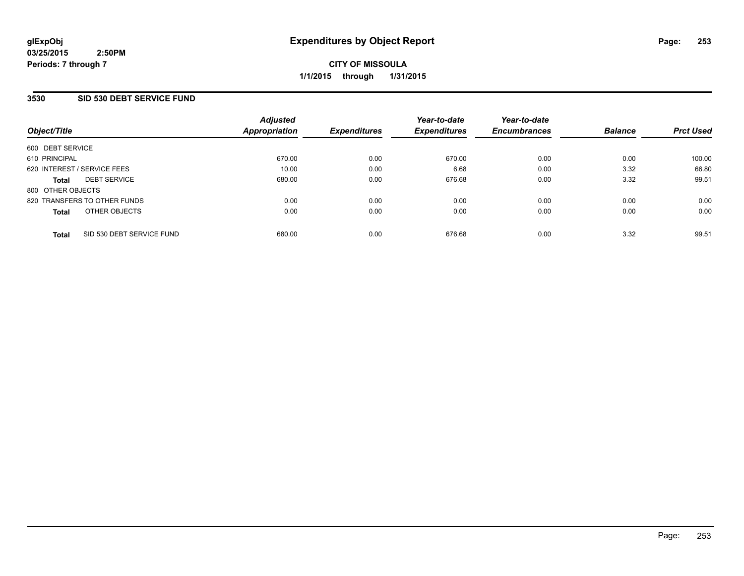# Expenditures by Object Report

glExpObj
03/25/2015 2:50PM
Periods: 7 through 7

**CITY OF MISSOULA**
**1/1/2015 through 1/31/2015**

## 3530 SID 530 DEBT SERVICE FUND

| Object/Title | Adjusted Appropriation | Expenditures | Year-to-date Expenditures | Year-to-date Encumbrances | Balance | Prct Used |
|---|---|---|---|---|---|---|
| 600 DEBT SERVICE | | | | | | |
| 610 PRINCIPAL | 670.00 | 0.00 | 670.00 | 0.00 | 0.00 | 100.00 |
| 620 INTEREST / SERVICE FEES | 10.00 | 0.00 | 6.68 | 0.00 | 3.32 | 66.80 |
| **Total** DEBT SERVICE | 680.00 | 0.00 | 676.68 | 0.00 | 3.32 | 99.51 |
| 800 OTHER OBJECTS | | | | | | |
| 820 TRANSFERS TO OTHER FUNDS | 0.00 | 0.00 | 0.00 | 0.00 | 0.00 | 0.00 |
| **Total** OTHER OBJECTS | 0.00 | 0.00 | 0.00 | 0.00 | 0.00 | 0.00 |
| **Total** SID 530 DEBT SERVICE FUND | 680.00 | 0.00 | 676.68 | 0.00 | 3.32 | 99.51 |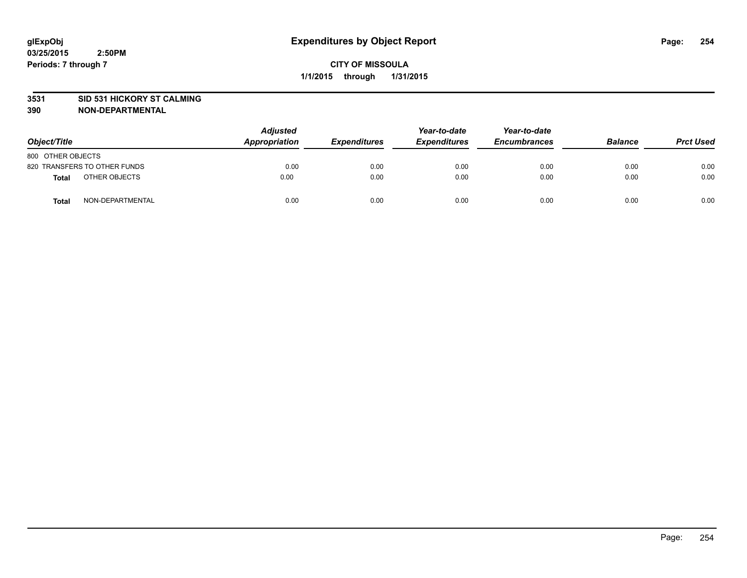**glExpObj**
**03/25/2015 2:50PM**
**Periods: 7 through 7**

# Expenditures by Object Report

**CITY OF MISSOULA**
**1/1/2015 through 1/31/2015**

**3531 SID 531 HICKORY ST CALMING**
**390 NON-DEPARTMENTAL**

| Object/Title | | Adjusted Appropriation | Expenditures | Year-to-date Expenditures | Year-to-date Encumbrances | Balance | Prct Used |
|---|---|---|---|---|---|---|---|
| 800 OTHER OBJECTS | | | | | | | |
| 820 TRANSFERS TO OTHER FUNDS | | 0.00 | 0.00 | 0.00 | 0.00 | 0.00 | 0.00 |
| **Total** | OTHER OBJECTS | 0.00 | 0.00 | 0.00 | 0.00 | 0.00 | 0.00 |
| **Total** | NON-DEPARTMENTAL | 0.00 | 0.00 | 0.00 | 0.00 | 0.00 | 0.00 |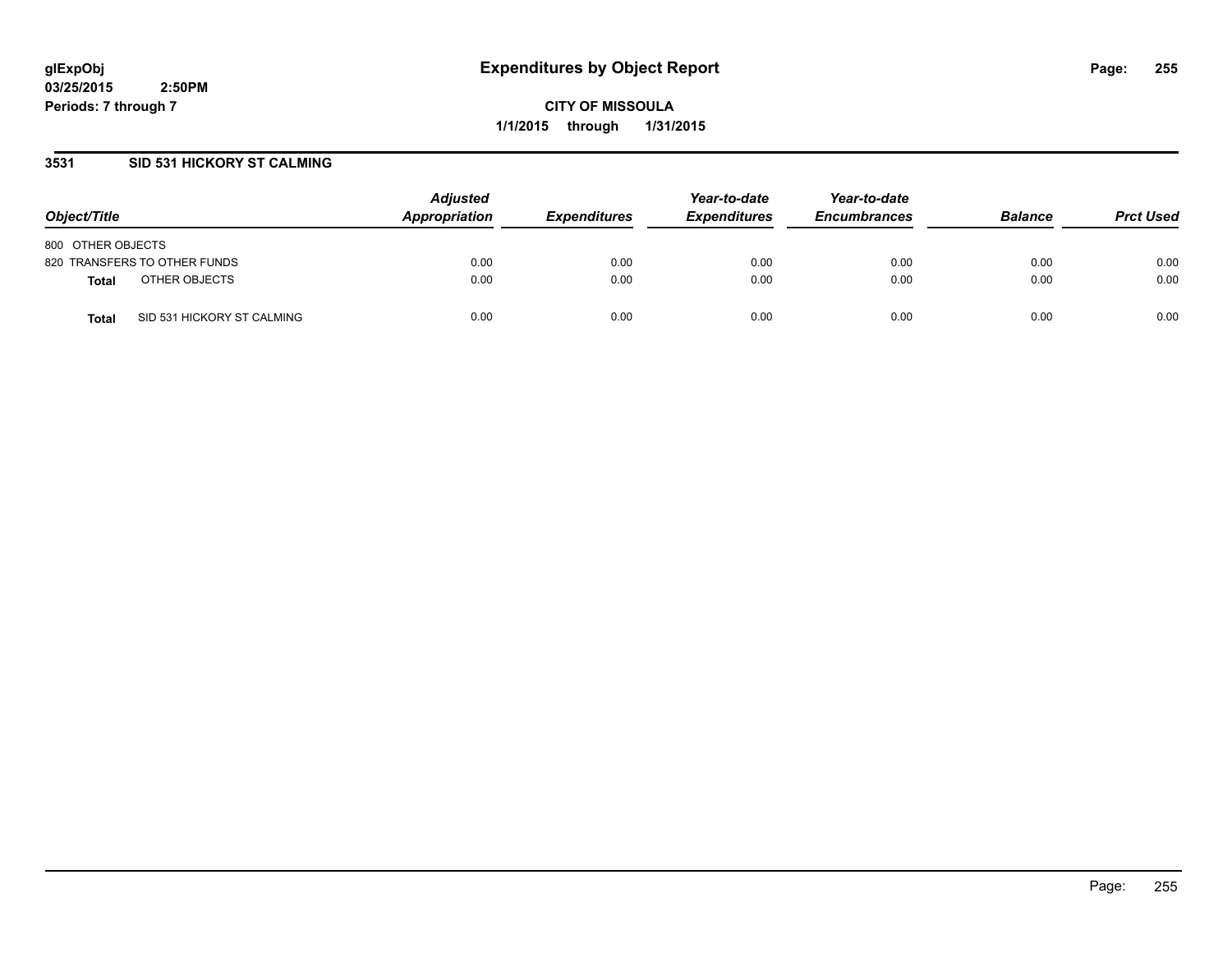# Expenditures by Object Report

glExpObj
03/25/2015 2:50PM
Periods: 7 through 7

**CITY OF MISSOULA**
**1/1/2015 through 1/31/2015**

## 3531 SID 531 HICKORY ST CALMING

| Object/Title | | Adjusted Appropriation | Expenditures | Year-to-date Expenditures | Year-to-date Encumbrances | Balance | Prct Used |
|---|---|---|---|---|---|---|---|
| 800 OTHER OBJECTS | | | | | | | |
| 820 TRANSFERS TO OTHER FUNDS | | 0.00 | 0.00 | 0.00 | 0.00 | 0.00 | 0.00 |
| **Total** | OTHER OBJECTS | 0.00 | 0.00 | 0.00 | 0.00 | 0.00 | 0.00 |
| **Total** | SID 531 HICKORY ST CALMING | 0.00 | 0.00 | 0.00 | 0.00 | 0.00 | 0.00 |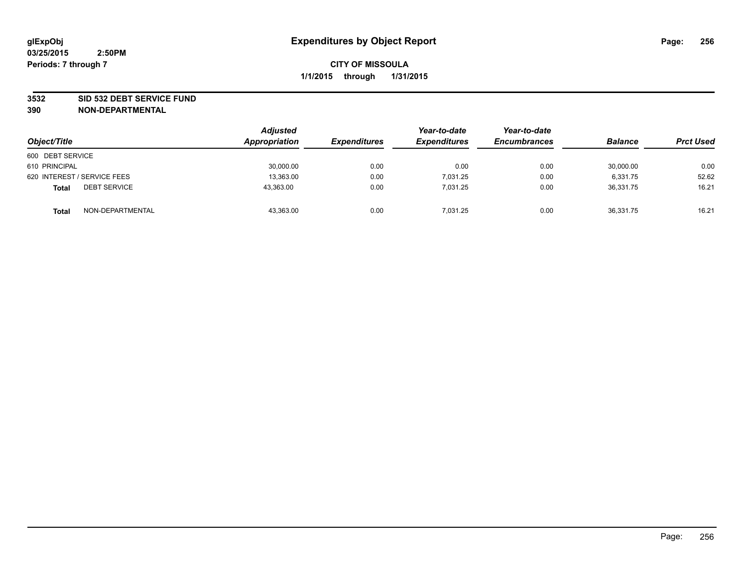**glExpObj** **Expenditures by Object Report**

**03/25/2015 2:50PM**

**Periods: 7 through 7**

**CITY OF MISSOULA**

**1/1/2015 through 1/31/2015**

**3532 SID 532 DEBT SERVICE FUND**

**390 NON-DEPARTMENTAL**

| Object/Title | Adjusted Appropriation | Expenditures | Year-to-date Expenditures | Year-to-date Encumbrances | Balance | Prct Used |
|---|---|---|---|---|---|---|
| 600 DEBT SERVICE | | | | | | |
| 610 PRINCIPAL | 30,000.00 | 0.00 | 0.00 | 0.00 | 30,000.00 | 0.00 |
| 620 INTEREST / SERVICE FEES | 13,363.00 | 0.00 | 7,031.25 | 0.00 | 6,331.75 | 52.62 |
| **Total** DEBT SERVICE | 43,363.00 | 0.00 | 7,031.25 | 0.00 | 36,331.75 | 16.21 |
| **Total** NON-DEPARTMENTAL | 43,363.00 | 0.00 | 7,031.25 | 0.00 | 36,331.75 | 16.21 |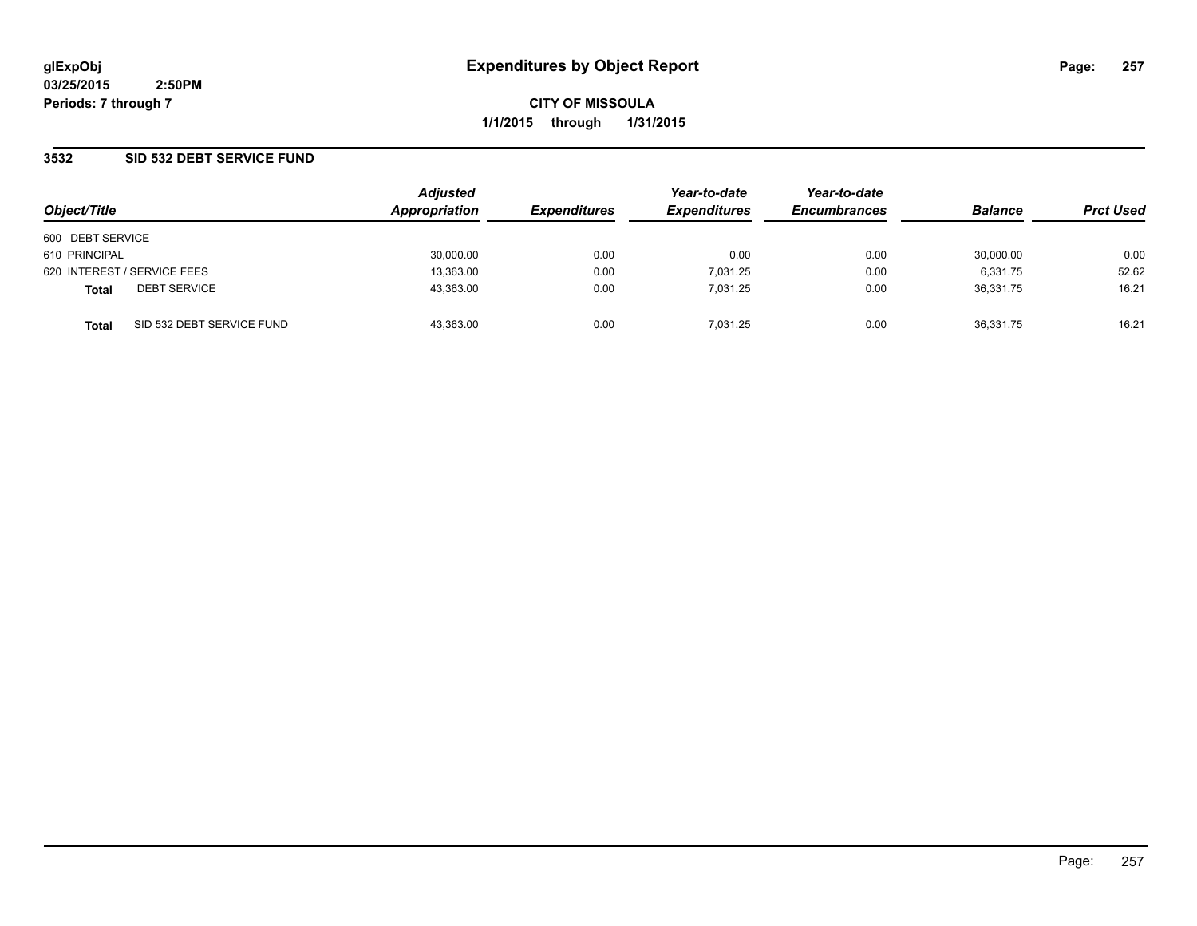glExpObj
03/25/2015 2:50PM
Periods: 7 through 7

# Expenditures by Object Report

CITY OF MISSOULA

1/1/2015 through 1/31/2015

## 3532 SID 532 DEBT SERVICE FUND

| Object/Title | Adjusted Appropriation | Expenditures | Year-to-date Expenditures | Year-to-date Encumbrances | Balance | Prct Used |
|---|---|---|---|---|---|---|
| 600 DEBT SERVICE | | | | | | |
| 610 PRINCIPAL | 30,000.00 | 0.00 | 0.00 | 0.00 | 30,000.00 | 0.00 |
| 620 INTEREST / SERVICE FEES | 13,363.00 | 0.00 | 7,031.25 | 0.00 | 6,331.75 | 52.62 |
| **Total** DEBT SERVICE | 43,363.00 | 0.00 | 7,031.25 | 0.00 | 36,331.75 | 16.21 |
| **Total** SID 532 DEBT SERVICE FUND | 43,363.00 | 0.00 | 7,031.25 | 0.00 | 36,331.75 | 16.21 |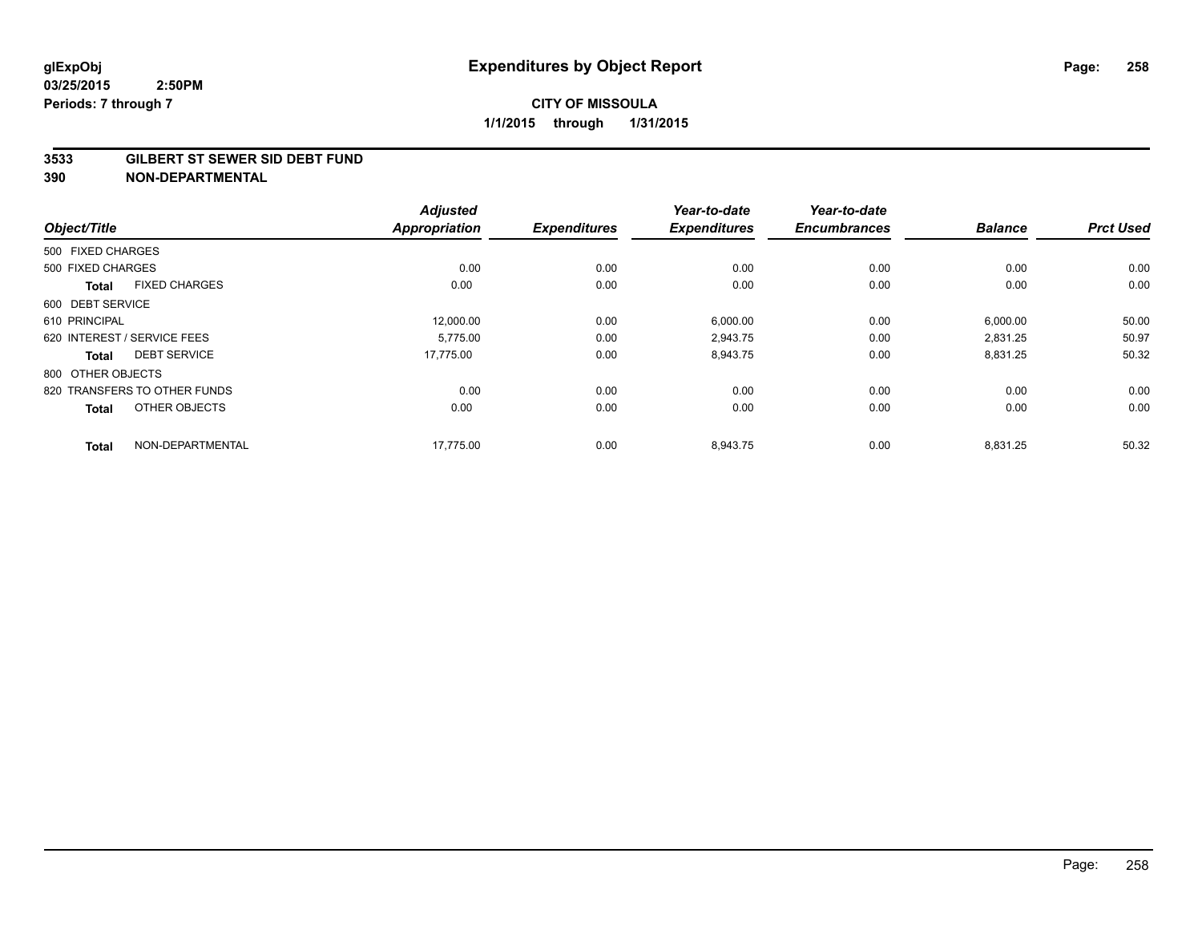**glExpObj** **Expenditures by Object Report**

**03/25/2015 2:50PM**

**Periods: 7 through 7**

**CITY OF MISSOULA**

**1/1/2015 through 1/31/2015**

**3533 GILBERT ST SEWER SID DEBT FUND**

**390 NON-DEPARTMENTAL**

| Object/Title | Adjusted Appropriation | Expenditures | Year-to-date Expenditures | Year-to-date Encumbrances | Balance | Prct Used |
|---|---|---|---|---|---|---|
| 500 FIXED CHARGES | | | | | | |
| 500 FIXED CHARGES | 0.00 | 0.00 | 0.00 | 0.00 | 0.00 | 0.00 |
| **Total** FIXED CHARGES | 0.00 | 0.00 | 0.00 | 0.00 | 0.00 | 0.00 |
| 600 DEBT SERVICE | | | | | | |
| 610 PRINCIPAL | 12,000.00 | 0.00 | 6,000.00 | 0.00 | 6,000.00 | 50.00 |
| 620 INTEREST / SERVICE FEES | 5,775.00 | 0.00 | 2,943.75 | 0.00 | 2,831.25 | 50.97 |
| **Total** DEBT SERVICE | 17,775.00 | 0.00 | 8,943.75 | 0.00 | 8,831.25 | 50.32 |
| 800 OTHER OBJECTS | | | | | | |
| 820 TRANSFERS TO OTHER FUNDS | 0.00 | 0.00 | 0.00 | 0.00 | 0.00 | 0.00 |
| **Total** OTHER OBJECTS | 0.00 | 0.00 | 0.00 | 0.00 | 0.00 | 0.00 |
| **Total** NON-DEPARTMENTAL | 17,775.00 | 0.00 | 8,943.75 | 0.00 | 8,831.25 | 50.32 |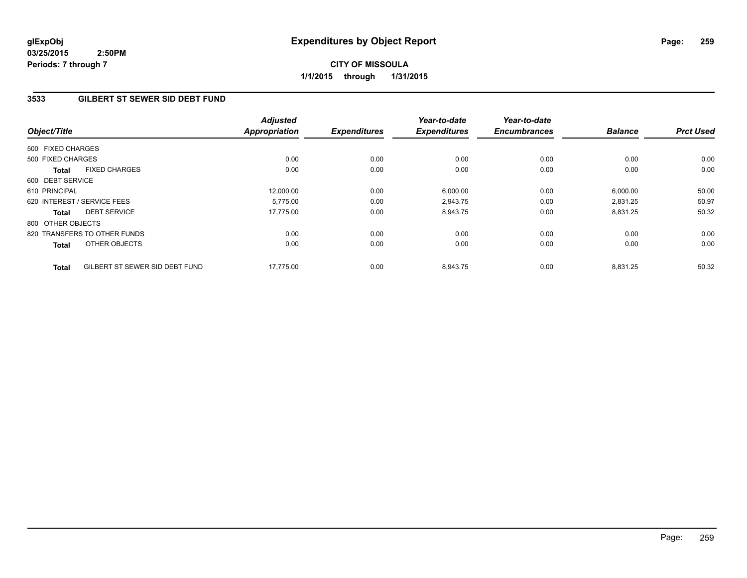glExpObj
03/25/2015 2:50PM
Periods: 7 through 7

# Expenditures by Object Report

**CITY OF MISSOULA**
**1/1/2015 through 1/31/2015**

## 3533 GILBERT ST SEWER SID DEBT FUND

| Object/Title | | Adjusted Appropriation | Expenditures | Year-to-date Expenditures | Year-to-date Encumbrances | Balance | Prct Used |
|---|---|---|---|---|---|---|---|
| 500 FIXED CHARGES | | | | | | | |
| 500 FIXED CHARGES | | 0.00 | 0.00 | 0.00 | 0.00 | 0.00 | 0.00 |
| **Total** | FIXED CHARGES | 0.00 | 0.00 | 0.00 | 0.00 | 0.00 | 0.00 |
| 600 DEBT SERVICE | | | | | | | |
| 610 PRINCIPAL | | 12,000.00 | 0.00 | 6,000.00 | 0.00 | 6,000.00 | 50.00 |
| 620 INTEREST / SERVICE FEES | | 5,775.00 | 0.00 | 2,943.75 | 0.00 | 2,831.25 | 50.97 |
| **Total** | DEBT SERVICE | 17,775.00 | 0.00 | 8,943.75 | 0.00 | 8,831.25 | 50.32 |
| 800 OTHER OBJECTS | | | | | | | |
| 820 TRANSFERS TO OTHER FUNDS | | 0.00 | 0.00 | 0.00 | 0.00 | 0.00 | 0.00 |
| **Total** | OTHER OBJECTS | 0.00 | 0.00 | 0.00 | 0.00 | 0.00 | 0.00 |
| **Total** | GILBERT ST SEWER SID DEBT FUND | 17,775.00 | 0.00 | 8,943.75 | 0.00 | 8,831.25 | 50.32 |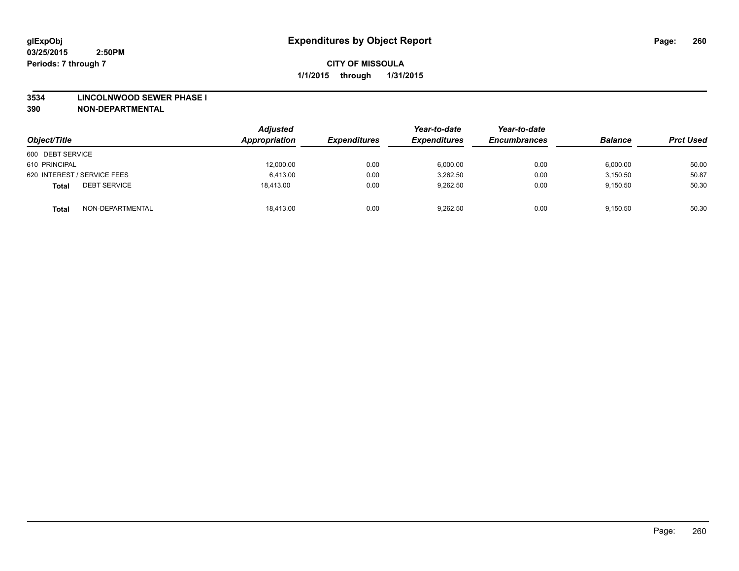glExpObj
03/25/2015 2:50PM
Periods: 7 through 7

# Expenditures by Object Report

**CITY OF MISSOULA**
**1/1/2015 through 1/31/2015**

**3534 LINCOLNWOOD SEWER PHASE I**
**390 NON-DEPARTMENTAL**

| Object/Title | | Adjusted Appropriation | Expenditures | Year-to-date Expenditures | Year-to-date Encumbrances | Balance | Prct Used |
|---|---|---|---|---|---|---|---|
| 600 DEBT SERVICE | | | | | | | |
| 610 PRINCIPAL | | 12,000.00 | 0.00 | 6,000.00 | 0.00 | 6,000.00 | 50.00 |
| 620 INTEREST / SERVICE FEES | | 6,413.00 | 0.00 | 3,262.50 | 0.00 | 3,150.50 | 50.87 |
| **Total** | DEBT SERVICE | 18,413.00 | 0.00 | 9,262.50 | 0.00 | 9,150.50 | 50.30 |
| **Total** | NON-DEPARTMENTAL | 18,413.00 | 0.00 | 9,262.50 | 0.00 | 9,150.50 | 50.30 |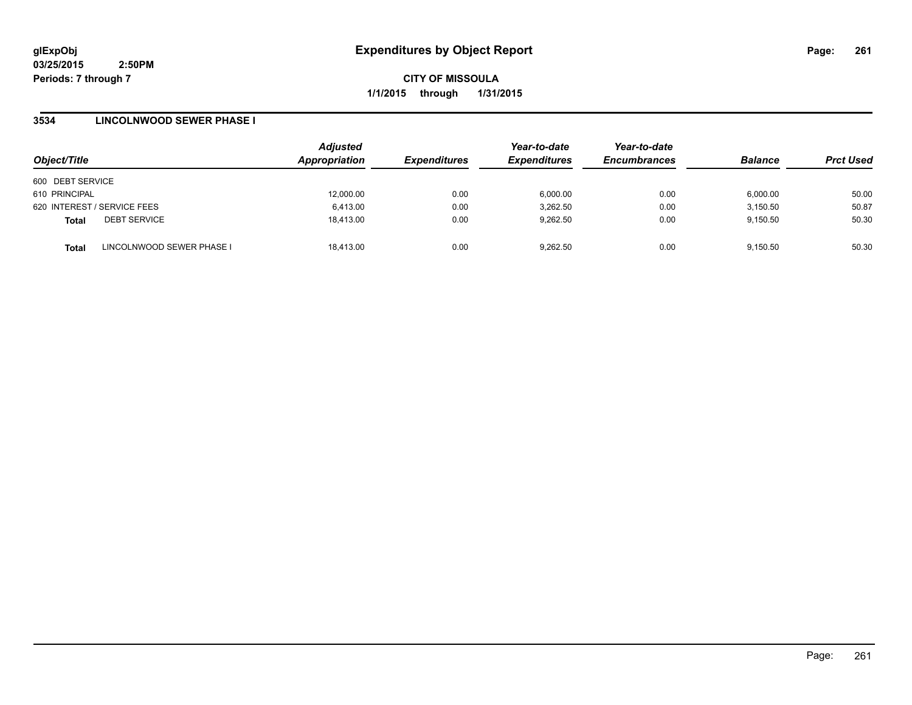# Expenditures by Object Report

glExpObj
03/25/2015 2:50PM
Periods: 7 through 7

**CITY OF MISSOULA**
**1/1/2015 through 1/31/2015**

## 3534 LINCOLNWOOD SEWER PHASE I

| Object/Title | Adjusted Appropriation | Expenditures | Year-to-date Expenditures | Year-to-date Encumbrances | Balance | Prct Used |
|---|---|---|---|---|---|---|
| 600 DEBT SERVICE | | | | | | |
| 610 PRINCIPAL | 12,000.00 | 0.00 | 6,000.00 | 0.00 | 6,000.00 | 50.00 |
| 620 INTEREST / SERVICE FEES | 6,413.00 | 0.00 | 3,262.50 | 0.00 | 3,150.50 | 50.87 |
| **Total** DEBT SERVICE | 18,413.00 | 0.00 | 9,262.50 | 0.00 | 9,150.50 | 50.30 |
| **Total** LINCOLNWOOD SEWER PHASE I | 18,413.00 | 0.00 | 9,262.50 | 0.00 | 9,150.50 | 50.30 |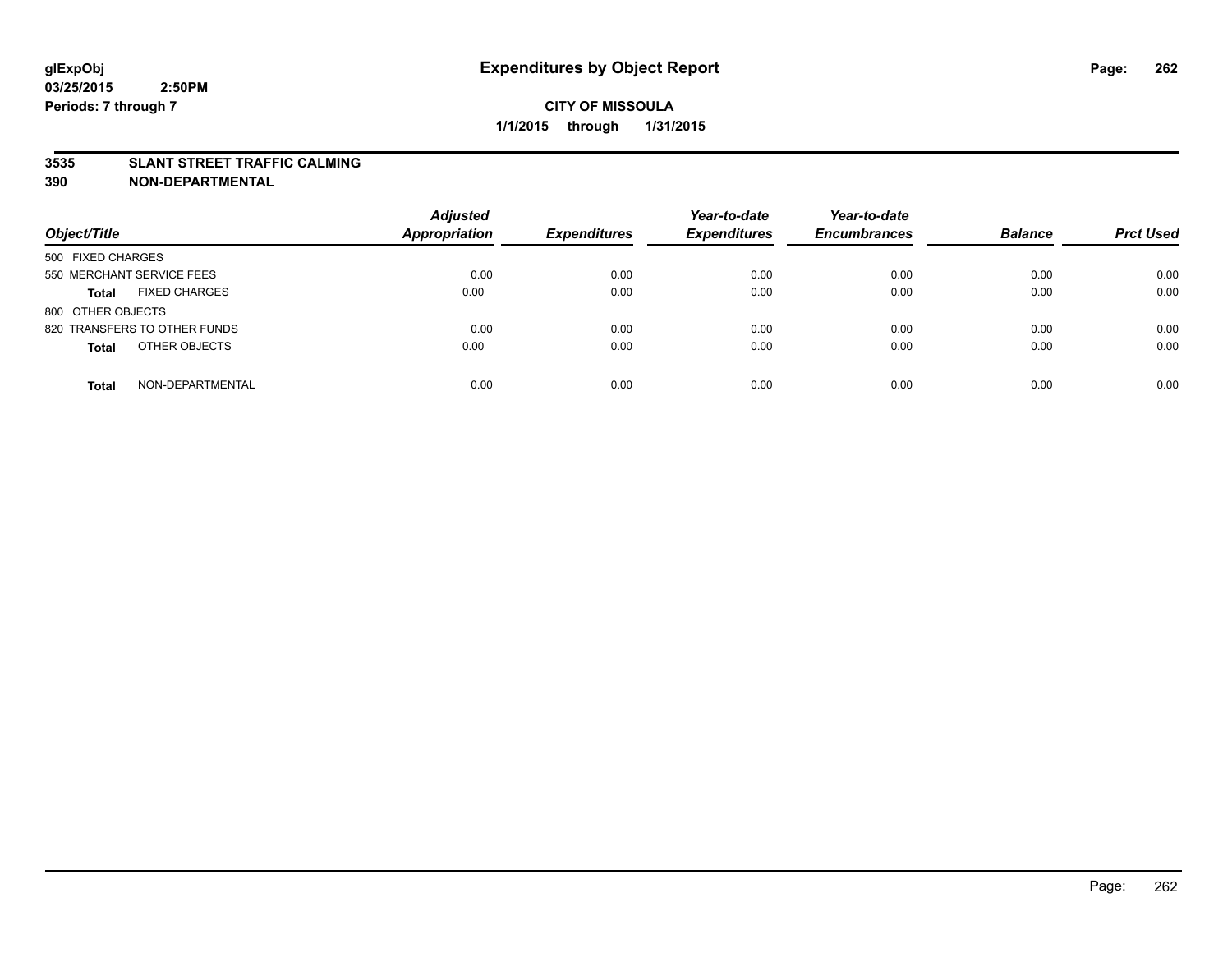# Expenditures by Object Report

glExpObj
03/25/2015 2:50PM
Periods: 7 through 7

**CITY OF MISSOULA**
**1/1/2015 through 1/31/2015**

**3535 SLANT STREET TRAFFIC CALMING**
**390 NON-DEPARTMENTAL**

| Object/Title | Adjusted Appropriation | Expenditures | Year-to-date Expenditures | Year-to-date Encumbrances | Balance | Prct Used |
|---|---|---|---|---|---|---|
| 500 FIXED CHARGES | | | | | | |
| 550 MERCHANT SERVICE FEES | 0.00 | 0.00 | 0.00 | 0.00 | 0.00 | 0.00 |
| **Total** FIXED CHARGES | 0.00 | 0.00 | 0.00 | 0.00 | 0.00 | 0.00 |
| 800 OTHER OBJECTS | | | | | | |
| 820 TRANSFERS TO OTHER FUNDS | 0.00 | 0.00 | 0.00 | 0.00 | 0.00 | 0.00 |
| **Total** OTHER OBJECTS | 0.00 | 0.00 | 0.00 | 0.00 | 0.00 | 0.00 |
| **Total** NON-DEPARTMENTAL | 0.00 | 0.00 | 0.00 | 0.00 | 0.00 | 0.00 |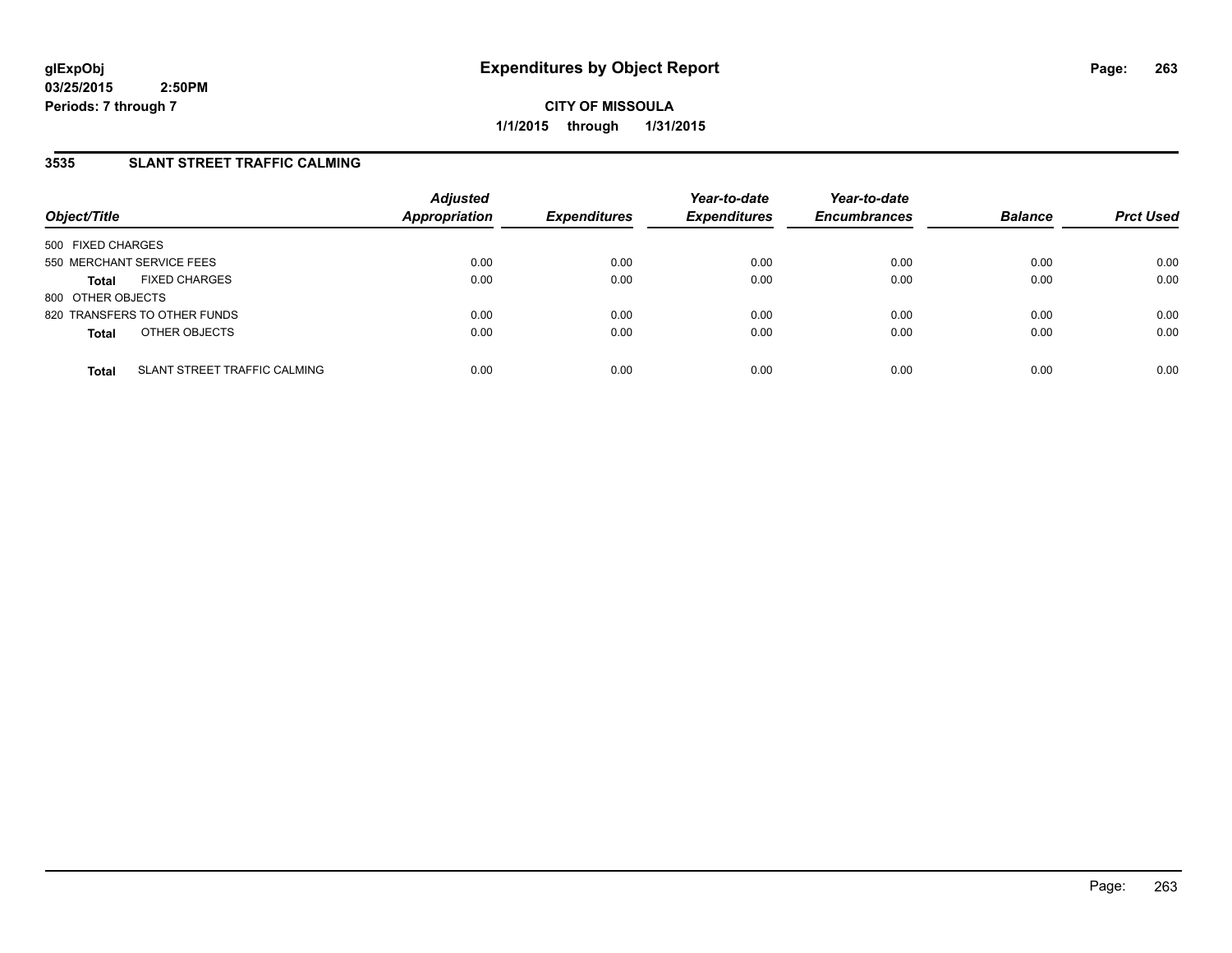# Expenditures by Object Report

glExpObj
03/25/2015 2:50PM
Periods: 7 through 7

**CITY OF MISSOULA**
**1/1/2015 through 1/31/2015**

## 3535 SLANT STREET TRAFFIC CALMING

| Object/Title | Adjusted Appropriation | Expenditures | Year-to-date Expenditures | Year-to-date Encumbrances | Balance | Prct Used |
|---|---|---|---|---|---|---|
| 500 FIXED CHARGES | | | | | | |
| 550 MERCHANT SERVICE FEES | 0.00 | 0.00 | 0.00 | 0.00 | 0.00 | 0.00 |
| **Total** FIXED CHARGES | 0.00 | 0.00 | 0.00 | 0.00 | 0.00 | 0.00 |
| 800 OTHER OBJECTS | | | | | | |
| 820 TRANSFERS TO OTHER FUNDS | 0.00 | 0.00 | 0.00 | 0.00 | 0.00 | 0.00 |
| **Total** OTHER OBJECTS | 0.00 | 0.00 | 0.00 | 0.00 | 0.00 | 0.00 |
| **Total** SLANT STREET TRAFFIC CALMING | 0.00 | 0.00 | 0.00 | 0.00 | 0.00 | 0.00 |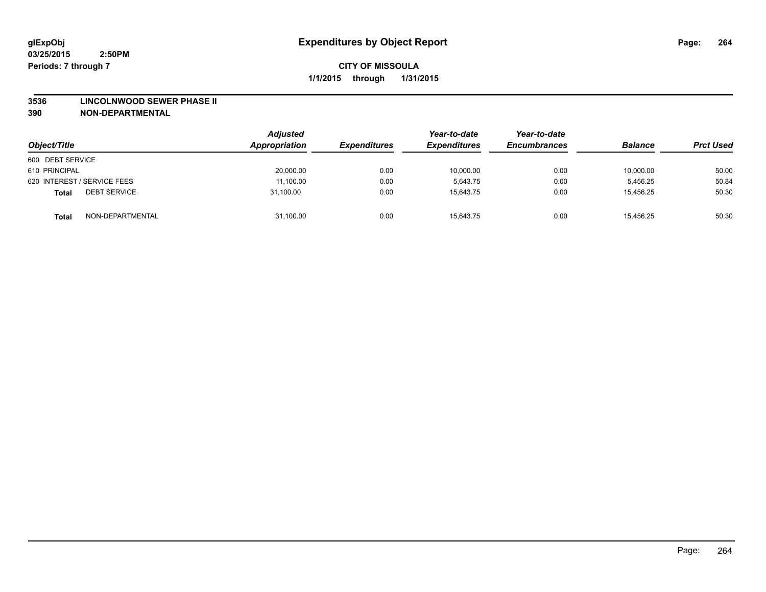# Expenditures by Object Report

glExpObj
03/25/2015 2:50PM
Periods: 7 through 7

**CITY OF MISSOULA**
**1/1/2015 through 1/31/2015**

**3536 LINCOLNWOOD SEWER PHASE II**
**390 NON-DEPARTMENTAL**

| Object/Title | Adjusted Appropriation | Expenditures | Year-to-date Expenditures | Year-to-date Encumbrances | Balance | Prct Used |
|---|---|---|---|---|---|---|
| 600 DEBT SERVICE | | | | | | |
| 610 PRINCIPAL | 20,000.00 | 0.00 | 10,000.00 | 0.00 | 10,000.00 | 50.00 |
| 620 INTEREST / SERVICE FEES | 11,100.00 | 0.00 | 5,643.75 | 0.00 | 5,456.25 | 50.84 |
| **Total** DEBT SERVICE | 31,100.00 | 0.00 | 15,643.75 | 0.00 | 15,456.25 | 50.30 |
| **Total** NON-DEPARTMENTAL | 31,100.00 | 0.00 | 15,643.75 | 0.00 | 15,456.25 | 50.30 |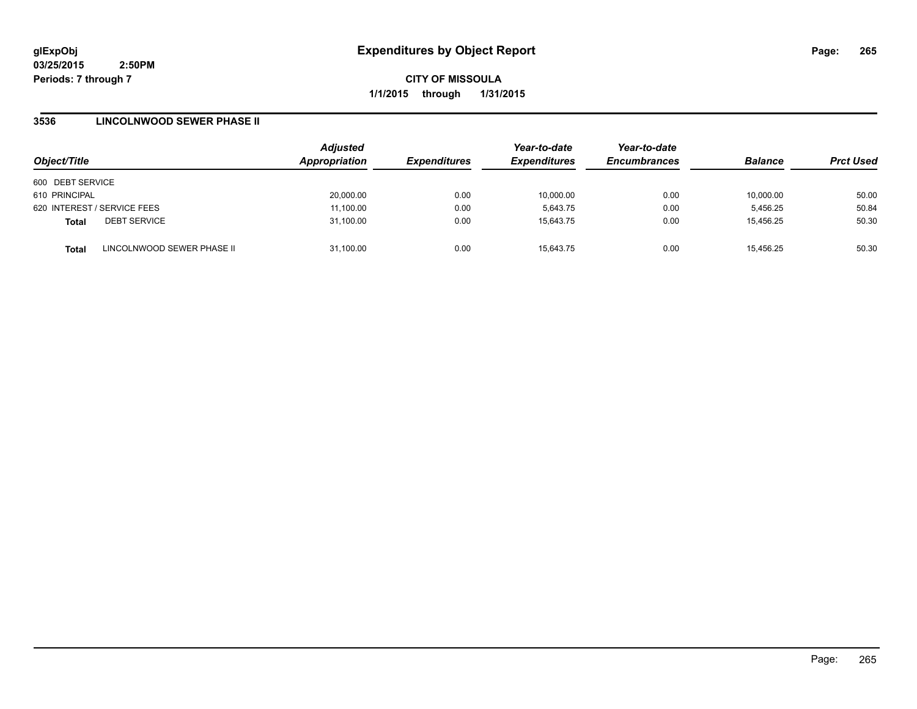# Expenditures by Object Report

glExpObj
03/25/2015 2:50PM
Periods: 7 through 7

**CITY OF MISSOULA**
**1/1/2015 through 1/31/2015**

## 3536 LINCOLNWOOD SEWER PHASE II

| Object/Title | | Adjusted Appropriation | Expenditures | Year-to-date Expenditures | Year-to-date Encumbrances | Balance | Prct Used |
|---|---|---|---|---|---|---|---|
| 600 DEBT SERVICE | | | | | | | |
| 610 PRINCIPAL | | 20,000.00 | 0.00 | 10,000.00 | 0.00 | 10,000.00 | 50.00 |
| 620 INTEREST / SERVICE FEES | | 11,100.00 | 0.00 | 5,643.75 | 0.00 | 5,456.25 | 50.84 |
| **Total** | DEBT SERVICE | 31,100.00 | 0.00 | 15,643.75 | 0.00 | 15,456.25 | 50.30 |
| **Total** | LINCOLNWOOD SEWER PHASE II | 31,100.00 | 0.00 | 15,643.75 | 0.00 | 15,456.25 | 50.30 |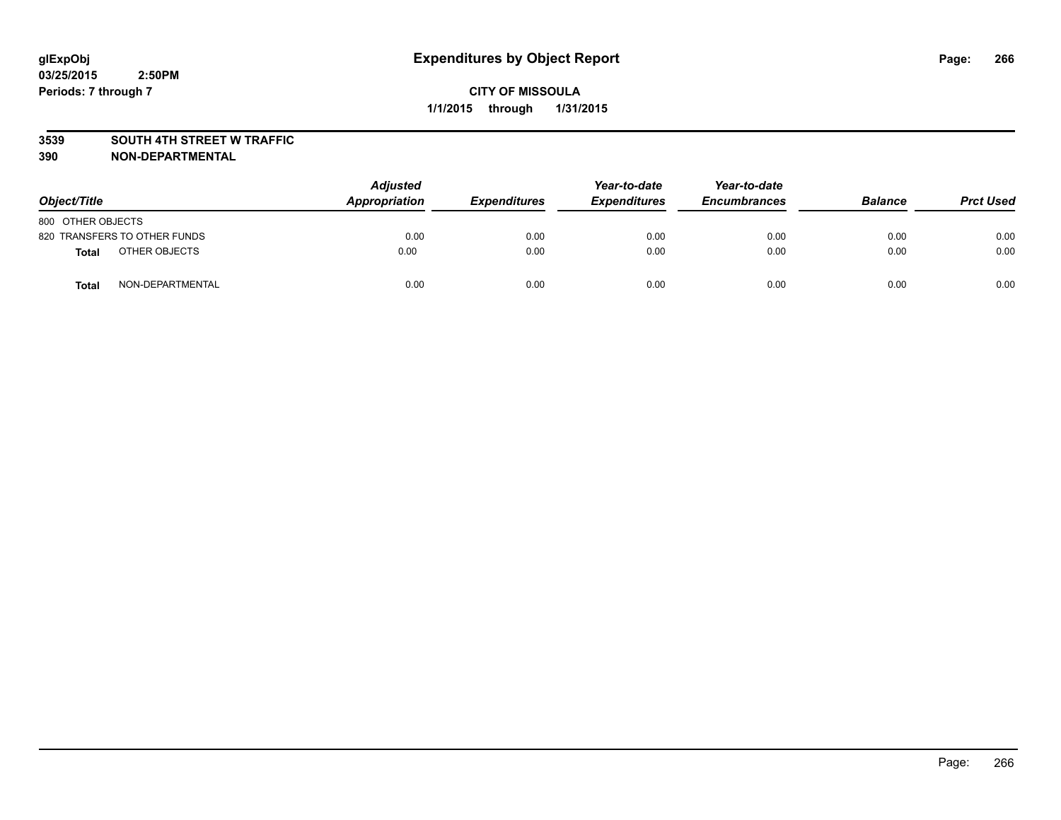**glExpObj**
**03/25/2015 2:50PM**
**Periods: 7 through 7**

# Expenditures by Object Report

**CITY OF MISSOULA**
**1/1/2015 through 1/31/2015**

**3539 SOUTH 4TH STREET W TRAFFIC**
**390 NON-DEPARTMENTAL**

| Object/Title | Adjusted Appropriation | Expenditures | Year-to-date Expenditures | Year-to-date Encumbrances | Balance | Prct Used |
|---|---|---|---|---|---|---|
| 800 OTHER OBJECTS | | | | | | |
| 820 TRANSFERS TO OTHER FUNDS | 0.00 | 0.00 | 0.00 | 0.00 | 0.00 | 0.00 |
| **Total** OTHER OBJECTS | 0.00 | 0.00 | 0.00 | 0.00 | 0.00 | 0.00 |
| **Total** NON-DEPARTMENTAL | 0.00 | 0.00 | 0.00 | 0.00 | 0.00 | 0.00 |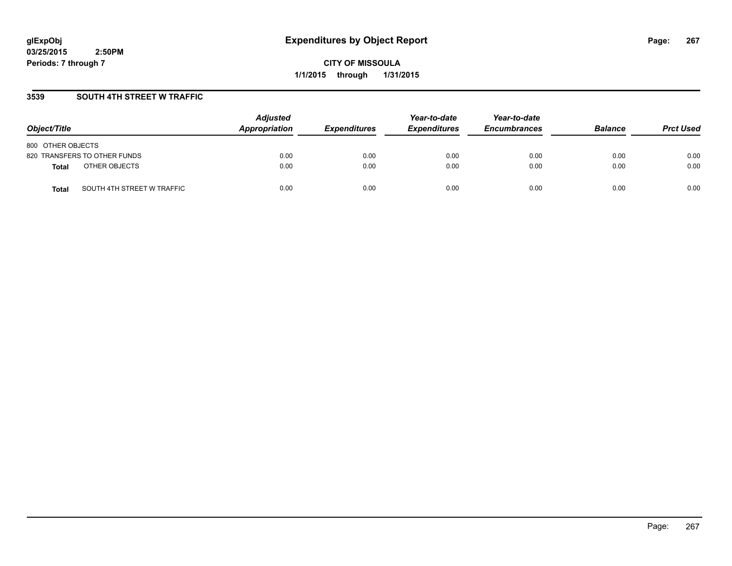**glExpObj**
**03/25/2015 2:50PM**
**Periods: 7 through 7**

# Expenditures by Object Report

**CITY OF MISSOULA**
**1/1/2015 through 1/31/2015**

## 3539 SOUTH 4TH STREET W TRAFFIC

| Object/Title | Adjusted Appropriation | Expenditures | Year-to-date Expenditures | Year-to-date Encumbrances | Balance | Prct Used |
|---|---|---|---|---|---|---|
| 800 OTHER OBJECTS | | | | | | |
| 820 TRANSFERS TO OTHER FUNDS | 0.00 | 0.00 | 0.00 | 0.00 | 0.00 | 0.00 |
| **Total** OTHER OBJECTS | 0.00 | 0.00 | 0.00 | 0.00 | 0.00 | 0.00 |
| **Total** SOUTH 4TH STREET W TRAFFIC | 0.00 | 0.00 | 0.00 | 0.00 | 0.00 | 0.00 |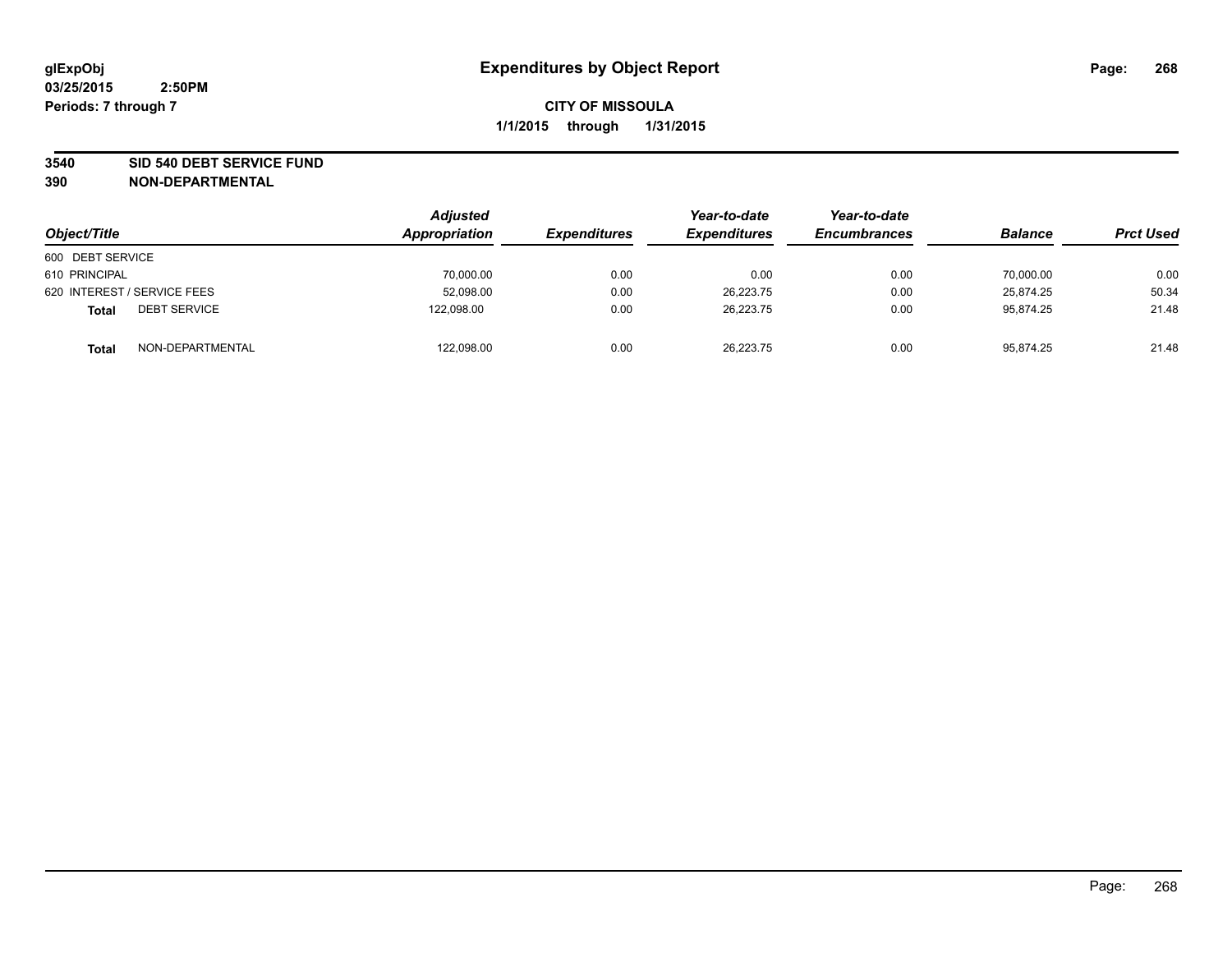glExpObj
03/25/2015 2:50PM
Periods: 7 through 7

# Expenditures by Object Report

**CITY OF MISSOULA**

**1/1/2015 through 1/31/2015**

**3540 SID 540 DEBT SERVICE FUND**
**390 NON-DEPARTMENTAL**

| Object/Title | Adjusted Appropriation | Expenditures | Year-to-date Expenditures | Year-to-date Encumbrances | Balance | Prct Used |
|---|---|---|---|---|---|---|
| 600 DEBT SERVICE | | | | | | |
| 610 PRINCIPAL | 70,000.00 | 0.00 | 0.00 | 0.00 | 70,000.00 | 0.00 |
| 620 INTEREST / SERVICE FEES | 52,098.00 | 0.00 | 26,223.75 | 0.00 | 25,874.25 | 50.34 |
| **Total** DEBT SERVICE | 122,098.00 | 0.00 | 26,223.75 | 0.00 | 95,874.25 | 21.48 |
| **Total** NON-DEPARTMENTAL | 122,098.00 | 0.00 | 26,223.75 | 0.00 | 95,874.25 | 21.48 |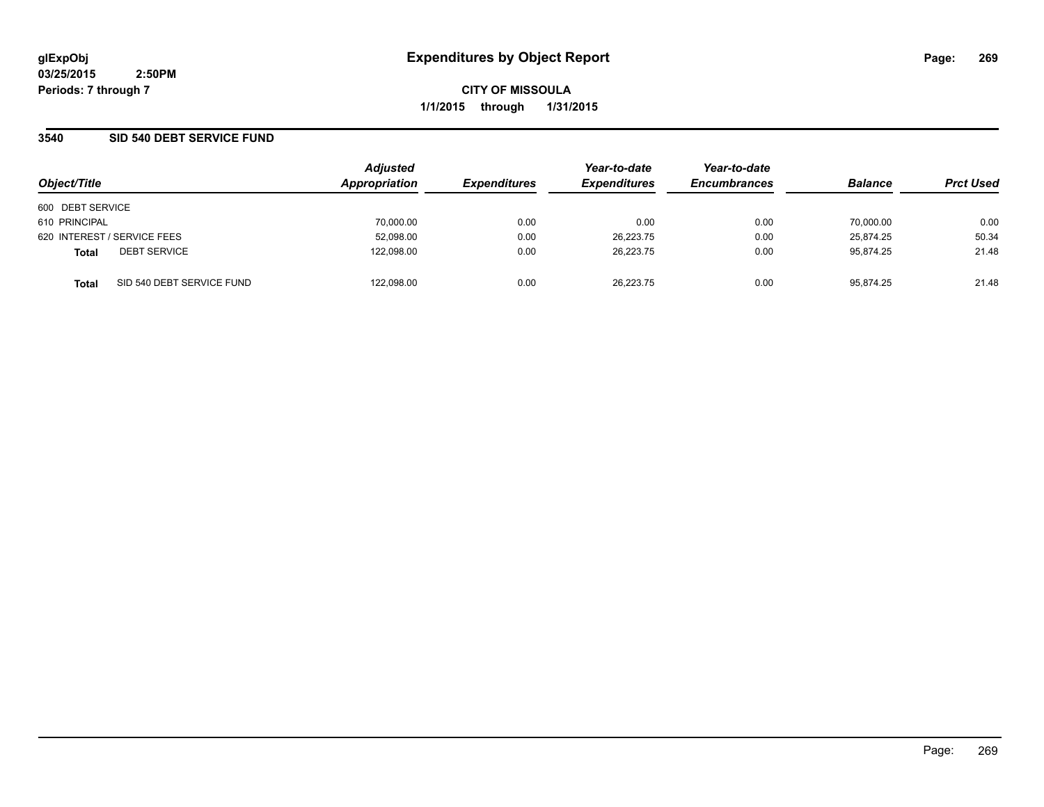# Expenditures by Object Report

glExpObj
03/25/2015 2:50PM
Periods: 7 through 7

**CITY OF MISSOULA**
**1/1/2015 through 1/31/2015**

## 3540 SID 540 DEBT SERVICE FUND

| Object/Title | Adjusted Appropriation | Expenditures | Year-to-date Expenditures | Year-to-date Encumbrances | Balance | Prct Used |
|---|---|---|---|---|---|---|
| 600 DEBT SERVICE | | | | | | |
| 610 PRINCIPAL | 70,000.00 | 0.00 | 0.00 | 0.00 | 70,000.00 | 0.00 |
| 620 INTEREST / SERVICE FEES | 52,098.00 | 0.00 | 26,223.75 | 0.00 | 25,874.25 | 50.34 |
| **Total** DEBT SERVICE | 122,098.00 | 0.00 | 26,223.75 | 0.00 | 95,874.25 | 21.48 |
| **Total** SID 540 DEBT SERVICE FUND | 122,098.00 | 0.00 | 26,223.75 | 0.00 | 95,874.25 | 21.48 |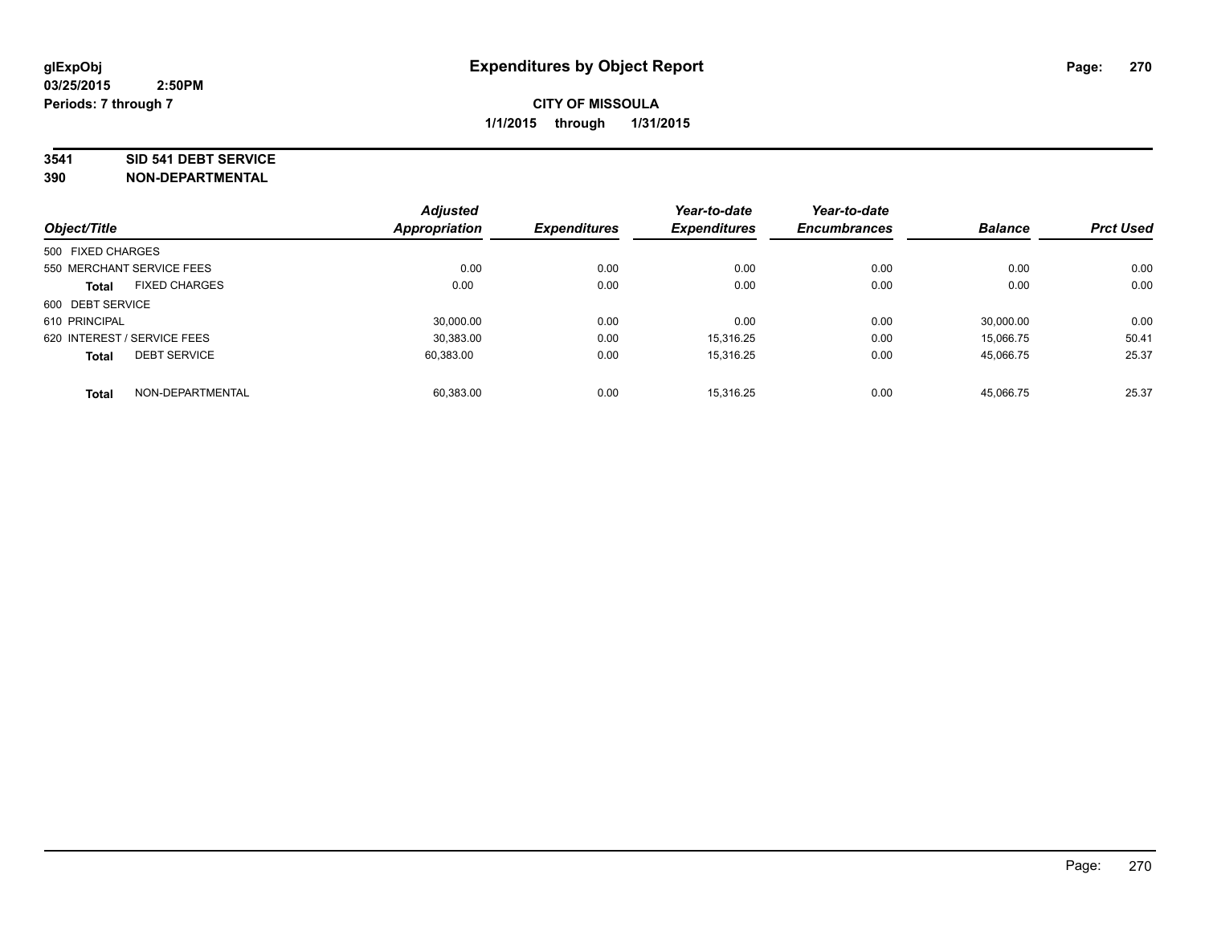# Expenditures by Object Report

glExpObj
03/25/2015 2:50PM
Periods: 7 through 7

**CITY OF MISSOULA**
**1/1/2015 through 1/31/2015**

**3541 SID 541 DEBT SERVICE**
**390 NON-DEPARTMENTAL**

| Object/Title | Adjusted Appropriation | Expenditures | Year-to-date Expenditures | Year-to-date Encumbrances | Balance | Prct Used |
|---|---|---|---|---|---|---|
| 500 FIXED CHARGES | | | | | | |
| 550 MERCHANT SERVICE FEES | 0.00 | 0.00 | 0.00 | 0.00 | 0.00 | 0.00 |
| **Total** FIXED CHARGES | 0.00 | 0.00 | 0.00 | 0.00 | 0.00 | 0.00 |
| 600 DEBT SERVICE | | | | | | |
| 610 PRINCIPAL | 30,000.00 | 0.00 | 0.00 | 0.00 | 30,000.00 | 0.00 |
| 620 INTEREST / SERVICE FEES | 30,383.00 | 0.00 | 15,316.25 | 0.00 | 15,066.75 | 50.41 |
| **Total** DEBT SERVICE | 60,383.00 | 0.00 | 15,316.25 | 0.00 | 45,066.75 | 25.37 |
| **Total** NON-DEPARTMENTAL | 60,383.00 | 0.00 | 15,316.25 | 0.00 | 45,066.75 | 25.37 |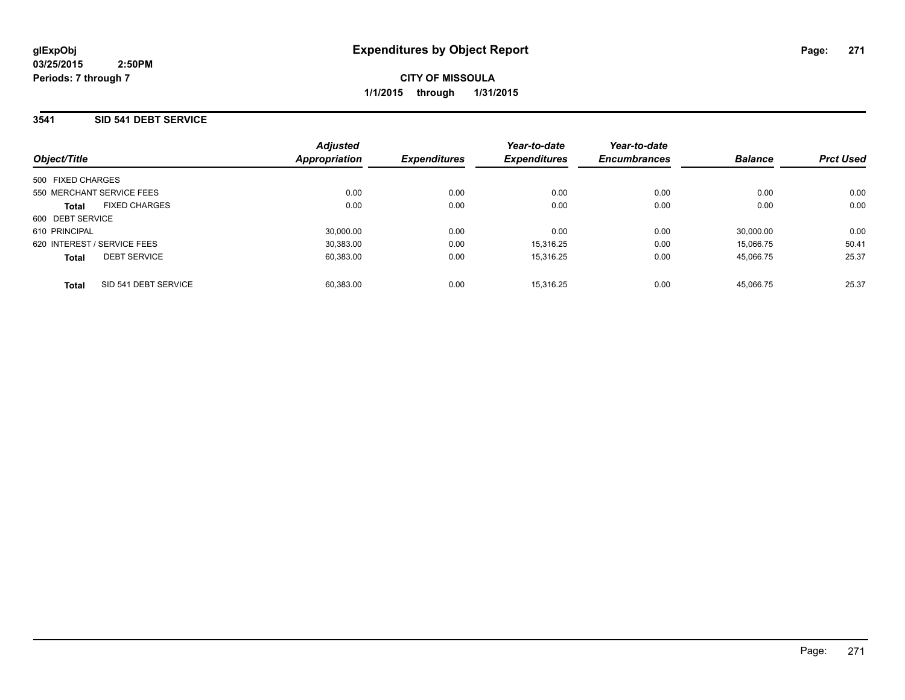**glExpObj**
**03/25/2015 2:50PM**
**Periods: 7 through 7**

# Expenditures by Object Report

**CITY OF MISSOULA**
**1/1/2015 through 1/31/2015**

## 3541 SID 541 DEBT SERVICE

| Object/Title | Adjusted Appropriation | Expenditures | Year-to-date Expenditures | Year-to-date Encumbrances | Balance | Prct Used |
|---|---|---|---|---|---|---|
| 500 FIXED CHARGES | | | | | | |
| 550 MERCHANT SERVICE FEES | 0.00 | 0.00 | 0.00 | 0.00 | 0.00 | 0.00 |
| **Total** FIXED CHARGES | 0.00 | 0.00 | 0.00 | 0.00 | 0.00 | 0.00 |
| 600 DEBT SERVICE | | | | | | |
| 610 PRINCIPAL | 30,000.00 | 0.00 | 0.00 | 0.00 | 30,000.00 | 0.00 |
| 620 INTEREST / SERVICE FEES | 30,383.00 | 0.00 | 15,316.25 | 0.00 | 15,066.75 | 50.41 |
| **Total** DEBT SERVICE | 60,383.00 | 0.00 | 15,316.25 | 0.00 | 45,066.75 | 25.37 |
| **Total** SID 541 DEBT SERVICE | 60,383.00 | 0.00 | 15,316.25 | 0.00 | 45,066.75 | 25.37 |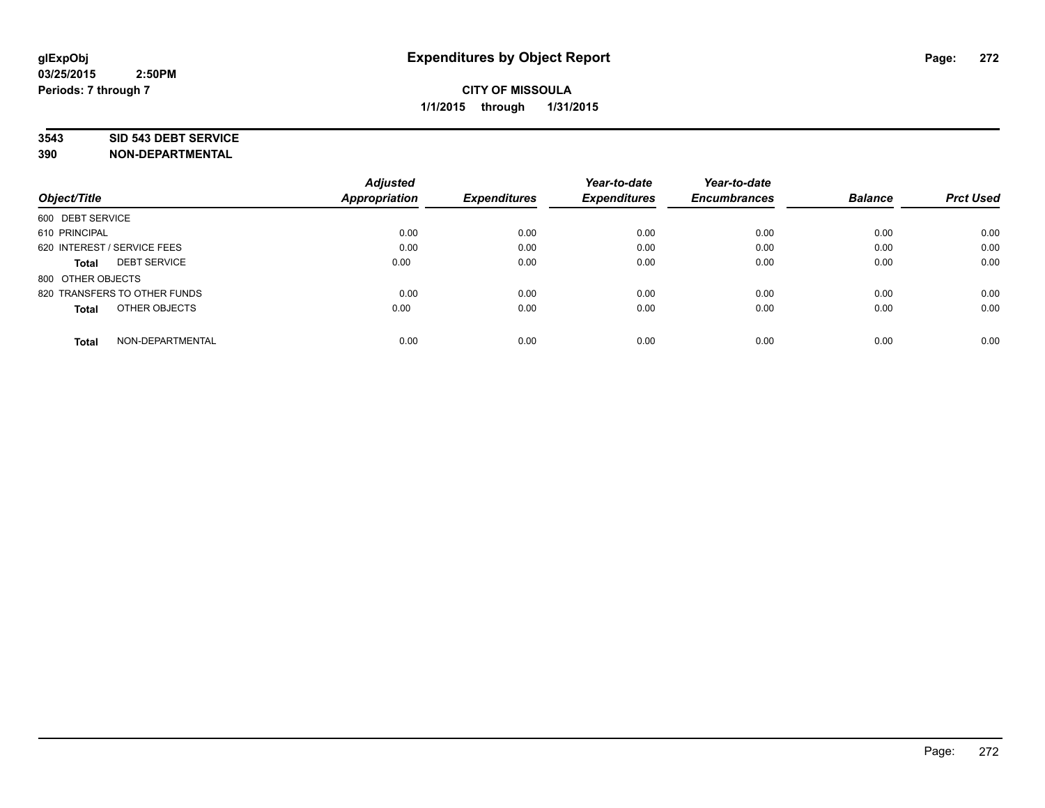**glExpObj** **Expenditures by Object Report**

**03/25/2015 2:50PM**

**Periods: 7 through 7**

**CITY OF MISSOULA**

**1/1/2015 through 1/31/2015**

**3543 SID 543 DEBT SERVICE**

**390 NON-DEPARTMENTAL**

| Object/Title | Adjusted Appropriation | Expenditures | Year-to-date Expenditures | Year-to-date Encumbrances | Balance | Prct Used |
|---|---|---|---|---|---|---|
| 600 DEBT SERVICE | | | | | | |
| 610 PRINCIPAL | 0.00 | 0.00 | 0.00 | 0.00 | 0.00 | 0.00 |
| 620 INTEREST / SERVICE FEES | 0.00 | 0.00 | 0.00 | 0.00 | 0.00 | 0.00 |
| **Total** DEBT SERVICE | 0.00 | 0.00 | 0.00 | 0.00 | 0.00 | 0.00 |
| 800 OTHER OBJECTS | | | | | | |
| 820 TRANSFERS TO OTHER FUNDS | 0.00 | 0.00 | 0.00 | 0.00 | 0.00 | 0.00 |
| **Total** OTHER OBJECTS | 0.00 | 0.00 | 0.00 | 0.00 | 0.00 | 0.00 |
| **Total** NON-DEPARTMENTAL | 0.00 | 0.00 | 0.00 | 0.00 | 0.00 | 0.00 |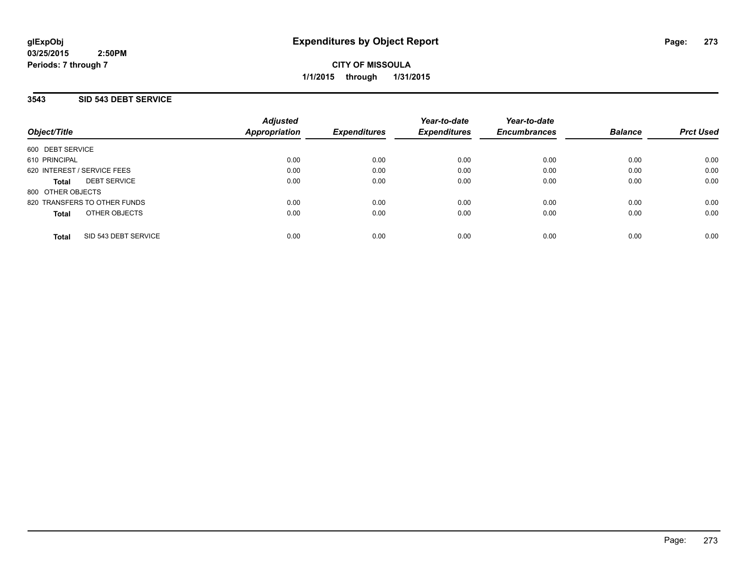# Expenditures by Object Report

glExpObj
03/25/2015 2:50PM
Periods: 7 through 7

**CITY OF MISSOULA**
**1/1/2015 through 1/31/2015**

## 3543 SID 543 DEBT SERVICE

| Object/Title | Adjusted Appropriation | Expenditures | Year-to-date Expenditures | Year-to-date Encumbrances | Balance | Prct Used |
|---|---|---|---|---|---|---|
| 600 DEBT SERVICE | | | | | | |
| 610 PRINCIPAL | 0.00 | 0.00 | 0.00 | 0.00 | 0.00 | 0.00 |
| 620 INTEREST / SERVICE FEES | 0.00 | 0.00 | 0.00 | 0.00 | 0.00 | 0.00 |
| **Total** DEBT SERVICE | 0.00 | 0.00 | 0.00 | 0.00 | 0.00 | 0.00 |
| 800 OTHER OBJECTS | | | | | | |
| 820 TRANSFERS TO OTHER FUNDS | 0.00 | 0.00 | 0.00 | 0.00 | 0.00 | 0.00 |
| **Total** OTHER OBJECTS | 0.00 | 0.00 | 0.00 | 0.00 | 0.00 | 0.00 |
| **Total** SID 543 DEBT SERVICE | 0.00 | 0.00 | 0.00 | 0.00 | 0.00 | 0.00 |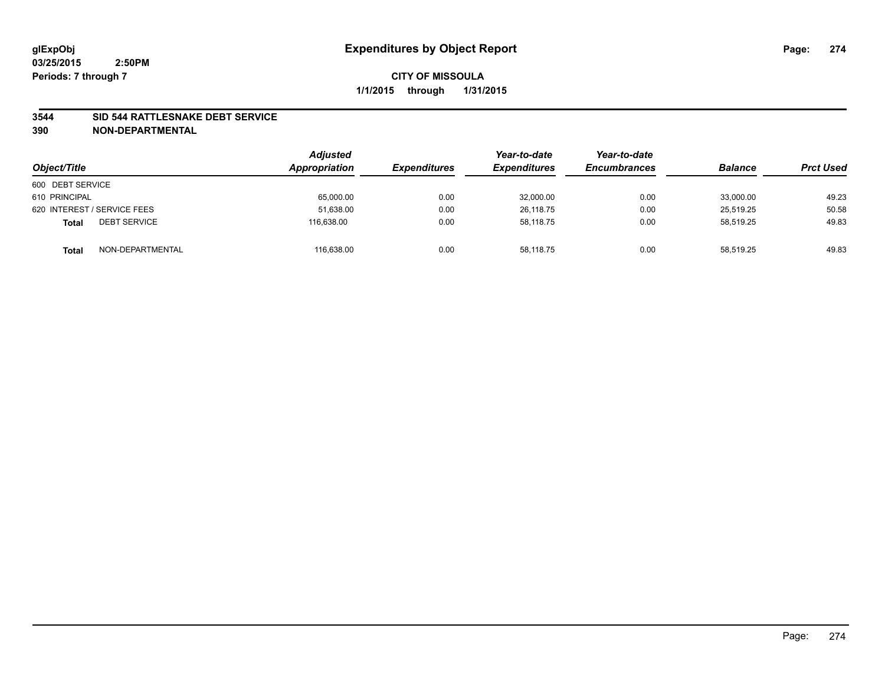glExpObj
03/25/2015 2:50PM
Periods: 7 through 7

# Expenditures by Object Report

**CITY OF MISSOULA**

**1/1/2015 through 1/31/2015**

**3544 SID 544 RATTLESNAKE DEBT SERVICE**
**390 NON-DEPARTMENTAL**

| Object/Title | | Adjusted Appropriation | Expenditures | Year-to-date Expenditures | Year-to-date Encumbrances | Balance | Prct Used |
|---|---|---|---|---|---|---|---|
| 600 DEBT SERVICE | | | | | | | |
| 610 PRINCIPAL | | 65,000.00 | 0.00 | 32,000.00 | 0.00 | 33,000.00 | 49.23 |
| 620 INTEREST / SERVICE FEES | | 51,638.00 | 0.00 | 26,118.75 | 0.00 | 25,519.25 | 50.58 |
| **Total** | DEBT SERVICE | 116,638.00 | 0.00 | 58,118.75 | 0.00 | 58,519.25 | 49.83 |
| **Total** | NON-DEPARTMENTAL | 116,638.00 | 0.00 | 58,118.75 | 0.00 | 58,519.25 | 49.83 |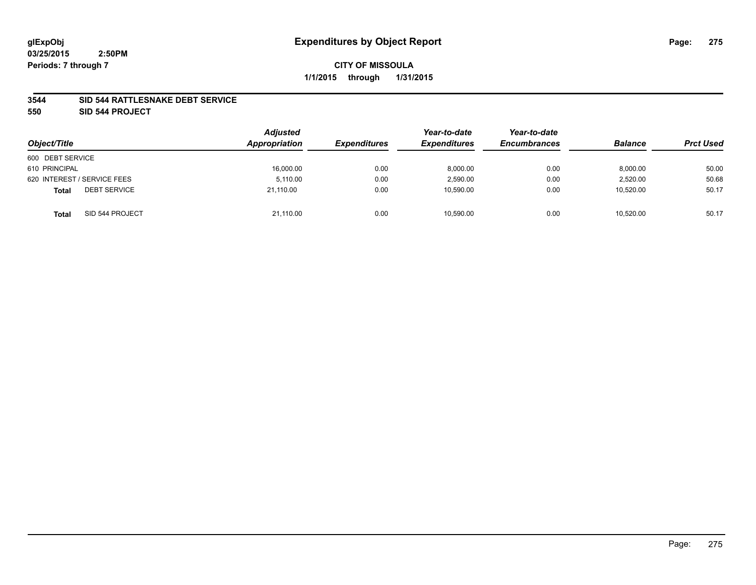# Expenditures by Object Report

glExpObj
03/25/2015 2:50PM
Periods: 7 through 7

**CITY OF MISSOULA**
**1/1/2015 through 1/31/2015**

**3544 SID 544 RATTLESNAKE DEBT SERVICE**
**550 SID 544 PROJECT**

| Object/Title | Adjusted Appropriation | Expenditures | Year-to-date Expenditures | Year-to-date Encumbrances | Balance | Prct Used |
|---|---|---|---|---|---|---|
| 600 DEBT SERVICE | | | | | | |
| 610 PRINCIPAL | 16,000.00 | 0.00 | 8,000.00 | 0.00 | 8,000.00 | 50.00 |
| 620 INTEREST / SERVICE FEES | 5,110.00 | 0.00 | 2,590.00 | 0.00 | 2,520.00 | 50.68 |
| **Total** DEBT SERVICE | 21,110.00 | 0.00 | 10,590.00 | 0.00 | 10,520.00 | 50.17 |
| **Total** SID 544 PROJECT | 21,110.00 | 0.00 | 10,590.00 | 0.00 | 10,520.00 | 50.17 |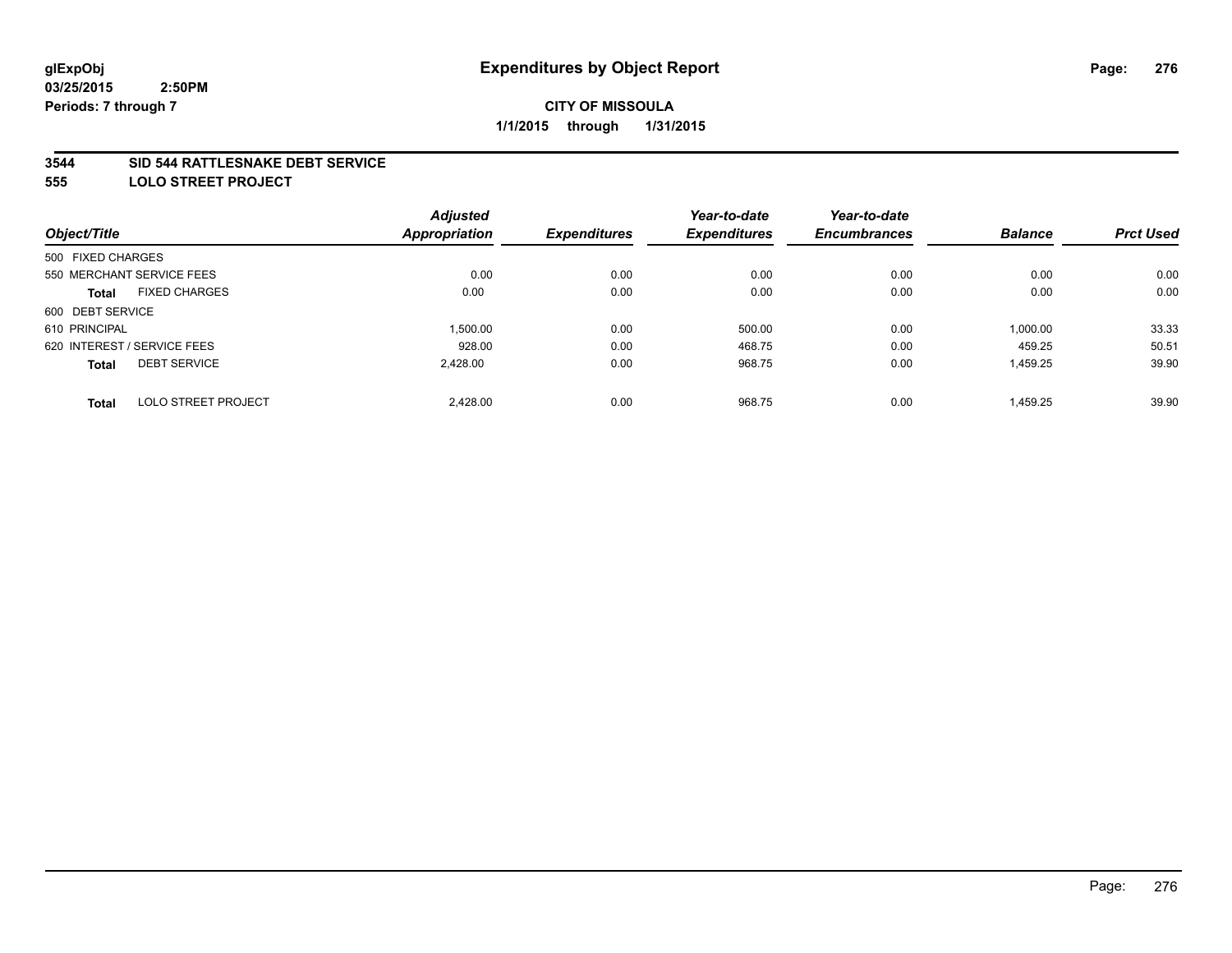**glExpObj**
**03/25/2015 2:50PM**
**Periods: 7 through 7**

# Expenditures by Object Report

**CITY OF MISSOULA**
**1/1/2015 through 1/31/2015**

## 3544 SID 544 RATTLESNAKE DEBT SERVICE
## 555 LOLO STREET PROJECT

| Object/Title | | Adjusted Appropriation | Expenditures | Year-to-date Expenditures | Year-to-date Encumbrances | Balance | Prct Used |
|---|---|---|---|---|---|---|---|
| 500 FIXED CHARGES | | | | | | | |
| 550 MERCHANT SERVICE FEES | | 0.00 | 0.00 | 0.00 | 0.00 | 0.00 | 0.00 |
| **Total** | FIXED CHARGES | 0.00 | 0.00 | 0.00 | 0.00 | 0.00 | 0.00 |
| 600 DEBT SERVICE | | | | | | | |
| 610 PRINCIPAL | | 1,500.00 | 0.00 | 500.00 | 0.00 | 1,000.00 | 33.33 |
| 620 INTEREST / SERVICE FEES | | 928.00 | 0.00 | 468.75 | 0.00 | 459.25 | 50.51 |
| **Total** | DEBT SERVICE | 2,428.00 | 0.00 | 968.75 | 0.00 | 1,459.25 | 39.90 |
| **Total** | LOLO STREET PROJECT | 2,428.00 | 0.00 | 968.75 | 0.00 | 1,459.25 | 39.90 |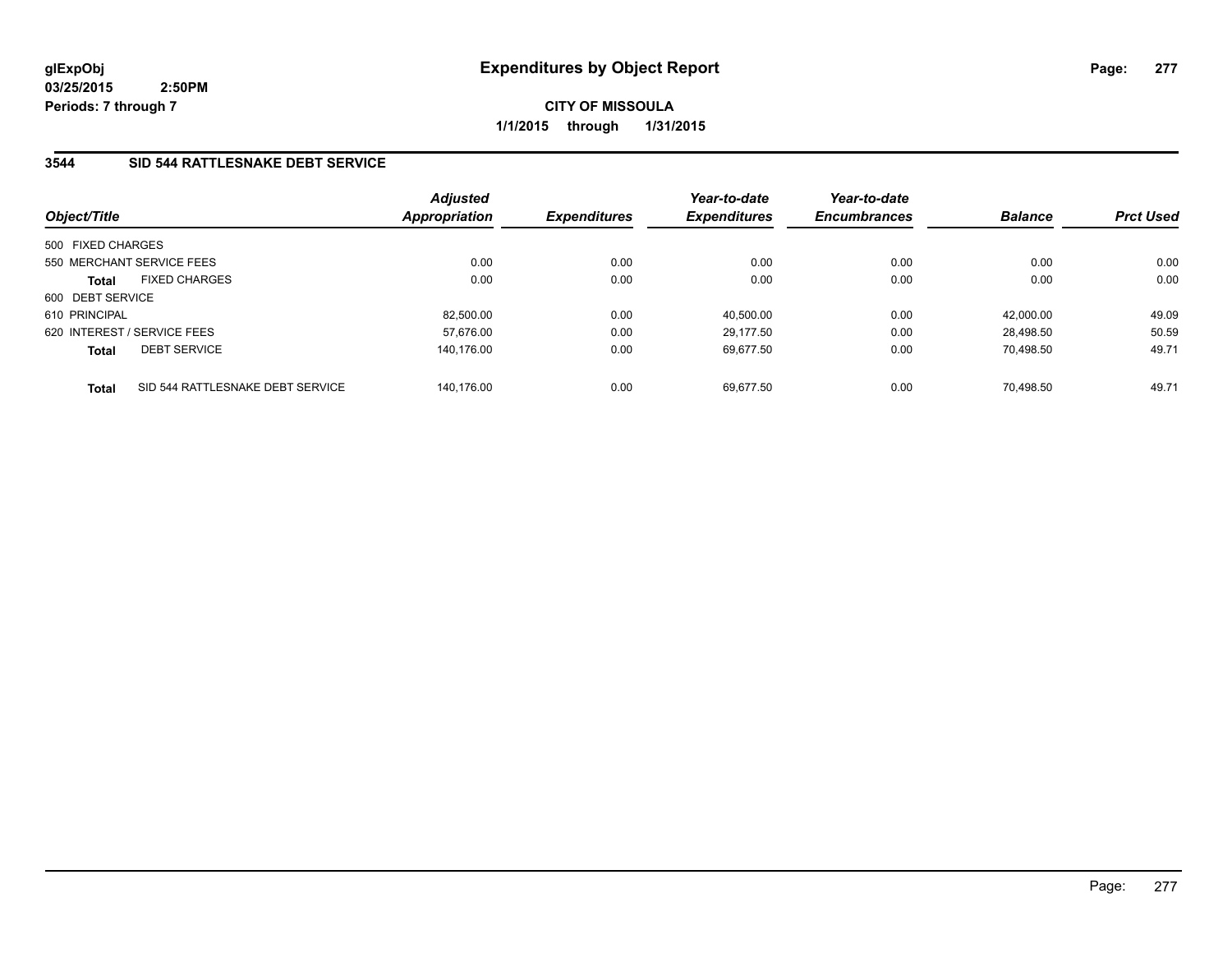# Expenditures by Object Report

glExpObj
03/25/2015 2:50PM
Periods: 7 through 7

**CITY OF MISSOULA**
**1/1/2015 through 1/31/2015**

## 3544 SID 544 RATTLESNAKE DEBT SERVICE

| Object/Title | | Adjusted Appropriation | Expenditures | Year-to-date Expenditures | Year-to-date Encumbrances | Balance | Prct Used |
|---|---|---|---|---|---|---|---|
| 500 FIXED CHARGES | | | | | | | |
| 550 MERCHANT SERVICE FEES | | 0.00 | 0.00 | 0.00 | 0.00 | 0.00 | 0.00 |
| **Total** | FIXED CHARGES | 0.00 | 0.00 | 0.00 | 0.00 | 0.00 | 0.00 |
| 600 DEBT SERVICE | | | | | | | |
| 610 PRINCIPAL | | 82,500.00 | 0.00 | 40,500.00 | 0.00 | 42,000.00 | 49.09 |
| 620 INTEREST / SERVICE FEES | | 57,676.00 | 0.00 | 29,177.50 | 0.00 | 28,498.50 | 50.59 |
| **Total** | DEBT SERVICE | 140,176.00 | 0.00 | 69,677.50 | 0.00 | 70,498.50 | 49.71 |
| **Total** | SID 544 RATTLESNAKE DEBT SERVICE | 140,176.00 | 0.00 | 69,677.50 | 0.00 | 70,498.50 | 49.71 |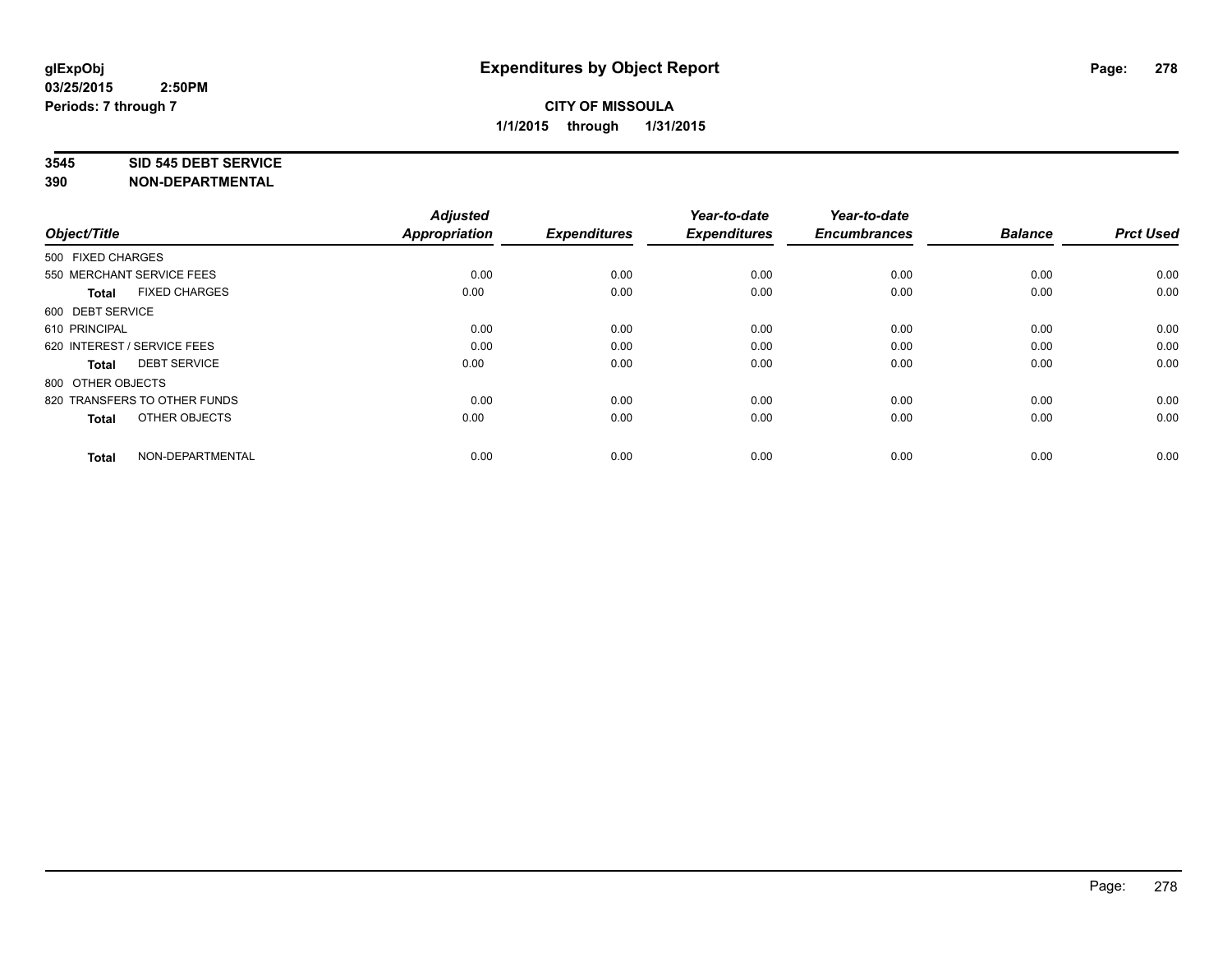# Expenditures by Object Report

**glExpObj**
**03/25/2015 2:50PM**
**Periods: 7 through 7**

**CITY OF MISSOULA**
**1/1/2015 through 1/31/2015**

**3545 SID 545 DEBT SERVICE**
**390 NON-DEPARTMENTAL**

| Object/Title | Adjusted Appropriation | Expenditures | Year-to-date Expenditures | Year-to-date Encumbrances | Balance | Prct Used |
|---|---|---|---|---|---|---|
| 500 FIXED CHARGES | | | | | | |
| 550 MERCHANT SERVICE FEES | 0.00 | 0.00 | 0.00 | 0.00 | 0.00 | 0.00 |
| **Total** FIXED CHARGES | 0.00 | 0.00 | 0.00 | 0.00 | 0.00 | 0.00 |
| 600 DEBT SERVICE | | | | | | |
| 610 PRINCIPAL | 0.00 | 0.00 | 0.00 | 0.00 | 0.00 | 0.00 |
| 620 INTEREST / SERVICE FEES | 0.00 | 0.00 | 0.00 | 0.00 | 0.00 | 0.00 |
| **Total** DEBT SERVICE | 0.00 | 0.00 | 0.00 | 0.00 | 0.00 | 0.00 |
| 800 OTHER OBJECTS | | | | | | |
| 820 TRANSFERS TO OTHER FUNDS | 0.00 | 0.00 | 0.00 | 0.00 | 0.00 | 0.00 |
| **Total** OTHER OBJECTS | 0.00 | 0.00 | 0.00 | 0.00 | 0.00 | 0.00 |
| **Total** NON-DEPARTMENTAL | 0.00 | 0.00 | 0.00 | 0.00 | 0.00 | 0.00 |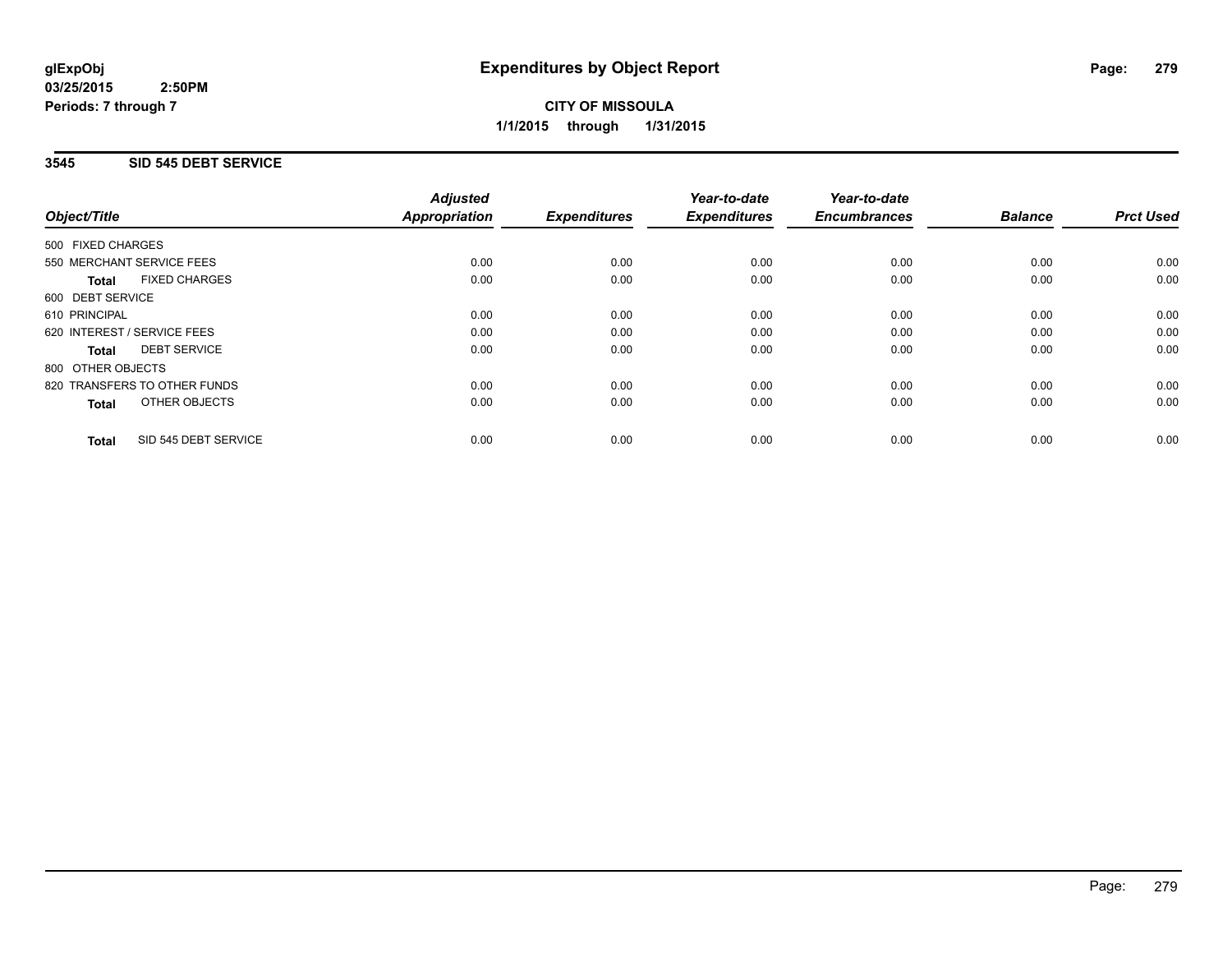# Expenditures by Object Report

**CITY OF MISSOULA**

**1/1/2015 through 1/31/2015**

glExpObj
03/25/2015 2:50PM
Periods: 7 through 7

## 3545 SID 545 DEBT SERVICE

| Object/Title | Adjusted Appropriation | Expenditures | Year-to-date Expenditures | Year-to-date Encumbrances | Balance | Prct Used |
|---|---|---|---|---|---|---|
| 500 FIXED CHARGES | | | | | | |
| 550 MERCHANT SERVICE FEES | 0.00 | 0.00 | 0.00 | 0.00 | 0.00 | 0.00 |
| **Total** FIXED CHARGES | 0.00 | 0.00 | 0.00 | 0.00 | 0.00 | 0.00 |
| 600 DEBT SERVICE | | | | | | |
| 610 PRINCIPAL | 0.00 | 0.00 | 0.00 | 0.00 | 0.00 | 0.00 |
| 620 INTEREST / SERVICE FEES | 0.00 | 0.00 | 0.00 | 0.00 | 0.00 | 0.00 |
| **Total** DEBT SERVICE | 0.00 | 0.00 | 0.00 | 0.00 | 0.00 | 0.00 |
| 800 OTHER OBJECTS | | | | | | |
| 820 TRANSFERS TO OTHER FUNDS | 0.00 | 0.00 | 0.00 | 0.00 | 0.00 | 0.00 |
| **Total** OTHER OBJECTS | 0.00 | 0.00 | 0.00 | 0.00 | 0.00 | 0.00 |
| **Total** SID 545 DEBT SERVICE | 0.00 | 0.00 | 0.00 | 0.00 | 0.00 | 0.00 |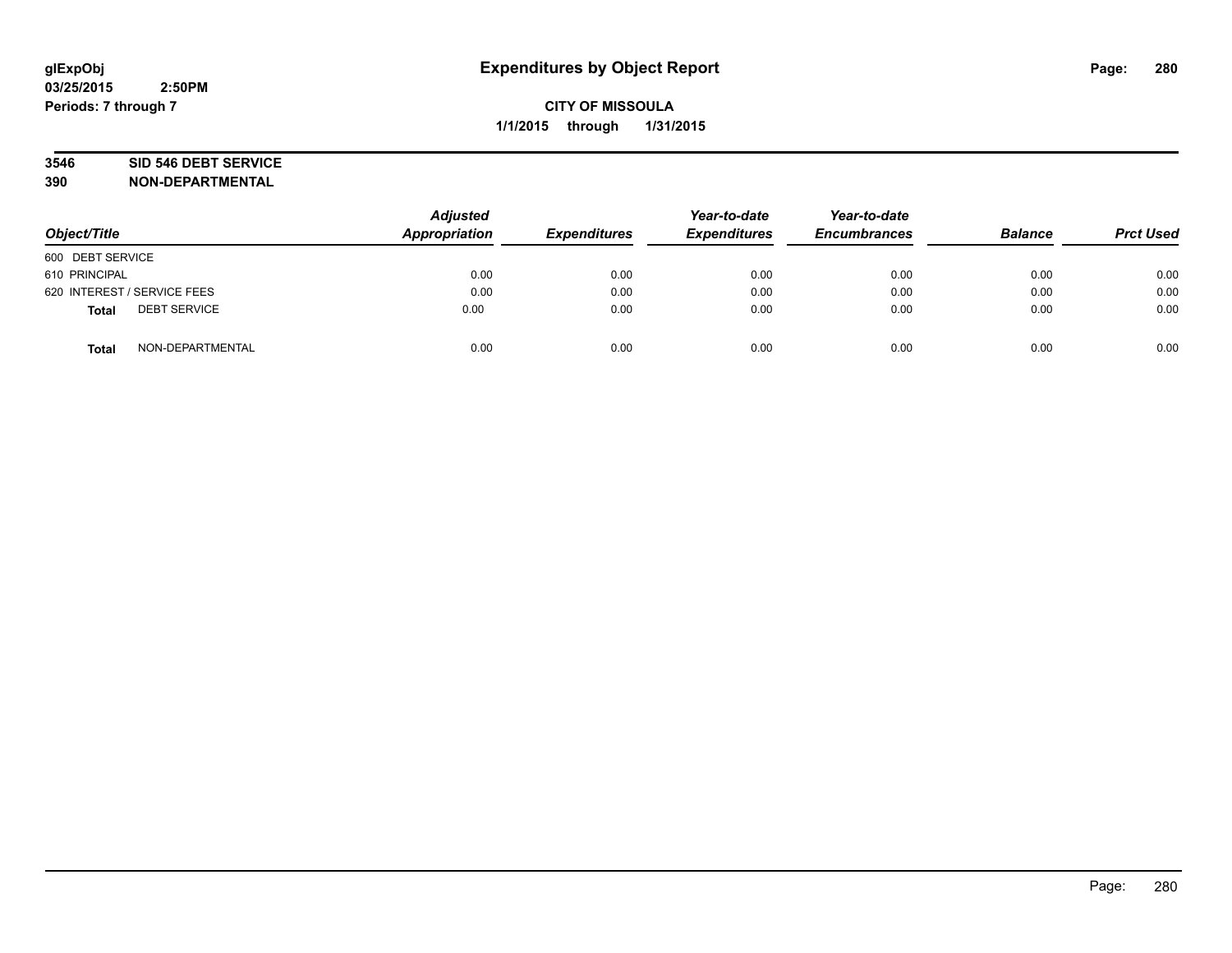glExpObj
03/25/2015 2:50PM
Periods: 7 through 7

# Expenditures by Object Report

**CITY OF MISSOULA**
**1/1/2015 through 1/31/2015**

**3546 SID 546 DEBT SERVICE**
**390 NON-DEPARTMENTAL**

| Object/Title | Adjusted Appropriation | Expenditures | Year-to-date Expenditures | Year-to-date Encumbrances | Balance | Prct Used |
|---|---|---|---|---|---|---|
| 600 DEBT SERVICE | | | | | | |
| 610 PRINCIPAL | 0.00 | 0.00 | 0.00 | 0.00 | 0.00 | 0.00 |
| 620 INTEREST / SERVICE FEES | 0.00 | 0.00 | 0.00 | 0.00 | 0.00 | 0.00 |
| **Total** DEBT SERVICE | 0.00 | 0.00 | 0.00 | 0.00 | 0.00 | 0.00 |
| **Total** NON-DEPARTMENTAL | 0.00 | 0.00 | 0.00 | 0.00 | 0.00 | 0.00 |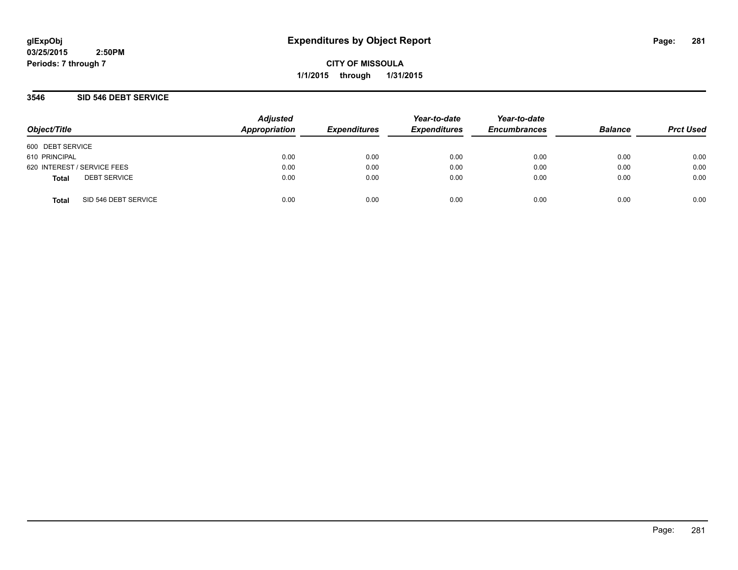glExpObj
03/25/2015 2:50PM
Periods: 7 through 7

# Expenditures by Object Report

**CITY OF MISSOULA**
**1/1/2015 through 1/31/2015**

## 3546 SID 546 DEBT SERVICE

| Object/Title | Adjusted Appropriation | Expenditures | Year-to-date Expenditures | Year-to-date Encumbrances | Balance | Prct Used |
|---|---|---|---|---|---|---|
| 600 DEBT SERVICE | | | | | | |
| 610 PRINCIPAL | 0.00 | 0.00 | 0.00 | 0.00 | 0.00 | 0.00 |
| 620 INTEREST / SERVICE FEES | 0.00 | 0.00 | 0.00 | 0.00 | 0.00 | 0.00 |
| **Total** DEBT SERVICE | 0.00 | 0.00 | 0.00 | 0.00 | 0.00 | 0.00 |
| **Total** SID 546 DEBT SERVICE | 0.00 | 0.00 | 0.00 | 0.00 | 0.00 | 0.00 |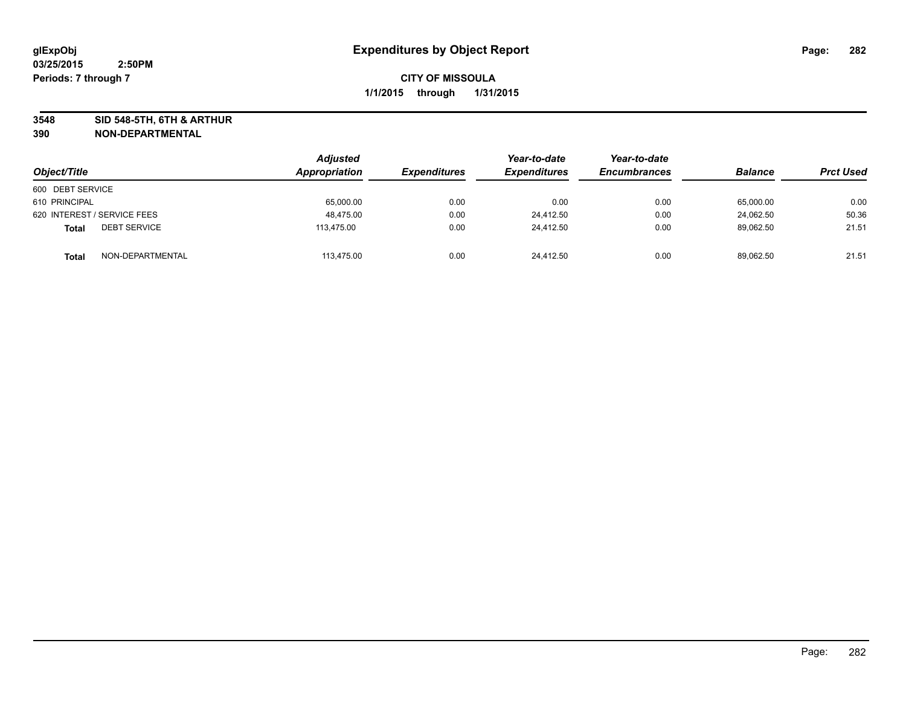glExpObj
03/25/2015 2:50PM
Periods: 7 through 7

# Expenditures by Object Report

**CITY OF MISSOULA**
**1/1/2015 through 1/31/2015**

**3548 SID 548-5TH, 6TH & ARTHUR**
**390 NON-DEPARTMENTAL**

| Object/Title | | Adjusted Appropriation | Expenditures | Year-to-date Expenditures | Year-to-date Encumbrances | Balance | Prct Used |
|---|---|---|---|---|---|---|---|
| 600 DEBT SERVICE | | | | | | | |
| 610 PRINCIPAL | | 65,000.00 | 0.00 | 0.00 | 0.00 | 65,000.00 | 0.00 |
| 620 INTEREST / SERVICE FEES | | 48,475.00 | 0.00 | 24,412.50 | 0.00 | 24,062.50 | 50.36 |
| **Total** | DEBT SERVICE | 113,475.00 | 0.00 | 24,412.50 | 0.00 | 89,062.50 | 21.51 |
| **Total** | NON-DEPARTMENTAL | 113,475.00 | 0.00 | 24,412.50 | 0.00 | 89,062.50 | 21.51 |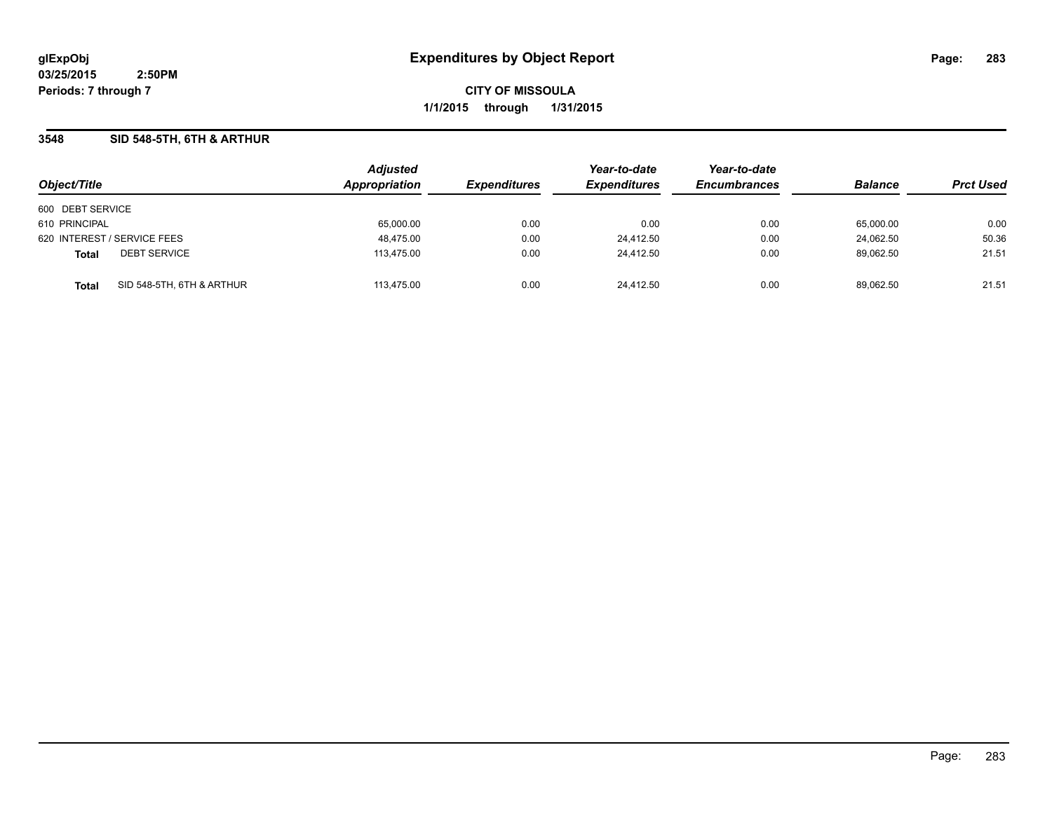# Expenditures by Object Report

glExpObj
03/25/2015 2:50PM
Periods: 7 through 7

**CITY OF MISSOULA**
**1/1/2015 through 1/31/2015**

## 3548 SID 548-5TH, 6TH & ARTHUR

| Object/Title | Adjusted Appropriation | Expenditures | Year-to-date Expenditures | Year-to-date Encumbrances | Balance | Prct Used |
|---|---|---|---|---|---|---|
| 600 DEBT SERVICE | | | | | | |
| 610 PRINCIPAL | 65,000.00 | 0.00 | 0.00 | 0.00 | 65,000.00 | 0.00 |
| 620 INTEREST / SERVICE FEES | 48,475.00 | 0.00 | 24,412.50 | 0.00 | 24,062.50 | 50.36 |
| **Total** DEBT SERVICE | 113,475.00 | 0.00 | 24,412.50 | 0.00 | 89,062.50 | 21.51 |
| **Total** SID 548-5TH, 6TH & ARTHUR | 113,475.00 | 0.00 | 24,412.50 | 0.00 | 89,062.50 | 21.51 |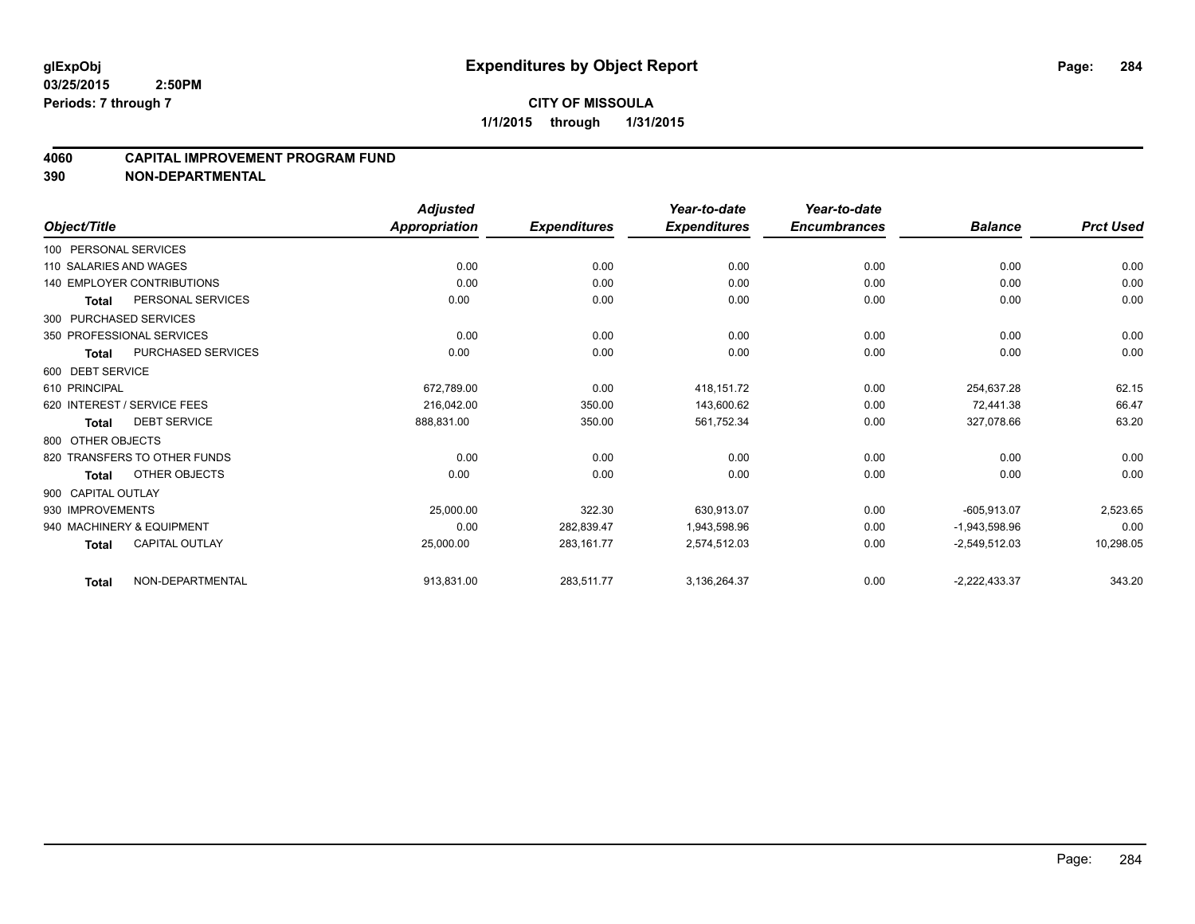**glExpObj**
**03/25/2015 2:50PM**
**Periods: 7 through 7**

# Expenditures by Object Report

**CITY OF MISSOULA**
**1/1/2015 through 1/31/2015**

## 4060 CAPITAL IMPROVEMENT PROGRAM FUND
## 390 NON-DEPARTMENTAL

| Object/Title | Adjusted Appropriation | Expenditures | Year-to-date Expenditures | Year-to-date Encumbrances | Balance | Prct Used |
|---|---|---|---|---|---|---|
| 100 PERSONAL SERVICES | | | | | | |
| 110 SALARIES AND WAGES | 0.00 | 0.00 | 0.00 | 0.00 | 0.00 | 0.00 |
| 140 EMPLOYER CONTRIBUTIONS | 0.00 | 0.00 | 0.00 | 0.00 | 0.00 | 0.00 |
| **Total** PERSONAL SERVICES | 0.00 | 0.00 | 0.00 | 0.00 | 0.00 | 0.00 |
| 300 PURCHASED SERVICES | | | | | | |
| 350 PROFESSIONAL SERVICES | 0.00 | 0.00 | 0.00 | 0.00 | 0.00 | 0.00 |
| **Total** PURCHASED SERVICES | 0.00 | 0.00 | 0.00 | 0.00 | 0.00 | 0.00 |
| 600 DEBT SERVICE | | | | | | |
| 610 PRINCIPAL | 672,789.00 | 0.00 | 418,151.72 | 0.00 | 254,637.28 | 62.15 |
| 620 INTEREST / SERVICE FEES | 216,042.00 | 350.00 | 143,600.62 | 0.00 | 72,441.38 | 66.47 |
| **Total** DEBT SERVICE | 888,831.00 | 350.00 | 561,752.34 | 0.00 | 327,078.66 | 63.20 |
| 800 OTHER OBJECTS | | | | | | |
| 820 TRANSFERS TO OTHER FUNDS | 0.00 | 0.00 | 0.00 | 0.00 | 0.00 | 0.00 |
| **Total** OTHER OBJECTS | 0.00 | 0.00 | 0.00 | 0.00 | 0.00 | 0.00 |
| 900 CAPITAL OUTLAY | | | | | | |
| 930 IMPROVEMENTS | 25,000.00 | 322.30 | 630,913.07 | 0.00 | -605,913.07 | 2,523.65 |
| 940 MACHINERY & EQUIPMENT | 0.00 | 282,839.47 | 1,943,598.96 | 0.00 | -1,943,598.96 | 0.00 |
| **Total** CAPITAL OUTLAY | 25,000.00 | 283,161.77 | 2,574,512.03 | 0.00 | -2,549,512.03 | 10,298.05 |
| **Total** NON-DEPARTMENTAL | 913,831.00 | 283,511.77 | 3,136,264.37 | 0.00 | -2,222,433.37 | 343.20 |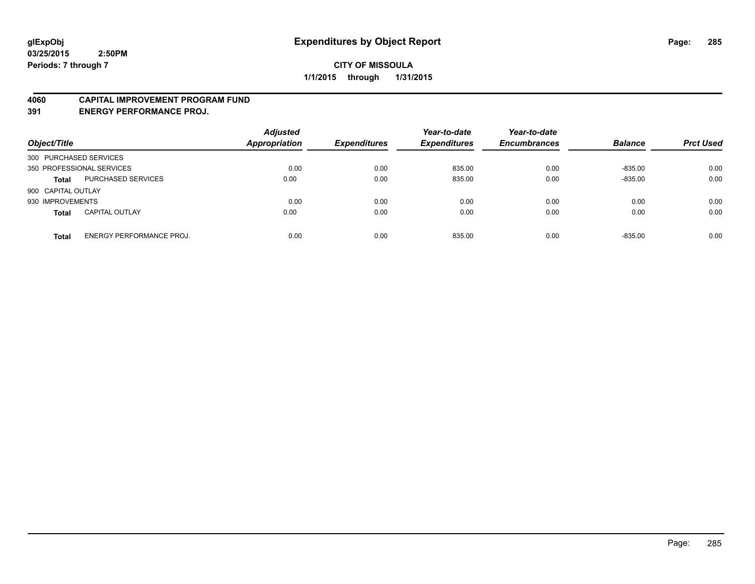**glExpObj** **Expenditures by Object Report**

**03/25/2015 2:50PM**

**Periods: 7 through 7**

**CITY OF MISSOULA**

**1/1/2015 through 1/31/2015**

## 4060 CAPITAL IMPROVEMENT PROGRAM FUND
## 391 ENERGY PERFORMANCE PROJ.

| Object/Title | | Adjusted Appropriation | Expenditures | Year-to-date Expenditures | Year-to-date Encumbrances | Balance | Prct Used |
|---|---|---|---|---|---|---|---|
| 300 PURCHASED SERVICES | | | | | | | |
| 350 PROFESSIONAL SERVICES | | 0.00 | 0.00 | 835.00 | 0.00 | -835.00 | 0.00 |
| **Total** | PURCHASED SERVICES | 0.00 | 0.00 | 835.00 | 0.00 | -835.00 | 0.00 |
| 900 CAPITAL OUTLAY | | | | | | | |
| 930 IMPROVEMENTS | | 0.00 | 0.00 | 0.00 | 0.00 | 0.00 | 0.00 |
| **Total** | CAPITAL OUTLAY | 0.00 | 0.00 | 0.00 | 0.00 | 0.00 | 0.00 |
| **Total** | ENERGY PERFORMANCE PROJ. | 0.00 | 0.00 | 835.00 | 0.00 | -835.00 | 0.00 |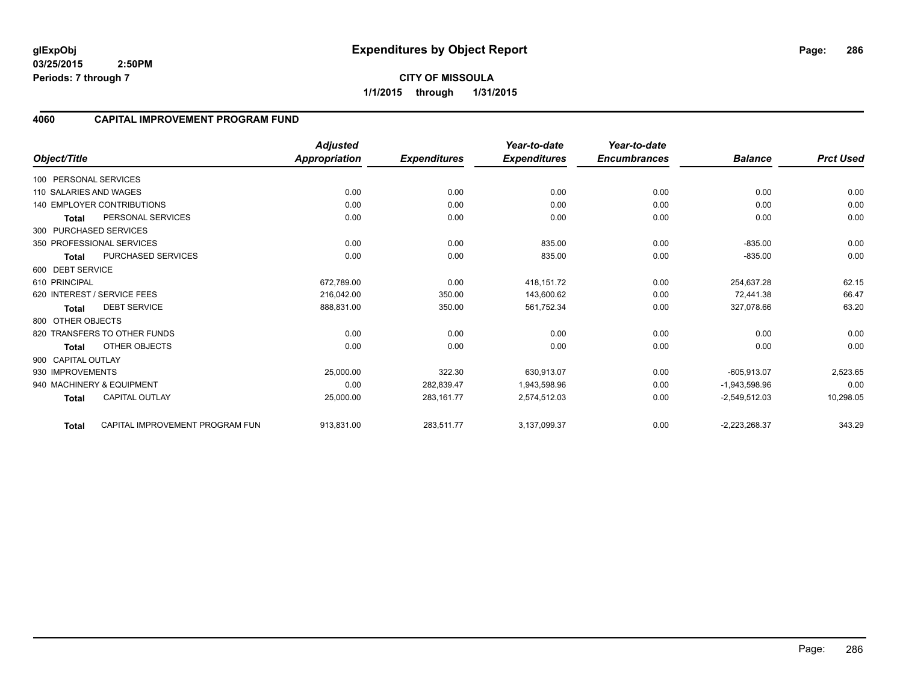**glExpObj**
**03/25/2015 2:50PM**
**Periods: 7 through 7**

# Expenditures by Object Report

**CITY OF MISSOULA**
**1/1/2015 through 1/31/2015**

## 4060 CAPITAL IMPROVEMENT PROGRAM FUND

| Object/Title | | Adjusted Appropriation | Expenditures | Year-to-date Expenditures | Year-to-date Encumbrances | Balance | Prct Used |
|---|---|---|---|---|---|---|---|
| 100 PERSONAL SERVICES | | | | | | | |
| 110 SALARIES AND WAGES | | 0.00 | 0.00 | 0.00 | 0.00 | 0.00 | 0.00 |
| 140 EMPLOYER CONTRIBUTIONS | | 0.00 | 0.00 | 0.00 | 0.00 | 0.00 | 0.00 |
| **Total** | PERSONAL SERVICES | 0.00 | 0.00 | 0.00 | 0.00 | 0.00 | 0.00 |
| 300 PURCHASED SERVICES | | | | | | | |
| 350 PROFESSIONAL SERVICES | | 0.00 | 0.00 | 835.00 | 0.00 | -835.00 | 0.00 |
| **Total** | PURCHASED SERVICES | 0.00 | 0.00 | 835.00 | 0.00 | -835.00 | 0.00 |
| 600 DEBT SERVICE | | | | | | | |
| 610 PRINCIPAL | | 672,789.00 | 0.00 | 418,151.72 | 0.00 | 254,637.28 | 62.15 |
| 620 INTEREST / SERVICE FEES | | 216,042.00 | 350.00 | 143,600.62 | 0.00 | 72,441.38 | 66.47 |
| **Total** | DEBT SERVICE | 888,831.00 | 350.00 | 561,752.34 | 0.00 | 327,078.66 | 63.20 |
| 800 OTHER OBJECTS | | | | | | | |
| 820 TRANSFERS TO OTHER FUNDS | | 0.00 | 0.00 | 0.00 | 0.00 | 0.00 | 0.00 |
| **Total** | OTHER OBJECTS | 0.00 | 0.00 | 0.00 | 0.00 | 0.00 | 0.00 |
| 900 CAPITAL OUTLAY | | | | | | | |
| 930 IMPROVEMENTS | | 25,000.00 | 322.30 | 630,913.07 | 0.00 | -605,913.07 | 2,523.65 |
| 940 MACHINERY & EQUIPMENT | | 0.00 | 282,839.47 | 1,943,598.96 | 0.00 | -1,943,598.96 | 0.00 |
| **Total** | CAPITAL OUTLAY | 25,000.00 | 283,161.77 | 2,574,512.03 | 0.00 | -2,549,512.03 | 10,298.05 |
| **Total** | CAPITAL IMPROVEMENT PROGRAM FUN | 913,831.00 | 283,511.77 | 3,137,099.37 | 0.00 | -2,223,268.37 | 343.29 |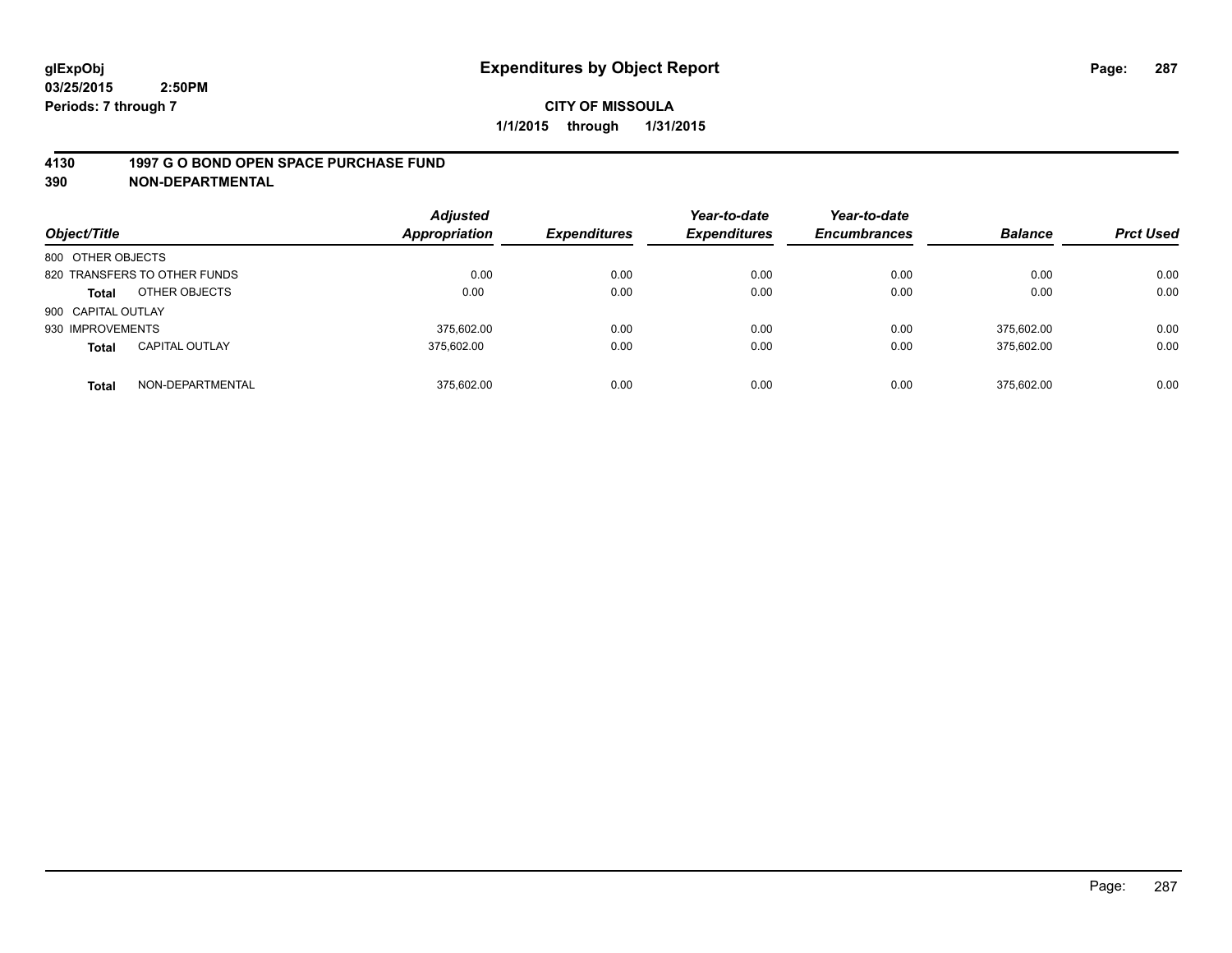**glExpObj**
**03/25/2015 2:50PM**
**Periods: 7 through 7**

# Expenditures by Object Report

**CITY OF MISSOULA**
**1/1/2015 through 1/31/2015**

## 4130 1997 G O BOND OPEN SPACE PURCHASE FUND
## 390 NON-DEPARTMENTAL

| Object/Title | | Adjusted Appropriation | Expenditures | Year-to-date Expenditures | Year-to-date Encumbrances | Balance | Prct Used |
|---|---|---|---|---|---|---|---|
| 800 OTHER OBJECTS | | | | | | | |
| 820 TRANSFERS TO OTHER FUNDS | | 0.00 | 0.00 | 0.00 | 0.00 | 0.00 | 0.00 |
| **Total** | OTHER OBJECTS | 0.00 | 0.00 | 0.00 | 0.00 | 0.00 | 0.00 |
| 900 CAPITAL OUTLAY | | | | | | | |
| 930 IMPROVEMENTS | | 375,602.00 | 0.00 | 0.00 | 0.00 | 375,602.00 | 0.00 |
| **Total** | CAPITAL OUTLAY | 375,602.00 | 0.00 | 0.00 | 0.00 | 375,602.00 | 0.00 |
| **Total** | NON-DEPARTMENTAL | 375,602.00 | 0.00 | 0.00 | 0.00 | 375,602.00 | 0.00 |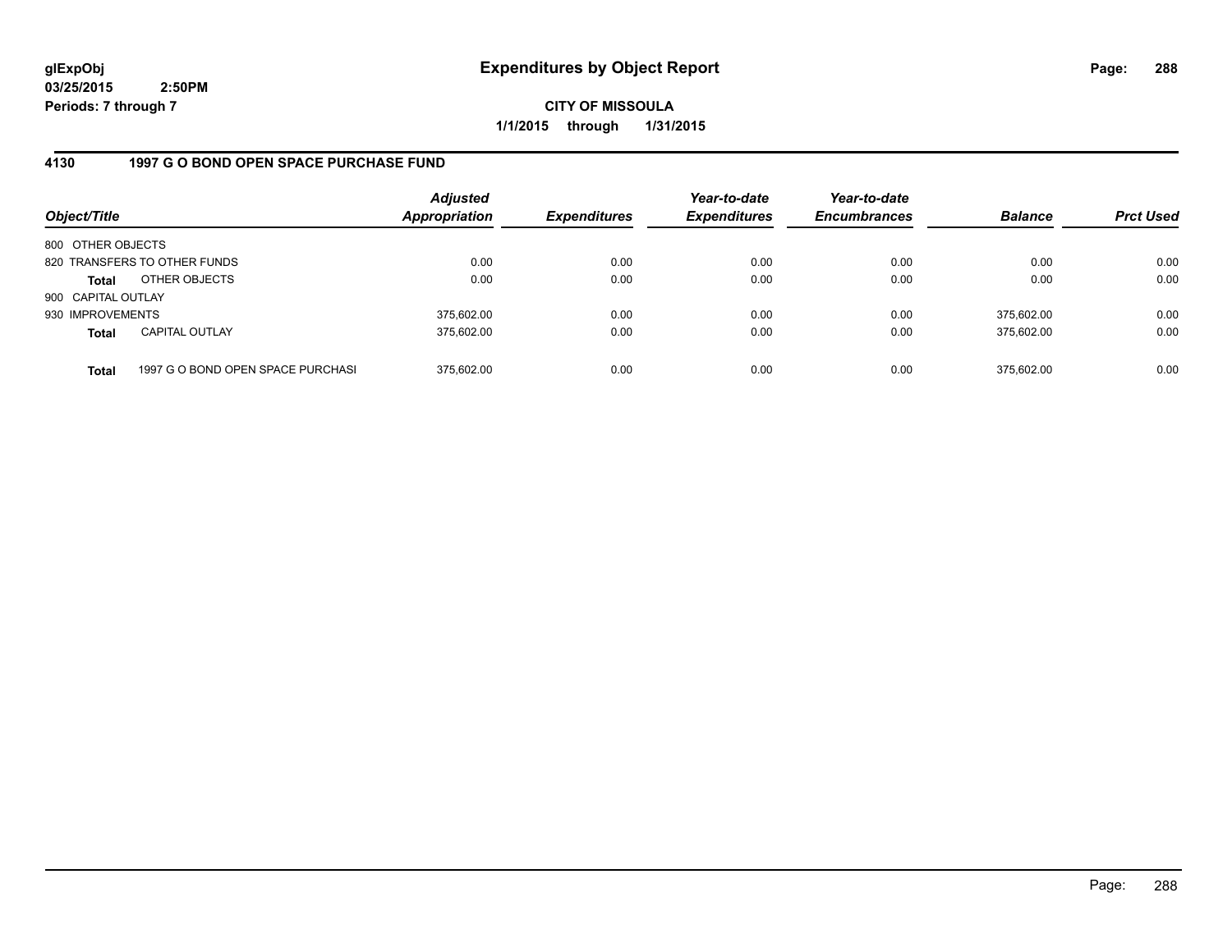glExpObj
03/25/2015 2:50PM
Periods: 7 through 7

# Expenditures by Object Report

**CITY OF MISSOULA**
**1/1/2015 through 1/31/2015**

## 4130 1997 G O BOND OPEN SPACE PURCHASE FUND

| Object/Title | | Adjusted Appropriation | Expenditures | Year-to-date Expenditures | Year-to-date Encumbrances | Balance | Prct Used |
|---|---|---|---|---|---|---|---|
| 800 OTHER OBJECTS | | | | | | | |
| 820 TRANSFERS TO OTHER FUNDS | | 0.00 | 0.00 | 0.00 | 0.00 | 0.00 | 0.00 |
| **Total** | OTHER OBJECTS | 0.00 | 0.00 | 0.00 | 0.00 | 0.00 | 0.00 |
| 900 CAPITAL OUTLAY | | | | | | | |
| 930 IMPROVEMENTS | | 375,602.00 | 0.00 | 0.00 | 0.00 | 375,602.00 | 0.00 |
| **Total** | CAPITAL OUTLAY | 375,602.00 | 0.00 | 0.00 | 0.00 | 375,602.00 | 0.00 |
| **Total** | 1997 G O BOND OPEN SPACE PURCHASI | 375,602.00 | 0.00 | 0.00 | 0.00 | 375,602.00 | 0.00 |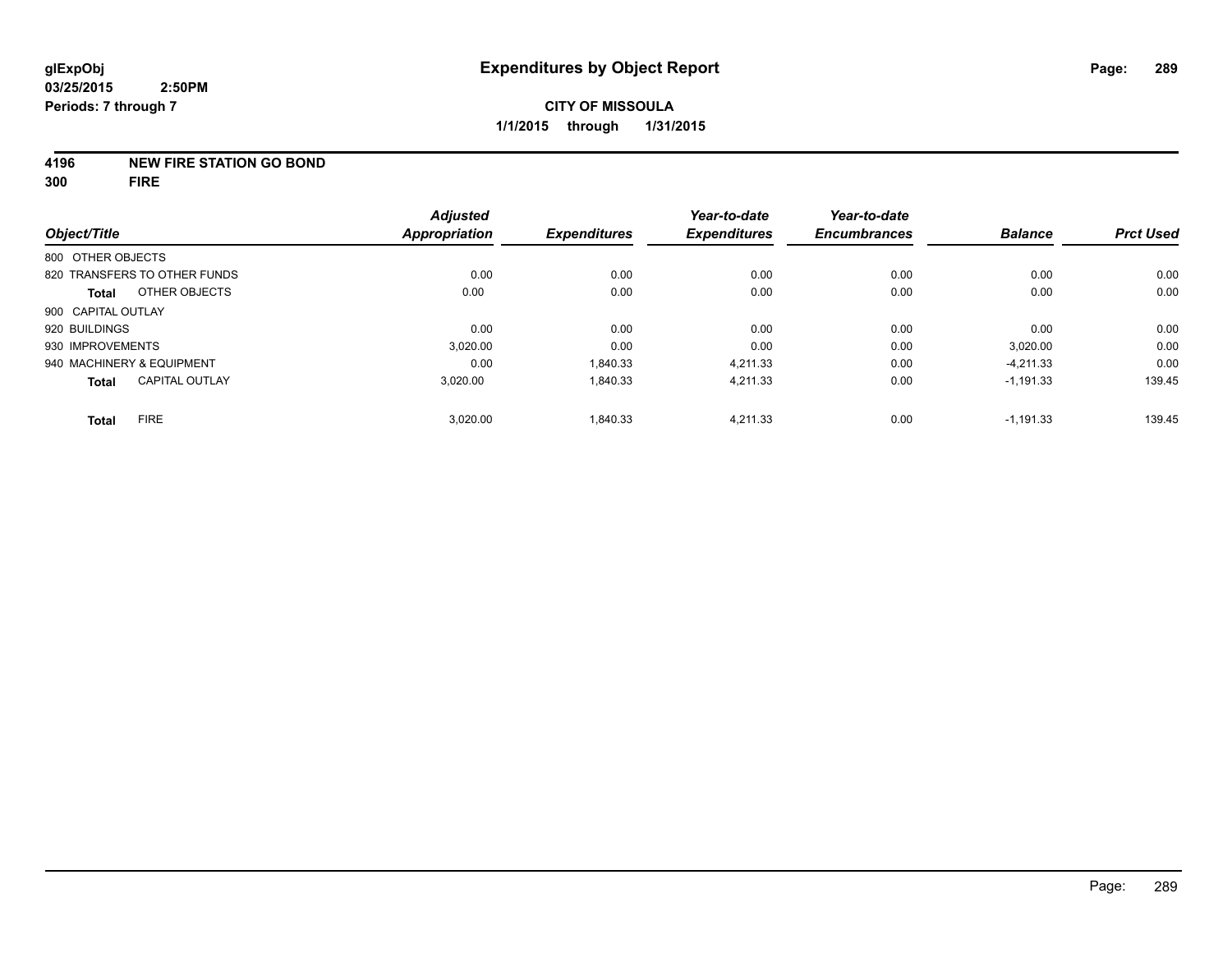# Expenditures by Object Report

glExpObj
03/25/2015 2:50PM
Periods: 7 through 7

**CITY OF MISSOULA**
**1/1/2015 through 1/31/2015**

**4196 NEW FIRE STATION GO BOND**
**300 FIRE**

| Object/Title | Adjusted Appropriation | Expenditures | Year-to-date Expenditures | Year-to-date Encumbrances | Balance | Prct Used |
|---|---|---|---|---|---|---|
| 800 OTHER OBJECTS | | | | | | |
| 820 TRANSFERS TO OTHER FUNDS | 0.00 | 0.00 | 0.00 | 0.00 | 0.00 | 0.00 |
| **Total** OTHER OBJECTS | 0.00 | 0.00 | 0.00 | 0.00 | 0.00 | 0.00 |
| 900 CAPITAL OUTLAY | | | | | | |
| 920 BUILDINGS | 0.00 | 0.00 | 0.00 | 0.00 | 0.00 | 0.00 |
| 930 IMPROVEMENTS | 3,020.00 | 0.00 | 0.00 | 0.00 | 3,020.00 | 0.00 |
| 940 MACHINERY & EQUIPMENT | 0.00 | 1,840.33 | 4,211.33 | 0.00 | -4,211.33 | 0.00 |
| **Total** CAPITAL OUTLAY | 3,020.00 | 1,840.33 | 4,211.33 | 0.00 | -1,191.33 | 139.45 |
| **Total** FIRE | 3,020.00 | 1,840.33 | 4,211.33 | 0.00 | -1,191.33 | 139.45 |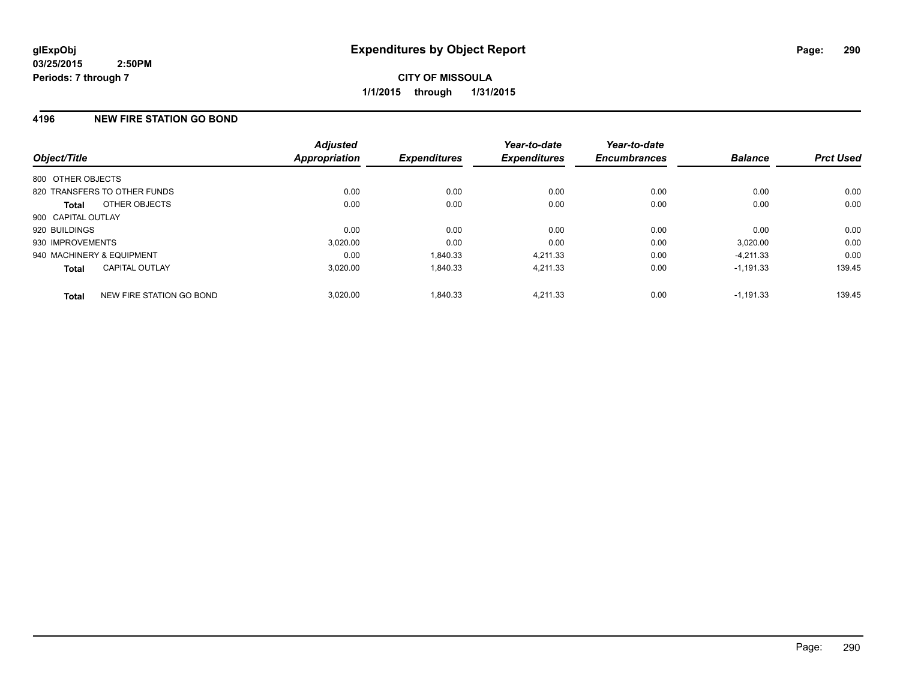glExpObj
03/25/2015 2:50PM
Periods: 7 through 7

# Expenditures by Object Report

**CITY OF MISSOULA**
**1/1/2015 through 1/31/2015**

## 4196 NEW FIRE STATION GO BOND

| Object/Title | | Adjusted Appropriation | Expenditures | Year-to-date Expenditures | Year-to-date Encumbrances | Balance | Prct Used |
|---|---|---|---|---|---|---|---|
| 800 OTHER OBJECTS | | | | | | | |
| 820 TRANSFERS TO OTHER FUNDS | | 0.00 | 0.00 | 0.00 | 0.00 | 0.00 | 0.00 |
| **Total** | OTHER OBJECTS | 0.00 | 0.00 | 0.00 | 0.00 | 0.00 | 0.00 |
| 900 CAPITAL OUTLAY | | | | | | | |
| 920 BUILDINGS | | 0.00 | 0.00 | 0.00 | 0.00 | 0.00 | 0.00 |
| 930 IMPROVEMENTS | | 3,020.00 | 0.00 | 0.00 | 0.00 | 3,020.00 | 0.00 |
| 940 MACHINERY & EQUIPMENT | | 0.00 | 1,840.33 | 4,211.33 | 0.00 | -4,211.33 | 0.00 |
| **Total** | CAPITAL OUTLAY | 3,020.00 | 1,840.33 | 4,211.33 | 0.00 | -1,191.33 | 139.45 |
| **Total** | NEW FIRE STATION GO BOND | 3,020.00 | 1,840.33 | 4,211.33 | 0.00 | -1,191.33 | 139.45 |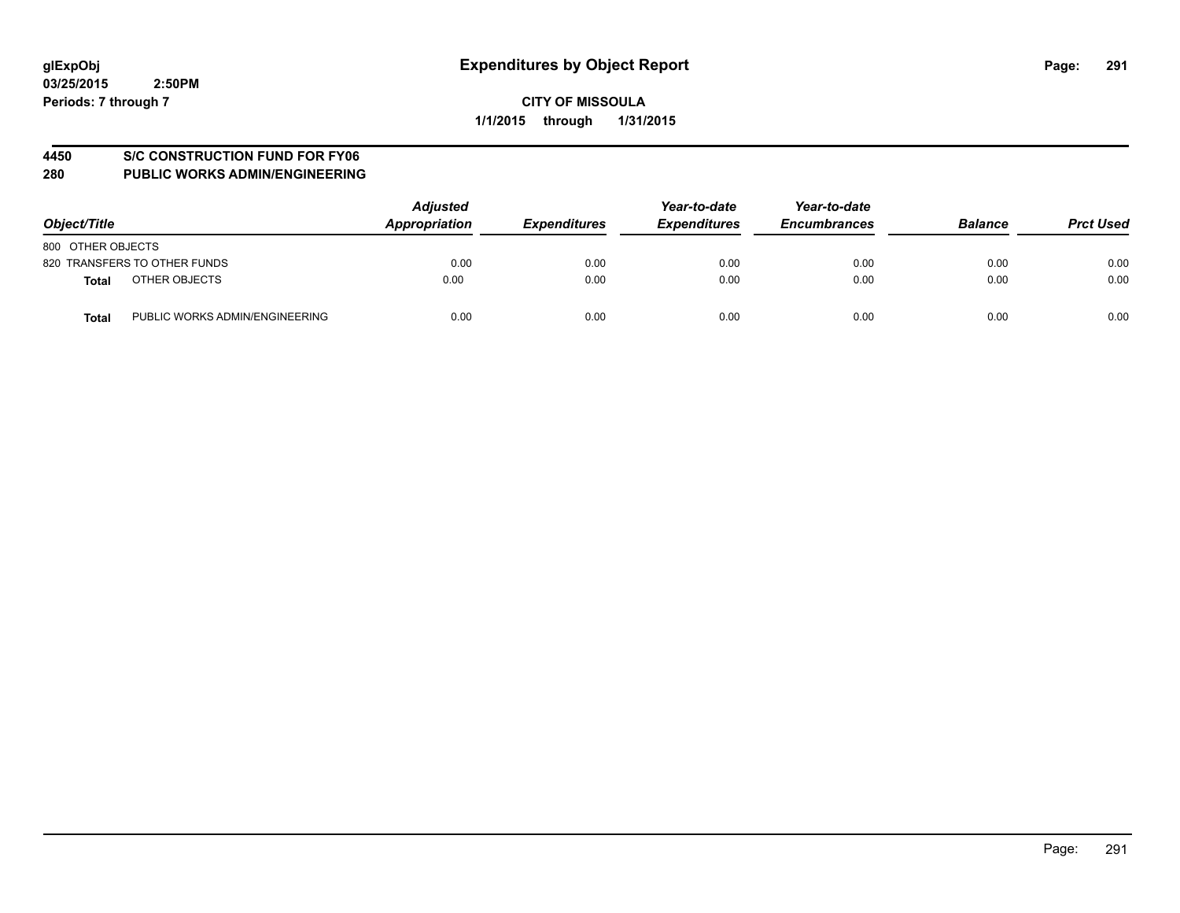glExpObj
03/25/2015 2:50PM
Periods: 7 through 7

# Expenditures by Object Report

**CITY OF MISSOULA**
**1/1/2015 through 1/31/2015**

**4450 S/C CONSTRUCTION FUND FOR FY06**
**280 PUBLIC WORKS ADMIN/ENGINEERING**

| Object/Title | | Adjusted Appropriation | Expenditures | Year-to-date Expenditures | Year-to-date Encumbrances | Balance | Prct Used |
|---|---|---|---|---|---|---|---|
| 800 OTHER OBJECTS | | | | | | | |
| 820 TRANSFERS TO OTHER FUNDS | | 0.00 | 0.00 | 0.00 | 0.00 | 0.00 | 0.00 |
| **Total** | OTHER OBJECTS | 0.00 | 0.00 | 0.00 | 0.00 | 0.00 | 0.00 |
| **Total** | PUBLIC WORKS ADMIN/ENGINEERING | 0.00 | 0.00 | 0.00 | 0.00 | 0.00 | 0.00 |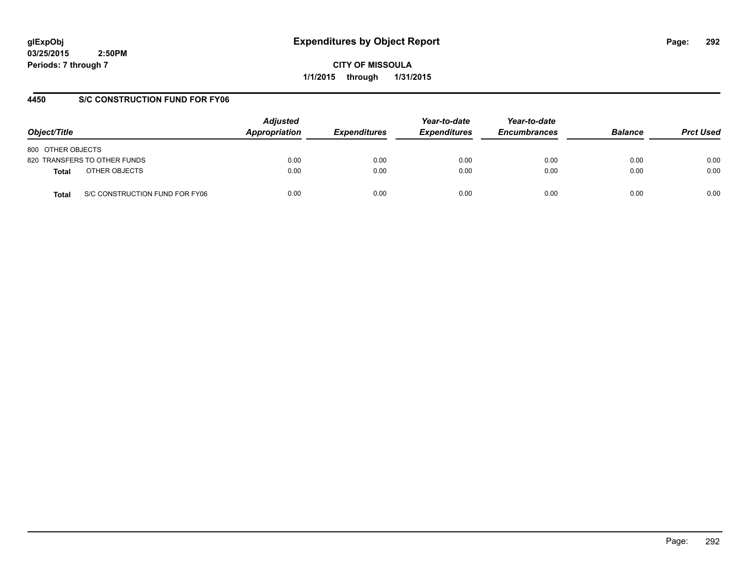**glExpObj**
**03/25/2015 2:50PM**
**Periods: 7 through 7**

# Expenditures by Object Report

**CITY OF MISSOULA**
**1/1/2015 through 1/31/2015**

## 4450 S/C CONSTRUCTION FUND FOR FY06

| Object/Title | Adjusted Appropriation | Expenditures | Year-to-date Expenditures | Year-to-date Encumbrances | Balance | Prct Used |
|---|---|---|---|---|---|---|
| 800 OTHER OBJECTS | | | | | | |
| 820 TRANSFERS TO OTHER FUNDS | 0.00 | 0.00 | 0.00 | 0.00 | 0.00 | 0.00 |
| **Total** OTHER OBJECTS | 0.00 | 0.00 | 0.00 | 0.00 | 0.00 | 0.00 |
| **Total** S/C CONSTRUCTION FUND FOR FY06 | 0.00 | 0.00 | 0.00 | 0.00 | 0.00 | 0.00 |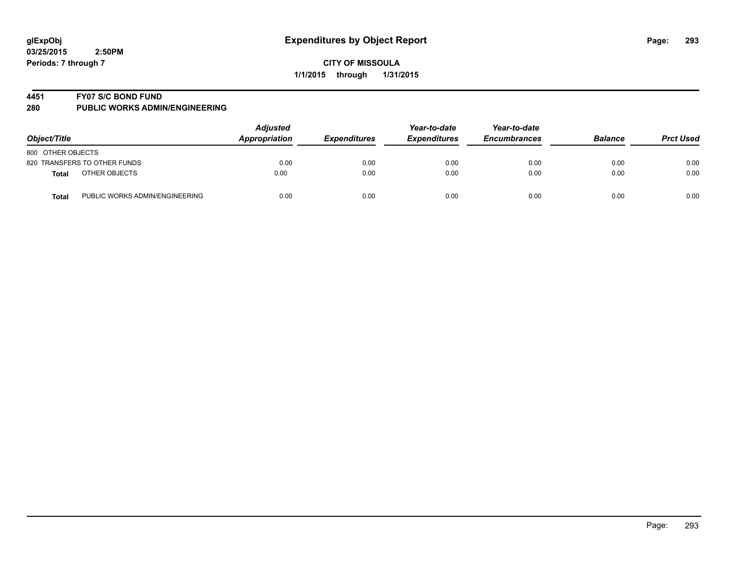# Expenditures by Object Report

glExpObj
03/25/2015 2:50PM
Periods: 7 through 7

**CITY OF MISSOULA**
**1/1/2015 through 1/31/2015**

## 4451 FY07 S/C BOND FUND
## 280 PUBLIC WORKS ADMIN/ENGINEERING

| Object/Title | | Adjusted Appropriation | Expenditures | Year-to-date Expenditures | Year-to-date Encumbrances | Balance | Prct Used |
|---|---|---|---|---|---|---|---|
| 800 OTHER OBJECTS | | | | | | | |
| 820 TRANSFERS TO OTHER FUNDS | | 0.00 | 0.00 | 0.00 | 0.00 | 0.00 | 0.00 |
| **Total** | OTHER OBJECTS | 0.00 | 0.00 | 0.00 | 0.00 | 0.00 | 0.00 |
| **Total** | PUBLIC WORKS ADMIN/ENGINEERING | 0.00 | 0.00 | 0.00 | 0.00 | 0.00 | 0.00 |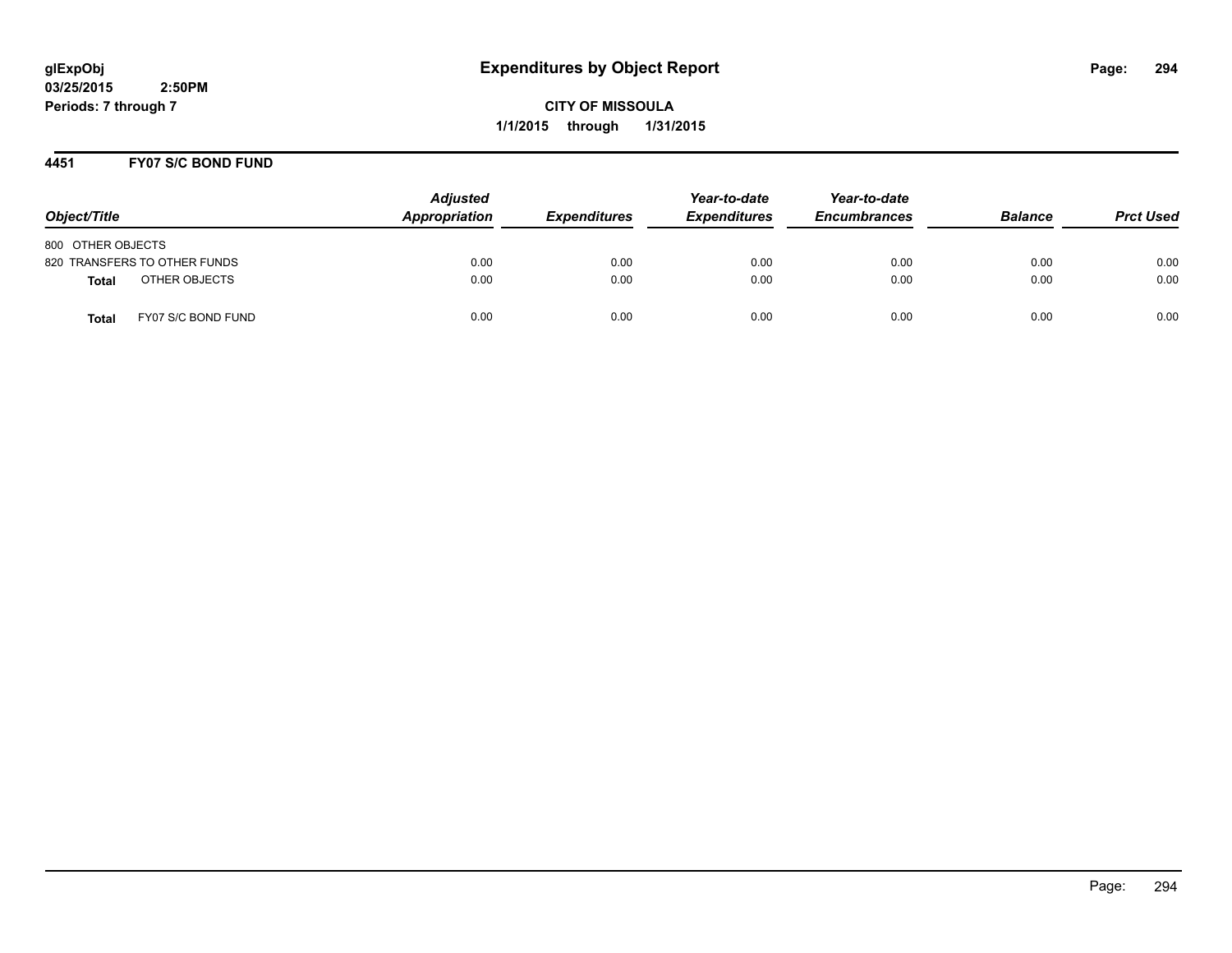# Expenditures by Object Report

glExpObj
03/25/2015 2:50PM
Periods: 7 through 7

CITY OF MISSOULA
1/1/2015 through 1/31/2015

## 4451 FY07 S/C BOND FUND

| Object/Title | Adjusted Appropriation | Expenditures | Year-to-date Expenditures | Year-to-date Encumbrances | Balance | Prct Used |
|---|---|---|---|---|---|---|
| 800 OTHER OBJECTS | | | | | | |
| 820 TRANSFERS TO OTHER FUNDS | 0.00 | 0.00 | 0.00 | 0.00 | 0.00 | 0.00 |
| **Total** OTHER OBJECTS | 0.00 | 0.00 | 0.00 | 0.00 | 0.00 | 0.00 |
| **Total** FY07 S/C BOND FUND | 0.00 | 0.00 | 0.00 | 0.00 | 0.00 | 0.00 |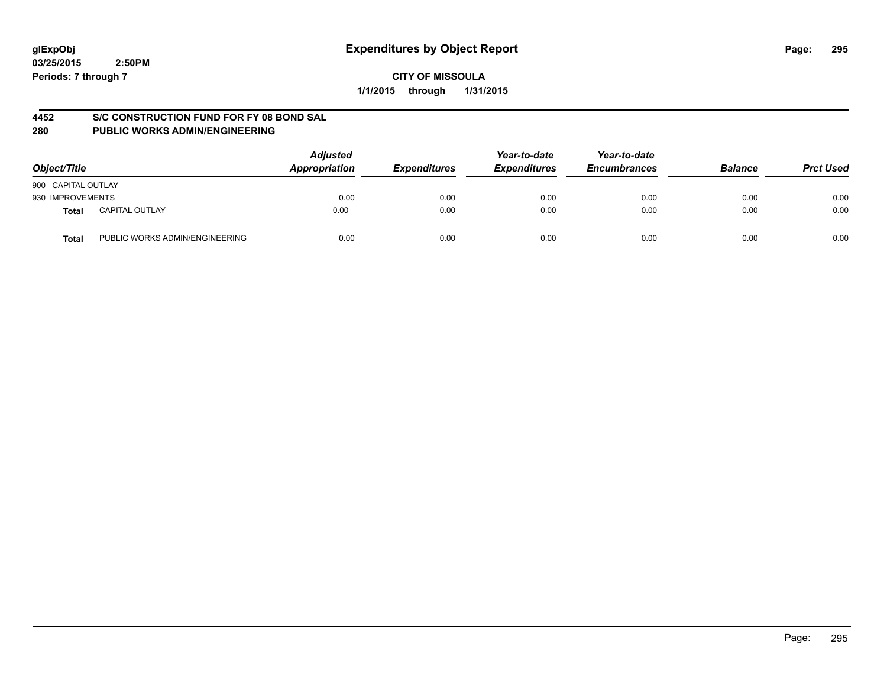**glExpObj** **Expenditures by Object Report**
**03/25/2015 2:50PM**
**Periods: 7 through 7**

**CITY OF MISSOULA**
**1/1/2015 through 1/31/2015**

## 4452 S/C CONSTRUCTION FUND FOR FY 08 BOND SAL
## 280 PUBLIC WORKS ADMIN/ENGINEERING

| Object/Title | | Adjusted Appropriation | Expenditures | Year-to-date Expenditures | Year-to-date Encumbrances | Balance | Prct Used |
|---|---|---|---|---|---|---|---|
| 900 CAPITAL OUTLAY | | | | | | | |
| 930 IMPROVEMENTS | | 0.00 | 0.00 | 0.00 | 0.00 | 0.00 | 0.00 |
| **Total** | CAPITAL OUTLAY | 0.00 | 0.00 | 0.00 | 0.00 | 0.00 | 0.00 |
| **Total** | PUBLIC WORKS ADMIN/ENGINEERING | 0.00 | 0.00 | 0.00 | 0.00 | 0.00 | 0.00 |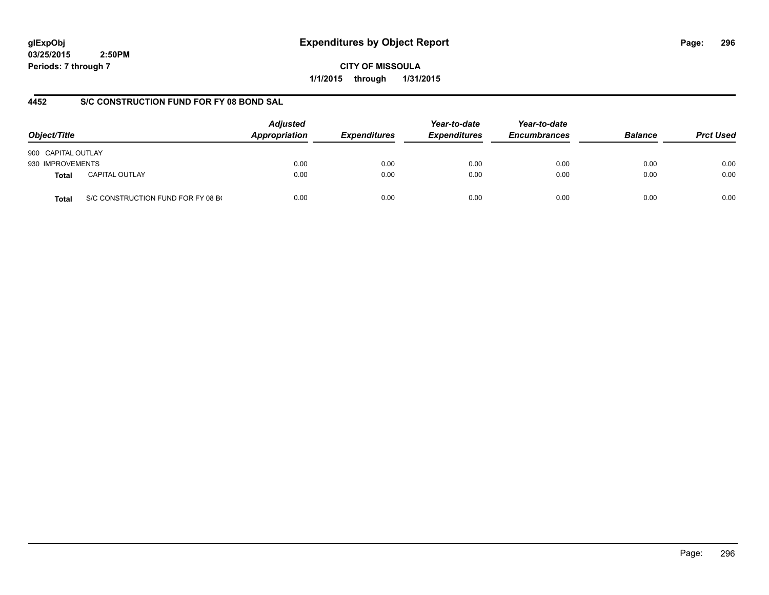**glExpObj**
**03/25/2015 2:50PM**
**Periods: 7 through 7**

# Expenditures by Object Report

**CITY OF MISSOULA**
**1/1/2015 through 1/31/2015**

## 4452 S/C CONSTRUCTION FUND FOR FY 08 BOND SAL

| Object/Title | | Adjusted Appropriation | Expenditures | Year-to-date Expenditures | Year-to-date Encumbrances | Balance | Prct Used |
|---|---|---|---|---|---|---|---|
| 900 CAPITAL OUTLAY | | | | | | | |
| 930 IMPROVEMENTS | | 0.00 | 0.00 | 0.00 | 0.00 | 0.00 | 0.00 |
| **Total** | CAPITAL OUTLAY | 0.00 | 0.00 | 0.00 | 0.00 | 0.00 | 0.00 |
| **Total** | S/C CONSTRUCTION FUND FOR FY 08 B( | 0.00 | 0.00 | 0.00 | 0.00 | 0.00 | 0.00 |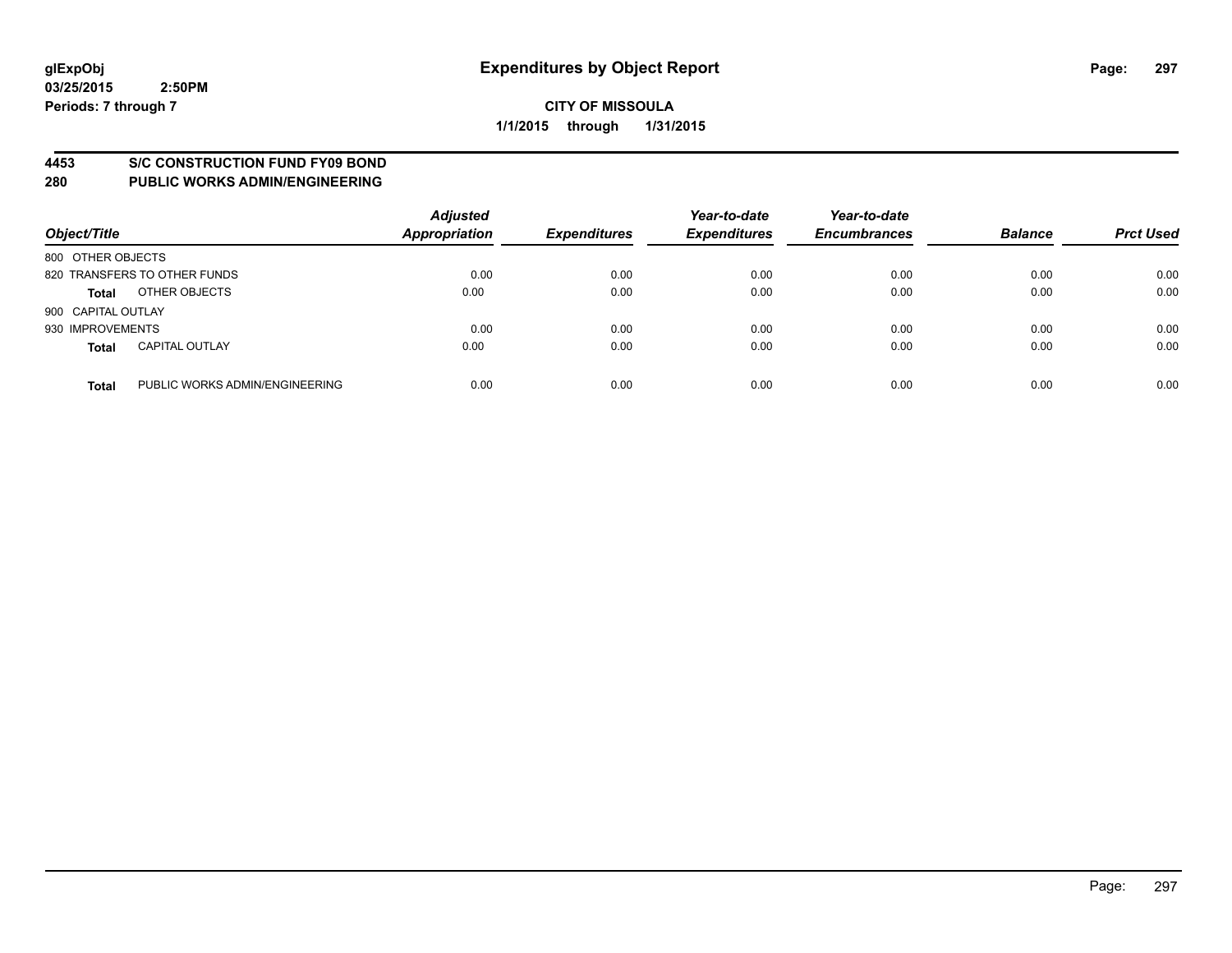**glExpObj** **Expenditures by Object Report**
**03/25/2015 2:50PM**
**Periods: 7 through 7**

**CITY OF MISSOULA**
**1/1/2015 through 1/31/2015**

**4453 S/C CONSTRUCTION FUND FY09 BOND**
**280 PUBLIC WORKS ADMIN/ENGINEERING**

| Object/Title | | Adjusted Appropriation | Expenditures | Year-to-date Expenditures | Year-to-date Encumbrances | Balance | Prct Used |
|---|---|---|---|---|---|---|---|
| 800 OTHER OBJECTS | | | | | | | |
| 820 TRANSFERS TO OTHER FUNDS | | 0.00 | 0.00 | 0.00 | 0.00 | 0.00 | 0.00 |
| **Total** | OTHER OBJECTS | 0.00 | 0.00 | 0.00 | 0.00 | 0.00 | 0.00 |
| 900 CAPITAL OUTLAY | | | | | | | |
| 930 IMPROVEMENTS | | 0.00 | 0.00 | 0.00 | 0.00 | 0.00 | 0.00 |
| **Total** | CAPITAL OUTLAY | 0.00 | 0.00 | 0.00 | 0.00 | 0.00 | 0.00 |
| **Total** | PUBLIC WORKS ADMIN/ENGINEERING | 0.00 | 0.00 | 0.00 | 0.00 | 0.00 | 0.00 |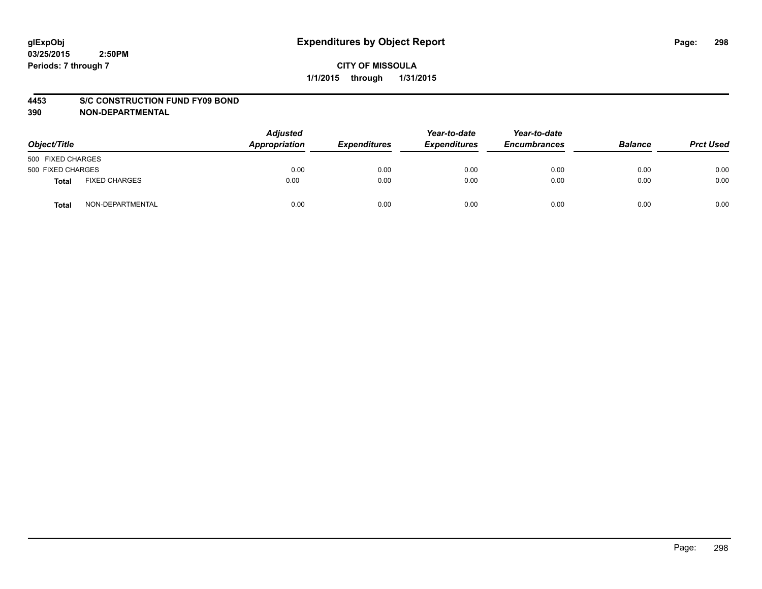glExpObj
03/25/2015 2:50PM
Periods: 7 through 7

# Expenditures by Object Report

**CITY OF MISSOULA**
**1/1/2015 through 1/31/2015**

**4453 S/C CONSTRUCTION FUND FY09 BOND**
**390 NON-DEPARTMENTAL**

| Object/Title | | Adjusted Appropriation | Expenditures | Year-to-date Expenditures | Year-to-date Encumbrances | Balance | Prct Used |
|---|---|---|---|---|---|---|---|
| 500 FIXED CHARGES | | | | | | | |
| 500 FIXED CHARGES | | 0.00 | 0.00 | 0.00 | 0.00 | 0.00 | 0.00 |
| **Total** | FIXED CHARGES | 0.00 | 0.00 | 0.00 | 0.00 | 0.00 | 0.00 |
| **Total** | NON-DEPARTMENTAL | 0.00 | 0.00 | 0.00 | 0.00 | 0.00 | 0.00 |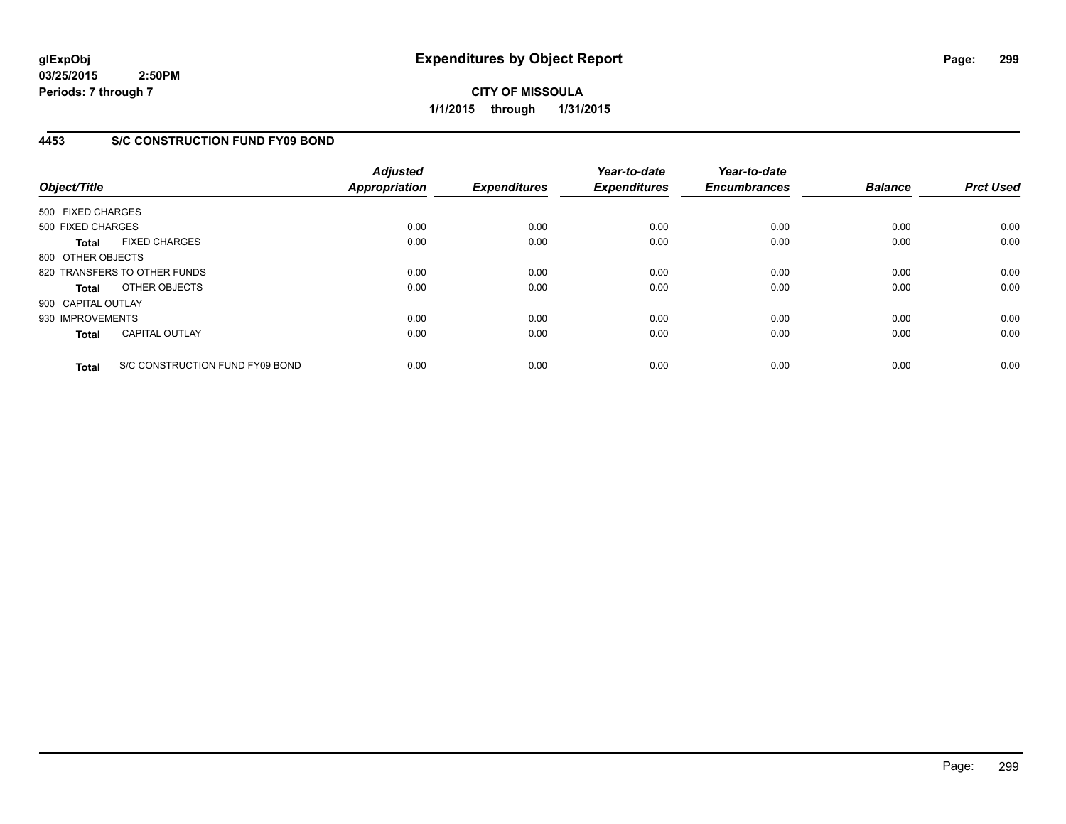**glExpObj**
**03/25/2015 2:50PM**
**Periods: 7 through 7**

# Expenditures by Object Report

**CITY OF MISSOULA**
**1/1/2015 through 1/31/2015**

## 4453 S/C CONSTRUCTION FUND FY09 BOND

| Object/Title | Adjusted Appropriation | Expenditures | Year-to-date Expenditures | Year-to-date Encumbrances | Balance | Prct Used |
|---|---|---|---|---|---|---|
| 500 FIXED CHARGES | | | | | | |
| 500 FIXED CHARGES | 0.00 | 0.00 | 0.00 | 0.00 | 0.00 | 0.00 |
| **Total** FIXED CHARGES | 0.00 | 0.00 | 0.00 | 0.00 | 0.00 | 0.00 |
| 800 OTHER OBJECTS | | | | | | |
| 820 TRANSFERS TO OTHER FUNDS | 0.00 | 0.00 | 0.00 | 0.00 | 0.00 | 0.00 |
| **Total** OTHER OBJECTS | 0.00 | 0.00 | 0.00 | 0.00 | 0.00 | 0.00 |
| 900 CAPITAL OUTLAY | | | | | | |
| 930 IMPROVEMENTS | 0.00 | 0.00 | 0.00 | 0.00 | 0.00 | 0.00 |
| **Total** CAPITAL OUTLAY | 0.00 | 0.00 | 0.00 | 0.00 | 0.00 | 0.00 |
| **Total** S/C CONSTRUCTION FUND FY09 BOND | 0.00 | 0.00 | 0.00 | 0.00 | 0.00 | 0.00 |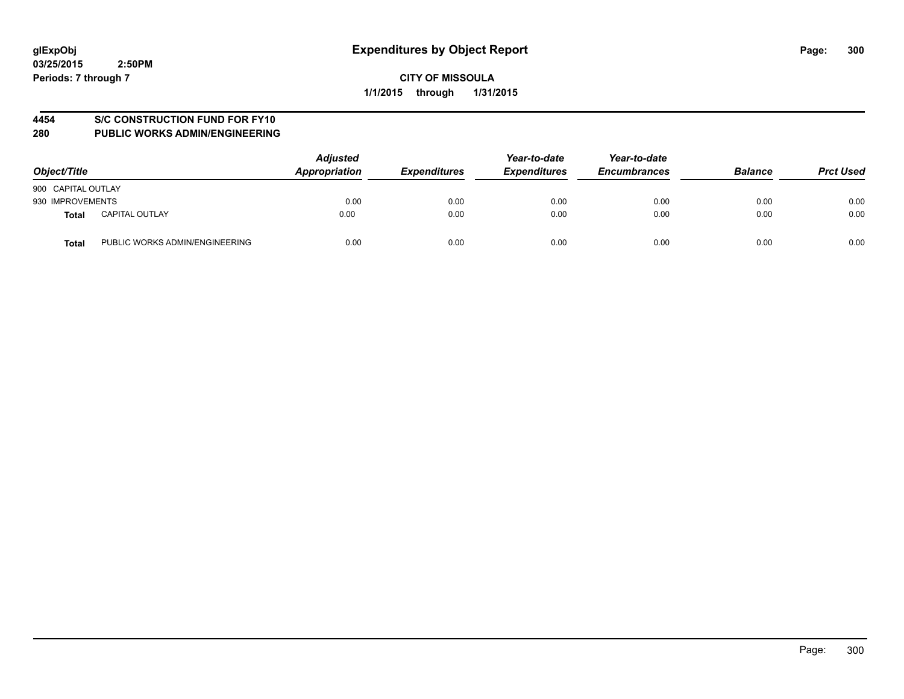# Expenditures by Object Report

glExpObj
03/25/2015 2:50PM
Periods: 7 through 7

**CITY OF MISSOULA**
**1/1/2015 through 1/31/2015**

## 4454 S/C CONSTRUCTION FUND FOR FY10
## 280 PUBLIC WORKS ADMIN/ENGINEERING

| Object/Title | | Adjusted Appropriation | Expenditures | Year-to-date Expenditures | Year-to-date Encumbrances | Balance | Prct Used |
|---|---|---|---|---|---|---|---|
| 900 CAPITAL OUTLAY | | | | | | | |
| 930 IMPROVEMENTS | | 0.00 | 0.00 | 0.00 | 0.00 | 0.00 | 0.00 |
| **Total** | CAPITAL OUTLAY | 0.00 | 0.00 | 0.00 | 0.00 | 0.00 | 0.00 |
| **Total** | PUBLIC WORKS ADMIN/ENGINEERING | 0.00 | 0.00 | 0.00 | 0.00 | 0.00 | 0.00 |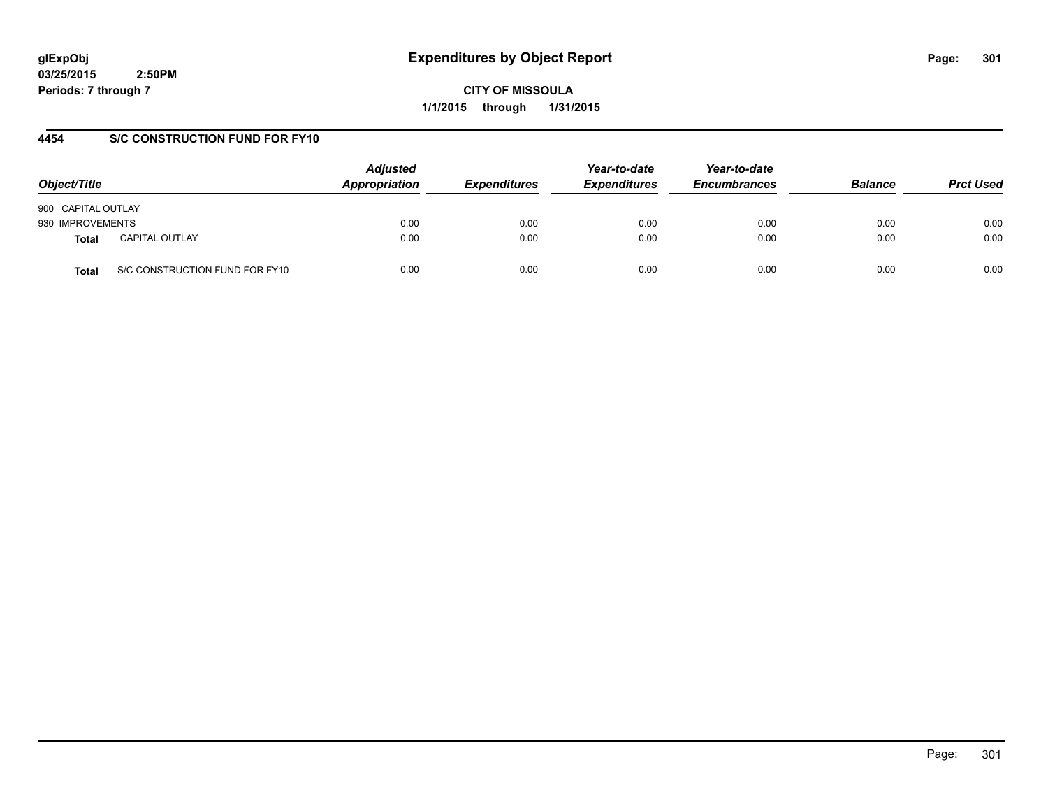glExpObj
03/25/2015 2:50PM
Periods: 7 through 7

# Expenditures by Object Report

**CITY OF MISSOULA**
**1/1/2015 through 1/31/2015**

## 4454 S/C CONSTRUCTION FUND FOR FY10

| Object/Title | | Adjusted Appropriation | Expenditures | Year-to-date Expenditures | Year-to-date Encumbrances | Balance | Prct Used |
|---|---|---|---|---|---|---|---|
| 900 CAPITAL OUTLAY | | | | | | | |
| 930 IMPROVEMENTS | | 0.00 | 0.00 | 0.00 | 0.00 | 0.00 | 0.00 |
| **Total** | CAPITAL OUTLAY | 0.00 | 0.00 | 0.00 | 0.00 | 0.00 | 0.00 |
| **Total** | S/C CONSTRUCTION FUND FOR FY10 | 0.00 | 0.00 | 0.00 | 0.00 | 0.00 | 0.00 |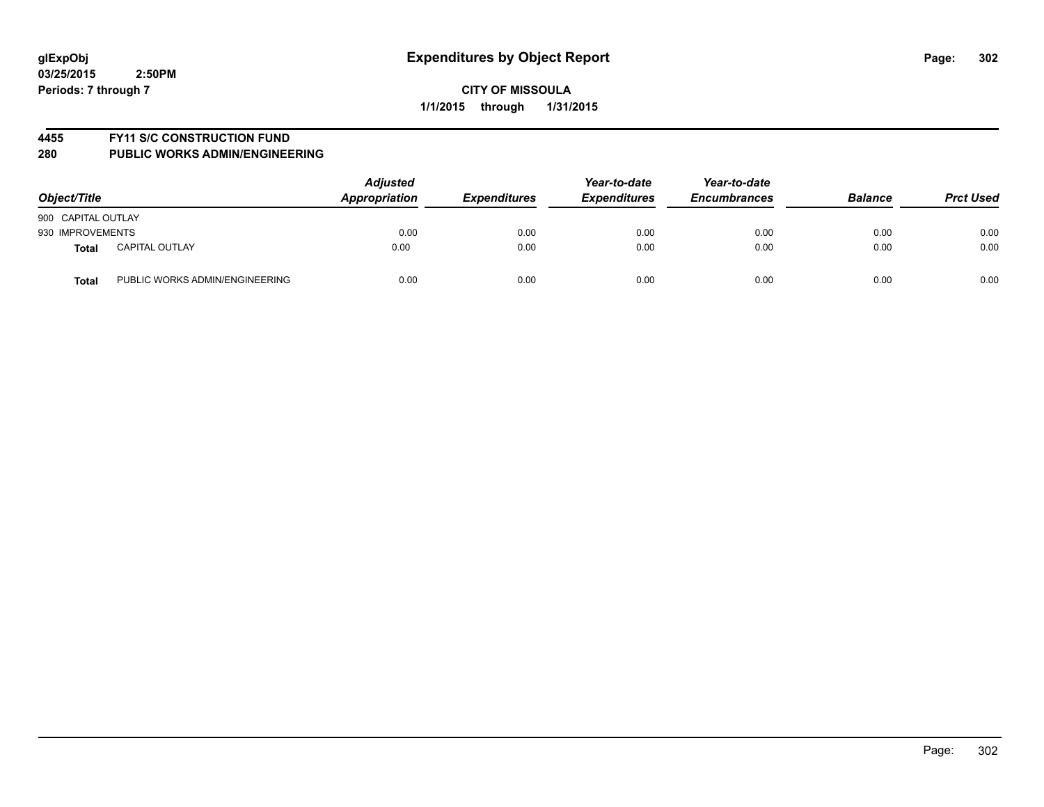**glExpObj**
**03/25/2015 2:50PM**
**Periods: 7 through 7**

# Expenditures by Object Report

**CITY OF MISSOULA**
**1/1/2015 through 1/31/2015**

## 4455 FY11 S/C CONSTRUCTION FUND
## 280 PUBLIC WORKS ADMIN/ENGINEERING

| Object/Title | | *Adjusted Appropriation* | *Expenditures* | *Year-to-date Expenditures* | *Year-to-date Encumbrances* | *Balance* | *Prct Used* |
|---|---|---|---|---|---|---|---|
| 900 CAPITAL OUTLAY | | | | | | | |
| 930 IMPROVEMENTS | | 0.00 | 0.00 | 0.00 | 0.00 | 0.00 | 0.00 |
| **Total** | CAPITAL OUTLAY | 0.00 | 0.00 | 0.00 | 0.00 | 0.00 | 0.00 |
| **Total** | PUBLIC WORKS ADMIN/ENGINEERING | 0.00 | 0.00 | 0.00 | 0.00 | 0.00 | 0.00 |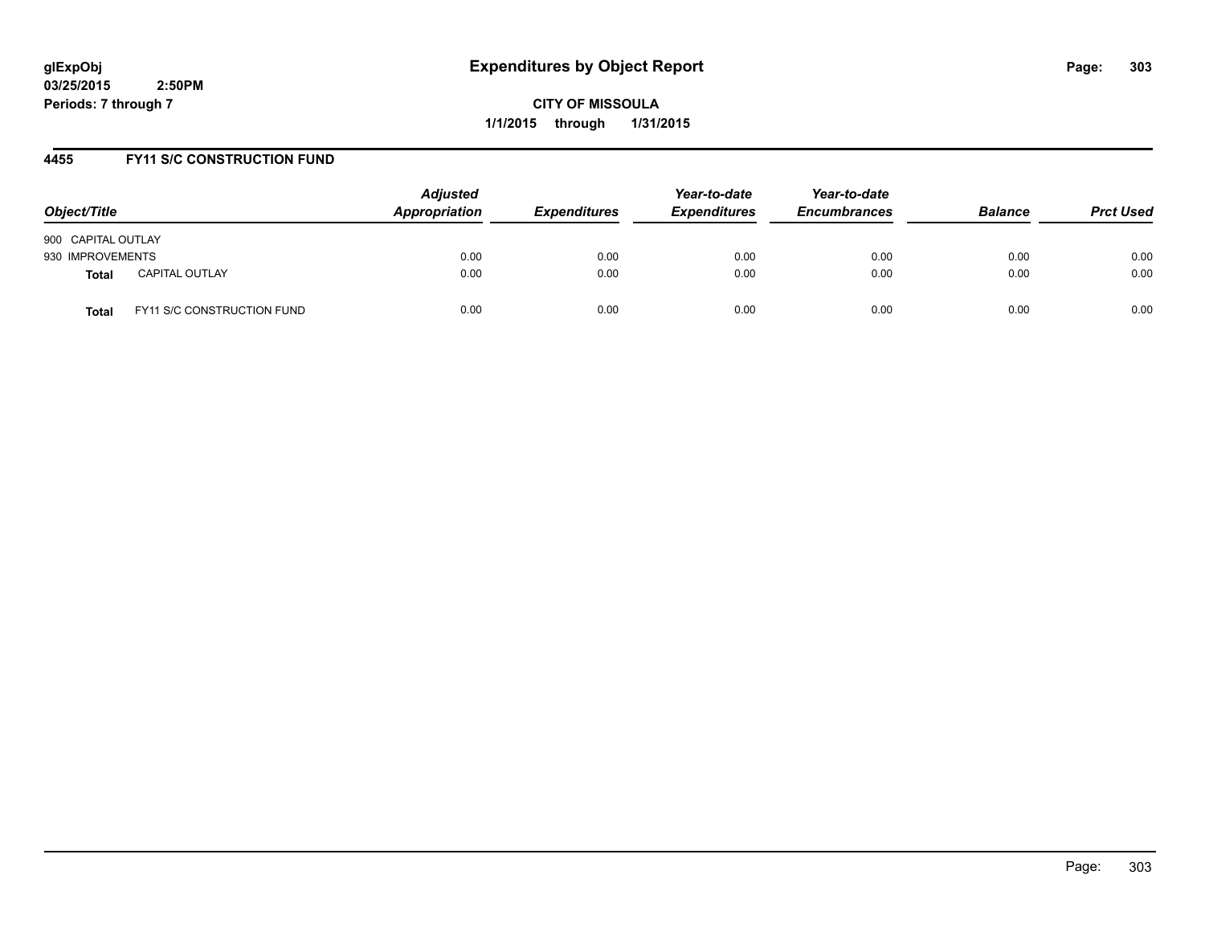**glExpObj**
**03/25/2015 2:50PM**
**Periods: 7 through 7**

# Expenditures by Object Report

**CITY OF MISSOULA**
**1/1/2015 through 1/31/2015**

## 4455 FY11 S/C CONSTRUCTION FUND

| Object/Title | | Adjusted Appropriation | Expenditures | Year-to-date Expenditures | Year-to-date Encumbrances | Balance | Prct Used |
|---|---|---|---|---|---|---|---|
| 900 CAPITAL OUTLAY | | | | | | | |
| 930 IMPROVEMENTS | | 0.00 | 0.00 | 0.00 | 0.00 | 0.00 | 0.00 |
| **Total** | CAPITAL OUTLAY | 0.00 | 0.00 | 0.00 | 0.00 | 0.00 | 0.00 |
| **Total** | FY11 S/C CONSTRUCTION FUND | 0.00 | 0.00 | 0.00 | 0.00 | 0.00 | 0.00 |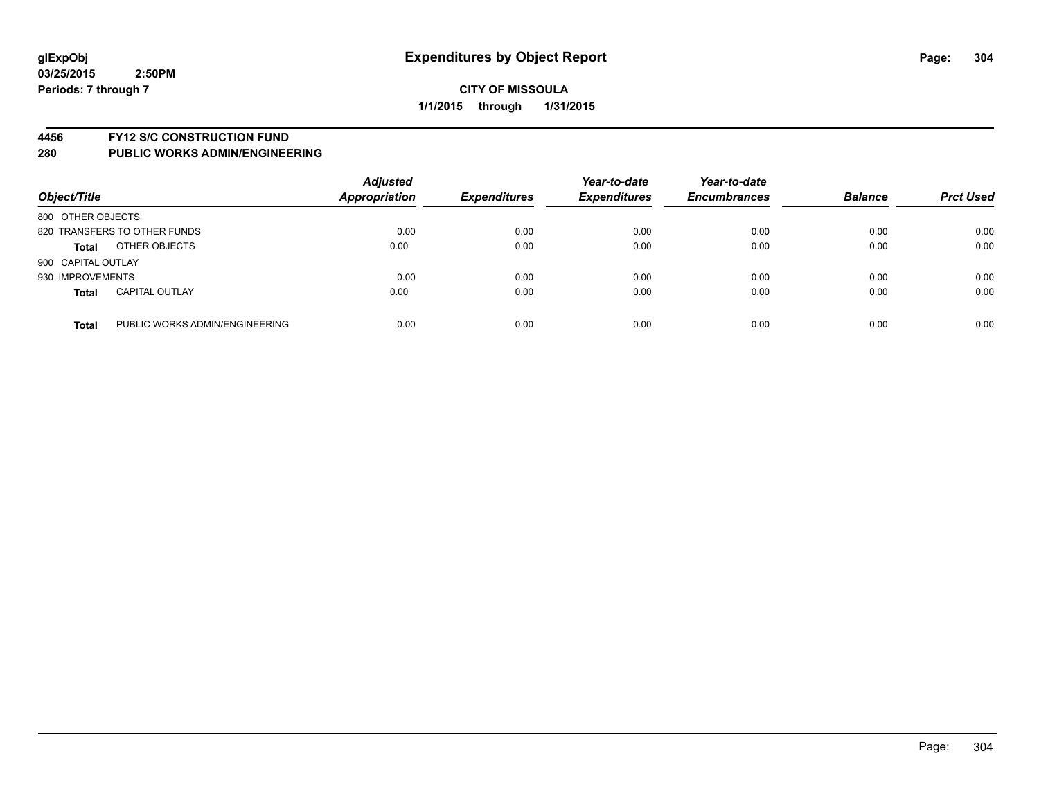**glExpObj** **Expenditures by Object Report**

**03/25/2015 2:50PM**

**Periods: 7 through 7**

**CITY OF MISSOULA**

**1/1/2015 through 1/31/2015**

## 4456 FY12 S/C CONSTRUCTION FUND

## 280 PUBLIC WORKS ADMIN/ENGINEERING

| Object/Title | | Adjusted Appropriation | Expenditures | Year-to-date Expenditures | Year-to-date Encumbrances | Balance | Prct Used |
|---|---|---|---|---|---|---|---|
| 800 OTHER OBJECTS | | | | | | | |
| 820 TRANSFERS TO OTHER FUNDS | | 0.00 | 0.00 | 0.00 | 0.00 | 0.00 | 0.00 |
| **Total** | OTHER OBJECTS | 0.00 | 0.00 | 0.00 | 0.00 | 0.00 | 0.00 |
| 900 CAPITAL OUTLAY | | | | | | | |
| 930 IMPROVEMENTS | | 0.00 | 0.00 | 0.00 | 0.00 | 0.00 | 0.00 |
| **Total** | CAPITAL OUTLAY | 0.00 | 0.00 | 0.00 | 0.00 | 0.00 | 0.00 |
| **Total** | PUBLIC WORKS ADMIN/ENGINEERING | 0.00 | 0.00 | 0.00 | 0.00 | 0.00 | 0.00 |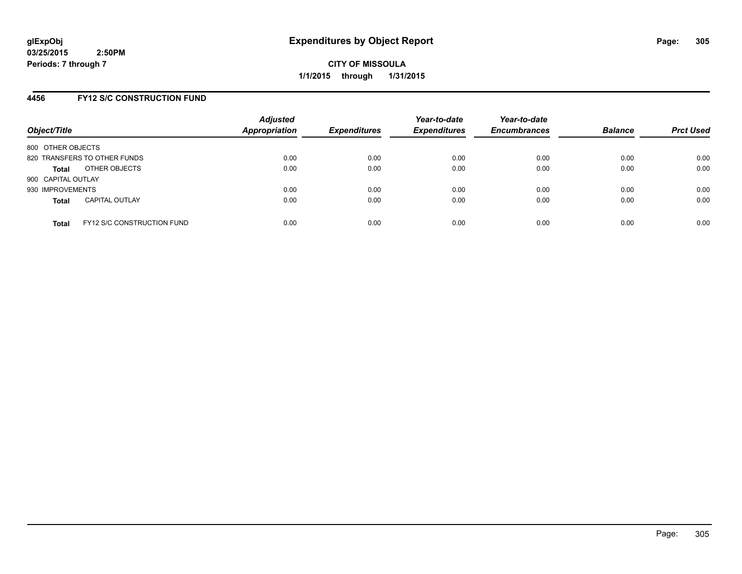**glExpObj**
**03/25/2015 2:50PM**
**Periods: 7 through 7**

# Expenditures by Object Report

**CITY OF MISSOULA**
**1/1/2015 through 1/31/2015**

## 4456 FY12 S/C CONSTRUCTION FUND

| Object/Title | Adjusted Appropriation | Expenditures | Year-to-date Expenditures | Year-to-date Encumbrances | Balance | Prct Used |
|---|---|---|---|---|---|---|
| 800 OTHER OBJECTS | | | | | | |
| 820 TRANSFERS TO OTHER FUNDS | 0.00 | 0.00 | 0.00 | 0.00 | 0.00 | 0.00 |
| **Total** OTHER OBJECTS | 0.00 | 0.00 | 0.00 | 0.00 | 0.00 | 0.00 |
| 900 CAPITAL OUTLAY | | | | | | |
| 930 IMPROVEMENTS | 0.00 | 0.00 | 0.00 | 0.00 | 0.00 | 0.00 |
| **Total** CAPITAL OUTLAY | 0.00 | 0.00 | 0.00 | 0.00 | 0.00 | 0.00 |
| **Total** FY12 S/C CONSTRUCTION FUND | 0.00 | 0.00 | 0.00 | 0.00 | 0.00 | 0.00 |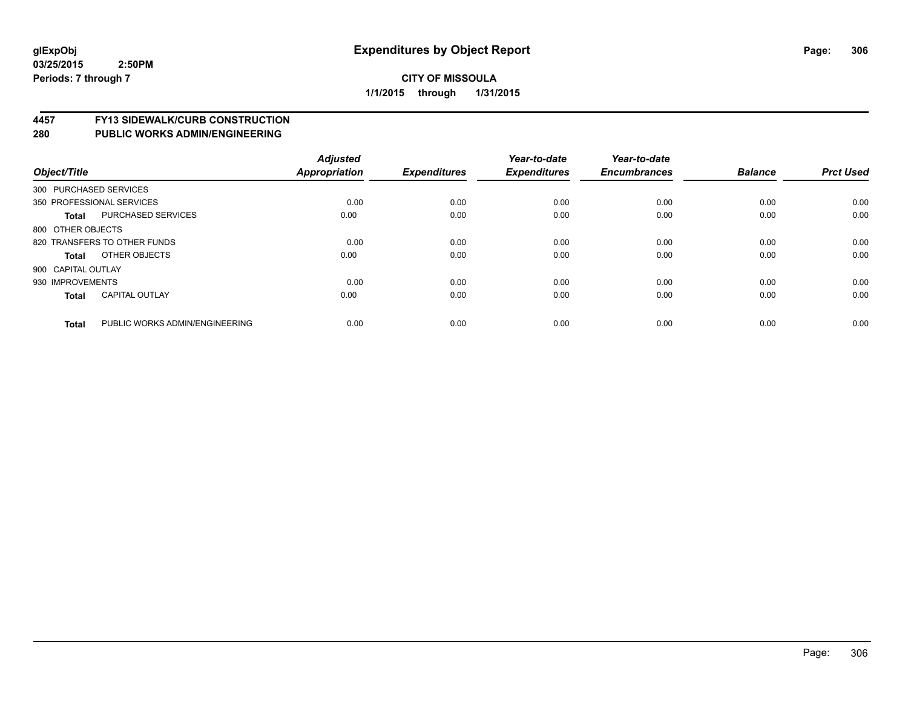# CITY OF MISSOULA

**1/1/2015 through 1/31/2015**

glExpObj
03/25/2015 2:50PM
Periods: 7 through 7

## Expenditures by Object Report

### 4457 FY13 SIDEWALK/CURB CONSTRUCTION
### 280 PUBLIC WORKS ADMIN/ENGINEERING

| Object/Title | | Adjusted Appropriation | Expenditures | Year-to-date Expenditures | Year-to-date Encumbrances | Balance | Prct Used |
|---|---|---|---|---|---|---|---|
| 300 PURCHASED SERVICES | | | | | | | |
| 350 PROFESSIONAL SERVICES | | 0.00 | 0.00 | 0.00 | 0.00 | 0.00 | 0.00 |
| **Total** | PURCHASED SERVICES | 0.00 | 0.00 | 0.00 | 0.00 | 0.00 | 0.00 |
| 800 OTHER OBJECTS | | | | | | | |
| 820 TRANSFERS TO OTHER FUNDS | | 0.00 | 0.00 | 0.00 | 0.00 | 0.00 | 0.00 |
| **Total** | OTHER OBJECTS | 0.00 | 0.00 | 0.00 | 0.00 | 0.00 | 0.00 |
| 900 CAPITAL OUTLAY | | | | | | | |
| 930 IMPROVEMENTS | | 0.00 | 0.00 | 0.00 | 0.00 | 0.00 | 0.00 |
| **Total** | CAPITAL OUTLAY | 0.00 | 0.00 | 0.00 | 0.00 | 0.00 | 0.00 |
| **Total** | PUBLIC WORKS ADMIN/ENGINEERING | 0.00 | 0.00 | 0.00 | 0.00 | 0.00 | 0.00 |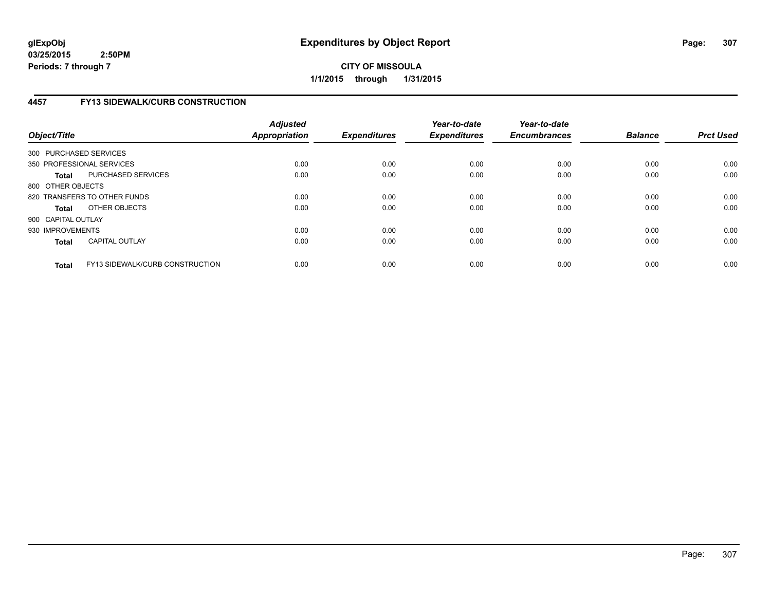**glExpObj**
**03/25/2015 2:50PM**
**Periods: 7 through 7**

# Expenditures by Object Report

**CITY OF MISSOULA**
**1/1/2015 through 1/31/2015**

## 4457 FY13 SIDEWALK/CURB CONSTRUCTION

| Object/Title | Adjusted Appropriation | Expenditures | Year-to-date Expenditures | Year-to-date Encumbrances | Balance | Prct Used |
|---|---|---|---|---|---|---|
| 300 PURCHASED SERVICES | | | | | | |
| 350 PROFESSIONAL SERVICES | 0.00 | 0.00 | 0.00 | 0.00 | 0.00 | 0.00 |
| **Total** PURCHASED SERVICES | 0.00 | 0.00 | 0.00 | 0.00 | 0.00 | 0.00 |
| 800 OTHER OBJECTS | | | | | | |
| 820 TRANSFERS TO OTHER FUNDS | 0.00 | 0.00 | 0.00 | 0.00 | 0.00 | 0.00 |
| **Total** OTHER OBJECTS | 0.00 | 0.00 | 0.00 | 0.00 | 0.00 | 0.00 |
| 900 CAPITAL OUTLAY | | | | | | |
| 930 IMPROVEMENTS | 0.00 | 0.00 | 0.00 | 0.00 | 0.00 | 0.00 |
| **Total** CAPITAL OUTLAY | 0.00 | 0.00 | 0.00 | 0.00 | 0.00 | 0.00 |
| **Total** FY13 SIDEWALK/CURB CONSTRUCTION | 0.00 | 0.00 | 0.00 | 0.00 | 0.00 | 0.00 |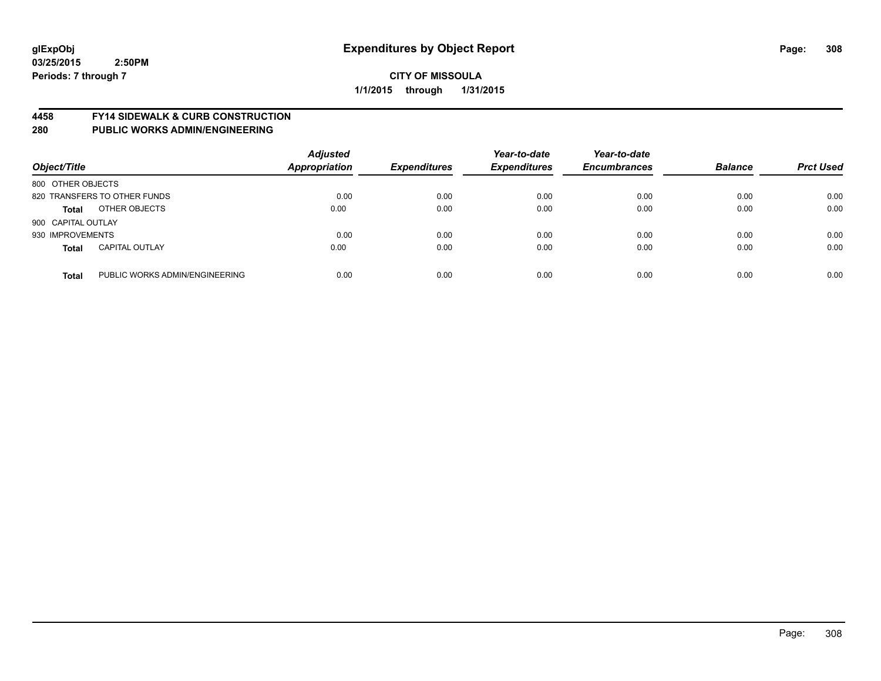# Expenditures by Object Report

glExpObj
03/25/2015 2:50PM
Periods: 7 through 7

**CITY OF MISSOULA**
**1/1/2015 through 1/31/2015**

## 4458 FY14 SIDEWALK & CURB CONSTRUCTION
## 280 PUBLIC WORKS ADMIN/ENGINEERING

| Object/Title | | Adjusted Appropriation | Expenditures | Year-to-date Expenditures | Year-to-date Encumbrances | Balance | Prct Used |
|---|---|---|---|---|---|---|---|
| 800 OTHER OBJECTS | | | | | | | |
| 820 TRANSFERS TO OTHER FUNDS | | 0.00 | 0.00 | 0.00 | 0.00 | 0.00 | 0.00 |
| **Total** | OTHER OBJECTS | 0.00 | 0.00 | 0.00 | 0.00 | 0.00 | 0.00 |
| 900 CAPITAL OUTLAY | | | | | | | |
| 930 IMPROVEMENTS | | 0.00 | 0.00 | 0.00 | 0.00 | 0.00 | 0.00 |
| **Total** | CAPITAL OUTLAY | 0.00 | 0.00 | 0.00 | 0.00 | 0.00 | 0.00 |
| **Total** | PUBLIC WORKS ADMIN/ENGINEERING | 0.00 | 0.00 | 0.00 | 0.00 | 0.00 | 0.00 |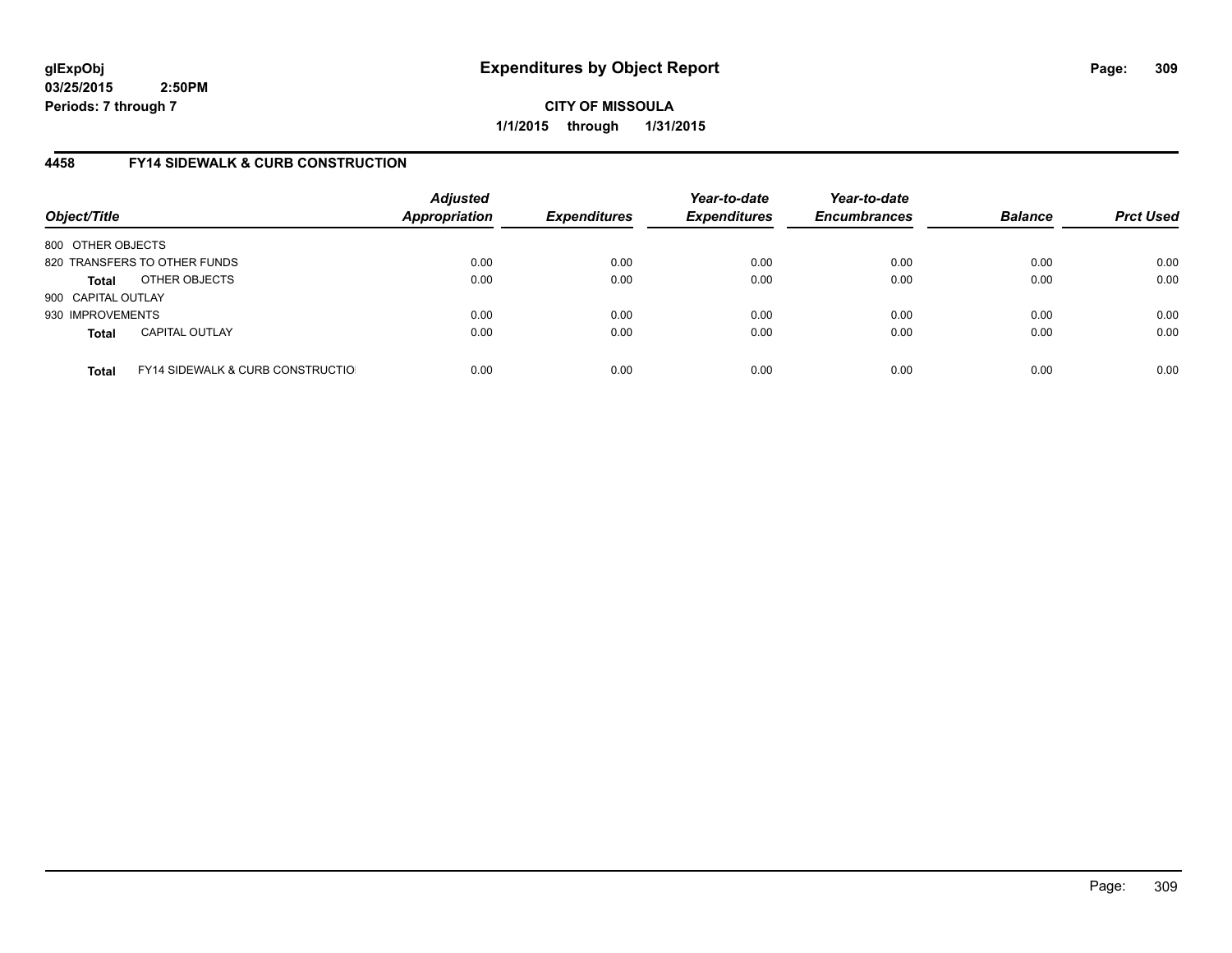**glExpObj**
**03/25/2015 2:50PM**
**Periods: 7 through 7**

# Expenditures by Object Report

**CITY OF MISSOULA**
**1/1/2015 through 1/31/2015**

## 4458 FY14 SIDEWALK & CURB CONSTRUCTION

| Object/Title | | Adjusted Appropriation | Expenditures | Year-to-date Expenditures | Year-to-date Encumbrances | Balance | Prct Used |
|---|---|---|---|---|---|---|---|
| 800 OTHER OBJECTS | | | | | | | |
| 820 TRANSFERS TO OTHER FUNDS | | 0.00 | 0.00 | 0.00 | 0.00 | 0.00 | 0.00 |
| **Total** | OTHER OBJECTS | 0.00 | 0.00 | 0.00 | 0.00 | 0.00 | 0.00 |
| 900 CAPITAL OUTLAY | | | | | | | |
| 930 IMPROVEMENTS | | 0.00 | 0.00 | 0.00 | 0.00 | 0.00 | 0.00 |
| **Total** | CAPITAL OUTLAY | 0.00 | 0.00 | 0.00 | 0.00 | 0.00 | 0.00 |
| **Total** | FY14 SIDEWALK & CURB CONSTRUCTIO | 0.00 | 0.00 | 0.00 | 0.00 | 0.00 | 0.00 |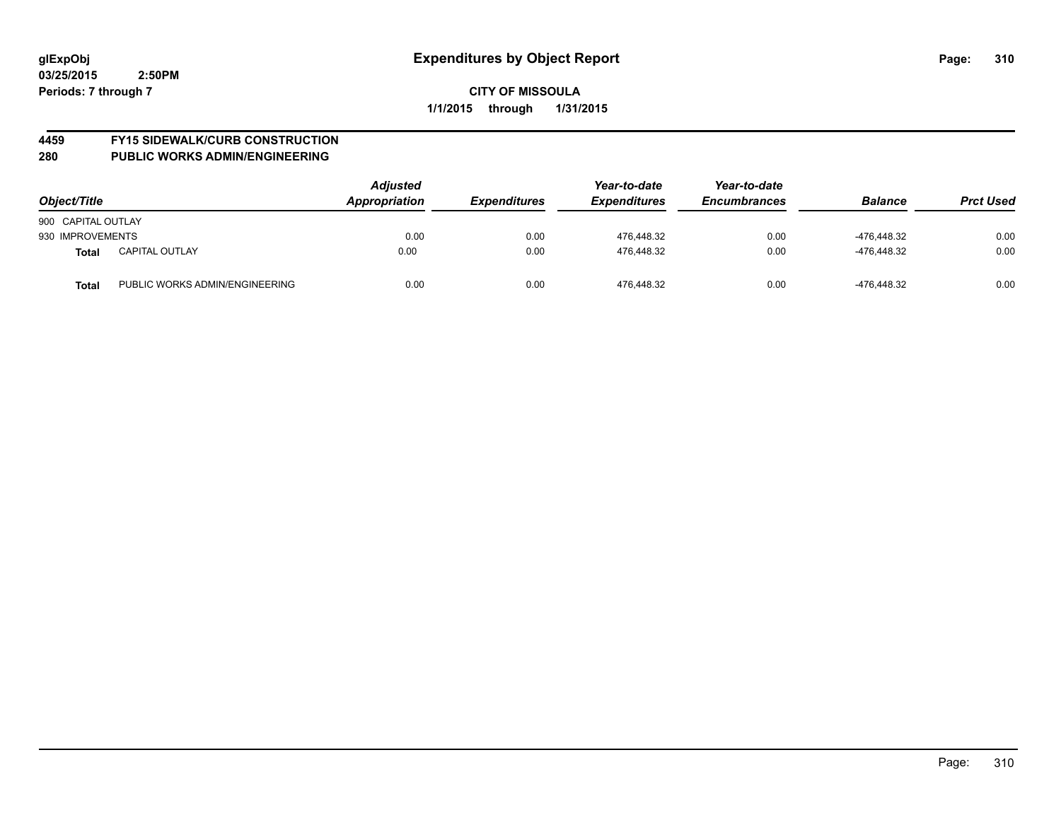glExpObj
03/25/2015 2:50PM
Periods: 7 through 7

# Expenditures by Object Report

**CITY OF MISSOULA**

**1/1/2015 through 1/31/2015**

## 4459 FY15 SIDEWALK/CURB CONSTRUCTION
## 280 PUBLIC WORKS ADMIN/ENGINEERING

| Object/Title | | Adjusted Appropriation | Expenditures | Year-to-date Expenditures | Year-to-date Encumbrances | Balance | Prct Used |
|---|---|---|---|---|---|---|---|
| 900 CAPITAL OUTLAY | | | | | | | |
| 930 IMPROVEMENTS | | 0.00 | 0.00 | 476,448.32 | 0.00 | -476,448.32 | 0.00 |
| **Total** | CAPITAL OUTLAY | 0.00 | 0.00 | 476,448.32 | 0.00 | -476,448.32 | 0.00 |
| **Total** | PUBLIC WORKS ADMIN/ENGINEERING | 0.00 | 0.00 | 476,448.32 | 0.00 | -476,448.32 | 0.00 |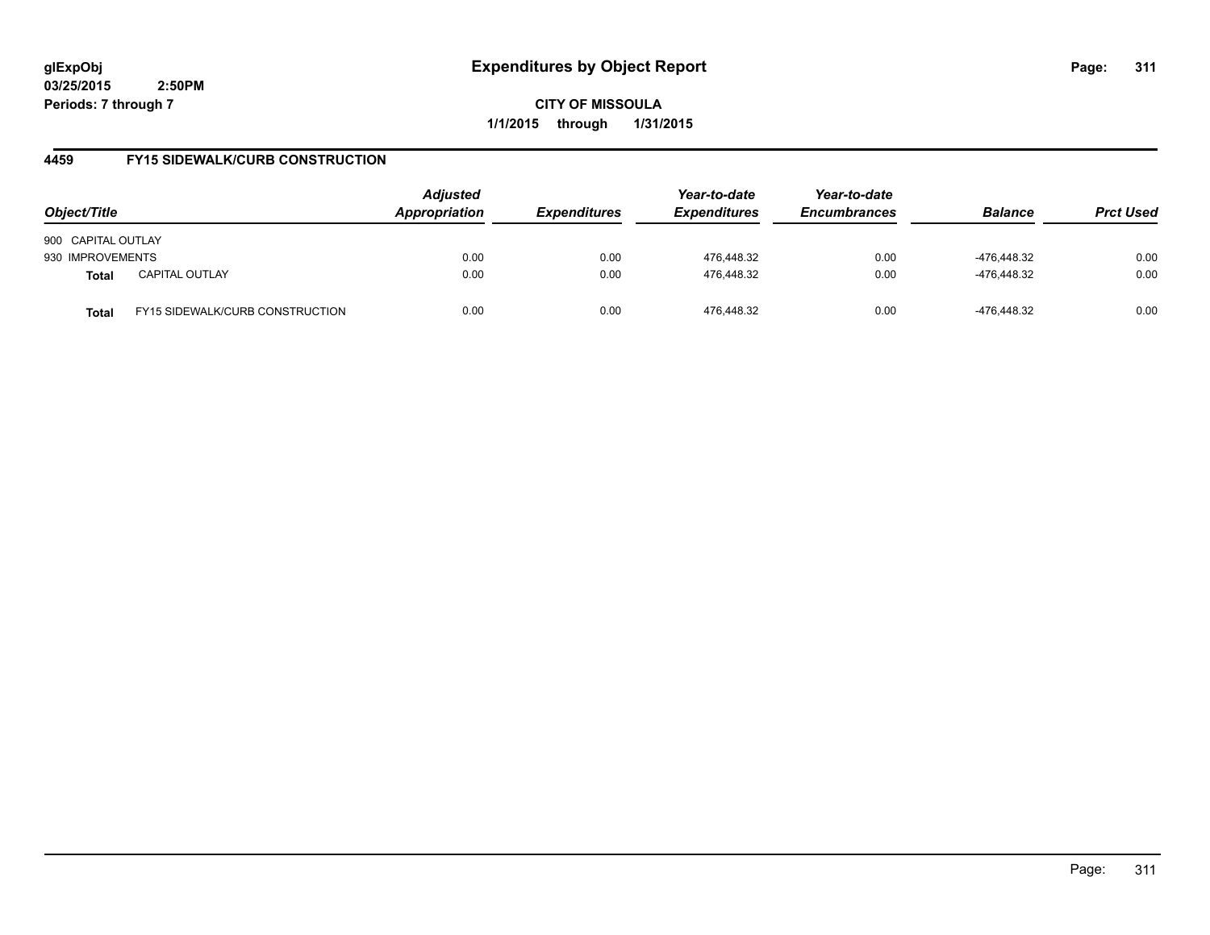**glExpObj**
**03/25/2015 2:50PM**
**Periods: 7 through 7**

# Expenditures by Object Report

**CITY OF MISSOULA**

**1/1/2015 through 1/31/2015**

## 4459 FY15 SIDEWALK/CURB CONSTRUCTION

| Object/Title | | *Adjusted Appropriation* | *Expenditures* | *Year-to-date Expenditures* | *Year-to-date Encumbrances* | *Balance* | *Prct Used* |
|---|---|---|---|---|---|---|---|
| 900 CAPITAL OUTLAY | | | | | | | |
| 930 IMPROVEMENTS | | 0.00 | 0.00 | 476,448.32 | 0.00 | -476,448.32 | 0.00 |
| **Total** | CAPITAL OUTLAY | 0.00 | 0.00 | 476,448.32 | 0.00 | -476,448.32 | 0.00 |
| **Total** | FY15 SIDEWALK/CURB CONSTRUCTION | 0.00 | 0.00 | 476,448.32 | 0.00 | -476,448.32 | 0.00 |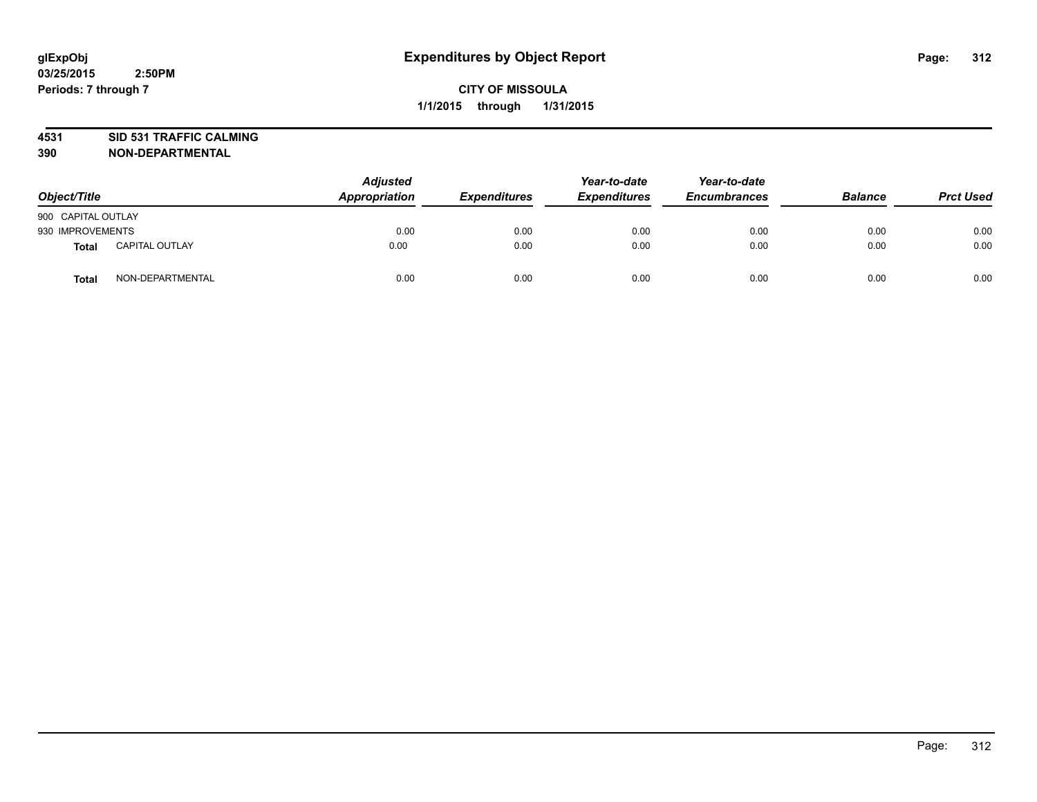**glExpObj**
**03/25/2015 2:50PM**
**Periods: 7 through 7**

# Expenditures by Object Report

**CITY OF MISSOULA**
**1/1/2015 through 1/31/2015**

**4531 SID 531 TRAFFIC CALMING**
**390 NON-DEPARTMENTAL**

| Object/Title | | Adjusted Appropriation | Expenditures | Year-to-date Expenditures | Year-to-date Encumbrances | Balance | Prct Used |
|---|---|---|---|---|---|---|---|
| 900 CAPITAL OUTLAY | | | | | | | |
| 930 IMPROVEMENTS | | 0.00 | 0.00 | 0.00 | 0.00 | 0.00 | 0.00 |
| **Total** | CAPITAL OUTLAY | 0.00 | 0.00 | 0.00 | 0.00 | 0.00 | 0.00 |
| **Total** | NON-DEPARTMENTAL | 0.00 | 0.00 | 0.00 | 0.00 | 0.00 | 0.00 |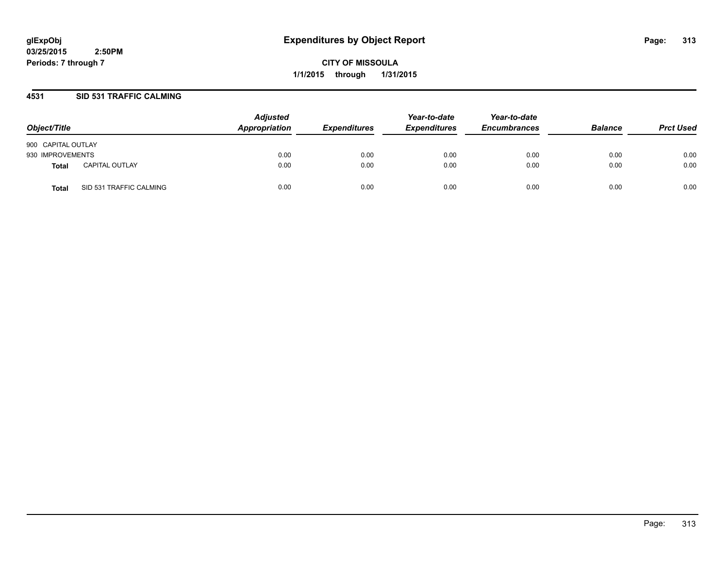**glExpObj**
**03/25/2015 2:50PM**
**Periods: 7 through 7**

# Expenditures by Object Report

**CITY OF MISSOULA**
**1/1/2015 through 1/31/2015**

## 4531 SID 531 TRAFFIC CALMING

| Object/Title | | Adjusted Appropriation | Expenditures | Year-to-date Expenditures | Year-to-date Encumbrances | Balance | Prct Used |
|---|---|---|---|---|---|---|---|
| 900 CAPITAL OUTLAY | | | | | | | |
| 930 IMPROVEMENTS | | 0.00 | 0.00 | 0.00 | 0.00 | 0.00 | 0.00 |
| **Total** | CAPITAL OUTLAY | 0.00 | 0.00 | 0.00 | 0.00 | 0.00 | 0.00 |
| **Total** | SID 531 TRAFFIC CALMING | 0.00 | 0.00 | 0.00 | 0.00 | 0.00 | 0.00 |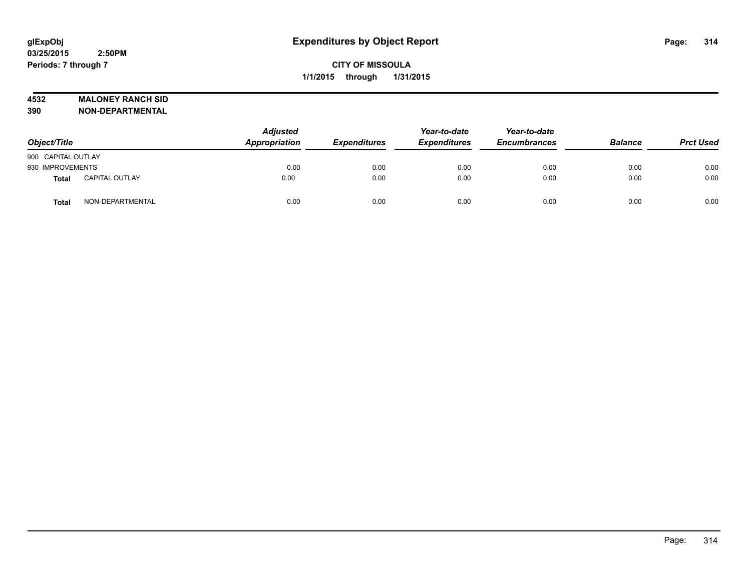# Expenditures by Object Report

glExpObj
03/25/2015 2:50PM
Periods: 7 through 7

**CITY OF MISSOULA**
**1/1/2015 through 1/31/2015**

**4532 MALONEY RANCH SID**
**390 NON-DEPARTMENTAL**

| Object/Title | | Adjusted Appropriation | Expenditures | Year-to-date Expenditures | Year-to-date Encumbrances | Balance | Prct Used |
|---|---|---|---|---|---|---|---|
| 900 CAPITAL OUTLAY | | | | | | | |
| 930 IMPROVEMENTS | | 0.00 | 0.00 | 0.00 | 0.00 | 0.00 | 0.00 |
| **Total** | CAPITAL OUTLAY | 0.00 | 0.00 | 0.00 | 0.00 | 0.00 | 0.00 |
| **Total** | NON-DEPARTMENTAL | 0.00 | 0.00 | 0.00 | 0.00 | 0.00 | 0.00 |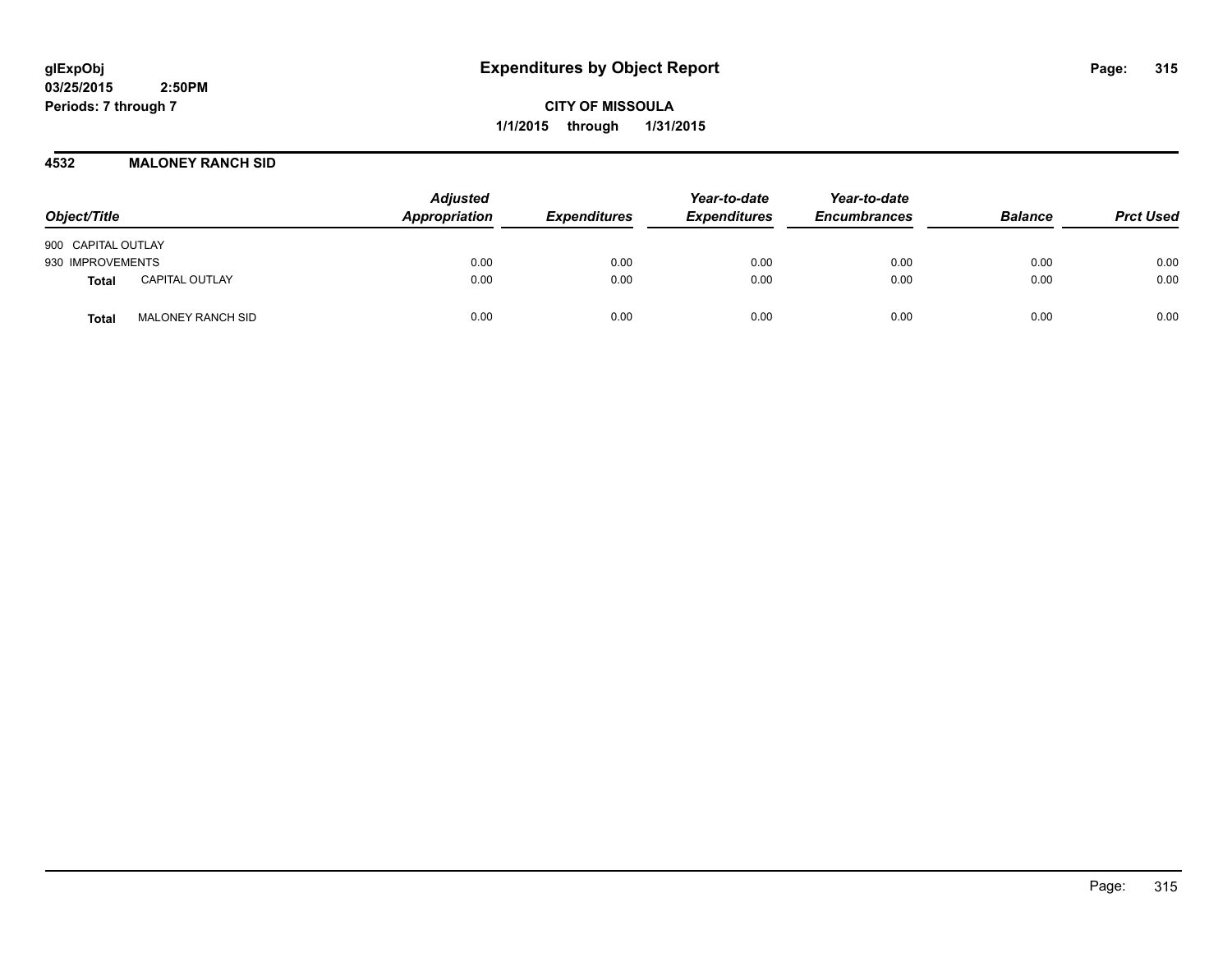**glExpObj**
**03/25/2015 2:50PM**
**Periods: 7 through 7**

# Expenditures by Object Report

**CITY OF MISSOULA**
**1/1/2015 through 1/31/2015**

## 4532 MALONEY RANCH SID

| Object/Title | Adjusted Appropriation | Expenditures | Year-to-date Expenditures | Year-to-date Encumbrances | Balance | Prct Used |
|---|---|---|---|---|---|---|
| 900 CAPITAL OUTLAY | | | | | | |
| 930 IMPROVEMENTS | 0.00 | 0.00 | 0.00 | 0.00 | 0.00 | 0.00 |
| **Total** CAPITAL OUTLAY | 0.00 | 0.00 | 0.00 | 0.00 | 0.00 | 0.00 |
| **Total** MALONEY RANCH SID | 0.00 | 0.00 | 0.00 | 0.00 | 0.00 | 0.00 |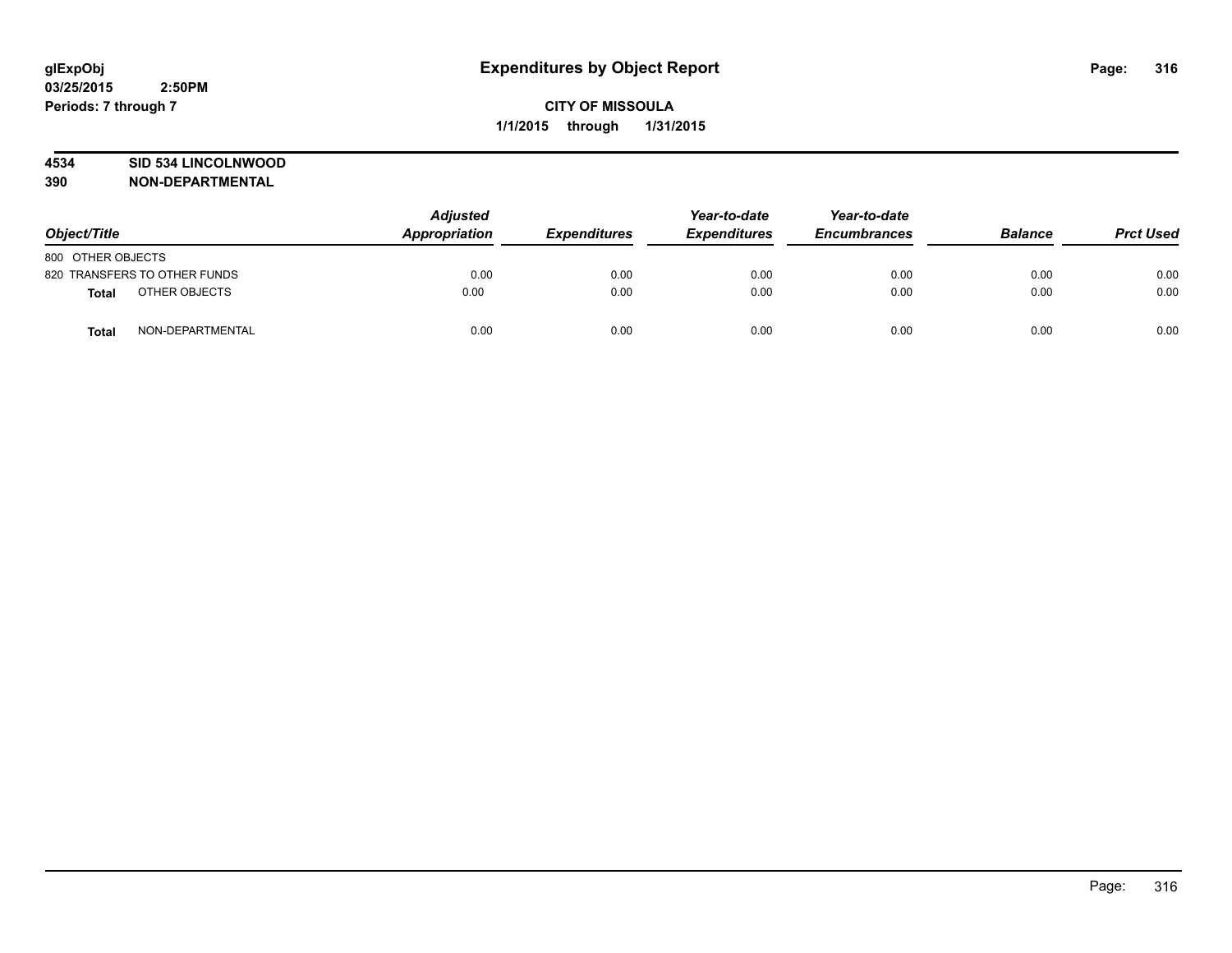glExpObj
03/25/2015 2:50PM
Periods: 7 through 7

# Expenditures by Object Report

**CITY OF MISSOULA**
**1/1/2015 through 1/31/2015**

**4534 SID 534 LINCOLNWOOD**
**390 NON-DEPARTMENTAL**

| Object/Title | Adjusted Appropriation | Expenditures | Year-to-date Expenditures | Year-to-date Encumbrances | Balance | Prct Used |
|---|---|---|---|---|---|---|
| 800 OTHER OBJECTS | | | | | | |
| 820 TRANSFERS TO OTHER FUNDS | 0.00 | 0.00 | 0.00 | 0.00 | 0.00 | 0.00 |
| **Total** OTHER OBJECTS | 0.00 | 0.00 | 0.00 | 0.00 | 0.00 | 0.00 |
| **Total** NON-DEPARTMENTAL | 0.00 | 0.00 | 0.00 | 0.00 | 0.00 | 0.00 |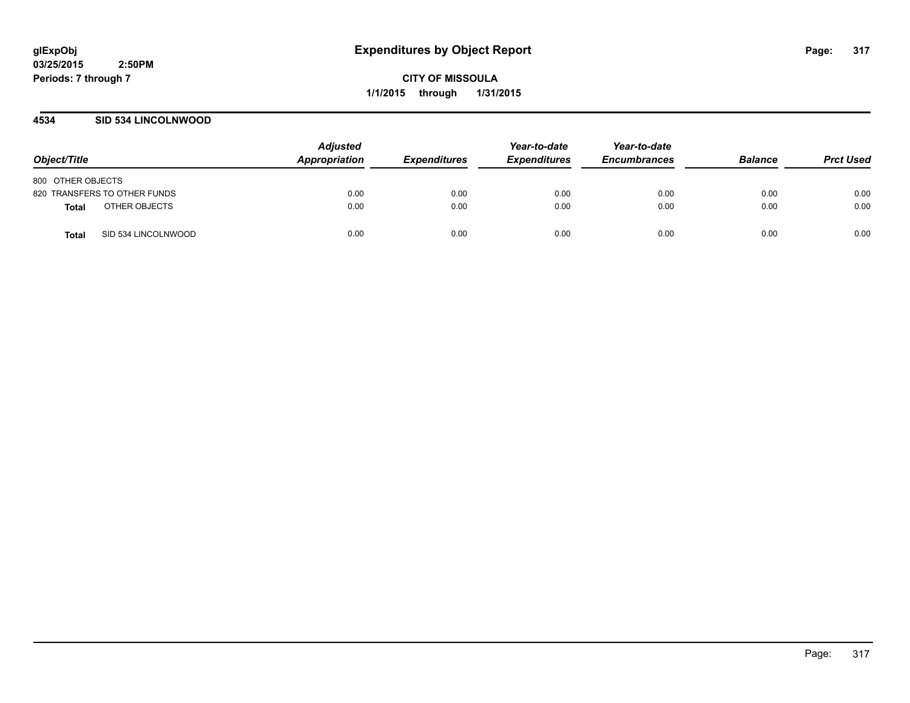# Expenditures by Object Report

glExpObj
03/25/2015 2:50PM
Periods: 7 through 7

**CITY OF MISSOULA**
**1/1/2015 through 1/31/2015**

## 4534 SID 534 LINCOLNWOOD

| Object/Title | Adjusted Appropriation | Expenditures | Year-to-date Expenditures | Year-to-date Encumbrances | Balance | Prct Used |
|---|---|---|---|---|---|---|
| 800 OTHER OBJECTS | | | | | | |
| 820 TRANSFERS TO OTHER FUNDS | 0.00 | 0.00 | 0.00 | 0.00 | 0.00 | 0.00 |
| **Total** OTHER OBJECTS | 0.00 | 0.00 | 0.00 | 0.00 | 0.00 | 0.00 |
| **Total** SID 534 LINCOLNWOOD | 0.00 | 0.00 | 0.00 | 0.00 | 0.00 | 0.00 |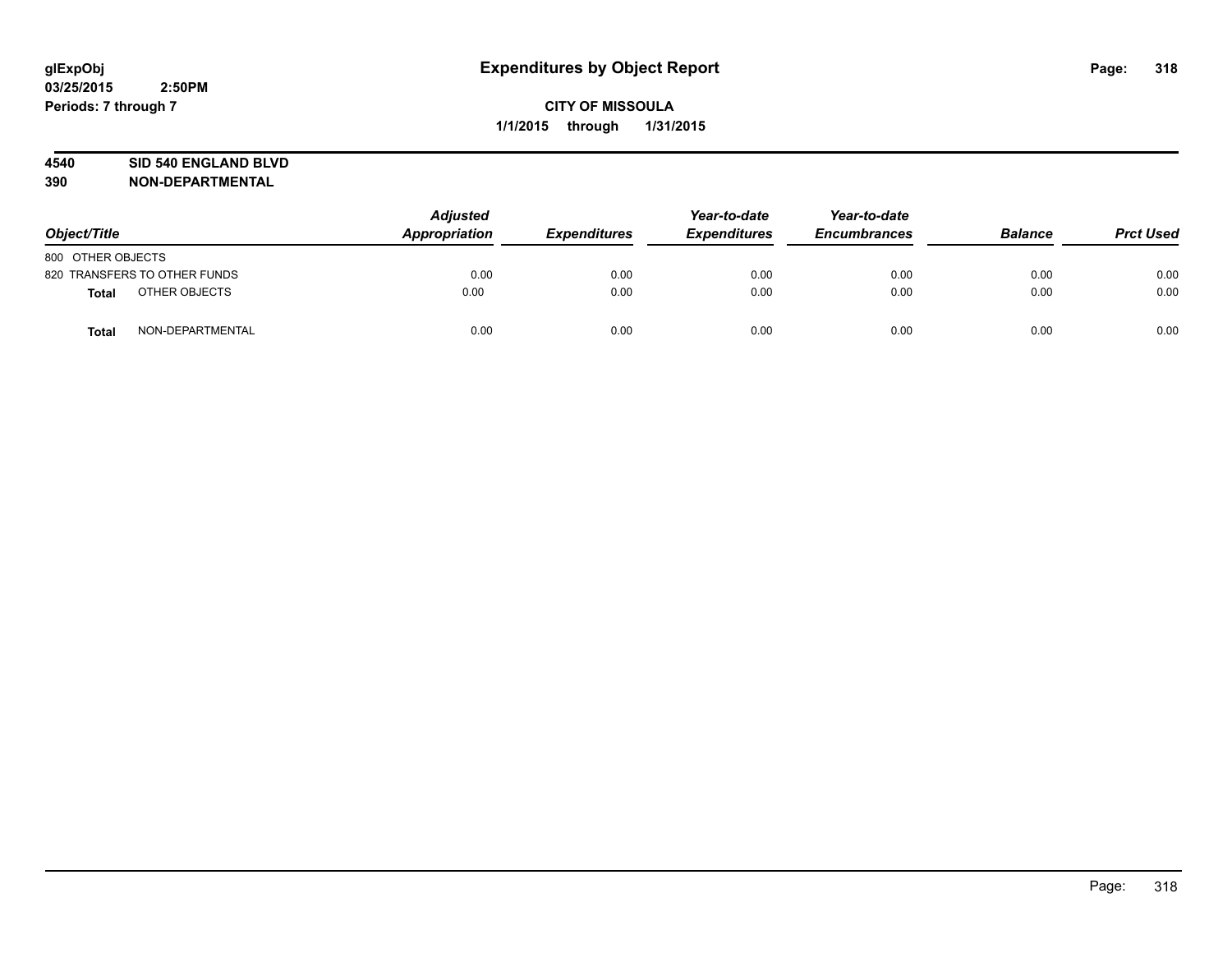# Expenditures by Object Report

glExpObj
03/25/2015 2:50PM
Periods: 7 through 7

**CITY OF MISSOULA**
**1/1/2015 through 1/31/2015**

**4540 SID 540 ENGLAND BLVD**
**390 NON-DEPARTMENTAL**

| Object/Title | Adjusted Appropriation | Expenditures | Year-to-date Expenditures | Year-to-date Encumbrances | Balance | Prct Used |
|---|---|---|---|---|---|---|
| 800 OTHER OBJECTS | | | | | | |
| 820 TRANSFERS TO OTHER FUNDS | 0.00 | 0.00 | 0.00 | 0.00 | 0.00 | 0.00 |
| **Total** OTHER OBJECTS | 0.00 | 0.00 | 0.00 | 0.00 | 0.00 | 0.00 |
| **Total** NON-DEPARTMENTAL | 0.00 | 0.00 | 0.00 | 0.00 | 0.00 | 0.00 |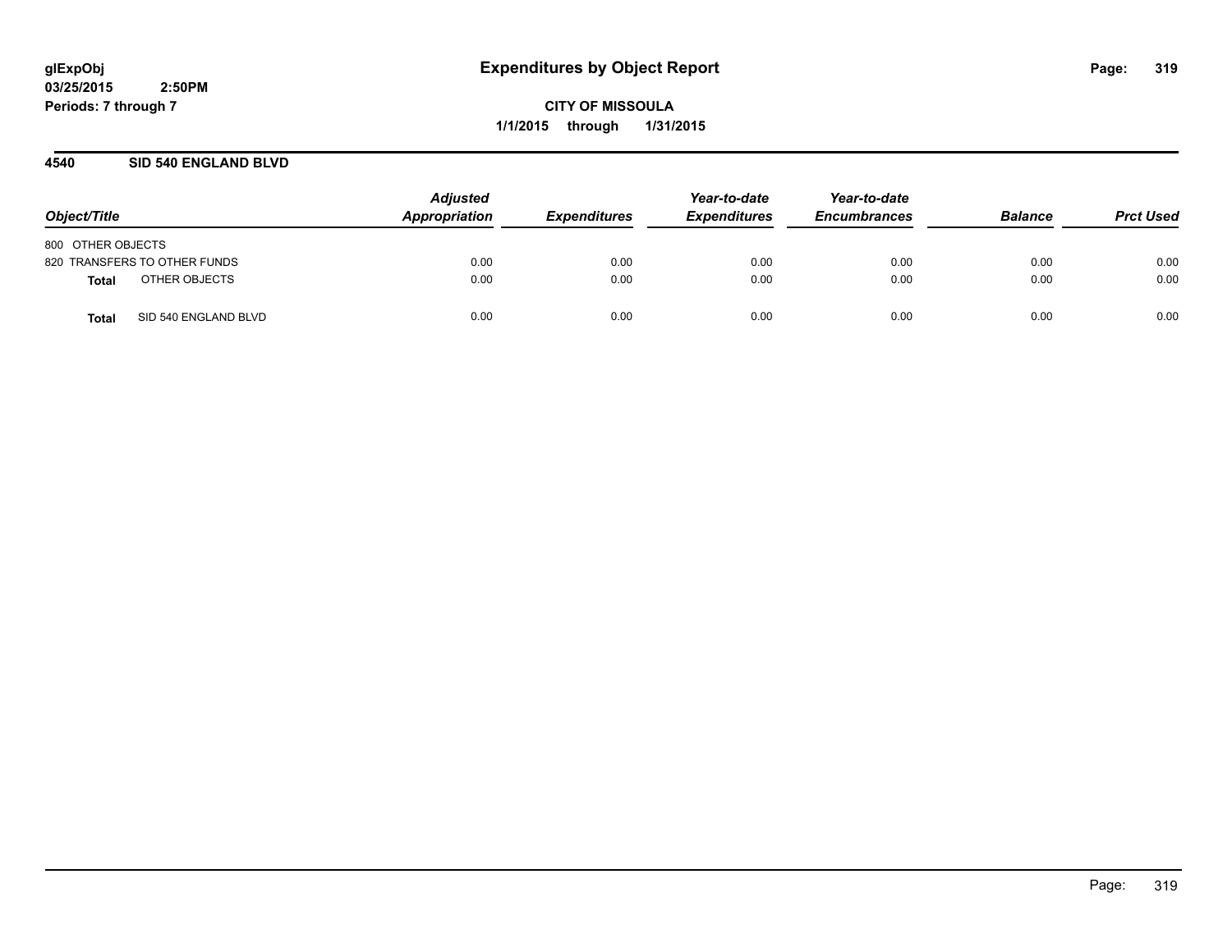**glExpObj**
**03/25/2015 2:50PM**
**Periods: 7 through 7**

# Expenditures by Object Report

**CITY OF MISSOULA**
**1/1/2015 through 1/31/2015**

## 4540 SID 540 ENGLAND BLVD

| Object/Title | Adjusted Appropriation | Expenditures | Year-to-date Expenditures | Year-to-date Encumbrances | Balance | Prct Used |
|---|---|---|---|---|---|---|
| 800 OTHER OBJECTS | | | | | | |
| 820 TRANSFERS TO OTHER FUNDS | 0.00 | 0.00 | 0.00 | 0.00 | 0.00 | 0.00 |
| **Total** OTHER OBJECTS | 0.00 | 0.00 | 0.00 | 0.00 | 0.00 | 0.00 |
| **Total** SID 540 ENGLAND BLVD | 0.00 | 0.00 | 0.00 | 0.00 | 0.00 | 0.00 |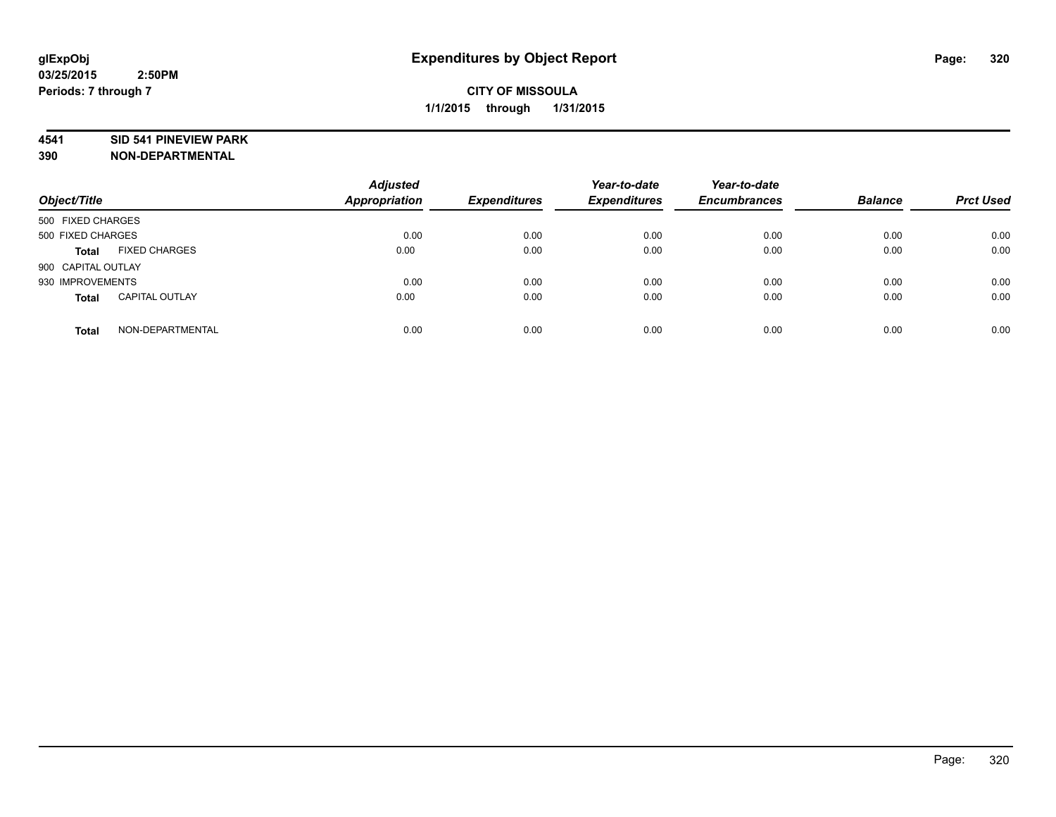**glExpObj**
**03/25/2015 2:50PM**
**Periods: 7 through 7**

# Expenditures by Object Report

**CITY OF MISSOULA**
**1/1/2015 through 1/31/2015**

**4541 SID 541 PINEVIEW PARK**
**390 NON-DEPARTMENTAL**

| Object/Title | | Adjusted Appropriation | Expenditures | Year-to-date Expenditures | Year-to-date Encumbrances | Balance | Prct Used |
|---|---|---|---|---|---|---|---|
| 500 FIXED CHARGES | | | | | | | |
| 500 FIXED CHARGES | | 0.00 | 0.00 | 0.00 | 0.00 | 0.00 | 0.00 |
| **Total** | FIXED CHARGES | 0.00 | 0.00 | 0.00 | 0.00 | 0.00 | 0.00 |
| 900 CAPITAL OUTLAY | | | | | | | |
| 930 IMPROVEMENTS | | 0.00 | 0.00 | 0.00 | 0.00 | 0.00 | 0.00 |
| **Total** | CAPITAL OUTLAY | 0.00 | 0.00 | 0.00 | 0.00 | 0.00 | 0.00 |
| **Total** | NON-DEPARTMENTAL | 0.00 | 0.00 | 0.00 | 0.00 | 0.00 | 0.00 |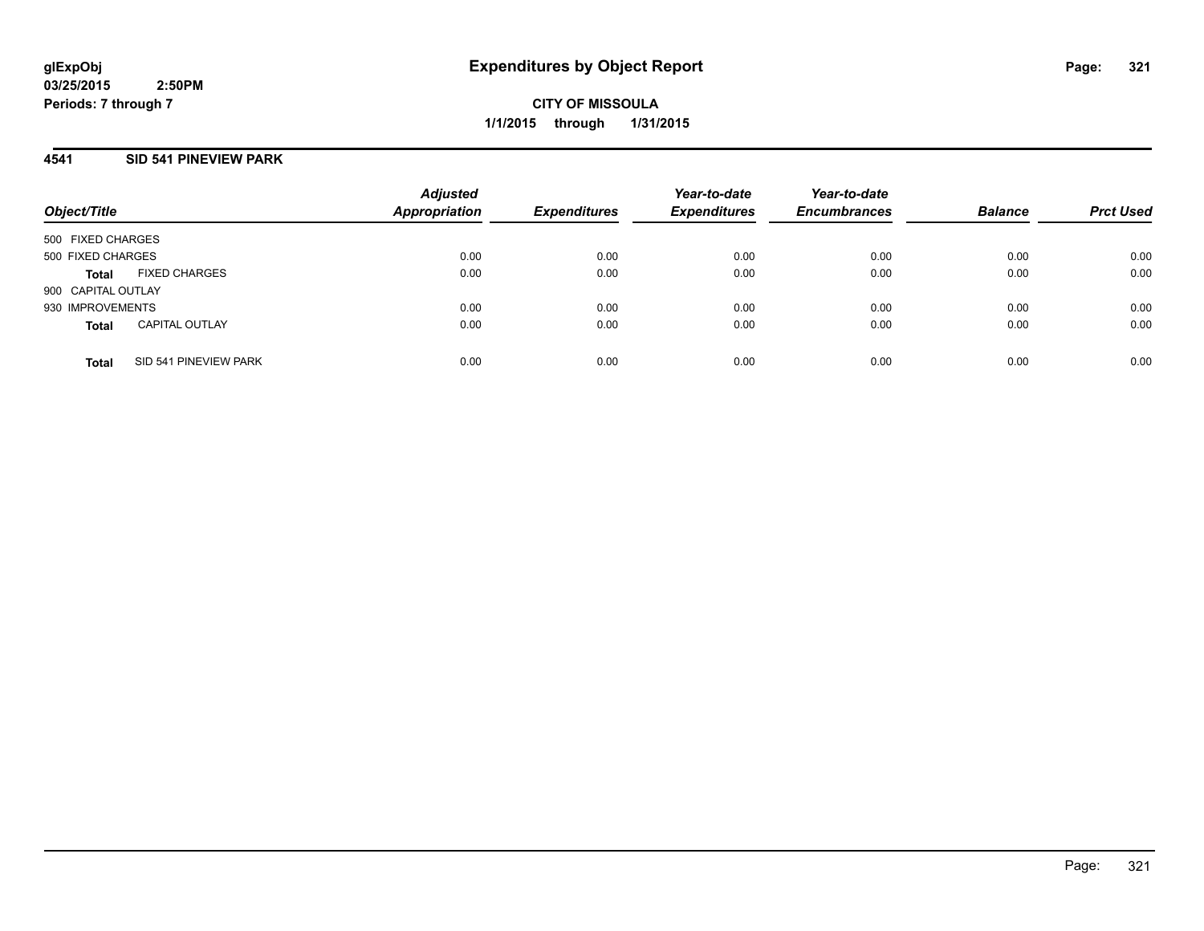# Expenditures by Object Report

glExpObj
03/25/2015 2:50PM
Periods: 7 through 7

**CITY OF MISSOULA**
**1/1/2015 through 1/31/2015**

## 4541 SID 541 PINEVIEW PARK

| Object/Title | Adjusted Appropriation | Expenditures | Year-to-date Expenditures | Year-to-date Encumbrances | Balance | Prct Used |
|---|---|---|---|---|---|---|
| 500 FIXED CHARGES | | | | | | |
| 500 FIXED CHARGES | 0.00 | 0.00 | 0.00 | 0.00 | 0.00 | 0.00 |
| **Total** FIXED CHARGES | 0.00 | 0.00 | 0.00 | 0.00 | 0.00 | 0.00 |
| 900 CAPITAL OUTLAY | | | | | | |
| 930 IMPROVEMENTS | 0.00 | 0.00 | 0.00 | 0.00 | 0.00 | 0.00 |
| **Total** CAPITAL OUTLAY | 0.00 | 0.00 | 0.00 | 0.00 | 0.00 | 0.00 |
| **Total** SID 541 PINEVIEW PARK | 0.00 | 0.00 | 0.00 | 0.00 | 0.00 | 0.00 |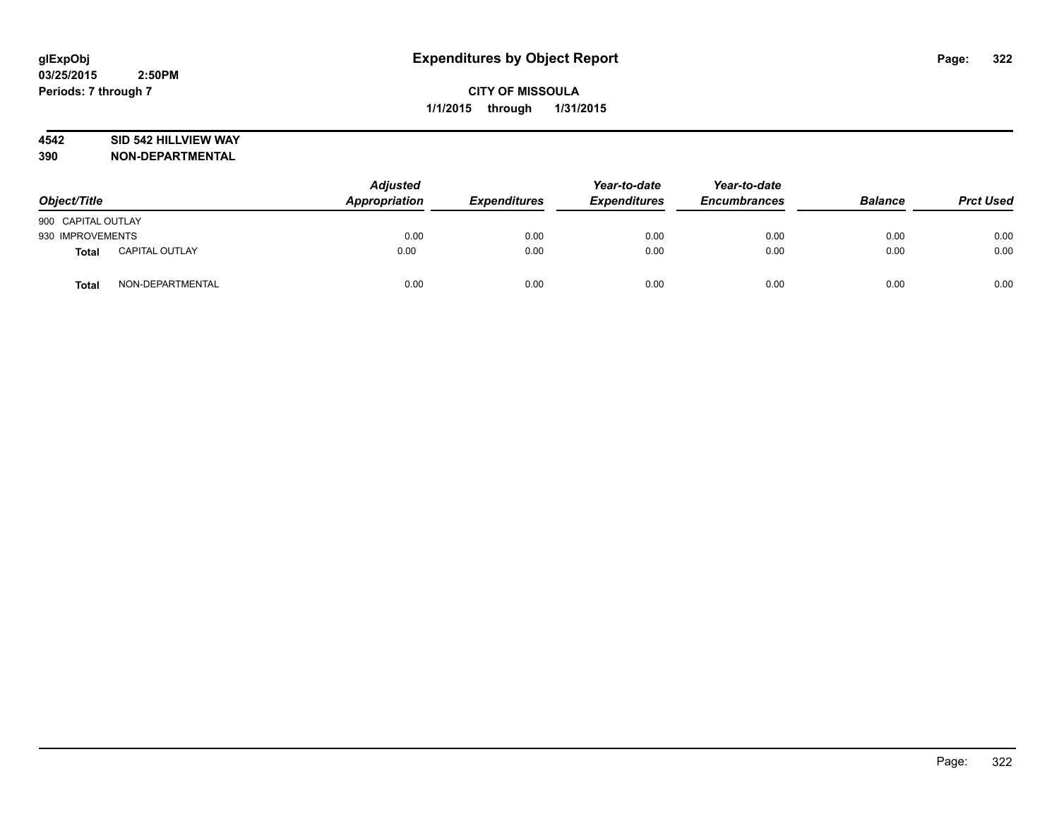# Expenditures by Object Report

glExpObj
03/25/2015 2:50PM
Periods: 7 through 7

**CITY OF MISSOULA**
**1/1/2015 through 1/31/2015**

**4542 SID 542 HILLVIEW WAY**
**390 NON-DEPARTMENTAL**

| Object/Title | | Adjusted Appropriation | Expenditures | Year-to-date Expenditures | Year-to-date Encumbrances | Balance | Prct Used |
|---|---|---|---|---|---|---|---|
| 900 CAPITAL OUTLAY | | | | | | | |
| 930 IMPROVEMENTS | | 0.00 | 0.00 | 0.00 | 0.00 | 0.00 | 0.00 |
| **Total** | CAPITAL OUTLAY | 0.00 | 0.00 | 0.00 | 0.00 | 0.00 | 0.00 |
| **Total** | NON-DEPARTMENTAL | 0.00 | 0.00 | 0.00 | 0.00 | 0.00 | 0.00 |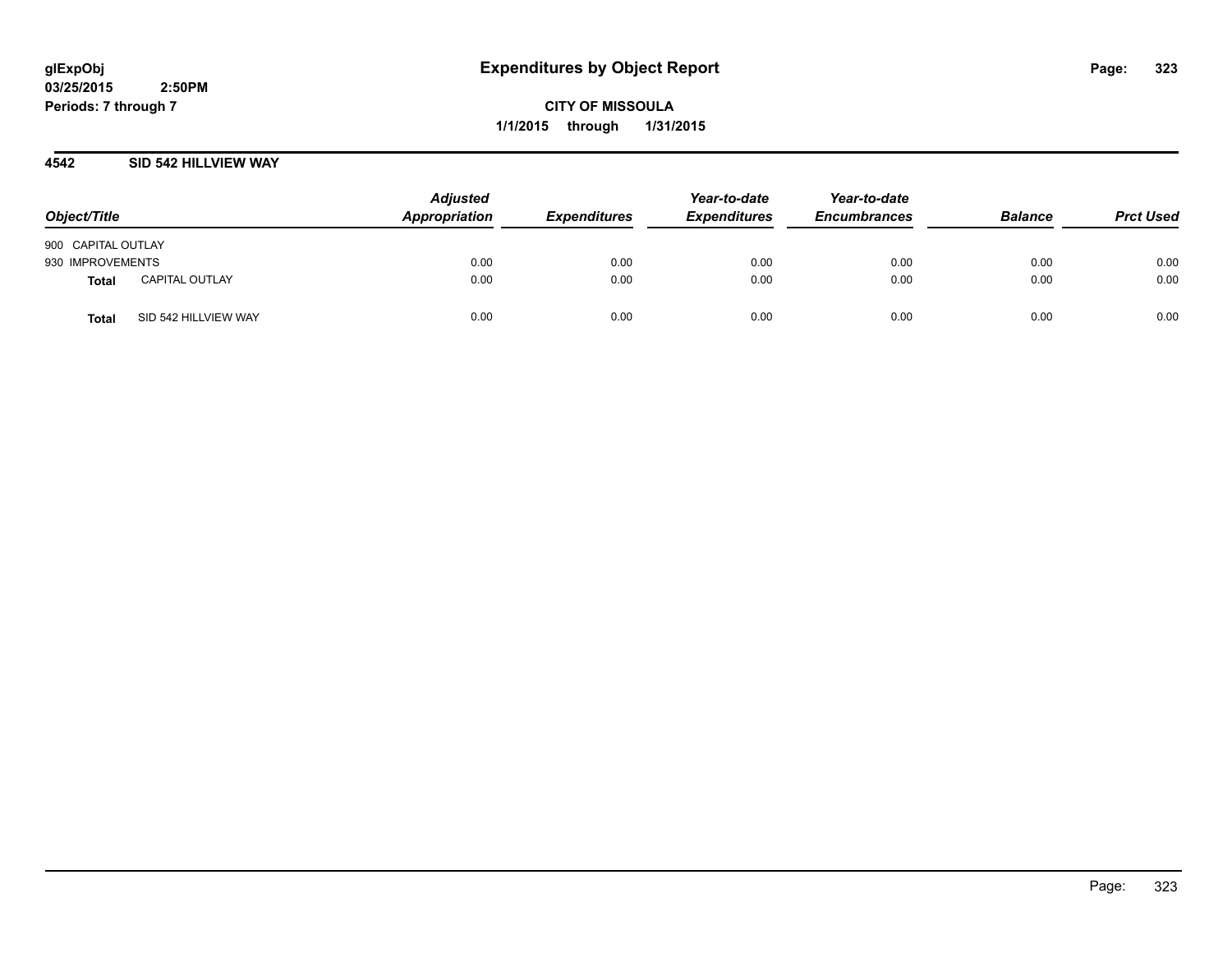# Expenditures by Object Report

glExpObj
03/25/2015 2:50PM
Periods: 7 through 7

**CITY OF MISSOULA**
**1/1/2015 through 1/31/2015**

## 4542 SID 542 HILLVIEW WAY

| Object/Title | | Adjusted Appropriation | Expenditures | Year-to-date Expenditures | Year-to-date Encumbrances | Balance | Prct Used |
|---|---|---|---|---|---|---|---|
| 900 CAPITAL OUTLAY | | | | | | | |
| 930 IMPROVEMENTS | | 0.00 | 0.00 | 0.00 | 0.00 | 0.00 | 0.00 |
| **Total** | CAPITAL OUTLAY | 0.00 | 0.00 | 0.00 | 0.00 | 0.00 | 0.00 |
| **Total** | SID 542 HILLVIEW WAY | 0.00 | 0.00 | 0.00 | 0.00 | 0.00 | 0.00 |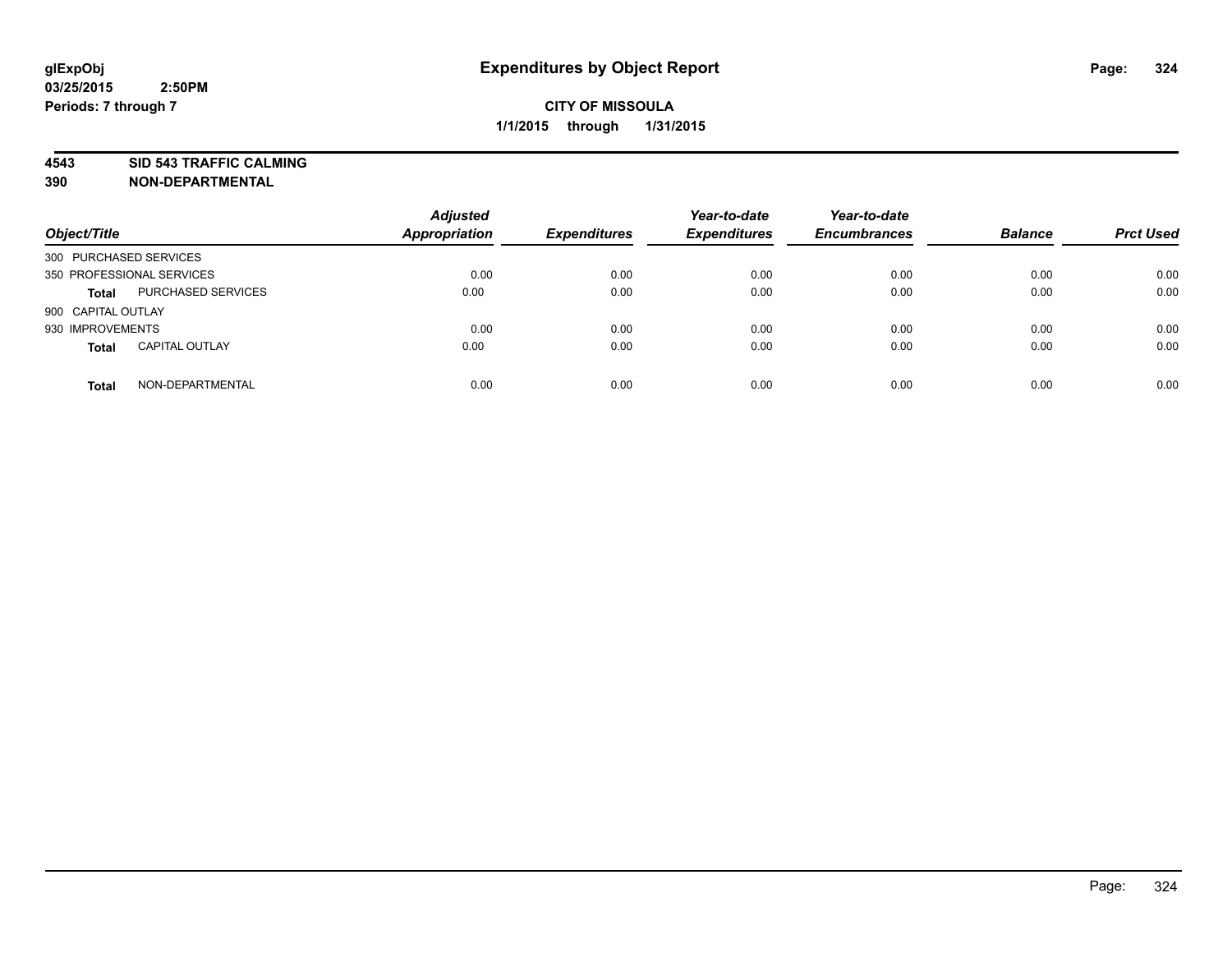**glExpObj**
**03/25/2015 2:50PM**
**Periods: 7 through 7**

# Expenditures by Object Report

**CITY OF MISSOULA**
**1/1/2015 through 1/31/2015**

**4543 SID 543 TRAFFIC CALMING**
**390 NON-DEPARTMENTAL**

| Object/Title | | Adjusted Appropriation | Expenditures | Year-to-date Expenditures | Year-to-date Encumbrances | Balance | Prct Used |
|---|---|---|---|---|---|---|---|
| 300 PURCHASED SERVICES | | | | | | | |
| 350 PROFESSIONAL SERVICES | | 0.00 | 0.00 | 0.00 | 0.00 | 0.00 | 0.00 |
| **Total** | PURCHASED SERVICES | 0.00 | 0.00 | 0.00 | 0.00 | 0.00 | 0.00 |
| 900 CAPITAL OUTLAY | | | | | | | |
| 930 IMPROVEMENTS | | 0.00 | 0.00 | 0.00 | 0.00 | 0.00 | 0.00 |
| **Total** | CAPITAL OUTLAY | 0.00 | 0.00 | 0.00 | 0.00 | 0.00 | 0.00 |
| **Total** | NON-DEPARTMENTAL | 0.00 | 0.00 | 0.00 | 0.00 | 0.00 | 0.00 |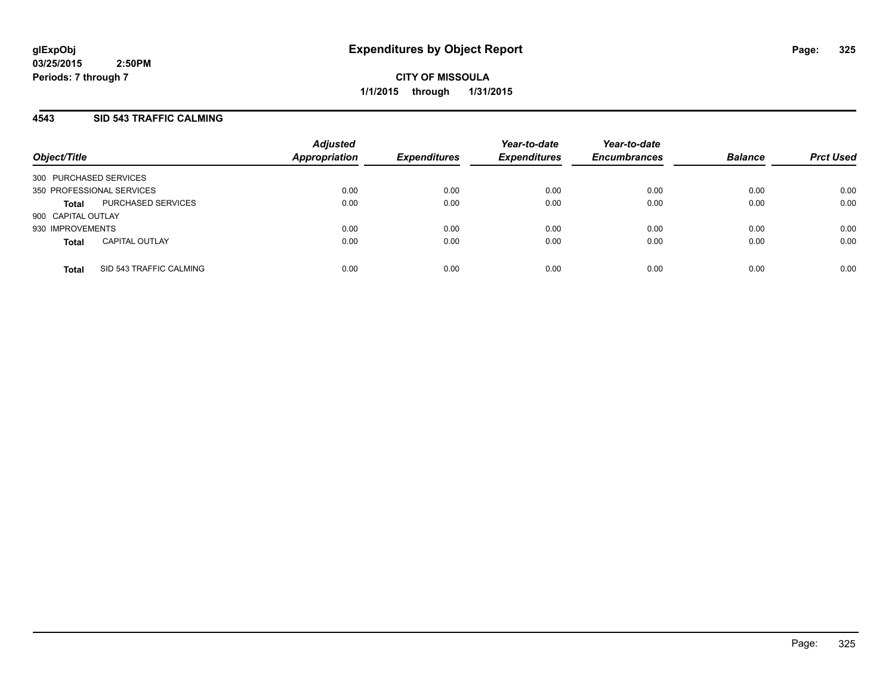**glExpObj**
**03/25/2015 2:50PM**
**Periods: 7 through 7**

# Expenditures by Object Report

**CITY OF MISSOULA**
**1/1/2015 through 1/31/2015**

## 4543 SID 543 TRAFFIC CALMING

| Object/Title | | Adjusted Appropriation | Expenditures | Year-to-date Expenditures | Year-to-date Encumbrances | Balance | Prct Used |
|---|---|---|---|---|---|---|---|
| 300 PURCHASED SERVICES | | | | | | | |
| 350 PROFESSIONAL SERVICES | | 0.00 | 0.00 | 0.00 | 0.00 | 0.00 | 0.00 |
| **Total** | PURCHASED SERVICES | 0.00 | 0.00 | 0.00 | 0.00 | 0.00 | 0.00 |
| 900 CAPITAL OUTLAY | | | | | | | |
| 930 IMPROVEMENTS | | 0.00 | 0.00 | 0.00 | 0.00 | 0.00 | 0.00 |
| **Total** | CAPITAL OUTLAY | 0.00 | 0.00 | 0.00 | 0.00 | 0.00 | 0.00 |
| **Total** | SID 543 TRAFFIC CALMING | 0.00 | 0.00 | 0.00 | 0.00 | 0.00 | 0.00 |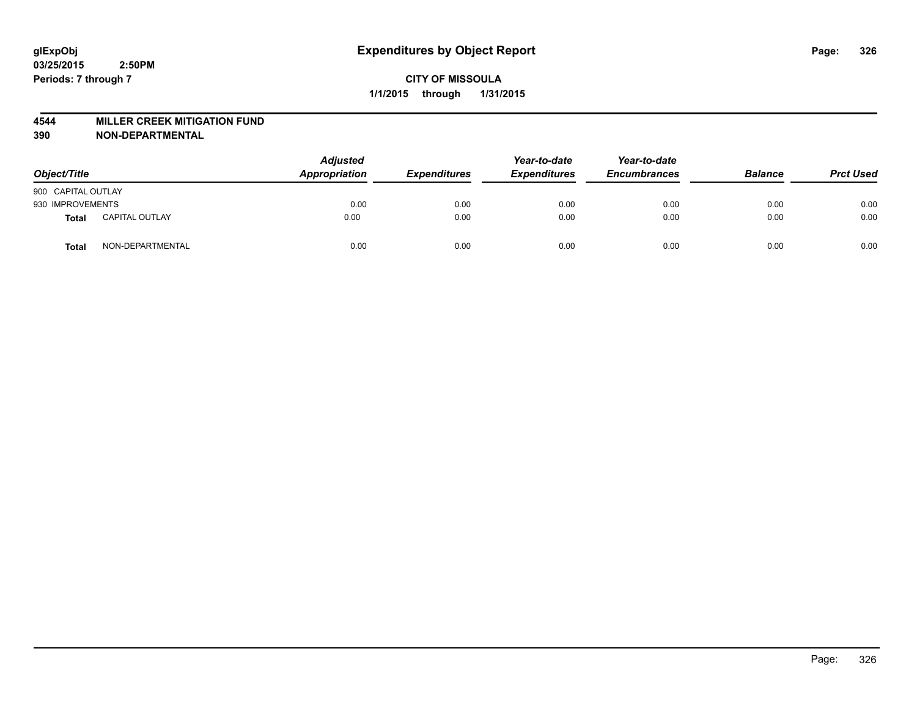glExpObj
03/25/2015 2:50PM
Periods: 7 through 7

# Expenditures by Object Report

**CITY OF MISSOULA**

**1/1/2015 through 1/31/2015**

**4544 MILLER CREEK MITIGATION FUND**
**390 NON-DEPARTMENTAL**

| Object/Title | | Adjusted Appropriation | Expenditures | Year-to-date Expenditures | Year-to-date Encumbrances | Balance | Prct Used |
|---|---|---|---|---|---|---|---|
| 900 CAPITAL OUTLAY | | | | | | | |
| 930 IMPROVEMENTS | | 0.00 | 0.00 | 0.00 | 0.00 | 0.00 | 0.00 |
| **Total** | CAPITAL OUTLAY | 0.00 | 0.00 | 0.00 | 0.00 | 0.00 | 0.00 |
| **Total** | NON-DEPARTMENTAL | 0.00 | 0.00 | 0.00 | 0.00 | 0.00 | 0.00 |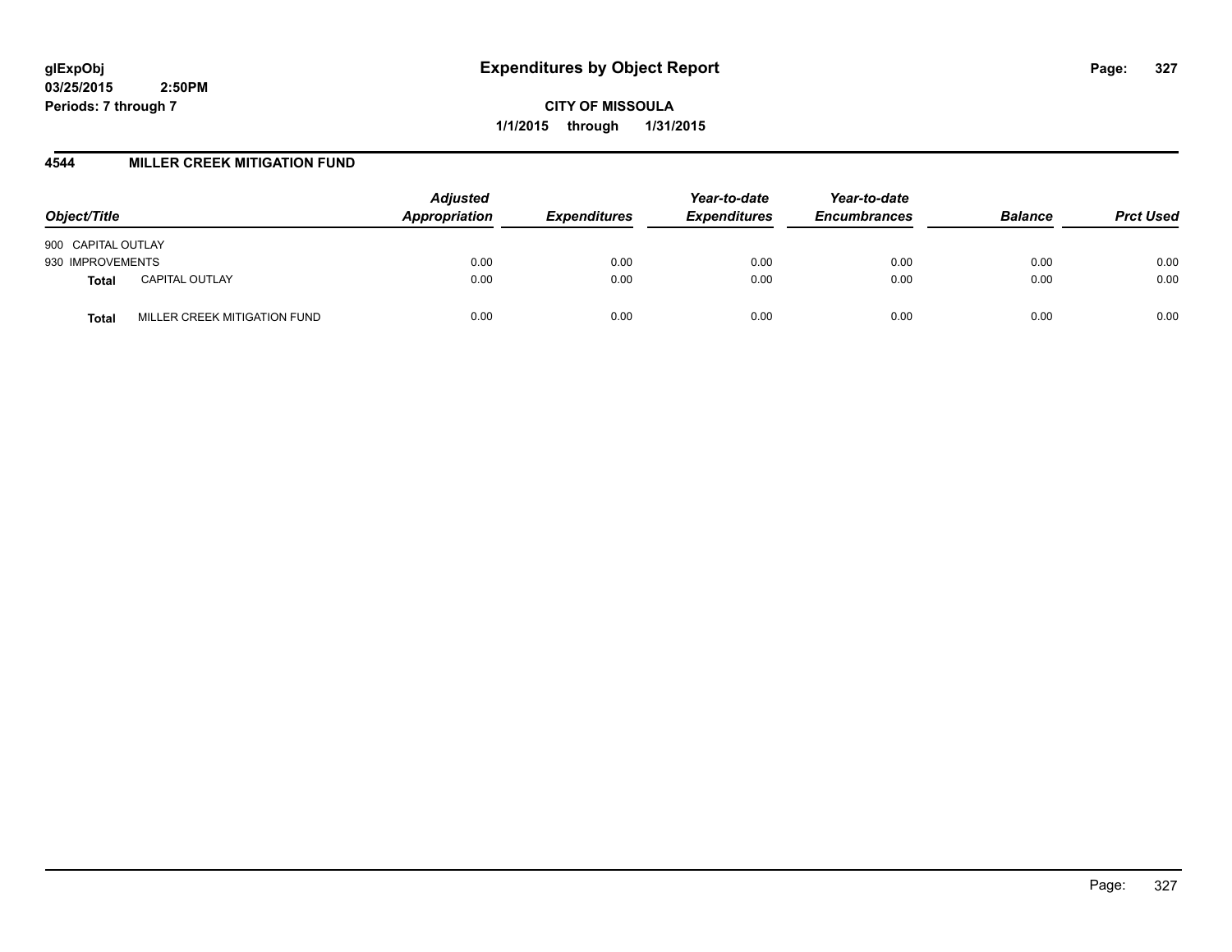**glExpObj**
**03/25/2015 2:50PM**
**Periods: 7 through 7**

# Expenditures by Object Report

**CITY OF MISSOULA**
**1/1/2015 through 1/31/2015**

## 4544 MILLER CREEK MITIGATION FUND

| Object/Title | | Adjusted Appropriation | Expenditures | Year-to-date Expenditures | Year-to-date Encumbrances | Balance | Prct Used |
|---|---|---|---|---|---|---|---|
| 900 CAPITAL OUTLAY | | | | | | | |
| 930 IMPROVEMENTS | | 0.00 | 0.00 | 0.00 | 0.00 | 0.00 | 0.00 |
| **Total** | CAPITAL OUTLAY | 0.00 | 0.00 | 0.00 | 0.00 | 0.00 | 0.00 |
| **Total** | MILLER CREEK MITIGATION FUND | 0.00 | 0.00 | 0.00 | 0.00 | 0.00 | 0.00 |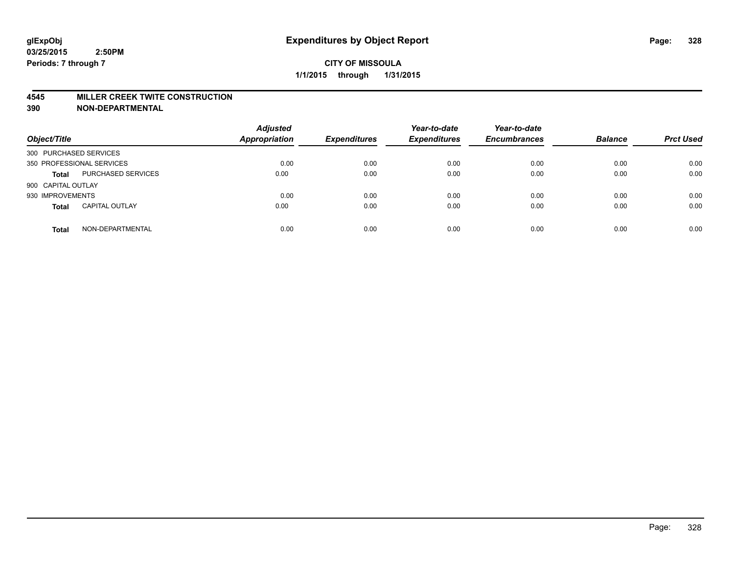# Expenditures by Object Report

glExpObj
03/25/2015 2:50PM
Periods: 7 through 7

**CITY OF MISSOULA**
**1/1/2015 through 1/31/2015**

**4545 MILLER CREEK TWITE CONSTRUCTION**
**390 NON-DEPARTMENTAL**

| Object/Title | | Adjusted Appropriation | Expenditures | Year-to-date Expenditures | Year-to-date Encumbrances | Balance | Prct Used |
|---|---|---|---|---|---|---|---|
| 300 PURCHASED SERVICES | | | | | | | |
| 350 PROFESSIONAL SERVICES | | 0.00 | 0.00 | 0.00 | 0.00 | 0.00 | 0.00 |
| **Total** | PURCHASED SERVICES | 0.00 | 0.00 | 0.00 | 0.00 | 0.00 | 0.00 |
| 900 CAPITAL OUTLAY | | | | | | | |
| 930 IMPROVEMENTS | | 0.00 | 0.00 | 0.00 | 0.00 | 0.00 | 0.00 |
| **Total** | CAPITAL OUTLAY | 0.00 | 0.00 | 0.00 | 0.00 | 0.00 | 0.00 |
| **Total** | NON-DEPARTMENTAL | 0.00 | 0.00 | 0.00 | 0.00 | 0.00 | 0.00 |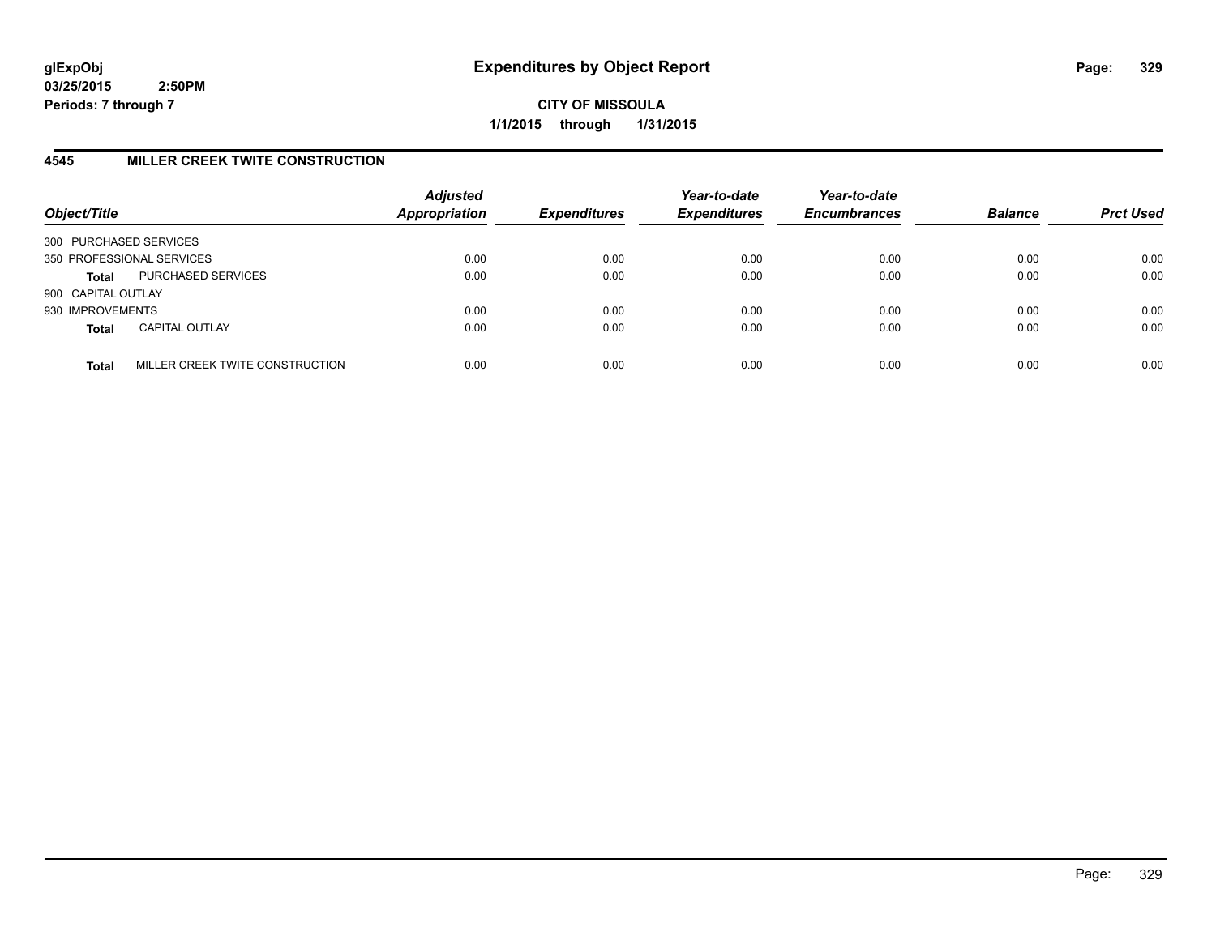glExpObj
03/25/2015 2:50PM
Periods: 7 through 7

# Expenditures by Object Report

CITY OF MISSOULA

1/1/2015 through 1/31/2015

## 4545 MILLER CREEK TWITE CONSTRUCTION

| Object/Title | | Adjusted Appropriation | Expenditures | Year-to-date Expenditures | Year-to-date Encumbrances | Balance | Prct Used |
|---|---|---|---|---|---|---|---|
| 300 PURCHASED SERVICES | | | | | | | |
| 350 PROFESSIONAL SERVICES | | 0.00 | 0.00 | 0.00 | 0.00 | 0.00 | 0.00 |
| **Total** | PURCHASED SERVICES | 0.00 | 0.00 | 0.00 | 0.00 | 0.00 | 0.00 |
| 900 CAPITAL OUTLAY | | | | | | | |
| 930 IMPROVEMENTS | | 0.00 | 0.00 | 0.00 | 0.00 | 0.00 | 0.00 |
| **Total** | CAPITAL OUTLAY | 0.00 | 0.00 | 0.00 | 0.00 | 0.00 | 0.00 |
| **Total** | MILLER CREEK TWITE CONSTRUCTION | 0.00 | 0.00 | 0.00 | 0.00 | 0.00 | 0.00 |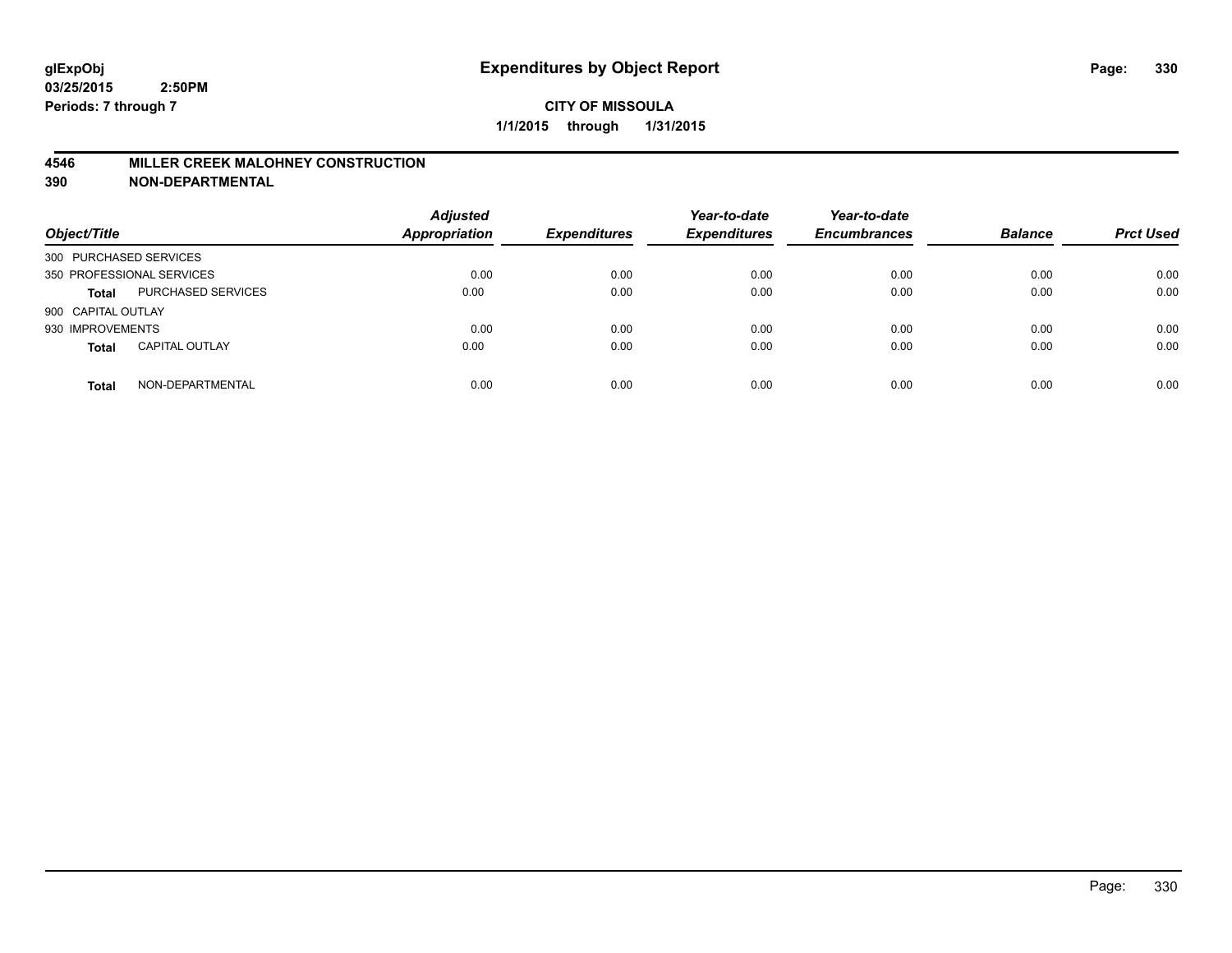**glExpObj**
**03/25/2015 2:50PM**
**Periods: 7 through 7**

# Expenditures by Object Report

**CITY OF MISSOULA**
**1/1/2015 through 1/31/2015**

## 4546 MILLER CREEK MALOHNEY CONSTRUCTION
## 390 NON-DEPARTMENTAL

| Object/Title | | Adjusted Appropriation | Expenditures | Year-to-date Expenditures | Year-to-date Encumbrances | Balance | Prct Used |
|---|---|---|---|---|---|---|---|
| 300 PURCHASED SERVICES | | | | | | | |
| 350 PROFESSIONAL SERVICES | | 0.00 | 0.00 | 0.00 | 0.00 | 0.00 | 0.00 |
| **Total** | PURCHASED SERVICES | 0.00 | 0.00 | 0.00 | 0.00 | 0.00 | 0.00 |
| 900 CAPITAL OUTLAY | | | | | | | |
| 930 IMPROVEMENTS | | 0.00 | 0.00 | 0.00 | 0.00 | 0.00 | 0.00 |
| **Total** | CAPITAL OUTLAY | 0.00 | 0.00 | 0.00 | 0.00 | 0.00 | 0.00 |
| **Total** | NON-DEPARTMENTAL | 0.00 | 0.00 | 0.00 | 0.00 | 0.00 | 0.00 |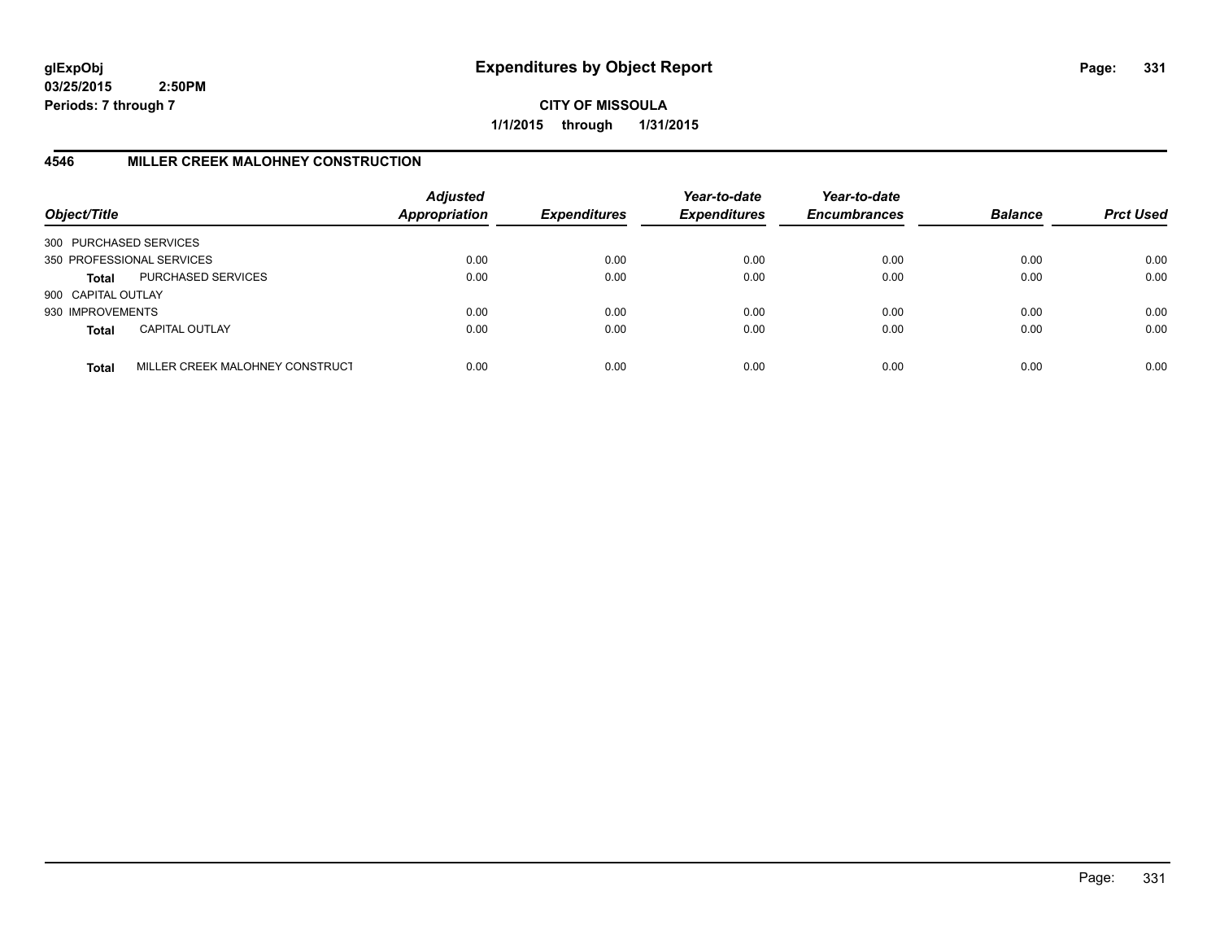glExpObj
03/25/2015 2:50PM
Periods: 7 through 7

# Expenditures by Object Report

**CITY OF MISSOULA**
**1/1/2015 through 1/31/2015**

## 4546 MILLER CREEK MALOHNEY CONSTRUCTION

| Object/Title | | Adjusted Appropriation | Expenditures | Year-to-date Expenditures | Year-to-date Encumbrances | Balance | Prct Used |
|---|---|---|---|---|---|---|---|
| 300 PURCHASED SERVICES | | | | | | | |
| 350 PROFESSIONAL SERVICES | | 0.00 | 0.00 | 0.00 | 0.00 | 0.00 | 0.00 |
| **Total** | PURCHASED SERVICES | 0.00 | 0.00 | 0.00 | 0.00 | 0.00 | 0.00 |
| 900 CAPITAL OUTLAY | | | | | | | |
| 930 IMPROVEMENTS | | 0.00 | 0.00 | 0.00 | 0.00 | 0.00 | 0.00 |
| **Total** | CAPITAL OUTLAY | 0.00 | 0.00 | 0.00 | 0.00 | 0.00 | 0.00 |
| **Total** | MILLER CREEK MALOHNEY CONSTRUCT | 0.00 | 0.00 | 0.00 | 0.00 | 0.00 | 0.00 |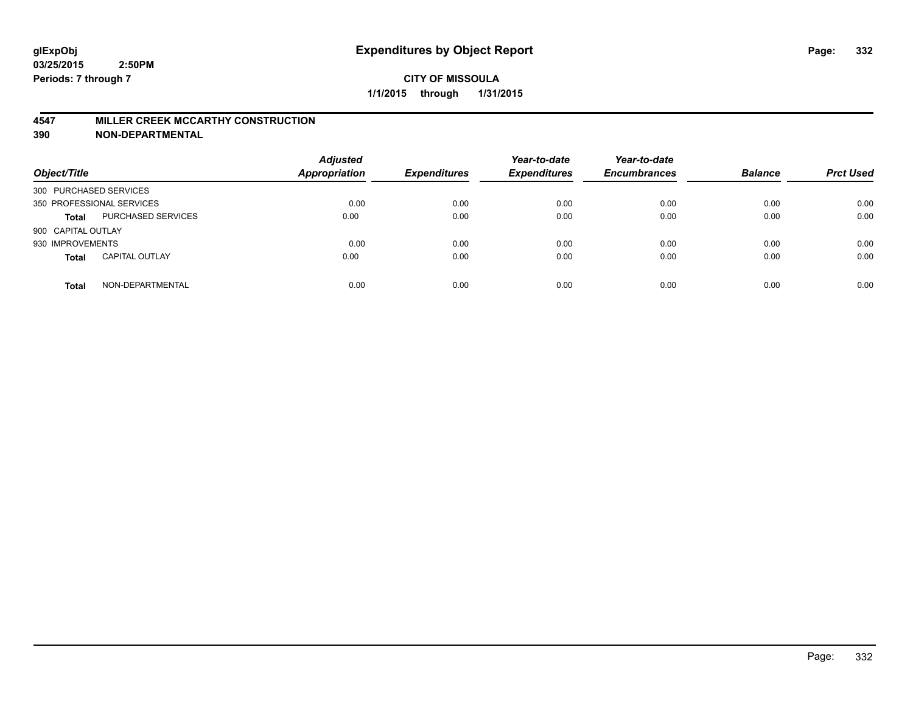glExpObj
03/25/2015 2:50PM
Periods: 7 through 7

# Expenditures by Object Report

**CITY OF MISSOULA**
**1/1/2015 through 1/31/2015**

## 4547 MILLER CREEK MCCARTHY CONSTRUCTION
## 390 NON-DEPARTMENTAL

| Object/Title | | Adjusted Appropriation | Expenditures | Year-to-date Expenditures | Year-to-date Encumbrances | Balance | Prct Used |
|---|---|---|---|---|---|---|---|
| 300 PURCHASED SERVICES | | | | | | | |
| 350 PROFESSIONAL SERVICES | | 0.00 | 0.00 | 0.00 | 0.00 | 0.00 | 0.00 |
| **Total** | PURCHASED SERVICES | 0.00 | 0.00 | 0.00 | 0.00 | 0.00 | 0.00 |
| 900 CAPITAL OUTLAY | | | | | | | |
| 930 IMPROVEMENTS | | 0.00 | 0.00 | 0.00 | 0.00 | 0.00 | 0.00 |
| **Total** | CAPITAL OUTLAY | 0.00 | 0.00 | 0.00 | 0.00 | 0.00 | 0.00 |
| **Total** | NON-DEPARTMENTAL | 0.00 | 0.00 | 0.00 | 0.00 | 0.00 | 0.00 |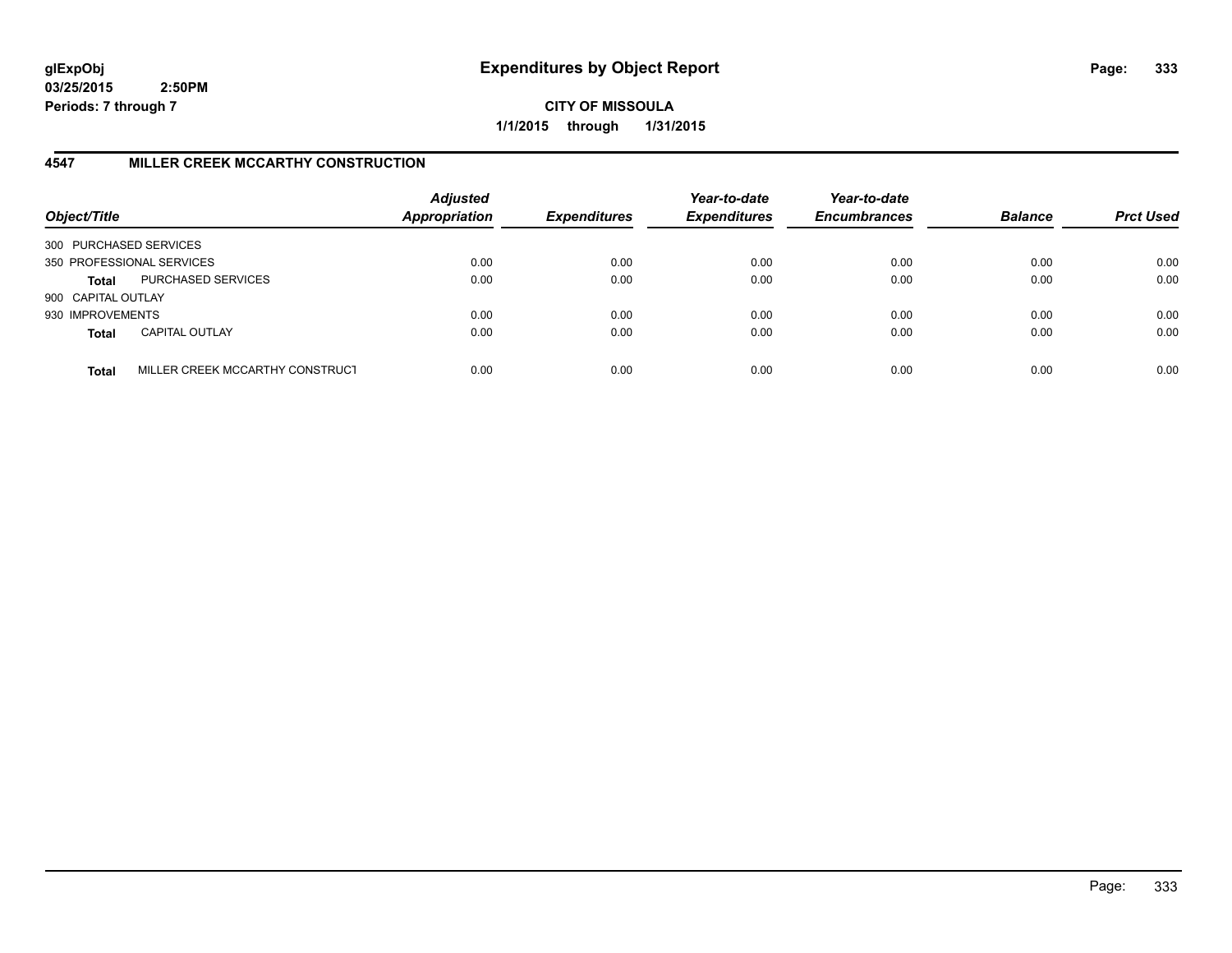**glExpObj**
**03/25/2015 2:50PM**
**Periods: 7 through 7**

# Expenditures by Object Report

**CITY OF MISSOULA**
**1/1/2015 through 1/31/2015**

## 4547 MILLER CREEK MCCARTHY CONSTRUCTION

| Object/Title | | Adjusted Appropriation | Expenditures | Year-to-date Expenditures | Year-to-date Encumbrances | Balance | Prct Used |
|---|---|---|---|---|---|---|---|
| 300 PURCHASED SERVICES | | | | | | | |
| 350 PROFESSIONAL SERVICES | | 0.00 | 0.00 | 0.00 | 0.00 | 0.00 | 0.00 |
| **Total** | PURCHASED SERVICES | 0.00 | 0.00 | 0.00 | 0.00 | 0.00 | 0.00 |
| 900 CAPITAL OUTLAY | | | | | | | |
| 930 IMPROVEMENTS | | 0.00 | 0.00 | 0.00 | 0.00 | 0.00 | 0.00 |
| **Total** | CAPITAL OUTLAY | 0.00 | 0.00 | 0.00 | 0.00 | 0.00 | 0.00 |
| **Total** | MILLER CREEK MCCARTHY CONSTRUCT | 0.00 | 0.00 | 0.00 | 0.00 | 0.00 | 0.00 |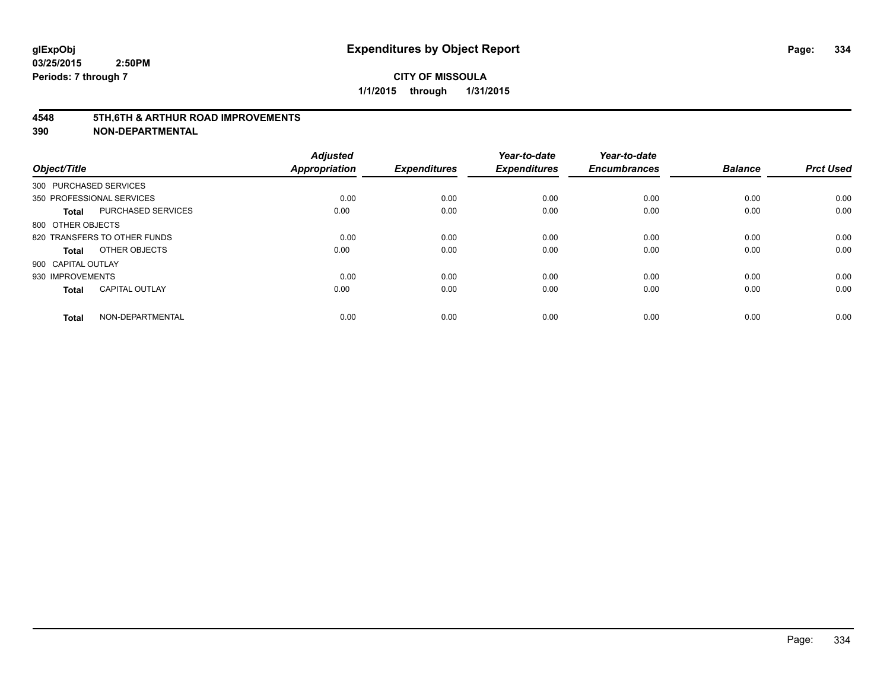**glExpObj**
**03/25/2015 2:50PM**
**Periods: 7 through 7**

# Expenditures by Object Report

**CITY OF MISSOULA**
**1/1/2015 through 1/31/2015**

## 4548 5TH,6TH & ARTHUR ROAD IMPROVEMENTS
## 390 NON-DEPARTMENTAL

| Object/Title | | Adjusted Appropriation | Expenditures | Year-to-date Expenditures | Year-to-date Encumbrances | Balance | Prct Used |
|---|---|---|---|---|---|---|---|
| 300 PURCHASED SERVICES | | | | | | | |
| 350 PROFESSIONAL SERVICES | | 0.00 | 0.00 | 0.00 | 0.00 | 0.00 | 0.00 |
| **Total** | PURCHASED SERVICES | 0.00 | 0.00 | 0.00 | 0.00 | 0.00 | 0.00 |
| 800 OTHER OBJECTS | | | | | | | |
| 820 TRANSFERS TO OTHER FUNDS | | 0.00 | 0.00 | 0.00 | 0.00 | 0.00 | 0.00 |
| **Total** | OTHER OBJECTS | 0.00 | 0.00 | 0.00 | 0.00 | 0.00 | 0.00 |
| 900 CAPITAL OUTLAY | | | | | | | |
| 930 IMPROVEMENTS | | 0.00 | 0.00 | 0.00 | 0.00 | 0.00 | 0.00 |
| **Total** | CAPITAL OUTLAY | 0.00 | 0.00 | 0.00 | 0.00 | 0.00 | 0.00 |
| **Total** | NON-DEPARTMENTAL | 0.00 | 0.00 | 0.00 | 0.00 | 0.00 | 0.00 |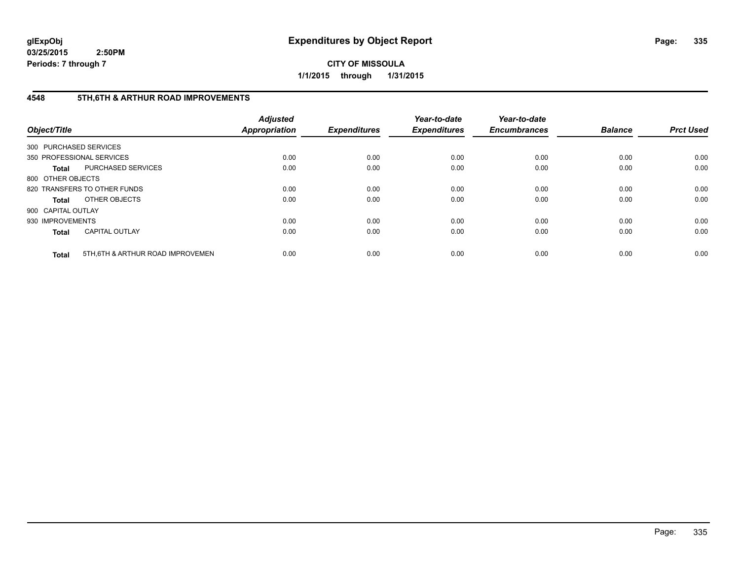glExpObj
03/25/2015 2:50PM
Periods: 7 through 7

# Expenditures by Object Report

**CITY OF MISSOULA**
**1/1/2015 through 1/31/2015**

## 4548 5TH,6TH & ARTHUR ROAD IMPROVEMENTS

| Object/Title | Adjusted Appropriation | Expenditures | Year-to-date Expenditures | Year-to-date Encumbrances | Balance | Prct Used |
|---|---|---|---|---|---|---|
| 300 PURCHASED SERVICES | | | | | | |
| 350 PROFESSIONAL SERVICES | 0.00 | 0.00 | 0.00 | 0.00 | 0.00 | 0.00 |
| **Total** PURCHASED SERVICES | 0.00 | 0.00 | 0.00 | 0.00 | 0.00 | 0.00 |
| 800 OTHER OBJECTS | | | | | | |
| 820 TRANSFERS TO OTHER FUNDS | 0.00 | 0.00 | 0.00 | 0.00 | 0.00 | 0.00 |
| **Total** OTHER OBJECTS | 0.00 | 0.00 | 0.00 | 0.00 | 0.00 | 0.00 |
| 900 CAPITAL OUTLAY | | | | | | |
| 930 IMPROVEMENTS | 0.00 | 0.00 | 0.00 | 0.00 | 0.00 | 0.00 |
| **Total** CAPITAL OUTLAY | 0.00 | 0.00 | 0.00 | 0.00 | 0.00 | 0.00 |
| **Total** 5TH,6TH & ARTHUR ROAD IMPROVEMEN | 0.00 | 0.00 | 0.00 | 0.00 | 0.00 | 0.00 |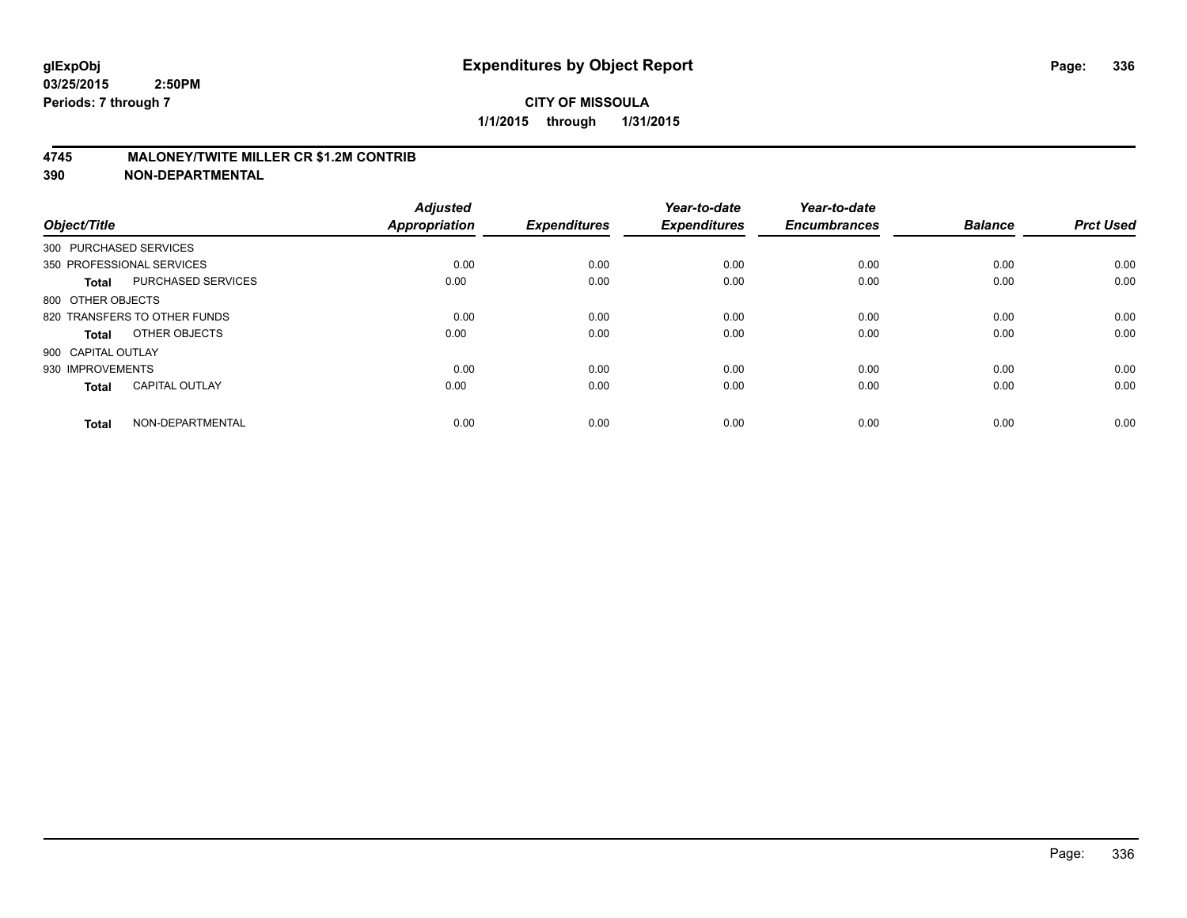**glExpObj**
**03/25/2015 2:50PM**
**Periods: 7 through 7**

# Expenditures by Object Report

**CITY OF MISSOULA**
**1/1/2015 through 1/31/2015**

## 4745 MALONEY/TWITE MILLER CR $1.2M CONTRIB
## 390 NON-DEPARTMENTAL

| Object/Title | | Adjusted Appropriation | Expenditures | Year-to-date Expenditures | Year-to-date Encumbrances | Balance | Prct Used |
|---|---|---|---|---|---|---|---|
| 300 PURCHASED SERVICES | | | | | | | |
| 350 PROFESSIONAL SERVICES | | 0.00 | 0.00 | 0.00 | 0.00 | 0.00 | 0.00 |
| **Total** | PURCHASED SERVICES | 0.00 | 0.00 | 0.00 | 0.00 | 0.00 | 0.00 |
| 800 OTHER OBJECTS | | | | | | | |
| 820 TRANSFERS TO OTHER FUNDS | | 0.00 | 0.00 | 0.00 | 0.00 | 0.00 | 0.00 |
| **Total** | OTHER OBJECTS | 0.00 | 0.00 | 0.00 | 0.00 | 0.00 | 0.00 |
| 900 CAPITAL OUTLAY | | | | | | | |
| 930 IMPROVEMENTS | | 0.00 | 0.00 | 0.00 | 0.00 | 0.00 | 0.00 |
| **Total** | CAPITAL OUTLAY | 0.00 | 0.00 | 0.00 | 0.00 | 0.00 | 0.00 |
| **Total** | NON-DEPARTMENTAL | 0.00 | 0.00 | 0.00 | 0.00 | 0.00 | 0.00 |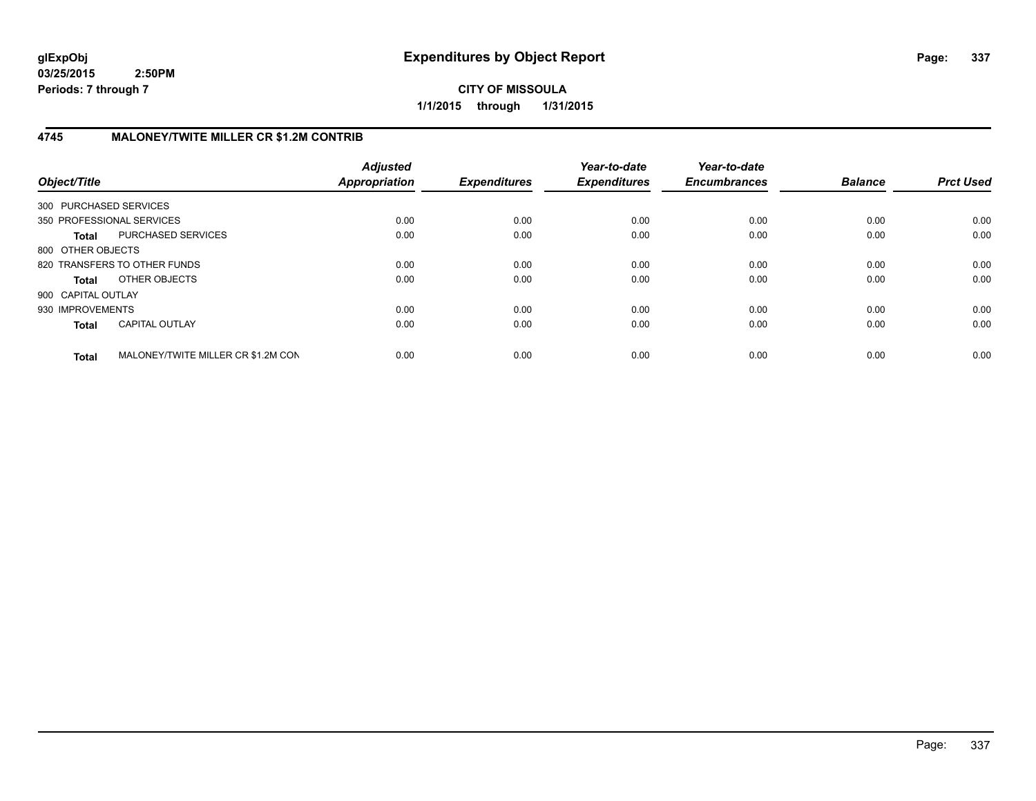**glExpObj**
**03/25/2015 2:50PM**
**Periods: 7 through 7**

# Expenditures by Object Report

**CITY OF MISSOULA**
**1/1/2015 through 1/31/2015**

## 4745 MALONEY/TWITE MILLER CR $1.2M CONTRIB

| Object/Title | | Adjusted Appropriation | Expenditures | Year-to-date Expenditures | Year-to-date Encumbrances | Balance | Prct Used |
|---|---|---|---|---|---|---|---|
| 300 PURCHASED SERVICES | | | | | | | |
| 350 PROFESSIONAL SERVICES | | 0.00 | 0.00 | 0.00 | 0.00 | 0.00 | 0.00 |
| **Total** | PURCHASED SERVICES | 0.00 | 0.00 | 0.00 | 0.00 | 0.00 | 0.00 |
| 800 OTHER OBJECTS | | | | | | | |
| 820 TRANSFERS TO OTHER FUNDS | | 0.00 | 0.00 | 0.00 | 0.00 | 0.00 | 0.00 |
| **Total** | OTHER OBJECTS | 0.00 | 0.00 | 0.00 | 0.00 | 0.00 | 0.00 |
| 900 CAPITAL OUTLAY | | | | | | | |
| 930 IMPROVEMENTS | | 0.00 | 0.00 | 0.00 | 0.00 | 0.00 | 0.00 |
| **Total** | CAPITAL OUTLAY | 0.00 | 0.00 | 0.00 | 0.00 | 0.00 | 0.00 |
| **Total** | MALONEY/TWITE MILLER CR $1.2M CON | 0.00 | 0.00 | 0.00 | 0.00 | 0.00 | 0.00 |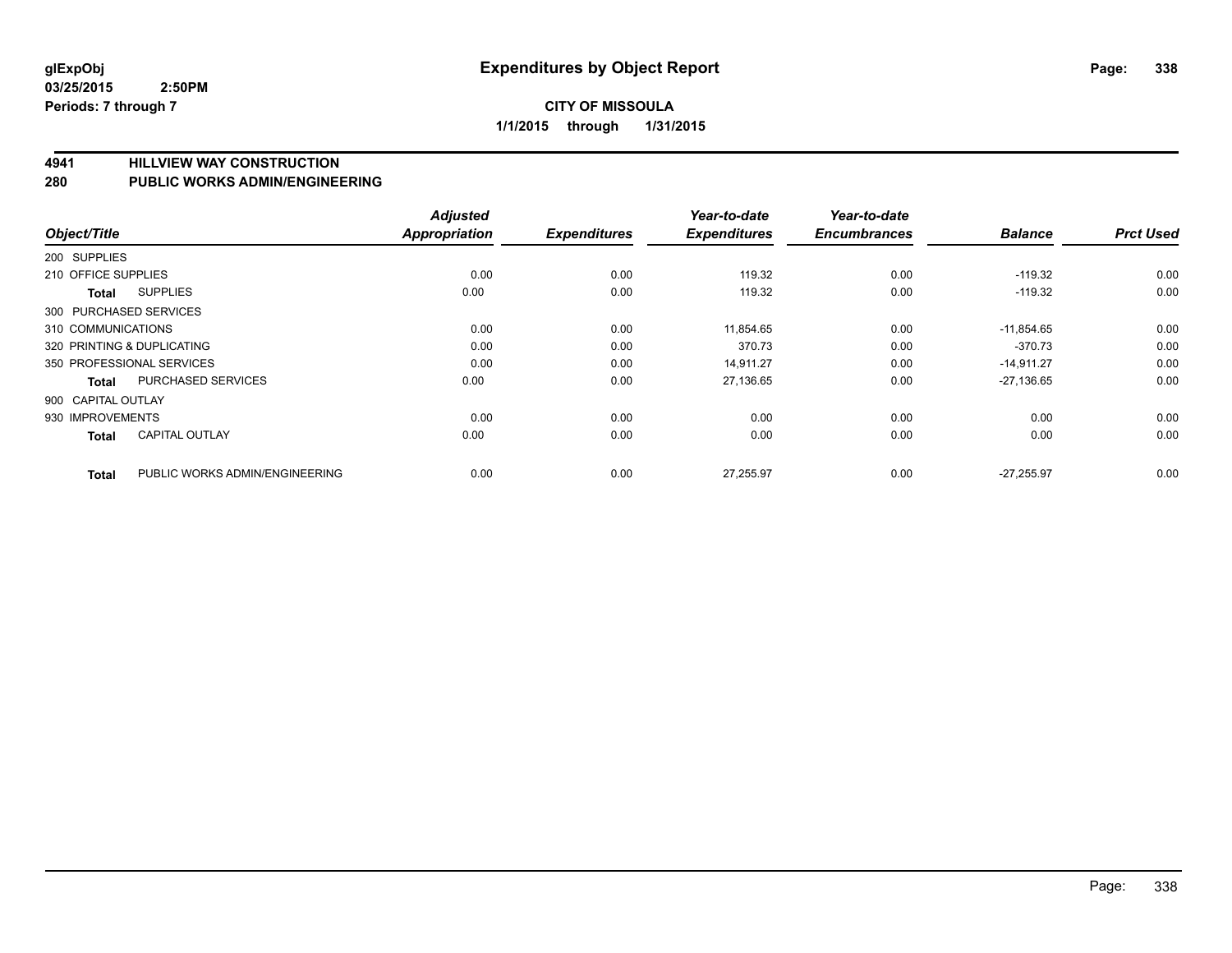**glExpObj**
**03/25/2015 2:50PM**
**Periods: 7 through 7**

# Expenditures by Object Report

**CITY OF MISSOULA**
**1/1/2015 through 1/31/2015**

## 4941 HILLVIEW WAY CONSTRUCTION
## 280 PUBLIC WORKS ADMIN/ENGINEERING

| Object/Title | | Adjusted Appropriation | Expenditures | Year-to-date Expenditures | Year-to-date Encumbrances | Balance | Prct Used |
|---|---|---|---|---|---|---|---|
| 200 SUPPLIES | | | | | | | |
| 210 OFFICE SUPPLIES | | 0.00 | 0.00 | 119.32 | 0.00 | -119.32 | 0.00 |
| **Total** | SUPPLIES | 0.00 | 0.00 | 119.32 | 0.00 | -119.32 | 0.00 |
| 300 PURCHASED SERVICES | | | | | | | |
| 310 COMMUNICATIONS | | 0.00 | 0.00 | 11,854.65 | 0.00 | -11,854.65 | 0.00 |
| 320 PRINTING & DUPLICATING | | 0.00 | 0.00 | 370.73 | 0.00 | -370.73 | 0.00 |
| 350 PROFESSIONAL SERVICES | | 0.00 | 0.00 | 14,911.27 | 0.00 | -14,911.27 | 0.00 |
| **Total** | PURCHASED SERVICES | 0.00 | 0.00 | 27,136.65 | 0.00 | -27,136.65 | 0.00 |
| 900 CAPITAL OUTLAY | | | | | | | |
| 930 IMPROVEMENTS | | 0.00 | 0.00 | 0.00 | 0.00 | 0.00 | 0.00 |
| **Total** | CAPITAL OUTLAY | 0.00 | 0.00 | 0.00 | 0.00 | 0.00 | 0.00 |
| **Total** | PUBLIC WORKS ADMIN/ENGINEERING | 0.00 | 0.00 | 27,255.97 | 0.00 | -27,255.97 | 0.00 |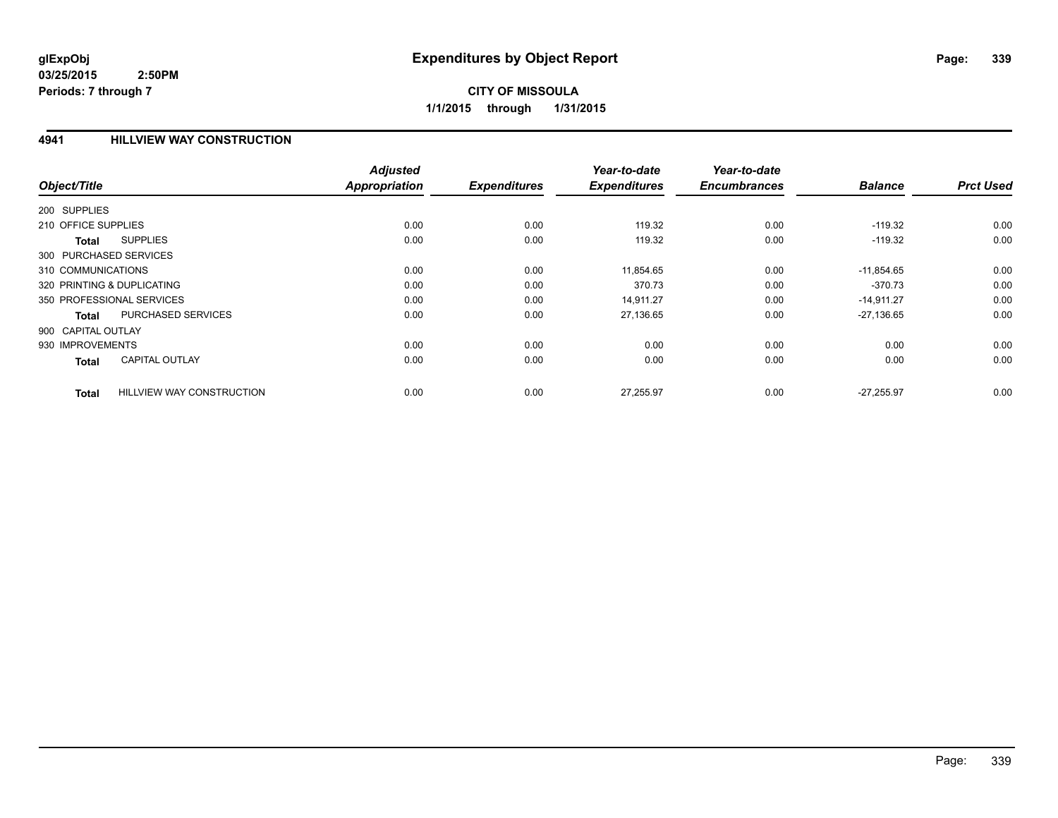**glExpObj**
**03/25/2015 2:50PM**
**Periods: 7 through 7**

# Expenditures by Object Report

**CITY OF MISSOULA**
**1/1/2015 through 1/31/2015**

## 4941 HILLVIEW WAY CONSTRUCTION

| Object/Title | | Adjusted Appropriation | Expenditures | Year-to-date Expenditures | Year-to-date Encumbrances | Balance | Prct Used |
|---|---|---|---|---|---|---|---|
| 200 SUPPLIES | | | | | | | |
| 210 OFFICE SUPPLIES | | 0.00 | 0.00 | 119.32 | 0.00 | -119.32 | 0.00 |
| **Total** | SUPPLIES | 0.00 | 0.00 | 119.32 | 0.00 | -119.32 | 0.00 |
| 300 PURCHASED SERVICES | | | | | | | |
| 310 COMMUNICATIONS | | 0.00 | 0.00 | 11,854.65 | 0.00 | -11,854.65 | 0.00 |
| 320 PRINTING & DUPLICATING | | 0.00 | 0.00 | 370.73 | 0.00 | -370.73 | 0.00 |
| 350 PROFESSIONAL SERVICES | | 0.00 | 0.00 | 14,911.27 | 0.00 | -14,911.27 | 0.00 |
| **Total** | PURCHASED SERVICES | 0.00 | 0.00 | 27,136.65 | 0.00 | -27,136.65 | 0.00 |
| 900 CAPITAL OUTLAY | | | | | | | |
| 930 IMPROVEMENTS | | 0.00 | 0.00 | 0.00 | 0.00 | 0.00 | 0.00 |
| **Total** | CAPITAL OUTLAY | 0.00 | 0.00 | 0.00 | 0.00 | 0.00 | 0.00 |
| **Total** | HILLVIEW WAY CONSTRUCTION | 0.00 | 0.00 | 27,255.97 | 0.00 | -27,255.97 | 0.00 |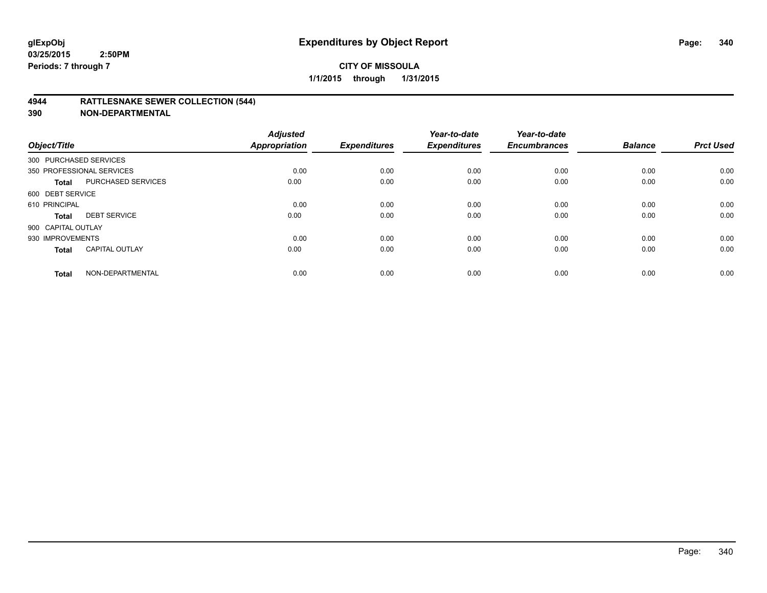# Expenditures by Object Report

glExpObj
03/25/2015 2:50PM
Periods: 7 through 7

**CITY OF MISSOULA**
**1/1/2015 through 1/31/2015**

**4944 RATTLESNAKE SEWER COLLECTION (544)**
**390 NON-DEPARTMENTAL**

| Object/Title | | Adjusted Appropriation | Expenditures | Year-to-date Expenditures | Year-to-date Encumbrances | Balance | Prct Used |
|---|---|---|---|---|---|---|---|
| 300 PURCHASED SERVICES | | | | | | | |
| 350 PROFESSIONAL SERVICES | | 0.00 | 0.00 | 0.00 | 0.00 | 0.00 | 0.00 |
| **Total** | PURCHASED SERVICES | 0.00 | 0.00 | 0.00 | 0.00 | 0.00 | 0.00 |
| 600 DEBT SERVICE | | | | | | | |
| 610 PRINCIPAL | | 0.00 | 0.00 | 0.00 | 0.00 | 0.00 | 0.00 |
| **Total** | DEBT SERVICE | 0.00 | 0.00 | 0.00 | 0.00 | 0.00 | 0.00 |
| 900 CAPITAL OUTLAY | | | | | | | |
| 930 IMPROVEMENTS | | 0.00 | 0.00 | 0.00 | 0.00 | 0.00 | 0.00 |
| **Total** | CAPITAL OUTLAY | 0.00 | 0.00 | 0.00 | 0.00 | 0.00 | 0.00 |
| **Total** | NON-DEPARTMENTAL | 0.00 | 0.00 | 0.00 | 0.00 | 0.00 | 0.00 |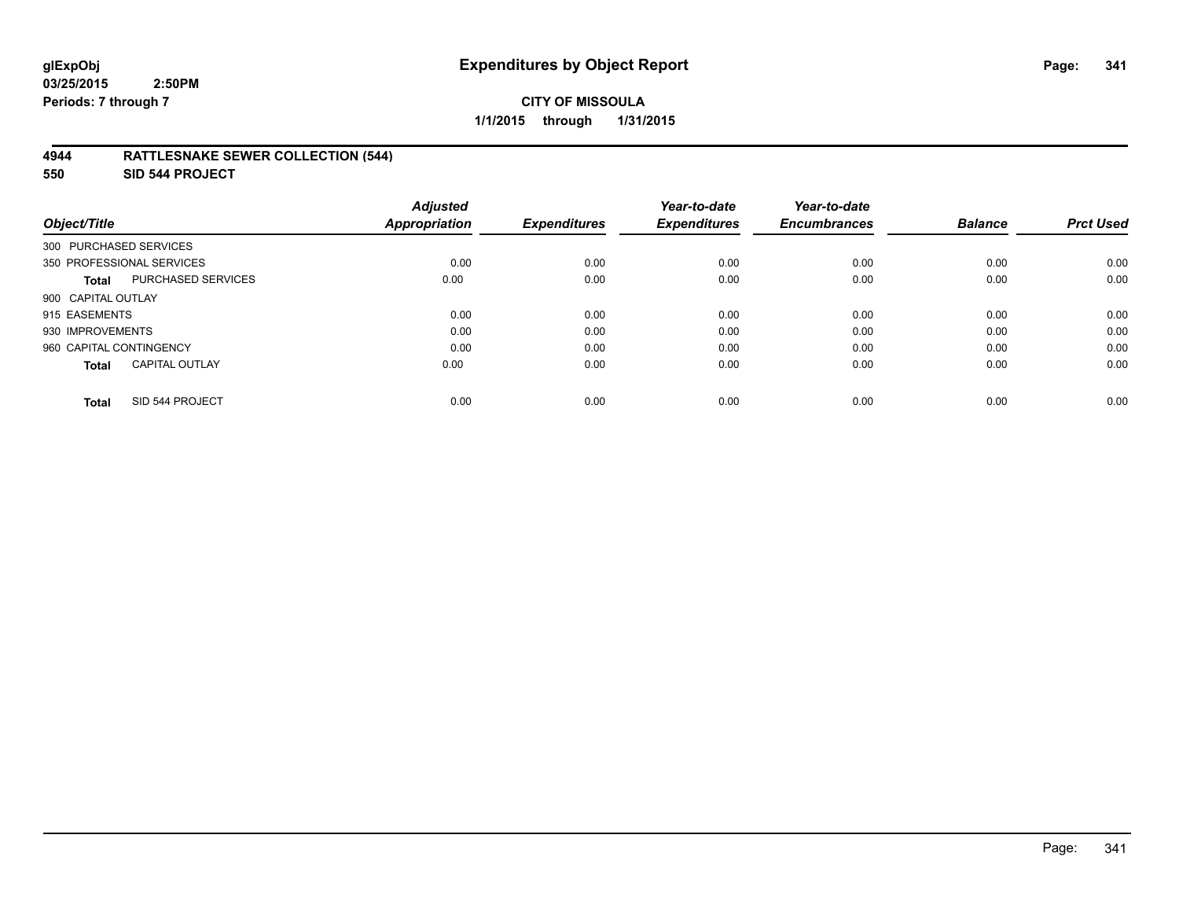**glExpObj**
**03/25/2015 2:50PM**
**Periods: 7 through 7**

# Expenditures by Object Report

**CITY OF MISSOULA**
**1/1/2015 through 1/31/2015**

## 4944 RATTLESNAKE SEWER COLLECTION (544)
## 550 SID 544 PROJECT

| Object/Title | | Adjusted Appropriation | Expenditures | Year-to-date Expenditures | Year-to-date Encumbrances | Balance | Prct Used |
|---|---|---|---|---|---|---|---|
| 300 PURCHASED SERVICES | | | | | | | |
| 350 PROFESSIONAL SERVICES | | 0.00 | 0.00 | 0.00 | 0.00 | 0.00 | 0.00 |
| **Total** | PURCHASED SERVICES | 0.00 | 0.00 | 0.00 | 0.00 | 0.00 | 0.00 |
| 900 CAPITAL OUTLAY | | | | | | | |
| 915 EASEMENTS | | 0.00 | 0.00 | 0.00 | 0.00 | 0.00 | 0.00 |
| 930 IMPROVEMENTS | | 0.00 | 0.00 | 0.00 | 0.00 | 0.00 | 0.00 |
| 960 CAPITAL CONTINGENCY | | 0.00 | 0.00 | 0.00 | 0.00 | 0.00 | 0.00 |
| **Total** | CAPITAL OUTLAY | 0.00 | 0.00 | 0.00 | 0.00 | 0.00 | 0.00 |
| **Total** | SID 544 PROJECT | 0.00 | 0.00 | 0.00 | 0.00 | 0.00 | 0.00 |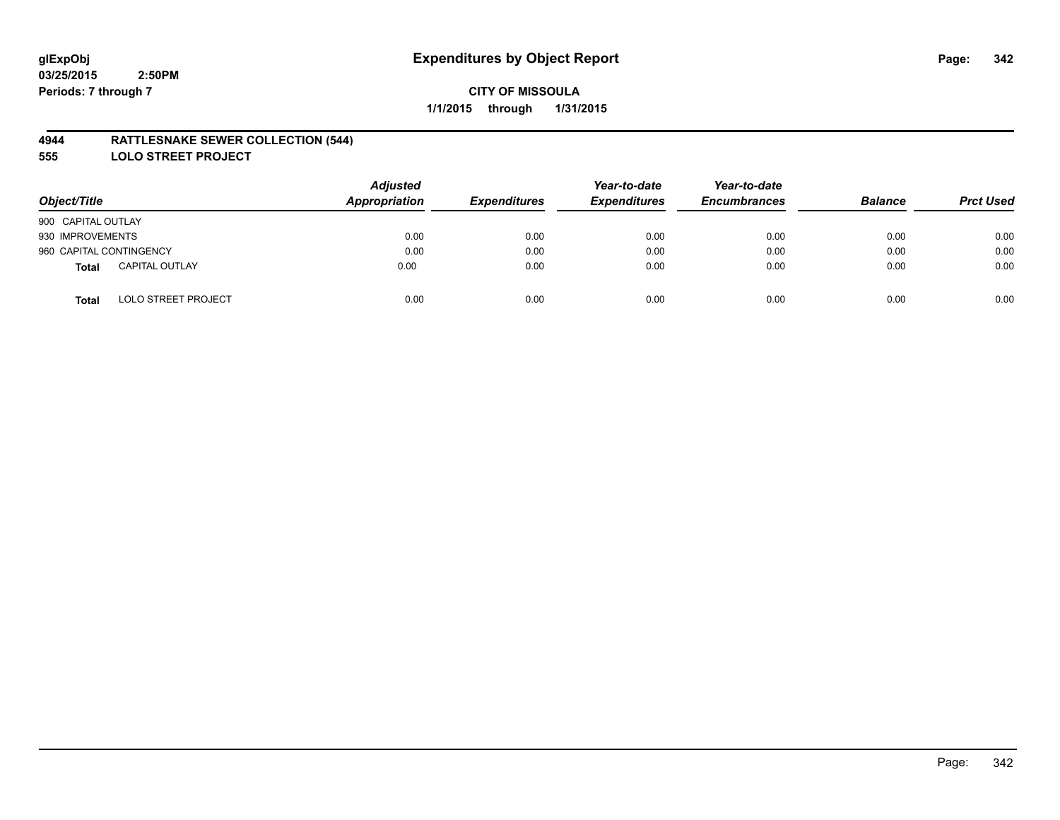**glExpObj**
**03/25/2015 2:50PM**
**Periods: 7 through 7**

# Expenditures by Object Report

**CITY OF MISSOULA**
**1/1/2015 through 1/31/2015**

## 4944 RATTLESNAKE SEWER COLLECTION (544)
## 555 LOLO STREET PROJECT

| Object/Title | Adjusted Appropriation | Expenditures | Year-to-date Expenditures | Year-to-date Encumbrances | Balance | Prct Used |
|---|---|---|---|---|---|---|
| 900 CAPITAL OUTLAY | | | | | | |
| 930 IMPROVEMENTS | 0.00 | 0.00 | 0.00 | 0.00 | 0.00 | 0.00 |
| 960 CAPITAL CONTINGENCY | 0.00 | 0.00 | 0.00 | 0.00 | 0.00 | 0.00 |
| **Total** CAPITAL OUTLAY | 0.00 | 0.00 | 0.00 | 0.00 | 0.00 | 0.00 |
| **Total** LOLO STREET PROJECT | 0.00 | 0.00 | 0.00 | 0.00 | 0.00 | 0.00 |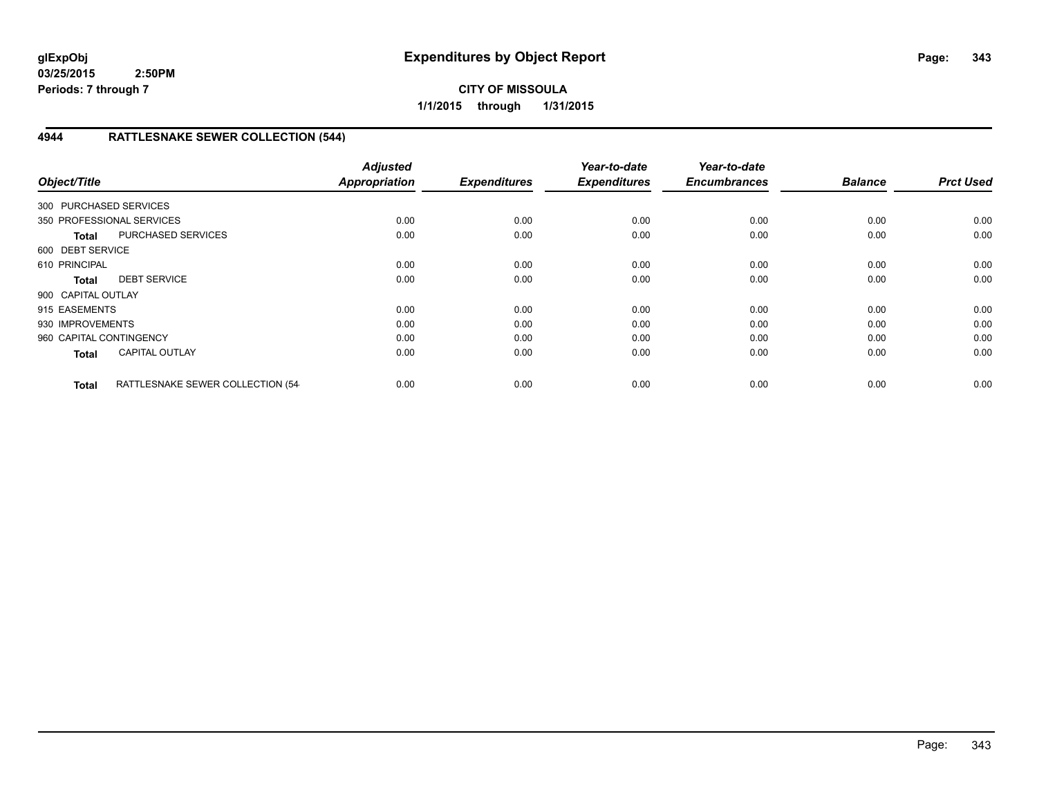# Expenditures by Object Report

glExpObj
03/25/2015 2:50PM
Periods: 7 through 7

**CITY OF MISSOULA**
**1/1/2015 through 1/31/2015**

## 4944 RATTLESNAKE SEWER COLLECTION (544)

| Object/Title | | *Adjusted Appropriation* | *Expenditures* | *Year-to-date Expenditures* | *Year-to-date Encumbrances* | *Balance* | *Prct Used* |
|---|---|---|---|---|---|---|---|
| 300 PURCHASED SERVICES | | | | | | | |
| 350 PROFESSIONAL SERVICES | | 0.00 | 0.00 | 0.00 | 0.00 | 0.00 | 0.00 |
| **Total** | PURCHASED SERVICES | 0.00 | 0.00 | 0.00 | 0.00 | 0.00 | 0.00 |
| 600 DEBT SERVICE | | | | | | | |
| 610 PRINCIPAL | | 0.00 | 0.00 | 0.00 | 0.00 | 0.00 | 0.00 |
| **Total** | DEBT SERVICE | 0.00 | 0.00 | 0.00 | 0.00 | 0.00 | 0.00 |
| 900 CAPITAL OUTLAY | | | | | | | |
| 915 EASEMENTS | | 0.00 | 0.00 | 0.00 | 0.00 | 0.00 | 0.00 |
| 930 IMPROVEMENTS | | 0.00 | 0.00 | 0.00 | 0.00 | 0.00 | 0.00 |
| 960 CAPITAL CONTINGENCY | | 0.00 | 0.00 | 0.00 | 0.00 | 0.00 | 0.00 |
| **Total** | CAPITAL OUTLAY | 0.00 | 0.00 | 0.00 | 0.00 | 0.00 | 0.00 |
| **Total** | RATTLESNAKE SEWER COLLECTION (54 | 0.00 | 0.00 | 0.00 | 0.00 | 0.00 | 0.00 |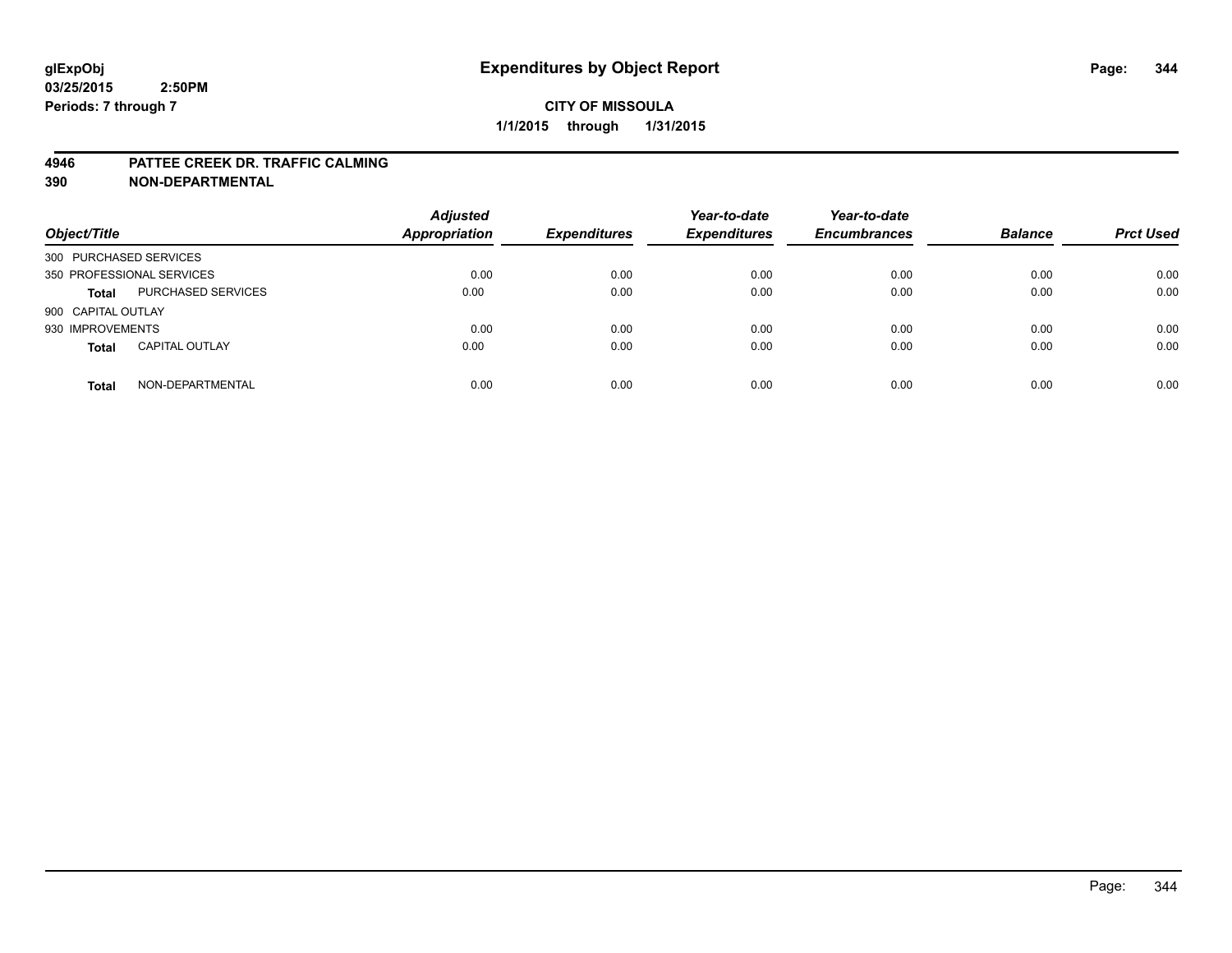**glExpObj**
**03/25/2015 2:50PM**
**Periods: 7 through 7**

# Expenditures by Object Report

**CITY OF MISSOULA**
**1/1/2015 through 1/31/2015**

**4946 PATTEE CREEK DR. TRAFFIC CALMING**
**390 NON-DEPARTMENTAL**

| Object/Title | | Adjusted Appropriation | Expenditures | Year-to-date Expenditures | Year-to-date Encumbrances | Balance | Prct Used |
|---|---|---|---|---|---|---|---|
| 300 PURCHASED SERVICES | | | | | | | |
| 350 PROFESSIONAL SERVICES | | 0.00 | 0.00 | 0.00 | 0.00 | 0.00 | 0.00 |
| **Total** | PURCHASED SERVICES | 0.00 | 0.00 | 0.00 | 0.00 | 0.00 | 0.00 |
| 900 CAPITAL OUTLAY | | | | | | | |
| 930 IMPROVEMENTS | | 0.00 | 0.00 | 0.00 | 0.00 | 0.00 | 0.00 |
| **Total** | CAPITAL OUTLAY | 0.00 | 0.00 | 0.00 | 0.00 | 0.00 | 0.00 |
| **Total** | NON-DEPARTMENTAL | 0.00 | 0.00 | 0.00 | 0.00 | 0.00 | 0.00 |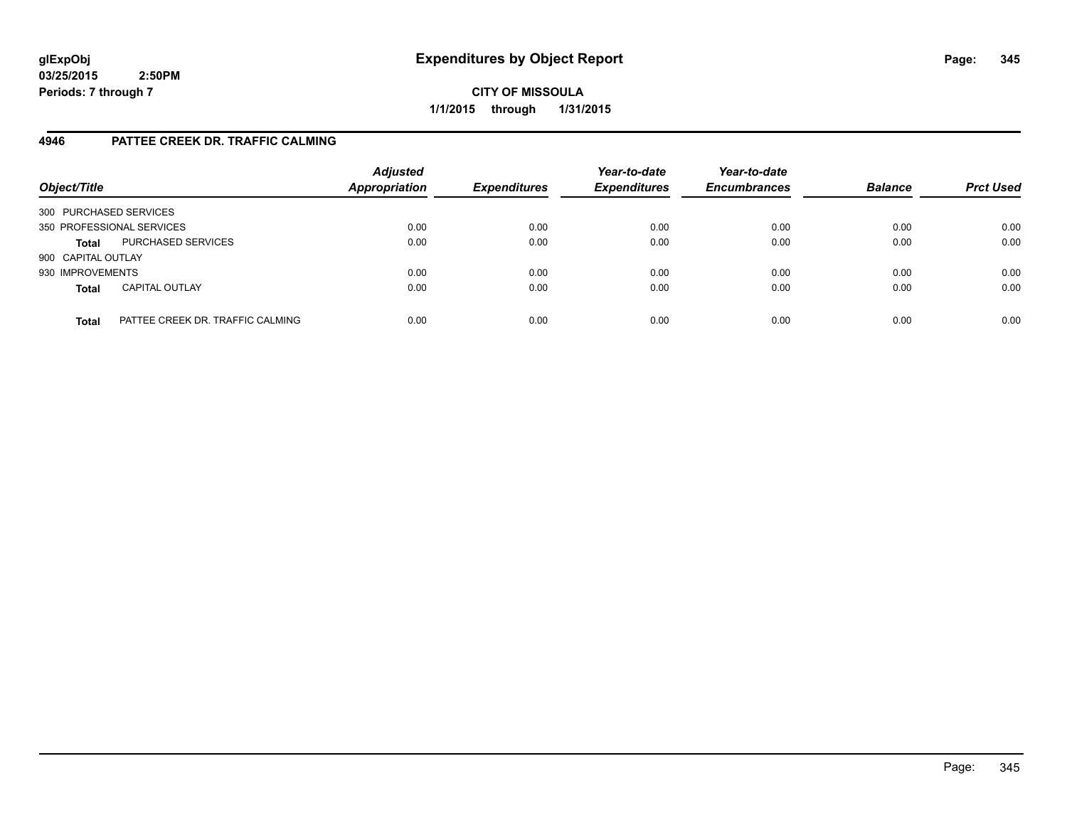# Expenditures by Object Report

glExpObj
03/25/2015 2:50PM
Periods: 7 through 7

**CITY OF MISSOULA**
**1/1/2015 through 1/31/2015**

## 4946 PATTEE CREEK DR. TRAFFIC CALMING

| Object/Title | | Adjusted Appropriation | Expenditures | Year-to-date Expenditures | Year-to-date Encumbrances | Balance | Prct Used |
|---|---|---|---|---|---|---|---|
| 300 PURCHASED SERVICES | | | | | | | |
| 350 PROFESSIONAL SERVICES | | 0.00 | 0.00 | 0.00 | 0.00 | 0.00 | 0.00 |
| **Total** | PURCHASED SERVICES | 0.00 | 0.00 | 0.00 | 0.00 | 0.00 | 0.00 |
| 900 CAPITAL OUTLAY | | | | | | | |
| 930 IMPROVEMENTS | | 0.00 | 0.00 | 0.00 | 0.00 | 0.00 | 0.00 |
| **Total** | CAPITAL OUTLAY | 0.00 | 0.00 | 0.00 | 0.00 | 0.00 | 0.00 |
| **Total** | PATTEE CREEK DR. TRAFFIC CALMING | 0.00 | 0.00 | 0.00 | 0.00 | 0.00 | 0.00 |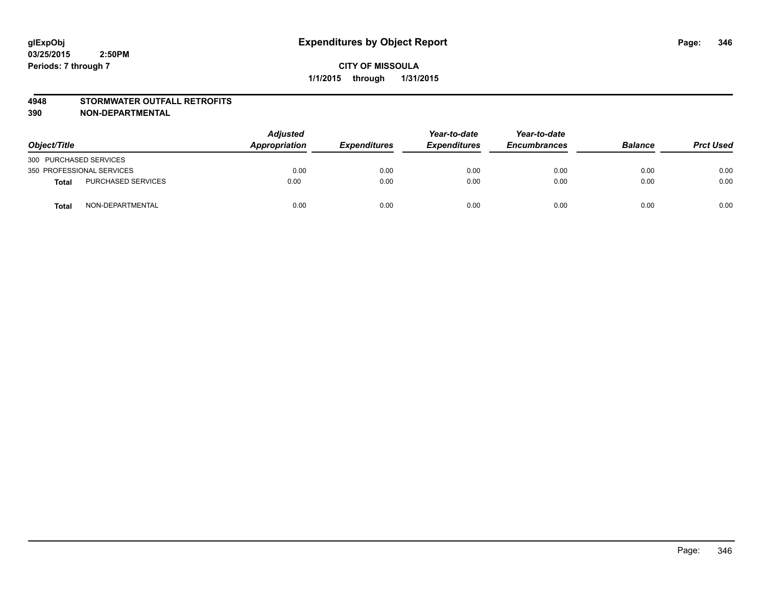**glExpObj**
**03/25/2015 2:50PM**
**Periods: 7 through 7**

# Expenditures by Object Report

**CITY OF MISSOULA**
**1/1/2015 through 1/31/2015**

**4948 STORMWATER OUTFALL RETROFITS**
**390 NON-DEPARTMENTAL**

| Object/Title | | Adjusted Appropriation | Expenditures | Year-to-date Expenditures | Year-to-date Encumbrances | Balance | Prct Used |
|---|---|---|---|---|---|---|---|
| 300 PURCHASED SERVICES | | | | | | | |
| 350 PROFESSIONAL SERVICES | | 0.00 | 0.00 | 0.00 | 0.00 | 0.00 | 0.00 |
| **Total** | PURCHASED SERVICES | 0.00 | 0.00 | 0.00 | 0.00 | 0.00 | 0.00 |
| **Total** | NON-DEPARTMENTAL | 0.00 | 0.00 | 0.00 | 0.00 | 0.00 | 0.00 |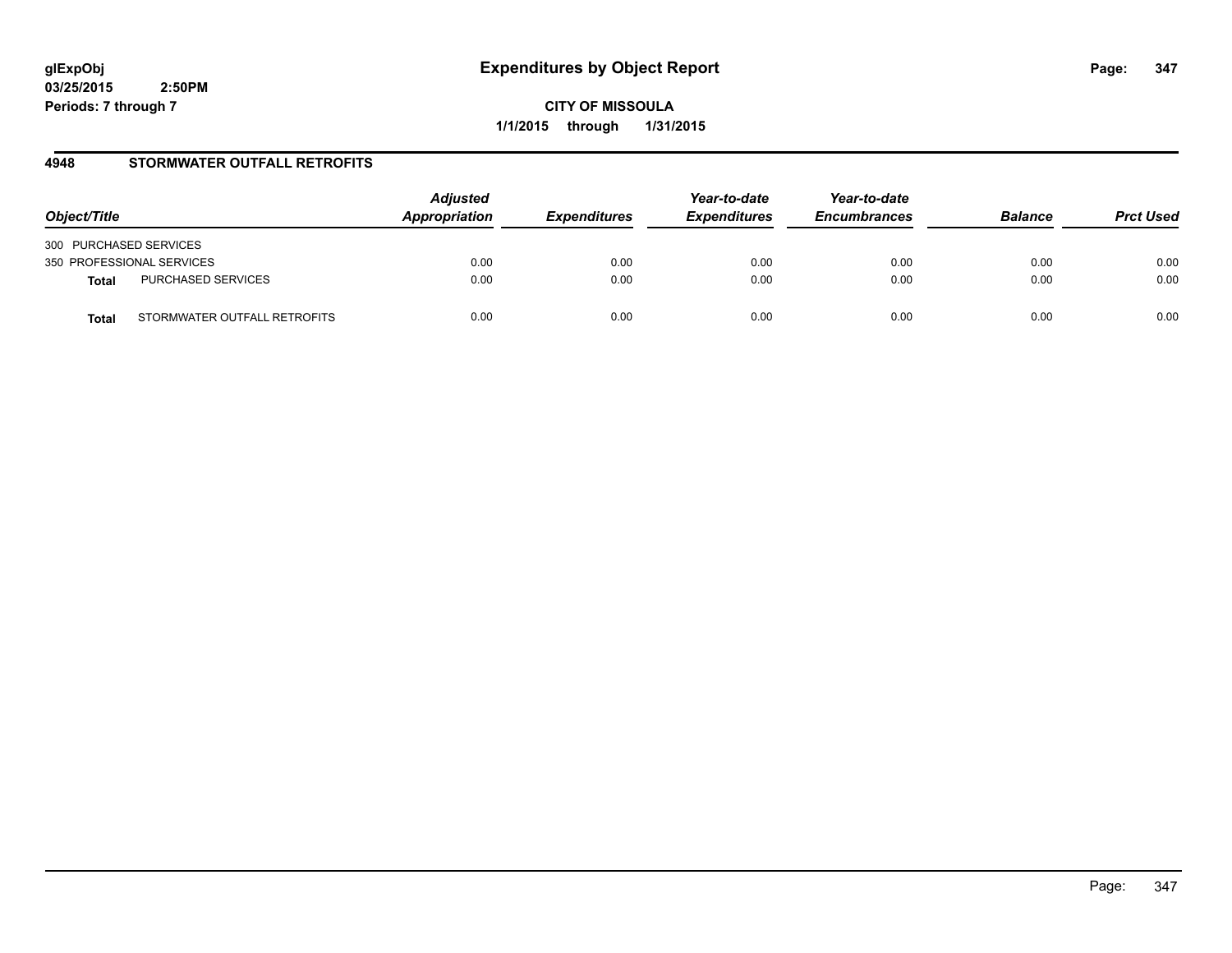glExpObj
03/25/2015 2:50PM
Periods: 7 through 7

# Expenditures by Object Report

**CITY OF MISSOULA**
**1/1/2015 through 1/31/2015**

## 4948 STORMWATER OUTFALL RETROFITS

| Object/Title | | Adjusted Appropriation | Expenditures | Year-to-date Expenditures | Year-to-date Encumbrances | Balance | Prct Used |
|---|---|---|---|---|---|---|---|
| 300 PURCHASED SERVICES | | | | | | | |
| 350 PROFESSIONAL SERVICES | | 0.00 | 0.00 | 0.00 | 0.00 | 0.00 | 0.00 |
| **Total** | PURCHASED SERVICES | 0.00 | 0.00 | 0.00 | 0.00 | 0.00 | 0.00 |
| **Total** | STORMWATER OUTFALL RETROFITS | 0.00 | 0.00 | 0.00 | 0.00 | 0.00 | 0.00 |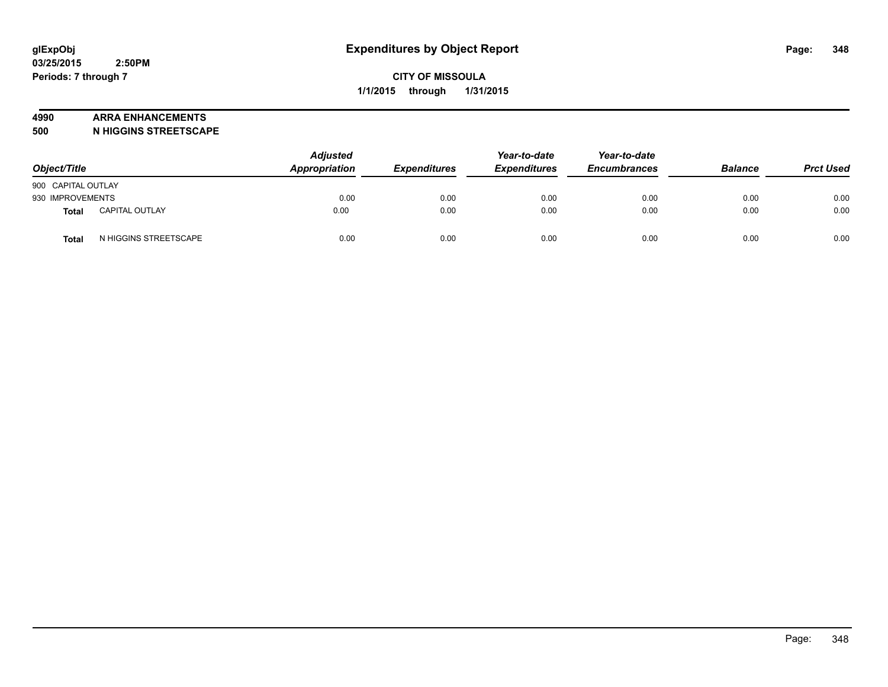**glExpObj**
**03/25/2015 2:50PM**
**Periods: 7 through 7**

# Expenditures by Object Report

**CITY OF MISSOULA**
**1/1/2015 through 1/31/2015**

**4990 ARRA ENHANCEMENTS**
**500 N HIGGINS STREETSCAPE**

| Object/Title | | Adjusted Appropriation | Expenditures | Year-to-date Expenditures | Year-to-date Encumbrances | Balance | Prct Used |
|---|---|---|---|---|---|---|---|
| 900 CAPITAL OUTLAY | | | | | | | |
| 930 IMPROVEMENTS | | 0.00 | 0.00 | 0.00 | 0.00 | 0.00 | 0.00 |
| **Total** | CAPITAL OUTLAY | 0.00 | 0.00 | 0.00 | 0.00 | 0.00 | 0.00 |
| **Total** | N HIGGINS STREETSCAPE | 0.00 | 0.00 | 0.00 | 0.00 | 0.00 | 0.00 |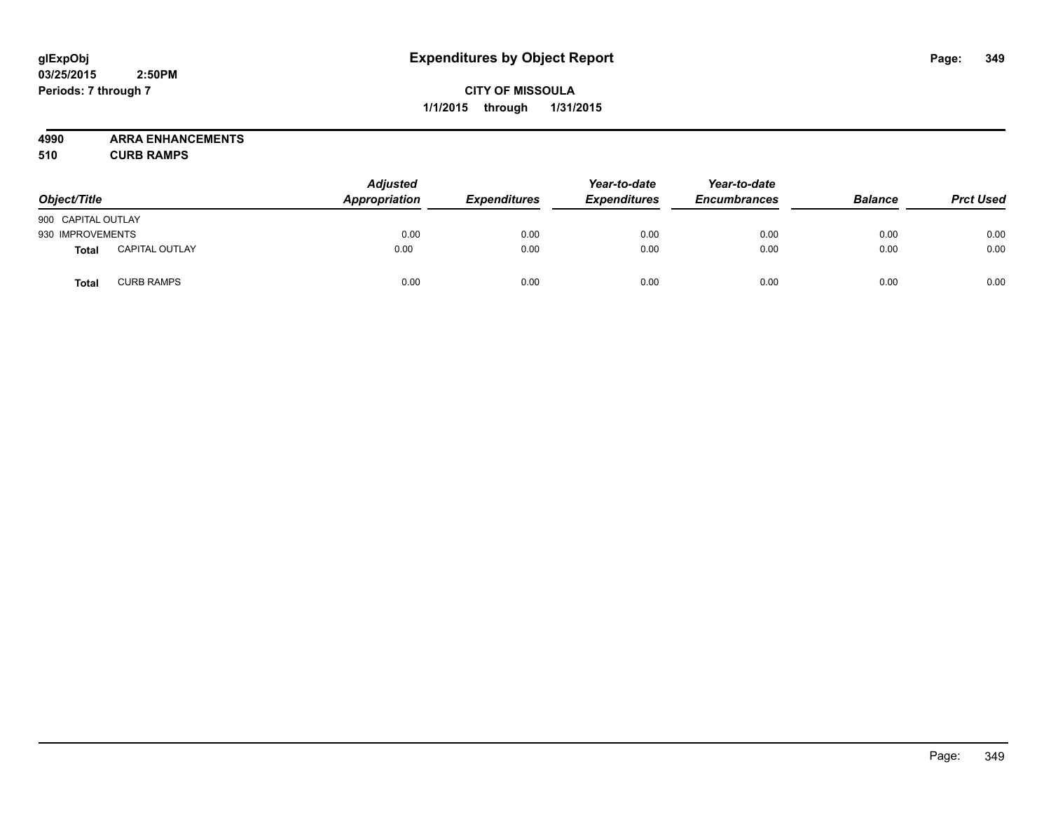**glExpObj**
**03/25/2015 2:50PM**
**Periods: 7 through 7**

# Expenditures by Object Report

**CITY OF MISSOULA**
**1/1/2015 through 1/31/2015**

**4990 ARRA ENHANCEMENTS**
**510 CURB RAMPS**

| Object/Title | | Adjusted Appropriation | Expenditures | Year-to-date Expenditures | Year-to-date Encumbrances | Balance | Prct Used |
|---|---|---|---|---|---|---|---|
| 900 CAPITAL OUTLAY | | | | | | | |
| 930 IMPROVEMENTS | | 0.00 | 0.00 | 0.00 | 0.00 | 0.00 | 0.00 |
| **Total** | CAPITAL OUTLAY | 0.00 | 0.00 | 0.00 | 0.00 | 0.00 | 0.00 |
| **Total** | CURB RAMPS | 0.00 | 0.00 | 0.00 | 0.00 | 0.00 | 0.00 |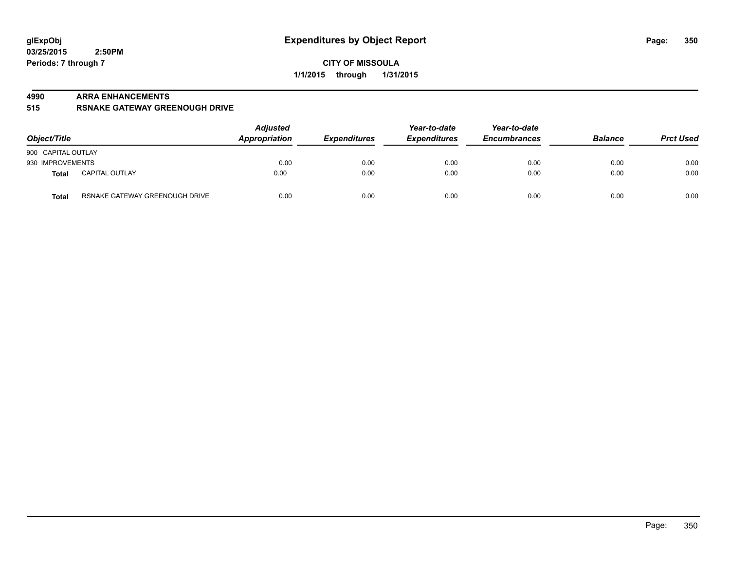**glExpObj** 
**03/25/2015 2:50PM** 
**Periods: 7 through 7**

# Expenditures by Object Report

**CITY OF MISSOULA**
**1/1/2015 through 1/31/2015**

**4990 ARRA ENHANCEMENTS**
**515 RSNAKE GATEWAY GREENOUGH DRIVE**

| Object/Title | | Adjusted Appropriation | Expenditures | Year-to-date Expenditures | Year-to-date Encumbrances | Balance | Prct Used |
|---|---|---|---|---|---|---|---|
| 900 CAPITAL OUTLAY | | | | | | | |
| 930 IMPROVEMENTS | | 0.00 | 0.00 | 0.00 | 0.00 | 0.00 | 0.00 |
| **Total** | CAPITAL OUTLAY | 0.00 | 0.00 | 0.00 | 0.00 | 0.00 | 0.00 |
| **Total** | RSNAKE GATEWAY GREENOUGH DRIVE | 0.00 | 0.00 | 0.00 | 0.00 | 0.00 | 0.00 |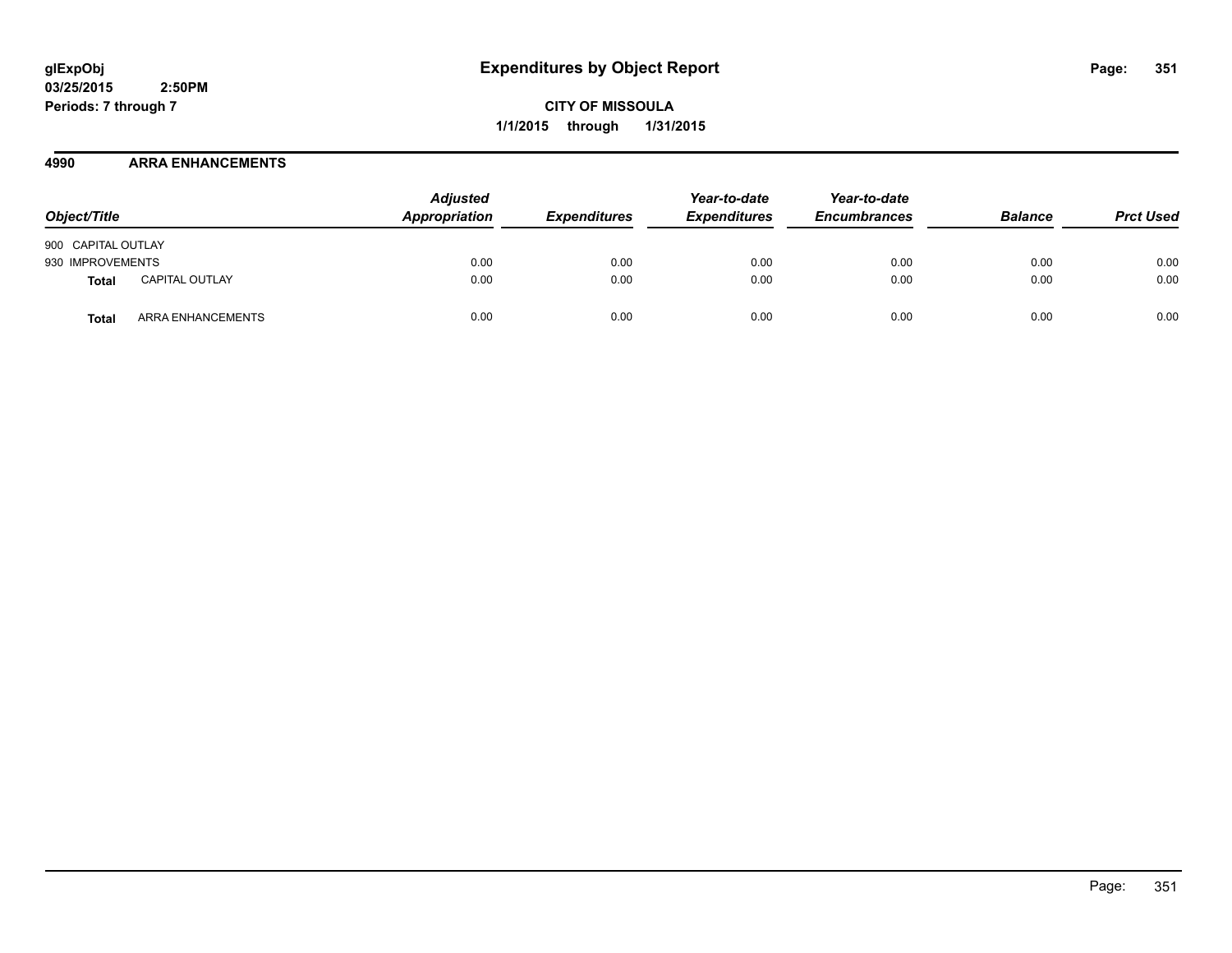**glExpObj**
**03/25/2015 2:50PM**
**Periods: 7 through 7**

# Expenditures by Object Report

**CITY OF MISSOULA**
**1/1/2015 through 1/31/2015**

## 4990 ARRA ENHANCEMENTS

| Object/Title | | Adjusted Appropriation | Expenditures | Year-to-date Expenditures | Year-to-date Encumbrances | Balance | Prct Used |
|---|---|---|---|---|---|---|---|
| 900 CAPITAL OUTLAY | | | | | | | |
| 930 IMPROVEMENTS | | 0.00 | 0.00 | 0.00 | 0.00 | 0.00 | 0.00 |
| **Total** | CAPITAL OUTLAY | 0.00 | 0.00 | 0.00 | 0.00 | 0.00 | 0.00 |
| **Total** | ARRA ENHANCEMENTS | 0.00 | 0.00 | 0.00 | 0.00 | 0.00 | 0.00 |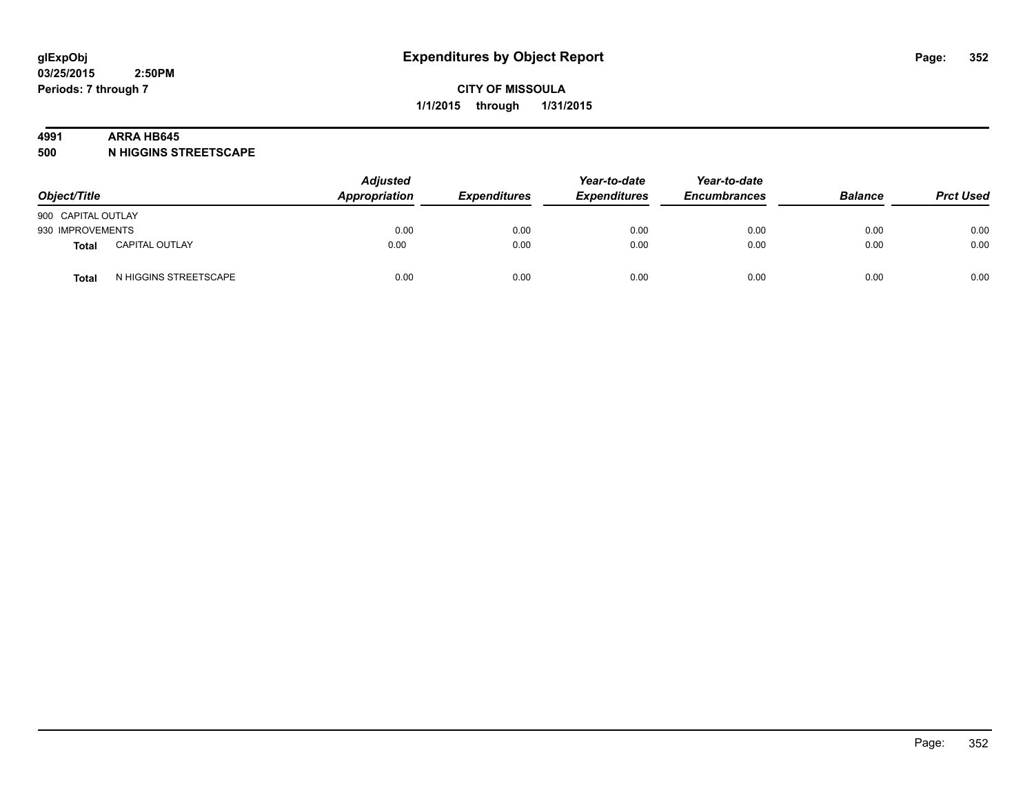# Expenditures by Object Report

glExpObj
03/25/2015 2:50PM
Periods: 7 through 7

**CITY OF MISSOULA**
**1/1/2015 through 1/31/2015**

## 4991 ARRA HB645
## 500 N HIGGINS STREETSCAPE

| Object/Title | | Adjusted Appropriation | Expenditures | Year-to-date Expenditures | Year-to-date Encumbrances | Balance | Prct Used |
|---|---|---|---|---|---|---|---|
| 900 CAPITAL OUTLAY | | | | | | | |
| 930 IMPROVEMENTS | | 0.00 | 0.00 | 0.00 | 0.00 | 0.00 | 0.00 |
| **Total** | CAPITAL OUTLAY | 0.00 | 0.00 | 0.00 | 0.00 | 0.00 | 0.00 |
| **Total** | N HIGGINS STREETSCAPE | 0.00 | 0.00 | 0.00 | 0.00 | 0.00 | 0.00 |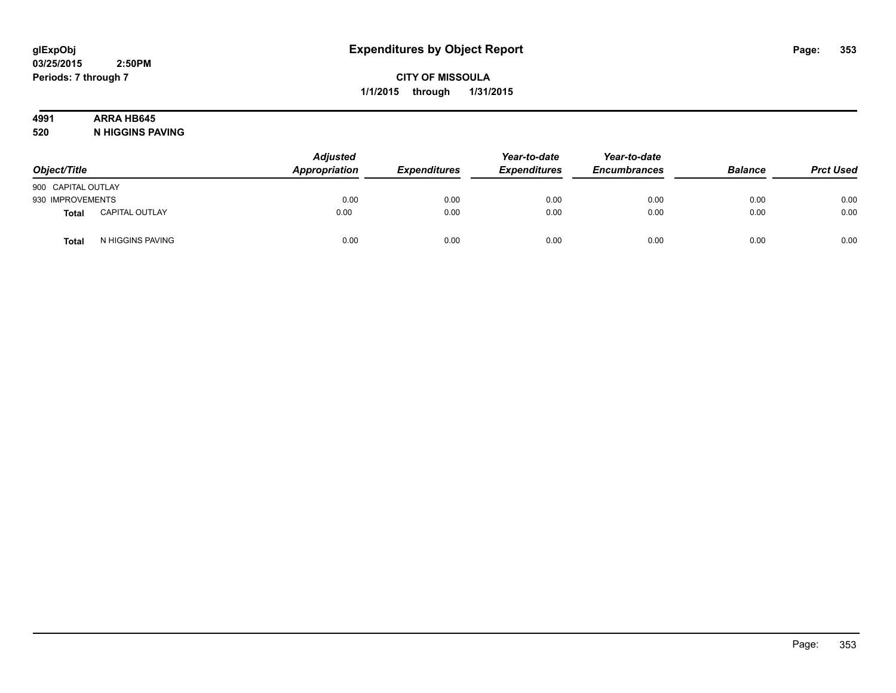# Expenditures by Object Report

**glExpObj**
**03/25/2015 2:50PM**
**Periods: 7 through 7**

**CITY OF MISSOULA**
**1/1/2015 through 1/31/2015**

**4991 ARRA HB645**
**520 N HIGGINS PAVING**

| Object/Title | | Adjusted Appropriation | Expenditures | Year-to-date Expenditures | Year-to-date Encumbrances | Balance | Prct Used |
|---|---|---|---|---|---|---|---|
| 900 CAPITAL OUTLAY | | | | | | | |
| 930 IMPROVEMENTS | | 0.00 | 0.00 | 0.00 | 0.00 | 0.00 | 0.00 |
| **Total** | CAPITAL OUTLAY | 0.00 | 0.00 | 0.00 | 0.00 | 0.00 | 0.00 |
| **Total** | N HIGGINS PAVING | 0.00 | 0.00 | 0.00 | 0.00 | 0.00 | 0.00 |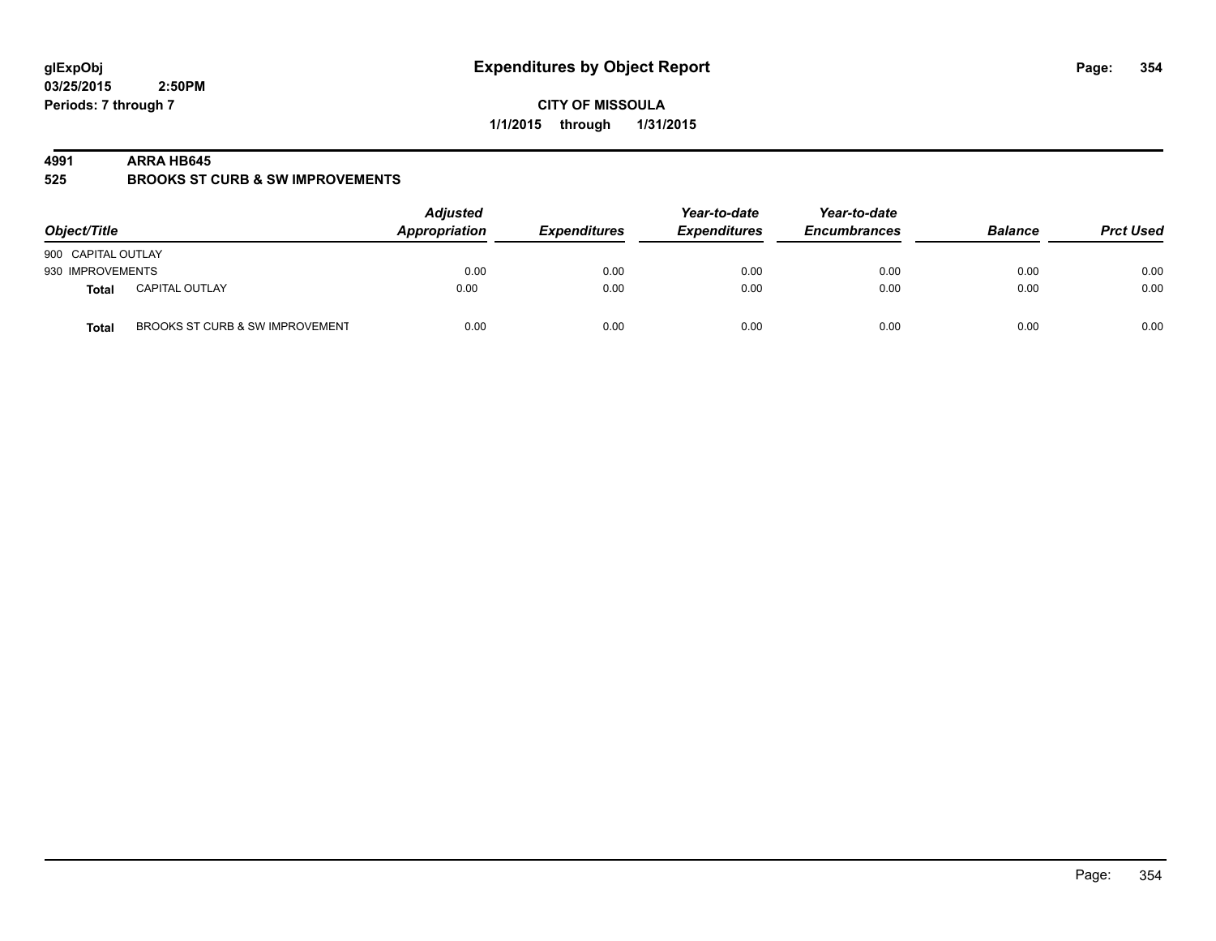**Expenditures by Object Report**

**CITY OF MISSOULA**

**1/1/2015 through 1/31/2015**

glExpObj
03/25/2015 2:50PM
Periods: 7 through 7

**4991 ARRA HB645**

**525 BROOKS ST CURB & SW IMPROVEMENTS**

| Object/Title | | *Adjusted Appropriation* | *Expenditures* | *Year-to-date Expenditures* | *Year-to-date Encumbrances* | *Balance* | *Prct Used* |
|---|---|---|---|---|---|---|---|
| 900 CAPITAL OUTLAY | | | | | | | |
| 930 IMPROVEMENTS | | 0.00 | 0.00 | 0.00 | 0.00 | 0.00 | 0.00 |
| **Total** | CAPITAL OUTLAY | 0.00 | 0.00 | 0.00 | 0.00 | 0.00 | 0.00 |
| **Total** | BROOKS ST CURB & SW IMPROVEMENT | 0.00 | 0.00 | 0.00 | 0.00 | 0.00 | 0.00 |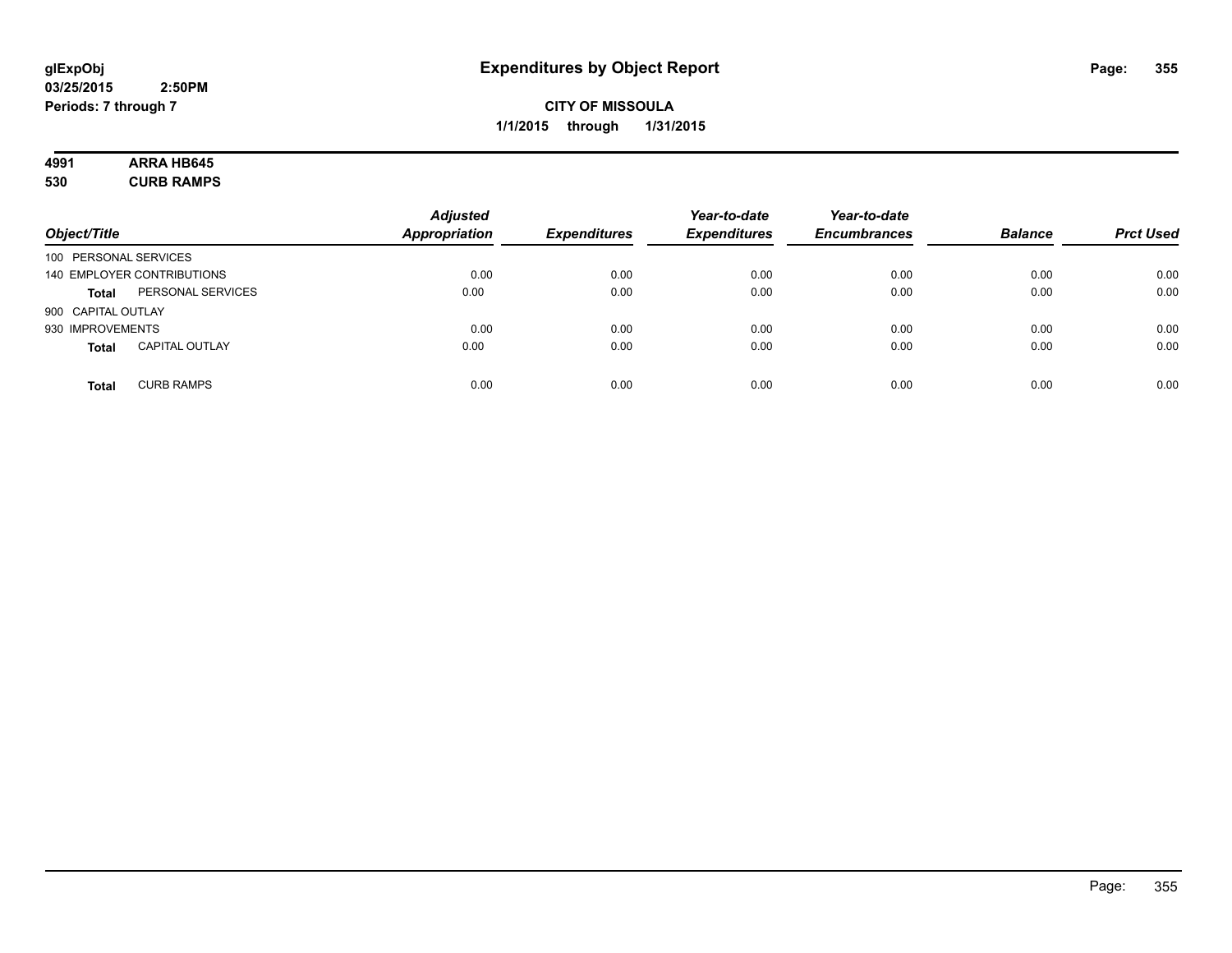**glExpObj**
**03/25/2015 2:50PM**
**Periods: 7 through 7**

# Expenditures by Object Report

**CITY OF MISSOULA**
**1/1/2015 through 1/31/2015**

**4991 ARRA HB645**
**530 CURB RAMPS**

| Object/Title | | Adjusted Appropriation | Expenditures | Year-to-date Expenditures | Year-to-date Encumbrances | Balance | Prct Used |
|---|---|---|---|---|---|---|---|
| 100 PERSONAL SERVICES | | | | | | | |
| 140 EMPLOYER CONTRIBUTIONS | | 0.00 | 0.00 | 0.00 | 0.00 | 0.00 | 0.00 |
| **Total** | PERSONAL SERVICES | 0.00 | 0.00 | 0.00 | 0.00 | 0.00 | 0.00 |
| 900 CAPITAL OUTLAY | | | | | | | |
| 930 IMPROVEMENTS | | 0.00 | 0.00 | 0.00 | 0.00 | 0.00 | 0.00 |
| **Total** | CAPITAL OUTLAY | 0.00 | 0.00 | 0.00 | 0.00 | 0.00 | 0.00 |
| **Total** | CURB RAMPS | 0.00 | 0.00 | 0.00 | 0.00 | 0.00 | 0.00 |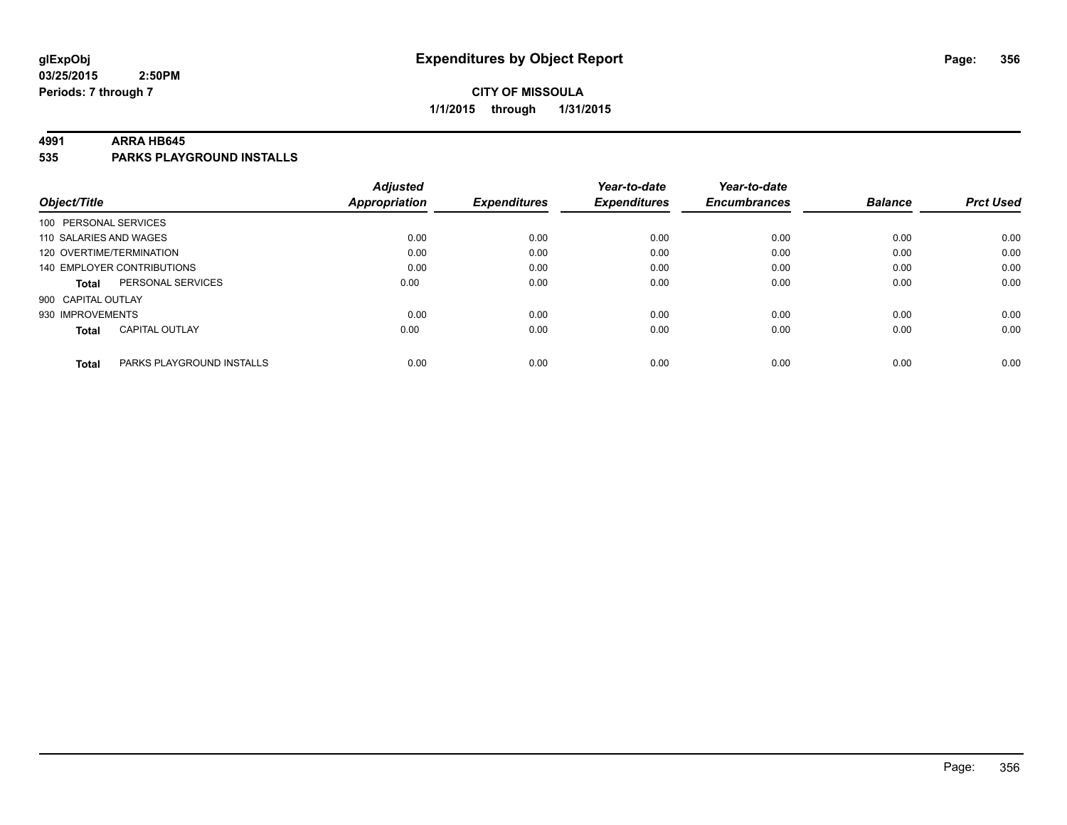**glExpObj**
**03/25/2015 2:50PM**
**Periods: 7 through 7**

# Expenditures by Object Report

**CITY OF MISSOULA**
**1/1/2015 through 1/31/2015**

**4991 ARRA HB645**
**535 PARKS PLAYGROUND INSTALLS**

| Object/Title | Adjusted Appropriation | Expenditures | Year-to-date Expenditures | Year-to-date Encumbrances | Balance | Prct Used |
|---|---|---|---|---|---|---|
| 100 PERSONAL SERVICES | | | | | | |
| 110 SALARIES AND WAGES | 0.00 | 0.00 | 0.00 | 0.00 | 0.00 | 0.00 |
| 120 OVERTIME/TERMINATION | 0.00 | 0.00 | 0.00 | 0.00 | 0.00 | 0.00 |
| 140 EMPLOYER CONTRIBUTIONS | 0.00 | 0.00 | 0.00 | 0.00 | 0.00 | 0.00 |
| **Total** PERSONAL SERVICES | 0.00 | 0.00 | 0.00 | 0.00 | 0.00 | 0.00 |
| 900 CAPITAL OUTLAY | | | | | | |
| 930 IMPROVEMENTS | 0.00 | 0.00 | 0.00 | 0.00 | 0.00 | 0.00 |
| **Total** CAPITAL OUTLAY | 0.00 | 0.00 | 0.00 | 0.00 | 0.00 | 0.00 |
| **Total** PARKS PLAYGROUND INSTALLS | 0.00 | 0.00 | 0.00 | 0.00 | 0.00 | 0.00 |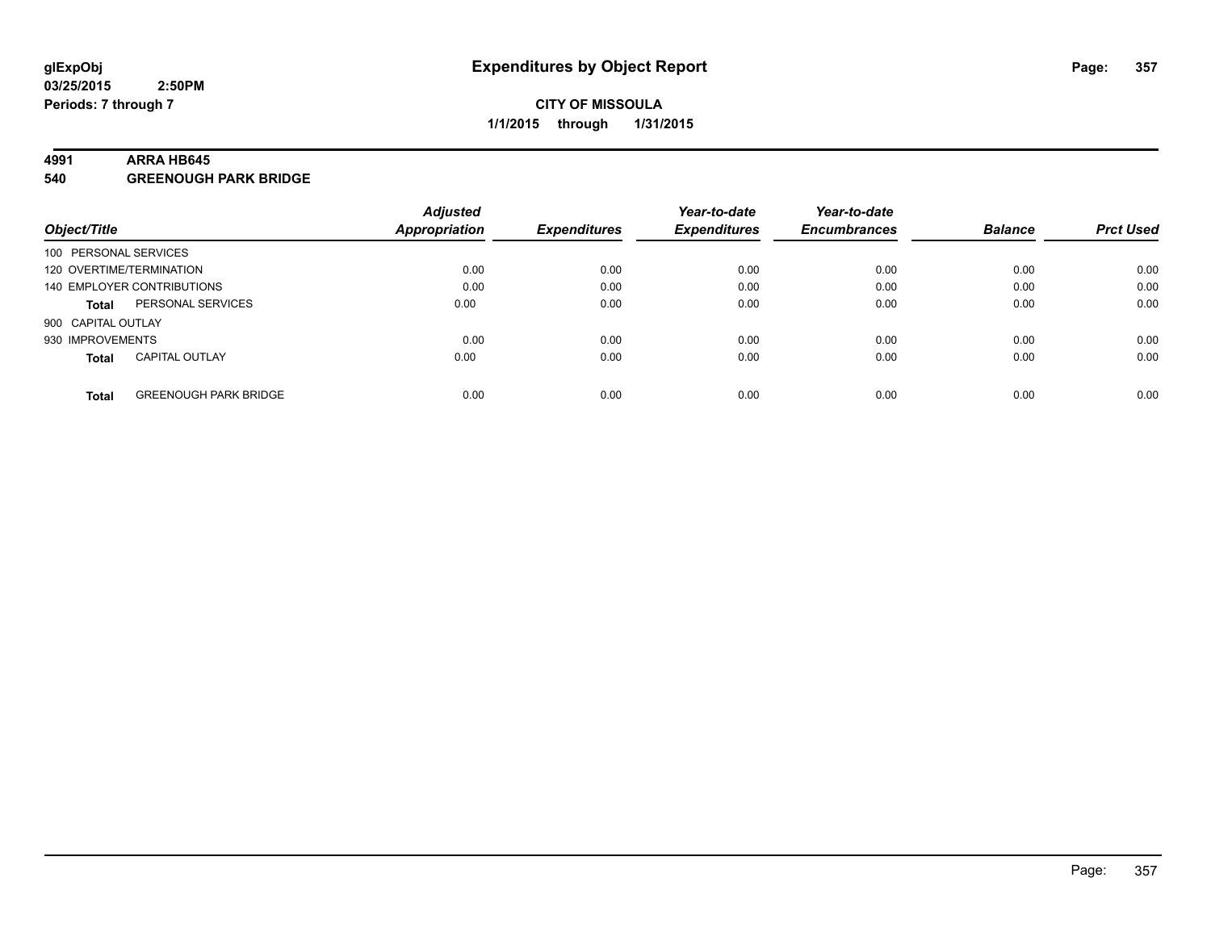**glExpObj** **Expenditures by Object Report**
**03/25/2015 2:50PM**
**Periods: 7 through 7**

**CITY OF MISSOULA**
**1/1/2015 through 1/31/2015**

**4991 ARRA HB645**
**540 GREENOUGH PARK BRIDGE**

| Object/Title | | Adjusted Appropriation | Expenditures | Year-to-date Expenditures | Year-to-date Encumbrances | Balance | Prct Used |
|---|---|---|---|---|---|---|---|
| 100 PERSONAL SERVICES | | | | | | | |
| 120 OVERTIME/TERMINATION | | 0.00 | 0.00 | 0.00 | 0.00 | 0.00 | 0.00 |
| 140 EMPLOYER CONTRIBUTIONS | | 0.00 | 0.00 | 0.00 | 0.00 | 0.00 | 0.00 |
| **Total** | PERSONAL SERVICES | 0.00 | 0.00 | 0.00 | 0.00 | 0.00 | 0.00 |
| 900 CAPITAL OUTLAY | | | | | | | |
| 930 IMPROVEMENTS | | 0.00 | 0.00 | 0.00 | 0.00 | 0.00 | 0.00 |
| **Total** | CAPITAL OUTLAY | 0.00 | 0.00 | 0.00 | 0.00 | 0.00 | 0.00 |
| **Total** | GREENOUGH PARK BRIDGE | 0.00 | 0.00 | 0.00 | 0.00 | 0.00 | 0.00 |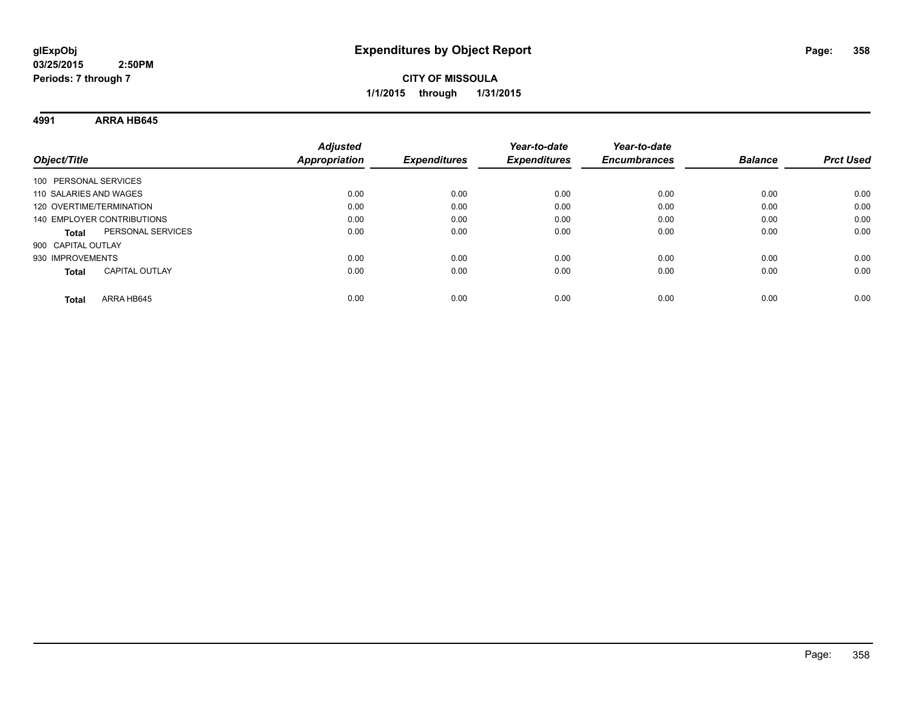**glExpObj**
**03/25/2015 2:50PM**
**Periods: 7 through 7**

# Expenditures by Object Report

**CITY OF MISSOULA**
**1/1/2015 through 1/31/2015**

## 4991 ARRA HB645

| Object/Title | Adjusted Appropriation | Expenditures | Year-to-date Expenditures | Year-to-date Encumbrances | Balance | Prct Used |
|---|---|---|---|---|---|---|
| 100 PERSONAL SERVICES | | | | | | |
| 110 SALARIES AND WAGES | 0.00 | 0.00 | 0.00 | 0.00 | 0.00 | 0.00 |
| 120 OVERTIME/TERMINATION | 0.00 | 0.00 | 0.00 | 0.00 | 0.00 | 0.00 |
| 140 EMPLOYER CONTRIBUTIONS | 0.00 | 0.00 | 0.00 | 0.00 | 0.00 | 0.00 |
| **Total** PERSONAL SERVICES | 0.00 | 0.00 | 0.00 | 0.00 | 0.00 | 0.00 |
| 900 CAPITAL OUTLAY | | | | | | |
| 930 IMPROVEMENTS | 0.00 | 0.00 | 0.00 | 0.00 | 0.00 | 0.00 |
| **Total** CAPITAL OUTLAY | 0.00 | 0.00 | 0.00 | 0.00 | 0.00 | 0.00 |
| **Total** ARRA HB645 | 0.00 | 0.00 | 0.00 | 0.00 | 0.00 | 0.00 |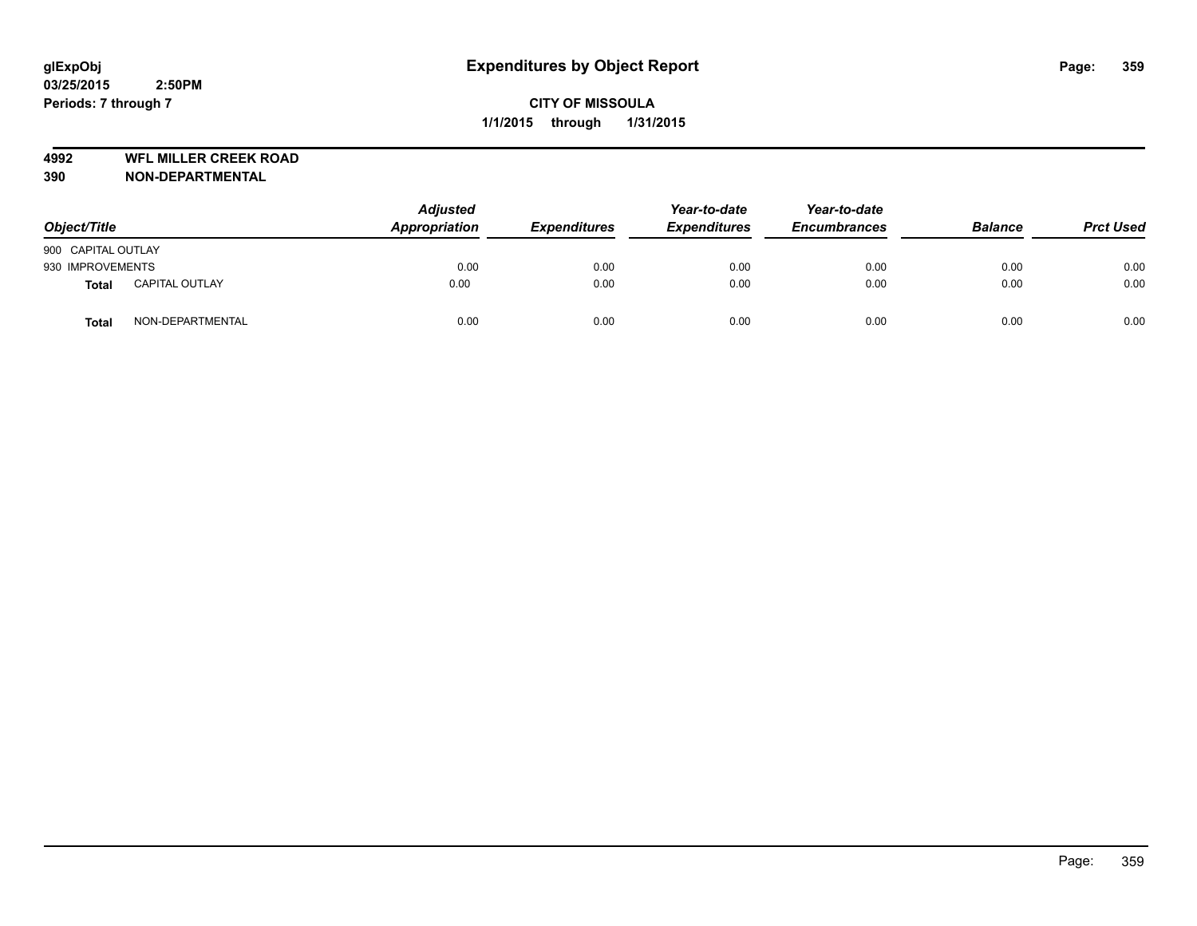**glExpObj** **Expenditures by Object Report**
**03/25/2015 2:50PM**
**Periods: 7 through 7**

**CITY OF MISSOULA**
**1/1/2015 through 1/31/2015**

**4992 WFL MILLER CREEK ROAD**
**390 NON-DEPARTMENTAL**

| Object/Title | | Adjusted Appropriation | Expenditures | Year-to-date Expenditures | Year-to-date Encumbrances | Balance | Prct Used |
|---|---|---|---|---|---|---|---|
| 900 CAPITAL OUTLAY | | | | | | | |
| 930 IMPROVEMENTS | | 0.00 | 0.00 | 0.00 | 0.00 | 0.00 | 0.00 |
| **Total** | CAPITAL OUTLAY | 0.00 | 0.00 | 0.00 | 0.00 | 0.00 | 0.00 |
| **Total** | NON-DEPARTMENTAL | 0.00 | 0.00 | 0.00 | 0.00 | 0.00 | 0.00 |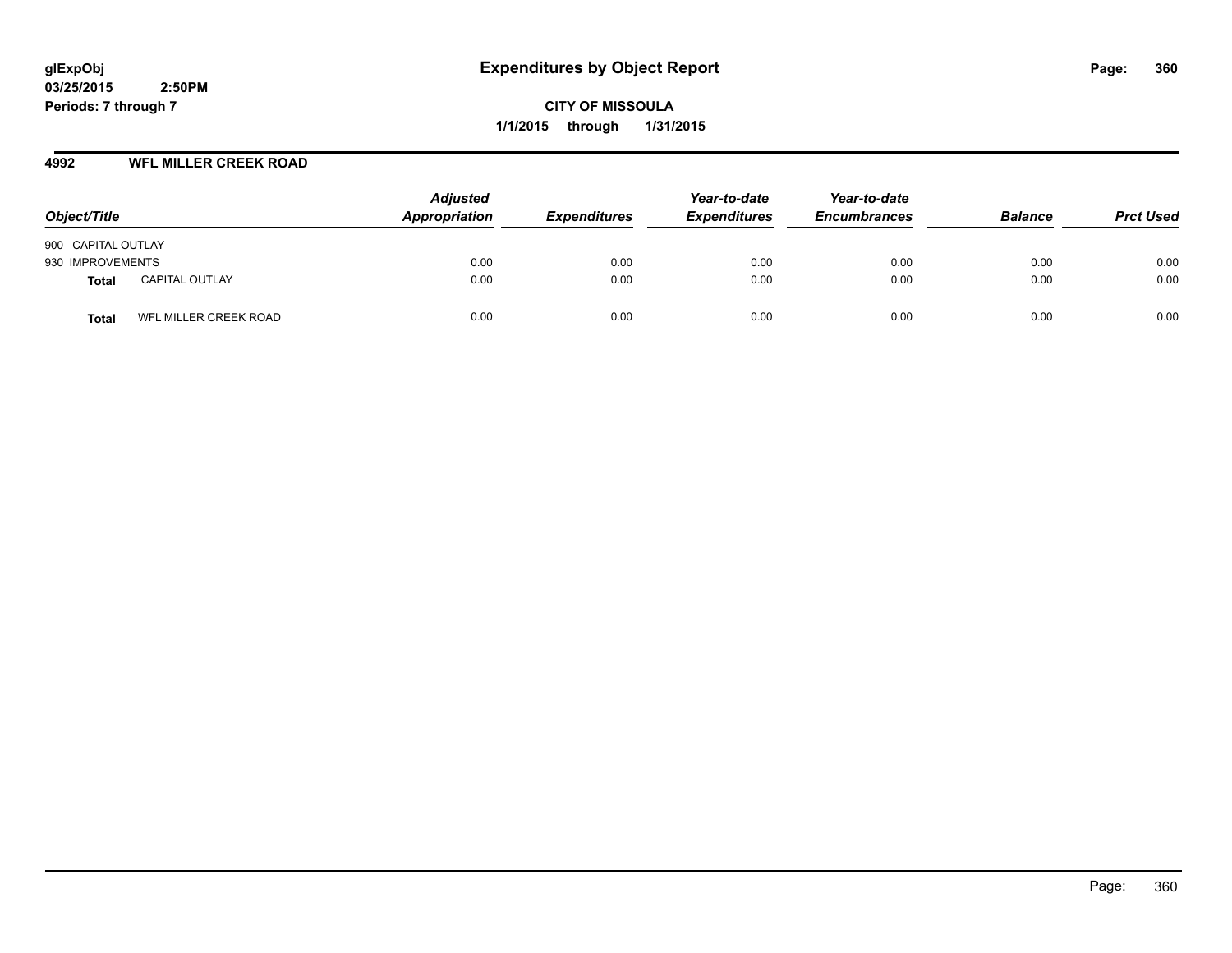**glExpObj**
**03/25/2015 2:50PM**
**Periods: 7 through 7**

# Expenditures by Object Report

**CITY OF MISSOULA**
**1/1/2015 through 1/31/2015**

## 4992 WFL MILLER CREEK ROAD

| Object/Title | | Adjusted Appropriation | Expenditures | Year-to-date Expenditures | Year-to-date Encumbrances | Balance | Prct Used |
|---|---|---|---|---|---|---|---|
| 900 CAPITAL OUTLAY | | | | | | | |
| 930 IMPROVEMENTS | | 0.00 | 0.00 | 0.00 | 0.00 | 0.00 | 0.00 |
| **Total** | CAPITAL OUTLAY | 0.00 | 0.00 | 0.00 | 0.00 | 0.00 | 0.00 |
| **Total** | WFL MILLER CREEK ROAD | 0.00 | 0.00 | 0.00 | 0.00 | 0.00 | 0.00 |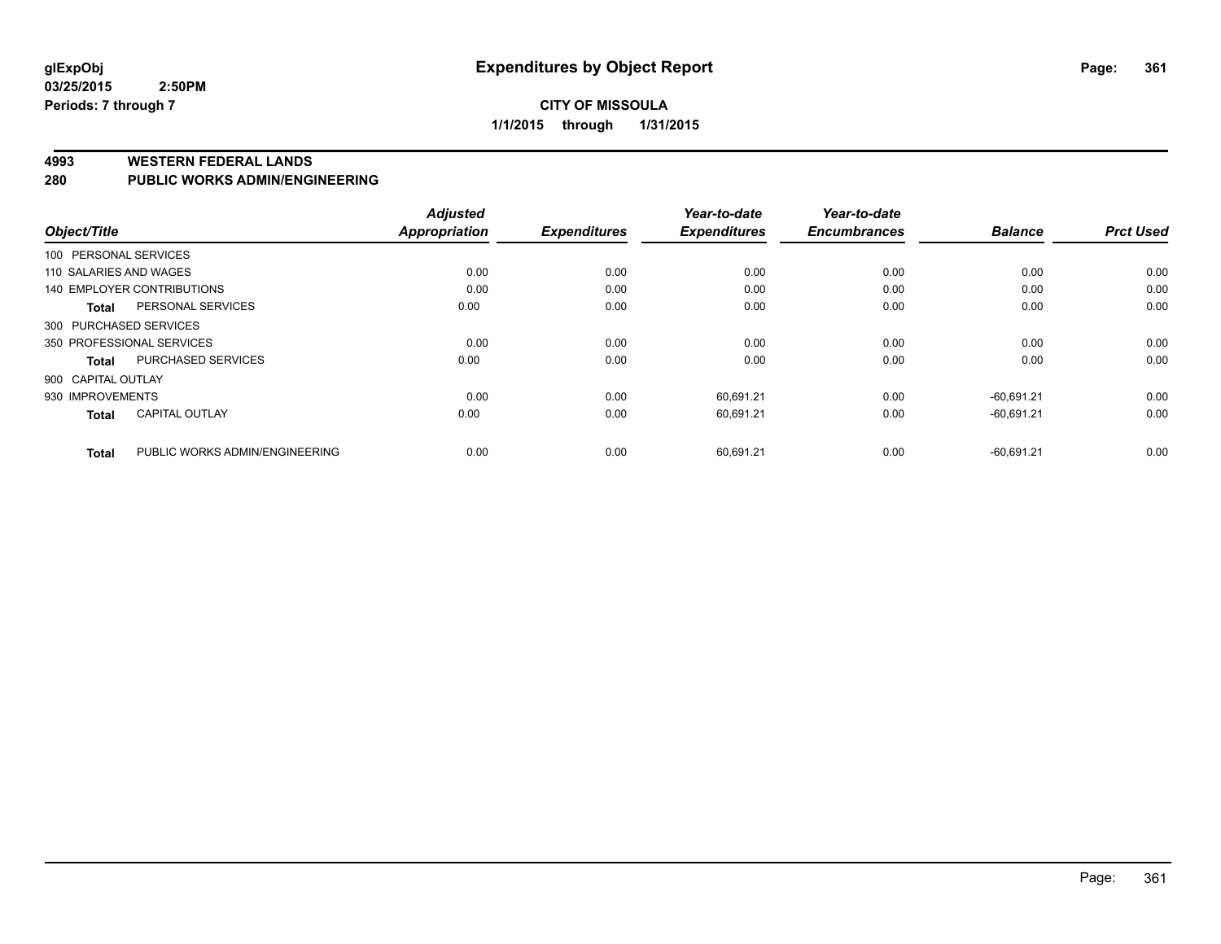# Expenditures by Object Report

glExpObj
03/25/2015 2:50PM
Periods: 7 through 7

**CITY OF MISSOULA**
**1/1/2015 through 1/31/2015**

**4993 WESTERN FEDERAL LANDS**
**280 PUBLIC WORKS ADMIN/ENGINEERING**

| Object/Title | | Adjusted Appropriation | Expenditures | Year-to-date Expenditures | Year-to-date Encumbrances | Balance | Prct Used |
|---|---|---|---|---|---|---|---|
| 100 PERSONAL SERVICES | | | | | | | |
| 110 SALARIES AND WAGES | | 0.00 | 0.00 | 0.00 | 0.00 | 0.00 | 0.00 |
| 140 EMPLOYER CONTRIBUTIONS | | 0.00 | 0.00 | 0.00 | 0.00 | 0.00 | 0.00 |
| **Total** | PERSONAL SERVICES | 0.00 | 0.00 | 0.00 | 0.00 | 0.00 | 0.00 |
| 300 PURCHASED SERVICES | | | | | | | |
| 350 PROFESSIONAL SERVICES | | 0.00 | 0.00 | 0.00 | 0.00 | 0.00 | 0.00 |
| **Total** | PURCHASED SERVICES | 0.00 | 0.00 | 0.00 | 0.00 | 0.00 | 0.00 |
| 900 CAPITAL OUTLAY | | | | | | | |
| 930 IMPROVEMENTS | | 0.00 | 0.00 | 60,691.21 | 0.00 | -60,691.21 | 0.00 |
| **Total** | CAPITAL OUTLAY | 0.00 | 0.00 | 60,691.21 | 0.00 | -60,691.21 | 0.00 |
| **Total** | PUBLIC WORKS ADMIN/ENGINEERING | 0.00 | 0.00 | 60,691.21 | 0.00 | -60,691.21 | 0.00 |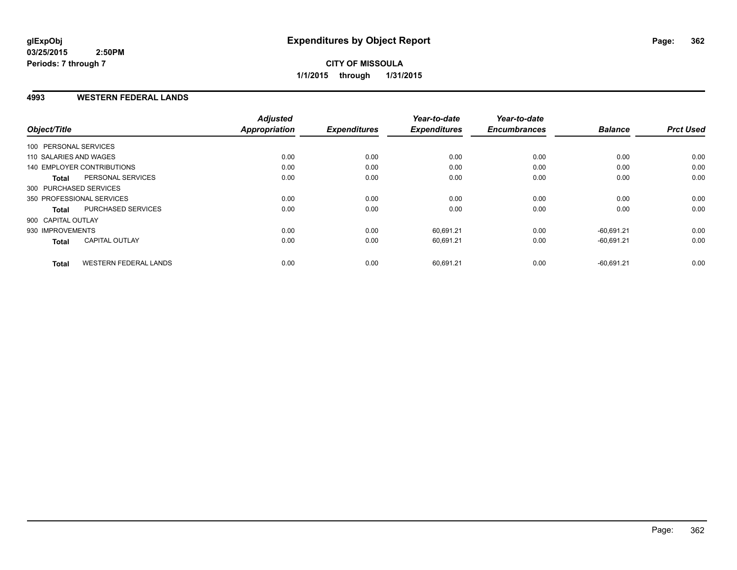**glExpObj**
**03/25/2015 2:50PM**
**Periods: 7 through 7**

# Expenditures by Object Report

**CITY OF MISSOULA**
**1/1/2015 through 1/31/2015**

## 4993 WESTERN FEDERAL LANDS

| Object/Title | | Adjusted Appropriation | Expenditures | Year-to-date Expenditures | Year-to-date Encumbrances | Balance | Prct Used |
|---|---|---|---|---|---|---|---|
| 100 PERSONAL SERVICES | | | | | | | |
| 110 SALARIES AND WAGES | | 0.00 | 0.00 | 0.00 | 0.00 | 0.00 | 0.00 |
| 140 EMPLOYER CONTRIBUTIONS | | 0.00 | 0.00 | 0.00 | 0.00 | 0.00 | 0.00 |
| **Total** | PERSONAL SERVICES | 0.00 | 0.00 | 0.00 | 0.00 | 0.00 | 0.00 |
| 300 PURCHASED SERVICES | | | | | | | |
| 350 PROFESSIONAL SERVICES | | 0.00 | 0.00 | 0.00 | 0.00 | 0.00 | 0.00 |
| **Total** | PURCHASED SERVICES | 0.00 | 0.00 | 0.00 | 0.00 | 0.00 | 0.00 |
| 900 CAPITAL OUTLAY | | | | | | | |
| 930 IMPROVEMENTS | | 0.00 | 0.00 | 60,691.21 | 0.00 | -60,691.21 | 0.00 |
| **Total** | CAPITAL OUTLAY | 0.00 | 0.00 | 60,691.21 | 0.00 | -60,691.21 | 0.00 |
| **Total** | WESTERN FEDERAL LANDS | 0.00 | 0.00 | 60,691.21 | 0.00 | -60,691.21 | 0.00 |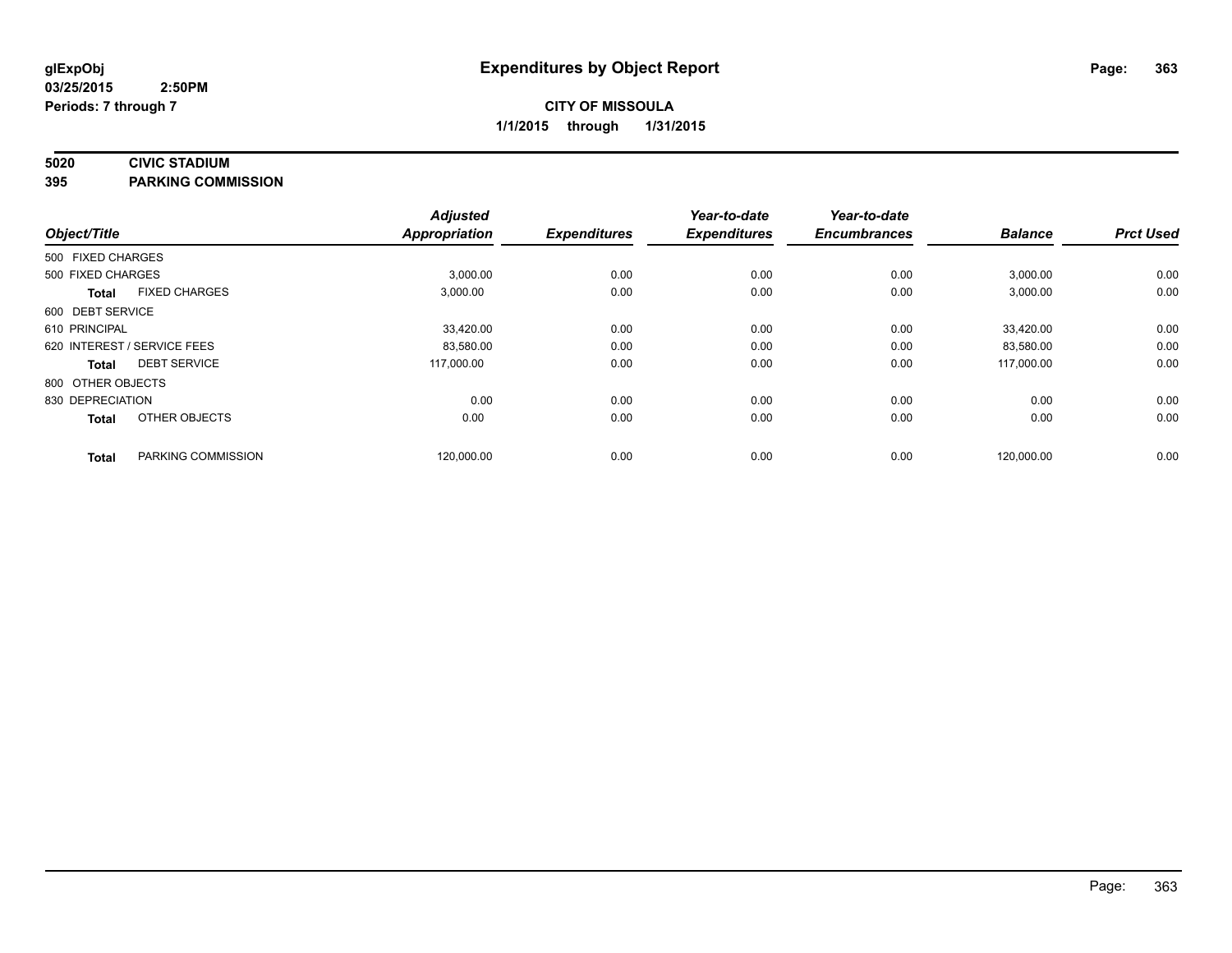**glExpObj**
**03/25/2015 2:50PM**
**Periods: 7 through 7**

# Expenditures by Object Report

**CITY OF MISSOULA**
**1/1/2015 through 1/31/2015**

**5020 CIVIC STADIUM**
**395 PARKING COMMISSION**

| Object/Title | | Adjusted Appropriation | Expenditures | Year-to-date Expenditures | Year-to-date Encumbrances | Balance | Prct Used |
|---|---|---|---|---|---|---|---|
| 500 FIXED CHARGES | | | | | | | |
| 500 FIXED CHARGES | | 3,000.00 | 0.00 | 0.00 | 0.00 | 3,000.00 | 0.00 |
| Total | FIXED CHARGES | 3,000.00 | 0.00 | 0.00 | 0.00 | 3,000.00 | 0.00 |
| 600 DEBT SERVICE | | | | | | | |
| 610 PRINCIPAL | | 33,420.00 | 0.00 | 0.00 | 0.00 | 33,420.00 | 0.00 |
| 620 INTEREST / SERVICE FEES | | 83,580.00 | 0.00 | 0.00 | 0.00 | 83,580.00 | 0.00 |
| Total | DEBT SERVICE | 117,000.00 | 0.00 | 0.00 | 0.00 | 117,000.00 | 0.00 |
| 800 OTHER OBJECTS | | | | | | | |
| 830 DEPRECIATION | | 0.00 | 0.00 | 0.00 | 0.00 | 0.00 | 0.00 |
| Total | OTHER OBJECTS | 0.00 | 0.00 | 0.00 | 0.00 | 0.00 | 0.00 |
| Total | PARKING COMMISSION | 120,000.00 | 0.00 | 0.00 | 0.00 | 120,000.00 | 0.00 |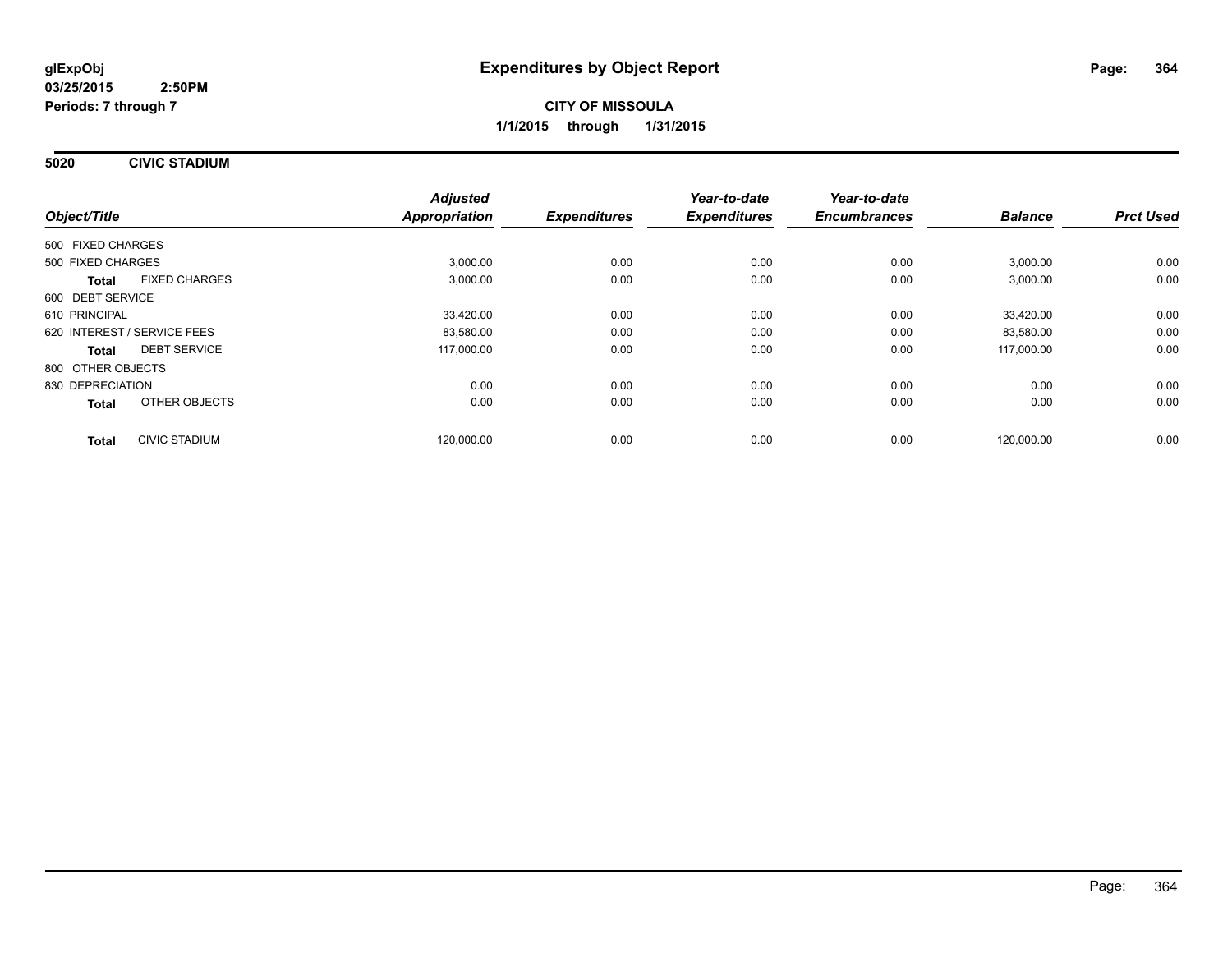**glExpObj**
**03/25/2015 2:50PM**
**Periods: 7 through 7**

# Expenditures by Object Report

**CITY OF MISSOULA**
**1/1/2015 through 1/31/2015**

## 5020 CIVIC STADIUM

| Object/Title | Adjusted Appropriation | Expenditures | Year-to-date Expenditures | Year-to-date Encumbrances | Balance | Prct Used |
|---|---|---|---|---|---|---|
| 500 FIXED CHARGES | | | | | | |
| 500 FIXED CHARGES | 3,000.00 | 0.00 | 0.00 | 0.00 | 3,000.00 | 0.00 |
| **Total** FIXED CHARGES | 3,000.00 | 0.00 | 0.00 | 0.00 | 3,000.00 | 0.00 |
| 600 DEBT SERVICE | | | | | | |
| 610 PRINCIPAL | 33,420.00 | 0.00 | 0.00 | 0.00 | 33,420.00 | 0.00 |
| 620 INTEREST / SERVICE FEES | 83,580.00 | 0.00 | 0.00 | 0.00 | 83,580.00 | 0.00 |
| **Total** DEBT SERVICE | 117,000.00 | 0.00 | 0.00 | 0.00 | 117,000.00 | 0.00 |
| 800 OTHER OBJECTS | | | | | | |
| 830 DEPRECIATION | 0.00 | 0.00 | 0.00 | 0.00 | 0.00 | 0.00 |
| **Total** OTHER OBJECTS | 0.00 | 0.00 | 0.00 | 0.00 | 0.00 | 0.00 |
| **Total** CIVIC STADIUM | 120,000.00 | 0.00 | 0.00 | 0.00 | 120,000.00 | 0.00 |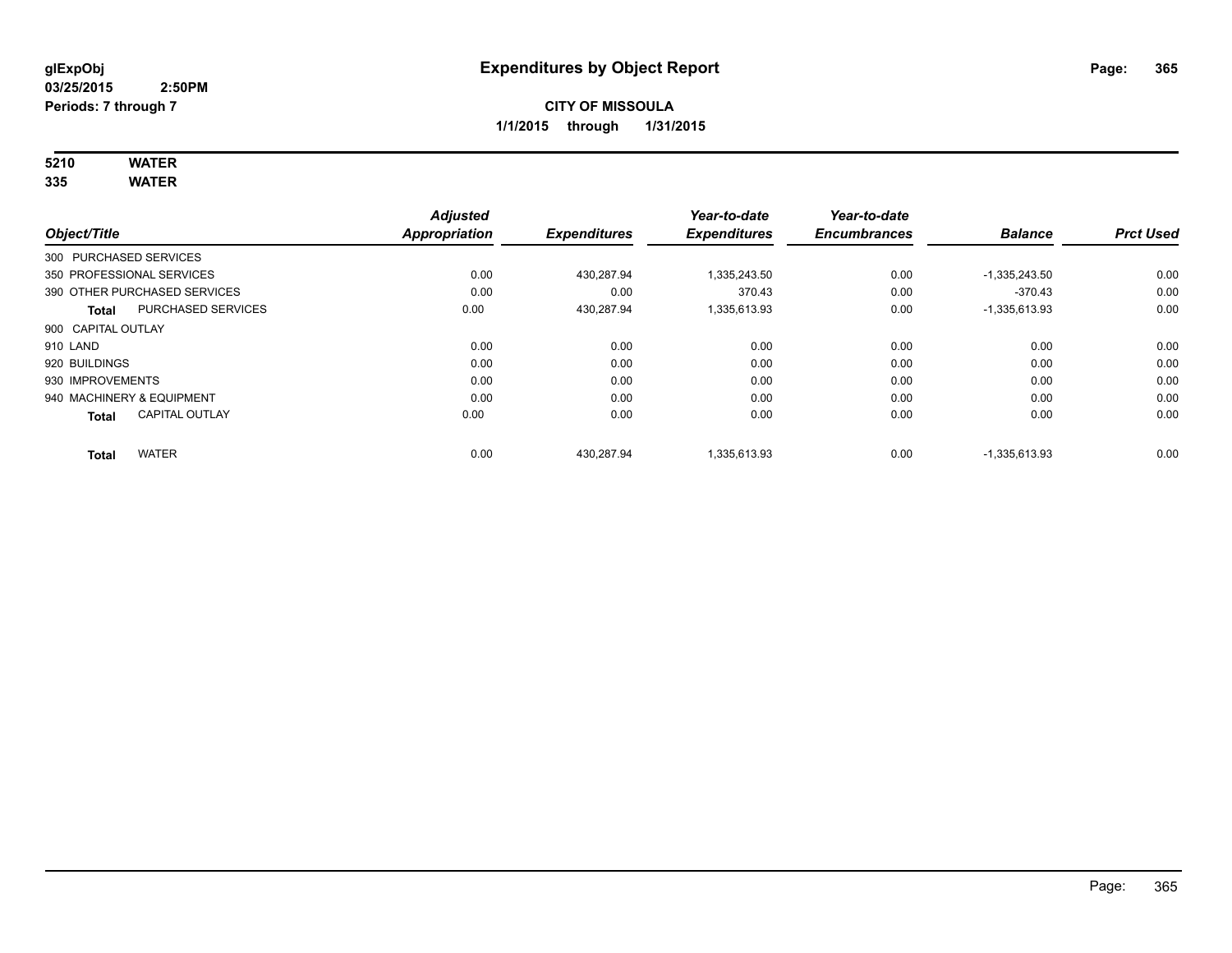# Expenditures by Object Report

**glExpObj**
**03/25/2015 2:50PM**
**Periods: 7 through 7**

**CITY OF MISSOULA**
**1/1/2015 through 1/31/2015**

**5210 WATER**
**335 WATER**

| Object/Title | Adjusted Appropriation | Expenditures | Year-to-date Expenditures | Year-to-date Encumbrances | Balance | Prct Used |
|---|---|---|---|---|---|---|
| 300 PURCHASED SERVICES | | | | | | |
| 350 PROFESSIONAL SERVICES | 0.00 | 430,287.94 | 1,335,243.50 | 0.00 | -1,335,243.50 | 0.00 |
| 390 OTHER PURCHASED SERVICES | 0.00 | 0.00 | 370.43 | 0.00 | -370.43 | 0.00 |
| **Total** PURCHASED SERVICES | 0.00 | 430,287.94 | 1,335,613.93 | 0.00 | -1,335,613.93 | 0.00 |
| 900 CAPITAL OUTLAY | | | | | | |
| 910 LAND | 0.00 | 0.00 | 0.00 | 0.00 | 0.00 | 0.00 |
| 920 BUILDINGS | 0.00 | 0.00 | 0.00 | 0.00 | 0.00 | 0.00 |
| 930 IMPROVEMENTS | 0.00 | 0.00 | 0.00 | 0.00 | 0.00 | 0.00 |
| 940 MACHINERY & EQUIPMENT | 0.00 | 0.00 | 0.00 | 0.00 | 0.00 | 0.00 |
| **Total** CAPITAL OUTLAY | 0.00 | 0.00 | 0.00 | 0.00 | 0.00 | 0.00 |
| **Total** WATER | 0.00 | 430,287.94 | 1,335,613.93 | 0.00 | -1,335,613.93 | 0.00 |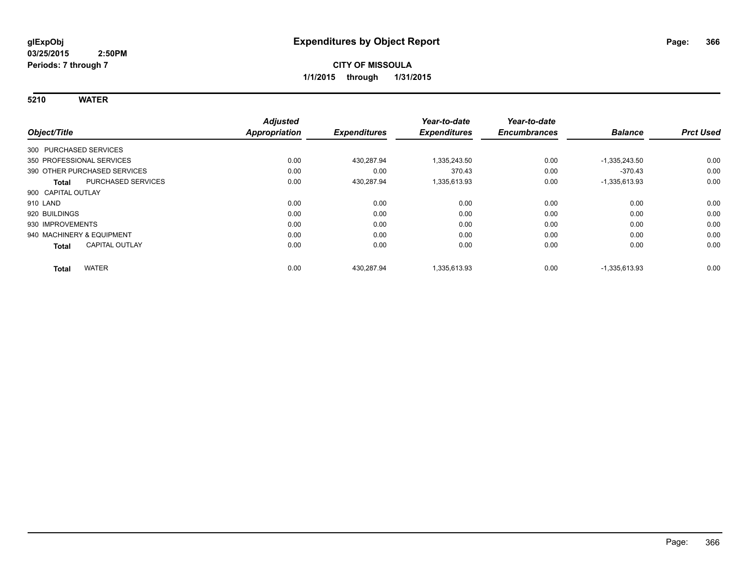glExpObj
03/25/2015 2:50PM
Periods: 7 through 7

# Expenditures by Object Report

**CITY OF MISSOULA**
**1/1/2015 through 1/31/2015**

## 5210 WATER

| Object/Title | Adjusted Appropriation | Expenditures | Year-to-date Expenditures | Year-to-date Encumbrances | Balance | Prct Used |
|---|---|---|---|---|---|---|
| 300 PURCHASED SERVICES | | | | | | |
| 350 PROFESSIONAL SERVICES | 0.00 | 430,287.94 | 1,335,243.50 | 0.00 | -1,335,243.50 | 0.00 |
| 390 OTHER PURCHASED SERVICES | 0.00 | 0.00 | 370.43 | 0.00 | -370.43 | 0.00 |
| **Total** PURCHASED SERVICES | 0.00 | 430,287.94 | 1,335,613.93 | 0.00 | -1,335,613.93 | 0.00 |
| 900 CAPITAL OUTLAY | | | | | | |
| 910 LAND | 0.00 | 0.00 | 0.00 | 0.00 | 0.00 | 0.00 |
| 920 BUILDINGS | 0.00 | 0.00 | 0.00 | 0.00 | 0.00 | 0.00 |
| 930 IMPROVEMENTS | 0.00 | 0.00 | 0.00 | 0.00 | 0.00 | 0.00 |
| 940 MACHINERY & EQUIPMENT | 0.00 | 0.00 | 0.00 | 0.00 | 0.00 | 0.00 |
| **Total** CAPITAL OUTLAY | 0.00 | 0.00 | 0.00 | 0.00 | 0.00 | 0.00 |
| **Total** WATER | 0.00 | 430,287.94 | 1,335,613.93 | 0.00 | -1,335,613.93 | 0.00 |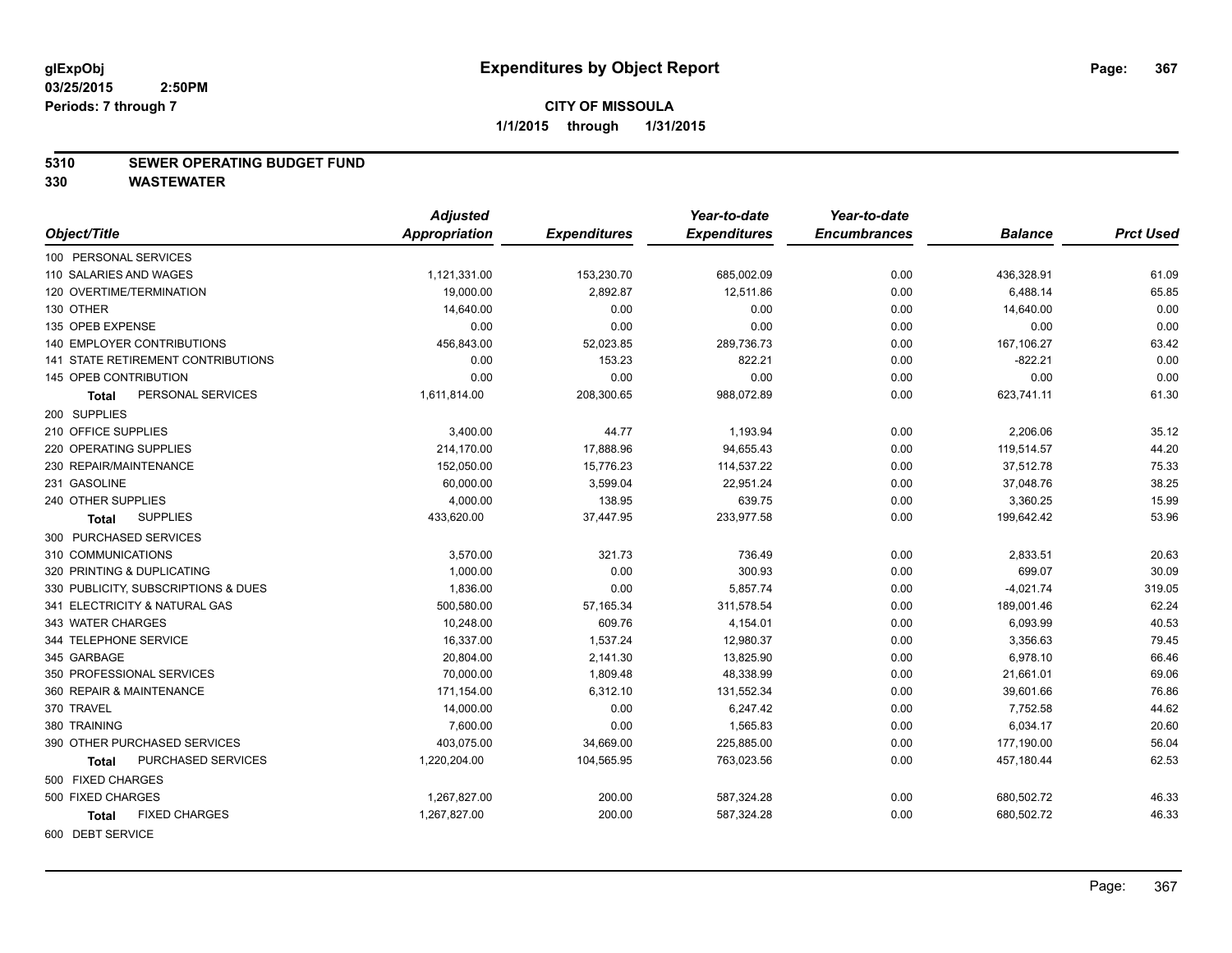**glExpObj**
**03/25/2015 2:50PM**
**Periods: 7 through 7**

# Expenditures by Object Report

**CITY OF MISSOULA**
**1/1/2015 through 1/31/2015**

## 5310 SEWER OPERATING BUDGET FUND
## 330 WASTEWATER

| Object/Title | Adjusted Appropriation | Expenditures | Year-to-date Expenditures | Year-to-date Encumbrances | Balance | Prct Used |
|---|---|---|---|---|---|---|
| 100 PERSONAL SERVICES | | | | | | |
| 110 SALARIES AND WAGES | 1,121,331.00 | 153,230.70 | 685,002.09 | 0.00 | 436,328.91 | 61.09 |
| 120 OVERTIME/TERMINATION | 19,000.00 | 2,892.87 | 12,511.86 | 0.00 | 6,488.14 | 65.85 |
| 130 OTHER | 14,640.00 | 0.00 | 0.00 | 0.00 | 14,640.00 | 0.00 |
| 135 OPEB EXPENSE | 0.00 | 0.00 | 0.00 | 0.00 | 0.00 | 0.00 |
| 140 EMPLOYER CONTRIBUTIONS | 456,843.00 | 52,023.85 | 289,736.73 | 0.00 | 167,106.27 | 63.42 |
| 141 STATE RETIREMENT CONTRIBUTIONS | 0.00 | 153.23 | 822.21 | 0.00 | -822.21 | 0.00 |
| 145 OPEB CONTRIBUTION | 0.00 | 0.00 | 0.00 | 0.00 | 0.00 | 0.00 |
| **Total** PERSONAL SERVICES | 1,611,814.00 | 208,300.65 | 988,072.89 | 0.00 | 623,741.11 | 61.30 |
| 200 SUPPLIES | | | | | | |
| 210 OFFICE SUPPLIES | 3,400.00 | 44.77 | 1,193.94 | 0.00 | 2,206.06 | 35.12 |
| 220 OPERATING SUPPLIES | 214,170.00 | 17,888.96 | 94,655.43 | 0.00 | 119,514.57 | 44.20 |
| 230 REPAIR/MAINTENANCE | 152,050.00 | 15,776.23 | 114,537.22 | 0.00 | 37,512.78 | 75.33 |
| 231 GASOLINE | 60,000.00 | 3,599.04 | 22,951.24 | 0.00 | 37,048.76 | 38.25 |
| 240 OTHER SUPPLIES | 4,000.00 | 138.95 | 639.75 | 0.00 | 3,360.25 | 15.99 |
| **Total** SUPPLIES | 433,620.00 | 37,447.95 | 233,977.58 | 0.00 | 199,642.42 | 53.96 |
| 300 PURCHASED SERVICES | | | | | | |
| 310 COMMUNICATIONS | 3,570.00 | 321.73 | 736.49 | 0.00 | 2,833.51 | 20.63 |
| 320 PRINTING & DUPLICATING | 1,000.00 | 0.00 | 300.93 | 0.00 | 699.07 | 30.09 |
| 330 PUBLICITY, SUBSCRIPTIONS & DUES | 1,836.00 | 0.00 | 5,857.74 | 0.00 | -4,021.74 | 319.05 |
| 341 ELECTRICITY & NATURAL GAS | 500,580.00 | 57,165.34 | 311,578.54 | 0.00 | 189,001.46 | 62.24 |
| 343 WATER CHARGES | 10,248.00 | 609.76 | 4,154.01 | 0.00 | 6,093.99 | 40.53 |
| 344 TELEPHONE SERVICE | 16,337.00 | 1,537.24 | 12,980.37 | 0.00 | 3,356.63 | 79.45 |
| 345 GARBAGE | 20,804.00 | 2,141.30 | 13,825.90 | 0.00 | 6,978.10 | 66.46 |
| 350 PROFESSIONAL SERVICES | 70,000.00 | 1,809.48 | 48,338.99 | 0.00 | 21,661.01 | 69.06 |
| 360 REPAIR & MAINTENANCE | 171,154.00 | 6,312.10 | 131,552.34 | 0.00 | 39,601.66 | 76.86 |
| 370 TRAVEL | 14,000.00 | 0.00 | 6,247.42 | 0.00 | 7,752.58 | 44.62 |
| 380 TRAINING | 7,600.00 | 0.00 | 1,565.83 | 0.00 | 6,034.17 | 20.60 |
| 390 OTHER PURCHASED SERVICES | 403,075.00 | 34,669.00 | 225,885.00 | 0.00 | 177,190.00 | 56.04 |
| **Total** PURCHASED SERVICES | 1,220,204.00 | 104,565.95 | 763,023.56 | 0.00 | 457,180.44 | 62.53 |
| 500 FIXED CHARGES | | | | | | |
| 500 FIXED CHARGES | 1,267,827.00 | 200.00 | 587,324.28 | 0.00 | 680,502.72 | 46.33 |
| **Total** FIXED CHARGES | 1,267,827.00 | 200.00 | 587,324.28 | 0.00 | 680,502.72 | 46.33 |
| 600 DEBT SERVICE | | | | | | |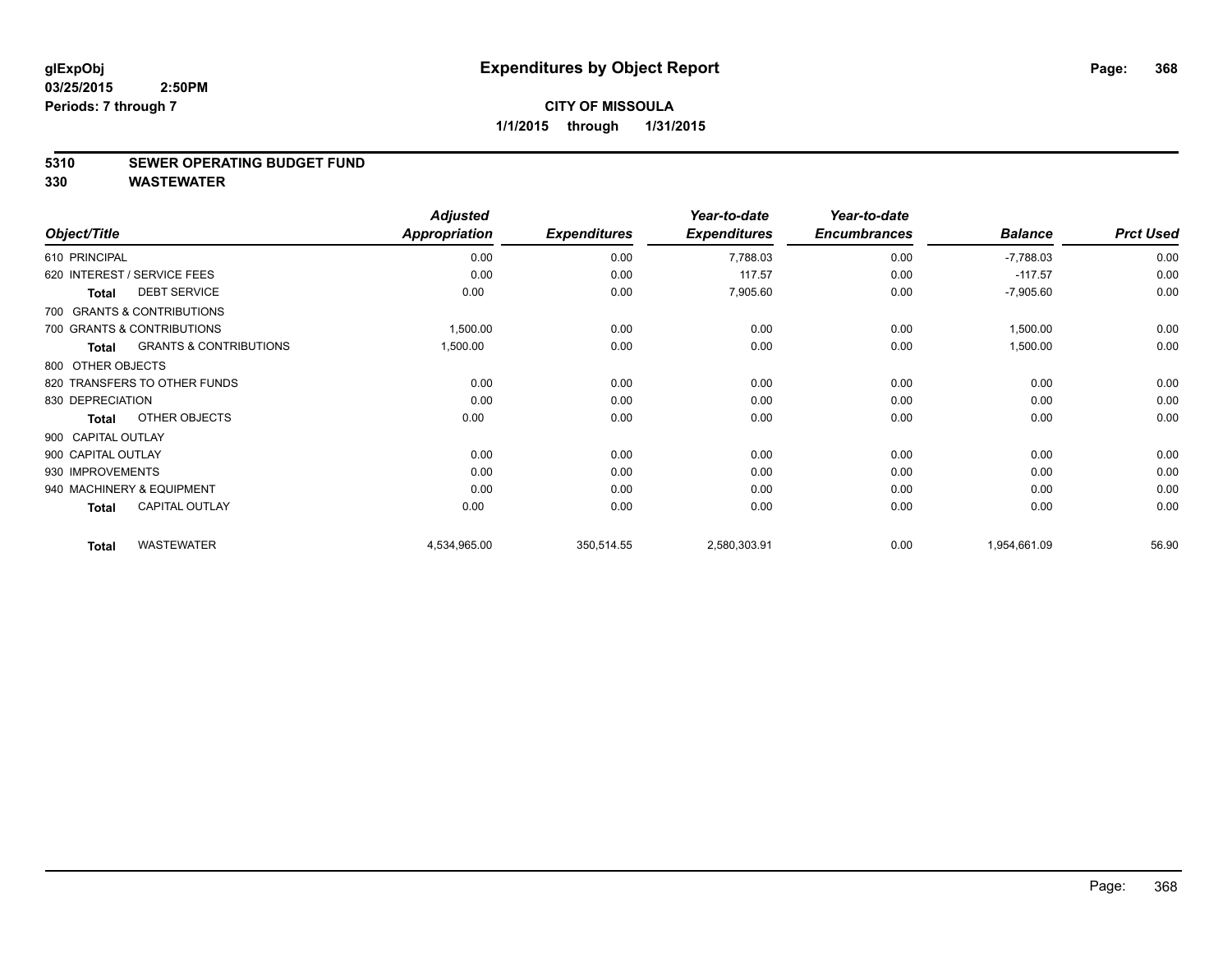# Expenditures by Object Report

glExpObj
03/25/2015 2:50PM
Periods: 7 through 7

**CITY OF MISSOULA**
**1/1/2015 through 1/31/2015**

## 5310 SEWER OPERATING BUDGET FUND
## 330 WASTEWATER

| Object/Title | Adjusted Appropriation | Expenditures | Year-to-date Expenditures | Year-to-date Encumbrances | Balance | Prct Used |
|---|---|---|---|---|---|---|
| 610 PRINCIPAL | 0.00 | 0.00 | 7,788.03 | 0.00 | -7,788.03 | 0.00 |
| 620 INTEREST / SERVICE FEES | 0.00 | 0.00 | 117.57 | 0.00 | -117.57 | 0.00 |
| **Total** DEBT SERVICE | 0.00 | 0.00 | 7,905.60 | 0.00 | -7,905.60 | 0.00 |
| 700 GRANTS & CONTRIBUTIONS | | | | | | |
| 700 GRANTS & CONTRIBUTIONS | 1,500.00 | 0.00 | 0.00 | 0.00 | 1,500.00 | 0.00 |
| **Total** GRANTS & CONTRIBUTIONS | 1,500.00 | 0.00 | 0.00 | 0.00 | 1,500.00 | 0.00 |
| 800 OTHER OBJECTS | | | | | | |
| 820 TRANSFERS TO OTHER FUNDS | 0.00 | 0.00 | 0.00 | 0.00 | 0.00 | 0.00 |
| 830 DEPRECIATION | 0.00 | 0.00 | 0.00 | 0.00 | 0.00 | 0.00 |
| **Total** OTHER OBJECTS | 0.00 | 0.00 | 0.00 | 0.00 | 0.00 | 0.00 |
| 900 CAPITAL OUTLAY | | | | | | |
| 900 CAPITAL OUTLAY | 0.00 | 0.00 | 0.00 | 0.00 | 0.00 | 0.00 |
| 930 IMPROVEMENTS | 0.00 | 0.00 | 0.00 | 0.00 | 0.00 | 0.00 |
| 940 MACHINERY & EQUIPMENT | 0.00 | 0.00 | 0.00 | 0.00 | 0.00 | 0.00 |
| **Total** CAPITAL OUTLAY | 0.00 | 0.00 | 0.00 | 0.00 | 0.00 | 0.00 |
| **Total** WASTEWATER | 4,534,965.00 | 350,514.55 | 2,580,303.91 | 0.00 | 1,954,661.09 | 56.90 |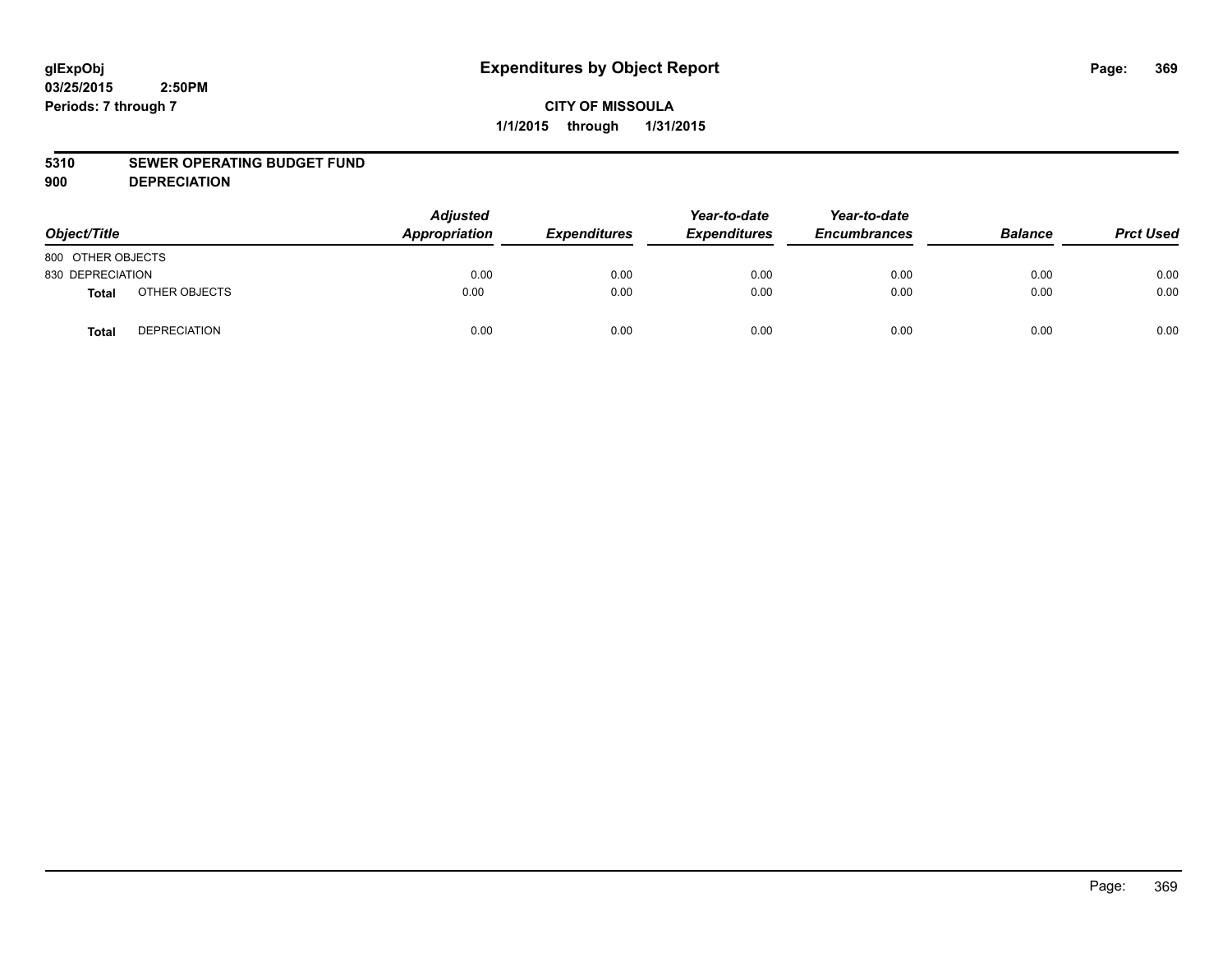glExpObj
03/25/2015 2:50PM
Periods: 7 through 7

# Expenditures by Object Report

**CITY OF MISSOULA**
**1/1/2015 through 1/31/2015**

**5310 SEWER OPERATING BUDGET FUND**
**900 DEPRECIATION**

| Object/Title | | Adjusted Appropriation | Expenditures | Year-to-date Expenditures | Year-to-date Encumbrances | Balance | Prct Used |
|---|---|---|---|---|---|---|---|
| 800 OTHER OBJECTS | | | | | | | |
| 830 DEPRECIATION | | 0.00 | 0.00 | 0.00 | 0.00 | 0.00 | 0.00 |
| **Total** | OTHER OBJECTS | 0.00 | 0.00 | 0.00 | 0.00 | 0.00 | 0.00 |
| **Total** | DEPRECIATION | 0.00 | 0.00 | 0.00 | 0.00 | 0.00 | 0.00 |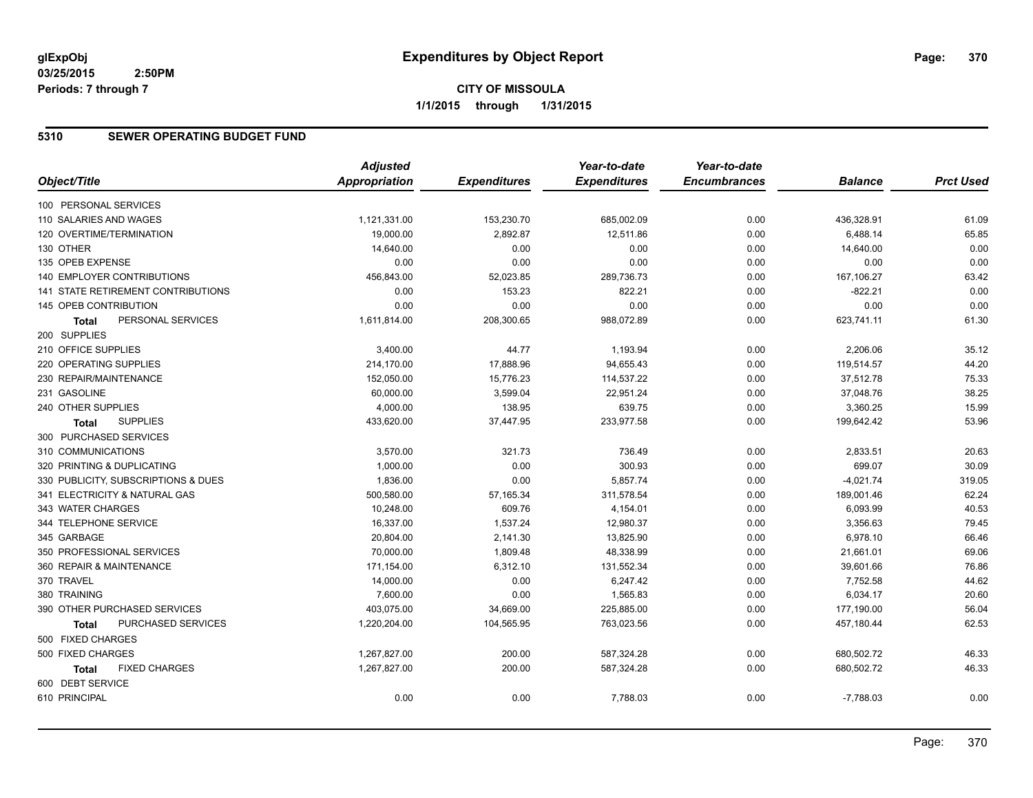**glExpObj**
**03/25/2015 2:50PM**
**Periods: 7 through 7**

# Expenditures by Object Report

**CITY OF MISSOULA**
**1/1/2015 through 1/31/2015**

## 5310 SEWER OPERATING BUDGET FUND

| Object/Title | Adjusted Appropriation | Expenditures | Year-to-date Expenditures | Year-to-date Encumbrances | Balance | Prct Used |
|---|---|---|---|---|---|---|
| 100 PERSONAL SERVICES | | | | | | |
| 110 SALARIES AND WAGES | 1,121,331.00 | 153,230.70 | 685,002.09 | 0.00 | 436,328.91 | 61.09 |
| 120 OVERTIME/TERMINATION | 19,000.00 | 2,892.87 | 12,511.86 | 0.00 | 6,488.14 | 65.85 |
| 130 OTHER | 14,640.00 | 0.00 | 0.00 | 0.00 | 14,640.00 | 0.00 |
| 135 OPEB EXPENSE | 0.00 | 0.00 | 0.00 | 0.00 | 0.00 | 0.00 |
| 140 EMPLOYER CONTRIBUTIONS | 456,843.00 | 52,023.85 | 289,736.73 | 0.00 | 167,106.27 | 63.42 |
| 141 STATE RETIREMENT CONTRIBUTIONS | 0.00 | 153.23 | 822.21 | 0.00 | -822.21 | 0.00 |
| 145 OPEB CONTRIBUTION | 0.00 | 0.00 | 0.00 | 0.00 | 0.00 | 0.00 |
| **Total** PERSONAL SERVICES | 1,611,814.00 | 208,300.65 | 988,072.89 | 0.00 | 623,741.11 | 61.30 |
| 200 SUPPLIES | | | | | | |
| 210 OFFICE SUPPLIES | 3,400.00 | 44.77 | 1,193.94 | 0.00 | 2,206.06 | 35.12 |
| 220 OPERATING SUPPLIES | 214,170.00 | 17,888.96 | 94,655.43 | 0.00 | 119,514.57 | 44.20 |
| 230 REPAIR/MAINTENANCE | 152,050.00 | 15,776.23 | 114,537.22 | 0.00 | 37,512.78 | 75.33 |
| 231 GASOLINE | 60,000.00 | 3,599.04 | 22,951.24 | 0.00 | 37,048.76 | 38.25 |
| 240 OTHER SUPPLIES | 4,000.00 | 138.95 | 639.75 | 0.00 | 3,360.25 | 15.99 |
| **Total** SUPPLIES | 433,620.00 | 37,447.95 | 233,977.58 | 0.00 | 199,642.42 | 53.96 |
| 300 PURCHASED SERVICES | | | | | | |
| 310 COMMUNICATIONS | 3,570.00 | 321.73 | 736.49 | 0.00 | 2,833.51 | 20.63 |
| 320 PRINTING & DUPLICATING | 1,000.00 | 0.00 | 300.93 | 0.00 | 699.07 | 30.09 |
| 330 PUBLICITY, SUBSCRIPTIONS & DUES | 1,836.00 | 0.00 | 5,857.74 | 0.00 | -4,021.74 | 319.05 |
| 341 ELECTRICITY & NATURAL GAS | 500,580.00 | 57,165.34 | 311,578.54 | 0.00 | 189,001.46 | 62.24 |
| 343 WATER CHARGES | 10,248.00 | 609.76 | 4,154.01 | 0.00 | 6,093.99 | 40.53 |
| 344 TELEPHONE SERVICE | 16,337.00 | 1,537.24 | 12,980.37 | 0.00 | 3,356.63 | 79.45 |
| 345 GARBAGE | 20,804.00 | 2,141.30 | 13,825.90 | 0.00 | 6,978.10 | 66.46 |
| 350 PROFESSIONAL SERVICES | 70,000.00 | 1,809.48 | 48,338.99 | 0.00 | 21,661.01 | 69.06 |
| 360 REPAIR & MAINTENANCE | 171,154.00 | 6,312.10 | 131,552.34 | 0.00 | 39,601.66 | 76.86 |
| 370 TRAVEL | 14,000.00 | 0.00 | 6,247.42 | 0.00 | 7,752.58 | 44.62 |
| 380 TRAINING | 7,600.00 | 0.00 | 1,565.83 | 0.00 | 6,034.17 | 20.60 |
| 390 OTHER PURCHASED SERVICES | 403,075.00 | 34,669.00 | 225,885.00 | 0.00 | 177,190.00 | 56.04 |
| **Total** PURCHASED SERVICES | 1,220,204.00 | 104,565.95 | 763,023.56 | 0.00 | 457,180.44 | 62.53 |
| 500 FIXED CHARGES | | | | | | |
| 500 FIXED CHARGES | 1,267,827.00 | 200.00 | 587,324.28 | 0.00 | 680,502.72 | 46.33 |
| **Total** FIXED CHARGES | 1,267,827.00 | 200.00 | 587,324.28 | 0.00 | 680,502.72 | 46.33 |
| 600 DEBT SERVICE | | | | | | |
| 610 PRINCIPAL | 0.00 | 0.00 | 7,788.03 | 0.00 | -7,788.03 | 0.00 |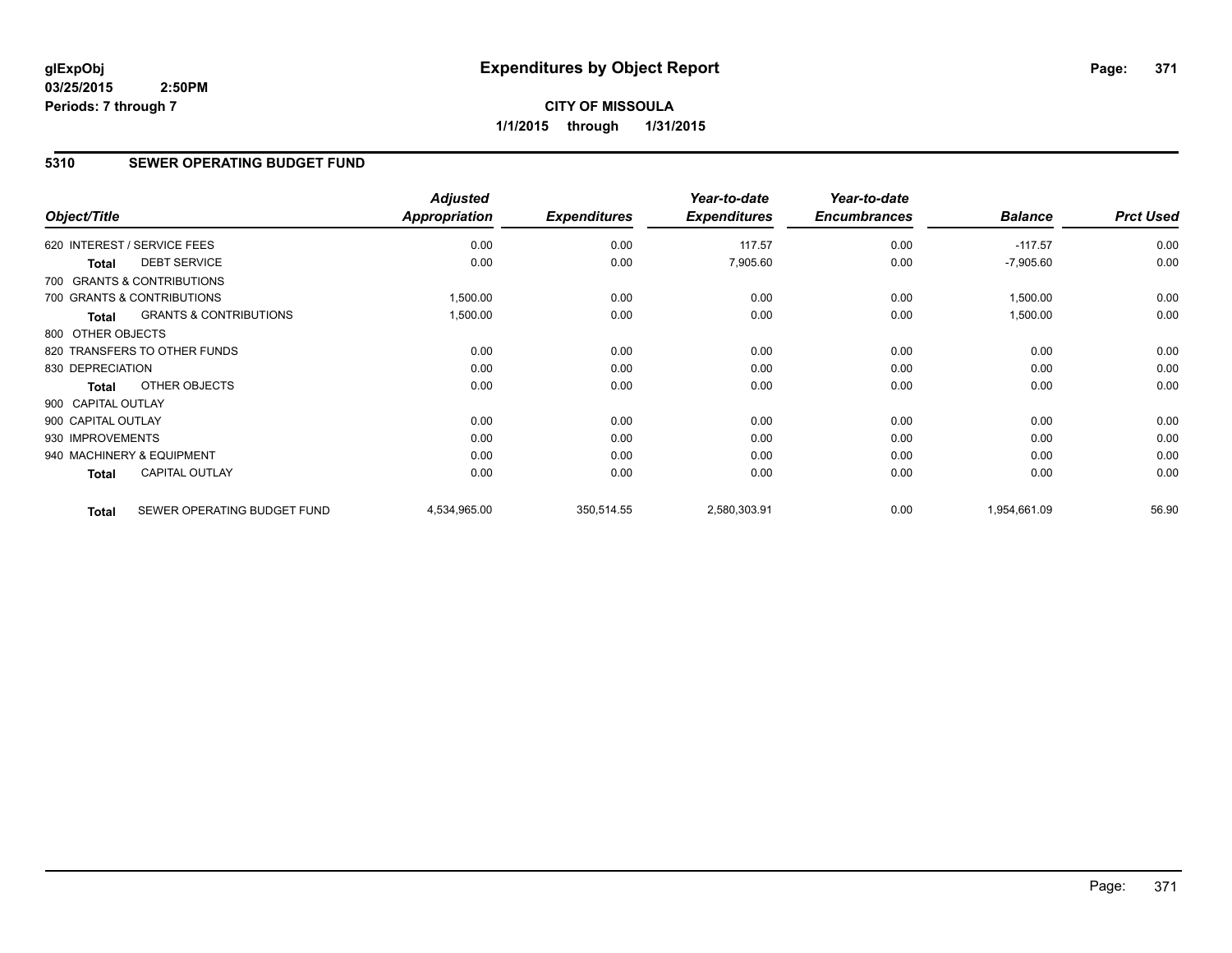**glExpObj**
**03/25/2015 2:50PM**
**Periods: 7 through 7**

# Expenditures by Object Report

**CITY OF MISSOULA**
**1/1/2015 through 1/31/2015**

## 5310 SEWER OPERATING BUDGET FUND

| Object/Title | | Adjusted Appropriation | Expenditures | Year-to-date Expenditures | Year-to-date Encumbrances | Balance | Prct Used |
|---|---|---|---|---|---|---|---|
| 620 INTEREST / SERVICE FEES | | 0.00 | 0.00 | 117.57 | 0.00 | -117.57 | 0.00 |
| **Total** | DEBT SERVICE | 0.00 | 0.00 | 7,905.60 | 0.00 | -7,905.60 | 0.00 |
| 700 GRANTS & CONTRIBUTIONS | | | | | | | |
| 700 GRANTS & CONTRIBUTIONS | | 1,500.00 | 0.00 | 0.00 | 0.00 | 1,500.00 | 0.00 |
| **Total** | GRANTS & CONTRIBUTIONS | 1,500.00 | 0.00 | 0.00 | 0.00 | 1,500.00 | 0.00 |
| 800 OTHER OBJECTS | | | | | | | |
| 820 TRANSFERS TO OTHER FUNDS | | 0.00 | 0.00 | 0.00 | 0.00 | 0.00 | 0.00 |
| 830 DEPRECIATION | | 0.00 | 0.00 | 0.00 | 0.00 | 0.00 | 0.00 |
| **Total** | OTHER OBJECTS | 0.00 | 0.00 | 0.00 | 0.00 | 0.00 | 0.00 |
| 900 CAPITAL OUTLAY | | | | | | | |
| 900 CAPITAL OUTLAY | | 0.00 | 0.00 | 0.00 | 0.00 | 0.00 | 0.00 |
| 930 IMPROVEMENTS | | 0.00 | 0.00 | 0.00 | 0.00 | 0.00 | 0.00 |
| 940 MACHINERY & EQUIPMENT | | 0.00 | 0.00 | 0.00 | 0.00 | 0.00 | 0.00 |
| **Total** | CAPITAL OUTLAY | 0.00 | 0.00 | 0.00 | 0.00 | 0.00 | 0.00 |
| **Total** | SEWER OPERATING BUDGET FUND | 4,534,965.00 | 350,514.55 | 2,580,303.91 | 0.00 | 1,954,661.09 | 56.90 |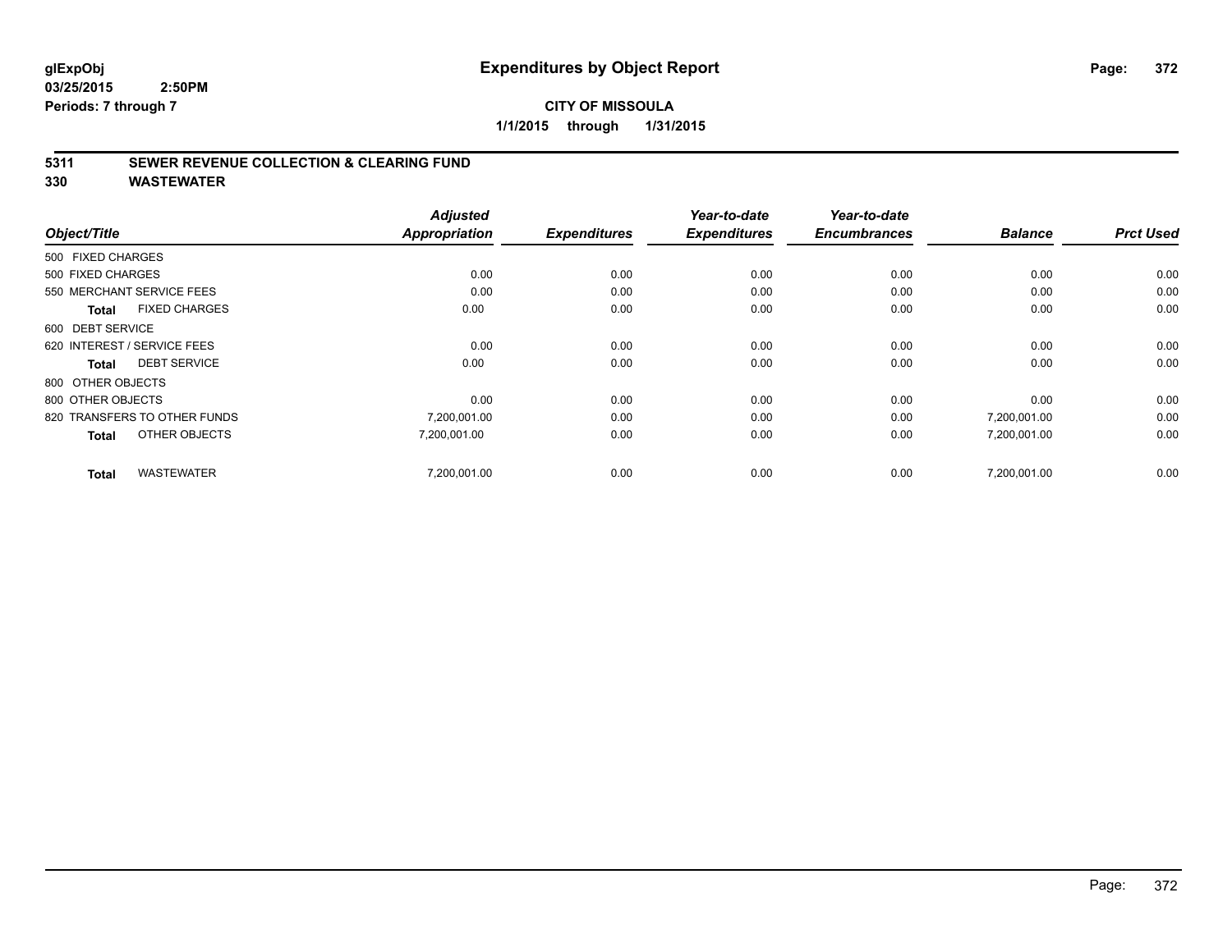glExpObj
03/25/2015 2:50PM
Periods: 7 through 7

# Expenditures by Object Report

**CITY OF MISSOULA**
**1/1/2015 through 1/31/2015**

## 5311 SEWER REVENUE COLLECTION & CLEARING FUND
## 330 WASTEWATER

| Object/Title | Adjusted Appropriation | Expenditures | Year-to-date Expenditures | Year-to-date Encumbrances | Balance | Prct Used |
|---|---|---|---|---|---|---|
| 500 FIXED CHARGES | | | | | | |
| 500 FIXED CHARGES | 0.00 | 0.00 | 0.00 | 0.00 | 0.00 | 0.00 |
| 550 MERCHANT SERVICE FEES | 0.00 | 0.00 | 0.00 | 0.00 | 0.00 | 0.00 |
| **Total** FIXED CHARGES | 0.00 | 0.00 | 0.00 | 0.00 | 0.00 | 0.00 |
| 600 DEBT SERVICE | | | | | | |
| 620 INTEREST / SERVICE FEES | 0.00 | 0.00 | 0.00 | 0.00 | 0.00 | 0.00 |
| **Total** DEBT SERVICE | 0.00 | 0.00 | 0.00 | 0.00 | 0.00 | 0.00 |
| 800 OTHER OBJECTS | | | | | | |
| 800 OTHER OBJECTS | 0.00 | 0.00 | 0.00 | 0.00 | 0.00 | 0.00 |
| 820 TRANSFERS TO OTHER FUNDS | 7,200,001.00 | 0.00 | 0.00 | 0.00 | 7,200,001.00 | 0.00 |
| **Total** OTHER OBJECTS | 7,200,001.00 | 0.00 | 0.00 | 0.00 | 7,200,001.00 | 0.00 |
| **Total** WASTEWATER | 7,200,001.00 | 0.00 | 0.00 | 0.00 | 7,200,001.00 | 0.00 |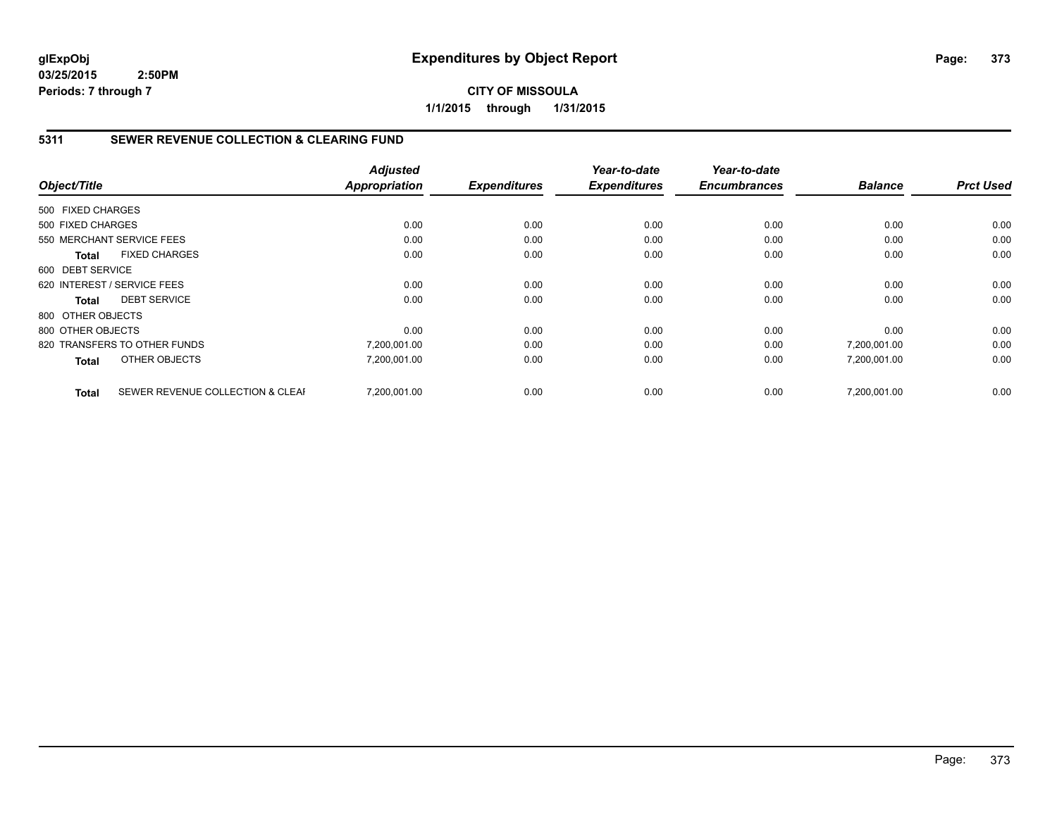**glExpObj**
**03/25/2015 2:50PM**
**Periods: 7 through 7**

# Expenditures by Object Report

**CITY OF MISSOULA**
**1/1/2015 through 1/31/2015**

## 5311 SEWER REVENUE COLLECTION & CLEARING FUND

| Object/Title | | Adjusted Appropriation | Expenditures | Year-to-date Expenditures | Year-to-date Encumbrances | Balance | Prct Used |
|---|---|---|---|---|---|---|---|
| 500 FIXED CHARGES | | | | | | | |
| 500 FIXED CHARGES | | 0.00 | 0.00 | 0.00 | 0.00 | 0.00 | 0.00 |
| 550 MERCHANT SERVICE FEES | | 0.00 | 0.00 | 0.00 | 0.00 | 0.00 | 0.00 |
| **Total** | FIXED CHARGES | 0.00 | 0.00 | 0.00 | 0.00 | 0.00 | 0.00 |
| 600 DEBT SERVICE | | | | | | | |
| 620 INTEREST / SERVICE FEES | | 0.00 | 0.00 | 0.00 | 0.00 | 0.00 | 0.00 |
| **Total** | DEBT SERVICE | 0.00 | 0.00 | 0.00 | 0.00 | 0.00 | 0.00 |
| 800 OTHER OBJECTS | | | | | | | |
| 800 OTHER OBJECTS | | 0.00 | 0.00 | 0.00 | 0.00 | 0.00 | 0.00 |
| 820 TRANSFERS TO OTHER FUNDS | | 7,200,001.00 | 0.00 | 0.00 | 0.00 | 7,200,001.00 | 0.00 |
| **Total** | OTHER OBJECTS | 7,200,001.00 | 0.00 | 0.00 | 0.00 | 7,200,001.00 | 0.00 |
| **Total** | SEWER REVENUE COLLECTION & CLEAI | 7,200,001.00 | 0.00 | 0.00 | 0.00 | 7,200,001.00 | 0.00 |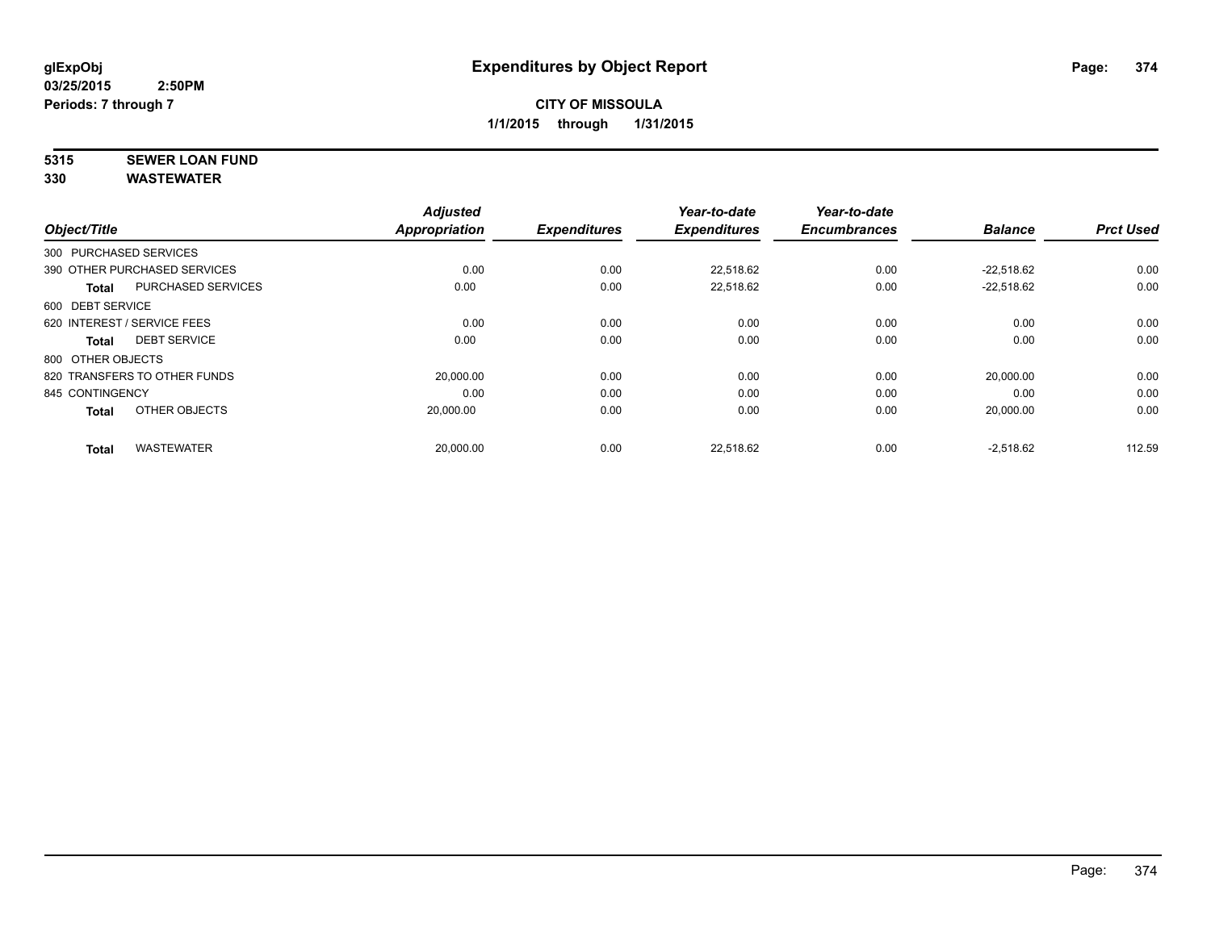**glExpObj**
**03/25/2015 2:50PM**
**Periods: 7 through 7**

# Expenditures by Object Report

**CITY OF MISSOULA**
**1/1/2015 through 1/31/2015**

**5315 SEWER LOAN FUND**
**330 WASTEWATER**

| Object/Title | Adjusted Appropriation | Expenditures | Year-to-date Expenditures | Year-to-date Encumbrances | Balance | Prct Used |
|---|---|---|---|---|---|---|
| 300 PURCHASED SERVICES | | | | | | |
| 390 OTHER PURCHASED SERVICES | 0.00 | 0.00 | 22,518.62 | 0.00 | -22,518.62 | 0.00 |
| **Total** PURCHASED SERVICES | 0.00 | 0.00 | 22,518.62 | 0.00 | -22,518.62 | 0.00 |
| 600 DEBT SERVICE | | | | | | |
| 620 INTEREST / SERVICE FEES | 0.00 | 0.00 | 0.00 | 0.00 | 0.00 | 0.00 |
| **Total** DEBT SERVICE | 0.00 | 0.00 | 0.00 | 0.00 | 0.00 | 0.00 |
| 800 OTHER OBJECTS | | | | | | |
| 820 TRANSFERS TO OTHER FUNDS | 20,000.00 | 0.00 | 0.00 | 0.00 | 20,000.00 | 0.00 |
| 845 CONTINGENCY | 0.00 | 0.00 | 0.00 | 0.00 | 0.00 | 0.00 |
| **Total** OTHER OBJECTS | 20,000.00 | 0.00 | 0.00 | 0.00 | 20,000.00 | 0.00 |
| **Total** WASTEWATER | 20,000.00 | 0.00 | 22,518.62 | 0.00 | -2,518.62 | 112.59 |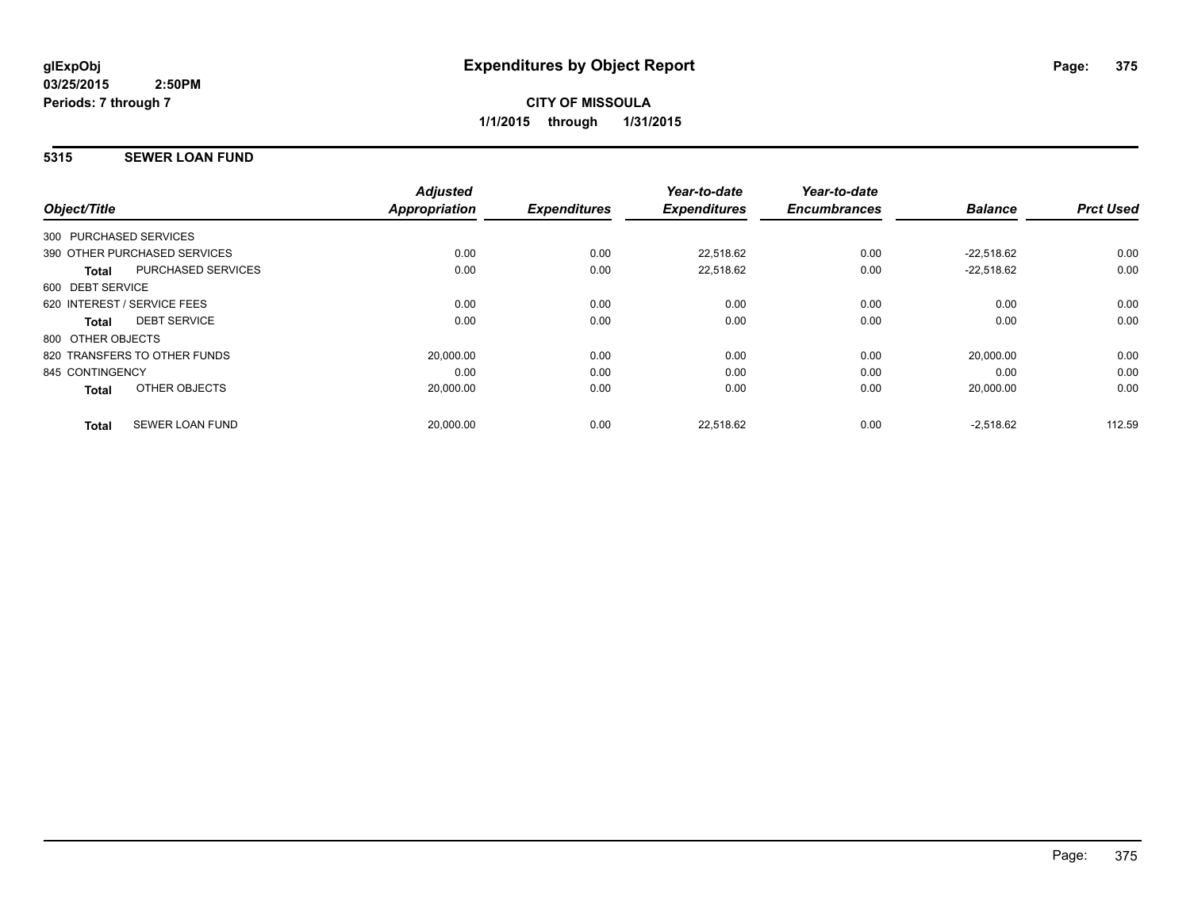**glExpObj**
**03/25/2015 2:50PM**
**Periods: 7 through 7**

# Expenditures by Object Report

**CITY OF MISSOULA**
**1/1/2015 through 1/31/2015**

## 5315 SEWER LOAN FUND

| Object/Title | | Adjusted Appropriation | Expenditures | Year-to-date Expenditures | Year-to-date Encumbrances | Balance | Prct Used |
|---|---|---|---|---|---|---|---|
| 300 PURCHASED SERVICES | | | | | | | |
| 390 OTHER PURCHASED SERVICES | | 0.00 | 0.00 | 22,518.62 | 0.00 | -22,518.62 | 0.00 |
| **Total** | PURCHASED SERVICES | 0.00 | 0.00 | 22,518.62 | 0.00 | -22,518.62 | 0.00 |
| 600 DEBT SERVICE | | | | | | | |
| 620 INTEREST / SERVICE FEES | | 0.00 | 0.00 | 0.00 | 0.00 | 0.00 | 0.00 |
| **Total** | DEBT SERVICE | 0.00 | 0.00 | 0.00 | 0.00 | 0.00 | 0.00 |
| 800 OTHER OBJECTS | | | | | | | |
| 820 TRANSFERS TO OTHER FUNDS | | 20,000.00 | 0.00 | 0.00 | 0.00 | 20,000.00 | 0.00 |
| 845 CONTINGENCY | | 0.00 | 0.00 | 0.00 | 0.00 | 0.00 | 0.00 |
| **Total** | OTHER OBJECTS | 20,000.00 | 0.00 | 0.00 | 0.00 | 20,000.00 | 0.00 |
| **Total** | SEWER LOAN FUND | 20,000.00 | 0.00 | 22,518.62 | 0.00 | -2,518.62 | 112.59 |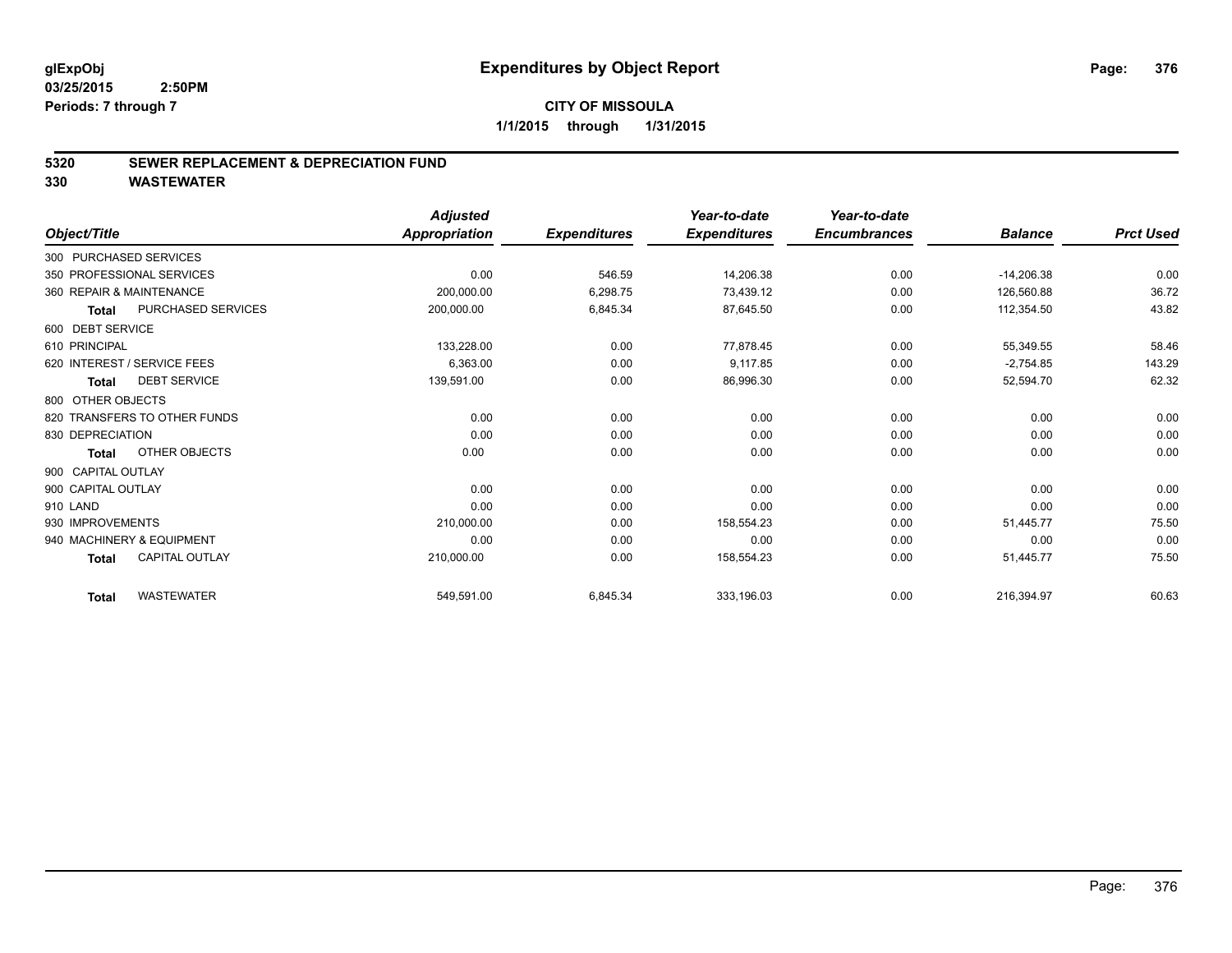glExpObj
03/25/2015 2:50PM
Periods: 7 through 7

# Expenditures by Object Report

**CITY OF MISSOULA**

**1/1/2015 through 1/31/2015**

## 5320 SEWER REPLACEMENT & DEPRECIATION FUND
## 330 WASTEWATER

| Object/Title | Adjusted Appropriation | Expenditures | Year-to-date Expenditures | Year-to-date Encumbrances | Balance | Prct Used |
|---|---|---|---|---|---|---|
| 300 PURCHASED SERVICES | | | | | | |
| 350 PROFESSIONAL SERVICES | 0.00 | 546.59 | 14,206.38 | 0.00 | -14,206.38 | 0.00 |
| 360 REPAIR & MAINTENANCE | 200,000.00 | 6,298.75 | 73,439.12 | 0.00 | 126,560.88 | 36.72 |
| **Total** PURCHASED SERVICES | 200,000.00 | 6,845.34 | 87,645.50 | 0.00 | 112,354.50 | 43.82 |
| 600 DEBT SERVICE | | | | | | |
| 610 PRINCIPAL | 133,228.00 | 0.00 | 77,878.45 | 0.00 | 55,349.55 | 58.46 |
| 620 INTEREST / SERVICE FEES | 6,363.00 | 0.00 | 9,117.85 | 0.00 | -2,754.85 | 143.29 |
| **Total** DEBT SERVICE | 139,591.00 | 0.00 | 86,996.30 | 0.00 | 52,594.70 | 62.32 |
| 800 OTHER OBJECTS | | | | | | |
| 820 TRANSFERS TO OTHER FUNDS | 0.00 | 0.00 | 0.00 | 0.00 | 0.00 | 0.00 |
| 830 DEPRECIATION | 0.00 | 0.00 | 0.00 | 0.00 | 0.00 | 0.00 |
| **Total** OTHER OBJECTS | 0.00 | 0.00 | 0.00 | 0.00 | 0.00 | 0.00 |
| 900 CAPITAL OUTLAY | | | | | | |
| 900 CAPITAL OUTLAY | 0.00 | 0.00 | 0.00 | 0.00 | 0.00 | 0.00 |
| 910 LAND | 0.00 | 0.00 | 0.00 | 0.00 | 0.00 | 0.00 |
| 930 IMPROVEMENTS | 210,000.00 | 0.00 | 158,554.23 | 0.00 | 51,445.77 | 75.50 |
| 940 MACHINERY & EQUIPMENT | 0.00 | 0.00 | 0.00 | 0.00 | 0.00 | 0.00 |
| **Total** CAPITAL OUTLAY | 210,000.00 | 0.00 | 158,554.23 | 0.00 | 51,445.77 | 75.50 |
| **Total** WASTEWATER | 549,591.00 | 6,845.34 | 333,196.03 | 0.00 | 216,394.97 | 60.63 |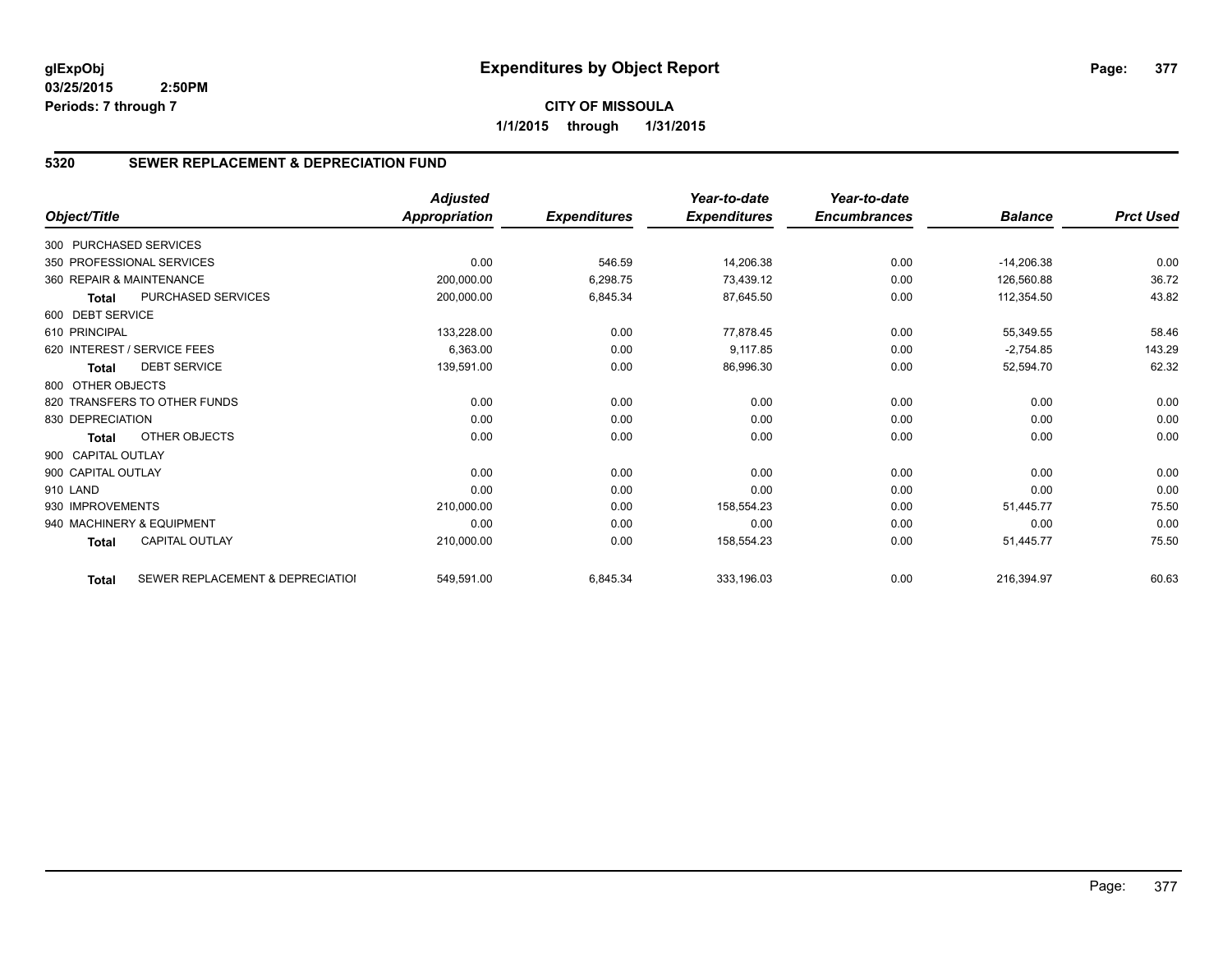# Expenditures by Object Report

glExpObj
03/25/2015 2:50PM
Periods: 7 through 7

**CITY OF MISSOULA**
**1/1/2015 through 1/31/2015**

## 5320 SEWER REPLACEMENT & DEPRECIATION FUND

| Object/Title | Adjusted Appropriation | Expenditures | Year-to-date Expenditures | Year-to-date Encumbrances | Balance | Prct Used |
|---|---|---|---|---|---|---|
| 300 PURCHASED SERVICES | | | | | | |
| 350 PROFESSIONAL SERVICES | 0.00 | 546.59 | 14,206.38 | 0.00 | -14,206.38 | 0.00 |
| 360 REPAIR & MAINTENANCE | 200,000.00 | 6,298.75 | 73,439.12 | 0.00 | 126,560.88 | 36.72 |
| **Total** PURCHASED SERVICES | 200,000.00 | 6,845.34 | 87,645.50 | 0.00 | 112,354.50 | 43.82 |
| 600 DEBT SERVICE | | | | | | |
| 610 PRINCIPAL | 133,228.00 | 0.00 | 77,878.45 | 0.00 | 55,349.55 | 58.46 |
| 620 INTEREST / SERVICE FEES | 6,363.00 | 0.00 | 9,117.85 | 0.00 | -2,754.85 | 143.29 |
| **Total** DEBT SERVICE | 139,591.00 | 0.00 | 86,996.30 | 0.00 | 52,594.70 | 62.32 |
| 800 OTHER OBJECTS | | | | | | |
| 820 TRANSFERS TO OTHER FUNDS | 0.00 | 0.00 | 0.00 | 0.00 | 0.00 | 0.00 |
| 830 DEPRECIATION | 0.00 | 0.00 | 0.00 | 0.00 | 0.00 | 0.00 |
| **Total** OTHER OBJECTS | 0.00 | 0.00 | 0.00 | 0.00 | 0.00 | 0.00 |
| 900 CAPITAL OUTLAY | | | | | | |
| 900 CAPITAL OUTLAY | 0.00 | 0.00 | 0.00 | 0.00 | 0.00 | 0.00 |
| 910 LAND | 0.00 | 0.00 | 0.00 | 0.00 | 0.00 | 0.00 |
| 930 IMPROVEMENTS | 210,000.00 | 0.00 | 158,554.23 | 0.00 | 51,445.77 | 75.50 |
| 940 MACHINERY & EQUIPMENT | 0.00 | 0.00 | 0.00 | 0.00 | 0.00 | 0.00 |
| **Total** CAPITAL OUTLAY | 210,000.00 | 0.00 | 158,554.23 | 0.00 | 51,445.77 | 75.50 |
| **Total** SEWER REPLACEMENT & DEPRECIATIOI | 549,591.00 | 6,845.34 | 333,196.03 | 0.00 | 216,394.97 | 60.63 |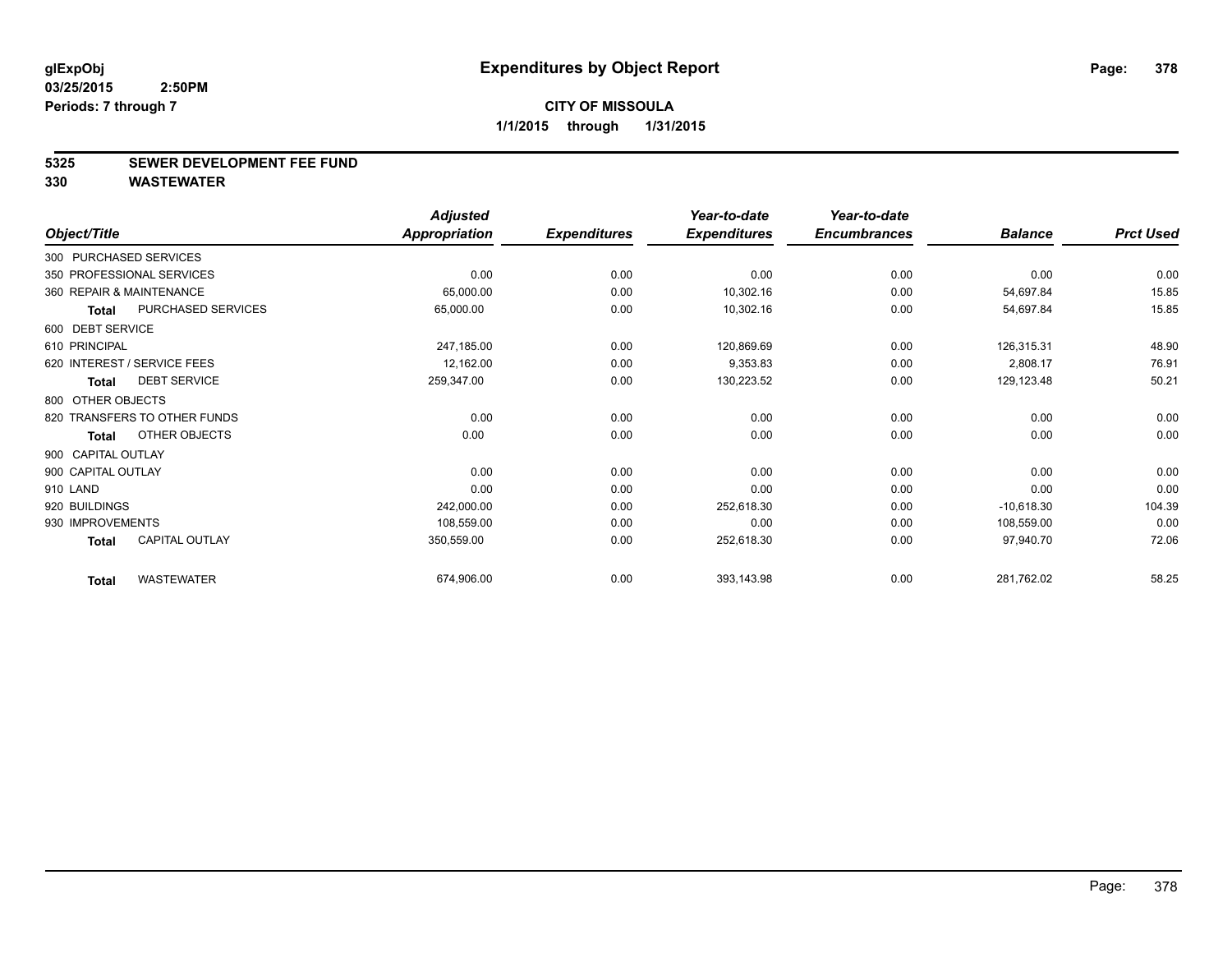glExpObj
03/25/2015 2:50PM
Periods: 7 through 7

# Expenditures by Object Report

**CITY OF MISSOULA**
**1/1/2015 through 1/31/2015**

## 5325 SEWER DEVELOPMENT FEE FUND
## 330 WASTEWATER

| Object/Title | Adjusted Appropriation | Expenditures | Year-to-date Expenditures | Year-to-date Encumbrances | Balance | Prct Used |
|---|---|---|---|---|---|---|
| 300 PURCHASED SERVICES | | | | | | |
| 350 PROFESSIONAL SERVICES | 0.00 | 0.00 | 0.00 | 0.00 | 0.00 | 0.00 |
| 360 REPAIR & MAINTENANCE | 65,000.00 | 0.00 | 10,302.16 | 0.00 | 54,697.84 | 15.85 |
| **Total** PURCHASED SERVICES | 65,000.00 | 0.00 | 10,302.16 | 0.00 | 54,697.84 | 15.85 |
| 600 DEBT SERVICE | | | | | | |
| 610 PRINCIPAL | 247,185.00 | 0.00 | 120,869.69 | 0.00 | 126,315.31 | 48.90 |
| 620 INTEREST / SERVICE FEES | 12,162.00 | 0.00 | 9,353.83 | 0.00 | 2,808.17 | 76.91 |
| **Total** DEBT SERVICE | 259,347.00 | 0.00 | 130,223.52 | 0.00 | 129,123.48 | 50.21 |
| 800 OTHER OBJECTS | | | | | | |
| 820 TRANSFERS TO OTHER FUNDS | 0.00 | 0.00 | 0.00 | 0.00 | 0.00 | 0.00 |
| **Total** OTHER OBJECTS | 0.00 | 0.00 | 0.00 | 0.00 | 0.00 | 0.00 |
| 900 CAPITAL OUTLAY | | | | | | |
| 900 CAPITAL OUTLAY | 0.00 | 0.00 | 0.00 | 0.00 | 0.00 | 0.00 |
| 910 LAND | 0.00 | 0.00 | 0.00 | 0.00 | 0.00 | 0.00 |
| 920 BUILDINGS | 242,000.00 | 0.00 | 252,618.30 | 0.00 | -10,618.30 | 104.39 |
| 930 IMPROVEMENTS | 108,559.00 | 0.00 | 0.00 | 0.00 | 108,559.00 | 0.00 |
| **Total** CAPITAL OUTLAY | 350,559.00 | 0.00 | 252,618.30 | 0.00 | 97,940.70 | 72.06 |
| **Total** WASTEWATER | 674,906.00 | 0.00 | 393,143.98 | 0.00 | 281,762.02 | 58.25 |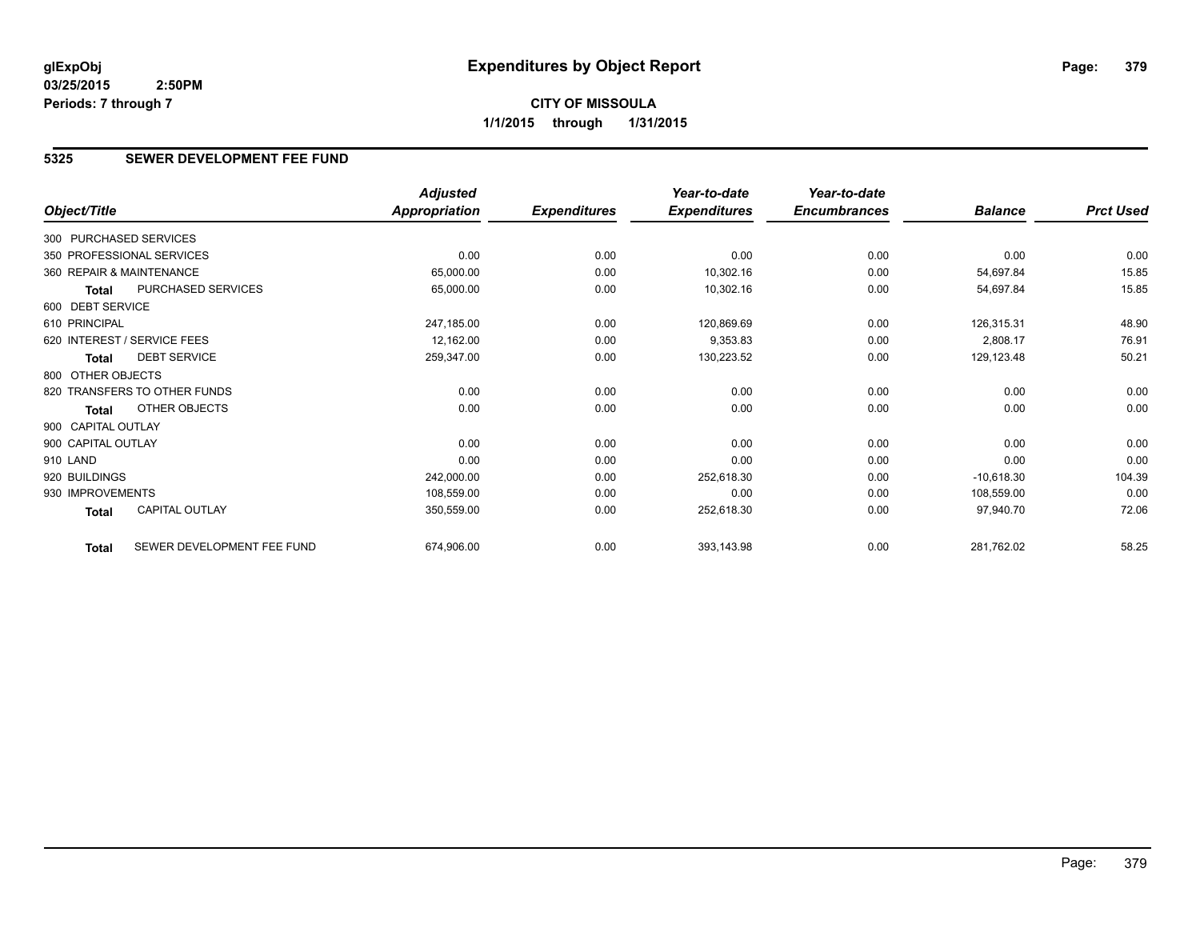**glExpObj** **Expenditures by Object Report**
**03/25/2015 2:50PM**
**Periods: 7 through 7**

**CITY OF MISSOULA**
**1/1/2015 through 1/31/2015**

## 5325 SEWER DEVELOPMENT FEE FUND

| Object/Title | Adjusted Appropriation | Expenditures | Year-to-date Expenditures | Year-to-date Encumbrances | Balance | Prct Used |
|---|---|---|---|---|---|---|
| 300 PURCHASED SERVICES | | | | | | |
| 350 PROFESSIONAL SERVICES | 0.00 | 0.00 | 0.00 | 0.00 | 0.00 | 0.00 |
| 360 REPAIR & MAINTENANCE | 65,000.00 | 0.00 | 10,302.16 | 0.00 | 54,697.84 | 15.85 |
| **Total** PURCHASED SERVICES | 65,000.00 | 0.00 | 10,302.16 | 0.00 | 54,697.84 | 15.85 |
| 600 DEBT SERVICE | | | | | | |
| 610 PRINCIPAL | 247,185.00 | 0.00 | 120,869.69 | 0.00 | 126,315.31 | 48.90 |
| 620 INTEREST / SERVICE FEES | 12,162.00 | 0.00 | 9,353.83 | 0.00 | 2,808.17 | 76.91 |
| **Total** DEBT SERVICE | 259,347.00 | 0.00 | 130,223.52 | 0.00 | 129,123.48 | 50.21 |
| 800 OTHER OBJECTS | | | | | | |
| 820 TRANSFERS TO OTHER FUNDS | 0.00 | 0.00 | 0.00 | 0.00 | 0.00 | 0.00 |
| **Total** OTHER OBJECTS | 0.00 | 0.00 | 0.00 | 0.00 | 0.00 | 0.00 |
| 900 CAPITAL OUTLAY | | | | | | |
| 900 CAPITAL OUTLAY | 0.00 | 0.00 | 0.00 | 0.00 | 0.00 | 0.00 |
| 910 LAND | 0.00 | 0.00 | 0.00 | 0.00 | 0.00 | 0.00 |
| 920 BUILDINGS | 242,000.00 | 0.00 | 252,618.30 | 0.00 | -10,618.30 | 104.39 |
| 930 IMPROVEMENTS | 108,559.00 | 0.00 | 0.00 | 0.00 | 108,559.00 | 0.00 |
| **Total** CAPITAL OUTLAY | 350,559.00 | 0.00 | 252,618.30 | 0.00 | 97,940.70 | 72.06 |
| **Total** SEWER DEVELOPMENT FEE FUND | 674,906.00 | 0.00 | 393,143.98 | 0.00 | 281,762.02 | 58.25 |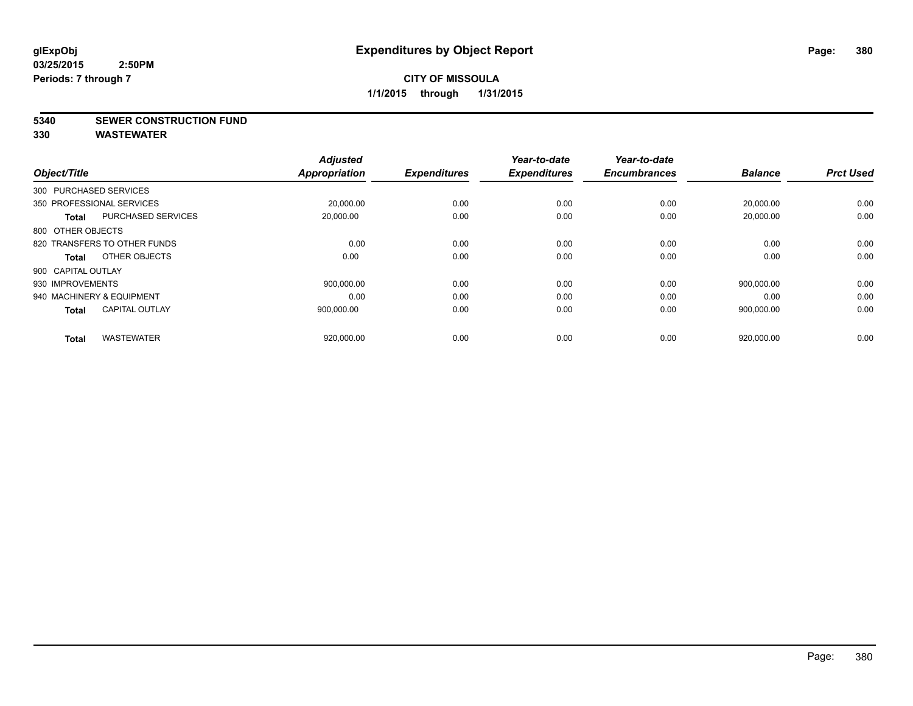# Expenditures by Object Report

glExpObj
03/25/2015 2:50PM
Periods: 7 through 7

**CITY OF MISSOULA**
**1/1/2015 through 1/31/2015**

**5340 SEWER CONSTRUCTION FUND**
**330 WASTEWATER**

| Object/Title | | Adjusted Appropriation | Expenditures | Year-to-date Expenditures | Year-to-date Encumbrances | Balance | Prct Used |
|---|---|---|---|---|---|---|---|
| 300 PURCHASED SERVICES | | | | | | | |
| 350 PROFESSIONAL SERVICES | | 20,000.00 | 0.00 | 0.00 | 0.00 | 20,000.00 | 0.00 |
| **Total** | PURCHASED SERVICES | 20,000.00 | 0.00 | 0.00 | 0.00 | 20,000.00 | 0.00 |
| 800 OTHER OBJECTS | | | | | | | |
| 820 TRANSFERS TO OTHER FUNDS | | 0.00 | 0.00 | 0.00 | 0.00 | 0.00 | 0.00 |
| **Total** | OTHER OBJECTS | 0.00 | 0.00 | 0.00 | 0.00 | 0.00 | 0.00 |
| 900 CAPITAL OUTLAY | | | | | | | |
| 930 IMPROVEMENTS | | 900,000.00 | 0.00 | 0.00 | 0.00 | 900,000.00 | 0.00 |
| 940 MACHINERY & EQUIPMENT | | 0.00 | 0.00 | 0.00 | 0.00 | 0.00 | 0.00 |
| **Total** | CAPITAL OUTLAY | 900,000.00 | 0.00 | 0.00 | 0.00 | 900,000.00 | 0.00 |
| **Total** | WASTEWATER | 920,000.00 | 0.00 | 0.00 | 0.00 | 920,000.00 | 0.00 |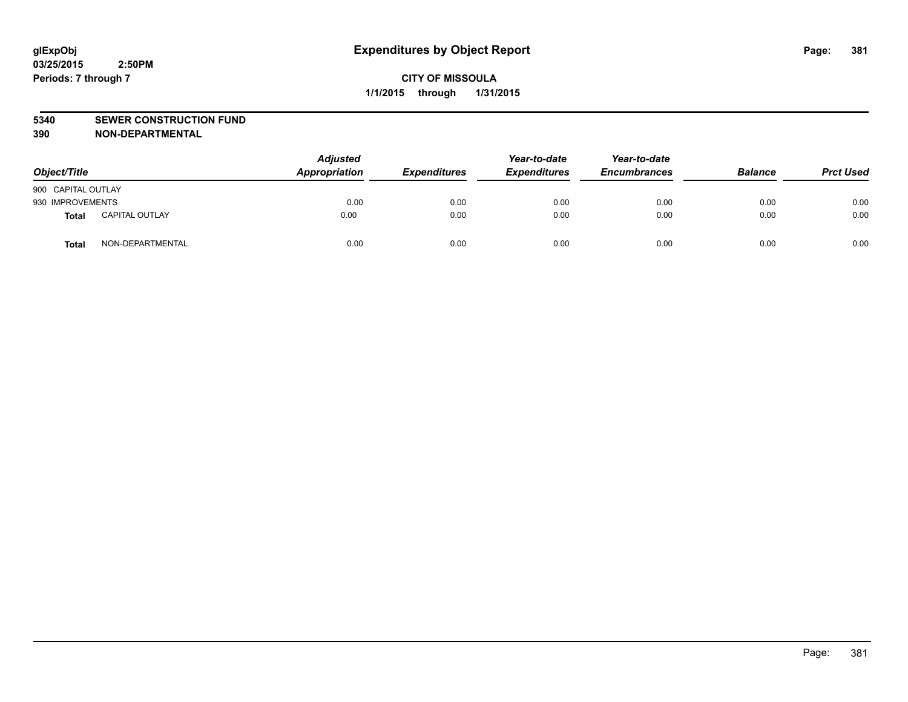glExpObj
03/25/2015 2:50PM
Periods: 7 through 7

# Expenditures by Object Report

**CITY OF MISSOULA**
**1/1/2015 through 1/31/2015**

**5340 SEWER CONSTRUCTION FUND**
**390 NON-DEPARTMENTAL**

| Object/Title | | Adjusted Appropriation | Expenditures | Year-to-date Expenditures | Year-to-date Encumbrances | Balance | Prct Used |
|---|---|---|---|---|---|---|---|
| 900 CAPITAL OUTLAY | | | | | | | |
| 930 IMPROVEMENTS | | 0.00 | 0.00 | 0.00 | 0.00 | 0.00 | 0.00 |
| **Total** | CAPITAL OUTLAY | 0.00 | 0.00 | 0.00 | 0.00 | 0.00 | 0.00 |
| **Total** | NON-DEPARTMENTAL | 0.00 | 0.00 | 0.00 | 0.00 | 0.00 | 0.00 |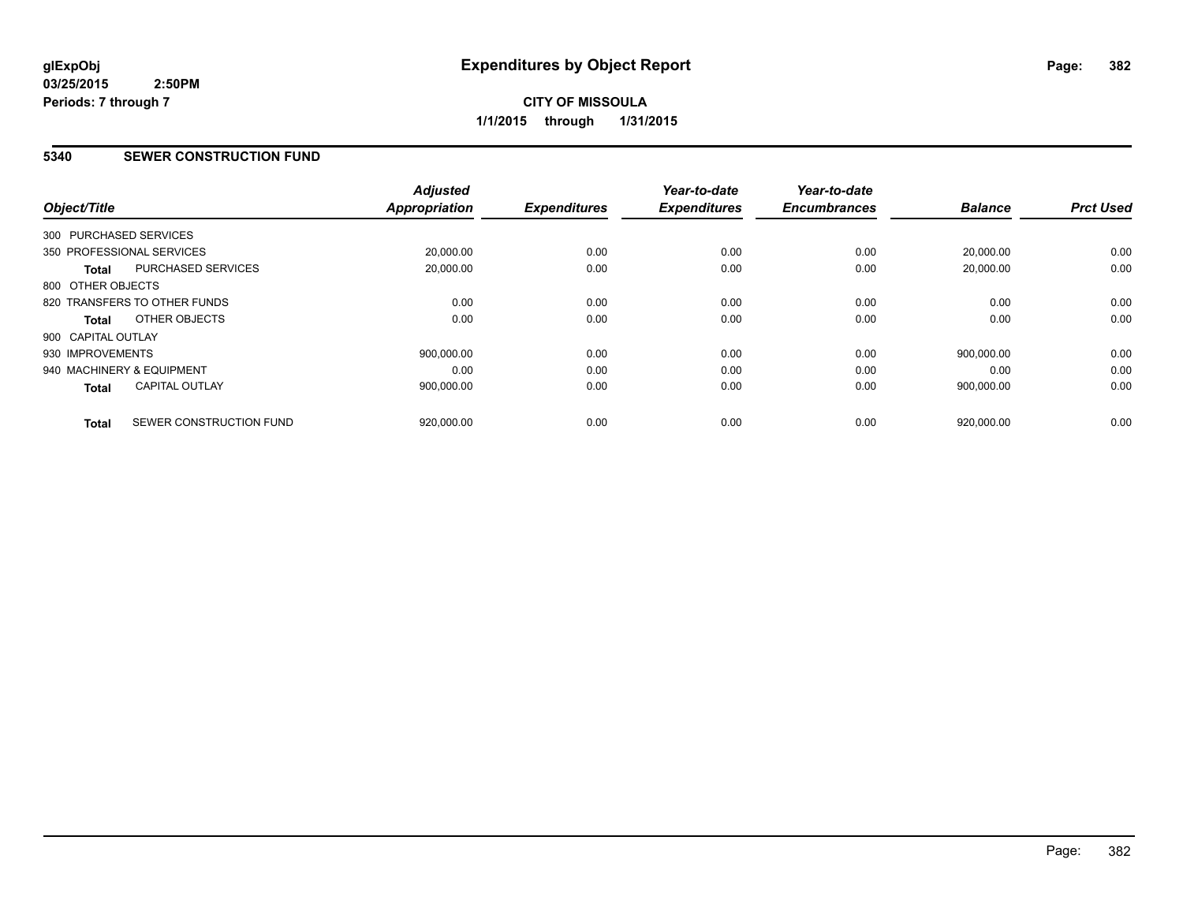# Expenditures by Object Report

glExpObj
03/25/2015 2:50PM
Periods: 7 through 7

**CITY OF MISSOULA**
**1/1/2015 through 1/31/2015**

## 5340 SEWER CONSTRUCTION FUND

| Object/Title | Adjusted Appropriation | Expenditures | Year-to-date Expenditures | Year-to-date Encumbrances | Balance | Prct Used |
|---|---|---|---|---|---|---|
| 300 PURCHASED SERVICES | | | | | | |
| 350 PROFESSIONAL SERVICES | 20,000.00 | 0.00 | 0.00 | 0.00 | 20,000.00 | 0.00 |
| **Total** PURCHASED SERVICES | 20,000.00 | 0.00 | 0.00 | 0.00 | 20,000.00 | 0.00 |
| 800 OTHER OBJECTS | | | | | | |
| 820 TRANSFERS TO OTHER FUNDS | 0.00 | 0.00 | 0.00 | 0.00 | 0.00 | 0.00 |
| **Total** OTHER OBJECTS | 0.00 | 0.00 | 0.00 | 0.00 | 0.00 | 0.00 |
| 900 CAPITAL OUTLAY | | | | | | |
| 930 IMPROVEMENTS | 900,000.00 | 0.00 | 0.00 | 0.00 | 900,000.00 | 0.00 |
| 940 MACHINERY & EQUIPMENT | 0.00 | 0.00 | 0.00 | 0.00 | 0.00 | 0.00 |
| **Total** CAPITAL OUTLAY | 900,000.00 | 0.00 | 0.00 | 0.00 | 900,000.00 | 0.00 |
| **Total** SEWER CONSTRUCTION FUND | 920,000.00 | 0.00 | 0.00 | 0.00 | 920,000.00 | 0.00 |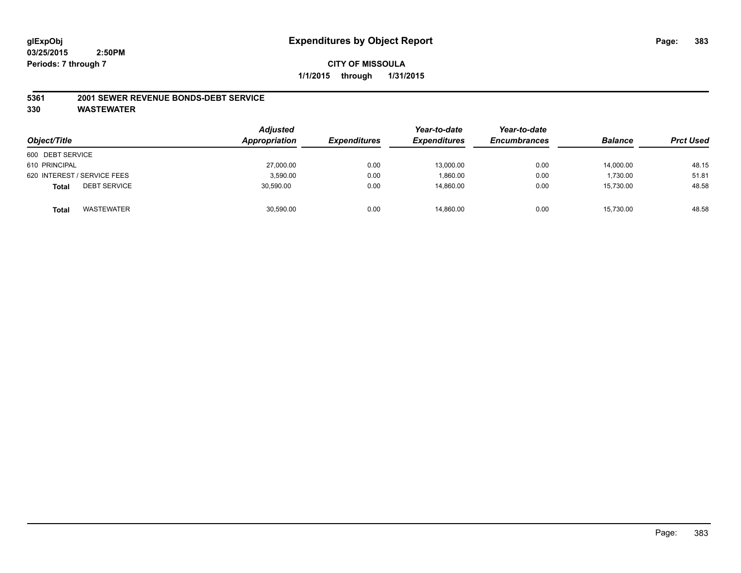# Expenditures by Object Report

glExpObj
03/25/2015 2:50PM
Periods: 7 through 7

**CITY OF MISSOULA**
**1/1/2015 through 1/31/2015**

**5361 2001 SEWER REVENUE BONDS-DEBT SERVICE**
**330 WASTEWATER**

| Object/Title | Adjusted Appropriation | Expenditures | Year-to-date Expenditures | Year-to-date Encumbrances | Balance | Prct Used |
|---|---|---|---|---|---|---|
| 600 DEBT SERVICE | | | | | | |
| 610 PRINCIPAL | 27,000.00 | 0.00 | 13,000.00 | 0.00 | 14,000.00 | 48.15 |
| 620 INTEREST / SERVICE FEES | 3,590.00 | 0.00 | 1,860.00 | 0.00 | 1,730.00 | 51.81 |
| **Total** DEBT SERVICE | 30,590.00 | 0.00 | 14,860.00 | 0.00 | 15,730.00 | 48.58 |
| **Total** WASTEWATER | 30,590.00 | 0.00 | 14,860.00 | 0.00 | 15,730.00 | 48.58 |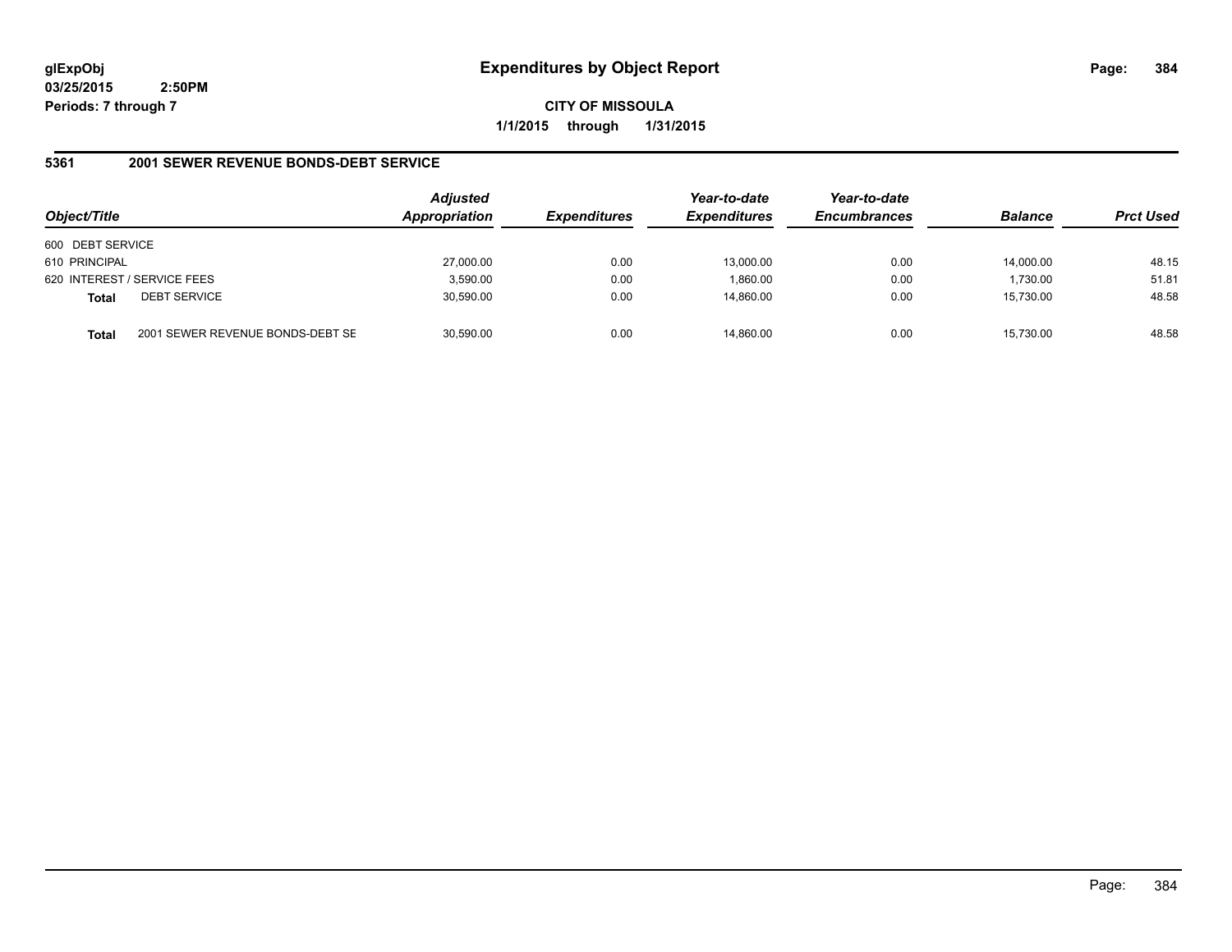# Expenditures by Object Report

glExpObj
03/25/2015 2:50PM
Periods: 7 through 7

**CITY OF MISSOULA**
**1/1/2015 through 1/31/2015**

## 5361 2001 SEWER REVENUE BONDS-DEBT SERVICE

| Object/Title | | Adjusted Appropriation | Expenditures | Year-to-date Expenditures | Year-to-date Encumbrances | Balance | Prct Used |
|---|---|---|---|---|---|---|---|
| 600 DEBT SERVICE | | | | | | | |
| 610 PRINCIPAL | | 27,000.00 | 0.00 | 13,000.00 | 0.00 | 14,000.00 | 48.15 |
| 620 INTEREST / SERVICE FEES | | 3,590.00 | 0.00 | 1,860.00 | 0.00 | 1,730.00 | 51.81 |
| **Total** | DEBT SERVICE | 30,590.00 | 0.00 | 14,860.00 | 0.00 | 15,730.00 | 48.58 |
| **Total** | 2001 SEWER REVENUE BONDS-DEBT SE | 30,590.00 | 0.00 | 14,860.00 | 0.00 | 15,730.00 | 48.58 |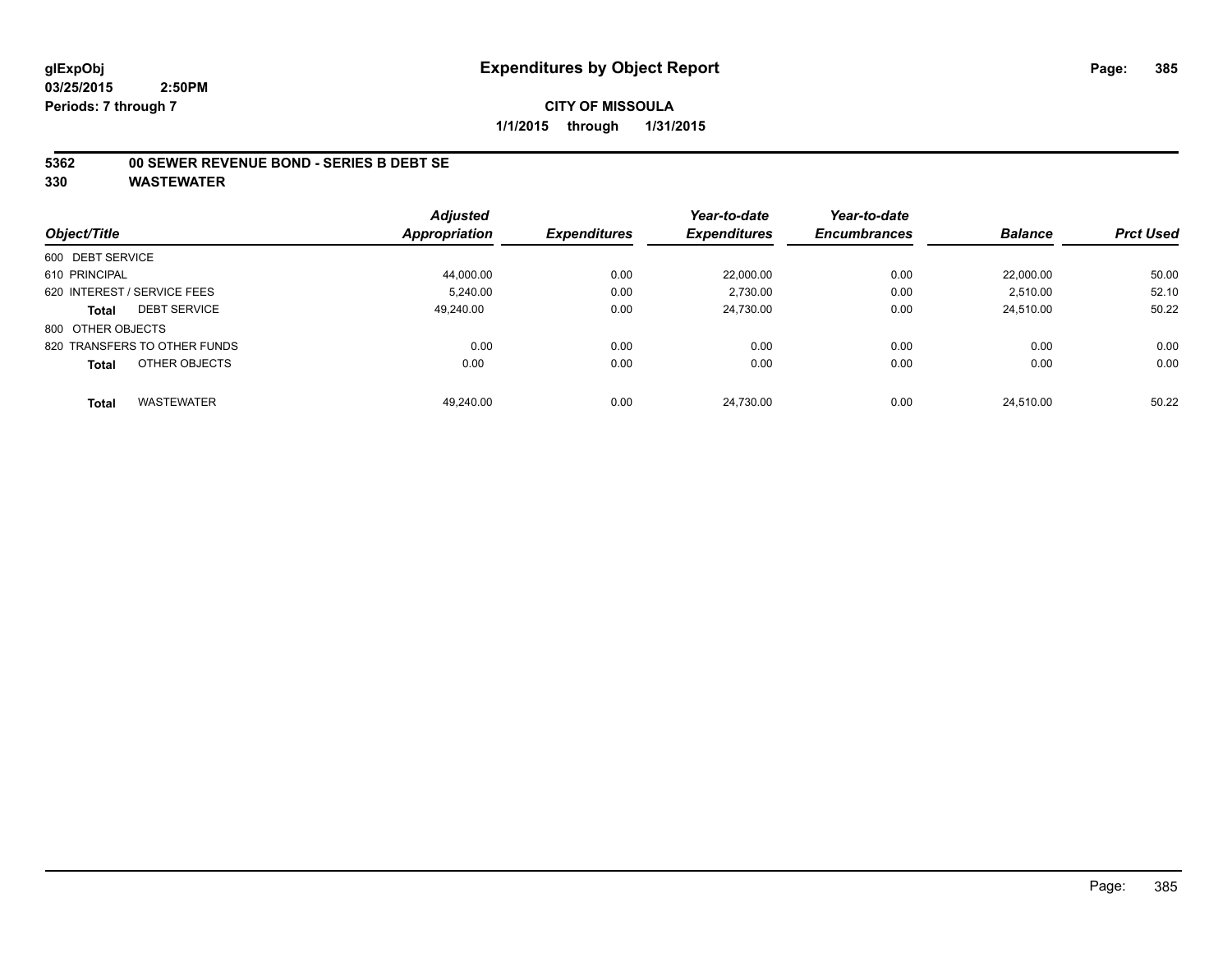glExpObj
03/25/2015 2:50PM
Periods: 7 through 7

# Expenditures by Object Report

**CITY OF MISSOULA**

**1/1/2015 through 1/31/2015**

**5362 00 SEWER REVENUE BOND - SERIES B DEBT SE**

**330 WASTEWATER**

| Object/Title | Adjusted Appropriation | Expenditures | Year-to-date Expenditures | Year-to-date Encumbrances | Balance | Prct Used |
|---|---|---|---|---|---|---|
| 600 DEBT SERVICE | | | | | | |
| 610 PRINCIPAL | 44,000.00 | 0.00 | 22,000.00 | 0.00 | 22,000.00 | 50.00 |
| 620 INTEREST / SERVICE FEES | 5,240.00 | 0.00 | 2,730.00 | 0.00 | 2,510.00 | 52.10 |
| **Total** DEBT SERVICE | 49,240.00 | 0.00 | 24,730.00 | 0.00 | 24,510.00 | 50.22 |
| 800 OTHER OBJECTS | | | | | | |
| 820 TRANSFERS TO OTHER FUNDS | 0.00 | 0.00 | 0.00 | 0.00 | 0.00 | 0.00 |
| **Total** OTHER OBJECTS | 0.00 | 0.00 | 0.00 | 0.00 | 0.00 | 0.00 |
| **Total** WASTEWATER | 49,240.00 | 0.00 | 24,730.00 | 0.00 | 24,510.00 | 50.22 |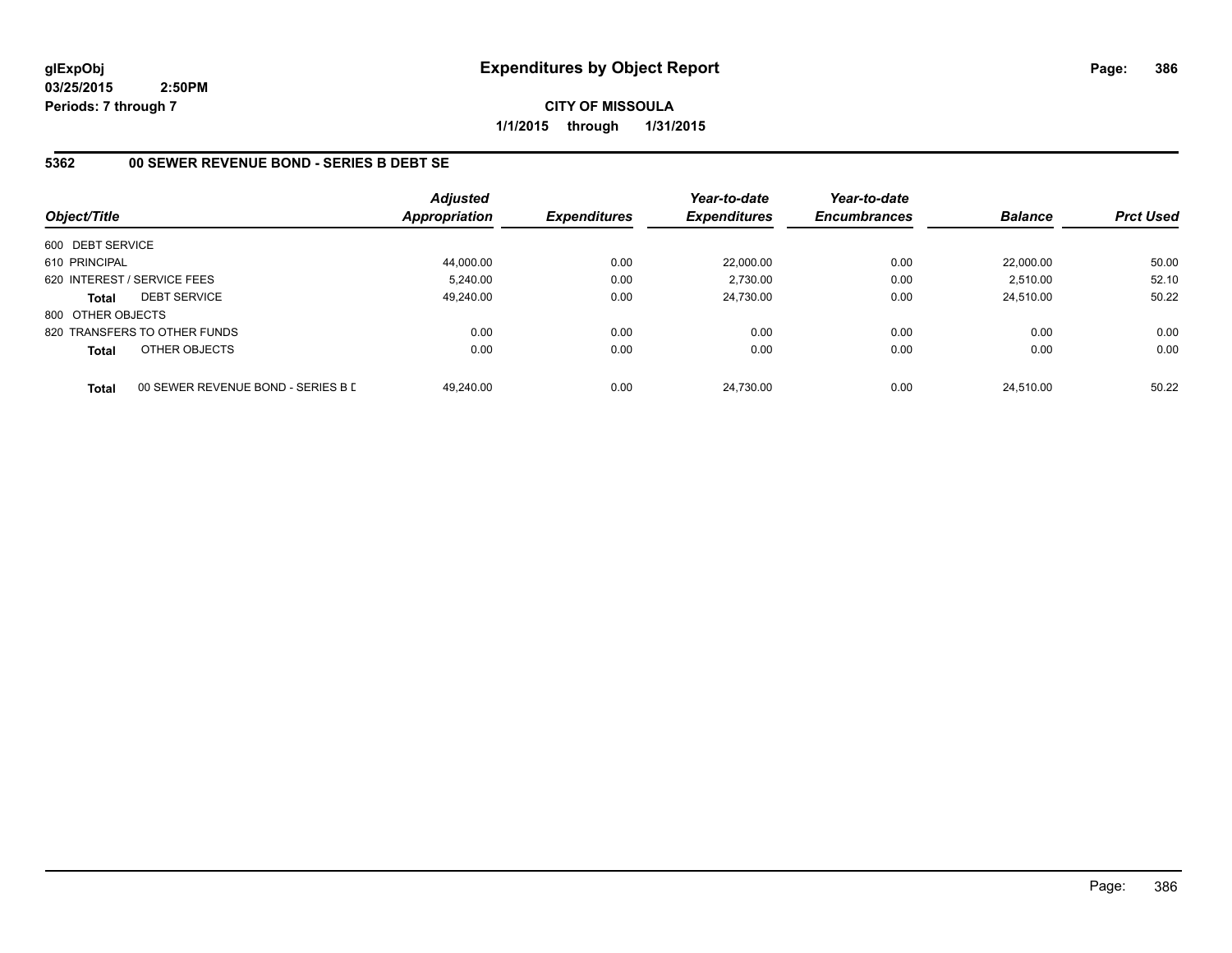**glExpObj**
**03/25/2015 2:50PM**
**Periods: 7 through 7**

# Expenditures by Object Report

**CITY OF MISSOULA**
**1/1/2015 through 1/31/2015**

## 5362 00 SEWER REVENUE BOND - SERIES B DEBT SE

| Object/Title | | Adjusted Appropriation | Expenditures | Year-to-date Expenditures | Year-to-date Encumbrances | Balance | Prct Used |
|---|---|---|---|---|---|---|---|
| 600 DEBT SERVICE | | | | | | | |
| 610 PRINCIPAL | | 44,000.00 | 0.00 | 22,000.00 | 0.00 | 22,000.00 | 50.00 |
| 620 INTEREST / SERVICE FEES | | 5,240.00 | 0.00 | 2,730.00 | 0.00 | 2,510.00 | 52.10 |
| **Total** | DEBT SERVICE | 49,240.00 | 0.00 | 24,730.00 | 0.00 | 24,510.00 | 50.22 |
| 800 OTHER OBJECTS | | | | | | | |
| 820 TRANSFERS TO OTHER FUNDS | | 0.00 | 0.00 | 0.00 | 0.00 | 0.00 | 0.00 |
| **Total** | OTHER OBJECTS | 0.00 | 0.00 | 0.00 | 0.00 | 0.00 | 0.00 |
| **Total** | 00 SEWER REVENUE BOND - SERIES B [ | 49,240.00 | 0.00 | 24,730.00 | 0.00 | 24,510.00 | 50.22 |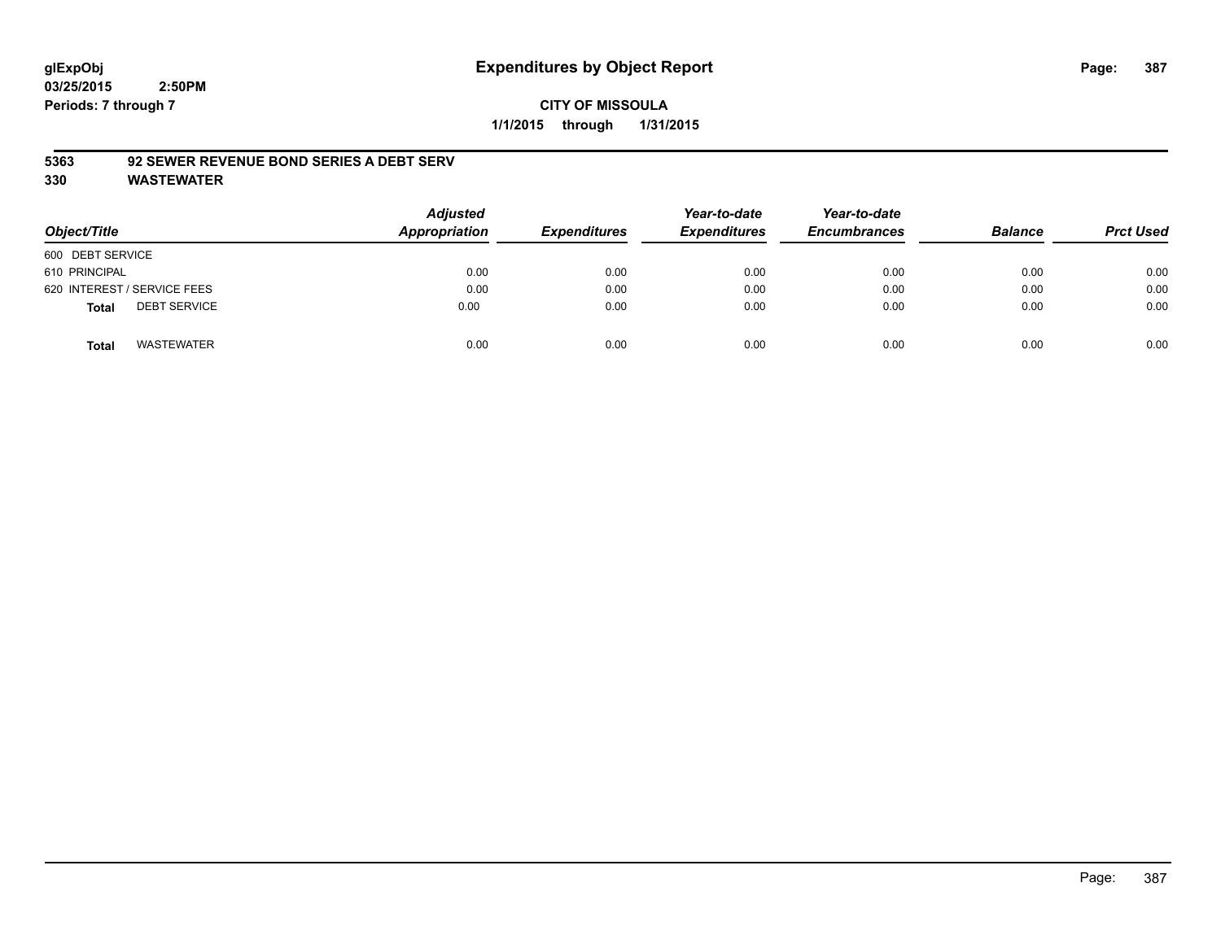glExpObj
03/25/2015 2:50PM
Periods: 7 through 7

# Expenditures by Object Report

**CITY OF MISSOULA**

**1/1/2015 through 1/31/2015**

**5363 92 SEWER REVENUE BOND SERIES A DEBT SERV**

**330 WASTEWATER**

| Object/Title | Adjusted Appropriation | Expenditures | Year-to-date Expenditures | Year-to-date Encumbrances | Balance | Prct Used |
|---|---|---|---|---|---|---|
| 600 DEBT SERVICE | | | | | | |
| 610 PRINCIPAL | 0.00 | 0.00 | 0.00 | 0.00 | 0.00 | 0.00 |
| 620 INTEREST / SERVICE FEES | 0.00 | 0.00 | 0.00 | 0.00 | 0.00 | 0.00 |
| **Total** DEBT SERVICE | 0.00 | 0.00 | 0.00 | 0.00 | 0.00 | 0.00 |
| **Total** WASTEWATER | 0.00 | 0.00 | 0.00 | 0.00 | 0.00 | 0.00 |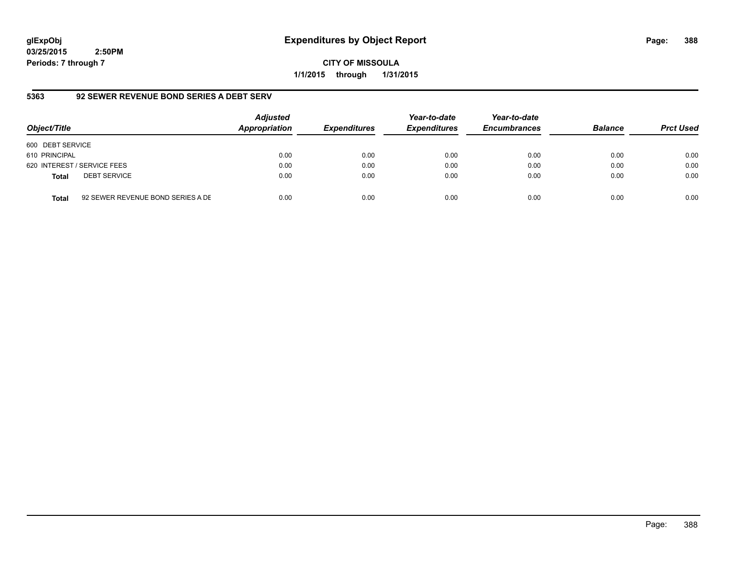glExpObj
03/25/2015 2:50PM
Periods: 7 through 7

# Expenditures by Object Report

**CITY OF MISSOULA**

**1/1/2015 through 1/31/2015**

## 5363 92 SEWER REVENUE BOND SERIES A DEBT SERV

| Object/Title | Adjusted Appropriation | Expenditures | Year-to-date Expenditures | Year-to-date Encumbrances | Balance | Prct Used |
|---|---|---|---|---|---|---|
| 600 DEBT SERVICE | | | | | | |
| 610 PRINCIPAL | 0.00 | 0.00 | 0.00 | 0.00 | 0.00 | 0.00 |
| 620 INTEREST / SERVICE FEES | 0.00 | 0.00 | 0.00 | 0.00 | 0.00 | 0.00 |
| **Total** DEBT SERVICE | 0.00 | 0.00 | 0.00 | 0.00 | 0.00 | 0.00 |
| **Total** 92 SEWER REVENUE BOND SERIES A DE | 0.00 | 0.00 | 0.00 | 0.00 | 0.00 | 0.00 |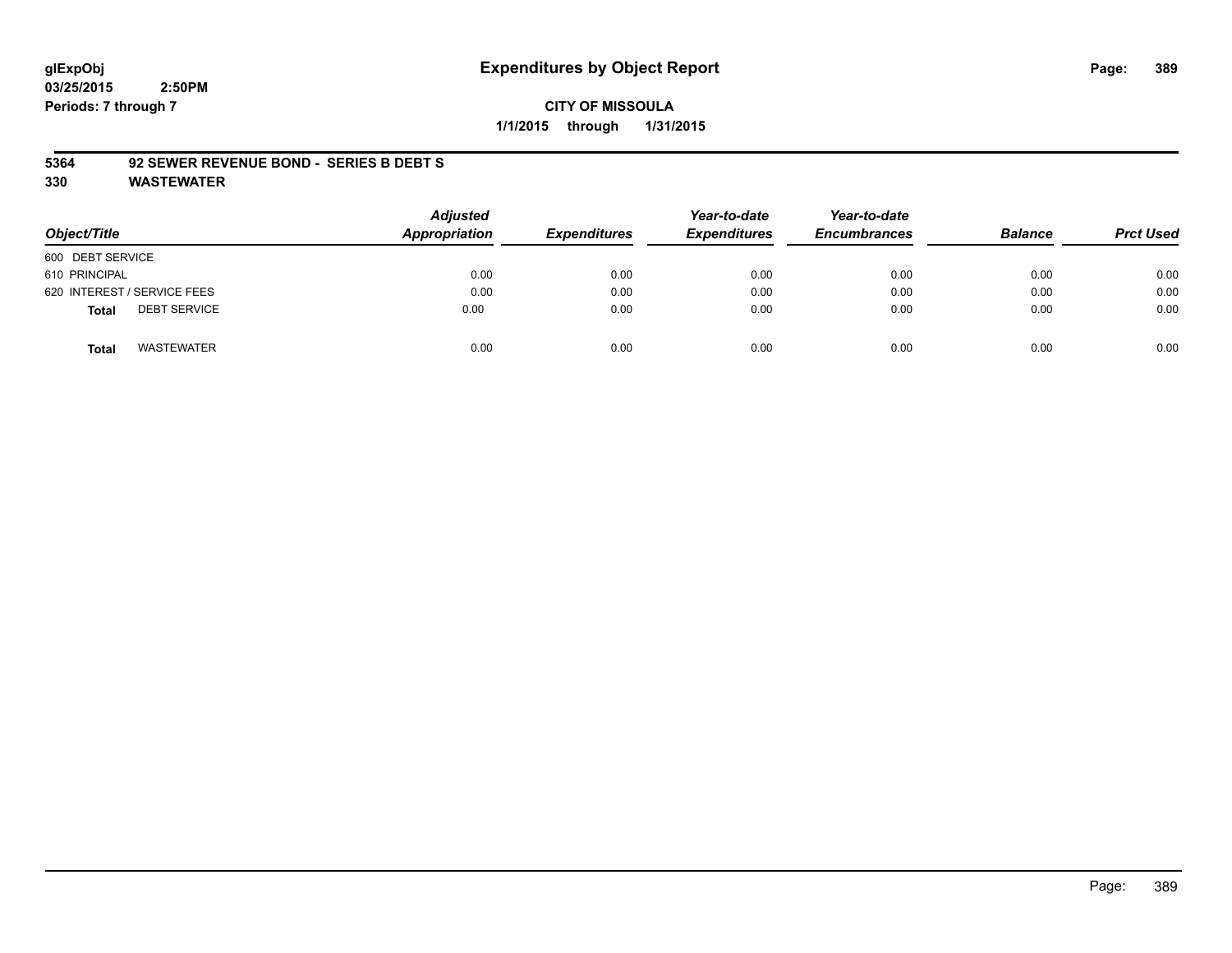glExpObj
03/25/2015 2:50PM
Periods: 7 through 7

# Expenditures by Object Report

**CITY OF MISSOULA**
**1/1/2015 through 1/31/2015**

**5364 92 SEWER REVENUE BOND - SERIES B DEBT S**
**330 WASTEWATER**

| Object/Title | Adjusted Appropriation | Expenditures | Year-to-date Expenditures | Year-to-date Encumbrances | Balance | Prct Used |
|---|---|---|---|---|---|---|
| 600 DEBT SERVICE | | | | | | |
| 610 PRINCIPAL | 0.00 | 0.00 | 0.00 | 0.00 | 0.00 | 0.00 |
| 620 INTEREST / SERVICE FEES | 0.00 | 0.00 | 0.00 | 0.00 | 0.00 | 0.00 |
| **Total** DEBT SERVICE | 0.00 | 0.00 | 0.00 | 0.00 | 0.00 | 0.00 |
| **Total** WASTEWATER | 0.00 | 0.00 | 0.00 | 0.00 | 0.00 | 0.00 |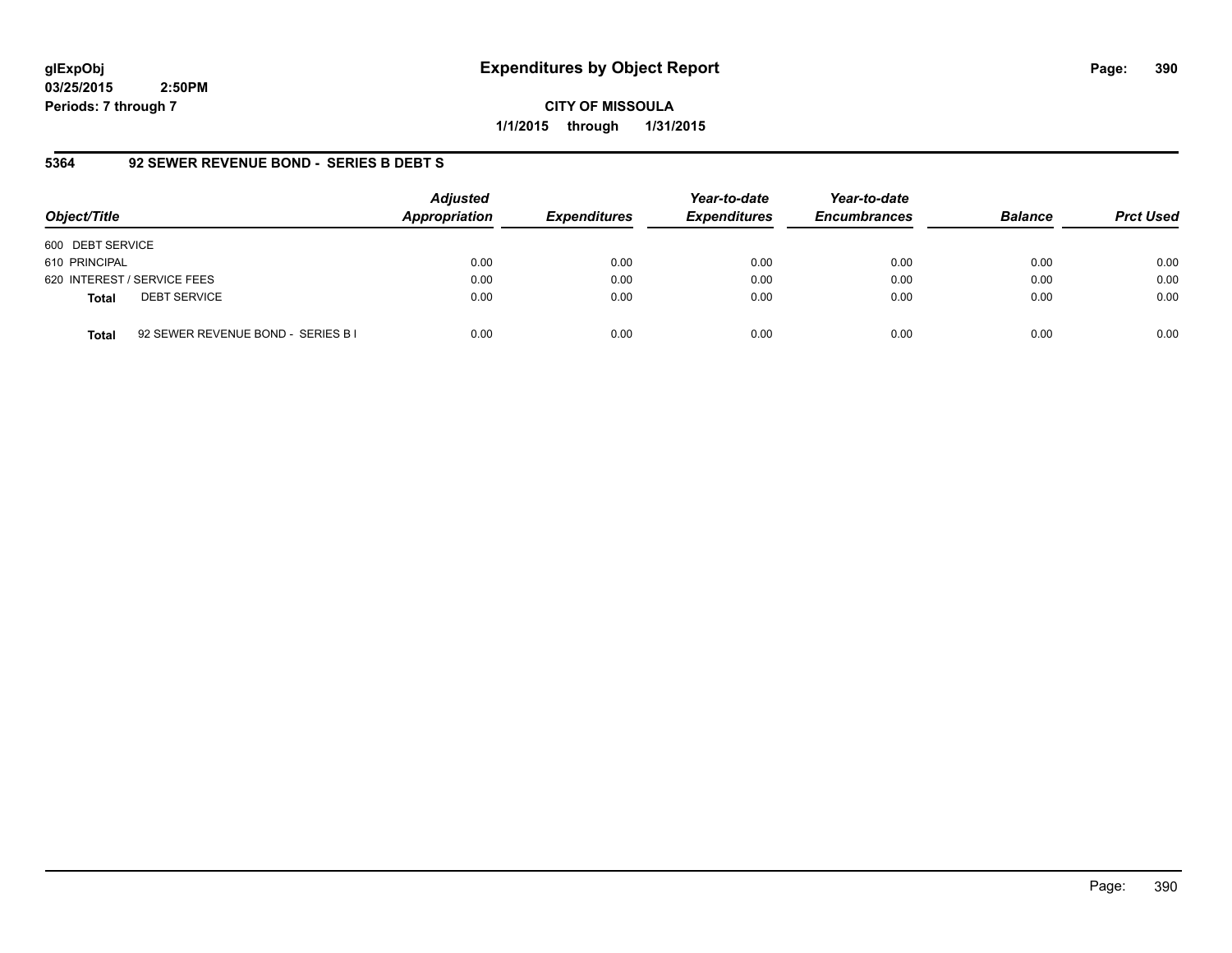**glExpObj**
**03/25/2015 2:50PM**
**Periods: 7 through 7**

# Expenditures by Object Report

**CITY OF MISSOULA**
**1/1/2015 through 1/31/2015**

## 5364 92 SEWER REVENUE BOND - SERIES B DEBT S

| Object/Title | Adjusted Appropriation | Expenditures | Year-to-date Expenditures | Year-to-date Encumbrances | Balance | Prct Used |
|---|---|---|---|---|---|---|
| 600 DEBT SERVICE | | | | | | |
| 610 PRINCIPAL | 0.00 | 0.00 | 0.00 | 0.00 | 0.00 | 0.00 |
| 620 INTEREST / SERVICE FEES | 0.00 | 0.00 | 0.00 | 0.00 | 0.00 | 0.00 |
| **Total** DEBT SERVICE | 0.00 | 0.00 | 0.00 | 0.00 | 0.00 | 0.00 |
| **Total** 92 SEWER REVENUE BOND - SERIES B I | 0.00 | 0.00 | 0.00 | 0.00 | 0.00 | 0.00 |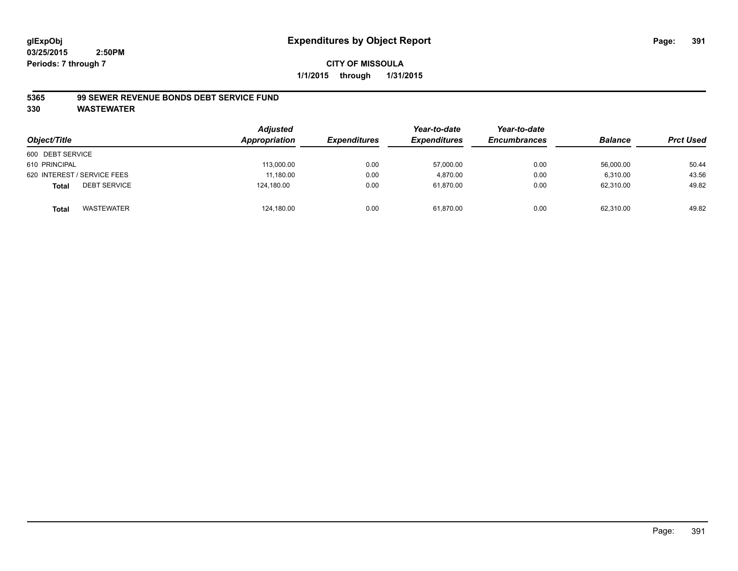glExpObj
03/25/2015 2:50PM
Periods: 7 through 7

# Expenditures by Object Report

**CITY OF MISSOULA**

**1/1/2015 through 1/31/2015**

**5365 99 SEWER REVENUE BONDS DEBT SERVICE FUND**

**330 WASTEWATER**

| Object/Title | Adjusted Appropriation | Expenditures | Year-to-date Expenditures | Year-to-date Encumbrances | Balance | Prct Used |
|---|---|---|---|---|---|---|
| 600 DEBT SERVICE | | | | | | |
| 610 PRINCIPAL | 113,000.00 | 0.00 | 57,000.00 | 0.00 | 56,000.00 | 50.44 |
| 620 INTEREST / SERVICE FEES | 11,180.00 | 0.00 | 4,870.00 | 0.00 | 6,310.00 | 43.56 |
| **Total** DEBT SERVICE | 124,180.00 | 0.00 | 61,870.00 | 0.00 | 62,310.00 | 49.82 |
| **Total** WASTEWATER | 124,180.00 | 0.00 | 61,870.00 | 0.00 | 62,310.00 | 49.82 |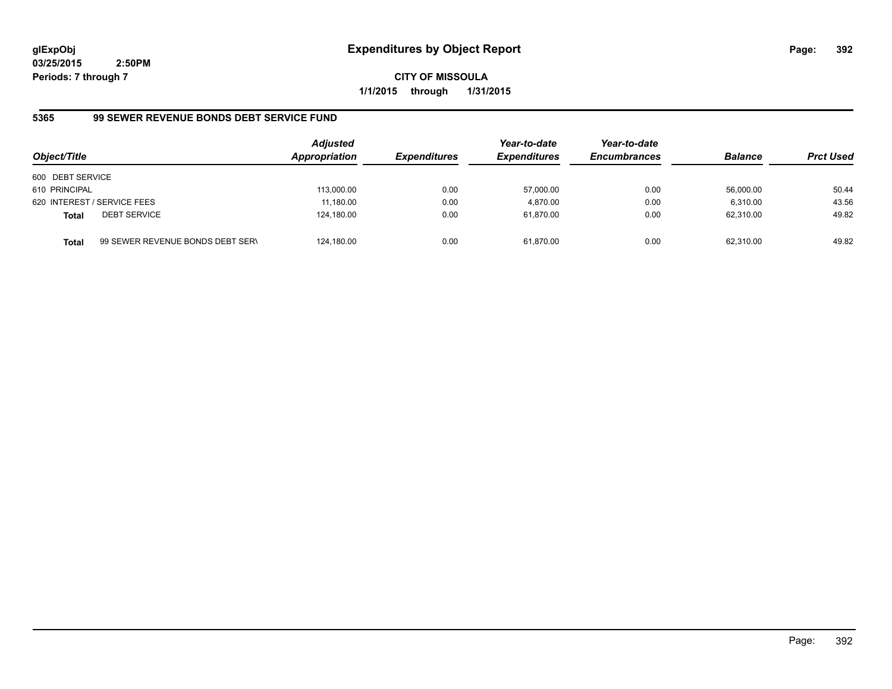**glExpObj**
**03/25/2015 2:50PM**
**Periods: 7 through 7**

# Expenditures by Object Report

**CITY OF MISSOULA**
**1/1/2015 through 1/31/2015**

## 5365 99 SEWER REVENUE BONDS DEBT SERVICE FUND

| Object/Title | | Adjusted Appropriation | Expenditures | Year-to-date Expenditures | Year-to-date Encumbrances | Balance | Prct Used |
|---|---|---|---|---|---|---|---|
| 600 DEBT SERVICE | | | | | | | |
| 610 PRINCIPAL | | 113,000.00 | 0.00 | 57,000.00 | 0.00 | 56,000.00 | 50.44 |
| 620 INTEREST / SERVICE FEES | | 11,180.00 | 0.00 | 4,870.00 | 0.00 | 6,310.00 | 43.56 |
| **Total** | DEBT SERVICE | 124,180.00 | 0.00 | 61,870.00 | 0.00 | 62,310.00 | 49.82 |
| **Total** | 99 SEWER REVENUE BONDS DEBT SERV | 124,180.00 | 0.00 | 61,870.00 | 0.00 | 62,310.00 | 49.82 |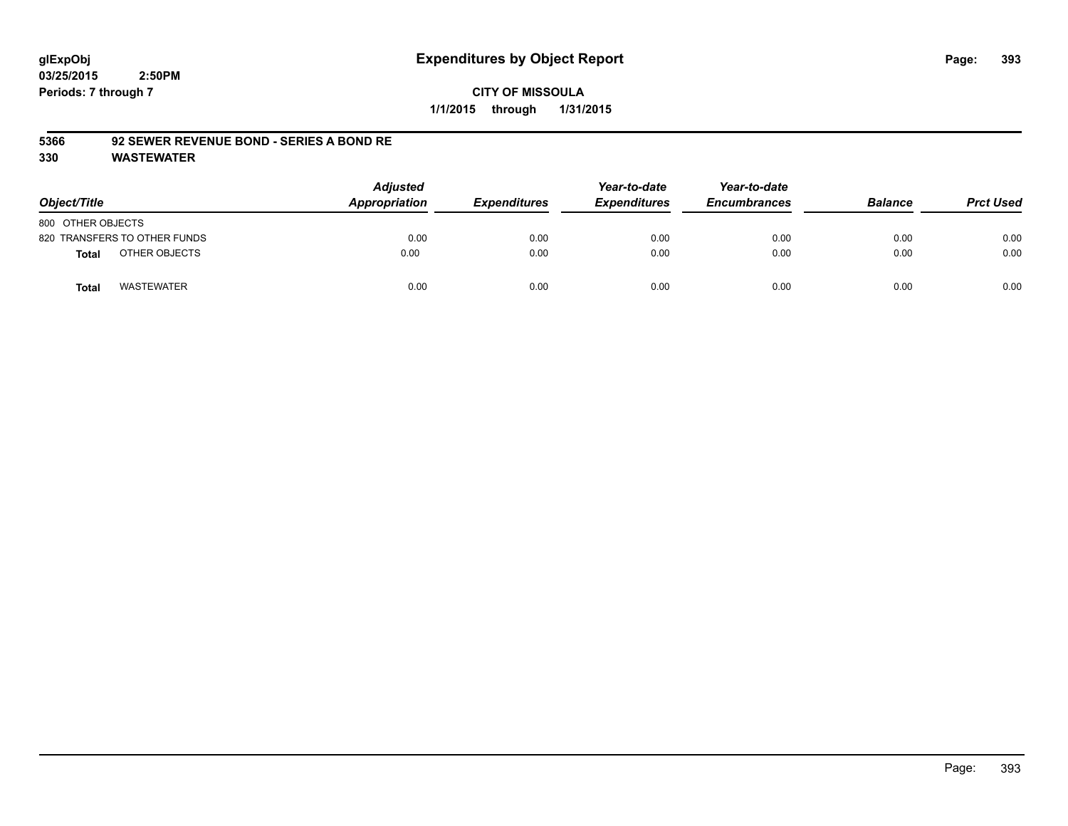# Expenditures by Object Report

glExpObj
03/25/2015 2:50PM
Periods: 7 through 7

**CITY OF MISSOULA**
**1/1/2015 through 1/31/2015**

**5366 92 SEWER REVENUE BOND - SERIES A BOND RE**
**330 WASTEWATER**

| Object/Title | Adjusted Appropriation | Expenditures | Year-to-date Expenditures | Year-to-date Encumbrances | Balance | Prct Used |
|---|---|---|---|---|---|---|
| 800 OTHER OBJECTS | | | | | | |
| 820 TRANSFERS TO OTHER FUNDS | 0.00 | 0.00 | 0.00 | 0.00 | 0.00 | 0.00 |
| **Total** OTHER OBJECTS | 0.00 | 0.00 | 0.00 | 0.00 | 0.00 | 0.00 |
| **Total** WASTEWATER | 0.00 | 0.00 | 0.00 | 0.00 | 0.00 | 0.00 |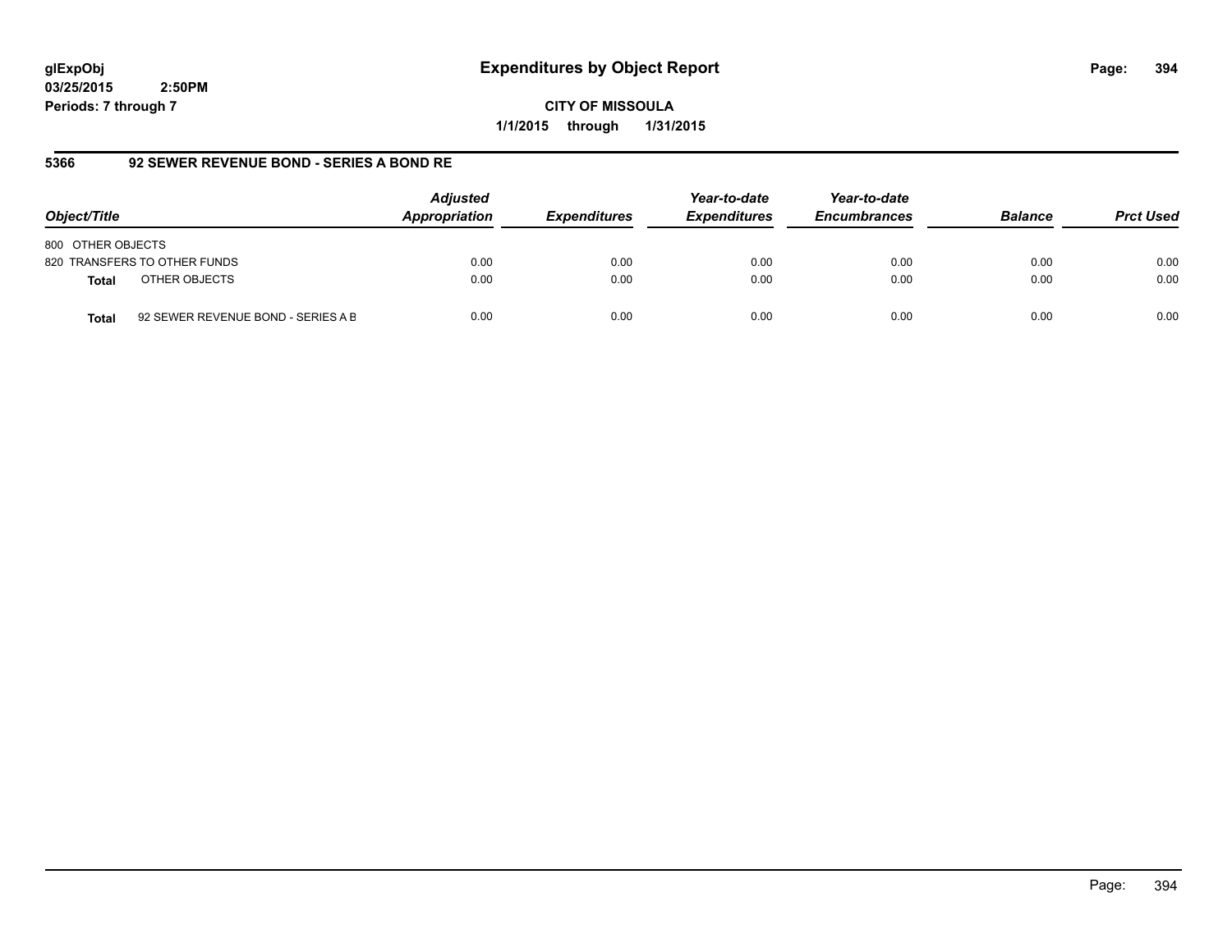# Expenditures by Object Report

glExpObj
03/25/2015 2:50PM
Periods: 7 through 7

**CITY OF MISSOULA**
**1/1/2015 through 1/31/2015**

## 5366 92 SEWER REVENUE BOND - SERIES A BOND RE

| Object/Title | | Adjusted Appropriation | Expenditures | Year-to-date Expenditures | Year-to-date Encumbrances | Balance | Prct Used |
|---|---|---|---|---|---|---|---|
| 800 OTHER OBJECTS | | | | | | | |
| 820 TRANSFERS TO OTHER FUNDS | | 0.00 | 0.00 | 0.00 | 0.00 | 0.00 | 0.00 |
| **Total** | OTHER OBJECTS | 0.00 | 0.00 | 0.00 | 0.00 | 0.00 | 0.00 |
| **Total** | 92 SEWER REVENUE BOND - SERIES A B | 0.00 | 0.00 | 0.00 | 0.00 | 0.00 | 0.00 |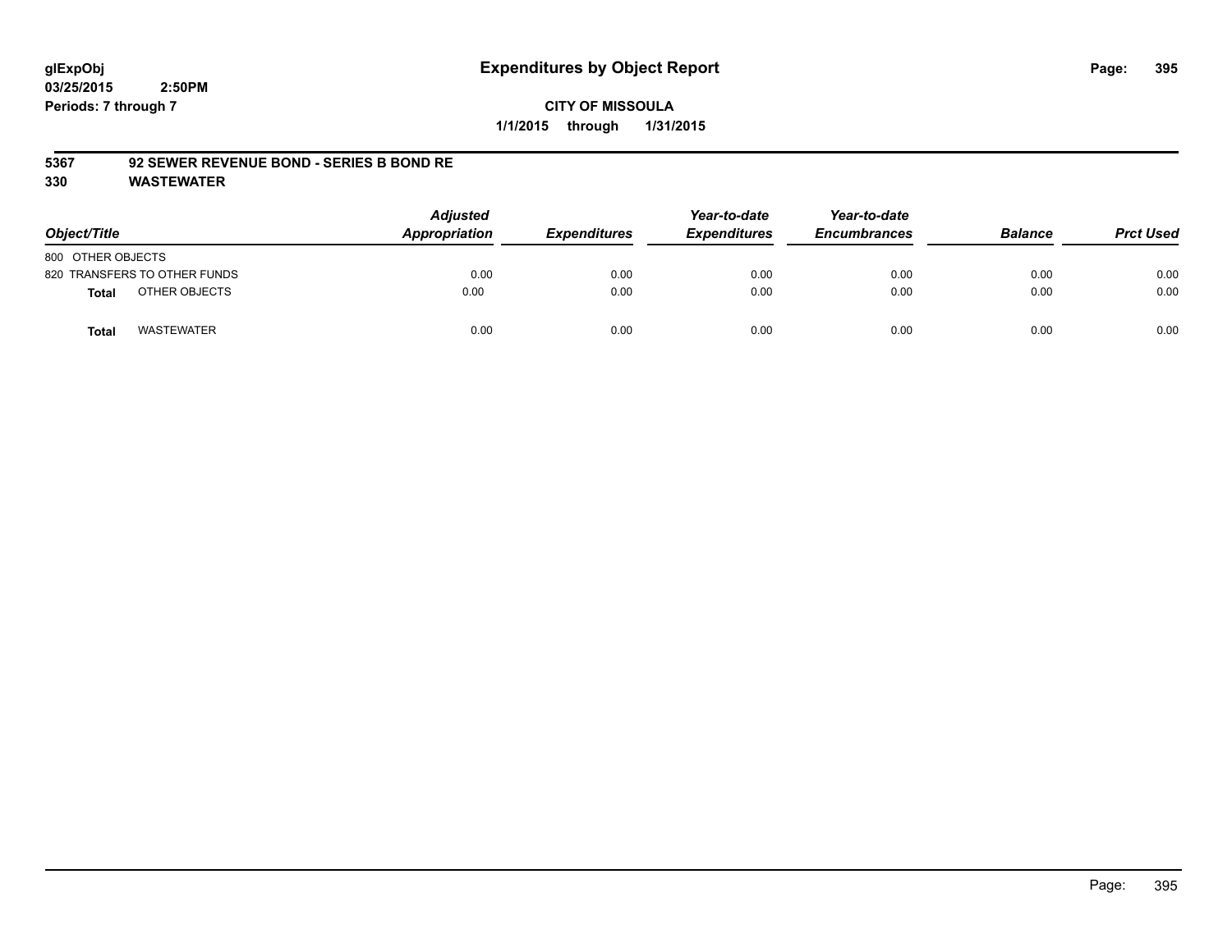glExpObj
03/25/2015 2:50PM
Periods: 7 through 7

# Expenditures by Object Report

**CITY OF MISSOULA**

**1/1/2015 through 1/31/2015**

**5367 92 SEWER REVENUE BOND - SERIES B BOND RE**

**330 WASTEWATER**

| Object/Title | Adjusted Appropriation | Expenditures | Year-to-date Expenditures | Year-to-date Encumbrances | Balance | Prct Used |
|---|---|---|---|---|---|---|
| 800 OTHER OBJECTS | | | | | | |
| 820 TRANSFERS TO OTHER FUNDS | 0.00 | 0.00 | 0.00 | 0.00 | 0.00 | 0.00 |
| **Total** OTHER OBJECTS | 0.00 | 0.00 | 0.00 | 0.00 | 0.00 | 0.00 |
| **Total** WASTEWATER | 0.00 | 0.00 | 0.00 | 0.00 | 0.00 | 0.00 |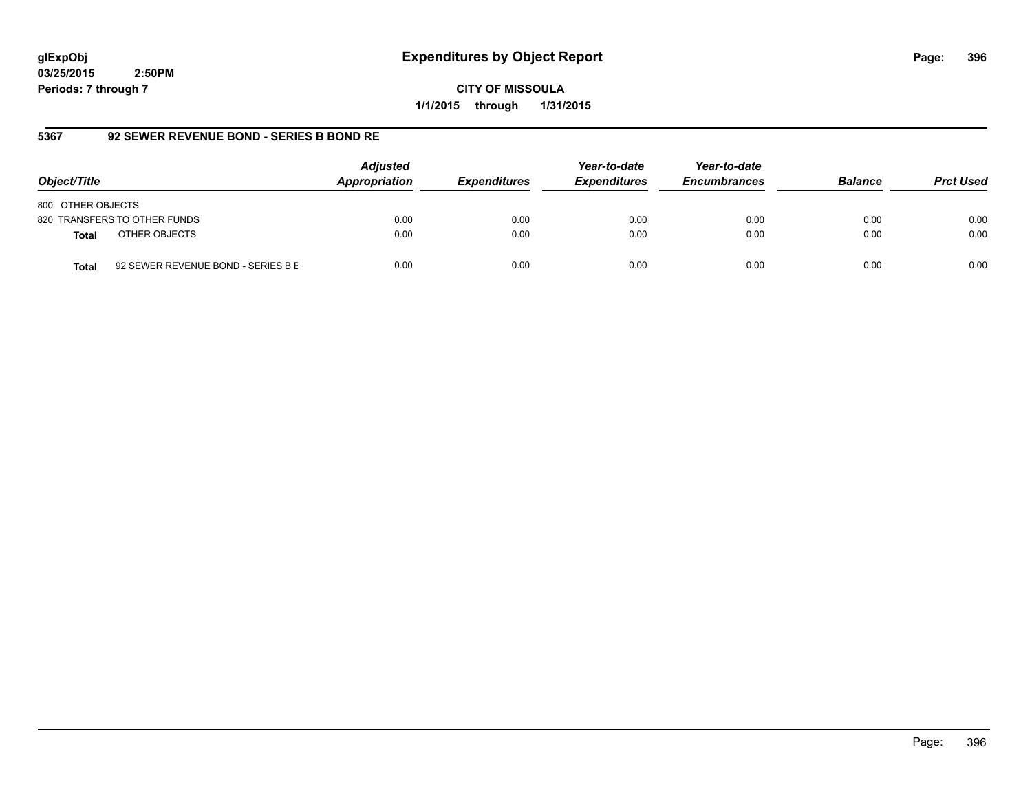**glExpObj** **Expenditures by Object Report**
**03/25/2015 2:50PM**
**Periods: 7 through 7**

**CITY OF MISSOULA**
**1/1/2015 through 1/31/2015**

## 5367 92 SEWER REVENUE BOND - SERIES B BOND RE

| Object/Title | | Adjusted Appropriation | Expenditures | Year-to-date Expenditures | Year-to-date Encumbrances | Balance | Prct Used |
|---|---|---|---|---|---|---|---|
| 800 OTHER OBJECTS | | | | | | | |
| 820 TRANSFERS TO OTHER FUNDS | | 0.00 | 0.00 | 0.00 | 0.00 | 0.00 | 0.00 |
| **Total** | OTHER OBJECTS | 0.00 | 0.00 | 0.00 | 0.00 | 0.00 | 0.00 |
| **Total** | 92 SEWER REVENUE BOND - SERIES B E | 0.00 | 0.00 | 0.00 | 0.00 | 0.00 | 0.00 |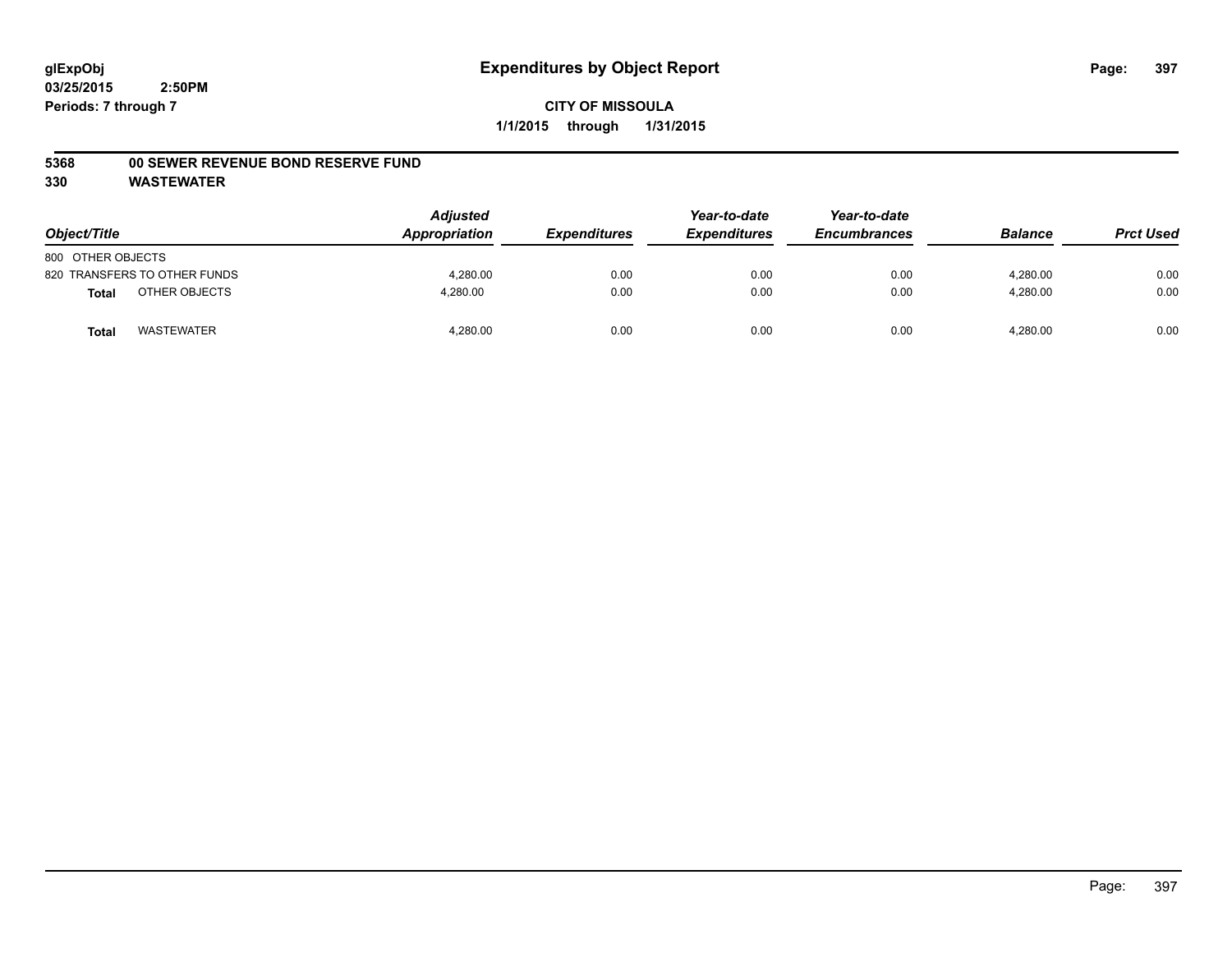glExpObj
03/25/2015 2:50PM
Periods: 7 through 7

# Expenditures by Object Report

**CITY OF MISSOULA**
**1/1/2015 through 1/31/2015**

**5368 00 SEWER REVENUE BOND RESERVE FUND**
**330 WASTEWATER**

| Object/Title | Adjusted Appropriation | Expenditures | Year-to-date Expenditures | Year-to-date Encumbrances | Balance | Prct Used |
|---|---|---|---|---|---|---|
| 800 OTHER OBJECTS | | | | | | |
| 820 TRANSFERS TO OTHER FUNDS | 4,280.00 | 0.00 | 0.00 | 0.00 | 4,280.00 | 0.00 |
| **Total** OTHER OBJECTS | 4,280.00 | 0.00 | 0.00 | 0.00 | 4,280.00 | 0.00 |
| **Total** WASTEWATER | 4,280.00 | 0.00 | 0.00 | 0.00 | 4,280.00 | 0.00 |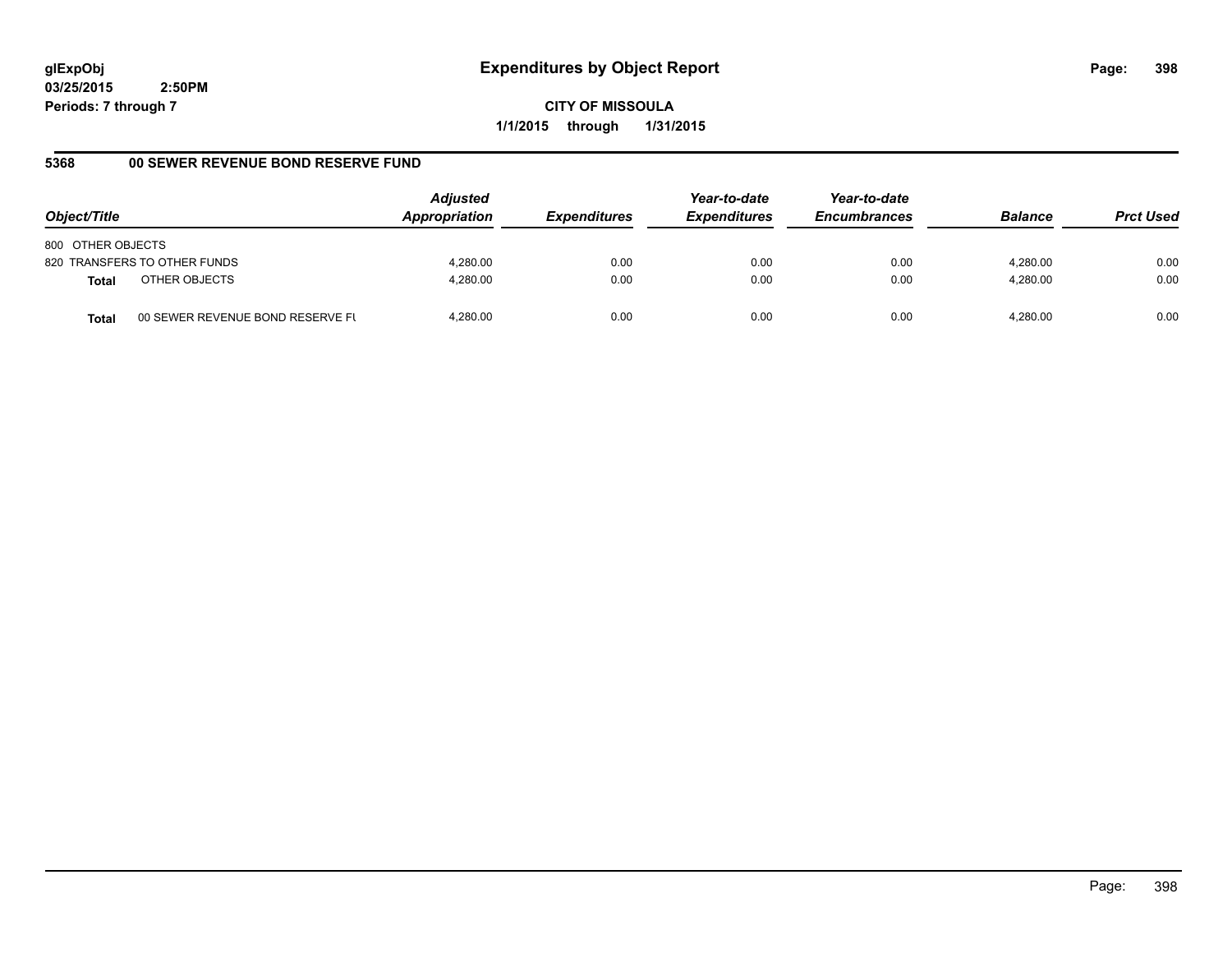glExpObj
03/25/2015 2:50PM
Periods: 7 through 7

# Expenditures by Object Report

**CITY OF MISSOULA**
**1/1/2015 through 1/31/2015**

## 5368 00 SEWER REVENUE BOND RESERVE FUND

| Object/Title | | Adjusted Appropriation | Expenditures | Year-to-date Expenditures | Year-to-date Encumbrances | Balance | Prct Used |
|---|---|---|---|---|---|---|---|
| 800 OTHER OBJECTS | | | | | | | |
| 820 TRANSFERS TO OTHER FUNDS | | 4,280.00 | 0.00 | 0.00 | 0.00 | 4,280.00 | 0.00 |
| **Total** | OTHER OBJECTS | 4,280.00 | 0.00 | 0.00 | 0.00 | 4,280.00 | 0.00 |
| **Total** | 00 SEWER REVENUE BOND RESERVE FU | 4,280.00 | 0.00 | 0.00 | 0.00 | 4,280.00 | 0.00 |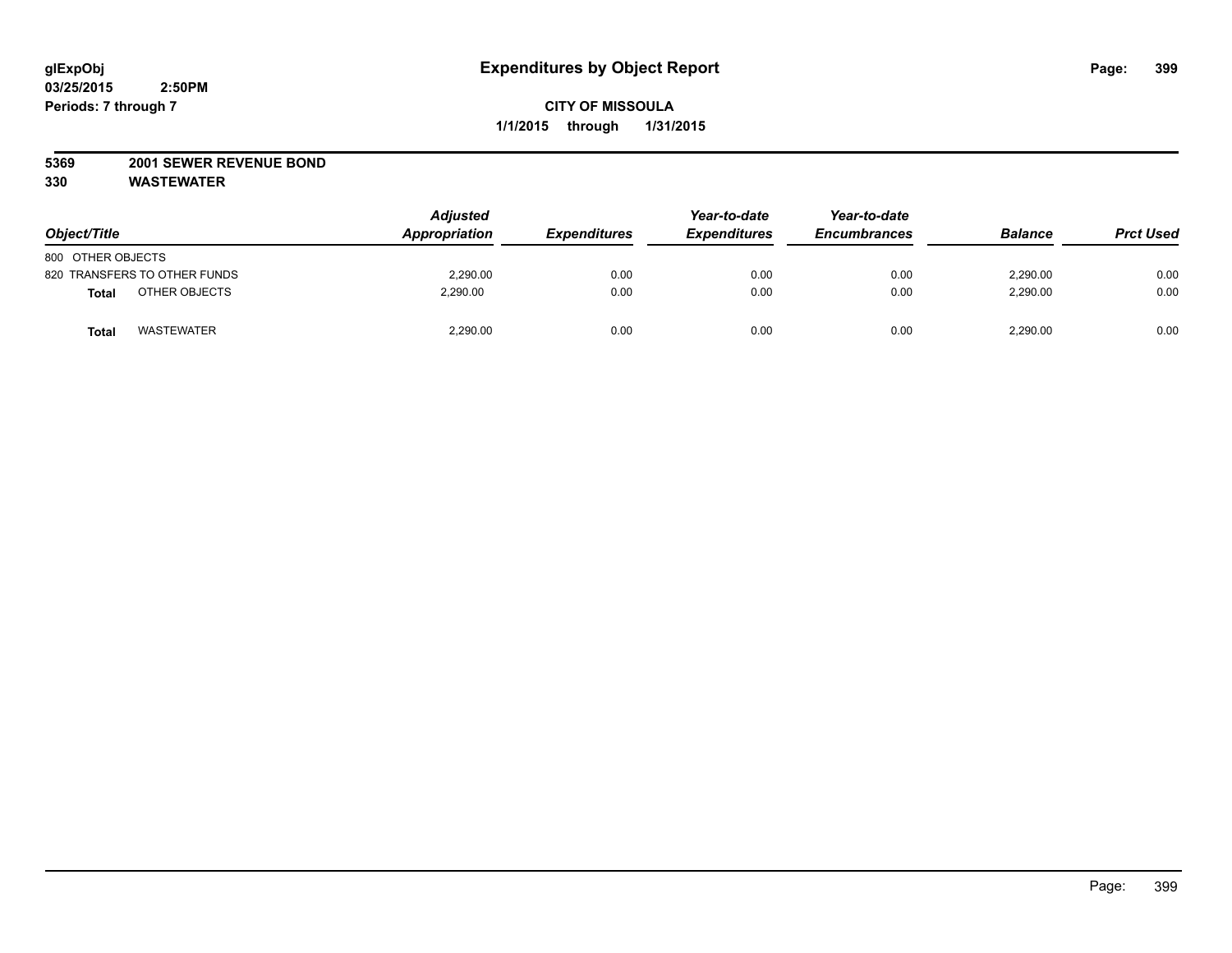# Expenditures by Object Report

glExpObj
03/25/2015 2:50PM
Periods: 7 through 7

**CITY OF MISSOULA**
**1/1/2015 through 1/31/2015**

**5369 2001 SEWER REVENUE BOND**
**330 WASTEWATER**

| Object/Title | Adjusted Appropriation | Expenditures | Year-to-date Expenditures | Year-to-date Encumbrances | Balance | Prct Used |
|---|---|---|---|---|---|---|
| 800 OTHER OBJECTS | | | | | | |
| 820 TRANSFERS TO OTHER FUNDS | 2,290.00 | 0.00 | 0.00 | 0.00 | 2,290.00 | 0.00 |
| **Total** OTHER OBJECTS | 2,290.00 | 0.00 | 0.00 | 0.00 | 2,290.00 | 0.00 |
| **Total** WASTEWATER | 2,290.00 | 0.00 | 0.00 | 0.00 | 2,290.00 | 0.00 |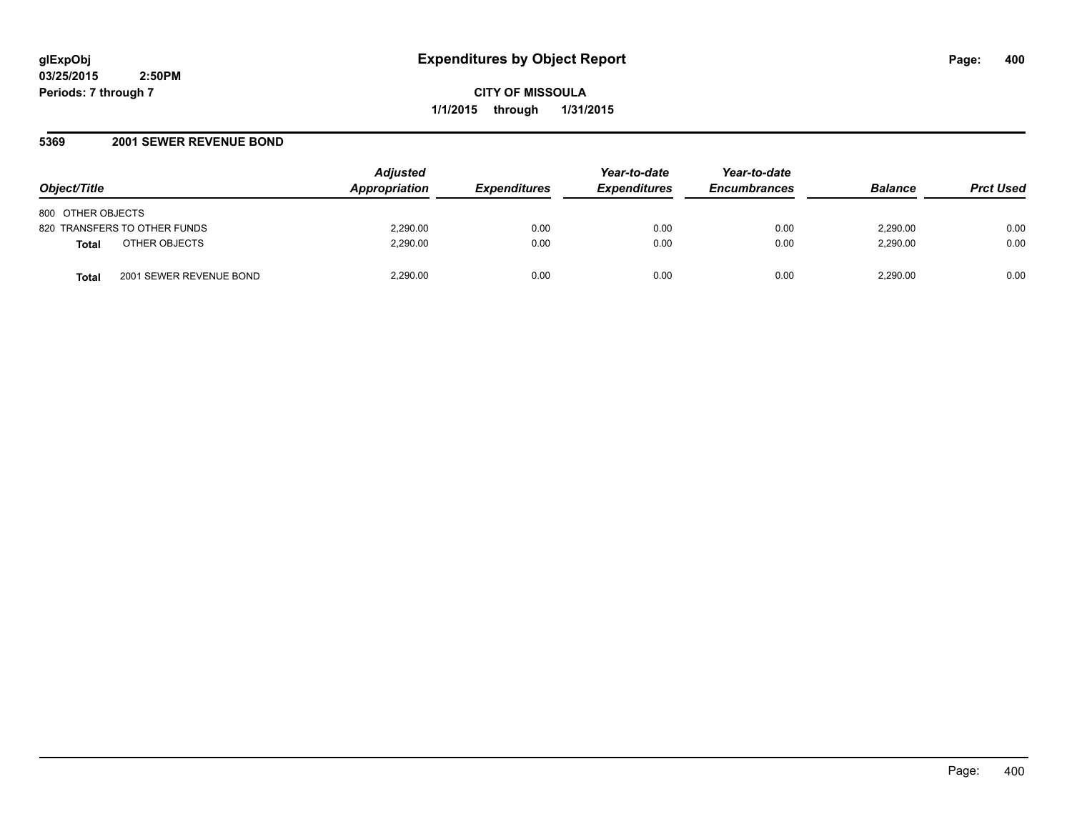# Expenditures by Object Report

glExpObj
03/25/2015 2:50PM
Periods: 7 through 7

**CITY OF MISSOULA**

**1/1/2015 through 1/31/2015**

## 5369 2001 SEWER REVENUE BOND

| Object/Title | | Adjusted Appropriation | Expenditures | Year-to-date Expenditures | Year-to-date Encumbrances | Balance | Prct Used |
|---|---|---|---|---|---|---|---|
| 800 OTHER OBJECTS | | | | | | | |
| 820 TRANSFERS TO OTHER FUNDS | | 2,290.00 | 0.00 | 0.00 | 0.00 | 2,290.00 | 0.00 |
| **Total** | OTHER OBJECTS | 2,290.00 | 0.00 | 0.00 | 0.00 | 2,290.00 | 0.00 |
| **Total** | 2001 SEWER REVENUE BOND | 2,290.00 | 0.00 | 0.00 | 0.00 | 2,290.00 | 0.00 |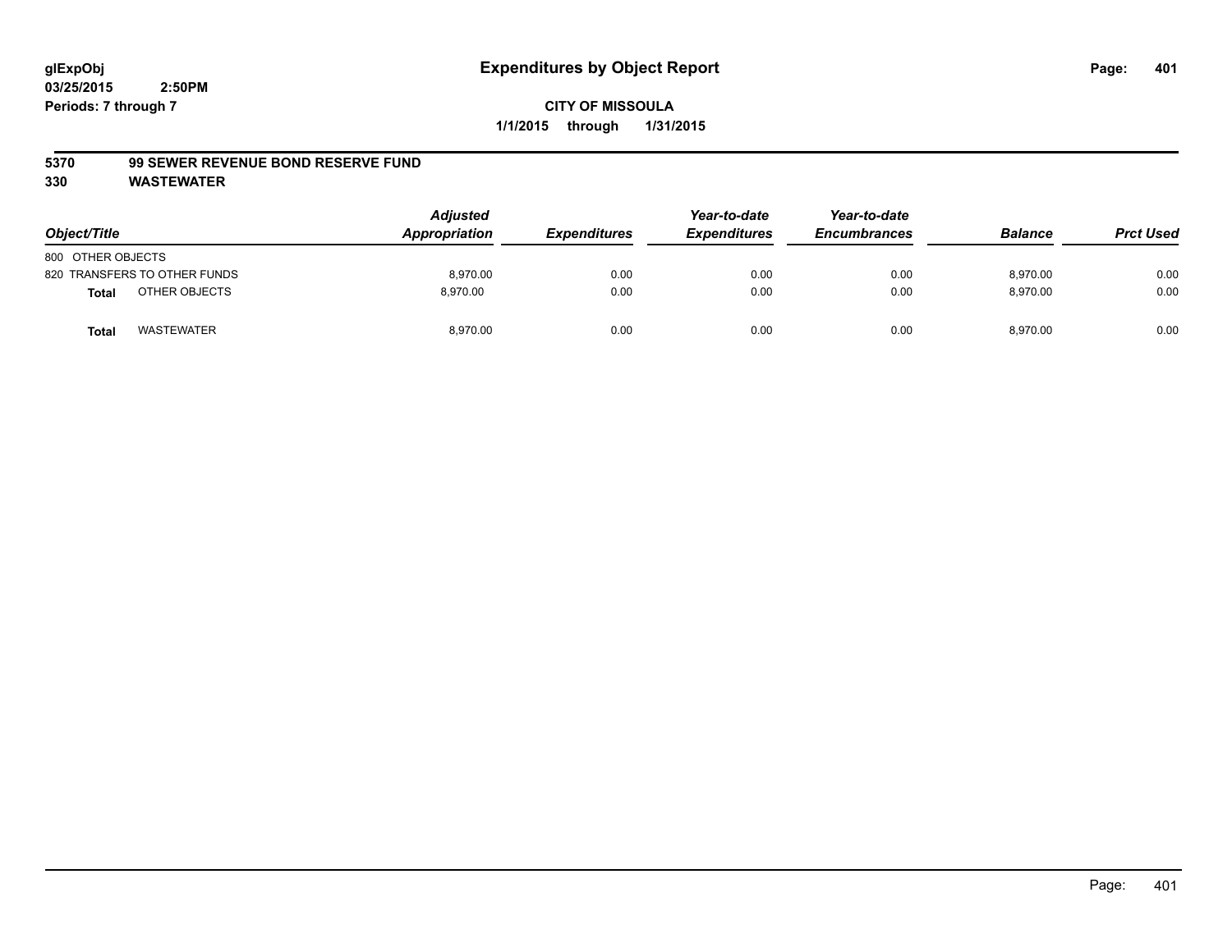glExpObj
03/25/2015 2:50PM
Periods: 7 through 7

# Expenditures by Object Report

**CITY OF MISSOULA**
**1/1/2015 through 1/31/2015**

**5370 99 SEWER REVENUE BOND RESERVE FUND**
**330 WASTEWATER**

| Object/Title | Adjusted Appropriation | Expenditures | Year-to-date Expenditures | Year-to-date Encumbrances | Balance | Prct Used |
|---|---|---|---|---|---|---|
| 800 OTHER OBJECTS | | | | | | |
| 820 TRANSFERS TO OTHER FUNDS | 8,970.00 | 0.00 | 0.00 | 0.00 | 8,970.00 | 0.00 |
| **Total** OTHER OBJECTS | 8,970.00 | 0.00 | 0.00 | 0.00 | 8,970.00 | 0.00 |
| **Total** WASTEWATER | 8,970.00 | 0.00 | 0.00 | 0.00 | 8,970.00 | 0.00 |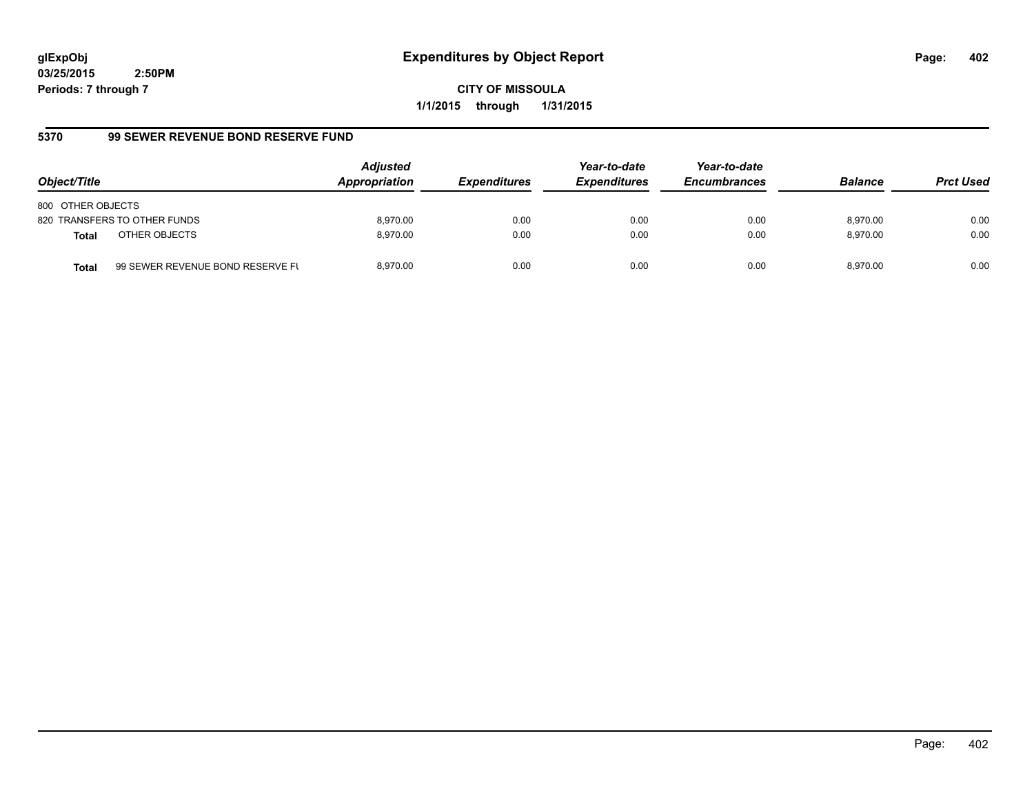**glExpObj**
**03/25/2015 2:50PM**
**Periods: 7 through 7**

# Expenditures by Object Report

**CITY OF MISSOULA**
**1/1/2015 through 1/31/2015**

## 5370 99 SEWER REVENUE BOND RESERVE FUND

| Object/Title | Adjusted Appropriation | Expenditures | Year-to-date Expenditures | Year-to-date Encumbrances | Balance | Prct Used |
|---|---|---|---|---|---|---|
| 800 OTHER OBJECTS | | | | | | |
| 820 TRANSFERS TO OTHER FUNDS | 8,970.00 | 0.00 | 0.00 | 0.00 | 8,970.00 | 0.00 |
| **Total** OTHER OBJECTS | 8,970.00 | 0.00 | 0.00 | 0.00 | 8,970.00 | 0.00 |
| **Total** 99 SEWER REVENUE BOND RESERVE FU | 8,970.00 | 0.00 | 0.00 | 0.00 | 8,970.00 | 0.00 |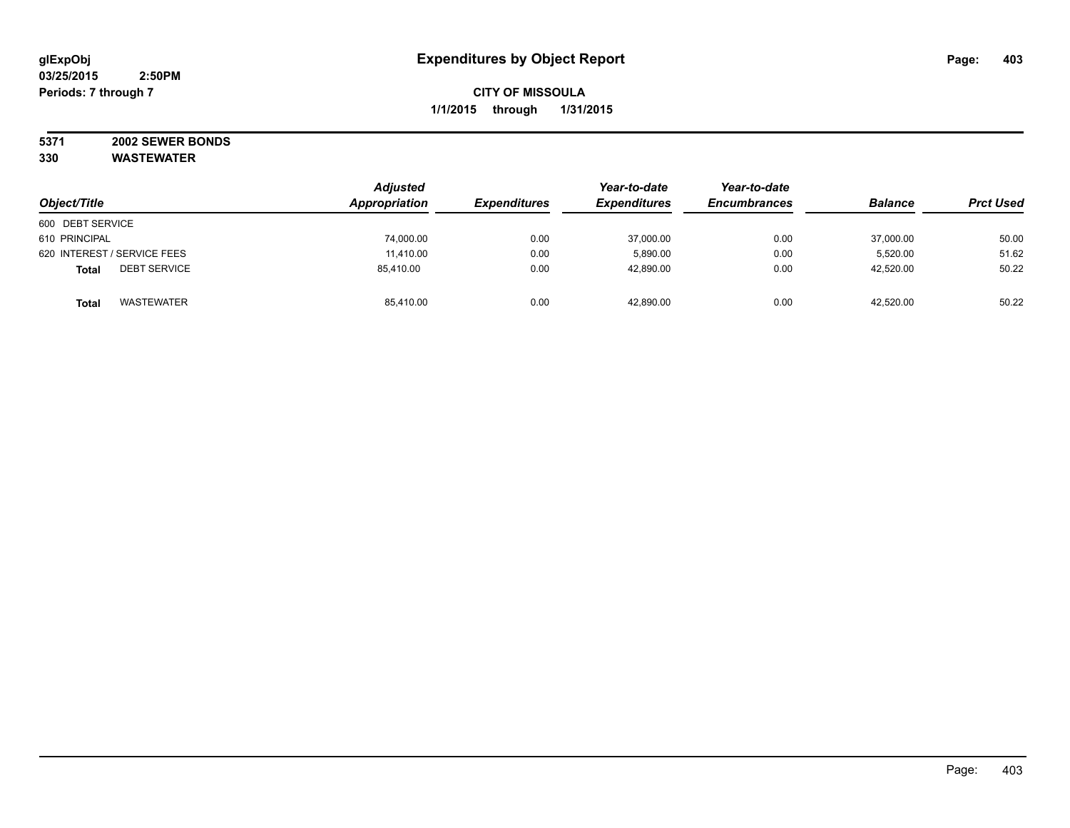glExpObj
03/25/2015 2:50PM
Periods: 7 through 7

# Expenditures by Object Report

**CITY OF MISSOULA**
**1/1/2015 through 1/31/2015**

**5371 2002 SEWER BONDS**
**330 WASTEWATER**

| Object/Title | Adjusted Appropriation | Expenditures | Year-to-date Expenditures | Year-to-date Encumbrances | Balance | Prct Used |
|---|---|---|---|---|---|---|
| 600 DEBT SERVICE | | | | | | |
| 610 PRINCIPAL | 74,000.00 | 0.00 | 37,000.00 | 0.00 | 37,000.00 | 50.00 |
| 620 INTEREST / SERVICE FEES | 11,410.00 | 0.00 | 5,890.00 | 0.00 | 5,520.00 | 51.62 |
| **Total** DEBT SERVICE | 85,410.00 | 0.00 | 42,890.00 | 0.00 | 42,520.00 | 50.22 |
| **Total** WASTEWATER | 85,410.00 | 0.00 | 42,890.00 | 0.00 | 42,520.00 | 50.22 |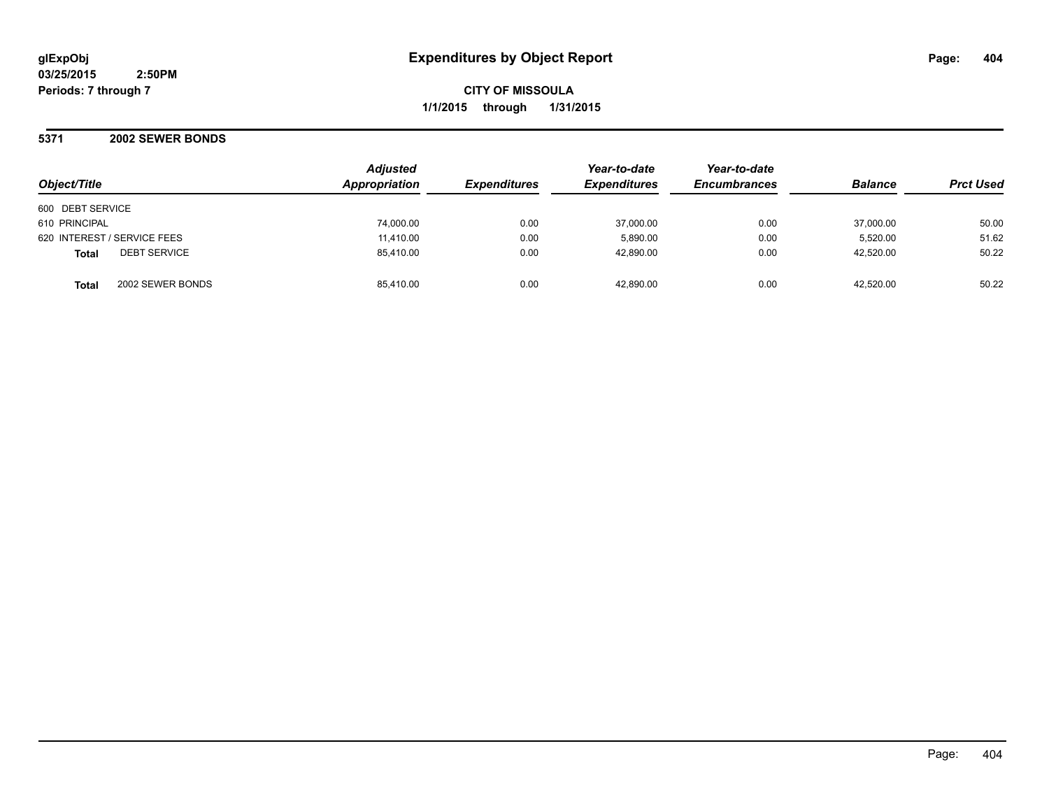# Expenditures by Object Report

glExpObj
03/25/2015 2:50PM
Periods: 7 through 7

**CITY OF MISSOULA**
**1/1/2015 through 1/31/2015**

## 5371 2002 SEWER BONDS

| Object/Title | Adjusted Appropriation | Expenditures | Year-to-date Expenditures | Year-to-date Encumbrances | Balance | Prct Used |
|---|---|---|---|---|---|---|
| 600 DEBT SERVICE | | | | | | |
| 610 PRINCIPAL | 74,000.00 | 0.00 | 37,000.00 | 0.00 | 37,000.00 | 50.00 |
| 620 INTEREST / SERVICE FEES | 11,410.00 | 0.00 | 5,890.00 | 0.00 | 5,520.00 | 51.62 |
| **Total** DEBT SERVICE | 85,410.00 | 0.00 | 42,890.00 | 0.00 | 42,520.00 | 50.22 |
| **Total** 2002 SEWER BONDS | 85,410.00 | 0.00 | 42,890.00 | 0.00 | 42,520.00 | 50.22 |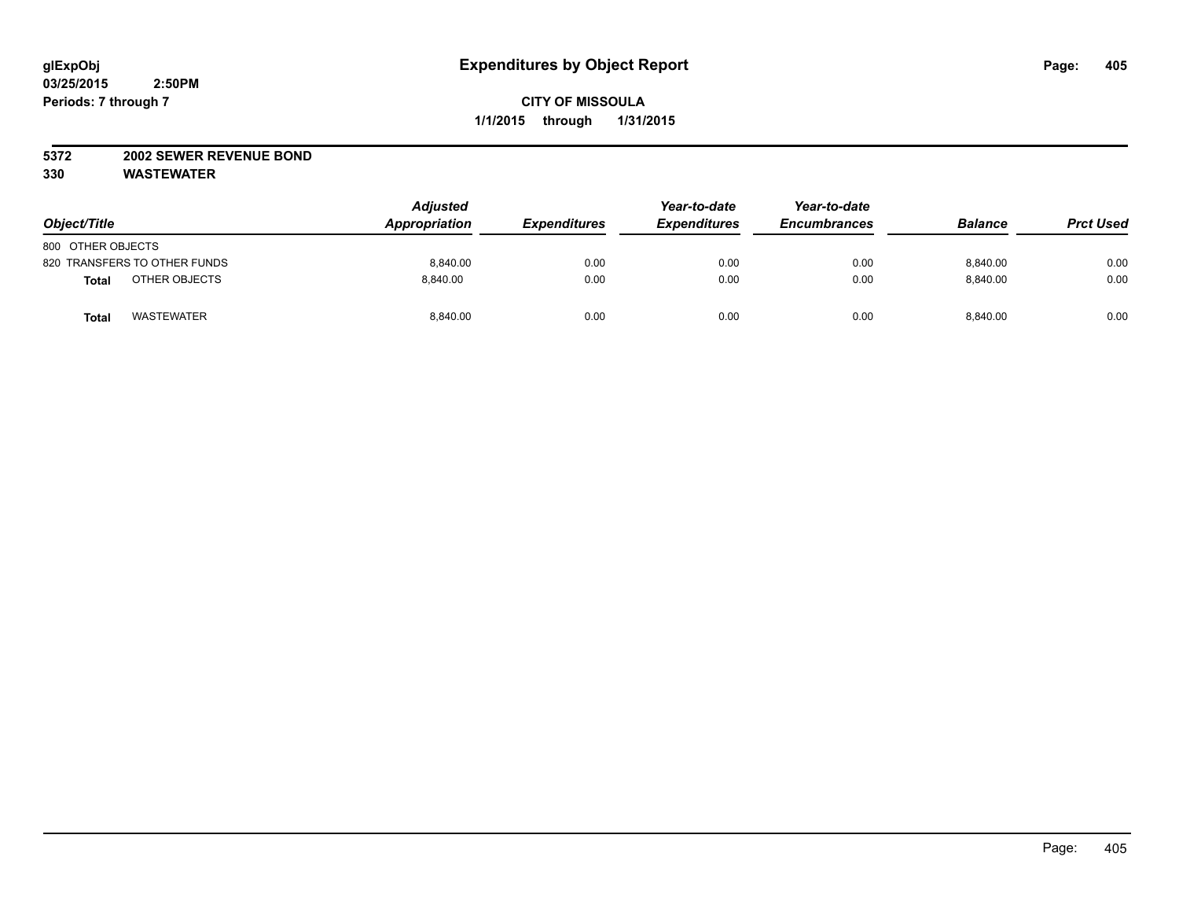glExpObj
03/25/2015 2:50PM
Periods: 7 through 7

# Expenditures by Object Report

**CITY OF MISSOULA**
**1/1/2015 through 1/31/2015**

**5372 2002 SEWER REVENUE BOND**
**330 WASTEWATER**

| Object/Title | Adjusted Appropriation | Expenditures | Year-to-date Expenditures | Year-to-date Encumbrances | Balance | Prct Used |
|---|---|---|---|---|---|---|
| 800 OTHER OBJECTS | | | | | | |
| 820 TRANSFERS TO OTHER FUNDS | 8,840.00 | 0.00 | 0.00 | 0.00 | 8,840.00 | 0.00 |
| **Total** OTHER OBJECTS | 8,840.00 | 0.00 | 0.00 | 0.00 | 8,840.00 | 0.00 |
| **Total** WASTEWATER | 8,840.00 | 0.00 | 0.00 | 0.00 | 8,840.00 | 0.00 |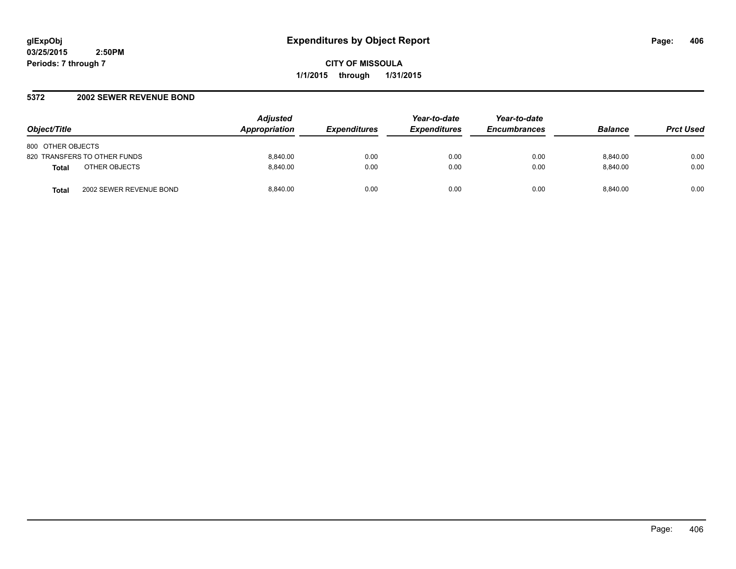**glExpObj**
**03/25/2015 2:50PM**
**Periods: 7 through 7**

# Expenditures by Object Report

**CITY OF MISSOULA**
**1/1/2015 through 1/31/2015**

## 5372 2002 SEWER REVENUE BOND

| Object/Title | Adjusted Appropriation | Expenditures | Year-to-date Expenditures | Year-to-date Encumbrances | Balance | Prct Used |
|---|---|---|---|---|---|---|
| 800 OTHER OBJECTS | | | | | | |
| 820 TRANSFERS TO OTHER FUNDS | 8,840.00 | 0.00 | 0.00 | 0.00 | 8,840.00 | 0.00 |
| **Total** OTHER OBJECTS | 8,840.00 | 0.00 | 0.00 | 0.00 | 8,840.00 | 0.00 |
| **Total** 2002 SEWER REVENUE BOND | 8,840.00 | 0.00 | 0.00 | 0.00 | 8,840.00 | 0.00 |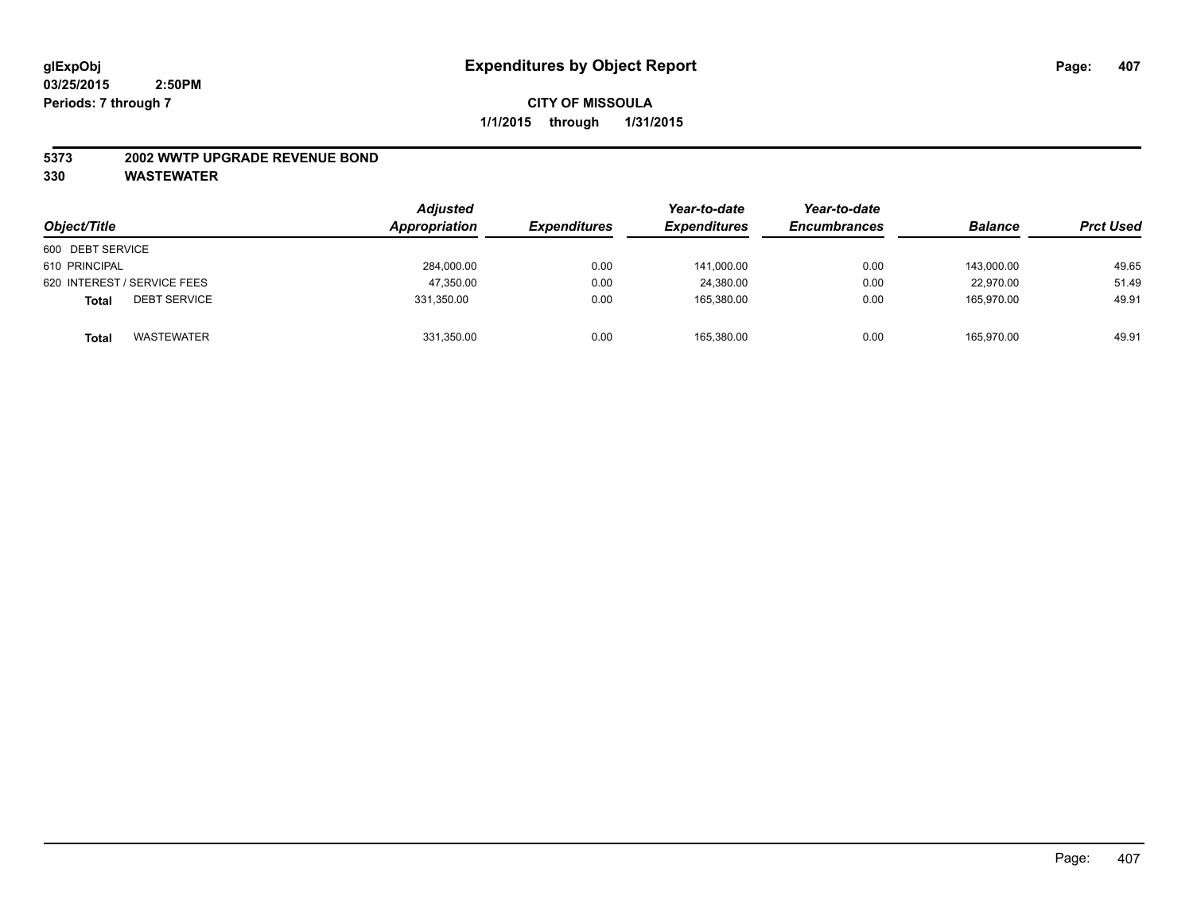**glExpObj**
**03/25/2015 2:50PM**
**Periods: 7 through 7**

# Expenditures by Object Report

**CITY OF MISSOULA**
**1/1/2015 through 1/31/2015**

**5373 2002 WWTP UPGRADE REVENUE BOND**
**330 WASTEWATER**

| Object/Title | Adjusted Appropriation | Expenditures | Year-to-date Expenditures | Year-to-date Encumbrances | Balance | Prct Used |
|---|---|---|---|---|---|---|
| 600 DEBT SERVICE | | | | | | |
| 610 PRINCIPAL | 284,000.00 | 0.00 | 141,000.00 | 0.00 | 143,000.00 | 49.65 |
| 620 INTEREST / SERVICE FEES | 47,350.00 | 0.00 | 24,380.00 | 0.00 | 22,970.00 | 51.49 |
| **Total** DEBT SERVICE | 331,350.00 | 0.00 | 165,380.00 | 0.00 | 165,970.00 | 49.91 |
| **Total** WASTEWATER | 331,350.00 | 0.00 | 165,380.00 | 0.00 | 165,970.00 | 49.91 |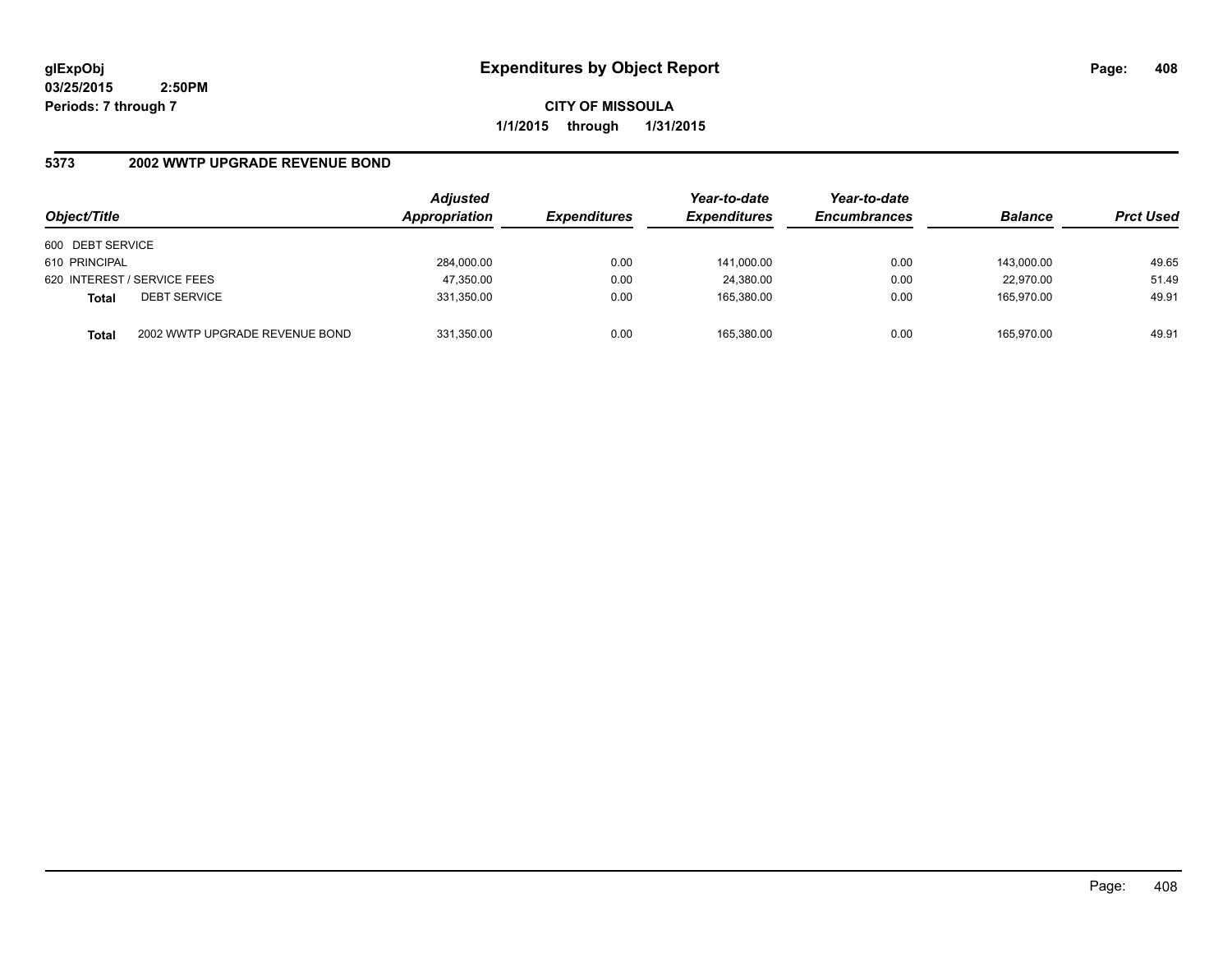**glExpObj**
**03/25/2015 2:50PM**
**Periods: 7 through 7**

# Expenditures by Object Report

**CITY OF MISSOULA**
**1/1/2015 through 1/31/2015**

## 5373 2002 WWTP UPGRADE REVENUE BOND

| Object/Title | | Adjusted Appropriation | Expenditures | Year-to-date Expenditures | Year-to-date Encumbrances | Balance | Prct Used |
|---|---|---|---|---|---|---|---|
| 600 DEBT SERVICE | | | | | | | |
| 610 PRINCIPAL | | 284,000.00 | 0.00 | 141,000.00 | 0.00 | 143,000.00 | 49.65 |
| 620 INTEREST / SERVICE FEES | | 47,350.00 | 0.00 | 24,380.00 | 0.00 | 22,970.00 | 51.49 |
| **Total** | DEBT SERVICE | 331,350.00 | 0.00 | 165,380.00 | 0.00 | 165,970.00 | 49.91 |
| **Total** | 2002 WWTP UPGRADE REVENUE BOND | 331,350.00 | 0.00 | 165,380.00 | 0.00 | 165,970.00 | 49.91 |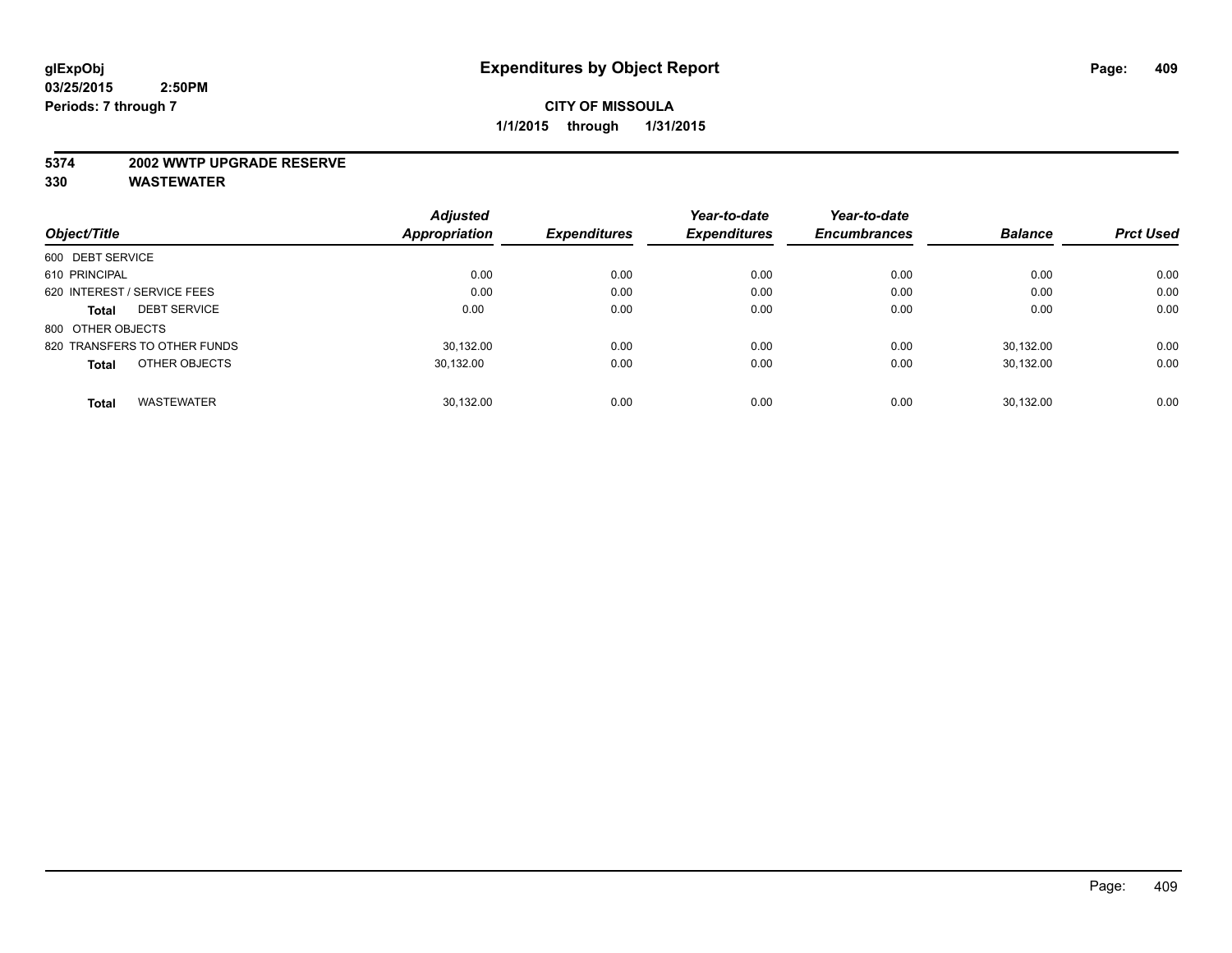**glExpObj**
**03/25/2015 2:50PM**
**Periods: 7 through 7**

# Expenditures by Object Report

**CITY OF MISSOULA**
**1/1/2015 through 1/31/2015**

**5374 2002 WWTP UPGRADE RESERVE**
**330 WASTEWATER**

| Object/Title | *Adjusted Appropriation* | *Expenditures* | *Year-to-date Expenditures* | *Year-to-date Encumbrances* | *Balance* | *Prct Used* |
|---|---|---|---|---|---|---|
| 600 DEBT SERVICE | | | | | | |
| 610 PRINCIPAL | 0.00 | 0.00 | 0.00 | 0.00 | 0.00 | 0.00 |
| 620 INTEREST / SERVICE FEES | 0.00 | 0.00 | 0.00 | 0.00 | 0.00 | 0.00 |
| **Total** DEBT SERVICE | 0.00 | 0.00 | 0.00 | 0.00 | 0.00 | 0.00 |
| 800 OTHER OBJECTS | | | | | | |
| 820 TRANSFERS TO OTHER FUNDS | 30,132.00 | 0.00 | 0.00 | 0.00 | 30,132.00 | 0.00 |
| **Total** OTHER OBJECTS | 30,132.00 | 0.00 | 0.00 | 0.00 | 30,132.00 | 0.00 |
| **Total** WASTEWATER | 30,132.00 | 0.00 | 0.00 | 0.00 | 30,132.00 | 0.00 |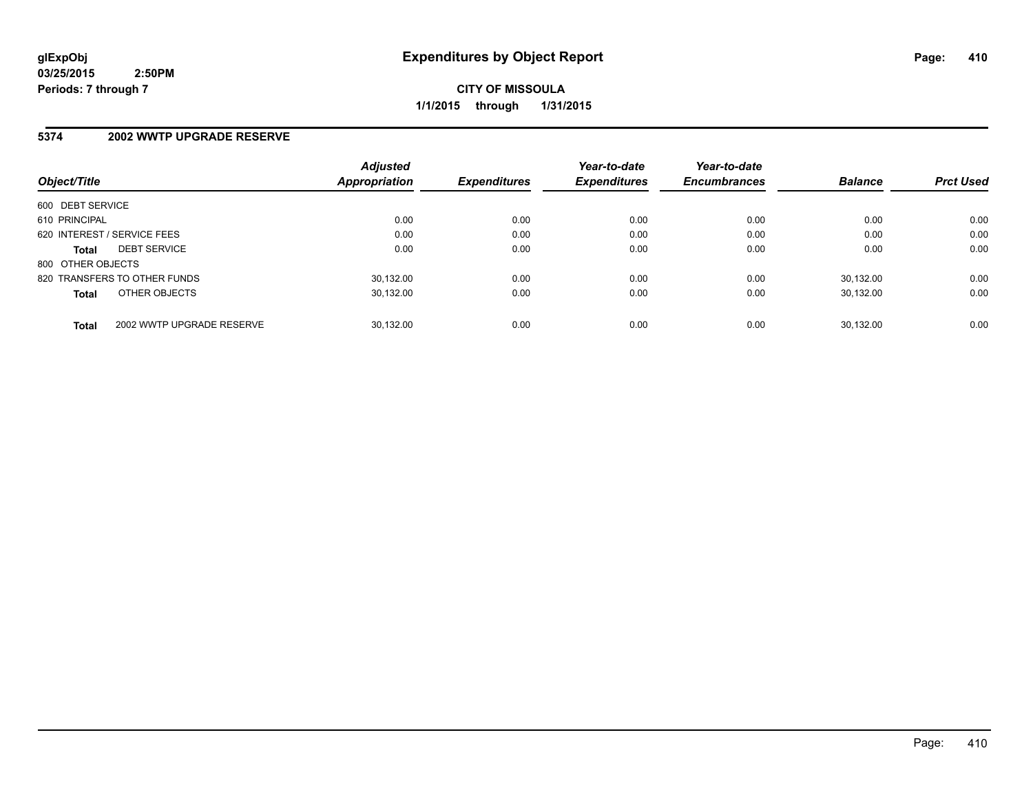**glExpObj**
**03/25/2015 2:50PM**
**Periods: 7 through 7**

# Expenditures by Object Report

**CITY OF MISSOULA**
**1/1/2015 through 1/31/2015**

## 5374 2002 WWTP UPGRADE RESERVE

| Object/Title | Adjusted Appropriation | Expenditures | Year-to-date Expenditures | Year-to-date Encumbrances | Balance | Prct Used |
|---|---|---|---|---|---|---|
| 600 DEBT SERVICE | | | | | | |
| 610 PRINCIPAL | 0.00 | 0.00 | 0.00 | 0.00 | 0.00 | 0.00 |
| 620 INTEREST / SERVICE FEES | 0.00 | 0.00 | 0.00 | 0.00 | 0.00 | 0.00 |
| **Total** DEBT SERVICE | 0.00 | 0.00 | 0.00 | 0.00 | 0.00 | 0.00 |
| 800 OTHER OBJECTS | | | | | | |
| 820 TRANSFERS TO OTHER FUNDS | 30,132.00 | 0.00 | 0.00 | 0.00 | 30,132.00 | 0.00 |
| **Total** OTHER OBJECTS | 30,132.00 | 0.00 | 0.00 | 0.00 | 30,132.00 | 0.00 |
| **Total** 2002 WWTP UPGRADE RESERVE | 30,132.00 | 0.00 | 0.00 | 0.00 | 30,132.00 | 0.00 |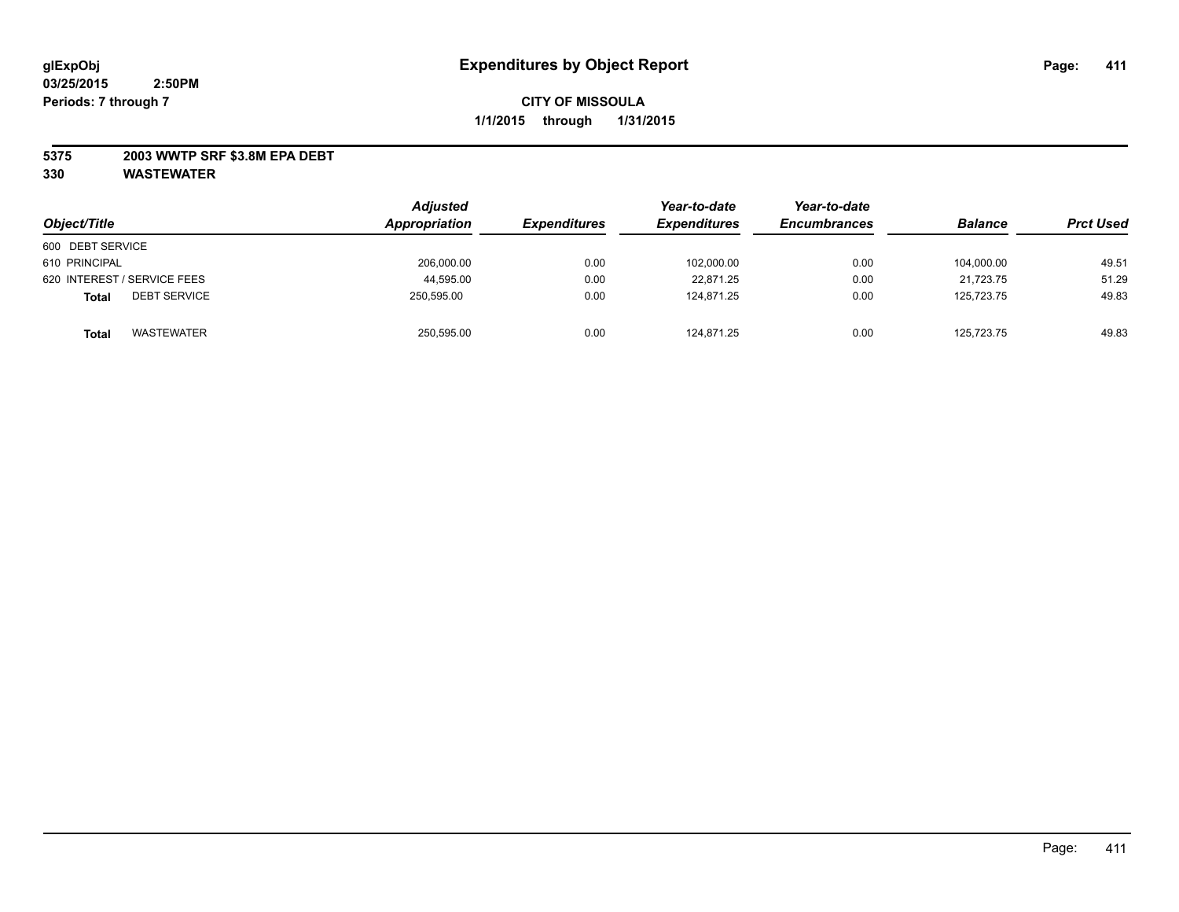**glExpObj**
**03/25/2015 2:50PM**
**Periods: 7 through 7**

# Expenditures by Object Report

**CITY OF MISSOULA**
**1/1/2015 through 1/31/2015**

**5375 2003 WWTP SRF $3.8M EPA DEBT**
**330 WASTEWATER**

| Object/Title | Adjusted Appropriation | Expenditures | Year-to-date Expenditures | Year-to-date Encumbrances | Balance | Prct Used |
|---|---|---|---|---|---|---|
| 600 DEBT SERVICE | | | | | | |
| 610 PRINCIPAL | 206,000.00 | 0.00 | 102,000.00 | 0.00 | 104,000.00 | 49.51 |
| 620 INTEREST / SERVICE FEES | 44,595.00 | 0.00 | 22,871.25 | 0.00 | 21,723.75 | 51.29 |
| **Total** DEBT SERVICE | 250,595.00 | 0.00 | 124,871.25 | 0.00 | 125,723.75 | 49.83 |
| **Total** WASTEWATER | 250,595.00 | 0.00 | 124,871.25 | 0.00 | 125,723.75 | 49.83 |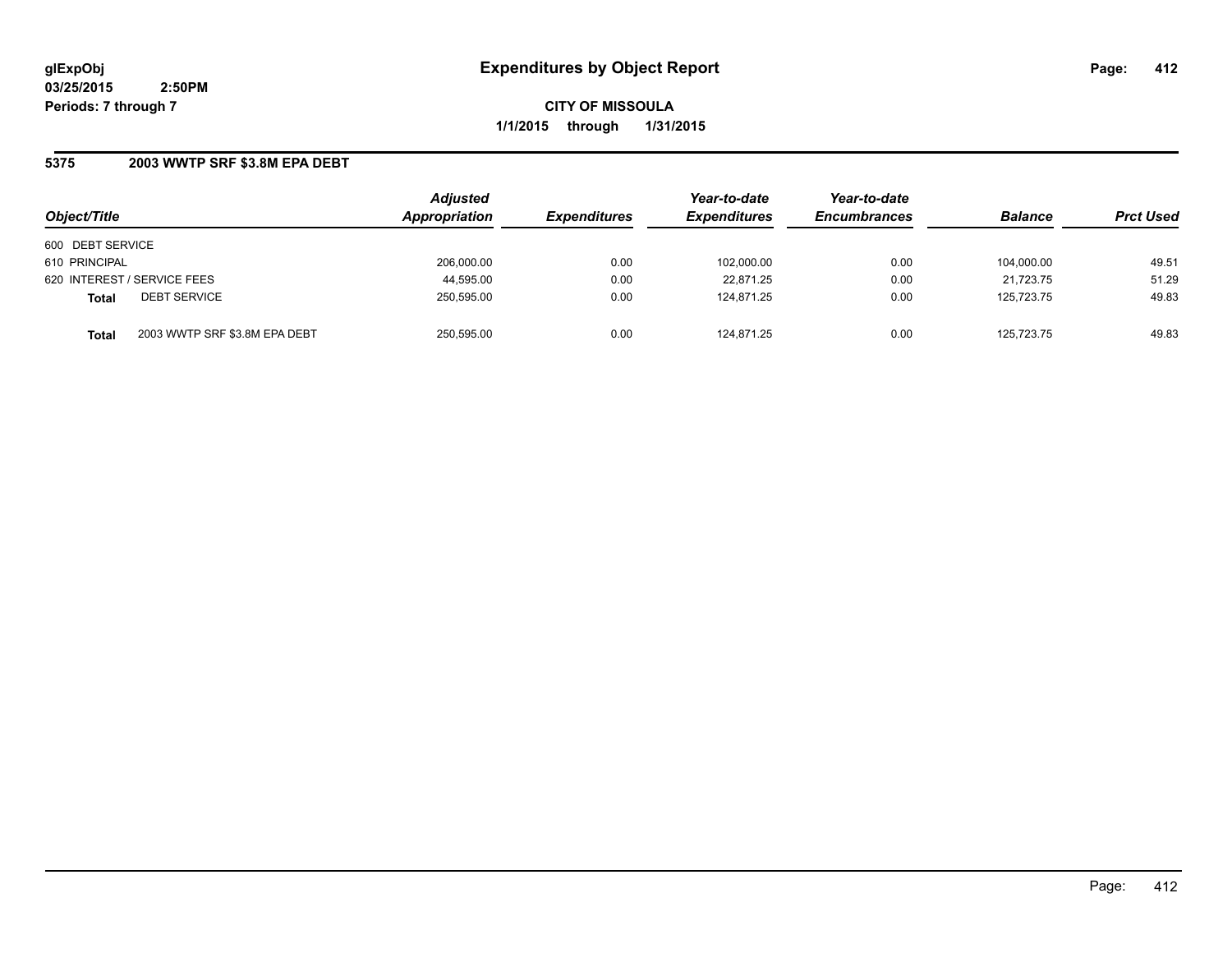glExpObj
03/25/2015 2:50PM
Periods: 7 through 7

# Expenditures by Object Report

CITY OF MISSOULA

1/1/2015 through 1/31/2015

## 5375 2003 WWTP SRF $3.8M EPA DEBT

| Object/Title | | Adjusted Appropriation | Expenditures | Year-to-date Expenditures | Year-to-date Encumbrances | Balance | Prct Used |
|---|---|---|---|---|---|---|---|
| 600 DEBT SERVICE | | | | | | | |
| 610 PRINCIPAL | | 206,000.00 | 0.00 | 102,000.00 | 0.00 | 104,000.00 | 49.51 |
| 620 INTEREST / SERVICE FEES | | 44,595.00 | 0.00 | 22,871.25 | 0.00 | 21,723.75 | 51.29 |
| **Total** | DEBT SERVICE | 250,595.00 | 0.00 | 124,871.25 | 0.00 | 125,723.75 | 49.83 |
| **Total** | 2003 WWTP SRF $3.8M EPA DEBT | 250,595.00 | 0.00 | 124,871.25 | 0.00 | 125,723.75 | 49.83 |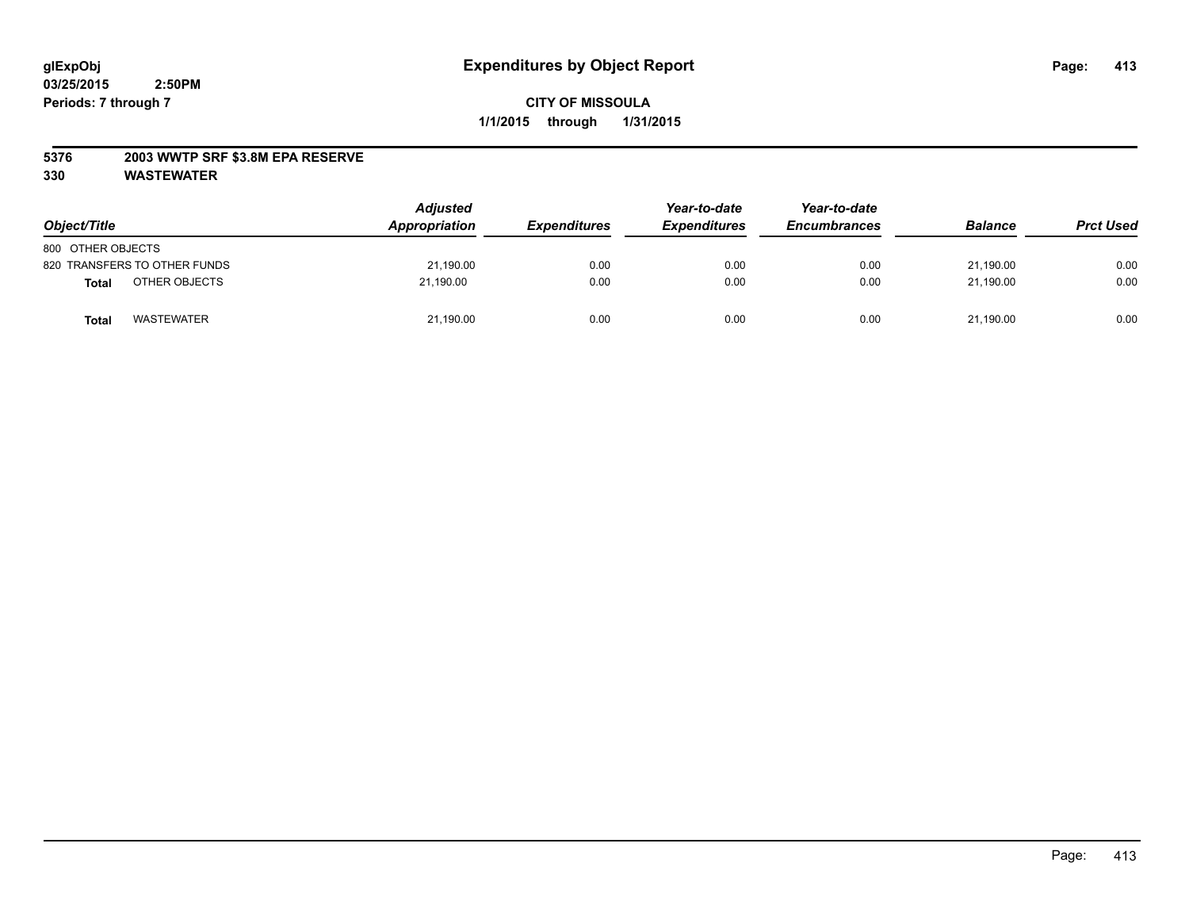**glExpObj**
**03/25/2015 2:50PM**
**Periods: 7 through 7**

# Expenditures by Object Report

**CITY OF MISSOULA**
**1/1/2015 through 1/31/2015**

**5376 2003 WWTP SRF $3.8M EPA RESERVE**
**330 WASTEWATER**

| Object/Title | Adjusted Appropriation | Expenditures | Year-to-date Expenditures | Year-to-date Encumbrances | Balance | Prct Used |
|---|---|---|---|---|---|---|
| 800 OTHER OBJECTS | | | | | | |
| 820 TRANSFERS TO OTHER FUNDS | 21,190.00 | 0.00 | 0.00 | 0.00 | 21,190.00 | 0.00 |
| **Total** OTHER OBJECTS | 21,190.00 | 0.00 | 0.00 | 0.00 | 21,190.00 | 0.00 |
| **Total** WASTEWATER | 21,190.00 | 0.00 | 0.00 | 0.00 | 21,190.00 | 0.00 |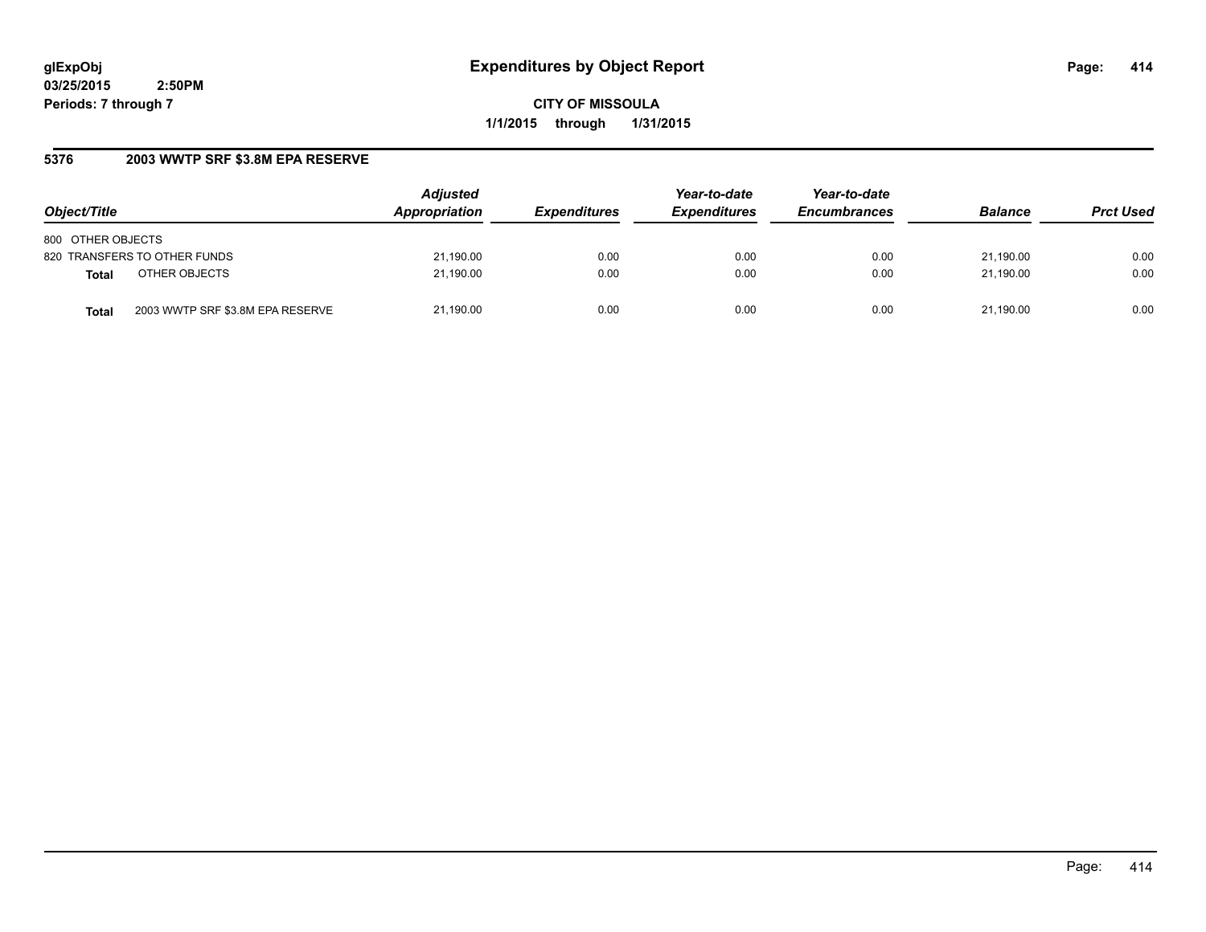# Expenditures by Object Report

glExpObj
03/25/2015 2:50PM
Periods: 7 through 7

**CITY OF MISSOULA**
**1/1/2015 through 1/31/2015**

## 5376 2003 WWTP SRF $3.8M EPA RESERVE

| Object/Title | | Adjusted Appropriation | Expenditures | Year-to-date Expenditures | Year-to-date Encumbrances | Balance | Prct Used |
|---|---|---|---|---|---|---|---|
| 800 OTHER OBJECTS | | | | | | | |
| 820 TRANSFERS TO OTHER FUNDS | | 21,190.00 | 0.00 | 0.00 | 0.00 | 21,190.00 | 0.00 |
| **Total** | OTHER OBJECTS | 21,190.00 | 0.00 | 0.00 | 0.00 | 21,190.00 | 0.00 |
| **Total** | 2003 WWTP SRF $3.8M EPA RESERVE | 21,190.00 | 0.00 | 0.00 | 0.00 | 21,190.00 | 0.00 |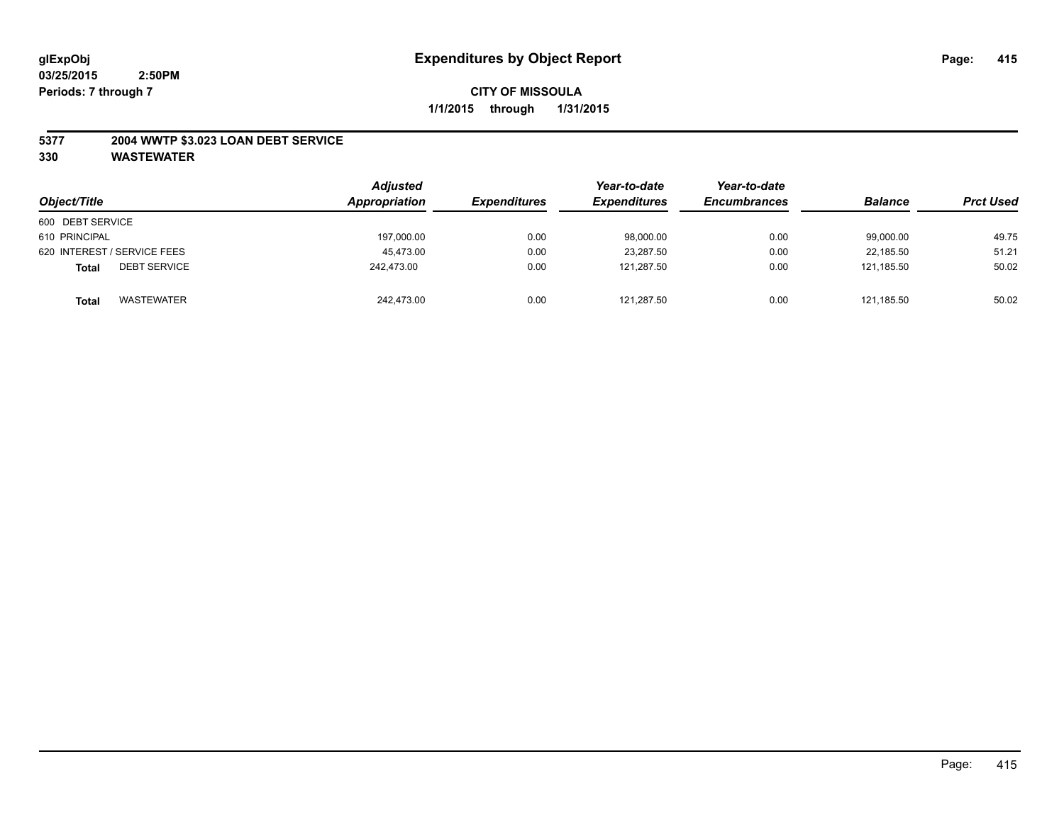**glExpObj** **Expenditures by Object Report**

**03/25/2015 2:50PM**

**Periods: 7 through 7**

**CITY OF MISSOULA**

**1/1/2015 through 1/31/2015**

**5377 2004 WWTP $3.023 LOAN DEBT SERVICE**

**330 WASTEWATER**

| Object/Title | | Adjusted Appropriation | Expenditures | Year-to-date Expenditures | Year-to-date Encumbrances | Balance | Prct Used |
|---|---|---|---|---|---|---|---|
| 600 DEBT SERVICE | | | | | | | |
| 610 PRINCIPAL | | 197,000.00 | 0.00 | 98,000.00 | 0.00 | 99,000.00 | 49.75 |
| 620 INTEREST / SERVICE FEES | | 45,473.00 | 0.00 | 23,287.50 | 0.00 | 22,185.50 | 51.21 |
| **Total** | DEBT SERVICE | 242,473.00 | 0.00 | 121,287.50 | 0.00 | 121,185.50 | 50.02 |
| **Total** | WASTEWATER | 242,473.00 | 0.00 | 121,287.50 | 0.00 | 121,185.50 | 50.02 |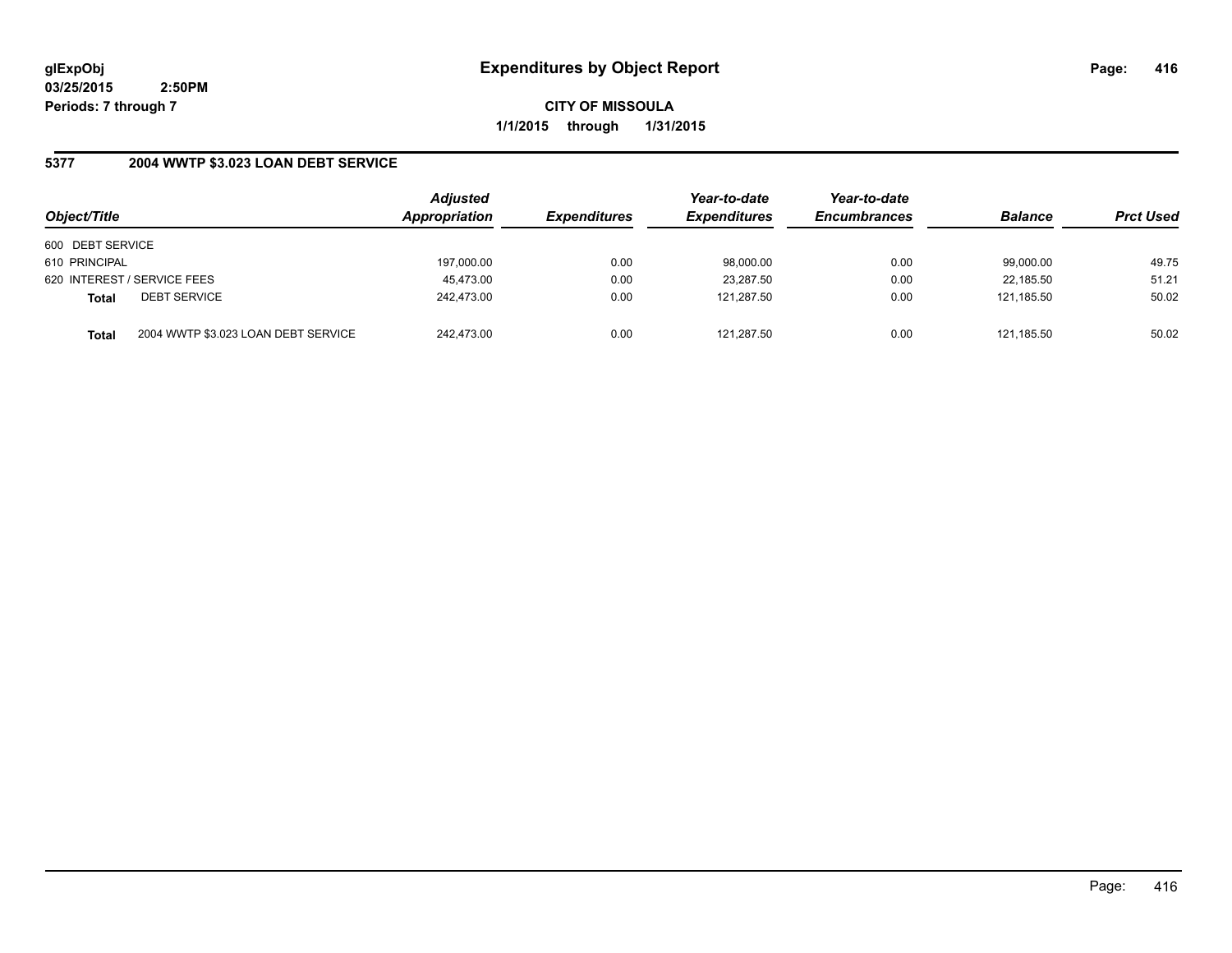# Expenditures by Object Report

glExpObj
03/25/2015 2:50PM
Periods: 7 through 7

**CITY OF MISSOULA**

**1/1/2015 through 1/31/2015**

## 5377 2004 WWTP $3.023 LOAN DEBT SERVICE

| Object/Title | | Adjusted Appropriation | Expenditures | Year-to-date Expenditures | Year-to-date Encumbrances | Balance | Prct Used |
|---|---|---|---|---|---|---|---|
| 600 DEBT SERVICE | | | | | | | |
| 610 PRINCIPAL | | 197,000.00 | 0.00 | 98,000.00 | 0.00 | 99,000.00 | 49.75 |
| 620 INTEREST / SERVICE FEES | | 45,473.00 | 0.00 | 23,287.50 | 0.00 | 22,185.50 | 51.21 |
| **Total** | DEBT SERVICE | 242,473.00 | 0.00 | 121,287.50 | 0.00 | 121,185.50 | 50.02 |
| **Total** | 2004 WWTP $3.023 LOAN DEBT SERVICE | 242,473.00 | 0.00 | 121,287.50 | 0.00 | 121,185.50 | 50.02 |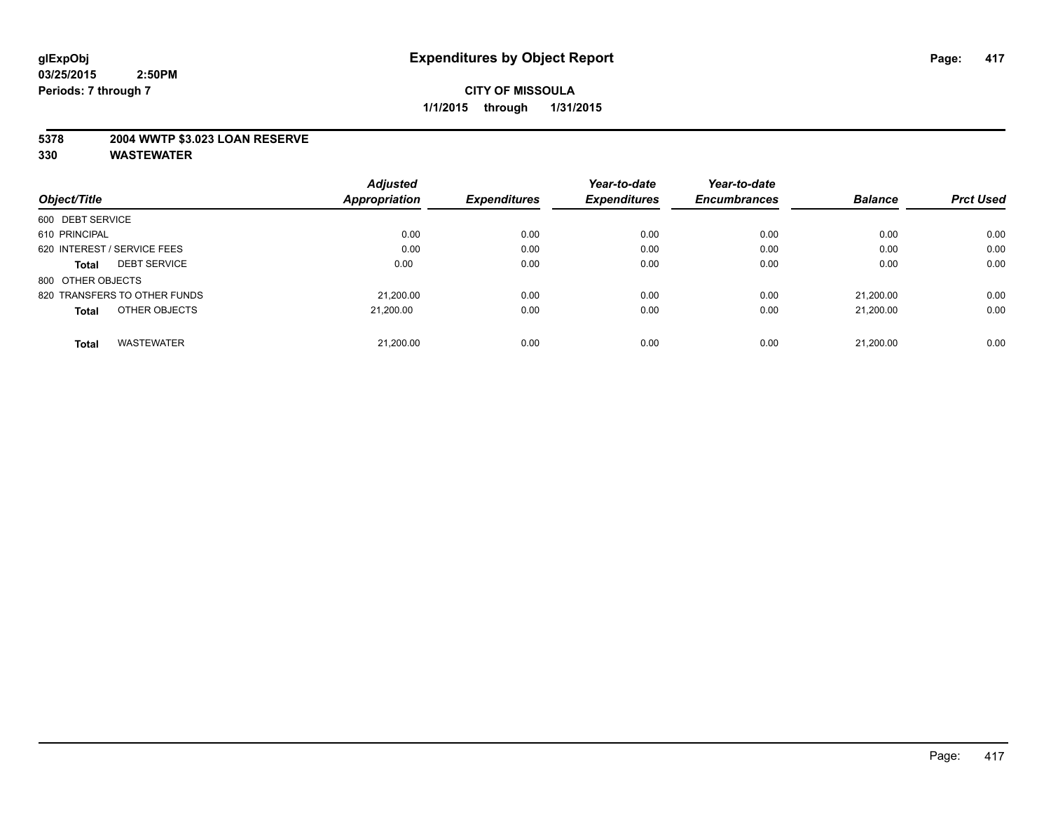**glExpObj**
**03/25/2015 2:50PM**
**Periods: 7 through 7**

# Expenditures by Object Report

**CITY OF MISSOULA**
**1/1/2015 through 1/31/2015**

## 5378 2004 WWTP $3.023 LOAN RESERVE
## 330 WASTEWATER

| Object/Title | Adjusted Appropriation | Expenditures | Year-to-date Expenditures | Year-to-date Encumbrances | Balance | Prct Used |
|---|---|---|---|---|---|---|
| 600 DEBT SERVICE | | | | | | |
| 610 PRINCIPAL | 0.00 | 0.00 | 0.00 | 0.00 | 0.00 | 0.00 |
| 620 INTEREST / SERVICE FEES | 0.00 | 0.00 | 0.00 | 0.00 | 0.00 | 0.00 |
| **Total** DEBT SERVICE | 0.00 | 0.00 | 0.00 | 0.00 | 0.00 | 0.00 |
| 800 OTHER OBJECTS | | | | | | |
| 820 TRANSFERS TO OTHER FUNDS | 21,200.00 | 0.00 | 0.00 | 0.00 | 21,200.00 | 0.00 |
| **Total** OTHER OBJECTS | 21,200.00 | 0.00 | 0.00 | 0.00 | 21,200.00 | 0.00 |
| **Total** WASTEWATER | 21,200.00 | 0.00 | 0.00 | 0.00 | 21,200.00 | 0.00 |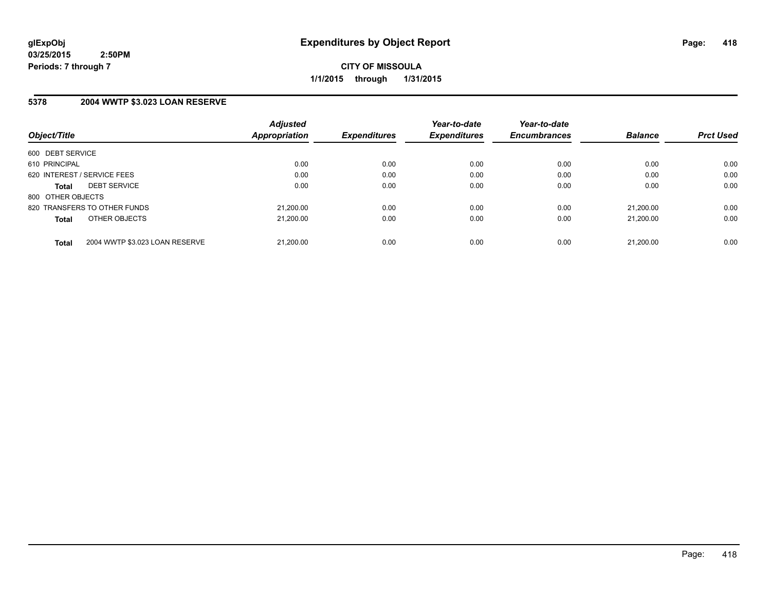**glExpObj**
**03/25/2015 2:50PM**
**Periods: 7 through 7**

# Expenditures by Object Report

**CITY OF MISSOULA**
**1/1/2015 through 1/31/2015**

## 5378 2004 WWTP $3.023 LOAN RESERVE

| Object/Title | | Adjusted Appropriation | Expenditures | Year-to-date Expenditures | Year-to-date Encumbrances | Balance | Prct Used |
|---|---|---|---|---|---|---|---|
| 600 DEBT SERVICE | | | | | | | |
| 610 PRINCIPAL | | 0.00 | 0.00 | 0.00 | 0.00 | 0.00 | 0.00 |
| 620 INTEREST / SERVICE FEES | | 0.00 | 0.00 | 0.00 | 0.00 | 0.00 | 0.00 |
| **Total** | DEBT SERVICE | 0.00 | 0.00 | 0.00 | 0.00 | 0.00 | 0.00 |
| 800 OTHER OBJECTS | | | | | | | |
| 820 TRANSFERS TO OTHER FUNDS | | 21,200.00 | 0.00 | 0.00 | 0.00 | 21,200.00 | 0.00 |
| **Total** | OTHER OBJECTS | 21,200.00 | 0.00 | 0.00 | 0.00 | 21,200.00 | 0.00 |
| **Total** | 2004 WWTP $3.023 LOAN RESERVE | 21,200.00 | 0.00 | 0.00 | 0.00 | 21,200.00 | 0.00 |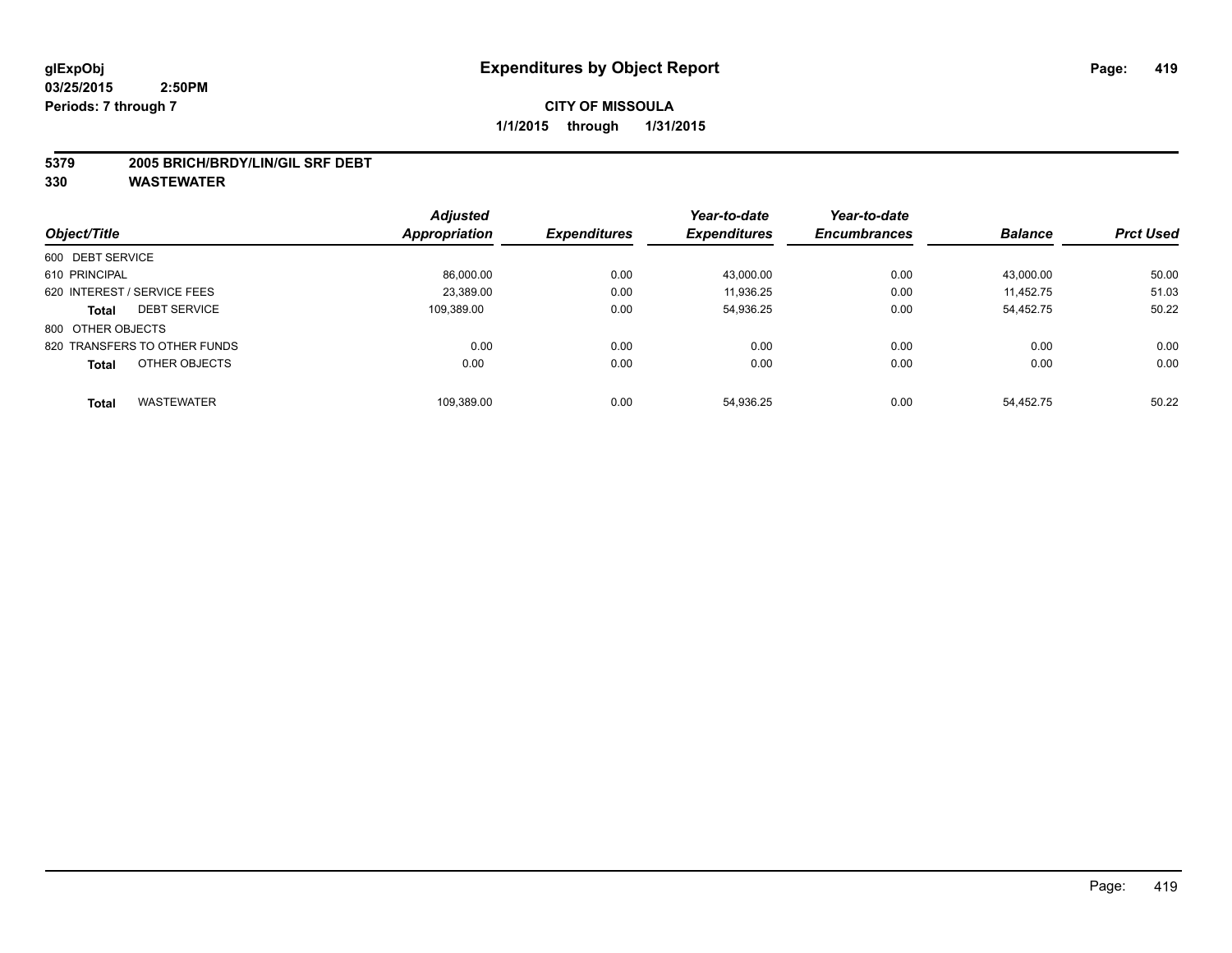glExpObj
03/25/2015 2:50PM
Periods: 7 through 7

# Expenditures by Object Report

**CITY OF MISSOULA**
**1/1/2015 through 1/31/2015**

**5379 2005 BRICH/BRDY/LIN/GIL SRF DEBT**
**330 WASTEWATER**

| Object/Title | Adjusted Appropriation | Expenditures | Year-to-date Expenditures | Year-to-date Encumbrances | Balance | Prct Used |
|---|---|---|---|---|---|---|
| 600 DEBT SERVICE | | | | | | |
| 610 PRINCIPAL | 86,000.00 | 0.00 | 43,000.00 | 0.00 | 43,000.00 | 50.00 |
| 620 INTEREST / SERVICE FEES | 23,389.00 | 0.00 | 11,936.25 | 0.00 | 11,452.75 | 51.03 |
| **Total** DEBT SERVICE | 109,389.00 | 0.00 | 54,936.25 | 0.00 | 54,452.75 | 50.22 |
| 800 OTHER OBJECTS | | | | | | |
| 820 TRANSFERS TO OTHER FUNDS | 0.00 | 0.00 | 0.00 | 0.00 | 0.00 | 0.00 |
| **Total** OTHER OBJECTS | 0.00 | 0.00 | 0.00 | 0.00 | 0.00 | 0.00 |
| **Total** WASTEWATER | 109,389.00 | 0.00 | 54,936.25 | 0.00 | 54,452.75 | 50.22 |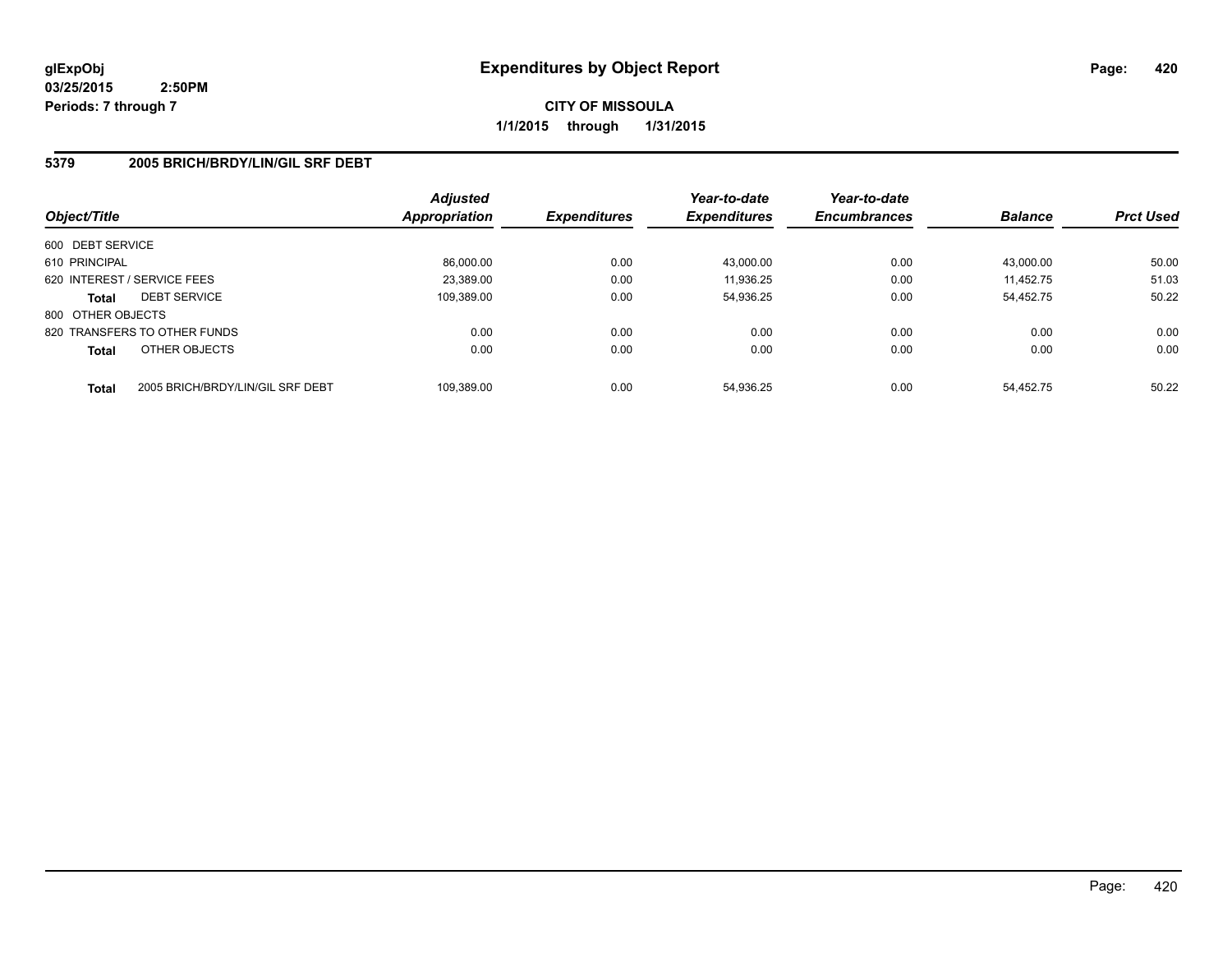**glExpObj** **Expenditures by Object Report**
**03/25/2015 2:50PM**
**Periods: 7 through 7**

**CITY OF MISSOULA**
**1/1/2015 through 1/31/2015**

## 5379 2005 BRICH/BRDY/LIN/GIL SRF DEBT

| Object/Title | | Adjusted Appropriation | Expenditures | Year-to-date Expenditures | Year-to-date Encumbrances | Balance | Prct Used |
|---|---|---|---|---|---|---|---|
| 600 DEBT SERVICE | | | | | | | |
| 610 PRINCIPAL | | 86,000.00 | 0.00 | 43,000.00 | 0.00 | 43,000.00 | 50.00 |
| 620 INTEREST / SERVICE FEES | | 23,389.00 | 0.00 | 11,936.25 | 0.00 | 11,452.75 | 51.03 |
| **Total** | DEBT SERVICE | 109,389.00 | 0.00 | 54,936.25 | 0.00 | 54,452.75 | 50.22 |
| 800 OTHER OBJECTS | | | | | | | |
| 820 TRANSFERS TO OTHER FUNDS | | 0.00 | 0.00 | 0.00 | 0.00 | 0.00 | 0.00 |
| **Total** | OTHER OBJECTS | 0.00 | 0.00 | 0.00 | 0.00 | 0.00 | 0.00 |
| **Total** | 2005 BRICH/BRDY/LIN/GIL SRF DEBT | 109,389.00 | 0.00 | 54,936.25 | 0.00 | 54,452.75 | 50.22 |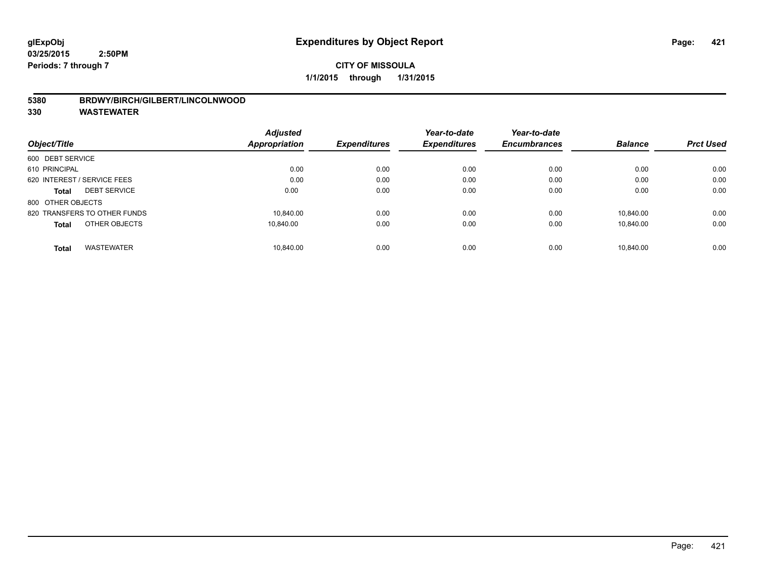glExpObj
03/25/2015 2:50PM
Periods: 7 through 7

# Expenditures by Object Report

**CITY OF MISSOULA**

**1/1/2015 through 1/31/2015**

**5380 BRDWY/BIRCH/GILBERT/LINCOLNWOOD**

**330 WASTEWATER**

| Object/Title | Adjusted Appropriation | Expenditures | Year-to-date Expenditures | Year-to-date Encumbrances | Balance | Prct Used |
|---|---|---|---|---|---|---|
| 600 DEBT SERVICE | | | | | | |
| 610 PRINCIPAL | 0.00 | 0.00 | 0.00 | 0.00 | 0.00 | 0.00 |
| 620 INTEREST / SERVICE FEES | 0.00 | 0.00 | 0.00 | 0.00 | 0.00 | 0.00 |
| **Total** DEBT SERVICE | 0.00 | 0.00 | 0.00 | 0.00 | 0.00 | 0.00 |
| 800 OTHER OBJECTS | | | | | | |
| 820 TRANSFERS TO OTHER FUNDS | 10,840.00 | 0.00 | 0.00 | 0.00 | 10,840.00 | 0.00 |
| **Total** OTHER OBJECTS | 10,840.00 | 0.00 | 0.00 | 0.00 | 10,840.00 | 0.00 |
| **Total** WASTEWATER | 10,840.00 | 0.00 | 0.00 | 0.00 | 10,840.00 | 0.00 |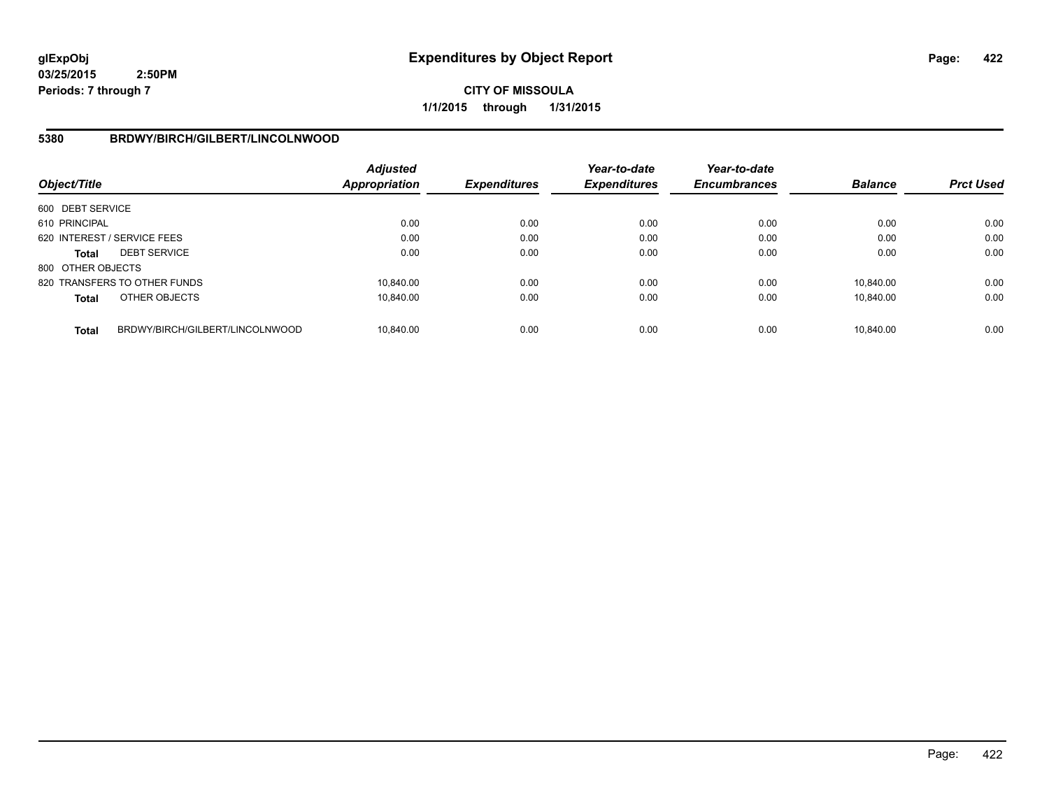**glExpObj**
**03/25/2015 2:50PM**
**Periods: 7 through 7**

# Expenditures by Object Report

**CITY OF MISSOULA**
**1/1/2015 through 1/31/2015**

## 5380 BRDWY/BIRCH/GILBERT/LINCOLNWOOD

| Object/Title | | Adjusted Appropriation | Expenditures | Year-to-date Expenditures | Year-to-date Encumbrances | Balance | Prct Used |
|---|---|---|---|---|---|---|---|
| 600 DEBT SERVICE | | | | | | | |
| 610 PRINCIPAL | | 0.00 | 0.00 | 0.00 | 0.00 | 0.00 | 0.00 |
| 620 INTEREST / SERVICE FEES | | 0.00 | 0.00 | 0.00 | 0.00 | 0.00 | 0.00 |
| **Total** | DEBT SERVICE | 0.00 | 0.00 | 0.00 | 0.00 | 0.00 | 0.00 |
| 800 OTHER OBJECTS | | | | | | | |
| 820 TRANSFERS TO OTHER FUNDS | | 10,840.00 | 0.00 | 0.00 | 0.00 | 10,840.00 | 0.00 |
| **Total** | OTHER OBJECTS | 10,840.00 | 0.00 | 0.00 | 0.00 | 10,840.00 | 0.00 |
| **Total** | BRDWY/BIRCH/GILBERT/LINCOLNWOOD | 10,840.00 | 0.00 | 0.00 | 0.00 | 10,840.00 | 0.00 |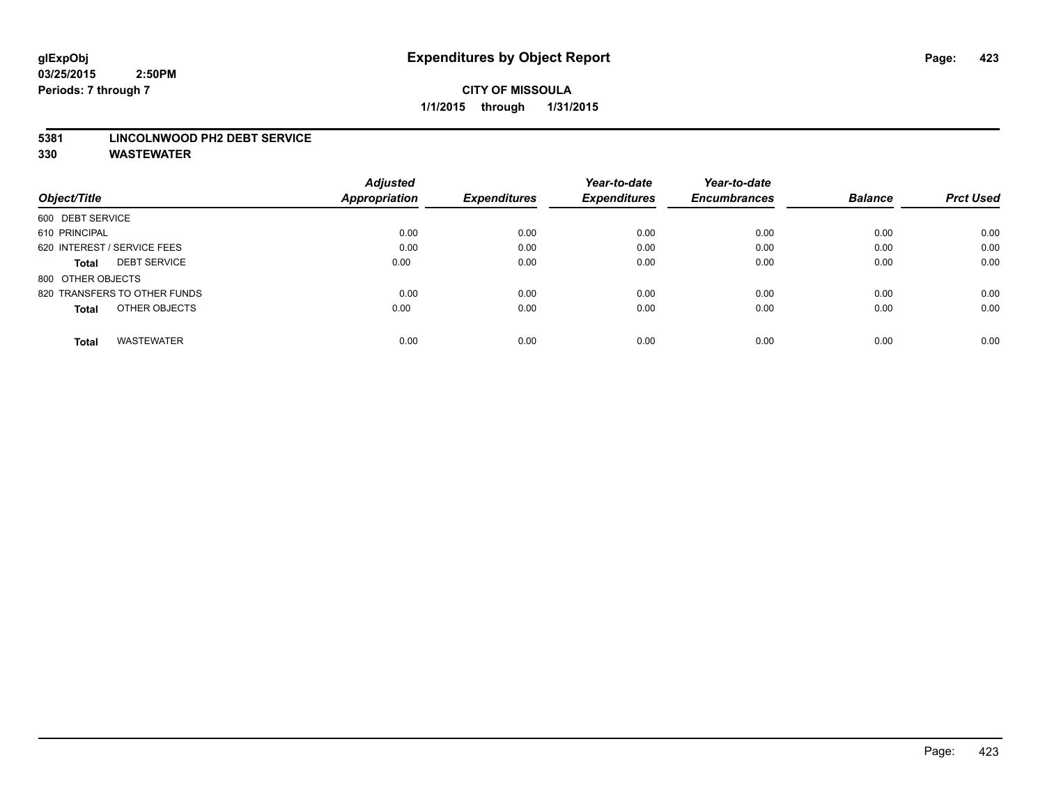# Expenditures by Object Report

glExpObj
03/25/2015 2:50PM
Periods: 7 through 7

**CITY OF MISSOULA**
**1/1/2015 through 1/31/2015**

**5381 LINCOLNWOOD PH2 DEBT SERVICE**
**330 WASTEWATER**

| Object/Title | Adjusted Appropriation | Expenditures | Year-to-date Expenditures | Year-to-date Encumbrances | Balance | Prct Used |
|---|---|---|---|---|---|---|
| 600 DEBT SERVICE | | | | | | |
| 610 PRINCIPAL | 0.00 | 0.00 | 0.00 | 0.00 | 0.00 | 0.00 |
| 620 INTEREST / SERVICE FEES | 0.00 | 0.00 | 0.00 | 0.00 | 0.00 | 0.00 |
| **Total** DEBT SERVICE | 0.00 | 0.00 | 0.00 | 0.00 | 0.00 | 0.00 |
| 800 OTHER OBJECTS | | | | | | |
| 820 TRANSFERS TO OTHER FUNDS | 0.00 | 0.00 | 0.00 | 0.00 | 0.00 | 0.00 |
| **Total** OTHER OBJECTS | 0.00 | 0.00 | 0.00 | 0.00 | 0.00 | 0.00 |
| **Total** WASTEWATER | 0.00 | 0.00 | 0.00 | 0.00 | 0.00 | 0.00 |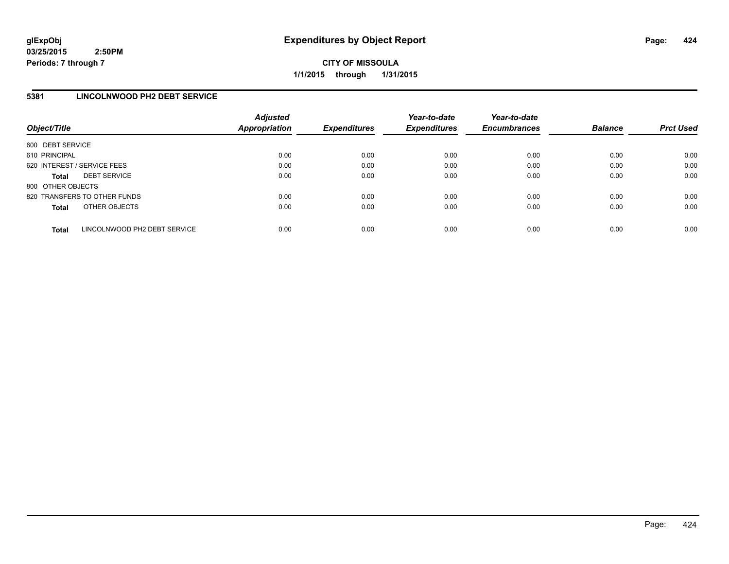# Expenditures by Object Report

glExpObj
03/25/2015 2:50PM
Periods: 7 through 7

**CITY OF MISSOULA**
**1/1/2015 through 1/31/2015**

## 5381 LINCOLNWOOD PH2 DEBT SERVICE

| Object/Title | | Adjusted Appropriation | Expenditures | Year-to-date Expenditures | Year-to-date Encumbrances | Balance | Prct Used |
|---|---|---|---|---|---|---|---|
| 600 DEBT SERVICE | | | | | | | |
| 610 PRINCIPAL | | 0.00 | 0.00 | 0.00 | 0.00 | 0.00 | 0.00 |
| 620 INTEREST / SERVICE FEES | | 0.00 | 0.00 | 0.00 | 0.00 | 0.00 | 0.00 |
| **Total** | DEBT SERVICE | 0.00 | 0.00 | 0.00 | 0.00 | 0.00 | 0.00 |
| 800 OTHER OBJECTS | | | | | | | |
| 820 TRANSFERS TO OTHER FUNDS | | 0.00 | 0.00 | 0.00 | 0.00 | 0.00 | 0.00 |
| **Total** | OTHER OBJECTS | 0.00 | 0.00 | 0.00 | 0.00 | 0.00 | 0.00 |
| **Total** | LINCOLNWOOD PH2 DEBT SERVICE | 0.00 | 0.00 | 0.00 | 0.00 | 0.00 | 0.00 |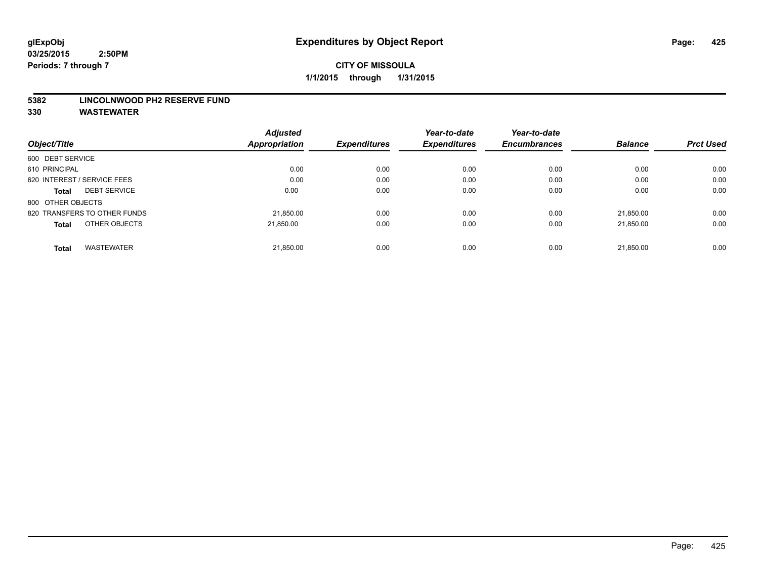**glExpObj**
**03/25/2015 2:50PM**
**Periods: 7 through 7**

# Expenditures by Object Report

**CITY OF MISSOULA**
**1/1/2015 through 1/31/2015**

**5382 LINCOLNWOOD PH2 RESERVE FUND**
**330 WASTEWATER**

| Object/Title | Adjusted Appropriation | Expenditures | Year-to-date Expenditures | Year-to-date Encumbrances | Balance | Prct Used |
|---|---|---|---|---|---|---|
| 600 DEBT SERVICE | | | | | | |
| 610 PRINCIPAL | 0.00 | 0.00 | 0.00 | 0.00 | 0.00 | 0.00 |
| 620 INTEREST / SERVICE FEES | 0.00 | 0.00 | 0.00 | 0.00 | 0.00 | 0.00 |
| **Total** DEBT SERVICE | 0.00 | 0.00 | 0.00 | 0.00 | 0.00 | 0.00 |
| 800 OTHER OBJECTS | | | | | | |
| 820 TRANSFERS TO OTHER FUNDS | 21,850.00 | 0.00 | 0.00 | 0.00 | 21,850.00 | 0.00 |
| **Total** OTHER OBJECTS | 21,850.00 | 0.00 | 0.00 | 0.00 | 21,850.00 | 0.00 |
| **Total** WASTEWATER | 21,850.00 | 0.00 | 0.00 | 0.00 | 21,850.00 | 0.00 |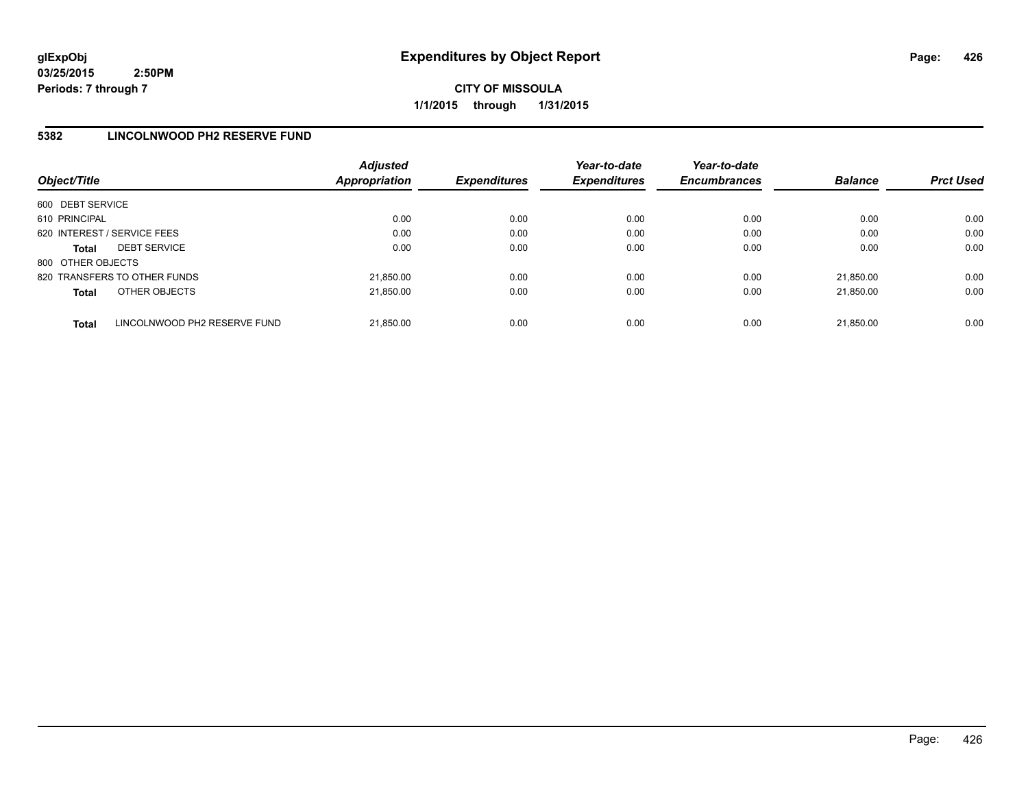# Expenditures by Object Report

glExpObj
03/25/2015 2:50PM
Periods: 7 through 7

**CITY OF MISSOULA**
**1/1/2015 through 1/31/2015**

## 5382 LINCOLNWOOD PH2 RESERVE FUND

| Object/Title | Adjusted Appropriation | Expenditures | Year-to-date Expenditures | Year-to-date Encumbrances | Balance | Prct Used |
|---|---|---|---|---|---|---|
| 600 DEBT SERVICE | | | | | | |
| 610 PRINCIPAL | 0.00 | 0.00 | 0.00 | 0.00 | 0.00 | 0.00 |
| 620 INTEREST / SERVICE FEES | 0.00 | 0.00 | 0.00 | 0.00 | 0.00 | 0.00 |
| **Total** DEBT SERVICE | 0.00 | 0.00 | 0.00 | 0.00 | 0.00 | 0.00 |
| 800 OTHER OBJECTS | | | | | | |
| 820 TRANSFERS TO OTHER FUNDS | 21,850.00 | 0.00 | 0.00 | 0.00 | 21,850.00 | 0.00 |
| **Total** OTHER OBJECTS | 21,850.00 | 0.00 | 0.00 | 0.00 | 21,850.00 | 0.00 |
| **Total** LINCOLNWOOD PH2 RESERVE FUND | 21,850.00 | 0.00 | 0.00 | 0.00 | 21,850.00 | 0.00 |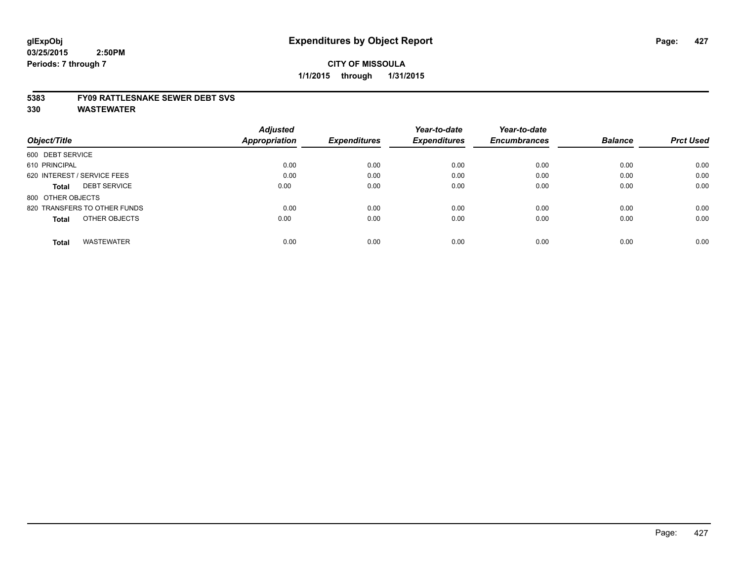glExpObj
03/25/2015 2:50PM
Periods: 7 through 7

# Expenditures by Object Report

**CITY OF MISSOULA**
**1/1/2015 through 1/31/2015**

**5383 FY09 RATTLESNAKE SEWER DEBT SVS**
**330 WASTEWATER**

| Object/Title | Adjusted Appropriation | Expenditures | Year-to-date Expenditures | Year-to-date Encumbrances | Balance | Prct Used |
|---|---|---|---|---|---|---|
| 600 DEBT SERVICE | | | | | | |
| 610 PRINCIPAL | 0.00 | 0.00 | 0.00 | 0.00 | 0.00 | 0.00 |
| 620 INTEREST / SERVICE FEES | 0.00 | 0.00 | 0.00 | 0.00 | 0.00 | 0.00 |
| **Total** DEBT SERVICE | 0.00 | 0.00 | 0.00 | 0.00 | 0.00 | 0.00 |
| 800 OTHER OBJECTS | | | | | | |
| 820 TRANSFERS TO OTHER FUNDS | 0.00 | 0.00 | 0.00 | 0.00 | 0.00 | 0.00 |
| **Total** OTHER OBJECTS | 0.00 | 0.00 | 0.00 | 0.00 | 0.00 | 0.00 |
| **Total** WASTEWATER | 0.00 | 0.00 | 0.00 | 0.00 | 0.00 | 0.00 |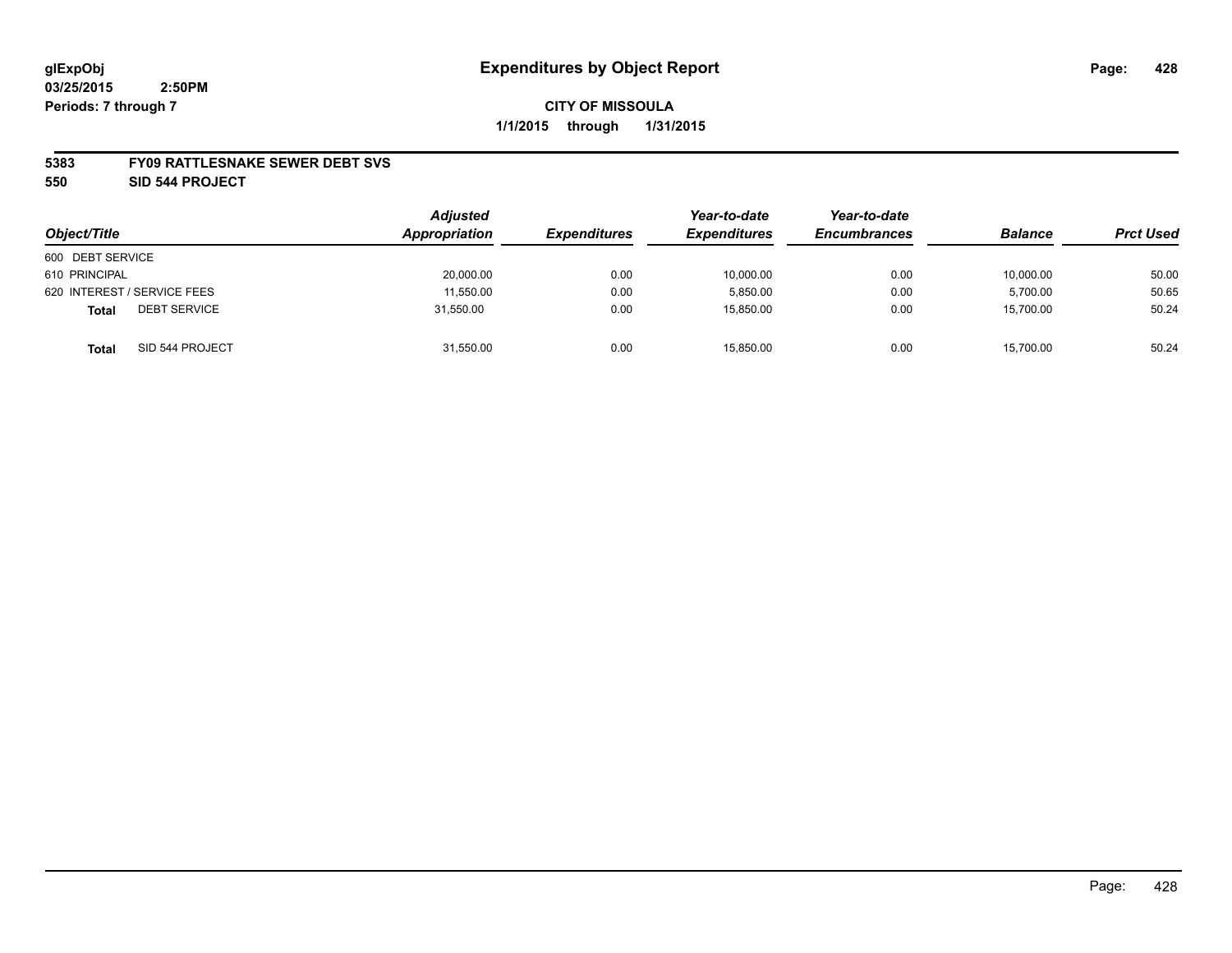**glExpObj**
**03/25/2015 2:50PM**
**Periods: 7 through 7**

# Expenditures by Object Report

**CITY OF MISSOULA**
**1/1/2015 through 1/31/2015**

**5383 FY09 RATTLESNAKE SEWER DEBT SVS**
**550 SID 544 PROJECT**

| Object/Title | | Adjusted Appropriation | Expenditures | Year-to-date Expenditures | Year-to-date Encumbrances | Balance | Prct Used |
|---|---|---|---|---|---|---|---|
| 600 DEBT SERVICE | | | | | | | |
| 610 PRINCIPAL | | 20,000.00 | 0.00 | 10,000.00 | 0.00 | 10,000.00 | 50.00 |
| 620 INTEREST / SERVICE FEES | | 11,550.00 | 0.00 | 5,850.00 | 0.00 | 5,700.00 | 50.65 |
| **Total** | DEBT SERVICE | 31,550.00 | 0.00 | 15,850.00 | 0.00 | 15,700.00 | 50.24 |
| **Total** | SID 544 PROJECT | 31,550.00 | 0.00 | 15,850.00 | 0.00 | 15,700.00 | 50.24 |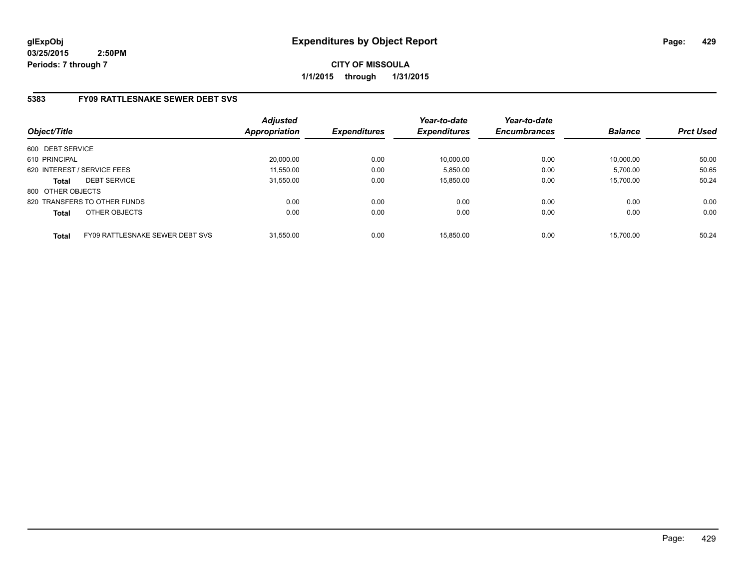**glExpObj**
**03/25/2015 2:50PM**
**Periods: 7 through 7**

# Expenditures by Object Report

**CITY OF MISSOULA**
**1/1/2015 through 1/31/2015**

## 5383 FY09 RATTLESNAKE SEWER DEBT SVS

| Object/Title | | Adjusted Appropriation | Expenditures | Year-to-date Expenditures | Year-to-date Encumbrances | Balance | Prct Used |
|---|---|---|---|---|---|---|---|
| 600 DEBT SERVICE | | | | | | | |
| 610 PRINCIPAL | | 20,000.00 | 0.00 | 10,000.00 | 0.00 | 10,000.00 | 50.00 |
| 620 INTEREST / SERVICE FEES | | 11,550.00 | 0.00 | 5,850.00 | 0.00 | 5,700.00 | 50.65 |
| **Total** | DEBT SERVICE | 31,550.00 | 0.00 | 15,850.00 | 0.00 | 15,700.00 | 50.24 |
| 800 OTHER OBJECTS | | | | | | | |
| 820 TRANSFERS TO OTHER FUNDS | | 0.00 | 0.00 | 0.00 | 0.00 | 0.00 | 0.00 |
| **Total** | OTHER OBJECTS | 0.00 | 0.00 | 0.00 | 0.00 | 0.00 | 0.00 |
| **Total** | FY09 RATTLESNAKE SEWER DEBT SVS | 31,550.00 | 0.00 | 15,850.00 | 0.00 | 15,700.00 | 50.24 |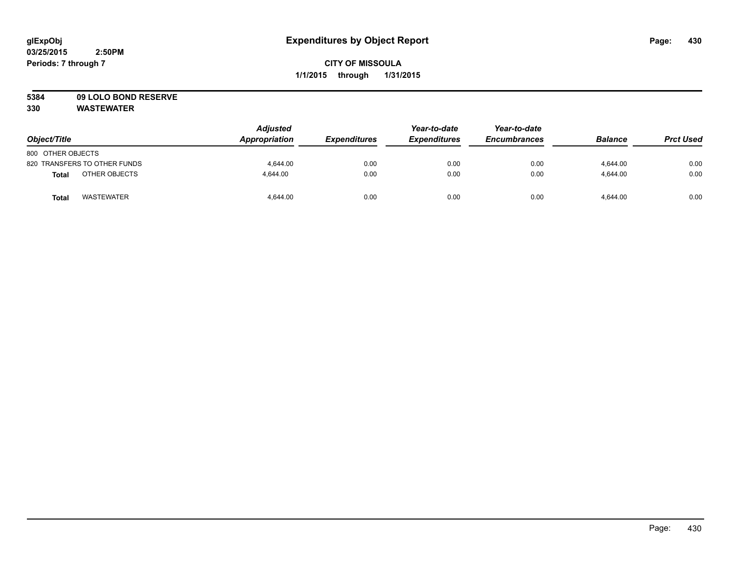glExpObj
03/25/2015 2:50PM
Periods: 7 through 7

# Expenditures by Object Report

**CITY OF MISSOULA**
**1/1/2015 through 1/31/2015**

**5384 09 LOLO BOND RESERVE**
**330 WASTEWATER**

| Object/Title | | Adjusted Appropriation | Expenditures | Year-to-date Expenditures | Year-to-date Encumbrances | Balance | Prct Used |
|---|---|---|---|---|---|---|---|
| 800 OTHER OBJECTS | | | | | | | |
| 820 TRANSFERS TO OTHER FUNDS | | 4,644.00 | 0.00 | 0.00 | 0.00 | 4,644.00 | 0.00 |
| **Total** | OTHER OBJECTS | 4,644.00 | 0.00 | 0.00 | 0.00 | 4,644.00 | 0.00 |
| **Total** | WASTEWATER | 4,644.00 | 0.00 | 0.00 | 0.00 | 4,644.00 | 0.00 |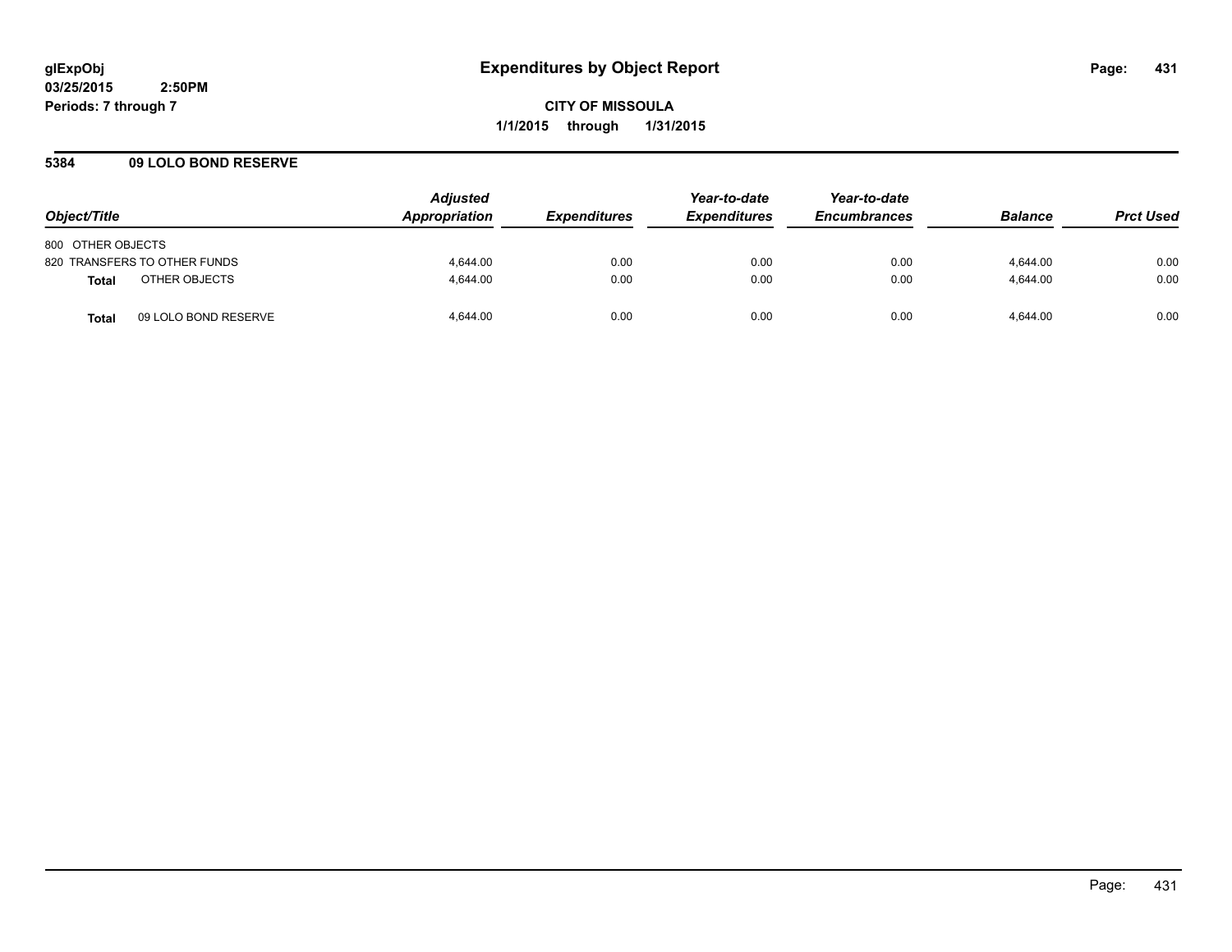**glExpObj** **Expenditures by Object Report**
**03/25/2015 2:50PM**
**Periods: 7 through 7**

**CITY OF MISSOULA**
**1/1/2015 through 1/31/2015**

**5384 09 LOLO BOND RESERVE**

| Object/Title | | Adjusted Appropriation | Expenditures | Year-to-date Expenditures | Year-to-date Encumbrances | Balance | Prct Used |
|---|---|---|---|---|---|---|---|
| 800 OTHER OBJECTS | | | | | | | |
| 820 TRANSFERS TO OTHER FUNDS | | 4,644.00 | 0.00 | 0.00 | 0.00 | 4,644.00 | 0.00 |
| **Total** | OTHER OBJECTS | 4,644.00 | 0.00 | 0.00 | 0.00 | 4,644.00 | 0.00 |
| **Total** | 09 LOLO BOND RESERVE | 4,644.00 | 0.00 | 0.00 | 0.00 | 4,644.00 | 0.00 |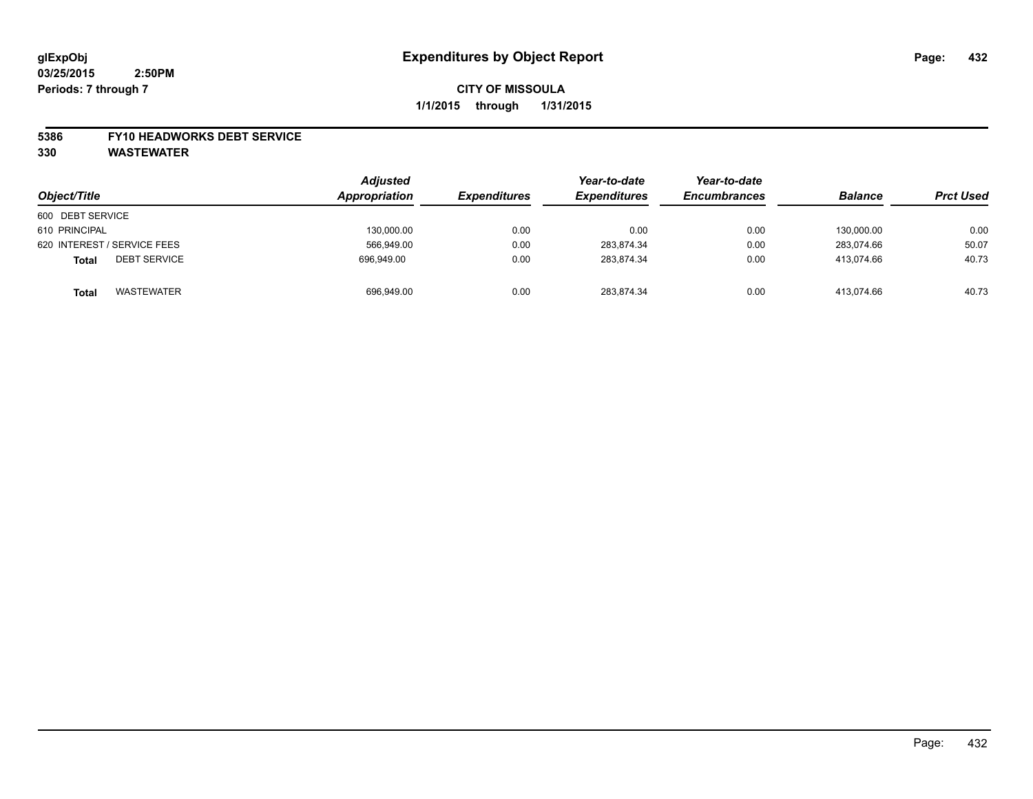glExpObj
03/25/2015 2:50PM
Periods: 7 through 7

# Expenditures by Object Report

**CITY OF MISSOULA**
**1/1/2015 through 1/31/2015**

**5386 FY10 HEADWORKS DEBT SERVICE**
**330 WASTEWATER**

| Object/Title | Adjusted Appropriation | Expenditures | Year-to-date Expenditures | Year-to-date Encumbrances | Balance | Prct Used |
|---|---|---|---|---|---|---|
| 600 DEBT SERVICE | | | | | | |
| 610 PRINCIPAL | 130,000.00 | 0.00 | 0.00 | 0.00 | 130,000.00 | 0.00 |
| 620 INTEREST / SERVICE FEES | 566,949.00 | 0.00 | 283,874.34 | 0.00 | 283,074.66 | 50.07 |
| **Total** DEBT SERVICE | 696,949.00 | 0.00 | 283,874.34 | 0.00 | 413,074.66 | 40.73 |
| **Total** WASTEWATER | 696,949.00 | 0.00 | 283,874.34 | 0.00 | 413,074.66 | 40.73 |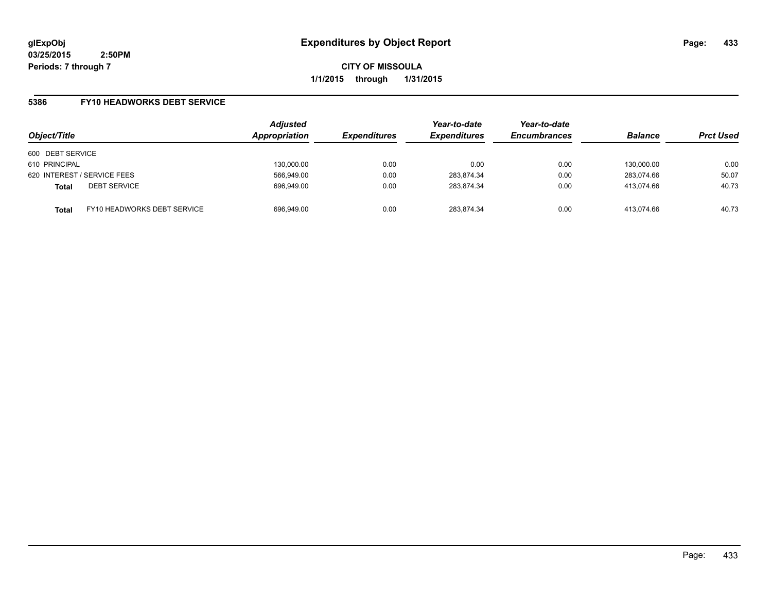**glExpObj**
**03/25/2015 2:50PM**
**Periods: 7 through 7**

# Expenditures by Object Report

**CITY OF MISSOULA**
**1/1/2015 through 1/31/2015**

## 5386 FY10 HEADWORKS DEBT SERVICE

| Object/Title | | Adjusted Appropriation | Expenditures | Year-to-date Expenditures | Year-to-date Encumbrances | Balance | Prct Used |
|---|---|---|---|---|---|---|---|
| 600 DEBT SERVICE | | | | | | | |
| 610 PRINCIPAL | | 130,000.00 | 0.00 | 0.00 | 0.00 | 130,000.00 | 0.00 |
| 620 INTEREST / SERVICE FEES | | 566,949.00 | 0.00 | 283,874.34 | 0.00 | 283,074.66 | 50.07 |
| **Total** | DEBT SERVICE | 696,949.00 | 0.00 | 283,874.34 | 0.00 | 413,074.66 | 40.73 |
| **Total** | FY10 HEADWORKS DEBT SERVICE | 696,949.00 | 0.00 | 283,874.34 | 0.00 | 413,074.66 | 40.73 |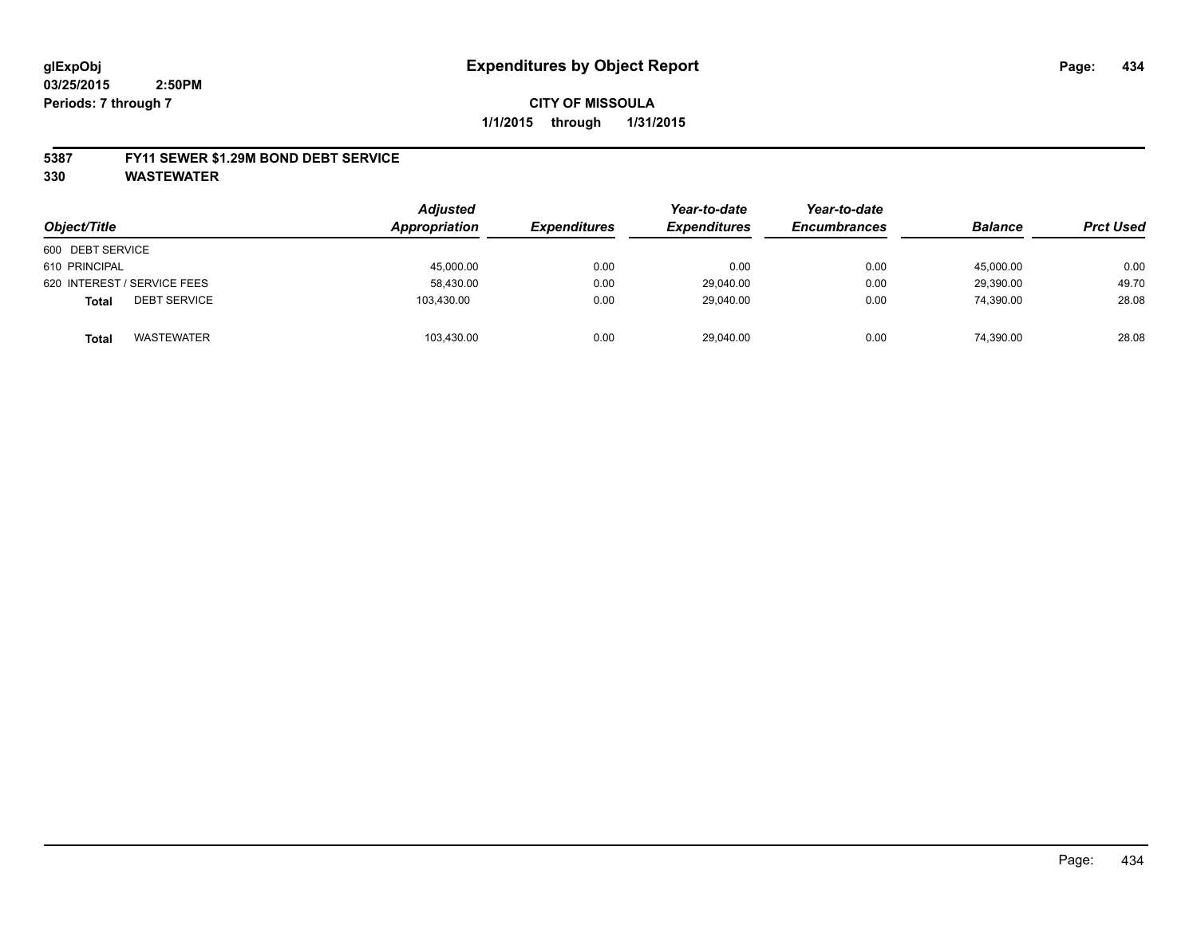# Expenditures by Object Report

glExpObj
03/25/2015 2:50PM
Periods: 7 through 7

**CITY OF MISSOULA**
**1/1/2015 through 1/31/2015**

## 5387 FY11 SEWER $1.29M BOND DEBT SERVICE
## 330 WASTEWATER

| Object/Title | Adjusted Appropriation | Expenditures | Year-to-date Expenditures | Year-to-date Encumbrances | Balance | Prct Used |
|---|---|---|---|---|---|---|
| 600 DEBT SERVICE | | | | | | |
| 610 PRINCIPAL | 45,000.00 | 0.00 | 0.00 | 0.00 | 45,000.00 | 0.00 |
| 620 INTEREST / SERVICE FEES | 58,430.00 | 0.00 | 29,040.00 | 0.00 | 29,390.00 | 49.70 |
| **Total** DEBT SERVICE | 103,430.00 | 0.00 | 29,040.00 | 0.00 | 74,390.00 | 28.08 |
| **Total** WASTEWATER | 103,430.00 | 0.00 | 29,040.00 | 0.00 | 74,390.00 | 28.08 |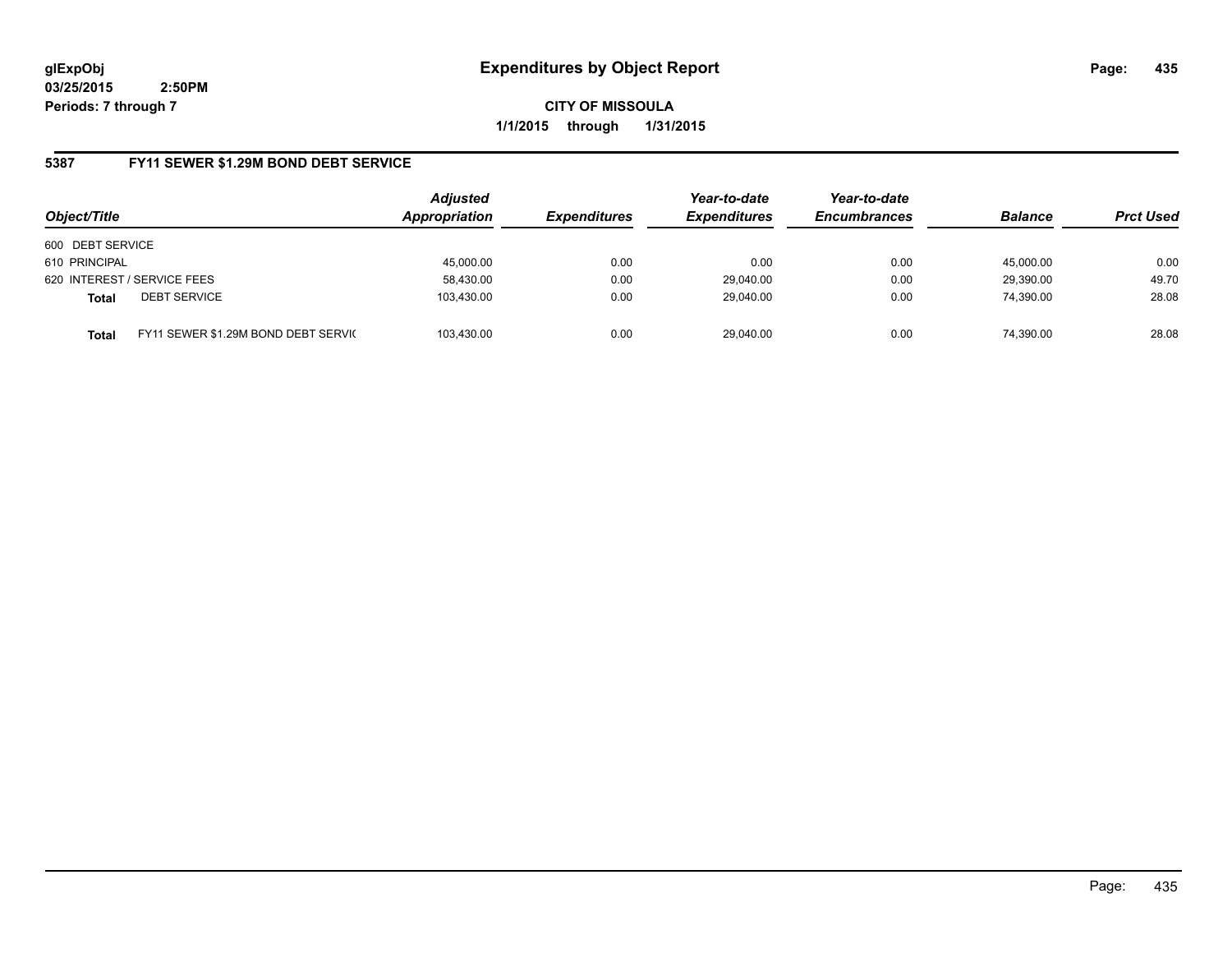**glExpObj**
**03/25/2015 2:50PM**
**Periods: 7 through 7**

# Expenditures by Object Report

**CITY OF MISSOULA**
**1/1/2015 through 1/31/2015**

## 5387 FY11 SEWER $1.29M BOND DEBT SERVICE

| Object/Title | | *Adjusted Appropriation* | *Expenditures* | *Year-to-date Expenditures* | *Year-to-date Encumbrances* | *Balance* | *Prct Used* |
|---|---|---|---|---|---|---|---|
| 600 DEBT SERVICE | | | | | | | |
| 610 PRINCIPAL | | 45,000.00 | 0.00 | 0.00 | 0.00 | 45,000.00 | 0.00 |
| 620 INTEREST / SERVICE FEES | | 58,430.00 | 0.00 | 29,040.00 | 0.00 | 29,390.00 | 49.70 |
| **Total** | DEBT SERVICE | 103,430.00 | 0.00 | 29,040.00 | 0.00 | 74,390.00 | 28.08 |
| **Total** | FY11 SEWER $1.29M BOND DEBT SERVIC | 103,430.00 | 0.00 | 29,040.00 | 0.00 | 74,390.00 | 28.08 |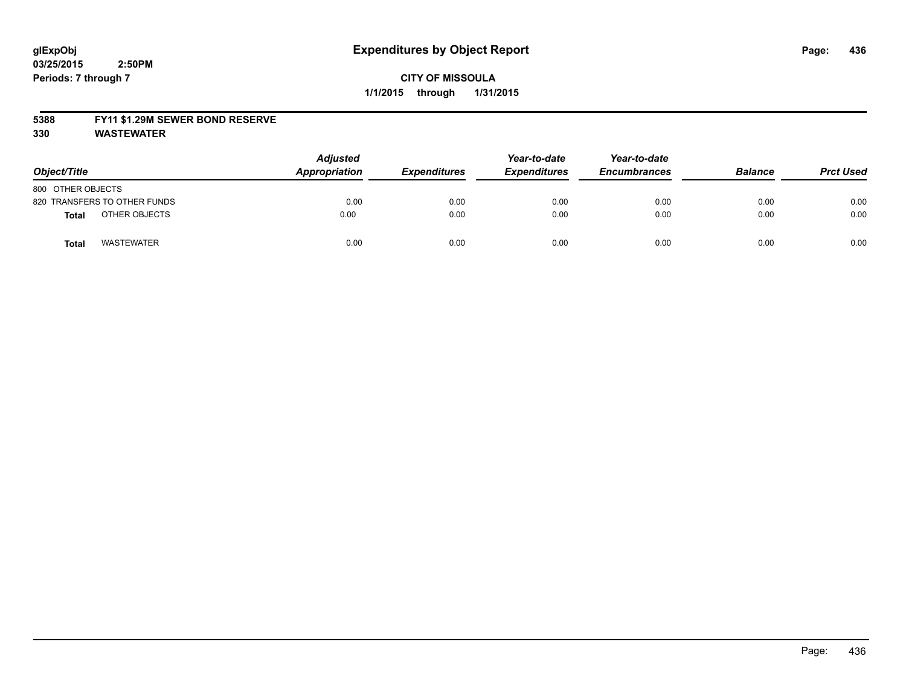# Expenditures by Object Report

glExpObj
03/25/2015 2:50PM
Periods: 7 through 7

**CITY OF MISSOULA**
**1/1/2015 through 1/31/2015**

**5388 FY11 $1.29M SEWER BOND RESERVE**
**330 WASTEWATER**

| Object/Title | Adjusted Appropriation | Expenditures | Year-to-date Expenditures | Year-to-date Encumbrances | Balance | Prct Used |
|---|---|---|---|---|---|---|
| 800 OTHER OBJECTS | | | | | | |
| 820 TRANSFERS TO OTHER FUNDS | 0.00 | 0.00 | 0.00 | 0.00 | 0.00 | 0.00 |
| **Total** OTHER OBJECTS | 0.00 | 0.00 | 0.00 | 0.00 | 0.00 | 0.00 |
| **Total** WASTEWATER | 0.00 | 0.00 | 0.00 | 0.00 | 0.00 | 0.00 |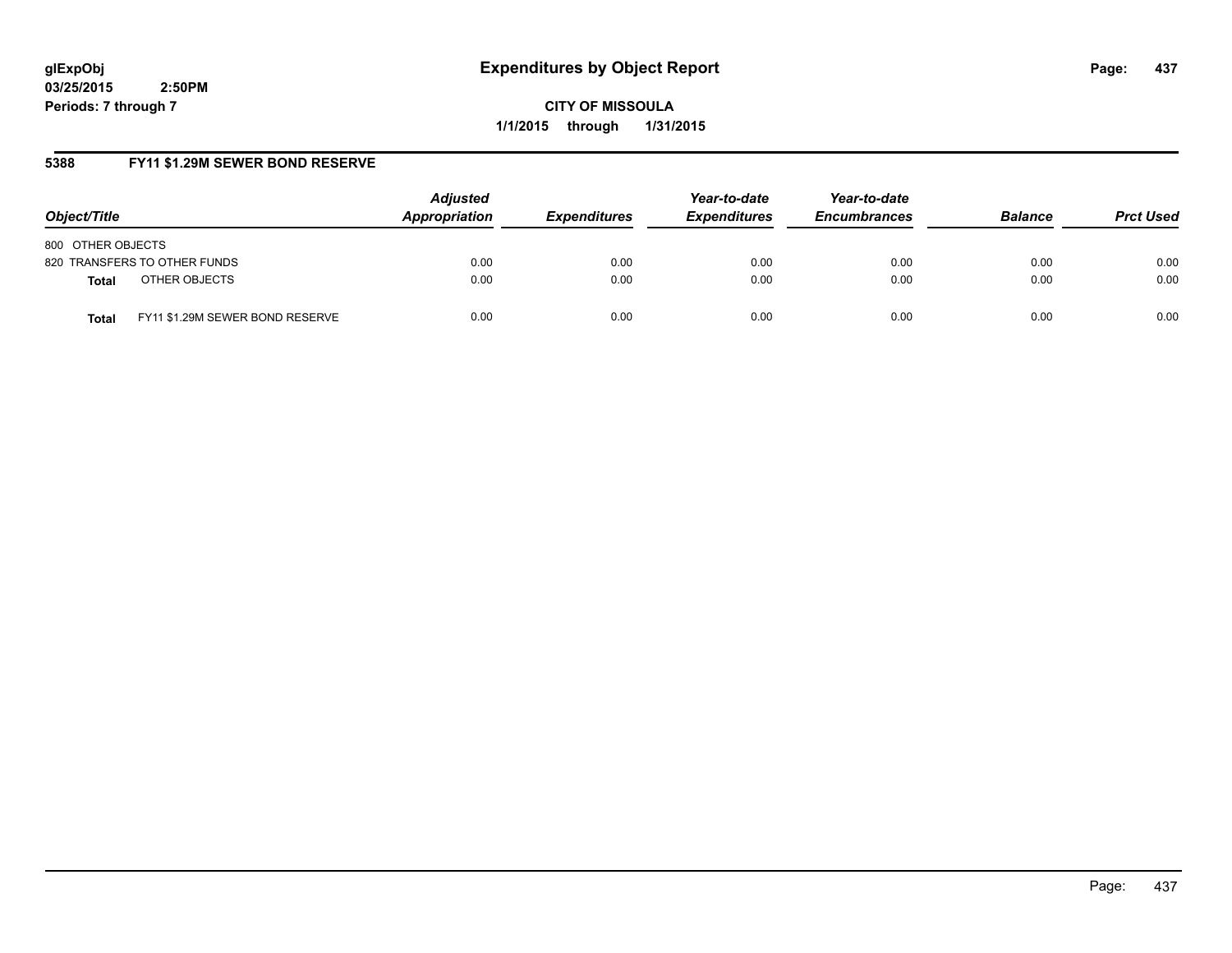**glExpObj**
**03/25/2015 2:50PM**
**Periods: 7 through 7**

# Expenditures by Object Report

**CITY OF MISSOULA**
**1/1/2015 through 1/31/2015**

## 5388 FY11 $1.29M SEWER BOND RESERVE

| Object/Title | Adjusted Appropriation | Expenditures | Year-to-date Expenditures | Year-to-date Encumbrances | Balance | Prct Used |
|---|---|---|---|---|---|---|
| 800 OTHER OBJECTS | | | | | | |
| 820 TRANSFERS TO OTHER FUNDS | 0.00 | 0.00 | 0.00 | 0.00 | 0.00 | 0.00 |
| **Total** OTHER OBJECTS | 0.00 | 0.00 | 0.00 | 0.00 | 0.00 | 0.00 |
| **Total** FY11 $1.29M SEWER BOND RESERVE | 0.00 | 0.00 | 0.00 | 0.00 | 0.00 | 0.00 |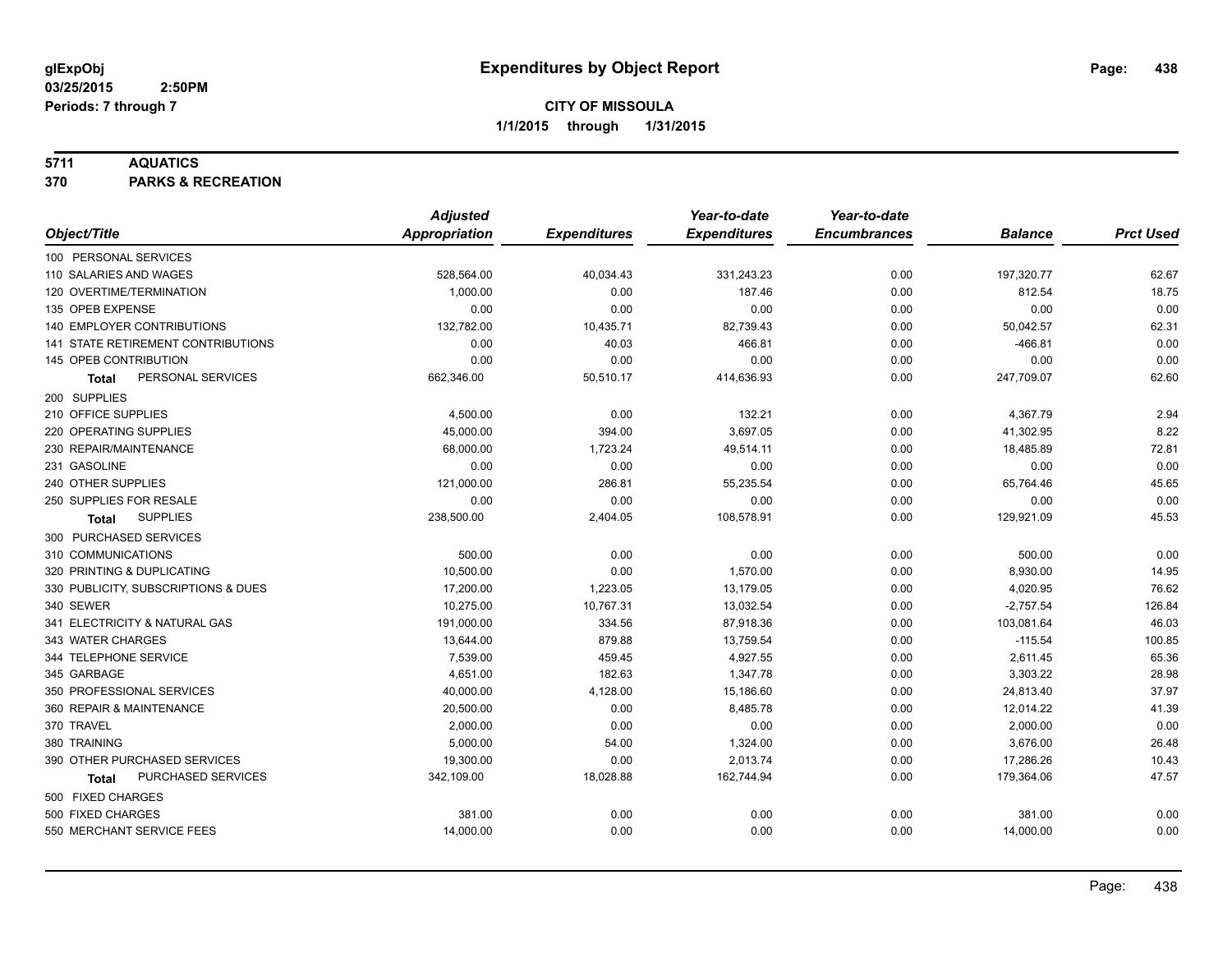**glExpObj** 03/25/2015 2:50PM
**Periods: 7 through 7**

# Expenditures by Object Report

**CITY OF MISSOULA**
**1/1/2015 through 1/31/2015**

**5711 AQUATICS**
**370 PARKS & RECREATION**

| Object/Title | Adjusted Appropriation | Expenditures | Year-to-date Expenditures | Year-to-date Encumbrances | Balance | Prct Used |
|---|---|---|---|---|---|---|
| 100 PERSONAL SERVICES | | | | | | |
| 110 SALARIES AND WAGES | 528,564.00 | 40,034.43 | 331,243.23 | 0.00 | 197,320.77 | 62.67 |
| 120 OVERTIME/TERMINATION | 1,000.00 | 0.00 | 187.46 | 0.00 | 812.54 | 18.75 |
| 135 OPEB EXPENSE | 0.00 | 0.00 | 0.00 | 0.00 | 0.00 | 0.00 |
| 140 EMPLOYER CONTRIBUTIONS | 132,782.00 | 10,435.71 | 82,739.43 | 0.00 | 50,042.57 | 62.31 |
| 141 STATE RETIREMENT CONTRIBUTIONS | 0.00 | 40.03 | 466.81 | 0.00 | -466.81 | 0.00 |
| 145 OPEB CONTRIBUTION | 0.00 | 0.00 | 0.00 | 0.00 | 0.00 | 0.00 |
| **Total** PERSONAL SERVICES | 662,346.00 | 50,510.17 | 414,636.93 | 0.00 | 247,709.07 | 62.60 |
| 200 SUPPLIES | | | | | | |
| 210 OFFICE SUPPLIES | 4,500.00 | 0.00 | 132.21 | 0.00 | 4,367.79 | 2.94 |
| 220 OPERATING SUPPLIES | 45,000.00 | 394.00 | 3,697.05 | 0.00 | 41,302.95 | 8.22 |
| 230 REPAIR/MAINTENANCE | 68,000.00 | 1,723.24 | 49,514.11 | 0.00 | 18,485.89 | 72.81 |
| 231 GASOLINE | 0.00 | 0.00 | 0.00 | 0.00 | 0.00 | 0.00 |
| 240 OTHER SUPPLIES | 121,000.00 | 286.81 | 55,235.54 | 0.00 | 65,764.46 | 45.65 |
| 250 SUPPLIES FOR RESALE | 0.00 | 0.00 | 0.00 | 0.00 | 0.00 | 0.00 |
| **Total** SUPPLIES | 238,500.00 | 2,404.05 | 108,578.91 | 0.00 | 129,921.09 | 45.53 |
| 300 PURCHASED SERVICES | | | | | | |
| 310 COMMUNICATIONS | 500.00 | 0.00 | 0.00 | 0.00 | 500.00 | 0.00 |
| 320 PRINTING & DUPLICATING | 10,500.00 | 0.00 | 1,570.00 | 0.00 | 8,930.00 | 14.95 |
| 330 PUBLICITY, SUBSCRIPTIONS & DUES | 17,200.00 | 1,223.05 | 13,179.05 | 0.00 | 4,020.95 | 76.62 |
| 340 SEWER | 10,275.00 | 10,767.31 | 13,032.54 | 0.00 | -2,757.54 | 126.84 |
| 341 ELECTRICITY & NATURAL GAS | 191,000.00 | 334.56 | 87,918.36 | 0.00 | 103,081.64 | 46.03 |
| 343 WATER CHARGES | 13,644.00 | 879.88 | 13,759.54 | 0.00 | -115.54 | 100.85 |
| 344 TELEPHONE SERVICE | 7,539.00 | 459.45 | 4,927.55 | 0.00 | 2,611.45 | 65.36 |
| 345 GARBAGE | 4,651.00 | 182.63 | 1,347.78 | 0.00 | 3,303.22 | 28.98 |
| 350 PROFESSIONAL SERVICES | 40,000.00 | 4,128.00 | 15,186.60 | 0.00 | 24,813.40 | 37.97 |
| 360 REPAIR & MAINTENANCE | 20,500.00 | 0.00 | 8,485.78 | 0.00 | 12,014.22 | 41.39 |
| 370 TRAVEL | 2,000.00 | 0.00 | 0.00 | 0.00 | 2,000.00 | 0.00 |
| 380 TRAINING | 5,000.00 | 54.00 | 1,324.00 | 0.00 | 3,676.00 | 26.48 |
| 390 OTHER PURCHASED SERVICES | 19,300.00 | 0.00 | 2,013.74 | 0.00 | 17,286.26 | 10.43 |
| **Total** PURCHASED SERVICES | 342,109.00 | 18,028.88 | 162,744.94 | 0.00 | 179,364.06 | 47.57 |
| 500 FIXED CHARGES | | | | | | |
| 500 FIXED CHARGES | 381.00 | 0.00 | 0.00 | 0.00 | 381.00 | 0.00 |
| 550 MERCHANT SERVICE FEES | 14,000.00 | 0.00 | 0.00 | 0.00 | 14,000.00 | 0.00 |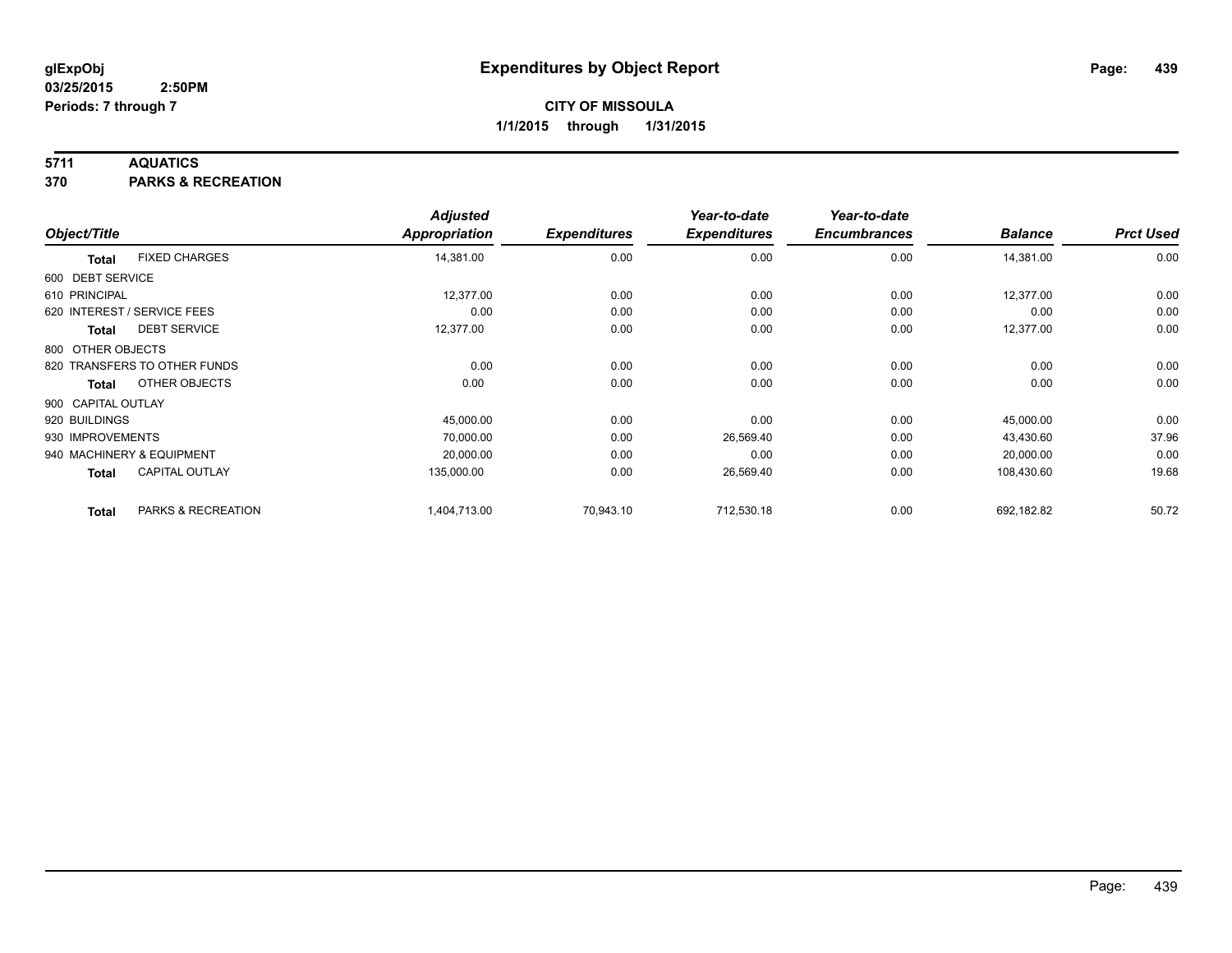**glExpObj**
**03/25/2015 2:50PM**
**Periods: 7 through 7**

# Expenditures by Object Report

**CITY OF MISSOULA**
**1/1/2015 through 1/31/2015**

## 5711 AQUATICS
## 370 PARKS & RECREATION

| Object/Title | | Adjusted Appropriation | Expenditures | Year-to-date Expenditures | Year-to-date Encumbrances | Balance | Prct Used |
|---|---|---|---|---|---|---|---|
| **Total** | FIXED CHARGES | 14,381.00 | 0.00 | 0.00 | 0.00 | 14,381.00 | 0.00 |
| 600 DEBT SERVICE | | | | | | | |
| 610 PRINCIPAL | | 12,377.00 | 0.00 | 0.00 | 0.00 | 12,377.00 | 0.00 |
| 620 INTEREST / SERVICE FEES | | 0.00 | 0.00 | 0.00 | 0.00 | 0.00 | 0.00 |
| **Total** | DEBT SERVICE | 12,377.00 | 0.00 | 0.00 | 0.00 | 12,377.00 | 0.00 |
| 800 OTHER OBJECTS | | | | | | | |
| 820 TRANSFERS TO OTHER FUNDS | | 0.00 | 0.00 | 0.00 | 0.00 | 0.00 | 0.00 |
| **Total** | OTHER OBJECTS | 0.00 | 0.00 | 0.00 | 0.00 | 0.00 | 0.00 |
| 900 CAPITAL OUTLAY | | | | | | | |
| 920 BUILDINGS | | 45,000.00 | 0.00 | 0.00 | 0.00 | 45,000.00 | 0.00 |
| 930 IMPROVEMENTS | | 70,000.00 | 0.00 | 26,569.40 | 0.00 | 43,430.60 | 37.96 |
| 940 MACHINERY & EQUIPMENT | | 20,000.00 | 0.00 | 0.00 | 0.00 | 20,000.00 | 0.00 |
| **Total** | CAPITAL OUTLAY | 135,000.00 | 0.00 | 26,569.40 | 0.00 | 108,430.60 | 19.68 |
| **Total** | PARKS & RECREATION | 1,404,713.00 | 70,943.10 | 712,530.18 | 0.00 | 692,182.82 | 50.72 |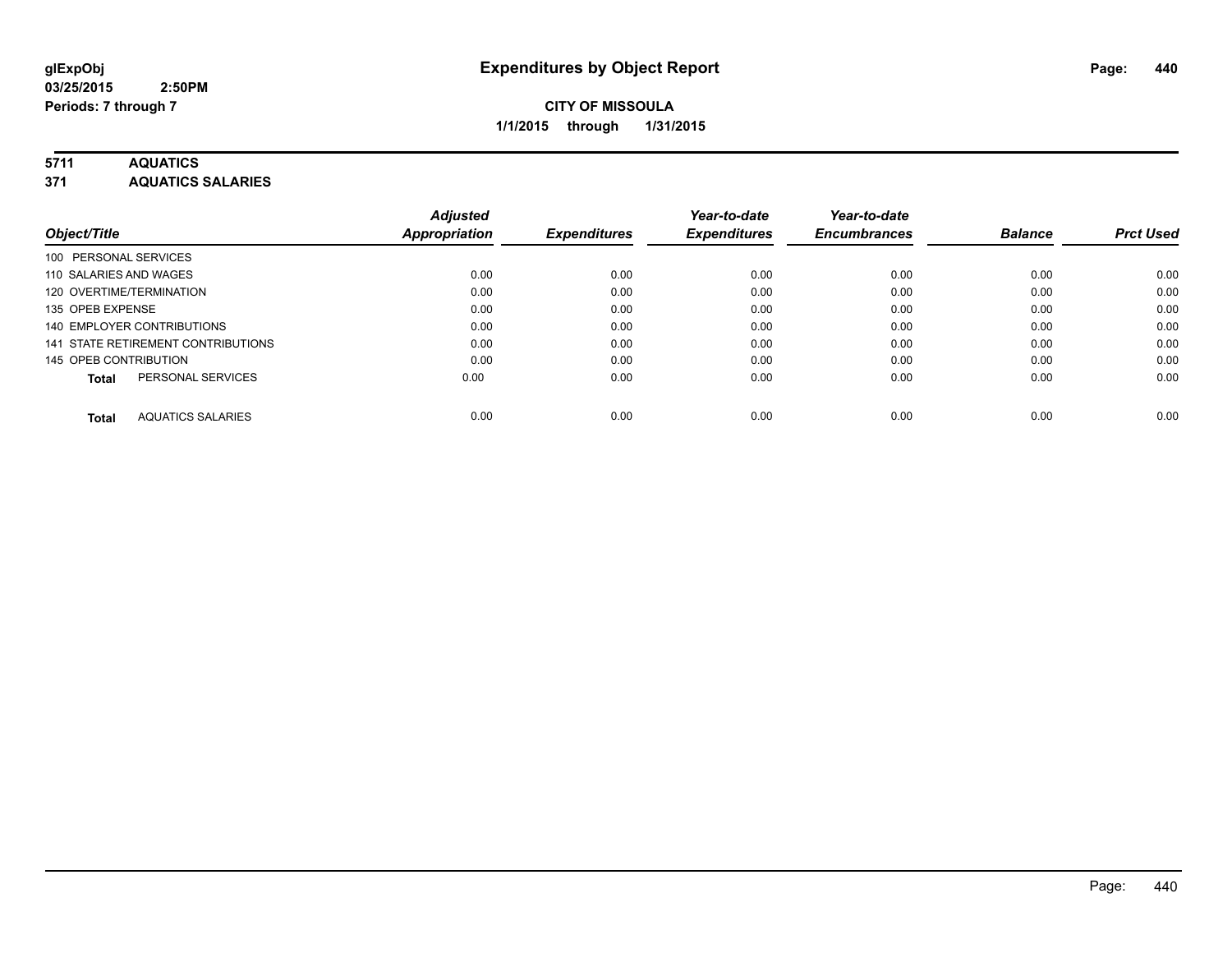glExpObj
03/25/2015 2:50PM
Periods: 7 through 7

# Expenditures by Object Report

**CITY OF MISSOULA**
**1/1/2015 through 1/31/2015**

## 5711 AQUATICS
## 371 AQUATICS SALARIES

| Object/Title | Adjusted Appropriation | Expenditures | Year-to-date Expenditures | Year-to-date Encumbrances | Balance | Prct Used |
|---|---|---|---|---|---|---|
| 100 PERSONAL SERVICES | | | | | | |
| 110 SALARIES AND WAGES | 0.00 | 0.00 | 0.00 | 0.00 | 0.00 | 0.00 |
| 120 OVERTIME/TERMINATION | 0.00 | 0.00 | 0.00 | 0.00 | 0.00 | 0.00 |
| 135 OPEB EXPENSE | 0.00 | 0.00 | 0.00 | 0.00 | 0.00 | 0.00 |
| 140 EMPLOYER CONTRIBUTIONS | 0.00 | 0.00 | 0.00 | 0.00 | 0.00 | 0.00 |
| 141 STATE RETIREMENT CONTRIBUTIONS | 0.00 | 0.00 | 0.00 | 0.00 | 0.00 | 0.00 |
| 145 OPEB CONTRIBUTION | 0.00 | 0.00 | 0.00 | 0.00 | 0.00 | 0.00 |
| **Total** PERSONAL SERVICES | 0.00 | 0.00 | 0.00 | 0.00 | 0.00 | 0.00 |
| **Total** AQUATICS SALARIES | 0.00 | 0.00 | 0.00 | 0.00 | 0.00 | 0.00 |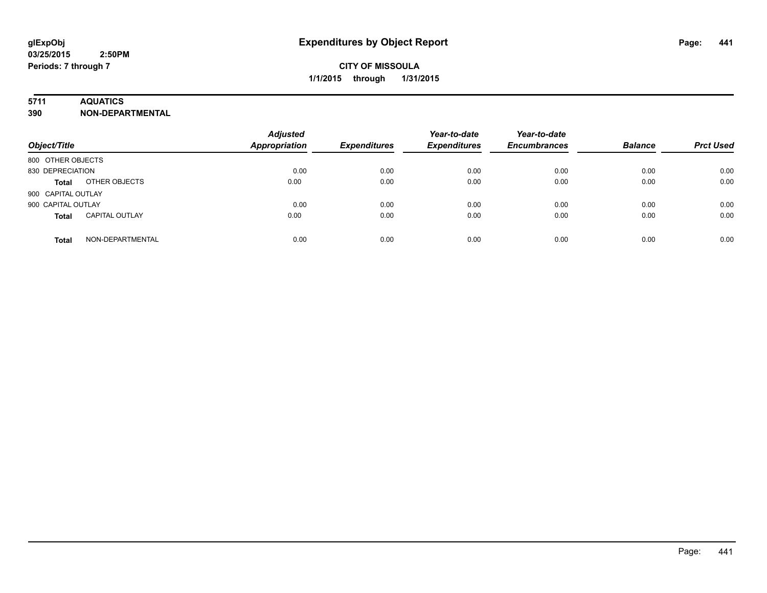**glExpObj** **Expenditures by Object Report**

**03/25/2015 2:50PM**

**Periods: 7 through 7**

**CITY OF MISSOULA**

**1/1/2015 through 1/31/2015**

**5711 AQUATICS**

**390 NON-DEPARTMENTAL**

| Object/Title | | Adjusted Appropriation | Expenditures | Year-to-date Expenditures | Year-to-date Encumbrances | Balance | Prct Used |
|---|---|---|---|---|---|---|---|
| 800 OTHER OBJECTS | | | | | | | |
| 830 DEPRECIATION | | 0.00 | 0.00 | 0.00 | 0.00 | 0.00 | 0.00 |
| **Total** | OTHER OBJECTS | 0.00 | 0.00 | 0.00 | 0.00 | 0.00 | 0.00 |
| 900 CAPITAL OUTLAY | | | | | | | |
| 900 CAPITAL OUTLAY | | 0.00 | 0.00 | 0.00 | 0.00 | 0.00 | 0.00 |
| **Total** | CAPITAL OUTLAY | 0.00 | 0.00 | 0.00 | 0.00 | 0.00 | 0.00 |
| **Total** | NON-DEPARTMENTAL | 0.00 | 0.00 | 0.00 | 0.00 | 0.00 | 0.00 |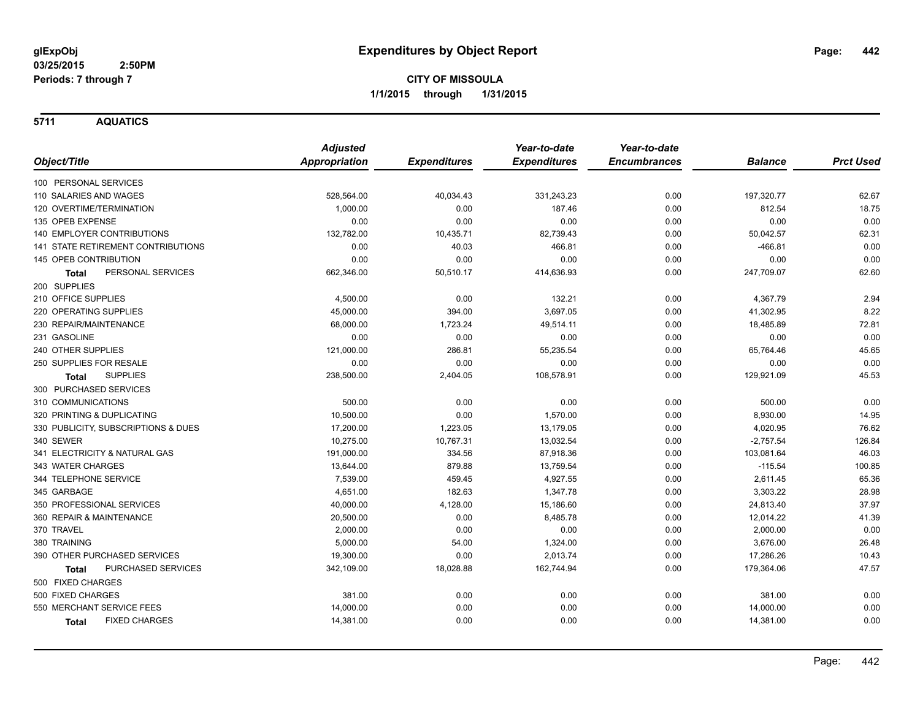**glExpObj** **Expenditures by Object Report**
**03/25/2015 2:50PM**
**Periods: 7 through 7**

**CITY OF MISSOULA**
**1/1/2015 through 1/31/2015**

## 5711 AQUATICS

| Object/Title | Adjusted Appropriation | Expenditures | Year-to-date Expenditures | Year-to-date Encumbrances | Balance | Prct Used |
|---|---|---|---|---|---|---|
| 100 PERSONAL SERVICES | | | | | | |
| 110 SALARIES AND WAGES | 528,564.00 | 40,034.43 | 331,243.23 | 0.00 | 197,320.77 | 62.67 |
| 120 OVERTIME/TERMINATION | 1,000.00 | 0.00 | 187.46 | 0.00 | 812.54 | 18.75 |
| 135 OPEB EXPENSE | 0.00 | 0.00 | 0.00 | 0.00 | 0.00 | 0.00 |
| 140 EMPLOYER CONTRIBUTIONS | 132,782.00 | 10,435.71 | 82,739.43 | 0.00 | 50,042.57 | 62.31 |
| 141 STATE RETIREMENT CONTRIBUTIONS | 0.00 | 40.03 | 466.81 | 0.00 | -466.81 | 0.00 |
| 145 OPEB CONTRIBUTION | 0.00 | 0.00 | 0.00 | 0.00 | 0.00 | 0.00 |
| **Total** PERSONAL SERVICES | 662,346.00 | 50,510.17 | 414,636.93 | 0.00 | 247,709.07 | 62.60 |
| 200 SUPPLIES | | | | | | |
| 210 OFFICE SUPPLIES | 4,500.00 | 0.00 | 132.21 | 0.00 | 4,367.79 | 2.94 |
| 220 OPERATING SUPPLIES | 45,000.00 | 394.00 | 3,697.05 | 0.00 | 41,302.95 | 8.22 |
| 230 REPAIR/MAINTENANCE | 68,000.00 | 1,723.24 | 49,514.11 | 0.00 | 18,485.89 | 72.81 |
| 231 GASOLINE | 0.00 | 0.00 | 0.00 | 0.00 | 0.00 | 0.00 |
| 240 OTHER SUPPLIES | 121,000.00 | 286.81 | 55,235.54 | 0.00 | 65,764.46 | 45.65 |
| 250 SUPPLIES FOR RESALE | 0.00 | 0.00 | 0.00 | 0.00 | 0.00 | 0.00 |
| **Total** SUPPLIES | 238,500.00 | 2,404.05 | 108,578.91 | 0.00 | 129,921.09 | 45.53 |
| 300 PURCHASED SERVICES | | | | | | |
| 310 COMMUNICATIONS | 500.00 | 0.00 | 0.00 | 0.00 | 500.00 | 0.00 |
| 320 PRINTING & DUPLICATING | 10,500.00 | 0.00 | 1,570.00 | 0.00 | 8,930.00 | 14.95 |
| 330 PUBLICITY, SUBSCRIPTIONS & DUES | 17,200.00 | 1,223.05 | 13,179.05 | 0.00 | 4,020.95 | 76.62 |
| 340 SEWER | 10,275.00 | 10,767.31 | 13,032.54 | 0.00 | -2,757.54 | 126.84 |
| 341 ELECTRICITY & NATURAL GAS | 191,000.00 | 334.56 | 87,918.36 | 0.00 | 103,081.64 | 46.03 |
| 343 WATER CHARGES | 13,644.00 | 879.88 | 13,759.54 | 0.00 | -115.54 | 100.85 |
| 344 TELEPHONE SERVICE | 7,539.00 | 459.45 | 4,927.55 | 0.00 | 2,611.45 | 65.36 |
| 345 GARBAGE | 4,651.00 | 182.63 | 1,347.78 | 0.00 | 3,303.22 | 28.98 |
| 350 PROFESSIONAL SERVICES | 40,000.00 | 4,128.00 | 15,186.60 | 0.00 | 24,813.40 | 37.97 |
| 360 REPAIR & MAINTENANCE | 20,500.00 | 0.00 | 8,485.78 | 0.00 | 12,014.22 | 41.39 |
| 370 TRAVEL | 2,000.00 | 0.00 | 0.00 | 0.00 | 2,000.00 | 0.00 |
| 380 TRAINING | 5,000.00 | 54.00 | 1,324.00 | 0.00 | 3,676.00 | 26.48 |
| 390 OTHER PURCHASED SERVICES | 19,300.00 | 0.00 | 2,013.74 | 0.00 | 17,286.26 | 10.43 |
| **Total** PURCHASED SERVICES | 342,109.00 | 18,028.88 | 162,744.94 | 0.00 | 179,364.06 | 47.57 |
| 500 FIXED CHARGES | | | | | | |
| 500 FIXED CHARGES | 381.00 | 0.00 | 0.00 | 0.00 | 381.00 | 0.00 |
| 550 MERCHANT SERVICE FEES | 14,000.00 | 0.00 | 0.00 | 0.00 | 14,000.00 | 0.00 |
| **Total** FIXED CHARGES | 14,381.00 | 0.00 | 0.00 | 0.00 | 14,381.00 | 0.00 |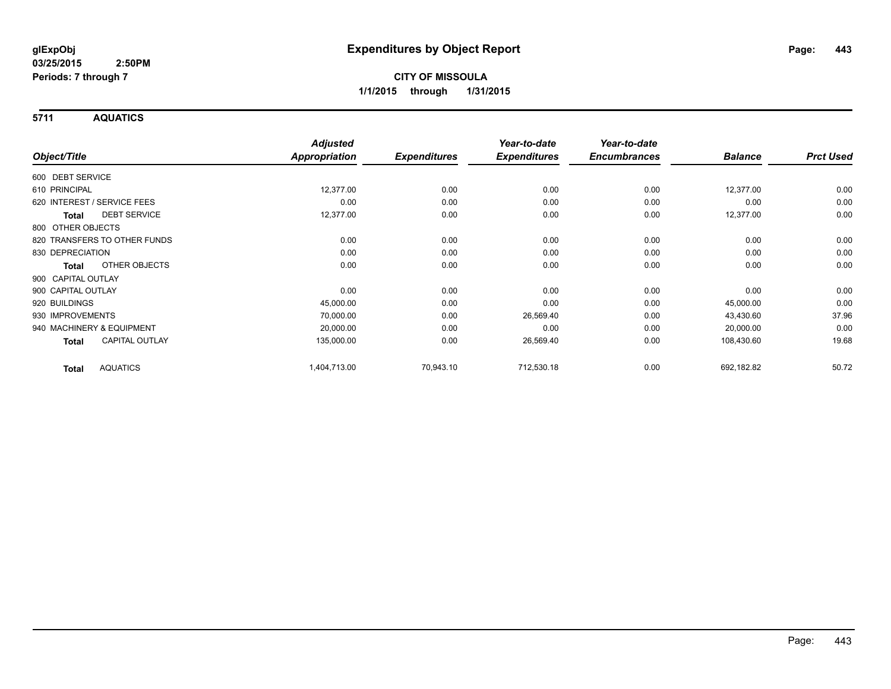**glExpObj**
**03/25/2015 2:50PM**
**Periods: 7 through 7**

# Expenditures by Object Report

**CITY OF MISSOULA**
**1/1/2015 through 1/31/2015**

## 5711 AQUATICS

| Object/Title | Adjusted Appropriation | Expenditures | Year-to-date Expenditures | Year-to-date Encumbrances | Balance | Prct Used |
|---|---|---|---|---|---|---|
| 600 DEBT SERVICE | | | | | | |
| 610 PRINCIPAL | 12,377.00 | 0.00 | 0.00 | 0.00 | 12,377.00 | 0.00 |
| 620 INTEREST / SERVICE FEES | 0.00 | 0.00 | 0.00 | 0.00 | 0.00 | 0.00 |
| **Total** DEBT SERVICE | 12,377.00 | 0.00 | 0.00 | 0.00 | 12,377.00 | 0.00 |
| 800 OTHER OBJECTS | | | | | | |
| 820 TRANSFERS TO OTHER FUNDS | 0.00 | 0.00 | 0.00 | 0.00 | 0.00 | 0.00 |
| 830 DEPRECIATION | 0.00 | 0.00 | 0.00 | 0.00 | 0.00 | 0.00 |
| **Total** OTHER OBJECTS | 0.00 | 0.00 | 0.00 | 0.00 | 0.00 | 0.00 |
| 900 CAPITAL OUTLAY | | | | | | |
| 900 CAPITAL OUTLAY | 0.00 | 0.00 | 0.00 | 0.00 | 0.00 | 0.00 |
| 920 BUILDINGS | 45,000.00 | 0.00 | 0.00 | 0.00 | 45,000.00 | 0.00 |
| 930 IMPROVEMENTS | 70,000.00 | 0.00 | 26,569.40 | 0.00 | 43,430.60 | 37.96 |
| 940 MACHINERY & EQUIPMENT | 20,000.00 | 0.00 | 0.00 | 0.00 | 20,000.00 | 0.00 |
| **Total** CAPITAL OUTLAY | 135,000.00 | 0.00 | 26,569.40 | 0.00 | 108,430.60 | 19.68 |
| **Total** AQUATICS | 1,404,713.00 | 70,943.10 | 712,530.18 | 0.00 | 692,182.82 | 50.72 |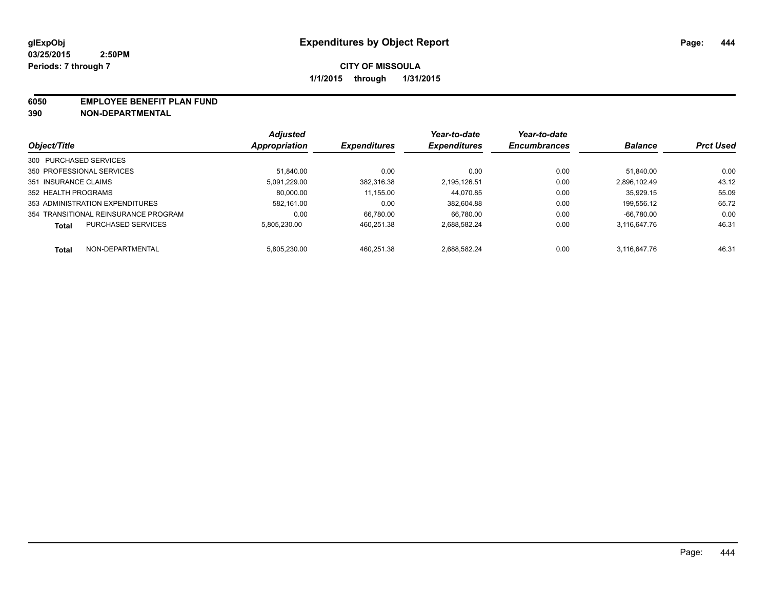# Expenditures by Object Report

glExpObj
03/25/2015 2:50PM
Periods: 7 through 7

**CITY OF MISSOULA**
**1/1/2015 through 1/31/2015**

**6050 EMPLOYEE BENEFIT PLAN FUND**
**390 NON-DEPARTMENTAL**

| Object/Title | Adjusted Appropriation | Expenditures | Year-to-date Expenditures | Year-to-date Encumbrances | Balance | Prct Used |
|---|---|---|---|---|---|---|
| 300 PURCHASED SERVICES | | | | | | |
| 350 PROFESSIONAL SERVICES | 51,840.00 | 0.00 | 0.00 | 0.00 | 51,840.00 | 0.00 |
| 351 INSURANCE CLAIMS | 5,091,229.00 | 382,316.38 | 2,195,126.51 | 0.00 | 2,896,102.49 | 43.12 |
| 352 HEALTH PROGRAMS | 80,000.00 | 11,155.00 | 44,070.85 | 0.00 | 35,929.15 | 55.09 |
| 353 ADMINISTRATION EXPENDITURES | 582,161.00 | 0.00 | 382,604.88 | 0.00 | 199,556.12 | 65.72 |
| 354 TRANSITIONAL REINSURANCE PROGRAM | 0.00 | 66,780.00 | 66,780.00 | 0.00 | -66,780.00 | 0.00 |
| **Total** PURCHASED SERVICES | 5,805,230.00 | 460,251.38 | 2,688,582.24 | 0.00 | 3,116,647.76 | 46.31 |
| **Total** NON-DEPARTMENTAL | 5,805,230.00 | 460,251.38 | 2,688,582.24 | 0.00 | 3,116,647.76 | 46.31 |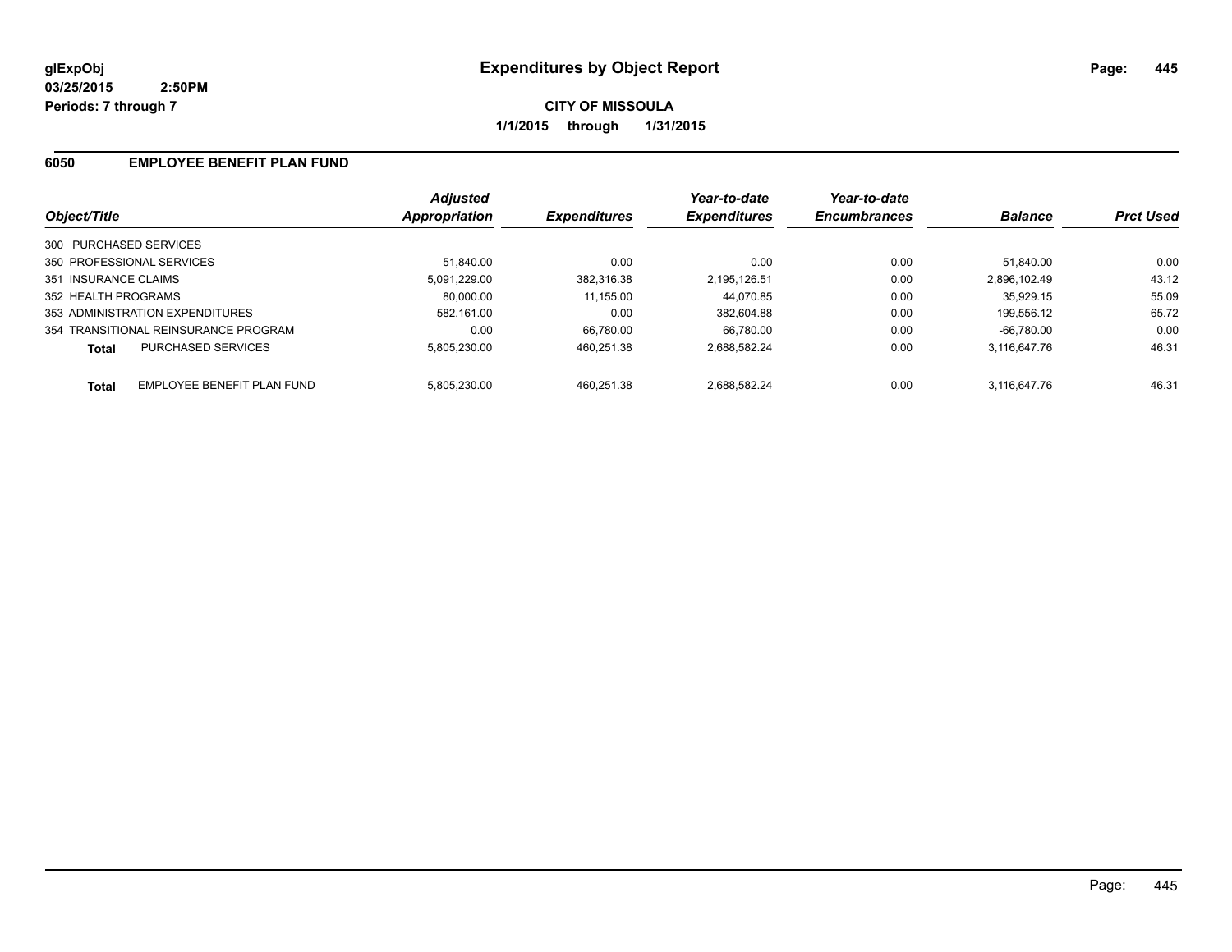# Expenditures by Object Report

glExpObj
03/25/2015 2:50PM
Periods: 7 through 7

**CITY OF MISSOULA**
**1/1/2015 through 1/31/2015**

## 6050 EMPLOYEE BENEFIT PLAN FUND

| Object/Title | | Adjusted Appropriation | Expenditures | Year-to-date Expenditures | Year-to-date Encumbrances | Balance | Prct Used |
|---|---|---|---|---|---|---|---|
| 300 PURCHASED SERVICES | | | | | | | |
| 350 PROFESSIONAL SERVICES | | 51,840.00 | 0.00 | 0.00 | 0.00 | 51,840.00 | 0.00 |
| 351 INSURANCE CLAIMS | | 5,091,229.00 | 382,316.38 | 2,195,126.51 | 0.00 | 2,896,102.49 | 43.12 |
| 352 HEALTH PROGRAMS | | 80,000.00 | 11,155.00 | 44,070.85 | 0.00 | 35,929.15 | 55.09 |
| 353 ADMINISTRATION EXPENDITURES | | 582,161.00 | 0.00 | 382,604.88 | 0.00 | 199,556.12 | 65.72 |
| 354 TRANSITIONAL REINSURANCE PROGRAM | | 0.00 | 66,780.00 | 66,780.00 | 0.00 | -66,780.00 | 0.00 |
| **Total** | PURCHASED SERVICES | 5,805,230.00 | 460,251.38 | 2,688,582.24 | 0.00 | 3,116,647.76 | 46.31 |
| **Total** | EMPLOYEE BENEFIT PLAN FUND | 5,805,230.00 | 460,251.38 | 2,688,582.24 | 0.00 | 3,116,647.76 | 46.31 |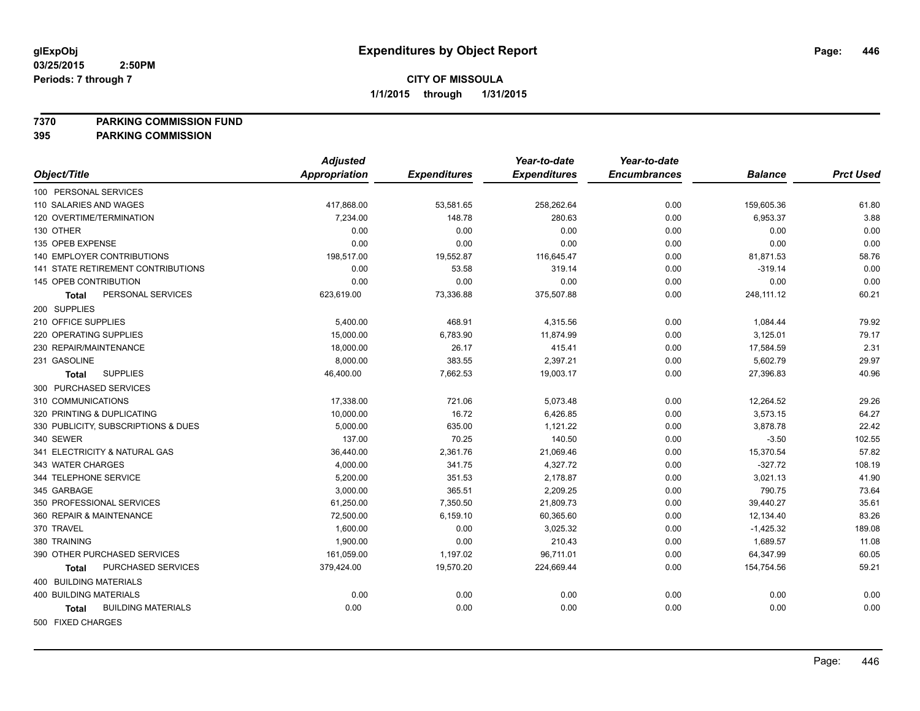# Expenditures by Object Report

glExpObj
03/25/2015 2:50PM
Periods: 7 through 7

**CITY OF MISSOULA**
**1/1/2015 through 1/31/2015**

**7370 PARKING COMMISSION FUND**
**395 PARKING COMMISSION**

| Object/Title | Adjusted Appropriation | Expenditures | Year-to-date Expenditures | Year-to-date Encumbrances | Balance | Prct Used |
|---|---|---|---|---|---|---|
| 100 PERSONAL SERVICES | | | | | | |
| 110 SALARIES AND WAGES | 417,868.00 | 53,581.65 | 258,262.64 | 0.00 | 159,605.36 | 61.80 |
| 120 OVERTIME/TERMINATION | 7,234.00 | 148.78 | 280.63 | 0.00 | 6,953.37 | 3.88 |
| 130 OTHER | 0.00 | 0.00 | 0.00 | 0.00 | 0.00 | 0.00 |
| 135 OPEB EXPENSE | 0.00 | 0.00 | 0.00 | 0.00 | 0.00 | 0.00 |
| 140 EMPLOYER CONTRIBUTIONS | 198,517.00 | 19,552.87 | 116,645.47 | 0.00 | 81,871.53 | 58.76 |
| 141 STATE RETIREMENT CONTRIBUTIONS | 0.00 | 53.58 | 319.14 | 0.00 | -319.14 | 0.00 |
| 145 OPEB CONTRIBUTION | 0.00 | 0.00 | 0.00 | 0.00 | 0.00 | 0.00 |
| **Total** PERSONAL SERVICES | 623,619.00 | 73,336.88 | 375,507.88 | 0.00 | 248,111.12 | 60.21 |
| 200 SUPPLIES | | | | | | |
| 210 OFFICE SUPPLIES | 5,400.00 | 468.91 | 4,315.56 | 0.00 | 1,084.44 | 79.92 |
| 220 OPERATING SUPPLIES | 15,000.00 | 6,783.90 | 11,874.99 | 0.00 | 3,125.01 | 79.17 |
| 230 REPAIR/MAINTENANCE | 18,000.00 | 26.17 | 415.41 | 0.00 | 17,584.59 | 2.31 |
| 231 GASOLINE | 8,000.00 | 383.55 | 2,397.21 | 0.00 | 5,602.79 | 29.97 |
| **Total** SUPPLIES | 46,400.00 | 7,662.53 | 19,003.17 | 0.00 | 27,396.83 | 40.96 |
| 300 PURCHASED SERVICES | | | | | | |
| 310 COMMUNICATIONS | 17,338.00 | 721.06 | 5,073.48 | 0.00 | 12,264.52 | 29.26 |
| 320 PRINTING & DUPLICATING | 10,000.00 | 16.72 | 6,426.85 | 0.00 | 3,573.15 | 64.27 |
| 330 PUBLICITY, SUBSCRIPTIONS & DUES | 5,000.00 | 635.00 | 1,121.22 | 0.00 | 3,878.78 | 22.42 |
| 340 SEWER | 137.00 | 70.25 | 140.50 | 0.00 | -3.50 | 102.55 |
| 341 ELECTRICITY & NATURAL GAS | 36,440.00 | 2,361.76 | 21,069.46 | 0.00 | 15,370.54 | 57.82 |
| 343 WATER CHARGES | 4,000.00 | 341.75 | 4,327.72 | 0.00 | -327.72 | 108.19 |
| 344 TELEPHONE SERVICE | 5,200.00 | 351.53 | 2,178.87 | 0.00 | 3,021.13 | 41.90 |
| 345 GARBAGE | 3,000.00 | 365.51 | 2,209.25 | 0.00 | 790.75 | 73.64 |
| 350 PROFESSIONAL SERVICES | 61,250.00 | 7,350.50 | 21,809.73 | 0.00 | 39,440.27 | 35.61 |
| 360 REPAIR & MAINTENANCE | 72,500.00 | 6,159.10 | 60,365.60 | 0.00 | 12,134.40 | 83.26 |
| 370 TRAVEL | 1,600.00 | 0.00 | 3,025.32 | 0.00 | -1,425.32 | 189.08 |
| 380 TRAINING | 1,900.00 | 0.00 | 210.43 | 0.00 | 1,689.57 | 11.08 |
| 390 OTHER PURCHASED SERVICES | 161,059.00 | 1,197.02 | 96,711.01 | 0.00 | 64,347.99 | 60.05 |
| **Total** PURCHASED SERVICES | 379,424.00 | 19,570.20 | 224,669.44 | 0.00 | 154,754.56 | 59.21 |
| 400 BUILDING MATERIALS | | | | | | |
| 400 BUILDING MATERIALS | 0.00 | 0.00 | 0.00 | 0.00 | 0.00 | 0.00 |
| **Total** BUILDING MATERIALS | 0.00 | 0.00 | 0.00 | 0.00 | 0.00 | 0.00 |
| 500 FIXED CHARGES | | | | | | |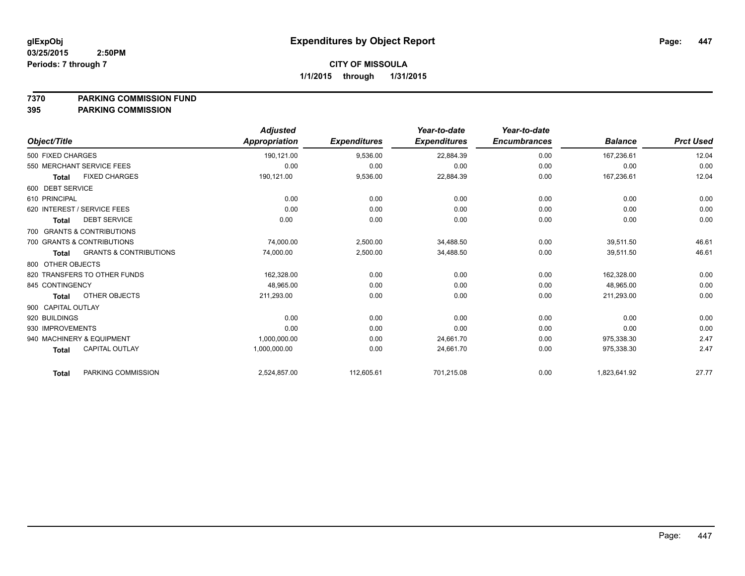glExpObj
03/25/2015 2:50PM
Periods: 7 through 7

# Expenditures by Object Report

**CITY OF MISSOULA**
**1/1/2015 through 1/31/2015**

**7370 PARKING COMMISSION FUND**
**395 PARKING COMMISSION**

| Object/Title | Adjusted Appropriation | Expenditures | Year-to-date Expenditures | Year-to-date Encumbrances | Balance | Prct Used |
|---|---|---|---|---|---|---|
| 500 FIXED CHARGES | 190,121.00 | 9,536.00 | 22,884.39 | 0.00 | 167,236.61 | 12.04 |
| 550 MERCHANT SERVICE FEES | 0.00 | 0.00 | 0.00 | 0.00 | 0.00 | 0.00 |
| **Total** FIXED CHARGES | 190,121.00 | 9,536.00 | 22,884.39 | 0.00 | 167,236.61 | 12.04 |
| 600 DEBT SERVICE | | | | | | |
| 610 PRINCIPAL | 0.00 | 0.00 | 0.00 | 0.00 | 0.00 | 0.00 |
| 620 INTEREST / SERVICE FEES | 0.00 | 0.00 | 0.00 | 0.00 | 0.00 | 0.00 |
| **Total** DEBT SERVICE | 0.00 | 0.00 | 0.00 | 0.00 | 0.00 | 0.00 |
| 700 GRANTS & CONTRIBUTIONS | | | | | | |
| 700 GRANTS & CONTRIBUTIONS | 74,000.00 | 2,500.00 | 34,488.50 | 0.00 | 39,511.50 | 46.61 |
| **Total** GRANTS & CONTRIBUTIONS | 74,000.00 | 2,500.00 | 34,488.50 | 0.00 | 39,511.50 | 46.61 |
| 800 OTHER OBJECTS | | | | | | |
| 820 TRANSFERS TO OTHER FUNDS | 162,328.00 | 0.00 | 0.00 | 0.00 | 162,328.00 | 0.00 |
| 845 CONTINGENCY | 48,965.00 | 0.00 | 0.00 | 0.00 | 48,965.00 | 0.00 |
| **Total** OTHER OBJECTS | 211,293.00 | 0.00 | 0.00 | 0.00 | 211,293.00 | 0.00 |
| 900 CAPITAL OUTLAY | | | | | | |
| 920 BUILDINGS | 0.00 | 0.00 | 0.00 | 0.00 | 0.00 | 0.00 |
| 930 IMPROVEMENTS | 0.00 | 0.00 | 0.00 | 0.00 | 0.00 | 0.00 |
| 940 MACHINERY & EQUIPMENT | 1,000,000.00 | 0.00 | 24,661.70 | 0.00 | 975,338.30 | 2.47 |
| **Total** CAPITAL OUTLAY | 1,000,000.00 | 0.00 | 24,661.70 | 0.00 | 975,338.30 | 2.47 |
| **Total** PARKING COMMISSION | 2,524,857.00 | 112,605.61 | 701,215.08 | 0.00 | 1,823,641.92 | 27.77 |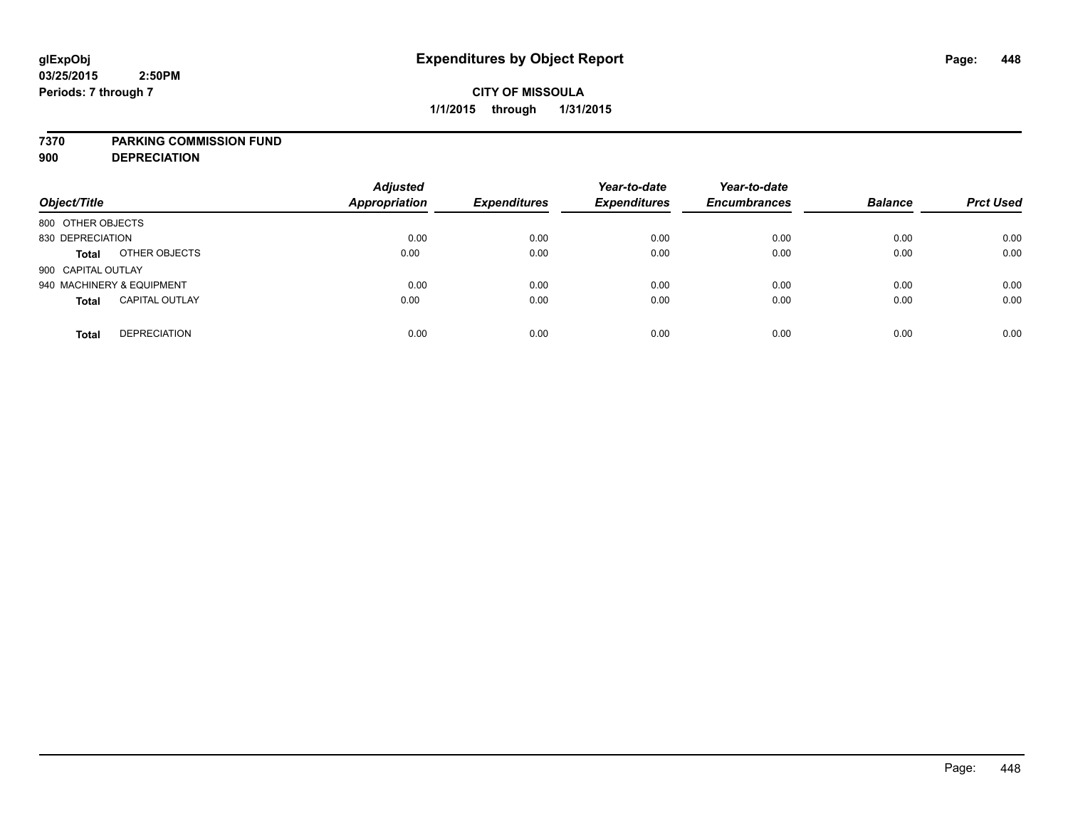# Expenditures by Object Report

glExpObj
03/25/2015 2:50PM
Periods: 7 through 7

**CITY OF MISSOULA**
**1/1/2015 through 1/31/2015**

**7370 PARKING COMMISSION FUND**
**900 DEPRECIATION**

| Object/Title | | Adjusted Appropriation | Expenditures | Year-to-date Expenditures | Year-to-date Encumbrances | Balance | Prct Used |
|---|---|---|---|---|---|---|---|
| 800 OTHER OBJECTS | | | | | | | |
| 830 DEPRECIATION | | 0.00 | 0.00 | 0.00 | 0.00 | 0.00 | 0.00 |
| **Total** | OTHER OBJECTS | 0.00 | 0.00 | 0.00 | 0.00 | 0.00 | 0.00 |
| 900 CAPITAL OUTLAY | | | | | | | |
| 940 MACHINERY & EQUIPMENT | | 0.00 | 0.00 | 0.00 | 0.00 | 0.00 | 0.00 |
| **Total** | CAPITAL OUTLAY | 0.00 | 0.00 | 0.00 | 0.00 | 0.00 | 0.00 |
| **Total** | DEPRECIATION | 0.00 | 0.00 | 0.00 | 0.00 | 0.00 | 0.00 |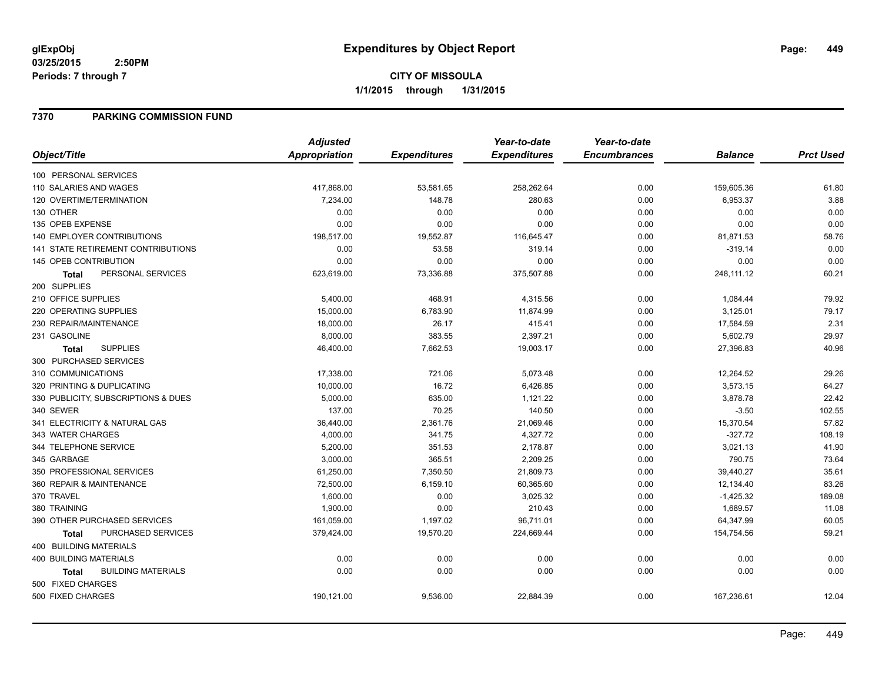glExpObj
03/25/2015 2:50PM
Periods: 7 through 7

# Expenditures by Object Report

**CITY OF MISSOULA**
**1/1/2015 through 1/31/2015**

## 7370 PARKING COMMISSION FUND

| Object/Title | Adjusted Appropriation | Expenditures | Year-to-date Expenditures | Year-to-date Encumbrances | Balance | Prct Used |
|---|---|---|---|---|---|---|
| 100 PERSONAL SERVICES | | | | | | |
| 110 SALARIES AND WAGES | 417,868.00 | 53,581.65 | 258,262.64 | 0.00 | 159,605.36 | 61.80 |
| 120 OVERTIME/TERMINATION | 7,234.00 | 148.78 | 280.63 | 0.00 | 6,953.37 | 3.88 |
| 130 OTHER | 0.00 | 0.00 | 0.00 | 0.00 | 0.00 | 0.00 |
| 135 OPEB EXPENSE | 0.00 | 0.00 | 0.00 | 0.00 | 0.00 | 0.00 |
| 140 EMPLOYER CONTRIBUTIONS | 198,517.00 | 19,552.87 | 116,645.47 | 0.00 | 81,871.53 | 58.76 |
| 141 STATE RETIREMENT CONTRIBUTIONS | 0.00 | 53.58 | 319.14 | 0.00 | -319.14 | 0.00 |
| 145 OPEB CONTRIBUTION | 0.00 | 0.00 | 0.00 | 0.00 | 0.00 | 0.00 |
| **Total** PERSONAL SERVICES | 623,619.00 | 73,336.88 | 375,507.88 | 0.00 | 248,111.12 | 60.21 |
| 200 SUPPLIES | | | | | | |
| 210 OFFICE SUPPLIES | 5,400.00 | 468.91 | 4,315.56 | 0.00 | 1,084.44 | 79.92 |
| 220 OPERATING SUPPLIES | 15,000.00 | 6,783.90 | 11,874.99 | 0.00 | 3,125.01 | 79.17 |
| 230 REPAIR/MAINTENANCE | 18,000.00 | 26.17 | 415.41 | 0.00 | 17,584.59 | 2.31 |
| 231 GASOLINE | 8,000.00 | 383.55 | 2,397.21 | 0.00 | 5,602.79 | 29.97 |
| **Total** SUPPLIES | 46,400.00 | 7,662.53 | 19,003.17 | 0.00 | 27,396.83 | 40.96 |
| 300 PURCHASED SERVICES | | | | | | |
| 310 COMMUNICATIONS | 17,338.00 | 721.06 | 5,073.48 | 0.00 | 12,264.52 | 29.26 |
| 320 PRINTING & DUPLICATING | 10,000.00 | 16.72 | 6,426.85 | 0.00 | 3,573.15 | 64.27 |
| 330 PUBLICITY, SUBSCRIPTIONS & DUES | 5,000.00 | 635.00 | 1,121.22 | 0.00 | 3,878.78 | 22.42 |
| 340 SEWER | 137.00 | 70.25 | 140.50 | 0.00 | -3.50 | 102.55 |
| 341 ELECTRICITY & NATURAL GAS | 36,440.00 | 2,361.76 | 21,069.46 | 0.00 | 15,370.54 | 57.82 |
| 343 WATER CHARGES | 4,000.00 | 341.75 | 4,327.72 | 0.00 | -327.72 | 108.19 |
| 344 TELEPHONE SERVICE | 5,200.00 | 351.53 | 2,178.87 | 0.00 | 3,021.13 | 41.90 |
| 345 GARBAGE | 3,000.00 | 365.51 | 2,209.25 | 0.00 | 790.75 | 73.64 |
| 350 PROFESSIONAL SERVICES | 61,250.00 | 7,350.50 | 21,809.73 | 0.00 | 39,440.27 | 35.61 |
| 360 REPAIR & MAINTENANCE | 72,500.00 | 6,159.10 | 60,365.60 | 0.00 | 12,134.40 | 83.26 |
| 370 TRAVEL | 1,600.00 | 0.00 | 3,025.32 | 0.00 | -1,425.32 | 189.08 |
| 380 TRAINING | 1,900.00 | 0.00 | 210.43 | 0.00 | 1,689.57 | 11.08 |
| 390 OTHER PURCHASED SERVICES | 161,059.00 | 1,197.02 | 96,711.01 | 0.00 | 64,347.99 | 60.05 |
| **Total** PURCHASED SERVICES | 379,424.00 | 19,570.20 | 224,669.44 | 0.00 | 154,754.56 | 59.21 |
| 400 BUILDING MATERIALS | | | | | | |
| 400 BUILDING MATERIALS | 0.00 | 0.00 | 0.00 | 0.00 | 0.00 | 0.00 |
| **Total** BUILDING MATERIALS | 0.00 | 0.00 | 0.00 | 0.00 | 0.00 | 0.00 |
| 500 FIXED CHARGES | | | | | | |
| 500 FIXED CHARGES | 190,121.00 | 9,536.00 | 22,884.39 | 0.00 | 167,236.61 | 12.04 |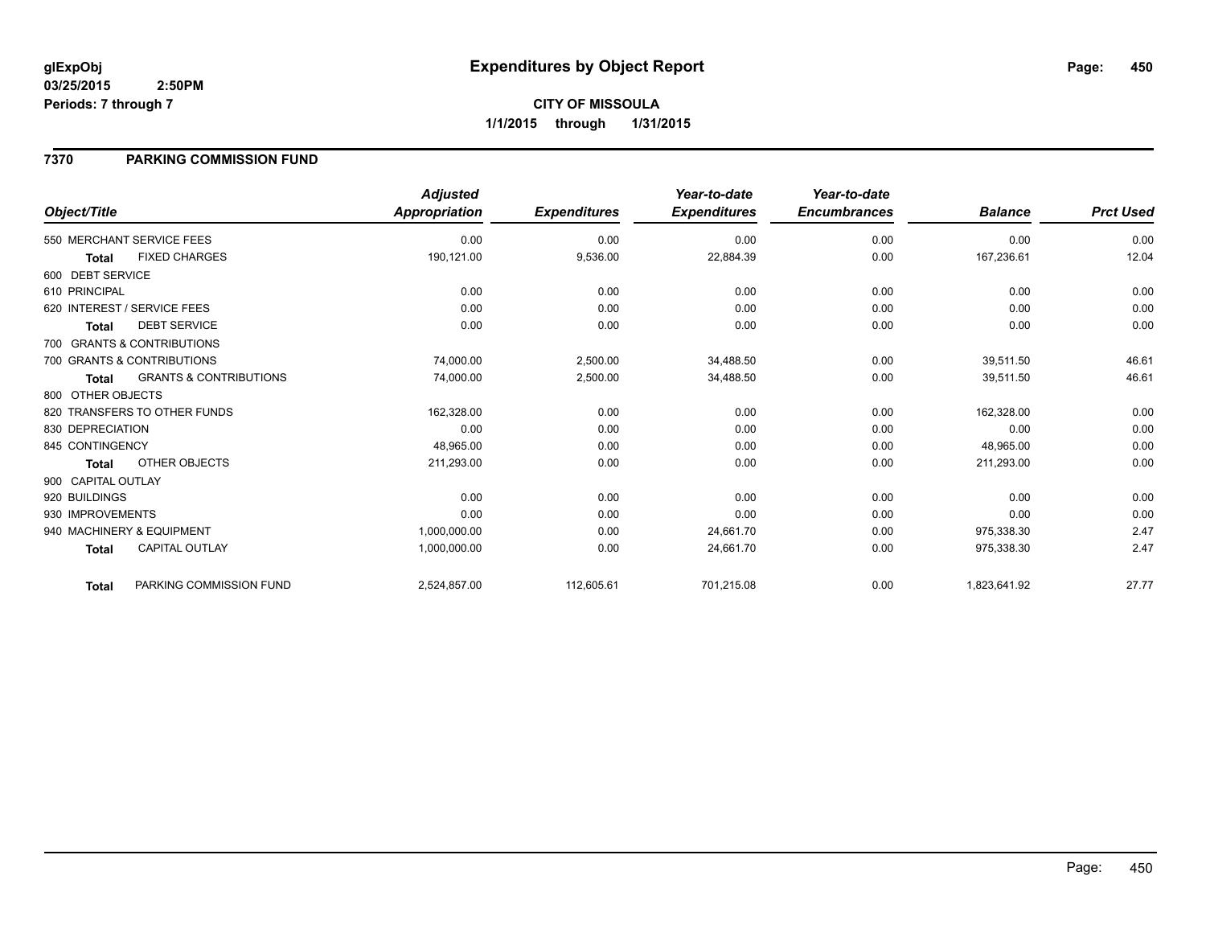# Expenditures by Object Report

glExpObj
03/25/2015 2:50PM
Periods: 7 through 7

**CITY OF MISSOULA**
**1/1/2015 through 1/31/2015**

## 7370 PARKING COMMISSION FUND

| Object/Title | | Adjusted Appropriation | Expenditures | Year-to-date Expenditures | Year-to-date Encumbrances | Balance | Prct Used |
|---|---|---|---|---|---|---|---|
| 550 MERCHANT SERVICE FEES | | 0.00 | 0.00 | 0.00 | 0.00 | 0.00 | 0.00 |
| **Total** | FIXED CHARGES | 190,121.00 | 9,536.00 | 22,884.39 | 0.00 | 167,236.61 | 12.04 |
| 600 DEBT SERVICE | | | | | | | |
| 610 PRINCIPAL | | 0.00 | 0.00 | 0.00 | 0.00 | 0.00 | 0.00 |
| 620 INTEREST / SERVICE FEES | | 0.00 | 0.00 | 0.00 | 0.00 | 0.00 | 0.00 |
| **Total** | DEBT SERVICE | 0.00 | 0.00 | 0.00 | 0.00 | 0.00 | 0.00 |
| 700 GRANTS & CONTRIBUTIONS | | | | | | | |
| 700 GRANTS & CONTRIBUTIONS | | 74,000.00 | 2,500.00 | 34,488.50 | 0.00 | 39,511.50 | 46.61 |
| **Total** | GRANTS & CONTRIBUTIONS | 74,000.00 | 2,500.00 | 34,488.50 | 0.00 | 39,511.50 | 46.61 |
| 800 OTHER OBJECTS | | | | | | | |
| 820 TRANSFERS TO OTHER FUNDS | | 162,328.00 | 0.00 | 0.00 | 0.00 | 162,328.00 | 0.00 |
| 830 DEPRECIATION | | 0.00 | 0.00 | 0.00 | 0.00 | 0.00 | 0.00 |
| 845 CONTINGENCY | | 48,965.00 | 0.00 | 0.00 | 0.00 | 48,965.00 | 0.00 |
| **Total** | OTHER OBJECTS | 211,293.00 | 0.00 | 0.00 | 0.00 | 211,293.00 | 0.00 |
| 900 CAPITAL OUTLAY | | | | | | | |
| 920 BUILDINGS | | 0.00 | 0.00 | 0.00 | 0.00 | 0.00 | 0.00 |
| 930 IMPROVEMENTS | | 0.00 | 0.00 | 0.00 | 0.00 | 0.00 | 0.00 |
| 940 MACHINERY & EQUIPMENT | | 1,000,000.00 | 0.00 | 24,661.70 | 0.00 | 975,338.30 | 2.47 |
| **Total** | CAPITAL OUTLAY | 1,000,000.00 | 0.00 | 24,661.70 | 0.00 | 975,338.30 | 2.47 |
| **Total** | PARKING COMMISSION FUND | 2,524,857.00 | 112,605.61 | 701,215.08 | 0.00 | 1,823,641.92 | 27.77 |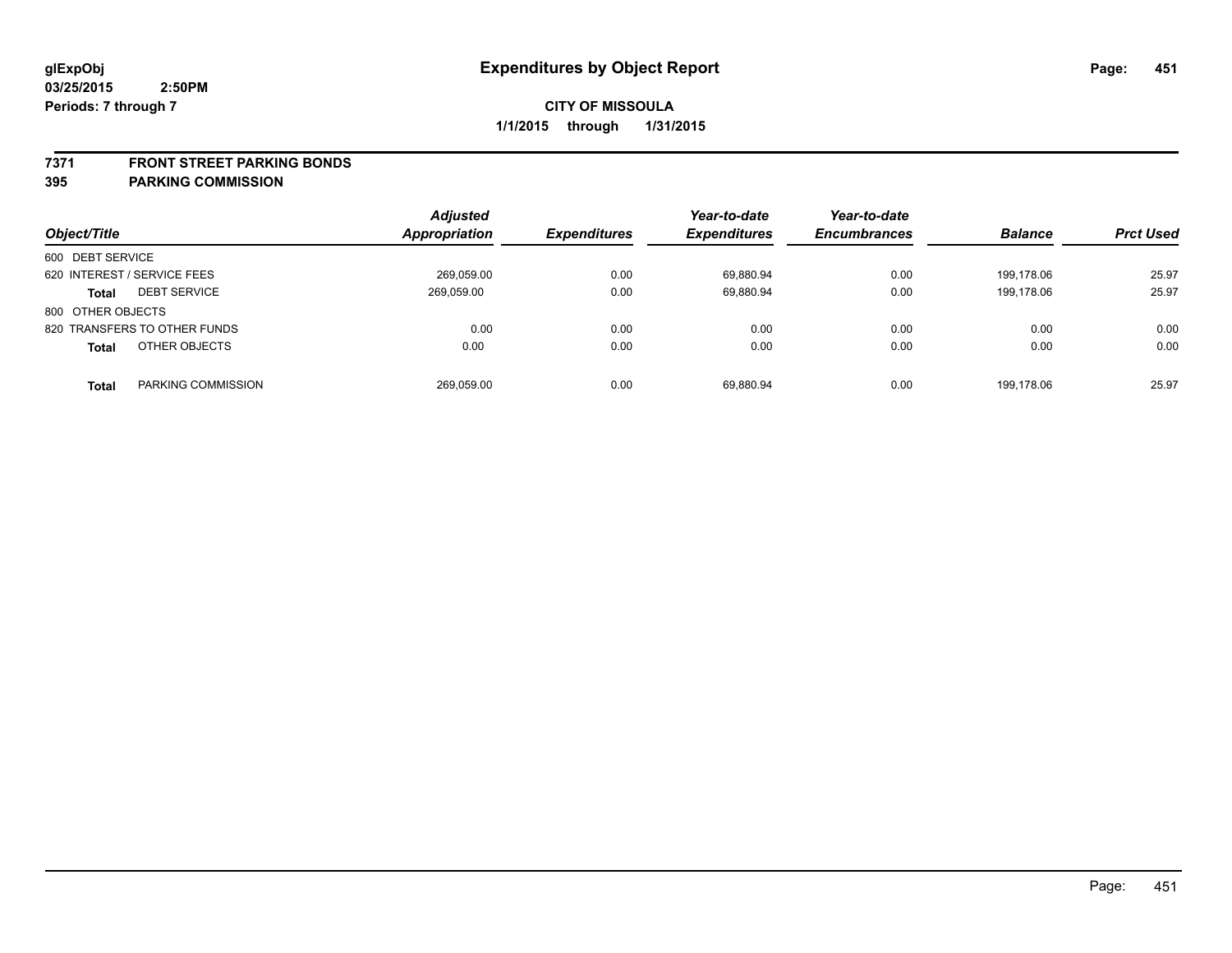glExpObj
03/25/2015 2:50PM
Periods: 7 through 7

# Expenditures by Object Report

**CITY OF MISSOULA**

**1/1/2015 through 1/31/2015**

**7371 FRONT STREET PARKING BONDS**

**395 PARKING COMMISSION**

| Object/Title | | Adjusted Appropriation | Expenditures | Year-to-date Expenditures | Year-to-date Encumbrances | Balance | Prct Used |
|---|---|---|---|---|---|---|---|
| 600 DEBT SERVICE | | | | | | | |
| 620 INTEREST / SERVICE FEES | | 269,059.00 | 0.00 | 69,880.94 | 0.00 | 199,178.06 | 25.97 |
| **Total** | DEBT SERVICE | 269,059.00 | 0.00 | 69,880.94 | 0.00 | 199,178.06 | 25.97 |
| 800 OTHER OBJECTS | | | | | | | |
| 820 TRANSFERS TO OTHER FUNDS | | 0.00 | 0.00 | 0.00 | 0.00 | 0.00 | 0.00 |
| **Total** | OTHER OBJECTS | 0.00 | 0.00 | 0.00 | 0.00 | 0.00 | 0.00 |
| **Total** | PARKING COMMISSION | 269,059.00 | 0.00 | 69,880.94 | 0.00 | 199,178.06 | 25.97 |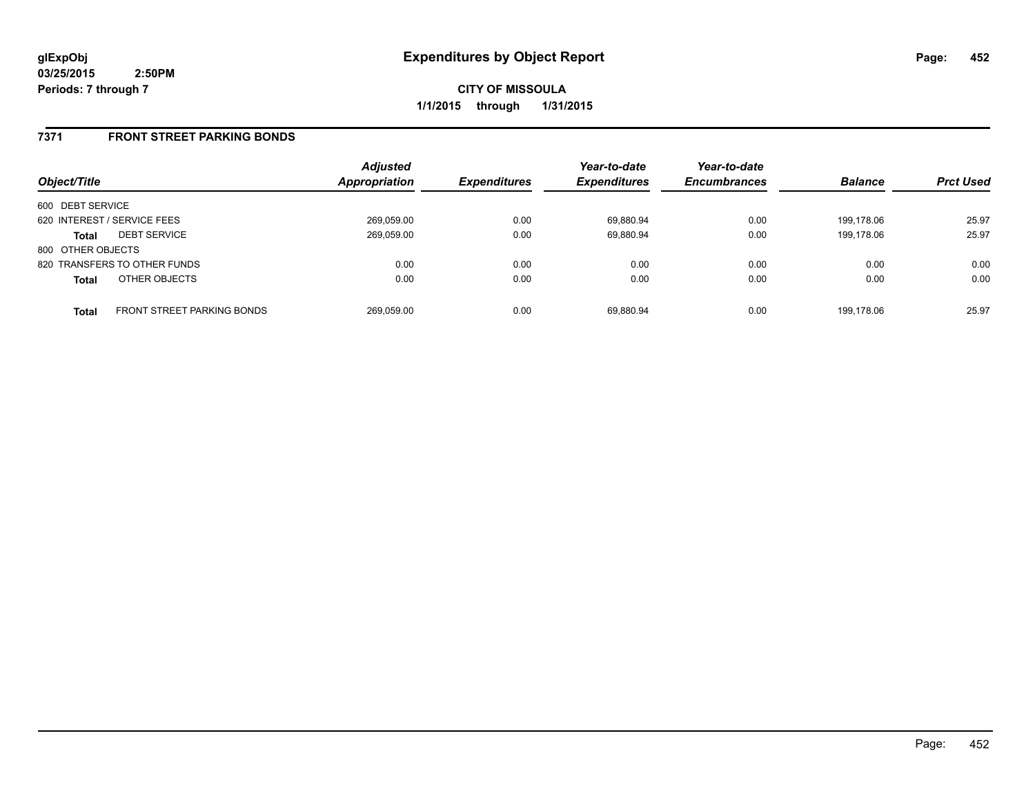# Expenditures by Object Report

glExpObj
03/25/2015 2:50PM
Periods: 7 through 7

**CITY OF MISSOULA**
**1/1/2015 through 1/31/2015**

## 7371 FRONT STREET PARKING BONDS

| Object/Title | | Adjusted Appropriation | Expenditures | Year-to-date Expenditures | Year-to-date Encumbrances | Balance | Prct Used |
|---|---|---|---|---|---|---|---|
| 600 DEBT SERVICE | | | | | | | |
| 620 INTEREST / SERVICE FEES | | 269,059.00 | 0.00 | 69,880.94 | 0.00 | 199,178.06 | 25.97 |
| **Total** | DEBT SERVICE | 269,059.00 | 0.00 | 69,880.94 | 0.00 | 199,178.06 | 25.97 |
| 800 OTHER OBJECTS | | | | | | | |
| 820 TRANSFERS TO OTHER FUNDS | | 0.00 | 0.00 | 0.00 | 0.00 | 0.00 | 0.00 |
| **Total** | OTHER OBJECTS | 0.00 | 0.00 | 0.00 | 0.00 | 0.00 | 0.00 |
| **Total** | FRONT STREET PARKING BONDS | 269,059.00 | 0.00 | 69,880.94 | 0.00 | 199,178.06 | 25.97 |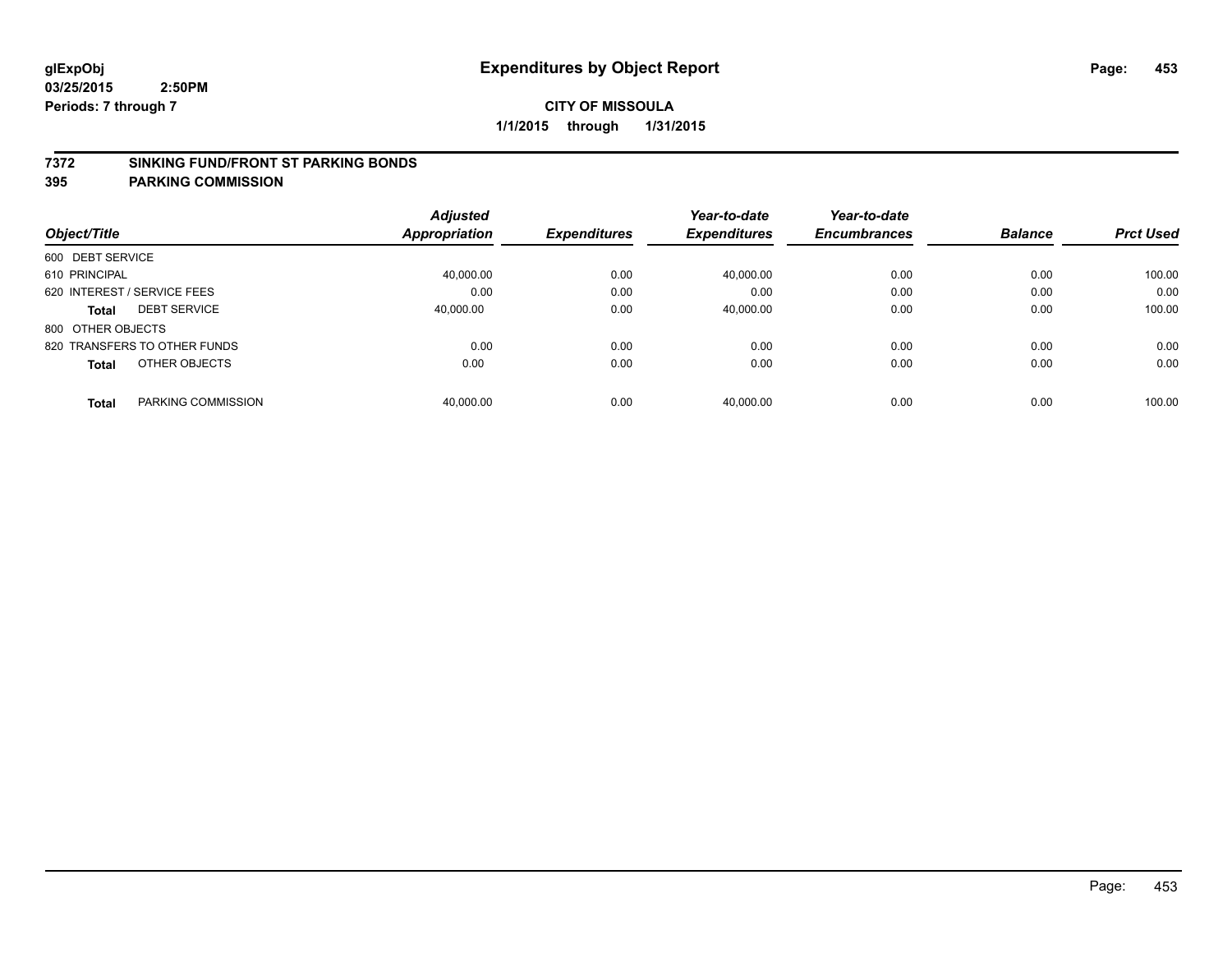# Expenditures by Object Report

glExpObj
03/25/2015 2:50PM
Periods: 7 through 7

**CITY OF MISSOULA**
**1/1/2015 through 1/31/2015**

## 7372 SINKING FUND/FRONT ST PARKING BONDS
## 395 PARKING COMMISSION

| Object/Title | Adjusted Appropriation | Expenditures | Year-to-date Expenditures | Year-to-date Encumbrances | Balance | Prct Used |
|---|---|---|---|---|---|---|
| 600 DEBT SERVICE | | | | | | |
| 610 PRINCIPAL | 40,000.00 | 0.00 | 40,000.00 | 0.00 | 0.00 | 100.00 |
| 620 INTEREST / SERVICE FEES | 0.00 | 0.00 | 0.00 | 0.00 | 0.00 | 0.00 |
| **Total** DEBT SERVICE | 40,000.00 | 0.00 | 40,000.00 | 0.00 | 0.00 | 100.00 |
| 800 OTHER OBJECTS | | | | | | |
| 820 TRANSFERS TO OTHER FUNDS | 0.00 | 0.00 | 0.00 | 0.00 | 0.00 | 0.00 |
| **Total** OTHER OBJECTS | 0.00 | 0.00 | 0.00 | 0.00 | 0.00 | 0.00 |
| **Total** PARKING COMMISSION | 40,000.00 | 0.00 | 40,000.00 | 0.00 | 0.00 | 100.00 |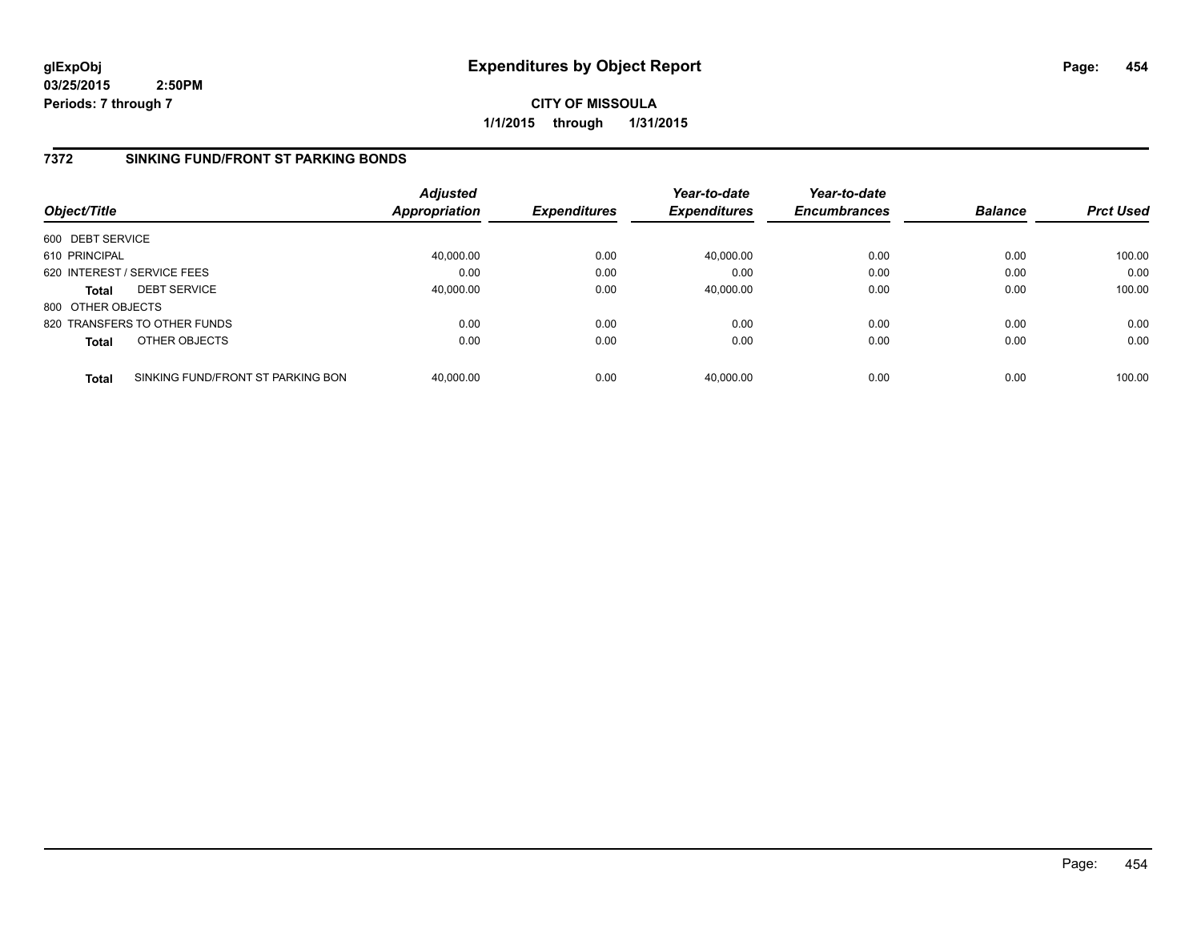# Expenditures by Object Report

glExpObj
03/25/2015 2:50PM
Periods: 7 through 7

**CITY OF MISSOULA**
**1/1/2015 through 1/31/2015**

## 7372 SINKING FUND/FRONT ST PARKING BONDS

| Object/Title | | Adjusted Appropriation | Expenditures | Year-to-date Expenditures | Year-to-date Encumbrances | Balance | Prct Used |
|---|---|---|---|---|---|---|---|
| 600 DEBT SERVICE | | | | | | | |
| 610 PRINCIPAL | | 40,000.00 | 0.00 | 40,000.00 | 0.00 | 0.00 | 100.00 |
| 620 INTEREST / SERVICE FEES | | 0.00 | 0.00 | 0.00 | 0.00 | 0.00 | 0.00 |
| **Total** | DEBT SERVICE | 40,000.00 | 0.00 | 40,000.00 | 0.00 | 0.00 | 100.00 |
| 800 OTHER OBJECTS | | | | | | | |
| 820 TRANSFERS TO OTHER FUNDS | | 0.00 | 0.00 | 0.00 | 0.00 | 0.00 | 0.00 |
| **Total** | OTHER OBJECTS | 0.00 | 0.00 | 0.00 | 0.00 | 0.00 | 0.00 |
| **Total** | SINKING FUND/FRONT ST PARKING BON | 40,000.00 | 0.00 | 40,000.00 | 0.00 | 0.00 | 100.00 |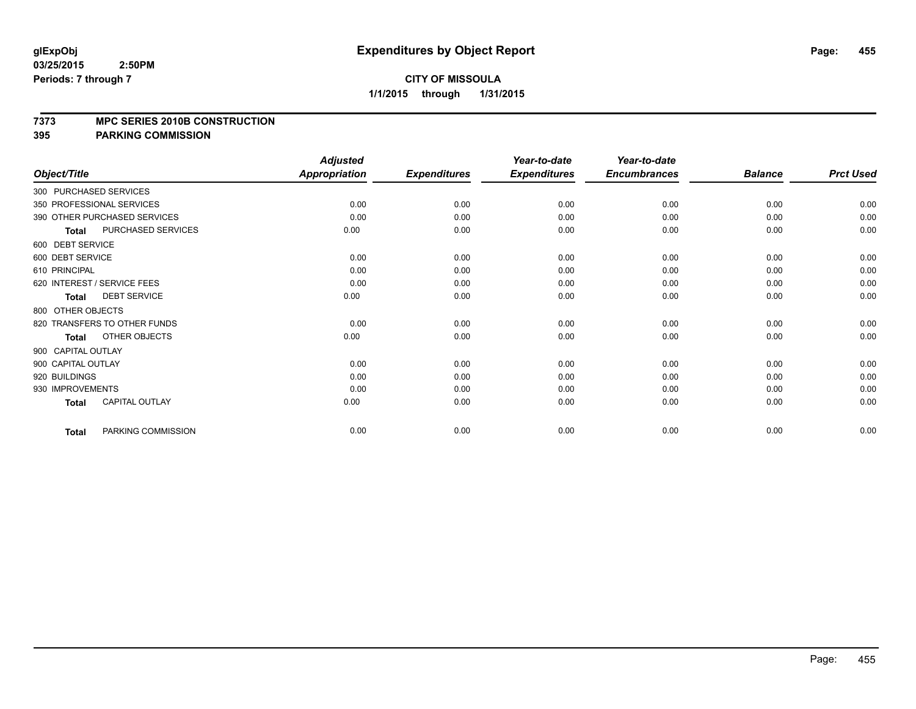**glExpObj**
**03/25/2015 2:50PM**
**Periods: 7 through 7**

# Expenditures by Object Report

**CITY OF MISSOULA**
**1/1/2015 through 1/31/2015**

## 7373 MPC SERIES 2010B CONSTRUCTION
## 395 PARKING COMMISSION

| Object/Title | Adjusted Appropriation | Expenditures | Year-to-date Expenditures | Year-to-date Encumbrances | Balance | Prct Used |
|---|---|---|---|---|---|---|
| 300 PURCHASED SERVICES | | | | | | |
| 350 PROFESSIONAL SERVICES | 0.00 | 0.00 | 0.00 | 0.00 | 0.00 | 0.00 |
| 390 OTHER PURCHASED SERVICES | 0.00 | 0.00 | 0.00 | 0.00 | 0.00 | 0.00 |
| **Total** PURCHASED SERVICES | 0.00 | 0.00 | 0.00 | 0.00 | 0.00 | 0.00 |
| 600 DEBT SERVICE | | | | | | |
| 600 DEBT SERVICE | 0.00 | 0.00 | 0.00 | 0.00 | 0.00 | 0.00 |
| 610 PRINCIPAL | 0.00 | 0.00 | 0.00 | 0.00 | 0.00 | 0.00 |
| 620 INTEREST / SERVICE FEES | 0.00 | 0.00 | 0.00 | 0.00 | 0.00 | 0.00 |
| **Total** DEBT SERVICE | 0.00 | 0.00 | 0.00 | 0.00 | 0.00 | 0.00 |
| 800 OTHER OBJECTS | | | | | | |
| 820 TRANSFERS TO OTHER FUNDS | 0.00 | 0.00 | 0.00 | 0.00 | 0.00 | 0.00 |
| **Total** OTHER OBJECTS | 0.00 | 0.00 | 0.00 | 0.00 | 0.00 | 0.00 |
| 900 CAPITAL OUTLAY | | | | | | |
| 900 CAPITAL OUTLAY | 0.00 | 0.00 | 0.00 | 0.00 | 0.00 | 0.00 |
| 920 BUILDINGS | 0.00 | 0.00 | 0.00 | 0.00 | 0.00 | 0.00 |
| 930 IMPROVEMENTS | 0.00 | 0.00 | 0.00 | 0.00 | 0.00 | 0.00 |
| **Total** CAPITAL OUTLAY | 0.00 | 0.00 | 0.00 | 0.00 | 0.00 | 0.00 |
| **Total** PARKING COMMISSION | 0.00 | 0.00 | 0.00 | 0.00 | 0.00 | 0.00 |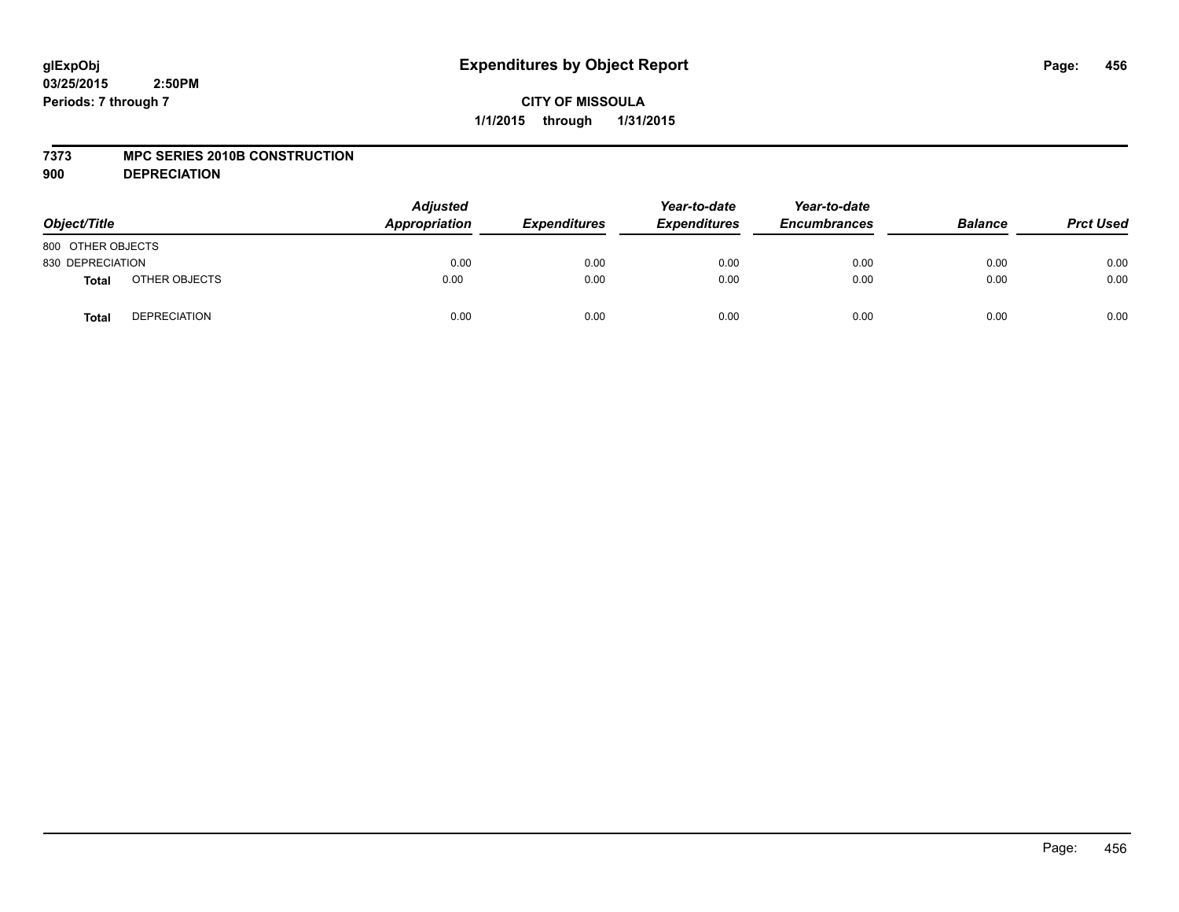glExpObj
03/25/2015 2:50PM
Periods: 7 through 7

# Expenditures by Object Report

**CITY OF MISSOULA**
**1/1/2015 through 1/31/2015**

**7373 MPC SERIES 2010B CONSTRUCTION**
**900 DEPRECIATION**

| Object/Title | | Adjusted Appropriation | Expenditures | Year-to-date Expenditures | Year-to-date Encumbrances | Balance | Prct Used |
|---|---|---|---|---|---|---|---|
| 800 OTHER OBJECTS | | | | | | | |
| 830 DEPRECIATION | | 0.00 | 0.00 | 0.00 | 0.00 | 0.00 | 0.00 |
| **Total** | OTHER OBJECTS | 0.00 | 0.00 | 0.00 | 0.00 | 0.00 | 0.00 |
| **Total** | DEPRECIATION | 0.00 | 0.00 | 0.00 | 0.00 | 0.00 | 0.00 |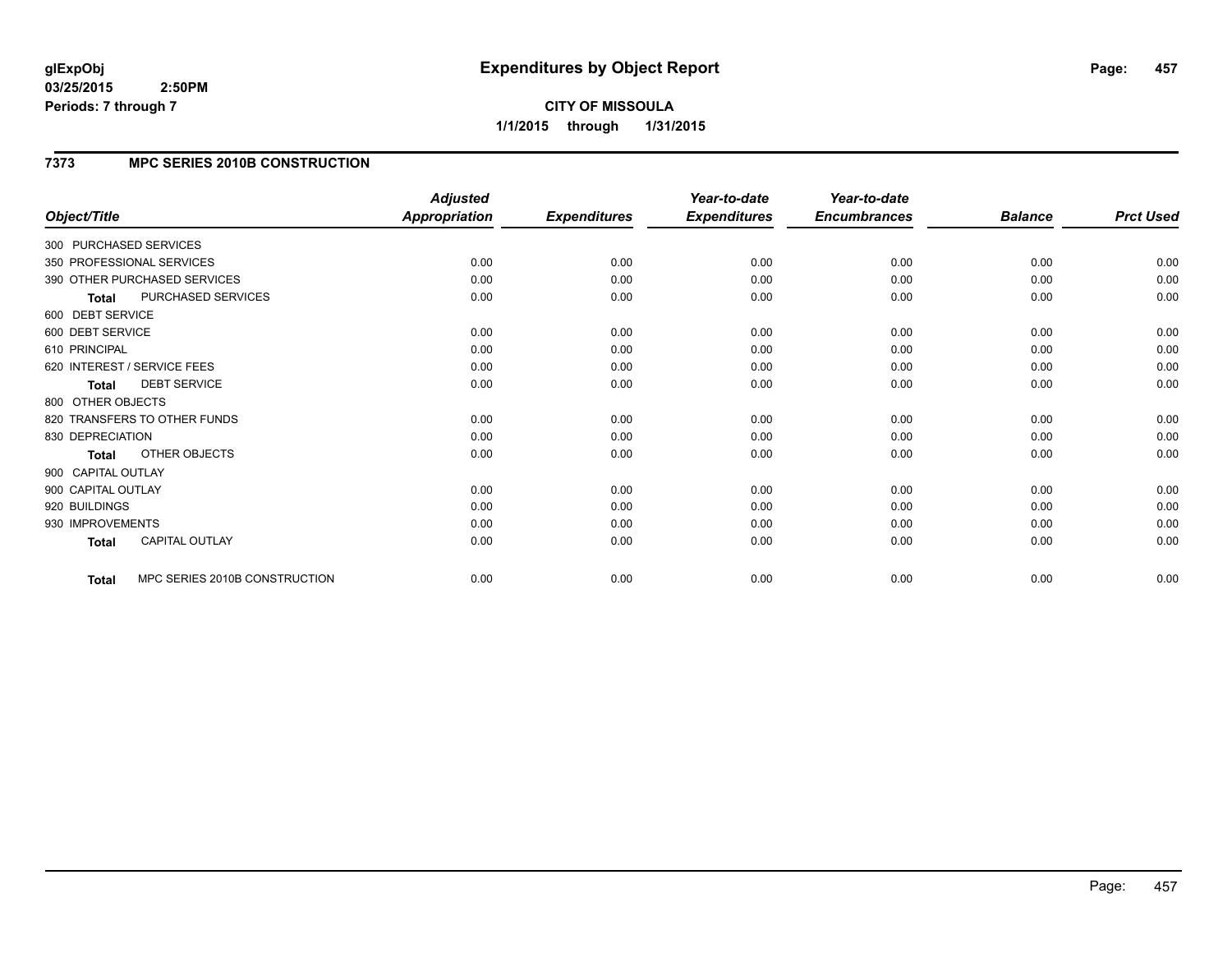**glExpObj**
**03/25/2015 2:50PM**
**Periods: 7 through 7**

# Expenditures by Object Report

**CITY OF MISSOULA**
**1/1/2015 through 1/31/2015**

## 7373 MPC SERIES 2010B CONSTRUCTION

| Object/Title | Adjusted Appropriation | Expenditures | Year-to-date Expenditures | Year-to-date Encumbrances | Balance | Prct Used |
|---|---|---|---|---|---|---|
| 300 PURCHASED SERVICES | | | | | | |
| 350 PROFESSIONAL SERVICES | 0.00 | 0.00 | 0.00 | 0.00 | 0.00 | 0.00 |
| 390 OTHER PURCHASED SERVICES | 0.00 | 0.00 | 0.00 | 0.00 | 0.00 | 0.00 |
| **Total** PURCHASED SERVICES | 0.00 | 0.00 | 0.00 | 0.00 | 0.00 | 0.00 |
| 600 DEBT SERVICE | | | | | | |
| 600 DEBT SERVICE | 0.00 | 0.00 | 0.00 | 0.00 | 0.00 | 0.00 |
| 610 PRINCIPAL | 0.00 | 0.00 | 0.00 | 0.00 | 0.00 | 0.00 |
| 620 INTEREST / SERVICE FEES | 0.00 | 0.00 | 0.00 | 0.00 | 0.00 | 0.00 |
| **Total** DEBT SERVICE | 0.00 | 0.00 | 0.00 | 0.00 | 0.00 | 0.00 |
| 800 OTHER OBJECTS | | | | | | |
| 820 TRANSFERS TO OTHER FUNDS | 0.00 | 0.00 | 0.00 | 0.00 | 0.00 | 0.00 |
| 830 DEPRECIATION | 0.00 | 0.00 | 0.00 | 0.00 | 0.00 | 0.00 |
| **Total** OTHER OBJECTS | 0.00 | 0.00 | 0.00 | 0.00 | 0.00 | 0.00 |
| 900 CAPITAL OUTLAY | | | | | | |
| 900 CAPITAL OUTLAY | 0.00 | 0.00 | 0.00 | 0.00 | 0.00 | 0.00 |
| 920 BUILDINGS | 0.00 | 0.00 | 0.00 | 0.00 | 0.00 | 0.00 |
| 930 IMPROVEMENTS | 0.00 | 0.00 | 0.00 | 0.00 | 0.00 | 0.00 |
| **Total** CAPITAL OUTLAY | 0.00 | 0.00 | 0.00 | 0.00 | 0.00 | 0.00 |
| **Total** MPC SERIES 2010B CONSTRUCTION | 0.00 | 0.00 | 0.00 | 0.00 | 0.00 | 0.00 |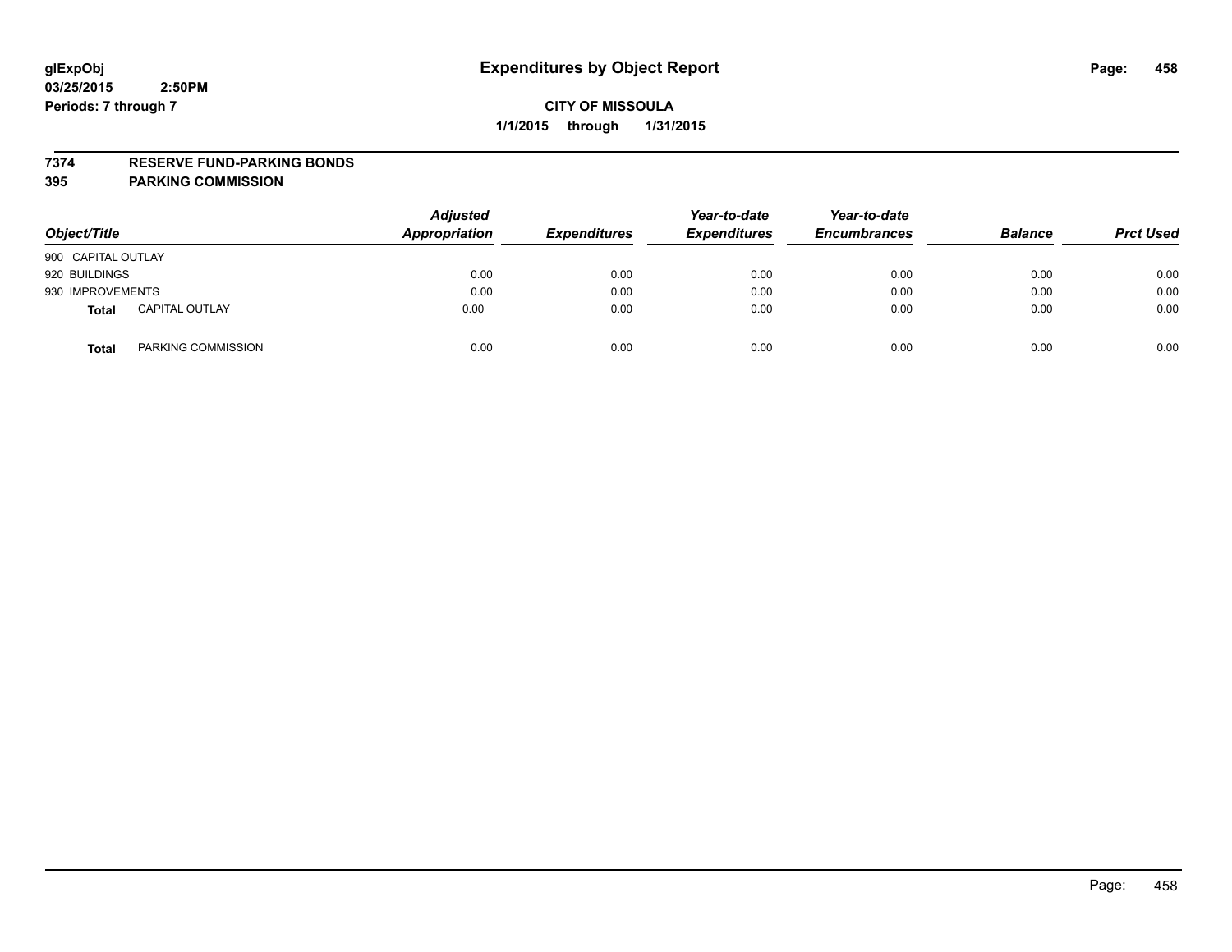# Expenditures by Object Report

glExpObj
03/25/2015 2:50PM
Periods: 7 through 7

**CITY OF MISSOULA**
**1/1/2015 through 1/31/2015**

**7374 RESERVE FUND-PARKING BONDS**
**395 PARKING COMMISSION**

| Object/Title | | Adjusted Appropriation | Expenditures | Year-to-date Expenditures | Year-to-date Encumbrances | Balance | Prct Used |
|---|---|---|---|---|---|---|---|
| 900 CAPITAL OUTLAY | | | | | | | |
| 920 BUILDINGS | | 0.00 | 0.00 | 0.00 | 0.00 | 0.00 | 0.00 |
| 930 IMPROVEMENTS | | 0.00 | 0.00 | 0.00 | 0.00 | 0.00 | 0.00 |
| **Total** | CAPITAL OUTLAY | 0.00 | 0.00 | 0.00 | 0.00 | 0.00 | 0.00 |
| **Total** | PARKING COMMISSION | 0.00 | 0.00 | 0.00 | 0.00 | 0.00 | 0.00 |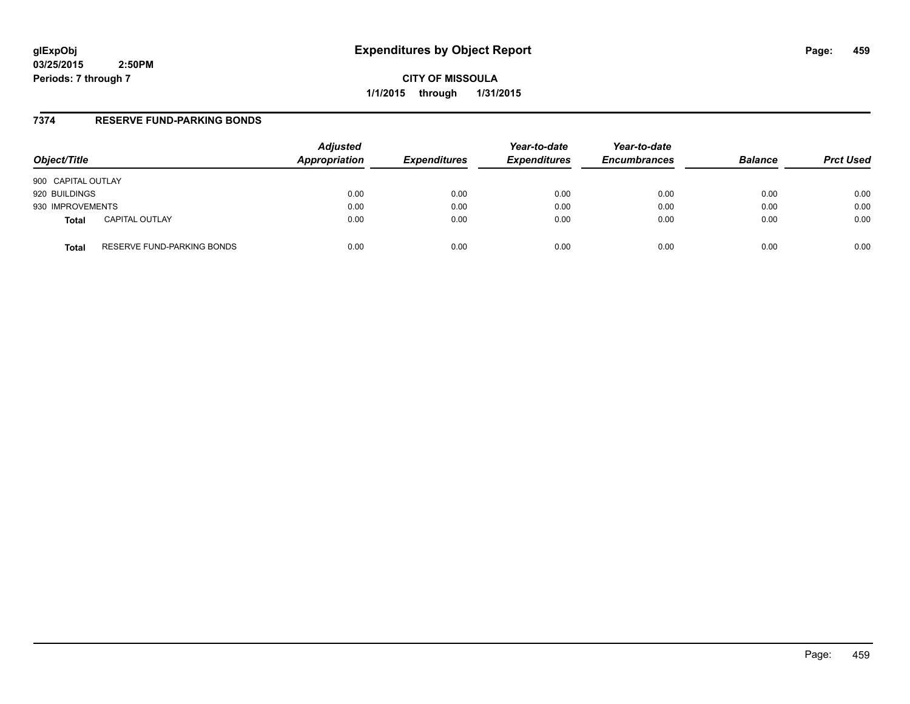# Expenditures by Object Report

**glExpObj**
**03/25/2015 2:50PM**
**Periods: 7 through 7**

**CITY OF MISSOULA**
**1/1/2015 through 1/31/2015**

## 7374 RESERVE FUND-PARKING BONDS

| Object/Title | | Adjusted Appropriation | Expenditures | Year-to-date Expenditures | Year-to-date Encumbrances | Balance | Prct Used |
|---|---|---|---|---|---|---|---|
| 900 CAPITAL OUTLAY | | | | | | | |
| 920 BUILDINGS | | 0.00 | 0.00 | 0.00 | 0.00 | 0.00 | 0.00 |
| 930 IMPROVEMENTS | | 0.00 | 0.00 | 0.00 | 0.00 | 0.00 | 0.00 |
| **Total** | CAPITAL OUTLAY | 0.00 | 0.00 | 0.00 | 0.00 | 0.00 | 0.00 |
| **Total** | RESERVE FUND-PARKING BONDS | 0.00 | 0.00 | 0.00 | 0.00 | 0.00 | 0.00 |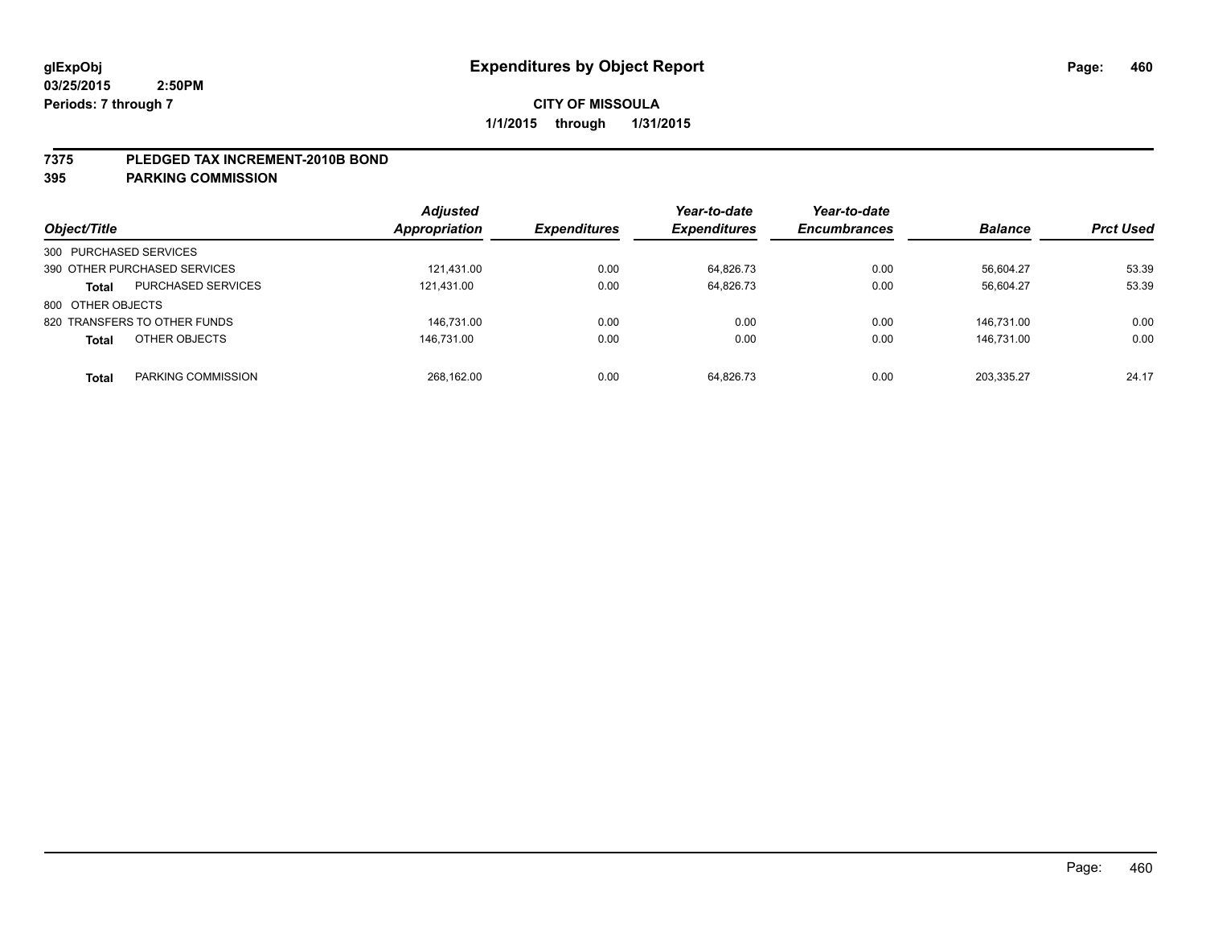**glExpObj** 
**03/25/2015 2:50PM** 
**Periods: 7 through 7**

# Expenditures by Object Report

**CITY OF MISSOULA**
**1/1/2015 through 1/31/2015**

**7375 PLEDGED TAX INCREMENT-2010B BOND**
**395 PARKING COMMISSION**

| Object/Title | | Adjusted Appropriation | Expenditures | Year-to-date Expenditures | Year-to-date Encumbrances | Balance | Prct Used |
|---|---|---|---|---|---|---|---|
| 300 PURCHASED SERVICES | | | | | | | |
| 390 OTHER PURCHASED SERVICES | | 121,431.00 | 0.00 | 64,826.73 | 0.00 | 56,604.27 | 53.39 |
| **Total** | PURCHASED SERVICES | 121,431.00 | 0.00 | 64,826.73 | 0.00 | 56,604.27 | 53.39 |
| 800 OTHER OBJECTS | | | | | | | |
| 820 TRANSFERS TO OTHER FUNDS | | 146,731.00 | 0.00 | 0.00 | 0.00 | 146,731.00 | 0.00 |
| **Total** | OTHER OBJECTS | 146,731.00 | 0.00 | 0.00 | 0.00 | 146,731.00 | 0.00 |
| **Total** | PARKING COMMISSION | 268,162.00 | 0.00 | 64,826.73 | 0.00 | 203,335.27 | 24.17 |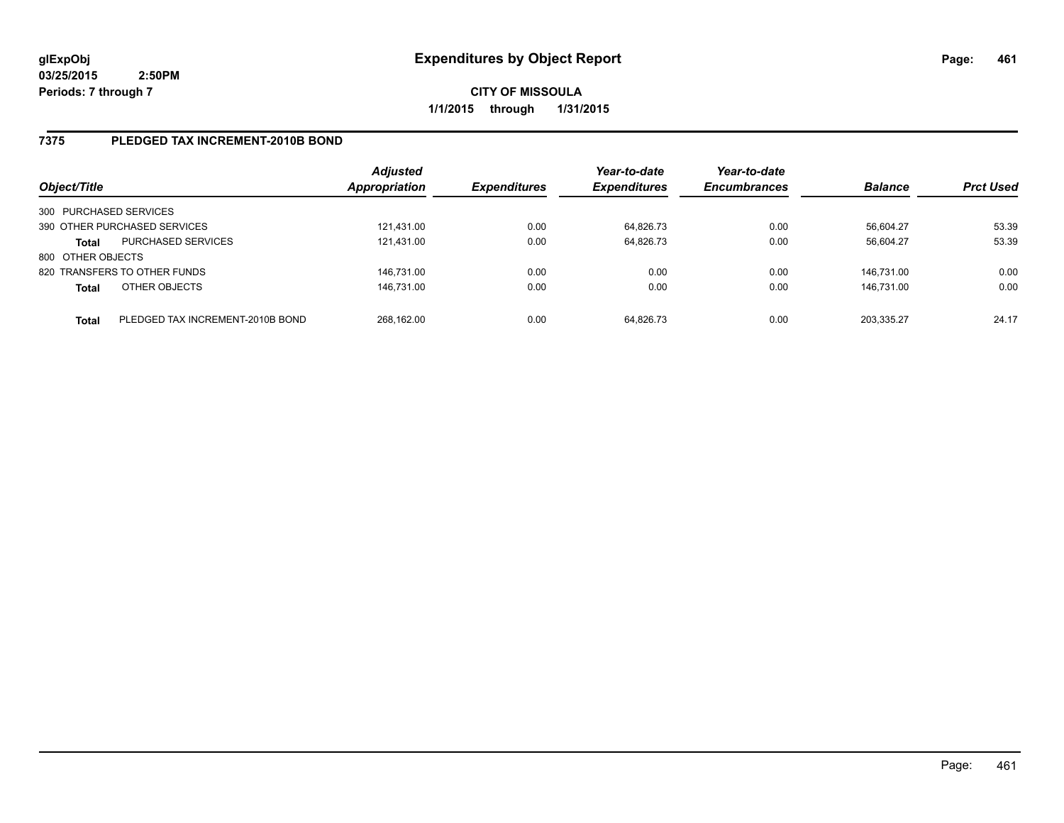**glExpObj**
**03/25/2015 2:50PM**
**Periods: 7 through 7**

# Expenditures by Object Report

**CITY OF MISSOULA**
**1/1/2015 through 1/31/2015**

## 7375 PLEDGED TAX INCREMENT-2010B BOND

| Object/Title | | Adjusted Appropriation | Expenditures | Year-to-date Expenditures | Year-to-date Encumbrances | Balance | Prct Used |
|---|---|---|---|---|---|---|---|
| 300 PURCHASED SERVICES | | | | | | | |
| 390 OTHER PURCHASED SERVICES | | 121,431.00 | 0.00 | 64,826.73 | 0.00 | 56,604.27 | 53.39 |
| **Total** | PURCHASED SERVICES | 121,431.00 | 0.00 | 64,826.73 | 0.00 | 56,604.27 | 53.39 |
| 800 OTHER OBJECTS | | | | | | | |
| 820 TRANSFERS TO OTHER FUNDS | | 146,731.00 | 0.00 | 0.00 | 0.00 | 146,731.00 | 0.00 |
| **Total** | OTHER OBJECTS | 146,731.00 | 0.00 | 0.00 | 0.00 | 146,731.00 | 0.00 |
| **Total** | PLEDGED TAX INCREMENT-2010B BOND | 268,162.00 | 0.00 | 64,826.73 | 0.00 | 203,335.27 | 24.17 |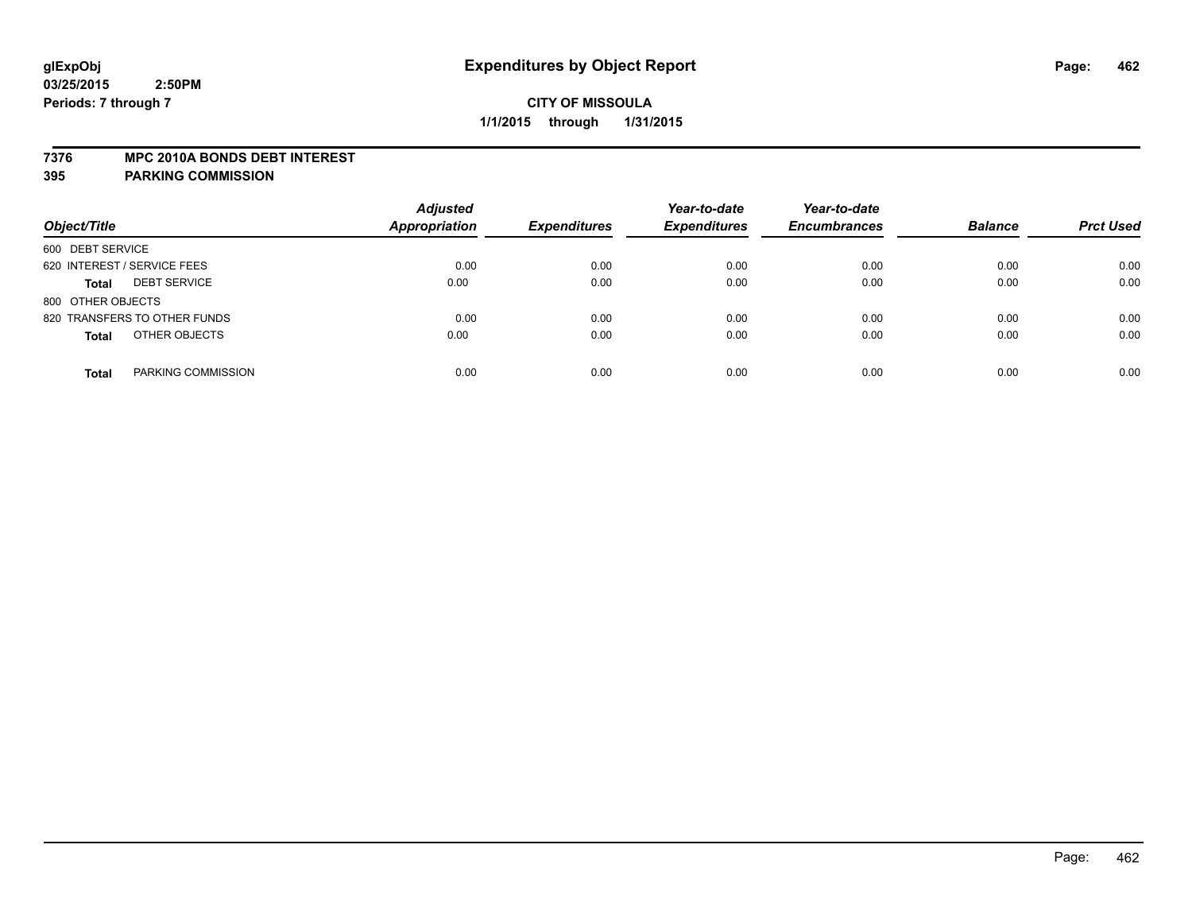**glExpObj**
**03/25/2015 2:50PM**
**Periods: 7 through 7**

# Expenditures by Object Report

**CITY OF MISSOULA**
**1/1/2015 through 1/31/2015**

**7376 MPC 2010A BONDS DEBT INTEREST**
**395 PARKING COMMISSION**

| Object/Title | | Adjusted Appropriation | Expenditures | Year-to-date Expenditures | Year-to-date Encumbrances | Balance | Prct Used |
|---|---|---|---|---|---|---|---|
| 600 DEBT SERVICE | | | | | | | |
| 620 INTEREST / SERVICE FEES | | 0.00 | 0.00 | 0.00 | 0.00 | 0.00 | 0.00 |
| **Total** | DEBT SERVICE | 0.00 | 0.00 | 0.00 | 0.00 | 0.00 | 0.00 |
| 800 OTHER OBJECTS | | | | | | | |
| 820 TRANSFERS TO OTHER FUNDS | | 0.00 | 0.00 | 0.00 | 0.00 | 0.00 | 0.00 |
| **Total** | OTHER OBJECTS | 0.00 | 0.00 | 0.00 | 0.00 | 0.00 | 0.00 |
| **Total** | PARKING COMMISSION | 0.00 | 0.00 | 0.00 | 0.00 | 0.00 | 0.00 |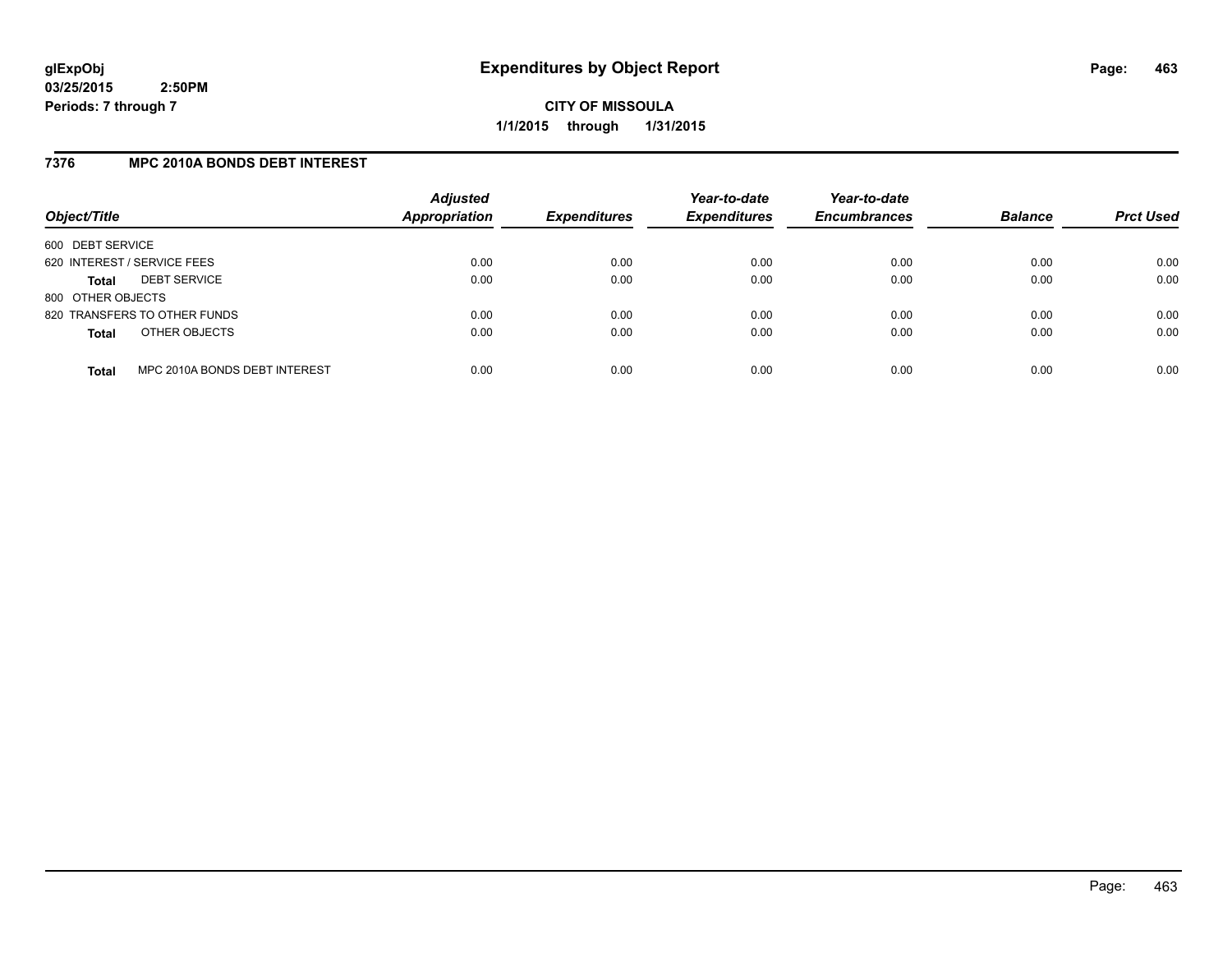**glExpObj**
**03/25/2015 2:50PM**
**Periods: 7 through 7**

# Expenditures by Object Report

**CITY OF MISSOULA**
**1/1/2015 through 1/31/2015**

## 7376 MPC 2010A BONDS DEBT INTEREST

| Object/Title | | Adjusted Appropriation | Expenditures | Year-to-date Expenditures | Year-to-date Encumbrances | Balance | Prct Used |
|---|---|---|---|---|---|---|---|
| 600 DEBT SERVICE | | | | | | | |
| 620 INTEREST / SERVICE FEES | | 0.00 | 0.00 | 0.00 | 0.00 | 0.00 | 0.00 |
| **Total** | DEBT SERVICE | 0.00 | 0.00 | 0.00 | 0.00 | 0.00 | 0.00 |
| 800 OTHER OBJECTS | | | | | | | |
| 820 TRANSFERS TO OTHER FUNDS | | 0.00 | 0.00 | 0.00 | 0.00 | 0.00 | 0.00 |
| **Total** | OTHER OBJECTS | 0.00 | 0.00 | 0.00 | 0.00 | 0.00 | 0.00 |
| **Total** | MPC 2010A BONDS DEBT INTEREST | 0.00 | 0.00 | 0.00 | 0.00 | 0.00 | 0.00 |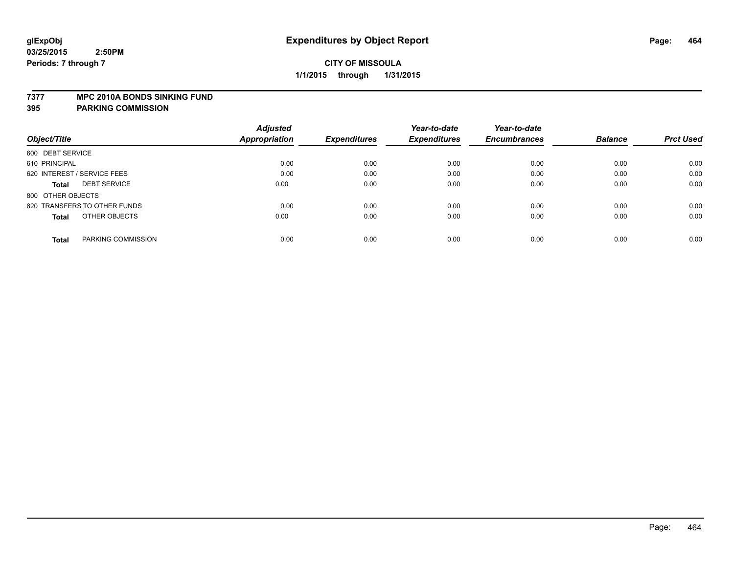**glExpObj** **Expenditures by Object Report**

**03/25/2015 2:50PM**

**Periods: 7 through 7**

**CITY OF MISSOULA**

**1/1/2015 through 1/31/2015**

**7377 MPC 2010A BONDS SINKING FUND**

**395 PARKING COMMISSION**

| Object/Title | | Adjusted Appropriation | Expenditures | Year-to-date Expenditures | Year-to-date Encumbrances | Balance | Prct Used |
|---|---|---|---|---|---|---|---|
| 600 DEBT SERVICE | | | | | | | |
| 610 PRINCIPAL | | 0.00 | 0.00 | 0.00 | 0.00 | 0.00 | 0.00 |
| 620 INTEREST / SERVICE FEES | | 0.00 | 0.00 | 0.00 | 0.00 | 0.00 | 0.00 |
| **Total** | DEBT SERVICE | 0.00 | 0.00 | 0.00 | 0.00 | 0.00 | 0.00 |
| 800 OTHER OBJECTS | | | | | | | |
| 820 TRANSFERS TO OTHER FUNDS | | 0.00 | 0.00 | 0.00 | 0.00 | 0.00 | 0.00 |
| **Total** | OTHER OBJECTS | 0.00 | 0.00 | 0.00 | 0.00 | 0.00 | 0.00 |
| **Total** | PARKING COMMISSION | 0.00 | 0.00 | 0.00 | 0.00 | 0.00 | 0.00 |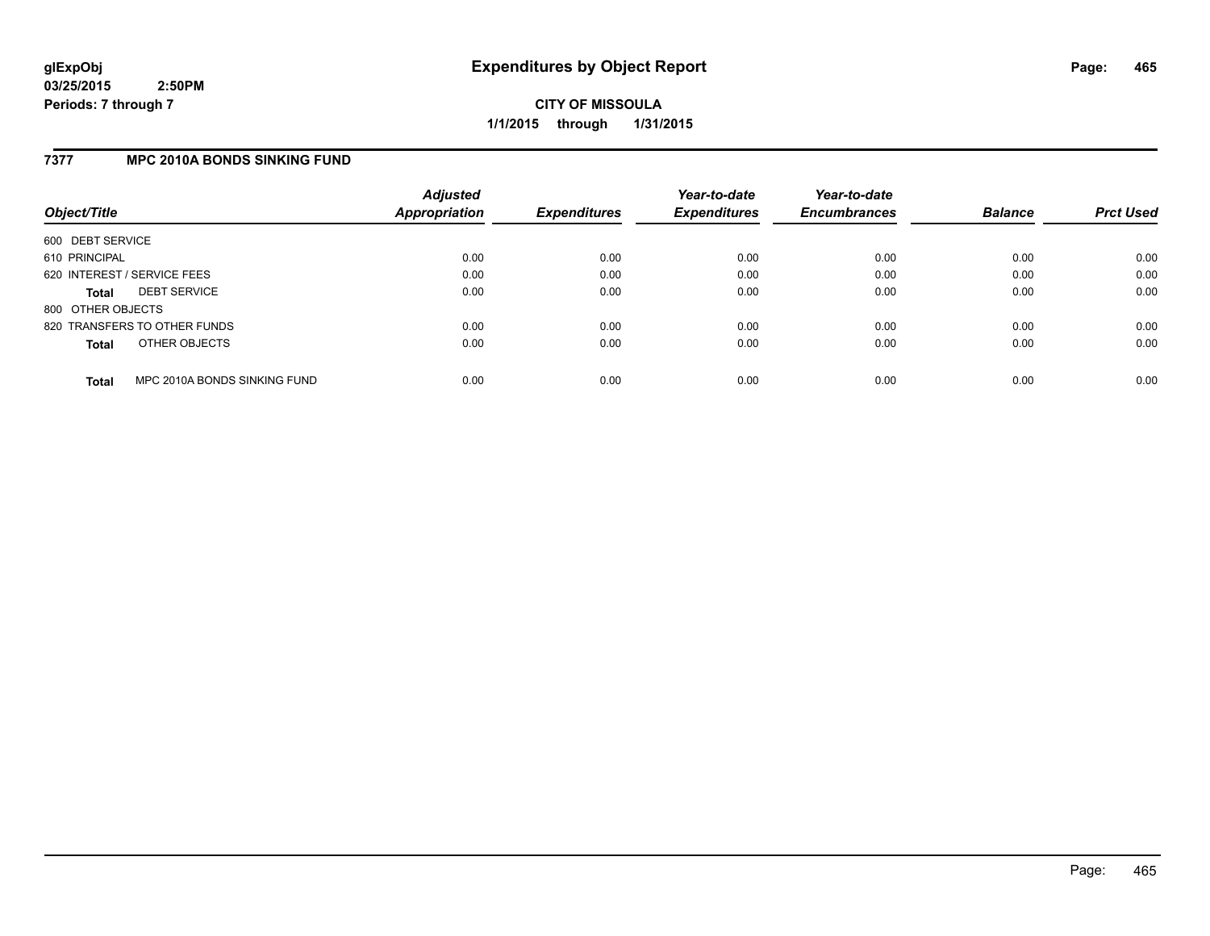**glExpObj**
**03/25/2015 2:50PM**
**Periods: 7 through 7**

# Expenditures by Object Report

**CITY OF MISSOULA**
**1/1/2015 through 1/31/2015**

## 7377 MPC 2010A BONDS SINKING FUND

| Object/Title | Adjusted Appropriation | Expenditures | Year-to-date Expenditures | Year-to-date Encumbrances | Balance | Prct Used |
|---|---|---|---|---|---|---|
| 600 DEBT SERVICE | | | | | | |
| 610 PRINCIPAL | 0.00 | 0.00 | 0.00 | 0.00 | 0.00 | 0.00 |
| 620 INTEREST / SERVICE FEES | 0.00 | 0.00 | 0.00 | 0.00 | 0.00 | 0.00 |
| **Total** DEBT SERVICE | 0.00 | 0.00 | 0.00 | 0.00 | 0.00 | 0.00 |
| 800 OTHER OBJECTS | | | | | | |
| 820 TRANSFERS TO OTHER FUNDS | 0.00 | 0.00 | 0.00 | 0.00 | 0.00 | 0.00 |
| **Total** OTHER OBJECTS | 0.00 | 0.00 | 0.00 | 0.00 | 0.00 | 0.00 |
| **Total** MPC 2010A BONDS SINKING FUND | 0.00 | 0.00 | 0.00 | 0.00 | 0.00 | 0.00 |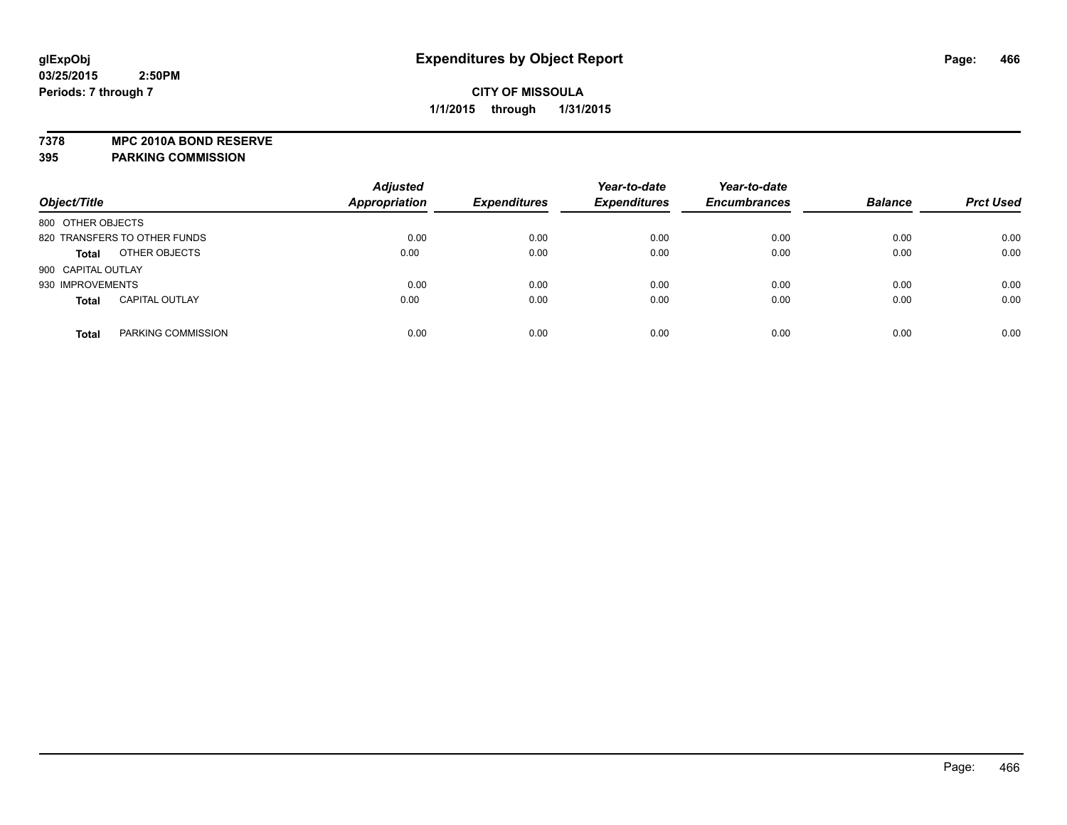# Expenditures by Object Report

glExpObj
03/25/2015 2:50PM
Periods: 7 through 7

**CITY OF MISSOULA**
**1/1/2015 through 1/31/2015**

**7378 MPC 2010A BOND RESERVE**
**395 PARKING COMMISSION**

| Object/Title | Adjusted Appropriation | Expenditures | Year-to-date Expenditures | Year-to-date Encumbrances | Balance | Prct Used |
|---|---|---|---|---|---|---|
| 800 OTHER OBJECTS | | | | | | |
| 820 TRANSFERS TO OTHER FUNDS | 0.00 | 0.00 | 0.00 | 0.00 | 0.00 | 0.00 |
| **Total** OTHER OBJECTS | 0.00 | 0.00 | 0.00 | 0.00 | 0.00 | 0.00 |
| 900 CAPITAL OUTLAY | | | | | | |
| 930 IMPROVEMENTS | 0.00 | 0.00 | 0.00 | 0.00 | 0.00 | 0.00 |
| **Total** CAPITAL OUTLAY | 0.00 | 0.00 | 0.00 | 0.00 | 0.00 | 0.00 |
| **Total** PARKING COMMISSION | 0.00 | 0.00 | 0.00 | 0.00 | 0.00 | 0.00 |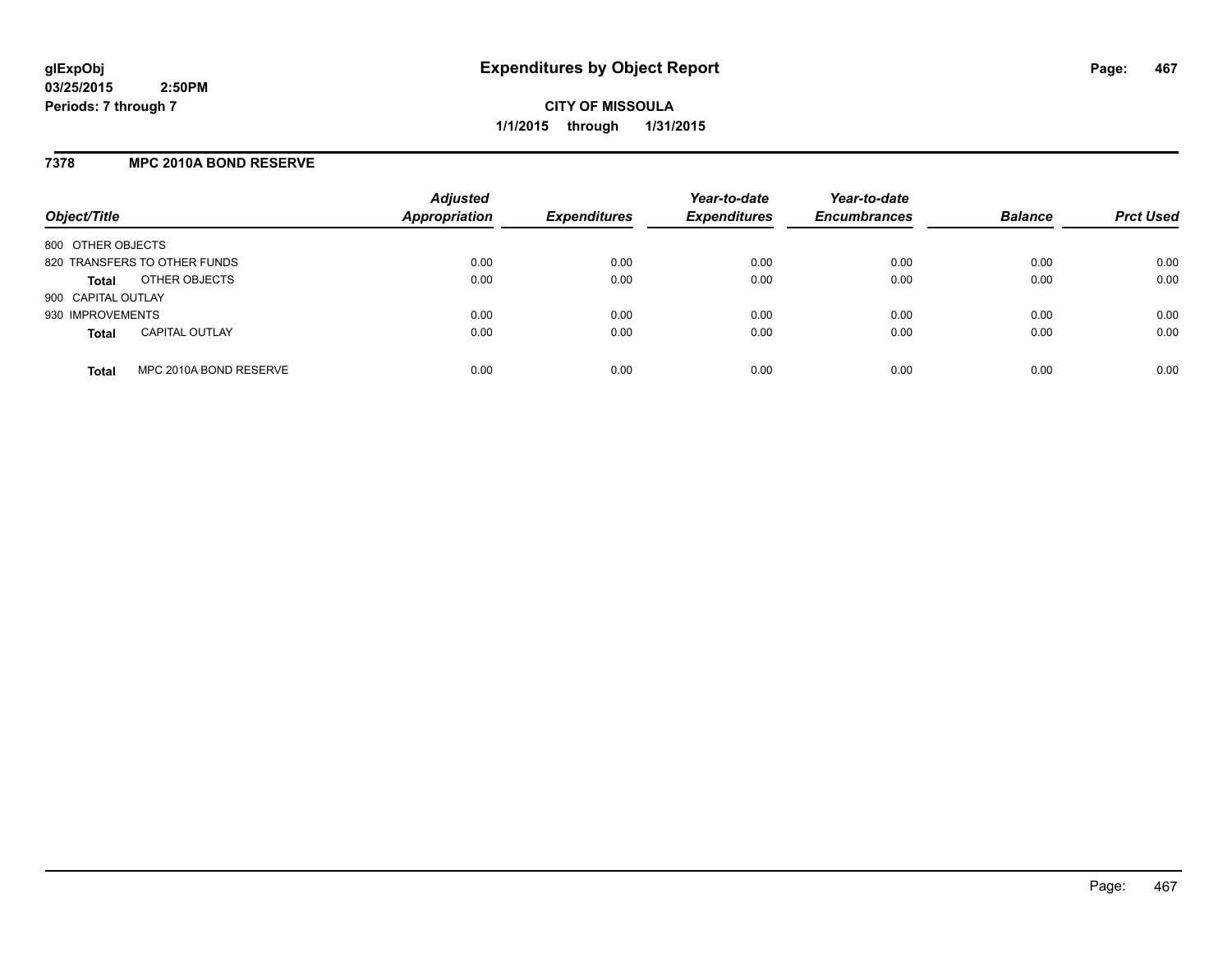# Expenditures by Object Report

**CITY OF MISSOULA**

**1/1/2015 through 1/31/2015**

glExpObj
03/25/2015 2:50PM
Periods: 7 through 7

## 7378 MPC 2010A BOND RESERVE

| Object/Title | Adjusted Appropriation | Expenditures | Year-to-date Expenditures | Year-to-date Encumbrances | Balance | Prct Used |
|---|---|---|---|---|---|---|
| 800 OTHER OBJECTS | | | | | | |
| 820 TRANSFERS TO OTHER FUNDS | 0.00 | 0.00 | 0.00 | 0.00 | 0.00 | 0.00 |
| **Total** OTHER OBJECTS | 0.00 | 0.00 | 0.00 | 0.00 | 0.00 | 0.00 |
| 900 CAPITAL OUTLAY | | | | | | |
| 930 IMPROVEMENTS | 0.00 | 0.00 | 0.00 | 0.00 | 0.00 | 0.00 |
| **Total** CAPITAL OUTLAY | 0.00 | 0.00 | 0.00 | 0.00 | 0.00 | 0.00 |
| **Total** MPC 2010A BOND RESERVE | 0.00 | 0.00 | 0.00 | 0.00 | 0.00 | 0.00 |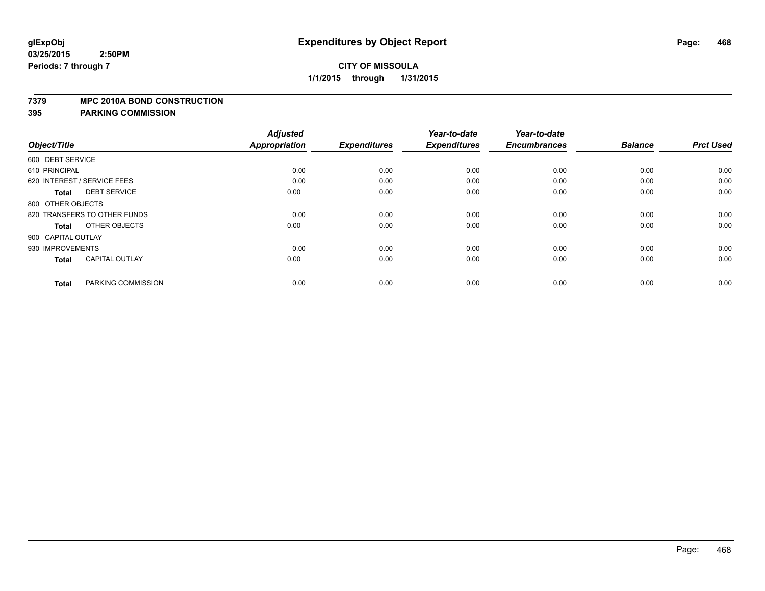# Expenditures by Object Report

glExpObj
03/25/2015 2:50PM
Periods: 7 through 7

**CITY OF MISSOULA**
**1/1/2015 through 1/31/2015**

## 7379 MPC 2010A BOND CONSTRUCTION
## 395 PARKING COMMISSION

| Object/Title | Adjusted Appropriation | Expenditures | Year-to-date Expenditures | Year-to-date Encumbrances | Balance | Prct Used |
|---|---|---|---|---|---|---|
| 600 DEBT SERVICE | | | | | | |
| 610 PRINCIPAL | 0.00 | 0.00 | 0.00 | 0.00 | 0.00 | 0.00 |
| 620 INTEREST / SERVICE FEES | 0.00 | 0.00 | 0.00 | 0.00 | 0.00 | 0.00 |
| **Total** DEBT SERVICE | 0.00 | 0.00 | 0.00 | 0.00 | 0.00 | 0.00 |
| 800 OTHER OBJECTS | | | | | | |
| 820 TRANSFERS TO OTHER FUNDS | 0.00 | 0.00 | 0.00 | 0.00 | 0.00 | 0.00 |
| **Total** OTHER OBJECTS | 0.00 | 0.00 | 0.00 | 0.00 | 0.00 | 0.00 |
| 900 CAPITAL OUTLAY | | | | | | |
| 930 IMPROVEMENTS | 0.00 | 0.00 | 0.00 | 0.00 | 0.00 | 0.00 |
| **Total** CAPITAL OUTLAY | 0.00 | 0.00 | 0.00 | 0.00 | 0.00 | 0.00 |
| **Total** PARKING COMMISSION | 0.00 | 0.00 | 0.00 | 0.00 | 0.00 | 0.00 |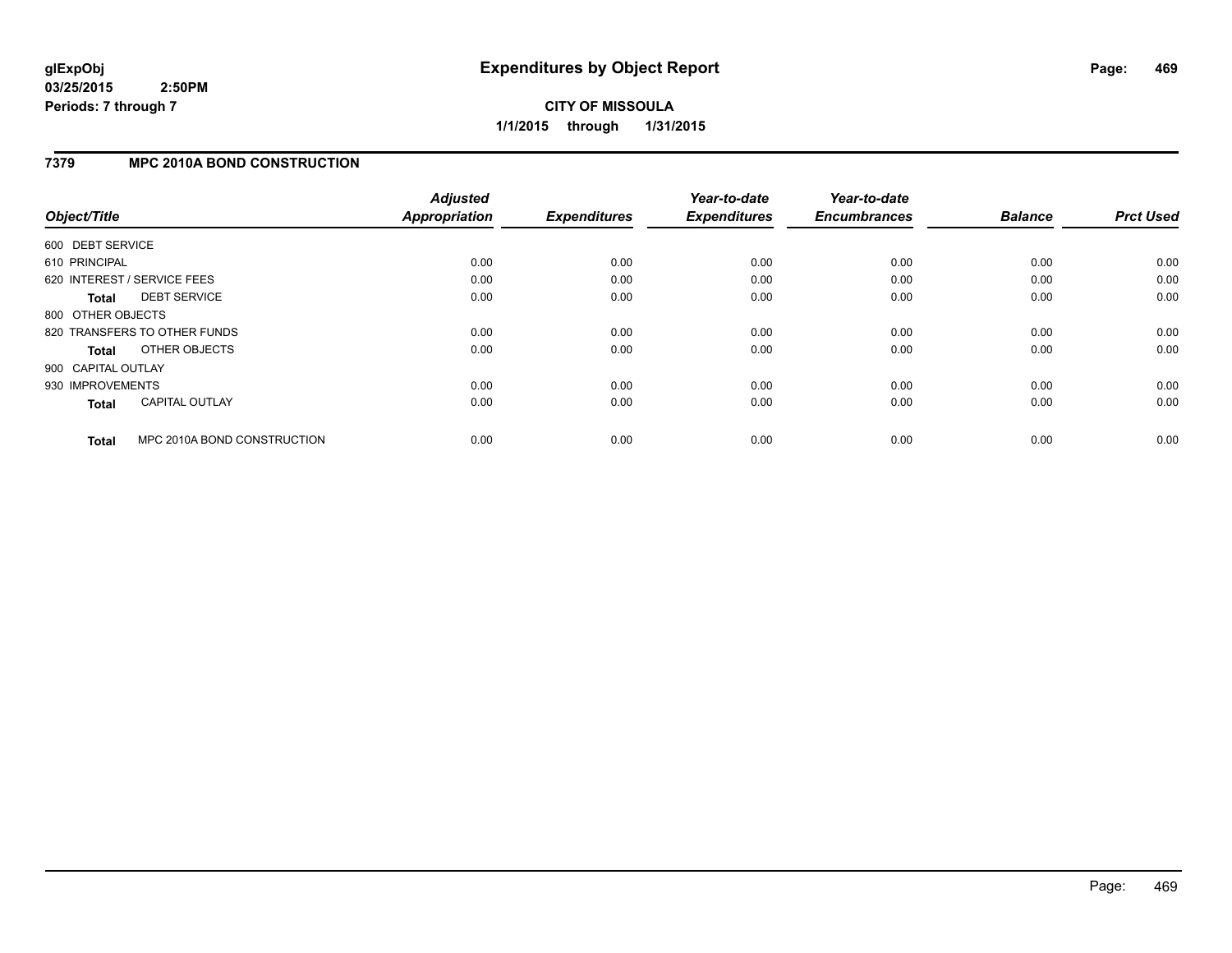# Expenditures by Object Report

glExpObj
03/25/2015 2:50PM
Periods: 7 through 7

**CITY OF MISSOULA**
**1/1/2015 through 1/31/2015**

## 7379 MPC 2010A BOND CONSTRUCTION

| Object/Title | Adjusted Appropriation | Expenditures | Year-to-date Expenditures | Year-to-date Encumbrances | Balance | Prct Used |
|---|---|---|---|---|---|---|
| 600 DEBT SERVICE | | | | | | |
| 610 PRINCIPAL | 0.00 | 0.00 | 0.00 | 0.00 | 0.00 | 0.00 |
| 620 INTEREST / SERVICE FEES | 0.00 | 0.00 | 0.00 | 0.00 | 0.00 | 0.00 |
| **Total** DEBT SERVICE | 0.00 | 0.00 | 0.00 | 0.00 | 0.00 | 0.00 |
| 800 OTHER OBJECTS | | | | | | |
| 820 TRANSFERS TO OTHER FUNDS | 0.00 | 0.00 | 0.00 | 0.00 | 0.00 | 0.00 |
| **Total** OTHER OBJECTS | 0.00 | 0.00 | 0.00 | 0.00 | 0.00 | 0.00 |
| 900 CAPITAL OUTLAY | | | | | | |
| 930 IMPROVEMENTS | 0.00 | 0.00 | 0.00 | 0.00 | 0.00 | 0.00 |
| **Total** CAPITAL OUTLAY | 0.00 | 0.00 | 0.00 | 0.00 | 0.00 | 0.00 |
| **Total** MPC 2010A BOND CONSTRUCTION | 0.00 | 0.00 | 0.00 | 0.00 | 0.00 | 0.00 |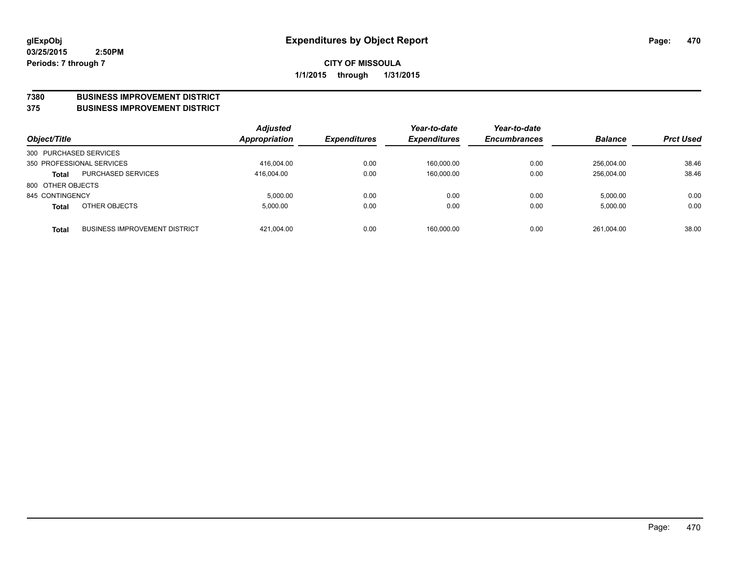**glExpObj**
**03/25/2015 2:50PM**
**Periods: 7 through 7**

# Expenditures by Object Report

**CITY OF MISSOULA**
**1/1/2015 through 1/31/2015**

## 7380 BUSINESS IMPROVEMENT DISTRICT
## 375 BUSINESS IMPROVEMENT DISTRICT

| Object/Title | | *Adjusted Appropriation* | *Expenditures* | *Year-to-date Expenditures* | *Year-to-date Encumbrances* | *Balance* | *Prct Used* |
|---|---|---|---|---|---|---|---|
| 300 PURCHASED SERVICES | | | | | | | |
| 350 PROFESSIONAL SERVICES | | 416,004.00 | 0.00 | 160,000.00 | 0.00 | 256,004.00 | 38.46 |
| **Total** | PURCHASED SERVICES | 416,004.00 | 0.00 | 160,000.00 | 0.00 | 256,004.00 | 38.46 |
| 800 OTHER OBJECTS | | | | | | | |
| 845 CONTINGENCY | | 5,000.00 | 0.00 | 0.00 | 0.00 | 5,000.00 | 0.00 |
| **Total** | OTHER OBJECTS | 5,000.00 | 0.00 | 0.00 | 0.00 | 5,000.00 | 0.00 |
| **Total** | BUSINESS IMPROVEMENT DISTRICT | 421,004.00 | 0.00 | 160,000.00 | 0.00 | 261,004.00 | 38.00 |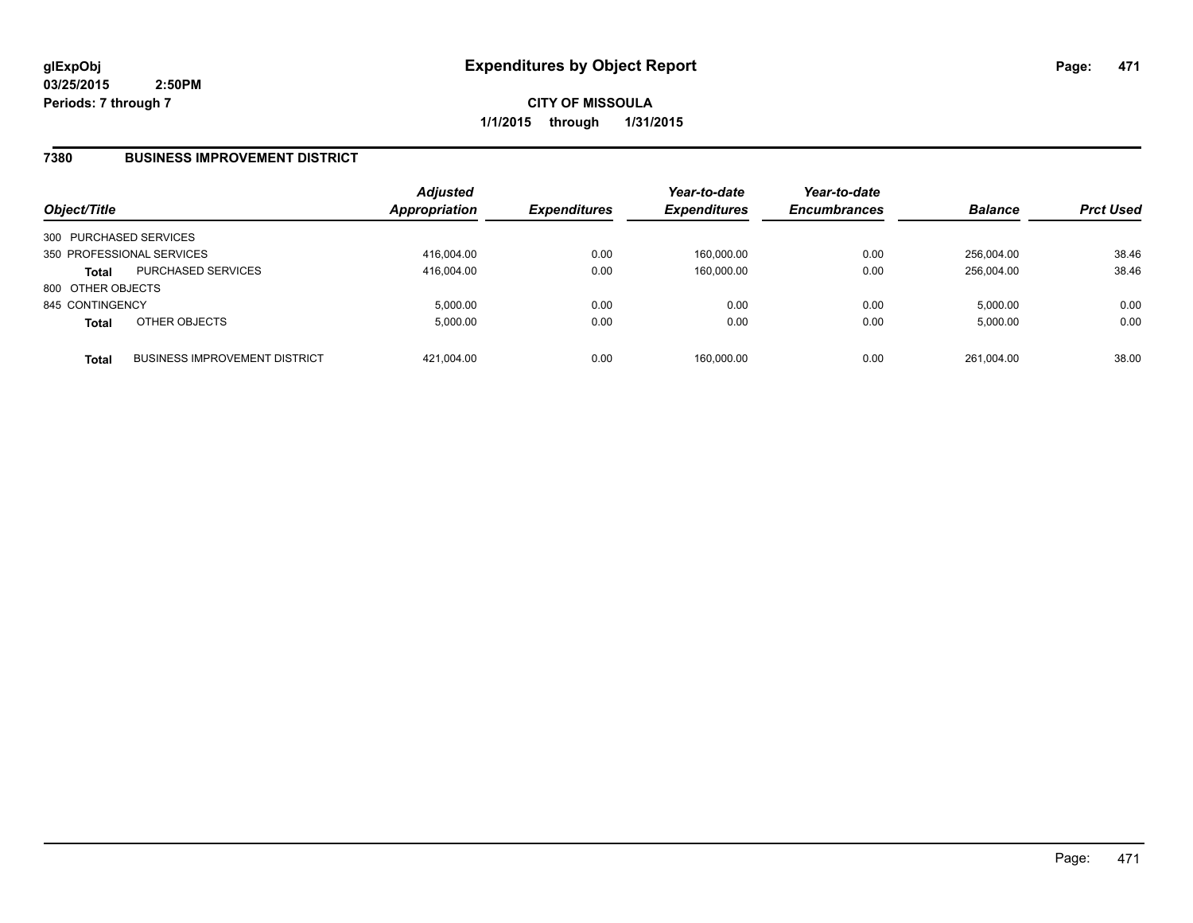**glExpObj**
**03/25/2015 2:50PM**
**Periods: 7 through 7**

# Expenditures by Object Report

**CITY OF MISSOULA**
**1/1/2015 through 1/31/2015**

## 7380 BUSINESS IMPROVEMENT DISTRICT

| Object/Title | | Adjusted Appropriation | Expenditures | Year-to-date Expenditures | Year-to-date Encumbrances | Balance | Prct Used |
|---|---|---|---|---|---|---|---|
| 300 PURCHASED SERVICES | | | | | | | |
| 350 PROFESSIONAL SERVICES | | 416,004.00 | 0.00 | 160,000.00 | 0.00 | 256,004.00 | 38.46 |
| **Total** | PURCHASED SERVICES | 416,004.00 | 0.00 | 160,000.00 | 0.00 | 256,004.00 | 38.46 |
| 800 OTHER OBJECTS | | | | | | | |
| 845 CONTINGENCY | | 5,000.00 | 0.00 | 0.00 | 0.00 | 5,000.00 | 0.00 |
| **Total** | OTHER OBJECTS | 5,000.00 | 0.00 | 0.00 | 0.00 | 5,000.00 | 0.00 |
| **Total** | BUSINESS IMPROVEMENT DISTRICT | 421,004.00 | 0.00 | 160,000.00 | 0.00 | 261,004.00 | 38.00 |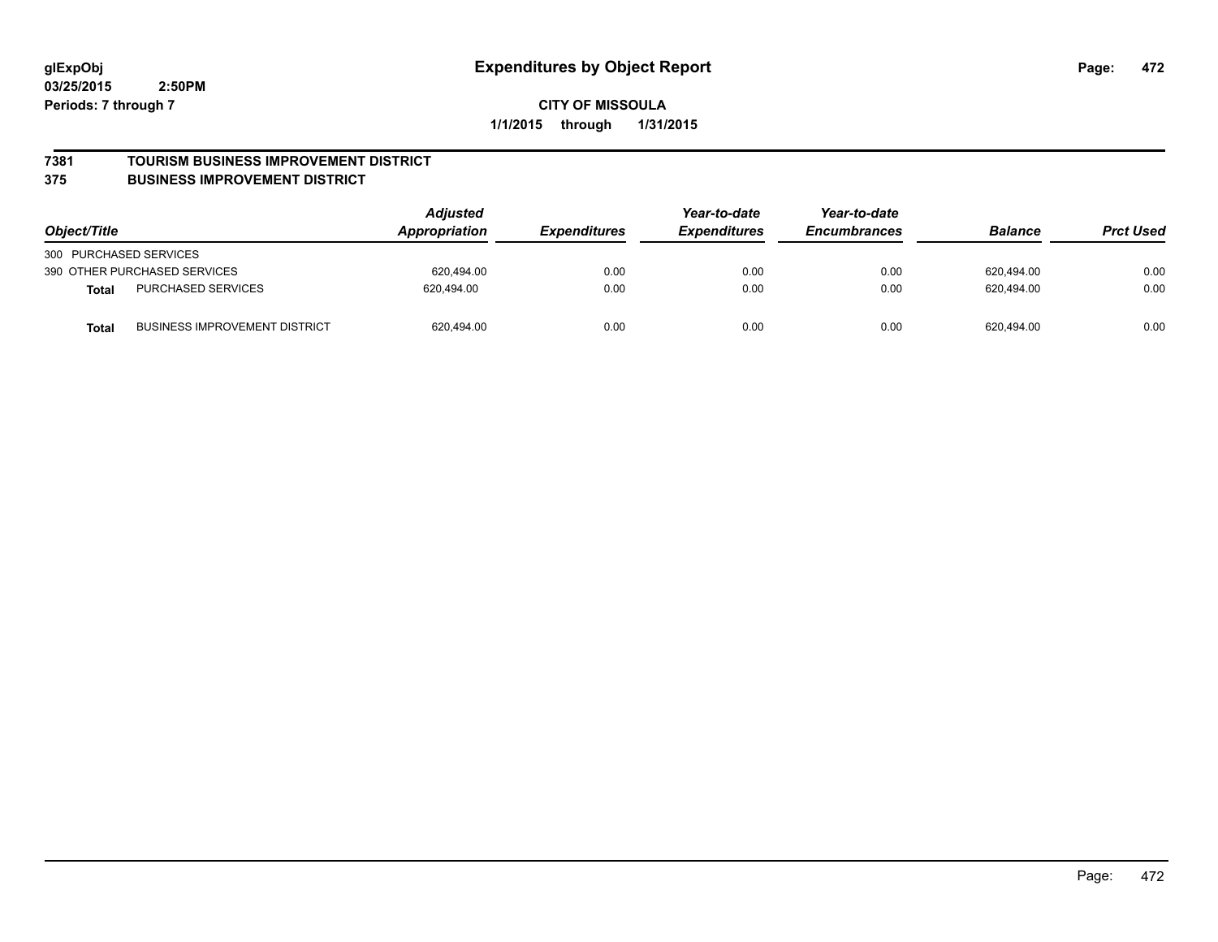glExpObj
03/25/2015 2:50PM
Periods: 7 through 7

# Expenditures by Object Report

**CITY OF MISSOULA**
**1/1/2015 through 1/31/2015**

## 7381 TOURISM BUSINESS IMPROVEMENT DISTRICT
## 375 BUSINESS IMPROVEMENT DISTRICT

| Object/Title | | Adjusted Appropriation | Expenditures | Year-to-date Expenditures | Year-to-date Encumbrances | Balance | Prct Used |
|---|---|---|---|---|---|---|---|
| 300 PURCHASED SERVICES | | | | | | | |
| 390 OTHER PURCHASED SERVICES | | 620,494.00 | 0.00 | 0.00 | 0.00 | 620,494.00 | 0.00 |
| **Total** | PURCHASED SERVICES | 620,494.00 | 0.00 | 0.00 | 0.00 | 620,494.00 | 0.00 |
| **Total** | BUSINESS IMPROVEMENT DISTRICT | 620,494.00 | 0.00 | 0.00 | 0.00 | 620,494.00 | 0.00 |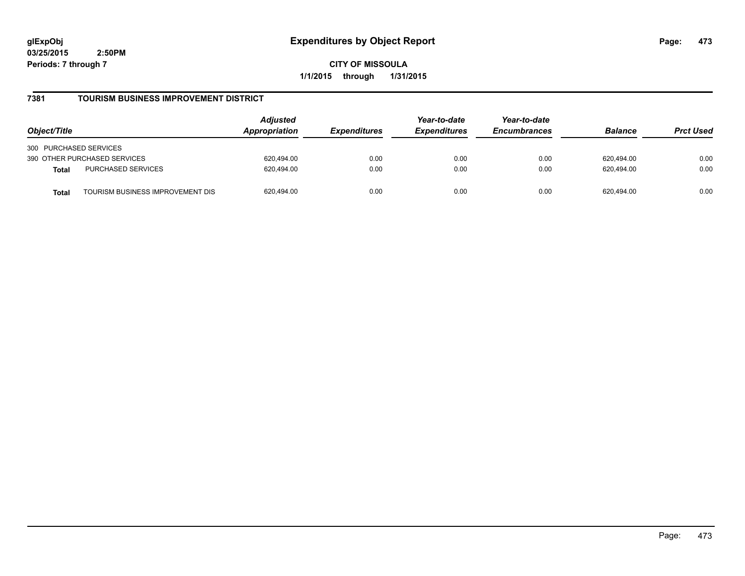# Expenditures by Object Report

**glExpObj**
**03/25/2015 2:50PM**
**Periods: 7 through 7**

**CITY OF MISSOULA**
**1/1/2015 through 1/31/2015**

## 7381 TOURISM BUSINESS IMPROVEMENT DISTRICT

| Object/Title | | Adjusted Appropriation | Expenditures | Year-to-date Expenditures | Year-to-date Encumbrances | Balance | Prct Used |
|---|---|---|---|---|---|---|---|
| 300 PURCHASED SERVICES | | | | | | | |
| 390 OTHER PURCHASED SERVICES | | 620,494.00 | 0.00 | 0.00 | 0.00 | 620,494.00 | 0.00 |
| **Total** | PURCHASED SERVICES | 620,494.00 | 0.00 | 0.00 | 0.00 | 620,494.00 | 0.00 |
| **Total** | TOURISM BUSINESS IMPROVEMENT DIS | 620,494.00 | 0.00 | 0.00 | 0.00 | 620,494.00 | 0.00 |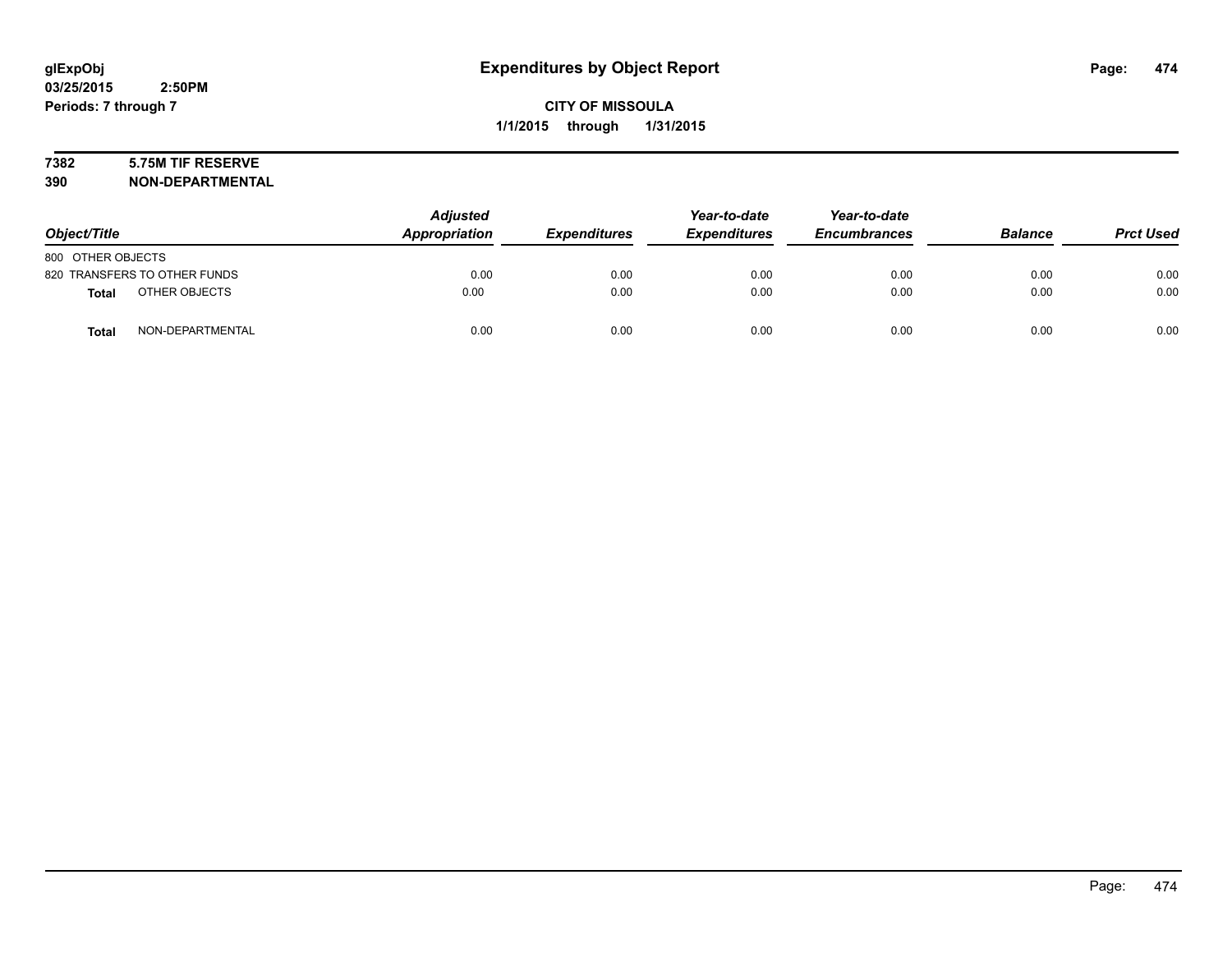# Expenditures by Object Report

glExpObj
03/25/2015 2:50PM
Periods: 7 through 7

**CITY OF MISSOULA**
**1/1/2015 through 1/31/2015**

**7382 5.75M TIF RESERVE**
**390 NON-DEPARTMENTAL**

| Object/Title | Adjusted Appropriation | Expenditures | Year-to-date Expenditures | Year-to-date Encumbrances | Balance | Prct Used |
|---|---|---|---|---|---|---|
| 800 OTHER OBJECTS | | | | | | |
| 820 TRANSFERS TO OTHER FUNDS | 0.00 | 0.00 | 0.00 | 0.00 | 0.00 | 0.00 |
| **Total** OTHER OBJECTS | 0.00 | 0.00 | 0.00 | 0.00 | 0.00 | 0.00 |
| **Total** NON-DEPARTMENTAL | 0.00 | 0.00 | 0.00 | 0.00 | 0.00 | 0.00 |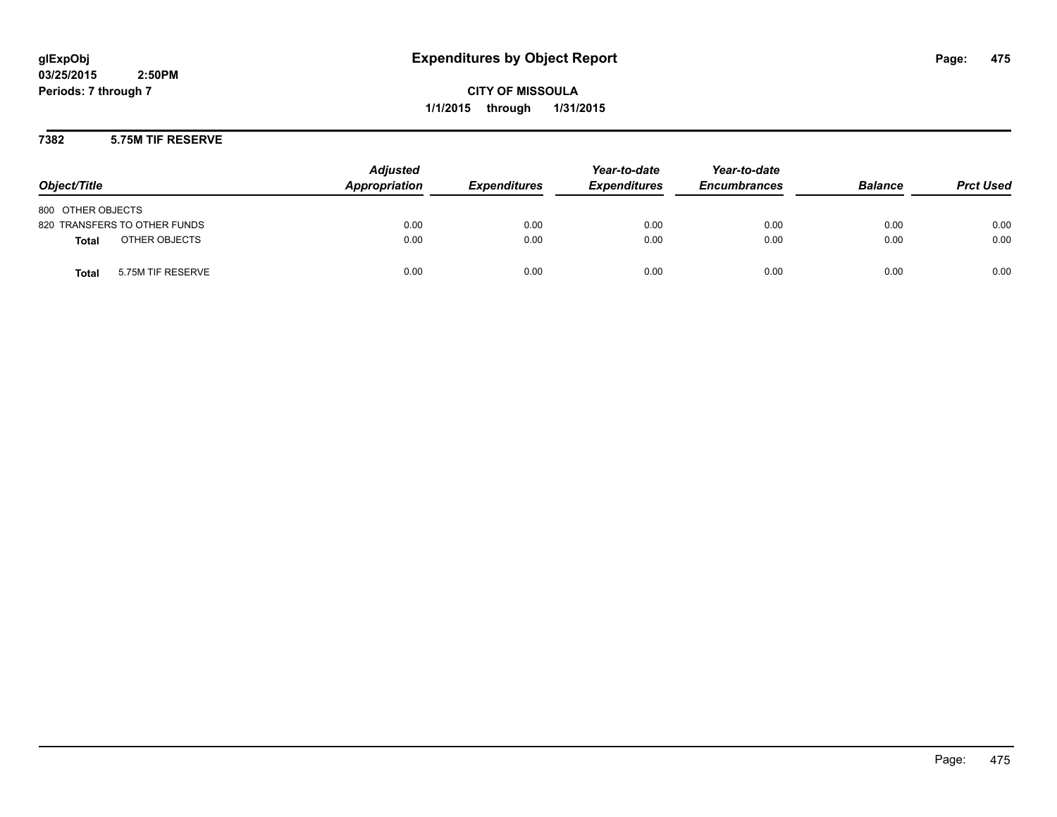# Expenditures by Object Report

glExpObj
03/25/2015 2:50PM
Periods: 7 through 7

**CITY OF MISSOULA**
**1/1/2015 through 1/31/2015**

## 7382 5.75M TIF RESERVE

| Object/Title | Adjusted Appropriation | Expenditures | Year-to-date Expenditures | Year-to-date Encumbrances | Balance | Prct Used |
|---|---|---|---|---|---|---|
| 800 OTHER OBJECTS | | | | | | |
| 820 TRANSFERS TO OTHER FUNDS | 0.00 | 0.00 | 0.00 | 0.00 | 0.00 | 0.00 |
| **Total** OTHER OBJECTS | 0.00 | 0.00 | 0.00 | 0.00 | 0.00 | 0.00 |
| **Total** 5.75M TIF RESERVE | 0.00 | 0.00 | 0.00 | 0.00 | 0.00 | 0.00 |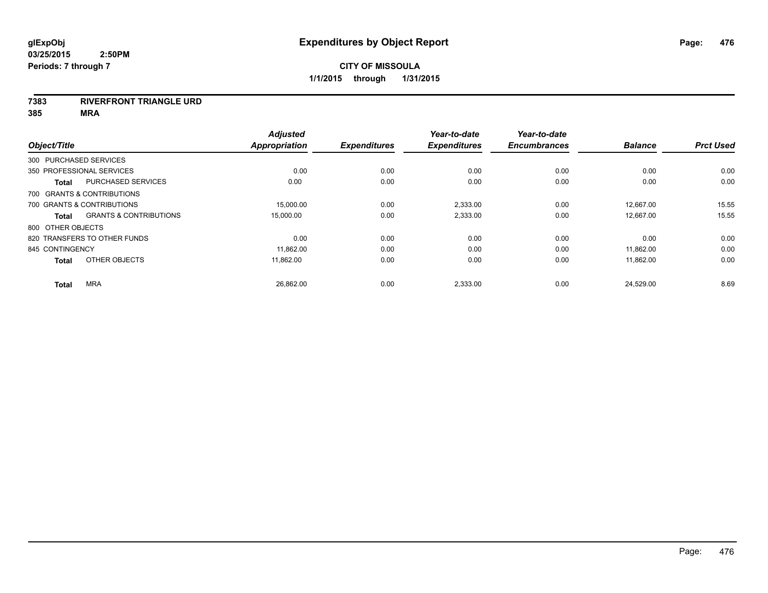**glExpObj**
**03/25/2015 2:50PM**
**Periods: 7 through 7**

# Expenditures by Object Report

**CITY OF MISSOULA**
**1/1/2015 through 1/31/2015**

**7383 RIVERFRONT TRIANGLE URD**
**385 MRA**

| Object/Title | | Adjusted Appropriation | Expenditures | Year-to-date Expenditures | Year-to-date Encumbrances | Balance | Prct Used |
|---|---|---|---|---|---|---|---|
| 300 PURCHASED SERVICES | | | | | | | |
| 350 PROFESSIONAL SERVICES | | 0.00 | 0.00 | 0.00 | 0.00 | 0.00 | 0.00 |
| **Total** | PURCHASED SERVICES | 0.00 | 0.00 | 0.00 | 0.00 | 0.00 | 0.00 |
| 700 GRANTS & CONTRIBUTIONS | | | | | | | |
| 700 GRANTS & CONTRIBUTIONS | | 15,000.00 | 0.00 | 2,333.00 | 0.00 | 12,667.00 | 15.55 |
| **Total** | GRANTS & CONTRIBUTIONS | 15,000.00 | 0.00 | 2,333.00 | 0.00 | 12,667.00 | 15.55 |
| 800 OTHER OBJECTS | | | | | | | |
| 820 TRANSFERS TO OTHER FUNDS | | 0.00 | 0.00 | 0.00 | 0.00 | 0.00 | 0.00 |
| 845 CONTINGENCY | | 11,862.00 | 0.00 | 0.00 | 0.00 | 11,862.00 | 0.00 |
| **Total** | OTHER OBJECTS | 11,862.00 | 0.00 | 0.00 | 0.00 | 11,862.00 | 0.00 |
| **Total** | MRA | 26,862.00 | 0.00 | 2,333.00 | 0.00 | 24,529.00 | 8.69 |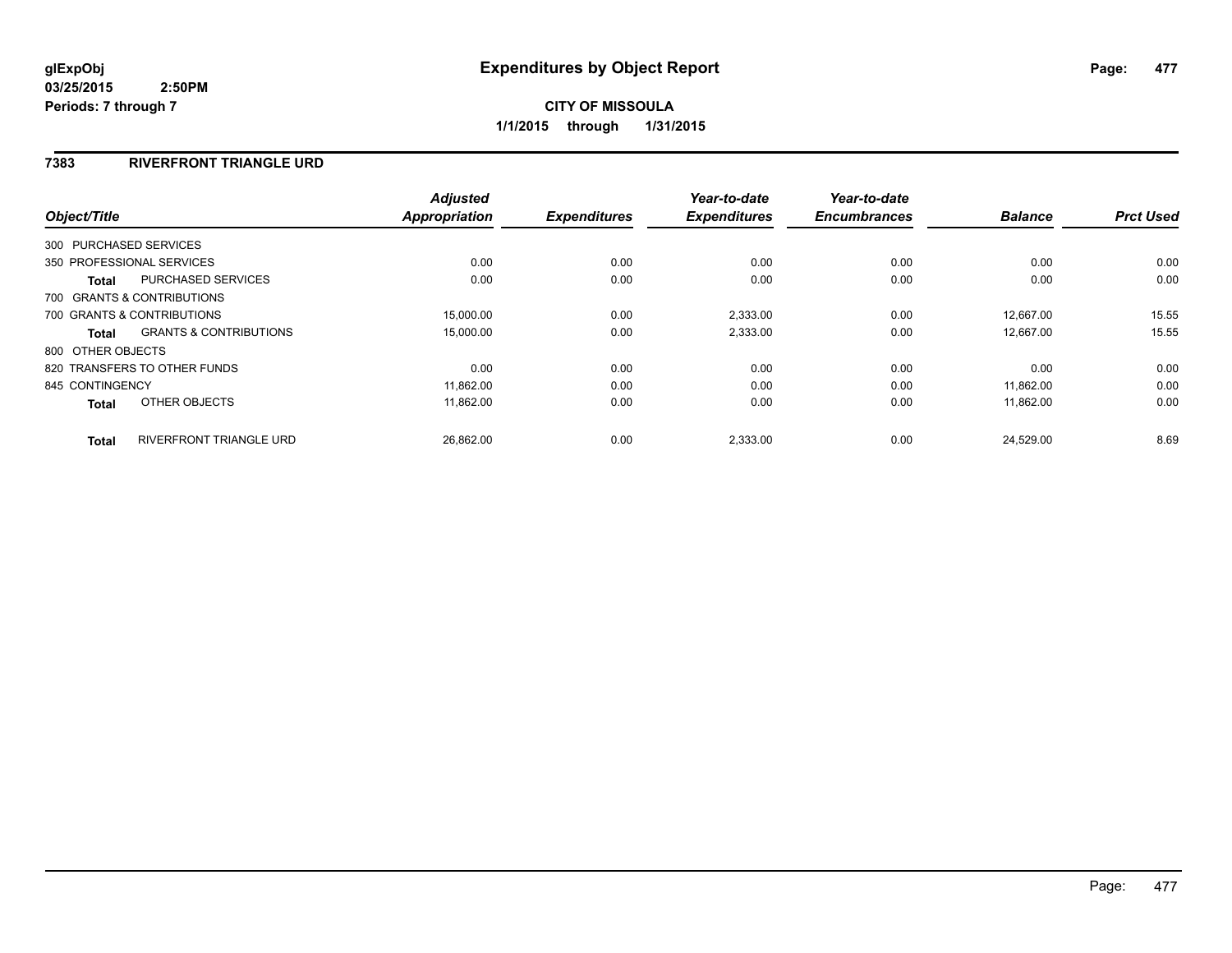**glExpObj** **Expenditures by Object Report**

**03/25/2015 2:50PM**

**Periods: 7 through 7**

**CITY OF MISSOULA**

**1/1/2015 through 1/31/2015**

## 7383 RIVERFRONT TRIANGLE URD

| Object/Title | Adjusted Appropriation | Expenditures | Year-to-date Expenditures | Year-to-date Encumbrances | Balance | Prct Used |
|---|---|---|---|---|---|---|
| 300 PURCHASED SERVICES | | | | | | |
| 350 PROFESSIONAL SERVICES | 0.00 | 0.00 | 0.00 | 0.00 | 0.00 | 0.00 |
| **Total** PURCHASED SERVICES | 0.00 | 0.00 | 0.00 | 0.00 | 0.00 | 0.00 |
| 700 GRANTS & CONTRIBUTIONS | | | | | | |
| 700 GRANTS & CONTRIBUTIONS | 15,000.00 | 0.00 | 2,333.00 | 0.00 | 12,667.00 | 15.55 |
| **Total** GRANTS & CONTRIBUTIONS | 15,000.00 | 0.00 | 2,333.00 | 0.00 | 12,667.00 | 15.55 |
| 800 OTHER OBJECTS | | | | | | |
| 820 TRANSFERS TO OTHER FUNDS | 0.00 | 0.00 | 0.00 | 0.00 | 0.00 | 0.00 |
| 845 CONTINGENCY | 11,862.00 | 0.00 | 0.00 | 0.00 | 11,862.00 | 0.00 |
| **Total** OTHER OBJECTS | 11,862.00 | 0.00 | 0.00 | 0.00 | 11,862.00 | 0.00 |
| **Total** RIVERFRONT TRIANGLE URD | 26,862.00 | 0.00 | 2,333.00 | 0.00 | 24,529.00 | 8.69 |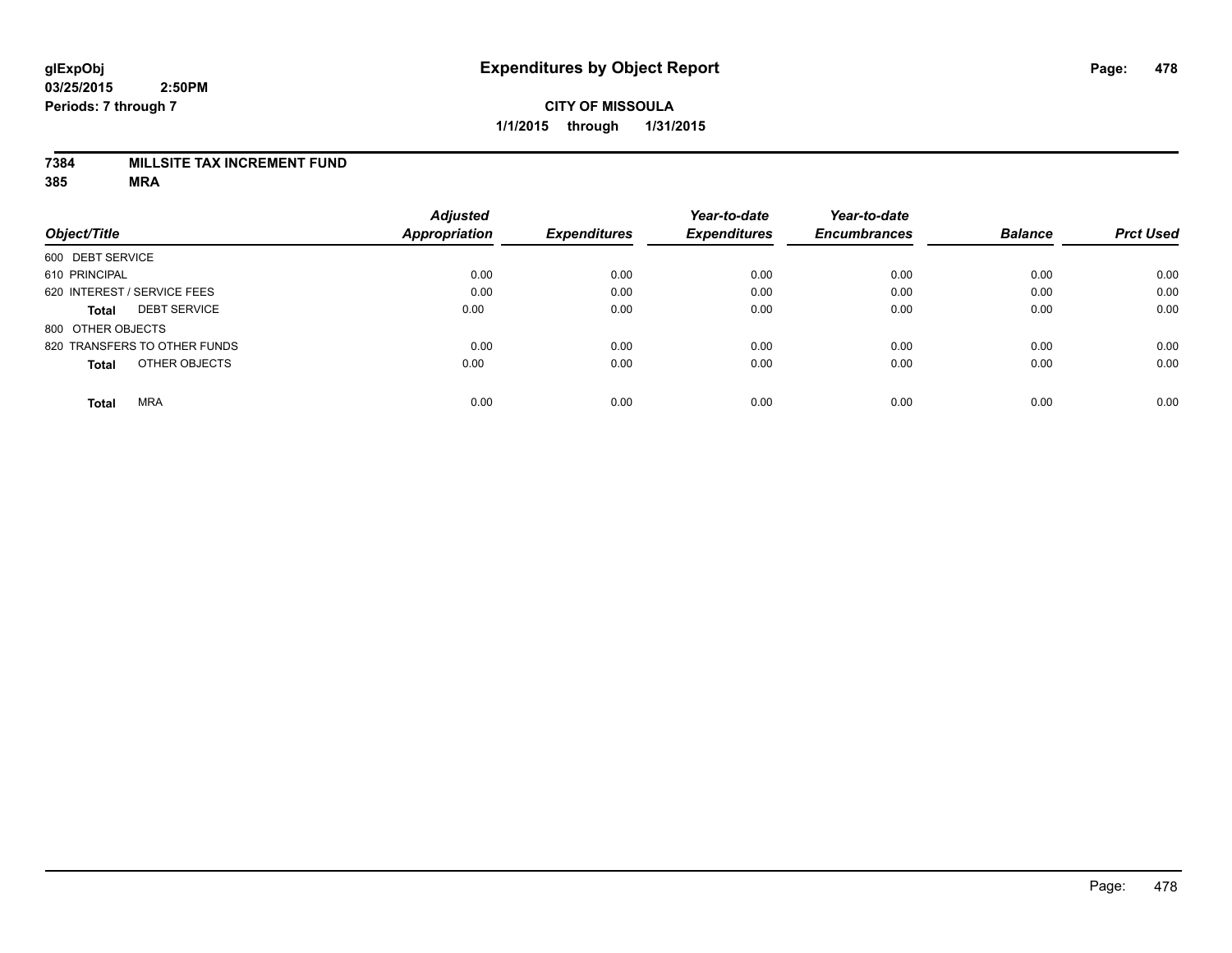**glExpObj**
**03/25/2015 2:50PM**
**Periods: 7 through 7**

# Expenditures by Object Report

**CITY OF MISSOULA**
**1/1/2015 through 1/31/2015**

**7384 MILLSITE TAX INCREMENT FUND**
**385 MRA**

| Object/Title | Adjusted Appropriation | Expenditures | Year-to-date Expenditures | Year-to-date Encumbrances | Balance | Prct Used |
|---|---|---|---|---|---|---|
| 600 DEBT SERVICE | | | | | | |
| 610 PRINCIPAL | 0.00 | 0.00 | 0.00 | 0.00 | 0.00 | 0.00 |
| 620 INTEREST / SERVICE FEES | 0.00 | 0.00 | 0.00 | 0.00 | 0.00 | 0.00 |
| **Total** DEBT SERVICE | 0.00 | 0.00 | 0.00 | 0.00 | 0.00 | 0.00 |
| 800 OTHER OBJECTS | | | | | | |
| 820 TRANSFERS TO OTHER FUNDS | 0.00 | 0.00 | 0.00 | 0.00 | 0.00 | 0.00 |
| **Total** OTHER OBJECTS | 0.00 | 0.00 | 0.00 | 0.00 | 0.00 | 0.00 |
| **Total** MRA | 0.00 | 0.00 | 0.00 | 0.00 | 0.00 | 0.00 |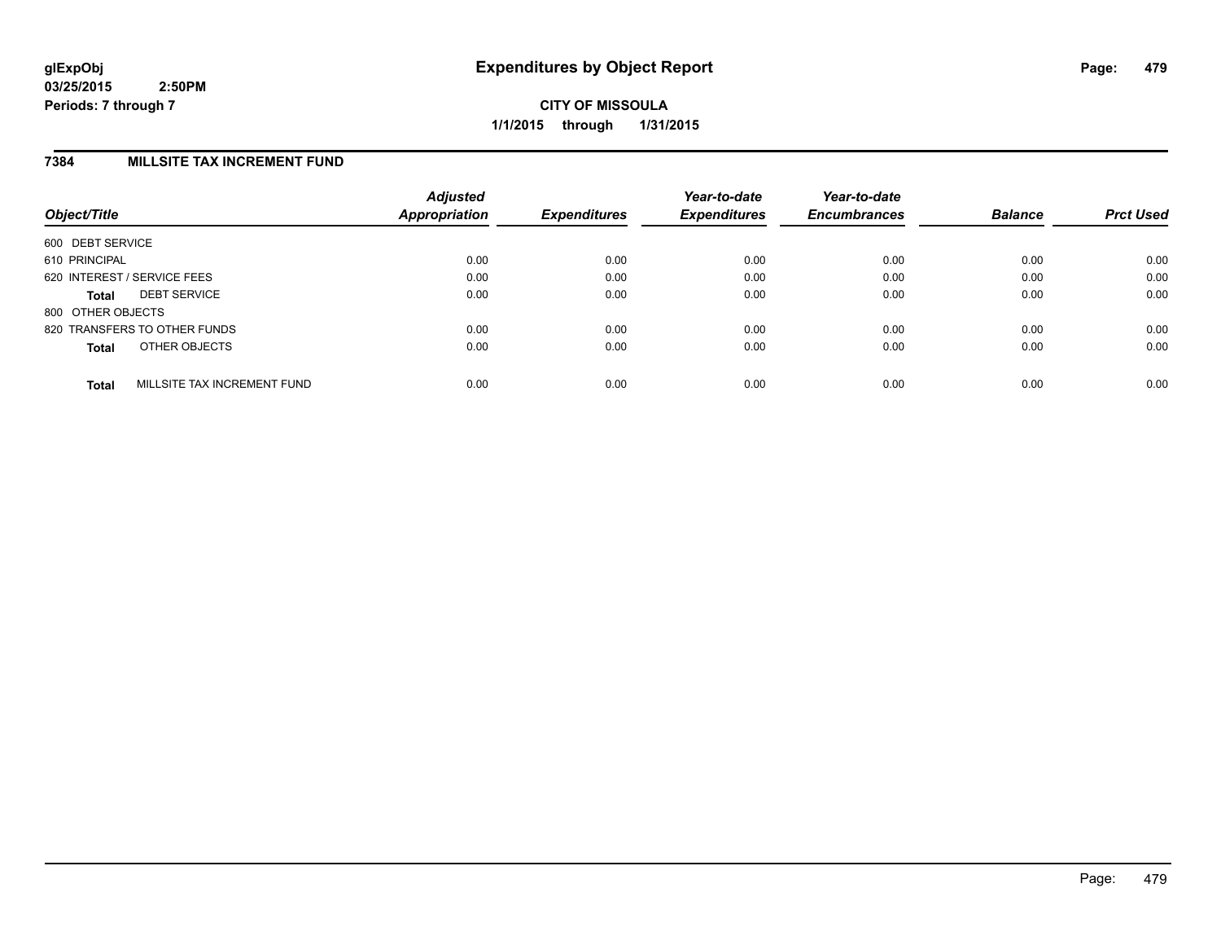**glExpObj**
**03/25/2015 2:50PM**
**Periods: 7 through 7**

# Expenditures by Object Report

**CITY OF MISSOULA**
**1/1/2015 through 1/31/2015**

## 7384 MILLSITE TAX INCREMENT FUND

| Object/Title | Adjusted Appropriation | Expenditures | Year-to-date Expenditures | Year-to-date Encumbrances | Balance | Prct Used |
|---|---|---|---|---|---|---|
| 600 DEBT SERVICE | | | | | | |
| 610 PRINCIPAL | 0.00 | 0.00 | 0.00 | 0.00 | 0.00 | 0.00 |
| 620 INTEREST / SERVICE FEES | 0.00 | 0.00 | 0.00 | 0.00 | 0.00 | 0.00 |
| **Total** DEBT SERVICE | 0.00 | 0.00 | 0.00 | 0.00 | 0.00 | 0.00 |
| 800 OTHER OBJECTS | | | | | | |
| 820 TRANSFERS TO OTHER FUNDS | 0.00 | 0.00 | 0.00 | 0.00 | 0.00 | 0.00 |
| **Total** OTHER OBJECTS | 0.00 | 0.00 | 0.00 | 0.00 | 0.00 | 0.00 |
| **Total** MILLSITE TAX INCREMENT FUND | 0.00 | 0.00 | 0.00 | 0.00 | 0.00 | 0.00 |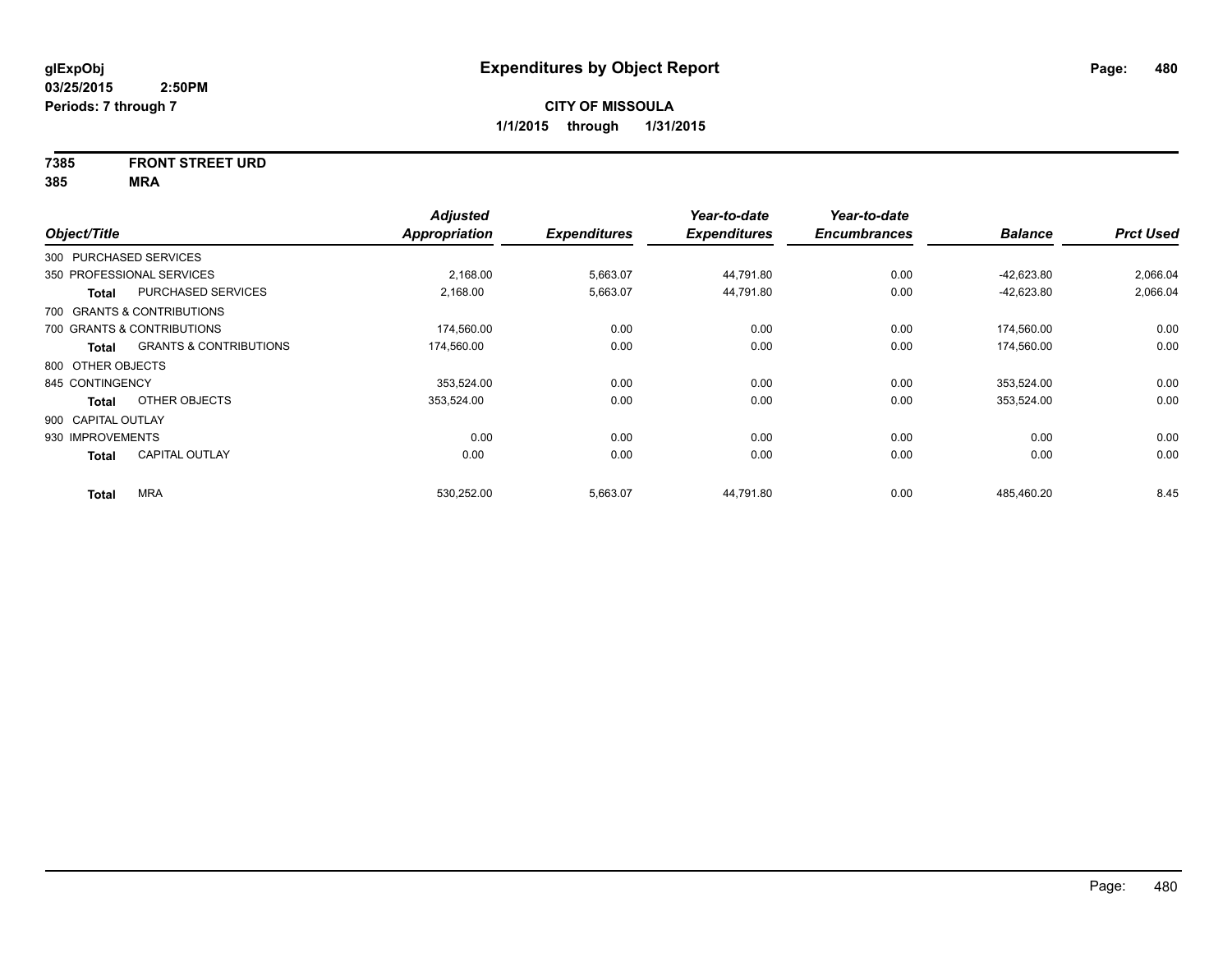**glExpObj**
**03/25/2015 2:50PM**
**Periods: 7 through 7**

# Expenditures by Object Report

**CITY OF MISSOULA**
**1/1/2015 through 1/31/2015**

**7385 FRONT STREET URD**
**385 MRA**

| Object/Title | | Adjusted Appropriation | Expenditures | Year-to-date Expenditures | Year-to-date Encumbrances | Balance | Prct Used |
|---|---|---|---|---|---|---|---|
| 300 PURCHASED SERVICES | | | | | | | |
| 350 PROFESSIONAL SERVICES | | 2,168.00 | 5,663.07 | 44,791.80 | 0.00 | -42,623.80 | 2,066.04 |
| **Total** | PURCHASED SERVICES | 2,168.00 | 5,663.07 | 44,791.80 | 0.00 | -42,623.80 | 2,066.04 |
| 700 GRANTS & CONTRIBUTIONS | | | | | | | |
| 700 GRANTS & CONTRIBUTIONS | | 174,560.00 | 0.00 | 0.00 | 0.00 | 174,560.00 | 0.00 |
| **Total** | GRANTS & CONTRIBUTIONS | 174,560.00 | 0.00 | 0.00 | 0.00 | 174,560.00 | 0.00 |
| 800 OTHER OBJECTS | | | | | | | |
| 845 CONTINGENCY | | 353,524.00 | 0.00 | 0.00 | 0.00 | 353,524.00 | 0.00 |
| **Total** | OTHER OBJECTS | 353,524.00 | 0.00 | 0.00 | 0.00 | 353,524.00 | 0.00 |
| 900 CAPITAL OUTLAY | | | | | | | |
| 930 IMPROVEMENTS | | 0.00 | 0.00 | 0.00 | 0.00 | 0.00 | 0.00 |
| **Total** | CAPITAL OUTLAY | 0.00 | 0.00 | 0.00 | 0.00 | 0.00 | 0.00 |
| **Total** | MRA | 530,252.00 | 5,663.07 | 44,791.80 | 0.00 | 485,460.20 | 8.45 |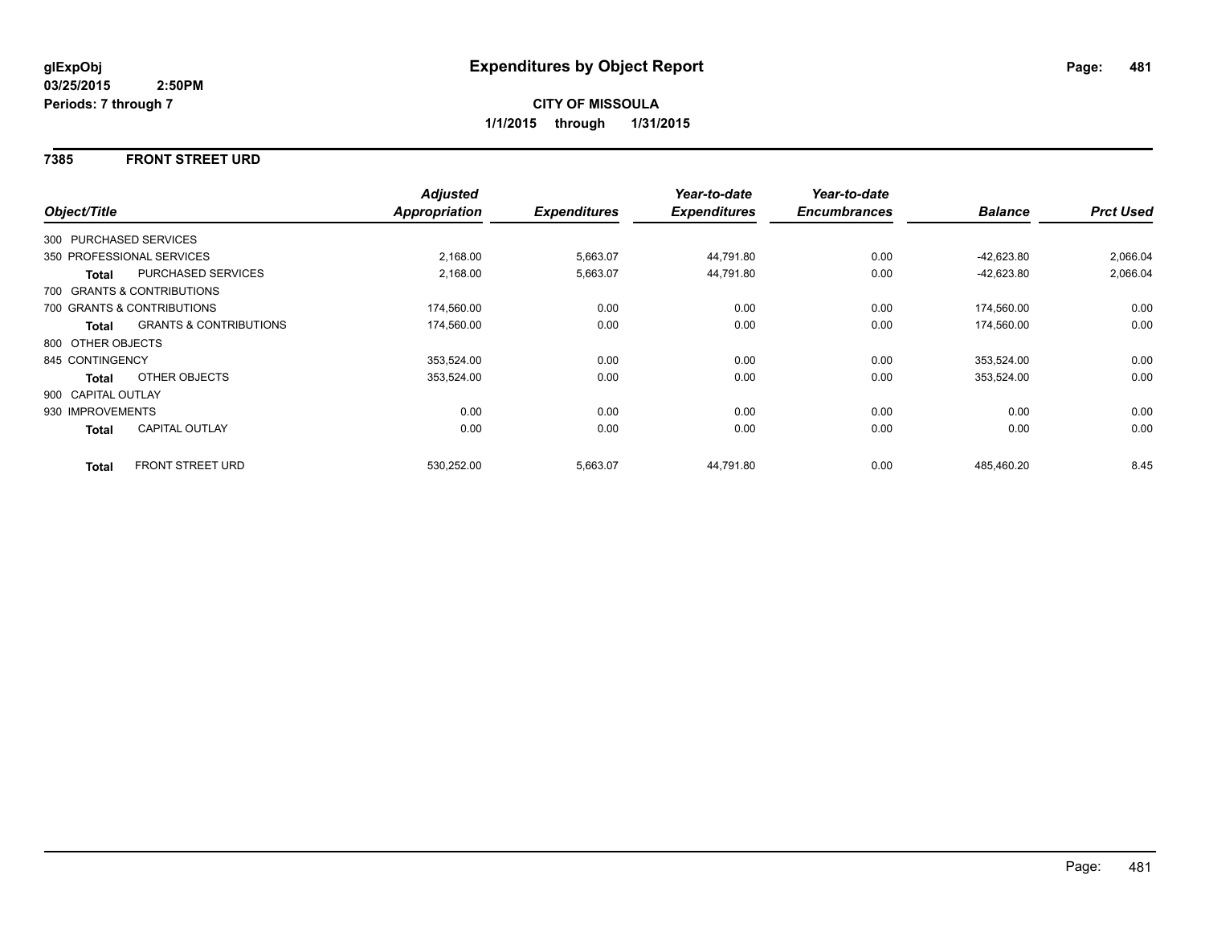**glExpObj**
**03/25/2015 2:50PM**
**Periods: 7 through 7**

# Expenditures by Object Report

**CITY OF MISSOULA**
**1/1/2015 through 1/31/2015**

## 7385 FRONT STREET URD

| Object/Title | | Adjusted Appropriation | Expenditures | Year-to-date Expenditures | Year-to-date Encumbrances | Balance | Prct Used |
|---|---|---|---|---|---|---|---|
| 300 PURCHASED SERVICES | | | | | | | |
| 350 PROFESSIONAL SERVICES | | 2,168.00 | 5,663.07 | 44,791.80 | 0.00 | -42,623.80 | 2,066.04 |
| **Total** | PURCHASED SERVICES | 2,168.00 | 5,663.07 | 44,791.80 | 0.00 | -42,623.80 | 2,066.04 |
| 700 GRANTS & CONTRIBUTIONS | | | | | | | |
| 700 GRANTS & CONTRIBUTIONS | | 174,560.00 | 0.00 | 0.00 | 0.00 | 174,560.00 | 0.00 |
| **Total** | GRANTS & CONTRIBUTIONS | 174,560.00 | 0.00 | 0.00 | 0.00 | 174,560.00 | 0.00 |
| 800 OTHER OBJECTS | | | | | | | |
| 845 CONTINGENCY | | 353,524.00 | 0.00 | 0.00 | 0.00 | 353,524.00 | 0.00 |
| **Total** | OTHER OBJECTS | 353,524.00 | 0.00 | 0.00 | 0.00 | 353,524.00 | 0.00 |
| 900 CAPITAL OUTLAY | | | | | | | |
| 930 IMPROVEMENTS | | 0.00 | 0.00 | 0.00 | 0.00 | 0.00 | 0.00 |
| **Total** | CAPITAL OUTLAY | 0.00 | 0.00 | 0.00 | 0.00 | 0.00 | 0.00 |
| **Total** | FRONT STREET URD | 530,252.00 | 5,663.07 | 44,791.80 | 0.00 | 485,460.20 | 8.45 |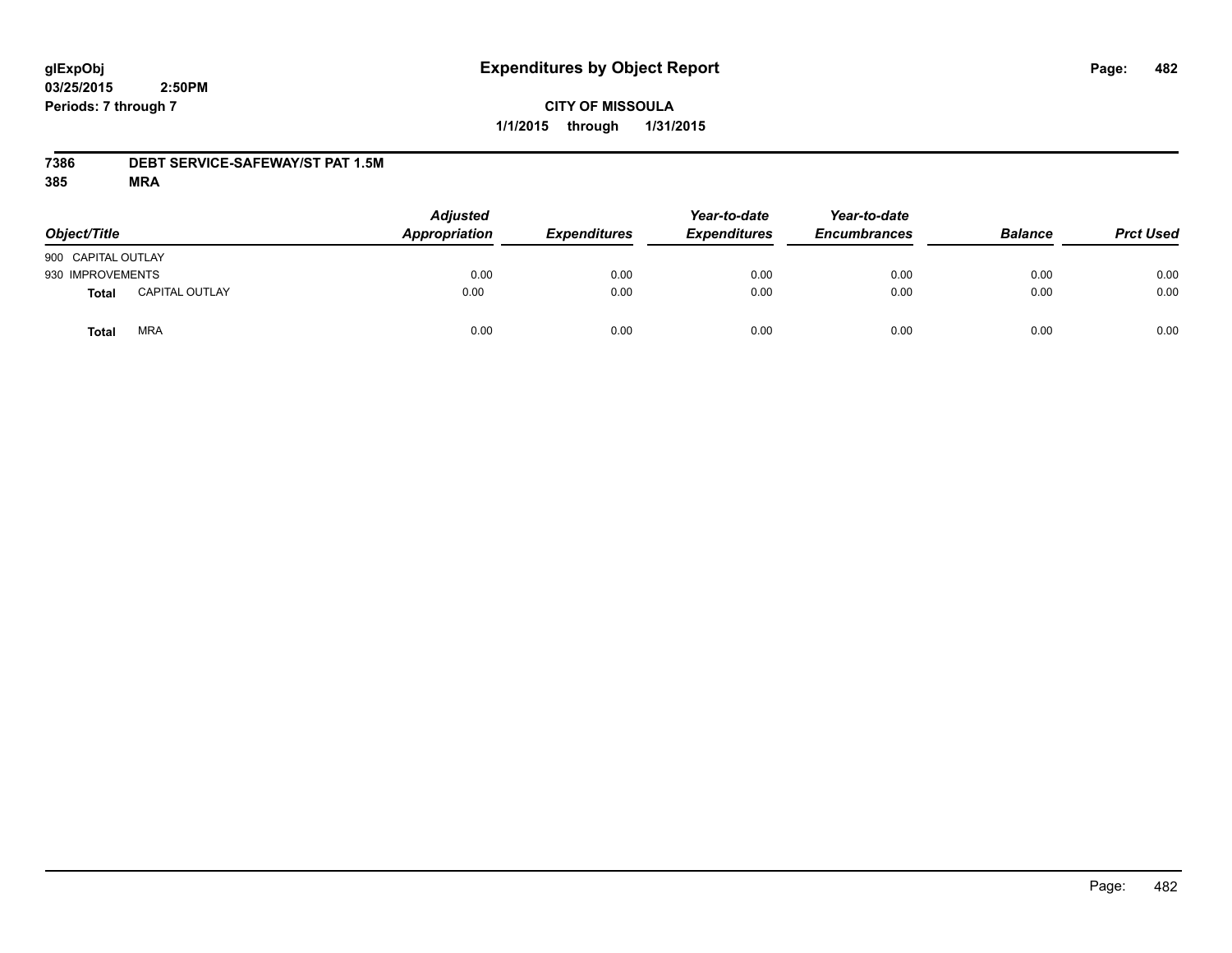**glExpObj**
**03/25/2015 2:50PM**
**Periods: 7 through 7**

# Expenditures by Object Report

**CITY OF MISSOULA**
**1/1/2015 through 1/31/2015**

**7386 DEBT SERVICE-SAFEWAY/ST PAT 1.5M**
**385 MRA**

| Object/Title | | Adjusted Appropriation | Expenditures | Year-to-date Expenditures | Year-to-date Encumbrances | Balance | Prct Used |
|---|---|---|---|---|---|---|---|
| 900 CAPITAL OUTLAY | | | | | | | |
| 930 IMPROVEMENTS | | 0.00 | 0.00 | 0.00 | 0.00 | 0.00 | 0.00 |
| **Total** | CAPITAL OUTLAY | 0.00 | 0.00 | 0.00 | 0.00 | 0.00 | 0.00 |
| **Total** | MRA | 0.00 | 0.00 | 0.00 | 0.00 | 0.00 | 0.00 |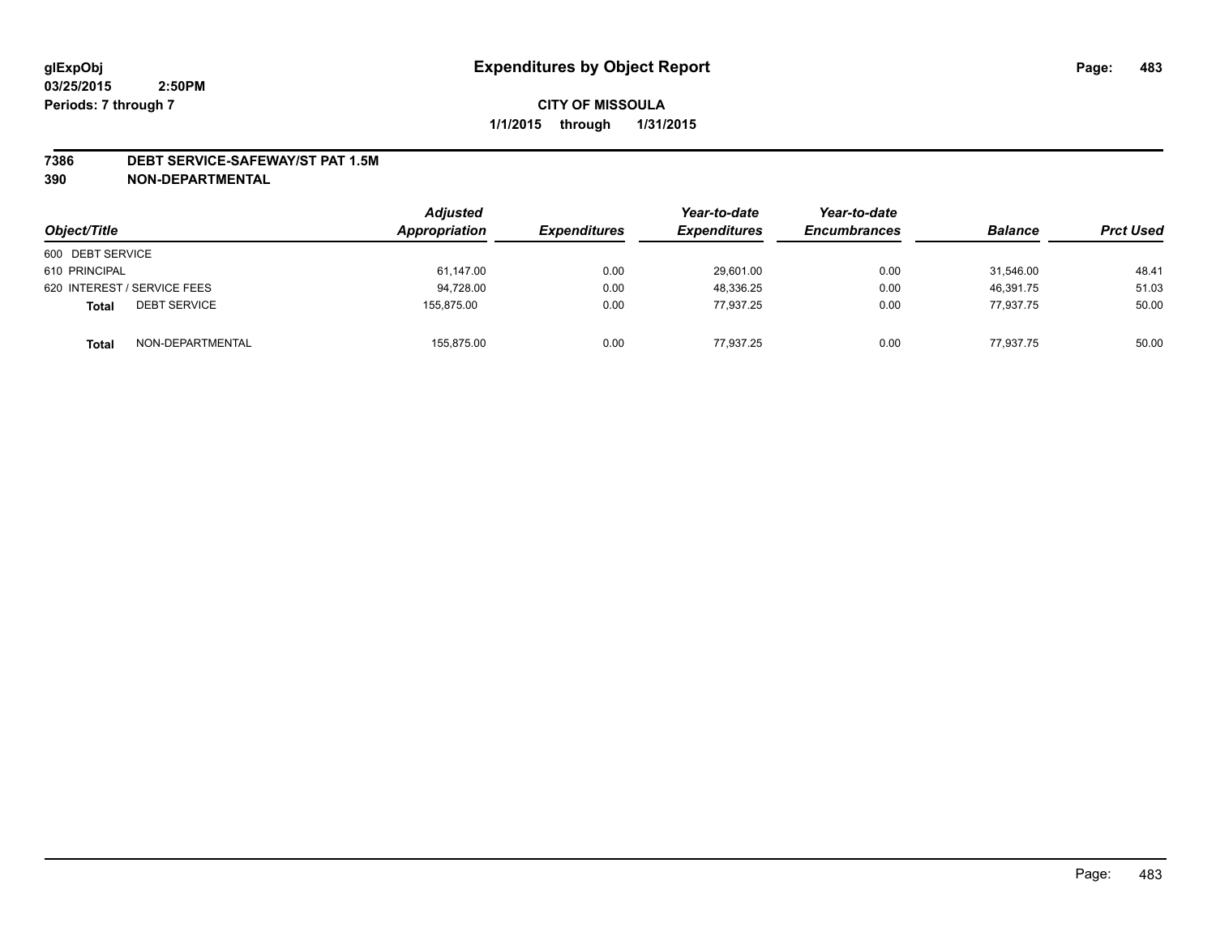# Expenditures by Object Report

glExpObj
03/25/2015 2:50PM
Periods: 7 through 7

**CITY OF MISSOULA**

**1/1/2015 through 1/31/2015**

**7386 DEBT SERVICE-SAFEWAY/ST PAT 1.5M**

**390 NON-DEPARTMENTAL**

| Object/Title | Adjusted Appropriation | Expenditures | Year-to-date Expenditures | Year-to-date Encumbrances | Balance | Prct Used |
|---|---|---|---|---|---|---|
| 600 DEBT SERVICE | | | | | | |
| 610 PRINCIPAL | 61,147.00 | 0.00 | 29,601.00 | 0.00 | 31,546.00 | 48.41 |
| 620 INTEREST / SERVICE FEES | 94,728.00 | 0.00 | 48,336.25 | 0.00 | 46,391.75 | 51.03 |
| **Total** DEBT SERVICE | 155,875.00 | 0.00 | 77,937.25 | 0.00 | 77,937.75 | 50.00 |
| **Total** NON-DEPARTMENTAL | 155,875.00 | 0.00 | 77,937.25 | 0.00 | 77,937.75 | 50.00 |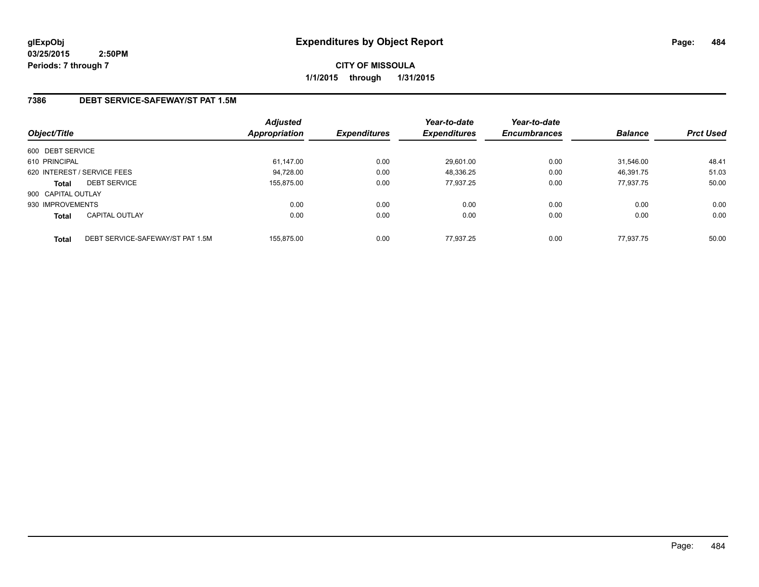# Expenditures by Object Report

glExpObj
03/25/2015 2:50PM
Periods: 7 through 7

**CITY OF MISSOULA**
**1/1/2015 through 1/31/2015**

## 7386 DEBT SERVICE-SAFEWAY/ST PAT 1.5M

| Object/Title | Adjusted Appropriation | Expenditures | Year-to-date Expenditures | Year-to-date Encumbrances | Balance | Prct Used |
|---|---|---|---|---|---|---|
| 600 DEBT SERVICE | | | | | | |
| 610 PRINCIPAL | 61,147.00 | 0.00 | 29,601.00 | 0.00 | 31,546.00 | 48.41 |
| 620 INTEREST / SERVICE FEES | 94,728.00 | 0.00 | 48,336.25 | 0.00 | 46,391.75 | 51.03 |
| **Total** DEBT SERVICE | 155,875.00 | 0.00 | 77,937.25 | 0.00 | 77,937.75 | 50.00 |
| 900 CAPITAL OUTLAY | | | | | | |
| 930 IMPROVEMENTS | 0.00 | 0.00 | 0.00 | 0.00 | 0.00 | 0.00 |
| **Total** CAPITAL OUTLAY | 0.00 | 0.00 | 0.00 | 0.00 | 0.00 | 0.00 |
| **Total** DEBT SERVICE-SAFEWAY/ST PAT 1.5M | 155,875.00 | 0.00 | 77,937.25 | 0.00 | 77,937.75 | 50.00 |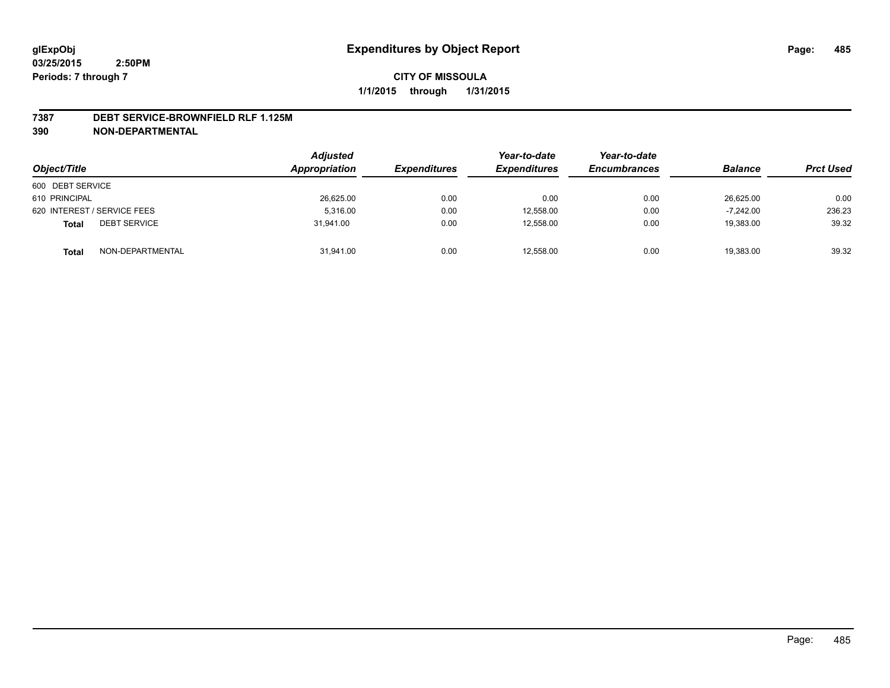glExpObj
03/25/2015 2:50PM
Periods: 7 through 7

# Expenditures by Object Report

**CITY OF MISSOULA**

**1/1/2015 through 1/31/2015**

**7387 DEBT SERVICE-BROWNFIELD RLF 1.125M**

**390 NON-DEPARTMENTAL**

| Object/Title | | Adjusted Appropriation | Expenditures | Year-to-date Expenditures | Year-to-date Encumbrances | Balance | Prct Used |
|---|---|---|---|---|---|---|---|
| 600 DEBT SERVICE | | | | | | | |
| 610 PRINCIPAL | | 26,625.00 | 0.00 | 0.00 | 0.00 | 26,625.00 | 0.00 |
| 620 INTEREST / SERVICE FEES | | 5,316.00 | 0.00 | 12,558.00 | 0.00 | -7,242.00 | 236.23 |
| **Total** | DEBT SERVICE | 31,941.00 | 0.00 | 12,558.00 | 0.00 | 19,383.00 | 39.32 |
| **Total** | NON-DEPARTMENTAL | 31,941.00 | 0.00 | 12,558.00 | 0.00 | 19,383.00 | 39.32 |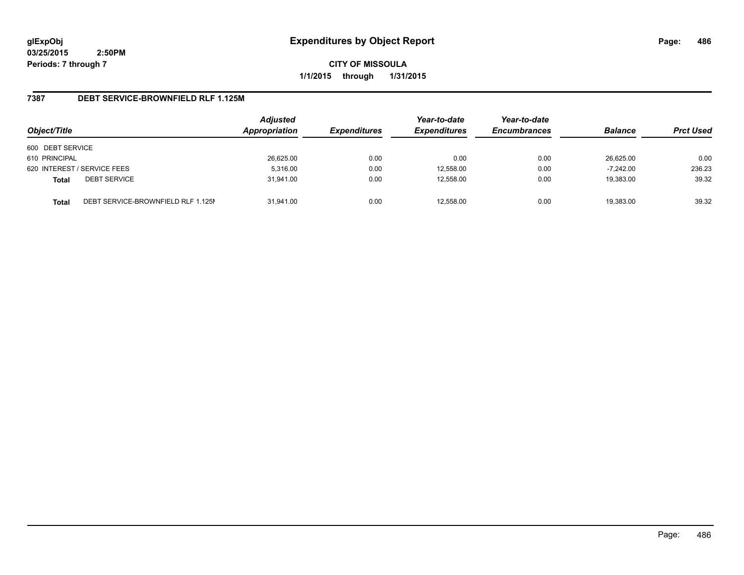# Expenditures by Object Report

glExpObj
03/25/2015 2:50PM
Periods: 7 through 7

**CITY OF MISSOULA**
**1/1/2015 through 1/31/2015**

## 7387 DEBT SERVICE-BROWNFIELD RLF 1.125M

| Object/Title | | Adjusted Appropriation | Expenditures | Year-to-date Expenditures | Year-to-date Encumbrances | Balance | Prct Used |
|---|---|---|---|---|---|---|---|
| 600 DEBT SERVICE | | | | | | | |
| 610 PRINCIPAL | | 26,625.00 | 0.00 | 0.00 | 0.00 | 26,625.00 | 0.00 |
| 620 INTEREST / SERVICE FEES | | 5,316.00 | 0.00 | 12,558.00 | 0.00 | -7,242.00 | 236.23 |
| **Total** | DEBT SERVICE | 31,941.00 | 0.00 | 12,558.00 | 0.00 | 19,383.00 | 39.32 |
| **Total** | DEBT SERVICE-BROWNFIELD RLF 1.125M | 31,941.00 | 0.00 | 12,558.00 | 0.00 | 19,383.00 | 39.32 |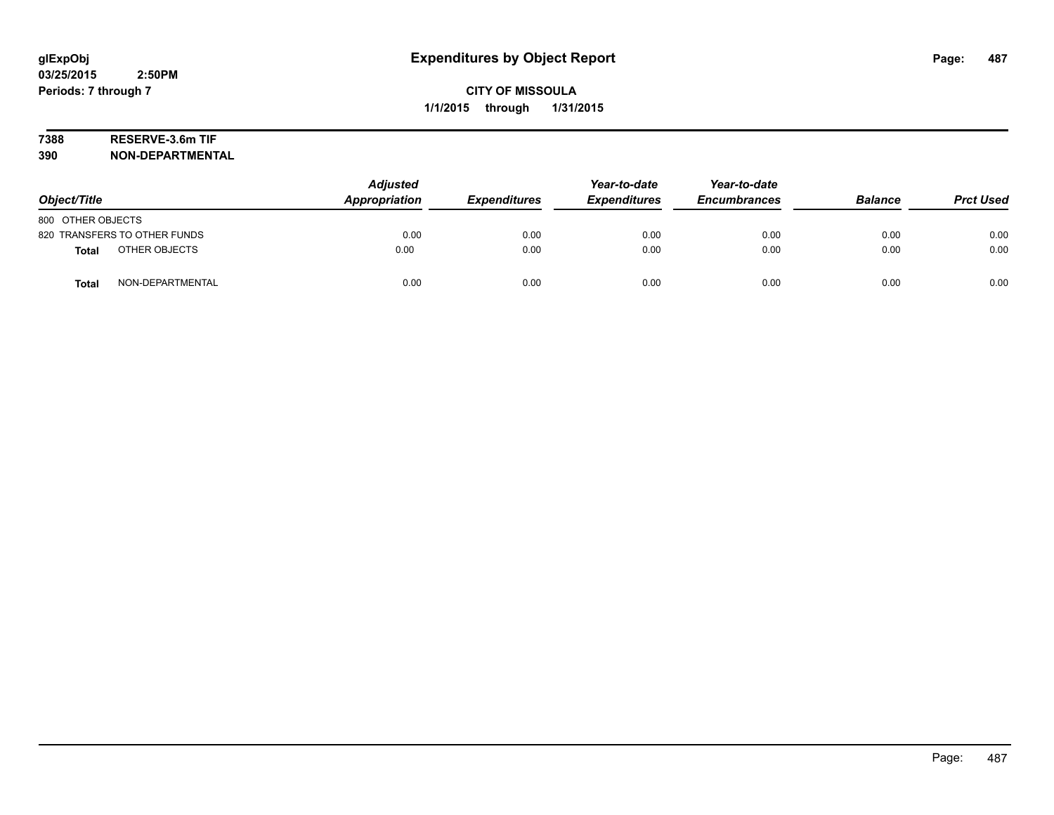# Expenditures by Object Report

glExpObj
03/25/2015 2:50PM
Periods: 7 through 7

**CITY OF MISSOULA**
**1/1/2015 through 1/31/2015**

**7388 RESERVE-3.6m TIF**
**390 NON-DEPARTMENTAL**

| Object/Title | Adjusted Appropriation | Expenditures | Year-to-date Expenditures | Year-to-date Encumbrances | Balance | Prct Used |
|---|---|---|---|---|---|---|
| 800 OTHER OBJECTS | | | | | | |
| 820 TRANSFERS TO OTHER FUNDS | 0.00 | 0.00 | 0.00 | 0.00 | 0.00 | 0.00 |
| **Total** OTHER OBJECTS | 0.00 | 0.00 | 0.00 | 0.00 | 0.00 | 0.00 |
| **Total** NON-DEPARTMENTAL | 0.00 | 0.00 | 0.00 | 0.00 | 0.00 | 0.00 |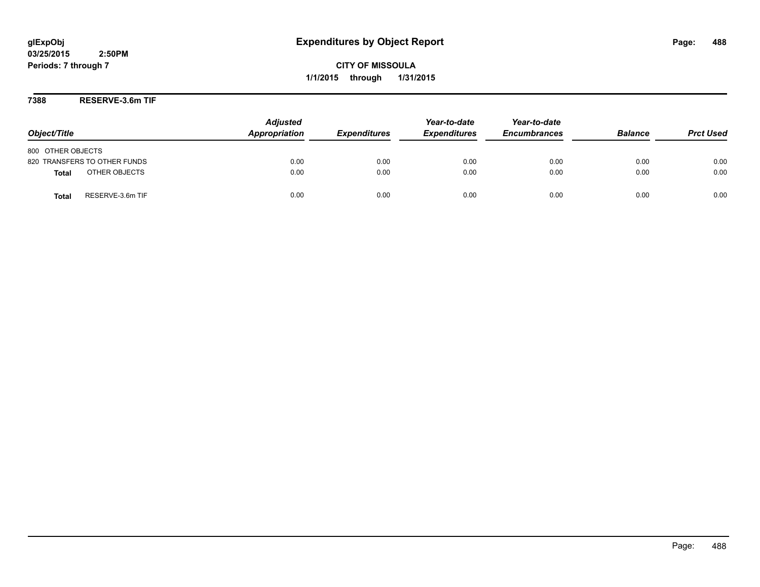# Expenditures by Object Report

**glExpObj**
**03/25/2015 2:50PM**
**Periods: 7 through 7**

**CITY OF MISSOULA**
**1/1/2015 through 1/31/2015**

## 7388 RESERVE-3.6m TIF

| Object/Title | Adjusted Appropriation | Expenditures | Year-to-date Expenditures | Year-to-date Encumbrances | Balance | Prct Used |
|---|---|---|---|---|---|---|
| 800 OTHER OBJECTS | | | | | | |
| 820 TRANSFERS TO OTHER FUNDS | 0.00 | 0.00 | 0.00 | 0.00 | 0.00 | 0.00 |
| **Total** OTHER OBJECTS | 0.00 | 0.00 | 0.00 | 0.00 | 0.00 | 0.00 |
| **Total** RESERVE-3.6m TIF | 0.00 | 0.00 | 0.00 | 0.00 | 0.00 | 0.00 |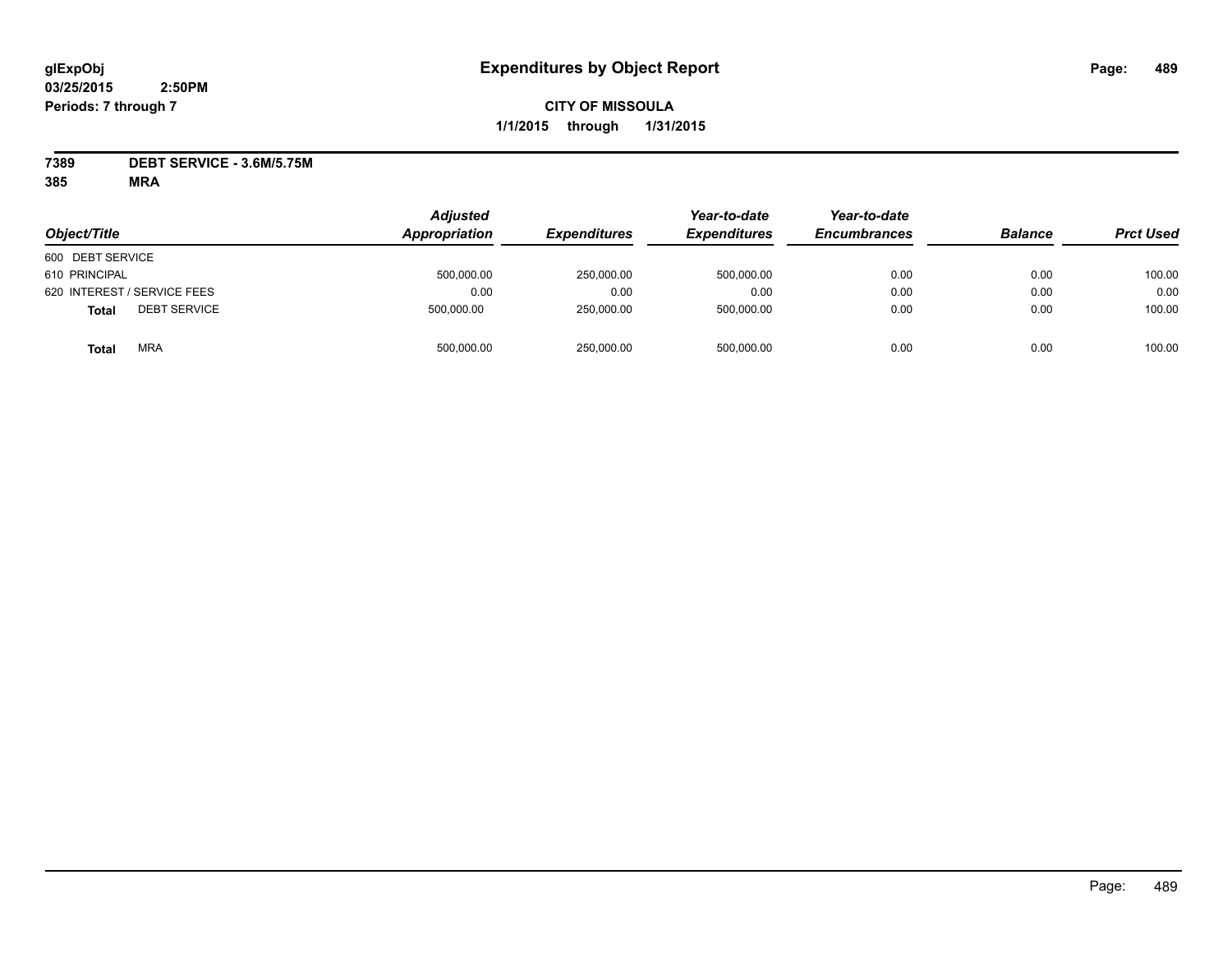# Expenditures by Object Report

glExpObj
03/25/2015 2:50PM
Periods: 7 through 7

**CITY OF MISSOULA**
**1/1/2015 through 1/31/2015**

**7389 DEBT SERVICE - 3.6M/5.75M**
**385 MRA**

| Object/Title | Adjusted Appropriation | Expenditures | Year-to-date Expenditures | Year-to-date Encumbrances | Balance | Prct Used |
|---|---|---|---|---|---|---|
| 600 DEBT SERVICE | | | | | | |
| 610 PRINCIPAL | 500,000.00 | 250,000.00 | 500,000.00 | 0.00 | 0.00 | 100.00 |
| 620 INTEREST / SERVICE FEES | 0.00 | 0.00 | 0.00 | 0.00 | 0.00 | 0.00 |
| **Total** DEBT SERVICE | 500,000.00 | 250,000.00 | 500,000.00 | 0.00 | 0.00 | 100.00 |
| **Total** MRA | 500,000.00 | 250,000.00 | 500,000.00 | 0.00 | 0.00 | 100.00 |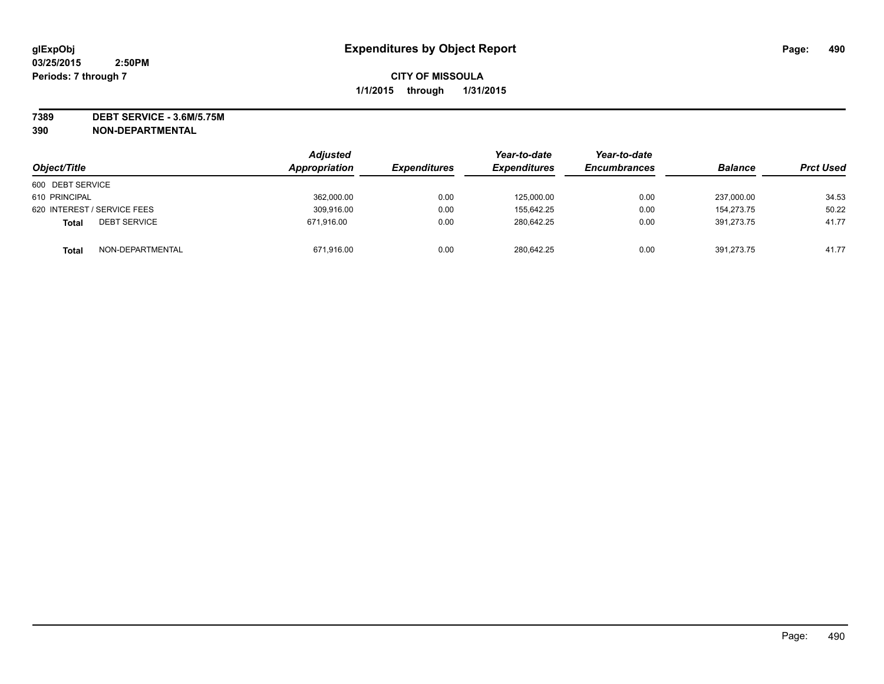# Expenditures by Object Report

glExpObj
03/25/2015 2:50PM
Periods: 7 through 7

**CITY OF MISSOULA**
**1/1/2015 through 1/31/2015**

**7389 DEBT SERVICE - 3.6M/5.75M**
**390 NON-DEPARTMENTAL**

| Object/Title | | Adjusted Appropriation | Expenditures | Year-to-date Expenditures | Year-to-date Encumbrances | Balance | Prct Used |
|---|---|---|---|---|---|---|---|
| 600 DEBT SERVICE | | | | | | | |
| 610 PRINCIPAL | | 362,000.00 | 0.00 | 125,000.00 | 0.00 | 237,000.00 | 34.53 |
| 620 INTEREST / SERVICE FEES | | 309,916.00 | 0.00 | 155,642.25 | 0.00 | 154,273.75 | 50.22 |
| **Total** | DEBT SERVICE | 671,916.00 | 0.00 | 280,642.25 | 0.00 | 391,273.75 | 41.77 |
| **Total** | NON-DEPARTMENTAL | 671,916.00 | 0.00 | 280,642.25 | 0.00 | 391,273.75 | 41.77 |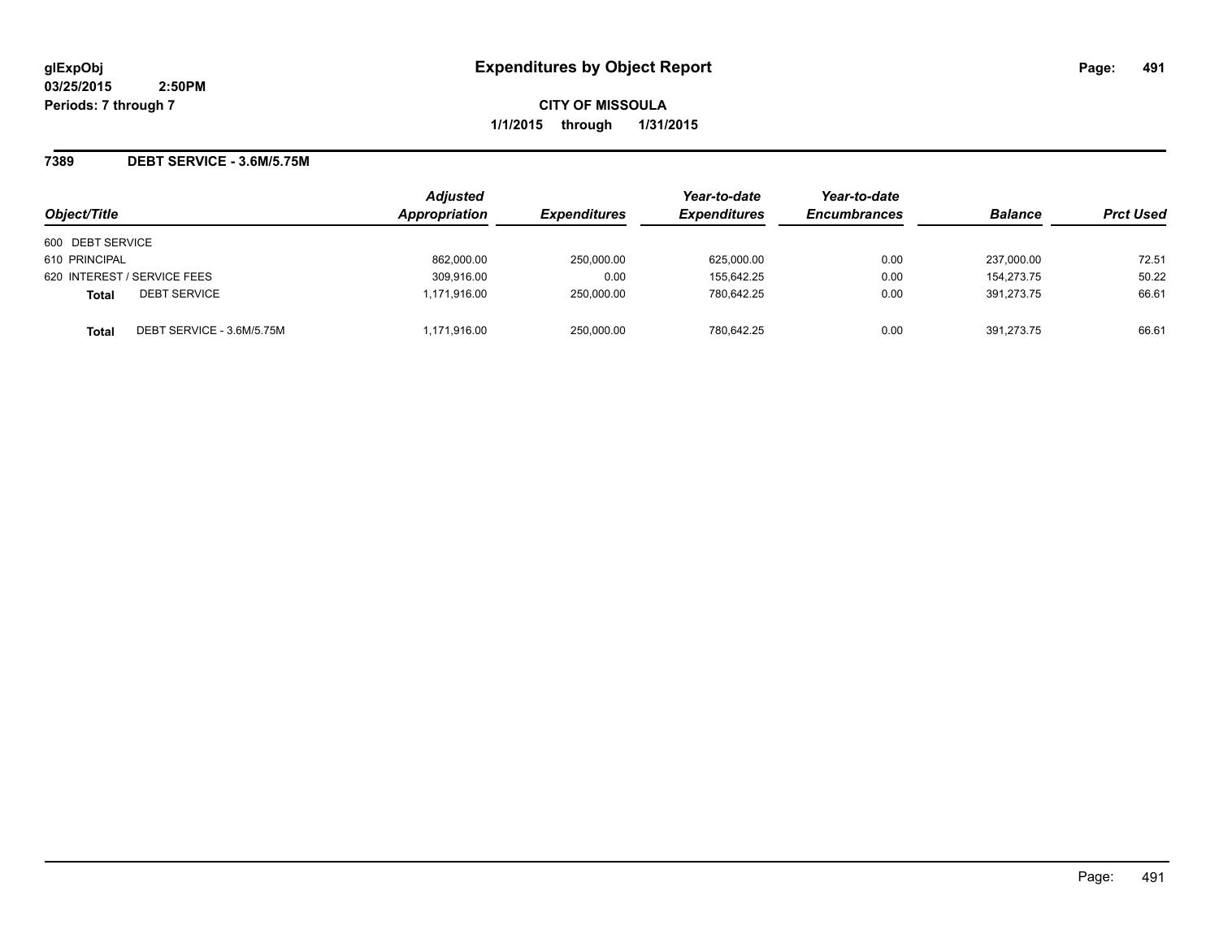glExpObj
03/25/2015 2:50PM
Periods: 7 through 7

# Expenditures by Object Report

**CITY OF MISSOULA**
**1/1/2015 through 1/31/2015**

## 7389 DEBT SERVICE - 3.6M/5.75M

| Object/Title | | Adjusted Appropriation | Expenditures | Year-to-date Expenditures | Year-to-date Encumbrances | Balance | Prct Used |
|---|---|---|---|---|---|---|---|
| 600 DEBT SERVICE | | | | | | | |
| 610 PRINCIPAL | | 862,000.00 | 250,000.00 | 625,000.00 | 0.00 | 237,000.00 | 72.51 |
| 620 INTEREST / SERVICE FEES | | 309,916.00 | 0.00 | 155,642.25 | 0.00 | 154,273.75 | 50.22 |
| **Total** | DEBT SERVICE | 1,171,916.00 | 250,000.00 | 780,642.25 | 0.00 | 391,273.75 | 66.61 |
| **Total** | DEBT SERVICE - 3.6M/5.75M | 1,171,916.00 | 250,000.00 | 780,642.25 | 0.00 | 391,273.75 | 66.61 |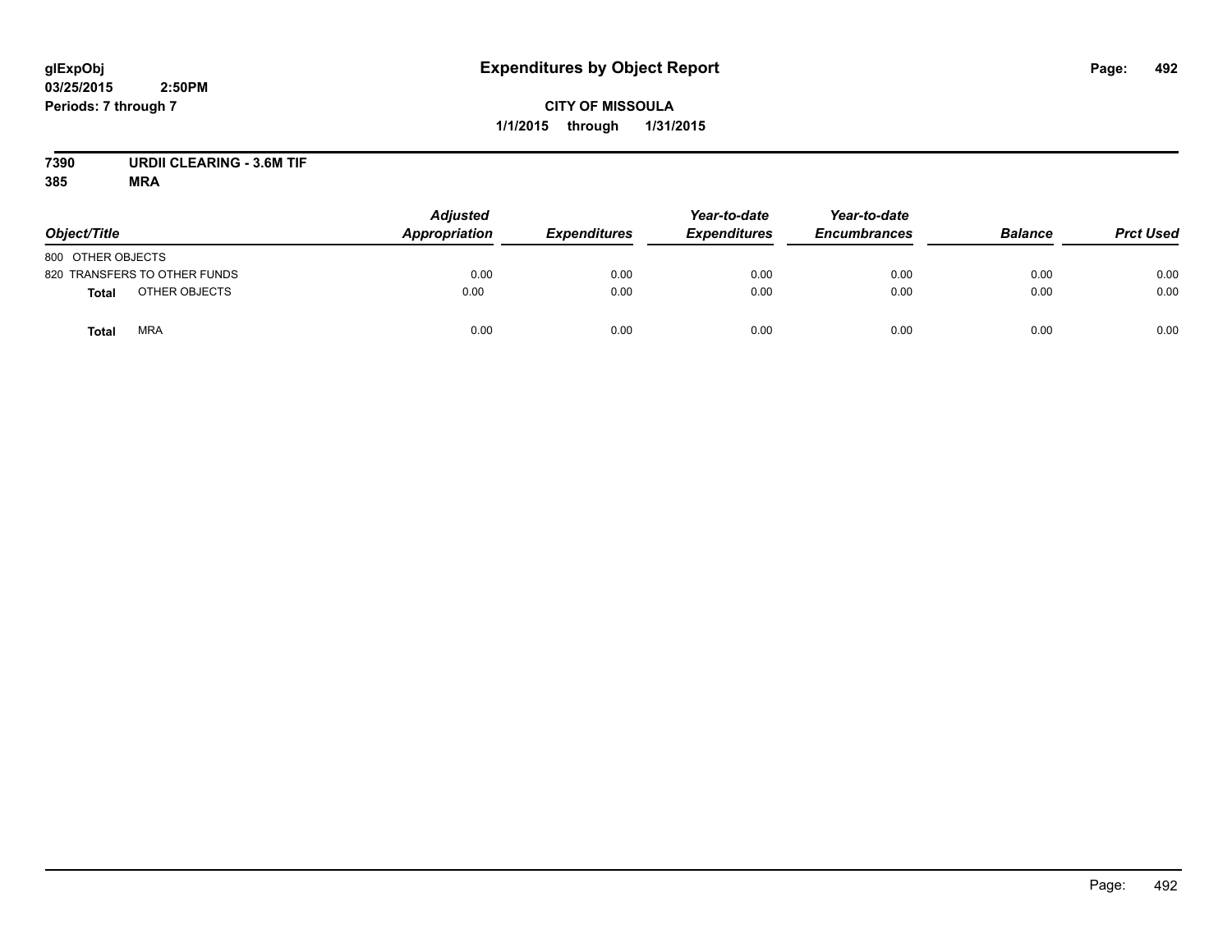**glExpObj** **Expenditures by Object Report**
**03/25/2015 2:50PM**
**Periods: 7 through 7**

**CITY OF MISSOULA**
**1/1/2015 through 1/31/2015**

**7390 URDII CLEARING - 3.6M TIF**
**385 MRA**

| Object/Title | Adjusted Appropriation | Expenditures | Year-to-date Expenditures | Year-to-date Encumbrances | Balance | Prct Used |
|---|---|---|---|---|---|---|
| 800 OTHER OBJECTS | | | | | | |
| 820 TRANSFERS TO OTHER FUNDS | 0.00 | 0.00 | 0.00 | 0.00 | 0.00 | 0.00 |
| **Total** OTHER OBJECTS | 0.00 | 0.00 | 0.00 | 0.00 | 0.00 | 0.00 |
| **Total** MRA | 0.00 | 0.00 | 0.00 | 0.00 | 0.00 | 0.00 |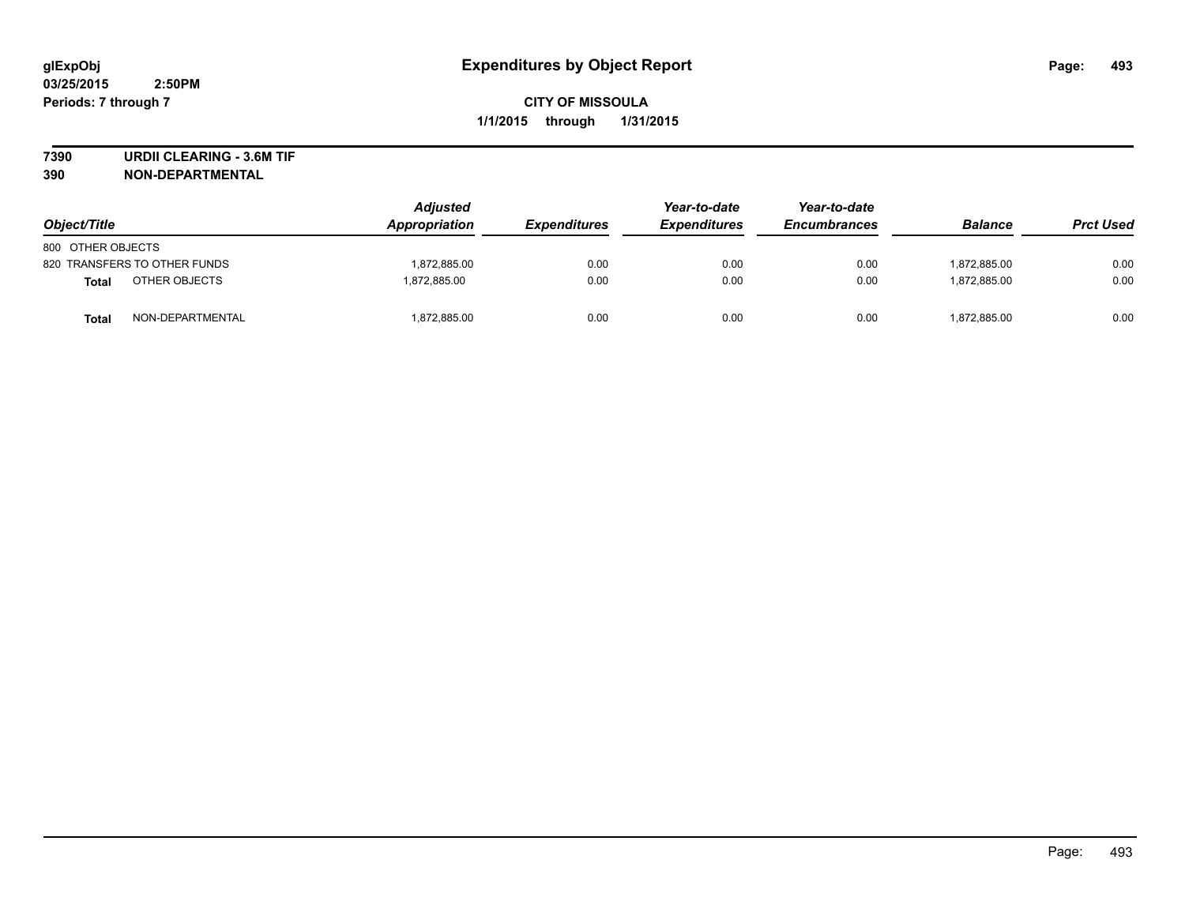**glExpObj**
**03/25/2015 2:50PM**
**Periods: 7 through 7**

# Expenditures by Object Report

**CITY OF MISSOULA**
**1/1/2015 through 1/31/2015**

**7390 URDII CLEARING - 3.6M TIF**
**390 NON-DEPARTMENTAL**

| Object/Title | Adjusted Appropriation | Expenditures | Year-to-date Expenditures | Year-to-date Encumbrances | Balance | Prct Used |
|---|---|---|---|---|---|---|
| 800 OTHER OBJECTS | | | | | | |
| 820 TRANSFERS TO OTHER FUNDS | 1,872,885.00 | 0.00 | 0.00 | 0.00 | 1,872,885.00 | 0.00 |
| **Total** OTHER OBJECTS | 1,872,885.00 | 0.00 | 0.00 | 0.00 | 1,872,885.00 | 0.00 |
| **Total** NON-DEPARTMENTAL | 1,872,885.00 | 0.00 | 0.00 | 0.00 | 1,872,885.00 | 0.00 |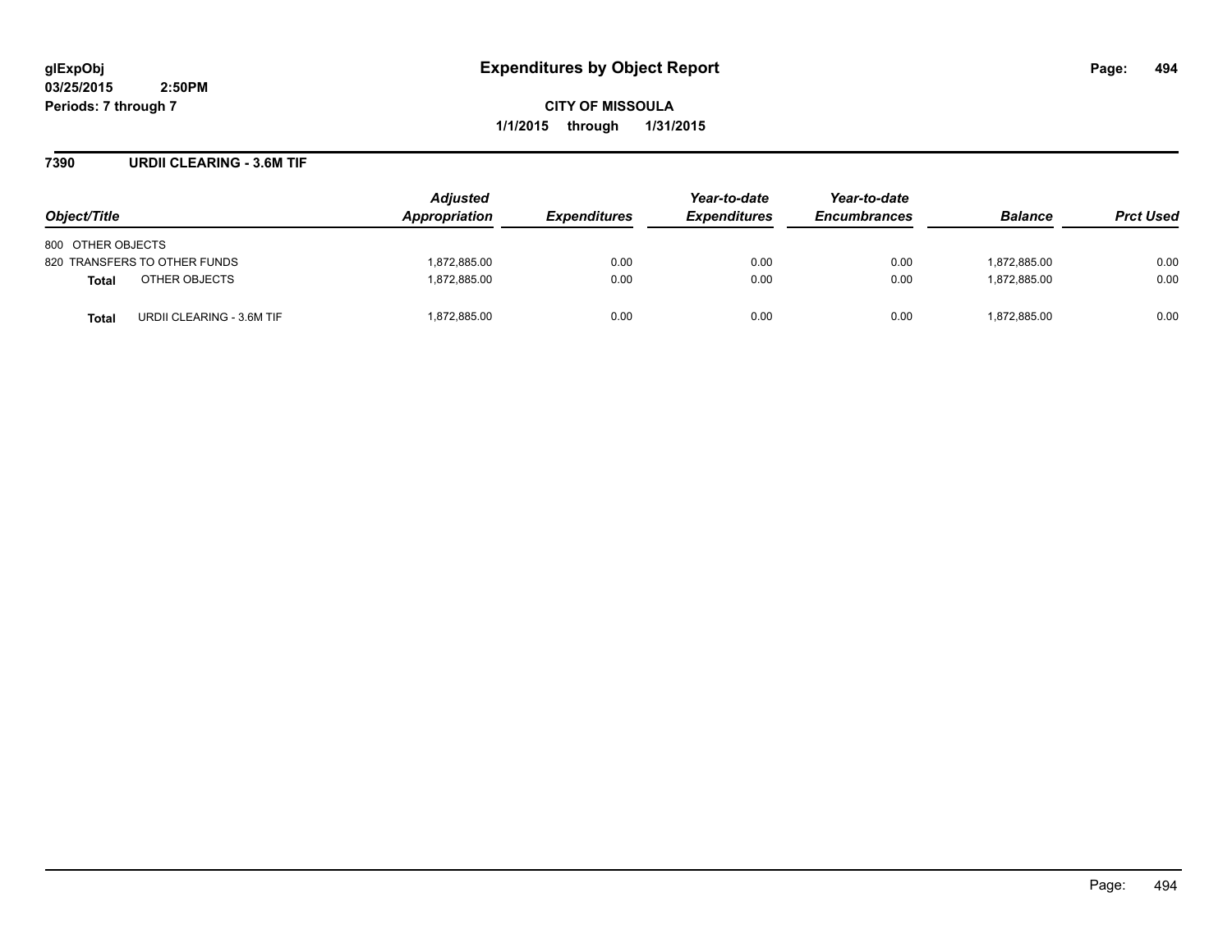**glExpObj**
**03/25/2015 2:50PM**
**Periods: 7 through 7**

# Expenditures by Object Report

**CITY OF MISSOULA**
**1/1/2015 through 1/31/2015**

## 7390 URDII CLEARING - 3.6M TIF

| Object/Title | Adjusted Appropriation | Expenditures | Year-to-date Expenditures | Year-to-date Encumbrances | Balance | Prct Used |
|---|---|---|---|---|---|---|
| 800 OTHER OBJECTS | | | | | | |
| 820 TRANSFERS TO OTHER FUNDS | 1,872,885.00 | 0.00 | 0.00 | 0.00 | 1,872,885.00 | 0.00 |
| **Total** OTHER OBJECTS | 1,872,885.00 | 0.00 | 0.00 | 0.00 | 1,872,885.00 | 0.00 |
| **Total** URDII CLEARING - 3.6M TIF | 1,872,885.00 | 0.00 | 0.00 | 0.00 | 1,872,885.00 | 0.00 |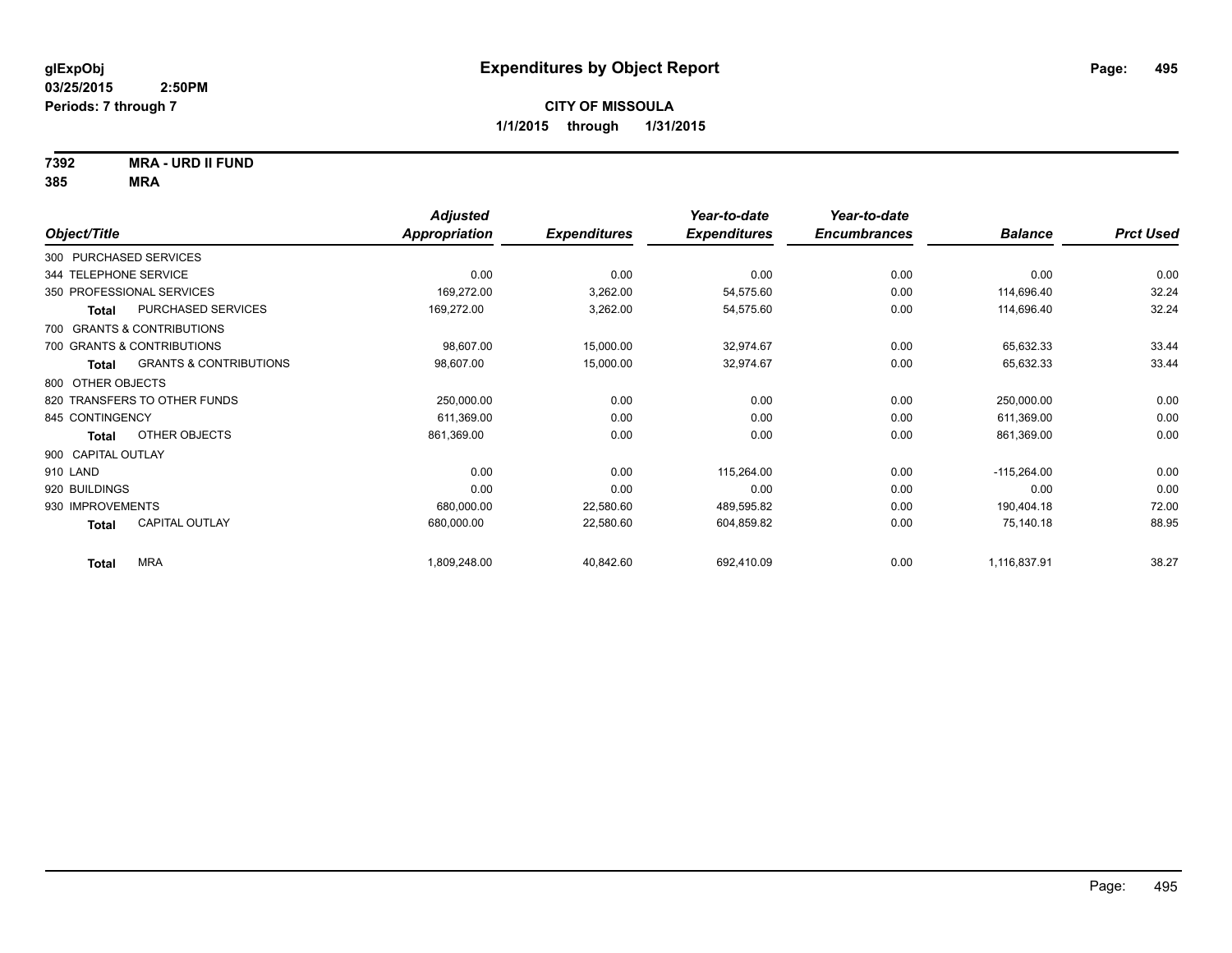**glExpObj**
**03/25/2015 2:50PM**
**Periods: 7 through 7**

# Expenditures by Object Report

**CITY OF MISSOULA**
**1/1/2015 through 1/31/2015**

**7392 MRA - URD II FUND**
**385 MRA**

| Object/Title | | Adjusted Appropriation | Expenditures | Year-to-date Expenditures | Year-to-date Encumbrances | Balance | Prct Used |
|---|---|---|---|---|---|---|---|
| 300 PURCHASED SERVICES | | | | | | | |
| 344 TELEPHONE SERVICE | | 0.00 | 0.00 | 0.00 | 0.00 | 0.00 | 0.00 |
| 350 PROFESSIONAL SERVICES | | 169,272.00 | 3,262.00 | 54,575.60 | 0.00 | 114,696.40 | 32.24 |
| **Total** | PURCHASED SERVICES | 169,272.00 | 3,262.00 | 54,575.60 | 0.00 | 114,696.40 | 32.24 |
| 700 GRANTS & CONTRIBUTIONS | | | | | | | |
| 700 GRANTS & CONTRIBUTIONS | | 98,607.00 | 15,000.00 | 32,974.67 | 0.00 | 65,632.33 | 33.44 |
| **Total** | GRANTS & CONTRIBUTIONS | 98,607.00 | 15,000.00 | 32,974.67 | 0.00 | 65,632.33 | 33.44 |
| 800 OTHER OBJECTS | | | | | | | |
| 820 TRANSFERS TO OTHER FUNDS | | 250,000.00 | 0.00 | 0.00 | 0.00 | 250,000.00 | 0.00 |
| 845 CONTINGENCY | | 611,369.00 | 0.00 | 0.00 | 0.00 | 611,369.00 | 0.00 |
| **Total** | OTHER OBJECTS | 861,369.00 | 0.00 | 0.00 | 0.00 | 861,369.00 | 0.00 |
| 900 CAPITAL OUTLAY | | | | | | | |
| 910 LAND | | 0.00 | 0.00 | 115,264.00 | 0.00 | -115,264.00 | 0.00 |
| 920 BUILDINGS | | 0.00 | 0.00 | 0.00 | 0.00 | 0.00 | 0.00 |
| 930 IMPROVEMENTS | | 680,000.00 | 22,580.60 | 489,595.82 | 0.00 | 190,404.18 | 72.00 |
| **Total** | CAPITAL OUTLAY | 680,000.00 | 22,580.60 | 604,859.82 | 0.00 | 75,140.18 | 88.95 |
| **Total** | MRA | 1,809,248.00 | 40,842.60 | 692,410.09 | 0.00 | 1,116,837.91 | 38.27 |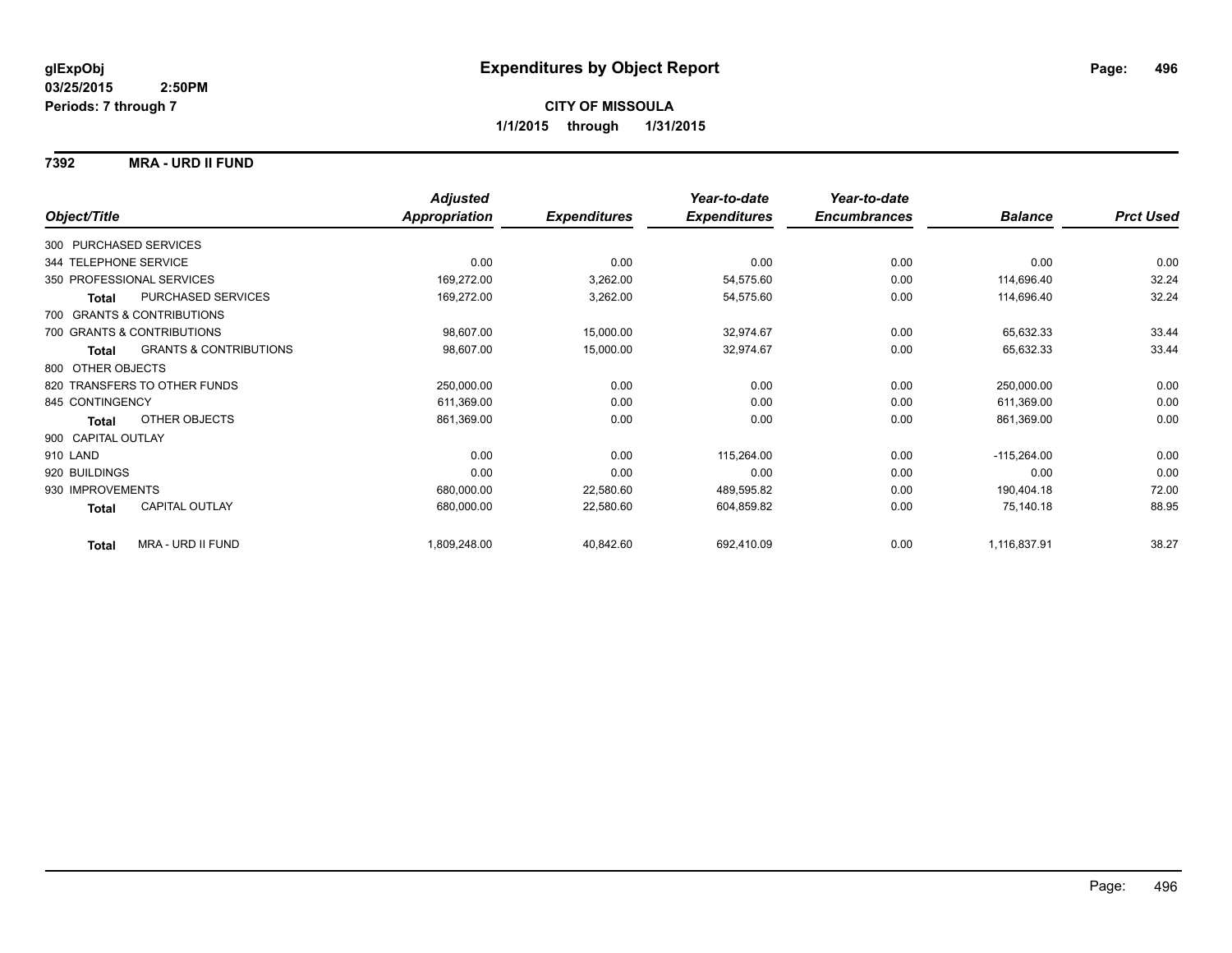**glExpObj**
**03/25/2015 2:50PM**
**Periods: 7 through 7**

# Expenditures by Object Report

**CITY OF MISSOULA**
**1/1/2015 through 1/31/2015**

**7392 MRA - URD II FUND**

| Object/Title | Adjusted Appropriation | Expenditures | Year-to-date Expenditures | Year-to-date Encumbrances | Balance | Prct Used |
|---|---|---|---|---|---|---|
| 300 PURCHASED SERVICES | | | | | | |
| 344 TELEPHONE SERVICE | 0.00 | 0.00 | 0.00 | 0.00 | 0.00 | 0.00 |
| 350 PROFESSIONAL SERVICES | 169,272.00 | 3,262.00 | 54,575.60 | 0.00 | 114,696.40 | 32.24 |
| **Total** PURCHASED SERVICES | 169,272.00 | 3,262.00 | 54,575.60 | 0.00 | 114,696.40 | 32.24 |
| 700 GRANTS & CONTRIBUTIONS | | | | | | |
| 700 GRANTS & CONTRIBUTIONS | 98,607.00 | 15,000.00 | 32,974.67 | 0.00 | 65,632.33 | 33.44 |
| **Total** GRANTS & CONTRIBUTIONS | 98,607.00 | 15,000.00 | 32,974.67 | 0.00 | 65,632.33 | 33.44 |
| 800 OTHER OBJECTS | | | | | | |
| 820 TRANSFERS TO OTHER FUNDS | 250,000.00 | 0.00 | 0.00 | 0.00 | 250,000.00 | 0.00 |
| 845 CONTINGENCY | 611,369.00 | 0.00 | 0.00 | 0.00 | 611,369.00 | 0.00 |
| **Total** OTHER OBJECTS | 861,369.00 | 0.00 | 0.00 | 0.00 | 861,369.00 | 0.00 |
| 900 CAPITAL OUTLAY | | | | | | |
| 910 LAND | 0.00 | 0.00 | 115,264.00 | 0.00 | -115,264.00 | 0.00 |
| 920 BUILDINGS | 0.00 | 0.00 | 0.00 | 0.00 | 0.00 | 0.00 |
| 930 IMPROVEMENTS | 680,000.00 | 22,580.60 | 489,595.82 | 0.00 | 190,404.18 | 72.00 |
| **Total** CAPITAL OUTLAY | 680,000.00 | 22,580.60 | 604,859.82 | 0.00 | 75,140.18 | 88.95 |
| **Total** MRA - URD II FUND | 1,809,248.00 | 40,842.60 | 692,410.09 | 0.00 | 1,116,837.91 | 38.27 |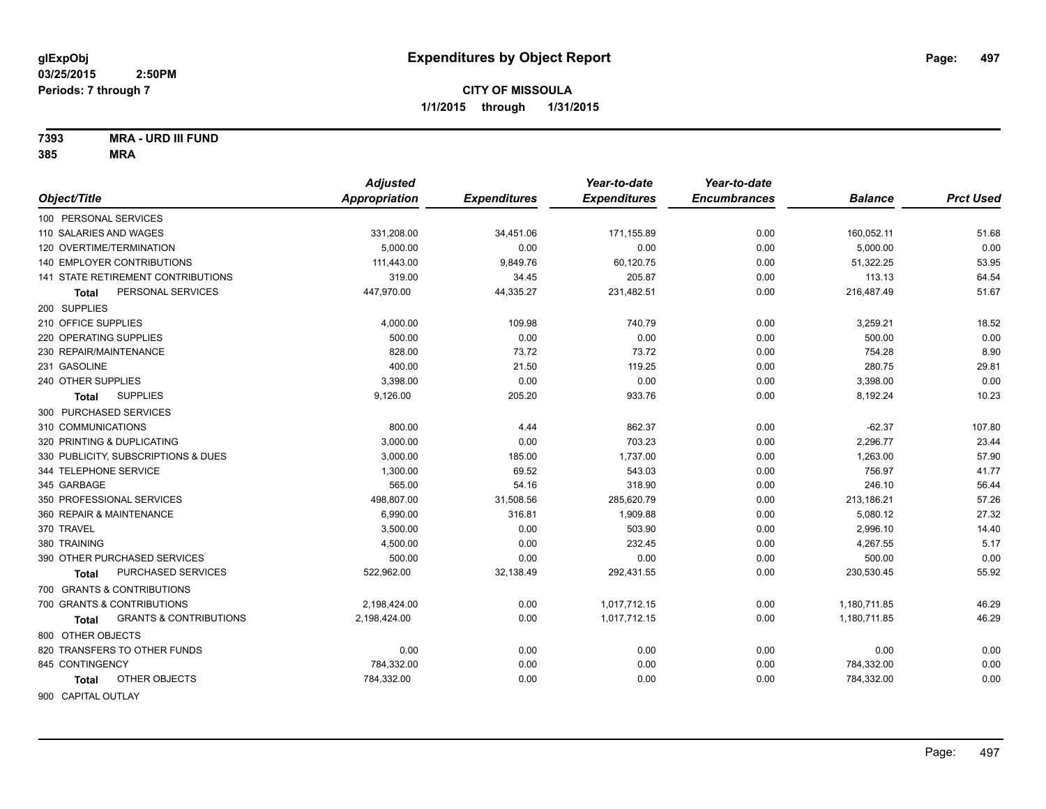**glExpObj**
**03/25/2015 2:50PM**
**Periods: 7 through 7**

# Expenditures by Object Report

**CITY OF MISSOULA**
**1/1/2015 through 1/31/2015**

**7393 MRA - URD III FUND**
**385 MRA**

| Object/Title | Adjusted Appropriation | Expenditures | Year-to-date Expenditures | Year-to-date Encumbrances | Balance | Prct Used |
|---|---|---|---|---|---|---|
| 100 PERSONAL SERVICES | | | | | | |
| 110 SALARIES AND WAGES | 331,208.00 | 34,451.06 | 171,155.89 | 0.00 | 160,052.11 | 51.68 |
| 120 OVERTIME/TERMINATION | 5,000.00 | 0.00 | 0.00 | 0.00 | 5,000.00 | 0.00 |
| 140 EMPLOYER CONTRIBUTIONS | 111,443.00 | 9,849.76 | 60,120.75 | 0.00 | 51,322.25 | 53.95 |
| 141 STATE RETIREMENT CONTRIBUTIONS | 319.00 | 34.45 | 205.87 | 0.00 | 113.13 | 64.54 |
| **Total** PERSONAL SERVICES | 447,970.00 | 44,335.27 | 231,482.51 | 0.00 | 216,487.49 | 51.67 |
| 200 SUPPLIES | | | | | | |
| 210 OFFICE SUPPLIES | 4,000.00 | 109.98 | 740.79 | 0.00 | 3,259.21 | 18.52 |
| 220 OPERATING SUPPLIES | 500.00 | 0.00 | 0.00 | 0.00 | 500.00 | 0.00 |
| 230 REPAIR/MAINTENANCE | 828.00 | 73.72 | 73.72 | 0.00 | 754.28 | 8.90 |
| 231 GASOLINE | 400.00 | 21.50 | 119.25 | 0.00 | 280.75 | 29.81 |
| 240 OTHER SUPPLIES | 3,398.00 | 0.00 | 0.00 | 0.00 | 3,398.00 | 0.00 |
| **Total** SUPPLIES | 9,126.00 | 205.20 | 933.76 | 0.00 | 8,192.24 | 10.23 |
| 300 PURCHASED SERVICES | | | | | | |
| 310 COMMUNICATIONS | 800.00 | 4.44 | 862.37 | 0.00 | -62.37 | 107.80 |
| 320 PRINTING & DUPLICATING | 3,000.00 | 0.00 | 703.23 | 0.00 | 2,296.77 | 23.44 |
| 330 PUBLICITY, SUBSCRIPTIONS & DUES | 3,000.00 | 185.00 | 1,737.00 | 0.00 | 1,263.00 | 57.90 |
| 344 TELEPHONE SERVICE | 1,300.00 | 69.52 | 543.03 | 0.00 | 756.97 | 41.77 |
| 345 GARBAGE | 565.00 | 54.16 | 318.90 | 0.00 | 246.10 | 56.44 |
| 350 PROFESSIONAL SERVICES | 498,807.00 | 31,508.56 | 285,620.79 | 0.00 | 213,186.21 | 57.26 |
| 360 REPAIR & MAINTENANCE | 6,990.00 | 316.81 | 1,909.88 | 0.00 | 5,080.12 | 27.32 |
| 370 TRAVEL | 3,500.00 | 0.00 | 503.90 | 0.00 | 2,996.10 | 14.40 |
| 380 TRAINING | 4,500.00 | 0.00 | 232.45 | 0.00 | 4,267.55 | 5.17 |
| 390 OTHER PURCHASED SERVICES | 500.00 | 0.00 | 0.00 | 0.00 | 500.00 | 0.00 |
| **Total** PURCHASED SERVICES | 522,962.00 | 32,138.49 | 292,431.55 | 0.00 | 230,530.45 | 55.92 |
| 700 GRANTS & CONTRIBUTIONS | | | | | | |
| 700 GRANTS & CONTRIBUTIONS | 2,198,424.00 | 0.00 | 1,017,712.15 | 0.00 | 1,180,711.85 | 46.29 |
| **Total** GRANTS & CONTRIBUTIONS | 2,198,424.00 | 0.00 | 1,017,712.15 | 0.00 | 1,180,711.85 | 46.29 |
| 800 OTHER OBJECTS | | | | | | |
| 820 TRANSFERS TO OTHER FUNDS | 0.00 | 0.00 | 0.00 | 0.00 | 0.00 | 0.00 |
| 845 CONTINGENCY | 784,332.00 | 0.00 | 0.00 | 0.00 | 784,332.00 | 0.00 |
| **Total** OTHER OBJECTS | 784,332.00 | 0.00 | 0.00 | 0.00 | 784,332.00 | 0.00 |
| 900 CAPITAL OUTLAY | | | | | | |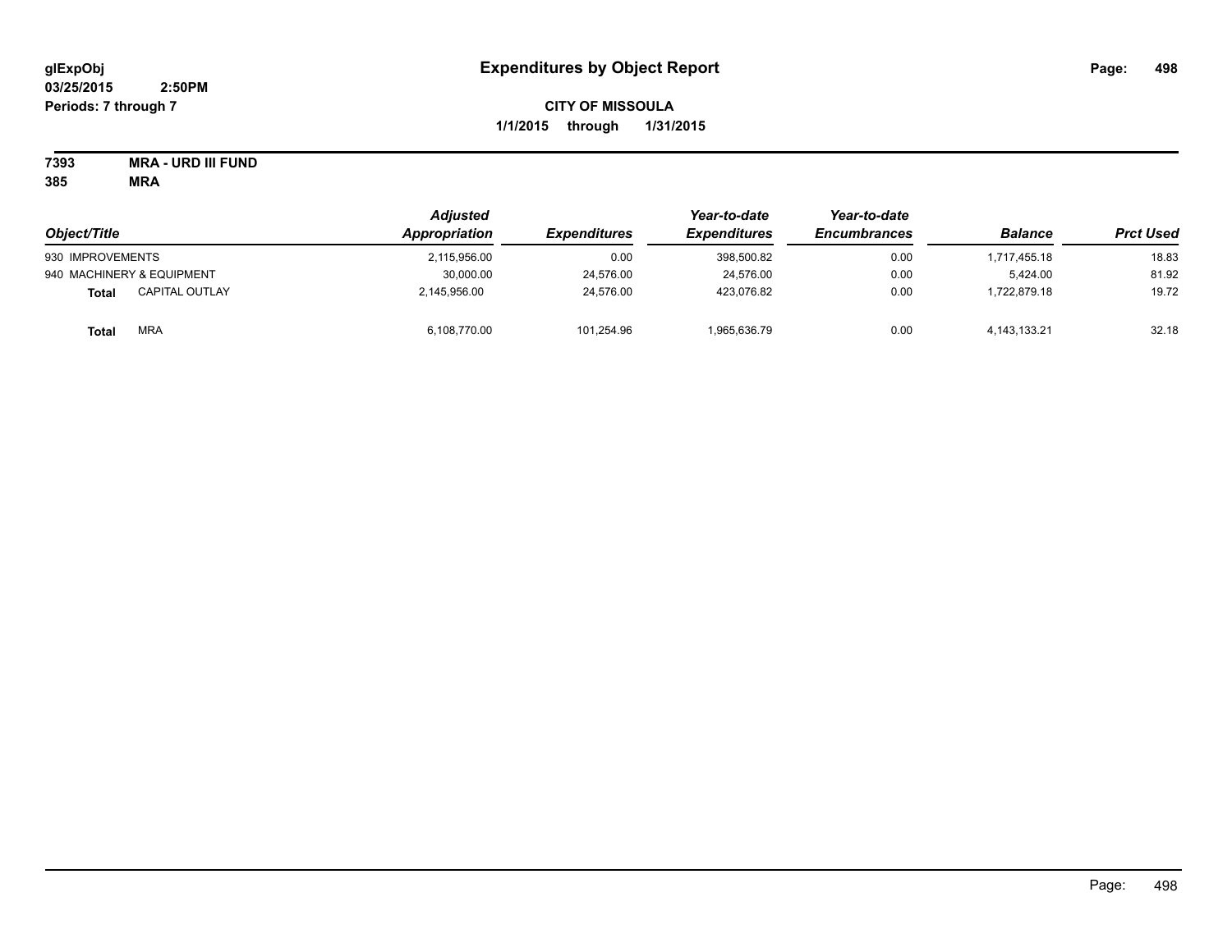# Expenditures by Object Report

glExpObj
03/25/2015 2:50PM
Periods: 7 through 7

**CITY OF MISSOULA**
**1/1/2015 through 1/31/2015**

**7393 MRA - URD III FUND**
**385 MRA**

| Object/Title | Adjusted Appropriation | Expenditures | Year-to-date Expenditures | Year-to-date Encumbrances | Balance | Prct Used |
|---|---|---|---|---|---|---|
| 930 IMPROVEMENTS | 2,115,956.00 | 0.00 | 398,500.82 | 0.00 | 1,717,455.18 | 18.83 |
| 940 MACHINERY & EQUIPMENT | 30,000.00 | 24,576.00 | 24,576.00 | 0.00 | 5,424.00 | 81.92 |
| **Total** CAPITAL OUTLAY | 2,145,956.00 | 24,576.00 | 423,076.82 | 0.00 | 1,722,879.18 | 19.72 |
| **Total** MRA | 6,108,770.00 | 101,254.96 | 1,965,636.79 | 0.00 | 4,143,133.21 | 32.18 |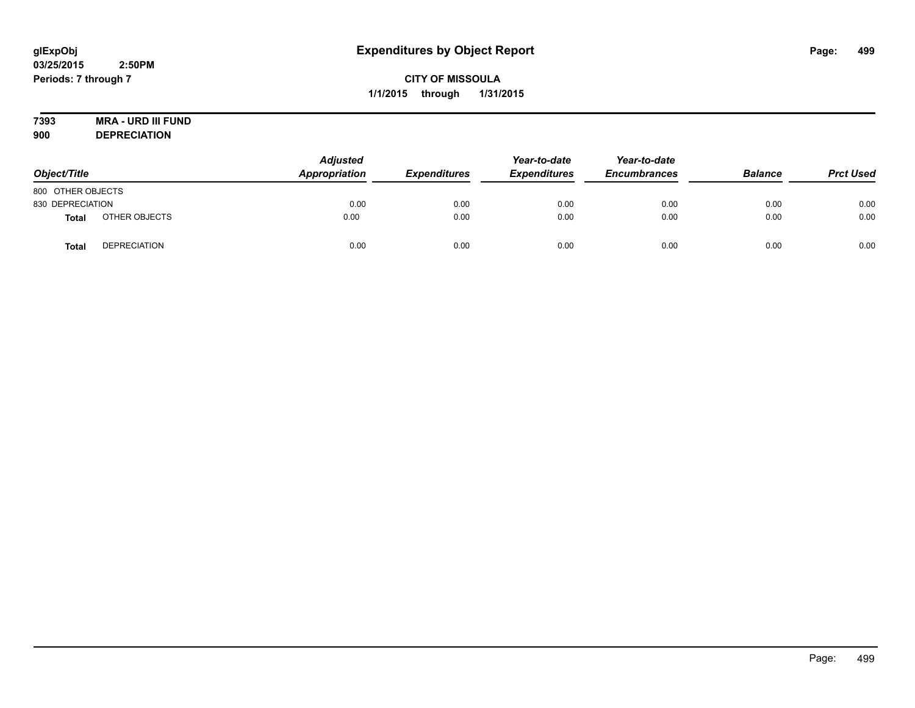# Expenditures by Object Report

glExpObj
03/25/2015 2:50PM
Periods: 7 through 7

**CITY OF MISSOULA**
**1/1/2015 through 1/31/2015**

**7393 MRA - URD III FUND**
**900 DEPRECIATION**

| Object/Title | | Adjusted Appropriation | Expenditures | Year-to-date Expenditures | Year-to-date Encumbrances | Balance | Prct Used |
|---|---|---|---|---|---|---|---|
| 800 OTHER OBJECTS | | | | | | | |
| 830 DEPRECIATION | | 0.00 | 0.00 | 0.00 | 0.00 | 0.00 | 0.00 |
| **Total** | OTHER OBJECTS | 0.00 | 0.00 | 0.00 | 0.00 | 0.00 | 0.00 |
| **Total** | DEPRECIATION | 0.00 | 0.00 | 0.00 | 0.00 | 0.00 | 0.00 |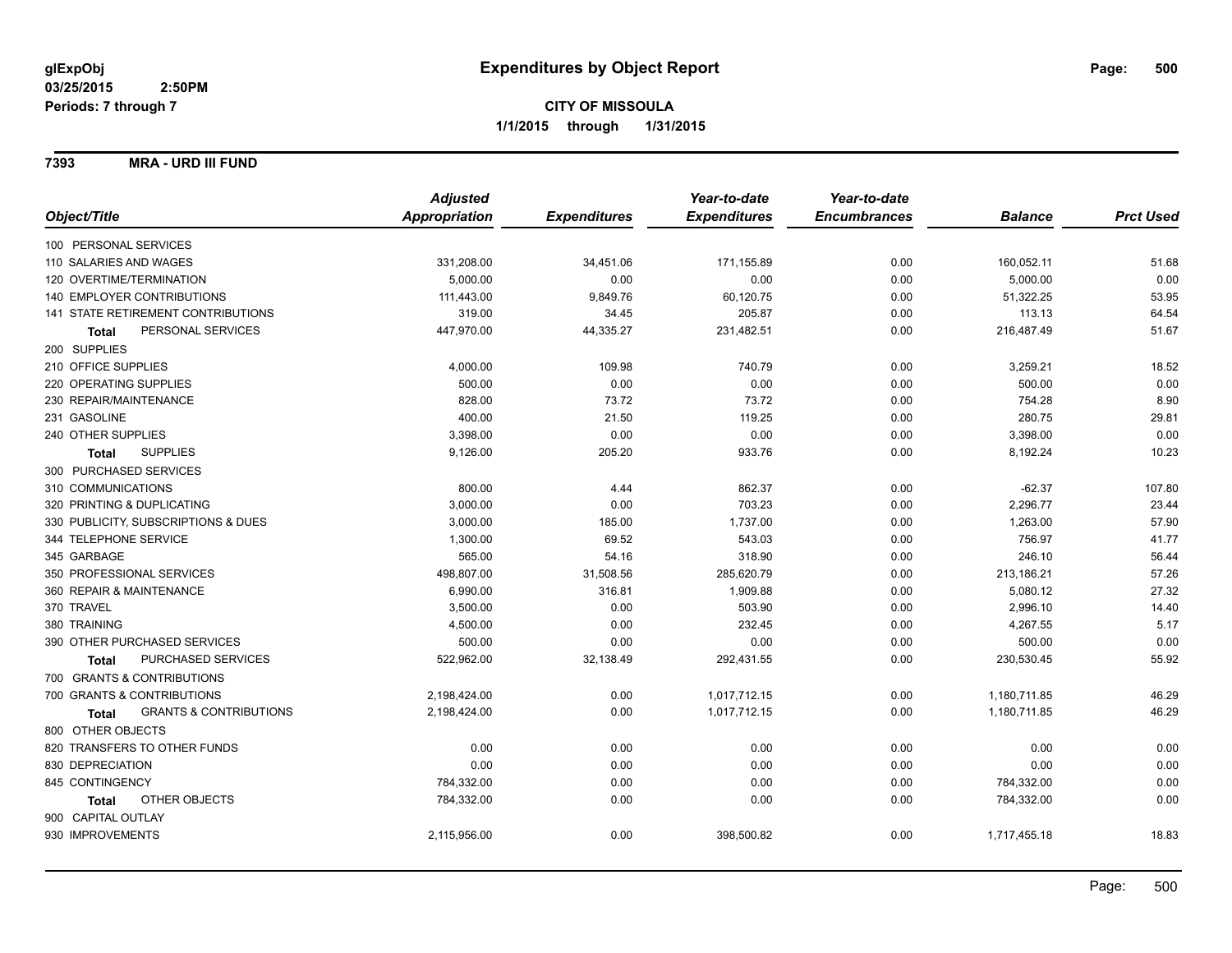**glExpObj**
**03/25/2015 2:50PM**
**Periods: 7 through 7**

# Expenditures by Object Report

**CITY OF MISSOULA**
**1/1/2015 through 1/31/2015**

## 7393 MRA - URD III FUND

| Object/Title | Adjusted Appropriation | Expenditures | Year-to-date Expenditures | Year-to-date Encumbrances | Balance | Prct Used |
|---|---|---|---|---|---|---|
| 100 PERSONAL SERVICES | | | | | | |
| 110 SALARIES AND WAGES | 331,208.00 | 34,451.06 | 171,155.89 | 0.00 | 160,052.11 | 51.68 |
| 120 OVERTIME/TERMINATION | 5,000.00 | 0.00 | 0.00 | 0.00 | 5,000.00 | 0.00 |
| 140 EMPLOYER CONTRIBUTIONS | 111,443.00 | 9,849.76 | 60,120.75 | 0.00 | 51,322.25 | 53.95 |
| 141 STATE RETIREMENT CONTRIBUTIONS | 319.00 | 34.45 | 205.87 | 0.00 | 113.13 | 64.54 |
| **Total** PERSONAL SERVICES | 447,970.00 | 44,335.27 | 231,482.51 | 0.00 | 216,487.49 | 51.67 |
| 200 SUPPLIES | | | | | | |
| 210 OFFICE SUPPLIES | 4,000.00 | 109.98 | 740.79 | 0.00 | 3,259.21 | 18.52 |
| 220 OPERATING SUPPLIES | 500.00 | 0.00 | 0.00 | 0.00 | 500.00 | 0.00 |
| 230 REPAIR/MAINTENANCE | 828.00 | 73.72 | 73.72 | 0.00 | 754.28 | 8.90 |
| 231 GASOLINE | 400.00 | 21.50 | 119.25 | 0.00 | 280.75 | 29.81 |
| 240 OTHER SUPPLIES | 3,398.00 | 0.00 | 0.00 | 0.00 | 3,398.00 | 0.00 |
| **Total** SUPPLIES | 9,126.00 | 205.20 | 933.76 | 0.00 | 8,192.24 | 10.23 |
| 300 PURCHASED SERVICES | | | | | | |
| 310 COMMUNICATIONS | 800.00 | 4.44 | 862.37 | 0.00 | -62.37 | 107.80 |
| 320 PRINTING & DUPLICATING | 3,000.00 | 0.00 | 703.23 | 0.00 | 2,296.77 | 23.44 |
| 330 PUBLICITY, SUBSCRIPTIONS & DUES | 3,000.00 | 185.00 | 1,737.00 | 0.00 | 1,263.00 | 57.90 |
| 344 TELEPHONE SERVICE | 1,300.00 | 69.52 | 543.03 | 0.00 | 756.97 | 41.77 |
| 345 GARBAGE | 565.00 | 54.16 | 318.90 | 0.00 | 246.10 | 56.44 |
| 350 PROFESSIONAL SERVICES | 498,807.00 | 31,508.56 | 285,620.79 | 0.00 | 213,186.21 | 57.26 |
| 360 REPAIR & MAINTENANCE | 6,990.00 | 316.81 | 1,909.88 | 0.00 | 5,080.12 | 27.32 |
| 370 TRAVEL | 3,500.00 | 0.00 | 503.90 | 0.00 | 2,996.10 | 14.40 |
| 380 TRAINING | 4,500.00 | 0.00 | 232.45 | 0.00 | 4,267.55 | 5.17 |
| 390 OTHER PURCHASED SERVICES | 500.00 | 0.00 | 0.00 | 0.00 | 500.00 | 0.00 |
| **Total** PURCHASED SERVICES | 522,962.00 | 32,138.49 | 292,431.55 | 0.00 | 230,530.45 | 55.92 |
| 700 GRANTS & CONTRIBUTIONS | | | | | | |
| 700 GRANTS & CONTRIBUTIONS | 2,198,424.00 | 0.00 | 1,017,712.15 | 0.00 | 1,180,711.85 | 46.29 |
| **Total** GRANTS & CONTRIBUTIONS | 2,198,424.00 | 0.00 | 1,017,712.15 | 0.00 | 1,180,711.85 | 46.29 |
| 800 OTHER OBJECTS | | | | | | |
| 820 TRANSFERS TO OTHER FUNDS | 0.00 | 0.00 | 0.00 | 0.00 | 0.00 | 0.00 |
| 830 DEPRECIATION | 0.00 | 0.00 | 0.00 | 0.00 | 0.00 | 0.00 |
| 845 CONTINGENCY | 784,332.00 | 0.00 | 0.00 | 0.00 | 784,332.00 | 0.00 |
| **Total** OTHER OBJECTS | 784,332.00 | 0.00 | 0.00 | 0.00 | 784,332.00 | 0.00 |
| 900 CAPITAL OUTLAY | | | | | | |
| 930 IMPROVEMENTS | 2,115,956.00 | 0.00 | 398,500.82 | 0.00 | 1,717,455.18 | 18.83 |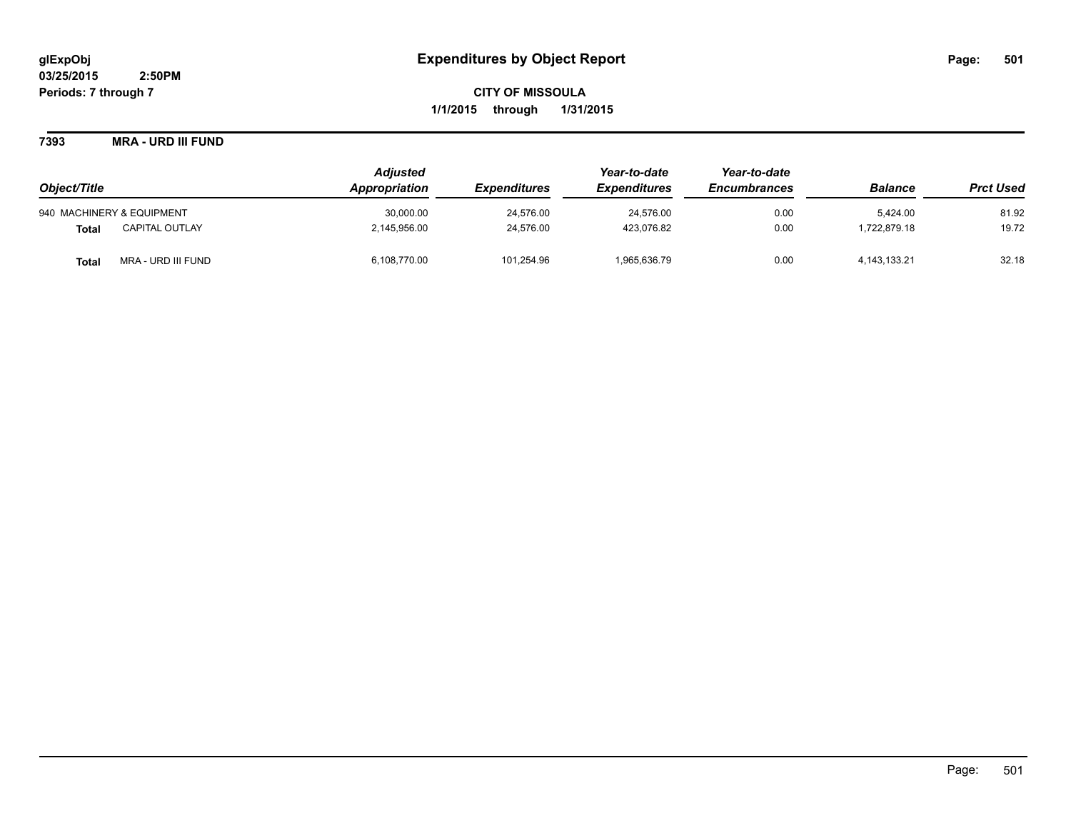glExpObj
03/25/2015 2:50PM
Periods: 7 through 7

# Expenditures by Object Report

**CITY OF MISSOULA**
**1/1/2015 through 1/31/2015**

## 7393 MRA - URD III FUND

| Object/Title | Adjusted Appropriation | Expenditures | Year-to-date Expenditures | Year-to-date Encumbrances | Balance | Prct Used |
|---|---|---|---|---|---|---|
| 940 MACHINERY & EQUIPMENT | 30,000.00 | 24,576.00 | 24,576.00 | 0.00 | 5,424.00 | 81.92 |
| **Total** CAPITAL OUTLAY | 2,145,956.00 | 24,576.00 | 423,076.82 | 0.00 | 1,722,879.18 | 19.72 |
| **Total** MRA - URD III FUND | 6,108,770.00 | 101,254.96 | 1,965,636.79 | 0.00 | 4,143,133.21 | 32.18 |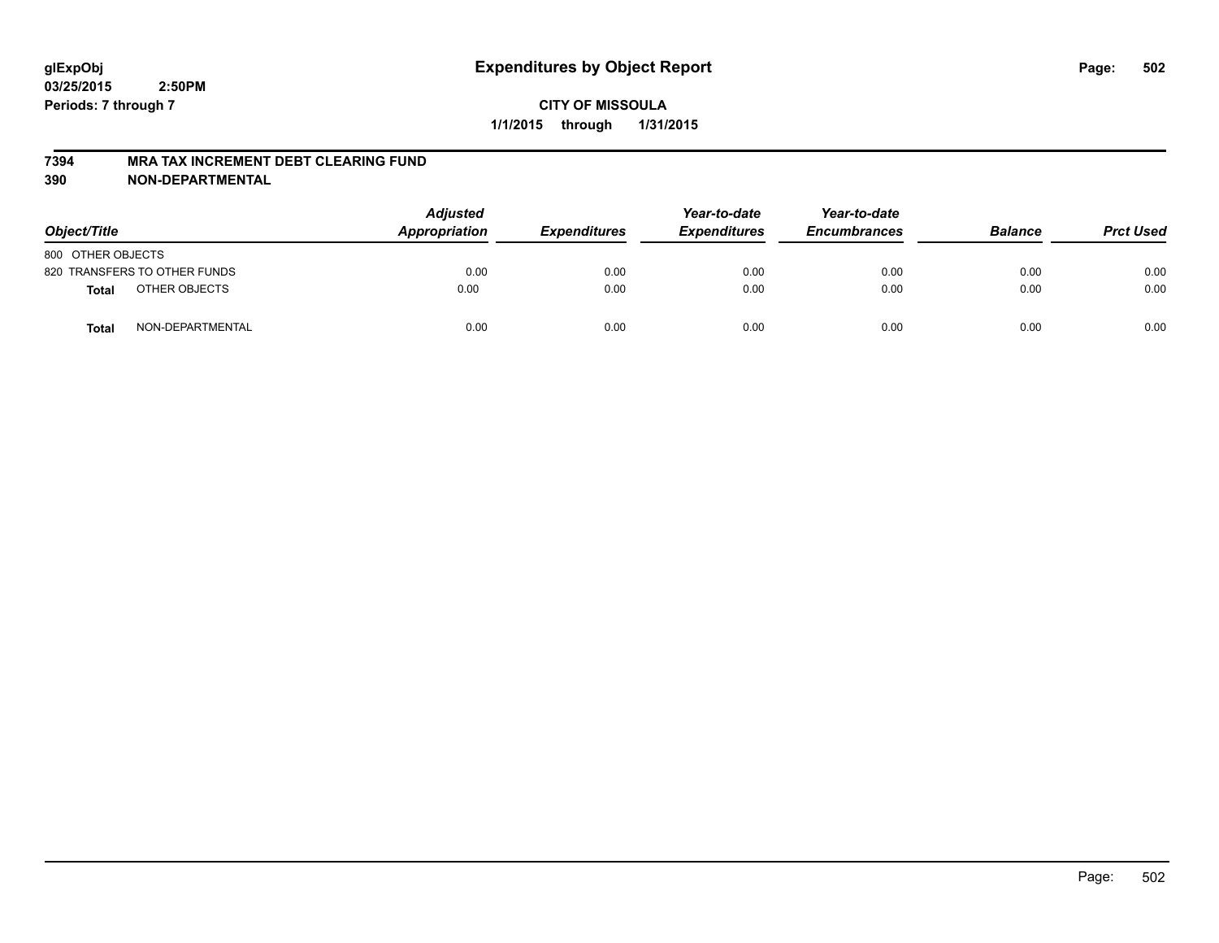# Expenditures by Object Report

glExpObj
03/25/2015 2:50PM
Periods: 7 through 7

**CITY OF MISSOULA**

**1/1/2015 through 1/31/2015**

## 7394 MRA TAX INCREMENT DEBT CLEARING FUND
## 390 NON-DEPARTMENTAL

| Object/Title | | Adjusted Appropriation | Expenditures | Year-to-date Expenditures | Year-to-date Encumbrances | Balance | Prct Used |
|---|---|---|---|---|---|---|---|
| 800 OTHER OBJECTS | | | | | | | |
| 820 TRANSFERS TO OTHER FUNDS | | 0.00 | 0.00 | 0.00 | 0.00 | 0.00 | 0.00 |
| **Total** | OTHER OBJECTS | 0.00 | 0.00 | 0.00 | 0.00 | 0.00 | 0.00 |
| **Total** | NON-DEPARTMENTAL | 0.00 | 0.00 | 0.00 | 0.00 | 0.00 | 0.00 |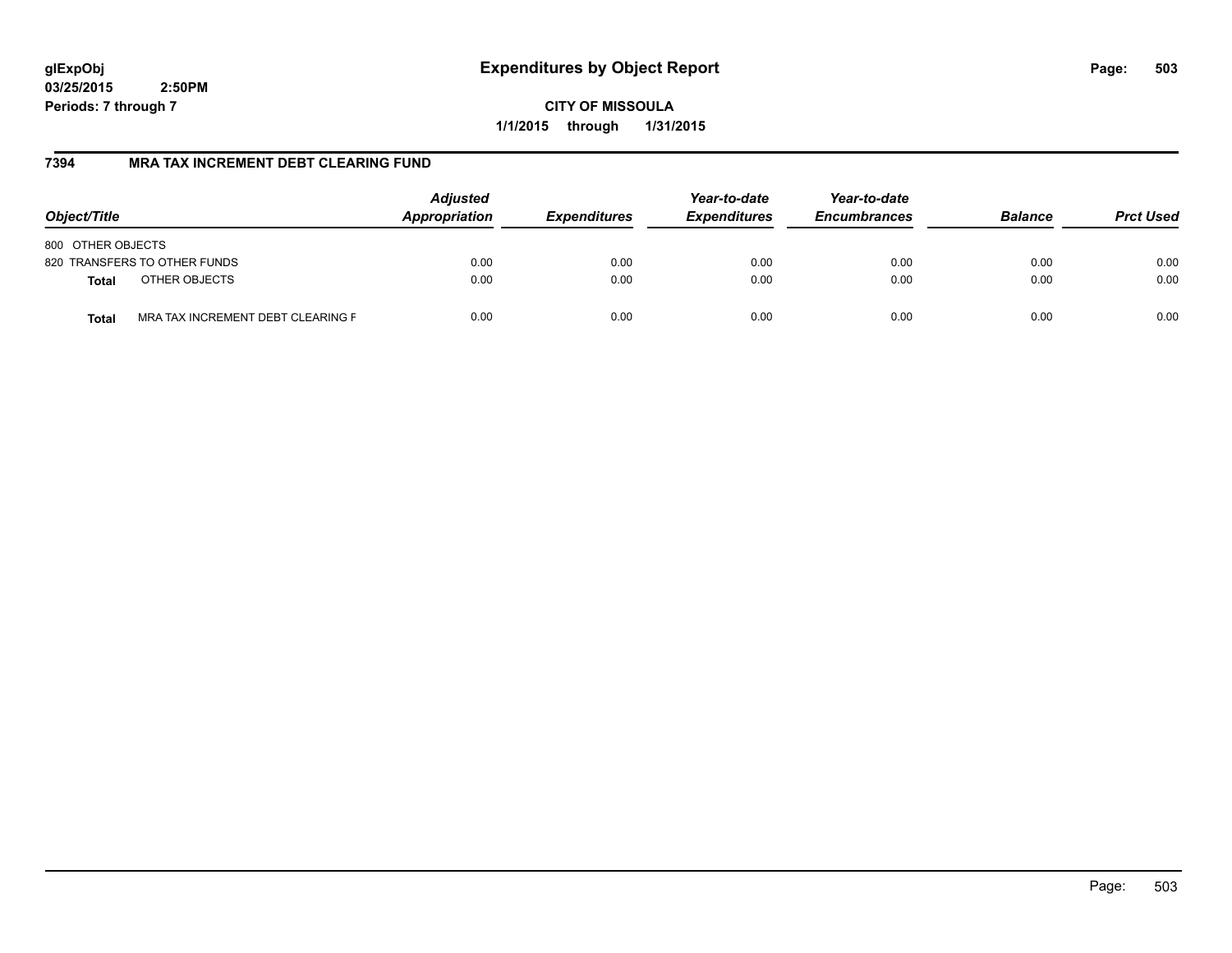**glExpObj**
**03/25/2015 2:50PM**
**Periods: 7 through 7**

# Expenditures by Object Report

**CITY OF MISSOULA**
**1/1/2015 through 1/31/2015**

## 7394 MRA TAX INCREMENT DEBT CLEARING FUND

| Object/Title | | Adjusted Appropriation | Expenditures | Year-to-date Expenditures | Year-to-date Encumbrances | Balance | Prct Used |
|---|---|---|---|---|---|---|---|
| 800 OTHER OBJECTS | | | | | | | |
| 820 TRANSFERS TO OTHER FUNDS | | 0.00 | 0.00 | 0.00 | 0.00 | 0.00 | 0.00 |
| **Total** | OTHER OBJECTS | 0.00 | 0.00 | 0.00 | 0.00 | 0.00 | 0.00 |
| **Total** | MRA TAX INCREMENT DEBT CLEARING F | 0.00 | 0.00 | 0.00 | 0.00 | 0.00 | 0.00 |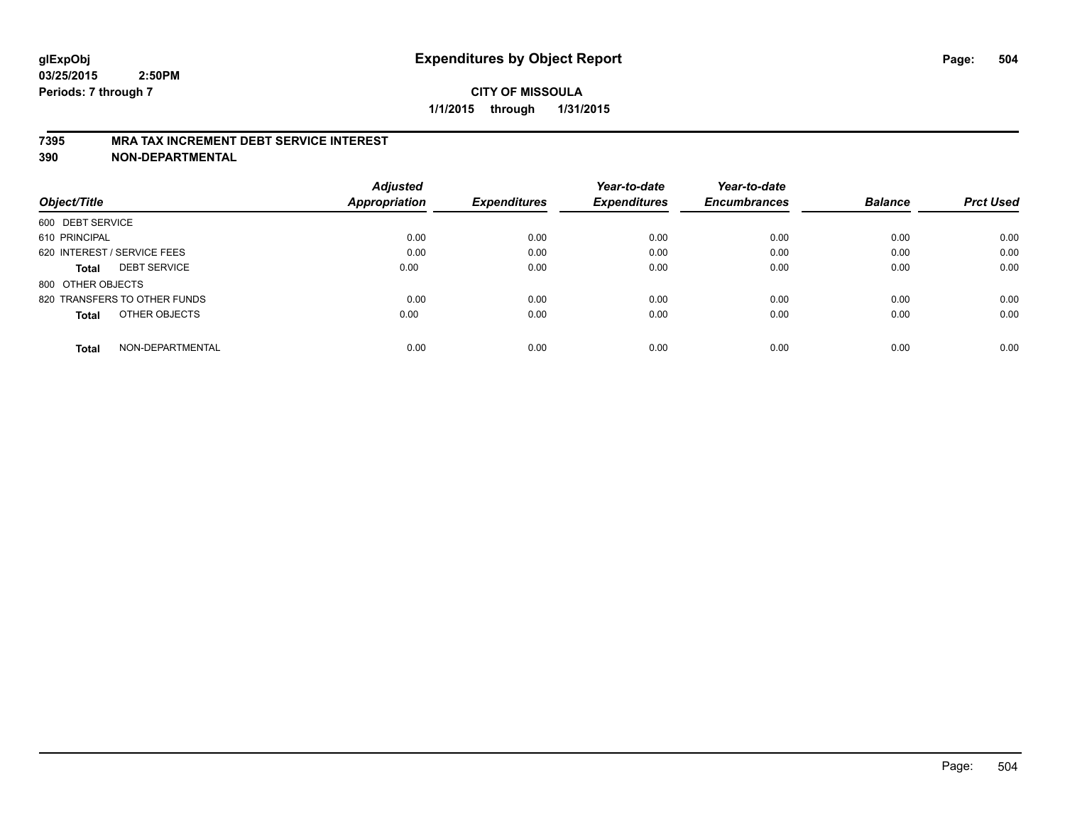glExpObj
03/25/2015 2:50PM
Periods: 7 through 7

# Expenditures by Object Report

CITY OF MISSOULA

1/1/2015 through 1/31/2015

## 7395 MRA TAX INCREMENT DEBT SERVICE INTEREST
## 390 NON-DEPARTMENTAL

| Object/Title | | Adjusted Appropriation | Expenditures | Year-to-date Expenditures | Year-to-date Encumbrances | Balance | Prct Used |
|---|---|---|---|---|---|---|---|
| 600 DEBT SERVICE | | | | | | | |
| 610 PRINCIPAL | | 0.00 | 0.00 | 0.00 | 0.00 | 0.00 | 0.00 |
| 620 INTEREST / SERVICE FEES | | 0.00 | 0.00 | 0.00 | 0.00 | 0.00 | 0.00 |
| Total | DEBT SERVICE | 0.00 | 0.00 | 0.00 | 0.00 | 0.00 | 0.00 |
| 800 OTHER OBJECTS | | | | | | | |
| 820 TRANSFERS TO OTHER FUNDS | | 0.00 | 0.00 | 0.00 | 0.00 | 0.00 | 0.00 |
| Total | OTHER OBJECTS | 0.00 | 0.00 | 0.00 | 0.00 | 0.00 | 0.00 |
| Total | NON-DEPARTMENTAL | 0.00 | 0.00 | 0.00 | 0.00 | 0.00 | 0.00 |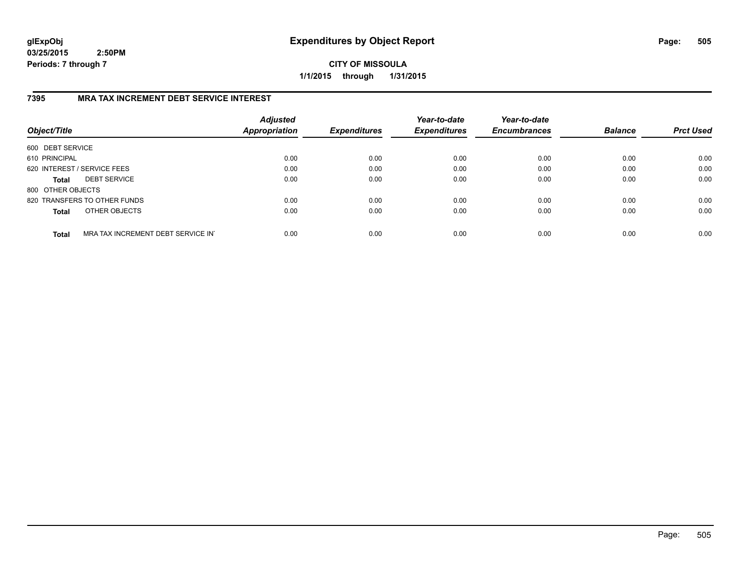# Expenditures by Object Report

glExpObj
03/25/2015 2:50PM
Periods: 7 through 7

**CITY OF MISSOULA**
**1/1/2015 through 1/31/2015**

## 7395 MRA TAX INCREMENT DEBT SERVICE INTEREST

| Object/Title | Adjusted Appropriation | Expenditures | Year-to-date Expenditures | Year-to-date Encumbrances | Balance | Prct Used |
|---|---|---|---|---|---|---|
| 600 DEBT SERVICE | | | | | | |
| 610 PRINCIPAL | 0.00 | 0.00 | 0.00 | 0.00 | 0.00 | 0.00 |
| 620 INTEREST / SERVICE FEES | 0.00 | 0.00 | 0.00 | 0.00 | 0.00 | 0.00 |
| **Total** DEBT SERVICE | 0.00 | 0.00 | 0.00 | 0.00 | 0.00 | 0.00 |
| 800 OTHER OBJECTS | | | | | | |
| 820 TRANSFERS TO OTHER FUNDS | 0.00 | 0.00 | 0.00 | 0.00 | 0.00 | 0.00 |
| **Total** OTHER OBJECTS | 0.00 | 0.00 | 0.00 | 0.00 | 0.00 | 0.00 |
| **Total** MRA TAX INCREMENT DEBT SERVICE IN | 0.00 | 0.00 | 0.00 | 0.00 | 0.00 | 0.00 |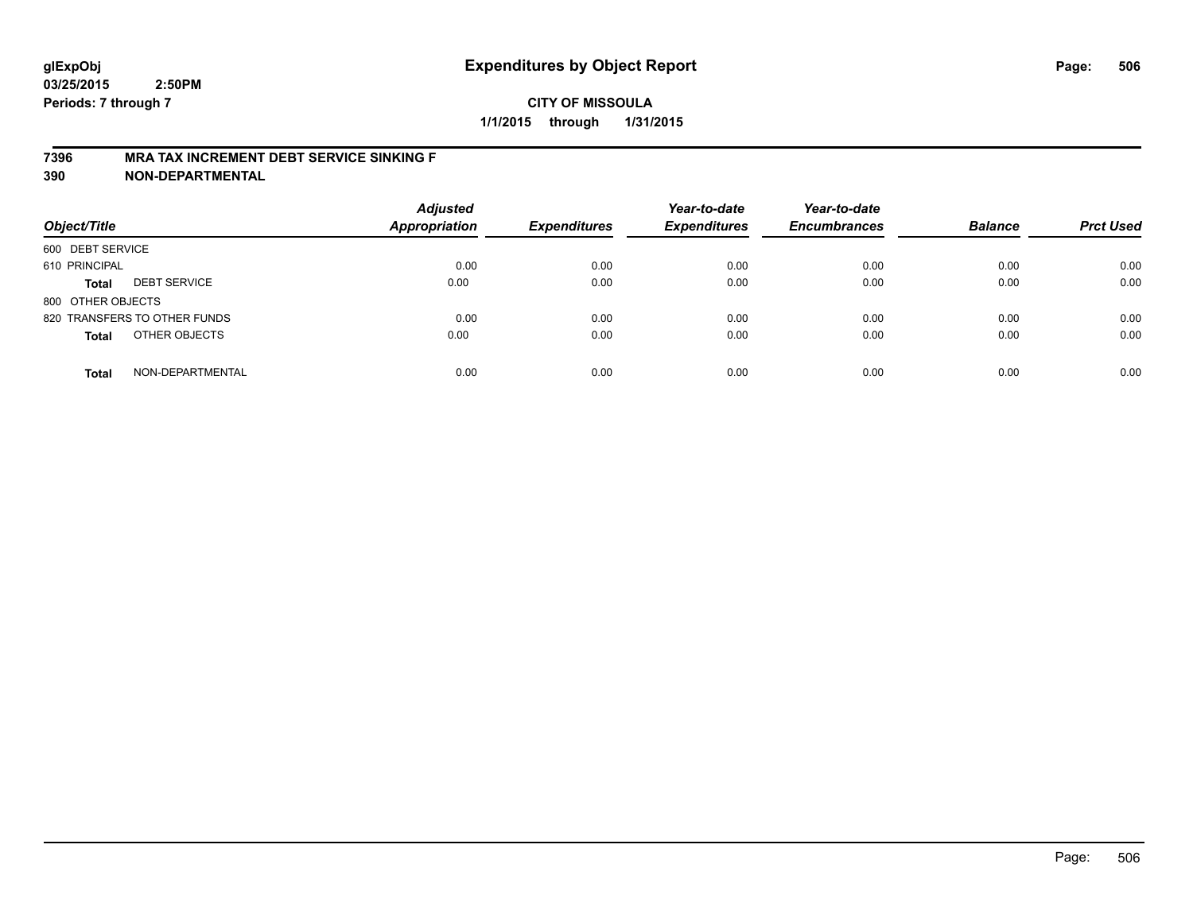glExpObj
03/25/2015 2:50PM
Periods: 7 through 7

# Expenditures by Object Report

**CITY OF MISSOULA**

**1/1/2015 through 1/31/2015**

**7396 MRA TAX INCREMENT DEBT SERVICE SINKING F**
**390 NON-DEPARTMENTAL**

| Object/Title | | Adjusted Appropriation | Expenditures | Year-to-date Expenditures | Year-to-date Encumbrances | Balance | Prct Used |
|---|---|---|---|---|---|---|---|
| 600 DEBT SERVICE | | | | | | | |
| 610 PRINCIPAL | | 0.00 | 0.00 | 0.00 | 0.00 | 0.00 | 0.00 |
| **Total** | DEBT SERVICE | 0.00 | 0.00 | 0.00 | 0.00 | 0.00 | 0.00 |
| 800 OTHER OBJECTS | | | | | | | |
| 820 TRANSFERS TO OTHER FUNDS | | 0.00 | 0.00 | 0.00 | 0.00 | 0.00 | 0.00 |
| **Total** | OTHER OBJECTS | 0.00 | 0.00 | 0.00 | 0.00 | 0.00 | 0.00 |
| **Total** | NON-DEPARTMENTAL | 0.00 | 0.00 | 0.00 | 0.00 | 0.00 | 0.00 |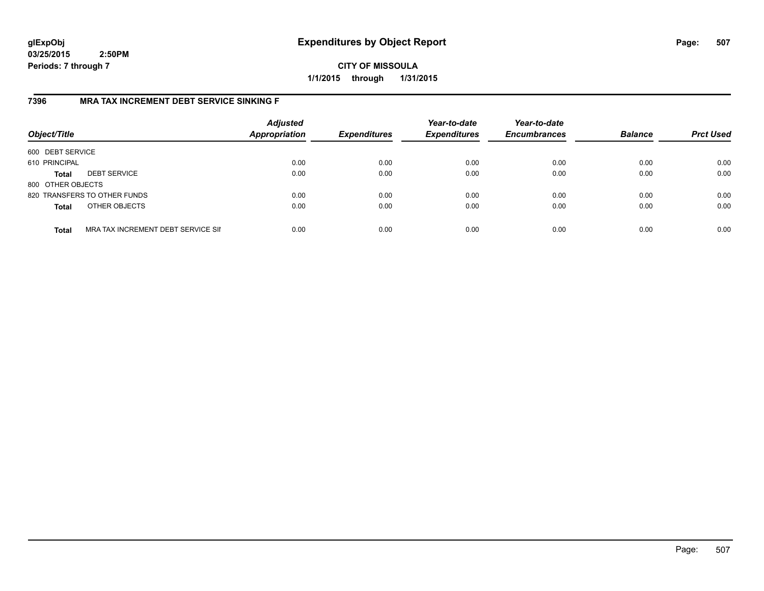# Expenditures by Object Report

glExpObj
03/25/2015 2:50PM
Periods: 7 through 7

**CITY OF MISSOULA**

**1/1/2015 through 1/31/2015**

## 7396 MRA TAX INCREMENT DEBT SERVICE SINKING F

| Object/Title | | Adjusted Appropriation | Expenditures | Year-to-date Expenditures | Year-to-date Encumbrances | Balance | Prct Used |
|---|---|---|---|---|---|---|---|
| 600 DEBT SERVICE | | | | | | | |
| 610 PRINCIPAL | | 0.00 | 0.00 | 0.00 | 0.00 | 0.00 | 0.00 |
| **Total** | DEBT SERVICE | 0.00 | 0.00 | 0.00 | 0.00 | 0.00 | 0.00 |
| 800 OTHER OBJECTS | | | | | | | |
| 820 TRANSFERS TO OTHER FUNDS | | 0.00 | 0.00 | 0.00 | 0.00 | 0.00 | 0.00 |
| **Total** | OTHER OBJECTS | 0.00 | 0.00 | 0.00 | 0.00 | 0.00 | 0.00 |
| **Total** | MRA TAX INCREMENT DEBT SERVICE SII | 0.00 | 0.00 | 0.00 | 0.00 | 0.00 | 0.00 |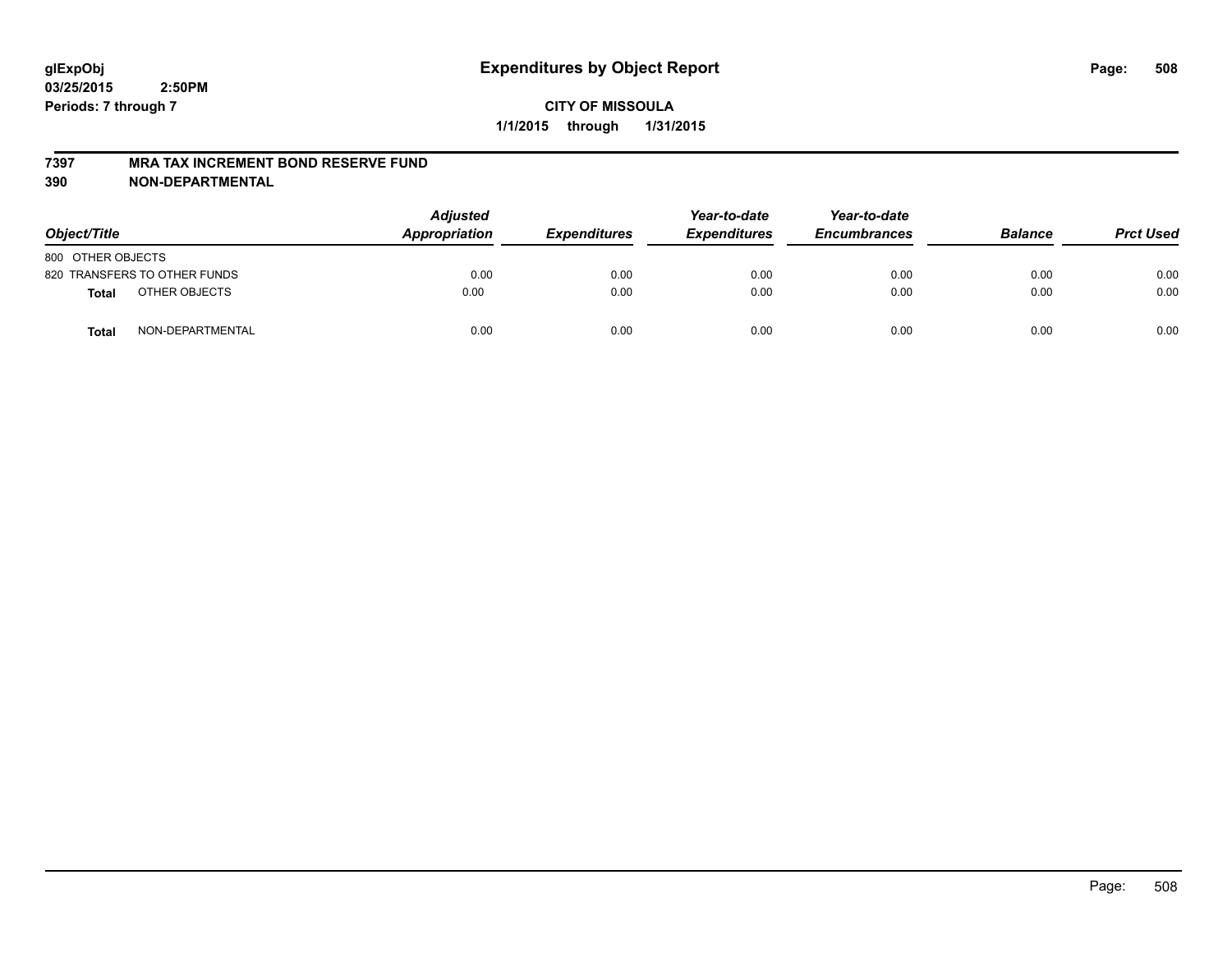glExpObj
03/25/2015 2:50PM
Periods: 7 through 7

# Expenditures by Object Report

**CITY OF MISSOULA**
**1/1/2015 through 1/31/2015**

**7397 MRA TAX INCREMENT BOND RESERVE FUND**
**390 NON-DEPARTMENTAL**

| Object/Title | | Adjusted Appropriation | Expenditures | Year-to-date Expenditures | Year-to-date Encumbrances | Balance | Prct Used |
|---|---|---|---|---|---|---|---|
| 800 OTHER OBJECTS | | | | | | | |
| 820 TRANSFERS TO OTHER FUNDS | | 0.00 | 0.00 | 0.00 | 0.00 | 0.00 | 0.00 |
| **Total** | OTHER OBJECTS | 0.00 | 0.00 | 0.00 | 0.00 | 0.00 | 0.00 |
| **Total** | NON-DEPARTMENTAL | 0.00 | 0.00 | 0.00 | 0.00 | 0.00 | 0.00 |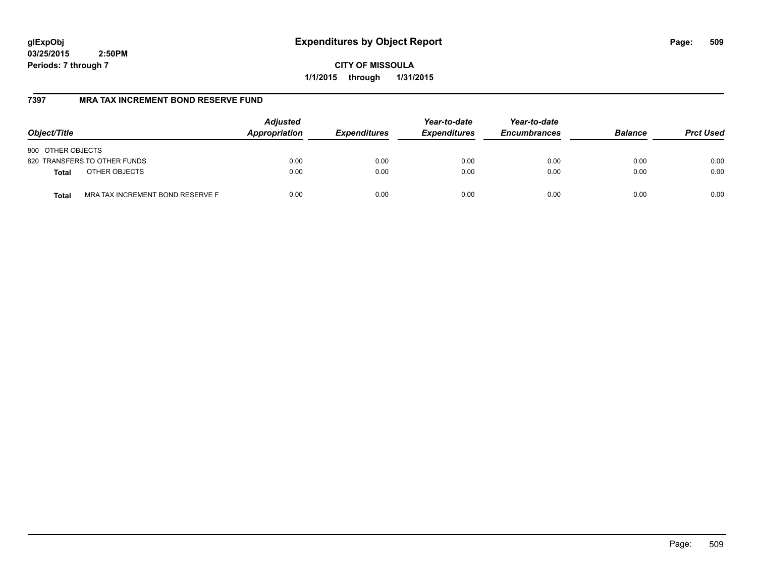glExpObj
03/25/2015 2:50PM
Periods: 7 through 7

# Expenditures by Object Report

**CITY OF MISSOULA**
**1/1/2015 through 1/31/2015**

## 7397 MRA TAX INCREMENT BOND RESERVE FUND

| Object/Title | Adjusted Appropriation | Expenditures | Year-to-date Expenditures | Year-to-date Encumbrances | Balance | Prct Used |
|---|---|---|---|---|---|---|
| 800 OTHER OBJECTS | | | | | | |
| 820 TRANSFERS TO OTHER FUNDS | 0.00 | 0.00 | 0.00 | 0.00 | 0.00 | 0.00 |
| **Total** OTHER OBJECTS | 0.00 | 0.00 | 0.00 | 0.00 | 0.00 | 0.00 |
| **Total** MRA TAX INCREMENT BOND RESERVE F | 0.00 | 0.00 | 0.00 | 0.00 | 0.00 | 0.00 |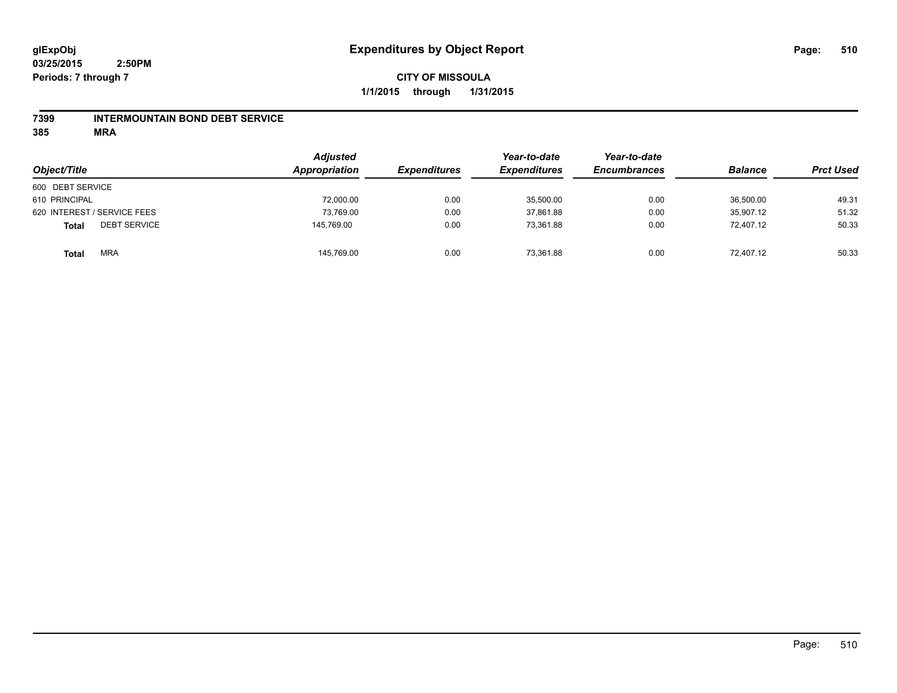**glExpObj**
**03/25/2015 2:50PM**
**Periods: 7 through 7**

# Expenditures by Object Report

**CITY OF MISSOULA**
**1/1/2015 through 1/31/2015**

## 7399 INTERMOUNTAIN BOND DEBT SERVICE
## 385 MRA

| Object/Title | Adjusted Appropriation | Expenditures | Year-to-date Expenditures | Year-to-date Encumbrances | Balance | Prct Used |
|---|---|---|---|---|---|---|
| 600 DEBT SERVICE | | | | | | |
| 610 PRINCIPAL | 72,000.00 | 0.00 | 35,500.00 | 0.00 | 36,500.00 | 49.31 |
| 620 INTEREST / SERVICE FEES | 73,769.00 | 0.00 | 37,861.88 | 0.00 | 35,907.12 | 51.32 |
| **Total** DEBT SERVICE | 145,769.00 | 0.00 | 73,361.88 | 0.00 | 72,407.12 | 50.33 |
| **Total** MRA | 145,769.00 | 0.00 | 73,361.88 | 0.00 | 72,407.12 | 50.33 |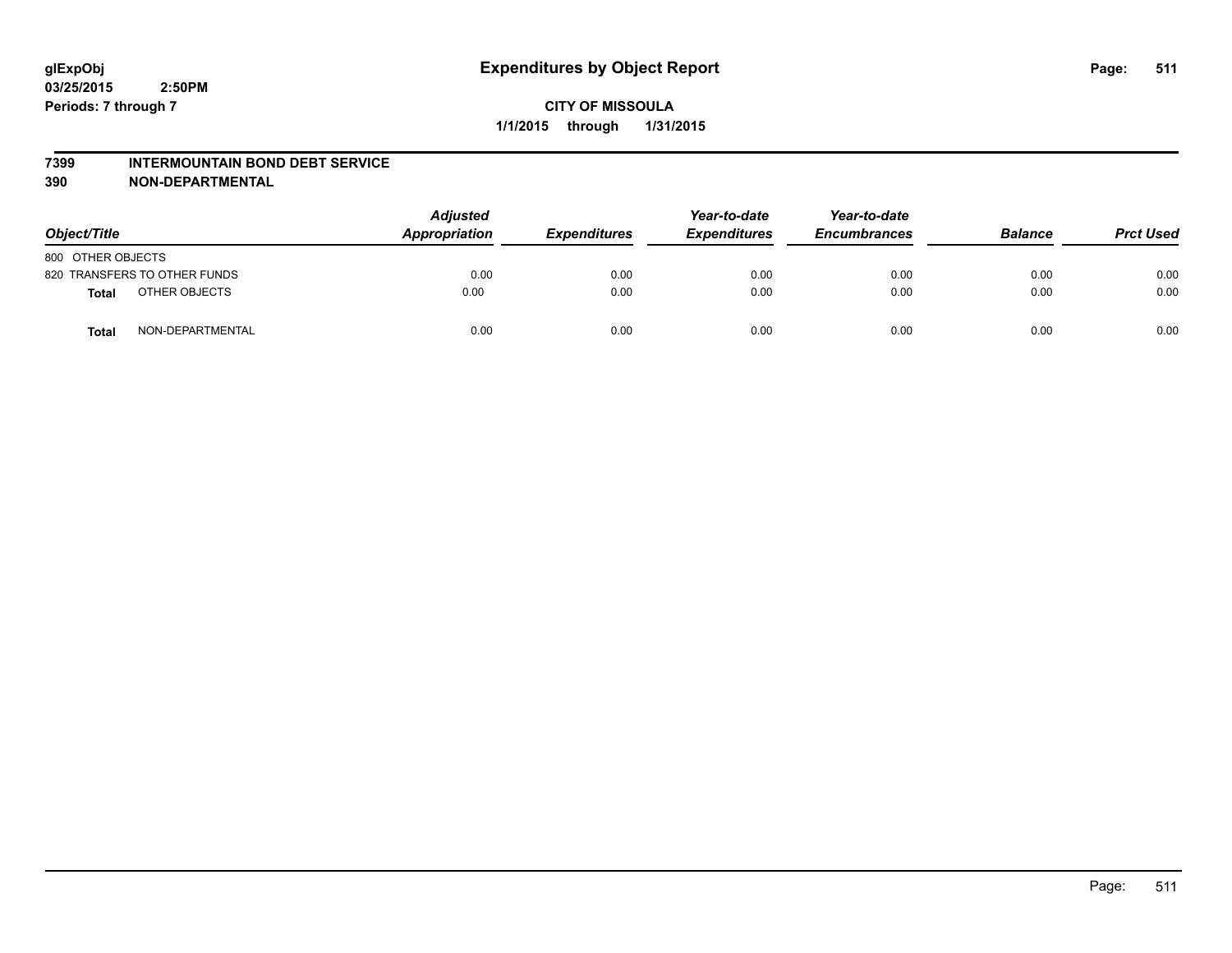glExpObj
03/25/2015 2:50PM
Periods: 7 through 7

# Expenditures by Object Report

**CITY OF MISSOULA**

**1/1/2015 through 1/31/2015**

**7399 INTERMOUNTAIN BOND DEBT SERVICE**
**390 NON-DEPARTMENTAL**

| Object/Title | Adjusted Appropriation | Expenditures | Year-to-date Expenditures | Year-to-date Encumbrances | Balance | Prct Used |
|---|---|---|---|---|---|---|
| 800 OTHER OBJECTS | | | | | | |
| 820 TRANSFERS TO OTHER FUNDS | 0.00 | 0.00 | 0.00 | 0.00 | 0.00 | 0.00 |
| **Total** OTHER OBJECTS | 0.00 | 0.00 | 0.00 | 0.00 | 0.00 | 0.00 |
| **Total** NON-DEPARTMENTAL | 0.00 | 0.00 | 0.00 | 0.00 | 0.00 | 0.00 |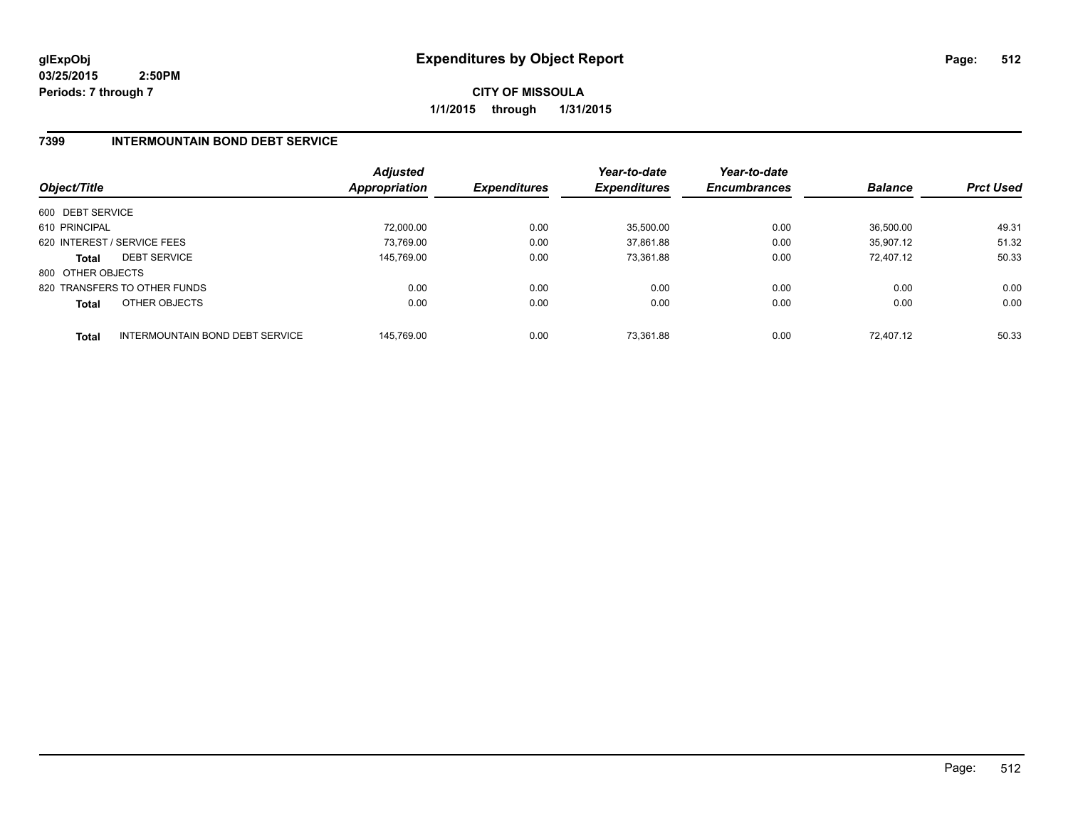**glExpObj**
**03/25/2015 2:50PM**
**Periods: 7 through 7**

# Expenditures by Object Report

**CITY OF MISSOULA**
**1/1/2015 through 1/31/2015**

## 7399 INTERMOUNTAIN BOND DEBT SERVICE

| Object/Title | | Adjusted Appropriation | Expenditures | Year-to-date Expenditures | Year-to-date Encumbrances | Balance | Prct Used |
|---|---|---|---|---|---|---|---|
| 600 DEBT SERVICE | | | | | | | |
| 610 PRINCIPAL | | 72,000.00 | 0.00 | 35,500.00 | 0.00 | 36,500.00 | 49.31 |
| 620 INTEREST / SERVICE FEES | | 73,769.00 | 0.00 | 37,861.88 | 0.00 | 35,907.12 | 51.32 |
| **Total** | DEBT SERVICE | 145,769.00 | 0.00 | 73,361.88 | 0.00 | 72,407.12 | 50.33 |
| 800 OTHER OBJECTS | | | | | | | |
| 820 TRANSFERS TO OTHER FUNDS | | 0.00 | 0.00 | 0.00 | 0.00 | 0.00 | 0.00 |
| **Total** | OTHER OBJECTS | 0.00 | 0.00 | 0.00 | 0.00 | 0.00 | 0.00 |
| **Total** | INTERMOUNTAIN BOND DEBT SERVICE | 145,769.00 | 0.00 | 73,361.88 | 0.00 | 72,407.12 | 50.33 |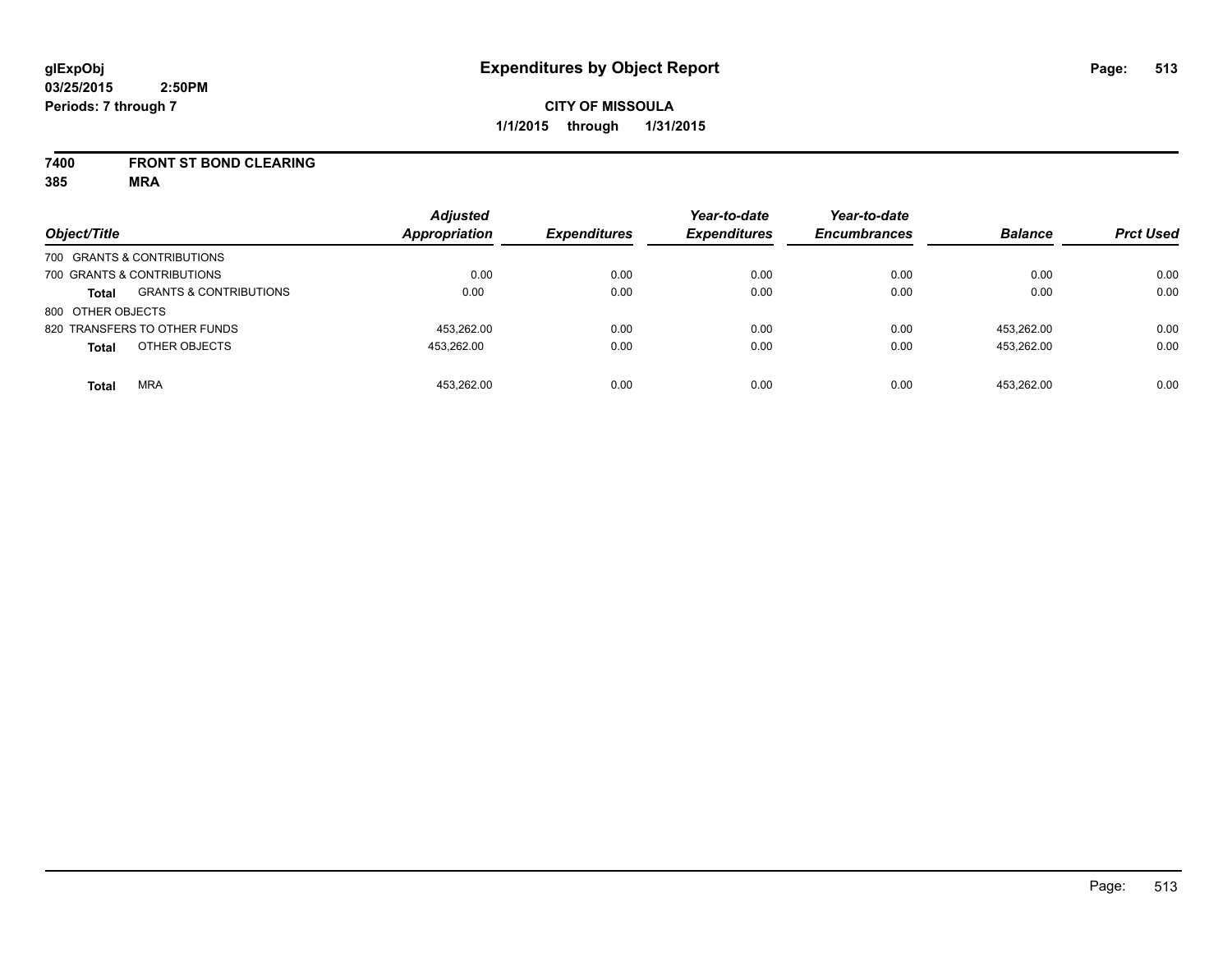# Expenditures by Object Report

glExpObj
03/25/2015 2:50PM
Periods: 7 through 7

**CITY OF MISSOULA**
**1/1/2015 through 1/31/2015**

**7400 FRONT ST BOND CLEARING**
**385 MRA**

| Object/Title | | Adjusted Appropriation | Expenditures | Year-to-date Expenditures | Year-to-date Encumbrances | Balance | Prct Used |
|---|---|---|---|---|---|---|---|
| 700 GRANTS & CONTRIBUTIONS | | | | | | | |
| 700 GRANTS & CONTRIBUTIONS | | 0.00 | 0.00 | 0.00 | 0.00 | 0.00 | 0.00 |
| **Total** | GRANTS & CONTRIBUTIONS | 0.00 | 0.00 | 0.00 | 0.00 | 0.00 | 0.00 |
| 800 OTHER OBJECTS | | | | | | | |
| 820 TRANSFERS TO OTHER FUNDS | | 453,262.00 | 0.00 | 0.00 | 0.00 | 453,262.00 | 0.00 |
| **Total** | OTHER OBJECTS | 453,262.00 | 0.00 | 0.00 | 0.00 | 453,262.00 | 0.00 |
| **Total** | MRA | 453,262.00 | 0.00 | 0.00 | 0.00 | 453,262.00 | 0.00 |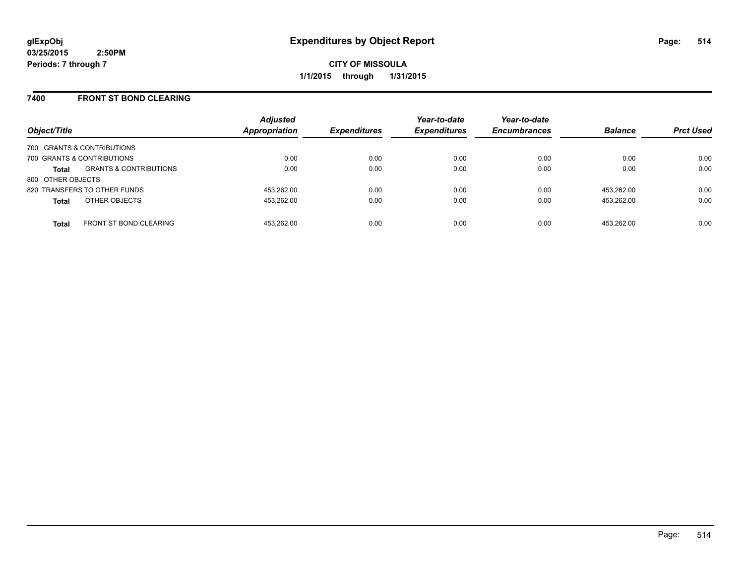**glExpObj**
**03/25/2015 2:50PM**
**Periods: 7 through 7**

# Expenditures by Object Report

**CITY OF MISSOULA**
**1/1/2015 through 1/31/2015**

## 7400 FRONT ST BOND CLEARING

| Object/Title | | Adjusted Appropriation | Expenditures | Year-to-date Expenditures | Year-to-date Encumbrances | Balance | Prct Used |
|---|---|---|---|---|---|---|---|
| 700 GRANTS & CONTRIBUTIONS | | | | | | | |
| 700 GRANTS & CONTRIBUTIONS | | 0.00 | 0.00 | 0.00 | 0.00 | 0.00 | 0.00 |
| **Total** | GRANTS & CONTRIBUTIONS | 0.00 | 0.00 | 0.00 | 0.00 | 0.00 | 0.00 |
| 800 OTHER OBJECTS | | | | | | | |
| 820 TRANSFERS TO OTHER FUNDS | | 453,262.00 | 0.00 | 0.00 | 0.00 | 453,262.00 | 0.00 |
| **Total** | OTHER OBJECTS | 453,262.00 | 0.00 | 0.00 | 0.00 | 453,262.00 | 0.00 |
| **Total** | FRONT ST BOND CLEARING | 453,262.00 | 0.00 | 0.00 | 0.00 | 453,262.00 | 0.00 |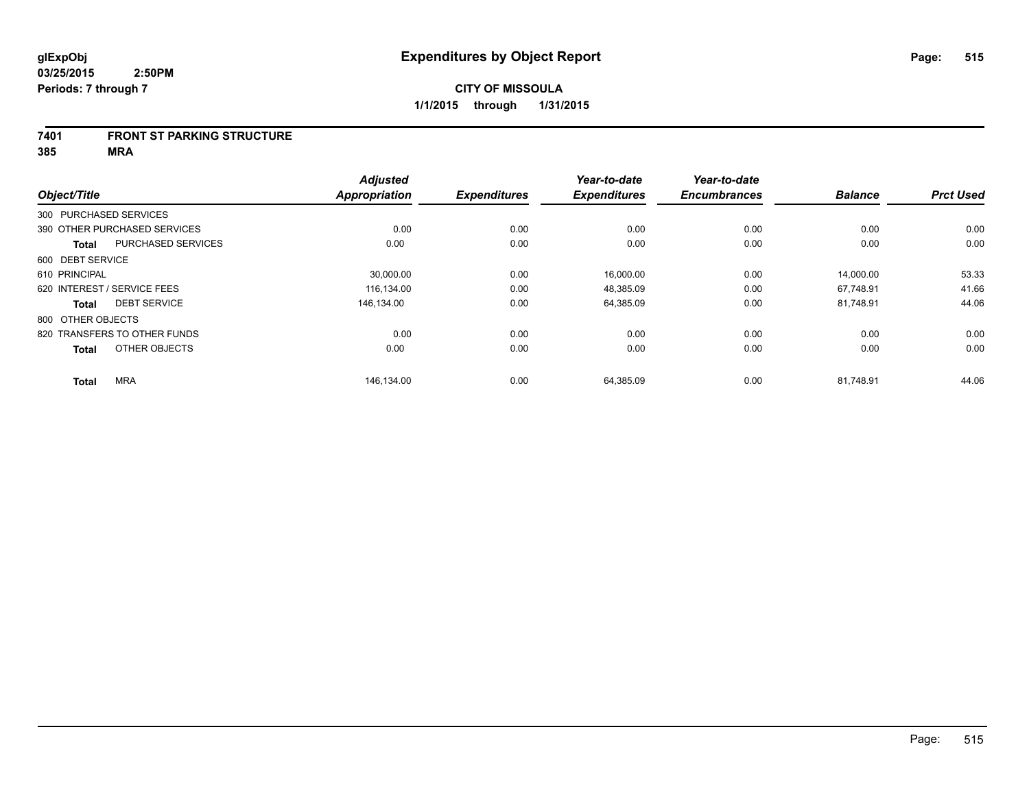**glExpObj**
**03/25/2015 2:50PM**
**Periods: 7 through 7**

# Expenditures by Object Report

**CITY OF MISSOULA**
**1/1/2015 through 1/31/2015**

## 7401 FRONT ST PARKING STRUCTURE
## 385 MRA

| Object/Title | | Adjusted Appropriation | Expenditures | Year-to-date Expenditures | Year-to-date Encumbrances | Balance | Prct Used |
|---|---|---|---|---|---|---|---|
| 300 PURCHASED SERVICES | | | | | | | |
| 390 OTHER PURCHASED SERVICES | | 0.00 | 0.00 | 0.00 | 0.00 | 0.00 | 0.00 |
| **Total** | PURCHASED SERVICES | 0.00 | 0.00 | 0.00 | 0.00 | 0.00 | 0.00 |
| 600 DEBT SERVICE | | | | | | | |
| 610 PRINCIPAL | | 30,000.00 | 0.00 | 16,000.00 | 0.00 | 14,000.00 | 53.33 |
| 620 INTEREST / SERVICE FEES | | 116,134.00 | 0.00 | 48,385.09 | 0.00 | 67,748.91 | 41.66 |
| **Total** | DEBT SERVICE | 146,134.00 | 0.00 | 64,385.09 | 0.00 | 81,748.91 | 44.06 |
| 800 OTHER OBJECTS | | | | | | | |
| 820 TRANSFERS TO OTHER FUNDS | | 0.00 | 0.00 | 0.00 | 0.00 | 0.00 | 0.00 |
| **Total** | OTHER OBJECTS | 0.00 | 0.00 | 0.00 | 0.00 | 0.00 | 0.00 |
| **Total** | MRA | 146,134.00 | 0.00 | 64,385.09 | 0.00 | 81,748.91 | 44.06 |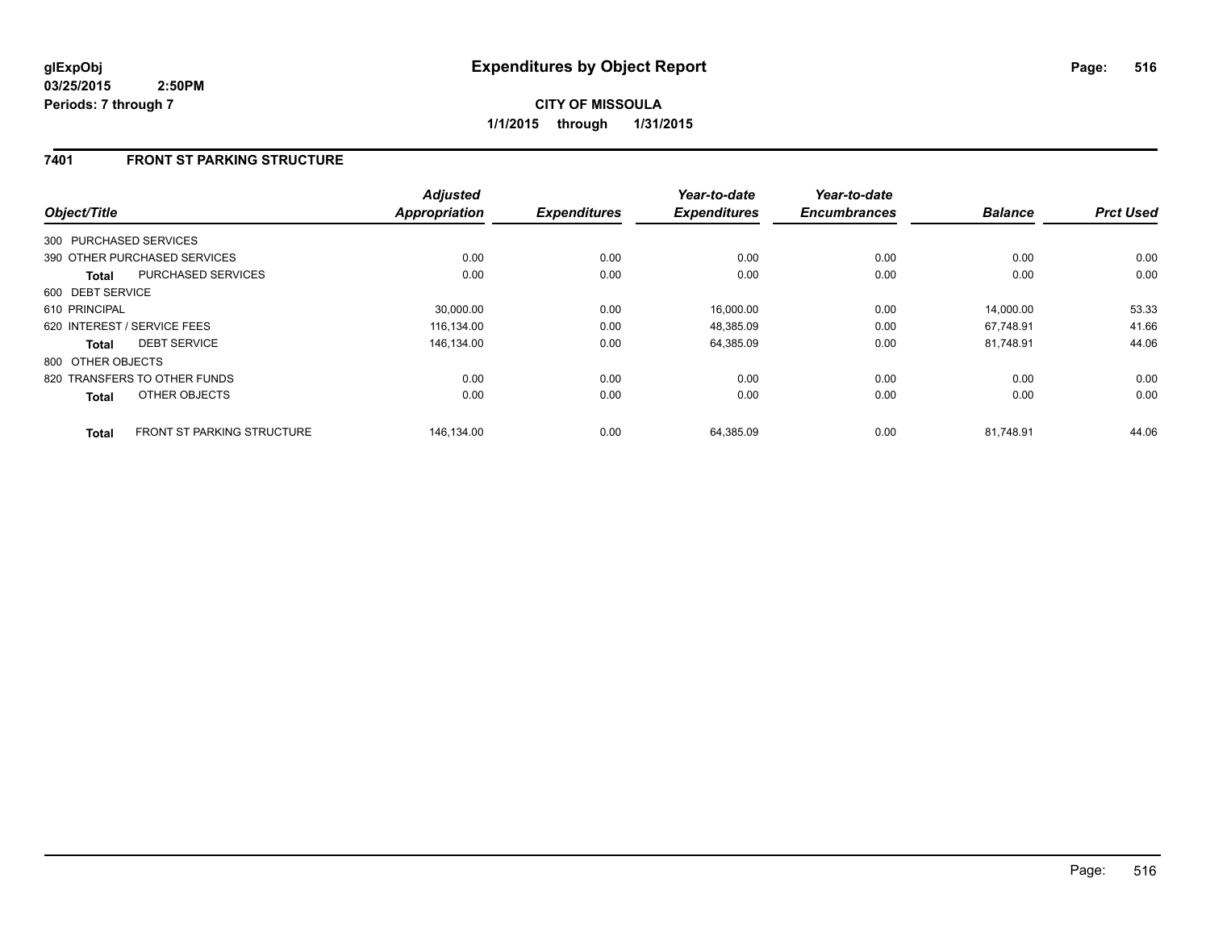# Expenditures by Object Report

glExpObj
03/25/2015 2:50PM
Periods: 7 through 7

**CITY OF MISSOULA**
**1/1/2015 through 1/31/2015**

## 7401 FRONT ST PARKING STRUCTURE

| Object/Title | | Adjusted Appropriation | Expenditures | Year-to-date Expenditures | Year-to-date Encumbrances | Balance | Prct Used |
|---|---|---|---|---|---|---|---|
| 300 PURCHASED SERVICES | | | | | | | |
| 390 OTHER PURCHASED SERVICES | | 0.00 | 0.00 | 0.00 | 0.00 | 0.00 | 0.00 |
| **Total** | PURCHASED SERVICES | 0.00 | 0.00 | 0.00 | 0.00 | 0.00 | 0.00 |
| 600 DEBT SERVICE | | | | | | | |
| 610 PRINCIPAL | | 30,000.00 | 0.00 | 16,000.00 | 0.00 | 14,000.00 | 53.33 |
| 620 INTEREST / SERVICE FEES | | 116,134.00 | 0.00 | 48,385.09 | 0.00 | 67,748.91 | 41.66 |
| **Total** | DEBT SERVICE | 146,134.00 | 0.00 | 64,385.09 | 0.00 | 81,748.91 | 44.06 |
| 800 OTHER OBJECTS | | | | | | | |
| 820 TRANSFERS TO OTHER FUNDS | | 0.00 | 0.00 | 0.00 | 0.00 | 0.00 | 0.00 |
| **Total** | OTHER OBJECTS | 0.00 | 0.00 | 0.00 | 0.00 | 0.00 | 0.00 |
| **Total** | FRONT ST PARKING STRUCTURE | 146,134.00 | 0.00 | 64,385.09 | 0.00 | 81,748.91 | 44.06 |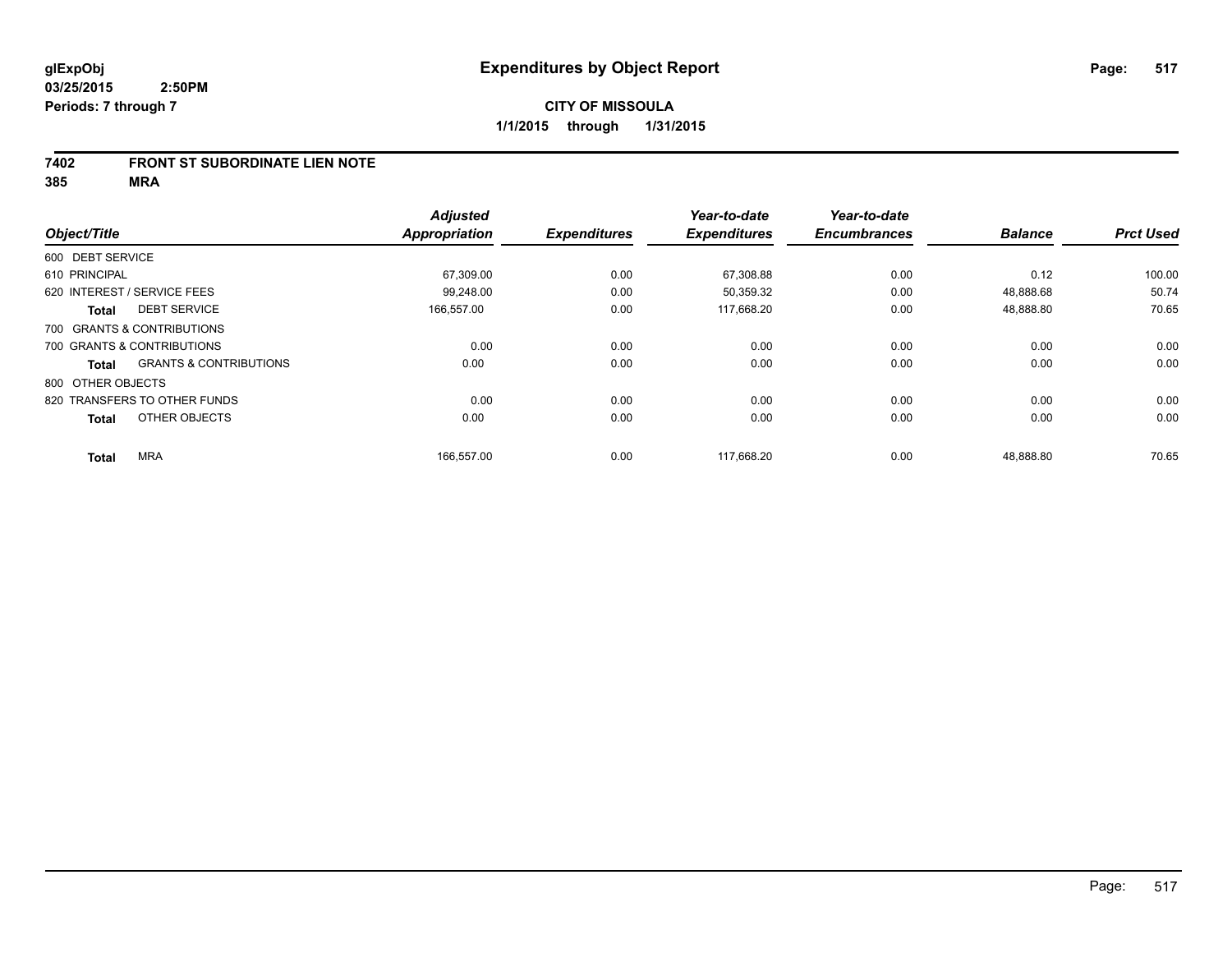**glExpObj**
**03/25/2015 2:50PM**
**Periods: 7 through 7**

# Expenditures by Object Report

**CITY OF MISSOULA**
**1/1/2015 through 1/31/2015**

**7402 FRONT ST SUBORDINATE LIEN NOTE**
**385 MRA**

| Object/Title | | Adjusted Appropriation | Expenditures | Year-to-date Expenditures | Year-to-date Encumbrances | Balance | Prct Used |
|---|---|---|---|---|---|---|---|
| 600 DEBT SERVICE | | | | | | | |
| 610 PRINCIPAL | | 67,309.00 | 0.00 | 67,308.88 | 0.00 | 0.12 | 100.00 |
| 620 INTEREST / SERVICE FEES | | 99,248.00 | 0.00 | 50,359.32 | 0.00 | 48,888.68 | 50.74 |
| **Total** | DEBT SERVICE | 166,557.00 | 0.00 | 117,668.20 | 0.00 | 48,888.80 | 70.65 |
| 700 GRANTS & CONTRIBUTIONS | | | | | | | |
| 700 GRANTS & CONTRIBUTIONS | | 0.00 | 0.00 | 0.00 | 0.00 | 0.00 | 0.00 |
| **Total** | GRANTS & CONTRIBUTIONS | 0.00 | 0.00 | 0.00 | 0.00 | 0.00 | 0.00 |
| 800 OTHER OBJECTS | | | | | | | |
| 820 TRANSFERS TO OTHER FUNDS | | 0.00 | 0.00 | 0.00 | 0.00 | 0.00 | 0.00 |
| **Total** | OTHER OBJECTS | 0.00 | 0.00 | 0.00 | 0.00 | 0.00 | 0.00 |
| **Total** | MRA | 166,557.00 | 0.00 | 117,668.20 | 0.00 | 48,888.80 | 70.65 |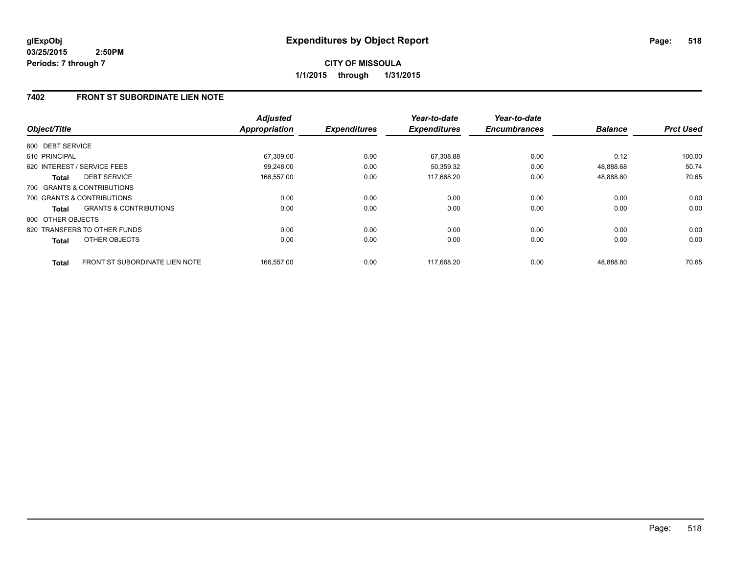**glExpObj**
**03/25/2015 2:50PM**
**Periods: 7 through 7**

# Expenditures by Object Report

**CITY OF MISSOULA**
**1/1/2015 through 1/31/2015**

## 7402 FRONT ST SUBORDINATE LIEN NOTE

| Object/Title | | Adjusted Appropriation | Expenditures | Year-to-date Expenditures | Year-to-date Encumbrances | Balance | Prct Used |
|---|---|---|---|---|---|---|---|
| 600 DEBT SERVICE | | | | | | | |
| 610 PRINCIPAL | | 67,309.00 | 0.00 | 67,308.88 | 0.00 | 0.12 | 100.00 |
| 620 INTEREST / SERVICE FEES | | 99,248.00 | 0.00 | 50,359.32 | 0.00 | 48,888.68 | 50.74 |
| **Total** | DEBT SERVICE | 166,557.00 | 0.00 | 117,668.20 | 0.00 | 48,888.80 | 70.65 |
| 700 GRANTS & CONTRIBUTIONS | | | | | | | |
| 700 GRANTS & CONTRIBUTIONS | | 0.00 | 0.00 | 0.00 | 0.00 | 0.00 | 0.00 |
| **Total** | GRANTS & CONTRIBUTIONS | 0.00 | 0.00 | 0.00 | 0.00 | 0.00 | 0.00 |
| 800 OTHER OBJECTS | | | | | | | |
| 820 TRANSFERS TO OTHER FUNDS | | 0.00 | 0.00 | 0.00 | 0.00 | 0.00 | 0.00 |
| **Total** | OTHER OBJECTS | 0.00 | 0.00 | 0.00 | 0.00 | 0.00 | 0.00 |
| **Total** | FRONT ST SUBORDINATE LIEN NOTE | 166,557.00 | 0.00 | 117,668.20 | 0.00 | 48,888.80 | 70.65 |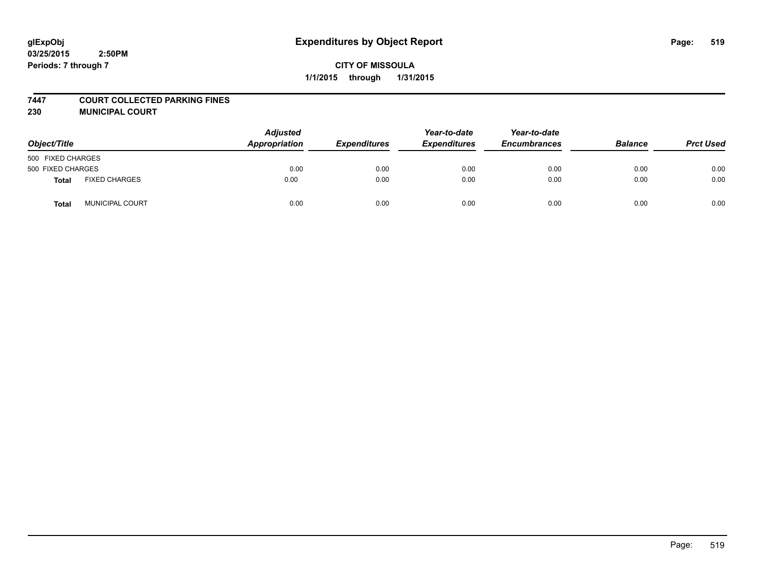**glExpObj**
**03/25/2015 2:50PM**
**Periods: 7 through 7**

# Expenditures by Object Report

**CITY OF MISSOULA**
**1/1/2015 through 1/31/2015**

**7447 COURT COLLECTED PARKING FINES**
**230 MUNICIPAL COURT**

| Object/Title | | Adjusted Appropriation | Expenditures | Year-to-date Expenditures | Year-to-date Encumbrances | Balance | Prct Used |
|---|---|---|---|---|---|---|---|
| 500 FIXED CHARGES | | | | | | | |
| 500 FIXED CHARGES | | 0.00 | 0.00 | 0.00 | 0.00 | 0.00 | 0.00 |
| **Total** | FIXED CHARGES | 0.00 | 0.00 | 0.00 | 0.00 | 0.00 | 0.00 |
| **Total** | MUNICIPAL COURT | 0.00 | 0.00 | 0.00 | 0.00 | 0.00 | 0.00 |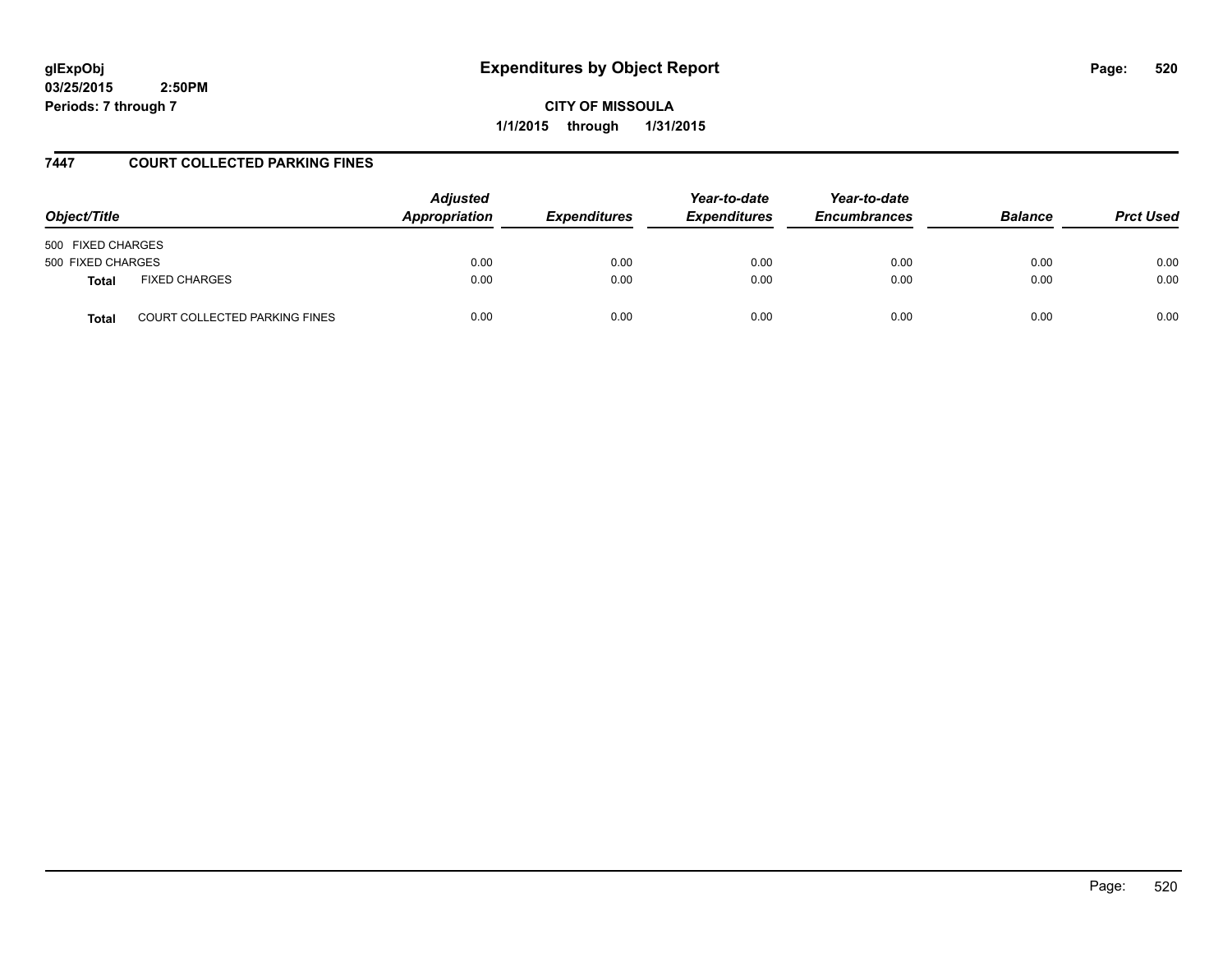**glExpObj**
**03/25/2015 2:50PM**
**Periods: 7 through 7**

# Expenditures by Object Report

**CITY OF MISSOULA**
**1/1/2015 through 1/31/2015**

## 7447 COURT COLLECTED PARKING FINES

| Object/Title | | Adjusted Appropriation | Expenditures | Year-to-date Expenditures | Year-to-date Encumbrances | Balance | Prct Used |
|---|---|---|---|---|---|---|---|
| 500 FIXED CHARGES | | | | | | | |
| 500 FIXED CHARGES | | 0.00 | 0.00 | 0.00 | 0.00 | 0.00 | 0.00 |
| **Total** | FIXED CHARGES | 0.00 | 0.00 | 0.00 | 0.00 | 0.00 | 0.00 |
| **Total** | COURT COLLECTED PARKING FINES | 0.00 | 0.00 | 0.00 | 0.00 | 0.00 | 0.00 |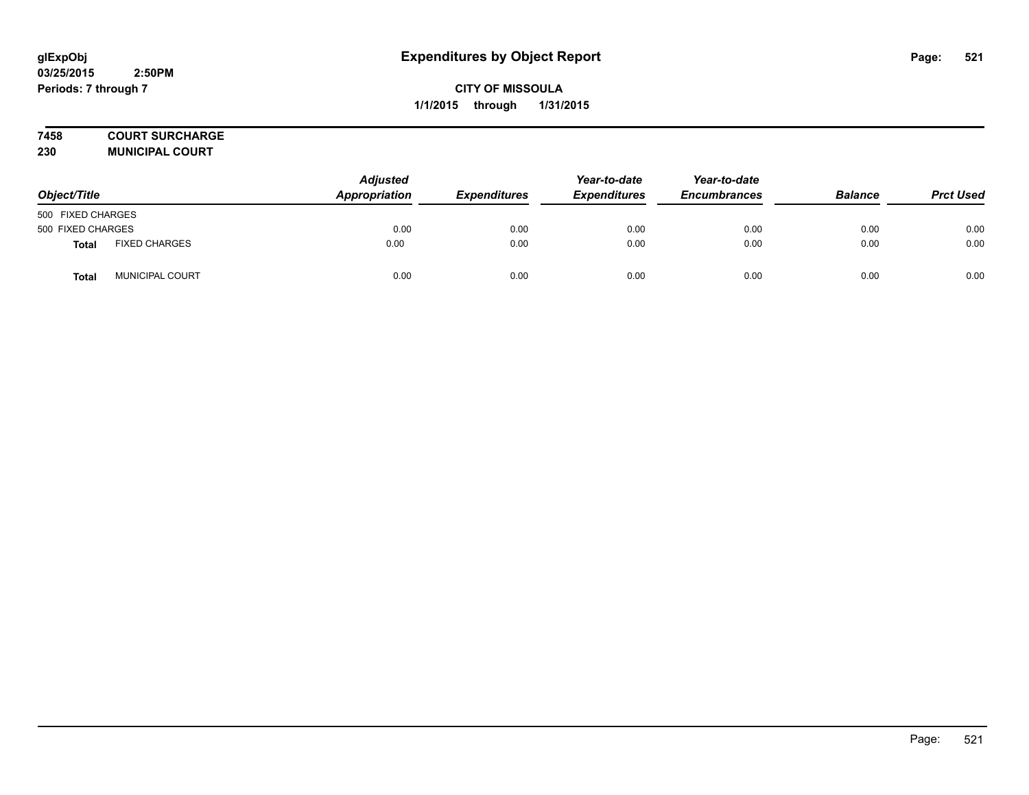glExpObj
03/25/2015 2:50PM
Periods: 7 through 7

# Expenditures by Object Report

**CITY OF MISSOULA**
**1/1/2015 through 1/31/2015**

**7458 COURT SURCHARGE**
**230 MUNICIPAL COURT**

| Object/Title | | Adjusted Appropriation | Expenditures | Year-to-date Expenditures | Year-to-date Encumbrances | Balance | Prct Used |
|---|---|---|---|---|---|---|---|
| 500 FIXED CHARGES | | | | | | | |
| 500 FIXED CHARGES | | 0.00 | 0.00 | 0.00 | 0.00 | 0.00 | 0.00 |
| **Total** | FIXED CHARGES | 0.00 | 0.00 | 0.00 | 0.00 | 0.00 | 0.00 |
| **Total** | MUNICIPAL COURT | 0.00 | 0.00 | 0.00 | 0.00 | 0.00 | 0.00 |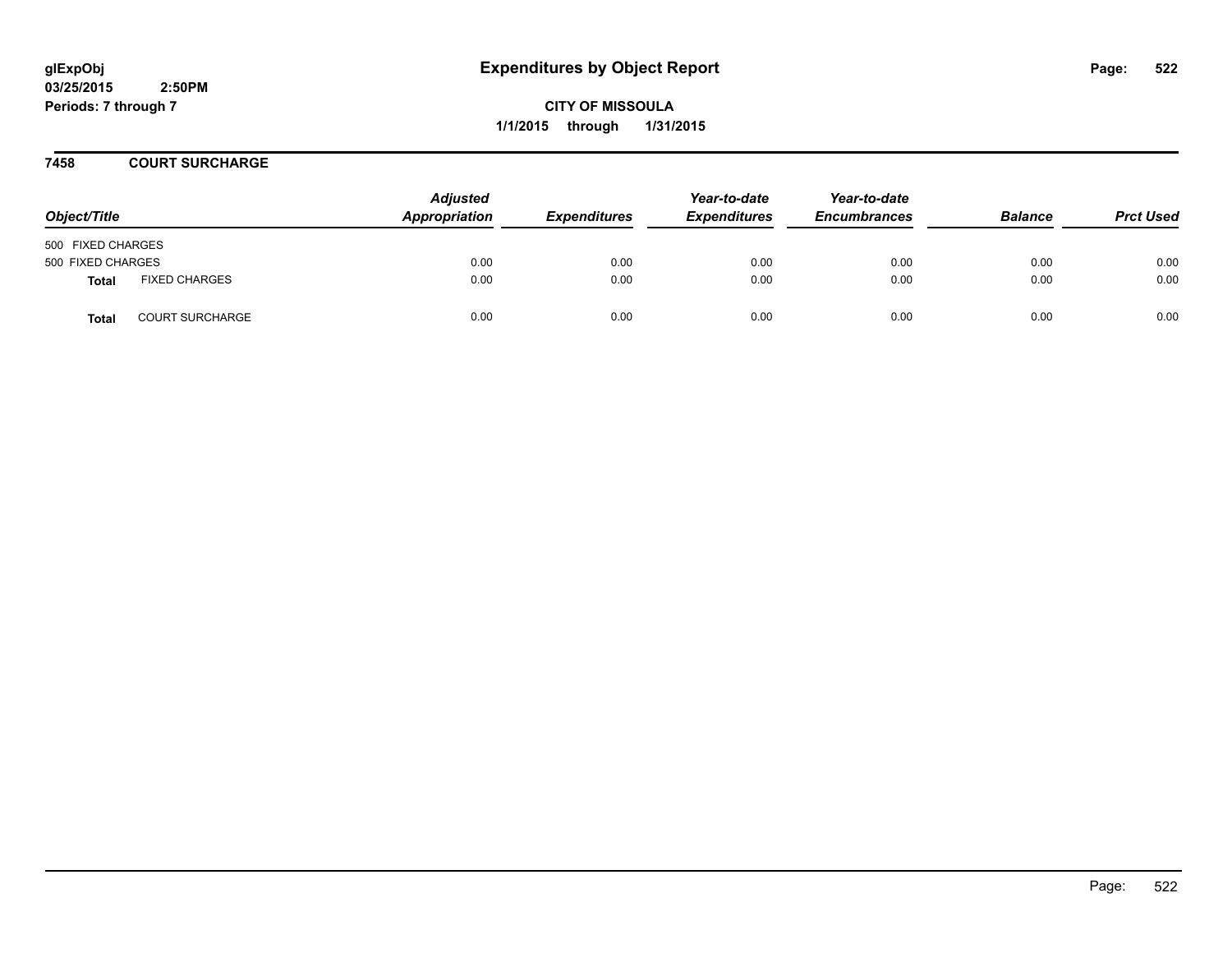# Expenditures by Object Report

glExpObj
03/25/2015 2:50PM
Periods: 7 through 7

**CITY OF MISSOULA**
**1/1/2015 through 1/31/2015**

## 7458 COURT SURCHARGE

| Object/Title | | Adjusted Appropriation | Expenditures | Year-to-date Expenditures | Year-to-date Encumbrances | Balance | Prct Used |
|---|---|---|---|---|---|---|---|
| 500 FIXED CHARGES | | | | | | | |
| 500 FIXED CHARGES | | 0.00 | 0.00 | 0.00 | 0.00 | 0.00 | 0.00 |
| **Total** | FIXED CHARGES | 0.00 | 0.00 | 0.00 | 0.00 | 0.00 | 0.00 |
| **Total** | COURT SURCHARGE | 0.00 | 0.00 | 0.00 | 0.00 | 0.00 | 0.00 |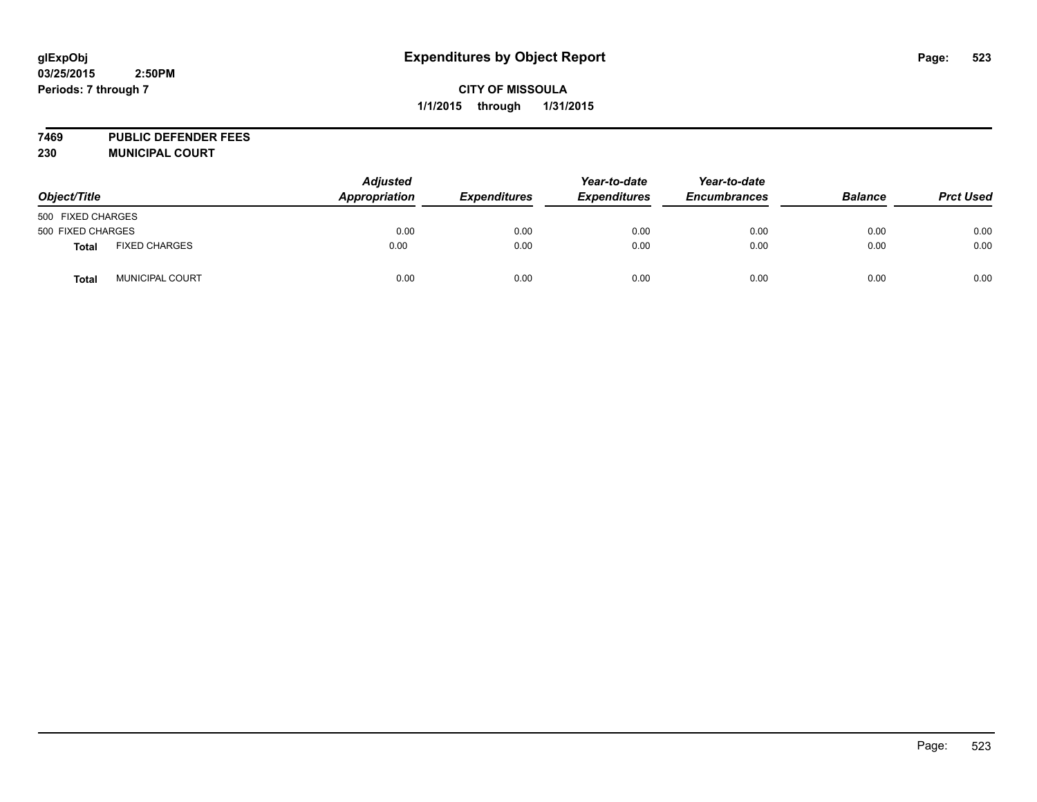**glExpObj**
**03/25/2015 2:50PM**
**Periods: 7 through 7**

# Expenditures by Object Report

**CITY OF MISSOULA**
**1/1/2015 through 1/31/2015**

**7469 PUBLIC DEFENDER FEES**
**230 MUNICIPAL COURT**

| Object/Title | | Adjusted Appropriation | Expenditures | Year-to-date Expenditures | Year-to-date Encumbrances | Balance | Prct Used |
|---|---|---|---|---|---|---|---|
| 500 FIXED CHARGES | | | | | | | |
| 500 FIXED CHARGES | | 0.00 | 0.00 | 0.00 | 0.00 | 0.00 | 0.00 |
| **Total** | FIXED CHARGES | 0.00 | 0.00 | 0.00 | 0.00 | 0.00 | 0.00 |
| **Total** | MUNICIPAL COURT | 0.00 | 0.00 | 0.00 | 0.00 | 0.00 | 0.00 |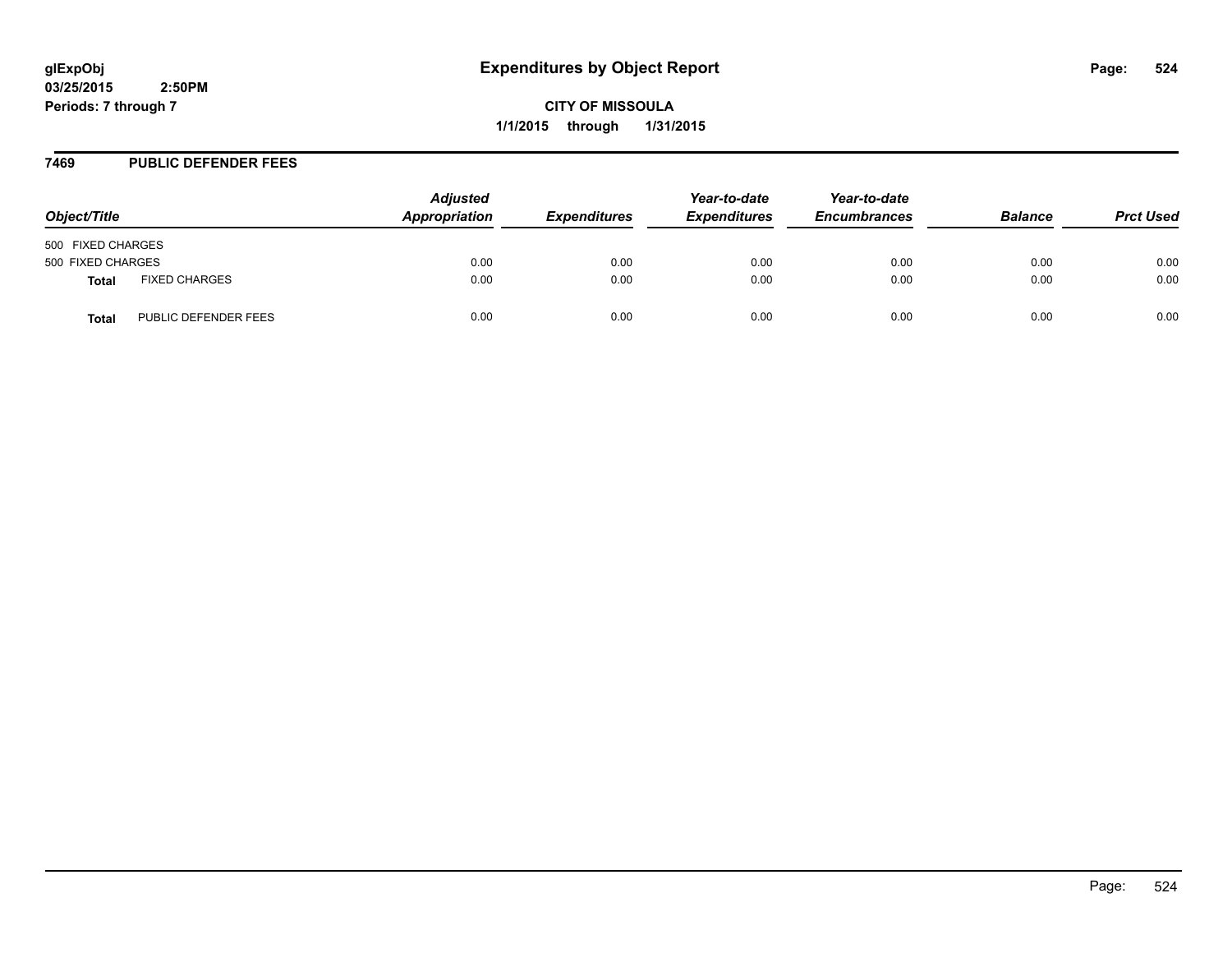**glExpObj**
**03/25/2015 2:50PM**
**Periods: 7 through 7**

# Expenditures by Object Report

**CITY OF MISSOULA**
**1/1/2015 through 1/31/2015**

## 7469 PUBLIC DEFENDER FEES

| Object/Title | | Adjusted Appropriation | Expenditures | Year-to-date Expenditures | Year-to-date Encumbrances | Balance | Prct Used |
|---|---|---|---|---|---|---|---|
| 500 FIXED CHARGES | | | | | | | |
| 500 FIXED CHARGES | | 0.00 | 0.00 | 0.00 | 0.00 | 0.00 | 0.00 |
| **Total** | FIXED CHARGES | 0.00 | 0.00 | 0.00 | 0.00 | 0.00 | 0.00 |
| **Total** | PUBLIC DEFENDER FEES | 0.00 | 0.00 | 0.00 | 0.00 | 0.00 | 0.00 |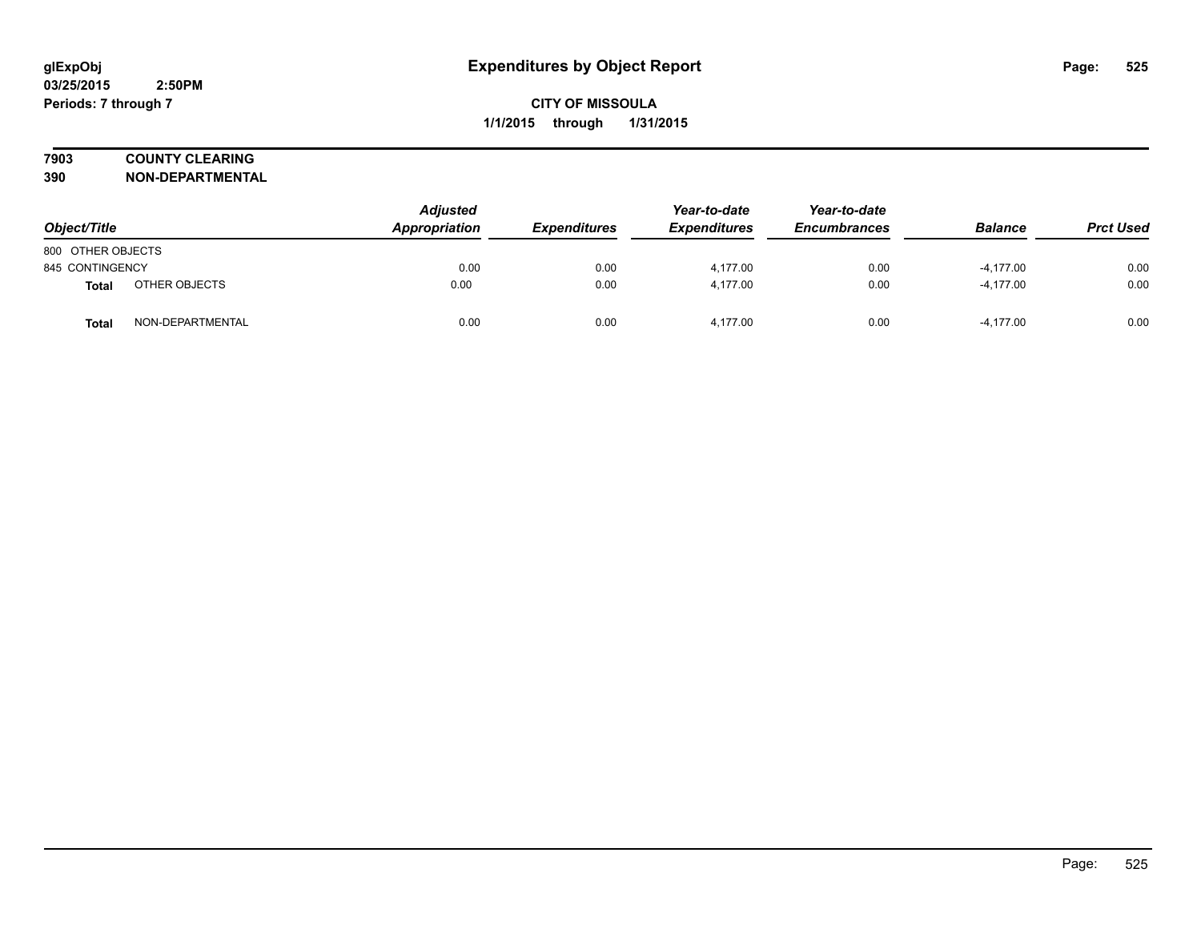# Expenditures by Object Report

glExpObj
03/25/2015 2:50PM
Periods: 7 through 7

**CITY OF MISSOULA**
**1/1/2015 through 1/31/2015**

**7903 COUNTY CLEARING**
**390 NON-DEPARTMENTAL**

| Object/Title | | Adjusted Appropriation | Expenditures | Year-to-date Expenditures | Year-to-date Encumbrances | Balance | Prct Used |
|---|---|---|---|---|---|---|---|
| 800 OTHER OBJECTS | | | | | | | |
| 845 CONTINGENCY | | 0.00 | 0.00 | 4,177.00 | 0.00 | -4,177.00 | 0.00 |
| **Total** | OTHER OBJECTS | 0.00 | 0.00 | 4,177.00 | 0.00 | -4,177.00 | 0.00 |
| **Total** | NON-DEPARTMENTAL | 0.00 | 0.00 | 4,177.00 | 0.00 | -4,177.00 | 0.00 |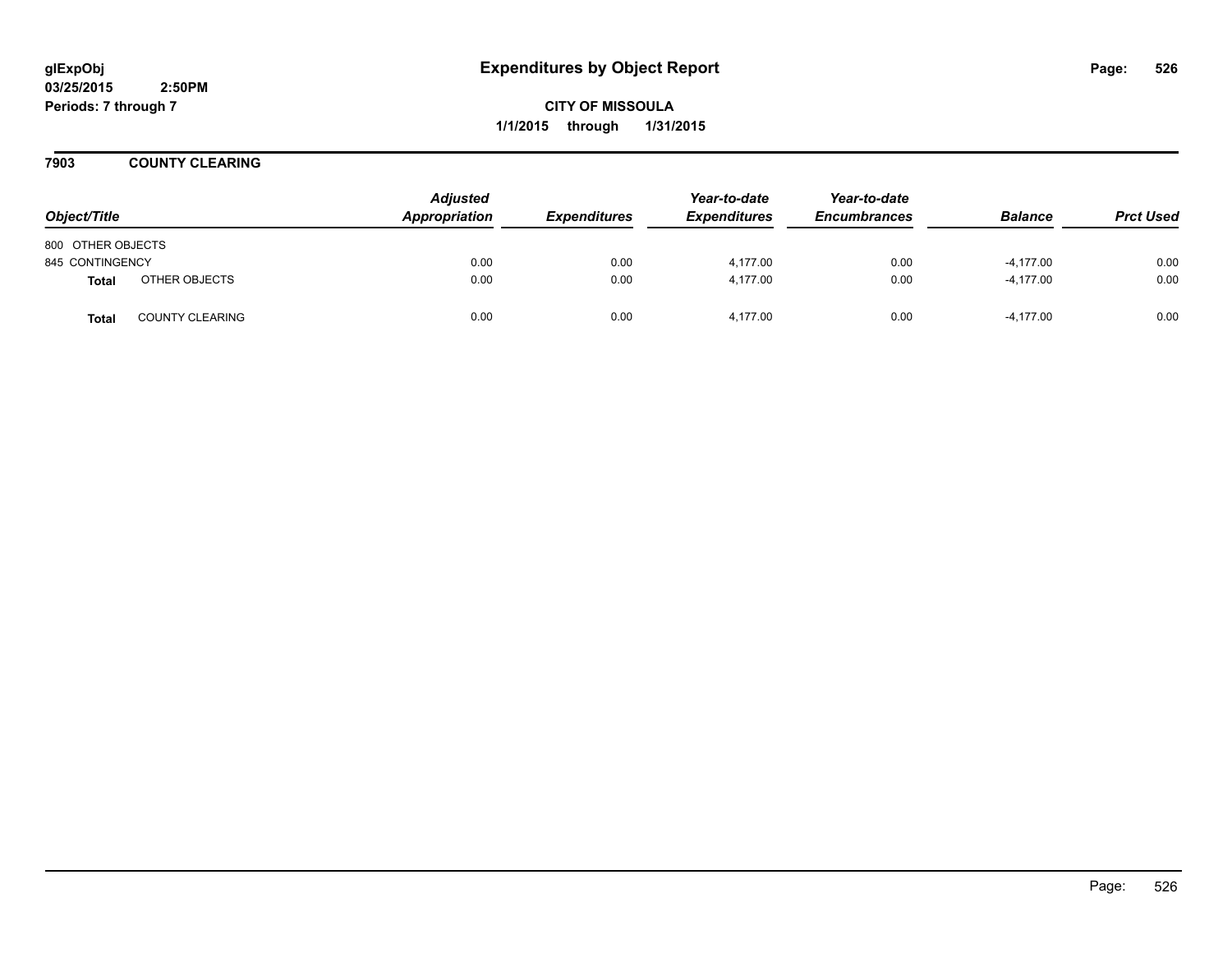# Expenditures by Object Report

**glExpObj**
**03/25/2015 2:50PM**
**Periods: 7 through 7**

**CITY OF MISSOULA**
**1/1/2015 through 1/31/2015**

## 7903 COUNTY CLEARING

| Object/Title | | Adjusted Appropriation | Expenditures | Year-to-date Expenditures | Year-to-date Encumbrances | Balance | Prct Used |
|---|---|---|---|---|---|---|---|
| 800 OTHER OBJECTS | | | | | | | |
| 845 CONTINGENCY | | 0.00 | 0.00 | 4,177.00 | 0.00 | -4,177.00 | 0.00 |
| **Total** | OTHER OBJECTS | 0.00 | 0.00 | 4,177.00 | 0.00 | -4,177.00 | 0.00 |
| **Total** | COUNTY CLEARING | 0.00 | 0.00 | 4,177.00 | 0.00 | -4,177.00 | 0.00 |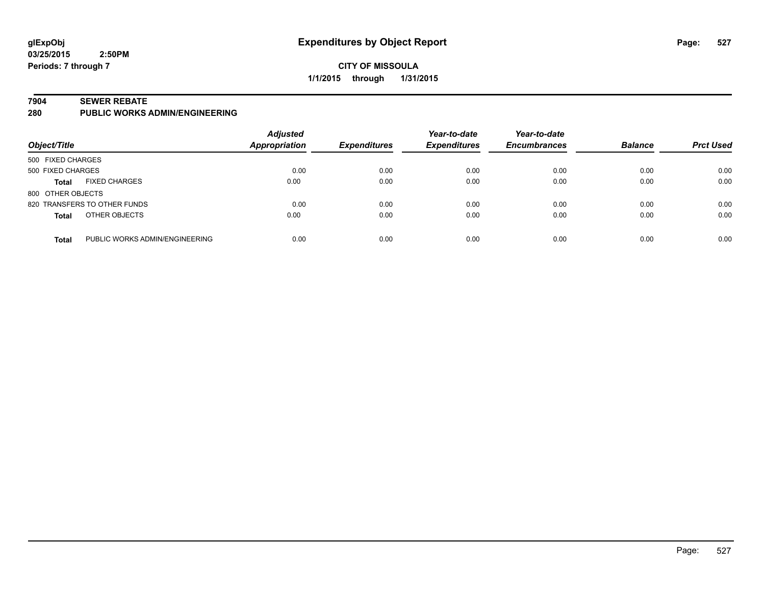# Expenditures by Object Report

glExpObj
03/25/2015 2:50PM
Periods: 7 through 7

**CITY OF MISSOULA**
**1/1/2015 through 1/31/2015**

## 7904 SEWER REBATE
## 280 PUBLIC WORKS ADMIN/ENGINEERING

| Object/Title | | Adjusted Appropriation | Expenditures | Year-to-date Expenditures | Year-to-date Encumbrances | Balance | Prct Used |
|---|---|---|---|---|---|---|---|
| 500 FIXED CHARGES | | | | | | | |
| 500 FIXED CHARGES | | 0.00 | 0.00 | 0.00 | 0.00 | 0.00 | 0.00 |
| **Total** | FIXED CHARGES | 0.00 | 0.00 | 0.00 | 0.00 | 0.00 | 0.00 |
| 800 OTHER OBJECTS | | | | | | | |
| 820 TRANSFERS TO OTHER FUNDS | | 0.00 | 0.00 | 0.00 | 0.00 | 0.00 | 0.00 |
| **Total** | OTHER OBJECTS | 0.00 | 0.00 | 0.00 | 0.00 | 0.00 | 0.00 |
| **Total** | PUBLIC WORKS ADMIN/ENGINEERING | 0.00 | 0.00 | 0.00 | 0.00 | 0.00 | 0.00 |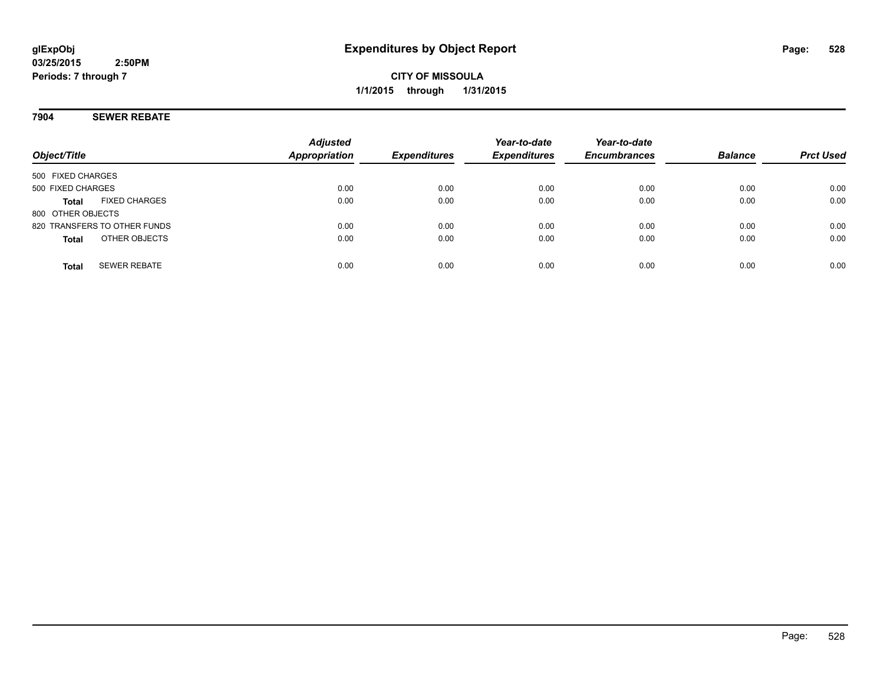# Expenditures by Object Report

glExpObj
03/25/2015 2:50PM
Periods: 7 through 7

**CITY OF MISSOULA**
**1/1/2015 through 1/31/2015**

## 7904 SEWER REBATE

| Object/Title | Adjusted Appropriation | Expenditures | Year-to-date Expenditures | Year-to-date Encumbrances | Balance | Prct Used |
|---|---|---|---|---|---|---|
| 500 FIXED CHARGES | | | | | | |
| 500 FIXED CHARGES | 0.00 | 0.00 | 0.00 | 0.00 | 0.00 | 0.00 |
| **Total** FIXED CHARGES | 0.00 | 0.00 | 0.00 | 0.00 | 0.00 | 0.00 |
| 800 OTHER OBJECTS | | | | | | |
| 820 TRANSFERS TO OTHER FUNDS | 0.00 | 0.00 | 0.00 | 0.00 | 0.00 | 0.00 |
| **Total** OTHER OBJECTS | 0.00 | 0.00 | 0.00 | 0.00 | 0.00 | 0.00 |
| **Total** SEWER REBATE | 0.00 | 0.00 | 0.00 | 0.00 | 0.00 | 0.00 |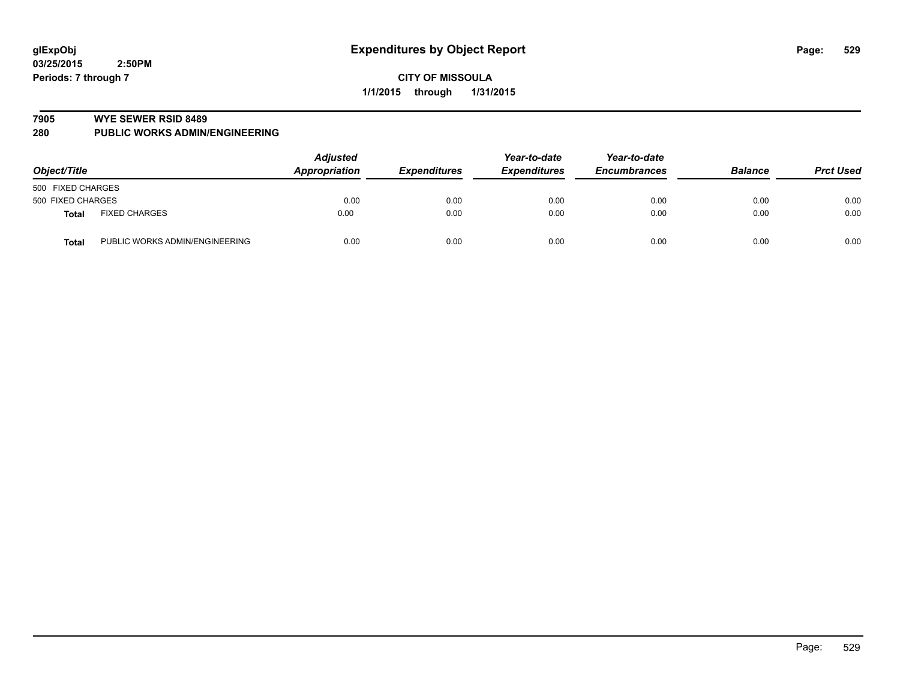glExpObj
03/25/2015 2:50PM
Periods: 7 through 7

# Expenditures by Object Report

**CITY OF MISSOULA**
**1/1/2015 through 1/31/2015**

## 7905 WYE SEWER RSID 8489
## 280 PUBLIC WORKS ADMIN/ENGINEERING

| Object/Title | | *Adjusted Appropriation* | *Expenditures* | *Year-to-date Expenditures* | *Year-to-date Encumbrances* | *Balance* | *Prct Used* |
|---|---|---|---|---|---|---|---|
| 500 FIXED CHARGES | | | | | | | |
| 500 FIXED CHARGES | | 0.00 | 0.00 | 0.00 | 0.00 | 0.00 | 0.00 |
| **Total** | FIXED CHARGES | 0.00 | 0.00 | 0.00 | 0.00 | 0.00 | 0.00 |
| **Total** | PUBLIC WORKS ADMIN/ENGINEERING | 0.00 | 0.00 | 0.00 | 0.00 | 0.00 | 0.00 |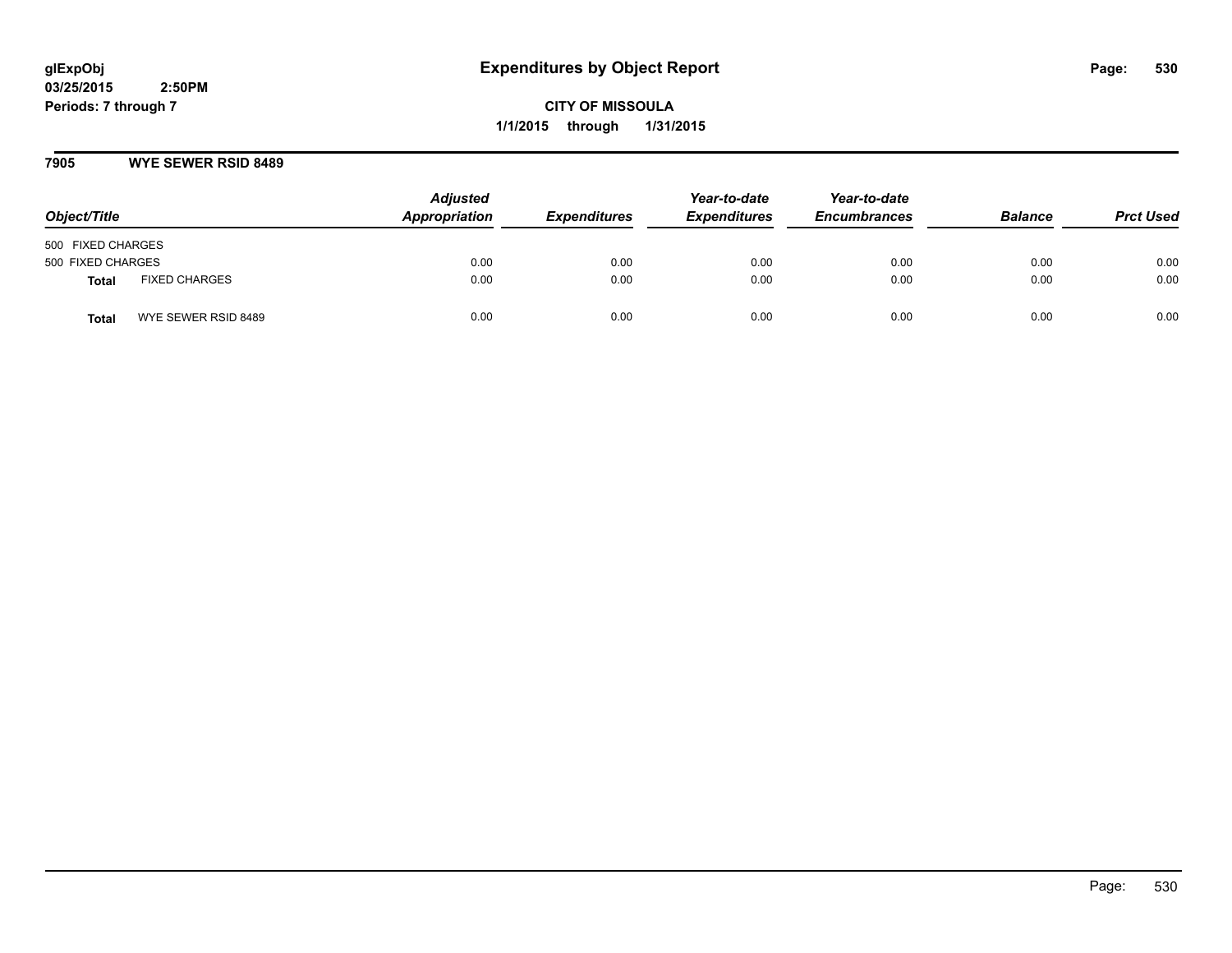# Expenditures by Object Report

glExpObj
03/25/2015 2:50PM
Periods: 7 through 7

**CITY OF MISSOULA**
**1/1/2015 through 1/31/2015**

## 7905 WYE SEWER RSID 8489

| Object/Title | | Adjusted Appropriation | Expenditures | Year-to-date Expenditures | Year-to-date Encumbrances | Balance | Prct Used |
|---|---|---|---|---|---|---|---|
| 500 FIXED CHARGES | | | | | | | |
| 500 FIXED CHARGES | | 0.00 | 0.00 | 0.00 | 0.00 | 0.00 | 0.00 |
| **Total** | FIXED CHARGES | 0.00 | 0.00 | 0.00 | 0.00 | 0.00 | 0.00 |
| **Total** | WYE SEWER RSID 8489 | 0.00 | 0.00 | 0.00 | 0.00 | 0.00 | 0.00 |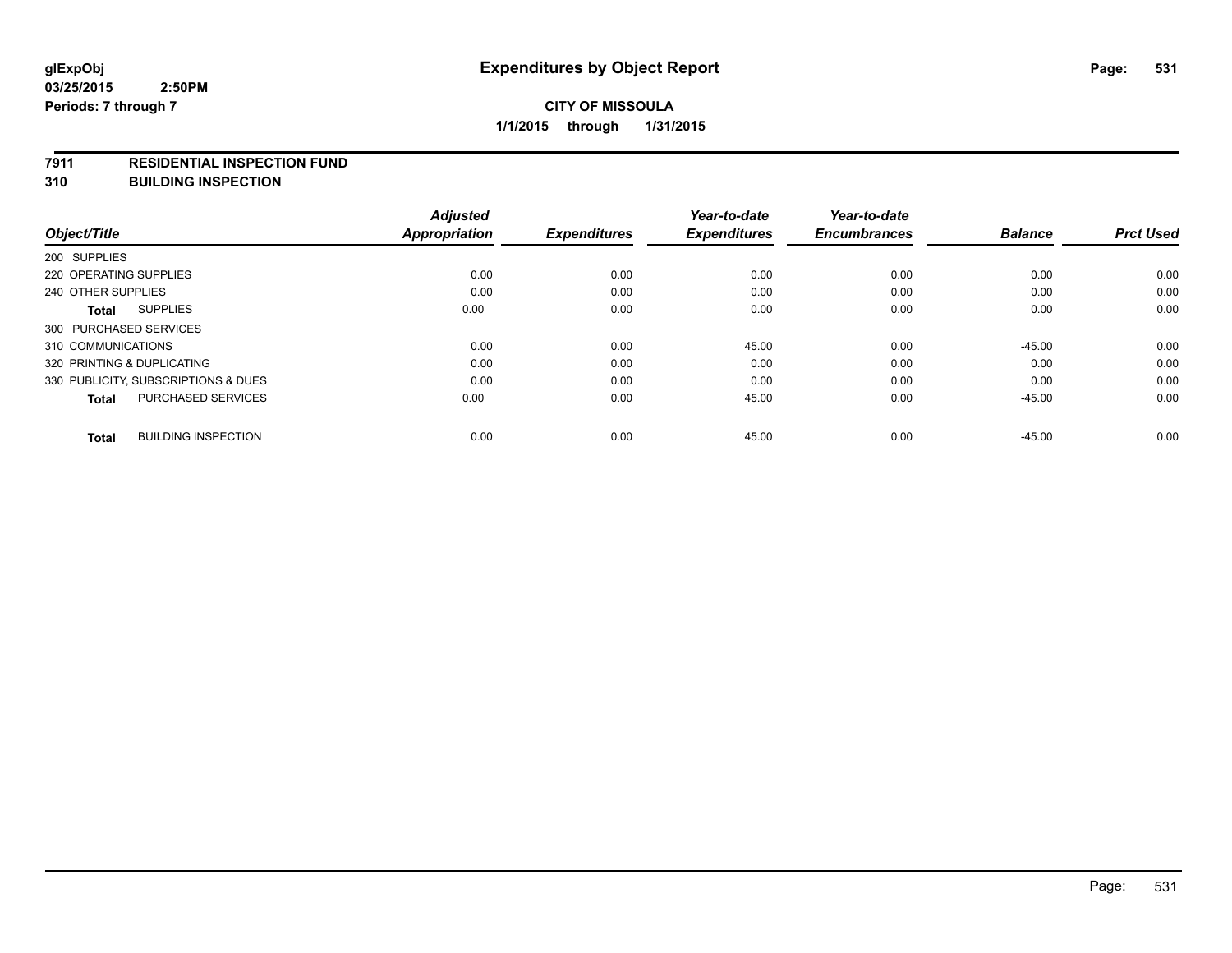**glExpObj** **Expenditures by Object Report**

**03/25/2015 2:50PM**

**Periods: 7 through 7**

**CITY OF MISSOULA**

**1/1/2015 through 1/31/2015**

**7911 RESIDENTIAL INSPECTION FUND**

**310 BUILDING INSPECTION**

| Object/Title | Adjusted Appropriation | Expenditures | Year-to-date Expenditures | Year-to-date Encumbrances | Balance | Prct Used |
|---|---|---|---|---|---|---|
| 200 SUPPLIES | | | | | | |
| 220 OPERATING SUPPLIES | 0.00 | 0.00 | 0.00 | 0.00 | 0.00 | 0.00 |
| 240 OTHER SUPPLIES | 0.00 | 0.00 | 0.00 | 0.00 | 0.00 | 0.00 |
| **Total** SUPPLIES | 0.00 | 0.00 | 0.00 | 0.00 | 0.00 | 0.00 |
| 300 PURCHASED SERVICES | | | | | | |
| 310 COMMUNICATIONS | 0.00 | 0.00 | 45.00 | 0.00 | -45.00 | 0.00 |
| 320 PRINTING & DUPLICATING | 0.00 | 0.00 | 0.00 | 0.00 | 0.00 | 0.00 |
| 330 PUBLICITY, SUBSCRIPTIONS & DUES | 0.00 | 0.00 | 0.00 | 0.00 | 0.00 | 0.00 |
| **Total** PURCHASED SERVICES | 0.00 | 0.00 | 45.00 | 0.00 | -45.00 | 0.00 |
| **Total** BUILDING INSPECTION | 0.00 | 0.00 | 45.00 | 0.00 | -45.00 | 0.00 |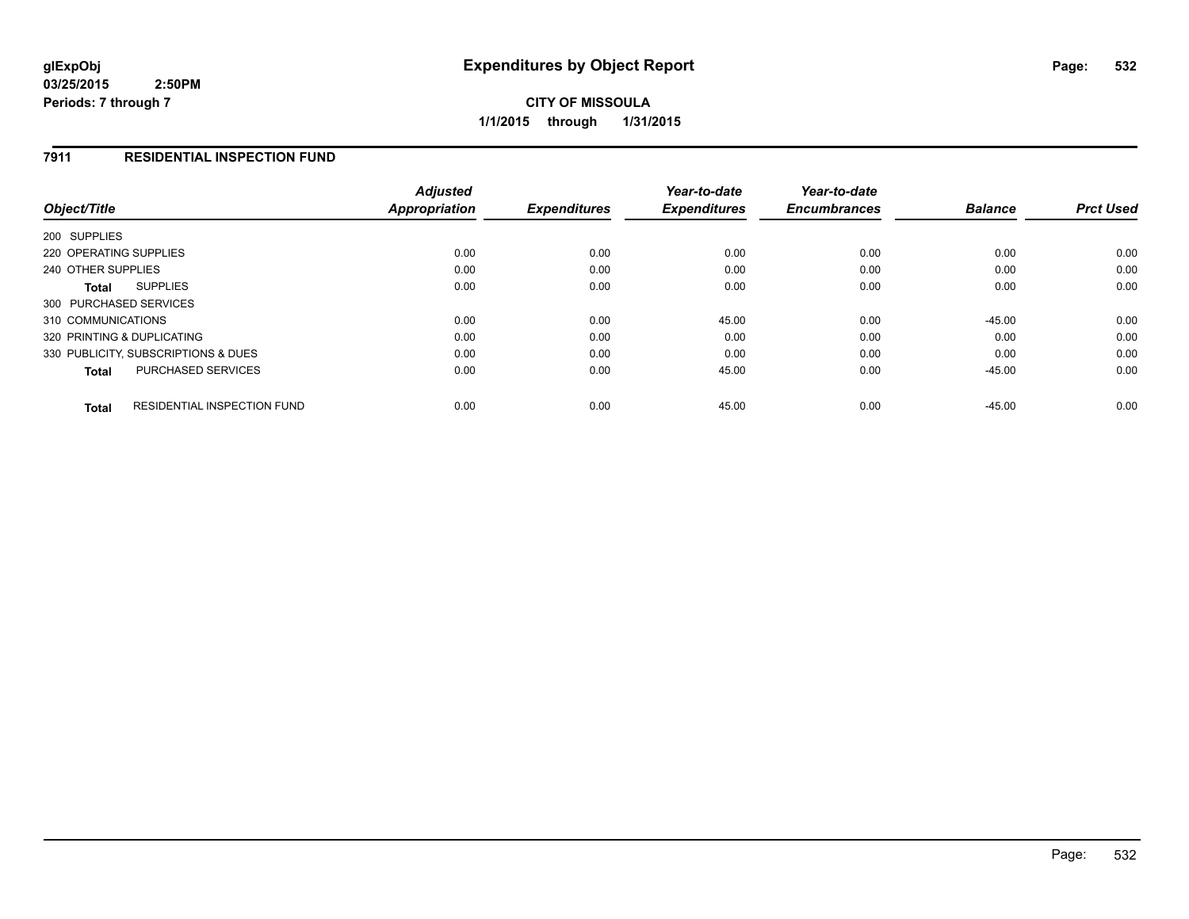# Expenditures by Object Report

glExpObj
03/25/2015 2:50PM
Periods: 7 through 7

**CITY OF MISSOULA**
**1/1/2015 through 1/31/2015**

## 7911 RESIDENTIAL INSPECTION FUND

| Object/Title | Adjusted Appropriation | Expenditures | Year-to-date Expenditures | Year-to-date Encumbrances | Balance | Prct Used |
|---|---|---|---|---|---|---|
| 200 SUPPLIES | | | | | | |
| 220 OPERATING SUPPLIES | 0.00 | 0.00 | 0.00 | 0.00 | 0.00 | 0.00 |
| 240 OTHER SUPPLIES | 0.00 | 0.00 | 0.00 | 0.00 | 0.00 | 0.00 |
| **Total** SUPPLIES | 0.00 | 0.00 | 0.00 | 0.00 | 0.00 | 0.00 |
| 300 PURCHASED SERVICES | | | | | | |
| 310 COMMUNICATIONS | 0.00 | 0.00 | 45.00 | 0.00 | -45.00 | 0.00 |
| 320 PRINTING & DUPLICATING | 0.00 | 0.00 | 0.00 | 0.00 | 0.00 | 0.00 |
| 330 PUBLICITY, SUBSCRIPTIONS & DUES | 0.00 | 0.00 | 0.00 | 0.00 | 0.00 | 0.00 |
| **Total** PURCHASED SERVICES | 0.00 | 0.00 | 45.00 | 0.00 | -45.00 | 0.00 |
| **Total** RESIDENTIAL INSPECTION FUND | 0.00 | 0.00 | 45.00 | 0.00 | -45.00 | 0.00 |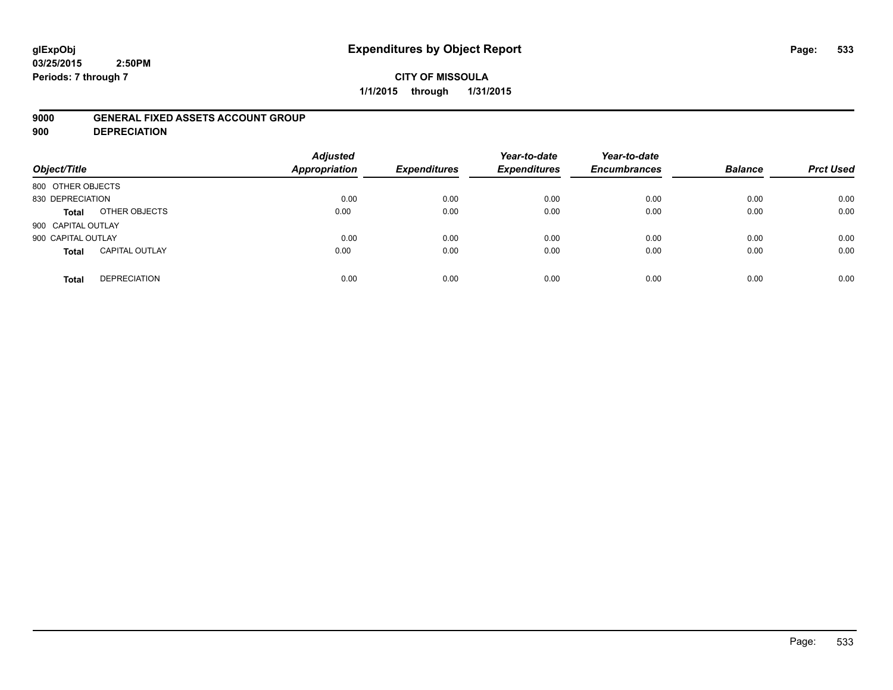# Expenditures by Object Report

glExpObj
03/25/2015 2:50PM
Periods: 7 through 7

**CITY OF MISSOULA**
**1/1/2015 through 1/31/2015**

**9000 GENERAL FIXED ASSETS ACCOUNT GROUP**
**900 DEPRECIATION**

| Object/Title | | Adjusted Appropriation | Expenditures | Year-to-date Expenditures | Year-to-date Encumbrances | Balance | Prct Used |
|---|---|---|---|---|---|---|---|
| 800 OTHER OBJECTS | | | | | | | |
| 830 DEPRECIATION | | 0.00 | 0.00 | 0.00 | 0.00 | 0.00 | 0.00 |
| **Total** | OTHER OBJECTS | 0.00 | 0.00 | 0.00 | 0.00 | 0.00 | 0.00 |
| 900 CAPITAL OUTLAY | | | | | | | |
| 900 CAPITAL OUTLAY | | 0.00 | 0.00 | 0.00 | 0.00 | 0.00 | 0.00 |
| **Total** | CAPITAL OUTLAY | 0.00 | 0.00 | 0.00 | 0.00 | 0.00 | 0.00 |
| **Total** | DEPRECIATION | 0.00 | 0.00 | 0.00 | 0.00 | 0.00 | 0.00 |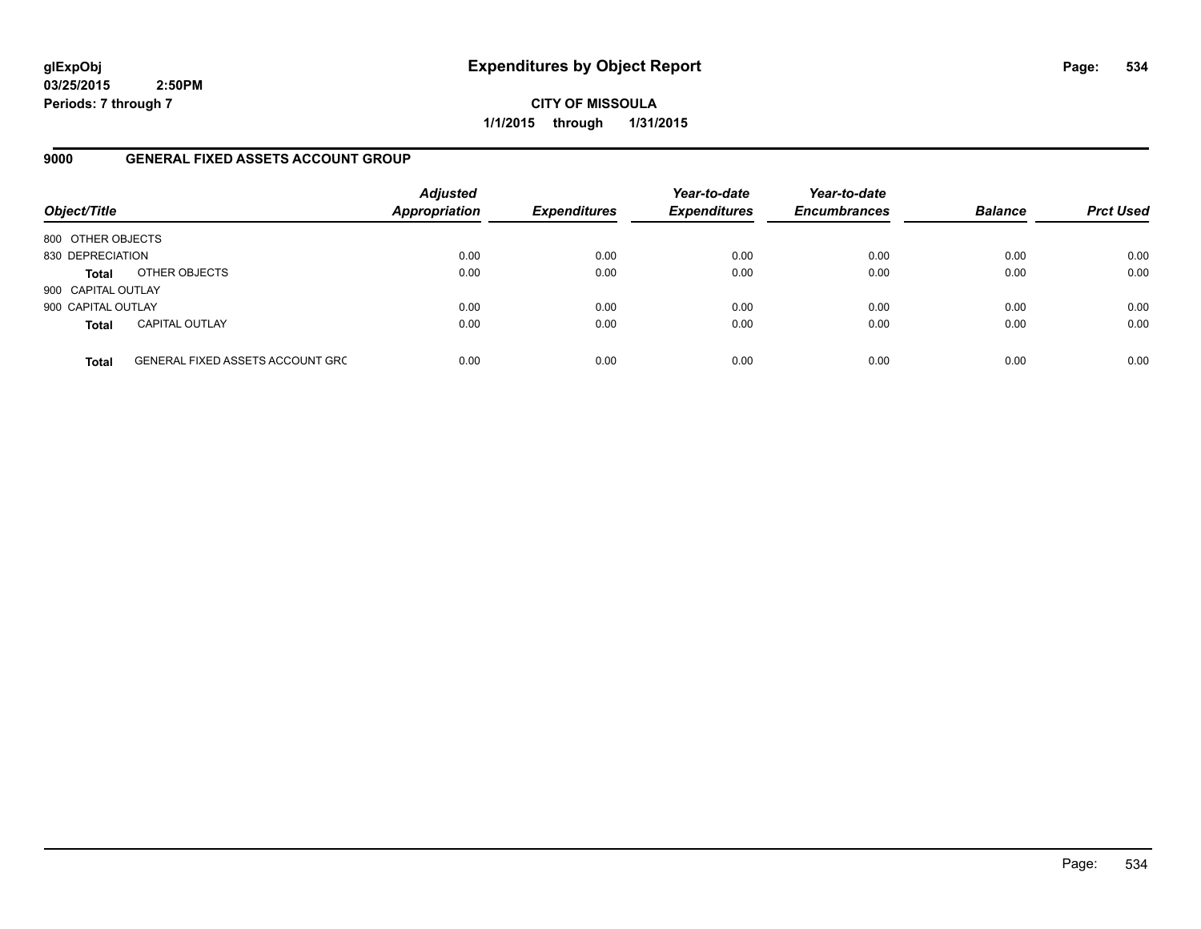**glExpObj**
**03/25/2015 2:50PM**
**Periods: 7 through 7**

# Expenditures by Object Report

**CITY OF MISSOULA**
**1/1/2015 through 1/31/2015**

## 9000 GENERAL FIXED ASSETS ACCOUNT GROUP

| Object/Title | | Adjusted Appropriation | Expenditures | Year-to-date Expenditures | Year-to-date Encumbrances | Balance | Prct Used |
|---|---|---|---|---|---|---|---|
| 800 OTHER OBJECTS | | | | | | | |
| 830 DEPRECIATION | | 0.00 | 0.00 | 0.00 | 0.00 | 0.00 | 0.00 |
| **Total** | OTHER OBJECTS | 0.00 | 0.00 | 0.00 | 0.00 | 0.00 | 0.00 |
| 900 CAPITAL OUTLAY | | | | | | | |
| 900 CAPITAL OUTLAY | | 0.00 | 0.00 | 0.00 | 0.00 | 0.00 | 0.00 |
| **Total** | CAPITAL OUTLAY | 0.00 | 0.00 | 0.00 | 0.00 | 0.00 | 0.00 |
| **Total** | GENERAL FIXED ASSETS ACCOUNT GRC | 0.00 | 0.00 | 0.00 | 0.00 | 0.00 | 0.00 |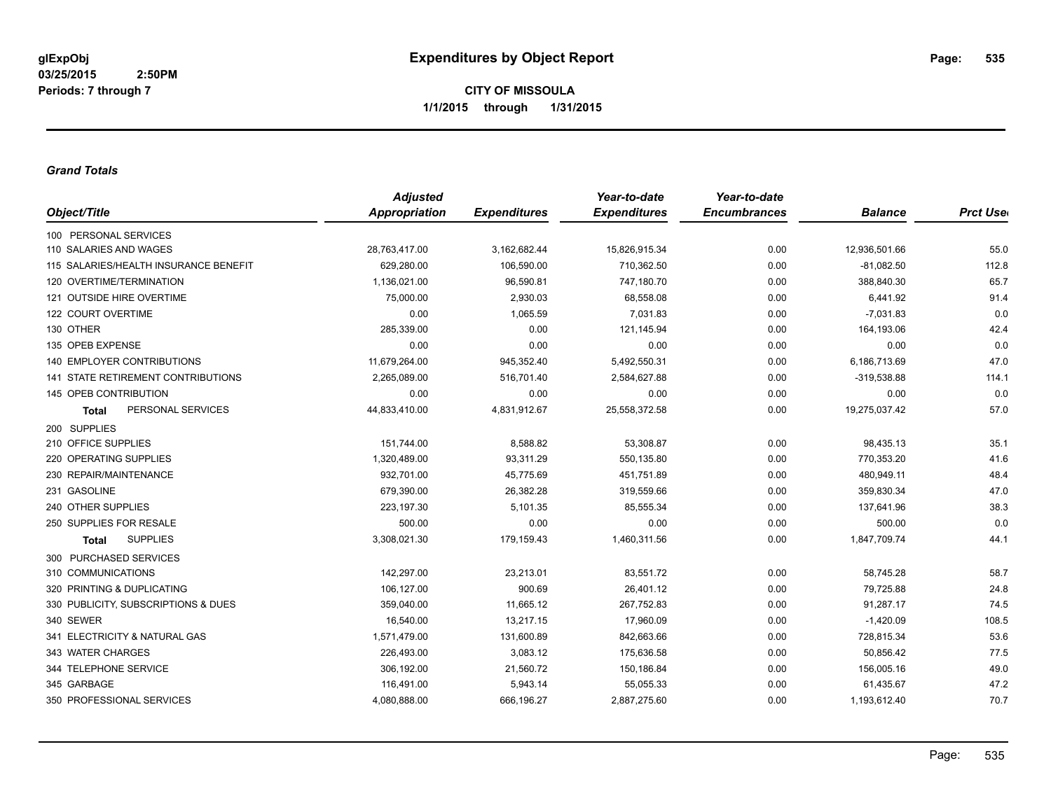**glExpObj**
**03/25/2015 2:50PM**
**Periods: 7 through 7**

# Expenditures by Object Report

**CITY OF MISSOULA**
**1/1/2015 through 1/31/2015**

### *Grand Totals*

| Object/Title | Adjusted Appropriation | Expenditures | Year-to-date Expenditures | Year-to-date Encumbrances | Balance | Prct Used |
|---|---|---|---|---|---|---|
| 100 PERSONAL SERVICES | | | | | | |
| 110 SALARIES AND WAGES | 28,763,417.00 | 3,162,682.44 | 15,826,915.34 | 0.00 | 12,936,501.66 | 55.0 |
| 115 SALARIES/HEALTH INSURANCE BENEFIT | 629,280.00 | 106,590.00 | 710,362.50 | 0.00 | -81,082.50 | 112.8 |
| 120 OVERTIME/TERMINATION | 1,136,021.00 | 96,590.81 | 747,180.70 | 0.00 | 388,840.30 | 65.7 |
| 121 OUTSIDE HIRE OVERTIME | 75,000.00 | 2,930.03 | 68,558.08 | 0.00 | 6,441.92 | 91.4 |
| 122 COURT OVERTIME | 0.00 | 1,065.59 | 7,031.83 | 0.00 | -7,031.83 | 0.0 |
| 130 OTHER | 285,339.00 | 0.00 | 121,145.94 | 0.00 | 164,193.06 | 42.4 |
| 135 OPEB EXPENSE | 0.00 | 0.00 | 0.00 | 0.00 | 0.00 | 0.0 |
| 140 EMPLOYER CONTRIBUTIONS | 11,679,264.00 | 945,352.40 | 5,492,550.31 | 0.00 | 6,186,713.69 | 47.0 |
| 141 STATE RETIREMENT CONTRIBUTIONS | 2,265,089.00 | 516,701.40 | 2,584,627.88 | 0.00 | -319,538.88 | 114.1 |
| 145 OPEB CONTRIBUTION | 0.00 | 0.00 | 0.00 | 0.00 | 0.00 | 0.0 |
| **Total** PERSONAL SERVICES | 44,833,410.00 | 4,831,912.67 | 25,558,372.58 | 0.00 | 19,275,037.42 | 57.0 |
| 200 SUPPLIES | | | | | | |
| 210 OFFICE SUPPLIES | 151,744.00 | 8,588.82 | 53,308.87 | 0.00 | 98,435.13 | 35.1 |
| 220 OPERATING SUPPLIES | 1,320,489.00 | 93,311.29 | 550,135.80 | 0.00 | 770,353.20 | 41.6 |
| 230 REPAIR/MAINTENANCE | 932,701.00 | 45,775.69 | 451,751.89 | 0.00 | 480,949.11 | 48.4 |
| 231 GASOLINE | 679,390.00 | 26,382.28 | 319,559.66 | 0.00 | 359,830.34 | 47.0 |
| 240 OTHER SUPPLIES | 223,197.30 | 5,101.35 | 85,555.34 | 0.00 | 137,641.96 | 38.3 |
| 250 SUPPLIES FOR RESALE | 500.00 | 0.00 | 0.00 | 0.00 | 500.00 | 0.0 |
| **Total** SUPPLIES | 3,308,021.30 | 179,159.43 | 1,460,311.56 | 0.00 | 1,847,709.74 | 44.1 |
| 300 PURCHASED SERVICES | | | | | | |
| 310 COMMUNICATIONS | 142,297.00 | 23,213.01 | 83,551.72 | 0.00 | 58,745.28 | 58.7 |
| 320 PRINTING & DUPLICATING | 106,127.00 | 900.69 | 26,401.12 | 0.00 | 79,725.88 | 24.8 |
| 330 PUBLICITY, SUBSCRIPTIONS & DUES | 359,040.00 | 11,665.12 | 267,752.83 | 0.00 | 91,287.17 | 74.5 |
| 340 SEWER | 16,540.00 | 13,217.15 | 17,960.09 | 0.00 | -1,420.09 | 108.5 |
| 341 ELECTRICITY & NATURAL GAS | 1,571,479.00 | 131,600.89 | 842,663.66 | 0.00 | 728,815.34 | 53.6 |
| 343 WATER CHARGES | 226,493.00 | 3,083.12 | 175,636.58 | 0.00 | 50,856.42 | 77.5 |
| 344 TELEPHONE SERVICE | 306,192.00 | 21,560.72 | 150,186.84 | 0.00 | 156,005.16 | 49.0 |
| 345 GARBAGE | 116,491.00 | 5,943.14 | 55,055.33 | 0.00 | 61,435.67 | 47.2 |
| 350 PROFESSIONAL SERVICES | 4,080,888.00 | 666,196.27 | 2,887,275.60 | 0.00 | 1,193,612.40 | 70.7 |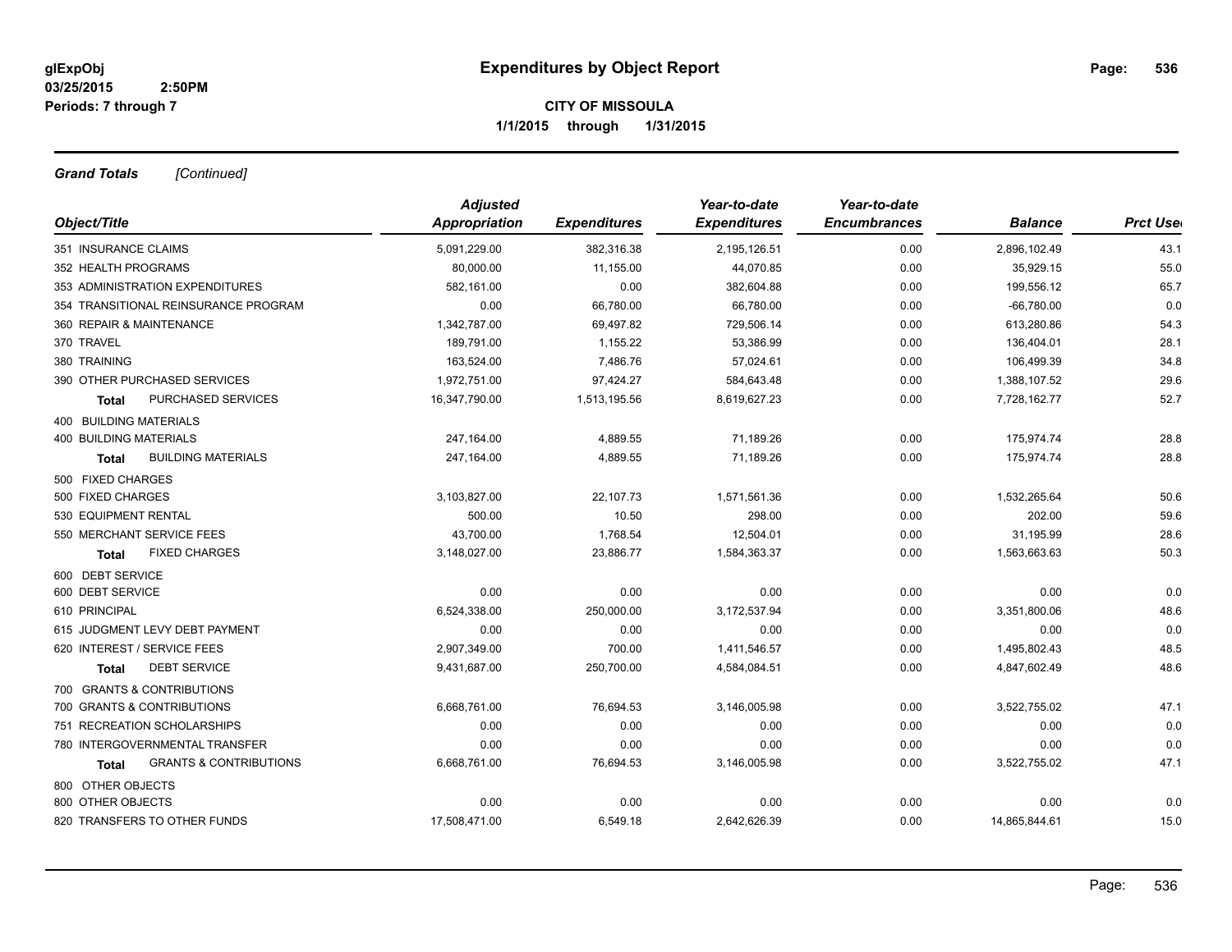**glExpObj**
**03/25/2015 2:50PM**
**Periods: 7 through 7**

# Expenditures by Object Report

**CITY OF MISSOULA**
**1/1/2015 through 1/31/2015**

***Grand Totals*** *[Continued]*

| Object/Title | Adjusted Appropriation | Expenditures | Year-to-date Expenditures | Year-to-date Encumbrances | Balance | Prct Used |
|---|---|---|---|---|---|---|
| 351 INSURANCE CLAIMS | 5,091,229.00 | 382,316.38 | 2,195,126.51 | 0.00 | 2,896,102.49 | 43.1 |
| 352 HEALTH PROGRAMS | 80,000.00 | 11,155.00 | 44,070.85 | 0.00 | 35,929.15 | 55.0 |
| 353 ADMINISTRATION EXPENDITURES | 582,161.00 | 0.00 | 382,604.88 | 0.00 | 199,556.12 | 65.7 |
| 354 TRANSITIONAL REINSURANCE PROGRAM | 0.00 | 66,780.00 | 66,780.00 | 0.00 | -66,780.00 | 0.0 |
| 360 REPAIR & MAINTENANCE | 1,342,787.00 | 69,497.82 | 729,506.14 | 0.00 | 613,280.86 | 54.3 |
| 370 TRAVEL | 189,791.00 | 1,155.22 | 53,386.99 | 0.00 | 136,404.01 | 28.1 |
| 380 TRAINING | 163,524.00 | 7,486.76 | 57,024.61 | 0.00 | 106,499.39 | 34.8 |
| 390 OTHER PURCHASED SERVICES | 1,972,751.00 | 97,424.27 | 584,643.48 | 0.00 | 1,388,107.52 | 29.6 |
| **Total** PURCHASED SERVICES | 16,347,790.00 | 1,513,195.56 | 8,619,627.23 | 0.00 | 7,728,162.77 | 52.7 |
| 400 BUILDING MATERIALS | | | | | | |
| 400 BUILDING MATERIALS | 247,164.00 | 4,889.55 | 71,189.26 | 0.00 | 175,974.74 | 28.8 |
| **Total** BUILDING MATERIALS | 247,164.00 | 4,889.55 | 71,189.26 | 0.00 | 175,974.74 | 28.8 |
| 500 FIXED CHARGES | | | | | | |
| 500 FIXED CHARGES | 3,103,827.00 | 22,107.73 | 1,571,561.36 | 0.00 | 1,532,265.64 | 50.6 |
| 530 EQUIPMENT RENTAL | 500.00 | 10.50 | 298.00 | 0.00 | 202.00 | 59.6 |
| 550 MERCHANT SERVICE FEES | 43,700.00 | 1,768.54 | 12,504.01 | 0.00 | 31,195.99 | 28.6 |
| **Total** FIXED CHARGES | 3,148,027.00 | 23,886.77 | 1,584,363.37 | 0.00 | 1,563,663.63 | 50.3 |
| 600 DEBT SERVICE | | | | | | |
| 600 DEBT SERVICE | 0.00 | 0.00 | 0.00 | 0.00 | 0.00 | 0.0 |
| 610 PRINCIPAL | 6,524,338.00 | 250,000.00 | 3,172,537.94 | 0.00 | 3,351,800.06 | 48.6 |
| 615 JUDGMENT LEVY DEBT PAYMENT | 0.00 | 0.00 | 0.00 | 0.00 | 0.00 | 0.0 |
| 620 INTEREST / SERVICE FEES | 2,907,349.00 | 700.00 | 1,411,546.57 | 0.00 | 1,495,802.43 | 48.5 |
| **Total** DEBT SERVICE | 9,431,687.00 | 250,700.00 | 4,584,084.51 | 0.00 | 4,847,602.49 | 48.6 |
| 700 GRANTS & CONTRIBUTIONS | | | | | | |
| 700 GRANTS & CONTRIBUTIONS | 6,668,761.00 | 76,694.53 | 3,146,005.98 | 0.00 | 3,522,755.02 | 47.1 |
| 751 RECREATION SCHOLARSHIPS | 0.00 | 0.00 | 0.00 | 0.00 | 0.00 | 0.0 |
| 780 INTERGOVERNMENTAL TRANSFER | 0.00 | 0.00 | 0.00 | 0.00 | 0.00 | 0.0 |
| **Total** GRANTS & CONTRIBUTIONS | 6,668,761.00 | 76,694.53 | 3,146,005.98 | 0.00 | 3,522,755.02 | 47.1 |
| 800 OTHER OBJECTS | | | | | | |
| 800 OTHER OBJECTS | 0.00 | 0.00 | 0.00 | 0.00 | 0.00 | 0.0 |
| 820 TRANSFERS TO OTHER FUNDS | 17,508,471.00 | 6,549.18 | 2,642,626.39 | 0.00 | 14,865,844.61 | 15.0 |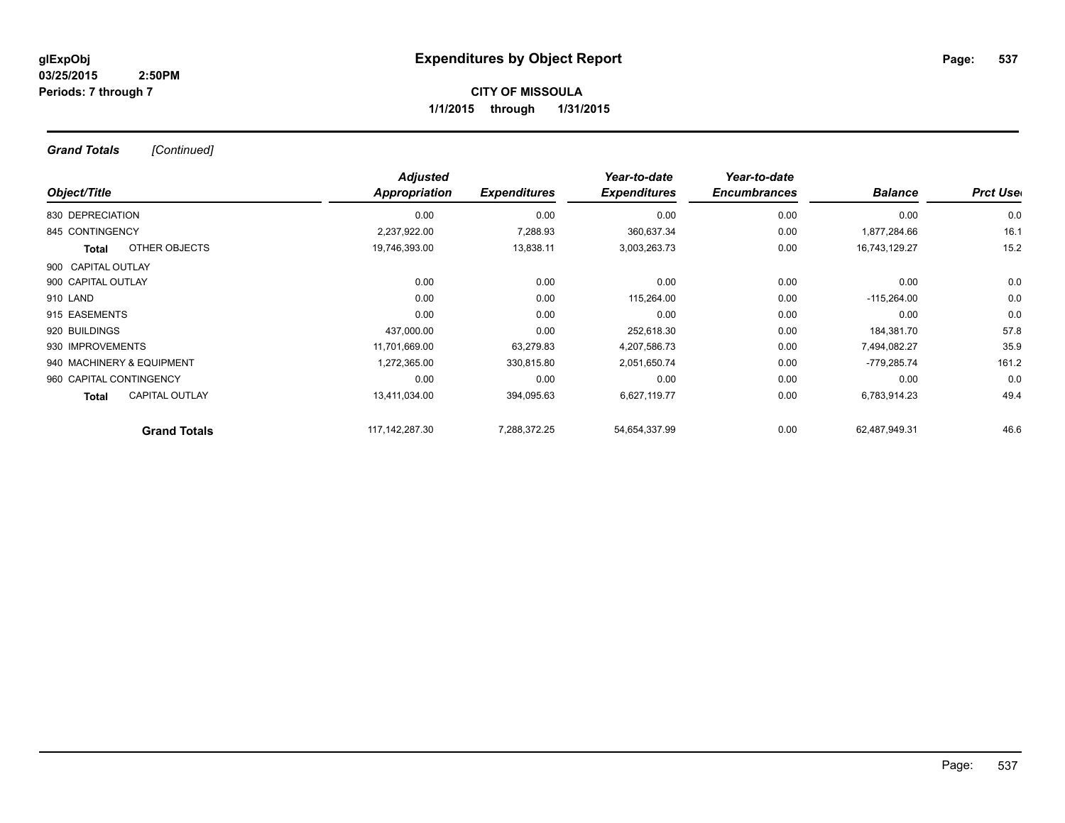**glExpObj**
**03/25/2015 2:50PM**
**Periods: 7 through 7**

# Expenditures by Object Report

**CITY OF MISSOULA**
**1/1/2015 through 1/31/2015**

***Grand Totals*** *[Continued]*

| Object/Title | Adjusted Appropriation | Expenditures | Year-to-date Expenditures | Year-to-date Encumbrances | Balance | Prct Used |
|---|---|---|---|---|---|---|
| 830 DEPRECIATION | 0.00 | 0.00 | 0.00 | 0.00 | 0.00 | 0.0 |
| 845 CONTINGENCY | 2,237,922.00 | 7,288.93 | 360,637.34 | 0.00 | 1,877,284.66 | 16.1 |
| **Total** OTHER OBJECTS | 19,746,393.00 | 13,838.11 | 3,003,263.73 | 0.00 | 16,743,129.27 | 15.2 |
| 900 CAPITAL OUTLAY | | | | | | |
| 900 CAPITAL OUTLAY | 0.00 | 0.00 | 0.00 | 0.00 | 0.00 | 0.0 |
| 910 LAND | 0.00 | 0.00 | 115,264.00 | 0.00 | -115,264.00 | 0.0 |
| 915 EASEMENTS | 0.00 | 0.00 | 0.00 | 0.00 | 0.00 | 0.0 |
| 920 BUILDINGS | 437,000.00 | 0.00 | 252,618.30 | 0.00 | 184,381.70 | 57.8 |
| 930 IMPROVEMENTS | 11,701,669.00 | 63,279.83 | 4,207,586.73 | 0.00 | 7,494,082.27 | 35.9 |
| 940 MACHINERY & EQUIPMENT | 1,272,365.00 | 330,815.80 | 2,051,650.74 | 0.00 | -779,285.74 | 161.2 |
| 960 CAPITAL CONTINGENCY | 0.00 | 0.00 | 0.00 | 0.00 | 0.00 | 0.0 |
| **Total** CAPITAL OUTLAY | 13,411,034.00 | 394,095.63 | 6,627,119.77 | 0.00 | 6,783,914.23 | 49.4 |
| **Grand Totals** | 117,142,287.30 | 7,288,372.25 | 54,654,337.99 | 0.00 | 62,487,949.31 | 46.6 |